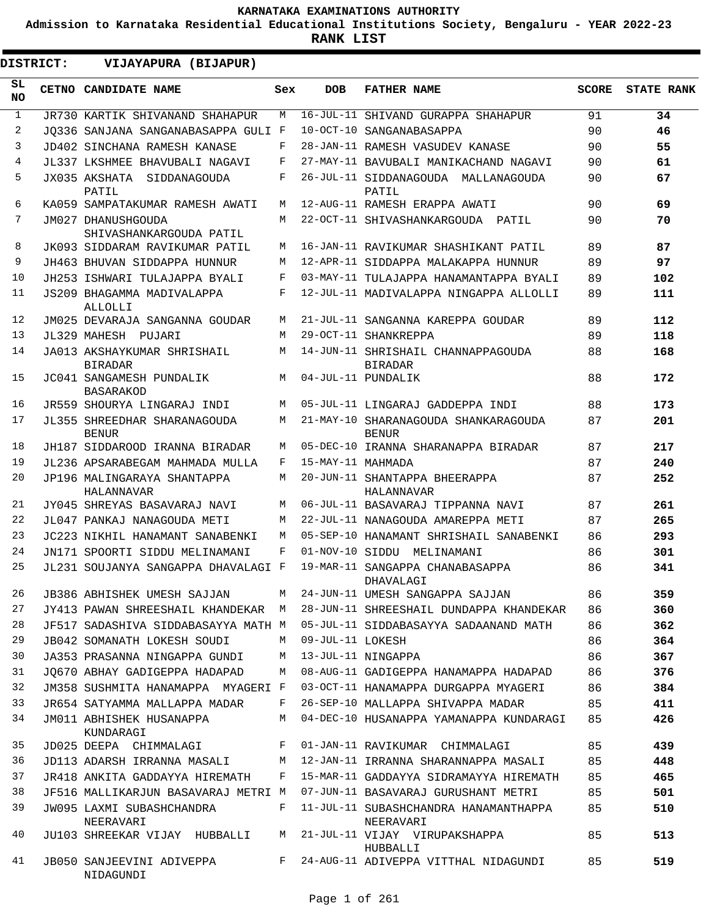# KARNATAKA EXAMINATIONS AUTHORITY

**Admission to Karnataka Residential Educational Institutions Society, Bengaluru - YEAR 2022-23**

**RANK LIST**

**DISTRICT: VIJAYAPURA (BIJAPUR)**

| SL NO | CETNO | CANDIDATE NAME | Sex | DOB | FATHER NAME | SCORE | STATE RANK |
|---|---|---|---|---|---|---|---|
| 1 | JR730 | KARTIK SHIVANAND SHAHAPUR | M | 16-JUL-11 | SHIVAND GURAPPA SHAHAPUR | 91 | **34** |
| 2 | JQ336 | SANJANA SANGANABASAPPA GULI | F | 10-OCT-10 | SANGANABASAPPA | 90 | **46** |
| 3 | JD402 | SINCHANA RAMESH KANASE | F | 28-JAN-11 | RAMESH VASUDEV KANASE | 90 | **55** |
| 4 | JL337 | LKSHMEE BHAVUBALI NAGAVI | F | 27-MAY-11 | BAVUBALI MANIKACHAND NAGAVI | 90 | **61** |
| 5 | JX035 | AKSHATA SIDDANAGOUDA PATIL | F | 26-JUL-11 | SIDDANAGOUDA MALLANAGOUDA PATIL | 90 | **67** |
| 6 | KA059 | SAMPATAKUMAR RAMESH AWATI | M | 12-AUG-11 | RAMESH ERAPPA AWATI | 90 | **69** |
| 7 | JM027 | DHANUSHGOUDA SHIVASHANKARGOUDA PATIL | M | 22-OCT-11 | SHIVASHANKARGOUDA PATIL | 90 | **70** |
| 8 | JK093 | SIDDARAM RAVIKUMAR PATIL | M | 16-JAN-11 | RAVIKUMAR SHASHIKANT PATIL | 89 | **87** |
| 9 | JH463 | BHUVAN SIDDAPPA HUNNUR | M | 12-APR-11 | SIDDAPPA MALAKAPPA HUNNUR | 89 | **97** |
| 10 | JH253 | ISHWARI TULAJAPPA BYALI | F | 03-MAY-11 | TULAJAPPA HANAMANTAPPA BYALI | 89 | **102** |
| 11 | JS209 | BHAGAMMA MADIVALAPPA ALLOLLI | F | 12-JUL-11 | MADIVALAPPA NINGAPPA ALLOLLI | 89 | **111** |
| 12 | JM025 | DEVARAJA SANGANNA GOUDAR | M | 21-JUL-11 | SANGANNA KAREPPA GOUDAR | 89 | **112** |
| 13 | JL329 | MAHESH PUJARI | M | 29-OCT-11 | SHANKREPPA | 89 | **118** |
| 14 | JA013 | AKSHAYKUMAR SHRISHAIL BIRADAR | M | 14-JUN-11 | SHRISHAIL CHANNAPPAGOUDA BIRADAR | 88 | **168** |
| 15 | JC041 | SANGAMESH PUNDALIK BASARAKOD | M | 04-JUL-11 | PUNDALIK | 88 | **172** |
| 16 | JR559 | SHOURYA LINGARAJ INDI | M | 05-JUL-11 | LINGARAJ GADDEPPA INDI | 88 | **173** |
| 17 | JL355 | SHREEDHAR SHARANAGOUDA BENUR | M | 21-MAY-10 | SHARANAGOUDA SHANKARAGOUDA BENUR | 87 | **201** |
| 18 | JH187 | SIDDAROOD IRANNA BIRADAR | M | 05-DEC-10 | IRANNA SHARANAPPA BIRADAR | 87 | **217** |
| 19 | JL236 | APSARABEGAM MAHMADA MULLA | F | 15-MAY-11 | MAHMADA | 87 | **240** |
| 20 | JP196 | MALINGARAYA SHANTAPPA HALANNAVAR | M | 20-JUN-11 | SHANTAPPA BHEERAPPA HALANNAVAR | 87 | **252** |
| 21 | JY045 | SHREYAS BASAVARAJ NAVI | M | 06-JUL-11 | BASAVARAJ TIPPANNA NAVI | 87 | **261** |
| 22 | JL047 | PANKAJ NANAGOUDA METI | M | 22-JUL-11 | NANAGOUDA AMAREPPA METI | 87 | **265** |
| 23 | JC223 | NIKHIL HANAMANT SANABENKI | M | 05-SEP-10 | HANAMANT SHRISHAIL SANABENKI | 86 | **293** |
| 24 | JN171 | SPOORTI SIDDU MELINAMANI | F | 01-NOV-10 | SIDDU MELINAMANI | 86 | **301** |
| 25 | JL231 | SOUJANYA SANGAPPA DHAVALAGI | F | 19-MAR-11 | SANGAPPA CHANABASAPPA DHAVALAGI | 86 | **341** |
| 26 | JB386 | ABHISHEK UMESH SAJJAN | M | 24-JUN-11 | UMESH SANGAPPA SAJJAN | 86 | **359** |
| 27 | JY413 | PAWAN SHREESHAIL KHANDEKAR | M | 28-JUN-11 | SHREESHAIL DUNDAPPA KHANDEKAR | 86 | **360** |
| 28 | JF517 | SADASHIVA SIDDABASAYYA MATH | M | 05-JUL-11 | SIDDABASAYYA SADAANAND MATH | 86 | **362** |
| 29 | JB042 | SOMANATH LOKESH SOUDI | M | 09-JUL-11 | LOKESH | 86 | **364** |
| 30 | JA353 | PRASANNA NINGAPPA GUNDI | M | 13-JUL-11 | NINGAPPA | 86 | **367** |
| 31 | JQ670 | ABHAY GADIGEPPA HADAPAD | M | 08-AUG-11 | GADIGEPPA HANAMAPPA HADAPAD | 86 | **376** |
| 32 | JM358 | SUSHMITA HANAMAPPA MYAGERI | F | 03-OCT-11 | HANAMAPPA DURGAPPA MYAGERI | 86 | **384** |
| 33 | JR654 | SATYAMMA MALLAPPA MADAR | F | 26-SEP-10 | MALLAPPA SHIVAPPA MADAR | 85 | **411** |
| 34 | JM011 | ABHISHEK HUSANAPPA KUNDARAGI | M | 04-DEC-10 | HUSANAPPA YAMANAPPA KUNDARAGI | 85 | **426** |
| 35 | JD025 | DEEPA CHIMMALAGI | F | 01-JAN-11 | RAVIKUMAR CHIMMALAGI | 85 | **439** |
| 36 | JD113 | ADARSH IRRANNA MASALI | M | 12-JAN-11 | IRRANNA SHARANNAPPA MASALI | 85 | **448** |
| 37 | JR418 | ANKITA GADDAYYA HIREMATH | F | 15-MAR-11 | GADDAYYA SIDRAMAYYA HIREMATH | 85 | **465** |
| 38 | JF516 | MALLIKARJUN BASAVARAJ METRI | M | 07-JUN-11 | BASAVARAJ GURUSHANT METRI | 85 | **501** |
| 39 | JW095 | LAXMI SUBASHCHANDRA NEERAVARI | F | 11-JUL-11 | SUBASHCHANDRA HANAMANTHAPPA NEERAVARI | 85 | **510** |
| 40 | JU103 | SHREEKAR VIJAY HUBBALLI | M | 21-JUL-11 | VIJAY VIRUPAKSHAPPA HUBBALLI | 85 | **513** |
| 41 | JB050 | SANJEEVINI ADIVEPPA NIDAGUNDI | F | 24-AUG-11 | ADIVEPPA VITTHAL NIDAGUNDI | 85 | **519** |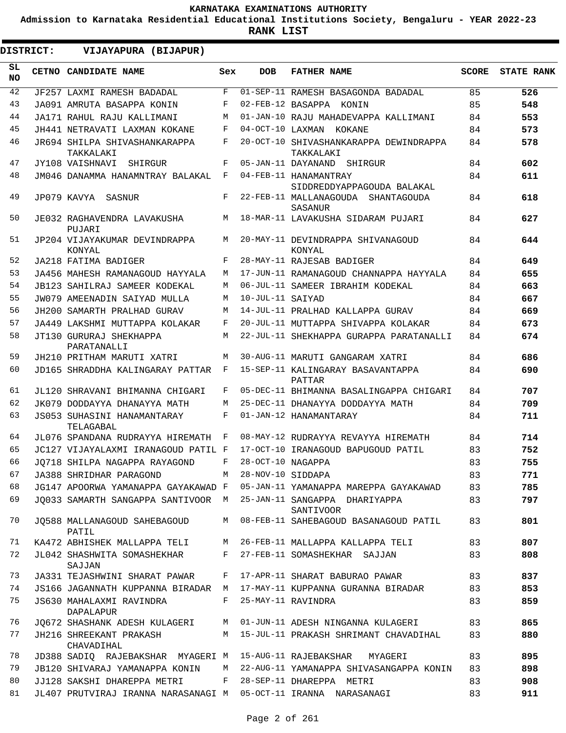KARNATAKA EXAMINATIONS AUTHORITY

Admission to Karnataka Residential Educational Institutions Society, Bengaluru - YEAR 2022-23

RANK LIST

**DISTRICT: VIJAYAPURA (BIJAPUR)**

| SL NO | CETNO | CANDIDATE NAME | Sex | DOB | FATHER NAME | SCORE | STATE RANK |
|---|---|---|---|---|---|---|---|
| 42 | JF257 | LAXMI RAMESH BADADAL | F | 01-SEP-11 | RAMESH BASAGONDA BADADAL | 85 | **526** |
| 43 | JA091 | AMRUTA BASAPPA KONIN | F | 02-FEB-12 | BASAPPA KONIN | 85 | **548** |
| 44 | JA171 | RAHUL RAJU KALLIMANI | M | 01-JAN-10 | RAJU MAHADEVAPPA KALLIMANI | 84 | **553** |
| 45 | JH441 | NETRAVATI LAXMAN KOKANE | F | 04-OCT-10 | LAXMAN KOKANE | 84 | **573** |
| 46 | JR694 | SHILPA SHIVASHANKARAPPA TAKKALAKI | F | 20-OCT-10 | SHIVASHANKARAPPA DEWINDRAPPA TAKKALAKI | 84 | **578** |
| 47 | JY108 | VAISHNAVI SHIRGUR | F | 05-JAN-11 | DAYANAND SHIRGUR | 84 | **602** |
| 48 | JM046 | DANAMMA HANAMNTRAY BALAKAL | F | 04-FEB-11 | HANAMANTRAY SIDDREDDYAPPAGOUDA BALAKAL | 84 | **611** |
| 49 | JP079 | KAVYA SASNUR | F | 22-FEB-11 | MALLANAGOUDA SHANTAGOUDA SASANUR | 84 | **618** |
| 50 | JE032 | RAGHAVENDRA LAVAKUSHA PUJARI | M | 18-MAR-11 | LAVAKUSHA SIDARAM PUJARI | 84 | **627** |
| 51 | JP204 | VIJAYAKUMAR DEVINDRAPPA KONYAL | M | 20-MAY-11 | DEVINDRAPPA SHIVANAGOUD KONYAL | 84 | **644** |
| 52 | JA218 | FATIMA BADIGER | F | 28-MAY-11 | RAJESAB BADIGER | 84 | **649** |
| 53 | JA456 | MAHESH RAMANAGOUD HAYYALA | M | 17-JUN-11 | RAMANAGOUD CHANNAPPA HAYYALA | 84 | **655** |
| 54 | JB123 | SAHILRAJ SAMEER KODEKAL | M | 06-JUL-11 | SAMEER IBRAHIM KODEKAL | 84 | **663** |
| 55 | JW079 | AMEENADIN SAIYAD MULLA | M | 10-JUL-11 | SAIYAD | 84 | **667** |
| 56 | JH200 | SAMARTH PRALHAD GURAV | M | 14-JUL-11 | PRALHAD KALLAPPA GURAV | 84 | **669** |
| 57 | JA449 | LAKSHMI MUTTAPPA KOLAKAR | F | 20-JUL-11 | MUTTAPPA SHIVAPPA KOLAKAR | 84 | **673** |
| 58 | JT130 | GURURAJ SHEKHAPPA PARATANALLI | M | 22-JUL-11 | SHEKHAPPA GURAPPA PARATANALLI | 84 | **674** |
| 59 | JH210 | PRITHAM MARUTI XATRI | M | 30-AUG-11 | MARUTI GANGARAM XATRI | 84 | **686** |
| 60 | JD165 | SHRADDHA KALINGARAY PATTAR | F | 15-SEP-11 | KALINGARAY BASAVANTAPPA PATTAR | 84 | **690** |
| 61 | JL120 | SHRAVANI BHIMANNA CHIGARI | F | 05-DEC-11 | BHIMANNA BASALINGAPPA CHIGARI | 84 | **707** |
| 62 | JK079 | DODDAYYA DHANAYYA MATH | M | 25-DEC-11 | DHANAYYA DODDAYYA MATH | 84 | **709** |
| 63 | JS053 | SUHASINI HANAMANTARAY TELAGABAL | F | 01-JAN-12 | HANAMANTARAY | 84 | **711** |
| 64 | JL076 | SPANDANA RUDRAYYA HIREMATH | F | 08-MAY-12 | RUDRAYYA REVAYYA HIREMATH | 84 | **714** |
| 65 | JC127 | VIJAYALAXMI IRANAGOUD PATIL | F | 17-OCT-10 | IRANAGOUD BAPUGOUD PATIL | 83 | **752** |
| 66 | JQ718 | SHILPA NAGAPPA RAYAGOND | F | 28-OCT-10 | NAGAPPA | 83 | **755** |
| 67 | JA388 | SHRIDHAR PARAGOND | M | 28-NOV-10 | SIDDAPA | 83 | **771** |
| 68 | JG147 | APOORWA YAMANAPPA GAYAKAWAD | F | 05-JAN-11 | YAMANAPPA MAREPPA GAYAKAWAD | 83 | **785** |
| 69 | JQ033 | SAMARTH SANGAPPA SANTIVOOR | M | 25-JAN-11 | SANGAPPA DHARIYAPPA SANTIVOOR | 83 | **797** |
| 70 | JQ588 | MALLANAGOUD SAHEBAGOUD PATIL | M | 08-FEB-11 | SAHEBAGOUD BASANAGOUD PATIL | 83 | **801** |
| 71 | KA472 | ABHISHEK MALLAPPA TELI | M | 26-FEB-11 | MALLAPPA KALLAPPA TELI | 83 | **807** |
| 72 | JL042 | SHASHWITA SOMASHEKHAR SAJJAN | F | 27-FEB-11 | SOMASHEKHAR SAJJAN | 83 | **808** |
| 73 | JA331 | TEJASHWINI SHARAT PAWAR | F | 17-APR-11 | SHARAT BABURAO PAWAR | 83 | **837** |
| 74 | JS166 | JAGANNATH KUPPANNA BIRADAR | M | 17-MAY-11 | KUPPANNA GURANNA BIRADAR | 83 | **853** |
| 75 | JS630 | MAHALAXMI RAVINDRA DAPALAPUR | F | 25-MAY-11 | RAVINDRA | 83 | **859** |
| 76 | JQ672 | SHASHANK ADESH KULAGERI | M | 01-JUN-11 | ADESH NINGANNA KULAGERI | 83 | **865** |
| 77 | JH216 | SHREEKANT PRAKASH CHAVADIHAL | M | 15-JUL-11 | PRAKASH SHRIMANT CHAVADIHAL | 83 | **880** |
| 78 | JD388 | SADIQ RAJEBAKSHAR MYAGERI | M | 15-AUG-11 | RAJEBAKSHAR MYAGERI | 83 | **895** |
| 79 | JB120 | SHIVARAJ YAMANAPPA KONIN | M | 22-AUG-11 | YAMANAPPA SHIVASANGAPPA KONIN | 83 | **898** |
| 80 | JJ128 | SAKSHI DHAREPPA METRI | F | 28-SEP-11 | DHAREPPA METRI | 83 | **908** |
| 81 | JL407 | PRUTVIRAJ IRANNA NARASANAGI | M | 05-OCT-11 | IRANNA NARASANAGI | 83 | **911** |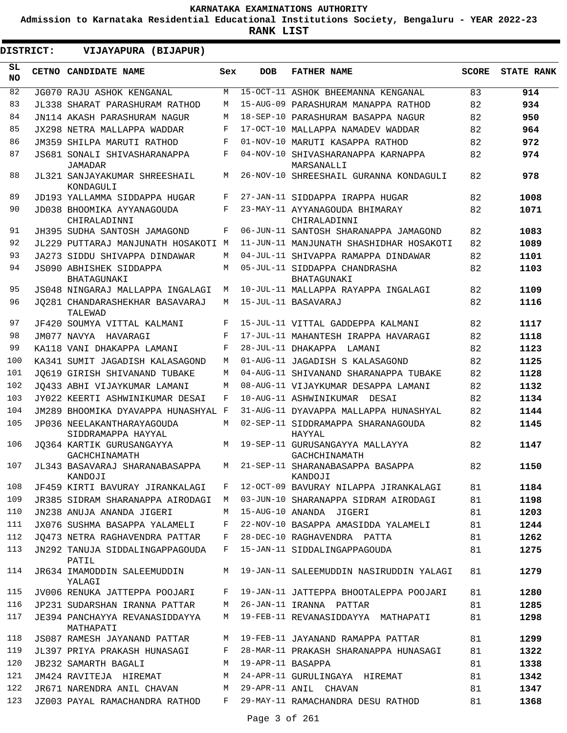**KARNATAKA EXAMINATIONS AUTHORITY**

**Admission to Karnataka Residential Educational Institutions Society, Bengaluru - YEAR 2022-23**

**RANK LIST**

**DISTRICT: VIJAYAPURA (BIJAPUR)**

| SL NO | CETNO | CANDIDATE NAME | Sex | DOB | FATHER NAME | SCORE | STATE RANK |
|---|---|---|---|---|---|---|---|
| 82 | JG070 | RAJU ASHOK KENGANAL | M | 15-OCT-11 | ASHOK BHEEMANNA KENGANAL | 83 | 914 |
| 83 | JL338 | SHARAT PARASHURAM RATHOD | M | 15-AUG-09 | PARASHURAM MANAPPA RATHOD | 82 | 934 |
| 84 | JN114 | AKASH PARASHURAM NAGUR | M | 18-SEP-10 | PARASHURAM BASAPPA NAGUR | 82 | 950 |
| 85 | JX298 | NETRA MALLAPPA WADDAR | F | 17-OCT-10 | MALLAPPA NAMADEV WADDAR | 82 | 964 |
| 86 | JM359 | SHILPA MARUTI RATHOD | F | 01-NOV-10 | MARUTI KASAPPA RATHOD | 82 | 972 |
| 87 | JS681 | SONALI SHIVASHARANAPPA JAMADAR | F | 04-NOV-10 | SHIVASHARANAPPA KARNAPPA MARSANALLI | 82 | 974 |
| 88 | JL321 | SANJAYAKUMAR SHREESHAIL KONDAGULI | M | 26-NOV-10 | SHREESHAIL GURANNA KONDAGULI | 82 | 978 |
| 89 | JD193 | YALLAMMA SIDDAPPA HUGAR | F | 27-JAN-11 | SIDDAPPA IRAPPA HUGAR | 82 | 1008 |
| 90 | JD038 | BHOOMIKA AYYANAGOUDA CHIRALADINNI | F | 23-MAY-11 | AYYANAGOUDA BHIMARAY CHIRALADINNI | 82 | 1071 |
| 91 | JH395 | SUDHA SANTOSH JAMAGOND | F | 06-JUN-11 | SANTOSH SHARANAPPA JAMAGOND | 82 | 1083 |
| 92 | JL229 | PUTTARAJ MANJUNATH HOSAKOTI | M | 11-JUN-11 | MANJUNATH SHASHIDHAR HOSAKOTI | 82 | 1089 |
| 93 | JA273 | SIDDU SHIVAPPA DINDAWAR | M | 04-JUL-11 | SHIVAPPA RAMAPPA DINDAWAR | 82 | 1101 |
| 94 | JS090 | ABHISHEK SIDDAPPA BHATAGUNAKI | M | 05-JUL-11 | SIDDAPPA CHANDRASHA BHATAGUNAKI | 82 | 1103 |
| 95 | JS048 | NINGARAJ MALLAPPA INGALAGI | M | 10-JUL-11 | MALLAPPA RAYAPPA INGALAGI | 82 | 1109 |
| 96 | JQ281 | CHANDARASHEKHAR BASAVARAJ TALEWAD | M | 15-JUL-11 | BASAVARAJ | 82 | 1116 |
| 97 | JF420 | SOUMYA VITTAL KALMANI | F | 15-JUL-11 | VITTAL GADDEPPA KALMANI | 82 | 1117 |
| 98 | JM077 | NAVYA HAVARAGI | F | 17-JUL-11 | MAHANTESH IRAPPA HAVARAGI | 82 | 1118 |
| 99 | KA118 | VANI DHAKAPPA LAMANI | F | 28-JUL-11 | DHAKAPPA LAMANI | 82 | 1123 |
| 100 | KA341 | SUMIT JAGADISH KALASAGOND | M | 01-AUG-11 | JAGADISH S KALASAGOND | 82 | 1125 |
| 101 | JQ619 | GIRISH SHIVANAND TUBAKE | M | 04-AUG-11 | SHIVANAND SHARANAPPA TUBAKE | 82 | 1128 |
| 102 | JQ433 | ABHI VIJAYKUMAR LAMANI | M | 08-AUG-11 | VIJAYKUMAR DESAPPA LAMANI | 82 | 1132 |
| 103 | JY022 | KEERTI ASHWINIKUMAR DESAI | F | 10-AUG-11 | ASHWINIKUMAR DESAI | 82 | 1134 |
| 104 | JM289 | BHOOMIKA DYAVAPPA HUNASHYAL | F | 31-AUG-11 | DYAVAPPA MALLAPPA HUNASHYAL | 82 | 1144 |
| 105 | JP036 | NEELAKANTHARAYAGOUDA SIDDRAMAPPA HAYYAL | M | 02-SEP-11 | SIDDRAMAPPA SHARANAGOUDA HAYYAL | 82 | 1145 |
| 106 | JQ364 | KARTIK GURUSANGAYYA GACHCHINAMATH | M | 19-SEP-11 | GURUSANGAYYA MALLAYYA GACHCHINAMATH | 82 | 1147 |
| 107 | JL343 | BASAVARAJ SHARANABASAPPA KANDOJI | M | 21-SEP-11 | SHARANABASAPPA BASAPPA KANDOJI | 82 | 1150 |
| 108 | JF459 | KIRTI BAVURAY JIRANKALAGI | F | 12-OCT-09 | BAVURAY NILAPPA JIRANKALAGI | 81 | 1184 |
| 109 | JR385 | SIDRAM SHARANAPPA AIRODAGI | M | 03-JUN-10 | SHARANAPPA SIDRAM AIRODAGI | 81 | 1198 |
| 110 | JN238 | ANUJA ANANDA JIGERI | M | 15-AUG-10 | ANANDA JIGERI | 81 | 1203 |
| 111 | JX076 | SUSHMA BASAPPA YALAMELI | F | 22-NOV-10 | BASAPPA AMASIDDA YALAMELI | 81 | 1244 |
| 112 | JQ473 | NETRA RAGHAVENDRA PATTAR | F | 28-DEC-10 | RAGHAVENDRA PATTA | 81 | 1262 |
| 113 | JN292 | TANUJA SIDDALINGAPPAGOUDA PATIL | F | 15-JAN-11 | SIDDALINGAPPAGOUDA | 81 | 1275 |
| 114 | JR634 | IMAMODDIN SALEEMUDDIN YALAGI | M | 19-JAN-11 | SALEEMUDDIN NASIRUDDIN YALAGI | 81 | 1279 |
| 115 | JV006 | RENUKA JATTEPPA POOJARI | F | 19-JAN-11 | JATTEPPA BHOOTALEPPA POOJARI | 81 | 1280 |
| 116 | JP231 | SUDARSHAN IRANNA PATTAR | M | 26-JAN-11 | IRANNA PATTAR | 81 | 1285 |
| 117 | JE394 | PANCHAYYA REVANASIDDAYYA MATHAPATI | M | 19-FEB-11 | REVANASIDDAYYA MATHAPATI | 81 | 1298 |
| 118 | JS087 | RAMESH JAYANAND PATTAR | M | 19-FEB-11 | JAYANAND RAMAPPA PATTAR | 81 | 1299 |
| 119 | JL397 | PRIYA PRAKASH HUNASAGI | F | 28-MAR-11 | PRAKASH SHARANAPPA HUNASAGI | 81 | 1322 |
| 120 | JB232 | SAMARTH BAGALI | M | 19-APR-11 | BASAPPA | 81 | 1338 |
| 121 | JM424 | RAVITEJA HIREMAT | M | 24-APR-11 | GURULINGAYA HIREMAT | 81 | 1342 |
| 122 | JR671 | NARENDRA ANIL CHAVAN | M | 29-APR-11 | ANIL CHAVAN | 81 | 1347 |
| 123 | JZ003 | PAYAL RAMACHANDRA RATHOD | F | 29-MAY-11 | RAMACHANDRA DESU RATHOD | 81 | 1368 |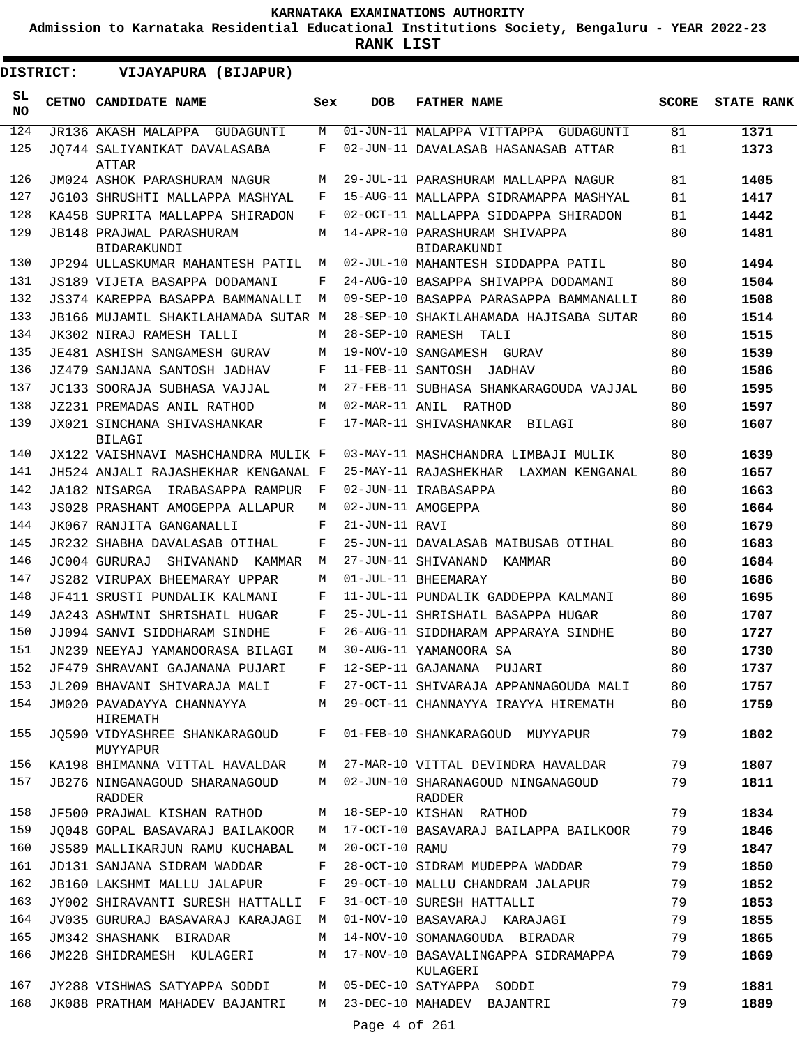**KARNATAKA EXAMINATIONS AUTHORITY**

**Admission to Karnataka Residential Educational Institutions Society, Bengaluru - YEAR 2022-23**

**RANK LIST**

**DISTRICT: VIJAYAPURA (BIJAPUR)**

| SL NO | CETNO | CANDIDATE NAME | Sex | DOB | FATHER NAME | SCORE | STATE RANK |
|---|---|---|---|---|---|---|---|
| 124 | JR136 | AKASH MALAPPA GUDAGUNTI | M | 01-JUN-11 | MALAPPA VITTAPPA GUDAGUNTI | 81 | 1371 |
| 125 | JQ744 | SALIYANIKAT DAVALASABA ATTAR | F | 02-JUN-11 | DAVALASAB HASANASAB ATTAR | 81 | 1373 |
| 126 | JM024 | ASHOK PARASHURAM NAGUR | M | 29-JUL-11 | PARASHURAM MALLAPPA NAGUR | 81 | 1405 |
| 127 | JG103 | SHRUSHTI MALLAPPA MASHYAL | F | 15-AUG-11 | MALLAPPA SIDRAMAPPA MASHYAL | 81 | 1417 |
| 128 | KA458 | SUPRITA MALLAPPA SHIRADON | F | 02-OCT-11 | MALLAPPA SIDDAPPA SHIRADON | 81 | 1442 |
| 129 | JB148 | PRAJWAL PARASHURAM BIDARAKUNDI | M | 14-APR-10 | PARASHURAM SHIVAPPA BIDARAKUNDI | 80 | 1481 |
| 130 | JP294 | ULLASKUMAR MAHANTESH PATIL | M | 02-JUL-10 | MAHANTESH SIDDAPPA PATIL | 80 | 1494 |
| 131 | JS189 | VIJETA BASAPPA DODAMANI | F | 24-AUG-10 | BASAPPA SHIVAPPA DODAMANI | 80 | 1504 |
| 132 | JS374 | KAREPPA BASAPPA BAMMANALLI | M | 09-SEP-10 | BASAPPA PARASAPPA BAMMANALLI | 80 | 1508 |
| 133 | JB166 | MUJAMIL SHAKILAHAMADA SUTAR | M | 28-SEP-10 | SHAKILAHAMADA HAJISABA SUTAR | 80 | 1514 |
| 134 | JK302 | NIRAJ RAMESH TALLI | M | 28-SEP-10 | RAMESH TALI | 80 | 1515 |
| 135 | JE481 | ASHISH SANGAMESH GURAV | M | 19-NOV-10 | SANGAMESH GURAV | 80 | 1539 |
| 136 | JZ479 | SANJANA SANTOSH JADHAV | F | 11-FEB-11 | SANTOSH JADHAV | 80 | 1586 |
| 137 | JC133 | SOORAJA SUBHASA VAJJAL | M | 27-FEB-11 | SUBHASA SHANKARAGOUDA VAJJAL | 80 | 1595 |
| 138 | JZ231 | PREMADAS ANIL RATHOD | M | 02-MAR-11 | ANIL RATHOD | 80 | 1597 |
| 139 | JX021 | SINCHANA SHIVASHANKAR BILAGI | F | 17-MAR-11 | SHIVASHANKAR BILAGI | 80 | 1607 |
| 140 | JX122 | VAISHNAVI MASHCHANDRA MULIK | F | 03-MAY-11 | MASHCHANDRA LIMBAJI MULIK | 80 | 1639 |
| 141 | JH524 | ANJALI RAJASHEKHAR KENGANAL | F | 25-MAY-11 | RAJASHEKHAR LAXMAN KENGANAL | 80 | 1657 |
| 142 | JA182 | NISARGA IRABASAPPA RAMPUR | F | 02-JUN-11 | IRABASAPPA | 80 | 1663 |
| 143 | JS028 | PRASHANT AMOGEPPA ALLAPUR | M | 02-JUN-11 | AMOGEPPA | 80 | 1664 |
| 144 | JK067 | RANJITA GANGANALLI | F | 21-JUN-11 | RAVI | 80 | 1679 |
| 145 | JR232 | SHABHA DAVALASAB OTIHAL | F | 25-JUN-11 | DAVALASAB MAIBUSAB OTIHAL | 80 | 1683 |
| 146 | JC004 | GURURAJ SHIVANAND KAMMAR | M | 27-JUN-11 | SHIVANAND KAMMAR | 80 | 1684 |
| 147 | JS282 | VIRUPAX BHEEMARAY UPPAR | M | 01-JUL-11 | BHEEMARAY | 80 | 1686 |
| 148 | JF411 | SRUSTI PUNDALIK KALMANI | F | 11-JUL-11 | PUNDALIK GADDEPPA KALMANI | 80 | 1695 |
| 149 | JA243 | ASHWINI SHRISHAIL HUGAR | F | 25-JUL-11 | SHRISHAIL BASAPPA HUGAR | 80 | 1707 |
| 150 | JJ094 | SANVI SIDDHARAM SINDHE | F | 26-AUG-11 | SIDDHARAM APPARAYA SINDHE | 80 | 1727 |
| 151 | JN239 | NEEYAJ YAMANOORASA BILAGI | M | 30-AUG-11 | YAMANOORA SA | 80 | 1730 |
| 152 | JF479 | SHRAVANI GAJANANA PUJARI | F | 12-SEP-11 | GAJANANA PUJARI | 80 | 1737 |
| 153 | JL209 | BHAVANI SHIVARAJA MALI | F | 27-OCT-11 | SHIVARAJA APPANNAGOUDA MALI | 80 | 1757 |
| 154 | JM020 | PAVADAYYA CHANNAYYA HIREMATH | M | 29-OCT-11 | CHANNAYYA IRAYYA HIREMATH | 80 | 1759 |
| 155 | JQ590 | VIDYASHREE SHANKARAGOUD MUYYAPUR | F | 01-FEB-10 | SHANKARAGOUD MUYYAPUR | 79 | 1802 |
| 156 | KA198 | BHIMANNA VITTAL HAVALDAR | M | 27-MAR-10 | VITTAL DEVINDRA HAVALDAR | 79 | 1807 |
| 157 | JB276 | NINGANAGOUD SHARANAGOUD RADDER | M | 02-JUN-10 | SHARANAGOUD NINGANAGOUD RADDER | 79 | 1811 |
| 158 | JF500 | PRAJWAL KISHAN RATHOD | M | 18-SEP-10 | KISHAN RATHOD | 79 | 1834 |
| 159 | JQ048 | GOPAL BASAVARAJ BAILAKOOR | M | 17-OCT-10 | BASAVARAJ BAILAPPA BAILKOOR | 79 | 1846 |
| 160 | JS589 | MALLIKARJUN RAMU KUCHABAL | M | 20-OCT-10 | RAMU | 79 | 1847 |
| 161 | JD131 | SANJANA SIDRAM WADDAR | F | 28-OCT-10 | SIDRAM MUDEPPA WADDAR | 79 | 1850 |
| 162 | JB160 | LAKSHMI MALLU JALAPUR | F | 29-OCT-10 | MALLU CHANDRAM JALAPUR | 79 | 1852 |
| 163 | JY002 | SHIRAVANTI SURESH HATTALLI | F | 31-OCT-10 | SURESH HATTALLI | 79 | 1853 |
| 164 | JV035 | GURURAJ BASAVARAJ KARAJAGI | M | 01-NOV-10 | BASAVARAJ KARAJAGI | 79 | 1855 |
| 165 | JM342 | SHASHANK BIRADAR | M | 14-NOV-10 | SOMANAGOUDA BIRADAR | 79 | 1865 |
| 166 | JM228 | SHIDRAMESH KULAGERI | M | 17-NOV-10 | BASAVALINGAPPA SIDRAMAPPA KULAGERI | 79 | 1869 |
| 167 | JY288 | VISHWAS SATYAPPA SODDI | M | 05-DEC-10 | SATYAPPA SODDI | 79 | 1881 |
| 168 | JK088 | PRATHAM MAHADEV BAJANTRI | M | 23-DEC-10 | MAHADEV BAJANTRI | 79 | 1889 |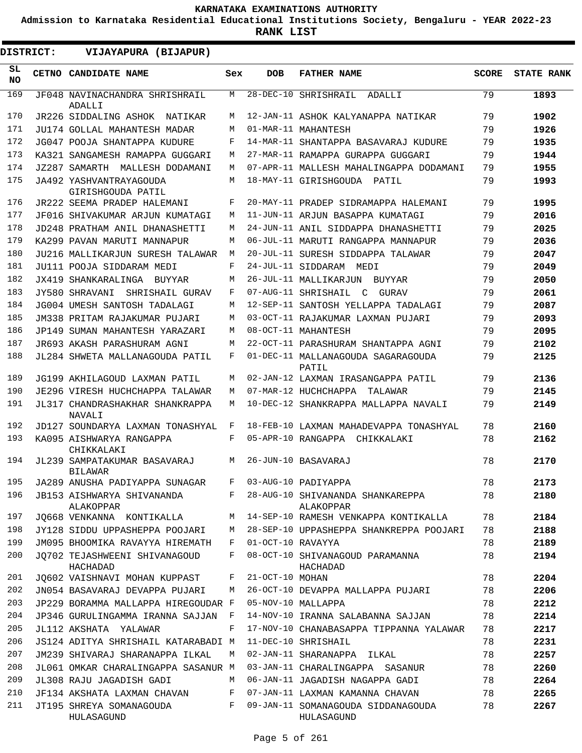**KARNATAKA EXAMINATIONS AUTHORITY**

**Admission to Karnataka Residential Educational Institutions Society, Bengaluru - YEAR 2022-23**

**RANK LIST**

**DISTRICT: VIJAYAPURA (BIJAPUR)**

| SL NO | CETNO | CANDIDATE NAME | Sex | DOB | FATHER NAME | SCORE | STATE RANK |
|---|---|---|---|---|---|---|---|
| 169 | JF048 | NAVINACHANDRA SHRISHRAIL ADALLI | M | 28-DEC-10 | SHRISHRAIL ADALLI | 79 | 1893 |
| 170 | JR226 | SIDDALING ASHOK NATIKAR | M | 12-JAN-11 | ASHOK KALYANAPPA NATIKAR | 79 | 1902 |
| 171 | JU174 | GOLLAL MAHANTESH MADAR | M | 01-MAR-11 | MAHANTESH | 79 | 1926 |
| 172 | JG047 | POOJA SHANTAPPA KUDURE | F | 14-MAR-11 | SHANTAPPA BASAVARAJ KUDURE | 79 | 1935 |
| 173 | KA321 | SANGAMESH RAMAPPA GUGGARI | M | 27-MAR-11 | RAMAPPA GURAPPA GUGGARI | 79 | 1944 |
| 174 | JZ287 | SAMARTH MALLESH DODAMANI | M | 07-APR-11 | MALLESH MAHALINGAPPA DODAMANI | 79 | 1955 |
| 175 | JA492 | YASHVANTRAYAGOUDA GIRISHGOUDA PATIL | M | 18-MAY-11 | GIRISHGOUDA PATIL | 79 | 1993 |
| 176 | JR222 | SEEMA PRADEP HALEMANI | F | 20-MAY-11 | PRADEP SIDRAMAPPA HALEMANI | 79 | 1995 |
| 177 | JF016 | SHIVAKUMAR ARJUN KUMATAGI | M | 11-JUN-11 | ARJUN BASAPPA KUMATAGI | 79 | 2016 |
| 178 | JD248 | PRATHAM ANIL DHANASHETTI | M | 24-JUN-11 | ANIL SIDDAPPA DHANASHETTI | 79 | 2025 |
| 179 | KA299 | PAVAN MARUTI MANNAPUR | M | 06-JUL-11 | MARUTI RANGAPPA MANNAPUR | 79 | 2036 |
| 180 | JU216 | MALLIKARJUN SURESH TALAWAR | M | 20-JUL-11 | SURESH SIDDAPPA TALAWAR | 79 | 2047 |
| 181 | JU111 | POOJA SIDDARAM MEDI | F | 24-JUL-11 | SIDDARAM MEDI | 79 | 2049 |
| 182 | JX419 | SHANKARALINGA BUYYAR | M | 26-JUL-11 | MALLIKARJUN BUYYAR | 79 | 2050 |
| 183 | JY580 | SHRAVANI SHRISHAIL GURAV | F | 07-AUG-11 | SHRISHAIL C GURAV | 79 | 2061 |
| 184 | JG004 | UMESH SANTOSH TADALAGI | M | 12-SEP-11 | SANTOSH YELLAPPA TADALAGI | 79 | 2087 |
| 185 | JM338 | PRITAM RAJAKUMAR PUJARI | M | 03-OCT-11 | RAJAKUMAR LAXMAN PUJARI | 79 | 2093 |
| 186 | JP149 | SUMAN MAHANTESH YARAZARI | M | 08-OCT-11 | MAHANTESH | 79 | 2095 |
| 187 | JR693 | AKASH PARASHURAM AGNI | M | 22-OCT-11 | PARASHURAM SHANTAPPA AGNI | 79 | 2102 |
| 188 | JL284 | SHWETA MALLANAGOUDA PATIL | F | 01-DEC-11 | MALLANAGOUDA SAGARAGOUDA PATIL | 79 | 2125 |
| 189 | JG199 | AKHILAGOUD LAXMAN PATIL | M | 02-JAN-12 | LAXMAN IRASANGAPPA PATIL | 79 | 2136 |
| 190 | JE296 | VIRESH HUCHCHAPPA TALAWAR | M | 07-MAR-12 | HUCHCHAPPA TALAWAR | 79 | 2145 |
| 191 | JL317 | CHANDRASHAKHAR SHANKRAPPA NAVALI | M | 10-DEC-12 | SHANKRAPPA MALLAPPA NAVALI | 79 | 2149 |
| 192 | JD127 | SOUNDARYA LAXMAN TONASHYAL | F | 18-FEB-10 | LAXMAN MAHADEVAPPA TONASHYAL | 78 | 2160 |
| 193 | KA095 | AISHWARYA RANGAPPA CHIKKALAKI | F | 05-APR-10 | RANGAPPA CHIKKALAKI | 78 | 2162 |
| 194 | JL239 | SAMPATAKUMAR BASAVARAJ BILAWAR | M | 26-JUN-10 | BASAVARAJ | 78 | 2170 |
| 195 | JA289 | ANUSHA PADIYAPPA SUNAGAR | F | 03-AUG-10 | PADIYAPPA | 78 | 2173 |
| 196 | JB153 | AISHWARYA SHIVANANDA ALAKOPPAR | F | 28-AUG-10 | SHIVANANDA SHANKAREPPA ALAKOPPAR | 78 | 2180 |
| 197 | JQ668 | VENKANNA KONTIKALLA | M | 14-SEP-10 | RAMESH VENKAPPA KONTIKALLA | 78 | 2184 |
| 198 | JY128 | SIDDU UPPASHEPPA POOJARI | M | 28-SEP-10 | UPPASHEPPA SHANKREPPA POOJARI | 78 | 2188 |
| 199 | JM095 | BHOOMIKA RAVAYYA HIREMATH | F | 01-OCT-10 | RAVAYYA | 78 | 2189 |
| 200 | JQ702 | TEJASHWEENI SHIVANAGOUD HACHADAD | F | 08-OCT-10 | SHIVANAGOUD PARAMANNA HACHADAD | 78 | 2194 |
| 201 | JQ602 | VAISHNAVI MOHAN KUPPAST | F | 21-OCT-10 | MOHAN | 78 | 2204 |
| 202 | JN054 | BASAVARAJ DEVAPPA PUJARI | M | 26-OCT-10 | DEVAPPA MALLAPPA PUJARI | 78 | 2206 |
| 203 | JP229 | BORAMMA MALLAPPA HIREGOUDAR | F | 05-NOV-10 | MALLAPPA | 78 | 2212 |
| 204 | JP346 | GURULINGAMMA IRANNA SAJJAN | F | 14-NOV-10 | IRANNA SALABANNA SAJJAN | 78 | 2214 |
| 205 | JL112 | AKSHATA YALAWAR | F | 17-NOV-10 | CHANABASAPPA TIPPANNA YALAWAR | 78 | 2217 |
| 206 | JS124 | ADITYA SHRISHAIL KATARABADI | M | 11-DEC-10 | SHRISHAIL | 78 | 2231 |
| 207 | JM239 | SHIVARAJ SHARANAPPA ILKAL | M | 02-JAN-11 | SHARANAPPA ILKAL | 78 | 2257 |
| 208 | JL061 | OMKAR CHARALINGAPPA SASANUR | M | 03-JAN-11 | CHARALINGAPPA SASANUR | 78 | 2260 |
| 209 | JL308 | RAJU JAGADISH GADI | M | 06-JAN-11 | JAGADISH NAGAPPA GADI | 78 | 2264 |
| 210 | JF134 | AKSHATA LAXMAN CHAVAN | F | 07-JAN-11 | LAXMAN KAMANNA CHAVAN | 78 | 2265 |
| 211 | JT195 | SHREYA SOMANAGOUDA HULASAGUND | F | 09-JAN-11 | SOMANAGOUDA SIDDANAGOUDA HULASAGUND | 78 | 2267 |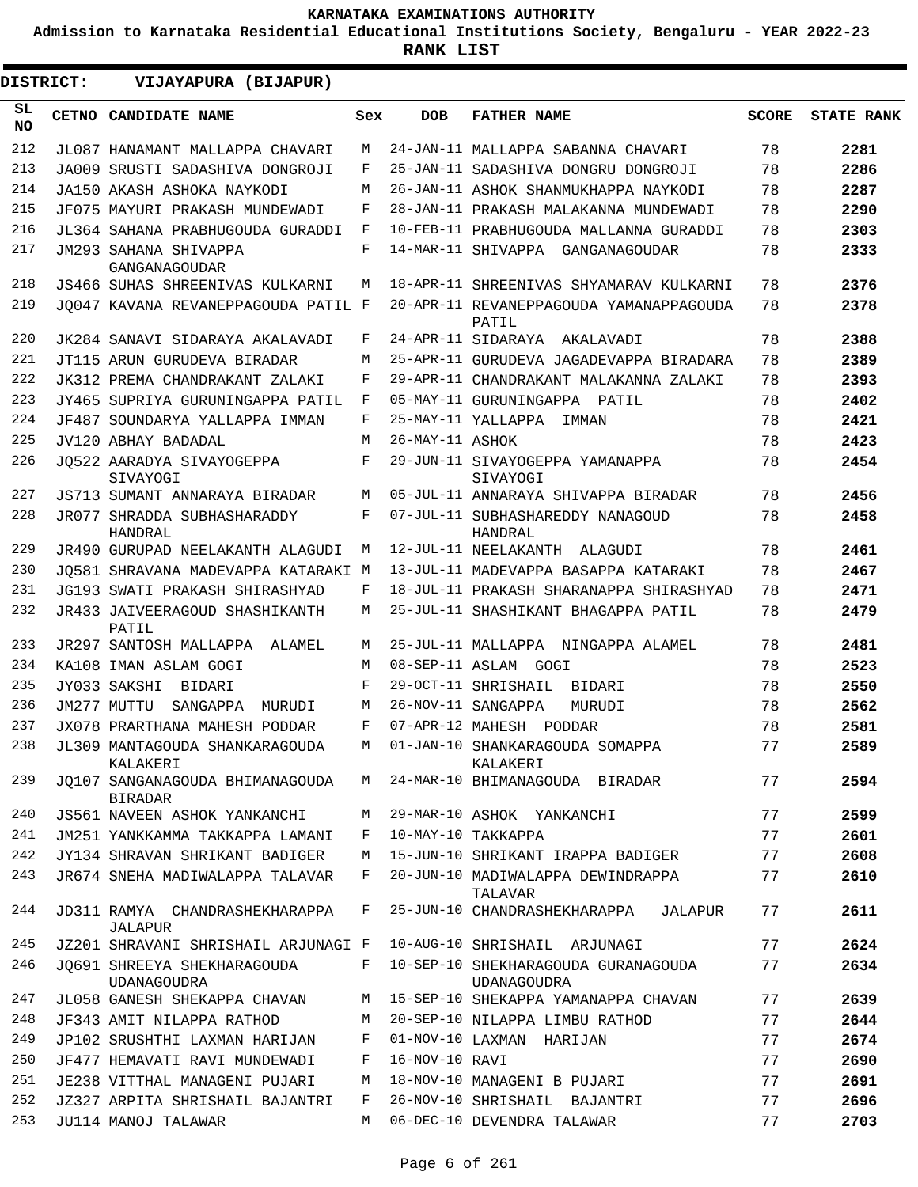# KARNATAKA EXAMINATIONS AUTHORITY

**Admission to Karnataka Residential Educational Institutions Society, Bengaluru - YEAR 2022-23**

**RANK LIST**

**DISTRICT: VIJAYAPURA (BIJAPUR)**

| SL NO | CETNO | CANDIDATE NAME | Sex | DOB | FATHER NAME | SCORE | STATE RANK |
|---|---|---|---|---|---|---|---|
| 212 | JL087 | HANAMANT MALLAPPA CHAVARI | M | 24-JAN-11 | MALLAPPA SABANNA CHAVARI | 78 | 2281 |
| 213 | JA009 | SRUSTI SADASHIVA DONGROJI | F | 25-JAN-11 | SADASHIVA DONGRU DONGROJI | 78 | 2286 |
| 214 | JA150 | AKASH ASHOKA NAYKODI | M | 26-JAN-11 | ASHOK SHANMUKHAPPA NAYKODI | 78 | 2287 |
| 215 | JF075 | MAYURI PRAKASH MUNDEWADI | F | 28-JAN-11 | PRAKASH MALAKANNA MUNDEWADI | 78 | 2290 |
| 216 | JL364 | SAHANA PRABHUGOUDA GURADDI | F | 10-FEB-11 | PRABHUGOUDA MALLANNA GURADDI | 78 | 2303 |
| 217 | JM293 | SAHANA SHIVAPPA GANGANAGOUDAR | F | 14-MAR-11 | SHIVAPPA GANGANAGOUDAR | 78 | 2333 |
| 218 | JS466 | SUHAS SHREENIVAS KULKARNI | M | 18-APR-11 | SHREENIVAS SHYAMARAV KULKARNI | 78 | 2376 |
| 219 | JQ047 | KAVANA REVANEPPAGOUDA PATIL | F | 20-APR-11 | REVANEPPAGOUDA YAMANAPPAGOUDA PATIL | 78 | 2378 |
| 220 | JK284 | SANAVI SIDARAYA AKALAVADI | F | 24-APR-11 | SIDARAYA AKALAVADI | 78 | 2388 |
| 221 | JT115 | ARUN GURUDEVA BIRADAR | M | 25-APR-11 | GURUDEVA JAGADEVAPPA BIRADARA | 78 | 2389 |
| 222 | JK312 | PREMA CHANDRAKANT ZALAKI | F | 29-APR-11 | CHANDRAKANT MALAKANNA ZALAKI | 78 | 2393 |
| 223 | JY465 | SUPRIYA GURUNINGAPPA PATIL | F | 05-MAY-11 | GURUNINGAPPA PATIL | 78 | 2402 |
| 224 | JF487 | SOUNDARYA YALLAPPA IMMAN | F | 25-MAY-11 | YALLAPPA IMMAN | 78 | 2421 |
| 225 | JV120 | ABHAY BADADAL | M | 26-MAY-11 | ASHOK | 78 | 2423 |
| 226 | JQ522 | AARADYA SIVAYOGEPPA SIVAYOGI | F | 29-JUN-11 | SIVAYOGEPPA YAMANAPPA SIVAYOGI | 78 | 2454 |
| 227 | JS713 | SUMANT ANNARAYA BIRADAR | M | 05-JUL-11 | ANNARAYA SHIVAPPA BIRADAR | 78 | 2456 |
| 228 | JR077 | SHRADDA SUBHASHARADDY HANDRAL | F | 07-JUL-11 | SUBHASHAREDDY NANAGOUD HANDRAL | 78 | 2458 |
| 229 | JR490 | GURUPAD NEELAKANTH ALAGUDI | M | 12-JUL-11 | NEELAKANTH ALAGUDI | 78 | 2461 |
| 230 | JQ581 | SHRAVANA MADEVAPPA KATARAKI | M | 13-JUL-11 | MADEVAPPA BASAPPA KATARAKI | 78 | 2467 |
| 231 | JG193 | SWATI PRAKASH SHIRASHYAD | F | 18-JUL-11 | PRAKASH SHARANAPPA SHIRASHYAD | 78 | 2471 |
| 232 | JR433 | JAIVEERAGOUD SHASHIKANTH PATIL | M | 25-JUL-11 | SHASHIKANT BHAGAPPA PATIL | 78 | 2479 |
| 233 | JR297 | SANTOSH MALLAPPA ALAMEL | M | 25-JUL-11 | MALLAPPA NINGAPPA ALAMEL | 78 | 2481 |
| 234 | KA108 | IMAN ASLAM GOGI | M | 08-SEP-11 | ASLAM GOGI | 78 | 2523 |
| 235 | JY033 | SAKSHI BIDARI | F | 29-OCT-11 | SHRISHAIL BIDARI | 78 | 2550 |
| 236 | JM277 | MUTTU SANGAPPA MURUDI | M | 26-NOV-11 | SANGAPPA MURUDI | 78 | 2562 |
| 237 | JX078 | PRARTHANA MAHESH PODDAR | F | 07-APR-12 | MAHESH PODDAR | 78 | 2581 |
| 238 | JL309 | MANTAGOUDA SHANKARAGOUDA KALAKERI | M | 01-JAN-10 | SHANKARAGOUDA SOMAPPA KALAKERI | 77 | 2589 |
| 239 | JQ107 | SANGANAGOUDA BHIMANAGOUDA BIRADAR | M | 24-MAR-10 | BHIMANAGOUDA BIRADAR | 77 | 2594 |
| 240 | JS561 | NAVEEN ASHOK YANKANCHI | M | 29-MAR-10 | ASHOK YANKANCHI | 77 | 2599 |
| 241 | JM251 | YANKKAMMA TAKKAPPA LAMANI | F | 10-MAY-10 | TAKKAPPA | 77 | 2601 |
| 242 | JY134 | SHRAVAN SHRIKANT BADIGER | M | 15-JUN-10 | SHRIKANT IRAPPA BADIGER | 77 | 2608 |
| 243 | JR674 | SNEHA MADIWALAPPA TALAVAR | F | 20-JUN-10 | MADIWALAPPA DEWINDRAPPA TALAVAR | 77 | 2610 |
| 244 | JD311 | RAMYA CHANDRASHEKHARAPPA JALAPUR | F | 25-JUN-10 | CHANDRASHEKHARAPPA JALAPUR | 77 | 2611 |
| 245 | JZ201 | SHRAVANI SHRISHAIL ARJUNAGI | F | 10-AUG-10 | SHRISHAIL ARJUNAGI | 77 | 2624 |
| 246 | JQ691 | SHREEYA SHEKHARAGOUDA UDANAGOUDRA | F | 10-SEP-10 | SHEKHARAGOUDA GURANAGOUDA UDANAGOUDRA | 77 | 2634 |
| 247 | JL058 | GANESH SHEKAPPA CHAVAN | M | 15-SEP-10 | SHEKAPPA YAMANAPPA CHAVAN | 77 | 2639 |
| 248 | JF343 | AMIT NILAPPA RATHOD | M | 20-SEP-10 | NILAPPA LIMBU RATHOD | 77 | 2644 |
| 249 | JP102 | SRUSHTHI LAXMAN HARIJAN | F | 01-NOV-10 | LAXMAN HARIJAN | 77 | 2674 |
| 250 | JF477 | HEMAVATI RAVI MUNDEWADI | F | 16-NOV-10 | RAVI | 77 | 2690 |
| 251 | JE238 | VITTHAL MANAGENI PUJARI | M | 18-NOV-10 | MANAGENI B PUJARI | 77 | 2691 |
| 252 | JZ327 | ARPITA SHRISHAIL BAJANTRI | F | 26-NOV-10 | SHRISHAIL BAJANTRI | 77 | 2696 |
| 253 | JU114 | MANOJ TALAWAR | M | 06-DEC-10 | DEVENDRA TALAWAR | 77 | 2703 |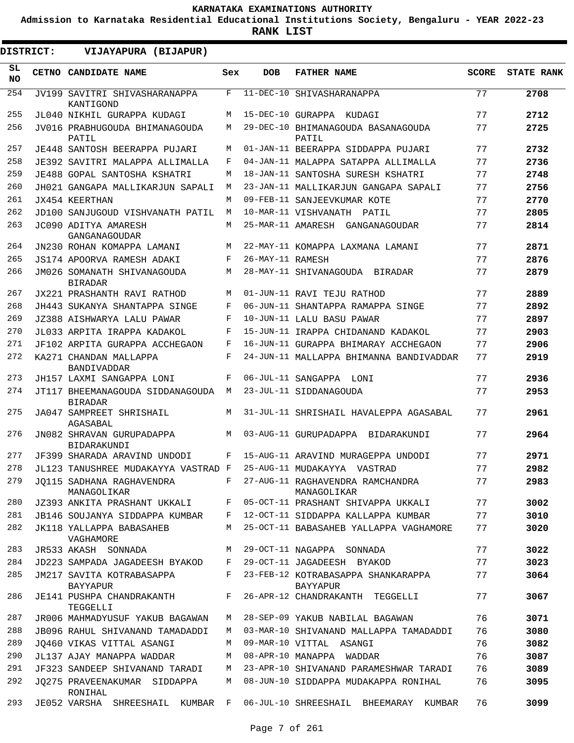KARNATAKA EXAMINATIONS AUTHORITY

Admission to Karnataka Residential Educational Institutions Society, Bengaluru - YEAR 2022-23

**RANK LIST**

**DISTRICT: VIJAYAPURA (BIJAPUR)**

| SL NO | CETNO | CANDIDATE NAME | Sex | DOB | FATHER NAME | SCORE | STATE RANK |
|---|---|---|---|---|---|---|---|
| 254 | JV199 | SAVITRI SHIVASHARANAPPA KANTIGOND | F | 11-DEC-10 | SHIVASHARANAPPA | 77 | 2708 |
| 255 | JL040 | NIKHIL GURAPPA KUDAGI | M | 15-DEC-10 | GURAPPA KUDAGI | 77 | 2712 |
| 256 | JV016 | PRABHUGOUDA BHIMANAGOUDA PATIL | M | 29-DEC-10 | BHIMANAGOUDA BASANAGOUDA PATIL | 77 | 2725 |
| 257 | JE448 | SANTOSH BEERAPPA PUJARI | M | 01-JAN-11 | BEERAPPA SIDDAPPA PUJARI | 77 | 2732 |
| 258 | JE392 | SAVITRI MALAPPA ALLIMALLA | F | 04-JAN-11 | MALAPPA SATAPPA ALLIMALLA | 77 | 2736 |
| 259 | JE488 | GOPAL SANTOSHA KSHATRI | M | 18-JAN-11 | SANTOSHA SURESH KSHATRI | 77 | 2748 |
| 260 | JH021 | GANGAPA MALLIKARJUN SAPALI | M | 23-JAN-11 | MALLIKARJUN GANGAPA SAPALI | 77 | 2756 |
| 261 | JX454 | KEERTHAN | M | 09-FEB-11 | SANJEEVKUMAR KOTE | 77 | 2770 |
| 262 | JD100 | SANJUGOUD VISHVANATH PATIL | M | 10-MAR-11 | VISHVANATH PATIL | 77 | 2805 |
| 263 | JC090 | ADITYA AMARESH GANGANAGOUDAR | M | 25-MAR-11 | AMARESH GANGANAGOUDAR | 77 | 2814 |
| 264 | JN230 | ROHAN KOMAPPA LAMANI | M | 22-MAY-11 | KOMAPPA LAXMANA LAMANI | 77 | 2871 |
| 265 | JS174 | APOORVA RAMESH ADAKI | F | 26-MAY-11 | RAMESH | 77 | 2876 |
| 266 | JM026 | SOMANATH SHIVANAGOUDA BIRADAR | M | 28-MAY-11 | SHIVANAGOUDA BIRADAR | 77 | 2879 |
| 267 | JX221 | PRASHANTH RAVI RATHOD | M | 01-JUN-11 | RAVI TEJU RATHOD | 77 | 2889 |
| 268 | JH443 | SUKANYA SHANTAPPA SINGE | F | 06-JUN-11 | SHANTAPPA RAMAPPA SINGE | 77 | 2892 |
| 269 | JZ388 | AISHWARYA LALU PAWAR | F | 10-JUN-11 | LALU BASU PAWAR | 77 | 2897 |
| 270 | JL033 | ARPITA IRAPPA KADAKOL | F | 15-JUN-11 | IRAPPA CHIDANAND KADAKOL | 77 | 2903 |
| 271 | JF102 | ARPITA GURAPPA ACCHEGAON | F | 16-JUN-11 | GURAPPA BHIMARAY ACCHEGAON | 77 | 2906 |
| 272 | KA271 | CHANDAN MALLAPPA BANDIVADDAR | F | 24-JUN-11 | MALLAPPA BHIMANNA BANDIVADDAR | 77 | 2919 |
| 273 | JH157 | LAXMI SANGAPPA LONI | F | 06-JUL-11 | SANGAPPA LONI | 77 | 2936 |
| 274 | JT117 | BHEEMANAGOUDA SIDDANAGOUDA BIRADAR | M | 23-JUL-11 | SIDDANAGOUDA | 77 | 2953 |
| 275 | JA047 | SAMPREET SHRISHAIL AGASABAL | M | 31-JUL-11 | SHRISHAIL HAVALEPPA AGASABAL | 77 | 2961 |
| 276 | JN082 | SHRAVAN GURUPADAPPA BIDARAKUNDI | M | 03-AUG-11 | GURUPADAPPA BIDARAKUNDI | 77 | 2964 |
| 277 | JF399 | SHARADA ARAVIND UNDODI | F | 15-AUG-11 | ARAVIND MURAGEPPA UNDODI | 77 | 2971 |
| 278 | JL123 | TANUSHREE MUDAKAYYA VASTRAD | F | 25-AUG-11 | MUDAKAYYA VASTRAD | 77 | 2982 |
| 279 | JQ115 | SADHANA RAGHAVENDRA MANAGOLIKAR | F | 27-AUG-11 | RAGHAVENDRA RAMCHANDRA MANAGOLIKAR | 77 | 2983 |
| 280 | JZ393 | ANKITA PRASHANT UKKALI | F | 05-OCT-11 | PRASHANT SHIVAPPA UKKALI | 77 | 3002 |
| 281 | JB146 | SOUJANYA SIDDAPPA KUMBAR | F | 12-OCT-11 | SIDDAPPA KALLAPPA KUMBAR | 77 | 3010 |
| 282 | JK118 | YALLAPPA BABASAHEB VAGHAMORE | M | 25-OCT-11 | BABASAHEB YALLAPPA VAGHAMORE | 77 | 3020 |
| 283 | JR533 | AKASH SONNADA | M | 29-OCT-11 | NAGAPPA SONNADA | 77 | 3022 |
| 284 | JD223 | SAMPADA JAGADEESH BYAKOD | F | 29-OCT-11 | JAGADEESH BYAKOD | 77 | 3023 |
| 285 | JM217 | SAVITA KOTRABASAPPA BAYYAPUR | F | 23-FEB-12 | KOTRABASAPPA SHANKARAPPA BAYYAPUR | 77 | 3064 |
| 286 | JE141 | PUSHPA CHANDRAKANTH TEGGELLI | F | 26-APR-12 | CHANDRAKANTH TEGGELLI | 77 | 3067 |
| 287 | JR006 | MAHMADYUSUF YAKUB BAGAWAN | M | 28-SEP-09 | YAKUB NABILAL BAGAWAN | 76 | 3071 |
| 288 | JB096 | RAHUL SHIVANAND TAMADADDI | M | 03-MAR-10 | SHIVANAND MALLAPPA TAMADADDI | 76 | 3080 |
| 289 | JQ460 | VIKAS VITTAL ASANGI | M | 09-MAR-10 | VITTAL ASANGI | 76 | 3082 |
| 290 | JL137 | AJAY MANAPPA WADDAR | M | 08-APR-10 | MANAPPA WADDAR | 76 | 3087 |
| 291 | JF323 | SANDEEP SHIVANAND TARADI | M | 23-APR-10 | SHIVANAND PARAMESHWAR TARADI | 76 | 3089 |
| 292 | JQ275 | PRAVEENAKUMAR SIDDAPPA RONIHAL | M | 08-JUN-10 | SIDDAPPA MUDAKAPPA RONIHAL | 76 | 3095 |
| 293 | JE052 | VARSHA SHREESHAIL KUMBAR | F | 06-JUL-10 | SHREESHAIL BHEEMARAY KUMBAR | 76 | 3099 |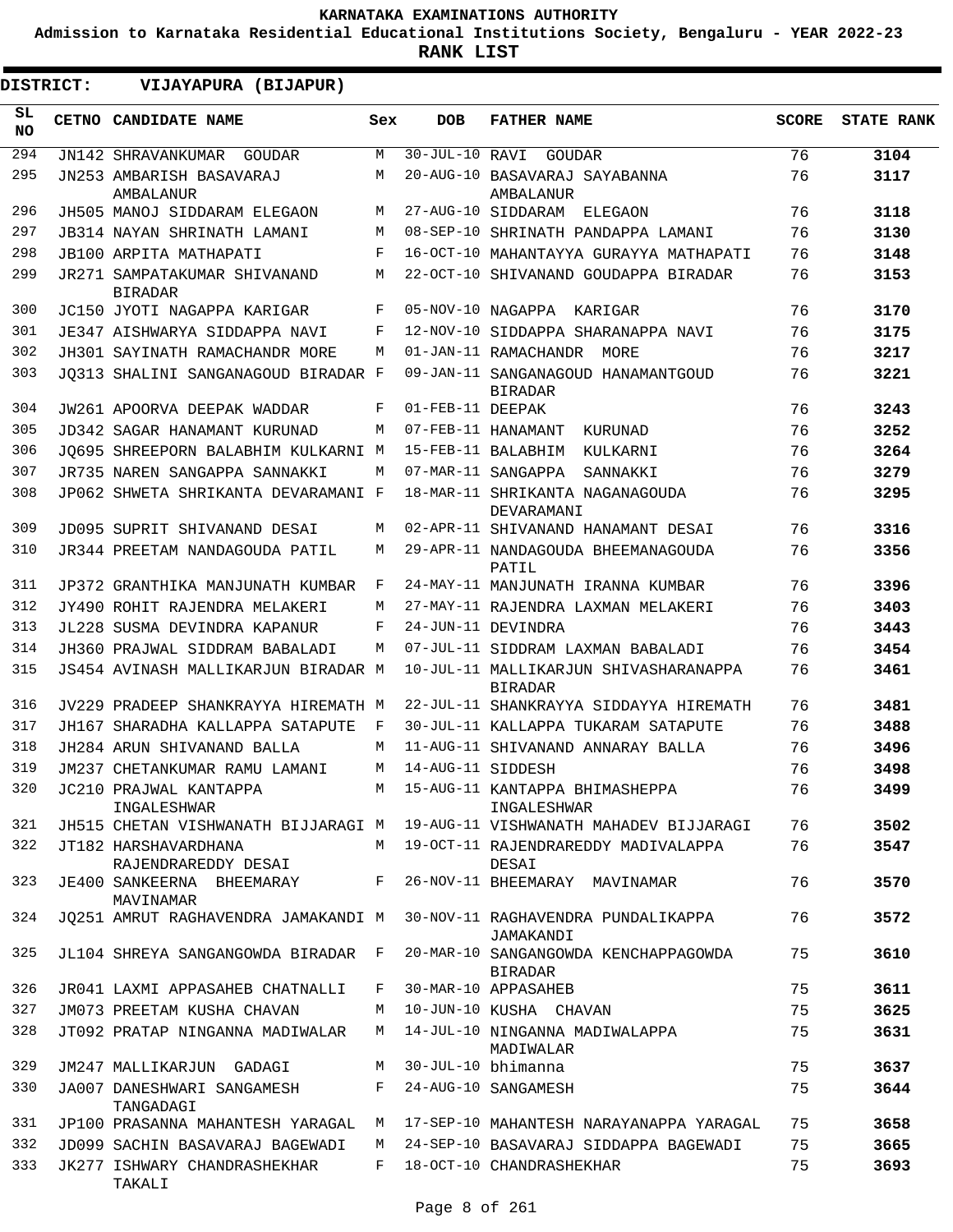KARNATAKA EXAMINATIONS AUTHORITY

Admission to Karnataka Residential Educational Institutions Society, Bengaluru - YEAR 2022-23

**RANK LIST**

**DISTRICT: VIJAYAPURA (BIJAPUR)**

| SL NO | CETNO | CANDIDATE NAME | Sex | DOB | FATHER NAME | SCORE | STATE RANK |
|---|---|---|---|---|---|---|---|
| 294 | JN142 | SHRAVANKUMAR GOUDAR | M | 30-JUL-10 | RAVI GOUDAR | 76 | **3104** |
| 295 | JN253 | AMBARISH BASAVARAJ AMBALANUR | M | 20-AUG-10 | BASAVARAJ SAYABANNA AMBALANUR | 76 | **3117** |
| 296 | JH505 | MANOJ SIDDARAM ELEGAON | M | 27-AUG-10 | SIDDARAM ELEGAON | 76 | **3118** |
| 297 | JB314 | NAYAN SHRINATH LAMANI | M | 08-SEP-10 | SHRINATH PANDAPPA LAMANI | 76 | **3130** |
| 298 | JB100 | ARPITA MATHAPATI | F | 16-OCT-10 | MAHANTAYYA GURAYYA MATHAPATI | 76 | **3148** |
| 299 | JR271 | SAMPATAKUMAR SHIVANAND BIRADAR | M | 22-OCT-10 | SHIVANAND GOUDAPPA BIRADAR | 76 | **3153** |
| 300 | JC150 | JYOTI NAGAPPA KARIGAR | F | 05-NOV-10 | NAGAPPA KARIGAR | 76 | **3170** |
| 301 | JE347 | AISHWARYA SIDDAPPA NAVI | F | 12-NOV-10 | SIDDAPPA SHARANAPPA NAVI | 76 | **3175** |
| 302 | JH301 | SAYINATH RAMACHANDR MORE | M | 01-JAN-11 | RAMACHANDR MORE | 76 | **3217** |
| 303 | JQ313 | SHALINI SANGANAGOUD BIRADAR | F | 09-JAN-11 | SANGANAGOUD HANAMANTGOUD BIRADAR | 76 | **3221** |
| 304 | JW261 | APOORVA DEEPAK WADDAR | F | 01-FEB-11 | DEEPAK | 76 | **3243** |
| 305 | JD342 | SAGAR HANAMANT KURUNAD | M | 07-FEB-11 | HANAMANT KURUNAD | 76 | **3252** |
| 306 | JQ695 | SHREEPORN BALABHIM KULKARNI | M | 15-FEB-11 | BALABHIM KULKARNI | 76 | **3264** |
| 307 | JR735 | NAREN SANGAPPA SANNAKKI | M | 07-MAR-11 | SANGAPPA SANNAKKI | 76 | **3279** |
| 308 | JP062 | SHWETA SHRIKANTA DEVARAMANI | F | 18-MAR-11 | SHRIKANTA NAGANAGOUDA DEVARAMANI | 76 | **3295** |
| 309 | JD095 | SUPRIT SHIVANAND DESAI | M | 02-APR-11 | SHIVANAND HANAMANT DESAI | 76 | **3316** |
| 310 | JR344 | PREETAM NANDAGOUDA PATIL | M | 29-APR-11 | NANDAGOUDA BHEEMANAGOUDA PATIL | 76 | **3356** |
| 311 | JP372 | GRANTHIKA MANJUNATH KUMBAR | F | 24-MAY-11 | MANJUNATH IRANNA KUMBAR | 76 | **3396** |
| 312 | JY490 | ROHIT RAJENDRA MELAKERI | M | 27-MAY-11 | RAJENDRA LAXMAN MELAKERI | 76 | **3403** |
| 313 | JL228 | SUSMA DEVINDRA KAPANUR | F | 24-JUN-11 | DEVINDRA | 76 | **3443** |
| 314 | JH360 | PRAJWAL SIDDRAM BABALADI | M | 07-JUL-11 | SIDDRAM LAXMAN BABALADI | 76 | **3454** |
| 315 | JS454 | AVINASH MALLIKARJUN BIRADAR | M | 10-JUL-11 | MALLIKARJUN SHIVASHARANAPPA BIRADAR | 76 | **3461** |
| 316 | JV229 | PRADEEP SHANKRAYYA HIREMATH | M | 22-JUL-11 | SHANKRAYYA SIDDAYYA HIREMATH | 76 | **3481** |
| 317 | JH167 | SHARADHA KALLAPPA SATAPUTE | F | 30-JUL-11 | KALLAPPA TUKARAM SATAPUTE | 76 | **3488** |
| 318 | JH284 | ARUN SHIVANAND BALLA | M | 11-AUG-11 | SHIVANAND ANNARAY BALLA | 76 | **3496** |
| 319 | JM237 | CHETANKUMAR RAMU LAMANI | M | 14-AUG-11 | SIDDESH | 76 | **3498** |
| 320 | JC210 | PRAJWAL KANTAPPA INGALESHWAR | M | 15-AUG-11 | KANTAPPA BHIMASHEPPA INGALESHWAR | 76 | **3499** |
| 321 | JH515 | CHETAN VISHWANATH BIJJARAGI | M | 19-AUG-11 | VISHWANATH MAHADEV BIJJARAGI | 76 | **3502** |
| 322 | JT182 | HARSHAVARDHANA RAJENDRAREDDY DESAI | M | 19-OCT-11 | RAJENDRAREDDY MADIVALAPPA DESAI | 76 | **3547** |
| 323 | JE400 | SANKEERNA BHEEMARAY MAVINAMAR | F | 26-NOV-11 | BHEEMARAY MAVINAMAR | 76 | **3570** |
| 324 | JQ251 | AMRUT RAGHAVENDRA JAMAKANDI | M | 30-NOV-11 | RAGHAVENDRA PUNDALIKAPPA JAMAKANDI | 76 | **3572** |
| 325 | JL104 | SHREYA SANGANGOWDA BIRADAR | F | 20-MAR-10 | SANGANGOWDA KENCHAPPAGOWDA BIRADAR | 75 | **3610** |
| 326 | JR041 | LAXMI APPASAHEB CHATNALLI | F | 30-MAR-10 | APPASAHEB | 75 | **3611** |
| 327 | JM073 | PREETAM KUSHA CHAVAN | M | 10-JUN-10 | KUSHA CHAVAN | 75 | **3625** |
| 328 | JT092 | PRATAP NINGANNA MADIWALAR | M | 14-JUL-10 | NINGANNA MADIWALAPPA MADIWALAR | 75 | **3631** |
| 329 | JM247 | MALLIKARJUN GADAGI | M | 30-JUL-10 | bhimanna | 75 | **3637** |
| 330 | JA007 | DANESHWARI SANGAMESH TANGADAGI | F | 24-AUG-10 | SANGAMESH | 75 | **3644** |
| 331 | JP100 | PRASANNA MAHANTESH YARAGAL | M | 17-SEP-10 | MAHANTESH NARAYANAPPA YARAGAL | 75 | **3658** |
| 332 | JD099 | SACHIN BASAVARAJ BAGEWADI | M | 24-SEP-10 | BASAVARAJ SIDDAPPA BAGEWADI | 75 | **3665** |
| 333 | JK277 | ISHWARY CHANDRASHEKHAR TAKALI | F | 18-OCT-10 | CHANDRASHEKHAR | 75 | **3693** |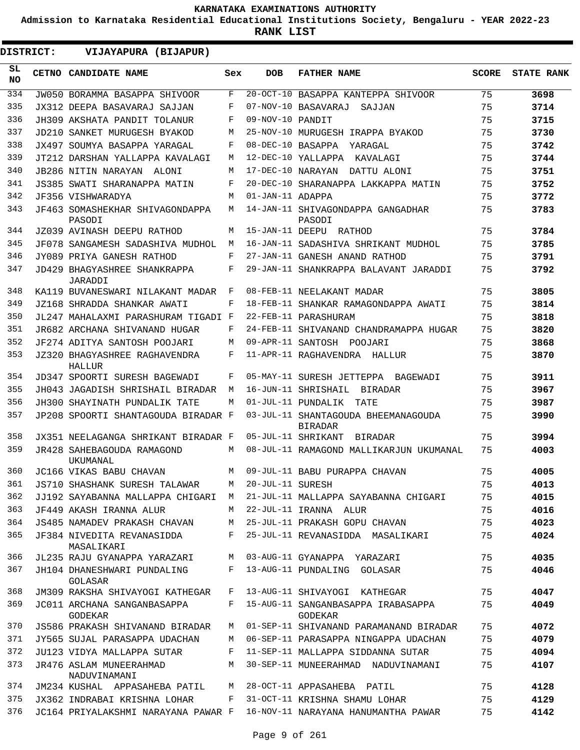KARNATAKA EXAMINATIONS AUTHORITY

**Admission to Karnataka Residential Educational Institutions Society, Bengaluru - YEAR 2022-23**

**RANK LIST**

**DISTRICT: VIJAYAPURA (BIJAPUR)**

| SL NO | CETNO | CANDIDATE NAME | Sex | DOB | FATHER NAME | SCORE | STATE RANK |
|---|---|---|---|---|---|---|---|
| 334 | JW050 | BORAMMA BASAPPA SHIVOOR | F | 20-OCT-10 | BASAPPA KANTEPPA SHIVOOR | 75 | 3698 |
| 335 | JX312 | DEEPA BASAVARAJ SAJJAN | F | 07-NOV-10 | BASAVARAJ SAJJAN | 75 | 3714 |
| 336 | JH309 | AKSHATA PANDIT TOLANUR | F | 09-NOV-10 | PANDIT | 75 | 3715 |
| 337 | JD210 | SANKET MURUGESH BYAKOD | M | 25-NOV-10 | MURUGESH IRAPPA BYAKOD | 75 | 3730 |
| 338 | JX497 | SOUMYA BASAPPA YARAGAL | F | 08-DEC-10 | BASAPPA YARAGAL | 75 | 3742 |
| 339 | JT212 | DARSHAN YALLAPPA KAVALAGI | M | 12-DEC-10 | YALLAPPA KAVALAGI | 75 | 3744 |
| 340 | JB286 | NITIN NARAYAN ALONI | M | 17-DEC-10 | NARAYAN DATTU ALONI | 75 | 3751 |
| 341 | JS385 | SWATI SHARANAPPA MATIN | F | 20-DEC-10 | SHARANAPPA LAKKAPPA MATIN | 75 | 3752 |
| 342 | JF356 | VISHWARADYA | M | 01-JAN-11 | ADAPPA | 75 | 3772 |
| 343 | JF463 | SOMASHEKHAR SHIVAGONDAPPA PASODI | M | 14-JAN-11 | SHIVAGONDAPPA GANGADHAR PASODI | 75 | 3783 |
| 344 | JZ039 | AVINASH DEEPU RATHOD | M | 15-JAN-11 | DEEPU RATHOD | 75 | 3784 |
| 345 | JF078 | SANGAMESH SADASHIVA MUDHOL | M | 16-JAN-11 | SADASHIVA SHRIKANT MUDHOL | 75 | 3785 |
| 346 | JY089 | PRIYA GANESH RATHOD | F | 27-JAN-11 | GANESH ANAND RATHOD | 75 | 3791 |
| 347 | JD429 | BHAGYASHREE SHANKRAPPA JARADDI | F | 29-JAN-11 | SHANKRAPPA BALAVANT JARADDI | 75 | 3792 |
| 348 | KA119 | BUVANESWARI NILAKANT MADAR | F | 08-FEB-11 | NEELAKANT MADAR | 75 | 3805 |
| 349 | JZ168 | SHRADDA SHANKAR AWATI | F | 18-FEB-11 | SHANKAR RAMAGONDAPPA AWATI | 75 | 3814 |
| 350 | JL247 | MAHALAXMI PARASHURAM TIGADI | F | 22-FEB-11 | PARASHURAM | 75 | 3818 |
| 351 | JR682 | ARCHANA SHIVANAND HUGAR | F | 24-FEB-11 | SHIVANAND CHANDRAMAPPA HUGAR | 75 | 3820 |
| 352 | JF274 | ADITYA SANTOSH POOJARI | M | 09-APR-11 | SANTOSH POOJARI | 75 | 3868 |
| 353 | JZ320 | BHAGYASHREE RAGHAVENDRA HALLUR | F | 11-APR-11 | RAGHAVENDRA HALLUR | 75 | 3870 |
| 354 | JD347 | SPOORTI SURESH BAGEWADI | F | 05-MAY-11 | SURESH JETTEPPA BAGEWADI | 75 | 3911 |
| 355 | JH043 | JAGADISH SHRISHAIL BIRADAR | M | 16-JUN-11 | SHRISHAIL BIRADAR | 75 | 3967 |
| 356 | JH300 | SHAYINATH PUNDALIK TATE | M | 01-JUL-11 | PUNDALIK TATE | 75 | 3987 |
| 357 | JP208 | SPOORTI SHANTAGOUDA BIRADAR | F | 03-JUL-11 | SHANTAGOUDA BHEEMANAGOUDA BIRADAR | 75 | 3990 |
| 358 | JX351 | NEELAGANGA SHRIKANT BIRADAR | F | 05-JUL-11 | SHRIKANT BIRADAR | 75 | 3994 |
| 359 | JR428 | SAHEBAGOUDA RAMAGOND UKUMANAL | M | 08-JUL-11 | RAMAGOND MALLIKARJUN UKUMANAL | 75 | 4003 |
| 360 | JC166 | VIKAS BABU CHAVAN | M | 09-JUL-11 | BABU PURAPPA CHAVAN | 75 | 4005 |
| 361 | JS710 | SHASHANK SURESH TALAWAR | M | 20-JUL-11 | SURESH | 75 | 4013 |
| 362 | JJ192 | SAYABANNA MALLAPPA CHIGARI | M | 21-JUL-11 | MALLAPPA SAYABANNA CHIGARI | 75 | 4015 |
| 363 | JF449 | AKASH IRANNA ALUR | M | 22-JUL-11 | IRANNA ALUR | 75 | 4016 |
| 364 | JS485 | NAMADEV PRAKASH CHAVAN | M | 25-JUL-11 | PRAKASH GOPU CHAVAN | 75 | 4023 |
| 365 | JF384 | NIVEDITA REVANASIDDA MASALIKARI | F | 25-JUL-11 | REVANASIDDA MASALIKARI | 75 | 4024 |
| 366 | JL235 | RAJU GYANAPPA YARAZARI | M | 03-AUG-11 | GYANAPPA YARAZARI | 75 | 4035 |
| 367 | JH104 | DHANESHWARI PUNDALING GOLASAR | F | 13-AUG-11 | PUNDALING GOLASAR | 75 | 4046 |
| 368 | JM309 | RAKSHA SHIVAYOGI KATHEGAR | F | 13-AUG-11 | SHIVAYOGI KATHEGAR | 75 | 4047 |
| 369 | JC011 | ARCHANA SANGANBASAPPA GODEKAR | F | 15-AUG-11 | SANGANBASAPPA IRABASAPPA GODEKAR | 75 | 4049 |
| 370 | JS586 | PRAKASH SHIVANAND BIRADAR | M | 01-SEP-11 | SHIVANAND PARAMANAND BIRADAR | 75 | 4072 |
| 371 | JY565 | SUJAL PARASAPPA UDACHAN | M | 06-SEP-11 | PARASAPPA NINGAPPA UDACHAN | 75 | 4079 |
| 372 | JU123 | VIDYA MALLAPPA SUTAR | F | 11-SEP-11 | MALLAPPA SIDDANNA SUTAR | 75 | 4094 |
| 373 | JR476 | ASLAM MUNEERAHMAD NADUVINAMANI | M | 30-SEP-11 | MUNEERAHMAD NADUVINAMANI | 75 | 4107 |
| 374 | JM234 | KUSHAL APPASAHEBA PATIL | M | 28-OCT-11 | APPASAHEBA PATIL | 75 | 4128 |
| 375 | JX362 | INDRABAI KRISHNA LOHAR | F | 31-OCT-11 | KRISHNA SHAMU LOHAR | 75 | 4129 |
| 376 | JC164 | PRIYALAKSHMI NARAYANA PAWAR | F | 16-NOV-11 | NARAYANA HANUMANTHA PAWAR | 75 | 4142 |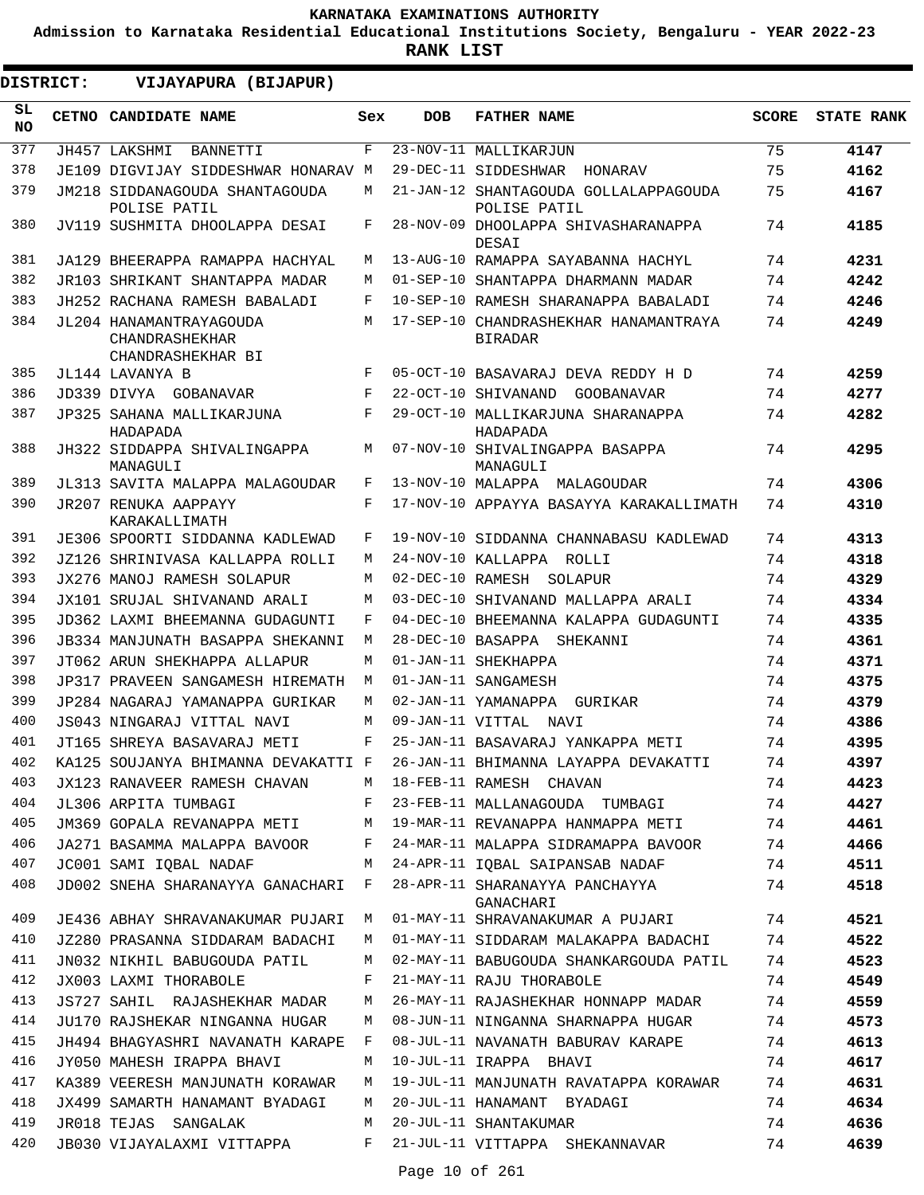# KARNATAKA EXAMINATIONS AUTHORITY

**Admission to Karnataka Residential Educational Institutions Society, Bengaluru - YEAR 2022-23**

**RANK LIST**

**DISTRICT: VIJAYAPURA (BIJAPUR)**

| SL NO | CETNO | CANDIDATE NAME | Sex | DOB | FATHER NAME | SCORE | STATE RANK |
|---|---|---|---|---|---|---|---|
| 377 | JH457 | LAKSHMI BANNETTI | F | 23-NOV-11 | MALLIKARJUN | 75 | **4147** |
| 378 | JE109 | DIGVIJAY SIDDESHWAR HONARAV | M | 29-DEC-11 | SIDDESHWAR HONARAV | 75 | **4162** |
| 379 | JM218 | SIDDANAGOUDA SHANTAGOUDA POLISE PATIL | M | 21-JAN-12 | SHANTAGOUDA GOLLALAPPAGOUDA POLISE PATIL | 75 | **4167** |
| 380 | JV119 | SUSHMITA DHOOLAPPA DESAI | F | 28-NOV-09 | DHOOLAPPA SHIVASHARANAPPA DESAI | 74 | **4185** |
| 381 | JA129 | BHEERAPPA RAMAPPA HACHYAL | M | 13-AUG-10 | RAMAPPA SAYABANNA HACHYL | 74 | **4231** |
| 382 | JR103 | SHRIKANT SHANTAPPA MADAR | M | 01-SEP-10 | SHANTAPPA DHARMANN MADAR | 74 | **4242** |
| 383 | JH252 | RACHANA RAMESH BABALADI | F | 10-SEP-10 | RAMESH SHARANAPPA BABALADI | 74 | **4246** |
| 384 | JL204 | HANAMANTRAYAGOUDA CHANDRASHEKHAR CHANDRASHEKHAR BI | M | 17-SEP-10 | CHANDRASHEKHAR HANAMANTRAYA BIRADAR | 74 | **4249** |
| 385 | JL144 | LAVANYA B | F | 05-OCT-10 | BASAVARAJ DEVA REDDY H D | 74 | **4259** |
| 386 | JD339 | DIVYA GOBANAVAR | F | 22-OCT-10 | SHIVANAND GOOBANAVAR | 74 | **4277** |
| 387 | JP325 | SAHANA MALLIKARJUNA HADAPADA | F | 29-OCT-10 | MALLIKARJUNA SHARANAPPA HADAPADA | 74 | **4282** |
| 388 | JH322 | SIDDAPPA SHIVALINGAPPA MANAGULI | M | 07-NOV-10 | SHIVALINGAPPA BASAPPA MANAGULI | 74 | **4295** |
| 389 | JL313 | SAVITA MALAPPA MALAGOUDAR | F | 13-NOV-10 | MALAPPA MALAGOUDAR | 74 | **4306** |
| 390 | JR207 | RENUKA AAPPAYY KARAKALLIMATH | F | 17-NOV-10 | APPAYYA BASAYYA KARAKALLIMATH | 74 | **4310** |
| 391 | JE306 | SPOORTI SIDDANNA KADLEWAD | F | 19-NOV-10 | SIDDANNA CHANNABASU KADLEWAD | 74 | **4313** |
| 392 | JZ126 | SHRINIVASA KALLAPPA ROLLI | M | 24-NOV-10 | KALLAPPA ROLLI | 74 | **4318** |
| 393 | JX276 | MANOJ RAMESH SOLAPUR | M | 02-DEC-10 | RAMESH SOLAPUR | 74 | **4329** |
| 394 | JX101 | SRUJAL SHIVANAND ARALI | M | 03-DEC-10 | SHIVANAND MALLAPPA ARALI | 74 | **4334** |
| 395 | JD362 | LAXMI BHEEMANNA GUDAGUNTI | F | 04-DEC-10 | BHEEMANNA KALAPPA GUDAGUNTI | 74 | **4335** |
| 396 | JB334 | MANJUNATH BASAPPA SHEKANNI | M | 28-DEC-10 | BASAPPA SHEKANNI | 74 | **4361** |
| 397 | JT062 | ARUN SHEKHAPPA ALLAPUR | M | 01-JAN-11 | SHEKHAPPA | 74 | **4371** |
| 398 | JP317 | PRAVEEN SANGAMESH HIREMATH | M | 01-JAN-11 | SANGAMESH | 74 | **4375** |
| 399 | JP284 | NAGARAJ YAMANAPPA GURIKAR | M | 02-JAN-11 | YAMANAPPA GURIKAR | 74 | **4379** |
| 400 | JS043 | NINGARAJ VITTAL NAVI | M | 09-JAN-11 | VITTAL NAVI | 74 | **4386** |
| 401 | JT165 | SHREYA BASAVARAJ METI | F | 25-JAN-11 | BASAVARAJ YANKAPPA METI | 74 | **4395** |
| 402 | KA125 | SOUJANYA BHIMANNA DEVAKATTI | F | 26-JAN-11 | BHIMANNA LAYAPPA DEVAKATTI | 74 | **4397** |
| 403 | JX123 | RANAVEER RAMESH CHAVAN | M | 18-FEB-11 | RAMESH CHAVAN | 74 | **4423** |
| 404 | JL306 | ARPITA TUMBAGI | F | 23-FEB-11 | MALLANAGOUDA TUMBAGI | 74 | **4427** |
| 405 | JM369 | GOPALA REVANAPPA METI | M | 19-MAR-11 | REVANAPPA HANMAPPA METI | 74 | **4461** |
| 406 | JA271 | BASAMMA MALAPPA BAVOOR | F | 24-MAR-11 | MALAPPA SIDRAMAPPA BAVOOR | 74 | **4466** |
| 407 | JC001 | SAMI IQBAL NADAF | M | 24-APR-11 | IQBAL SAIPANSAB NADAF | 74 | **4511** |
| 408 | JD002 | SNEHA SHARANAYYA GANACHARI | F | 28-APR-11 | SHARANAYYA PANCHAYYA GANACHARI | 74 | **4518** |
| 409 | JE436 | ABHAY SHRAVANAKUMAR PUJARI | M | 01-MAY-11 | SHRAVANAKUMAR A PUJARI | 74 | **4521** |
| 410 | JZ280 | PRASANNA SIDDARAM BADACHI | M | 01-MAY-11 | SIDDARAM MALAKAPPA BADACHI | 74 | **4522** |
| 411 | JN032 | NIKHIL BABUGOUDA PATIL | M | 02-MAY-11 | BABUGOUDA SHANKARGOUDA PATIL | 74 | **4523** |
| 412 | JX003 | LAXMI THORABOLE | F | 21-MAY-11 | RAJU THORABOLE | 74 | **4549** |
| 413 | JS727 | SAHIL RAJASHEKHAR MADAR | M | 26-MAY-11 | RAJASHEKHAR HONNAPP MADAR | 74 | **4559** |
| 414 | JU170 | RAJSHEKAR NINGANNA HUGAR | M | 08-JUN-11 | NINGANNA SHARNAPPA HUGAR | 74 | **4573** |
| 415 | JH494 | BHAGYASHRI NAVANATH KARAPE | F | 08-JUL-11 | NAVANATH BABURAV KARAPE | 74 | **4613** |
| 416 | JY050 | MAHESH IRAPPA BHAVI | M | 10-JUL-11 | IRAPPA BHAVI | 74 | **4617** |
| 417 | KA389 | VEERESH MANJUNATH KORAWAR | M | 19-JUL-11 | MANJUNATH RAVATAPPA KORAWAR | 74 | **4631** |
| 418 | JX499 | SAMARTH HANAMANT BYADAGI | M | 20-JUL-11 | HANAMANT BYADAGI | 74 | **4634** |
| 419 | JR018 | TEJAS SANGALAK | M | 20-JUL-11 | SHANTAKUMAR | 74 | **4636** |
| 420 | JB030 | VIJAYALAXMI VITTAPPA | F | 21-JUL-11 | VITTAPPA SHEKANNAVAR | 74 | **4639** |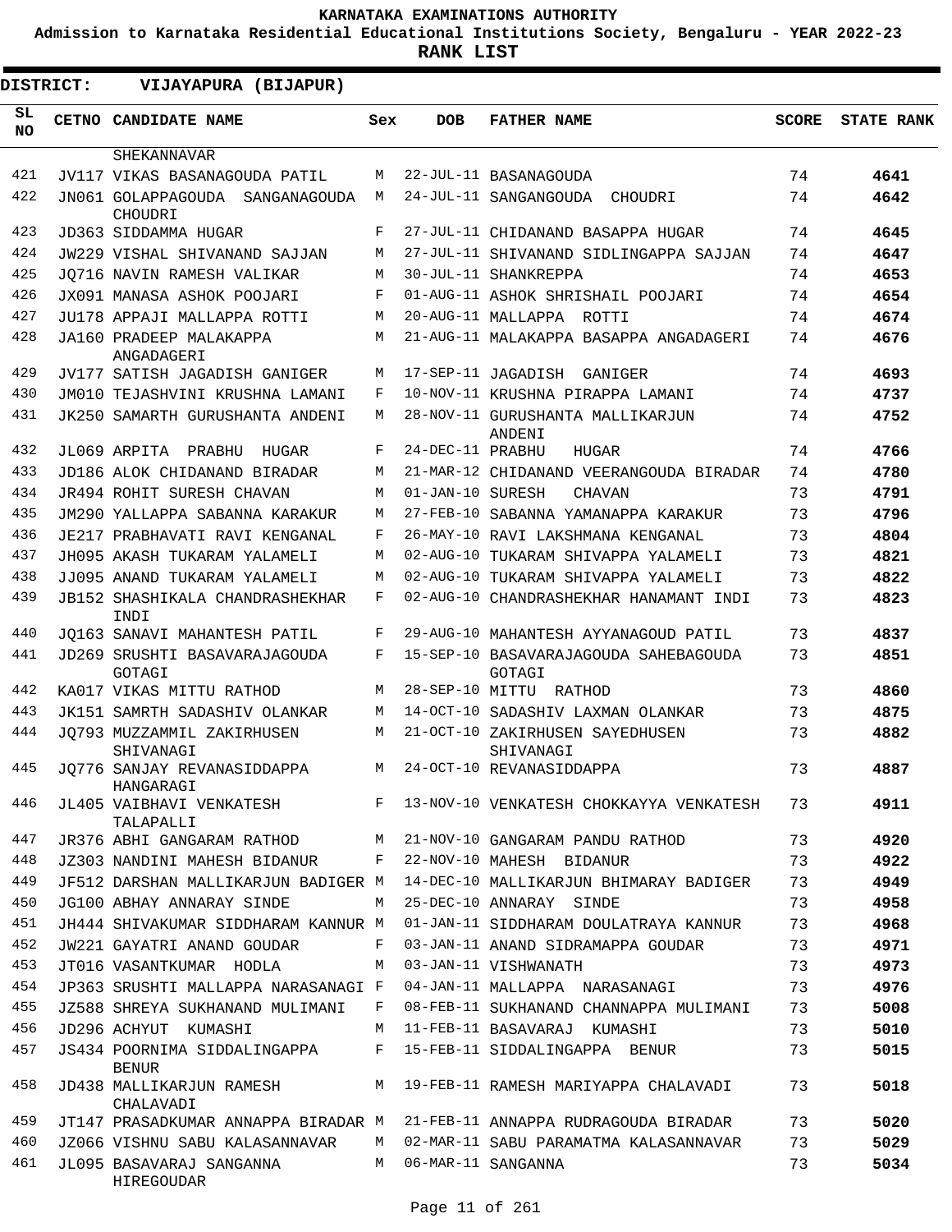**KARNATAKA EXAMINATIONS AUTHORITY**

**Admission to Karnataka Residential Educational Institutions Society, Bengaluru - YEAR 2022-23**

**RANK LIST**

**DISTRICT: VIJAYAPURA (BIJAPUR)**

| SL NO | CETNO | CANDIDATE NAME | Sex | DOB | FATHER NAME | SCORE | STATE RANK |
|---|---|---|---|---|---|---|---|
| | | SHEKANNAVAR | | | | | |
| 421 | JV117 | VIKAS BASANAGOUDA PATIL | M | 22-JUL-11 | BASANAGOUDA | 74 | **4641** |
| 422 | JN061 | GOLAPPAGOUDA SANGANAGOUDA CHOUDRI | M | 24-JUL-11 | SANGANGOUDA CHOUDRI | 74 | **4642** |
| 423 | JD363 | SIDDAMMA HUGAR | F | 27-JUL-11 | CHIDANAND BASAPPA HUGAR | 74 | **4645** |
| 424 | JW229 | VISHAL SHIVANAND SAJJAN | M | 27-JUL-11 | SHIVANAND SIDLINGAPPA SAJJAN | 74 | **4647** |
| 425 | JQ716 | NAVIN RAMESH VALIKAR | M | 30-JUL-11 | SHANKREPPA | 74 | **4653** |
| 426 | JX091 | MANASA ASHOK POOJARI | F | 01-AUG-11 | ASHOK SHRISHAIL POOJARI | 74 | **4654** |
| 427 | JU178 | APPAJI MALLAPPA ROTTI | M | 20-AUG-11 | MALLAPPA ROTTI | 74 | **4674** |
| 428 | JA160 | PRADEEP MALAKAPPA ANGADAGERI | M | 21-AUG-11 | MALAKAPPA BASAPPA ANGADAGERI | 74 | **4676** |
| 429 | JV177 | SATISH JAGADISH GANIGER | M | 17-SEP-11 | JAGADISH GANIGER | 74 | **4693** |
| 430 | JM010 | TEJASHVINI KRUSHNA LAMANI | F | 10-NOV-11 | KRUSHNA PIRAPPA LAMANI | 74 | **4737** |
| 431 | JK250 | SAMARTH GURUSHANTA ANDENI | M | 28-NOV-11 | GURUSHANTA MALLIKARJUN ANDENI | 74 | **4752** |
| 432 | JL069 | ARPITA PRABHU HUGAR | F | 24-DEC-11 | PRABHU HUGAR | 74 | **4766** |
| 433 | JD186 | ALOK CHIDANAND BIRADAR | M | 21-MAR-12 | CHIDANAND VEERANGOUDA BIRADAR | 74 | **4780** |
| 434 | JR494 | ROHIT SURESH CHAVAN | M | 01-JAN-10 | SURESH CHAVAN | 73 | **4791** |
| 435 | JM290 | YALLAPPA SABANNA KARAKUR | M | 27-FEB-10 | SABANNA YAMANAPPA KARAKUR | 73 | **4796** |
| 436 | JE217 | PRABHAVATI RAVI KENGANAL | F | 26-MAY-10 | RAVI LAKSHMANA KENGANAL | 73 | **4804** |
| 437 | JH095 | AKASH TUKARAM YALAMELI | M | 02-AUG-10 | TUKARAM SHIVAPPA YALAMELI | 73 | **4821** |
| 438 | JJ095 | ANAND TUKARAM YALAMELI | M | 02-AUG-10 | TUKARAM SHIVAPPA YALAMELI | 73 | **4822** |
| 439 | JB152 | SHASHIKALA CHANDRASHEKHAR INDI | F | 02-AUG-10 | CHANDRASHEKHAR HANAMANT INDI | 73 | **4823** |
| 440 | JQ163 | SANAVI MAHANTESH PATIL | F | 29-AUG-10 | MAHANTESH AYYANAGOUD PATIL | 73 | **4837** |
| 441 | JD269 | SRUSHTI BASAVARAJAGOUDA GOTAGI | F | 15-SEP-10 | BASAVARAJAGOUDA SAHEBAGOUDA GOTAGI | 73 | **4851** |
| 442 | KA017 | VIKAS MITTU RATHOD | M | 28-SEP-10 | MITTU RATHOD | 73 | **4860** |
| 443 | JK151 | SAMRTH SADASHIV OLANKAR | M | 14-OCT-10 | SADASHIV LAXMAN OLANKAR | 73 | **4875** |
| 444 | JQ793 | MUZZAMMIL ZAKIRHUSEN SHIVANAGI | M | 21-OCT-10 | ZAKIRHUSEN SAYEDHUSEN SHIVANAGI | 73 | **4882** |
| 445 | JQ776 | SANJAY REVANASIDDAPPA HANGARAGI | M | 24-OCT-10 | REVANASIDDAPPA | 73 | **4887** |
| 446 | JL405 | VAIBHAVI VENKATESH TALAPALLI | F | 13-NOV-10 | VENKATESH CHOKKAYYA VENKATESH | 73 | **4911** |
| 447 | JR376 | ABHI GANGARAM RATHOD | M | 21-NOV-10 | GANGARAM PANDU RATHOD | 73 | **4920** |
| 448 | JZ303 | NANDINI MAHESH BIDANUR | F | 22-NOV-10 | MAHESH BIDANUR | 73 | **4922** |
| 449 | JF512 | DARSHAN MALLIKARJUN BADIGER | M | 14-DEC-10 | MALLIKARJUN BHIMARAY BADIGER | 73 | **4949** |
| 450 | JG100 | ABHAY ANNARAY SINDE | M | 25-DEC-10 | ANNARAY SINDE | 73 | **4958** |
| 451 | JH444 | SHIVAKUMAR SIDDHARAM KANNUR | M | 01-JAN-11 | SIDDHARAM DOULATRAYA KANNUR | 73 | **4968** |
| 452 | JW221 | GAYATRI ANAND GOUDAR | F | 03-JAN-11 | ANAND SIDRAMAPPA GOUDAR | 73 | **4971** |
| 453 | JT016 | VASANTKUMAR HODLA | M | 03-JAN-11 | VISHWANATH | 73 | **4973** |
| 454 | JP363 | SRUSHTI MALLAPPA NARASANAGI | F | 04-JAN-11 | MALLAPPA NARASANAGI | 73 | **4976** |
| 455 | JZ588 | SHREYA SUKHANAND MULIMANI | F | 08-FEB-11 | SUKHANAND CHANNAPPA MULIMANI | 73 | **5008** |
| 456 | JD296 | ACHYUT KUMASHI | M | 11-FEB-11 | BASAVARAJ KUMASHI | 73 | **5010** |
| 457 | JS434 | POORNIMA SIDDALINGAPPA BENUR | F | 15-FEB-11 | SIDDALINGAPPA BENUR | 73 | **5015** |
| 458 | JD438 | MALLIKARJUN RAMESH CHALAVADI | M | 19-FEB-11 | RAMESH MARIYAPPA CHALAVADI | 73 | **5018** |
| 459 | JT147 | PRASADKUMAR ANNAPPA BIRADAR | M | 21-FEB-11 | ANNAPPA RUDRAGOUDA BIRADAR | 73 | **5020** |
| 460 | JZ066 | VISHNU SABU KALASANNAVAR | M | 02-MAR-11 | SABU PARAMATMA KALASANNAVAR | 73 | **5029** |
| 461 | JL095 | BASAVARAJ SANGANNA HIREGOUDAR | M | 06-MAR-11 | SANGANNA | 73 | **5034** |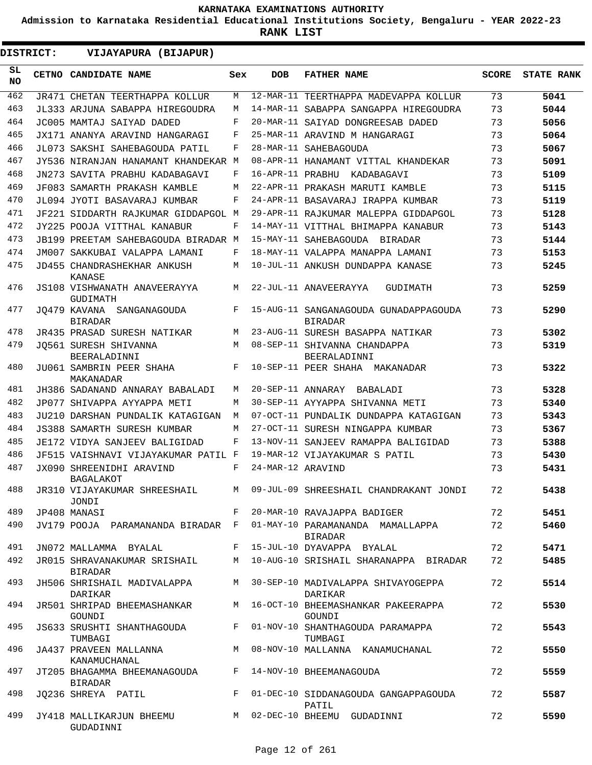# KARNATAKA EXAMINATIONS AUTHORITY

**Admission to Karnataka Residential Educational Institutions Society, Bengaluru - YEAR 2022-23**

**RANK LIST**

**DISTRICT: VIJAYAPURA (BIJAPUR)**

| SL NO | CETNO | CANDIDATE NAME | Sex | DOB | FATHER NAME | SCORE | STATE RANK |
|---|---|---|---|---|---|---|---|
| 462 | JR471 | CHETAN TEERTHAPPA KOLLUR | M | 12-MAR-11 | TEERTHAPPA MADEVAPPA KOLLUR | 73 | 5041 |
| 463 | JL333 | ARJUNA SABAPPA HIREGOUDRA | M | 14-MAR-11 | SABAPPA SANGAPPA HIREGOUDRA | 73 | 5044 |
| 464 | JC005 | MAMTAJ SAIYAD DADED | F | 20-MAR-11 | SAIYAD DONGREESAB DADED | 73 | 5056 |
| 465 | JX171 | ANANYA ARAVIND HANGARAGI | F | 25-MAR-11 | ARAVIND M HANGARAGI | 73 | 5064 |
| 466 | JL073 | SAKSHI SAHEBAGOUDA PATIL | F | 28-MAR-11 | SAHEBAGOUDA | 73 | 5067 |
| 467 | JY536 | NIRANJAN HANAMANT KHANDEKAR | M | 08-APR-11 | HANAMANT VITTAL KHANDEKAR | 73 | 5091 |
| 468 | JN273 | SAVITA PRABHU KADABAGAVI | F | 16-APR-11 | PRABHU KADABAGAVI | 73 | 5109 |
| 469 | JF083 | SAMARTH PRAKASH KAMBLE | M | 22-APR-11 | PRAKASH MARUTI KAMBLE | 73 | 5115 |
| 470 | JL094 | JYOTI BASAVARAJ KUMBAR | F | 24-APR-11 | BASAVARAJ IRAPPA KUMBAR | 73 | 5119 |
| 471 | JF221 | SIDDARTH RAJKUMAR GIDDAPGOL | M | 29-APR-11 | RAJKUMAR MALEPPA GIDDAPGOL | 73 | 5128 |
| 472 | JY225 | POOJA VITTHAL KANABUR | F | 14-MAY-11 | VITTHAL BHIMAPPA KANABUR | 73 | 5143 |
| 473 | JB199 | PREETAM SAHEBAGOUDA BIRADAR | M | 15-MAY-11 | SAHEBAGOUDA BIRADAR | 73 | 5144 |
| 474 | JM007 | SAKKUBAI VALAPPA LAMANI | F | 18-MAY-11 | VALAPPA MANAPPA LAMANI | 73 | 5153 |
| 475 | JD455 | CHANDRASHEKHAR ANKUSH KANASE | M | 10-JUL-11 | ANKUSH DUNDAPPA KANASE | 73 | 5245 |
| 476 | JS108 | VISHWANATH ANAVEERAYYA GUDIMATH | M | 22-JUL-11 | ANAVEERAYYA GUDIMATH | 73 | 5259 |
| 477 | JQ479 | KAVANA SANGANAGOUDA BIRADAR | F | 15-AUG-11 | SANGANAGOUDA GUNADAPPAGOUDA BIRADAR | 73 | 5290 |
| 478 | JR435 | PRASAD SURESH NATIKAR | M | 23-AUG-11 | SURESH BASAPPA NATIKAR | 73 | 5302 |
| 479 | JQ561 | SURESH SHIVANNA BEERALADINNI | M | 08-SEP-11 | SHIVANNA CHANDAPPA BEERALADINNI | 73 | 5319 |
| 480 | JU061 | SAMBRIN PEER SHAHA MAKANADAR | F | 10-SEP-11 | PEER SHAHA MAKANADAR | 73 | 5322 |
| 481 | JH386 | SADANAND ANNARAY BABALADI | M | 20-SEP-11 | ANNARAY BABALADI | 73 | 5328 |
| 482 | JP077 | SHIVAPPA AYYAPPA METI | M | 30-SEP-11 | AYYAPPA SHIVANNA METI | 73 | 5340 |
| 483 | JU210 | DARSHAN PUNDALIK KATAGIGAN | M | 07-OCT-11 | PUNDALIK DUNDAPPA KATAGIGAN | 73 | 5343 |
| 484 | JS388 | SAMARTH SURESH KUMBAR | M | 27-OCT-11 | SURESH NINGAPPA KUMBAR | 73 | 5367 |
| 485 | JE172 | VIDYA SANJEEV BALIGIDAD | F | 13-NOV-11 | SANJEEV RAMAPPA BALIGIDAD | 73 | 5388 |
| 486 | JF515 | VAISHNAVI VIJAYAKUMAR PATIL | F | 19-MAR-12 | VIJAYAKUMAR S PATIL | 73 | 5430 |
| 487 | JX090 | SHREENIDHI ARAVIND BAGALAKOT | F | 24-MAR-12 | ARAVIND | 73 | 5431 |
| 488 | JR310 | VIJAYAKUMAR SHREESHAIL JONDI | M | 09-JUL-09 | SHREESHAIL CHANDRAKANT JONDI | 72 | 5438 |
| 489 | JP408 | MANASI | F | 20-MAR-10 | RAVAJAPPA BADIGER | 72 | 5451 |
| 490 | JV179 | POOJA PARAMANANDA BIRADAR | F | 01-MAY-10 | PARAMANANDA MAMALLAPPA BIRADAR | 72 | 5460 |
| 491 | JN072 | MALLAMMA BYALAL | F | 15-JUL-10 | DYAVAPPA BYALAL | 72 | 5471 |
| 492 | JR015 | SHRAVANAKUMAR SRISHAIL BIRADAR | M | 10-AUG-10 | SRISHAIL SHARANAPPA BIRADAR | 72 | 5485 |
| 493 | JH506 | SHRISHAIL MADIVALAPPA DARIKAR | M | 30-SEP-10 | MADIVALAPPA SHIVAYOGEPPA DARIKAR | 72 | 5514 |
| 494 | JR501 | SHRIPAD BHEEMASHANKAR GOUNDI | M | 16-OCT-10 | BHEEMASHANKAR PAKEERAPPA GOUNDI | 72 | 5530 |
| 495 | JS633 | SRUSHTI SHANTHAGOUDA TUMBAGI | F | 01-NOV-10 | SHANTHAGOUDA PARAMAPPA TUMBAGI | 72 | 5543 |
| 496 | JA437 | PRAVEEN MALLANNA KANAMUCHANAL | M | 08-NOV-10 | MALLANNA KANAMUCHANAL | 72 | 5550 |
| 497 | JT205 | BHAGAMMA BHEEMANAGOUDA BIRADAR | F | 14-NOV-10 | BHEEMANAGOUDA | 72 | 5559 |
| 498 | JQ236 | SHREYA PATIL | F | 01-DEC-10 | SIDDANAGOUDA GANGAPPAGOUDA PATIL | 72 | 5587 |
| 499 | JY418 | MALLIKARJUN BHEEMU GUDADINNI | M | 02-DEC-10 | BHEEMU GUDADINNI | 72 | 5590 |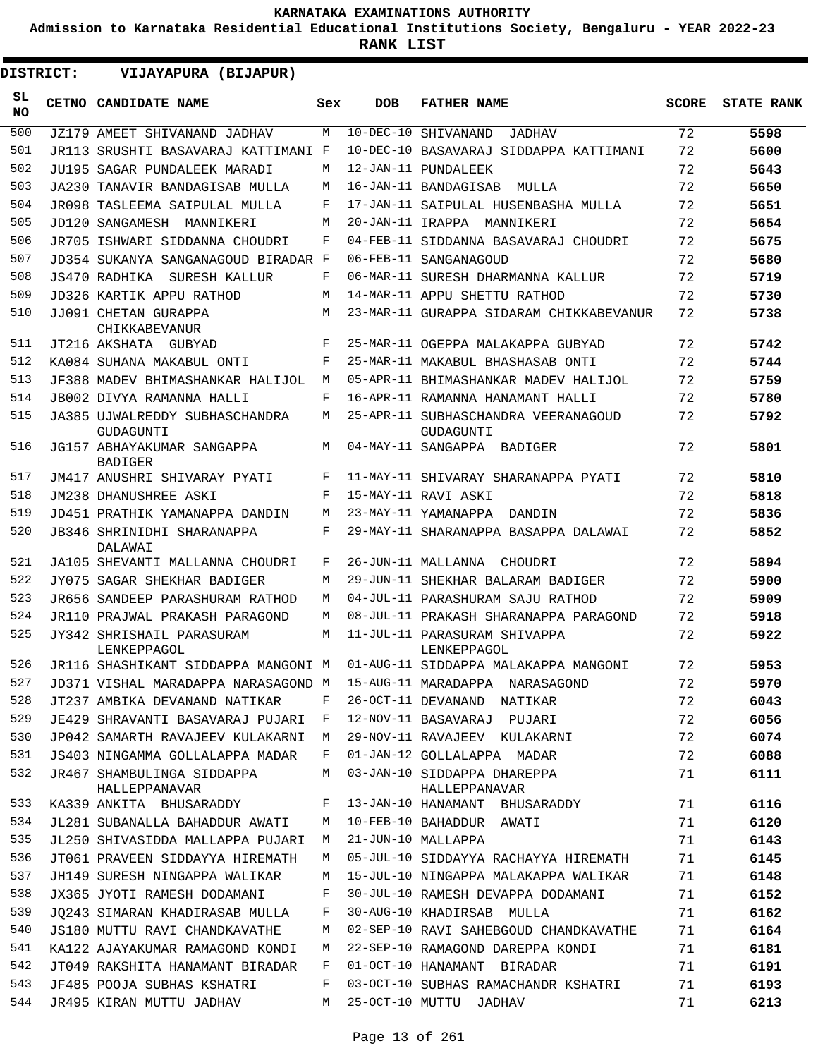KARNATAKA EXAMINATIONS AUTHORITY

Admission to Karnataka Residential Educational Institutions Society, Bengaluru - YEAR 2022-23

**RANK LIST**

**DISTRICT: VIJAYAPURA (BIJAPUR)**

| SL NO | CETNO | CANDIDATE NAME | Sex | DOB | FATHER NAME | SCORE | STATE RANK |
|---|---|---|---|---|---|---|---|
| 500 | JZ179 | AMEET SHIVANAND JADHAV | M | 10-DEC-10 | SHIVANAND JADHAV | 72 | **5598** |
| 501 | JR113 | SRUSHTI BASAVARAJ KATTIMANI | F | 10-DEC-10 | BASAVARAJ SIDDAPPA KATTIMANI | 72 | **5600** |
| 502 | JU195 | SAGAR PUNDALEEK MARADI | M | 12-JAN-11 | PUNDALEEK | 72 | **5643** |
| 503 | JA230 | TANAVIR BANDAGISAB MULLA | M | 16-JAN-11 | BANDAGISAB MULLA | 72 | **5650** |
| 504 | JR098 | TASLEEMA SAIPULAL MULLA | F | 17-JAN-11 | SAIPULAL HUSENBASHA MULLA | 72 | **5651** |
| 505 | JD120 | SANGAMESH MANNIKERI | M | 20-JAN-11 | IRAPPA MANNIKERI | 72 | **5654** |
| 506 | JR705 | ISHWARI SIDDANNA CHOUDRI | F | 04-FEB-11 | SIDDANNA BASAVARAJ CHOUDRI | 72 | **5675** |
| 507 | JD354 | SUKANYA SANGANAGOUD BIRADAR | F | 06-FEB-11 | SANGANAGOUD | 72 | **5680** |
| 508 | JS470 | RADHIKA SURESH KALLUR | F | 06-MAR-11 | SURESH DHARMANNA KALLUR | 72 | **5719** |
| 509 | JD326 | KARTIK APPU RATHOD | M | 14-MAR-11 | APPU SHETTU RATHOD | 72 | **5730** |
| 510 | JJ091 | CHETAN GURAPPA CHIKKABEVANUR | M | 23-MAR-11 | GURAPPA SIDARAM CHIKKABEVANUR | 72 | **5738** |
| 511 | JT216 | AKSHATA GUBYAD | F | 25-MAR-11 | OGEPPA MALAKAPPA GUBYAD | 72 | **5742** |
| 512 | KA084 | SUHANA MAKABUL ONTI | F | 25-MAR-11 | MAKABUL BHASHASAB ONTI | 72 | **5744** |
| 513 | JF388 | MADEV BHIMASHANKAR HALIJOL | M | 05-APR-11 | BHIMASHANKAR MADEV HALIJOL | 72 | **5759** |
| 514 | JB002 | DIVYA RAMANNA HALLI | F | 16-APR-11 | RAMANNA HANAMANT HALLI | 72 | **5780** |
| 515 | JA385 | UJWALREDDY SUBHASCHANDRA GUDAGUNTI | M | 25-APR-11 | SUBHASCHANDRA VEERANAGOUD GUDAGUNTI | 72 | **5792** |
| 516 | JG157 | ABHAYAKUMAR SANGAPPA BADIGER | M | 04-MAY-11 | SANGAPPA BADIGER | 72 | **5801** |
| 517 | JM417 | ANUSHRI SHIVARAY PYATI | F | 11-MAY-11 | SHIVARAY SHARANAPPA PYATI | 72 | **5810** |
| 518 | JM238 | DHANUSHREE ASKI | F | 15-MAY-11 | RAVI ASKI | 72 | **5818** |
| 519 | JD451 | PRATHIK YAMANAPPA DANDIN | M | 23-MAY-11 | YAMANAPPA DANDIN | 72 | **5836** |
| 520 | JB346 | SHRINIDHI SHARANAPPA DALAWAI | F | 29-MAY-11 | SHARANAPPA BASAPPA DALAWAI | 72 | **5852** |
| 521 | JA105 | SHEVANTI MALLANNA CHOUDRI | F | 26-JUN-11 | MALLANNA CHOUDRI | 72 | **5894** |
| 522 | JY075 | SAGAR SHEKHAR BADIGER | M | 29-JUN-11 | SHEKHAR BALARAM BADIGER | 72 | **5900** |
| 523 | JR656 | SANDEEP PARASHURAM RATHOD | M | 04-JUL-11 | PARASHURAM SAJU RATHOD | 72 | **5909** |
| 524 | JR110 | PRAJWAL PRAKASH PARAGOND | M | 08-JUL-11 | PRAKASH SHARANAPPA PARAGOND | 72 | **5918** |
| 525 | JY342 | SHRISHAIL PARASURAM LENKEPPAGOL | M | 11-JUL-11 | PARASURAM SHIVAPPA LENKEPPAGOL | 72 | **5922** |
| 526 | JR116 | SHASHIKANT SIDDAPPA MANGONI | M | 01-AUG-11 | SIDDAPPA MALAKAPPA MANGONI | 72 | **5953** |
| 527 | JD371 | VISHAL MARADAPPA NARASAGOND | M | 15-AUG-11 | MARADAPPA NARASAGOND | 72 | **5970** |
| 528 | JT237 | AMBIKA DEVANAND NATIKAR | F | 26-OCT-11 | DEVANAND NATIKAR | 72 | **6043** |
| 529 | JE429 | SHRAVANTI BASAVARAJ PUJARI | F | 12-NOV-11 | BASAVARAJ PUJARI | 72 | **6056** |
| 530 | JP042 | SAMARTH RAVAJEEV KULAKARNI | M | 29-NOV-11 | RAVAJEEV KULAKARNI | 72 | **6074** |
| 531 | JS403 | NINGAMMA GOLLALAPPA MADAR | F | 01-JAN-12 | GOLLALAPPA MADAR | 72 | **6088** |
| 532 | JR467 | SHAMBULINGA SIDDAPPA HALLEPPANAVAR | M | 03-JAN-10 | SIDDAPPA DHAREPPA HALLEPPANAVAR | 71 | **6111** |
| 533 | KA339 | ANKITA BHUSARADDY | F | 13-JAN-10 | HANAMANT BHUSARADDY | 71 | **6116** |
| 534 | JL281 | SUBANALLA BAHADDUR AWATI | M | 10-FEB-10 | BAHADDUR AWATI | 71 | **6120** |
| 535 | JL250 | SHIVASIDDA MALLAPPA PUJARI | M | 21-JUN-10 | MALLAPPA | 71 | **6143** |
| 536 | JT061 | PRAVEEN SIDDAYYA HIREMATH | M | 05-JUL-10 | SIDDAYYA RACHAYYA HIREMATH | 71 | **6145** |
| 537 | JH149 | SURESH NINGAPPA WALIKAR | M | 15-JUL-10 | NINGAPPA MALAKAPPA WALIKAR | 71 | **6148** |
| 538 | JX365 | JYOTI RAMESH DODAMANI | F | 30-JUL-10 | RAMESH DEVAPPA DODAMANI | 71 | **6152** |
| 539 | JQ243 | SIMARAN KHADIRASAB MULLA | F | 30-AUG-10 | KHADIRSAB MULLA | 71 | **6162** |
| 540 | JS180 | MUTTU RAVI CHANDKAVATHE | M | 02-SEP-10 | RAVI SAHEBGOUD CHANDKAVATHE | 71 | **6164** |
| 541 | KA122 | AJAYAKUMAR RAMAGOND KONDI | M | 22-SEP-10 | RAMAGOND DAREPPA KONDI | 71 | **6181** |
| 542 | JT049 | RAKSHITA HANAMANT BIRADAR | F | 01-OCT-10 | HANAMANT BIRADAR | 71 | **6191** |
| 543 | JF485 | POOJA SUBHAS KSHATRI | F | 03-OCT-10 | SUBHAS RAMACHANDR KSHATRI | 71 | **6193** |
| 544 | JR495 | KIRAN MUTTU JADHAV | M | 25-OCT-10 | MUTTU JADHAV | 71 | **6213** |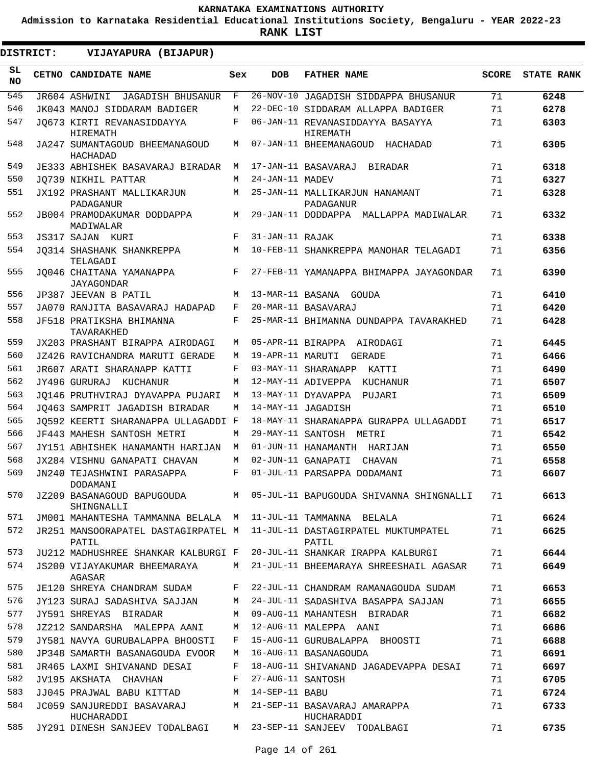# KARNATAKA EXAMINATIONS AUTHORITY

**Admission to Karnataka Residential Educational Institutions Society, Bengaluru - YEAR 2022-23**

**RANK LIST**

**DISTRICT: VIJAYAPURA (BIJAPUR)**

| SL NO | CETNO | CANDIDATE NAME | Sex | DOB | FATHER NAME | SCORE | STATE RANK |
|---|---|---|---|---|---|---|---|
| 545 | JR604 | ASHWINI JAGADISH BHUSANUR | F | 26-NOV-10 | JAGADISH SIDDAPPA BHUSANUR | 71 | 6248 |
| 546 | JK043 | MANOJ SIDDARAM BADIGER | M | 22-DEC-10 | SIDDARAM ALLAPPA BADIGER | 71 | 6278 |
| 547 | JQ673 | KIRTI REVANASIDDAYYA HIREMATH | F | 06-JAN-11 | REVANASIDDAYYA BASAYYA HIREMATH | 71 | 6303 |
| 548 | JA247 | SUMANTAGOUD BHEEMANAGOUD HACHADAD | M | 07-JAN-11 | BHEEMANAGOUD HACHADAD | 71 | 6305 |
| 549 | JE333 | ABHISHEK BASAVARAJ BIRADAR | M | 17-JAN-11 | BASAVARAJ BIRADAR | 71 | 6318 |
| 550 | JQ739 | NIKHIL PATTAR | M | 24-JAN-11 | MADEV | 71 | 6327 |
| 551 | JX192 | PRASHANT MALLIKARJUN PADAGANUR | M | 25-JAN-11 | MALLIKARJUN HANAMANT PADAGANUR | 71 | 6328 |
| 552 | JB004 | PRAMODAKUMAR DODDAPPA MADIWALAR | M | 29-JAN-11 | DODDAPPA MALLAPPA MADIWALAR | 71 | 6332 |
| 553 | JS317 | SAJAN KURI | F | 31-JAN-11 | RAJAK | 71 | 6338 |
| 554 | JQ314 | SHASHANK SHANKREPPA TELAGADI | M | 10-FEB-11 | SHANKREPPA MANOHAR TELAGADI | 71 | 6356 |
| 555 | JQ046 | CHAITANA YAMANAPPA JAYAGONDAR | F | 27-FEB-11 | YAMANAPPA BHIMAPPA JAYAGONDAR | 71 | 6390 |
| 556 | JP387 | JEEVAN B PATIL | M | 13-MAR-11 | BASANA GOUDA | 71 | 6410 |
| 557 | JA070 | RANJITA BASAVARAJ HADAPAD | F | 20-MAR-11 | BASAVARAJ | 71 | 6420 |
| 558 | JF518 | PRATIKSHA BHIMANNA TAVARAKHED | F | 25-MAR-11 | BHIMANNA DUNDAPPA TAVARAKHED | 71 | 6428 |
| 559 | JX203 | PRASHANT BIRAPPA AIRODAGI | M | 05-APR-11 | BIRAPPA AIRODAGI | 71 | 6445 |
| 560 | JZ426 | RAVICHANDRA MARUTI GERADE | M | 19-APR-11 | MARUTI GERADE | 71 | 6466 |
| 561 | JR607 | ARATI SHARANAPP KATTI | F | 03-MAY-11 | SHARANAPP KATTI | 71 | 6490 |
| 562 | JY496 | GURURAJ KUCHANUR | M | 12-MAY-11 | ADIVEPPA KUCHANUR | 71 | 6507 |
| 563 | JQ146 | PRUTHVIRAJ DYAVAPPA PUJARI | M | 13-MAY-11 | DYAVAPPA PUJARI | 71 | 6509 |
| 564 | JQ463 | SAMPRIT JAGADISH BIRADAR | M | 14-MAY-11 | JAGADISH | 71 | 6510 |
| 565 | JQ592 | KEERTI SHARANAPPA ULLAGADDI | F | 18-MAY-11 | SHARANAPPA GURAPPA ULLAGADDI | 71 | 6517 |
| 566 | JF443 | MAHESH SANTOSH METRI | M | 29-MAY-11 | SANTOSH METRI | 71 | 6542 |
| 567 | JY151 | ABHISHEK HANAMANTH HARIJAN | M | 01-JUN-11 | HANAMANTH HARIJAN | 71 | 6550 |
| 568 | JX284 | VISHNU GANAPATI CHAVAN | M | 02-JUN-11 | GANAPATI CHAVAN | 71 | 6558 |
| 569 | JN240 | TEJASHWINI PARASAPPA DODAMANI | F | 01-JUL-11 | PARSAPPA DODAMANI | 71 | 6607 |
| 570 | JZ209 | BASANAGOUD BAPUGOUDA SHINGNALLI | M | 05-JUL-11 | BAPUGOUDA SHIVANNA SHINGNALLI | 71 | 6613 |
| 571 | JM001 | MAHANTESHA TAMMANNA BELALA | M | 11-JUL-11 | TAMMANNA BELALA | 71 | 6624 |
| 572 | JR251 | MANSOORAPATEL DASTAGIRPATEL PATIL | M | 11-JUL-11 | DASTAGIRPATEL MUKTUMPATEL PATIL | 71 | 6625 |
| 573 | JU212 | MADHUSHREE SHANKAR KALBURGI | F | 20-JUL-11 | SHANKAR IRAPPA KALBURGI | 71 | 6644 |
| 574 | JS200 | VIJAYAKUMAR BHEEMARAYA AGASAR | M | 21-JUL-11 | BHEEMARAYA SHREESHAIL AGASAR | 71 | 6649 |
| 575 | JE120 | SHREYA CHANDRAM SUDAM | F | 22-JUL-11 | CHANDRAM RAMANAGOUDA SUDAM | 71 | 6653 |
| 576 | JY123 | SURAJ SADASHIVA SAJJAN | M | 24-JUL-11 | SADASHIVA BASAPPA SAJJAN | 71 | 6655 |
| 577 | JY591 | SHREYAS BIRADAR | M | 09-AUG-11 | MAHANTESH BIRADAR | 71 | 6682 |
| 578 | JZ212 | SANDARSHA MALEPPA AANI | M | 12-AUG-11 | MALEPPA AANI | 71 | 6686 |
| 579 | JY581 | NAVYA GURUBALAPPA BHOOSTI | F | 15-AUG-11 | GURUBALAPPA BHOOSTI | 71 | 6688 |
| 580 | JP348 | SAMARTH BASANAGOUDA EVOOR | M | 16-AUG-11 | BASANAGOUDA | 71 | 6691 |
| 581 | JR465 | LAXMI SHIVANAND DESAI | F | 18-AUG-11 | SHIVANAND JAGADEVAPPA DESAI | 71 | 6697 |
| 582 | JV195 | AKSHATA CHAVHAN | F | 27-AUG-11 | SANTOSH | 71 | 6705 |
| 583 | JJ045 | PRAJWAL BABU KITTAD | M | 14-SEP-11 | BABU | 71 | 6724 |
| 584 | JC059 | SANJUREDDI BASAVARAJ HUCHARADDI | M | 21-SEP-11 | BASAVARAJ AMARAPPA HUCHARADDI | 71 | 6733 |
| 585 | JY291 | DINESH SANJEEV TODALBAGI | M | 23-SEP-11 | SANJEEV TODALBAGI | 71 | 6735 |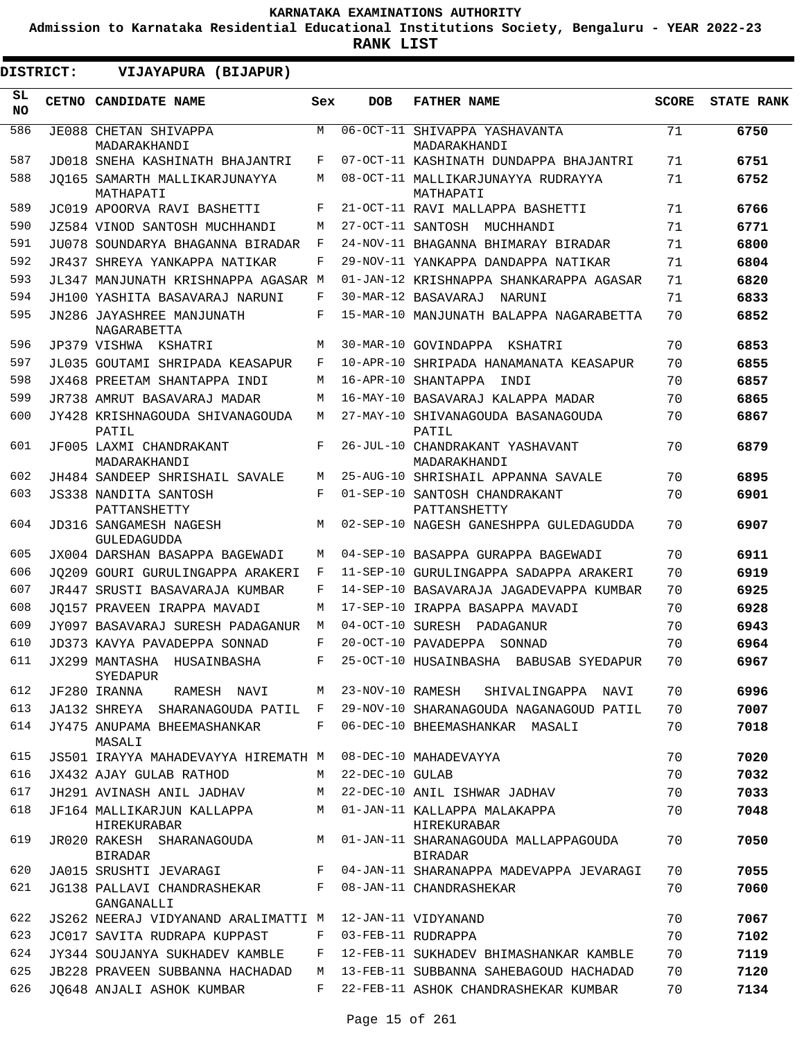# KARNATAKA EXAMINATIONS AUTHORITY

**Admission to Karnataka Residential Educational Institutions Society, Bengaluru - YEAR 2022-23**

**RANK LIST**

**DISTRICT: VIJAYAPURA (BIJAPUR)**

| SL NO | CETNO | CANDIDATE NAME | Sex | DOB | FATHER NAME | SCORE | STATE RANK |
|---|---|---|---|---|---|---|---|
| 586 | JE088 | CHETAN SHIVAPPA MADARAKHANDI | M | 06-OCT-11 | SHIVAPPA YASHAVANTA MADARAKHANDI | 71 | 6750 |
| 587 | JD018 | SNEHA KASHINATH BHAJANTRI | F | 07-OCT-11 | KASHINATH DUNDAPPA BHAJANTRI | 71 | 6751 |
| 588 | JQ165 | SAMARTH MALLIKARJUNAYYA MATHAPATI | M | 08-OCT-11 | MALLIKARJUNAYYA RUDRAYYA MATHAPATI | 71 | 6752 |
| 589 | JC019 | APOORVA RAVI BASHETTI | F | 21-OCT-11 | RAVI MALLAPPA BASHETTI | 71 | 6766 |
| 590 | JZ584 | VINOD SANTOSH MUCHHANDI | M | 27-OCT-11 | SANTOSH MUCHHANDI | 71 | 6771 |
| 591 | JU078 | SOUNDARYA BHAGANNA BIRADAR | F | 24-NOV-11 | BHAGANNA BHIMARAY BIRADAR | 71 | 6800 |
| 592 | JR437 | SHREYA YANKAPPA NATIKAR | F | 29-NOV-11 | YANKAPPA DANDAPPA NATIKAR | 71 | 6804 |
| 593 | JL347 | MANJUNATH KRISHNAPPA AGASAR | M | 01-JAN-12 | KRISHNAPPA SHANKARAPPA AGASAR | 71 | 6820 |
| 594 | JH100 | YASHITA BASAVARAJ NARUNI | F | 30-MAR-12 | BASAVARAJ NARUNI | 71 | 6833 |
| 595 | JN286 | JAYASHREE MANJUNATH NAGARABETTA | F | 15-MAR-10 | MANJUNATH BALAPPA NAGARABETTA | 70 | 6852 |
| 596 | JP379 | VISHWA KSHATRI | M | 30-MAR-10 | GOVINDAPPA KSHATRI | 70 | 6853 |
| 597 | JL035 | GOUTAMI SHRIPADA KEASAPUR | F | 10-APR-10 | SHRIPADA HANAMANATA KEASAPUR | 70 | 6855 |
| 598 | JX468 | PREETAM SHANTAPPA INDI | M | 16-APR-10 | SHANTAPPA INDI | 70 | 6857 |
| 599 | JR738 | AMRUT BASAVARAJ MADAR | M | 16-MAY-10 | BASAVARAJ KALAPPA MADAR | 70 | 6865 |
| 600 | JY428 | KRISHNAGOUDA SHIVANAGOUDA PATIL | M | 27-MAY-10 | SHIVANAGOUDA BASANAGOUDA PATIL | 70 | 6867 |
| 601 | JF005 | LAXMI CHANDRAKANT MADARAKHANDI | F | 26-JUL-10 | CHANDRAKANT YASHAVANT MADARAKHANDI | 70 | 6879 |
| 602 | JH484 | SANDEEP SHRISHAIL SAVALE | M | 25-AUG-10 | SHRISHAIL APPANNA SAVALE | 70 | 6895 |
| 603 | JS338 | NANDITA SANTOSH PATTANSHETTY | F | 01-SEP-10 | SANTOSH CHANDRAKANT PATTANSHETTY | 70 | 6901 |
| 604 | JD316 | SANGAMESH NAGESH GULEDAGUDDA | M | 02-SEP-10 | NAGESH GANESHPPA GULEDAGUDDA | 70 | 6907 |
| 605 | JX004 | DARSHAN BASAPPA BAGEWADI | M | 04-SEP-10 | BASAPPA GURAPPA BAGEWADI | 70 | 6911 |
| 606 | JQ209 | GOURI GURULINGAPPA ARAKERI | F | 11-SEP-10 | GURULINGAPPA SADAPPA ARAKERI | 70 | 6919 |
| 607 | JR447 | SRUSTI BASAVARAJA KUMBAR | F | 14-SEP-10 | BASAVARAJA JAGADEVAPPA KUMBAR | 70 | 6925 |
| 608 | JQ157 | PRAVEEN IRAPPA MAVADI | M | 17-SEP-10 | IRAPPA BASAPPA MAVADI | 70 | 6928 |
| 609 | JY097 | BASAVARAJ SURESH PADAGANUR | M | 04-OCT-10 | SURESH PADAGANUR | 70 | 6943 |
| 610 | JD373 | KAVYA PAVADEPPA SONNAD | F | 20-OCT-10 | PAVADEPPA SONNAD | 70 | 6964 |
| 611 | JX299 | MANTASHA HUSAINBASHA SYEDAPUR | F | 25-OCT-10 | HUSAINBASHA BABUSAB SYEDAPUR | 70 | 6967 |
| 612 | JF280 | IRANNA RAMESH NAVI | M | 23-NOV-10 | RAMESH SHIVALINGAPPA NAVI | 70 | 6996 |
| 613 | JA132 | SHREYA SHARANAGOUDA PATIL | F | 29-NOV-10 | SHARANAGOUDA NAGANAGOUD PATIL | 70 | 7007 |
| 614 | JY475 | ANUPAMA BHEEMASHANKAR MASALI | F | 06-DEC-10 | BHEEMASHANKAR MASALI | 70 | 7018 |
| 615 | JS501 | IRAYYA MAHADEVAYYA HIREMATH | M | 08-DEC-10 | MAHADEVAYYA | 70 | 7020 |
| 616 | JX432 | AJAY GULAB RATHOD | M | 22-DEC-10 | GULAB | 70 | 7032 |
| 617 | JH291 | AVINASH ANIL JADHAV | M | 22-DEC-10 | ANIL ISHWAR JADHAV | 70 | 7033 |
| 618 | JF164 | MALLIKARJUN KALLAPPA HIREKURABAR | M | 01-JAN-11 | KALLAPPA MALAKAPPA HIREKURABAR | 70 | 7048 |
| 619 | JR020 | RAKESH SHARANAGOUDA BIRADAR | M | 01-JAN-11 | SHARANAGOUDA MALLAPPAGOUDA BIRADAR | 70 | 7050 |
| 620 | JA015 | SRUSHTI JEVARAGI | F | 04-JAN-11 | SHARANAPPA MADEVAPPA JEVARAGI | 70 | 7055 |
| 621 | JG138 | PALLAVI CHANDRASHEKAR GANGANALLI | F | 08-JAN-11 | CHANDRASHEKAR | 70 | 7060 |
| 622 | JS262 | NEERAJ VIDYANAND ARALIMATTI | M | 12-JAN-11 | VIDYANAND | 70 | 7067 |
| 623 | JC017 | SAVITA RUDRAPA KUPPAST | F | 03-FEB-11 | RUDRAPPA | 70 | 7102 |
| 624 | JY344 | SOUJANYA SUKHADEV KAMBLE | F | 12-FEB-11 | SUKHADEV BHIMASHANKAR KAMBLE | 70 | 7119 |
| 625 | JB228 | PRAVEEN SUBBANNA HACHADAD | M | 13-FEB-11 | SUBBANNA SAHEBAGOUD HACHADAD | 70 | 7120 |
| 626 | JQ648 | ANJALI ASHOK KUMBAR | F | 22-FEB-11 | ASHOK CHANDRASHEKAR KUMBAR | 70 | 7134 |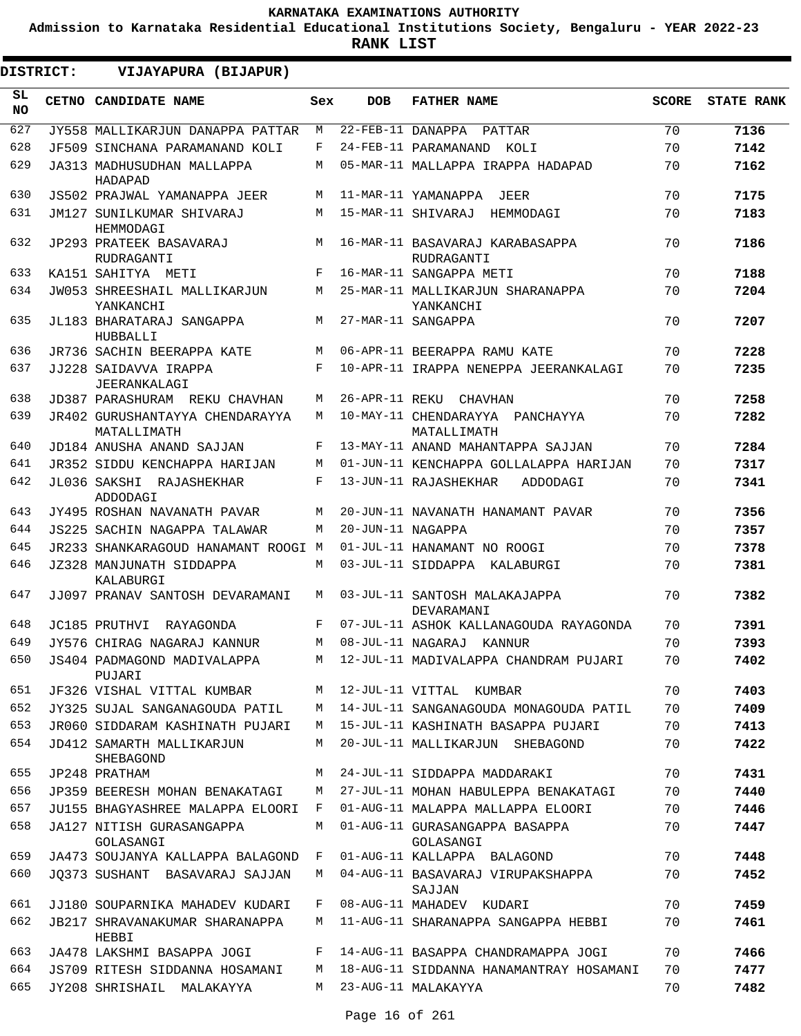**KARNATAKA EXAMINATIONS AUTHORITY**

**Admission to Karnataka Residential Educational Institutions Society, Bengaluru - YEAR 2022-23**

**RANK LIST**

**DISTRICT: VIJAYAPURA (BIJAPUR)**

| SL NO | CETNO | CANDIDATE NAME | Sex | DOB | FATHER NAME | SCORE | STATE RANK |
|---|---|---|---|---|---|---|---|
| 627 | JY558 | MALLIKARJUN DANAPPA PATTAR | M | 22-FEB-11 | DANAPPA PATTAR | 70 | 7136 |
| 628 | JF509 | SINCHANA PARAMANAND KOLI | F | 24-FEB-11 | PARAMANAND KOLI | 70 | 7142 |
| 629 | JA313 | MADHUSUDHAN MALLAPPA HADAPAD | M | 05-MAR-11 | MALLAPPA IRAPPA HADAPAD | 70 | 7162 |
| 630 | JS502 | PRAJWAL YAMANAPPA JEER | M | 11-MAR-11 | YAMANAPPA JEER | 70 | 7175 |
| 631 | JM127 | SUNILKUMAR SHIVARAJ HEMMODAGI | M | 15-MAR-11 | SHIVARAJ HEMMODAGI | 70 | 7183 |
| 632 | JP293 | PRATEEK BASAVARAJ RUDRAGANTI | M | 16-MAR-11 | BASAVARAJ KARABASAPPA RUDRAGANTI | 70 | 7186 |
| 633 | KA151 | SAHITYA METI | F | 16-MAR-11 | SANGAPPA METI | 70 | 7188 |
| 634 | JW053 | SHREESHAIL MALLIKARJUN YANKANCHI | M | 25-MAR-11 | MALLIKARJUN SHARANAPPA YANKANCHI | 70 | 7204 |
| 635 | JL183 | BHARATARAJ SANGAPPA HUBBALLI | M | 27-MAR-11 | SANGAPPA | 70 | 7207 |
| 636 | JR736 | SACHIN BEERAPPA KATE | M | 06-APR-11 | BEERAPPA RAMU KATE | 70 | 7228 |
| 637 | JJ228 | SAIDAVVA IRAPPA JEERANKALAGI | F | 10-APR-11 | IRAPPA NENEPPA JEERANKALAGI | 70 | 7235 |
| 638 | JD387 | PARASHURAM REKU CHAVHAN | M | 26-APR-11 | REKU CHAVHAN | 70 | 7258 |
| 639 | JR402 | GURUSHANTAYYA CHENDARAYYA MATALLIMATH | M | 10-MAY-11 | CHENDARAYYA PANCHAYYA MATALLIMATH | 70 | 7282 |
| 640 | JD184 | ANUSHA ANAND SAJJAN | F | 13-MAY-11 | ANAND MAHANTAPPA SAJJAN | 70 | 7284 |
| 641 | JR352 | SIDDU KENCHAPPA HARIJAN | M | 01-JUN-11 | KENCHAPPA GOLLALAPPA HARIJAN | 70 | 7317 |
| 642 | JL036 | SAKSHI RAJASHEKHAR ADDODAGI | F | 13-JUN-11 | RAJASHEKHAR ADDODAGI | 70 | 7341 |
| 643 | JY495 | ROSHAN NAVANATH PAVAR | M | 20-JUN-11 | NAVANATH HANAMANT PAVAR | 70 | 7356 |
| 644 | JS225 | SACHIN NAGAPPA TALAWAR | M | 20-JUN-11 | NAGAPPA | 70 | 7357 |
| 645 | JR233 | SHANKARAGOUD HANAMANT ROOGI | M | 01-JUL-11 | HANAMANT NO ROOGI | 70 | 7378 |
| 646 | JZ328 | MANJUNATH SIDDAPPA KALABURGI | M | 03-JUL-11 | SIDDAPPA KALABURGI | 70 | 7381 |
| 647 | JJ097 | PRANAV SANTOSH DEVARAMANI | M | 03-JUL-11 | SANTOSH MALAKAJAPPA DEVARAMANI | 70 | 7382 |
| 648 | JC185 | PRUTHVI RAYAGONDA | F | 07-JUL-11 | ASHOK KALLANAGOUDA RAYAGONDA | 70 | 7391 |
| 649 | JY576 | CHIRAG NAGARAJ KANNUR | M | 08-JUL-11 | NAGARAJ KANNUR | 70 | 7393 |
| 650 | JS404 | PADMAGOND MADIVALAPPA PUJARI | M | 12-JUL-11 | MADIVALAPPA CHANDRAM PUJARI | 70 | 7402 |
| 651 | JF326 | VISHAL VITTAL KUMBAR | M | 12-JUL-11 | VITTAL KUMBAR | 70 | 7403 |
| 652 | JY325 | SUJAL SANGANAGOUDA PATIL | M | 14-JUL-11 | SANGANAGOUDA MONAGOUDA PATIL | 70 | 7409 |
| 653 | JR060 | SIDDARAM KASHINATH PUJARI | M | 15-JUL-11 | KASHINATH BASAPPA PUJARI | 70 | 7413 |
| 654 | JD412 | SAMARTH MALLIKARJUN SHEBAGOND | M | 20-JUL-11 | MALLIKARJUN SHEBAGOND | 70 | 7422 |
| 655 | JP248 | PRATHAM | M | 24-JUL-11 | SIDDAPPA MADDARAKI | 70 | 7431 |
| 656 | JP359 | BEERESH MOHAN BENAKATAGI | M | 27-JUL-11 | MOHAN HABULEPPA BENAKATAGI | 70 | 7440 |
| 657 | JU155 | BHAGYASHREE MALAPPA ELOORI | F | 01-AUG-11 | MALAPPA MALLAPPA ELOORI | 70 | 7446 |
| 658 | JA127 | NITISH GURASANGAPPA GOLASANGI | M | 01-AUG-11 | GURASANGAPPA BASAPPA GOLASANGI | 70 | 7447 |
| 659 | JA473 | SOUJANYA KALLAPPA BALAGOND | F | 01-AUG-11 | KALLAPPA BALAGOND | 70 | 7448 |
| 660 | JQ373 | SUSHANT BASAVARAJ SAJJAN | M | 04-AUG-11 | BASAVARAJ VIRUPAKSHAPPA SAJJAN | 70 | 7452 |
| 661 | JJ180 | SOUPARNIKA MAHADEV KUDARI | F | 08-AUG-11 | MAHADEV KUDARI | 70 | 7459 |
| 662 | JB217 | SHRAVANAKUMAR SHARANAPPA HEBBI | M | 11-AUG-11 | SHARANAPPA SANGAPPA HEBBI | 70 | 7461 |
| 663 | JA478 | LAKSHMI BASAPPA JOGI | F | 14-AUG-11 | BASAPPA CHANDRAMAPPA JOGI | 70 | 7466 |
| 664 | JS709 | RITESH SIDDANNA HOSAMANI | M | 18-AUG-11 | SIDDANNA HANAMANTRAY HOSAMANI | 70 | 7477 |
| 665 | JY208 | SHRISHAIL MALAKAYYA | M | 23-AUG-11 | MALAKAYYA | 70 | 7482 |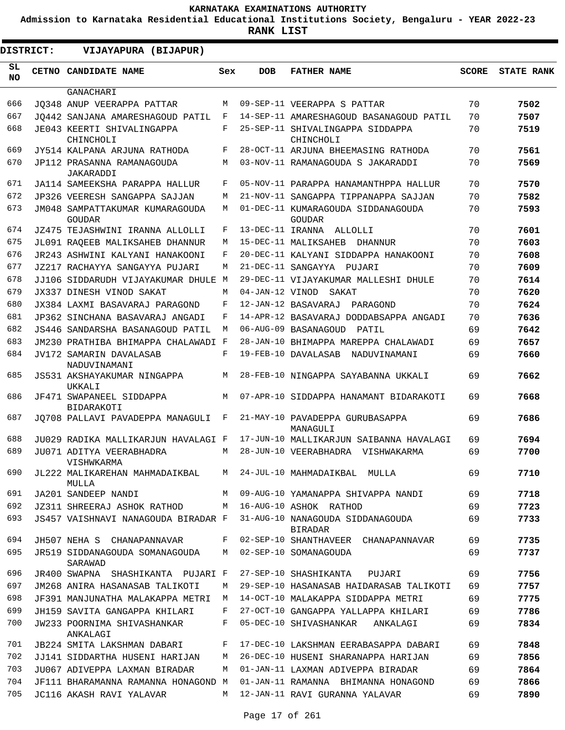**KARNATAKA EXAMINATIONS AUTHORITY**

**Admission to Karnataka Residential Educational Institutions Society, Bengaluru - YEAR 2022-23**

**RANK LIST**

**DISTRICT: VIJAYAPURA (BIJAPUR)**

| SL NO | CETNO | CANDIDATE NAME | Sex | DOB | FATHER NAME | SCORE | STATE RANK |
|---|---|---|---|---|---|---|---|
| | | GANACHARI | | | | | |
| 666 | JQ348 | ANUP VEERAPPA PATTAR | M | 09-SEP-11 | VEERAPPA S PATTAR | 70 | 7502 |
| 667 | JQ442 | SANJANA AMARESHAGOUD PATIL | F | 14-SEP-11 | AMARESHAGOUD BASANAGOUD PATIL | 70 | 7507 |
| 668 | JE043 | KEERTI SHIVALINGAPPA CHINCHOLI | F | 25-SEP-11 | SHIVALINGAPPA SIDDAPPA CHINCHOLI | 70 | 7519 |
| 669 | JY514 | KALPANA ARJUNA RATHODA | F | 28-OCT-11 | ARJUNA BHEEMASING RATHODA | 70 | 7561 |
| 670 | JP112 | PRASANNA RAMANAGOUDA JAKARADDI | M | 03-NOV-11 | RAMANAGOUDA S JAKARADDI | 70 | 7569 |
| 671 | JA114 | SAMEEKSHA PARAPPA HALLUR | F | 05-NOV-11 | PARAPPA HANAMANTHPPA HALLUR | 70 | 7570 |
| 672 | JP326 | VEERESH SANGAPPA SAJJAN | M | 21-NOV-11 | SANGAPPA TIPPANAPPA SAJJAN | 70 | 7582 |
| 673 | JM048 | SAMPATTAKUMAR KUMARAGOUDA GOUDAR | M | 01-DEC-11 | KUMARAGOUDA SIDDANAGOUDA GOUDAR | 70 | 7593 |
| 674 | JZ475 | TEJASHWINI IRANNA ALLOLLI | F | 13-DEC-11 | IRANNA ALLOLLI | 70 | 7601 |
| 675 | JL091 | RAQEEB MALIKSAHEB DHANNUR | M | 15-DEC-11 | MALIKSAHEB DHANNUR | 70 | 7603 |
| 676 | JR243 | ASHWINI KALYANI HANAKOONI | F | 20-DEC-11 | KALYANI SIDDAPPA HANAKOONI | 70 | 7608 |
| 677 | JZ217 | RACHAYYA SANGAYYA PUJARI | M | 21-DEC-11 | SANGAYYA PUJARI | 70 | 7609 |
| 678 | JJ106 | SIDDARUDH VIJAYAKUMAR DHULE | M | 29-DEC-11 | VIJAYAKUMAR MALLESHI DHULE | 70 | 7614 |
| 679 | JX337 | DINESH VINOD SAKAT | M | 04-JAN-12 | VINOD SAKAT | 70 | 7620 |
| 680 | JX384 | LAXMI BASAVARAJ PARAGOND | F | 12-JAN-12 | BASAVARAJ PARAGOND | 70 | 7624 |
| 681 | JP362 | SINCHANA BASAVARAJ ANGADI | F | 14-APR-12 | BASAVARAJ DODDABSAPPA ANGADI | 70 | 7636 |
| 682 | JS446 | SANDARSHA BASANAGOUD PATIL | M | 06-AUG-09 | BASANAGOUD PATIL | 69 | 7642 |
| 683 | JM230 | PRATHIBA BHIMAPPA CHALAWADI | F | 28-JAN-10 | BHIMAPPA MAREPPA CHALAWADI | 69 | 7657 |
| 684 | JV172 | SAMARIN DAVALASAB NADUVINAMANI | F | 19-FEB-10 | DAVALASAB NADUVINAMANI | 69 | 7660 |
| 685 | JS531 | AKSHAYAKUMAR NINGAPPA UKKALI | M | 28-FEB-10 | NINGAPPA SAYABANNA UKKALI | 69 | 7662 |
| 686 | JF471 | SWAPANEEL SIDDAPPA BIDARAKOTI | M | 07-APR-10 | SIDDAPPA HANAMANT BIDARAKOTI | 69 | 7668 |
| 687 | JQ708 | PALLAVI PAVADEPPA MANAGULI | F | 21-MAY-10 | PAVADEPPA GURUBASAPPA MANAGULI | 69 | 7686 |
| 688 | JU029 | RADIKA MALLIKARJUN HAVALAGI | F | 17-JUN-10 | MALLIKARJUN SAIBANNA HAVALAGI | 69 | 7694 |
| 689 | JU071 | ADITYA VEERABHADRA VISHWKARMA | M | 28-JUN-10 | VEERABHADRA VISHWAKARMA | 69 | 7700 |
| 690 | JL222 | MALIKAREHAN MAHMADAIKBAL MULLA | M | 24-JUL-10 | MAHMADAIKBAL MULLA | 69 | 7710 |
| 691 | JA201 | SANDEEP NANDI | M | 09-AUG-10 | YAMANAPPA SHIVAPPA NANDI | 69 | 7718 |
| 692 | JZ311 | SHREERAJ ASHOK RATHOD | M | 16-AUG-10 | ASHOK RATHOD | 69 | 7723 |
| 693 | JS457 | VAISHNAVI NANAGOUDA BIRADAR | F | 31-AUG-10 | NANAGOUDA SIDDANAGOUDA BIRADAR | 69 | 7733 |
| 694 | JH507 | NEHA S CHANAPANNAVAR | F | 02-SEP-10 | SHANTHAVEER CHANAPANNAVAR | 69 | 7735 |
| 695 | JR519 | SIDDANAGOUDA SOMANAGOUDA SARAWAD | M | 02-SEP-10 | SOMANAGOUDA | 69 | 7737 |
| 696 | JR400 | SWAPNA SHASHIKANTA PUJARI | F | 27-SEP-10 | SHASHIKANTA PUJARI | 69 | 7756 |
| 697 | JM268 | ANIRA HASANASAB TALIKOTI | M | 29-SEP-10 | HASANASAB HAIDARASAB TALIKOTI | 69 | 7757 |
| 698 | JF391 | MANJUNATHA MALAKAPPA METRI | M | 14-OCT-10 | MALAKAPPA SIDDAPPA METRI | 69 | 7775 |
| 699 | JH159 | SAVITA GANGAPPA KHILARI | F | 27-OCT-10 | GANGAPPA YALLAPPA KHILARI | 69 | 7786 |
| 700 | JW233 | POORNIMA SHIVASHANKAR ANKALAGI | F | 05-DEC-10 | SHIVASHANKAR ANKALAGI | 69 | 7834 |
| 701 | JB224 | SMITA LAKSHMAN DABARI | F | 17-DEC-10 | LAKSHMAN EERABASAPPA DABARI | 69 | 7848 |
| 702 | JJ141 | SIDDARTHA HUSENI HARIJAN | M | 26-DEC-10 | HUSENI SHARANAPPA HARIJAN | 69 | 7856 |
| 703 | JU067 | ADIVEPPA LAXMAN BIRADAR | M | 01-JAN-11 | LAXMAN ADIVEPPA BIRADAR | 69 | 7864 |
| 704 | JF111 | BHARAMANNA RAMANNA HONAGOND | M | 01-JAN-11 | RAMANNA BHIMANNA HONAGOND | 69 | 7866 |
| 705 | JC116 | AKASH RAVI YALAVAR | M | 12-JAN-11 | RAVI GURANNA YALAVAR | 69 | 7890 |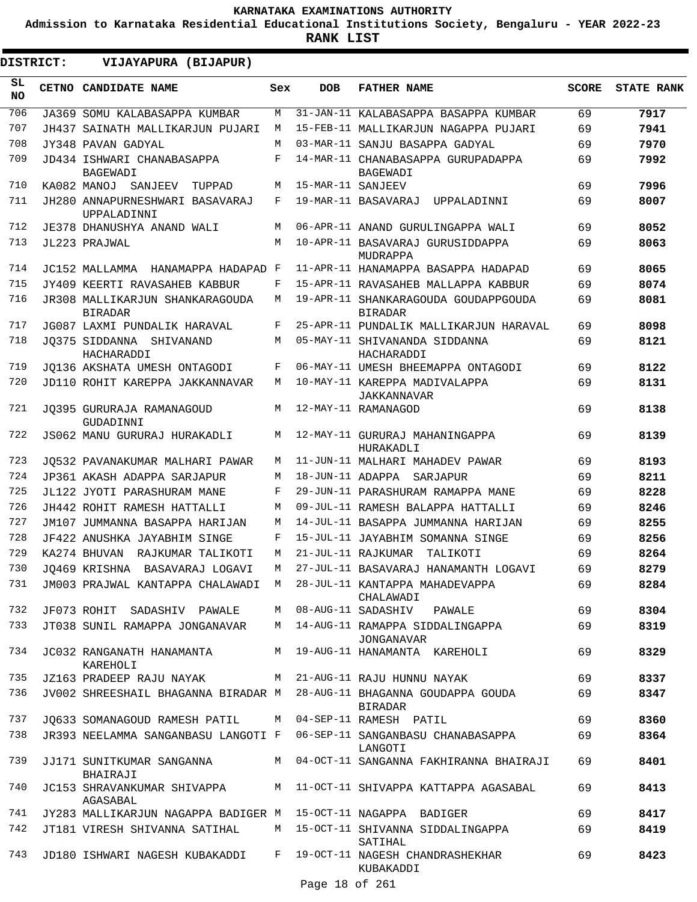# KARNATAKA EXAMINATIONS AUTHORITY

**Admission to Karnataka Residential Educational Institutions Society, Bengaluru - YEAR 2022-23**

**RANK LIST**

**DISTRICT: VIJAYAPURA (BIJAPUR)**

| SL NO | CETNO | CANDIDATE NAME | Sex | DOB | FATHER NAME | SCORE | STATE RANK |
|---|---|---|---|---|---|---|---|
| 706 | JA369 | SOMU KALABASAPPA KUMBAR | M | 31-JAN-11 | KALABASAPPA BASAPPA KUMBAR | 69 | **7917** |
| 707 | JH437 | SAINATH MALLIKARJUN PUJARI | M | 15-FEB-11 | MALLIKARJUN NAGAPPA PUJARI | 69 | **7941** |
| 708 | JY348 | PAVAN GADYAL | M | 03-MAR-11 | SANJU BASAPPA GADYAL | 69 | **7970** |
| 709 | JD434 | ISHWARI CHANABASAPPA BAGEWADI | F | 14-MAR-11 | CHANABASAPPA GURUPADAPPA BAGEWADI | 69 | **7992** |
| 710 | KA082 | MANOJ SANJEEV TUPPAD | M | 15-MAR-11 | SANJEEV | 69 | **7996** |
| 711 | JH280 | ANNAPURNESHWARI BASAVARAJ UPPALADINNI | F | 19-MAR-11 | BASAVARAJ UPPALADINNI | 69 | **8007** |
| 712 | JE378 | DHANUSHYA ANAND WALI | M | 06-APR-11 | ANAND GURULINGAPPA WALI | 69 | **8052** |
| 713 | JL223 | PRAJWAL | M | 10-APR-11 | BASAVARAJ GURUSIDDAPPA MUDRAPPA | 69 | **8063** |
| 714 | JC152 | MALLAMMA HANAMAPPA HADAPAD | F | 11-APR-11 | HANAMAPPA BASAPPA HADAPAD | 69 | **8065** |
| 715 | JY409 | KEERTI RAVASAHEB KABBUR | F | 15-APR-11 | RAVASAHEB MALLAPPA KABBUR | 69 | **8074** |
| 716 | JR308 | MALLIKARJUN SHANKARAGOUDA BIRADAR | M | 19-APR-11 | SHANKARAGOUDA GOUDAPPGOUDA BIRADAR | 69 | **8081** |
| 717 | JG087 | LAXMI PUNDALIK HARAVAL | F | 25-APR-11 | PUNDALIK MALLIKARJUN HARAVAL | 69 | **8098** |
| 718 | JQ375 | SIDDANNA SHIVANAND HACHARADDI | M | 05-MAY-11 | SHIVANANDA SIDDANNA HACHARADDI | 69 | **8121** |
| 719 | JQ136 | AKSHATA UMESH ONTAGODI | F | 06-MAY-11 | UMESH BHEEMAPPA ONTAGODI | 69 | **8122** |
| 720 | JD110 | ROHIT KAREPPA JAKKANNAVAR | M | 10-MAY-11 | KAREPPA MADIVALAPPA JAKKANNAVAR | 69 | **8131** |
| 721 | JQ395 | GURURAJA RAMANAGOUD GUDADINNI | M | 12-MAY-11 | RAMANAGOD | 69 | **8138** |
| 722 | JS062 | MANU GURURAJ HURAKADLI | M | 12-MAY-11 | GURURAJ MAHANINGAPPA HURAKADLI | 69 | **8139** |
| 723 | JQ532 | PAVANAKUMAR MALHARI PAWAR | M | 11-JUN-11 | MALHARI MAHADEV PAWAR | 69 | **8193** |
| 724 | JP361 | AKASH ADAPPA SARJAPUR | M | 18-JUN-11 | ADAPPA SARJAPUR | 69 | **8211** |
| 725 | JL122 | JYOTI PARASHURAM MANE | F | 29-JUN-11 | PARASHURAM RAMAPPA MANE | 69 | **8228** |
| 726 | JH442 | ROHIT RAMESH HATTALLI | M | 09-JUL-11 | RAMESH BALAPPA HATTALLI | 69 | **8246** |
| 727 | JM107 | JUMMANNA BASAPPA HARIJAN | M | 14-JUL-11 | BASAPPA JUMMANNA HARIJAN | 69 | **8255** |
| 728 | JF422 | ANUSHKA JAYABHIM SINGE | F | 15-JUL-11 | JAYABHIM SOMANNA SINGE | 69 | **8256** |
| 729 | KA274 | BHUVAN RAJKUMAR TALIKOTI | M | 21-JUL-11 | RAJKUMAR TALIKOTI | 69 | **8264** |
| 730 | JQ469 | KRISHNA BASAVARAJ LOGAVI | M | 27-JUL-11 | BASAVARAJ HANAMANTH LOGAVI | 69 | **8279** |
| 731 | JM003 | PRAJWAL KANTAPPA CHALAWADI | M | 28-JUL-11 | KANTAPPA MAHADEVAPPA CHALAWADI | 69 | **8284** |
| 732 | JF073 | ROHIT SADASHIV PAWALE | M | 08-AUG-11 | SADASHIV PAWALE | 69 | **8304** |
| 733 | JT038 | SUNIL RAMAPPA JONGANAVAR | M | 14-AUG-11 | RAMAPPA SIDDALINGAPPA JONGANAVAR | 69 | **8319** |
| 734 | JC032 | RANGANATH HANAMANTA KAREHOLI | M | 19-AUG-11 | HANAMANTA KAREHOLI | 69 | **8329** |
| 735 | JZ163 | PRADEEP RAJU NAYAK | M | 21-AUG-11 | RAJU HUNNU NAYAK | 69 | **8337** |
| 736 | JV002 | SHREESHAIL BHAGANNA BIRADAR | M | 28-AUG-11 | BHAGANNA GOUDAPPA GOUDA BIRADAR | 69 | **8347** |
| 737 | JQ633 | SOMANAGOUD RAMESH PATIL | M | 04-SEP-11 | RAMESH PATIL | 69 | **8360** |
| 738 | JR393 | NEELAMMA SANGANBASU LANGOTI | F | 06-SEP-11 | SANGANBASU CHANABASAPPA LANGOTI | 69 | **8364** |
| 739 | JJ171 | SUNITKUMAR SANGANNA BHAIRAJI | M | 04-OCT-11 | SANGANNA FAKHIRANNA BHAIRAJI | 69 | **8401** |
| 740 | JC153 | SHRAVANKUMAR SHIVAPPA AGASABAL | M | 11-OCT-11 | SHIVAPPA KATTAPPA AGASABAL | 69 | **8413** |
| 741 | JY283 | MALLIKARJUN NAGAPPA BADIGER | M | 15-OCT-11 | NAGAPPA BADIGER | 69 | **8417** |
| 742 | JT181 | VIRESH SHIVANNA SATIHAL | M | 15-OCT-11 | SHIVANNA SIDDALINGAPPA SATIHAL | 69 | **8419** |
| 743 | JD180 | ISHWARI NAGESH KUBAKADDI | F | 19-OCT-11 | NAGESH CHANDRASHEKHAR KUBAKADDI | 69 | **8423** |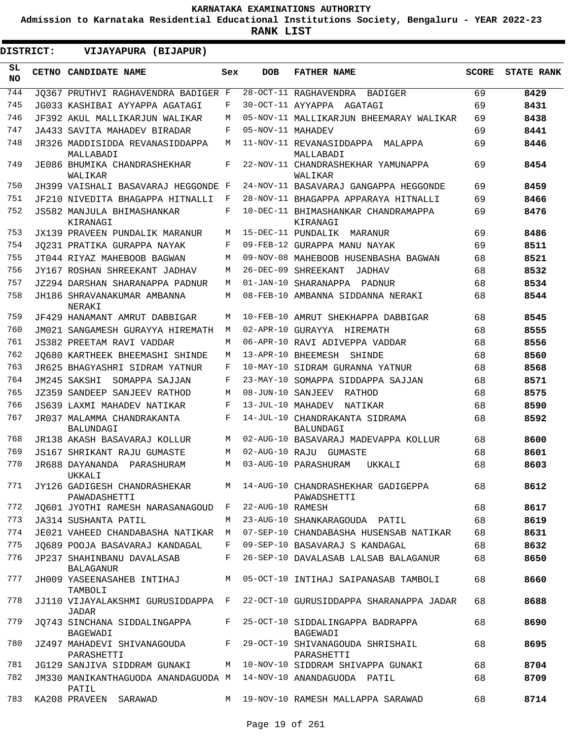**KARNATAKA EXAMINATIONS AUTHORITY**

**Admission to Karnataka Residential Educational Institutions Society, Bengaluru - YEAR 2022-23**

**RANK LIST**

**DISTRICT: VIJAYAPURA (BIJAPUR)**

| SL NO | CETNO | CANDIDATE NAME | Sex | DOB | FATHER NAME | SCORE | STATE RANK |
|---|---|---|---|---|---|---|---|
| 744 | JQ367 | PRUTHVI RAGHAVENDRA BADIGER | F | 28-OCT-11 | RAGHAVENDRA BADIGER | 69 | 8429 |
| 745 | JG033 | KASHIBAI AYYAPPA AGATAGI | F | 30-OCT-11 | AYYAPPA AGATAGI | 69 | 8431 |
| 746 | JF392 | AKUL MALLIKARJUN WALIKAR | M | 05-NOV-11 | MALLIKARJUN BHEEMARAY WALIKAR | 69 | 8438 |
| 747 | JA433 | SAVITA MAHADEV BIRADAR | F | 05-NOV-11 | MAHADEV | 69 | 8441 |
| 748 | JR326 | MADDISIDDA REVANASIDDAPPA MALLABADI | M | 11-NOV-11 | REVANASIDDAPPA MALAPPA MALLABADI | 69 | 8446 |
| 749 | JE086 | BHUMIKA CHANDRASHEKHAR WALIKAR | F | 22-NOV-11 | CHANDRASHEKHAR YAMUNAPPA WALIKAR | 69 | 8454 |
| 750 | JH399 | VAISHALI BASAVARAJ HEGGONDE | F | 24-NOV-11 | BASAVARAJ GANGAPPA HEGGONDE | 69 | 8459 |
| 751 | JF210 | NIVEDITA BHAGAPPA HITNALLI | F | 28-NOV-11 | BHAGAPPA APPARAYA HITNALLI | 69 | 8466 |
| 752 | JS582 | MANJULA BHIMASHANKAR KIRANAGI | F | 10-DEC-11 | BHIMASHANKAR CHANDRAMAPPA KIRANAGI | 69 | 8476 |
| 753 | JX139 | PRAVEEN PUNDALIK MARANUR | M | 15-DEC-11 | PUNDALIK MARANUR | 69 | 8486 |
| 754 | JQ231 | PRATIKA GURAPPA NAYAK | F | 09-FEB-12 | GURAPPA MANU NAYAK | 69 | 8511 |
| 755 | JT044 | RIYAZ MAHEBOOB BAGWAN | M | 09-NOV-08 | MAHEBOOB HUSENBASHA BAGWAN | 68 | 8521 |
| 756 | JY167 | ROSHAN SHREEKANT JADHAV | M | 26-DEC-09 | SHREEKANT JADHAV | 68 | 8532 |
| 757 | JZ294 | DARSHAN SHARANAPPA PADNUR | M | 01-JAN-10 | SHARANAPPA PADNUR | 68 | 8534 |
| 758 | JH186 | SHRAVANAKUMAR AMBANNA NERAKI | M | 08-FEB-10 | AMBANNA SIDDANNA NERAKI | 68 | 8544 |
| 759 | JF429 | HANAMANT AMRUT DABBIGAR | M | 10-FEB-10 | AMRUT SHEKHAPPA DABBIGAR | 68 | 8545 |
| 760 | JM021 | SANGAMESH GURAYYA HIREMATH | M | 02-APR-10 | GURAYYA HIREMATH | 68 | 8555 |
| 761 | JS382 | PREETAM RAVI VADDAR | M | 06-APR-10 | RAVI ADIVEPPA VADDAR | 68 | 8556 |
| 762 | JQ680 | KARTHEEK BHEEMASHI SHINDE | M | 13-APR-10 | BHEEMESH SHINDE | 68 | 8560 |
| 763 | JR625 | BHAGYASHRI SIDRAM YATNUR | F | 10-MAY-10 | SIDRAM GURANNA YATNUR | 68 | 8568 |
| 764 | JM245 | SAKSHI SOMAPPA SAJJAN | F | 23-MAY-10 | SOMAPPA SIDDAPPA SAJJAN | 68 | 8571 |
| 765 | JZ359 | SANDEEP SANJEEV RATHOD | M | 08-JUN-10 | SANJEEV RATHOD | 68 | 8575 |
| 766 | JS639 | LAXMI MAHADEV NATIKAR | F | 13-JUL-10 | MAHADEV NATIKAR | 68 | 8590 |
| 767 | JR037 | MALAMMA CHANDRAKANTA BALUNDAGI | F | 14-JUL-10 | CHANDRAKANTA SIDRAMA BALUNDAGI | 68 | 8592 |
| 768 | JR138 | AKASH BASAVARAJ KOLLUR | M | 02-AUG-10 | BASAVARAJ MADEVAPPA KOLLUR | 68 | 8600 |
| 769 | JS167 | SHRIKANT RAJU GUMASTE | M | 02-AUG-10 | RAJU GUMASTE | 68 | 8601 |
| 770 | JR688 | DAYANANDA PARASHURAM UKKALI | M | 03-AUG-10 | PARASHURAM UKKALI | 68 | 8603 |
| 771 | JY126 | GADIGESH CHANDRASHEKAR PAWADASHETTI | M | 14-AUG-10 | CHANDRASHEKHAR GADIGEPPA PAWADSHETTI | 68 | 8612 |
| 772 | JQ601 | JYOTHI RAMESH NARASANAGOUD | F | 22-AUG-10 | RAMESH | 68 | 8617 |
| 773 | JA314 | SUSHANTA PATIL | M | 23-AUG-10 | SHANKARAGOUDA PATIL | 68 | 8619 |
| 774 | JE021 | VAHEED CHANDABASHA NATIKAR | M | 07-SEP-10 | CHANDABASHA HUSENSAB NATIKAR | 68 | 8631 |
| 775 | JQ689 | POOJA BASAVARAJ KANDAGAL | F | 09-SEP-10 | BASAVARAJ S KANDAGAL | 68 | 8632 |
| 776 | JP237 | SHAHINBANU DAVALASAB BALAGANUR | F | 26-SEP-10 | DAVALASAB LALSAB BALAGANUR | 68 | 8650 |
| 777 | JH009 | YASEENASAHEB INTIHAJ TAMBOLI | M | 05-OCT-10 | INTIHAJ SAIPANASAB TAMBOLI | 68 | 8660 |
| 778 | JJ110 | VIJAYALAKSHMI GURUSIDDAPPA JADAR | F | 22-OCT-10 | GURUSIDDAPPA SHARANAPPA JADAR | 68 | 8688 |
| 779 | JQ743 | SINCHANA SIDDALINGAPPA BAGEWADI | F | 25-OCT-10 | SIDDALINGAPPA BADRAPPA BAGEWADI | 68 | 8690 |
| 780 | JZ497 | MAHADEVI SHIVANAGOUDA PARASHETTI | F | 29-OCT-10 | SHIVANAGOUDA SHRISHAIL PARASHETTI | 68 | 8695 |
| 781 | JG129 | SANJIVA SIDDRAM GUNAKI | M | 10-NOV-10 | SIDDRAM SHIVAPPA GUNAKI | 68 | 8704 |
| 782 | JM330 | MANIKANTHAGUODA ANANDAGUODA PATIL | M | 14-NOV-10 | ANANDAGUODA PATIL | 68 | 8709 |
| 783 | KA208 | PRAVEEN SARAWAD | M | 19-NOV-10 | RAMESH MALLAPPA SARAWAD | 68 | 8714 |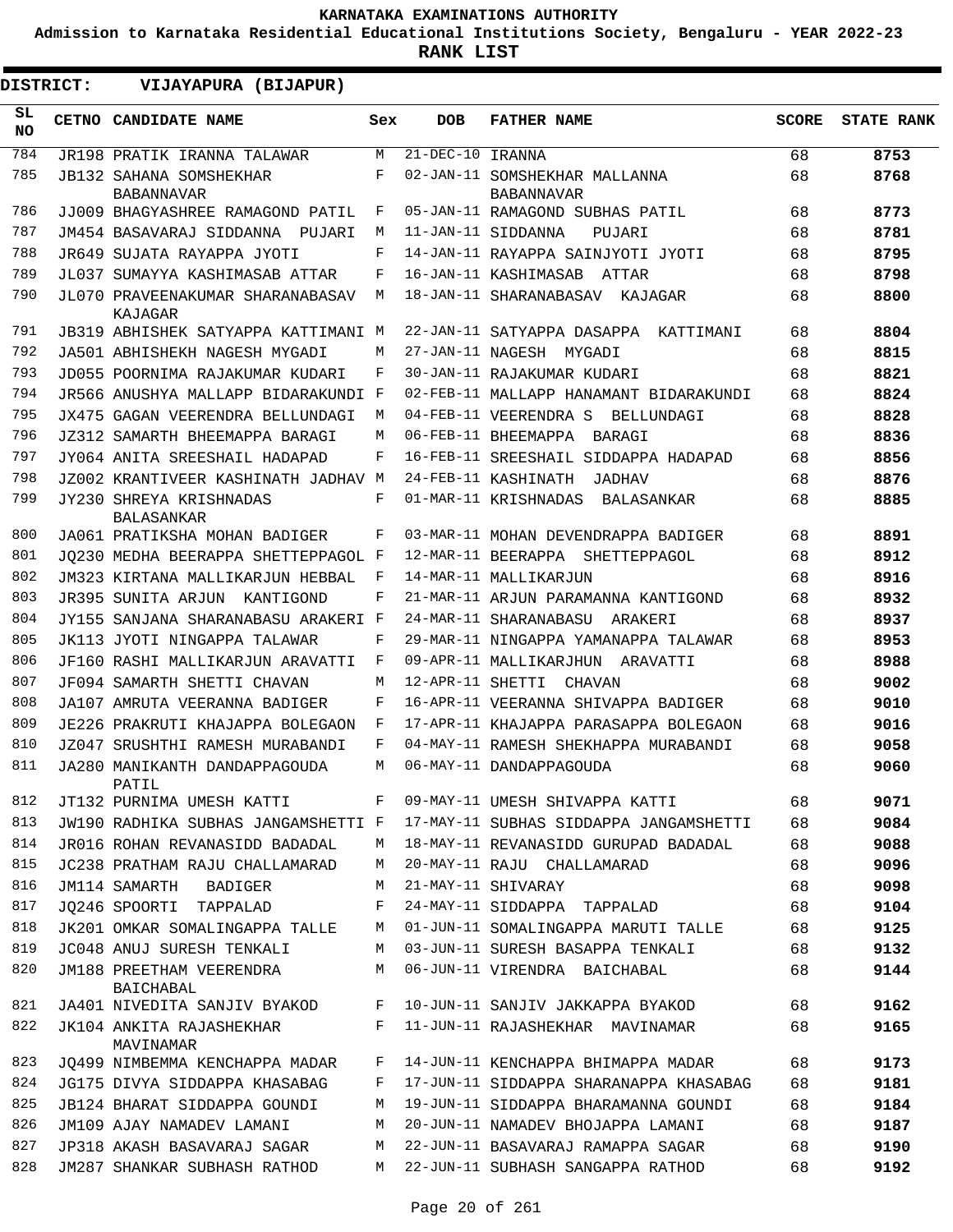KARNATAKA EXAMINATIONS AUTHORITY

Admission to Karnataka Residential Educational Institutions Society, Bengaluru - YEAR 2022-23

RANK LIST

DISTRICT: VIJAYAPURA (BIJAPUR)

| SL NO | CETNO | CANDIDATE NAME | Sex | DOB | FATHER NAME | SCORE | STATE RANK |
|---|---|---|---|---|---|---|---|
| 784 | JR198 | PRATIK IRANNA TALAWAR | M | 21-DEC-10 | IRANNA | 68 | 8753 |
| 785 | JB132 | SAHANA SOMSHEKHAR BABANNAVAR | F | 02-JAN-11 | SOMSHEKHAR MALLANNA BABANNAVAR | 68 | 8768 |
| 786 | JJ009 | BHAGYASHREE RAMAGOND PATIL | F | 05-JAN-11 | RAMAGOND SUBHAS PATIL | 68 | 8773 |
| 787 | JM454 | BASAVARAJ SIDDANNA PUJARI | M | 11-JAN-11 | SIDDANNA PUJARI | 68 | 8781 |
| 788 | JR649 | SUJATA RAYAPPA JYOTI | F | 14-JAN-11 | RAYAPPA SAINJYOTI JYOTI | 68 | 8795 |
| 789 | JL037 | SUMAYYA KASHIMASAB ATTAR | F | 16-JAN-11 | KASHIMASAB ATTAR | 68 | 8798 |
| 790 | JL070 | PRAVEENAKUMAR SHARANABASAV KAJAGAR | M | 18-JAN-11 | SHARANABASAV KAJAGAR | 68 | 8800 |
| 791 | JB319 | ABHISHEK SATYAPPA KATTIMANI | M | 22-JAN-11 | SATYAPPA DASAPPA KATTIMANI | 68 | 8804 |
| 792 | JA501 | ABHISHEKH NAGESH MYGADI | M | 27-JAN-11 | NAGESH MYGADI | 68 | 8815 |
| 793 | JD055 | POORNIMA RAJAKUMAR KUDARI | F | 30-JAN-11 | RAJAKUMAR KUDARI | 68 | 8821 |
| 794 | JR566 | ANUSHYA MALLAPP BIDARAKUNDI | F | 02-FEB-11 | MALLAPP HANAMANT BIDARAKUNDI | 68 | 8824 |
| 795 | JX475 | GAGAN VEERENDRA BELLUNDAGI | M | 04-FEB-11 | VEERENDRA S BELLUNDAGI | 68 | 8828 |
| 796 | JZ312 | SAMARTH BHEEMAPPA BARAGI | M | 06-FEB-11 | BHEEMAPPA BARAGI | 68 | 8836 |
| 797 | JY064 | ANITA SREESHAIL HADAPAD | F | 16-FEB-11 | SREESHAIL SIDDAPPA HADAPAD | 68 | 8856 |
| 798 | JZ002 | KRANTIVEER KASHINATH JADHAV | M | 24-FEB-11 | KASHINATH JADHAV | 68 | 8876 |
| 799 | JY230 | SHREYA KRISHNADAS BALASANKAR | F | 01-MAR-11 | KRISHNADAS BALASANKAR | 68 | 8885 |
| 800 | JA061 | PRATIKSHA MOHAN BADIGER | F | 03-MAR-11 | MOHAN DEVENDRAPPA BADIGER | 68 | 8891 |
| 801 | JQ230 | MEDHA BEERAPPA SHETTEPPAGOL | F | 12-MAR-11 | BEERAPPA SHETTEPPAGOL | 68 | 8912 |
| 802 | JM323 | KIRTANA MALLIKARJUN HEBBAL | F | 14-MAR-11 | MALLIKARJUN | 68 | 8916 |
| 803 | JR395 | SUNITA ARJUN KANTIGOND | F | 21-MAR-11 | ARJUN PARAMANNA KANTIGOND | 68 | 8932 |
| 804 | JY155 | SANJANA SHARANABASU ARAKERI | F | 24-MAR-11 | SHARANABASU ARAKERI | 68 | 8937 |
| 805 | JK113 | JYOTI NINGAPPA TALAWAR | F | 29-MAR-11 | NINGAPPA YAMANAPPA TALAWAR | 68 | 8953 |
| 806 | JF160 | RASHI MALLIKARJUN ARAVATTI | F | 09-APR-11 | MALLIKARJHUN ARAVATTI | 68 | 8988 |
| 807 | JF094 | SAMARTH SHETTI CHAVAN | M | 12-APR-11 | SHETTI CHAVAN | 68 | 9002 |
| 808 | JA107 | AMRUTA VEERANNA BADIGER | F | 16-APR-11 | VEERANNA SHIVAPPA BADIGER | 68 | 9010 |
| 809 | JE226 | PRAKRUTI KHAJAPPA BOLEGAON | F | 17-APR-11 | KHAJAPPA PARASAPPA BOLEGAON | 68 | 9016 |
| 810 | JZ047 | SRUSHTHI RAMESH MURABANDI | F | 04-MAY-11 | RAMESH SHEKHAPPA MURABANDI | 68 | 9058 |
| 811 | JA280 | MANIKANTH DANDAPPAGOUDA PATIL | M | 06-MAY-11 | DANDAPPAGOUDA | 68 | 9060 |
| 812 | JT132 | PURNIMA UMESH KATTI | F | 09-MAY-11 | UMESH SHIVAPPA KATTI | 68 | 9071 |
| 813 | JW190 | RADHIKA SUBHAS JANGAMSHETTI | F | 17-MAY-11 | SUBHAS SIDDAPPA JANGAMSHETTI | 68 | 9084 |
| 814 | JR016 | ROHAN REVANASIDD BADADAL | M | 18-MAY-11 | REVANASIDD GURUPAD BADADAL | 68 | 9088 |
| 815 | JC238 | PRATHAM RAJU CHALLAMARAD | M | 20-MAY-11 | RAJU CHALLAMARAD | 68 | 9096 |
| 816 | JM114 | SAMARTH BADIGER | M | 21-MAY-11 | SHIVARAY | 68 | 9098 |
| 817 | JQ246 | SPOORTI TAPPALAD | F | 24-MAY-11 | SIDDAPPA TAPPALAD | 68 | 9104 |
| 818 | JK201 | OMKAR SOMALINGAPPA TALLE | M | 01-JUN-11 | SOMALINGAPPA MARUTI TALLE | 68 | 9125 |
| 819 | JC048 | ANUJ SURESH TENKALI | M | 03-JUN-11 | SURESH BASAPPA TENKALI | 68 | 9132 |
| 820 | JM188 | PREETHAM VEERENDRA BAICHABAL | M | 06-JUN-11 | VIRENDRA BAICHABAL | 68 | 9144 |
| 821 | JA401 | NIVEDITA SANJIV BYAKOD | F | 10-JUN-11 | SANJIV JAKKAPPA BYAKOD | 68 | 9162 |
| 822 | JK104 | ANKITA RAJASHEKHAR MAVINAMAR | F | 11-JUN-11 | RAJASHEKHAR MAVINAMAR | 68 | 9165 |
| 823 | JQ499 | NIMBEMMA KENCHAPPA MADAR | F | 14-JUN-11 | KENCHAPPA BHIMAPPA MADAR | 68 | 9173 |
| 824 | JG175 | DIVYA SIDDAPPA KHASABAG | F | 17-JUN-11 | SIDDAPPA SHARANAPPA KHASABAG | 68 | 9181 |
| 825 | JB124 | BHARAT SIDDAPPA GOUNDI | M | 19-JUN-11 | SIDDAPPA BHARAMANNA GOUNDI | 68 | 9184 |
| 826 | JM109 | AJAY NAMADEV LAMANI | M | 20-JUN-11 | NAMADEV BHOJAPPA LAMANI | 68 | 9187 |
| 827 | JP318 | AKASH BASAVARAJ SAGAR | M | 22-JUN-11 | BASAVARAJ RAMAPPA SAGAR | 68 | 9190 |
| 828 | JM287 | SHANKAR SUBHASH RATHOD | M | 22-JUN-11 | SUBHASH SANGAPPA RATHOD | 68 | 9192 |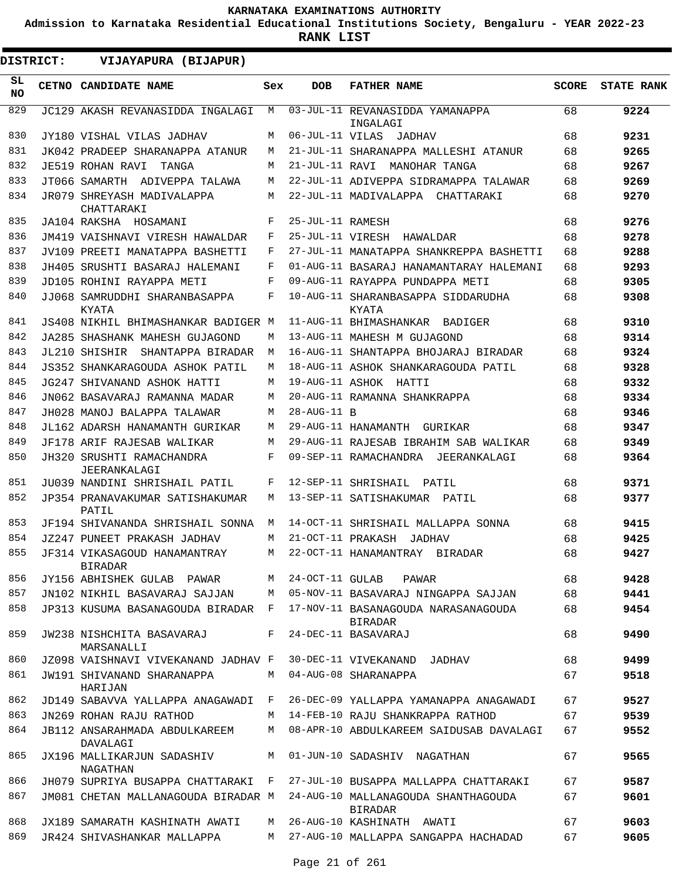KARNATAKA EXAMINATIONS AUTHORITY

Admission to Karnataka Residential Educational Institutions Society, Bengaluru - YEAR 2022-23

**RANK LIST**

**DISTRICT: VIJAYAPURA (BIJAPUR)**

| SL NO | CETNO | CANDIDATE NAME | Sex | DOB | FATHER NAME | SCORE | STATE RANK |
|---|---|---|---|---|---|---|---|
| 829 | JC129 | AKASH REVANASIDDA INGALAGI | M | 03-JUL-11 | REVANASIDDA YAMANAPPA INGALAGI | 68 | 9224 |
| 830 | JY180 | VISHAL VILAS JADHAV | M | 06-JUL-11 | VILAS JADHAV | 68 | 9231 |
| 831 | JK042 | PRADEEP SHARANAPPA ATANUR | M | 21-JUL-11 | SHARANAPPA MALLESHI ATANUR | 68 | 9265 |
| 832 | JE519 | ROHAN RAVI TANGA | M | 21-JUL-11 | RAVI MANOHAR TANGA | 68 | 9267 |
| 833 | JT066 | SAMARTH ADIVEPPA TALAWA | M | 22-JUL-11 | ADIVEPPA SIDRAMAPPA TALAWAR | 68 | 9269 |
| 834 | JR079 | SHREYASH MADIVALAPPA CHATTARAKI | M | 22-JUL-11 | MADIVALAPPA CHATTARAKI | 68 | 9270 |
| 835 | JA104 | RAKSHA HOSAMANI | F | 25-JUL-11 | RAMESH | 68 | 9276 |
| 836 | JM419 | VAISHNAVI VIRESH HAWALDAR | F | 25-JUL-11 | VIRESH HAWALDAR | 68 | 9278 |
| 837 | JV109 | PREETI MANATAPPA BASHETTI | F | 27-JUL-11 | MANATAPPA SHANKREPPA BASHETTI | 68 | 9288 |
| 838 | JH405 | SRUSHTI BASARAJ HALEMANI | F | 01-AUG-11 | BASARAJ HANAMANTARAY HALEMANI | 68 | 9293 |
| 839 | JD105 | ROHINI RAYAPPA METI | F | 09-AUG-11 | RAYAPPA PUNDAPPA METI | 68 | 9305 |
| 840 | JJ068 | SAMRUDDHI SHARANBASAPPA KYATA | F | 10-AUG-11 | SHARANBASAPPA SIDDARUDHA KYATA | 68 | 9308 |
| 841 | JS408 | NIKHIL BHIMASHANKAR BADIGER | M | 11-AUG-11 | BHIMASHANKAR BADIGER | 68 | 9310 |
| 842 | JA285 | SHASHANK MAHESH GUJAGOND | M | 13-AUG-11 | MAHESH M GUJAGOND | 68 | 9314 |
| 843 | JL210 | SHISHIR SHANTAPPA BIRADAR | M | 16-AUG-11 | SHANTAPPA BHOJARAJ BIRADAR | 68 | 9324 |
| 844 | JS352 | SHANKARAGOUDA ASHOK PATIL | M | 18-AUG-11 | ASHOK SHANKARAGOUDA PATIL | 68 | 9328 |
| 845 | JG247 | SHIVANAND ASHOK HATTI | M | 19-AUG-11 | ASHOK HATTI | 68 | 9332 |
| 846 | JN062 | BASAVARAJ RAMANNA MADAR | M | 20-AUG-11 | RAMANNA SHANKRAPPA | 68 | 9334 |
| 847 | JH028 | MANOJ BALAPPA TALAWAR | M | 28-AUG-11 | B | 68 | 9346 |
| 848 | JL162 | ADARSH HANAMANTH GURIKAR | M | 29-AUG-11 | HANAMANTH GURIKAR | 68 | 9347 |
| 849 | JF178 | ARIF RAJESAB WALIKAR | M | 29-AUG-11 | RAJESAB IBRAHIM SAB WALIKAR | 68 | 9349 |
| 850 | JH320 | SRUSHTI RAMACHANDRA JEERANKALAGI | F | 09-SEP-11 | RAMACHANDRA JEERANKALAGI | 68 | 9364 |
| 851 | JU039 | NANDINI SHRISHAIL PATIL | F | 12-SEP-11 | SHRISHAIL PATIL | 68 | 9371 |
| 852 | JP354 | PRANAVAKUMAR SATISHAKUMAR PATIL | M | 13-SEP-11 | SATISHAKUMAR PATIL | 68 | 9377 |
| 853 | JF194 | SHIVANANDA SHRISHAIL SONNA | M | 14-OCT-11 | SHRISHAIL MALLAPPA SONNA | 68 | 9415 |
| 854 | JZ247 | PUNEET PRAKASH JADHAV | M | 21-OCT-11 | PRAKASH JADHAV | 68 | 9425 |
| 855 | JF314 | VIKASAGOUD HANAMANTRAY BIRADAR | M | 22-OCT-11 | HANAMANTRAY BIRADAR | 68 | 9427 |
| 856 | JY156 | ABHISHEK GULAB PAWAR | M | 24-OCT-11 | GULAB PAWAR | 68 | 9428 |
| 857 | JN102 | NIKHIL BASAVARAJ SAJJAN | M | 05-NOV-11 | BASAVARAJ NINGAPPA SAJJAN | 68 | 9441 |
| 858 | JP313 | KUSUMA BASANAGOUDA BIRADAR | F | 17-NOV-11 | BASANAGOUDA NARASANAGOUDA BIRADAR | 68 | 9454 |
| 859 | JW238 | NISHCHITA BASAVARAJ MARSANALLI | F | 24-DEC-11 | BASAVARAJ | 68 | 9490 |
| 860 | JZ098 | VAISHNAVI VIVEKANAND JADHAV | F | 30-DEC-11 | VIVEKANAND JADHAV | 68 | 9499 |
| 861 | JW191 | SHIVANAND SHARANAPPA HARIJAN | M | 04-AUG-08 | SHARANAPPA | 67 | 9518 |
| 862 | JD149 | SABAVVA YALLAPPA ANAGAWADI | F | 26-DEC-09 | YALLAPPA YAMANAPPA ANAGAWADI | 67 | 9527 |
| 863 | JN269 | ROHAN RAJU RATHOD | M | 14-FEB-10 | RAJU SHANKRAPPA RATHOD | 67 | 9539 |
| 864 | JB112 | ANSARAHMADA ABDULKAREEM DAVALAGI | M | 08-APR-10 | ABDULKAREEM SAIDUSAB DAVALAGI | 67 | 9552 |
| 865 | JX196 | MALLIKARJUN SADASHIV NAGATHAN | M | 01-JUN-10 | SADASHIV NAGATHAN | 67 | 9565 |
| 866 | JH079 | SUPRIYA BUSAPPA CHATTARAKI | F | 27-JUL-10 | BUSAPPA MALLAPPA CHATTARAKI | 67 | 9587 |
| 867 | JM081 | CHETAN MALLANAGOUDA BIRADAR | M | 24-AUG-10 | MALLANAGOUDA SHANTHAGOUDA BIRADAR | 67 | 9601 |
| 868 | JX189 | SAMARATH KASHINATH AWATI | M | 26-AUG-10 | KASHINATH AWATI | 67 | 9603 |
| 869 | JR424 | SHIVASHANKAR MALLAPPA | M | 27-AUG-10 | MALLAPPA SANGAPPA HACHADAD | 67 | 9605 |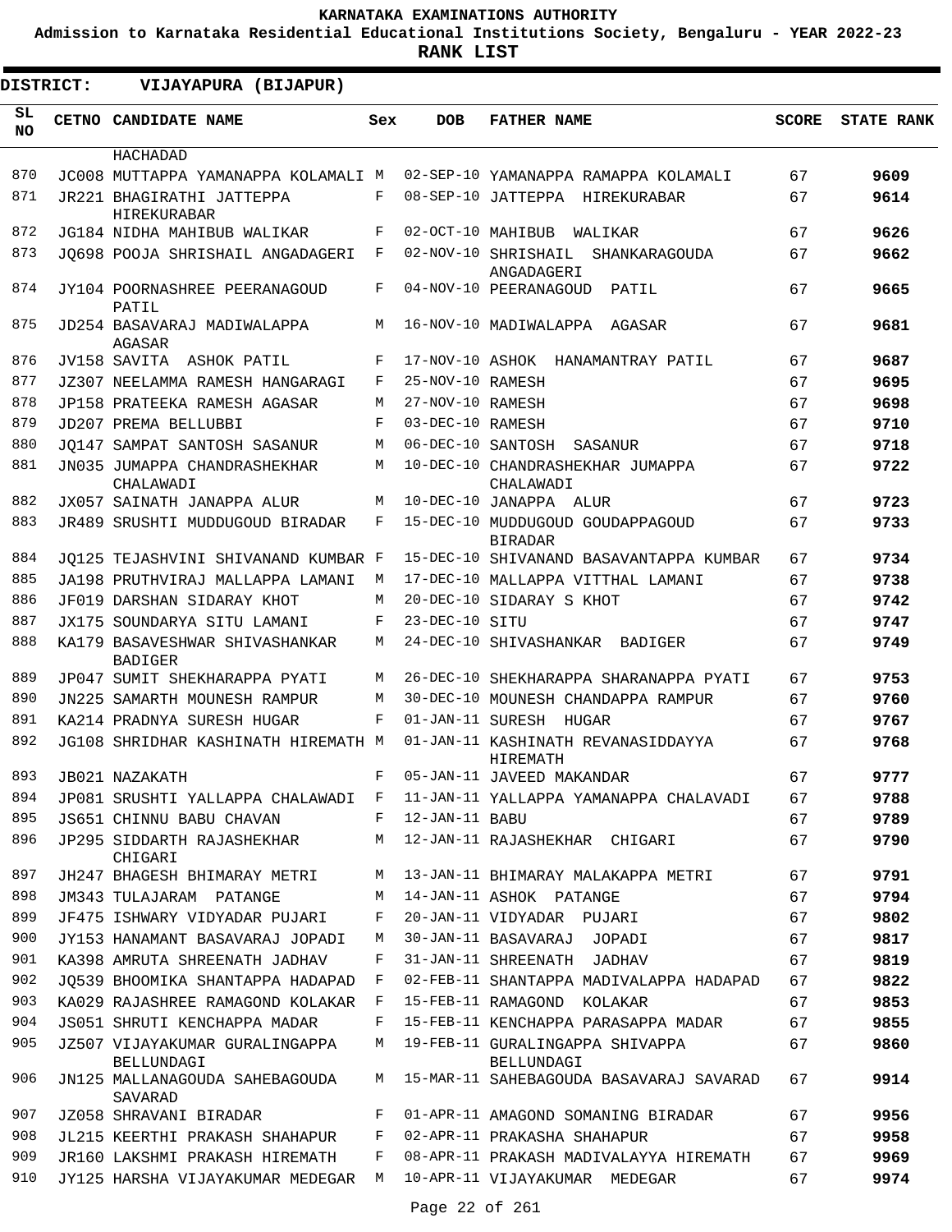KARNATAKA EXAMINATIONS AUTHORITY

Admission to Karnataka Residential Educational Institutions Society, Bengaluru - YEAR 2022-23

**RANK LIST**

**DISTRICT: VIJAYAPURA (BIJAPUR)**

| SL NO | CETNO | CANDIDATE NAME | Sex | DOB | FATHER NAME | SCORE | STATE RANK |
|---|---|---|---|---|---|---|---|
| | | HACHADAD | | | | | |
| 870 | JC008 | MUTTAPPA YAMANAPPA KOLAMALI | M | 02-SEP-10 | YAMANAPPA RAMAPPA KOLAMALI | 67 | 9609 |
| 871 | JR221 | BHAGIRATHI JATTEPPA HIREKURABAR | F | 08-SEP-10 | JATTEPPA HIREKURABAR | 67 | 9614 |
| 872 | JG184 | NIDHA MAHIBUB WALIKAR | F | 02-OCT-10 | MAHIBUB WALIKAR | 67 | 9626 |
| 873 | JQ698 | POOJA SHRISHAIL ANGADAGERI | F | 02-NOV-10 | SHRISHAIL SHANKARAGOUDA ANGADAGERI | 67 | 9662 |
| 874 | JY104 | POORNASHREE PEERANAGOUD PATIL | F | 04-NOV-10 | PEERANAGOUD PATIL | 67 | 9665 |
| 875 | JD254 | BASAVARAJ MADIWALAPPA AGASAR | M | 16-NOV-10 | MADIWALAPPA AGASAR | 67 | 9681 |
| 876 | JV158 | SAVITA ASHOK PATIL | F | 17-NOV-10 | ASHOK HANAMANTRAY PATIL | 67 | 9687 |
| 877 | JZ307 | NEELAMMA RAMESH HANGARAGI | F | 25-NOV-10 | RAMESH | 67 | 9695 |
| 878 | JP158 | PRATEEKA RAMESH AGASAR | M | 27-NOV-10 | RAMESH | 67 | 9698 |
| 879 | JD207 | PREMA BELLUBBI | F | 03-DEC-10 | RAMESH | 67 | 9710 |
| 880 | JQ147 | SAMPAT SANTOSH SASANUR | M | 06-DEC-10 | SANTOSH SASANUR | 67 | 9718 |
| 881 | JN035 | JUMAPPA CHANDRASHEKHAR CHALAWADI | M | 10-DEC-10 | CHANDRASHEKHAR JUMAPPA CHALAWADI | 67 | 9722 |
| 882 | JX057 | SAINATH JANAPPA ALUR | M | 10-DEC-10 | JANAPPA ALUR | 67 | 9723 |
| 883 | JR489 | SRUSHTI MUDDUGOUD BIRADAR | F | 15-DEC-10 | MUDDUGOUD GOUDAPPAGOUD BIRADAR | 67 | 9733 |
| 884 | JQ125 | TEJASHVINI SHIVANAND KUMBAR | F | 15-DEC-10 | SHIVANAND BASAVANTAPPA KUMBAR | 67 | 9734 |
| 885 | JA198 | PRUTHVIRAJ MALLAPPA LAMANI | M | 17-DEC-10 | MALLAPPA VITTHAL LAMANI | 67 | 9738 |
| 886 | JF019 | DARSHAN SIDARAY KHOT | M | 20-DEC-10 | SIDARAY S KHOT | 67 | 9742 |
| 887 | JX175 | SOUNDARYA SITU LAMANI | F | 23-DEC-10 | SITU | 67 | 9747 |
| 888 | KA179 | BASAVESHWAR SHIVASHANKAR BADIGER | M | 24-DEC-10 | SHIVASHANKAR BADIGER | 67 | 9749 |
| 889 | JP047 | SUMIT SHEKHARAPPA PYATI | M | 26-DEC-10 | SHEKHARAPPA SHARANAPPA PYATI | 67 | 9753 |
| 890 | JN225 | SAMARTH MOUNESH RAMPUR | M | 30-DEC-10 | MOUNESH CHANDAPPA RAMPUR | 67 | 9760 |
| 891 | KA214 | PRADNYA SURESH HUGAR | F | 01-JAN-11 | SURESH HUGAR | 67 | 9767 |
| 892 | JG108 | SHRIDHAR KASHINATH HIREMATH | M | 01-JAN-11 | KASHINATH REVANASIDDAYYA HIREMATH | 67 | 9768 |
| 893 | JB021 | NAZAKATH | F | 05-JAN-11 | JAVEED MAKANDAR | 67 | 9777 |
| 894 | JP081 | SRUSHTI YALLAPPA CHALAWADI | F | 11-JAN-11 | YALLAPPA YAMANAPPA CHALAVADI | 67 | 9788 |
| 895 | JS651 | CHINNU BABU CHAVAN | F | 12-JAN-11 | BABU | 67 | 9789 |
| 896 | JP295 | SIDDARTH RAJASHEKHAR CHIGARI | M | 12-JAN-11 | RAJASHEKHAR CHIGARI | 67 | 9790 |
| 897 | JH247 | BHAGESH BHIMARAY METRI | M | 13-JAN-11 | BHIMARAY MALAKAPPA METRI | 67 | 9791 |
| 898 | JM343 | TULAJARAM PATANGE | M | 14-JAN-11 | ASHOK PATANGE | 67 | 9794 |
| 899 | JF475 | ISHWARY VIDYADAR PUJARI | F | 20-JAN-11 | VIDYADAR PUJARI | 67 | 9802 |
| 900 | JY153 | HANAMANT BASAVARAJ JOPADI | M | 30-JAN-11 | BASAVARAJ JOPADI | 67 | 9817 |
| 901 | KA398 | AMRUTA SHREENATH JADHAV | F | 31-JAN-11 | SHREENATH JADHAV | 67 | 9819 |
| 902 | JQ539 | BHOOMIKA SHANTAPPA HADAPAD | F | 02-FEB-11 | SHANTAPPA MADIVALAPPA HADAPAD | 67 | 9822 |
| 903 | KA029 | RAJASHREE RAMAGOND KOLAKAR | F | 15-FEB-11 | RAMAGOND KOLAKAR | 67 | 9853 |
| 904 | JS051 | SHRUTI KENCHAPPA MADAR | F | 15-FEB-11 | KENCHAPPA PARASAPPA MADAR | 67 | 9855 |
| 905 | JZ507 | VIJAYAKUMAR GURALINGAPPA BELLUNDAGI | M | 19-FEB-11 | GURALINGAPPA SHIVAPPA BELLUNDAGI | 67 | 9860 |
| 906 | JN125 | MALLANAGOUDA SAHEBAGOUDA SAVARAD | M | 15-MAR-11 | SAHEBAGOUDA BASAVARAJ SAVARAD | 67 | 9914 |
| 907 | JZ058 | SHRAVANI BIRADAR | F | 01-APR-11 | AMAGOND SOMANING BIRADAR | 67 | 9956 |
| 908 | JL215 | KEERTHI PRAKASH SHAHAPUR | F | 02-APR-11 | PRAKASHA SHAHAPUR | 67 | 9958 |
| 909 | JR160 | LAKSHMI PRAKASH HIREMATH | F | 08-APR-11 | PRAKASH MADIVALAYYA HIREMATH | 67 | 9969 |
| 910 | JY125 | HARSHA VIJAYAKUMAR MEDEGAR | M | 10-APR-11 | VIJAYAKUMAR MEDEGAR | 67 | 9974 |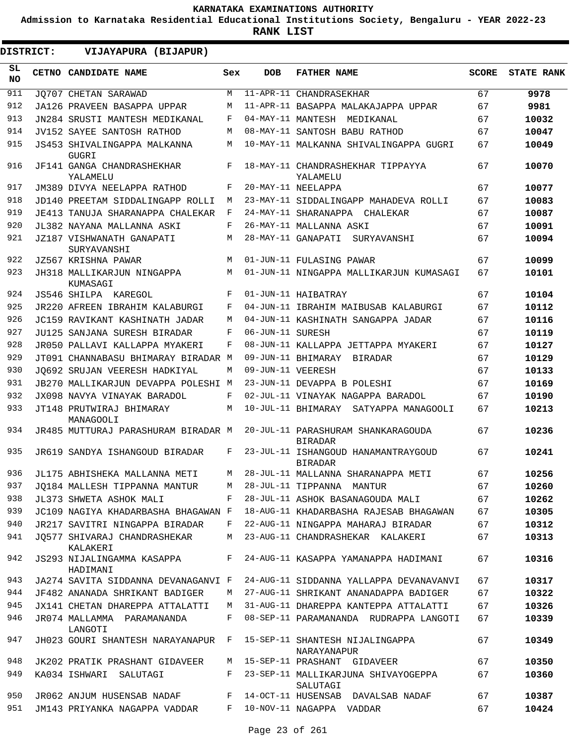# KARNATAKA EXAMINATIONS AUTHORITY

**Admission to Karnataka Residential Educational Institutions Society, Bengaluru - YEAR 2022-23**

**RANK LIST**

**DISTRICT: VIJAYAPURA (BIJAPUR)**

| SL NO | CETNO | CANDIDATE NAME | Sex | DOB | FATHER NAME | SCORE | STATE RANK |
|---|---|---|---|---|---|---|---|
| 911 | JQ707 | CHETAN SARAWAD | M | 11-APR-11 | CHANDRASEKHAR | 67 | **9978** |
| 912 | JA126 | PRAVEEN BASAPPA UPPAR | M | 11-APR-11 | BASAPPA MALAKAJAPPA UPPAR | 67 | **9981** |
| 913 | JN284 | SRUSTI MANTESH MEDIKANAL | F | 04-MAY-11 | MANTESH MEDIKANAL | 67 | **10032** |
| 914 | JV152 | SAYEE SANTOSH RATHOD | M | 08-MAY-11 | SANTOSH BABU RATHOD | 67 | **10047** |
| 915 | JS453 | SHIVALINGAPPA MALKANNA GUGRI | M | 10-MAY-11 | MALKANNA SHIVALINGAPPA GUGRI | 67 | **10049** |
| 916 | JF141 | GANGA CHANDRASHEKHAR YALAMELU | F | 18-MAY-11 | CHANDRASHEKHAR TIPPAYYA YALAMELU | 67 | **10070** |
| 917 | JM389 | DIVYA NEELAPPA RATHOD | F | 20-MAY-11 | NEELAPPA | 67 | **10077** |
| 918 | JD140 | PREETAM SIDDALINGAPP ROLLI | M | 23-MAY-11 | SIDDALINGAPP MAHADEVA ROLLI | 67 | **10083** |
| 919 | JE413 | TANUJA SHARANAPPA CHALEKAR | F | 24-MAY-11 | SHARANAPPA CHALEKAR | 67 | **10087** |
| 920 | JL382 | NAYANA MALLANNA ASKI | F | 26-MAY-11 | MALLANNA ASKI | 67 | **10091** |
| 921 | JZ187 | VISHWANATH GANAPATI SURYAVANSHI | M | 28-MAY-11 | GANAPATI SURYAVANSHI | 67 | **10094** |
| 922 | JZ567 | KRISHNA PAWAR | M | 01-JUN-11 | FULASING PAWAR | 67 | **10099** |
| 923 | JH318 | MALLIKARJUN NINGAPPA KUMASAGI | M | 01-JUN-11 | NINGAPPA MALLIKARJUN KUMASAGI | 67 | **10101** |
| 924 | JS546 | SHILPA KAREGOL | F | 01-JUN-11 | HAIBATRAY | 67 | **10104** |
| 925 | JR220 | AFREEN IBRAHIM KALABURGI | F | 04-JUN-11 | IBRAHIM MAIBUSAB KALABURGI | 67 | **10112** |
| 926 | JC159 | RAVIKANT KASHINATH JADAR | M | 04-JUN-11 | KASHINATH SANGAPPA JADAR | 67 | **10116** |
| 927 | JU125 | SANJANA SURESH BIRADAR | F | 06-JUN-11 | SURESH | 67 | **10119** |
| 928 | JR050 | PALLAVI KALLAPPA MYAKERI | F | 08-JUN-11 | KALLAPPA JETTAPPA MYAKERI | 67 | **10127** |
| 929 | JT091 | CHANNABASU BHIMARAY BIRADAR | M | 09-JUN-11 | BHIMARAY BIRADAR | 67 | **10129** |
| 930 | JQ692 | SRUJAN VEERESH HADKIYAL | M | 09-JUN-11 | VEERESH | 67 | **10133** |
| 931 | JB270 | MALLIKARJUN DEVAPPA POLESHI | M | 23-JUN-11 | DEVAPPA B POLESHI | 67 | **10169** |
| 932 | JX098 | NAVYA VINAYAK BARADOL | F | 02-JUL-11 | VINAYAK NAGAPPA BARADOL | 67 | **10190** |
| 933 | JT148 | PRUTWIRAJ BHIMARAY MANAGOOLI | M | 10-JUL-11 | BHIMARAY SATYAPPA MANAGOOLI | 67 | **10213** |
| 934 | JR485 | MUTTURAJ PARASHURAM BIRADAR | M | 20-JUL-11 | PARASHURAM SHANKARAGOUDA BIRADAR | 67 | **10236** |
| 935 | JR619 | SANDYA ISHANGOUD BIRADAR | F | 23-JUL-11 | ISHANGOUD HANAMANTRAYGOUD BIRADAR | 67 | **10241** |
| 936 | JL175 | ABHISHEKA MALLANNA METI | M | 28-JUL-11 | MALLANNA SHARANAPPA METI | 67 | **10256** |
| 937 | JQ184 | MALLESH TIPPANNA MANTUR | M | 28-JUL-11 | TIPPANNA MANTUR | 67 | **10260** |
| 938 | JL373 | SHWETA ASHOK MALI | F | 28-JUL-11 | ASHOK BASANAGOUDA MALI | 67 | **10262** |
| 939 | JC109 | NAGIYA KHADARBASHA BHAGAWAN | F | 18-AUG-11 | KHADARBASHA RAJESAB BHAGAWAN | 67 | **10305** |
| 940 | JR217 | SAVITRI NINGAPPA BIRADAR | F | 22-AUG-11 | NINGAPPA MAHARAJ BIRADAR | 67 | **10312** |
| 941 | JQ577 | SHIVARAJ CHANDRASHEKAR KALAKERI | M | 23-AUG-11 | CHANDRASHEKAR KALAKERI | 67 | **10313** |
| 942 | JS293 | NIJALINGAMMA KASAPPA HADIMANI | F | 24-AUG-11 | KASAPPA YAMANAPPA HADIMANI | 67 | **10316** |
| 943 | JA274 | SAVITA SIDDANNA DEVANAGANVI | F | 24-AUG-11 | SIDDANNA YALLAPPA DEVANAVANVI | 67 | **10317** |
| 944 | JF482 | ANANADA SHRIKANT BADIGER | M | 27-AUG-11 | SHRIKANT ANANADAPPA BADIGER | 67 | **10322** |
| 945 | JX141 | CHETAN DHAREPPA ATTALATTI | M | 31-AUG-11 | DHAREPPA KANTEPPA ATTALATTI | 67 | **10326** |
| 946 | JR074 | MALLAMMA PARAMANANDA LANGOTI | F | 08-SEP-11 | PARAMANANDA RUDRAPPA LANGOTI | 67 | **10339** |
| 947 | JH023 | GOURI SHANTESH NARAYANAPUR | F | 15-SEP-11 | SHANTESH NIJALINGAPPA NARAYANAPUR | 67 | **10349** |
| 948 | JK202 | PRATIK PRASHANT GIDAVEER | M | 15-SEP-11 | PRASHANT GIDAVEER | 67 | **10350** |
| 949 | KA034 | ISHWARI SALUTAGI | F | 23-SEP-11 | MALLIKARJUNA SHIVAYOGEPPA SALUTAGI | 67 | **10360** |
| 950 | JR062 | ANJUM HUSENSAB NADAF | F | 14-OCT-11 | HUSENSAB DAVALSAB NADAF | 67 | **10387** |
| 951 | JM143 | PRIYANKA NAGAPPA VADDAR | F | 10-NOV-11 | NAGAPPA VADDAR | 67 | **10424** |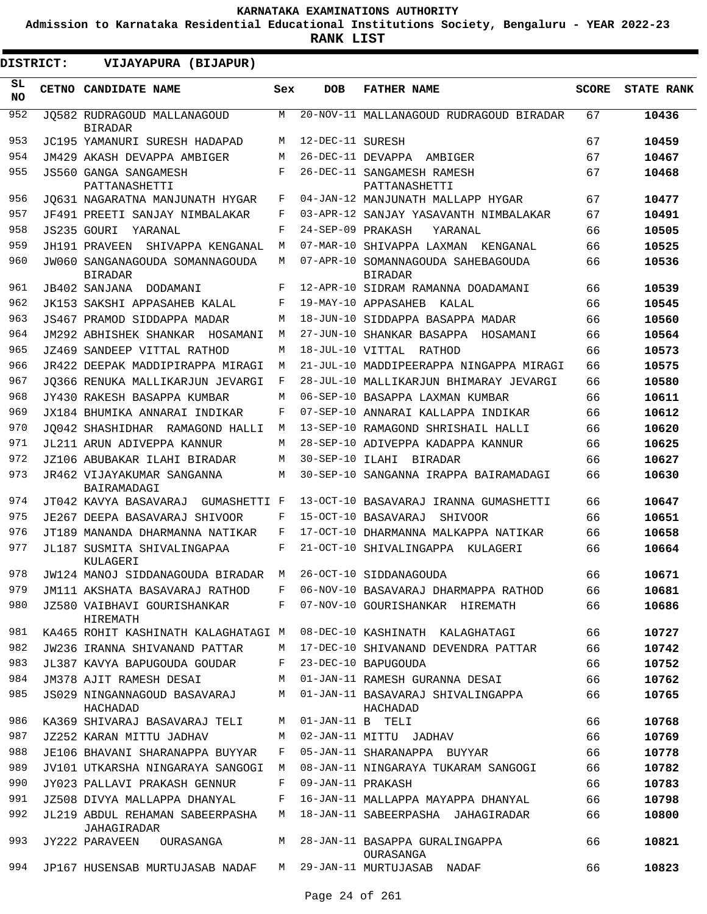**KARNATAKA EXAMINATIONS AUTHORITY**

**Admission to Karnataka Residential Educational Institutions Society, Bengaluru - YEAR 2022-23**

**RANK LIST**

**DISTRICT: VIJAYAPURA (BIJAPUR)**

| SL NO | CETNO | CANDIDATE NAME | Sex | DOB | FATHER NAME | SCORE | STATE RANK |
|---|---|---|---|---|---|---|---|
| 952 | JQ582 | RUDRAGOUD MALLANAGOUD BIRADAR | M | 20-NOV-11 | MALLANAGOUD RUDRAGOUD BIRADAR | 67 | 10436 |
| 953 | JC195 | YAMANURI SURESH HADAPAD | M | 12-DEC-11 | SURESH | 67 | 10459 |
| 954 | JM429 | AKASH DEVAPPA AMBIGER | M | 26-DEC-11 | DEVAPPA AMBIGER | 67 | 10467 |
| 955 | JS560 | GANGA SANGAMESH PATTANASHETTI | F | 26-DEC-11 | SANGAMESH RAMESH PATTANASHETTI | 67 | 10468 |
| 956 | JQ631 | NAGARATNA MANJUNATH HYGAR | F | 04-JAN-12 | MANJUNATH MALLAPP HYGAR | 67 | 10477 |
| 957 | JF491 | PREETI SANJAY NIMBALAKAR | F | 03-APR-12 | SANJAY YASAVANTH NIMBALAKAR | 67 | 10491 |
| 958 | JS235 | GOURI YARANAL | F | 24-SEP-09 | PRAKASH YARANAL | 66 | 10505 |
| 959 | JH191 | PRAVEEN SHIVAPPA KENGANAL | M | 07-MAR-10 | SHIVAPPA LAXMAN KENGANAL | 66 | 10525 |
| 960 | JW060 | SANGANAGOUDA SOMANNAGOUDA BIRADAR | M | 07-APR-10 | SOMANNAGOUDA SAHEBAGOUDA BIRADAR | 66 | 10536 |
| 961 | JB402 | SANJANA DODAMANI | F | 12-APR-10 | SIDRAM RAMANNA DOADAMANI | 66 | 10539 |
| 962 | JK153 | SAKSHI APPASAHEB KALAL | F | 19-MAY-10 | APPASAHEB KALAL | 66 | 10545 |
| 963 | JS467 | PRAMOD SIDDAPPA MADAR | M | 18-JUN-10 | SIDDAPPA BASAPPA MADAR | 66 | 10560 |
| 964 | JM292 | ABHISHEK SHANKAR HOSAMANI | M | 27-JUN-10 | SHANKAR BASAPPA HOSAMANI | 66 | 10564 |
| 965 | JZ469 | SANDEEP VITTAL RATHOD | M | 18-JUL-10 | VITTAL RATHOD | 66 | 10573 |
| 966 | JR422 | DEEPAK MADDIPIRAPPA MIRAGI | M | 21-JUL-10 | MADDIPEERAPPA NINGAPPA MIRAGI | 66 | 10575 |
| 967 | JQ366 | RENUKA MALLIKARJUN JEVARGI | F | 28-JUL-10 | MALLIKARJUN BHIMARAY JEVARGI | 66 | 10580 |
| 968 | JY430 | RAKESH BASAPPA KUMBAR | M | 06-SEP-10 | BASAPPA LAXMAN KUMBAR | 66 | 10611 |
| 969 | JX184 | BHUMIKA ANNARAI INDIKAR | F | 07-SEP-10 | ANNARAI KALLAPPA INDIKAR | 66 | 10612 |
| 970 | JQ042 | SHASHIDHAR RAMAGOND HALLI | M | 13-SEP-10 | RAMAGOND SHRISHAIL HALLI | 66 | 10620 |
| 971 | JL211 | ARUN ADIVEPPA KANNUR | M | 28-SEP-10 | ADIVEPPA KADAPPA KANNUR | 66 | 10625 |
| 972 | JZ106 | ABUBAKAR ILAHI BIRADAR | M | 30-SEP-10 | ILAHI BIRADAR | 66 | 10627 |
| 973 | JR462 | VIJAYAKUMAR SANGANNA BAIRAMADAGI | M | 30-SEP-10 | SANGANNA IRAPPA BAIRAMADAGI | 66 | 10630 |
| 974 | JT042 | KAVYA BASAVARAJ GUMASHETTI | F | 13-OCT-10 | BASAVARAJ IRANNA GUMASHETTI | 66 | 10647 |
| 975 | JE267 | DEEPA BASAVARAJ SHIVOOR | F | 15-OCT-10 | BASAVARAJ SHIVOOR | 66 | 10651 |
| 976 | JT189 | MANANDA DHARMANNA NATIKAR | F | 17-OCT-10 | DHARMANNA MALKAPPA NATIKAR | 66 | 10658 |
| 977 | JL187 | SUSMITA SHIVALINGAPAA KULAGERI | F | 21-OCT-10 | SHIVALINGAPPA KULAGERI | 66 | 10664 |
| 978 | JW124 | MANOJ SIDDANAGOUDA BIRADAR | M | 26-OCT-10 | SIDDANAGOUDA | 66 | 10671 |
| 979 | JM111 | AKSHATA BASAVARAJ RATHOD | F | 06-NOV-10 | BASAVARAJ DHARMAPPA RATHOD | 66 | 10681 |
| 980 | JZ580 | VAIBHAVI GOURISHANKAR HIREMATH | F | 07-NOV-10 | GOURISHANKAR HIREMATH | 66 | 10686 |
| 981 | KA465 | ROHIT KASHINATH KALAGHATAGI | M | 08-DEC-10 | KASHINATH KALAGHATAGI | 66 | 10727 |
| 982 | JW236 | IRANNA SHIVANAND PATTAR | M | 17-DEC-10 | SHIVANAND DEVENDRA PATTAR | 66 | 10742 |
| 983 | JL387 | KAVYA BAPUGOUDA GOUDAR | F | 23-DEC-10 | BAPUGOUDA | 66 | 10752 |
| 984 | JM378 | AJIT RAMESH DESAI | M | 01-JAN-11 | RAMESH GURANNA DESAI | 66 | 10762 |
| 985 | JS029 | NINGANNAGOUD BASAVARAJ HACHADAD | M | 01-JAN-11 | BASAVARAJ SHIVALINGAPPA HACHADAD | 66 | 10765 |
| 986 | KA369 | SHIVARAJ BASAVARAJ TELI | M | 01-JAN-11 | B TELI | 66 | 10768 |
| 987 | JZ252 | KARAN MITTU JADHAV | M | 02-JAN-11 | MITTU JADHAV | 66 | 10769 |
| 988 | JE106 | BHAVANI SHARANAPPA BUYYAR | F | 05-JAN-11 | SHARANAPPA BUYYAR | 66 | 10778 |
| 989 | JV101 | UTKARSHA NINGARAYA SANGOGI | M | 08-JAN-11 | NINGARAYA TUKARAM SANGOGI | 66 | 10782 |
| 990 | JY023 | PALLAVI PRAKASH GENNUR | F | 09-JAN-11 | PRAKASH | 66 | 10783 |
| 991 | JZ508 | DIVYA MALLAPPA DHANYAL | F | 16-JAN-11 | MALLAPPA MAYAPPA DHANYAL | 66 | 10798 |
| 992 | JL219 | ABDUL REHAMAN SABEERPASHA JAHAGIRADAR | M | 18-JAN-11 | SABEERPASHA JAHAGIRADAR | 66 | 10800 |
| 993 | JY222 | PARAVEEN OURASANGA | M | 28-JAN-11 | BASAPPA GURALINGAPPA OURASANGA | 66 | 10821 |
| 994 | JP167 | HUSENSAB MURTUJASAB NADAF | M | 29-JAN-11 | MURTUJASAB NADAF | 66 | 10823 |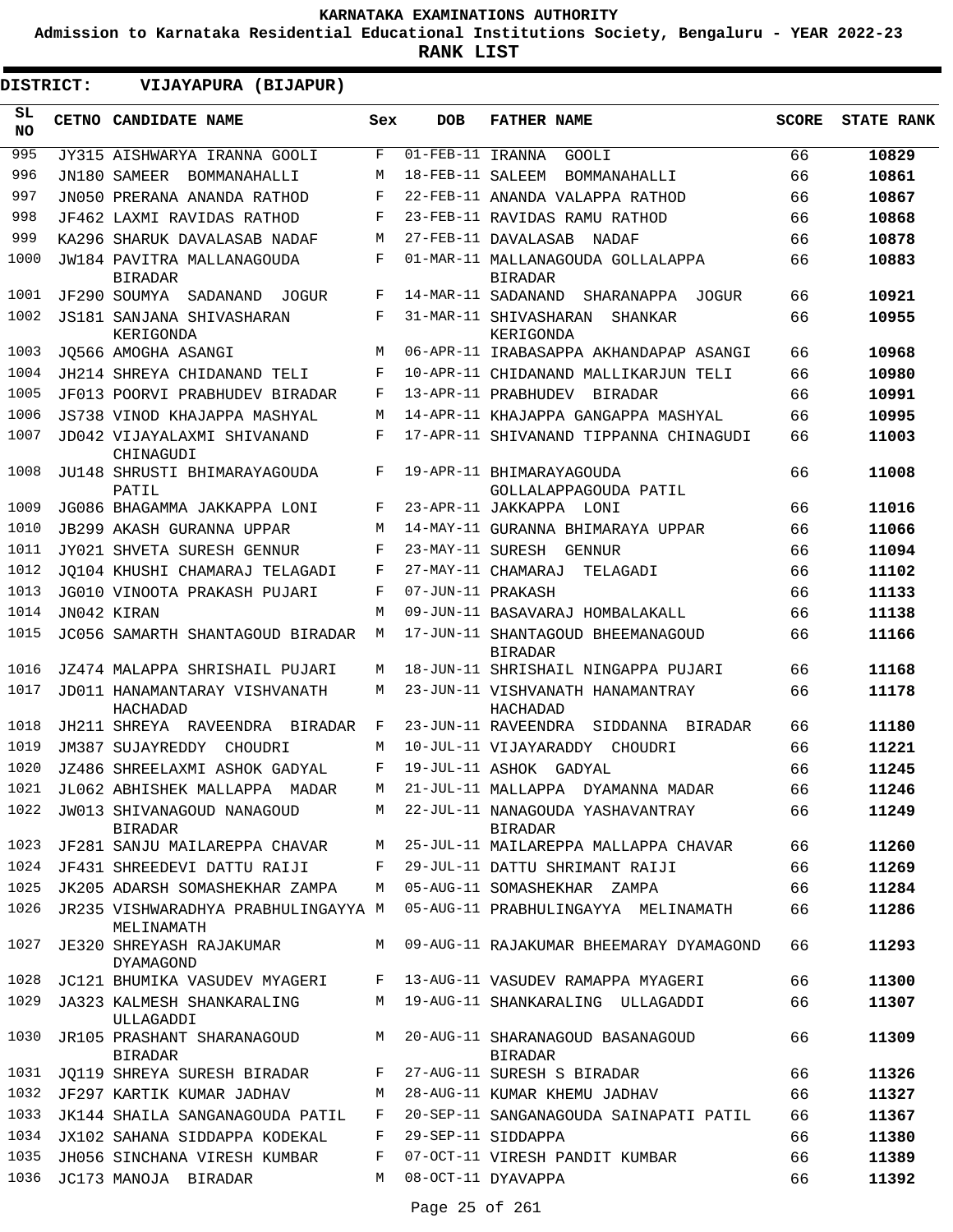KARNATAKA EXAMINATIONS AUTHORITY

Admission to Karnataka Residential Educational Institutions Society, Bengaluru - YEAR 2022-23

**RANK LIST**

**DISTRICT: VIJAYAPURA (BIJAPUR)**

| SL NO | CETNO | CANDIDATE NAME | Sex | DOB | FATHER NAME | SCORE | STATE RANK |
|---|---|---|---|---|---|---|---|
| 995 | JY315 | AISHWARYA IRANNA GOOLI | F | 01-FEB-11 | IRANNA GOOLI | 66 | **10829** |
| 996 | JN180 | SAMEER BOMMANAHALLI | M | 18-FEB-11 | SALEEM BOMMANAHALLI | 66 | **10861** |
| 997 | JN050 | PRERANA ANANDA RATHOD | F | 22-FEB-11 | ANANDA VALAPPA RATHOD | 66 | **10867** |
| 998 | JF462 | LAXMI RAVIDAS RATHOD | F | 23-FEB-11 | RAVIDAS RAMU RATHOD | 66 | **10868** |
| 999 | KA296 | SHARUK DAVALASAB NADAF | M | 27-FEB-11 | DAVALASAB NADAF | 66 | **10878** |
| 1000 | JW184 | PAVITRA MALLANAGOUDA BIRADAR | F | 01-MAR-11 | MALLANAGOUDA GOLLALAPPA BIRADAR | 66 | **10883** |
| 1001 | JF290 | SOUMYA SADANAND JOGUR | F | 14-MAR-11 | SADANAND SHARANAPPA JOGUR | 66 | **10921** |
| 1002 | JS181 | SANJANA SHIVASHARAN KERIGONDA | F | 31-MAR-11 | SHIVASHARAN SHANKAR KERIGONDA | 66 | **10955** |
| 1003 | JQ566 | AMOGHA ASANGI | M | 06-APR-11 | IRABASAPPA AKHANDAPAP ASANGI | 66 | **10968** |
| 1004 | JH214 | SHREYA CHIDANAND TELI | F | 10-APR-11 | CHIDANAND MALLIKARJUN TELI | 66 | **10980** |
| 1005 | JF013 | POORVI PRABHUDEV BIRADAR | F | 13-APR-11 | PRABHUDEV BIRADAR | 66 | **10991** |
| 1006 | JS738 | VINOD KHAJAPPA MASHYAL | M | 14-APR-11 | KHAJAPPA GANGAPPA MASHYAL | 66 | **10995** |
| 1007 | JD042 | VIJAYALAXMI SHIVANAND CHINAGUDI | F | 17-APR-11 | SHIVANAND TIPPANNA CHINAGUDI | 66 | **11003** |
| 1008 | JU148 | SHRUSTI BHIMARAYAGOUDA PATIL | F | 19-APR-11 | BHIMARAYAGOUDA GOLLALAPPAGOUDA PATIL | 66 | **11008** |
| 1009 | JG086 | BHAGAMMA JAKKAPPA LONI | F | 23-APR-11 | JAKKAPPA LONI | 66 | **11016** |
| 1010 | JB299 | AKASH GURANNA UPPAR | M | 14-MAY-11 | GURANNA BHIMARAYA UPPAR | 66 | **11066** |
| 1011 | JY021 | SHVETA SURESH GENNUR | F | 23-MAY-11 | SURESH GENNUR | 66 | **11094** |
| 1012 | JQ104 | KHUSHI CHAMARAJ TELAGADI | F | 27-MAY-11 | CHAMARAJ TELAGADI | 66 | **11102** |
| 1013 | JG010 | VINOOTA PRAKASH PUJARI | F | 07-JUN-11 | PRAKASH | 66 | **11133** |
| 1014 | JN042 | KIRAN | M | 09-JUN-11 | BASAVARAJ HOMBALAKALL | 66 | **11138** |
| 1015 | JC056 | SAMARTH SHANTAGOUD BIRADAR | M | 17-JUN-11 | SHANTAGOUD BHEEMANAGOUD BIRADAR | 66 | **11166** |
| 1016 | JZ474 | MALAPPA SHRISHAIL PUJARI | M | 18-JUN-11 | SHRISHAIL NINGAPPA PUJARI | 66 | **11168** |
| 1017 | JD011 | HANAMANTARAY VISHVANATH HACHADAD | M | 23-JUN-11 | VISHVANATH HANAMANTRAY HACHADAD | 66 | **11178** |
| 1018 | JH211 | SHREYA RAVEENDRA BIRADAR | F | 23-JUN-11 | RAVEENDRA SIDDANNA BIRADAR | 66 | **11180** |
| 1019 | JM387 | SUJAYREDDY CHOUDRI | M | 10-JUL-11 | VIJAYARADDY CHOUDRI | 66 | **11221** |
| 1020 | JZ486 | SHREELAXMI ASHOK GADYAL | F | 19-JUL-11 | ASHOK GADYAL | 66 | **11245** |
| 1021 | JL062 | ABHISHEK MALLAPPA MADAR | M | 21-JUL-11 | MALLAPPA DYAMANNA MADAR | 66 | **11246** |
| 1022 | JW013 | SHIVANAGOUD NANAGOUD BIRADAR | M | 22-JUL-11 | NANAGOUDA YASHAVANTRAY BIRADAR | 66 | **11249** |
| 1023 | JF281 | SANJU MAILAREPPA CHAVAR | M | 25-JUL-11 | MAILAREPPA MALLAPPA CHAVAR | 66 | **11260** |
| 1024 | JF431 | SHREEDEVI DATTU RAIJI | F | 29-JUL-11 | DATTU SHRIMANT RAIJI | 66 | **11269** |
| 1025 | JK205 | ADARSH SOMASHEKHAR ZAMPA | M | 05-AUG-11 | SOMASHEKHAR ZAMPA | 66 | **11284** |
| 1026 | JR235 | VISHWARADHYA PRABHULINGAYYA MELINAMATH | M | 05-AUG-11 | PRABHULINGAYYA MELINAMATH | 66 | **11286** |
| 1027 | JE320 | SHREYASH RAJAKUMAR DYAMAGOND | M | 09-AUG-11 | RAJAKUMAR BHEEMARAY DYAMAGOND | 66 | **11293** |
| 1028 | JC121 | BHUMIKA VASUDEV MYAGERI | F | 13-AUG-11 | VASUDEV RAMAPPA MYAGERI | 66 | **11300** |
| 1029 | JA323 | KALMESH SHANKARALING ULLAGADDI | M | 19-AUG-11 | SHANKARALING ULLAGADDI | 66 | **11307** |
| 1030 | JR105 | PRASHANT SHARANAGOUD BIRADAR | M | 20-AUG-11 | SHARANAGOUD BASANAGOUD BIRADAR | 66 | **11309** |
| 1031 | JQ119 | SHREYA SURESH BIRADAR | F | 27-AUG-11 | SURESH S BIRADAR | 66 | **11326** |
| 1032 | JF297 | KARTIK KUMAR JADHAV | M | 28-AUG-11 | KUMAR KHEMU JADHAV | 66 | **11327** |
| 1033 | JK144 | SHAILA SANGANAGOUDA PATIL | F | 20-SEP-11 | SANGANAGOUDA SAINAPATI PATIL | 66 | **11367** |
| 1034 | JX102 | SAHANA SIDDAPPA KODEKAL | F | 29-SEP-11 | SIDDAPPA | 66 | **11380** |
| 1035 | JH056 | SINCHANA VIRESH KUMBAR | F | 07-OCT-11 | VIRESH PANDIT KUMBAR | 66 | **11389** |
| 1036 | JC173 | MANOJA BIRADAR | M | 08-OCT-11 | DYAVAPPA | 66 | **11392** |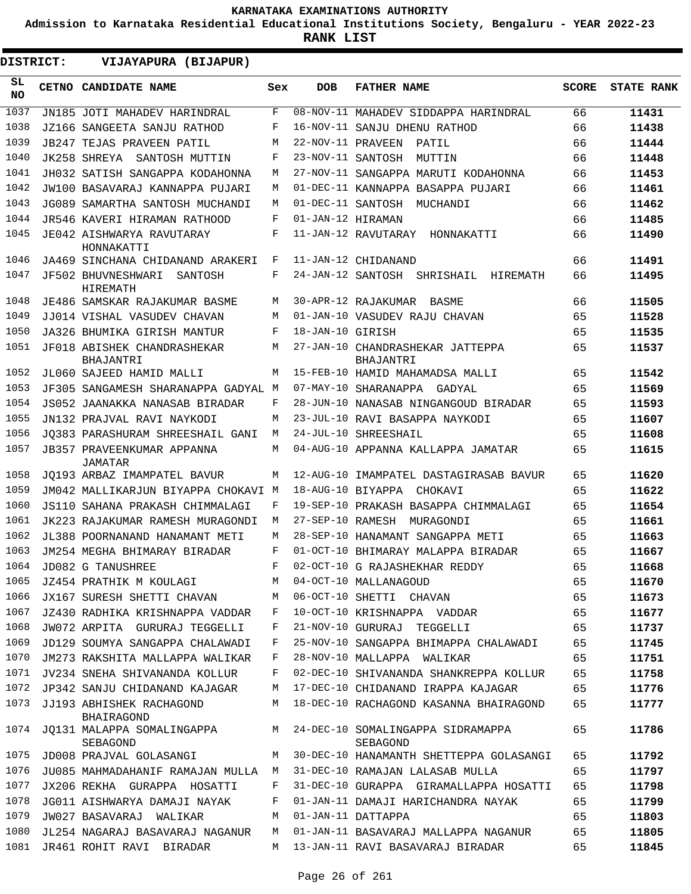# KARNATAKA EXAMINATIONS AUTHORITY

**Admission to Karnataka Residential Educational Institutions Society, Bengaluru - YEAR 2022-23**

**RANK LIST**

**DISTRICT: VIJAYAPURA (BIJAPUR)**

| SL NO | CETNO | CANDIDATE NAME | Sex | DOB | FATHER NAME | SCORE | STATE RANK |
|---|---|---|---|---|---|---|---|
| 1037 | JN185 | JOTI MAHADEV HARINDRAL | F | 08-NOV-11 | MAHADEV SIDDAPPA HARINDRAL | 66 | **11431** |
| 1038 | JZ166 | SANGEETA SANJU RATHOD | F | 16-NOV-11 | SANJU DHENU RATHOD | 66 | **11438** |
| 1039 | JB247 | TEJAS PRAVEEN PATIL | M | 22-NOV-11 | PRAVEEN PATIL | 66 | **11444** |
| 1040 | JK258 | SHREYA SANTOSH MUTTIN | F | 23-NOV-11 | SANTOSH MUTTIN | 66 | **11448** |
| 1041 | JH032 | SATISH SANGAPPA KODAHONNA | M | 27-NOV-11 | SANGAPPA MARUTI KODAHONNA | 66 | **11453** |
| 1042 | JW100 | BASAVARAJ KANNAPPA PUJARI | M | 01-DEC-11 | KANNAPPA BASAPPA PUJARI | 66 | **11461** |
| 1043 | JG089 | SAMARTHA SANTOSH MUCHANDI | M | 01-DEC-11 | SANTOSH MUCHANDI | 66 | **11462** |
| 1044 | JR546 | KAVERI HIRAMAN RATHOOD | F | 01-JAN-12 | HIRAMAN | 66 | **11485** |
| 1045 | JE042 | AISHWARYA RAVUTARAY HONNAKATTI | F | 11-JAN-12 | RAVUTARAY HONNAKATTI | 66 | **11490** |
| 1046 | JA469 | SINCHANA CHIDANAND ARAKERI | F | 11-JAN-12 | CHIDANAND | 66 | **11491** |
| 1047 | JF502 | BHUVNESHWARI SANTOSH HIREMATH | F | 24-JAN-12 | SANTOSH SHRISHAIL HIREMATH | 66 | **11495** |
| 1048 | JE486 | SAMSKAR RAJAKUMAR BASME | M | 30-APR-12 | RAJAKUMAR BASME | 66 | **11505** |
| 1049 | JJ014 | VISHAL VASUDEV CHAVAN | M | 01-JAN-10 | VASUDEV RAJU CHAVAN | 65 | **11528** |
| 1050 | JA326 | BHUMIKA GIRISH MANTUR | F | 18-JAN-10 | GIRISH | 65 | **11535** |
| 1051 | JF018 | ABISHEK CHANDRASHEKAR BHAJANTRI | M | 27-JAN-10 | CHANDRASHEKAR JATTEPPA BHAJANTRI | 65 | **11537** |
| 1052 | JL060 | SAJEED HAMID MALLI | M | 15-FEB-10 | HAMID MAHAMADSA MALLI | 65 | **11542** |
| 1053 | JF305 | SANGAMESH SHARANAPPA GADYAL | M | 07-MAY-10 | SHARANAPPA GADYAL | 65 | **11569** |
| 1054 | JS052 | JAANAKKA NANASAB BIRADAR | F | 28-JUN-10 | NANASAB NINGANGOUD BIRADAR | 65 | **11593** |
| 1055 | JN132 | PRAJVAL RAVI NAYKODI | M | 23-JUL-10 | RAVI BASAPPA NAYKODI | 65 | **11607** |
| 1056 | JQ383 | PARASHURAM SHREESHAIL GANI | M | 24-JUL-10 | SHREESHAIL | 65 | **11608** |
| 1057 | JB357 | PRAVEENKUMAR APPANNA JAMATAR | M | 04-AUG-10 | APPANNA KALLAPPA JAMATAR | 65 | **11615** |
| 1058 | JQ193 | ARBAZ IMAMPATEL BAVUR | M | 12-AUG-10 | IMAMPATEL DASTAGIRASAB BAVUR | 65 | **11620** |
| 1059 | JM042 | MALLIKARJUN BIYAPPA CHOKAVI | M | 18-AUG-10 | BIYAPPA CHOKAVI | 65 | **11622** |
| 1060 | JS110 | SAHANA PRAKASH CHIMMALAGI | F | 19-SEP-10 | PRAKASH BASAPPA CHIMMALAGI | 65 | **11654** |
| 1061 | JK223 | RAJAKUMAR RAMESH MURAGONDI | M | 27-SEP-10 | RAMESH MURAGONDI | 65 | **11661** |
| 1062 | JL388 | POORNANAND HANAMANT METI | M | 28-SEP-10 | HANAMANT SANGAPPA METI | 65 | **11663** |
| 1063 | JM254 | MEGHA BHIMARAY BIRADAR | F | 01-OCT-10 | BHIMARAY MALAPPA BIRADAR | 65 | **11667** |
| 1064 | JD082 | G TANUSHREE | F | 02-OCT-10 | G RAJASHEKHAR REDDY | 65 | **11668** |
| 1065 | JZ454 | PRATHIK M KOULAGI | M | 04-OCT-10 | MALLANAGOUD | 65 | **11670** |
| 1066 | JX167 | SURESH SHETTI CHAVAN | M | 06-OCT-10 | SHETTI CHAVAN | 65 | **11673** |
| 1067 | JZ430 | RADHIKA KRISHNAPPA VADDAR | F | 10-OCT-10 | KRISHNAPPA VADDAR | 65 | **11677** |
| 1068 | JW072 | ARPITA GURURAJ TEGGELLI | F | 21-NOV-10 | GURURAJ TEGGELLI | 65 | **11737** |
| 1069 | JD129 | SOUMYA SANGAPPA CHALAWADI | F | 25-NOV-10 | SANGAPPA BHIMAPPA CHALAWADI | 65 | **11745** |
| 1070 | JM273 | RAKSHITA MALLAPPA WALIKAR | F | 28-NOV-10 | MALLAPPA WALIKAR | 65 | **11751** |
| 1071 | JV234 | SNEHA SHIVANANDA KOLLUR | F | 02-DEC-10 | SHIVANANDA SHANKREPPA KOLLUR | 65 | **11758** |
| 1072 | JP342 | SANJU CHIDANAND KAJAGAR | M | 17-DEC-10 | CHIDANAND IRAPPA KAJAGAR | 65 | **11776** |
| 1073 | JJ193 | ABHISHEK RACHAGOND BHAIRAGOND | M | 18-DEC-10 | RACHAGOND KASANNA BHAIRAGOND | 65 | **11777** |
| 1074 | JQ131 | MALAPPA SOMALINGAPPA SEBAGOND | M | 24-DEC-10 | SOMALINGAPPA SIDRAMAPPA SEBAGOND | 65 | **11786** |
| 1075 | JD008 | PRAJVAL GOLASANGI | M | 30-DEC-10 | HANAMANTH SHETTEPPA GOLASANGI | 65 | **11792** |
| 1076 | JU085 | MAHMADAHANIF RAMAJAN MULLA | M | 31-DEC-10 | RAMAJAN LALASAB MULLA | 65 | **11797** |
| 1077 | JX206 | REKHA GURAPPA HOSATTI | F | 31-DEC-10 | GURAPPA GIRAMALLAPPA HOSATTI | 65 | **11798** |
| 1078 | JG011 | AISHWARYA DAMAJI NAYAK | F | 01-JAN-11 | DAMAJI HARICHANDRA NAYAK | 65 | **11799** |
| 1079 | JW027 | BASAVARAJ WALIKAR | M | 01-JAN-11 | DATTAPPA | 65 | **11803** |
| 1080 | JL254 | NAGARAJ BASAVARAJ NAGANUR | M | 01-JAN-11 | BASAVARAJ MALLAPPA NAGANUR | 65 | **11805** |
| 1081 | JR461 | ROHIT RAVI BIRADAR | M | 13-JAN-11 | RAVI BASAVARAJ BIRADAR | 65 | **11845** |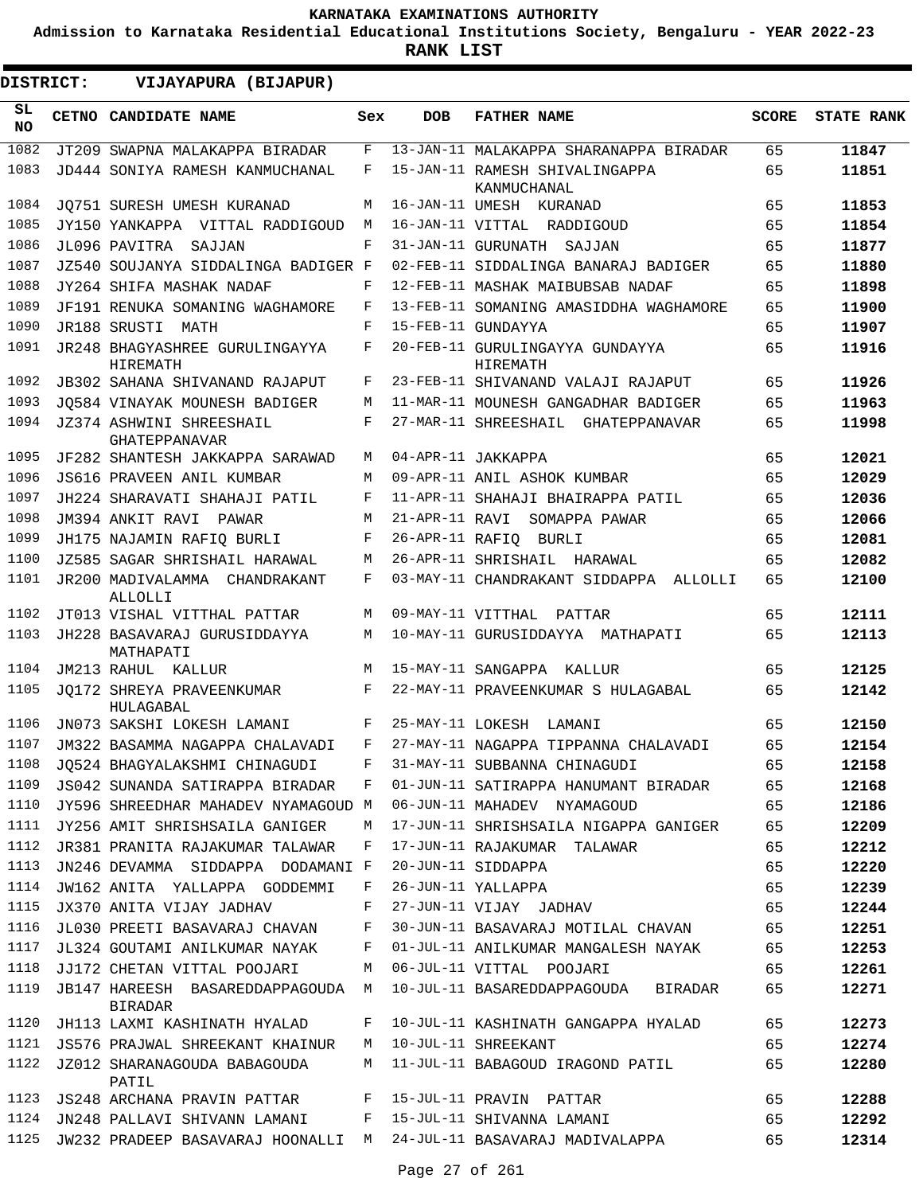KARNATAKA EXAMINATIONS AUTHORITY

Admission to Karnataka Residential Educational Institutions Society, Bengaluru - YEAR 2022-23

**RANK LIST**

**DISTRICT: VIJAYAPURA (BIJAPUR)**

| SL NO | CETNO | CANDIDATE NAME | Sex | DOB | FATHER NAME | SCORE | STATE RANK |
|---|---|---|---|---|---|---|---|
| 1082 | JT209 | SWAPNA MALAKAPPA BIRADAR | F | 13-JAN-11 | MALAKAPPA SHARANAPPA BIRADAR | 65 | **11847** |
| 1083 | JD444 | SONIYA RAMESH KANMUCHANAL | F | 15-JAN-11 | RAMESH SHIVALINGAPPA KANMUCHANAL | 65 | **11851** |
| 1084 | JQ751 | SURESH UMESH KURANAD | M | 16-JAN-11 | UMESH KURANAD | 65 | **11853** |
| 1085 | JY150 | YANKAPPA VITTAL RADDIGOUD | M | 16-JAN-11 | VITTAL RADDIGOUD | 65 | **11854** |
| 1086 | JL096 | PAVITRA SAJJAN | F | 31-JAN-11 | GURUNATH SAJJAN | 65 | **11877** |
| 1087 | JZ540 | SOUJANYA SIDDALINGA BADIGER | F | 02-FEB-11 | SIDDALINGA BANARAJ BADIGER | 65 | **11880** |
| 1088 | JY264 | SHIFA MASHAK NADAF | F | 12-FEB-11 | MASHAK MAIBUBSAB NADAF | 65 | **11898** |
| 1089 | JF191 | RENUKA SOMANING WAGHAMORE | F | 13-FEB-11 | SOMANING AMASIDDHA WAGHAMORE | 65 | **11900** |
| 1090 | JR188 | SRUSTI MATH | F | 15-FEB-11 | GUNDAYYA | 65 | **11907** |
| 1091 | JR248 | BHAGYASHREE GURULINGAYYA HIREMATH | F | 20-FEB-11 | GURULINGAYYA GUNDAYYA HIREMATH | 65 | **11916** |
| 1092 | JB302 | SAHANA SHIVANAND RAJAPUT | F | 23-FEB-11 | SHIVANAND VALAJI RAJAPUT | 65 | **11926** |
| 1093 | JQ584 | VINAYAK MOUNESH BADIGER | M | 11-MAR-11 | MOUNESH GANGADHAR BADIGER | 65 | **11963** |
| 1094 | JZ374 | ASHWINI SHREESHAIL GHATEPPANAVAR | F | 27-MAR-11 | SHREESHAIL GHATEPPANAVAR | 65 | **11998** |
| 1095 | JF282 | SHANTESH JAKKAPPA SARAWAD | M | 04-APR-11 | JAKKAPPA | 65 | **12021** |
| 1096 | JS616 | PRAVEEN ANIL KUMBAR | M | 09-APR-11 | ANIL ASHOK KUMBAR | 65 | **12029** |
| 1097 | JH224 | SHARAVATI SHAHAJI PATIL | F | 11-APR-11 | SHAHAJI BHAIRAPPA PATIL | 65 | **12036** |
| 1098 | JM394 | ANKIT RAVI PAWAR | M | 21-APR-11 | RAVI SOMAPPA PAWAR | 65 | **12066** |
| 1099 | JH175 | NAJAMIN RAFIQ BURLI | F | 26-APR-11 | RAFIQ BURLI | 65 | **12081** |
| 1100 | JZ585 | SAGAR SHRISHAIL HARAWAL | M | 26-APR-11 | SHRISHAIL HARAWAL | 65 | **12082** |
| 1101 | JR200 | MADIVALAMMA CHANDRAKANT ALLOLLI | F | 03-MAY-11 | CHANDRAKANT SIDDAPPA ALLOLLI | 65 | **12100** |
| 1102 | JT013 | VISHAL VITTHAL PATTAR | M | 09-MAY-11 | VITTHAL PATTAR | 65 | **12111** |
| 1103 | JH228 | BASAVARAJ GURUSIDDAYYA MATHAPATI | M | 10-MAY-11 | GURUSIDDAYYA MATHAPATI | 65 | **12113** |
| 1104 | JM213 | RAHUL KALLUR | M | 15-MAY-11 | SANGAPPA KALLUR | 65 | **12125** |
| 1105 | JQ172 | SHREYA PRAVEENKUMAR HULAGABAL | F | 22-MAY-11 | PRAVEENKUMAR S HULAGABAL | 65 | **12142** |
| 1106 | JN073 | SAKSHI LOKESH LAMANI | F | 25-MAY-11 | LOKESH LAMANI | 65 | **12150** |
| 1107 | JM322 | BASAMMA NAGAPPA CHALAVADI | F | 27-MAY-11 | NAGAPPA TIPPANNA CHALAVADI | 65 | **12154** |
| 1108 | JQ524 | BHAGYALAKSHMI CHINAGUDI | F | 31-MAY-11 | SUBBANNA CHINAGUDI | 65 | **12158** |
| 1109 | JS042 | SUNANDA SATIRAPPA BIRADAR | F | 01-JUN-11 | SATIRAPPA HANUMANT BIRADAR | 65 | **12168** |
| 1110 | JY596 | SHREEDHAR MAHADEV NYAMAGOUD | M | 06-JUN-11 | MAHADEV NYAMAGOUD | 65 | **12186** |
| 1111 | JY256 | AMIT SHRISHSAILA GANIGER | M | 17-JUN-11 | SHRISHSAILA NIGAPPA GANIGER | 65 | **12209** |
| 1112 | JR381 | PRANITA RAJAKUMAR TALAWAR | F | 17-JUN-11 | RAJAKUMAR TALAWAR | 65 | **12212** |
| 1113 | JN246 | DEVAMMA SIDDAPPA DODAMANI | F | 20-JUN-11 | SIDDAPPA | 65 | **12220** |
| 1114 | JW162 | ANITA YALLAPPA GODDEMMI | F | 26-JUN-11 | YALLAPPA | 65 | **12239** |
| 1115 | JX370 | ANITA VIJAY JADHAV | F | 27-JUN-11 | VIJAY JADHAV | 65 | **12244** |
| 1116 | JL030 | PREETI BASAVARAJ CHAVAN | F | 30-JUN-11 | BASAVARAJ MOTILAL CHAVAN | 65 | **12251** |
| 1117 | JL324 | GOUTAMI ANILKUMAR NAYAK | F | 01-JUL-11 | ANILKUMAR MANGALESH NAYAK | 65 | **12253** |
| 1118 | JJ172 | CHETAN VITTAL POOJARI | M | 06-JUL-11 | VITTAL POOJARI | 65 | **12261** |
| 1119 | JB147 | HAREESH BASAREDDAPPAGOUDA BIRADAR | M | 10-JUL-11 | BASAREDDAPPAGOUDA BIRADAR | 65 | **12271** |
| 1120 | JH113 | LAXMI KASHINATH HYALAD | F | 10-JUL-11 | KASHINATH GANGAPPA HYALAD | 65 | **12273** |
| 1121 | JS576 | PRAJWAL SHREEKANT KHAINUR | M | 10-JUL-11 | SHREEKANT | 65 | **12274** |
| 1122 | JZ012 | SHARANAGOUDA BABAGOUDA PATIL | M | 11-JUL-11 | BABAGOUD IRAGOND PATIL | 65 | **12280** |
| 1123 | JS248 | ARCHANA PRAVIN PATTAR | F | 15-JUL-11 | PRAVIN PATTAR | 65 | **12288** |
| 1124 | JN248 | PALLAVI SHIVANN LAMANI | F | 15-JUL-11 | SHIVANNA LAMANI | 65 | **12292** |
| 1125 | JW232 | PRADEEP BASAVARAJ HOONALLI | M | 24-JUL-11 | BASAVARAJ MADIVALAPPA | 65 | **12314** |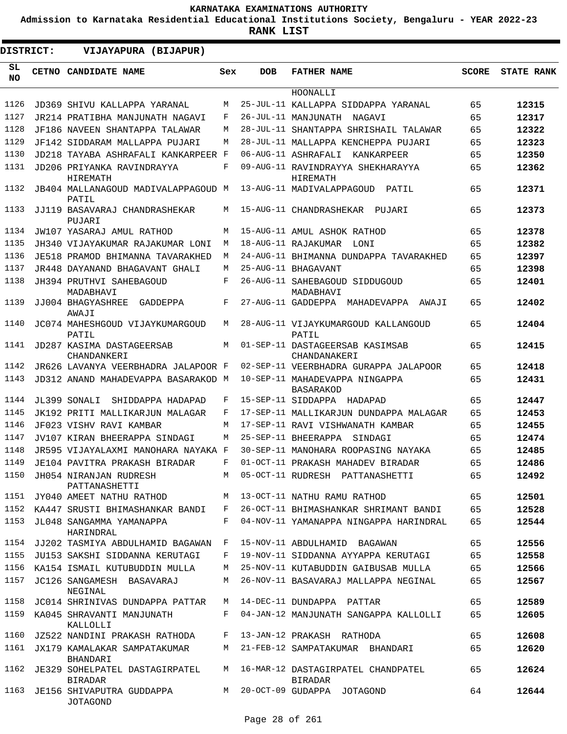**KARNATAKA EXAMINATIONS AUTHORITY**

**Admission to Karnataka Residential Educational Institutions Society, Bengaluru - YEAR 2022-23**

**RANK LIST**

**DISTRICT: VIJAYAPURA (BIJAPUR)**

| SL NO | CETNO | CANDIDATE NAME | Sex | DOB | FATHER NAME | SCORE | STATE RANK |
|---|---|---|---|---|---|---|---|
| | | | | | HOONALLI | | |
| 1126 | JD369 | SHIVU KALLAPPA YARANAL | M | 25-JUL-11 | KALLAPPA SIDDAPPA YARANAL | 65 | 12315 |
| 1127 | JR214 | PRATIBHA MANJUNATH NAGAVI | F | 26-JUL-11 | MANJUNATH NAGAVI | 65 | 12317 |
| 1128 | JF186 | NAVEEN SHANTAPPA TALAWAR | M | 28-JUL-11 | SHANTAPPA SHRISHAIL TALAWAR | 65 | 12322 |
| 1129 | JF142 | SIDDARAM MALLAPPA PUJARI | M | 28-JUL-11 | MALLAPPA KENCHEPPA PUJARI | 65 | 12323 |
| 1130 | JD218 | TAYABA ASHRAFALI KANKARPEER | F | 06-AUG-11 | ASHRAFALI KANKARPEER | 65 | 12350 |
| 1131 | JD206 | PRIYANKA RAVINDRAYYA HIREMATH | F | 09-AUG-11 | RAVINDRAYYA SHEKHARAYYA HIREMATH | 65 | 12362 |
| 1132 | JB404 | MALLANAGOUD MADIVALAPPAGOUD PATIL | M | 13-AUG-11 | MADIVALAPPAGOUD PATIL | 65 | 12371 |
| 1133 | JJ119 | BASAVARAJ CHANDRASHEKAR PUJARI | M | 15-AUG-11 | CHANDRASHEKAR PUJARI | 65 | 12373 |
| 1134 | JW107 | YASARAJ AMUL RATHOD | M | 15-AUG-11 | AMUL ASHOK RATHOD | 65 | 12378 |
| 1135 | JH340 | VIJAYAKUMAR RAJAKUMAR LONI | M | 18-AUG-11 | RAJAKUMAR LONI | 65 | 12382 |
| 1136 | JE518 | PRAMOD BHIMANNA TAVARAKHED | M | 24-AUG-11 | BHIMANNA DUNDAPPA TAVARAKHED | 65 | 12397 |
| 1137 | JR448 | DAYANAND BHAGAVANT GHALI | M | 25-AUG-11 | BHAGAVANT | 65 | 12398 |
| 1138 | JH394 | PRUTHVI SAHEBAGOUD MADABHAVI | F | 26-AUG-11 | SAHEBAGOUD SIDDUGOUD MADABHAVI | 65 | 12401 |
| 1139 | JJ004 | BHAGYASHREE GADDEPPA AWAJI | F | 27-AUG-11 | GADDEPPA MAHADEVAPPA AWAJI | 65 | 12402 |
| 1140 | JC074 | MAHESHGOUD VIJAYKUMARGOUD PATIL | M | 28-AUG-11 | VIJAYKUMARGOUD KALLANGOUD PATIL | 65 | 12404 |
| 1141 | JD287 | KASIMA DASTAGEERSAB CHANDANKERI | M | 01-SEP-11 | DASTAGEERSAB KASIMSAB CHANDANAKERI | 65 | 12415 |
| 1142 | JR626 | LAVANYA VEERBHADRA JALAPOOR | F | 02-SEP-11 | VEERBHADRA GURAPPA JALAPOOR | 65 | 12418 |
| 1143 | JD312 | ANAND MAHADEVAPPA BASARAKOD | M | 10-SEP-11 | MAHADEVAPPA NINGAPPA BASARAKOD | 65 | 12431 |
| 1144 | JL399 | SONALI SHIDDAPPA HADAPAD | F | 15-SEP-11 | SIDDAPPA HADAPAD | 65 | 12447 |
| 1145 | JK192 | PRITI MALLIKARJUN MALAGAR | F | 17-SEP-11 | MALLIKARJUN DUNDAPPA MALAGAR | 65 | 12453 |
| 1146 | JF023 | VISHV RAVI KAMBAR | M | 17-SEP-11 | RAVI VISHWANATH KAMBAR | 65 | 12455 |
| 1147 | JV107 | KIRAN BHEERAPPA SINDAGI | M | 25-SEP-11 | BHEERAPPA SINDAGI | 65 | 12474 |
| 1148 | JR595 | VIJAYALAXMI MANOHARA NAYAKA | F | 30-SEP-11 | MANOHARA ROOPASING NAYAKA | 65 | 12485 |
| 1149 | JE104 | PAVITRA PRAKASH BIRADAR | F | 01-OCT-11 | PRAKASH MAHADEV BIRADAR | 65 | 12486 |
| 1150 | JH054 | NIRANJAN RUDRESH PATTANASHETTI | M | 05-OCT-11 | RUDRESH PATTANASHETTI | 65 | 12492 |
| 1151 | JY040 | AMEET NATHU RATHOD | M | 13-OCT-11 | NATHU RAMU RATHOD | 65 | 12501 |
| 1152 | KA447 | SRUSTI BHIMASHANKAR BANDI | F | 26-OCT-11 | BHIMASHANKAR SHRIMANT BANDI | 65 | 12528 |
| 1153 | JL048 | SANGAMMA YAMANAPPA HARINDRAL | F | 04-NOV-11 | YAMANAPPA NINGAPPA HARINDRAL | 65 | 12544 |
| 1154 | JJ202 | TASMIYA ABDULHAMID BAGAWAN | F | 15-NOV-11 | ABDULHAMID BAGAWAN | 65 | 12556 |
| 1155 | JU153 | SAKSHI SIDDANNA KERUTAGI | F | 19-NOV-11 | SIDDANNA AYYAPPA KERUTAGI | 65 | 12558 |
| 1156 | KA154 | ISMAIL KUTUBUDDIN MULLA | M | 25-NOV-11 | KUTABUDDIN GAIBUSAB MULLA | 65 | 12566 |
| 1157 | JC126 | SANGAMESH BASAVARAJ NEGINAL | M | 26-NOV-11 | BASAVARAJ MALLAPPA NEGINAL | 65 | 12567 |
| 1158 | JC014 | SHRINIVAS DUNDAPPA PATTAR | M | 14-DEC-11 | DUNDAPPA PATTAR | 65 | 12589 |
| 1159 | KA045 | SHRAVANTI MANJUNATH KALLOLLI | F | 04-JAN-12 | MANJUNATH SANGAPPA KALLOLLI | 65 | 12605 |
| 1160 | JZ522 | NANDINI PRAKASH RATHODA | F | 13-JAN-12 | PRAKASH RATHODA | 65 | 12608 |
| 1161 | JX179 | KAMALAKAR SAMPATAKUMAR BHANDARI | M | 21-FEB-12 | SAMPATAKUMAR BHANDARI | 65 | 12620 |
| 1162 | JE329 | SOHELPATEL DASTAGIRPATEL BIRADAR | M | 16-MAR-12 | DASTAGIRPATEL CHANDPATEL BIRADAR | 65 | 12624 |
| 1163 | JE156 | SHIVAPUTRA GUDDAPPA JOTAGOND | M | 20-OCT-09 | GUDAPPA JOTAGOND | 64 | 12644 |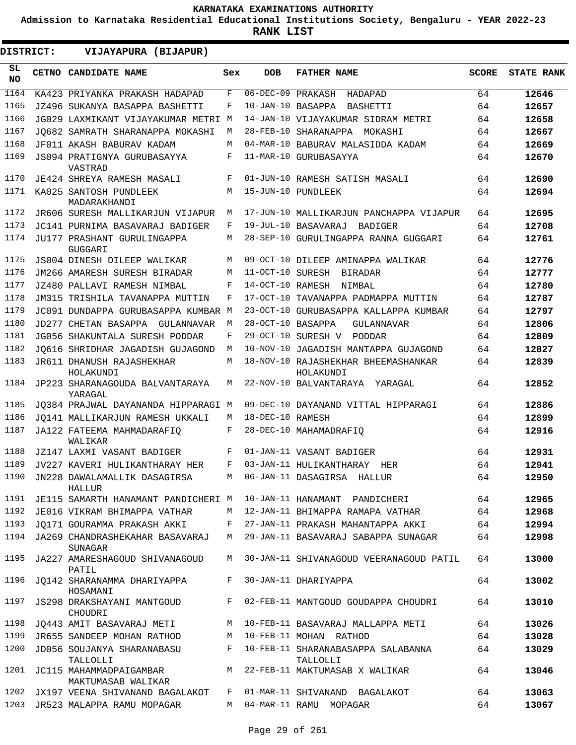KARNATAKA EXAMINATIONS AUTHORITY

Admission to Karnataka Residential Educational Institutions Society, Bengaluru - YEAR 2022-23

**RANK LIST**

**DISTRICT: VIJAYAPURA (BIJAPUR)**

| SL NO | CETNO | CANDIDATE NAME | Sex | DOB | FATHER NAME | SCORE | STATE RANK |
|---|---|---|---|---|---|---|---|
| 1164 | KA423 | PRIYANKA PRAKASH HADAPAD | F | 06-DEC-09 | PRAKASH HADAPAD | 64 | 12646 |
| 1165 | JZ496 | SUKANYA BASAPPA BASHETTI | F | 10-JAN-10 | BASAPPA BASHETTI | 64 | 12657 |
| 1166 | JG029 | LAXMIKANT VIJAYAKUMAR METRI | M | 14-JAN-10 | VIJAYAKUMAR SIDRAM METRI | 64 | 12658 |
| 1167 | JQ682 | SAMRATH SHARANAPPA MOKASHI | M | 28-FEB-10 | SHARANAPPA MOKASHI | 64 | 12667 |
| 1168 | JF011 | AKASH BABURAV KADAM | M | 04-MAR-10 | BABURAV MALASIDDA KADAM | 64 | 12669 |
| 1169 | JS094 | PRATIGNYA GURUBASAYYA VASTRAD | F | 11-MAR-10 | GURUBASAYYA | 64 | 12670 |
| 1170 | JE424 | SHREYA RAMESH MASALI | F | 01-JUN-10 | RAMESH SATISH MASALI | 64 | 12690 |
| 1171 | KA025 | SANTOSH PUNDLEEK MADARAKHANDI | M | 15-JUN-10 | PUNDLEEK | 64 | 12694 |
| 1172 | JR606 | SURESH MALLIKARJUN VIJAPUR | M | 17-JUN-10 | MALLIKARJUN PANCHAPPA VIJAPUR | 64 | 12695 |
| 1173 | JC141 | PURNIMA BASAVARAJ BADIGER | F | 19-JUL-10 | BASAVARAJ BADIGER | 64 | 12708 |
| 1174 | JU177 | PRASHANT GURULINGAPPA GUGGARI | M | 28-SEP-10 | GURULINGAPPA RANNA GUGGARI | 64 | 12761 |
| 1175 | JS004 | DINESH DILEEP WALIKAR | M | 09-OCT-10 | DILEEP AMINAPPA WALIKAR | 64 | 12776 |
| 1176 | JM266 | AMARESH SURESH BIRADAR | M | 11-OCT-10 | SURESH BIRADAR | 64 | 12777 |
| 1177 | JZ480 | PALLAVI RAMESH NIMBAL | F | 14-OCT-10 | RAMESH NIMBAL | 64 | 12780 |
| 1178 | JM315 | TRISHILA TAVANAPPA MUTTIN | F | 17-OCT-10 | TAVANAPPA PADMAPPA MUTTIN | 64 | 12787 |
| 1179 | JC091 | DUNDAPPA GURUBASAPPA KUMBAR | M | 23-OCT-10 | GURUBASAPPA KALLAPPA KUMBAR | 64 | 12797 |
| 1180 | JD277 | CHETAN BASAPPA GULANNAVAR | M | 28-OCT-10 | BASAPPA GULANNAVAR | 64 | 12806 |
| 1181 | JG056 | SHAKUNTALA SURESH PODDAR | F | 29-OCT-10 | SURESH V PODDAR | 64 | 12809 |
| 1182 | JQ616 | SHRIDHAR JAGADISH GUJAGOND | M | 10-NOV-10 | JAGADISH MANTAPPA GUJAGOND | 64 | 12827 |
| 1183 | JR611 | DHANUSH RAJASHEKHAR HOLAKUNDI | M | 18-NOV-10 | RAJASHEKHAR BHEEMASHANKAR HOLAKUNDI | 64 | 12839 |
| 1184 | JP223 | SHARANAGOUDA BALVANTARAYA YARAGAL | M | 22-NOV-10 | BALVANTARAYA YARAGAL | 64 | 12852 |
| 1185 | JQ384 | PRAJWAL DAYANANDA HIPPARAGI | M | 09-DEC-10 | DAYANAND VITTAL HIPPARAGI | 64 | 12886 |
| 1186 | JQ141 | MALLIKARJUN RAMESH UKKALI | M | 18-DEC-10 | RAMESH | 64 | 12899 |
| 1187 | JA122 | FATEEMA MAHMADARAFIQ WALIKAR | F | 28-DEC-10 | MAHAMADRAFIQ | 64 | 12916 |
| 1188 | JZ147 | LAXMI VASANT BADIGER | F | 01-JAN-11 | VASANT BADIGER | 64 | 12931 |
| 1189 | JV227 | KAVERI HULIKANTHARAY HER | F | 03-JAN-11 | HULIKANTHARAY HER | 64 | 12941 |
| 1190 | JN228 | DAWALAMALLIK DASAGIRSA HALLUR | M | 06-JAN-11 | DASAGIRSA HALLUR | 64 | 12950 |
| 1191 | JE115 | SAMARTH HANAMANT PANDICHERI | M | 10-JAN-11 | HANAMANT PANDICHERI | 64 | 12965 |
| 1192 | JE016 | VIKRAM BHIMAPPA VATHAR | M | 12-JAN-11 | BHIMAPPA RAMAPA VATHAR | 64 | 12968 |
| 1193 | JQ171 | GOURAMMA PRAKASH AKKI | F | 27-JAN-11 | PRAKASH MAHANTAPPA AKKI | 64 | 12994 |
| 1194 | JA269 | CHANDRASHEKAHAR BASAVARAJ SUNAGAR | M | 29-JAN-11 | BASAVARAJ SABAPPA SUNAGAR | 64 | 12998 |
| 1195 | JA227 | AMARESHAGOUD SHIVANAGOUD PATIL | M | 30-JAN-11 | SHIVANAGOUD VEERANAGOUD PATIL | 64 | 13000 |
| 1196 | JQ142 | SHARANAMMA DHARIYAPPA HOSAMANI | F | 30-JAN-11 | DHARIYAPPA | 64 | 13002 |
| 1197 | JS298 | DRAKSHAYANI MANTGOUD CHOUDRI | F | 02-FEB-11 | MANTGOUD GOUDAPPA CHOUDRI | 64 | 13010 |
| 1198 | JQ443 | AMIT BASAVARAJ METI | M | 10-FEB-11 | BASAVARAJ MALLAPPA METI | 64 | 13026 |
| 1199 | JR655 | SANDEEP MOHAN RATHOD | M | 10-FEB-11 | MOHAN RATHOD | 64 | 13028 |
| 1200 | JD056 | SOUJANYA SHARANABASU TALLOLLI | F | 10-FEB-11 | SHARANABASAPPA SALABANNA TALLOLLI | 64 | 13029 |
| 1201 | JC115 | MAHAMMADPAIGAMBAR MAKTUMASAB WALIKAR | M | 22-FEB-11 | MAKTUMASAB X WALIKAR | 64 | 13046 |
| 1202 | JX197 | VEENA SHIVANAND BAGALAKOT | F | 01-MAR-11 | SHIVANAND BAGALAKOT | 64 | 13063 |
| 1203 | JR523 | MALAPPA RAMU MOPAGAR | M | 04-MAR-11 | RAMU MOPAGAR | 64 | 13067 |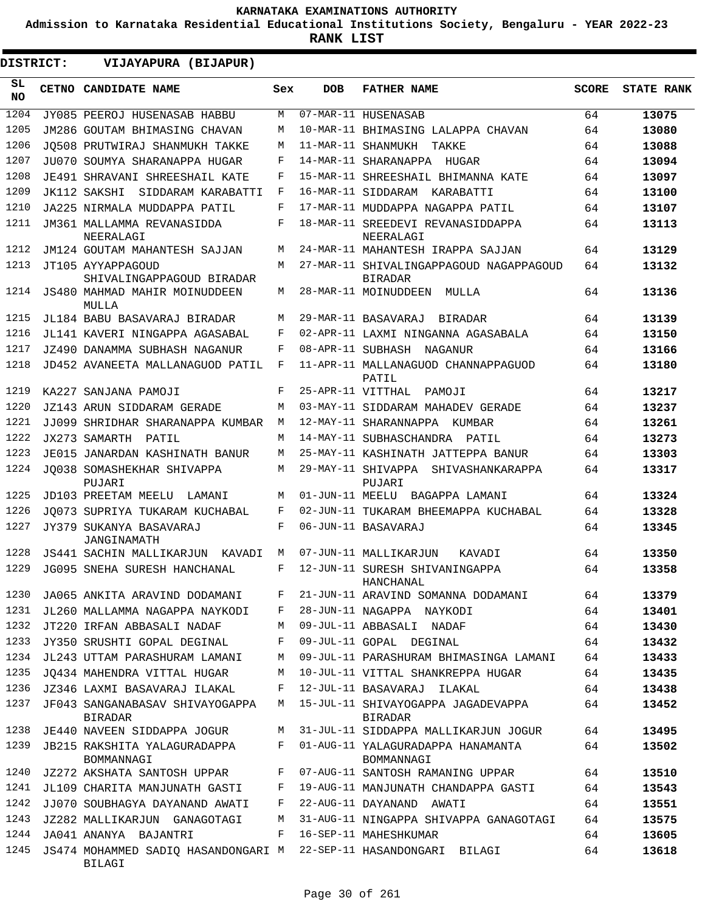KARNATAKA EXAMINATIONS AUTHORITY

Admission to Karnataka Residential Educational Institutions Society, Bengaluru - YEAR 2022-23

**RANK LIST**

**DISTRICT: VIJAYAPURA (BIJAPUR)**

| SL NO | CETNO | CANDIDATE NAME | Sex | DOB | FATHER NAME | SCORE | STATE RANK |
|---|---|---|---|---|---|---|---|
| 1204 | JY085 | PEEROJ HUSENASAB HABBU | M | 07-MAR-11 | HUSENASAB | 64 | 13075 |
| 1205 | JM286 | GOUTAM BHIMASING CHAVAN | M | 10-MAR-11 | BHIMASING LALAPPA CHAVAN | 64 | 13080 |
| 1206 | JQ508 | PRUTWIRAJ SHANMUKH TAKKE | M | 11-MAR-11 | SHANMUKH TAKKE | 64 | 13088 |
| 1207 | JU070 | SOUMYA SHARANAPPA HUGAR | F | 14-MAR-11 | SHARANAPPA HUGAR | 64 | 13094 |
| 1208 | JE491 | SHRAVANI SHREESHAIL KATE | F | 15-MAR-11 | SHREESHAIL BHIMANNA KATE | 64 | 13097 |
| 1209 | JK112 | SAKSHI SIDDARAM KARABATTI | F | 16-MAR-11 | SIDDARAM KARABATTI | 64 | 13100 |
| 1210 | JA225 | NIRMALA MUDDAPPA PATIL | F | 17-MAR-11 | MUDDAPPA NAGAPPA PATIL | 64 | 13107 |
| 1211 | JM361 | MALLAMMA REVANASIDDA NEERALAGI | F | 18-MAR-11 | SREEDEVI REVANASIDDAPPA NEERALAGI | 64 | 13113 |
| 1212 | JM124 | GOUTAM MAHANTESH SAJJAN | M | 24-MAR-11 | MAHANTESH IRAPPA SAJJAN | 64 | 13129 |
| 1213 | JT105 | AYYAPPAGOUD SHIVALINGAPPAGOUD BIRADAR | M | 27-MAR-11 | SHIVALINGAPPAGOUD NAGAPPAGOUD BIRADAR | 64 | 13132 |
| 1214 | JS480 | MAHMAD MAHIR MOINUDDEEN MULLA | M | 28-MAR-11 | MOINUDDEEN MULLA | 64 | 13136 |
| 1215 | JL184 | BABU BASAVARAJ BIRADAR | M | 29-MAR-11 | BASAVARAJ BIRADAR | 64 | 13139 |
| 1216 | JL141 | KAVERI NINGAPPA AGASABAL | F | 02-APR-11 | LAXMI NINGANNA AGASABALA | 64 | 13150 |
| 1217 | JZ490 | DANAMMA SUBHASH NAGANUR | F | 08-APR-11 | SUBHASH NAGANUR | 64 | 13166 |
| 1218 | JD452 | AVANEETA MALLANAGUOD PATIL | F | 11-APR-11 | MALLANAGUOD CHANNAPPAGUOD PATIL | 64 | 13180 |
| 1219 | KA227 | SANJANA PAMOJI | F | 25-APR-11 | VITTHAL PAMOJI | 64 | 13217 |
| 1220 | JZ143 | ARUN SIDDARAM GERADE | M | 03-MAY-11 | SIDDARAM MAHADEV GERADE | 64 | 13237 |
| 1221 | JJ099 | SHRIDHAR SHARANAPPA KUMBAR | M | 12-MAY-11 | SHARANNAPPA KUMBAR | 64 | 13261 |
| 1222 | JX273 | SAMARTH PATIL | M | 14-MAY-11 | SUBHASCHANDRA PATIL | 64 | 13273 |
| 1223 | JE015 | JANARDAN KASHINATH BANUR | M | 25-MAY-11 | KASHINATH JATTEPPA BANUR | 64 | 13303 |
| 1224 | JQ038 | SOMASHEKHAR SHIVAPPA PUJARI | M | 29-MAY-11 | SHIVAPPA SHIVASHANKARAPPA PUJARI | 64 | 13317 |
| 1225 | JD103 | PREETAM MEELU LAMANI | M | 01-JUN-11 | MEELU BAGAPPA LAMANI | 64 | 13324 |
| 1226 | JQ073 | SUPRIYA TUKARAM KUCHABAL | F | 02-JUN-11 | TUKARAM BHEEMAPPA KUCHABAL | 64 | 13328 |
| 1227 | JY379 | SUKANYA BASAVARAJ JANGINAMATH | F | 06-JUN-11 | BASAVARAJ | 64 | 13345 |
| 1228 | JS441 | SACHIN MALLIKARJUN KAVADI | M | 07-JUN-11 | MALLIKARJUN KAVADI | 64 | 13350 |
| 1229 | JG095 | SNEHA SURESH HANCHANAL | F | 12-JUN-11 | SURESH SHIVANINGAPPA HANCHANAL | 64 | 13358 |
| 1230 | JA065 | ANKITA ARAVIND DODAMANI | F | 21-JUN-11 | ARAVIND SOMANNA DODAMANI | 64 | 13379 |
| 1231 | JL260 | MALLAMMA NAGAPPA NAYKODI | F | 28-JUN-11 | NAGAPPA NAYKODI | 64 | 13401 |
| 1232 | JT220 | IRFAN ABBASALI NADAF | M | 09-JUL-11 | ABBASALI NADAF | 64 | 13430 |
| 1233 | JY350 | SRUSHTI GOPAL DEGINAL | F | 09-JUL-11 | GOPAL DEGINAL | 64 | 13432 |
| 1234 | JL243 | UTTAM PARASHURAM LAMANI | M | 09-JUL-11 | PARASHURAM BHIMASINGA LAMANI | 64 | 13433 |
| 1235 | JQ434 | MAHENDRA VITTAL HUGAR | M | 10-JUL-11 | VITTAL SHANKREPPA HUGAR | 64 | 13435 |
| 1236 | JZ346 | LAXMI BASAVARAJ ILAKAL | F | 12-JUL-11 | BASAVARAJ ILAKAL | 64 | 13438 |
| 1237 | JF043 | SANGANABASAV SHIVAYOGAPPA BIRADAR | M | 15-JUL-11 | SHIVAYOGAPPA JAGADEVAPPA BIRADAR | 64 | 13452 |
| 1238 | JE440 | NAVEEN SIDDAPPA JOGUR | M | 31-JUL-11 | SIDDAPPA MALLIKARJUN JOGUR | 64 | 13495 |
| 1239 | JB215 | RAKSHITA YALAGURADAPPA BOMMANNAGI | F | 01-AUG-11 | YALAGURADAPPA HANAMANTA BOMMANNAGI | 64 | 13502 |
| 1240 | JZ272 | AKSHATA SANTOSH UPPAR | F | 07-AUG-11 | SANTOSH RAMANING UPPAR | 64 | 13510 |
| 1241 | JL109 | CHARITA MANJUNATH GASTI | F | 19-AUG-11 | MANJUNATH CHANDAPPA GASTI | 64 | 13543 |
| 1242 | JJ070 | SOUBHAGYA DAYANAND AWATI | F | 22-AUG-11 | DAYANAND AWATI | 64 | 13551 |
| 1243 | JZ282 | MALLIKARJUN GANAGOTAGI | M | 31-AUG-11 | NINGAPPA SHIVAPPA GANAGOTAGI | 64 | 13575 |
| 1244 | JA041 | ANANYA BAJANTRI | F | 16-SEP-11 | MAHESHKUMAR | 64 | 13605 |
| 1245 | JS474 | MOHAMMED SADIQ HASANDONGARI BILAGI | M | 22-SEP-11 | HASANDONGARI BILAGI | 64 | 13618 |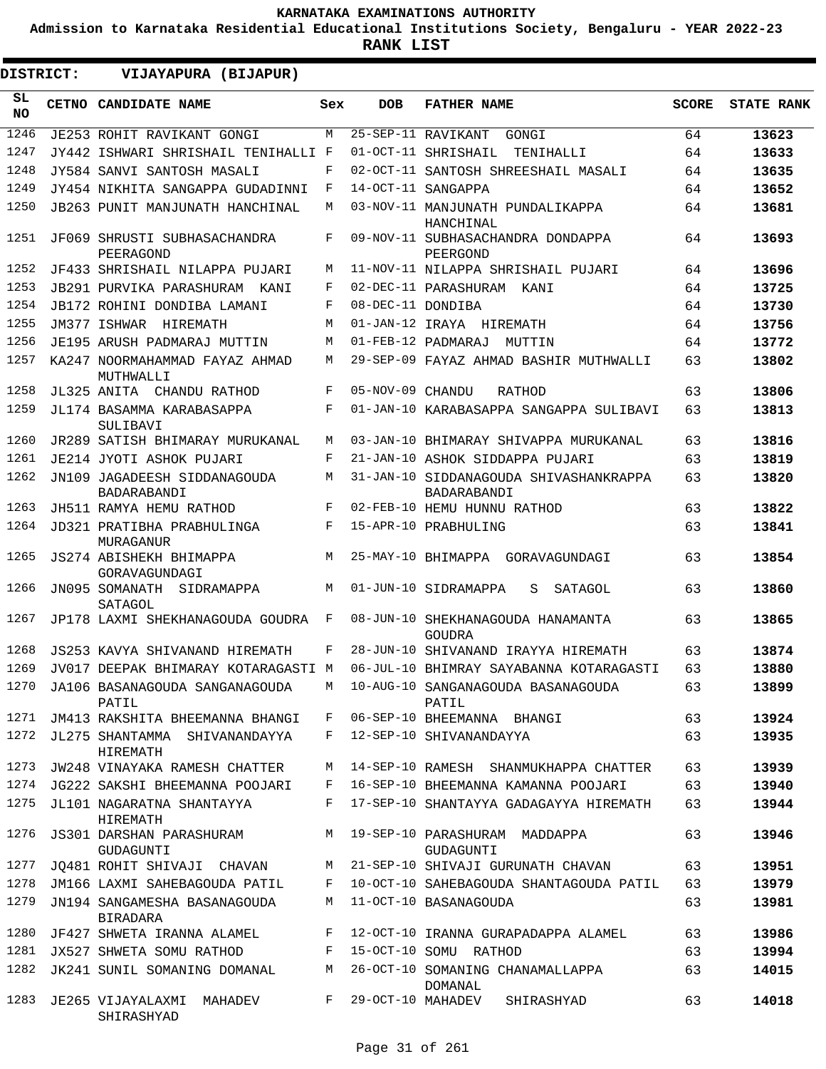KARNATAKA EXAMINATIONS AUTHORITY

Admission to Karnataka Residential Educational Institutions Society, Bengaluru - YEAR 2022-23

**RANK LIST**

**DISTRICT: VIJAYAPURA (BIJAPUR)**

| SL NO | CETNO | CANDIDATE NAME | Sex | DOB | FATHER NAME | SCORE | STATE RANK |
|---|---|---|---|---|---|---|---|
| 1246 | JE253 | ROHIT RAVIKANT GONGI | M | 25-SEP-11 | RAVIKANT GONGI | 64 | **13623** |
| 1247 | JY442 | ISHWARI SHRISHAIL TENIHALLI | F | 01-OCT-11 | SHRISHAIL TENIHALLI | 64 | **13633** |
| 1248 | JY584 | SANVI SANTOSH MASALI | F | 02-OCT-11 | SANTOSH SHREESHAIL MASALI | 64 | **13635** |
| 1249 | JY454 | NIKHITA SANGAPPA GUDADINNI | F | 14-OCT-11 | SANGAPPA | 64 | **13652** |
| 1250 | JB263 | PUNIT MANJUNATH HANCHINAL | M | 03-NOV-11 | MANJUNATH PUNDALIKAPPA HANCHINAL | 64 | **13681** |
| 1251 | JF069 | SHRUSTI SUBHASACHANDRA PEERAGOND | F | 09-NOV-11 | SUBHASACHANDRA DONDAPPA PEERGOND | 64 | **13693** |
| 1252 | JF433 | SHRISHAIL NILAPPA PUJARI | M | 11-NOV-11 | NILAPPA SHRISHAIL PUJARI | 64 | **13696** |
| 1253 | JB291 | PURVIKA PARASHURAM KANI | F | 02-DEC-11 | PARASHURAM KANI | 64 | **13725** |
| 1254 | JB172 | ROHINI DONDIBA LAMANI | F | 08-DEC-11 | DONDIBA | 64 | **13730** |
| 1255 | JM377 | ISHWAR HIREMATH | M | 01-JAN-12 | IRAYA HIREMATH | 64 | **13756** |
| 1256 | JE195 | ARUSH PADMARAJ MUTTIN | M | 01-FEB-12 | PADMARAJ MUTTIN | 64 | **13772** |
| 1257 | KA247 | NOORMAHAMMAD FAYAZ AHMAD MUTHWALLI | M | 29-SEP-09 | FAYAZ AHMAD BASHIR MUTHWALLI | 63 | **13802** |
| 1258 | JL325 | ANITA CHANDU RATHOD | F | 05-NOV-09 | CHANDU RATHOD | 63 | **13806** |
| 1259 | JL174 | BASAMMA KARABASAPPA SULIBAVI | F | 01-JAN-10 | KARABASAPPA SANGAPPA SULIBAVI | 63 | **13813** |
| 1260 | JR289 | SATISH BHIMARAY MURUKANAL | M | 03-JAN-10 | BHIMARAY SHIVAPPA MURUKANAL | 63 | **13816** |
| 1261 | JE214 | JYOTI ASHOK PUJARI | F | 21-JAN-10 | ASHOK SIDDAPPA PUJARI | 63 | **13819** |
| 1262 | JN109 | JAGADEESH SIDDANAGOUDA BADARABANDI | M | 31-JAN-10 | SIDDANAGOUDA SHIVASHANKRAPPA BADARABANDI | 63 | **13820** |
| 1263 | JH511 | RAMYA HEMU RATHOD | F | 02-FEB-10 | HEMU HUNNU RATHOD | 63 | **13822** |
| 1264 | JD321 | PRATIBHA PRABHULINGA MURAGANUR | F | 15-APR-10 | PRABHULING | 63 | **13841** |
| 1265 | JS274 | ABISHEKH BHIMAPPA GORAVAGUNDAGI | M | 25-MAY-10 | BHIMAPPA GORAVAGUNDAGI | 63 | **13854** |
| 1266 | JN095 | SOMANATH SIDRAMAPPA SATAGOL | M | 01-JUN-10 | SIDRAMAPPA S SATAGOL | 63 | **13860** |
| 1267 | JP178 | LAXMI SHEKHANAGOUDA GOUDRA | F | 08-JUN-10 | SHEKHANAGOUDA HANAMANTA GOUDRA | 63 | **13865** |
| 1268 | JS253 | KAVYA SHIVANAND HIREMATH | F | 28-JUN-10 | SHIVANAND IRAYYA HIREMATH | 63 | **13874** |
| 1269 | JV017 | DEEPAK BHIMARAY KOTARAGASTI | M | 06-JUL-10 | BHIMRAY SAYABANNA KOTARAGASTI | 63 | **13880** |
| 1270 | JA106 | BASANAGOUDA SANGANAGOUDA PATIL | M | 10-AUG-10 | SANGANAGOUDA BASANAGOUDA PATIL | 63 | **13899** |
| 1271 | JM413 | RAKSHITA BHEEMANNA BHANGI | F | 06-SEP-10 | BHEEMANNA BHANGI | 63 | **13924** |
| 1272 | JL275 | SHANTAMMA SHIVANANDAYYA HIREMATH | F | 12-SEP-10 | SHIVANANDAYYA | 63 | **13935** |
| 1273 | JW248 | VINAYAKA RAMESH CHATTER | M | 14-SEP-10 | RAMESH SHANMUKHAPPA CHATTER | 63 | **13939** |
| 1274 | JG222 | SAKSHI BHEEMANNA POOJARI | F | 16-SEP-10 | BHEEMANNA KAMANNA POOJARI | 63 | **13940** |
| 1275 | JL101 | NAGARATNA SHANTAYYA HIREMATH | F | 17-SEP-10 | SHANTAYYA GADAGAYYA HIREMATH | 63 | **13944** |
| 1276 | JS301 | DARSHAN PARASHURAM GUDAGUNTI | M | 19-SEP-10 | PARASHURAM MADDAPPA GUDAGUNTI | 63 | **13946** |
| 1277 | JQ481 | ROHIT SHIVAJI CHAVAN | M | 21-SEP-10 | SHIVAJI GURUNATH CHAVAN | 63 | **13951** |
| 1278 | JM166 | LAXMI SAHEBAGOUDA PATIL | F | 10-OCT-10 | SAHEBAGOUDA SHANTAGOUDA PATIL | 63 | **13979** |
| 1279 | JN194 | SANGAMESHA BASANAGOUDA BIRADARA | M | 11-OCT-10 | BASANAGOUDA | 63 | **13981** |
| 1280 | JF427 | SHWETA IRANNA ALAMEL | F | 12-OCT-10 | IRANNA GURAPADAPPA ALAMEL | 63 | **13986** |
| 1281 | JX527 | SHWETA SOMU RATHOD | F | 15-OCT-10 | SOMU RATHOD | 63 | **13994** |
| 1282 | JK241 | SUNIL SOMANING DOMANAL | M | 26-OCT-10 | SOMANING CHANAMALLAPPA DOMANAL | 63 | **14015** |
| 1283 | JE265 | VIJAYALAXMI MAHADEV SHIRASHYAD | F | 29-OCT-10 | MAHADEV SHIRASHYAD | 63 | **14018** |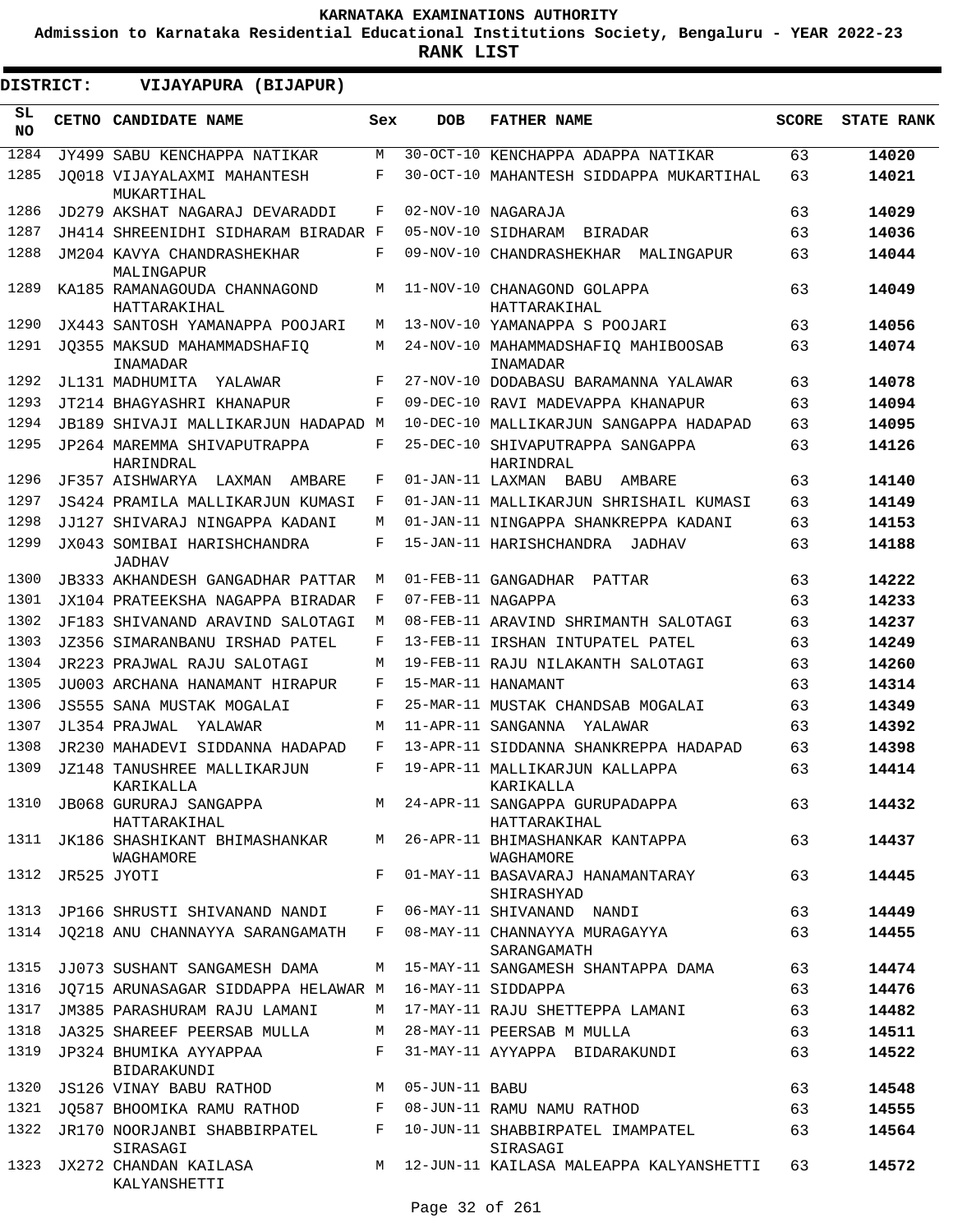KARNATAKA EXAMINATIONS AUTHORITY

Admission to Karnataka Residential Educational Institutions Society, Bengaluru - YEAR 2022-23

**RANK LIST**

**DISTRICT: VIJAYAPURA (BIJAPUR)**

| SL NO | CETNO | CANDIDATE NAME | Sex | DOB | FATHER NAME | SCORE | STATE RANK |
|---|---|---|---|---|---|---|---|
| 1284 | JY499 | SABU KENCHAPPA NATIKAR | M | 30-OCT-10 | KENCHAPPA ADAPPA NATIKAR | 63 | 14020 |
| 1285 | JQ018 | VIJAYALAXMI MAHANTESH MUKARTIHAL | F | 30-OCT-10 | MAHANTESH SIDDAPPA MUKARTIHAL | 63 | 14021 |
| 1286 | JD279 | AKSHAT NAGARAJ DEVARADDI | F | 02-NOV-10 | NAGARAJA | 63 | 14029 |
| 1287 | JH414 | SHREENIDHI SIDHARAM BIRADAR | F | 05-NOV-10 | SIDHARAM BIRADAR | 63 | 14036 |
| 1288 | JM204 | KAVYA CHANDRASHEKHAR MALINGAPUR | F | 09-NOV-10 | CHANDRASHEKHAR MALINGAPUR | 63 | 14044 |
| 1289 | KA185 | RAMANAGOUDA CHANNAGOND HATTARAKIHAL | M | 11-NOV-10 | CHANAGOND GOLAPPA HATTARAKIHAL | 63 | 14049 |
| 1290 | JX443 | SANTOSH YAMANAPPA POOJARI | M | 13-NOV-10 | YAMANAPPA S POOJARI | 63 | 14056 |
| 1291 | JQ355 | MAKSUD MAHAMMADSHAFIQ INAMADAR | M | 24-NOV-10 | MAHAMMADSHAFIQ MAHIBOOSAB INAMADAR | 63 | 14074 |
| 1292 | JL131 | MADHUMITA YALAWAR | F | 27-NOV-10 | DODABASU BARAMANNA YALAWAR | 63 | 14078 |
| 1293 | JT214 | BHAGYASHRI KHANAPUR | F | 09-DEC-10 | RAVI MADEVAPPA KHANAPUR | 63 | 14094 |
| 1294 | JB189 | SHIVAJI MALLIKARJUN HADAPAD | M | 10-DEC-10 | MALLIKARJUN SANGAPPA HADAPAD | 63 | 14095 |
| 1295 | JP264 | MAREMMA SHIVAPUTRAPPA HARINDRAL | F | 25-DEC-10 | SHIVAPUTRAPPA SANGAPPA HARINDRAL | 63 | 14126 |
| 1296 | JF357 | AISHWARYA LAXMAN AMBARE | F | 01-JAN-11 | LAXMAN BABU AMBARE | 63 | 14140 |
| 1297 | JS424 | PRAMILA MALLIKARJUN KUMASI | F | 01-JAN-11 | MALLIKARJUN SHRISHAIL KUMASI | 63 | 14149 |
| 1298 | JJ127 | SHIVARAJ NINGAPPA KADANI | M | 01-JAN-11 | NINGAPPA SHANKREPPA KADANI | 63 | 14153 |
| 1299 | JX043 | SOMIBAI HARISHCHANDRA JADHAV | F | 15-JAN-11 | HARISHCHANDRA JADHAV | 63 | 14188 |
| 1300 | JB333 | AKHANDESH GANGADHAR PATTAR | M | 01-FEB-11 | GANGADHAR PATTAR | 63 | 14222 |
| 1301 | JX104 | PRATEEKSHA NAGAPPA BIRADAR | F | 07-FEB-11 | NAGAPPA | 63 | 14233 |
| 1302 | JF183 | SHIVANAND ARAVIND SALOTAGI | M | 08-FEB-11 | ARAVIND SHRIMANTH SALOTAGI | 63 | 14237 |
| 1303 | JZ356 | SIMARANBANU IRSHAD PATEL | F | 13-FEB-11 | IRSHAN INTUPATEL PATEL | 63 | 14249 |
| 1304 | JR223 | PRAJWAL RAJU SALOTAGI | M | 19-FEB-11 | RAJU NILAKANTH SALOTAGI | 63 | 14260 |
| 1305 | JU003 | ARCHANA HANAMANT HIRAPUR | F | 15-MAR-11 | HANAMANT | 63 | 14314 |
| 1306 | JS555 | SANA MUSTAK MOGALAI | F | 25-MAR-11 | MUSTAK CHANDSAB MOGALAI | 63 | 14349 |
| 1307 | JL354 | PRAJWAL YALAWAR | M | 11-APR-11 | SANGANNA YALAWAR | 63 | 14392 |
| 1308 | JR230 | MAHADEVI SIDDANNA HADAPAD | F | 13-APR-11 | SIDDANNA SHANKREPPA HADAPAD | 63 | 14398 |
| 1309 | JZ148 | TANUSHREE MALLIKARJUN KARIKALLA | F | 19-APR-11 | MALLIKARJUN KALLAPPA KARIKALLA | 63 | 14414 |
| 1310 | JB068 | GURURAJ SANGAPPA HATTARAKIHAL | M | 24-APR-11 | SANGAPPA GURUPADAPPA HATTARAKIHAL | 63 | 14432 |
| 1311 | JK186 | SHASHIKANT BHIMASHANKAR WAGHAMORE | M | 26-APR-11 | BHIMASHANKAR KANTAPPA WAGHAMORE | 63 | 14437 |
| 1312 | JR525 | JYOTI | F | 01-MAY-11 | BASAVARAJ HANAMANTARAY SHIRASHYAD | 63 | 14445 |
| 1313 | JP166 | SHRUSTI SHIVANAND NANDI | F | 06-MAY-11 | SHIVANAND NANDI | 63 | 14449 |
| 1314 | JQ218 | ANU CHANNAYYA SARANGAMATH | F | 08-MAY-11 | CHANNAYYA MURAGAYYA SARANGAMATH | 63 | 14455 |
| 1315 | JJ073 | SUSHANT SANGAMESH DAMA | M | 15-MAY-11 | SANGAMESH SHANTAPPA DAMA | 63 | 14474 |
| 1316 | JQ715 | ARUNASAGAR SIDDAPPA HELAWAR | M | 16-MAY-11 | SIDDAPPA | 63 | 14476 |
| 1317 | JM385 | PARASHURAM RAJU LAMANI | M | 17-MAY-11 | RAJU SHETTEPPA LAMANI | 63 | 14482 |
| 1318 | JA325 | SHAREEF PEERSAB MULLA | M | 28-MAY-11 | PEERSAB M MULLA | 63 | 14511 |
| 1319 | JP324 | BHUMIKA AYYAPPAA BIDARAKUNDI | F | 31-MAY-11 | AYYAPPA BIDARAKUNDI | 63 | 14522 |
| 1320 | JS126 | VINAY BABU RATHOD | M | 05-JUN-11 | BABU | 63 | 14548 |
| 1321 | JQ587 | BHOOMIKA RAMU RATHOD | F | 08-JUN-11 | RAMU NAMU RATHOD | 63 | 14555 |
| 1322 | JR170 | NOORJANBI SHABBIRPATEL SIRASAGI | F | 10-JUN-11 | SHABBIRPATEL IMAMPATEL SIRASAGI | 63 | 14564 |
| 1323 | JX272 | CHANDAN KAILASA KALYANSHETTI | M | 12-JUN-11 | KAILASA MALEAPPA KALYANSHETTI | 63 | 14572 |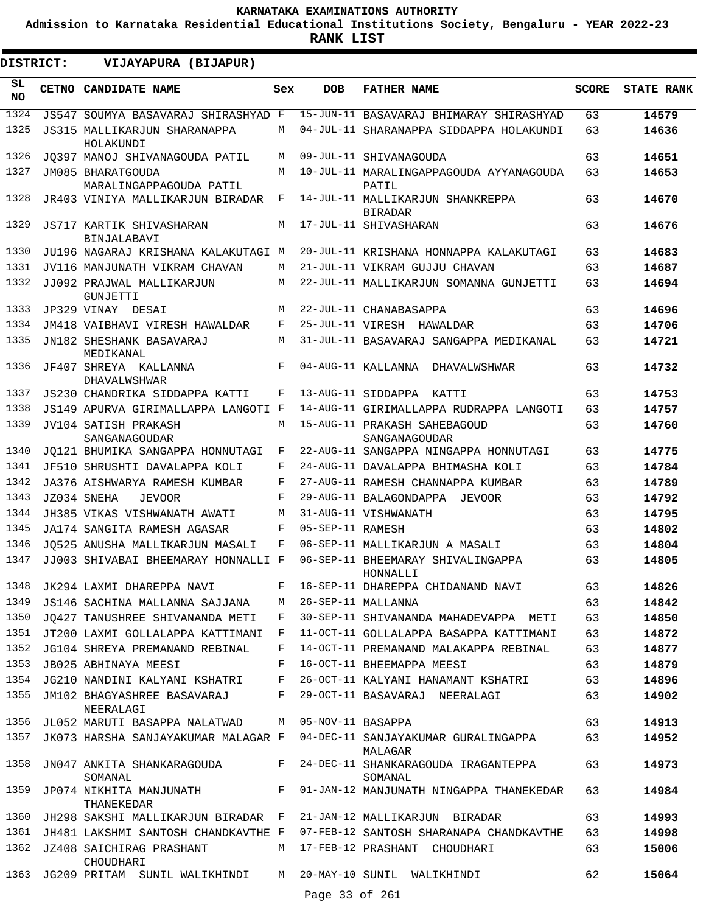**KARNATAKA EXAMINATIONS AUTHORITY**

**Admission to Karnataka Residential Educational Institutions Society, Bengaluru - YEAR 2022-23**

**RANK LIST**

**DISTRICT: VIJAYAPURA (BIJAPUR)**

| SL NO | CETNO | CANDIDATE NAME | Sex | DOB | FATHER NAME | SCORE | STATE RANK |
|---|---|---|---|---|---|---|---|
| 1324 | JS547 | SOUMYA BASAVARAJ SHIRASHYAD | F | 15-JUN-11 | BASAVARAJ BHIMARAY SHIRASHYAD | 63 | **14579** |
| 1325 | JS315 | MALLIKARJUN SHARANAPPA HOLAKUNDI | M | 04-JUL-11 | SHARANAPPA SIDDAPPA HOLAKUNDI | 63 | **14636** |
| 1326 | JQ397 | MANOJ SHIVANAGOUDA PATIL | M | 09-JUL-11 | SHIVANAGOUDA | 63 | **14651** |
| 1327 | JM085 | BHARATGOUDA MARALINGAPPAGOUDA PATIL | M | 10-JUL-11 | MARALINGAPPAGOUDA AYYANAGOUDA PATIL | 63 | **14653** |
| 1328 | JR403 | VINIYA MALLIKARJUN BIRADAR | F | 14-JUL-11 | MALLIKARJUN SHANKREPPA BIRADAR | 63 | **14670** |
| 1329 | JS717 | KARTIK SHIVASHARAN BINJALABAVI | M | 17-JUL-11 | SHIVASHARAN | 63 | **14676** |
| 1330 | JU196 | NAGARAJ KRISHANA KALAKUTAGI | M | 20-JUL-11 | KRISHANA HONNAPPA KALAKUTAGI | 63 | **14683** |
| 1331 | JV116 | MANJUNATH VIKRAM CHAVAN | M | 21-JUL-11 | VIKRAM GUJJU CHAVAN | 63 | **14687** |
| 1332 | JJ092 | PRAJWAL MALLIKARJUN GUNJETTI | M | 22-JUL-11 | MALLIKARJUN SOMANNA GUNJETTI | 63 | **14694** |
| 1333 | JP329 | VINAY DESAI | M | 22-JUL-11 | CHANABASAPPA | 63 | **14696** |
| 1334 | JM418 | VAIBHAVI VIRESH HAWALDAR | F | 25-JUL-11 | VIRESH HAWALDAR | 63 | **14706** |
| 1335 | JN182 | SHESHANK BASAVARAJ MEDIKANAL | M | 31-JUL-11 | BASAVARAJ SANGAPPA MEDIKANAL | 63 | **14721** |
| 1336 | JF407 | SHREYA KALLANNA DHAVALWSHWAR | F | 04-AUG-11 | KALLANNA DHAVALWSHWAR | 63 | **14732** |
| 1337 | JS230 | CHANDRIKA SIDDAPPA KATTI | F | 13-AUG-11 | SIDDAPPA KATTI | 63 | **14753** |
| 1338 | JS149 | APURVA GIRIMALLAPPA LANGOTI | F | 14-AUG-11 | GIRIMALLAPPA RUDRAPPA LANGOTI | 63 | **14757** |
| 1339 | JV104 | SATISH PRAKASH SANGANAGOUDAR | M | 15-AUG-11 | PRAKASH SAHEBAGOUD SANGANAGOUDAR | 63 | **14760** |
| 1340 | JQ121 | BHUMIKA SANGAPPA HONNUTAGI | F | 22-AUG-11 | SANGAPPA NINGAPPA HONNUTAGI | 63 | **14775** |
| 1341 | JF510 | SHRUSHTI DAVALAPPA KOLI | F | 24-AUG-11 | DAVALAPPA BHIMASHA KOLI | 63 | **14784** |
| 1342 | JA376 | AISHWARYA RAMESH KUMBAR | F | 27-AUG-11 | RAMESH CHANNAPPA KUMBAR | 63 | **14789** |
| 1343 | JZ034 | SNEHA JEVOOR | F | 29-AUG-11 | BALAGONDAPPA JEVOOR | 63 | **14792** |
| 1344 | JH385 | VIKAS VISHWANATH AWATI | M | 31-AUG-11 | VISHWANATH | 63 | **14795** |
| 1345 | JA174 | SANGITA RAMESH AGASAR | F | 05-SEP-11 | RAMESH | 63 | **14802** |
| 1346 | JQ525 | ANUSHA MALLIKARJUN MASALI | F | 06-SEP-11 | MALLIKARJUN A MASALI | 63 | **14804** |
| 1347 | JJ003 | SHIVABAI BHEEMARAY HONNALLI | F | 06-SEP-11 | BHEEMARAY SHIVALINGAPPA HONNALLI | 63 | **14805** |
| 1348 | JK294 | LAXMI DHAREPPA NAVI | F | 16-SEP-11 | DHAREPPA CHIDANAND NAVI | 63 | **14826** |
| 1349 | JS146 | SACHINA MALLANNA SAJJANA | M | 26-SEP-11 | MALLANNA | 63 | **14842** |
| 1350 | JQ427 | TANUSHREE SHIVANANDA METI | F | 30-SEP-11 | SHIVANANDA MAHADEVAPPA METI | 63 | **14850** |
| 1351 | JT200 | LAXMI GOLLALAPPA KATTIMANI | F | 11-OCT-11 | GOLLALAPPA BASAPPA KATTIMANI | 63 | **14872** |
| 1352 | JG104 | SHREYA PREMANAND REBINAL | F | 14-OCT-11 | PREMANAND MALAKAPPA REBINAL | 63 | **14877** |
| 1353 | JB025 | ABHINAYA MEESI | F | 16-OCT-11 | BHEEMAPPA MEESI | 63 | **14879** |
| 1354 | JG210 | NANDINI KALYANI KSHATRI | F | 26-OCT-11 | KALYANI HANAMANT KSHATRI | 63 | **14896** |
| 1355 | JM102 | BHAGYASHREE BASAVARAJ NEERALAGI | F | 29-OCT-11 | BASAVARAJ NEERALAGI | 63 | **14902** |
| 1356 | JL052 | MARUTI BASAPPA NALATWAD | M | 05-NOV-11 | BASAPPA | 63 | **14913** |
| 1357 | JK073 | HARSHA SANJAYAKUMAR MALAGAR | F | 04-DEC-11 | SANJAYAKUMAR GURALINGAPPA MALAGAR | 63 | **14952** |
| 1358 | JN047 | ANKITA SHANKARAGOUDA SOMANAL | F | 24-DEC-11 | SHANKARAGOUDA IRAGANTEPPA SOMANAL | 63 | **14973** |
| 1359 | JP074 | NIKHITA MANJUNATH THANEKEDAR | F | 01-JAN-12 | MANJUNATH NINGAPPA THANEKEDAR | 63 | **14984** |
| 1360 | JH298 | SAKSHI MALLIKARJUN BIRADAR | F | 21-JAN-12 | MALLIKARJUN BIRADAR | 63 | **14993** |
| 1361 | JH481 | LAKSHMI SANTOSH CHANDKAVTHE | F | 07-FEB-12 | SANTOSH SHARANAPA CHANDKAVTHE | 63 | **14998** |
| 1362 | JZ408 | SAICHIRAG PRASHANT CHOUDHARI | M | 17-FEB-12 | PRASHANT CHOUDHARI | 63 | **15006** |
| 1363 | JG209 | PRITAM SUNIL WALIKHINDI | M | 20-MAY-10 | SUNIL WALIKHINDI | 62 | **15064** |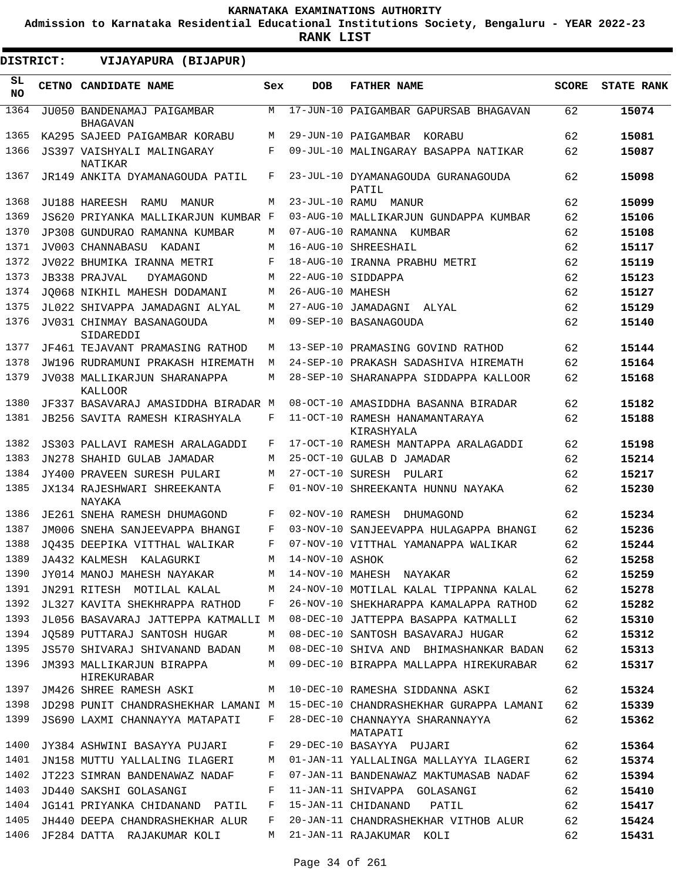KARNATAKA EXAMINATIONS AUTHORITY

Admission to Karnataka Residential Educational Institutions Society, Bengaluru - YEAR 2022-23

**RANK LIST**

**DISTRICT: VIJAYAPURA (BIJAPUR)**

| SL NO | CETNO | CANDIDATE NAME | Sex | DOB | FATHER NAME | SCORE | STATE RANK |
|---|---|---|---|---|---|---|---|
| 1364 | JU050 | BANDENAMAJ PAIGAMBAR BHAGAVAN | M | 17-JUN-10 | PAIGAMBAR GAPURSAB BHAGAVAN | 62 | 15074 |
| 1365 | KA295 | SAJEED PAIGAMBAR KORABU | M | 29-JUN-10 | PAIGAMBAR KORABU | 62 | 15081 |
| 1366 | JS397 | VAISHYALI MALINGARAY NATIKAR | F | 09-JUL-10 | MALINGARAY BASAPPA NATIKAR | 62 | 15087 |
| 1367 | JR149 | ANKITA DYAMANAGOUDA PATIL | F | 23-JUL-10 | DYAMANAGOUDA GURANAGOUDA PATIL | 62 | 15098 |
| 1368 | JU188 | HAREESH RAMU MANUR | M | 23-JUL-10 | RAMU MANUR | 62 | 15099 |
| 1369 | JS620 | PRIYANKA MALLIKARJUN KUMBAR | F | 03-AUG-10 | MALLIKARJUN GUNDAPPA KUMBAR | 62 | 15106 |
| 1370 | JP308 | GUNDURAO RAMANNA KUMBAR | M | 07-AUG-10 | RAMANNA KUMBAR | 62 | 15108 |
| 1371 | JV003 | CHANNABASU KADANI | M | 16-AUG-10 | SHREESHAIL | 62 | 15117 |
| 1372 | JV022 | BHUMIKA IRANNA METRI | F | 18-AUG-10 | IRANNA PRABHU METRI | 62 | 15119 |
| 1373 | JB338 | PRAJVAL DYAMAGOND | M | 22-AUG-10 | SIDDAPPA | 62 | 15123 |
| 1374 | JQ068 | NIKHIL MAHESH DODAMANI | M | 26-AUG-10 | MAHESH | 62 | 15127 |
| 1375 | JL022 | SHIVAPPA JAMADAGNI ALYAL | M | 27-AUG-10 | JAMADAGNI ALYAL | 62 | 15129 |
| 1376 | JV031 | CHINMAY BASANAGOUDA SIDAREDDI | M | 09-SEP-10 | BASANAGOUDA | 62 | 15140 |
| 1377 | JF461 | TEJAVANT PRAMASING RATHOD | M | 13-SEP-10 | PRAMASING GOVIND RATHOD | 62 | 15144 |
| 1378 | JW196 | RUDRAMUNI PRAKASH HIREMATH | M | 24-SEP-10 | PRAKASH SADASHIVA HIREMATH | 62 | 15164 |
| 1379 | JV038 | MALLIKARJUN SHARANAPPA KALLOOR | M | 28-SEP-10 | SHARANAPPA SIDDAPPA KALLOOR | 62 | 15168 |
| 1380 | JF337 | BASAVARAJ AMASIDDHA BIRADAR | M | 08-OCT-10 | AMASIDDHA BASANNA BIRADAR | 62 | 15182 |
| 1381 | JB256 | SAVITA RAMESH KIRASHYALA | F | 11-OCT-10 | RAMESH HANAMANTARAYA KIRASHYALA | 62 | 15188 |
| 1382 | JS303 | PALLAVI RAMESH ARALAGADDI | F | 17-OCT-10 | RAMESH MANTAPPA ARALAGADDI | 62 | 15198 |
| 1383 | JN278 | SHAHID GULAB JAMADAR | M | 25-OCT-10 | GULAB D JAMADAR | 62 | 15214 |
| 1384 | JY400 | PRAVEEN SURESH PULARI | M | 27-OCT-10 | SURESH PULARI | 62 | 15217 |
| 1385 | JX134 | RAJESHWARI SHREEKANTA NAYAKA | F | 01-NOV-10 | SHREEKANTA HUNNU NAYAKA | 62 | 15230 |
| 1386 | JE261 | SNEHA RAMESH DHUMAGOND | F | 02-NOV-10 | RAMESH DHUMAGOND | 62 | 15234 |
| 1387 | JM006 | SNEHA SANJEEVAPPA BHANGI | F | 03-NOV-10 | SANJEEVAPPA HULAGAPPA BHANGI | 62 | 15236 |
| 1388 | JQ435 | DEEPIKA VITTHAL WALIKAR | F | 07-NOV-10 | VITTHAL YAMANAPPA WALIKAR | 62 | 15244 |
| 1389 | JA432 | KALMESH KALAGURKI | M | 14-NOV-10 | ASHOK | 62 | 15258 |
| 1390 | JY014 | MANOJ MAHESH NAYAKAR | M | 14-NOV-10 | MAHESH NAYAKAR | 62 | 15259 |
| 1391 | JN291 | RITESH MOTILAL KALAL | M | 24-NOV-10 | MOTILAL KALAL TIPPANNA KALAL | 62 | 15278 |
| 1392 | JL327 | KAVITA SHEKHRAPPA RATHOD | F | 26-NOV-10 | SHEKHARAPPA KAMALAPPA RATHOD | 62 | 15282 |
| 1393 | JL056 | BASAVARAJ JATTEPPA KATMALLI | M | 08-DEC-10 | JATTEPPA BASAPPA KATMALLI | 62 | 15310 |
| 1394 | JQ589 | PUTTARAJ SANTOSH HUGAR | M | 08-DEC-10 | SANTOSH BASAVARAJ HUGAR | 62 | 15312 |
| 1395 | JS570 | SHIVARAJ SHIVANAND BADAN | M | 08-DEC-10 | SHIVA AND BHIMASHANKAR BADAN | 62 | 15313 |
| 1396 | JM393 | MALLIKARJUN BIRAPPA HIREKURABAR | M | 09-DEC-10 | BIRAPPA MALLAPPA HIREKURABAR | 62 | 15317 |
| 1397 | JM426 | SHREE RAMESH ASKI | M | 10-DEC-10 | RAMESHA SIDDANNA ASKI | 62 | 15324 |
| 1398 | JD298 | PUNIT CHANDRASHEKHAR LAMANI | M | 15-DEC-10 | CHANDRASHEKHAR GURAPPA LAMANI | 62 | 15339 |
| 1399 | JS690 | LAXMI CHANNAYYA MATAPATI | F | 28-DEC-10 | CHANNAYYA SHARANNAYYA MATAPATI | 62 | 15362 |
| 1400 | JY384 | ASHWINI BASAYYA PUJARI | F | 29-DEC-10 | BASAYYA PUJARI | 62 | 15364 |
| 1401 | JN158 | MUTTU YALLALING ILAGERI | M | 01-JAN-11 | YALLALINGA MALLAYYA ILAGERI | 62 | 15374 |
| 1402 | JT223 | SIMRAN BANDENAWAZ NADAF | F | 07-JAN-11 | BANDENAWAZ MAKTUMASAB NADAF | 62 | 15394 |
| 1403 | JD440 | SAKSHI GOLASANGI | F | 11-JAN-11 | SHIVAPPA GOLASANGI | 62 | 15410 |
| 1404 | JG141 | PRIYANKA CHIDANAND PATIL | F | 15-JAN-11 | CHIDANAND PATIL | 62 | 15417 |
| 1405 | JH440 | DEEPA CHANDRASHEKHAR ALUR | F | 20-JAN-11 | CHANDRASHEKHAR VITHOB ALUR | 62 | 15424 |
| 1406 | JF284 | DATTA RAJAKUMAR KOLI | M | 21-JAN-11 | RAJAKUMAR KOLI | 62 | 15431 |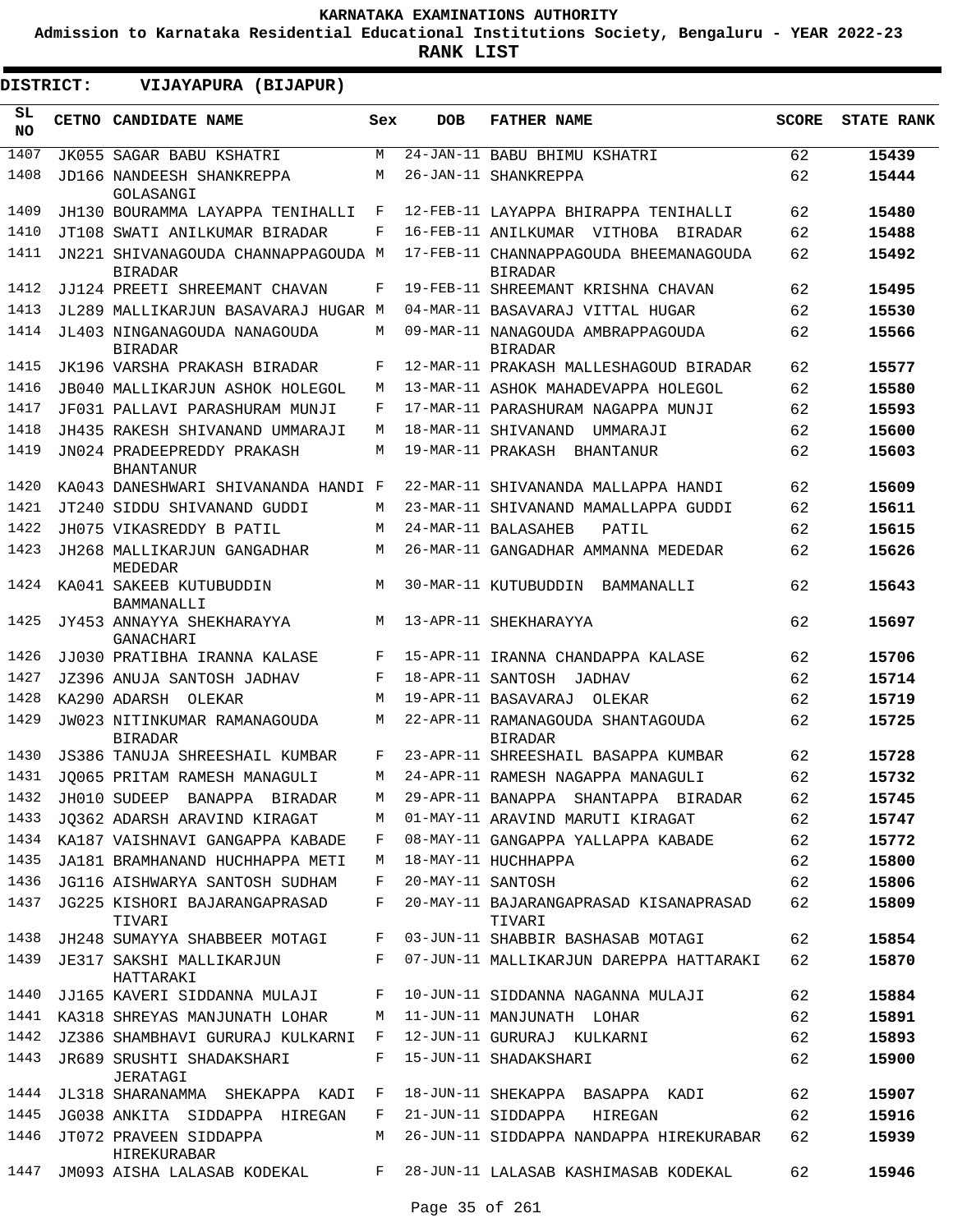# KARNATAKA EXAMINATIONS AUTHORITY

**Admission to Karnataka Residential Educational Institutions Society, Bengaluru - YEAR 2022-23**

**RANK LIST**

**DISTRICT: VIJAYAPURA (BIJAPUR)**

| SL NO | CETNO | CANDIDATE NAME | Sex | DOB | FATHER NAME | SCORE | STATE RANK |
|---|---|---|---|---|---|---|---|
| 1407 | JK055 | SAGAR BABU KSHATRI | M | 24-JAN-11 | BABU BHIMU KSHATRI | 62 | 15439 |
| 1408 | JD166 | NANDEESH SHANKREPPA GOLASANGI | M | 26-JAN-11 | SHANKREPPA | 62 | 15444 |
| 1409 | JH130 | BOURAMMA LAYAPPA TENIHALLI | F | 12-FEB-11 | LAYAPPA BHIRAPPA TENIHALLI | 62 | 15480 |
| 1410 | JT108 | SWATI ANILKUMAR BIRADAR | F | 16-FEB-11 | ANILKUMAR VITHOBA BIRADAR | 62 | 15488 |
| 1411 | JN221 | SHIVANAGOUDA CHANNAPPAGOUDA BIRADAR | M | 17-FEB-11 | CHANNAPPAGOUDA BHEEMANAGOUDA BIRADAR | 62 | 15492 |
| 1412 | JJ124 | PREETI SHREEMANT CHAVAN | F | 19-FEB-11 | SHREEMANT KRISHNA CHAVAN | 62 | 15495 |
| 1413 | JL289 | MALLIKARJUN BASAVARAJ HUGAR | M | 04-MAR-11 | BASAVARAJ VITTAL HUGAR | 62 | 15530 |
| 1414 | JL403 | NINGANAGOUDA NANAGOUDA BIRADAR | M | 09-MAR-11 | NANAGOUDA AMBRAPPAGOUDA BIRADAR | 62 | 15566 |
| 1415 | JK196 | VARSHA PRAKASH BIRADAR | F | 12-MAR-11 | PRAKASH MALLESHAGOUD BIRADAR | 62 | 15577 |
| 1416 | JB040 | MALLIKARJUN ASHOK HOLEGOL | M | 13-MAR-11 | ASHOK MAHADEVAPPA HOLEGOL | 62 | 15580 |
| 1417 | JF031 | PALLAVI PARASHURAM MUNJI | F | 17-MAR-11 | PARASHURAM NAGAPPA MUNJI | 62 | 15593 |
| 1418 | JH435 | RAKESH SHIVANAND UMMARAJI | M | 18-MAR-11 | SHIVANAND UMMARAJI | 62 | 15600 |
| 1419 | JN024 | PRADEEPREDDY PRAKASH BHANTANUR | M | 19-MAR-11 | PRAKASH BHANTANUR | 62 | 15603 |
| 1420 | KA043 | DANESHWARI SHIVANANDA HANDI | F | 22-MAR-11 | SHIVANANDA MALLAPPA HANDI | 62 | 15609 |
| 1421 | JT240 | SIDDU SHIVANAND GUDDI | M | 23-MAR-11 | SHIVANAND MAMALLAPPA GUDDI | 62 | 15611 |
| 1422 | JH075 | VIKASREDDY B PATIL | M | 24-MAR-11 | BALASAHEB PATIL | 62 | 15615 |
| 1423 | JH268 | MALLIKARJUN GANGADHAR MEDEDAR | M | 26-MAR-11 | GANGADHAR AMMANNA MEDEDAR | 62 | 15626 |
| 1424 | KA041 | SAKEEB KUTUBUDDIN BAMMANALLI | M | 30-MAR-11 | KUTUBUDDIN BAMMANALLI | 62 | 15643 |
| 1425 | JY453 | ANNAYYA SHEKHARAYYA GANACHARI | M | 13-APR-11 | SHEKHARAYYA | 62 | 15697 |
| 1426 | JJ030 | PRATIBHA IRANNA KALASE | F | 15-APR-11 | IRANNA CHANDAPPA KALASE | 62 | 15706 |
| 1427 | JZ396 | ANUJA SANTOSH JADHAV | F | 18-APR-11 | SANTOSH JADHAV | 62 | 15714 |
| 1428 | KA290 | ADARSH OLEKAR | M | 19-APR-11 | BASAVARAJ OLEKAR | 62 | 15719 |
| 1429 | JW023 | NITINKUMAR RAMANAGOUDA BIRADAR | M | 22-APR-11 | RAMANAGOUDA SHANTAGOUDA BIRADAR | 62 | 15725 |
| 1430 | JS386 | TANUJA SHREESHAIL KUMBAR | F | 23-APR-11 | SHREESHAIL BASAPPA KUMBAR | 62 | 15728 |
| 1431 | JQ065 | PRITAM RAMESH MANAGULI | M | 24-APR-11 | RAMESH NAGAPPA MANAGULI | 62 | 15732 |
| 1432 | JH010 | SUDEEP BANAPPA BIRADAR | M | 29-APR-11 | BANAPPA SHANTAPPA BIRADAR | 62 | 15745 |
| 1433 | JQ362 | ADARSH ARAVIND KIRAGAT | M | 01-MAY-11 | ARAVIND MARUTI KIRAGAT | 62 | 15747 |
| 1434 | KA187 | VAISHNAVI GANGAPPA KABADE | F | 08-MAY-11 | GANGAPPA YALLAPPA KABADE | 62 | 15772 |
| 1435 | JA181 | BRAMHANAND HUCHHAPPA METI | M | 18-MAY-11 | HUCHHAPPA | 62 | 15800 |
| 1436 | JG116 | AISHWARYA SANTOSH SUDHAM | F | 20-MAY-11 | SANTOSH | 62 | 15806 |
| 1437 | JG225 | KISHORI BAJARANGAPRASAD TIVARI | F | 20-MAY-11 | BAJARANGAPRASAD KISANAPRASAD TIVARI | 62 | 15809 |
| 1438 | JH248 | SUMAYYA SHABBEER MOTAGI | F | 03-JUN-11 | SHABBIR BASHASAB MOTAGI | 62 | 15854 |
| 1439 | JE317 | SAKSHI MALLIKARJUN HATTARAKI | F | 07-JUN-11 | MALLIKARJUN DAREPPA HATTARAKI | 62 | 15870 |
| 1440 | JJ165 | KAVERI SIDDANNA MULAJI | F | 10-JUN-11 | SIDDANNA NAGANNA MULAJI | 62 | 15884 |
| 1441 | KA318 | SHREYAS MANJUNATH LOHAR | M | 11-JUN-11 | MANJUNATH LOHAR | 62 | 15891 |
| 1442 | JZ386 | SHAMBHAVI GURURAJ KULKARNI | F | 12-JUN-11 | GURURAJ KULKARNI | 62 | 15893 |
| 1443 | JR689 | SRUSHTI SHADAKSHARI JERATAGI | F | 15-JUN-11 | SHADAKSHARI | 62 | 15900 |
| 1444 | JL318 | SHARANAMMA SHEKAPPA KADI | F | 18-JUN-11 | SHEKAPPA BASAPPA KADI | 62 | 15907 |
| 1445 | JG038 | ANKITA SIDDAPPA HIREGAN | F | 21-JUN-11 | SIDDAPPA HIREGAN | 62 | 15916 |
| 1446 | JT072 | PRAVEEN SIDDAPPA HIREKURABAR | M | 26-JUN-11 | SIDDAPPA NANDAPPA HIREKURABAR | 62 | 15939 |
| 1447 | JM093 | AISHA LALASAB KODEKAL | F | 28-JUN-11 | LALASAB KASHIMASAB KODEKAL | 62 | 15946 |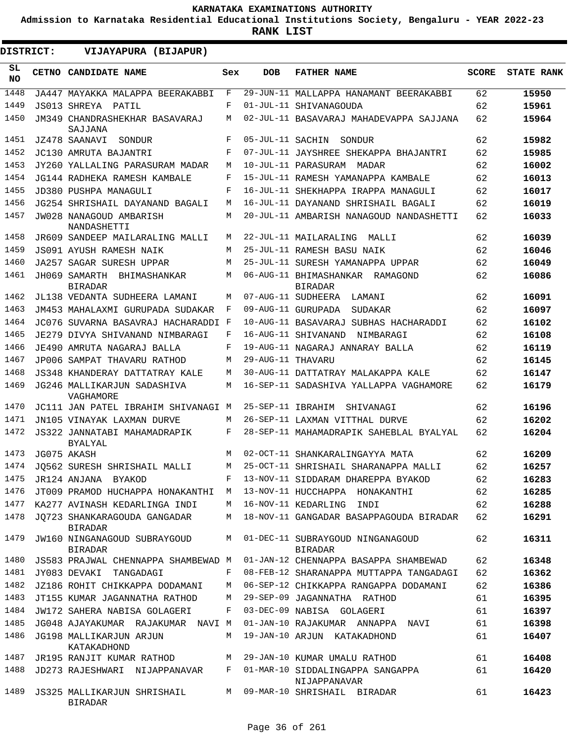**KARNATAKA EXAMINATIONS AUTHORITY**

**Admission to Karnataka Residential Educational Institutions Society, Bengaluru - YEAR 2022-23**

**RANK LIST**

**DISTRICT: VIJAYAPURA (BIJAPUR)**

| SL NO | CETNO | CANDIDATE NAME | Sex | DOB | FATHER NAME | SCORE | STATE RANK |
|---|---|---|---|---|---|---|---|
| 1448 | JA447 | MAYAKKA MALAPPA BEERAKABBI | F | 29-JUN-11 | MALLAPPA HANAMANT BEERAKABBI | 62 | 15950 |
| 1449 | JS013 | SHREYA PATIL | F | 01-JUL-11 | SHIVANAGOUDA | 62 | 15961 |
| 1450 | JM349 | CHANDRASHEKHAR BASAVARAJ SAJJANA | M | 02-JUL-11 | BASAVARAJ MAHADEVAPPA SAJJANA | 62 | 15964 |
| 1451 | JZ478 | SAANAVI SONDUR | F | 05-JUL-11 | SACHIN SONDUR | 62 | 15982 |
| 1452 | JC130 | AMRUTA BAJANTRI | F | 07-JUL-11 | JAYSHREE SHEKAPPA BHAJANTRI | 62 | 15985 |
| 1453 | JY260 | YALLALING PARASURAM MADAR | M | 10-JUL-11 | PARASURAM MADAR | 62 | 16002 |
| 1454 | JG144 | RADHEKA RAMESH KAMBALE | F | 15-JUL-11 | RAMESH YAMANAPPA KAMBALE | 62 | 16013 |
| 1455 | JD380 | PUSHPA MANAGULI | F | 16-JUL-11 | SHEKHAPPA IRAPPA MANAGULI | 62 | 16017 |
| 1456 | JG254 | SHRISHAIL DAYANAND BAGALI | M | 16-JUL-11 | DAYANAND SHRISHAIL BAGALI | 62 | 16019 |
| 1457 | JW028 | NANAGOUD AMBARISH NANDASHETTI | M | 20-JUL-11 | AMBARISH NANAGOUD NANDASHETTI | 62 | 16033 |
| 1458 | JR609 | SANDEEP MAILARALING MALLI | M | 22-JUL-11 | MAILARALING MALLI | 62 | 16039 |
| 1459 | JS091 | AYUSH RAMESH NAIK | M | 25-JUL-11 | RAMESH BASU NAIK | 62 | 16046 |
| 1460 | JA257 | SAGAR SURESH UPPAR | M | 25-JUL-11 | SURESH YAMANAPPA UPPAR | 62 | 16049 |
| 1461 | JH069 | SAMARTH BHIMASHANKAR BIRADAR | M | 06-AUG-11 | BHIMASHANKAR RAMAGOND BIRADAR | 62 | 16086 |
| 1462 | JL138 | VEDANTA SUDHEERA LAMANI | M | 07-AUG-11 | SUDHEERA LAMANI | 62 | 16091 |
| 1463 | JM453 | MAHALAXMI GURUPADA SUDAKAR | F | 09-AUG-11 | GURUPADA SUDAKAR | 62 | 16097 |
| 1464 | JC076 | SUVARNA BASAVARAJ HACHARADDI | F | 10-AUG-11 | BASAVARAJ SUBHAS HACHARADDI | 62 | 16102 |
| 1465 | JE279 | DIVYA SHIVANAND NIMBARAGI | F | 16-AUG-11 | SHIVANAND NIMBARAGI | 62 | 16108 |
| 1466 | JE490 | AMRUTA NAGARAJ BALLA | F | 19-AUG-11 | NAGARAJ ANNARAY BALLA | 62 | 16119 |
| 1467 | JP006 | SAMPAT THAVARU RATHOD | M | 29-AUG-11 | THAVARU | 62 | 16145 |
| 1468 | JS348 | KHANDERAY DATTATRAY KALE | M | 30-AUG-11 | DATTATRAY MALAKAPPA KALE | 62 | 16147 |
| 1469 | JG246 | MALLIKARJUN SADASHIVA VAGHAMORE | M | 16-SEP-11 | SADASHIVA YALLAPPA VAGHAMORE | 62 | 16179 |
| 1470 | JC111 | JAN PATEL IBRAHIM SHIVANAGI | M | 25-SEP-11 | IBRAHIM SHIVANAGI | 62 | 16196 |
| 1471 | JN105 | VINAYAK LAXMAN DURVE | M | 26-SEP-11 | LAXMAN VITTHAL DURVE | 62 | 16202 |
| 1472 | JS322 | JANNATABI MAHAMADRAPIK BYALYAL | F | 28-SEP-11 | MAHAMADRAPIK SAHEBLAL BYALYAL | 62 | 16204 |
| 1473 | JG075 | AKASH | M | 02-OCT-11 | SHANKARALINGAYYA MATA | 62 | 16209 |
| 1474 | JQ562 | SURESH SHRISHAIL MALLI | M | 25-OCT-11 | SHRISHAIL SHARANAPPA MALLI | 62 | 16257 |
| 1475 | JR124 | ANJANA BYAKOD | F | 13-NOV-11 | SIDDARAM DHAREPPA BYAKOD | 62 | 16283 |
| 1476 | JT009 | PRAMOD HUCHAPPA HONAKANTHI | M | 13-NOV-11 | HUCCHAPPA HONAKANTHI | 62 | 16285 |
| 1477 | KA277 | AVINASH KEDARLINGA INDI | M | 16-NOV-11 | KEDARLING INDI | 62 | 16288 |
| 1478 | JQ723 | SHANKARAGOUDA GANGADAR BIRADAR | M | 18-NOV-11 | GANGADAR BASAPPAGOUDA BIRADAR | 62 | 16291 |
| 1479 | JW160 | NINGANAGOUD SUBRAYGOUD BIRADAR | M | 01-DEC-11 | SUBRAYGOUD NINGANAGOUD BIRADAR | 62 | 16311 |
| 1480 | JS583 | PRAJWAL CHENNAPPA SHAMBEWAD | M | 01-JAN-12 | CHENNAPPA BASAPPA SHAMBEWAD | 62 | 16348 |
| 1481 | JY083 | DEVAKI TANGADAGI | F | 08-FEB-12 | SHARANAPPA MUTTAPPA TANGADAGI | 62 | 16362 |
| 1482 | JZ186 | ROHIT CHIKKAPPA DODAMANI | M | 06-SEP-12 | CHIKKAPPA RANGAPPA DODAMANI | 62 | 16386 |
| 1483 | JT155 | KUMAR JAGANNATHA RATHOD | M | 29-SEP-09 | JAGANNATHA RATHOD | 61 | 16395 |
| 1484 | JW172 | SAHERA NABISA GOLAGERI | F | 03-DEC-09 | NABISA GOLAGERI | 61 | 16397 |
| 1485 | JG048 | AJAYAKUMAR RAJAKUMAR NAVI | M | 01-JAN-10 | RAJAKUMAR ANNAPPA NAVI | 61 | 16398 |
| 1486 | JG198 | MALLIKARJUN ARJUN KATAKADHOND | M | 19-JAN-10 | ARJUN KATAKADHOND | 61 | 16407 |
| 1487 | JR195 | RANJIT KUMAR RATHOD | M | 29-JAN-10 | KUMAR UMALU RATHOD | 61 | 16408 |
| 1488 | JD273 | RAJESHWARI NIJAPPANAVAR | F | 01-MAR-10 | SIDDALINGAPPA SANGAPPA NIJAPPANAVAR | 61 | 16420 |
| 1489 | JS325 | MALLIKARJUN SHRISHAIL BIRADAR | M | 09-MAR-10 | SHRISHAIL BIRADAR | 61 | 16423 |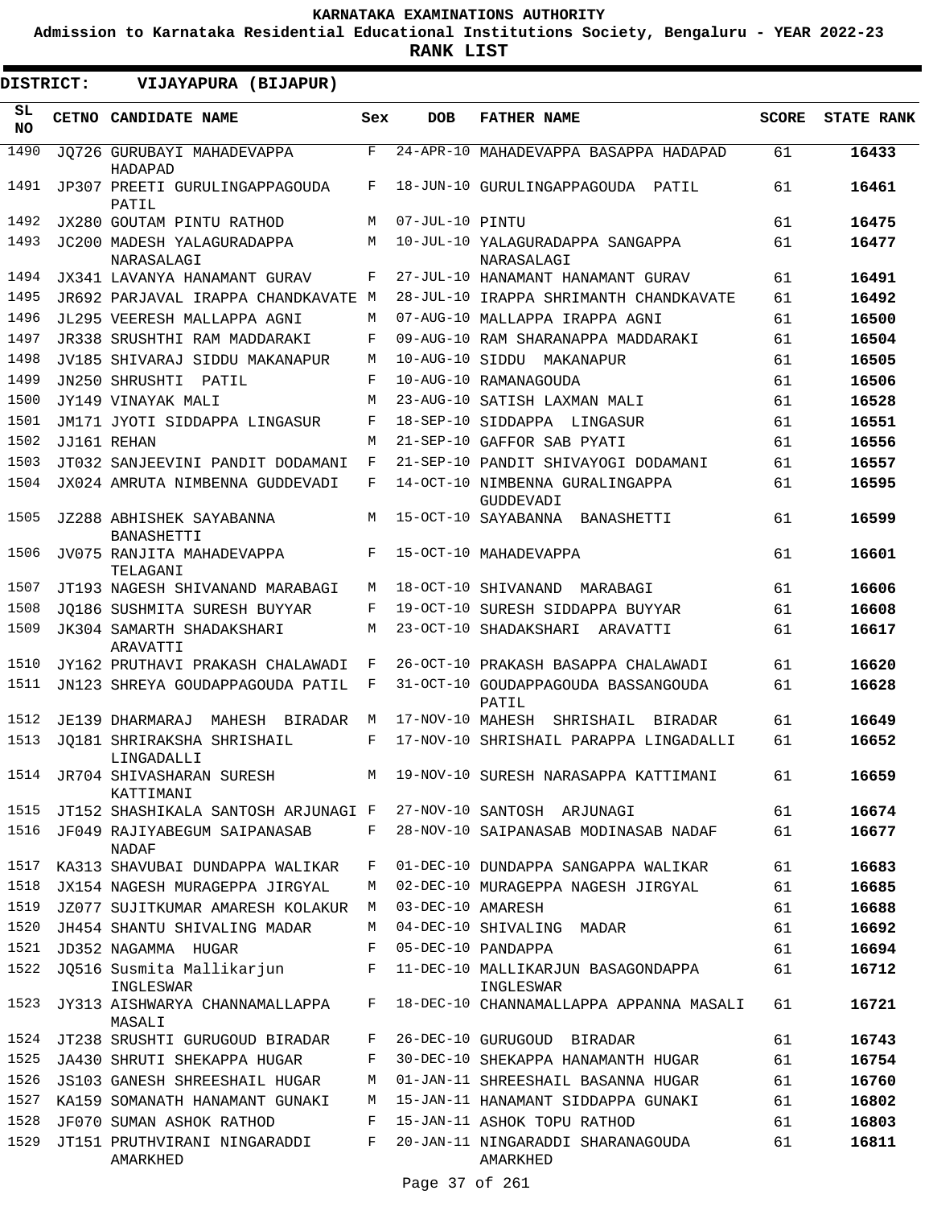KARNATAKA EXAMINATIONS AUTHORITY

Admission to Karnataka Residential Educational Institutions Society, Bengaluru - YEAR 2022-23

**RANK LIST**

**DISTRICT: VIJAYAPURA (BIJAPUR)**

| SL NO | CETNO | CANDIDATE NAME | Sex | DOB | FATHER NAME | SCORE | STATE RANK |
|---|---|---|---|---|---|---|---|
| 1490 | JQ726 | GURUBAYI MAHADEVAPPA HADAPAD | F | 24-APR-10 | MAHADEVAPPA BASAPPA HADAPAD | 61 | **16433** |
| 1491 | JP307 | PREETI GURULINGAPPAGOUDA PATIL | F | 18-JUN-10 | GURULINGAPPAGOUDA PATIL | 61 | **16461** |
| 1492 | JX280 | GOUTAM PINTU RATHOD | M | 07-JUL-10 | PINTU | 61 | **16475** |
| 1493 | JC200 | MADESH YALAGURADAPPA NARASALAGI | M | 10-JUL-10 | YALAGURADAPPA SANGAPPA NARASALAGI | 61 | **16477** |
| 1494 | JX341 | LAVANYA HANAMANT GURAV | F | 27-JUL-10 | HANAMANT HANAMANT GURAV | 61 | **16491** |
| 1495 | JR692 | PARJAVAL IRAPPA CHANDKAVATE | M | 28-JUL-10 | IRAPPA SHRIMANTH CHANDKAVATE | 61 | **16492** |
| 1496 | JL295 | VEERESH MALLAPPA AGNI | M | 07-AUG-10 | MALLAPPA IRAPPA AGNI | 61 | **16500** |
| 1497 | JR338 | SRUSHTHI RAM MADDARAKI | F | 09-AUG-10 | RAM SHARANAPPA MADDARAKI | 61 | **16504** |
| 1498 | JV185 | SHIVARAJ SIDDU MAKANAPUR | M | 10-AUG-10 | SIDDU MAKANAPUR | 61 | **16505** |
| 1499 | JN250 | SHRUSHTI PATIL | F | 10-AUG-10 | RAMANAGOUDA | 61 | **16506** |
| 1500 | JY149 | VINAYAK MALI | M | 23-AUG-10 | SATISH LAXMAN MALI | 61 | **16528** |
| 1501 | JM171 | JYOTI SIDDAPPA LINGASUR | F | 18-SEP-10 | SIDDAPPA LINGASUR | 61 | **16551** |
| 1502 | JJ161 | REHAN | M | 21-SEP-10 | GAFFOR SAB PYATI | 61 | **16556** |
| 1503 | JT032 | SANJEEVINI PANDIT DODAMANI | F | 21-SEP-10 | PANDIT SHIVAYOGI DODAMANI | 61 | **16557** |
| 1504 | JX024 | AMRUTA NIMBENNA GUDDEVADI | F | 14-OCT-10 | NIMBENNA GURALINGAPPA GUDDEVADI | 61 | **16595** |
| 1505 | JZ288 | ABHISHEK SAYABANNA BANASHETTI | M | 15-OCT-10 | SAYABANNA BANASHETTI | 61 | **16599** |
| 1506 | JV075 | RANJITA MAHADEVAPPA TELAGANI | F | 15-OCT-10 | MAHADEVAPPA | 61 | **16601** |
| 1507 | JT193 | NAGESH SHIVANAND MARABAGI | M | 18-OCT-10 | SHIVANAND MARABAGI | 61 | **16606** |
| 1508 | JQ186 | SUSHMITA SURESH BUYYAR | F | 19-OCT-10 | SURESH SIDDAPPA BUYYAR | 61 | **16608** |
| 1509 | JK304 | SAMARTH SHADAKSHARI ARAVATTI | M | 23-OCT-10 | SHADAKSHARI ARAVATTI | 61 | **16617** |
| 1510 | JY162 | PRUTHAVI PRAKASH CHALAWADI | F | 26-OCT-10 | PRAKASH BASAPPA CHALAWADI | 61 | **16620** |
| 1511 | JN123 | SHREYA GOUDAPPAGOUDA PATIL | F | 31-OCT-10 | GOUDAPPAGOUDA BASSANGOUDA PATIL | 61 | **16628** |
| 1512 | JE139 | DHARMARAJ MAHESH BIRADAR | M | 17-NOV-10 | MAHESH SHRISHAIL BIRADAR | 61 | **16649** |
| 1513 | JQ181 | SHRIRAKSHA SHRISHAIL LINGADALLI | F | 17-NOV-10 | SHRISHAIL PARAPPA LINGADALLI | 61 | **16652** |
| 1514 | JR704 | SHIVASHARAN SURESH KATTIMANI | M | 19-NOV-10 | SURESH NARASAPPA KATTIMANI | 61 | **16659** |
| 1515 | JT152 | SHASHIKALA SANTOSH ARJUNAGI | F | 27-NOV-10 | SANTOSH ARJUNAGI | 61 | **16674** |
| 1516 | JF049 | RAJIYABEGUM SAIPANASAB NADAF | F | 28-NOV-10 | SAIPANASAB MODINASAB NADAF | 61 | **16677** |
| 1517 | KA313 | SHAVUBAI DUNDAPPA WALIKAR | F | 01-DEC-10 | DUNDAPPA SANGAPPA WALIKAR | 61 | **16683** |
| 1518 | JX154 | NAGESH MURAGEPPA JIRGYAL | M | 02-DEC-10 | MURAGEPPA NAGESH JIRGYAL | 61 | **16685** |
| 1519 | JZ077 | SUJITKUMAR AMARESH KOLAKUR | M | 03-DEC-10 | AMARESH | 61 | **16688** |
| 1520 | JH454 | SHANTU SHIVALING MADAR | M | 04-DEC-10 | SHIVALING MADAR | 61 | **16692** |
| 1521 | JD352 | NAGAMMA HUGAR | F | 05-DEC-10 | PANDAPPA | 61 | **16694** |
| 1522 | JQ516 | Susmita Mallikarjun INGLESWAR | F | 11-DEC-10 | MALLIKARJUN BASAGONDAPPA INGLESWAR | 61 | **16712** |
| 1523 | JY313 | AISHWARYA CHANNAMALLAPPA MASALI | F | 18-DEC-10 | CHANNAMALLAPPA APPANNA MASALI | 61 | **16721** |
| 1524 | JT238 | SRUSHTI GURUGOUD BIRADAR | F | 26-DEC-10 | GURUGOUD BIRADAR | 61 | **16743** |
| 1525 | JA430 | SHRUTI SHEKAPPA HUGAR | F | 30-DEC-10 | SHEKAPPA HANAMANTH HUGAR | 61 | **16754** |
| 1526 | JS103 | GANESH SHREESHAIL HUGAR | M | 01-JAN-11 | SHREESHAIL BASANNA HUGAR | 61 | **16760** |
| 1527 | KA159 | SOMANATH HANAMANT GUNAKI | M | 15-JAN-11 | HANAMANT SIDDAPPA GUNAKI | 61 | **16802** |
| 1528 | JF070 | SUMAN ASHOK RATHOD | F | 15-JAN-11 | ASHOK TOPU RATHOD | 61 | **16803** |
| 1529 | JT151 | PRUTHVIRANI NINGARADDI AMARKHED | F | 20-JAN-11 | NINGARADDI SHARANAGOUDA AMARKHED | 61 | **16811** |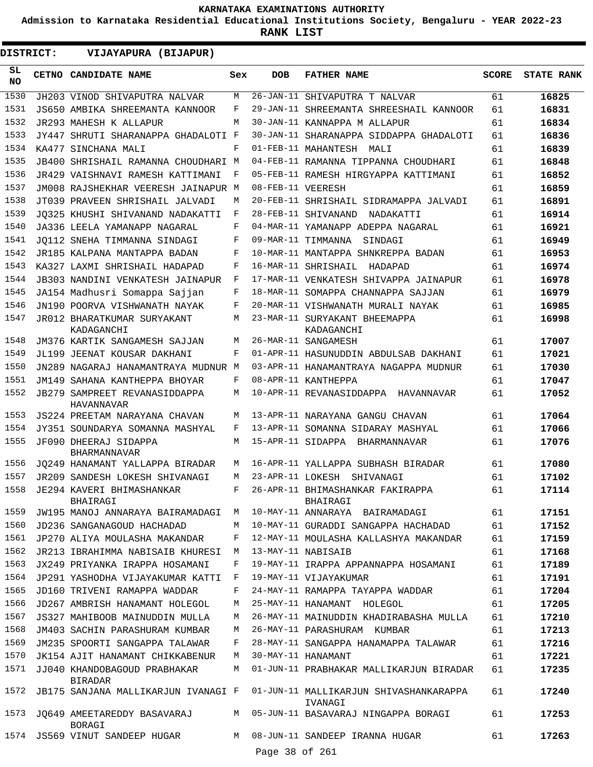# KARNATAKA EXAMINATIONS AUTHORITY

**Admission to Karnataka Residential Educational Institutions Society, Bengaluru - YEAR 2022-23**

**RANK LIST**

**DISTRICT: VIJAYAPURA (BIJAPUR)**

| SL NO | CETNO | CANDIDATE NAME | Sex | DOB | FATHER NAME | SCORE | STATE RANK |
|---|---|---|---|---|---|---|---|
| 1530 | JH203 | VINOD SHIVAPUTRA NALVAR | M | 26-JAN-11 | SHIVAPUTRA T NALVAR | 61 | **16825** |
| 1531 | JS650 | AMBIKA SHREEMANTA KANNOOR | F | 29-JAN-11 | SHREEMANTA SHREESHAIL KANNOOR | 61 | **16831** |
| 1532 | JR293 | MAHESH K ALLAPUR | M | 30-JAN-11 | KANNAPPA M ALLAPUR | 61 | **16834** |
| 1533 | JY447 | SHRUTI SHARANAPPA GHADALOTI | F | 30-JAN-11 | SHARANAPPA SIDDAPPA GHADALOTI | 61 | **16836** |
| 1534 | KA477 | SINCHANA MALI | F | 01-FEB-11 | MAHANTESH MALI | 61 | **16839** |
| 1535 | JB400 | SHRISHAIL RAMANNA CHOUDHARI | M | 04-FEB-11 | RAMANNA TIPPANNA CHOUDHARI | 61 | **16848** |
| 1536 | JR429 | VAISHNAVI RAMESH KATTIMANI | F | 05-FEB-11 | RAMESH HIRGYAPPA KATTIMANI | 61 | **16852** |
| 1537 | JM008 | RAJSHEKHAR VEERESH JAINAPUR | M | 08-FEB-11 | VEERESH | 61 | **16859** |
| 1538 | JT039 | PRAVEEN SHRISHAIL JALVADI | M | 20-FEB-11 | SHRISHAIL SIDRAMAPPA JALVADI | 61 | **16891** |
| 1539 | JQ325 | KHUSHI SHIVANAND NADAKATTI | F | 28-FEB-11 | SHIVANAND NADAKATTI | 61 | **16914** |
| 1540 | JA336 | LEELA YAMANAPP NAGARAL | F | 04-MAR-11 | YAMANAPP ADEPPA NAGARAL | 61 | **16921** |
| 1541 | JQ112 | SNEHA TIMMANNA SINDAGI | F | 09-MAR-11 | TIMMANNA SINDAGI | 61 | **16949** |
| 1542 | JR185 | KALPANA MANTAPPA BADAN | F | 10-MAR-11 | MANTAPPA SHNKREPPA BADAN | 61 | **16953** |
| 1543 | KA327 | LAXMI SHRISHAIL HADAPAD | F | 16-MAR-11 | SHRISHAIL HADAPAD | 61 | **16974** |
| 1544 | JB303 | NANDINI VENKATESH JAINAPUR | F | 17-MAR-11 | VENKATESH SHIVAPPA JAINAPUR | 61 | **16978** |
| 1545 | JA154 | Madhusri Somappa Sajjan | F | 18-MAR-11 | SOMAPPA CHANNAPPA SAJJAN | 61 | **16979** |
| 1546 | JN190 | POORVA VISHWANATH NAYAK | F | 20-MAR-11 | VISHWANATH MURALI NAYAK | 61 | **16985** |
| 1547 | JR012 | BHARATKUMAR SURYAKANT KADAGANCHI | M | 23-MAR-11 | SURYAKANT BHEEMAPPA KADAGANCHI | 61 | **16998** |
| 1548 | JM376 | KARTIK SANGAMESH SAJJAN | M | 26-MAR-11 | SANGAMESH | 61 | **17007** |
| 1549 | JL199 | JEENAT KOUSAR DAKHANI | F | 01-APR-11 | HASUNUDDIN ABDULSAB DAKHANI | 61 | **17021** |
| 1550 | JN289 | NAGARAJ HANAMANTRAYA MUDNUR | M | 03-APR-11 | HANAMANTRAYA NAGAPPA MUDNUR | 61 | **17030** |
| 1551 | JM149 | SAHANA KANTHEPPA BHOYAR | F | 08-APR-11 | KANTHEPPA | 61 | **17047** |
| 1552 | JB279 | SAMPREET REVANASIDDAPPA HAVANNAVAR | M | 10-APR-11 | REVANASIDDAPPA HAVANNAVAR | 61 | **17052** |
| 1553 | JS224 | PREETAM NARAYANA CHAVAN | M | 13-APR-11 | NARAYANA GANGU CHAVAN | 61 | **17064** |
| 1554 | JY351 | SOUNDARYA SOMANNA MASHYAL | F | 13-APR-11 | SOMANNA SIDARAY MASHYAL | 61 | **17066** |
| 1555 | JF090 | DHEERAJ SIDAPPA BHARMANNAVAR | M | 15-APR-11 | SIDAPPA BHARMANNAVAR | 61 | **17076** |
| 1556 | JQ249 | HANAMANT YALLAPPA BIRADAR | M | 16-APR-11 | YALLAPPA SUBHASH BIRADAR | 61 | **17080** |
| 1557 | JR209 | SANDESH LOKESH SHIVANAGI | M | 23-APR-11 | LOKESH SHIVANAGI | 61 | **17102** |
| 1558 | JE294 | KAVERI BHIMASHANKAR BHAIRAGI | F | 26-APR-11 | BHIMASHANKAR FAKIRAPPA BHAIRAGI | 61 | **17114** |
| 1559 | JW195 | MANOJ ANNARAYA BAIRAMADAGI | M | 10-MAY-11 | ANNARAYA BAIRAMADAGI | 61 | **17151** |
| 1560 | JD236 | SANGANAGOUD HACHADAD | M | 10-MAY-11 | GURADDI SANGAPPA HACHADAD | 61 | **17152** |
| 1561 | JP270 | ALIYA MOULASHA MAKANDAR | F | 12-MAY-11 | MOULASHA KALLASHYA MAKANDAR | 61 | **17159** |
| 1562 | JR213 | IBRAHIMMA NABISAIB KHURESI | M | 13-MAY-11 | NABISAIB | 61 | **17168** |
| 1563 | JX249 | PRIYANKA IRAPPA HOSAMANI | F | 19-MAY-11 | IRAPPA APPANNAPPA HOSAMANI | 61 | **17189** |
| 1564 | JP291 | YASHODHA VIJAYAKUMAR KATTI | F | 19-MAY-11 | VIJAYAKUMAR | 61 | **17191** |
| 1565 | JD160 | TRIVENI RAMAPPA WADDAR | F | 24-MAY-11 | RAMAPPA TAYAPPA WADDAR | 61 | **17204** |
| 1566 | JD267 | AMBRISH HANAMANT HOLEGOL | M | 25-MAY-11 | HANAMANT HOLEGOL | 61 | **17205** |
| 1567 | JS327 | MAHIBOOB MAINUDDIN MULLA | M | 26-MAY-11 | MAINUDDIN KHADIRABASHA MULLA | 61 | **17210** |
| 1568 | JM403 | SACHIN PARASHURAM KUMBAR | M | 26-MAY-11 | PARASHURAM KUMBAR | 61 | **17213** |
| 1569 | JM235 | SPOORTI SANGAPPA TALAWAR | F | 28-MAY-11 | SANGAPPA HANAMAPPA TALAWAR | 61 | **17216** |
| 1570 | JK154 | AJIT HANAMANT CHIKKABENUR | M | 30-MAY-11 | HANAMANT | 61 | **17221** |
| 1571 | JJ040 | KHANDOBAGOUD PRABHAKAR BIRADAR | M | 01-JUN-11 | PRABHAKAR MALLIKARJUN BIRADAR | 61 | **17235** |
| 1572 | JB175 | SANJANA MALLIKARJUN IVANAGI | F | 01-JUN-11 | MALLIKARJUN SHIVASHANKARAPPA IVANAGI | 61 | **17240** |
| 1573 | JQ649 | AMEETAREDDY BASAVARAJ BORAGI | M | 05-JUN-11 | BASAVARAJ NINGAPPA BORAGI | 61 | **17253** |
| 1574 | JS569 | VINUT SANDEEP HUGAR | M | 08-JUN-11 | SANDEEP IRANNA HUGAR | 61 | **17263** |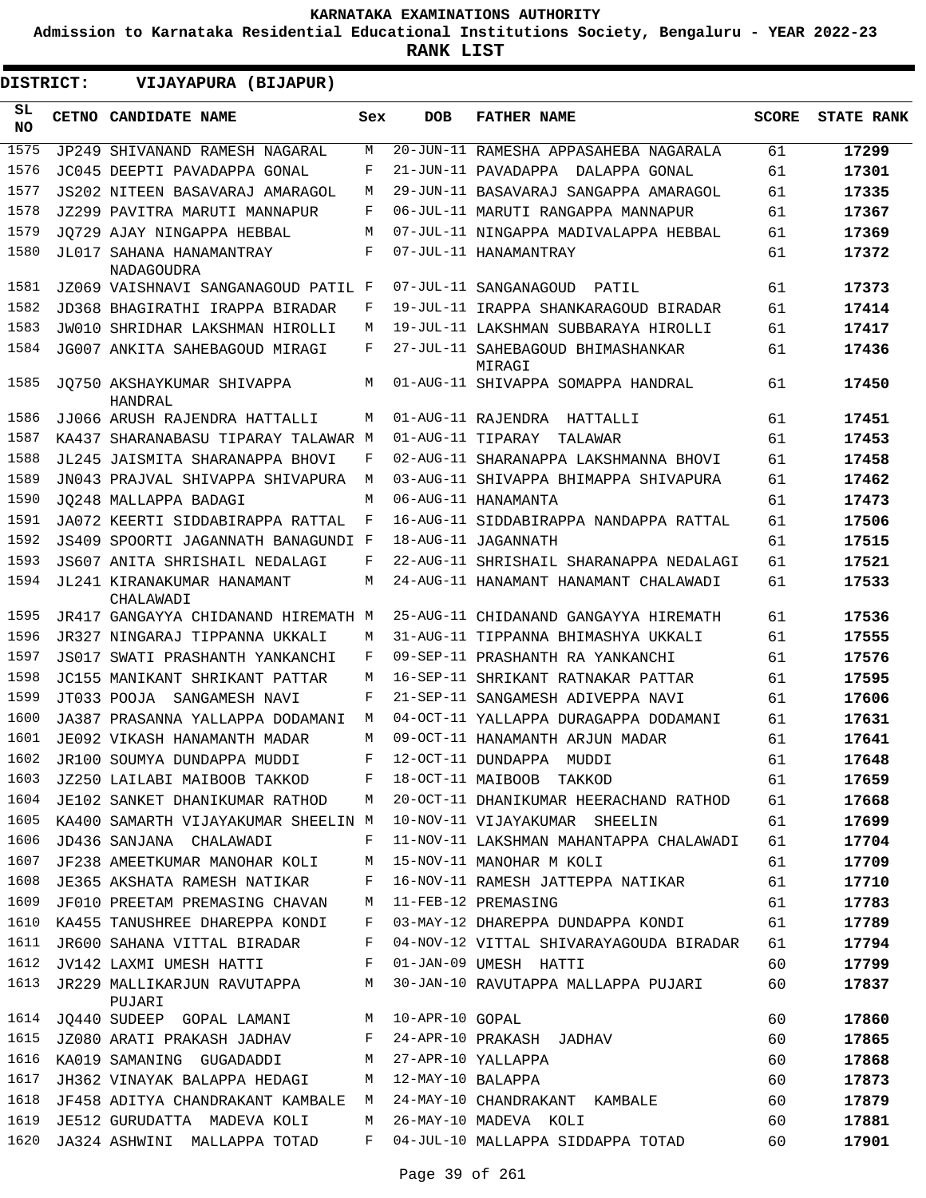KARNATAKA EXAMINATIONS AUTHORITY

Admission to Karnataka Residential Educational Institutions Society, Bengaluru - YEAR 2022-23

**RANK LIST**

**DISTRICT: VIJAYAPURA (BIJAPUR)**

| SL NO | CETNO | CANDIDATE NAME | Sex | DOB | FATHER NAME | SCORE | STATE RANK |
|---|---|---|---|---|---|---|---|
| 1575 | JP249 | SHIVANAND RAMESH NAGARAL | M | 20-JUN-11 | RAMESHA APPASAHEBA NAGARALA | 61 | 17299 |
| 1576 | JC045 | DEEPTI PAVADAPPA GONAL | F | 21-JUN-11 | PAVADAPPA DALAPPA GONAL | 61 | 17301 |
| 1577 | JS202 | NITEEN BASAVARAJ AMARAGOL | M | 29-JUN-11 | BASAVARAJ SANGAPPA AMARAGOL | 61 | 17335 |
| 1578 | JZ299 | PAVITRA MARUTI MANNAPUR | F | 06-JUL-11 | MARUTI RANGAPPA MANNAPUR | 61 | 17367 |
| 1579 | JQ729 | AJAY NINGAPPA HEBBAL | M | 07-JUL-11 | NINGAPPA MADIVALAPPA HEBBAL | 61 | 17369 |
| 1580 | JL017 | SAHANA HANAMANTRAY NADAGOUDRA | F | 07-JUL-11 | HANAMANTRAY | 61 | 17372 |
| 1581 | JZ069 | VAISHNAVI SANGANAGOUD PATIL | F | 07-JUL-11 | SANGANAGOUD PATIL | 61 | 17373 |
| 1582 | JD368 | BHAGIRATHI IRAPPA BIRADAR | F | 19-JUL-11 | IRAPPA SHANKARAGOUD BIRADAR | 61 | 17414 |
| 1583 | JW010 | SHRIDHAR LAKSHMAN HIROLLI | M | 19-JUL-11 | LAKSHMAN SUBBARAYA HIROLLI | 61 | 17417 |
| 1584 | JG007 | ANKITA SAHEBAGOUD MIRAGI | F | 27-JUL-11 | SAHEBAGOUD BHIMASHANKAR MIRAGI | 61 | 17436 |
| 1585 | JQ750 | AKSHAYKUMAR SHIVAPPA HANDRAL | M | 01-AUG-11 | SHIVAPPA SOMAPPA HANDRAL | 61 | 17450 |
| 1586 | JJ066 | ARUSH RAJENDRA HATTALLI | M | 01-AUG-11 | RAJENDRA HATTALLI | 61 | 17451 |
| 1587 | KA437 | SHARANABASU TIPARAY TALAWAR | M | 01-AUG-11 | TIPARAY TALAWAR | 61 | 17453 |
| 1588 | JL245 | JAISMITA SHARANAPPA BHOVI | F | 02-AUG-11 | SHARANAPPA LAKSHMANNA BHOVI | 61 | 17458 |
| 1589 | JN043 | PRAJVAL SHIVAPPA SHIVAPURA | M | 03-AUG-11 | SHIVAPPA BHIMAPPA SHIVAPURA | 61 | 17462 |
| 1590 | JQ248 | MALLAPPA BADAGI | M | 06-AUG-11 | HANAMANTA | 61 | 17473 |
| 1591 | JA072 | KEERTI SIDDABIRAPPA RATTAL | F | 16-AUG-11 | SIDDABIRAPPA NANDAPPA RATTAL | 61 | 17506 |
| 1592 | JS409 | SPOORTI JAGANNATH BANAGUNDI | F | 18-AUG-11 | JAGANNATH | 61 | 17515 |
| 1593 | JS607 | ANITA SHRISHAIL NEDALAGI | F | 22-AUG-11 | SHRISHAIL SHARANAPPA NEDALAGI | 61 | 17521 |
| 1594 | JL241 | KIRANAKUMAR HANAMANT CHALAWADI | M | 24-AUG-11 | HANAMANT HANAMANT CHALAWADI | 61 | 17533 |
| 1595 | JR417 | GANGAYYA CHIDANAND HIREMATH | M | 25-AUG-11 | CHIDANAND GANGAYYA HIREMATH | 61 | 17536 |
| 1596 | JR327 | NINGARAJ TIPPANNA UKKALI | M | 31-AUG-11 | TIPPANNA BHIMASHYA UKKALI | 61 | 17555 |
| 1597 | JS017 | SWATI PRASHANTH YANKANCHI | F | 09-SEP-11 | PRASHANTH RA YANKANCHI | 61 | 17576 |
| 1598 | JC155 | MANIKANT SHRIKANT PATTAR | M | 16-SEP-11 | SHRIKANT RATNAKAR PATTAR | 61 | 17595 |
| 1599 | JT033 | POOJA SANGAMESH NAVI | F | 21-SEP-11 | SANGAMESH ADIVEPPA NAVI | 61 | 17606 |
| 1600 | JA387 | PRASANNA YALLAPPA DODAMANI | M | 04-OCT-11 | YALLAPPA DURAGAPPA DODAMANI | 61 | 17631 |
| 1601 | JE092 | VIKASH HANAMANTH MADAR | M | 09-OCT-11 | HANAMANTH ARJUN MADAR | 61 | 17641 |
| 1602 | JR100 | SOUMYA DUNDAPPA MUDDI | F | 12-OCT-11 | DUNDAPPA MUDDI | 61 | 17648 |
| 1603 | JZ250 | LAILABI MAIBOOB TAKKOD | F | 18-OCT-11 | MAIBOOB TAKKOD | 61 | 17659 |
| 1604 | JE102 | SANKET DHANIKUMAR RATHOD | M | 20-OCT-11 | DHANIKUMAR HEERACHAND RATHOD | 61 | 17668 |
| 1605 | KA400 | SAMARTH VIJAYAKUMAR SHEELIN | M | 10-NOV-11 | VIJAYAKUMAR SHEELIN | 61 | 17699 |
| 1606 | JD436 | SANJANA CHALAWADI | F | 11-NOV-11 | LAKSHMAN MAHANTAPPA CHALAWADI | 61 | 17704 |
| 1607 | JF238 | AMEETKUMAR MANOHAR KOLI | M | 15-NOV-11 | MANOHAR M KOLI | 61 | 17709 |
| 1608 | JE365 | AKSHATA RAMESH NATIKAR | F | 16-NOV-11 | RAMESH JATTEPPA NATIKAR | 61 | 17710 |
| 1609 | JF010 | PREETAM PREMASING CHAVAN | M | 11-FEB-12 | PREMASING | 61 | 17783 |
| 1610 | KA455 | TANUSHREE DHAREPPA KONDI | F | 03-MAY-12 | DHAREPPA DUNDAPPA KONDI | 61 | 17789 |
| 1611 | JR600 | SAHANA VITTAL BIRADAR | F | 04-NOV-12 | VITTAL SHIVARAYAGOUDA BIRADAR | 61 | 17794 |
| 1612 | JV142 | LAXMI UMESH HATTI | F | 01-JAN-09 | UMESH HATTI | 60 | 17799 |
| 1613 | JR229 | MALLIKARJUN RAVUTAPPA PUJARI | M | 30-JAN-10 | RAVUTAPPA MALLAPPA PUJARI | 60 | 17837 |
| 1614 | JQ440 | SUDEEP GOPAL LAMANI | M | 10-APR-10 | GOPAL | 60 | 17860 |
| 1615 | JZ080 | ARATI PRAKASH JADHAV | F | 24-APR-10 | PRAKASH JADHAV | 60 | 17865 |
| 1616 | KA019 | SAMANING GUGADADDI | M | 27-APR-10 | YALLAPPA | 60 | 17868 |
| 1617 | JH362 | VINAYAK BALAPPA HEDAGI | M | 12-MAY-10 | BALAPPA | 60 | 17873 |
| 1618 | JF458 | ADITYA CHANDRAKANT KAMBALE | M | 24-MAY-10 | CHANDRAKANT KAMBALE | 60 | 17879 |
| 1619 | JE512 | GURUDATTA MADEVA KOLI | M | 26-MAY-10 | MADEVA KOLI | 60 | 17881 |
| 1620 | JA324 | ASHWINI MALLAPPA TOTAD | F | 04-JUL-10 | MALLAPPA SIDDAPPA TOTAD | 60 | 17901 |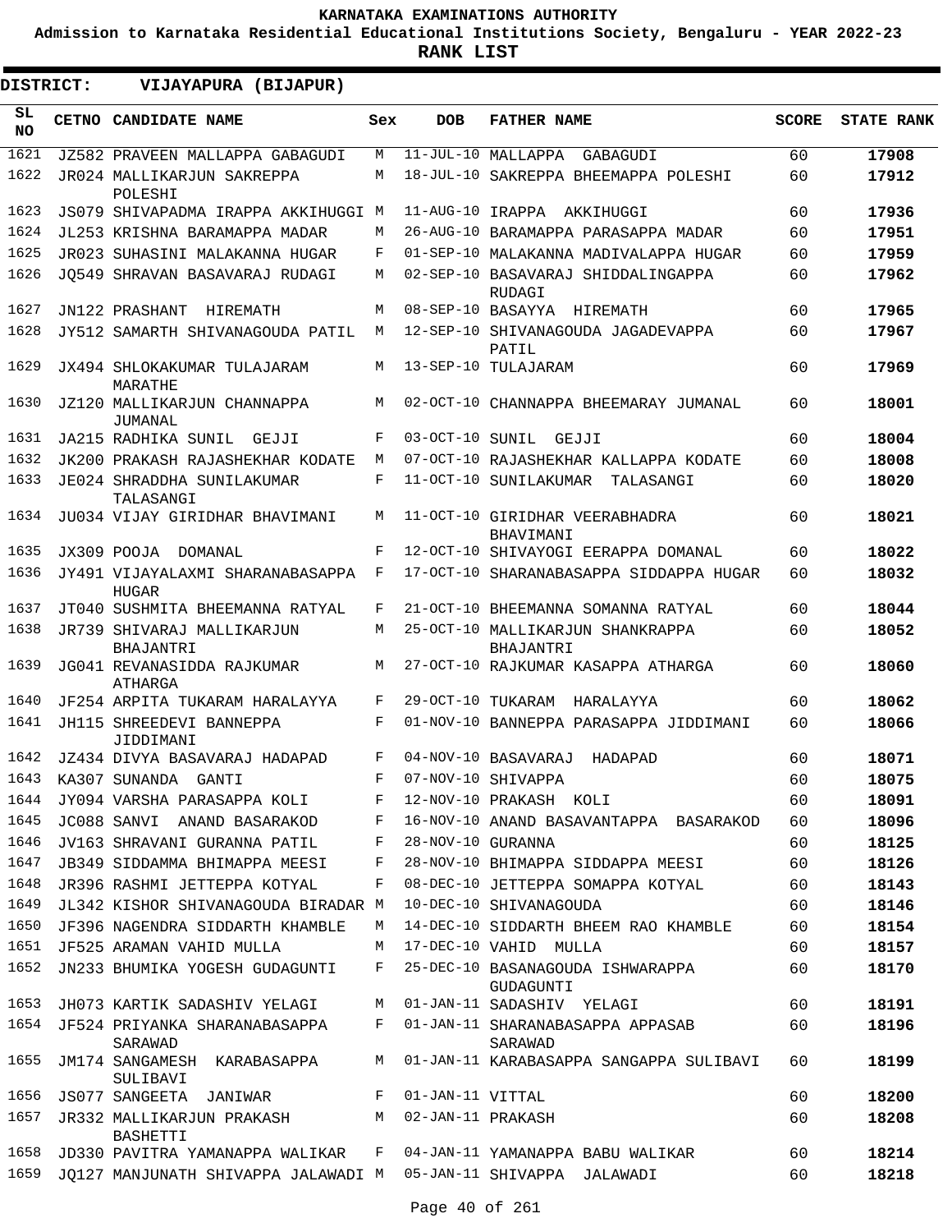KARNATAKA EXAMINATIONS AUTHORITY

Admission to Karnataka Residential Educational Institutions Society, Bengaluru - YEAR 2022-23

**RANK LIST**

**DISTRICT: VIJAYAPURA (BIJAPUR)**

| SL NO | CETNO | CANDIDATE NAME | Sex | DOB | FATHER NAME | SCORE | STATE RANK |
|---|---|---|---|---|---|---|---|
| 1621 | JZ582 | PRAVEEN MALLAPPA GABAGUDI | M | 11-JUL-10 | MALLAPPA GABAGUDI | 60 | **17908** |
| 1622 | JR024 | MALLIKARJUN SAKREPPA POLESHI | M | 18-JUL-10 | SAKREPPA BHEEMAPPA POLESHI | 60 | **17912** |
| 1623 | JS079 | SHIVAPADMA IRAPPA AKKIHUGGI | M | 11-AUG-10 | IRAPPA AKKIHUGGI | 60 | **17936** |
| 1624 | JL253 | KRISHNA BARAMAPPA MADAR | M | 26-AUG-10 | BARAMAPPA PARASAPPA MADAR | 60 | **17951** |
| 1625 | JR023 | SUHASINI MALAKANNA HUGAR | F | 01-SEP-10 | MALAKANNA MADIVALAPPA HUGAR | 60 | **17959** |
| 1626 | JQ549 | SHRAVAN BASAVARAJ RUDAGI | M | 02-SEP-10 | BASAVARAJ SHIDDALINGAPPA RUDAGI | 60 | **17962** |
| 1627 | JN122 | PRASHANT HIREMATH | M | 08-SEP-10 | BASAYYA HIREMATH | 60 | **17965** |
| 1628 | JY512 | SAMARTH SHIVANAGOUDA PATIL | M | 12-SEP-10 | SHIVANAGOUDA JAGADEVAPPA PATIL | 60 | **17967** |
| 1629 | JX494 | SHLOKAKUMAR TULAJARAM MARATHE | M | 13-SEP-10 | TULAJARAM | 60 | **17969** |
| 1630 | JZ120 | MALLIKARJUN CHANNAPPA JUMANAL | M | 02-OCT-10 | CHANNAPPA BHEEMARAY JUMANAL | 60 | **18001** |
| 1631 | JA215 | RADHIKA SUNIL GEJJI | F | 03-OCT-10 | SUNIL GEJJI | 60 | **18004** |
| 1632 | JK200 | PRAKASH RAJASHEKHAR KODATE | M | 07-OCT-10 | RAJASHEKHAR KALLAPPA KODATE | 60 | **18008** |
| 1633 | JE024 | SHRADDHA SUNILAKUMAR TALASANGI | F | 11-OCT-10 | SUNILAKUMAR TALASANGI | 60 | **18020** |
| 1634 | JU034 | VIJAY GIRIDHAR BHAVIMANI | M | 11-OCT-10 | GIRIDHAR VEERABHADRA BHAVIMANI | 60 | **18021** |
| 1635 | JX309 | POOJA DOMANAL | F | 12-OCT-10 | SHIVAYOGI EERAPPA DOMANAL | 60 | **18022** |
| 1636 | JY491 | VIJAYALAXMI SHARANABASAPPA HUGAR | F | 17-OCT-10 | SHARANABASAPPA SIDDAPPA HUGAR | 60 | **18032** |
| 1637 | JT040 | SUSHMITA BHEEMANNA RATYAL | F | 21-OCT-10 | BHEEMANNA SOMANNA RATYAL | 60 | **18044** |
| 1638 | JR739 | SHIVARAJ MALLIKARJUN BHAJANTRI | M | 25-OCT-10 | MALLIKARJUN SHANKRAPPA BHAJANTRI | 60 | **18052** |
| 1639 | JG041 | REVANASIDDA RAJKUMAR ATHARGA | M | 27-OCT-10 | RAJKUMAR KASAPPA ATHARGA | 60 | **18060** |
| 1640 | JF254 | ARPITA TUKARAM HARALAYYA | F | 29-OCT-10 | TUKARAM HARALAYYA | 60 | **18062** |
| 1641 | JH115 | SHREEDEVI BANNEPPA JIDDIMANI | F | 01-NOV-10 | BANNEPPA PARASAPPA JIDDIMANI | 60 | **18066** |
| 1642 | JZ434 | DIVYA BASAVARAJ HADAPAD | F | 04-NOV-10 | BASAVARAJ HADAPAD | 60 | **18071** |
| 1643 | KA307 | SUNANDA GANTI | F | 07-NOV-10 | SHIVAPPA | 60 | **18075** |
| 1644 | JY094 | VARSHA PARASAPPA KOLI | F | 12-NOV-10 | PRAKASH KOLI | 60 | **18091** |
| 1645 | JC088 | SANVI ANAND BASARAKOD | F | 16-NOV-10 | ANAND BASAVANTAPPA BASARAKOD | 60 | **18096** |
| 1646 | JV163 | SHRAVANI GURANNA PATIL | F | 28-NOV-10 | GURANNA | 60 | **18125** |
| 1647 | JB349 | SIDDAMMA BHIMAPPA MEESI | F | 28-NOV-10 | BHIMAPPA SIDDAPPA MEESI | 60 | **18126** |
| 1648 | JR396 | RASHMI JETTEPPA KOTYAL | F | 08-DEC-10 | JETTEPPA SOMAPPA KOTYAL | 60 | **18143** |
| 1649 | JL342 | KISHOR SHIVANAGOUDA BIRADAR | M | 10-DEC-10 | SHIVANAGOUDA | 60 | **18146** |
| 1650 | JF396 | NAGENDRA SIDDARTH KHAMBLE | M | 14-DEC-10 | SIDDARTH BHEEM RAO KHAMBLE | 60 | **18154** |
| 1651 | JF525 | ARAMAN VAHID MULLA | M | 17-DEC-10 | VAHID MULLA | 60 | **18157** |
| 1652 | JN233 | BHUMIKA YOGESH GUDAGUNTI | F | 25-DEC-10 | BASANAGOUDA ISHWARAPPA GUDAGUNTI | 60 | **18170** |
| 1653 | JH073 | KARTIK SADASHIV YELAGI | M | 01-JAN-11 | SADASHIV YELAGI | 60 | **18191** |
| 1654 | JF524 | PRIYANKA SHARANABASAPPA SARAWAD | F | 01-JAN-11 | SHARANABASAPPA APPASAB SARAWAD | 60 | **18196** |
| 1655 | JM174 | SANGAMESH KARABASAPPA SULIBAVI | M | 01-JAN-11 | KARABASAPPA SANGAPPA SULIBAVI | 60 | **18199** |
| 1656 | JS077 | SANGEETA JANIWAR | F | 01-JAN-11 | VITTAL | 60 | **18200** |
| 1657 | JR332 | MALLIKARJUN PRAKASH BASHETTI | M | 02-JAN-11 | PRAKASH | 60 | **18208** |
| 1658 | JD330 | PAVITRA YAMANAPPA WALIKAR | F | 04-JAN-11 | YAMANAPPA BABU WALIKAR | 60 | **18214** |
| 1659 | JQ127 | MANJUNATH SHIVAPPA JALAWADI | M | 05-JAN-11 | SHIVAPPA JALAWADI | 60 | **18218** |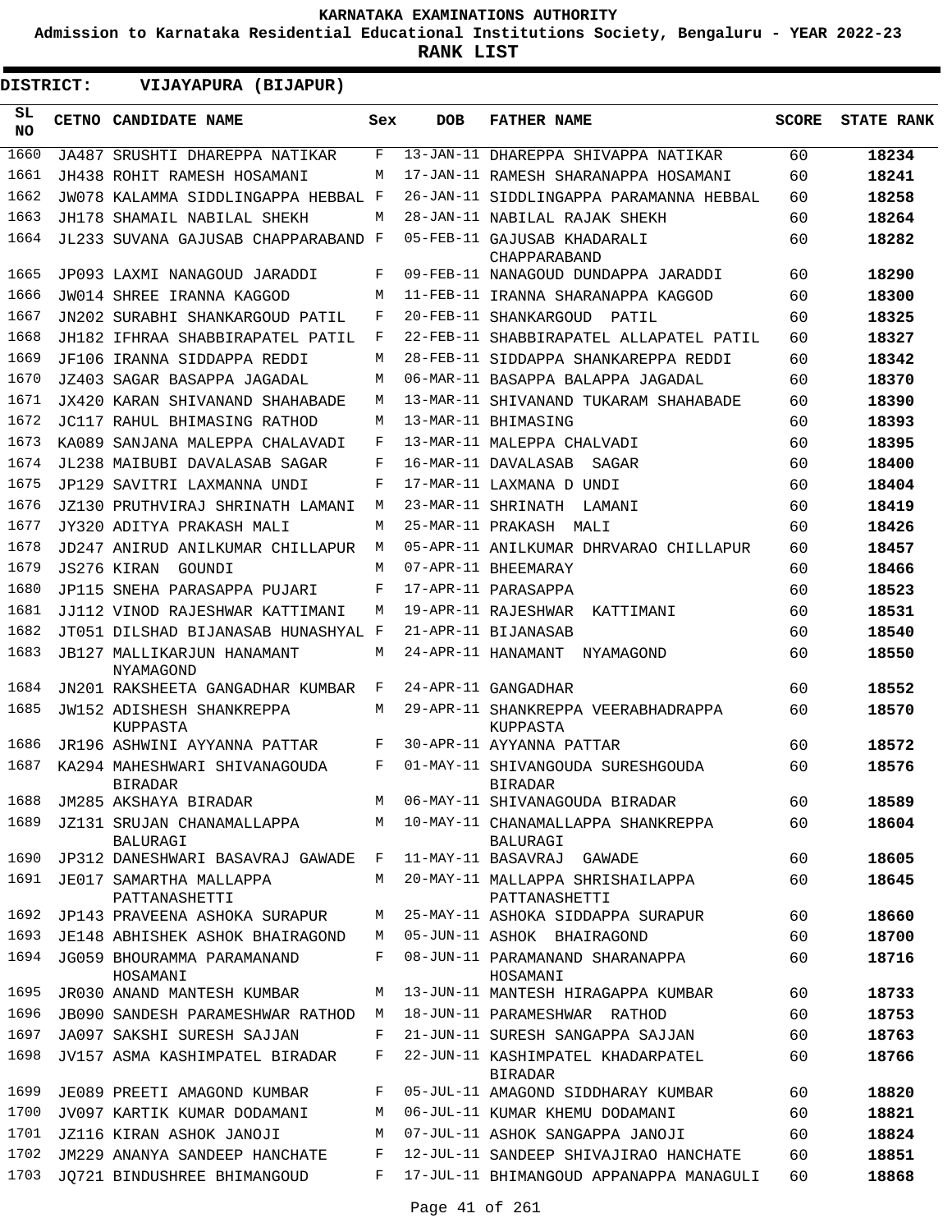# KARNATAKA EXAMINATIONS AUTHORITY

**Admission to Karnataka Residential Educational Institutions Society, Bengaluru - YEAR 2022-23**

**RANK LIST**

**DISTRICT: VIJAYAPURA (BIJAPUR)**

| SL NO | CETNO | CANDIDATE NAME | Sex | DOB | FATHER NAME | SCORE | STATE RANK |
|---|---|---|---|---|---|---|---|
| 1660 | JA487 | SRUSHTI DHAREPPA NATIKAR | F | 13-JAN-11 | DHAREPPA SHIVAPPA NATIKAR | 60 | **18234** |
| 1661 | JH438 | ROHIT RAMESH HOSAMANI | M | 17-JAN-11 | RAMESH SHARANAPPA HOSAMANI | 60 | **18241** |
| 1662 | JW078 | KALAMMA SIDDLINGAPPA HEBBAL | F | 26-JAN-11 | SIDDLINGAPPA PARAMANNA HEBBAL | 60 | **18258** |
| 1663 | JH178 | SHAMAIL NABILAL SHEKH | M | 28-JAN-11 | NABILAL RAJAK SHEKH | 60 | **18264** |
| 1664 | JL233 | SUVANA GAJUSAB CHAPPARABAND | F | 05-FEB-11 | GAJUSAB KHADARALI CHAPPARABAND | 60 | **18282** |
| 1665 | JP093 | LAXMI NANAGOUD JARADDI | F | 09-FEB-11 | NANAGOUD DUNDAPPA JARADDI | 60 | **18290** |
| 1666 | JW014 | SHREE IRANNA KAGGOD | M | 11-FEB-11 | IRANNA SHARANAPPA KAGGOD | 60 | **18300** |
| 1667 | JN202 | SURABHI SHANKARGOUD PATIL | F | 20-FEB-11 | SHANKARGOUD PATIL | 60 | **18325** |
| 1668 | JH182 | IFHRAA SHABBIRAPATEL PATIL | F | 22-FEB-11 | SHABBIRAPATEL ALLAPATEL PATIL | 60 | **18327** |
| 1669 | JF106 | IRANNA SIDDAPPA REDDI | M | 28-FEB-11 | SIDDAPPA SHANKAREPPA REDDI | 60 | **18342** |
| 1670 | JZ403 | SAGAR BASAPPA JAGADAL | M | 06-MAR-11 | BASAPPA BALAPPA JAGADAL | 60 | **18370** |
| 1671 | JX420 | KARAN SHIVANAND SHAHABADE | M | 13-MAR-11 | SHIVANAND TUKARAM SHAHABADE | 60 | **18390** |
| 1672 | JC117 | RAHUL BHIMASING RATHOD | M | 13-MAR-11 | BHIMASING | 60 | **18393** |
| 1673 | KA089 | SANJANA MALEPPA CHALAVADI | F | 13-MAR-11 | MALEPPA CHALVADI | 60 | **18395** |
| 1674 | JL238 | MAIBUBI DAVALASAB SAGAR | F | 16-MAR-11 | DAVALASAB SAGAR | 60 | **18400** |
| 1675 | JP129 | SAVITRI LAXMANNA UNDI | F | 17-MAR-11 | LAXMANA D UNDI | 60 | **18404** |
| 1676 | JZ130 | PRUTHVIRAJ SHRINATH LAMANI | M | 23-MAR-11 | SHRINATH LAMANI | 60 | **18419** |
| 1677 | JY320 | ADITYA PRAKASH MALI | M | 25-MAR-11 | PRAKASH MALI | 60 | **18426** |
| 1678 | JD247 | ANIRUD ANILKUMAR CHILLAPUR | M | 05-APR-11 | ANILKUMAR DHRVARAO CHILLAPUR | 60 | **18457** |
| 1679 | JS276 | KIRAN GOUNDI | M | 07-APR-11 | BHEEMARAY | 60 | **18466** |
| 1680 | JP115 | SNEHA PARASAPPA PUJARI | F | 17-APR-11 | PARASAPPA | 60 | **18523** |
| 1681 | JJ112 | VINOD RAJESHWAR KATTIMANI | M | 19-APR-11 | RAJESHWAR KATTIMANI | 60 | **18531** |
| 1682 | JT051 | DILSHAD BIJANASAB HUNASHYAL | F | 21-APR-11 | BIJANASAB | 60 | **18540** |
| 1683 | JB127 | MALLIKARJUN HANAMANT NYAMAGOND | M | 24-APR-11 | HANAMANT NYAMAGOND | 60 | **18550** |
| 1684 | JN201 | RAKSHEETA GANGADHAR KUMBAR | F | 24-APR-11 | GANGADHAR | 60 | **18552** |
| 1685 | JW152 | ADISHESH SHANKREPPA KUPPASTA | M | 29-APR-11 | SHANKREPPA VEERABHADRAPPA KUPPASTA | 60 | **18570** |
| 1686 | JR196 | ASHWINI AYYANNA PATTAR | F | 30-APR-11 | AYYANNA PATTAR | 60 | **18572** |
| 1687 | KA294 | MAHESHWARI SHIVANAGOUDA BIRADAR | F | 01-MAY-11 | SHIVANGOUDA SURESHGOUDA BIRADAR | 60 | **18576** |
| 1688 | JM285 | AKSHAYA BIRADAR | M | 06-MAY-11 | SHIVANAGOUDA BIRADAR | 60 | **18589** |
| 1689 | JZ131 | SRUJAN CHANAMALLAPPA BALURAGI | M | 10-MAY-11 | CHANAMALLAPPA SHANKREPPA BALURAGI | 60 | **18604** |
| 1690 | JP312 | DANESHWARI BASAVRAJ GAWADE | F | 11-MAY-11 | BASAVRAJ GAWADE | 60 | **18605** |
| 1691 | JE017 | SAMARTHA MALLAPPA PATTANASHETTI | M | 20-MAY-11 | MALLAPPA SHRISHAILAPPA PATTANASHETTI | 60 | **18645** |
| 1692 | JP143 | PRAVEENA ASHOKA SURAPUR | M | 25-MAY-11 | ASHOKA SIDDAPPA SURAPUR | 60 | **18660** |
| 1693 | JE148 | ABHISHEK ASHOK BHAIRAGOND | M | 05-JUN-11 | ASHOK BHAIRAGOND | 60 | **18700** |
| 1694 | JG059 | BHOURAMMA PARAMANAND HOSAMANI | F | 08-JUN-11 | PARAMANAND SHARANAPPA HOSAMANI | 60 | **18716** |
| 1695 | JR030 | ANAND MANTESH KUMBAR | M | 13-JUN-11 | MANTESH HIRAGAPPA KUMBAR | 60 | **18733** |
| 1696 | JB090 | SANDESH PARAMESHWAR RATHOD | M | 18-JUN-11 | PARAMESHWAR RATHOD | 60 | **18753** |
| 1697 | JA097 | SAKSHI SURESH SAJJAN | F | 21-JUN-11 | SURESH SANGAPPA SAJJAN | 60 | **18763** |
| 1698 | JV157 | ASMA KASHIMPATEL BIRADAR | F | 22-JUN-11 | KASHIMPATEL KHADARPATEL BIRADAR | 60 | **18766** |
| 1699 | JE089 | PREETI AMAGOND KUMBAR | F | 05-JUL-11 | AMAGOND SIDDHARAY KUMBAR | 60 | **18820** |
| 1700 | JV097 | KARTIK KUMAR DODAMANI | M | 06-JUL-11 | KUMAR KHEMU DODAMANI | 60 | **18821** |
| 1701 | JZ116 | KIRAN ASHOK JANOJI | M | 07-JUL-11 | ASHOK SANGAPPA JANOJI | 60 | **18824** |
| 1702 | JM229 | ANANYA SANDEEP HANCHATE | F | 12-JUL-11 | SANDEEP SHIVAJIRAO HANCHATE | 60 | **18851** |
| 1703 | JQ721 | BINDUSHREE BHIMANGOUD | F | 17-JUL-11 | BHIMANGOUD APPANAPPA MANAGULI | 60 | **18868** |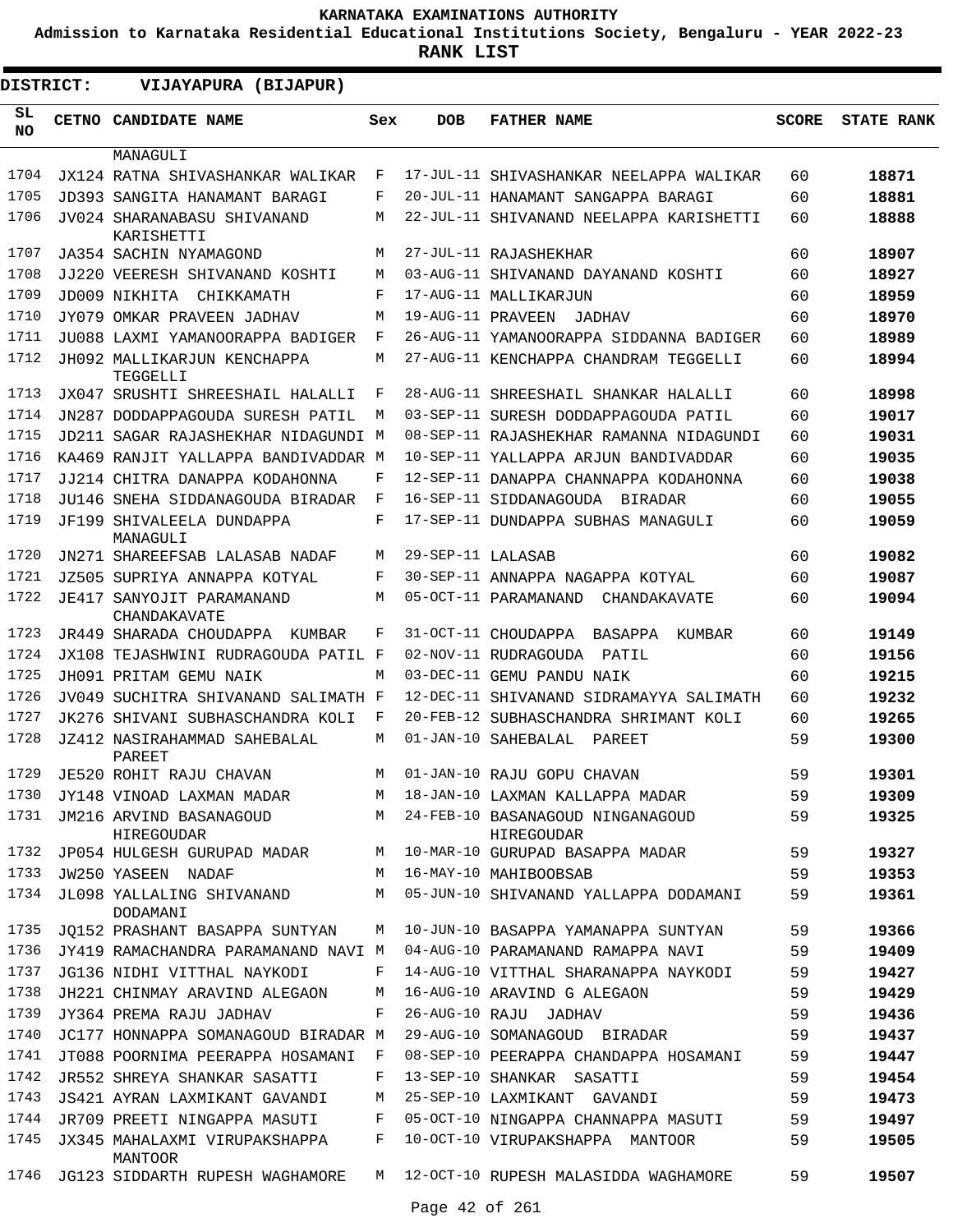KARNATAKA EXAMINATIONS AUTHORITY

Admission to Karnataka Residential Educational Institutions Society, Bengaluru - YEAR 2022-23

**RANK LIST**

**DISTRICT: VIJAYAPURA (BIJAPUR)**

| SL NO | CETNO | CANDIDATE NAME | Sex | DOB | FATHER NAME | SCORE | STATE RANK |
|---|---|---|---|---|---|---|---|
| | | MANAGULI | | | | | |
| 1704 | JX124 | RATNA SHIVASHANKAR WALIKAR | F | 17-JUL-11 | SHIVASHANKAR NEELAPPA WALIKAR | 60 | 18871 |
| 1705 | JD393 | SANGITA HANAMANT BARAGI | F | 20-JUL-11 | HANAMANT SANGAPPA BARAGI | 60 | 18881 |
| 1706 | JV024 | SHARANABASU SHIVANAND KARISHETTI | M | 22-JUL-11 | SHIVANAND NEELAPPA KARISHETTI | 60 | 18888 |
| 1707 | JA354 | SACHIN NYAMAGOND | M | 27-JUL-11 | RAJASHEKHAR | 60 | 18907 |
| 1708 | JJ220 | VEERESH SHIVANAND KOSHTI | M | 03-AUG-11 | SHIVANAND DAYANAND KOSHTI | 60 | 18927 |
| 1709 | JD009 | NIKHITA CHIKKAMATH | F | 17-AUG-11 | MALLIKARJUN | 60 | 18959 |
| 1710 | JY079 | OMKAR PRAVEEN JADHAV | M | 19-AUG-11 | PRAVEEN JADHAV | 60 | 18970 |
| 1711 | JU088 | LAXMI YAMANOORAPPA BADIGER | F | 26-AUG-11 | YAMANOORAPPA SIDDANNA BADIGER | 60 | 18989 |
| 1712 | JH092 | MALLIKARJUN KENCHAPPA TEGGELLI | M | 27-AUG-11 | KENCHAPPA CHANDRAM TEGGELLI | 60 | 18994 |
| 1713 | JX047 | SRUSHTI SHREESHAIL HALALLI | F | 28-AUG-11 | SHREESHAIL SHANKAR HALALLI | 60 | 18998 |
| 1714 | JN287 | DODDAPPAGOUDA SURESH PATIL | M | 03-SEP-11 | SURESH DODDAPPAGOUDA PATIL | 60 | 19017 |
| 1715 | JD211 | SAGAR RAJASHEKHAR NIDAGUNDI | M | 08-SEP-11 | RAJASHEKHAR RAMANNA NIDAGUNDI | 60 | 19031 |
| 1716 | KA469 | RANJIT YALLAPPA BANDIVADDAR | M | 10-SEP-11 | YALLAPPA ARJUN BANDIVADDAR | 60 | 19035 |
| 1717 | JJ214 | CHITRA DANAPPA KODAHONNA | F | 12-SEP-11 | DANAPPA CHANNAPPA KODAHONNA | 60 | 19038 |
| 1718 | JU146 | SNEHA SIDDANAGOUDA BIRADAR | F | 16-SEP-11 | SIDDANAGOUDA BIRADAR | 60 | 19055 |
| 1719 | JF199 | SHIVALEELA DUNDAPPA MANAGULI | F | 17-SEP-11 | DUNDAPPA SUBHAS MANAGULI | 60 | 19059 |
| 1720 | JN271 | SHAREEFSAB LALASAB NADAF | M | 29-SEP-11 | LALASAB | 60 | 19082 |
| 1721 | JZ505 | SUPRIYA ANNAPPA KOTYAL | F | 30-SEP-11 | ANNAPPA NAGAPPA KOTYAL | 60 | 19087 |
| 1722 | JE417 | SANYOJIT PARAMANAND CHANDAKAVATE | M | 05-OCT-11 | PARAMANAND CHANDAKAVATE | 60 | 19094 |
| 1723 | JR449 | SHARADA CHOUDAPPA KUMBAR | F | 31-OCT-11 | CHOUDAPPA BASAPPA KUMBAR | 60 | 19149 |
| 1724 | JX108 | TEJASHWINI RUDRAGOUDA PATIL | F | 02-NOV-11 | RUDRAGOUDA PATIL | 60 | 19156 |
| 1725 | JH091 | PRITAM GEMU NAIK | M | 03-DEC-11 | GEMU PANDU NAIK | 60 | 19215 |
| 1726 | JV049 | SUCHITRA SHIVANAND SALIMATH | F | 12-DEC-11 | SHIVANAND SIDRAMAYYA SALIMATH | 60 | 19232 |
| 1727 | JK276 | SHIVANI SUBHASCHANDRA KOLI | F | 20-FEB-12 | SUBHASCHANDRA SHRIMANT KOLI | 60 | 19265 |
| 1728 | JZ412 | NASIRAHAMMAD SAHEBALAL PAREET | M | 01-JAN-10 | SAHEBALAL PAREET | 59 | 19300 |
| 1729 | JE520 | ROHIT RAJU CHAVAN | M | 01-JAN-10 | RAJU GOPU CHAVAN | 59 | 19301 |
| 1730 | JY148 | VINOAD LAXMAN MADAR | M | 18-JAN-10 | LAXMAN KALLAPPA MADAR | 59 | 19309 |
| 1731 | JM216 | ARVIND BASANAGOUD HIREGOUDAR | M | 24-FEB-10 | BASANAGOUD NINGANAGOUD HIREGOUDAR | 59 | 19325 |
| 1732 | JP054 | HULGESH GURUPAD MADAR | M | 10-MAR-10 | GURUPAD BASAPPA MADAR | 59 | 19327 |
| 1733 | JW250 | YASEEN NADAF | M | 16-MAY-10 | MAHIBOOBSAB | 59 | 19353 |
| 1734 | JL098 | YALLALING SHIVANAND DODAMANI | M | 05-JUN-10 | SHIVANAND YALLAPPA DODAMANI | 59 | 19361 |
| 1735 | JQ152 | PRASHANT BASAPPA SUNTYAN | M | 10-JUN-10 | BASAPPA YAMANAPPA SUNTYAN | 59 | 19366 |
| 1736 | JY419 | RAMACHANDRA PARAMANAND NAVI | M | 04-AUG-10 | PARAMANAND RAMAPPA NAVI | 59 | 19409 |
| 1737 | JG136 | NIDHI VITTHAL NAYKODI | F | 14-AUG-10 | VITTHAL SHARANAPPA NAYKODI | 59 | 19427 |
| 1738 | JH221 | CHINMAY ARAVIND ALEGAON | M | 16-AUG-10 | ARAVIND G ALEGAON | 59 | 19429 |
| 1739 | JY364 | PREMA RAJU JADHAV | F | 26-AUG-10 | RAJU JADHAV | 59 | 19436 |
| 1740 | JC177 | HONNAPPA SOMANAGOUD BIRADAR | M | 29-AUG-10 | SOMANAGOUD BIRADAR | 59 | 19437 |
| 1741 | JT088 | POORNIMA PEERAPPA HOSAMANI | F | 08-SEP-10 | PEERAPPA CHANDAPPA HOSAMANI | 59 | 19447 |
| 1742 | JR552 | SHREYA SHANKAR SASATTI | F | 13-SEP-10 | SHANKAR SASATTI | 59 | 19454 |
| 1743 | JS421 | AYRAN LAXMIKANT GAVANDI | M | 25-SEP-10 | LAXMIKANT GAVANDI | 59 | 19473 |
| 1744 | JR709 | PREETI NINGAPPA MASUTI | F | 05-OCT-10 | NINGAPPA CHANNAPPA MASUTI | 59 | 19497 |
| 1745 | JX345 | MAHALAXMI VIRUPAKSHAPPA MANTOOR | F | 10-OCT-10 | VIRUPAKSHAPPA MANTOOR | 59 | 19505 |
| 1746 | JG123 | SIDDARTH RUPESH WAGHAMORE | M | 12-OCT-10 | RUPESH MALASIDDA WAGHAMORE | 59 | 19507 |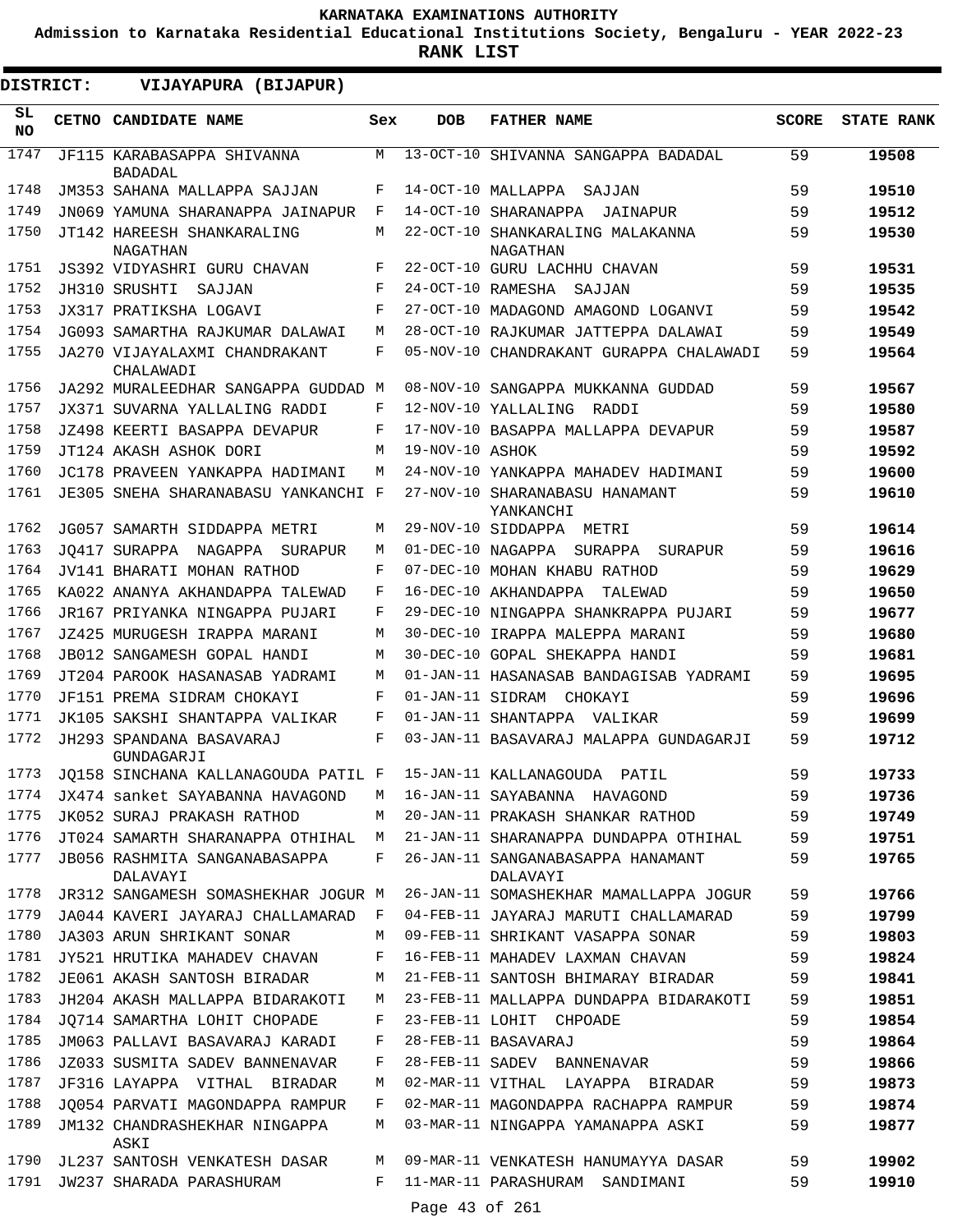KARNATAKA EXAMINATIONS AUTHORITY

Admission to Karnataka Residential Educational Institutions Society, Bengaluru - YEAR 2022-23

**RANK LIST**

**DISTRICT: VIJAYAPURA (BIJAPUR)**

| SL NO | CETNO | CANDIDATE NAME | Sex | DOB | FATHER NAME | SCORE | STATE RANK |
|---|---|---|---|---|---|---|---|
| 1747 | JF115 | KARABASAPPA SHIVANNA BADADAL | M | 13-OCT-10 | SHIVANNA SANGAPPA BADADAL | 59 | **19508** |
| 1748 | JM353 | SAHANA MALLAPPA SAJJAN | F | 14-OCT-10 | MALLAPPA SAJJAN | 59 | **19510** |
| 1749 | JN069 | YAMUNA SHARANAPPA JAINAPUR | F | 14-OCT-10 | SHARANAPPA JAINAPUR | 59 | **19512** |
| 1750 | JT142 | HAREESH SHANKARALING NAGATHAN | M | 22-OCT-10 | SHANKARALING MALAKANNA NAGATHAN | 59 | **19530** |
| 1751 | JS392 | VIDYASHRI GURU CHAVAN | F | 22-OCT-10 | GURU LACHHU CHAVAN | 59 | **19531** |
| 1752 | JH310 | SRUSHTI SAJJAN | F | 24-OCT-10 | RAMESHA SAJJAN | 59 | **19535** |
| 1753 | JX317 | PRATIKSHA LOGAVI | F | 27-OCT-10 | MADAGOND AMAGOND LOGANVI | 59 | **19542** |
| 1754 | JG093 | SAMARTHA RAJKUMAR DALAWAI | M | 28-OCT-10 | RAJKUMAR JATTEPPA DALAWAI | 59 | **19549** |
| 1755 | JA270 | VIJAYALAXMI CHANDRAKANT CHALAWADI | F | 05-NOV-10 | CHANDRAKANT GURAPPA CHALAWADI | 59 | **19564** |
| 1756 | JA292 | MURALEEDHAR SANGAPPA GUDDAD | M | 08-NOV-10 | SANGAPPA MUKKANNA GUDDAD | 59 | **19567** |
| 1757 | JX371 | SUVARNA YALLALING RADDI | F | 12-NOV-10 | YALLALING RADDI | 59 | **19580** |
| 1758 | JZ498 | KEERTI BASAPPA DEVAPUR | F | 17-NOV-10 | BASAPPA MALLAPPA DEVAPUR | 59 | **19587** |
| 1759 | JT124 | AKASH ASHOK DORI | M | 19-NOV-10 | ASHOK | 59 | **19592** |
| 1760 | JC178 | PRAVEEN YANKAPPA HADIMANI | M | 24-NOV-10 | YANKAPPA MAHADEV HADIMANI | 59 | **19600** |
| 1761 | JE305 | SNEHA SHARANABASU YANKANCHI | F | 27-NOV-10 | SHARANABASU HANAMANT YANKANCHI | 59 | **19610** |
| 1762 | JG057 | SAMARTH SIDDAPPA METRI | M | 29-NOV-10 | SIDDAPPA METRI | 59 | **19614** |
| 1763 | JQ417 | SURAPPA NAGAPPA SURAPUR | M | 01-DEC-10 | NAGAPPA SURAPPA SURAPUR | 59 | **19616** |
| 1764 | JV141 | BHARATI MOHAN RATHOD | F | 07-DEC-10 | MOHAN KHABU RATHOD | 59 | **19629** |
| 1765 | KA022 | ANANYA AKHANDAPPA TALEWAD | F | 16-DEC-10 | AKHANDAPPA TALEWAD | 59 | **19650** |
| 1766 | JR167 | PRIYANKA NINGAPPA PUJARI | F | 29-DEC-10 | NINGAPPA SHANKRAPPA PUJARI | 59 | **19677** |
| 1767 | JZ425 | MURUGESH IRAPPA MARANI | M | 30-DEC-10 | IRAPPA MALEPPA MARANI | 59 | **19680** |
| 1768 | JB012 | SANGAMESH GOPAL HANDI | M | 30-DEC-10 | GOPAL SHEKAPPA HANDI | 59 | **19681** |
| 1769 | JT204 | PAROOK HASANASAB YADRAMI | M | 01-JAN-11 | HASANASAB BANDAGISAB YADRAMI | 59 | **19695** |
| 1770 | JF151 | PREMA SIDRAM CHOKAYI | F | 01-JAN-11 | SIDRAM CHOKAYI | 59 | **19696** |
| 1771 | JK105 | SAKSHI SHANTAPPA VALIKAR | F | 01-JAN-11 | SHANTAPPA VALIKAR | 59 | **19699** |
| 1772 | JH293 | SPANDANA BASAVARAJ GUNDAGARJI | F | 03-JAN-11 | BASAVARAJ MALAPPA GUNDAGARJI | 59 | **19712** |
| 1773 | JQ158 | SINCHANA KALLANAGOUDA PATIL | F | 15-JAN-11 | KALLANAGOUDA PATIL | 59 | **19733** |
| 1774 | JX474 | sanket SAYABANNA HAVAGOND | M | 16-JAN-11 | SAYABANNA HAVAGOND | 59 | **19736** |
| 1775 | JK052 | SURAJ PRAKASH RATHOD | M | 20-JAN-11 | PRAKASH SHANKAR RATHOD | 59 | **19749** |
| 1776 | JT024 | SAMARTH SHARANAPPA OTHIHAL | M | 21-JAN-11 | SHARANAPPA DUNDAPPA OTHIHAL | 59 | **19751** |
| 1777 | JB056 | RASHMITA SANGANABASAPPA DALAVAYI | F | 26-JAN-11 | SANGANABASAPPA HANAMANT DALAVAYI | 59 | **19765** |
| 1778 | JR312 | SANGAMESH SOMASHEKHAR JOGUR | M | 26-JAN-11 | SOMASHEKHAR MAMALLAPPA JOGUR | 59 | **19766** |
| 1779 | JA044 | KAVERI JAYARAJ CHALLAMARAD | F | 04-FEB-11 | JAYARAJ MARUTI CHALLAMARAD | 59 | **19799** |
| 1780 | JA303 | ARUN SHRIKANT SONAR | M | 09-FEB-11 | SHRIKANT VASAPPA SONAR | 59 | **19803** |
| 1781 | JY521 | HRUTIKA MAHADEV CHAVAN | F | 16-FEB-11 | MAHADEV LAXMAN CHAVAN | 59 | **19824** |
| 1782 | JE061 | AKASH SANTOSH BIRADAR | M | 21-FEB-11 | SANTOSH BHIMARAY BIRADAR | 59 | **19841** |
| 1783 | JH204 | AKASH MALLAPPA BIDARAKOTI | M | 23-FEB-11 | MALLAPPA DUNDAPPA BIDARAKOTI | 59 | **19851** |
| 1784 | JQ714 | SAMARTHA LOHIT CHOPADE | F | 23-FEB-11 | LOHIT CHPOADE | 59 | **19854** |
| 1785 | JM063 | PALLAVI BASAVARAJ KARADI | F | 28-FEB-11 | BASAVARAJ | 59 | **19864** |
| 1786 | JZ033 | SUSMITA SADEV BANNENAVAR | F | 28-FEB-11 | SADEV BANNENAVAR | 59 | **19866** |
| 1787 | JF316 | LAYAPPA VITHAL BIRADAR | M | 02-MAR-11 | VITHAL LAYAPPA BIRADAR | 59 | **19873** |
| 1788 | JQ054 | PARVATI MAGONDAPPA RAMPUR | F | 02-MAR-11 | MAGONDAPPA RACHAPPA RAMPUR | 59 | **19874** |
| 1789 | JM132 | CHANDRASHEKHAR NINGAPPA ASKI | M | 03-MAR-11 | NINGAPPA YAMANAPPA ASKI | 59 | **19877** |
| 1790 | JL237 | SANTOSH VENKATESH DASAR | M | 09-MAR-11 | VENKATESH HANUMAYYA DASAR | 59 | **19902** |
| 1791 | JW237 | SHARADA PARASHURAM | F | 11-MAR-11 | PARASHURAM SANDIMANI | 59 | **19910** |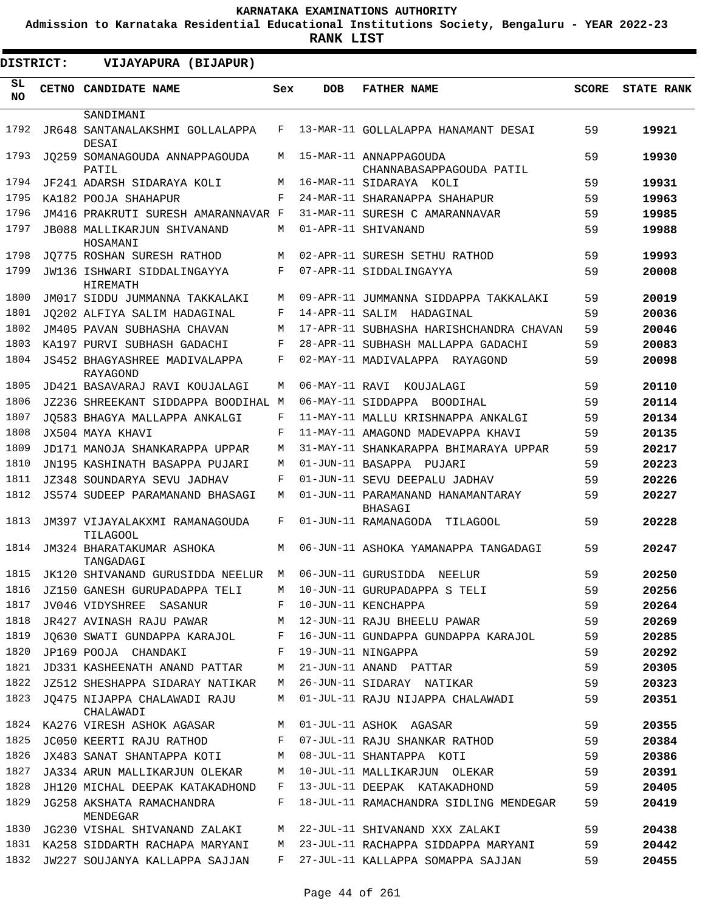KARNATAKA EXAMINATIONS AUTHORITY

Admission to Karnataka Residential Educational Institutions Society, Bengaluru - YEAR 2022-23

RANK LIST

DISTRICT: VIJAYAPURA (BIJAPUR)

| SL NO | CETNO | CANDIDATE NAME | Sex | DOB | FATHER NAME | SCORE | STATE RANK |
|---|---|---|---|---|---|---|---|
| | | SANDIMANI | | | | | |
| 1792 | JR648 | SANTANALAKSHMI GOLLALAPPA DESAI | F | 13-MAR-11 | GOLLALAPPA HANAMANT DESAI | 59 | 19921 |
| 1793 | JQ259 | SOMANAGOUDA ANNAPPAGOUDA PATIL | M | 15-MAR-11 | ANNAPPAGOUDA CHANNABASAPPAGOUDA PATIL | 59 | 19930 |
| 1794 | JF241 | ADARSH SIDARAYA KOLI | M | 16-MAR-11 | SIDARAYA KOLI | 59 | 19931 |
| 1795 | KA182 | POOJA SHAHAPUR | F | 24-MAR-11 | SHARANAPPA SHAHAPUR | 59 | 19963 |
| 1796 | JM416 | PRAKRUTI SURESH AMARANNAVAR | F | 31-MAR-11 | SURESH C AMARANNAVAR | 59 | 19985 |
| 1797 | JB088 | MALLIKARJUN SHIVANAND HOSAMANI | M | 01-APR-11 | SHIVANAND | 59 | 19988 |
| 1798 | JQ775 | ROSHAN SURESH RATHOD | M | 02-APR-11 | SURESH SETHU RATHOD | 59 | 19993 |
| 1799 | JW136 | ISHWARI SIDDALINGAYYA HIREMATH | F | 07-APR-11 | SIDDALINGAYYA | 59 | 20008 |
| 1800 | JM017 | SIDDU JUMMANNA TAKKALAKI | M | 09-APR-11 | JUMMANNA SIDDAPPA TAKKALAKI | 59 | 20019 |
| 1801 | JQ202 | ALFIYA SALIM HADAGINAL | F | 14-APR-11 | SALIM HADAGINAL | 59 | 20036 |
| 1802 | JM405 | PAVAN SUBHASHA CHAVAN | M | 17-APR-11 | SUBHASHA HARISHCHANDRA CHAVAN | 59 | 20046 |
| 1803 | KA197 | PURVI SUBHASH GADACHI | F | 28-APR-11 | SUBHASH MALLAPPA GADACHI | 59 | 20083 |
| 1804 | JS452 | BHAGYASHREE MADIVALAPPA RAYAGOND | F | 02-MAY-11 | MADIVALAPPA RAYAGOND | 59 | 20098 |
| 1805 | JD421 | BASAVARAJ RAVI KOUJALAGI | M | 06-MAY-11 | RAVI KOUJALAGI | 59 | 20110 |
| 1806 | JZ236 | SHREEKANT SIDDAPPA BOODIHAL | M | 06-MAY-11 | SIDDAPPA BOODIHAL | 59 | 20114 |
| 1807 | JQ583 | BHAGYA MALLAPPA ANKALGI | F | 11-MAY-11 | MALLU KRISHNAPPA ANKALGI | 59 | 20134 |
| 1808 | JX504 | MAYA KHAVI | F | 11-MAY-11 | AMAGOND MADEVAPPA KHAVI | 59 | 20135 |
| 1809 | JD171 | MANOJA SHANKARAPPA UPPAR | M | 31-MAY-11 | SHANKARAPPA BHIMARAYA UPPAR | 59 | 20217 |
| 1810 | JN195 | KASHINATH BASAPPA PUJARI | M | 01-JUN-11 | BASAPPA PUJARI | 59 | 20223 |
| 1811 | JZ348 | SOUNDARYA SEVU JADHAV | F | 01-JUN-11 | SEVU DEEPALU JADHAV | 59 | 20226 |
| 1812 | JS574 | SUDEEP PARAMANAND BHASAGI | M | 01-JUN-11 | PARAMANAND HANAMANTARAY BHASAGI | 59 | 20227 |
| 1813 | JM397 | VIJAYALAKXMI RAMANAGOUDA TILAGOOL | F | 01-JUN-11 | RAMANAGODA TILAGOOL | 59 | 20228 |
| 1814 | JM324 | BHARATAKUMAR ASHOKA TANGADAGI | M | 06-JUN-11 | ASHOKA YAMANAPPA TANGADAGI | 59 | 20247 |
| 1815 | JK120 | SHIVANAND GURUSIDDA NEELUR | M | 06-JUN-11 | GURUSIDDA NEELUR | 59 | 20250 |
| 1816 | JZ150 | GANESH GURUPADAPPA TELI | M | 10-JUN-11 | GURUPADAPPA S TELI | 59 | 20256 |
| 1817 | JV046 | VIDYSHREE SASANUR | F | 10-JUN-11 | KENCHAPPA | 59 | 20264 |
| 1818 | JR427 | AVINASH RAJU PAWAR | M | 12-JUN-11 | RAJU BHEELU PAWAR | 59 | 20269 |
| 1819 | JQ630 | SWATI GUNDAPPA KARAJOL | F | 16-JUN-11 | GUNDAPPA GUNDAPPA KARAJOL | 59 | 20285 |
| 1820 | JP169 | POOJA CHANDAKI | F | 19-JUN-11 | NINGAPPA | 59 | 20292 |
| 1821 | JD331 | KASHEENATH ANAND PATTAR | M | 21-JUN-11 | ANAND PATTAR | 59 | 20305 |
| 1822 | JZ512 | SHESHAPPA SIDARAY NATIKAR | M | 26-JUN-11 | SIDARAY NATIKAR | 59 | 20323 |
| 1823 | JQ475 | NIJAPPA CHALAWADI RAJU CHALAWADI | M | 01-JUL-11 | RAJU NIJAPPA CHALAWADI | 59 | 20351 |
| 1824 | KA276 | VIRESH ASHOK AGASAR | M | 01-JUL-11 | ASHOK AGASAR | 59 | 20355 |
| 1825 | JC050 | KEERTI RAJU RATHOD | F | 07-JUL-11 | RAJU SHANKAR RATHOD | 59 | 20384 |
| 1826 | JX483 | SANAT SHANTAPPA KOTI | M | 08-JUL-11 | SHANTAPPA KOTI | 59 | 20386 |
| 1827 | JA334 | ARUN MALLIKARJUN OLEKAR | M | 10-JUL-11 | MALLIKARJUN OLEKAR | 59 | 20391 |
| 1828 | JH120 | MICHAL DEEPAK KATAKADHOND | F | 13-JUL-11 | DEEPAK KATAKADHOND | 59 | 20405 |
| 1829 | JG258 | AKSHATA RAMACHANDRA MENDEGAR | F | 18-JUL-11 | RAMACHANDRA SIDLING MENDEGAR | 59 | 20419 |
| 1830 | JG230 | VISHAL SHIVANAND ZALAKI | M | 22-JUL-11 | SHIVANAND XXX ZALAKI | 59 | 20438 |
| 1831 | KA258 | SIDDARTH RACHAPA MARYANI | M | 23-JUL-11 | RACHAPPA SIDDAPPA MARYANI | 59 | 20442 |
| 1832 | JW227 | SOUJANYA KALLAPPA SAJJAN | F | 27-JUL-11 | KALLAPPA SOMAPPA SAJJAN | 59 | 20455 |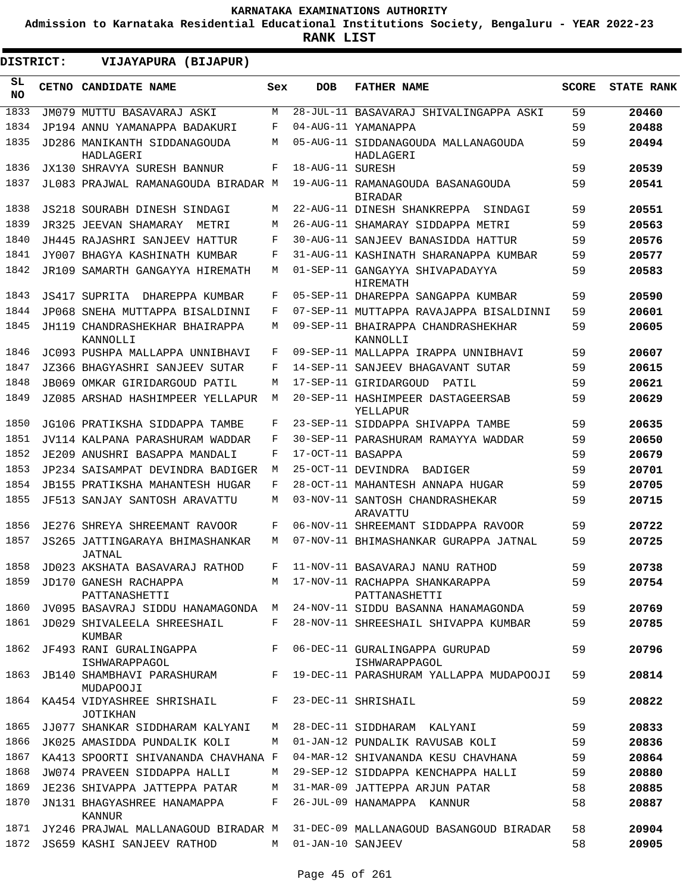KARNATAKA EXAMINATIONS AUTHORITY

**Admission to Karnataka Residential Educational Institutions Society, Bengaluru - YEAR 2022-23**

**RANK LIST**

**DISTRICT: VIJAYAPURA (BIJAPUR)**

| SL NO | CETNO | CANDIDATE NAME | Sex | DOB | FATHER NAME | SCORE | STATE RANK |
|---|---|---|---|---|---|---|---|
| 1833 | JM079 | MUTTU BASAVARAJ ASKI | M | 28-JUL-11 | BASAVARAJ SHIVALINGAPPA ASKI | 59 | 20460 |
| 1834 | JP194 | ANNU YAMANAPPA BADAKURI | F | 04-AUG-11 | YAMANAPPA | 59 | 20488 |
| 1835 | JD286 | MANIKANTH SIDDANAGOUDA HADLAGERI | M | 05-AUG-11 | SIDDANAGOUDA MALLANAGOUDA HADLAGERI | 59 | 20494 |
| 1836 | JX130 | SHRAVYA SURESH BANNUR | F | 18-AUG-11 | SURESH | 59 | 20539 |
| 1837 | JL083 | PRAJWAL RAMANAGOUDA BIRADAR | M | 19-AUG-11 | RAMANAGOUDA BASANAGOUDA BIRADAR | 59 | 20541 |
| 1838 | JS218 | SOURABH DINESH SINDAGI | M | 22-AUG-11 | DINESH SHANKREPPA SINDAGI | 59 | 20551 |
| 1839 | JR325 | JEEVAN SHAMARAY METRI | M | 26-AUG-11 | SHAMARAY SIDDAPPA METRI | 59 | 20563 |
| 1840 | JH445 | RAJASHRI SANJEEV HATTUR | F | 30-AUG-11 | SANJEEV BANASIDDA HATTUR | 59 | 20576 |
| 1841 | JY007 | BHAGYA KASHINATH KUMBAR | F | 31-AUG-11 | KASHINATH SHARANAPPA KUMBAR | 59 | 20577 |
| 1842 | JR109 | SAMARTH GANGAYYA HIREMATH | M | 01-SEP-11 | GANGAYYA SHIVAPADAYYA HIREMATH | 59 | 20583 |
| 1843 | JS417 | SUPRITA DHAREPPA KUMBAR | F | 05-SEP-11 | DHAREPPA SANGAPPA KUMBAR | 59 | 20590 |
| 1844 | JP068 | SNEHA MUTTAPPA BISALDINNI | F | 07-SEP-11 | MUTTAPPA RAVAJAPPA BISALDINNI | 59 | 20601 |
| 1845 | JH119 | CHANDRASHEKHAR BHAIRAPPA KANNOLLI | M | 09-SEP-11 | BHAIRAPPA CHANDRASHEKHAR KANNOLLI | 59 | 20605 |
| 1846 | JC093 | PUSHPA MALLAPPA UNNIBHAVI | F | 09-SEP-11 | MALLAPPA IRAPPA UNNIBHAVI | 59 | 20607 |
| 1847 | JZ366 | BHAGYASHRI SANJEEV SUTAR | F | 14-SEP-11 | SANJEEV BHAGAVANT SUTAR | 59 | 20615 |
| 1848 | JB069 | OMKAR GIRIDARGOUD PATIL | M | 17-SEP-11 | GIRIDARGOUD PATIL | 59 | 20621 |
| 1849 | JZ085 | ARSHAD HASHIMPEER YELLAPUR | M | 20-SEP-11 | HASHIMPEER DASTAGEERSAB YELLAPUR | 59 | 20629 |
| 1850 | JG106 | PRATIKSHA SIDDAPPA TAMBE | F | 23-SEP-11 | SIDDAPPA SHIVAPPA TAMBE | 59 | 20635 |
| 1851 | JV114 | KALPANA PARASHURAM WADDAR | F | 30-SEP-11 | PARASHURAM RAMAYYA WADDAR | 59 | 20650 |
| 1852 | JE209 | ANUSHRI BASAPPA MANDALI | F | 17-OCT-11 | BASAPPA | 59 | 20679 |
| 1853 | JP234 | SAISAMPAT DEVINDRA BADIGER | M | 25-OCT-11 | DEVINDRA BADIGER | 59 | 20701 |
| 1854 | JB155 | PRATIKSHA MAHANTESH HUGAR | F | 28-OCT-11 | MAHANTESH ANNAPA HUGAR | 59 | 20705 |
| 1855 | JF513 | SANJAY SANTOSH ARAVATTU | M | 03-NOV-11 | SANTOSH CHANDRASHEKAR ARAVATTU | 59 | 20715 |
| 1856 | JE276 | SHREYA SHREEMANT RAVOOR | F | 06-NOV-11 | SHREEMANT SIDDAPPA RAVOOR | 59 | 20722 |
| 1857 | JS265 | JATTINGARAYA BHIMASHANKAR JATNAL | M | 07-NOV-11 | BHIMASHANKAR GURAPPA JATNAL | 59 | 20725 |
| 1858 | JD023 | AKSHATA BASAVARAJ RATHOD | F | 11-NOV-11 | BASAVARAJ NANU RATHOD | 59 | 20738 |
| 1859 | JD170 | GANESH RACHAPPA PATTANASHETTI | M | 17-NOV-11 | RACHAPPA SHANKARAPPA PATTANASHETTI | 59 | 20754 |
| 1860 | JV095 | BASAVRAJ SIDDU HANAMAGONDA | M | 24-NOV-11 | SIDDU BASANNA HANAMAGONDA | 59 | 20769 |
| 1861 | JD029 | SHIVALEELA SHREESHAIL KUMBAR | F | 28-NOV-11 | SHREESHAIL SHIVAPPA KUMBAR | 59 | 20785 |
| 1862 | JF493 | RANI GURALINGAPPA ISHWARAPPAGOL | F | 06-DEC-11 | GURALINGAPPA GURUPAD ISHWARAPPAGOL | 59 | 20796 |
| 1863 | JB140 | SHAMBHAVI PARASHURAM MUDAPOOJI | F | 19-DEC-11 | PARASHURAM YALLAPPA MUDAPOOJI | 59 | 20814 |
| 1864 | KA454 | VIDYASHREE SHRISHAIL JOTIKHAN | F | 23-DEC-11 | SHRISHAIL | 59 | 20822 |
| 1865 | JJ077 | SHANKAR SIDDHARAM KALYANI | M | 28-DEC-11 | SIDDHARAM KALYANI | 59 | 20833 |
| 1866 | JK025 | AMASIDDA PUNDALIK KOLI | M | 01-JAN-12 | PUNDALIK RAVUSAB KOLI | 59 | 20836 |
| 1867 | KA413 | SPOORTI SHIVANANDA CHAVHANA | F | 04-MAR-12 | SHIVANANDA KESU CHAVHANA | 59 | 20864 |
| 1868 | JW074 | PRAVEEN SIDDAPPA HALLI | M | 29-SEP-12 | SIDDAPPA KENCHAPPA HALLI | 59 | 20880 |
| 1869 | JE236 | SHIVAPPA JATTEPPA PATAR | M | 31-MAR-09 | JATTEPPA ARJUN PATAR | 58 | 20885 |
| 1870 | JN131 | BHAGYASHREE HANAMAPPA KANNUR | F | 26-JUL-09 | HANAMAPPA KANNUR | 58 | 20887 |
| 1871 | JY246 | PRAJWAL MALLANAGOUD BIRADAR | M | 31-DEC-09 | MALLANAGOUD BASANGOUD BIRADAR | 58 | 20904 |
| 1872 | JS659 | KASHI SANJEEV RATHOD | M | 01-JAN-10 | SANJEEV | 58 | 20905 |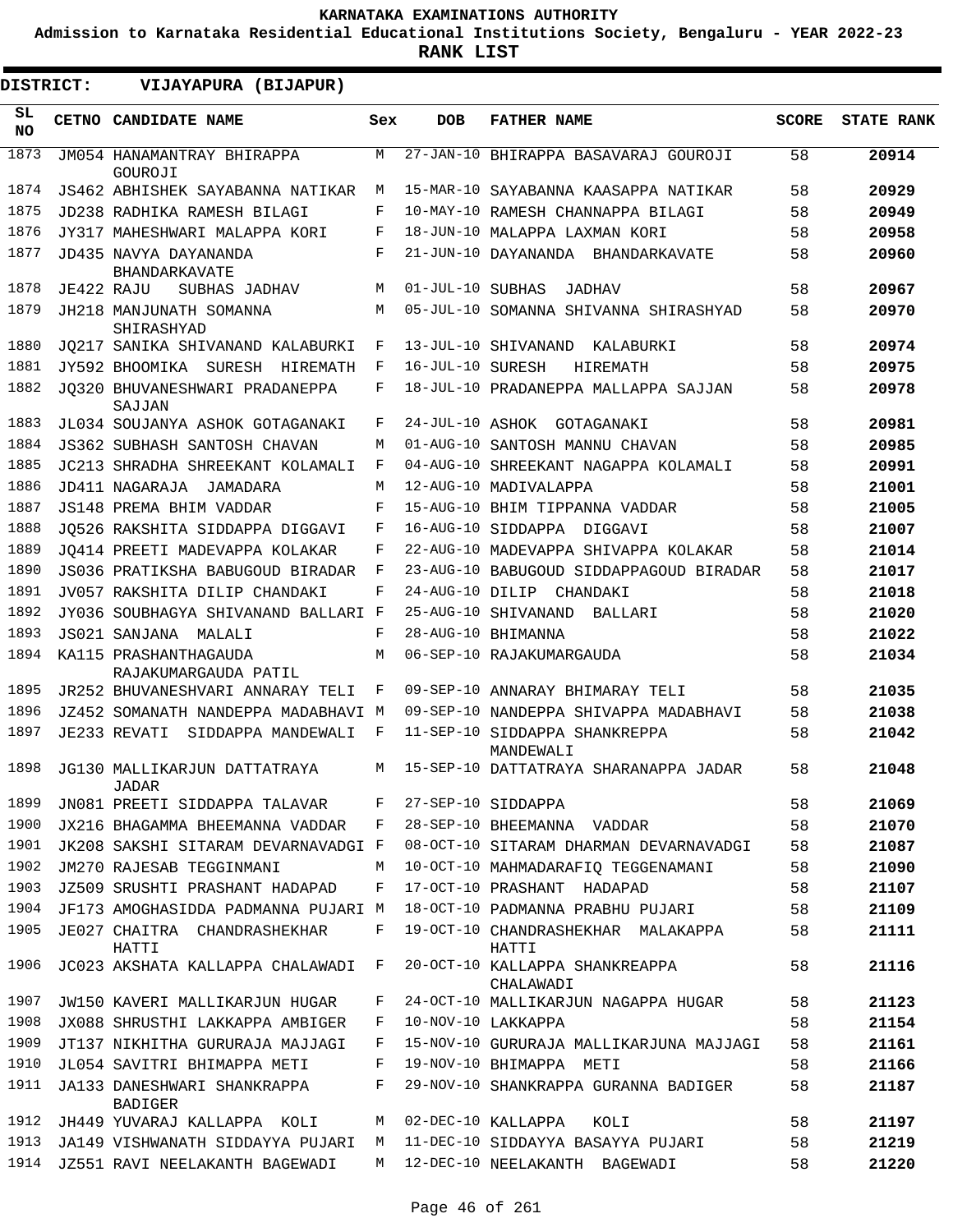# KARNATAKA EXAMINATIONS AUTHORITY

**Admission to Karnataka Residential Educational Institutions Society, Bengaluru - YEAR 2022-23**

**RANK LIST**

**DISTRICT: VIJAYAPURA (BIJAPUR)**

| SL NO | CETNO | CANDIDATE NAME | Sex | DOB | FATHER NAME | SCORE | STATE RANK |
|---|---|---|---|---|---|---|---|
| 1873 | JM054 | HANAMANTRAY BHIRAPPA GOUROJI | M | 27-JAN-10 | BHIRAPPA BASAVARAJ GOUROJI | 58 | 20914 |
| 1874 | JS462 | ABHISHEK SAYABANNA NATIKAR | M | 15-MAR-10 | SAYABANNA KAASAPPA NATIKAR | 58 | 20929 |
| 1875 | JD238 | RADHIKA RAMESH BILAGI | F | 10-MAY-10 | RAMESH CHANNAPPA BILAGI | 58 | 20949 |
| 1876 | JY317 | MAHESHWARI MALAPPA KORI | F | 18-JUN-10 | MALAPPA LAXMAN KORI | 58 | 20958 |
| 1877 | JD435 | NAVYA DAYANANDA BHANDARKAVATE | F | 21-JUN-10 | DAYANANDA BHANDARKAVATE | 58 | 20960 |
| 1878 | JE422 | RAJU SUBHAS JADHAV | M | 01-JUL-10 | SUBHAS JADHAV | 58 | 20967 |
| 1879 | JH218 | MANJUNATH SOMANNA SHIRASHYAD | M | 05-JUL-10 | SOMANNA SHIVANNA SHIRASHYAD | 58 | 20970 |
| 1880 | JQ217 | SANIKA SHIVANAND KALABURKI | F | 13-JUL-10 | SHIVANAND KALABURKI | 58 | 20974 |
| 1881 | JY592 | BHOOMIKA SURESH HIREMATH | F | 16-JUL-10 | SURESH HIREMATH | 58 | 20975 |
| 1882 | JQ320 | BHUVANESHWARI PRADANEPPA SAJJAN | F | 18-JUL-10 | PRADANEPPA MALLAPPA SAJJAN | 58 | 20978 |
| 1883 | JL034 | SOUJANYA ASHOK GOTAGANAKI | F | 24-JUL-10 | ASHOK GOTAGANAKI | 58 | 20981 |
| 1884 | JS362 | SUBHASH SANTOSH CHAVAN | M | 01-AUG-10 | SANTOSH MANNU CHAVAN | 58 | 20985 |
| 1885 | JC213 | SHRADHA SHREEKANT KOLAMALI | F | 04-AUG-10 | SHREEKANT NAGAPPA KOLAMALI | 58 | 20991 |
| 1886 | JD411 | NAGARAJA JAMADARA | M | 12-AUG-10 | MADIVALAPPA | 58 | 21001 |
| 1887 | JS148 | PREMA BHIM VADDAR | F | 15-AUG-10 | BHIM TIPPANNA VADDAR | 58 | 21005 |
| 1888 | JQ526 | RAKSHITA SIDDAPPA DIGGAVI | F | 16-AUG-10 | SIDDAPPA DIGGAVI | 58 | 21007 |
| 1889 | JQ414 | PREETI MADEVAPPA KOLAKAR | F | 22-AUG-10 | MADEVAPPA SHIVAPPA KOLAKAR | 58 | 21014 |
| 1890 | JS036 | PRATIKSHA BABUGOUD BIRADAR | F | 23-AUG-10 | BABUGOUD SIDDAPPAGOUD BIRADAR | 58 | 21017 |
| 1891 | JV057 | RAKSHITA DILIP CHANDAKI | F | 24-AUG-10 | DILIP CHANDAKI | 58 | 21018 |
| 1892 | JY036 | SOUBHAGYA SHIVANAND BALLARI | F | 25-AUG-10 | SHIVANAND BALLARI | 58 | 21020 |
| 1893 | JS021 | SANJANA MALALI | F | 28-AUG-10 | BHIMANNA | 58 | 21022 |
| 1894 | KA115 | PRASHANTHAGAUDA RAJAKUMARGAUDA PATIL | M | 06-SEP-10 | RAJAKUMARGAUDA | 58 | 21034 |
| 1895 | JR252 | BHUVANESHVARI ANNARAY TELI | F | 09-SEP-10 | ANNARAY BHIMARAY TELI | 58 | 21035 |
| 1896 | JZ452 | SOMANATH NANDEPPA MADABHAVI | M | 09-SEP-10 | NANDEPPA SHIVAPPA MADABHAVI | 58 | 21038 |
| 1897 | JE233 | REVATI SIDDAPPA MANDEWALI | F | 11-SEP-10 | SIDDAPPA SHANKREPPA MANDEWALI | 58 | 21042 |
| 1898 | JG130 | MALLIKARJUN DATTATRAYA JADAR | M | 15-SEP-10 | DATTATRAYA SHARANAPPA JADAR | 58 | 21048 |
| 1899 | JN081 | PREETI SIDDAPPA TALAVAR | F | 27-SEP-10 | SIDDAPPA | 58 | 21069 |
| 1900 | JX216 | BHAGAMMA BHEEMANNA VADDAR | F | 28-SEP-10 | BHEEMANNA VADDAR | 58 | 21070 |
| 1901 | JK208 | SAKSHI SITARAM DEVARNAVADGI | F | 08-OCT-10 | SITARAM DHARMAN DEVARNAVADGI | 58 | 21087 |
| 1902 | JM270 | RAJESAB TEGGINMANI | M | 10-OCT-10 | MAHMADARAFIQ TEGGENAMANI | 58 | 21090 |
| 1903 | JZ509 | SRUSHTI PRASHANT HADAPAD | F | 17-OCT-10 | PRASHANT HADAPAD | 58 | 21107 |
| 1904 | JF173 | AMOGHASIDDA PADMANNA PUJARI | M | 18-OCT-10 | PADMANNA PRABHU PUJARI | 58 | 21109 |
| 1905 | JE027 | CHAITRA CHANDRASHEKHAR HATTI | F | 19-OCT-10 | CHANDRASHEKHAR MALAKAPPA HATTI | 58 | 21111 |
| 1906 | JC023 | AKSHATA KALLAPPA CHALAWADI | F | 20-OCT-10 | KALLAPPA SHANKREAPPA CHALAWADI | 58 | 21116 |
| 1907 | JW150 | KAVERI MALLIKARJUN HUGAR | F | 24-OCT-10 | MALLIKARJUN NAGAPPA HUGAR | 58 | 21123 |
| 1908 | JX088 | SHRUSTHI LAKKAPPA AMBIGER | F | 10-NOV-10 | LAKKAPPA | 58 | 21154 |
| 1909 | JT137 | NIKHITHA GURURAJA MAJJAGI | F | 15-NOV-10 | GURURAJA MALLIKARJUNA MAJJAGI | 58 | 21161 |
| 1910 | JL054 | SAVITRI BHIMAPPA METI | F | 19-NOV-10 | BHIMAPPA METI | 58 | 21166 |
| 1911 | JA133 | DANESHWARI SHANKRAPPA BADIGER | F | 29-NOV-10 | SHANKRAPPA GURANNA BADIGER | 58 | 21187 |
| 1912 | JH449 | YUVARAJ KALLAPPA KOLI | M | 02-DEC-10 | KALLAPPA KOLI | 58 | 21197 |
| 1913 | JA149 | VISHWANATH SIDDAYYA PUJARI | M | 11-DEC-10 | SIDDAYYA BASAYYA PUJARI | 58 | 21219 |
| 1914 | JZ551 | RAVI NEELAKANTH BAGEWADI | M | 12-DEC-10 | NEELAKANTH BAGEWADI | 58 | 21220 |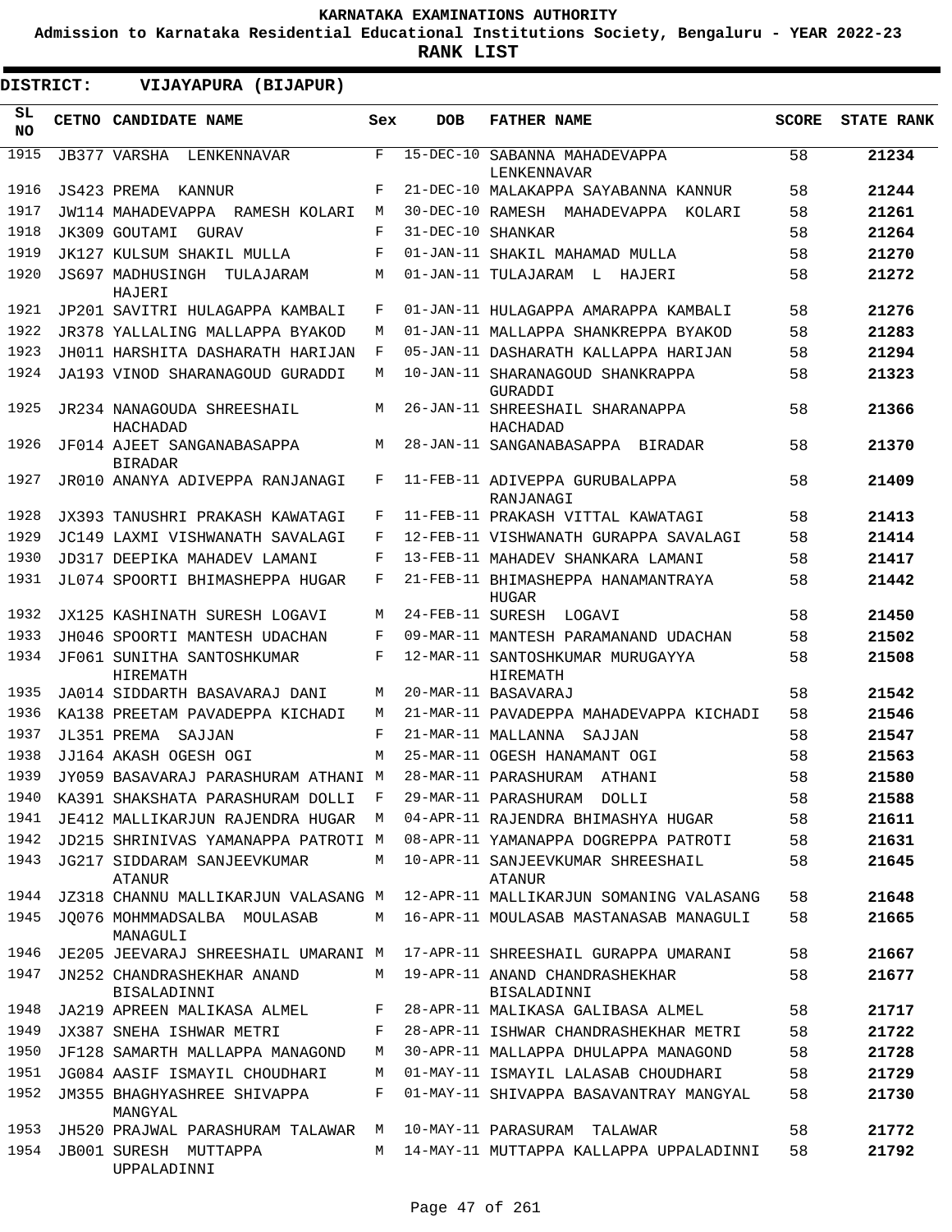KARNATAKA EXAMINATIONS AUTHORITY

Admission to Karnataka Residential Educational Institutions Society, Bengaluru - YEAR 2022-23

**RANK LIST**

**DISTRICT: VIJAYAPURA (BIJAPUR)**

| SL NO | CETNO | CANDIDATE NAME | Sex | DOB | FATHER NAME | SCORE | STATE RANK |
|---|---|---|---|---|---|---|---|
| 1915 | JB377 | VARSHA LENKENNAVAR | F | 15-DEC-10 | SABANNA MAHADEVAPPA LENKENNAVAR | 58 | 21234 |
| 1916 | JS423 | PREMA KANNUR | F | 21-DEC-10 | MALAKAPPA SAYABANNA KANNUR | 58 | 21244 |
| 1917 | JW114 | MAHADEVAPPA RAMESH KOLARI | M | 30-DEC-10 | RAMESH MAHADEVAPPA KOLARI | 58 | 21261 |
| 1918 | JK309 | GOUTAMI GURAV | F | 31-DEC-10 | SHANKAR | 58 | 21264 |
| 1919 | JK127 | KULSUM SHAKIL MULLA | F | 01-JAN-11 | SHAKIL MAHAMAD MULLA | 58 | 21270 |
| 1920 | JS697 | MADHUSINGH TULAJARAM HAJERI | M | 01-JAN-11 | TULAJARAM L HAJERI | 58 | 21272 |
| 1921 | JP201 | SAVITRI HULAGAPPA KAMBALI | F | 01-JAN-11 | HULAGAPPA AMARAPPA KAMBALI | 58 | 21276 |
| 1922 | JR378 | YALLALING MALLAPPA BYAKOD | M | 01-JAN-11 | MALLAPPA SHANKREPPA BYAKOD | 58 | 21283 |
| 1923 | JH011 | HARSHITA DASHARATH HARIJAN | F | 05-JAN-11 | DASHARATH KALLAPPA HARIJAN | 58 | 21294 |
| 1924 | JA193 | VINOD SHARANAGOUD GURADDI | M | 10-JAN-11 | SHARANAGOUD SHANKRAPPA GURADDI | 58 | 21323 |
| 1925 | JR234 | NANAGOUDA SHREESHAIL HACHADAD | M | 26-JAN-11 | SHREESHAIL SHARANAPPA HACHADAD | 58 | 21366 |
| 1926 | JF014 | AJEET SANGANABASAPPA BIRADAR | M | 28-JAN-11 | SANGANABASAPPA BIRADAR | 58 | 21370 |
| 1927 | JR010 | ANANYA ADIVEPPA RANJANAGI | F | 11-FEB-11 | ADIVEPPA GURUBALAPPA RANJANAGI | 58 | 21409 |
| 1928 | JX393 | TANUSHRI PRAKASH KAWATAGI | F | 11-FEB-11 | PRAKASH VITTAL KAWATAGI | 58 | 21413 |
| 1929 | JC149 | LAXMI VISHWANATH SAVALAGI | F | 12-FEB-11 | VISHWANATH GURAPPA SAVALAGI | 58 | 21414 |
| 1930 | JD317 | DEEPIKA MAHADEV LAMANI | F | 13-FEB-11 | MAHADEV SHANKARA LAMANI | 58 | 21417 |
| 1931 | JL074 | SPOORTI BHIMASHEPPA HUGAR | F | 21-FEB-11 | BHIMASHEPPA HANAMANTRAYA HUGAR | 58 | 21442 |
| 1932 | JX125 | KASHINATH SURESH LOGAVI | M | 24-FEB-11 | SURESH LOGAVI | 58 | 21450 |
| 1933 | JH046 | SPOORTI MANTESH UDACHAN | F | 09-MAR-11 | MANTESH PARAMANAND UDACHAN | 58 | 21502 |
| 1934 | JF061 | SUNITHA SANTOSHKUMAR HIREMATH | F | 12-MAR-11 | SANTOSHKUMAR MURUGAYYA HIREMATH | 58 | 21508 |
| 1935 | JA014 | SIDDARTH BASAVARAJ DANI | M | 20-MAR-11 | BASAVARAJ | 58 | 21542 |
| 1936 | KA138 | PREETAM PAVADEPPA KICHADI | M | 21-MAR-11 | PAVADEPPA MAHADEVAPPA KICHADI | 58 | 21546 |
| 1937 | JL351 | PREMA SAJJAN | F | 21-MAR-11 | MALLANNA SAJJAN | 58 | 21547 |
| 1938 | JJ164 | AKASH OGESH OGI | M | 25-MAR-11 | OGESH HANAMANT OGI | 58 | 21563 |
| 1939 | JY059 | BASAVARAJ PARASHURAM ATHANI | M | 28-MAR-11 | PARASHURAM ATHANI | 58 | 21580 |
| 1940 | KA391 | SHAKSHATA PARASHURAM DOLLI | F | 29-MAR-11 | PARASHURAM DOLLI | 58 | 21588 |
| 1941 | JE412 | MALLIKARJUN RAJENDRA HUGAR | M | 04-APR-11 | RAJENDRA BHIMASHYA HUGAR | 58 | 21611 |
| 1942 | JD215 | SHRINIVAS YAMANAPPA PATROTI | M | 08-APR-11 | YAMANAPPA DOGREPPA PATROTI | 58 | 21631 |
| 1943 | JG217 | SIDDARAM SANJEEVKUMAR ATANUR | M | 10-APR-11 | SANJEEVKUMAR SHREESHAIL ATANUR | 58 | 21645 |
| 1944 | JZ318 | CHANNU MALLIKARJUN VALASANG | M | 12-APR-11 | MALLIKARJUN SOMANING VALASANG | 58 | 21648 |
| 1945 | JQ076 | MOHMMADSALBA MOULASAB MANAGULI | M | 16-APR-11 | MOULASAB MASTANASAB MANAGULI | 58 | 21665 |
| 1946 | JE205 | JEEVARAJ SHREESHAIL UMARANI | M | 17-APR-11 | SHREESHAIL GURAPPA UMARANI | 58 | 21667 |
| 1947 | JN252 | CHANDRASHEKHAR ANAND BISALADINNI | M | 19-APR-11 | ANAND CHANDRASHEKHAR BISALADINNI | 58 | 21677 |
| 1948 | JA219 | APREEN MALIKASA ALMEL | F | 28-APR-11 | MALIKASA GALIBASA ALMEL | 58 | 21717 |
| 1949 | JX387 | SNEHA ISHWAR METRI | F | 28-APR-11 | ISHWAR CHANDRASHEKHAR METRI | 58 | 21722 |
| 1950 | JF128 | SAMARTH MALLAPPA MANAGOND | M | 30-APR-11 | MALLAPPA DHULAPPA MANAGOND | 58 | 21728 |
| 1951 | JG084 | AASIF ISMAYIL CHOUDHARI | M | 01-MAY-11 | ISMAYIL LALASAB CHOUDHARI | 58 | 21729 |
| 1952 | JM355 | BHAGHYASHREE SHIVAPPA MANGYAL | F | 01-MAY-11 | SHIVAPPA BASAVANTRAY MANGYAL | 58 | 21730 |
| 1953 | JH520 | PRAJWAL PARASHURAM TALAWAR | M | 10-MAY-11 | PARASURAM TALAWAR | 58 | 21772 |
| 1954 | JB001 | SURESH MUTTAPPA UPPALADINNI | M | 14-MAY-11 | MUTTAPPA KALLAPPA UPPALADINNI | 58 | 21792 |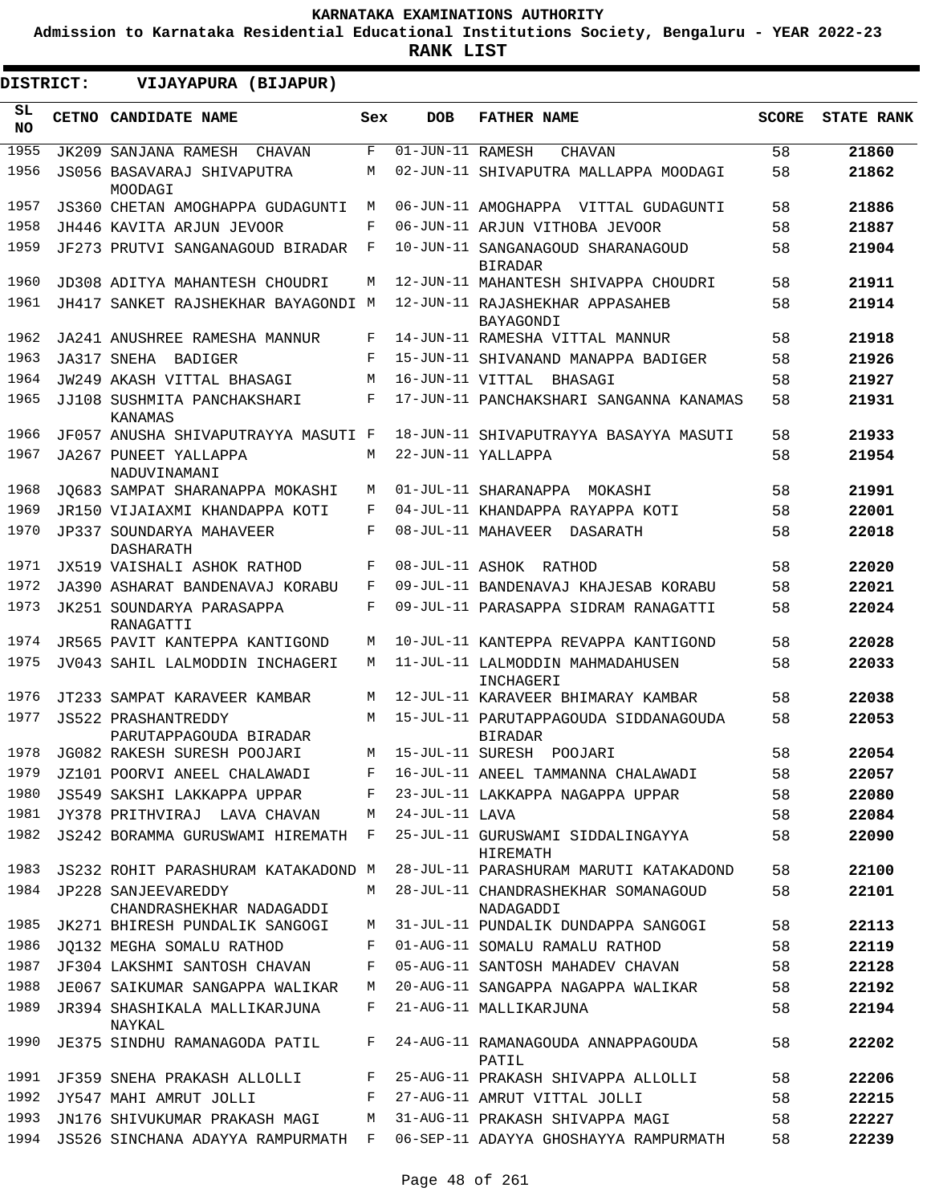KARNATAKA EXAMINATIONS AUTHORITY

Admission to Karnataka Residential Educational Institutions Society, Bengaluru - YEAR 2022-23

RANK LIST

**DISTRICT: VIJAYAPURA (BIJAPUR)**

| SL NO | CETNO | CANDIDATE NAME | Sex | DOB | FATHER NAME | SCORE | STATE RANK |
|---|---|---|---|---|---|---|---|
| 1955 | JK209 | SANJANA RAMESH CHAVAN | F | 01-JUN-11 | RAMESH CHAVAN | 58 | 21860 |
| 1956 | JS056 | BASAVARAJ SHIVAPUTRA MOODAGI | M | 02-JUN-11 | SHIVAPUTRA MALLAPPA MOODAGI | 58 | 21862 |
| 1957 | JS360 | CHETAN AMOGHAPPA GUDAGUNTI | M | 06-JUN-11 | AMOGHAPPA VITTAL GUDAGUNTI | 58 | 21886 |
| 1958 | JH446 | KAVITA ARJUN JEVOOR | F | 06-JUN-11 | ARJUN VITHOBA JEVOOR | 58 | 21887 |
| 1959 | JF273 | PRUTVI SANGANAGOUD BIRADAR | F | 10-JUN-11 | SANGANAGOUD SHARANAGOUD BIRADAR | 58 | 21904 |
| 1960 | JD308 | ADITYA MAHANTESH CHOUDRI | M | 12-JUN-11 | MAHANTESH SHIVAPPA CHOUDRI | 58 | 21911 |
| 1961 | JH417 | SANKET RAJSHEKHAR BAYAGONDI | M | 12-JUN-11 | RAJASHEKHAR APPASAHEB BAYAGONDI | 58 | 21914 |
| 1962 | JA241 | ANUSHREE RAMESHA MANNUR | F | 14-JUN-11 | RAMESHA VITTAL MANNUR | 58 | 21918 |
| 1963 | JA317 | SNEHA BADIGER | F | 15-JUN-11 | SHIVANAND MANAPPA BADIGER | 58 | 21926 |
| 1964 | JW249 | AKASH VITTAL BHASAGI | M | 16-JUN-11 | VITTAL BHASAGI | 58 | 21927 |
| 1965 | JJ108 | SUSHMITA PANCHAKSHARI KANAMAS | F | 17-JUN-11 | PANCHAKSHARI SANGANNA KANAMAS | 58 | 21931 |
| 1966 | JF057 | ANUSHA SHIVAPUTRAYYA MASUTI | F | 18-JUN-11 | SHIVAPUTRAYYA BASAYYA MASUTI | 58 | 21933 |
| 1967 | JA267 | PUNEET YALLAPPA NADUVINAMANI | M | 22-JUN-11 | YALLAPPA | 58 | 21954 |
| 1968 | JQ683 | SAMPAT SHARANAPPA MOKASHI | M | 01-JUL-11 | SHARANAPPA MOKASHI | 58 | 21991 |
| 1969 | JR150 | VIJAIAXMI KHANDAPPA KOTI | F | 04-JUL-11 | KHANDAPPA RAYAPPA KOTI | 58 | 22001 |
| 1970 | JP337 | SOUNDARYA MAHAVEER DASHARATH | F | 08-JUL-11 | MAHAVEER DASARATH | 58 | 22018 |
| 1971 | JX519 | VAISHALI ASHOK RATHOD | F | 08-JUL-11 | ASHOK RATHOD | 58 | 22020 |
| 1972 | JA390 | ASHARAT BANDENAVAJ KORABU | F | 09-JUL-11 | BANDENAVAJ KHAJESAB KORABU | 58 | 22021 |
| 1973 | JK251 | SOUNDARYA PARASAPPA RANAGATTI | F | 09-JUL-11 | PARASAPPA SIDRAM RANAGATTI | 58 | 22024 |
| 1974 | JR565 | PAVIT KANTEPPA KANTIGOND | M | 10-JUL-11 | KANTEPPA REVAPPA KANTIGOND | 58 | 22028 |
| 1975 | JV043 | SAHIL LALMODDIN INCHAGERI | M | 11-JUL-11 | LALMODDIN MAHMADAHUSEN INCHAGERI | 58 | 22033 |
| 1976 | JT233 | SAMPAT KARAVEER KAMBAR | M | 12-JUL-11 | KARAVEER BHIMARAY KAMBAR | 58 | 22038 |
| 1977 | JS522 | PRASHANTREDDY PARUTAPPAGOUDA BIRADAR | M | 15-JUL-11 | PARUTAPPAGOUDA SIDDANAGOUDA BIRADAR | 58 | 22053 |
| 1978 | JG082 | RAKESH SURESH POOJARI | M | 15-JUL-11 | SURESH POOJARI | 58 | 22054 |
| 1979 | JZ101 | POORVI ANEEL CHALAWADI | F | 16-JUL-11 | ANEEL TAMMANNA CHALAWADI | 58 | 22057 |
| 1980 | JS549 | SAKSHI LAKKAPPA UPPAR | F | 23-JUL-11 | LAKKAPPA NAGAPPA UPPAR | 58 | 22080 |
| 1981 | JY378 | PRITHVIRAJ LAVA CHAVAN | M | 24-JUL-11 | LAVA | 58 | 22084 |
| 1982 | JS242 | BORAMMA GURUSWAMI HIREMATH | F | 25-JUL-11 | GURUSWAMI SIDDALINGAYYA HIREMATH | 58 | 22090 |
| 1983 | JS232 | ROHIT PARASHURAM KATAKADOND | M | 28-JUL-11 | PARASHURAM MARUTI KATAKADOND | 58 | 22100 |
| 1984 | JP228 | SANJEEVAREDDY CHANDRASHEKHAR NADAGADDI | M | 28-JUL-11 | CHANDRASHEKHAR SOMANAGOUD NADAGADDI | 58 | 22101 |
| 1985 | JK271 | BHIRESH PUNDALIK SANGOGI | M | 31-JUL-11 | PUNDALIK DUNDAPPA SANGOGI | 58 | 22113 |
| 1986 | JQ132 | MEGHA SOMALU RATHOD | F | 01-AUG-11 | SOMALU RAMALU RATHOD | 58 | 22119 |
| 1987 | JF304 | LAKSHMI SANTOSH CHAVAN | F | 05-AUG-11 | SANTOSH MAHADEV CHAVAN | 58 | 22128 |
| 1988 | JE067 | SAIKUMAR SANGAPPA WALIKAR | M | 20-AUG-11 | SANGAPPA NAGAPPA WALIKAR | 58 | 22192 |
| 1989 | JR394 | SHASHIKALA MALLIKARJUNA NAYKAL | F | 21-AUG-11 | MALLIKARJUNA | 58 | 22194 |
| 1990 | JE375 | SINDHU RAMANAGODA PATIL | F | 24-AUG-11 | RAMANAGOUDA ANNAPPAGOUDA PATIL | 58 | 22202 |
| 1991 | JF359 | SNEHA PRAKASH ALLOLLI | F | 25-AUG-11 | PRAKASH SHIVAPPA ALLOLLI | 58 | 22206 |
| 1992 | JY547 | MAHI AMRUT JOLLI | F | 27-AUG-11 | AMRUT VITTAL JOLLI | 58 | 22215 |
| 1993 | JN176 | SHIVUKUMAR PRAKASH MAGI | M | 31-AUG-11 | PRAKASH SHIVAPPA MAGI | 58 | 22227 |
| 1994 | JS526 | SINCHANA ADAYYA RAMPURMATH | F | 06-SEP-11 | ADAYYA GHOSHAYYA RAMPURMATH | 58 | 22239 |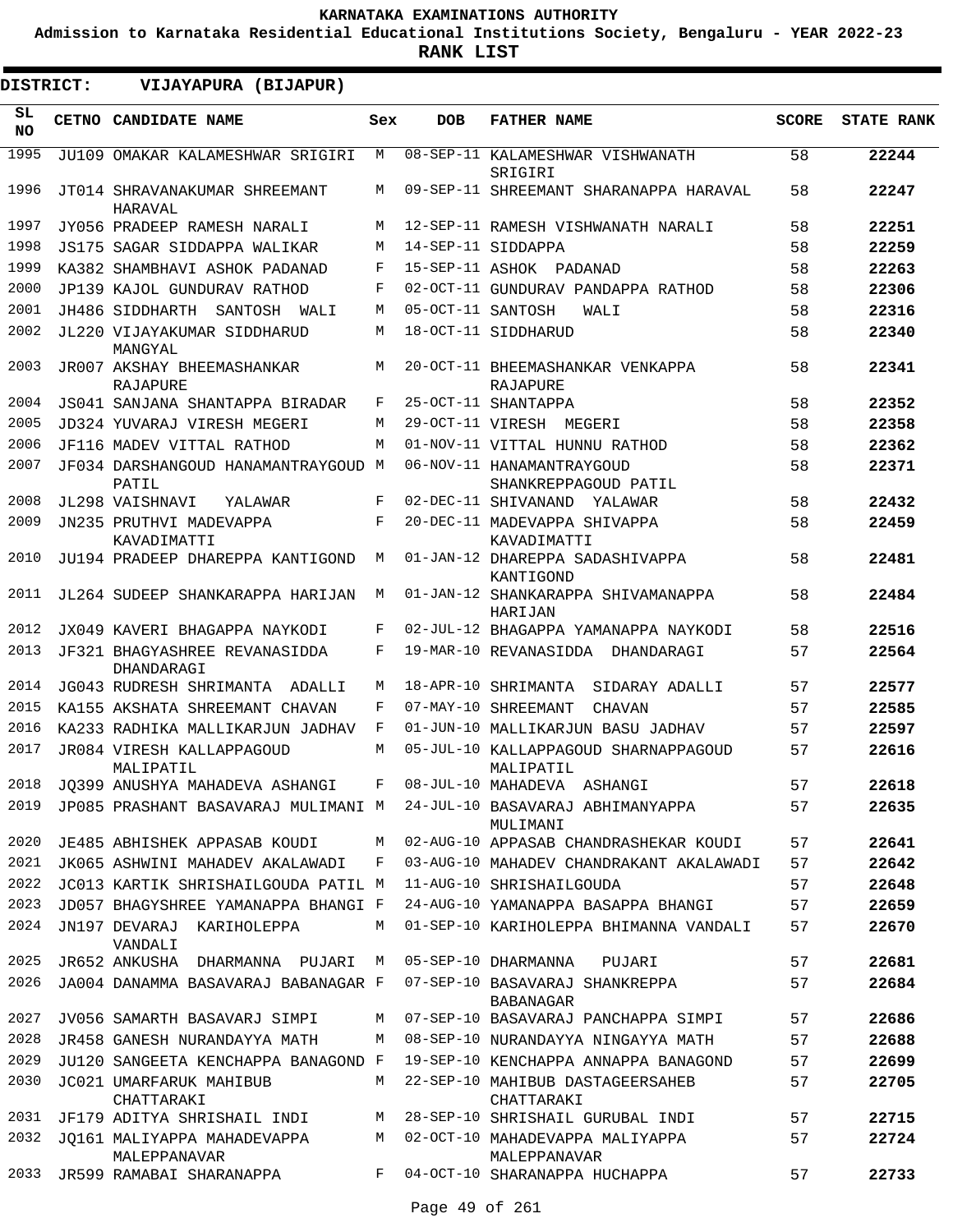KARNATAKA EXAMINATIONS AUTHORITY

Admission to Karnataka Residential Educational Institutions Society, Bengaluru - YEAR 2022-23

**RANK LIST**

**DISTRICT: VIJAYAPURA (BIJAPUR)**

| SL NO | CETNO | CANDIDATE NAME | Sex | DOB | FATHER NAME | SCORE | STATE RANK |
|---|---|---|---|---|---|---|---|
| 1995 | JU109 | OMAKAR KALAMESHWAR SRIGIRI | M | 08-SEP-11 | KALAMESHWAR VISHWANATH SRIGIRI | 58 | 22244 |
| 1996 | JT014 | SHRAVANAKUMAR SHREEMANT HARAVAL | M | 09-SEP-11 | SHREEMANT SHARANAPPA HARAVAL | 58 | 22247 |
| 1997 | JY056 | PRADEEP RAMESH NARALI | M | 12-SEP-11 | RAMESH VISHWANATH NARALI | 58 | 22251 |
| 1998 | JS175 | SAGAR SIDDAPPA WALIKAR | M | 14-SEP-11 | SIDDAPPA | 58 | 22259 |
| 1999 | KA382 | SHAMBHAVI ASHOK PADANAD | F | 15-SEP-11 | ASHOK PADANAD | 58 | 22263 |
| 2000 | JP139 | KAJOL GUNDURAV RATHOD | F | 02-OCT-11 | GUNDURAV PANDAPPA RATHOD | 58 | 22306 |
| 2001 | JH486 | SIDDHARTH SANTOSH WALI | M | 05-OCT-11 | SANTOSH WALI | 58 | 22316 |
| 2002 | JL220 | VIJAYAKUMAR SIDDHARUD MANGYAL | M | 18-OCT-11 | SIDDHARUD | 58 | 22340 |
| 2003 | JR007 | AKSHAY BHEEMASHANKAR RAJAPURE | M | 20-OCT-11 | BHEEMASHANKAR VENKAPPA RAJAPURE | 58 | 22341 |
| 2004 | JS041 | SANJANA SHANTAPPA BIRADAR | F | 25-OCT-11 | SHANTAPPA | 58 | 22352 |
| 2005 | JD324 | YUVARAJ VIRESH MEGERI | M | 29-OCT-11 | VIRESH MEGERI | 58 | 22358 |
| 2006 | JF116 | MADEV VITTAL RATHOD | M | 01-NOV-11 | VITTAL HUNNU RATHOD | 58 | 22362 |
| 2007 | JF034 | DARSHANGOUD HANAMANTRAYGOUD PATIL | M | 06-NOV-11 | HANAMANTRAYGOUD SHANKREPPAGOUD PATIL | 58 | 22371 |
| 2008 | JL298 | VAISHNAVI YALAWAR | F | 02-DEC-11 | SHIVANAND YALAWAR | 58 | 22432 |
| 2009 | JN235 | PRUTHVI MADEVAPPA KAVADIMATTI | F | 20-DEC-11 | MADEVAPPA SHIVAPPA KAVADIMATTI | 58 | 22459 |
| 2010 | JU194 | PRADEEP DHAREPPA KANTIGOND | M | 01-JAN-12 | DHAREPPA SADASHIVAPPA KANTIGOND | 58 | 22481 |
| 2011 | JL264 | SUDEEP SHANKARAPPA HARIJAN | M | 01-JAN-12 | SHANKARAPPA SHIVAMANAPPA HARIJAN | 58 | 22484 |
| 2012 | JX049 | KAVERI BHAGAPPA NAYKODI | F | 02-JUL-12 | BHAGAPPA YAMANAPPA NAYKODI | 58 | 22516 |
| 2013 | JF321 | BHAGYASHREE REVANASIDDA DHANDARAGI | F | 19-MAR-10 | REVANASIDDA DHANDARAGI | 57 | 22564 |
| 2014 | JG043 | RUDRESH SHRIMANTA ADALLI | M | 18-APR-10 | SHRIMANTA SIDARAY ADALLI | 57 | 22577 |
| 2015 | KA155 | AKSHATA SHREEMANT CHAVAN | F | 07-MAY-10 | SHREEMANT CHAVAN | 57 | 22585 |
| 2016 | KA233 | RADHIKA MALLIKARJUN JADHAV | F | 01-JUN-10 | MALLIKARJUN BASU JADHAV | 57 | 22597 |
| 2017 | JR084 | VIRESH KALLAPPAGOUD MALIPATIL | M | 05-JUL-10 | KALLAPPAGOUD SHARNAPPAGOUD MALIPATIL | 57 | 22616 |
| 2018 | JQ399 | ANUSHYA MAHADEVA ASHANGI | F | 08-JUL-10 | MAHADEVA ASHANGI | 57 | 22618 |
| 2019 | JP085 | PRASHANT BASAVARAJ MULIMANI | M | 24-JUL-10 | BASAVARAJ ABHIMANYAPPA MULIMANI | 57 | 22635 |
| 2020 | JE485 | ABHISHEK APPASAB KOUDI | M | 02-AUG-10 | APPASAB CHANDRASHEKAR KOUDI | 57 | 22641 |
| 2021 | JK065 | ASHWINI MAHADEV AKALAWADI | F | 03-AUG-10 | MAHADEV CHANDRAKANT AKALAWADI | 57 | 22642 |
| 2022 | JC013 | KARTIK SHRISHAILGOUDA PATIL | M | 11-AUG-10 | SHRISHAILGOUDA | 57 | 22648 |
| 2023 | JD057 | BHAGYSHREE YAMANAPPA BHANGI | F | 24-AUG-10 | YAMANAPPA BASAPPA BHANGI | 57 | 22659 |
| 2024 | JN197 | DEVARAJ KARIHOLEPPA VANDALI | M | 01-SEP-10 | KARIHOLEPPA BHIMANNA VANDALI | 57 | 22670 |
| 2025 | JR652 | ANKUSHA DHARMANNA PUJARI | M | 05-SEP-10 | DHARMANNA PUJARI | 57 | 22681 |
| 2026 | JA004 | DANAMMA BASAVARAJ BABANAGAR | F | 07-SEP-10 | BASAVARAJ SHANKREPPA BABANAGAR | 57 | 22684 |
| 2027 | JV056 | SAMARTH BASAVARJ SIMPI | M | 07-SEP-10 | BASAVARAJ PANCHAPPA SIMPI | 57 | 22686 |
| 2028 | JR458 | GANESH NURANDAYYA MATH | M | 08-SEP-10 | NURANDAYYA NINGAYYA MATH | 57 | 22688 |
| 2029 | JU120 | SANGEETA KENCHAPPA BANAGOND | F | 19-SEP-10 | KENCHAPPA ANNAPPA BANAGOND | 57 | 22699 |
| 2030 | JC021 | UMARFARUK MAHIBUB CHATTARAKI | M | 22-SEP-10 | MAHIBUB DASTAGEERSAHEB CHATTARAKI | 57 | 22705 |
| 2031 | JF179 | ADITYA SHRISHAIL INDI | M | 28-SEP-10 | SHRISHAIL GURUBAL INDI | 57 | 22715 |
| 2032 | JQ161 | MALIYAPPA MAHADEVAPPA MALEPPANAVAR | M | 02-OCT-10 | MAHADEVAPPA MALIYAPPA MALEPPANAVAR | 57 | 22724 |
| 2033 | JR599 | RAMABAI SHARANAPPA | F | 04-OCT-10 | SHARANAPPA HUCHAPPA | 57 | 22733 |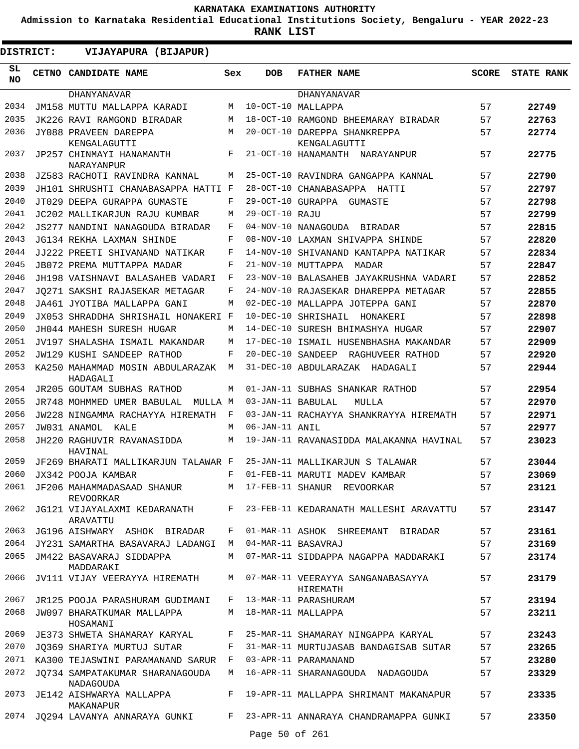KARNATAKA EXAMINATIONS AUTHORITY

Admission to Karnataka Residential Educational Institutions Society, Bengaluru - YEAR 2022-23

**RANK LIST**

**DISTRICT: VIJAYAPURA (BIJAPUR)**

| SL NO | CETNO | CANDIDATE NAME | Sex | DOB | FATHER NAME | SCORE | STATE RANK |
|---|---|---|---|---|---|---|---|
| | | DHANYANAVAR | | | DHANYANAVAR | | |
| 2034 | JM158 | MUTTU MALLAPPA KARADI | M | 10-OCT-10 | MALLAPPA | 57 | 22749 |
| 2035 | JK226 | RAVI RAMGOND BIRADAR | M | 18-OCT-10 | RAMGOND BHEEMARAY BIRADAR | 57 | 22763 |
| 2036 | JY088 | PRAVEEN DAREPPA KENGALAGUTTI | M | 20-OCT-10 | DAREPPA SHANKREPPA KENGALAGUTTI | 57 | 22774 |
| 2037 | JP257 | CHINMAYI HANAMANTH NARAYANPUR | F | 21-OCT-10 | HANAMANTH NARAYANPUR | 57 | 22775 |
| 2038 | JZ583 | RACHOTI RAVINDRA KANNAL | M | 25-OCT-10 | RAVINDRA GANGAPPA KANNAL | 57 | 22790 |
| 2039 | JH101 | SHRUSHTI CHANABASAPPA HATTI | F | 28-OCT-10 | CHANABASAPPA HATTI | 57 | 22797 |
| 2040 | JT029 | DEEPA GURAPPA GUMASTE | F | 29-OCT-10 | GURAPPA GUMASTE | 57 | 22798 |
| 2041 | JC202 | MALLIKARJUN RAJU KUMBAR | M | 29-OCT-10 | RAJU | 57 | 22799 |
| 2042 | JS277 | NANDINI NANAGOUDA BIRADAR | F | 04-NOV-10 | NANAGOUDA BIRADAR | 57 | 22815 |
| 2043 | JG134 | REKHA LAXMAN SHINDE | F | 08-NOV-10 | LAXMAN SHIVAPPA SHINDE | 57 | 22820 |
| 2044 | JJ222 | PREETI SHIVANAND NATIKAR | F | 14-NOV-10 | SHIVANAND KANTAPPA NATIKAR | 57 | 22834 |
| 2045 | JB072 | PREMA MUTTAPPA MADAR | F | 21-NOV-10 | MUTTAPPA MADAR | 57 | 22847 |
| 2046 | JH198 | VAISHNAVI BALASAHEB VADARI | F | 23-NOV-10 | BALASAHEB JAYAKRUSHNA VADARI | 57 | 22852 |
| 2047 | JQ271 | SAKSHI RAJASEKAR METAGAR | F | 24-NOV-10 | RAJASEKAR DHAREPPA METAGAR | 57 | 22855 |
| 2048 | JA461 | JYOTIBA MALLAPPA GANI | M | 02-DEC-10 | MALLAPPA JOTEPPA GANI | 57 | 22870 |
| 2049 | JX053 | SHRADDHA SHRISHAIL HONAKERI | F | 10-DEC-10 | SHRISHAIL HONAKERI | 57 | 22898 |
| 2050 | JH044 | MAHESH SURESH HUGAR | M | 14-DEC-10 | SURESH BHIMASHYA HUGAR | 57 | 22907 |
| 2051 | JV197 | SHALASHA ISMAIL MAKANDAR | M | 17-DEC-10 | ISMAIL HUSENBHASHA MAKANDAR | 57 | 22909 |
| 2052 | JW129 | KUSHI SANDEEP RATHOD | F | 20-DEC-10 | SANDEEP RAGHUVEER RATHOD | 57 | 22920 |
| 2053 | KA250 | MAHAMMAD MOSIN ABDULARAZAK HADAGALI | M | 31-DEC-10 | ABDULARAZAK HADAGALI | 57 | 22944 |
| 2054 | JR205 | GOUTAM SUBHAS RATHOD | M | 01-JAN-11 | SUBHAS SHANKAR RATHOD | 57 | 22954 |
| 2055 | JR748 | MOHMMED UMER BABULAL MULLA | M | 03-JAN-11 | BABULAL MULLA | 57 | 22970 |
| 2056 | JW228 | NINGAMMA RACHAYYA HIREMATH | F | 03-JAN-11 | RACHAYYA SHANKRAYYA HIREMATH | 57 | 22971 |
| 2057 | JW031 | ANAMOL KALE | M | 06-JAN-11 | ANIL | 57 | 22977 |
| 2058 | JH220 | RAGHUVIR RAVANASIDDA HAVINAL | M | 19-JAN-11 | RAVANASIDDA MALAKANNA HAVINAL | 57 | 23023 |
| 2059 | JF269 | BHARATI MALLIKARJUN TALAWAR | F | 25-JAN-11 | MALLIKARJUN S TALAWAR | 57 | 23044 |
| 2060 | JX342 | POOJA KAMBAR | F | 01-FEB-11 | MARUTI MADEV KAMBAR | 57 | 23069 |
| 2061 | JF206 | MAHAMMADASAAD SHANUR REVOORKAR | M | 17-FEB-11 | SHANUR REVOORKAR | 57 | 23121 |
| 2062 | JG121 | VIJAYALAXMI KEDARANATH ARAVATTU | F | 23-FEB-11 | KEDARANATH MALLESHI ARAVATTU | 57 | 23147 |
| 2063 | JG196 | AISHWARY ASHOK BIRADAR | F | 01-MAR-11 | ASHOK SHREEMANT BIRADAR | 57 | 23161 |
| 2064 | JY231 | SAMARTHA BASAVARAJ LADANGI | M | 04-MAR-11 | BASAVRAJ | 57 | 23169 |
| 2065 | JM422 | BASAVARAJ SIDDAPPA MADDARAKI | M | 07-MAR-11 | SIDDAPPA NAGAPPA MADDARAKI | 57 | 23174 |
| 2066 | JV111 | VIJAY VEERAYYA HIREMATH | M | 07-MAR-11 | VEERAYYA SANGANABASAYYA HIREMATH | 57 | 23179 |
| 2067 | JR125 | POOJA PARASHURAM GUDIMANI | F | 13-MAR-11 | PARASHURAM | 57 | 23194 |
| 2068 | JW097 | BHARATKUMAR MALLAPPA HOSAMANI | M | 18-MAR-11 | MALLAPPA | 57 | 23211 |
| 2069 | JE373 | SHWETA SHAMARAY KARYAL | F | 25-MAR-11 | SHAMARAY NINGAPPA KARYAL | 57 | 23243 |
| 2070 | JQ369 | SHARIYA MURTUJ SUTAR | F | 31-MAR-11 | MURTUJASAB BANDAGISAB SUTAR | 57 | 23265 |
| 2071 | KA300 | TEJASWINI PARAMANAND SARUR | F | 03-APR-11 | PARAMANAND | 57 | 23280 |
| 2072 | JQ734 | SAMPATAKUMAR SHARANAGOUDA NADAGOUDA | M | 16-APR-11 | SHARANAGOUDA NADAGOUDA | 57 | 23329 |
| 2073 | JE142 | AISHWARYA MALLAPPA MAKANAPUR | F | 19-APR-11 | MALLAPPA SHRIMANT MAKANAPUR | 57 | 23335 |
| 2074 | JQ294 | LAVANYA ANNARAYA GUNKI | F | 23-APR-11 | ANNARAYA CHANDRAMAPPA GUNKI | 57 | 23350 |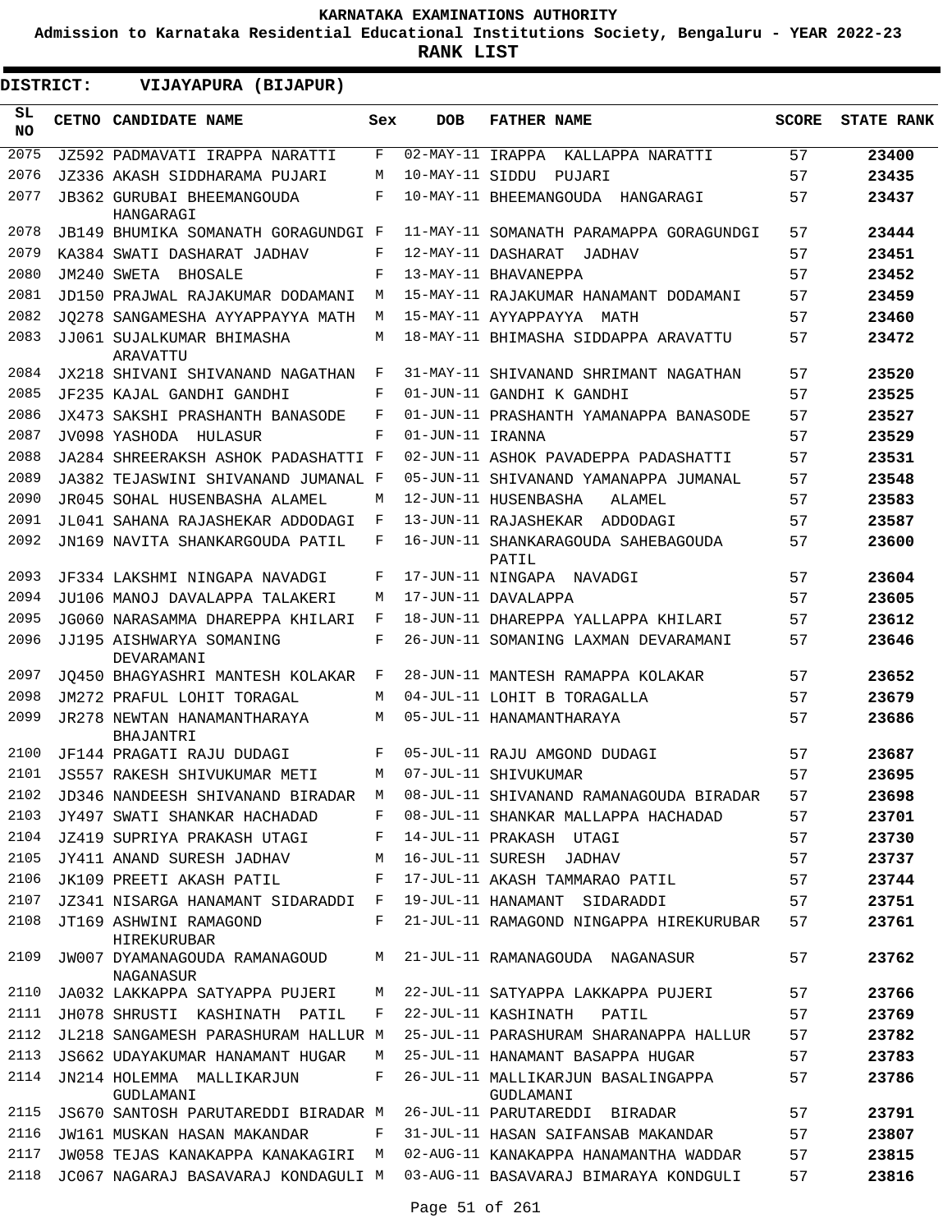KARNATAKA EXAMINATIONS AUTHORITY

Admission to Karnataka Residential Educational Institutions Society, Bengaluru - YEAR 2022-23

**RANK LIST**

**DISTRICT: VIJAYAPURA (BIJAPUR)**

| SL NO | CETNO | CANDIDATE NAME | Sex | DOB | FATHER NAME | SCORE | STATE RANK |
|---|---|---|---|---|---|---|---|
| 2075 | JZ592 | PADMAVATI IRAPPA NARATTI | F | 02-MAY-11 | IRAPPA KALLAPPA NARATTI | 57 | 23400 |
| 2076 | JZ336 | AKASH SIDDHARAMA PUJARI | M | 10-MAY-11 | SIDDU PUJARI | 57 | 23435 |
| 2077 | JB362 | GURUBAI BHEEMANGOUDA HANGARAGI | F | 10-MAY-11 | BHEEMANGOUDA HANGARAGI | 57 | 23437 |
| 2078 | JB149 | BHUMIKA SOMANATH GORAGUNDGI | F | 11-MAY-11 | SOMANATH PARAMAPPA GORAGUNDGI | 57 | 23444 |
| 2079 | KA384 | SWATI DASHARAT JADHAV | F | 12-MAY-11 | DASHARAT JADHAV | 57 | 23451 |
| 2080 | JM240 | SWETA BHOSALE | F | 13-MAY-11 | BHAVANEPPA | 57 | 23452 |
| 2081 | JD150 | PRAJWAL RAJAKUMAR DODAMANI | M | 15-MAY-11 | RAJAKUMAR HANAMANT DODAMANI | 57 | 23459 |
| 2082 | JQ278 | SANGAMESHA AYYAPPAYYA MATH | M | 15-MAY-11 | AYYAPPAYYA MATH | 57 | 23460 |
| 2083 | JJ061 | SUJALKUMAR BHIMASHA ARAVATTU | M | 18-MAY-11 | BHIMASHA SIDDAPPA ARAVATTU | 57 | 23472 |
| 2084 | JX218 | SHIVANI SHIVANAND NAGATHAN | F | 31-MAY-11 | SHIVANAND SHRIMANT NAGATHAN | 57 | 23520 |
| 2085 | JF235 | KAJAL GANDHI GANDHI | F | 01-JUN-11 | GANDHI K GANDHI | 57 | 23525 |
| 2086 | JX473 | SAKSHI PRASHANTH BANASODE | F | 01-JUN-11 | PRASHANTH YAMANAPPA BANASODE | 57 | 23527 |
| 2087 | JV098 | YASHODA HULASUR | F | 01-JUN-11 | IRANNA | 57 | 23529 |
| 2088 | JA284 | SHREERAKSH ASHOK PADASHATTI | F | 02-JUN-11 | ASHOK PAVADEPPA PADASHATTI | 57 | 23531 |
| 2089 | JA382 | TEJASWINI SHIVANAND JUMANAL | F | 05-JUN-11 | SHIVANAND YAMANAPPA JUMANAL | 57 | 23548 |
| 2090 | JR045 | SOHAL HUSENBASHA ALAMEL | M | 12-JUN-11 | HUSENBASHA ALAMEL | 57 | 23583 |
| 2091 | JL041 | SAHANA RAJASHEKAR ADDODAGI | F | 13-JUN-11 | RAJASHEKAR ADDODAGI | 57 | 23587 |
| 2092 | JN169 | NAVITA SHANKARGOUDA PATIL | F | 16-JUN-11 | SHANKARAGOUDA SAHEBAGOUDA PATIL | 57 | 23600 |
| 2093 | JF334 | LAKSHMI NINGAPA NAVADGI | F | 17-JUN-11 | NINGAPA NAVADGI | 57 | 23604 |
| 2094 | JU106 | MANOJ DAVALAPPA TALAKERI | M | 17-JUN-11 | DAVALAPPA | 57 | 23605 |
| 2095 | JG060 | NARASAMMA DHAREPPA KHILARI | F | 18-JUN-11 | DHAREPPA YALLAPPA KHILARI | 57 | 23612 |
| 2096 | JJ195 | AISHWARYA SOMANING DEVARAMANI | F | 26-JUN-11 | SOMANING LAXMAN DEVARAMANI | 57 | 23646 |
| 2097 | JQ450 | BHAGYASHRI MANTESH KOLAKAR | F | 28-JUN-11 | MANTESH RAMAPPA KOLAKAR | 57 | 23652 |
| 2098 | JM272 | PRAFUL LOHIT TORAGAL | M | 04-JUL-11 | LOHIT B TORAGALLA | 57 | 23679 |
| 2099 | JR278 | NEWTAN HANAMANTHARAYA BHAJANTRI | M | 05-JUL-11 | HANAMANTHARAYA | 57 | 23686 |
| 2100 | JF144 | PRAGATI RAJU DUDAGI | F | 05-JUL-11 | RAJU AMGOND DUDAGI | 57 | 23687 |
| 2101 | JS557 | RAKESH SHIVUKUMAR METI | M | 07-JUL-11 | SHIVUKUMAR | 57 | 23695 |
| 2102 | JD346 | NANDEESH SHIVANAND BIRADAR | M | 08-JUL-11 | SHIVANAND RAMANAGOUDA BIRADAR | 57 | 23698 |
| 2103 | JY497 | SWATI SHANKAR HACHADAD | F | 08-JUL-11 | SHANKAR MALLAPPA HACHADAD | 57 | 23701 |
| 2104 | JZ419 | SUPRIYA PRAKASH UTAGI | F | 14-JUL-11 | PRAKASH UTAGI | 57 | 23730 |
| 2105 | JY411 | ANAND SURESH JADHAV | M | 16-JUL-11 | SURESH JADHAV | 57 | 23737 |
| 2106 | JK109 | PREETI AKASH PATIL | F | 17-JUL-11 | AKASH TAMMARAO PATIL | 57 | 23744 |
| 2107 | JZ341 | NISARGA HANAMANT SIDARADDI | F | 19-JUL-11 | HANAMANT SIDARADDI | 57 | 23751 |
| 2108 | JT169 | ASHWINI RAMAGOND HIREKURUBAR | F | 21-JUL-11 | RAMAGOND NINGAPPA HIREKURUBAR | 57 | 23761 |
| 2109 | JW007 | DYAMANAGOUDA RAMANAGOUD NAGANASUR | M | 21-JUL-11 | RAMANAGOUDA NAGANASUR | 57 | 23762 |
| 2110 | JA032 | LAKKAPPA SATYAPPA PUJERI | M | 22-JUL-11 | SATYAPPA LAKKAPPA PUJERI | 57 | 23766 |
| 2111 | JH078 | SHRUSTI KASHINATH PATIL | F | 22-JUL-11 | KASHINATH PATIL | 57 | 23769 |
| 2112 | JL218 | SANGAMESH PARASHURAM HALLUR | M | 25-JUL-11 | PARASHURAM SHARANAPPA HALLUR | 57 | 23782 |
| 2113 | JS662 | UDAYAKUMAR HANAMANT HUGAR | M | 25-JUL-11 | HANAMANT BASAPPA HUGAR | 57 | 23783 |
| 2114 | JN214 | HOLEMMA MALLIKARJUN GUDLAMANI | F | 26-JUL-11 | MALLIKARJUN BASALINGAPPA GUDLAMANI | 57 | 23786 |
| 2115 | JS670 | SANTOSH PARUTAREDDI BIRADAR | M | 26-JUL-11 | PARUTAREDDI BIRADAR | 57 | 23791 |
| 2116 | JW161 | MUSKAN HASAN MAKANDAR | F | 31-JUL-11 | HASAN SAIFANSAB MAKANDAR | 57 | 23807 |
| 2117 | JW058 | TEJAS KANAKAPPA KANAKAGIRI | M | 02-AUG-11 | KANAKAPPA HANAMANTHA WADDAR | 57 | 23815 |
| 2118 | JC067 | NAGARAJ BASAVARAJ KONDAGULI | M | 03-AUG-11 | BASAVARAJ BIMARAYA KONDGULI | 57 | 23816 |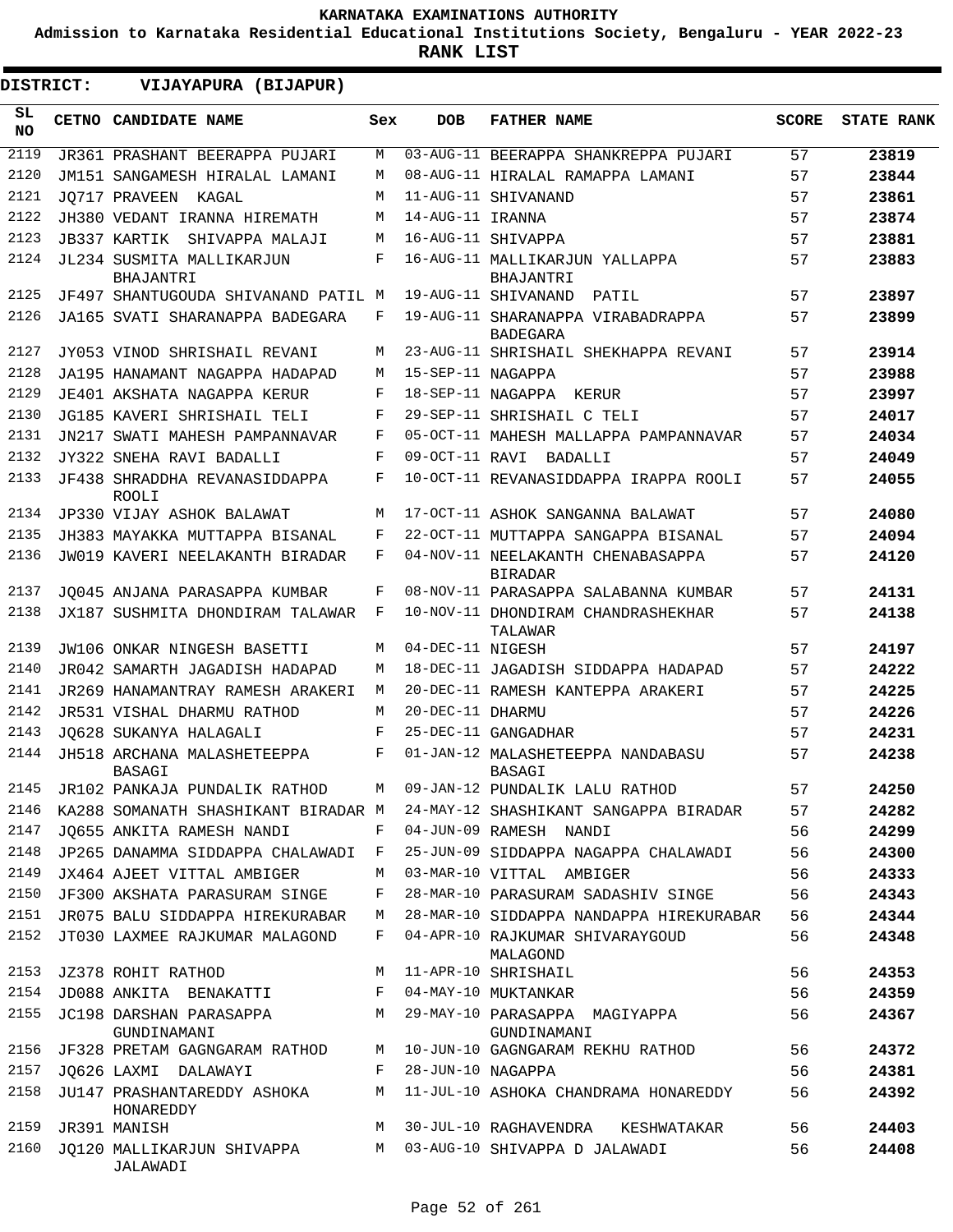# KARNATAKA EXAMINATIONS AUTHORITY

**Admission to Karnataka Residential Educational Institutions Society, Bengaluru - YEAR 2022-23**

**RANK LIST**

**DISTRICT: VIJAYAPURA (BIJAPUR)**

| SL NO | CETNO | CANDIDATE NAME | Sex | DOB | FATHER NAME | SCORE | STATE RANK |
|---|---|---|---|---|---|---|---|
| 2119 | JR361 | PRASHANT BEERAPPA PUJARI | M | 03-AUG-11 | BEERAPPA SHANKREPPA PUJARI | 57 | 23819 |
| 2120 | JM151 | SANGAMESH HIRALAL LAMANI | M | 08-AUG-11 | HIRALAL RAMAPPA LAMANI | 57 | 23844 |
| 2121 | JQ717 | PRAVEEN KAGAL | M | 11-AUG-11 | SHIVANAND | 57 | 23861 |
| 2122 | JH380 | VEDANT IRANNA HIREMATH | M | 14-AUG-11 | IRANNA | 57 | 23874 |
| 2123 | JB337 | KARTIK SHIVAPPA MALAJI | M | 16-AUG-11 | SHIVAPPA | 57 | 23881 |
| 2124 | JL234 | SUSMITA MALLIKARJUN BHAJANTRI | F | 16-AUG-11 | MALLIKARJUN YALLAPPA BHAJANTRI | 57 | 23883 |
| 2125 | JF497 | SHANTUGOUDA SHIVANAND PATIL | M | 19-AUG-11 | SHIVANAND PATIL | 57 | 23897 |
| 2126 | JA165 | SVATI SHARANAPPA BADEGARA | F | 19-AUG-11 | SHARANAPPA VIRABADRAPPA BADEGARA | 57 | 23899 |
| 2127 | JY053 | VINOD SHRISHAIL REVANI | M | 23-AUG-11 | SHRISHAIL SHEKHAPPA REVANI | 57 | 23914 |
| 2128 | JA195 | HANAMANT NAGAPPA HADAPAD | M | 15-SEP-11 | NAGAPPA | 57 | 23988 |
| 2129 | JE401 | AKSHATA NAGAPPA KERUR | F | 18-SEP-11 | NAGAPPA KERUR | 57 | 23997 |
| 2130 | JG185 | KAVERI SHRISHAIL TELI | F | 29-SEP-11 | SHRISHAIL C TELI | 57 | 24017 |
| 2131 | JN217 | SWATI MAHESH PAMPANNAVAR | F | 05-OCT-11 | MAHESH MALLAPPA PAMPANNAVAR | 57 | 24034 |
| 2132 | JY322 | SNEHA RAVI BADALLI | F | 09-OCT-11 | RAVI BADALLI | 57 | 24049 |
| 2133 | JF438 | SHRADDHA REVANASIDDAPPA ROOLI | F | 10-OCT-11 | REVANASIDDAPPA IRAPPA ROOLI | 57 | 24055 |
| 2134 | JP330 | VIJAY ASHOK BALAWAT | M | 17-OCT-11 | ASHOK SANGANNA BALAWAT | 57 | 24080 |
| 2135 | JH383 | MAYAKKA MUTTAPPA BISANAL | F | 22-OCT-11 | MUTTAPPA SANGAPPA BISANAL | 57 | 24094 |
| 2136 | JW019 | KAVERI NEELAKANTH BIRADAR | F | 04-NOV-11 | NEELAKANTH CHENABASAPPA BIRADAR | 57 | 24120 |
| 2137 | JQ045 | ANJANA PARASAPPA KUMBAR | F | 08-NOV-11 | PARASAPPA SALABANNA KUMBAR | 57 | 24131 |
| 2138 | JX187 | SUSHMITA DHONDIRAM TALAWAR | F | 10-NOV-11 | DHONDIRAM CHANDRASHEKHAR TALAWAR | 57 | 24138 |
| 2139 | JW106 | ONKAR NINGESH BASETTI | M | 04-DEC-11 | NIGESH | 57 | 24197 |
| 2140 | JR042 | SAMARTH JAGADISH HADAPAD | M | 18-DEC-11 | JAGADISH SIDDAPPA HADAPAD | 57 | 24222 |
| 2141 | JR269 | HANAMANTRAY RAMESH ARAKERI | M | 20-DEC-11 | RAMESH KANTEPPA ARAKERI | 57 | 24225 |
| 2142 | JR531 | VISHAL DHARMU RATHOD | M | 20-DEC-11 | DHARMU | 57 | 24226 |
| 2143 | JQ628 | SUKANYA HALAGALI | F | 25-DEC-11 | GANGADHAR | 57 | 24231 |
| 2144 | JH518 | ARCHANA MALASHETEEPPA BASAGI | F | 01-JAN-12 | MALASHETEEPPA NANDABASU BASAGI | 57 | 24238 |
| 2145 | JR102 | PANKAJA PUNDALIK RATHOD | M | 09-JAN-12 | PUNDALIK LALU RATHOD | 57 | 24250 |
| 2146 | KA288 | SOMANATH SHASHIKANT BIRADAR | M | 24-MAY-12 | SHASHIKANT SANGAPPA BIRADAR | 57 | 24282 |
| 2147 | JQ655 | ANKITA RAMESH NANDI | F | 04-JUN-09 | RAMESH NANDI | 56 | 24299 |
| 2148 | JP265 | DANAMMA SIDDAPPA CHALAWADI | F | 25-JUN-09 | SIDDAPPA NAGAPPA CHALAWADI | 56 | 24300 |
| 2149 | JX464 | AJEET VITTAL AMBIGER | M | 03-MAR-10 | VITTAL AMBIGER | 56 | 24333 |
| 2150 | JF300 | AKSHATA PARASURAM SINGE | F | 28-MAR-10 | PARASURAM SADASHIV SINGE | 56 | 24343 |
| 2151 | JR075 | BALU SIDDAPPA HIREKURABAR | M | 28-MAR-10 | SIDDAPPA NANDAPPA HIREKURABAR | 56 | 24344 |
| 2152 | JT030 | LAXMEE RAJKUMAR MALAGOND | F | 04-APR-10 | RAJKUMAR SHIVARAYGOUD MALAGOND | 56 | 24348 |
| 2153 | JZ378 | ROHIT RATHOD | M | 11-APR-10 | SHRISHAIL | 56 | 24353 |
| 2154 | JD088 | ANKITA BENAKATTI | F | 04-MAY-10 | MUKTANKAR | 56 | 24359 |
| 2155 | JC198 | DARSHAN PARASAPPA GUNDINAMANI | M | 29-MAY-10 | PARASAPPA MAGIYAPPA GUNDINAMANI | 56 | 24367 |
| 2156 | JF328 | PRETAM GAGNGARAM RATHOD | M | 10-JUN-10 | GAGNGARAM REKHU RATHOD | 56 | 24372 |
| 2157 | JQ626 | LAXMI DALAWAYI | F | 28-JUN-10 | NAGAPPA | 56 | 24381 |
| 2158 | JU147 | PRASHANTAREDDY ASHOKA HONAREDDY | M | 11-JUL-10 | ASHOKA CHANDRAMA HONAREDDY | 56 | 24392 |
| 2159 | JR391 | MANISH | M | 30-JUL-10 | RAGHAVENDRA KESHWATAKAR | 56 | 24403 |
| 2160 | JQ120 | MALLIKARJUN SHIVAPPA JALAWADI | M | 03-AUG-10 | SHIVAPPA D JALAWADI | 56 | 24408 |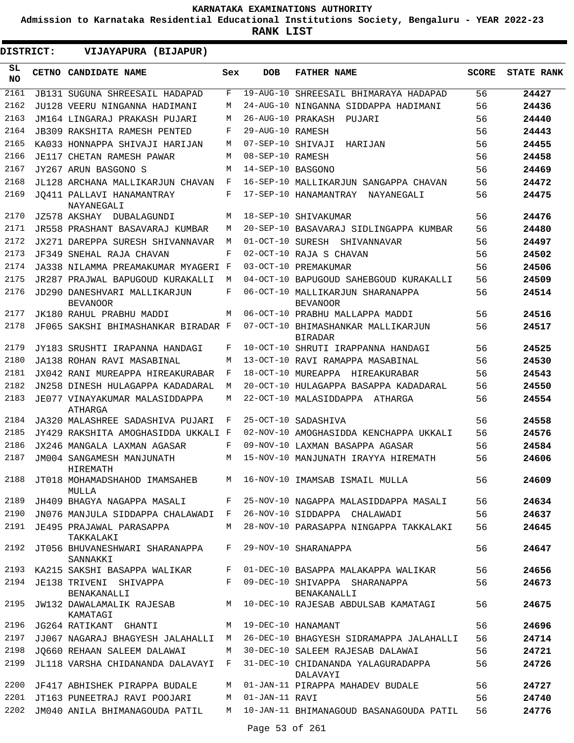# KARNATAKA EXAMINATIONS AUTHORITY

**Admission to Karnataka Residential Educational Institutions Society, Bengaluru - YEAR 2022-23**

**RANK LIST**

**DISTRICT: VIJAYAPURA (BIJAPUR)**

| SL NO | CETNO | CANDIDATE NAME | Sex | DOB | FATHER NAME | SCORE | STATE RANK |
|---|---|---|---|---|---|---|---|
| 2161 | JB131 | SUGUNA SHREESAIL HADAPAD | F | 19-AUG-10 | SHREESAIL BHIMARAYA HADAPAD | 56 | 24427 |
| 2162 | JU128 | VEERU NINGANNA HADIMANI | M | 24-AUG-10 | NINGANNA SIDDAPPA HADIMANI | 56 | 24436 |
| 2163 | JM164 | LINGARAJ PRAKASH PUJARI | M | 26-AUG-10 | PRAKASH PUJARI | 56 | 24440 |
| 2164 | JB309 | RAKSHITA RAMESH PENTED | F | 29-AUG-10 | RAMESH | 56 | 24443 |
| 2165 | KA033 | HONNAPPA SHIVAJI HARIJAN | M | 07-SEP-10 | SHIVAJI HARIJAN | 56 | 24455 |
| 2166 | JE117 | CHETAN RAMESH PAWAR | M | 08-SEP-10 | RAMESH | 56 | 24458 |
| 2167 | JY267 | ARUN BASGONO S | M | 14-SEP-10 | BASGONO | 56 | 24469 |
| 2168 | JL128 | ARCHANA MALLIKARJUN CHAVAN | F | 16-SEP-10 | MALLIKARJUN SANGAPPA CHAVAN | 56 | 24472 |
| 2169 | JQ411 | PALLAVI HANAMANTRAY NAYANEGALI | F | 17-SEP-10 | HANAMANTRAY NAYANEGALI | 56 | 24475 |
| 2170 | JZ578 | AKSHAY DUBALAGUNDI | M | 18-SEP-10 | SHIVAKUMAR | 56 | 24476 |
| 2171 | JR558 | PRASHANT BASAVARAJ KUMBAR | M | 20-SEP-10 | BASAVARAJ SIDLINGAPPA KUMBAR | 56 | 24480 |
| 2172 | JX271 | DAREPPA SURESH SHIVANNAVAR | M | 01-OCT-10 | SURESH SHIVANNAVAR | 56 | 24497 |
| 2173 | JF349 | SNEHAL RAJA CHAVAN | F | 02-OCT-10 | RAJA S CHAVAN | 56 | 24502 |
| 2174 | JA338 | NILAMMA PREAMAKUMAR MYAGERI | F | 03-OCT-10 | PREMAKUMAR | 56 | 24506 |
| 2175 | JR287 | PRAJWAL BAPUGOUD KURAKALLI | M | 04-OCT-10 | BAPUGOUD SAHEBGOUD KURAKALLI | 56 | 24509 |
| 2176 | JD290 | DANESHVARI MALLIKARJUN BEVANOOR | F | 06-OCT-10 | MALLIKARJUN SHARANAPPA BEVANOOR | 56 | 24514 |
| 2177 | JK180 | RAHUL PRABHU MADDI | M | 06-OCT-10 | PRABHU MALLAPPA MADDI | 56 | 24516 |
| 2178 | JF065 | SAKSHI BHIMASHANKAR BIRADAR | F | 07-OCT-10 | BHIMASHANKAR MALLIKARJUN BIRADAR | 56 | 24517 |
| 2179 | JY183 | SRUSHTI IRAPANNA HANDAGI | F | 10-OCT-10 | SHRUTI IRAPPANNA HANDAGI | 56 | 24525 |
| 2180 | JA138 | ROHAN RAVI MASABINAL | M | 13-OCT-10 | RAVI RAMAPPA MASABINAL | 56 | 24530 |
| 2181 | JX042 | RANI MUREAPPA HIREAKURABAR | F | 18-OCT-10 | MUREAPPA HIREAKURABAR | 56 | 24543 |
| 2182 | JN258 | DINESH HULAGAPPA KADADARAL | M | 20-OCT-10 | HULAGAPPA BASAPPA KADADARAL | 56 | 24550 |
| 2183 | JE077 | VINAYAKUMAR MALASIDDAPPA ATHARGA | M | 22-OCT-10 | MALASIDDAPPA ATHARGA | 56 | 24554 |
| 2184 | JA320 | MALASHREE SADASHIVA PUJARI | F | 25-OCT-10 | SADASHIVA | 56 | 24558 |
| 2185 | JY429 | RAKSHITA AMOGHASIDDA UKKALI | F | 02-NOV-10 | AMOGHASIDDA KENCHAPPA UKKALI | 56 | 24576 |
| 2186 | JX246 | MANGALA LAXMAN AGASAR | F | 09-NOV-10 | LAXMAN BASAPPA AGASAR | 56 | 24584 |
| 2187 | JM004 | SANGAMESH MANJUNATH HIREMATH | M | 15-NOV-10 | MANJUNATH IRAYYA HIREMATH | 56 | 24606 |
| 2188 | JT018 | MOHAMADSHAHOD IMAMSAHEB MULLA | M | 16-NOV-10 | IMAMSAB ISMAIL MULLA | 56 | 24609 |
| 2189 | JH409 | BHAGYA NAGAPPA MASALI | F | 25-NOV-10 | NAGAPPA MALASIDDAPPA MASALI | 56 | 24634 |
| 2190 | JN076 | MANJULA SIDDAPPA CHALAWADI | F | 26-NOV-10 | SIDDAPPA CHALAWADI | 56 | 24637 |
| 2191 | JE495 | PRAJAWAL PARASAPPA TAKKALAKI | M | 28-NOV-10 | PARASAPPA NINGAPPA TAKKALAKI | 56 | 24645 |
| 2192 | JT056 | BHUVANESHWARI SHARANAPPA SANNAKKI | F | 29-NOV-10 | SHARANAPPA | 56 | 24647 |
| 2193 | KA215 | SAKSHI BASAPPA WALIKAR | F | 01-DEC-10 | BASAPPA MALAKAPPA WALIKAR | 56 | 24656 |
| 2194 | JE138 | TRIVENI SHIVAPPA BENAKANALLI | F | 09-DEC-10 | SHIVAPPA SHARANAPPA BENAKANALLI | 56 | 24673 |
| 2195 | JW132 | DAWALAMALIK RAJESAB KAMATAGI | M | 10-DEC-10 | RAJESAB ABDULSAB KAMATAGI | 56 | 24675 |
| 2196 | JG264 | RATIKANT GHANTI | M | 19-DEC-10 | HANAMANT | 56 | 24696 |
| 2197 | JJ067 | NAGARAJ BHAGYESH JALAHALLI | M | 26-DEC-10 | BHAGYESH SIDRAMAPPA JALAHALLI | 56 | 24714 |
| 2198 | JQ660 | REHAAN SALEEM DALAWAI | M | 30-DEC-10 | SALEEM RAJESAB DALAWAI | 56 | 24721 |
| 2199 | JL118 | VARSHA CHIDANANDA DALAVAYI | F | 31-DEC-10 | CHIDANANDA YALAGURADAPPA DALAVAYI | 56 | 24726 |
| 2200 | JF417 | ABHISHEK PIRAPPA BUDALE | M | 01-JAN-11 | PIRAPPA MAHADEV BUDALE | 56 | 24727 |
| 2201 | JT163 | PUNEETRAJ RAVI POOJARI | M | 01-JAN-11 | RAVI | 56 | 24740 |
| 2202 | JM040 | ANILA BHIMANAGOUDA PATIL | M | 10-JAN-11 | BHIMANAGOUD BASANAGOUDA PATIL | 56 | 24776 |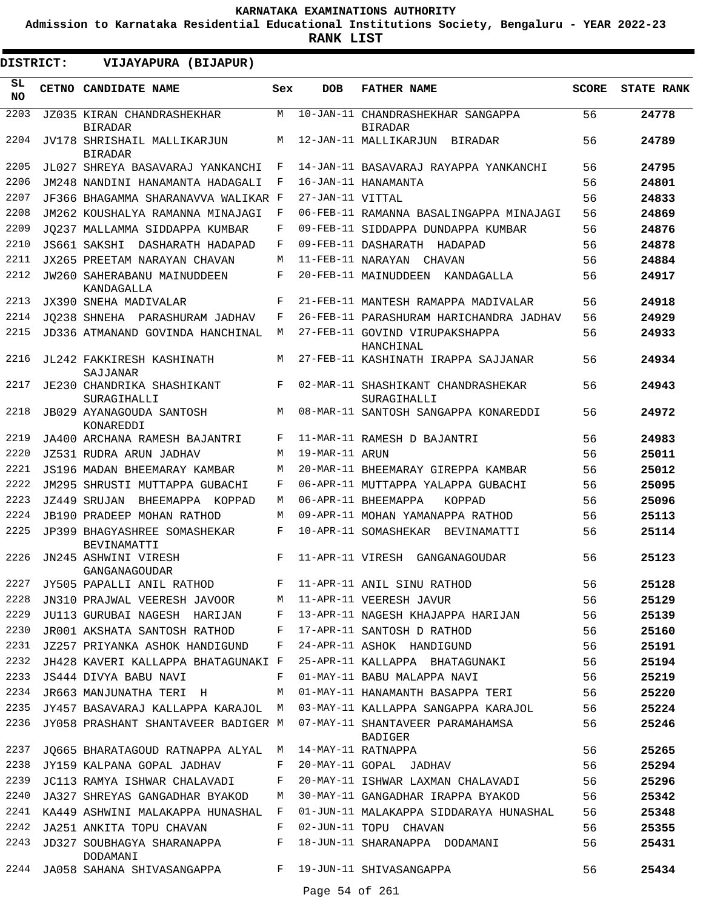KARNATAKA EXAMINATIONS AUTHORITY

Admission to Karnataka Residential Educational Institutions Society, Bengaluru - YEAR 2022-23

**RANK LIST**

**DISTRICT: VIJAYAPURA (BIJAPUR)**

| SL NO | CETNO | CANDIDATE NAME | Sex | DOB | FATHER NAME | SCORE | STATE RANK |
|---|---|---|---|---|---|---|---|
| 2203 | JZ035 | KIRAN CHANDRASHEKHAR BIRADAR | M | 10-JAN-11 | CHANDRASHEKHAR SANGAPPA BIRADAR | 56 | 24778 |
| 2204 | JV178 | SHRISHAIL MALLIKARJUN BIRADAR | M | 12-JAN-11 | MALLIKARJUN BIRADAR | 56 | 24789 |
| 2205 | JL027 | SHREYA BASAVARAJ YANKANCHI | F | 14-JAN-11 | BASAVARAJ RAYAPPA YANKANCHI | 56 | 24795 |
| 2206 | JM248 | NANDINI HANAMANTA HADAGALI | F | 16-JAN-11 | HANAMANTA | 56 | 24801 |
| 2207 | JF366 | BHAGAMMA SHARANAVVA WALIKAR | F | 27-JAN-11 | VITTAL | 56 | 24833 |
| 2208 | JM262 | KOUSHALYA RAMANNA MINAJAGI | F | 06-FEB-11 | RAMANNA BASALINGAPPA MINAJAGI | 56 | 24869 |
| 2209 | JQ237 | MALLAMMA SIDDAPPA KUMBAR | F | 09-FEB-11 | SIDDAPPA DUNDAPPA KUMBAR | 56 | 24876 |
| 2210 | JS661 | SAKSHI DASHARATH HADAPAD | F | 09-FEB-11 | DASHARATH HADAPAD | 56 | 24878 |
| 2211 | JX265 | PREETAM NARAYAN CHAVAN | M | 11-FEB-11 | NARAYAN CHAVAN | 56 | 24884 |
| 2212 | JW260 | SAHERABANU MAINUDDEEN KANDAGALLA | F | 20-FEB-11 | MAINUDDEEN KANDAGALLA | 56 | 24917 |
| 2213 | JX390 | SNEHA MADIVALAR | F | 21-FEB-11 | MANTESH RAMAPPA MADIVALAR | 56 | 24918 |
| 2214 | JQ238 | SHNEHA PARASHURAM JADHAV | F | 26-FEB-11 | PARASHURAM HARICHANDRA JADHAV | 56 | 24929 |
| 2215 | JD336 | ATMANAND GOVINDA HANCHINAL | M | 27-FEB-11 | GOVIND VIRUPAKSHAPPA HANCHINAL | 56 | 24933 |
| 2216 | JL242 | FAKKIRESH KASHINATH SAJJANAR | M | 27-FEB-11 | KASHINATH IRAPPA SAJJANAR | 56 | 24934 |
| 2217 | JE230 | CHANDRIKA SHASHIKANT SURAGIHALLI | F | 02-MAR-11 | SHASHIKANT CHANDRASHEKAR SURAGIHALLI | 56 | 24943 |
| 2218 | JB029 | AYANAGOUDA SANTOSH KONAREDDI | M | 08-MAR-11 | SANTOSH SANGAPPA KONAREDDI | 56 | 24972 |
| 2219 | JA400 | ARCHANA RAMESH BAJANTRI | F | 11-MAR-11 | RAMESH D BAJANTRI | 56 | 24983 |
| 2220 | JZ531 | RUDRA ARUN JADHAV | M | 19-MAR-11 | ARUN | 56 | 25011 |
| 2221 | JS196 | MADAN BHEEMARAY KAMBAR | M | 20-MAR-11 | BHEEMARAY GIREPPA KAMBAR | 56 | 25012 |
| 2222 | JM295 | SHRUSTI MUTTAPPA GUBACHI | F | 06-APR-11 | MUTTAPPA YALAPPA GUBACHI | 56 | 25095 |
| 2223 | JZ449 | SRUJAN BHEEMAPPA KOPPAD | M | 06-APR-11 | BHEEMAPPA KOPPAD | 56 | 25096 |
| 2224 | JB190 | PRADEEP MOHAN RATHOD | M | 09-APR-11 | MOHAN YAMANAPPA RATHOD | 56 | 25113 |
| 2225 | JP399 | BHAGYASHREE SOMASHEKAR BEVINAMATTI | F | 10-APR-11 | SOMASHEKAR BEVINAMATTI | 56 | 25114 |
| 2226 | JN245 | ASHWINI VIRESH GANGANAGOUDAR | F | 11-APR-11 | VIRESH GANGANAGOUDAR | 56 | 25123 |
| 2227 | JY505 | PAPALLI ANIL RATHOD | F | 11-APR-11 | ANIL SINU RATHOD | 56 | 25128 |
| 2228 | JN310 | PRAJWAL VEERESH JAVOOR | M | 11-APR-11 | VEERESH JAVUR | 56 | 25129 |
| 2229 | JU113 | GURUBAI NAGESH HARIJAN | F | 13-APR-11 | NAGESH KHAJAPPA HARIJAN | 56 | 25139 |
| 2230 | JR001 | AKSHATA SANTOSH RATHOD | F | 17-APR-11 | SANTOSH D RATHOD | 56 | 25160 |
| 2231 | JZ257 | PRIYANKA ASHOK HANDIGUND | F | 24-APR-11 | ASHOK HANDIGUND | 56 | 25191 |
| 2232 | JH428 | KAVERI KALLAPPA BHATAGUNAKI | F | 25-APR-11 | KALLAPPA BHATAGUNAKI | 56 | 25194 |
| 2233 | JS444 | DIVYA BABU NAVI | F | 01-MAY-11 | BABU MALAPPA NAVI | 56 | 25219 |
| 2234 | JR663 | MANJUNATHA TERI H | M | 01-MAY-11 | HANAMANTH BASAPPA TERI | 56 | 25220 |
| 2235 | JY457 | BASAVARAJ KALLAPPA KARAJOL | M | 03-MAY-11 | KALLAPPA SANGAPPA KARAJOL | 56 | 25224 |
| 2236 | JY058 | PRASHANT SHANTAVEER BADIGER | M | 07-MAY-11 | SHANTAVEER PARAMAHAMSA BADIGER | 56 | 25246 |
| 2237 | JQ665 | BHARATAGOUD RATNAPPA ALYAL | M | 14-MAY-11 | RATNAPPA | 56 | 25265 |
| 2238 | JY159 | KALPANA GOPAL JADHAV | F | 20-MAY-11 | GOPAL JADHAV | 56 | 25294 |
| 2239 | JC113 | RAMYA ISHWAR CHALAVADI | F | 20-MAY-11 | ISHWAR LAXMAN CHALAVADI | 56 | 25296 |
| 2240 | JA327 | SHREYAS GANGADHAR BYAKOD | M | 30-MAY-11 | GANGADHAR IRAPPA BYAKOD | 56 | 25342 |
| 2241 | KA449 | ASHWINI MALAKAPPA HUNASHAL | F | 01-JUN-11 | MALAKAPPA SIDDARAYA HUNASHAL | 56 | 25348 |
| 2242 | JA251 | ANKITA TOPU CHAVAN | F | 02-JUN-11 | TOPU CHAVAN | 56 | 25355 |
| 2243 | JD327 | SOUBHAGYA SHARANAPPA DODAMANI | F | 18-JUN-11 | SHARANAPPA DODAMANI | 56 | 25431 |
| 2244 | JA058 | SAHANA SHIVASANGAPPA | F | 19-JUN-11 | SHIVASANGAPPA | 56 | 25434 |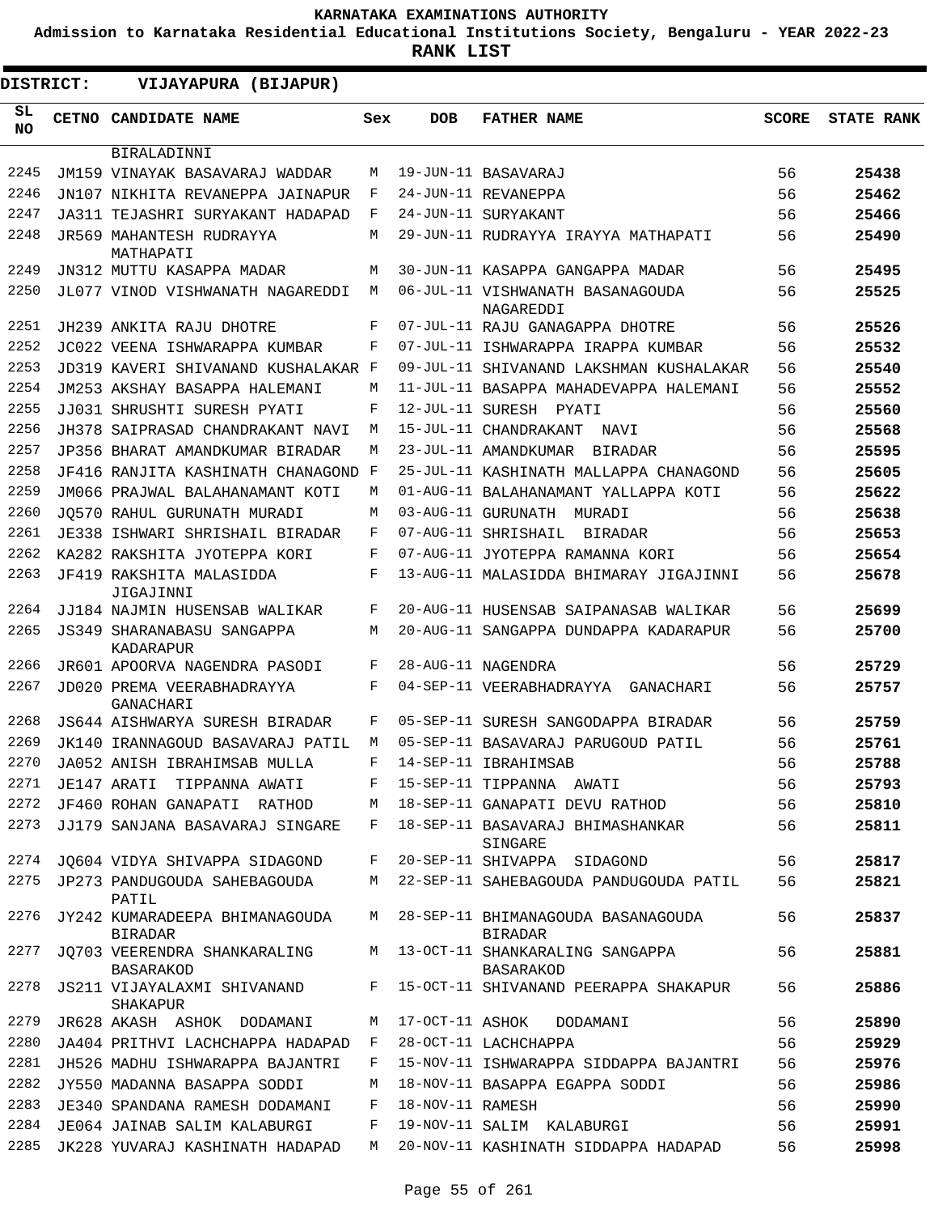**KARNATAKA EXAMINATIONS AUTHORITY**

**Admission to Karnataka Residential Educational Institutions Society, Bengaluru - YEAR 2022-23**

**RANK LIST**

**DISTRICT: VIJAYAPURA (BIJAPUR)**

| SL NO | CETNO | CANDIDATE NAME | Sex | DOB | FATHER NAME | SCORE | STATE RANK |
|---|---|---|---|---|---|---|---|
| | | BIRALADINNI | | | | | |
| 2245 | JM159 | VINAYAK BASAVARAJ WADDAR | M | 19-JUN-11 | BASAVARAJ | 56 | 25438 |
| 2246 | JN107 | NIKHITA REVANEPPA JAINAPUR | F | 24-JUN-11 | REVANEPPA | 56 | 25462 |
| 2247 | JA311 | TEJASHRI SURYAKANT HADAPAD | F | 24-JUN-11 | SURYAKANT | 56 | 25466 |
| 2248 | JR569 | MAHANTESH RUDRAYYA MATHAPATI | M | 29-JUN-11 | RUDRAYYA IRAYYA MATHAPATI | 56 | 25490 |
| 2249 | JN312 | MUTTU KASAPPA MADAR | M | 30-JUN-11 | KASAPPA GANGAPPA MADAR | 56 | 25495 |
| 2250 | JL077 | VINOD VISHWANATH NAGAREDDI | M | 06-JUL-11 | VISHWANATH BASANAGOUDA NAGAREDDI | 56 | 25525 |
| 2251 | JH239 | ANKITA RAJU DHOTRE | F | 07-JUL-11 | RAJU GANAGAPPA DHOTRE | 56 | 25526 |
| 2252 | JC022 | VEENA ISHWARAPPA KUMBAR | F | 07-JUL-11 | ISHWARAPPA IRAPPA KUMBAR | 56 | 25532 |
| 2253 | JD319 | KAVERI SHIVANAND KUSHALAKAR | F | 09-JUL-11 | SHIVANAND LAKSHMAN KUSHALAKAR | 56 | 25540 |
| 2254 | JM253 | AKSHAY BASAPPA HALEMANI | M | 11-JUL-11 | BASAPPA MAHADEVAPPA HALEMANI | 56 | 25552 |
| 2255 | JJ031 | SHRUSHTI SURESH PYATI | F | 12-JUL-11 | SURESH PYATI | 56 | 25560 |
| 2256 | JH378 | SAIPRASAD CHANDRAKANT NAVI | M | 15-JUL-11 | CHANDRAKANT NAVI | 56 | 25568 |
| 2257 | JP356 | BHARAT AMANDKUMAR BIRADAR | M | 23-JUL-11 | AMANDKUMAR BIRADAR | 56 | 25595 |
| 2258 | JF416 | RANJITA KASHINATH CHANAGOND | F | 25-JUL-11 | KASHINATH MALLAPPA CHANAGOND | 56 | 25605 |
| 2259 | JM066 | PRAJWAL BALAHANAMANT KOTI | M | 01-AUG-11 | BALAHANAMANT YALLAPPA KOTI | 56 | 25622 |
| 2260 | JQ570 | RAHUL GURUNATH MURADI | M | 03-AUG-11 | GURUNATH MURADI | 56 | 25638 |
| 2261 | JE338 | ISHWARI SHRISHAIL BIRADAR | F | 07-AUG-11 | SHRISHAIL BIRADAR | 56 | 25653 |
| 2262 | KA282 | RAKSHITA JYOTEPPA KORI | F | 07-AUG-11 | JYOTEPPA RAMANNA KORI | 56 | 25654 |
| 2263 | JF419 | RAKSHITA MALASIDDA JIGAJINNI | F | 13-AUG-11 | MALASIDDA BHIMARAY JIGAJINNI | 56 | 25678 |
| 2264 | JJ184 | NAJMIN HUSENSAB WALIKAR | F | 20-AUG-11 | HUSENSAB SAIPANASAB WALIKAR | 56 | 25699 |
| 2265 | JS349 | SHARANABASU SANGAPPA KADARAPUR | M | 20-AUG-11 | SANGAPPA DUNDAPPA KADARAPUR | 56 | 25700 |
| 2266 | JR601 | APOORVA NAGENDRA PASODI | F | 28-AUG-11 | NAGENDRA | 56 | 25729 |
| 2267 | JD020 | PREMA VEERABHADRAYYA GANACHARI | F | 04-SEP-11 | VEERABHADRAYYA GANACHARI | 56 | 25757 |
| 2268 | JS644 | AISHWARYA SURESH BIRADAR | F | 05-SEP-11 | SURESH SANGODAPPA BIRADAR | 56 | 25759 |
| 2269 | JK140 | IRANNAGOUD BASAVARAJ PATIL | M | 05-SEP-11 | BASAVARAJ PARUGOUD PATIL | 56 | 25761 |
| 2270 | JA052 | ANISH IBRAHIMSAB MULLA | F | 14-SEP-11 | IBRAHIMSAB | 56 | 25788 |
| 2271 | JE147 | ARATI TIPPANNA AWATI | F | 15-SEP-11 | TIPPANNA AWATI | 56 | 25793 |
| 2272 | JF460 | ROHAN GANAPATI RATHOD | M | 18-SEP-11 | GANAPATI DEVU RATHOD | 56 | 25810 |
| 2273 | JJ179 | SANJANA BASAVARAJ SINGARE | F | 18-SEP-11 | BASAVARAJ BHIMASHANKAR SINGARE | 56 | 25811 |
| 2274 | JQ604 | VIDYA SHIVAPPA SIDAGOND | F | 20-SEP-11 | SHIVAPPA SIDAGOND | 56 | 25817 |
| 2275 | JP273 | PANDUGOUDA SAHEBAGOUDA PATIL | M | 22-SEP-11 | SAHEBAGOUDA PANDUGOUDA PATIL | 56 | 25821 |
| 2276 | JY242 | KUMARADEEPA BHIMANAGOUDA BIRADAR | M | 28-SEP-11 | BHIMANAGOUDA BASANAGOUDA BIRADAR | 56 | 25837 |
| 2277 | JQ703 | VEERENDRA SHANKARALING BASARAKOD | M | 13-OCT-11 | SHANKARALING SANGAPPA BASARAKOD | 56 | 25881 |
| 2278 | JS211 | VIJAYALAXMI SHIVANAND SHAKAPUR | F | 15-OCT-11 | SHIVANAND PEERAPPA SHAKAPUR | 56 | 25886 |
| 2279 | JR628 | AKASH ASHOK DODAMANI | M | 17-OCT-11 | ASHOK DODAMANI | 56 | 25890 |
| 2280 | JA404 | PRITHVI LACHCHAPPA HADAPAD | F | 28-OCT-11 | LACHCHAPPA | 56 | 25929 |
| 2281 | JH526 | MADHU ISHWARAPPA BAJANTRI | F | 15-NOV-11 | ISHWARAPPA SIDDAPPA BAJANTRI | 56 | 25976 |
| 2282 | JY550 | MADANNA BASAPPA SODDI | M | 18-NOV-11 | BASAPPA EGAPPA SODDI | 56 | 25986 |
| 2283 | JE340 | SPANDANA RAMESH DODAMANI | F | 18-NOV-11 | RAMESH | 56 | 25990 |
| 2284 | JE064 | JAINAB SALIM KALABURGI | F | 19-NOV-11 | SALIM KALABURGI | 56 | 25991 |
| 2285 | JK228 | YUVARAJ KASHINATH HADAPAD | M | 20-NOV-11 | KASHINATH SIDDAPPA HADAPAD | 56 | 25998 |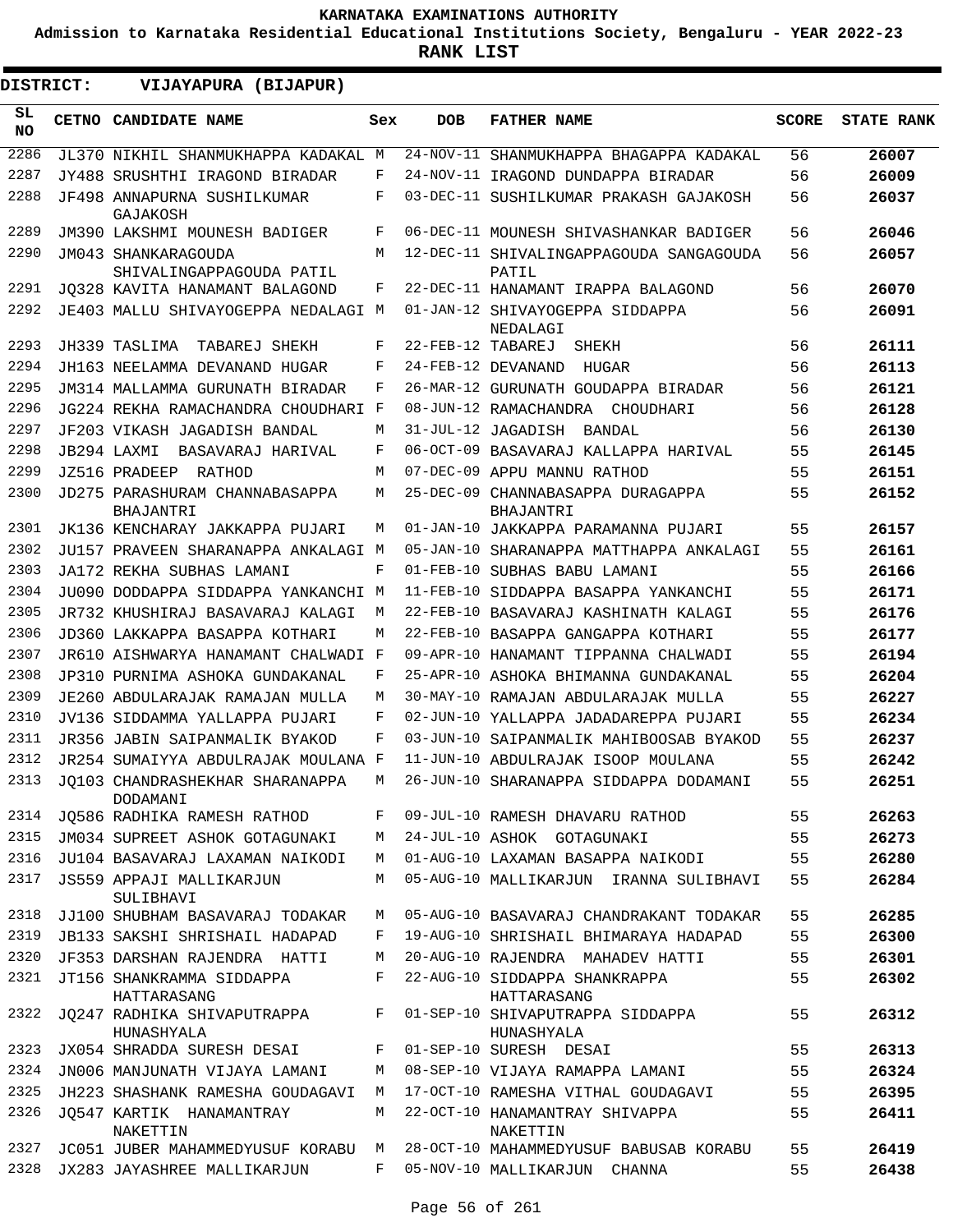# KARNATAKA EXAMINATIONS AUTHORITY

**Admission to Karnataka Residential Educational Institutions Society, Bengaluru - YEAR 2022-23**

**RANK LIST**

**DISTRICT: VIJAYAPURA (BIJAPUR)**

| SL NO | CETNO | CANDIDATE NAME | Sex | DOB | FATHER NAME | SCORE | STATE RANK |
|---|---|---|---|---|---|---|---|
| 2286 | JL370 | NIKHIL SHANMUKHAPPA KADAKAL | M | 24-NOV-11 | SHANMUKHAPPA BHAGAPPA KADAKAL | 56 | 26007 |
| 2287 | JY488 | SRUSHTHI IRAGOND BIRADAR | F | 24-NOV-11 | IRAGOND DUNDAPPA BIRADAR | 56 | 26009 |
| 2288 | JF498 | ANNAPURNA SUSHILKUMAR GAJAKOSH | F | 03-DEC-11 | SUSHILKUMAR PRAKASH GAJAKOSH | 56 | 26037 |
| 2289 | JM390 | LAKSHMI MOUNESH BADIGER | F | 06-DEC-11 | MOUNESH SHIVASHANKAR BADIGER | 56 | 26046 |
| 2290 | JM043 | SHANKARAGOUDA SHIVALINGAPPAGOUDA PATIL | M | 12-DEC-11 | SHIVALINGAPPAGOUDA SANGAGOUDA PATIL | 56 | 26057 |
| 2291 | JQ328 | KAVITA HANAMANT BALAGOND | F | 22-DEC-11 | HANAMANT IRAPPA BALAGOND | 56 | 26070 |
| 2292 | JE403 | MALLU SHIVAYOGEPPA NEDALAGI | M | 01-JAN-12 | SHIVAYOGEPPA SIDDAPPA NEDALAGI | 56 | 26091 |
| 2293 | JH339 | TASLIMA TABAREJ SHEKH | F | 22-FEB-12 | TABAREJ SHEKH | 56 | 26111 |
| 2294 | JH163 | NEELAMMA DEVANAND HUGAR | F | 24-FEB-12 | DEVANAND HUGAR | 56 | 26113 |
| 2295 | JM314 | MALLAMMA GURUNATH BIRADAR | F | 26-MAR-12 | GURUNATH GOUDAPPA BIRADAR | 56 | 26121 |
| 2296 | JG224 | REKHA RAMACHANDRA CHOUDHARI | F | 08-JUN-12 | RAMACHANDRA CHOUDHARI | 56 | 26128 |
| 2297 | JF203 | VIKASH JAGADISH BANDAL | M | 31-JUL-12 | JAGADISH BANDAL | 56 | 26130 |
| 2298 | JB294 | LAXMI BASAVARAJ HARIVAL | F | 06-OCT-09 | BASAVARAJ KALLAPPA HARIVAL | 55 | 26145 |
| 2299 | JZ516 | PRADEEP RATHOD | M | 07-DEC-09 | APPU MANNU RATHOD | 55 | 26151 |
| 2300 | JD275 | PARASHURAM CHANNABASAPPA BHAJANTRI | M | 25-DEC-09 | CHANNABASAPPA DURAGAPPA BHAJANTRI | 55 | 26152 |
| 2301 | JK136 | KENCHARAY JAKKAPPA PUJARI | M | 01-JAN-10 | JAKKAPPA PARAMANNA PUJARI | 55 | 26157 |
| 2302 | JU157 | PRAVEEN SHARANAPPA ANKALAGI | M | 05-JAN-10 | SHARANAPPA MATTHAPPA ANKALAGI | 55 | 26161 |
| 2303 | JA172 | REKHA SUBHAS LAMANI | F | 01-FEB-10 | SUBHAS BABU LAMANI | 55 | 26166 |
| 2304 | JU090 | DODDAPPA SIDDAPPA YANKANCHI | M | 11-FEB-10 | SIDDAPPA BASAPPA YANKANCHI | 55 | 26171 |
| 2305 | JR732 | KHUSHIRAJ BASAVARAJ KALAGI | M | 22-FEB-10 | BASAVARAJ KASHINATH KALAGI | 55 | 26176 |
| 2306 | JD360 | LAKKAPPA BASAPPA KOTHARI | M | 22-FEB-10 | BASAPPA GANGAPPA KOTHARI | 55 | 26177 |
| 2307 | JR610 | AISHWARYA HANAMANT CHALWADI | F | 09-APR-10 | HANAMANT TIPPANNA CHALWADI | 55 | 26194 |
| 2308 | JP310 | PURNIMA ASHOKA GUNDAKANAL | F | 25-APR-10 | ASHOKA BHIMANNA GUNDAKANAL | 55 | 26204 |
| 2309 | JE260 | ABDULARAJAK RAMAJAN MULLA | M | 30-MAY-10 | RAMAJAN ABDULARAJAK MULLA | 55 | 26227 |
| 2310 | JV136 | SIDDAMMA YALLAPPA PUJARI | F | 02-JUN-10 | YALLAPPA JADADAREPPA PUJARI | 55 | 26234 |
| 2311 | JR356 | JABIN SAIPANMALIK BYAKOD | F | 03-JUN-10 | SAIPANMALIK MAHIBOOSAB BYAKOD | 55 | 26237 |
| 2312 | JR254 | SUMAIYYA ABDULRAJAK MOULANA | F | 11-JUN-10 | ABDULRAJAK ISOOP MOULANA | 55 | 26242 |
| 2313 | JQ103 | CHANDRASHEKHAR SHARANAPPA DODAMANI | M | 26-JUN-10 | SHARANAPPA SIDDAPPA DODAMANI | 55 | 26251 |
| 2314 | JQ586 | RADHIKA RAMESH RATHOD | F | 09-JUL-10 | RAMESH DHAVARU RATHOD | 55 | 26263 |
| 2315 | JM034 | SUPREET ASHOK GOTAGUNAKI | M | 24-JUL-10 | ASHOK GOTAGUNAKI | 55 | 26273 |
| 2316 | JU104 | BASAVARAJ LAXAMAN NAIKODI | M | 01-AUG-10 | LAXAMAN BASAPPA NAIKODI | 55 | 26280 |
| 2317 | JS559 | APPAJI MALLIKARJUN SULIBHAVI | M | 05-AUG-10 | MALLIKARJUN IRANNA SULIBHAVI | 55 | 26284 |
| 2318 | JJ100 | SHUBHAM BASAVARAJ TODAKAR | M | 05-AUG-10 | BASAVARAJ CHANDRAKANT TODAKAR | 55 | 26285 |
| 2319 | JB133 | SAKSHI SHRISHAIL HADAPAD | F | 19-AUG-10 | SHRISHAIL BHIMARAYA HADAPAD | 55 | 26300 |
| 2320 | JF353 | DARSHAN RAJENDRA HATTI | M | 20-AUG-10 | RAJENDRA MAHADEV HATTI | 55 | 26301 |
| 2321 | JT156 | SHANKRAMMA SIDDAPPA HATTARASANG | F | 22-AUG-10 | SIDDAPPA SHANKRAPPA HATTARASANG | 55 | 26302 |
| 2322 | JQ247 | RADHIKA SHIVAPUTRAPPA HUNASHYALA | F | 01-SEP-10 | SHIVAPUTRAPPA SIDDAPPA HUNASHYALA | 55 | 26312 |
| 2323 | JX054 | SHRADDA SURESH DESAI | F | 01-SEP-10 | SURESH DESAI | 55 | 26313 |
| 2324 | JN006 | MANJUNATH VIJAYA LAMANI | M | 08-SEP-10 | VIJAYA RAMAPPA LAMANI | 55 | 26324 |
| 2325 | JH223 | SHASHANK RAMESHA GOUDAGAVI | M | 17-OCT-10 | RAMESHA VITHAL GOUDAGAVI | 55 | 26395 |
| 2326 | JQ547 | KARTIK HANAMANTRAY NAKETTIN | M | 22-OCT-10 | HANAMANTRAY SHIVAPPA NAKETTIN | 55 | 26411 |
| 2327 | JC051 | JUBER MAHAMMEDYUSUF KORABU | M | 28-OCT-10 | MAHAMMEDYUSUF BABUSAB KORABU | 55 | 26419 |
| 2328 | JX283 | JAYASHREE MALLIKARJUN | F | 05-NOV-10 | MALLIKARJUN CHANNA | 55 | 26438 |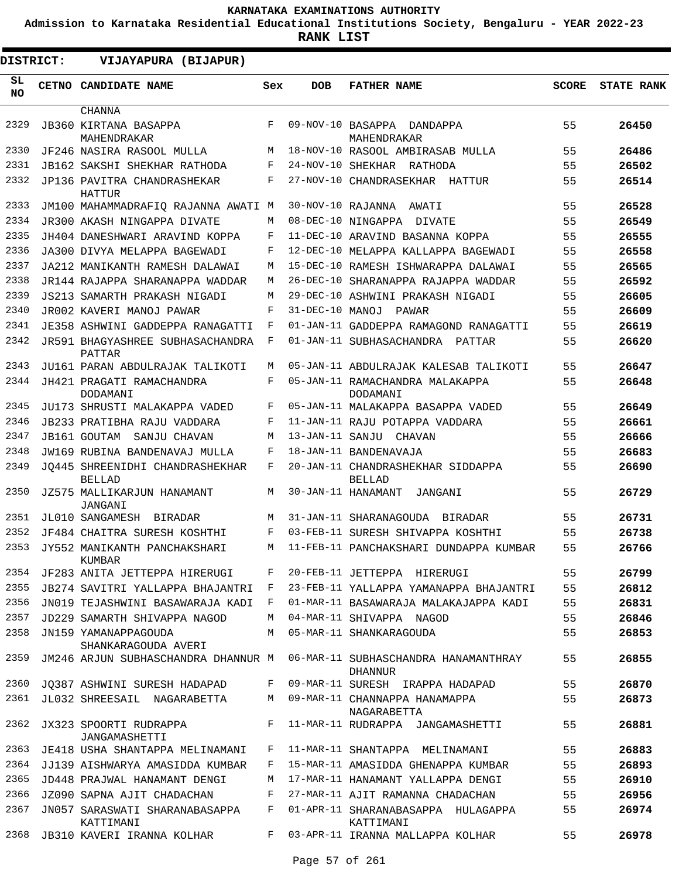**KARNATAKA EXAMINATIONS AUTHORITY**

**Admission to Karnataka Residential Educational Institutions Society, Bengaluru - YEAR 2022-23**

**RANK LIST**

**DISTRICT: VIJAYAPURA (BIJAPUR)**

| SL NO | CETNO | CANDIDATE NAME | Sex | DOB | FATHER NAME | SCORE | STATE RANK |
|---|---|---|---|---|---|---|---|
| | | CHANNA | | | | | |
| 2329 | JB360 | KIRTANA BASAPPA MAHENDRAKAR | F | 09-NOV-10 | BASAPPA DANDAPPA MAHENDRAKAR | 55 | 26450 |
| 2330 | JF246 | NASIRA RASOOL MULLA | M | 18-NOV-10 | RASOOL AMBIRASAB MULLA | 55 | 26486 |
| 2331 | JB162 | SAKSHI SHEKHAR RATHODA | F | 24-NOV-10 | SHEKHAR RATHODA | 55 | 26502 |
| 2332 | JP136 | PAVITRA CHANDRASHEKAR HATTUR | F | 27-NOV-10 | CHANDRASEKHAR HATTUR | 55 | 26514 |
| 2333 | JM100 | MAHAMMADRAFIQ RAJANNA AWATI | M | 30-NOV-10 | RAJANNA AWATI | 55 | 26528 |
| 2334 | JR300 | AKASH NINGAPPA DIVATE | M | 08-DEC-10 | NINGAPPA DIVATE | 55 | 26549 |
| 2335 | JH404 | DANESHWARI ARAVIND KOPPA | F | 11-DEC-10 | ARAVIND BASANNA KOPPA | 55 | 26555 |
| 2336 | JA300 | DIVYA MELAPPA BAGEWADI | F | 12-DEC-10 | MELAPPA KALLAPPA BAGEWADI | 55 | 26558 |
| 2337 | JA212 | MANIKANTH RAMESH DALAWAI | M | 15-DEC-10 | RAMESH ISHWARAPPA DALAWAI | 55 | 26565 |
| 2338 | JR144 | RAJAPPA SHARANAPPA WADDAR | M | 26-DEC-10 | SHARANAPPA RAJAPPA WADDAR | 55 | 26592 |
| 2339 | JS213 | SAMARTH PRAKASH NIGADI | M | 29-DEC-10 | ASHWINI PRAKASH NIGADI | 55 | 26605 |
| 2340 | JR002 | KAVERI MANOJ PAWAR | F | 31-DEC-10 | MANOJ PAWAR | 55 | 26609 |
| 2341 | JE358 | ASHWINI GADDEPPA RANAGATTI | F | 01-JAN-11 | GADDEPPA RAMAGOND RANAGATTI | 55 | 26619 |
| 2342 | JR591 | BHAGYASHREE SUBHASACHANDRA PATTAR | F | 01-JAN-11 | SUBHASACHANDRA PATTAR | 55 | 26620 |
| 2343 | JU161 | PARAN ABDULRAJAK TALIKOTI | M | 05-JAN-11 | ABDULRAJAK KALESAB TALIKOTI | 55 | 26647 |
| 2344 | JH421 | PRAGATI RAMACHANDRA DODAMANI | F | 05-JAN-11 | RAMACHANDRA MALAKAPPA DODAMANI | 55 | 26648 |
| 2345 | JU173 | SHRUSTI MALAKAPPA VADED | F | 05-JAN-11 | MALAKAPPA BASAPPA VADED | 55 | 26649 |
| 2346 | JB233 | PRATIBHA RAJU VADDARA | F | 11-JAN-11 | RAJU POTAPPA VADDARA | 55 | 26661 |
| 2347 | JB161 | GOUTAM SANJU CHAVAN | M | 13-JAN-11 | SANJU CHAVAN | 55 | 26666 |
| 2348 | JW169 | RUBINA BANDENAVAJ MULLA | F | 18-JAN-11 | BANDENAVAJA | 55 | 26683 |
| 2349 | JQ445 | SHREENIDHI CHANDRASHEKHAR BELLAD | F | 20-JAN-11 | CHANDRASHEKHAR SIDDAPPA BELLAD | 55 | 26690 |
| 2350 | JZ575 | MALLIKARJUN HANAMANT JANGANI | M | 30-JAN-11 | HANAMANT JANGANI | 55 | 26729 |
| 2351 | JL010 | SANGAMESH BIRADAR | M | 31-JAN-11 | SHARANAGOUDA BIRADAR | 55 | 26731 |
| 2352 | JF484 | CHAITRA SURESH KOSHTHI | F | 03-FEB-11 | SURESH SHIVAPPA KOSHTHI | 55 | 26738 |
| 2353 | JY552 | MANIKANTH PANCHAKSHARI KUMBAR | M | 11-FEB-11 | PANCHAKSHARI DUNDAPPA KUMBAR | 55 | 26766 |
| 2354 | JF283 | ANITA JETTEPPA HIRERUGI | F | 20-FEB-11 | JETTEPPA HIRERUGI | 55 | 26799 |
| 2355 | JB274 | SAVITRI YALLAPPA BHAJANTRI | F | 23-FEB-11 | YALLAPPA YAMANAPPA BHAJANTRI | 55 | 26812 |
| 2356 | JN019 | TEJASHWINI BASAWARAJA KADI | F | 01-MAR-11 | BASAWARAJA MALAKAJAPPA KADI | 55 | 26831 |
| 2357 | JD229 | SAMARTH SHIVAPPA NAGOD | M | 04-MAR-11 | SHIVAPPA NAGOD | 55 | 26846 |
| 2358 | JN159 | YAMANAPPAGOUDA SHANKARAGOUDA AVERI | M | 05-MAR-11 | SHANKARAGOUDA | 55 | 26853 |
| 2359 | JM246 | ARJUN SUBHASCHANDRA DHANNUR | M | 06-MAR-11 | SUBHASCHANDRA HANAMANTHRAY DHANNUR | 55 | 26855 |
| 2360 | JQ387 | ASHWINI SURESH HADAPAD | F | 09-MAR-11 | SURESH IRAPPA HADAPAD | 55 | 26870 |
| 2361 | JL032 | SHREESAIL NAGARABETTA | M | 09-MAR-11 | CHANNAPPA HANAMAPPA NAGARABETTA | 55 | 26873 |
| 2362 | JX323 | SPOORTI RUDRAPPA JANGAMASHETTI | F | 11-MAR-11 | RUDRAPPA JANGAMASHETTI | 55 | 26881 |
| 2363 | JE418 | USHA SHANTAPPA MELINAMANI | F | 11-MAR-11 | SHANTAPPA MELINAMANI | 55 | 26883 |
| 2364 | JJ139 | AISHWARYA AMASIDDA KUMBAR | F | 15-MAR-11 | AMASIDDA GHENAPPA KUMBAR | 55 | 26893 |
| 2365 | JD448 | PRAJWAL HANAMANT DENGI | M | 17-MAR-11 | HANAMANT YALLAPPA DENGI | 55 | 26910 |
| 2366 | JZ090 | SAPNA AJIT CHADACHAN | F | 27-MAR-11 | AJIT RAMANNA CHADACHAN | 55 | 26956 |
| 2367 | JN057 | SARASWATI SHARANABASAPPA KATTIMANI | F | 01-APR-11 | SHARANABASAPPA HULAGAPPA KATTIMANI | 55 | 26974 |
| 2368 | JB310 | KAVERI IRANNA KOLHAR | F | 03-APR-11 | IRANNA MALLAPPA KOLHAR | 55 | 26978 |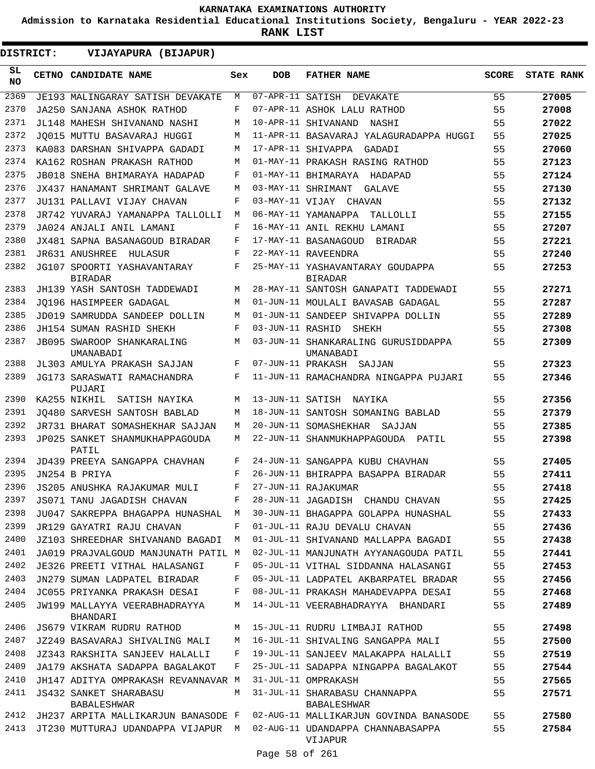KARNATAKA EXAMINATIONS AUTHORITY

Admission to Karnataka Residential Educational Institutions Society, Bengaluru - YEAR 2022-23

**RANK LIST**

**DISTRICT: VIJAYAPURA (BIJAPUR)**

| SL NO | CETNO | CANDIDATE NAME | Sex | DOB | FATHER NAME | SCORE | STATE RANK |
|---|---|---|---|---|---|---|---|
| 2369 | JE193 | MALINGARAY SATISH DEVAKATE | M | 07-APR-11 | SATISH DEVAKATE | 55 | 27005 |
| 2370 | JA250 | SANJANA ASHOK RATHOD | F | 07-APR-11 | ASHOK LALU RATHOD | 55 | 27008 |
| 2371 | JL148 | MAHESH SHIVANAND NASHI | M | 10-APR-11 | SHIVANAND NASHI | 55 | 27022 |
| 2372 | JQ015 | MUTTU BASAVARAJ HUGGI | M | 11-APR-11 | BASAVARAJ YALAGURADAPPA HUGGI | 55 | 27025 |
| 2373 | KA083 | DARSHAN SHIVAPPA GADADI | M | 17-APR-11 | SHIVAPPA GADADI | 55 | 27060 |
| 2374 | KA162 | ROSHAN PRAKASH RATHOD | M | 01-MAY-11 | PRAKASH RASING RATHOD | 55 | 27123 |
| 2375 | JB018 | SNEHA BHIMARAYA HADAPAD | F | 01-MAY-11 | BHIMARAYA HADAPAD | 55 | 27124 |
| 2376 | JX437 | HANAMANT SHRIMANT GALAVE | M | 03-MAY-11 | SHRIMANT GALAVE | 55 | 27130 |
| 2377 | JU131 | PALLAVI VIJAY CHAVAN | F | 03-MAY-11 | VIJAY CHAVAN | 55 | 27132 |
| 2378 | JR742 | YUVARAJ YAMANAPPA TALLOLLI | M | 06-MAY-11 | YAMANAPPA TALLOLLI | 55 | 27155 |
| 2379 | JA024 | ANJALI ANIL LAMANI | F | 16-MAY-11 | ANIL REKHU LAMANI | 55 | 27207 |
| 2380 | JX481 | SAPNA BASANAGOUD BIRADAR | F | 17-MAY-11 | BASANAGOUD BIRADAR | 55 | 27221 |
| 2381 | JR631 | ANUSHREE HULASUR | F | 22-MAY-11 | RAVEENDRA | 55 | 27240 |
| 2382 | JG107 | SPOORTI YASHAVANTARAY BIRADAR | F | 25-MAY-11 | YASHAVANTARAY GOUDAPPA BIRADAR | 55 | 27253 |
| 2383 | JH139 | YASH SANTOSH TADDEWADI | M | 28-MAY-11 | SANTOSH GANAPATI TADDEWADI | 55 | 27271 |
| 2384 | JQ196 | HASIMPEER GADAGAL | M | 01-JUN-11 | MOULALI BAVASAB GADAGAL | 55 | 27287 |
| 2385 | JD019 | SAMRUDDA SANDEEP DOLLIN | M | 01-JUN-11 | SANDEEP SHIVAPPA DOLLIN | 55 | 27289 |
| 2386 | JH154 | SUMAN RASHID SHEKH | F | 03-JUN-11 | RASHID SHEKH | 55 | 27308 |
| 2387 | JB095 | SWAROOP SHANKARALING UMANABADI | M | 03-JUN-11 | SHANKARALING GURUSIDDAPPA UMANABADI | 55 | 27309 |
| 2388 | JL303 | AMULYA PRAKASH SAJJAN | F | 07-JUN-11 | PRAKASH SAJJAN | 55 | 27323 |
| 2389 | JG173 | SARASWATI RAMACHANDRA PUJARI | F | 11-JUN-11 | RAMACHANDRA NINGAPPA PUJARI | 55 | 27346 |
| 2390 | KA255 | NIKHIL SATISH NAYIKA | M | 13-JUN-11 | SATISH NAYIKA | 55 | 27356 |
| 2391 | JQ480 | SARVESH SANTOSH BABLAD | M | 18-JUN-11 | SANTOSH SOMANING BABLAD | 55 | 27379 |
| 2392 | JR731 | BHARAT SOMASHEKHAR SAJJAN | M | 20-JUN-11 | SOMASHEKHAR SAJJAN | 55 | 27385 |
| 2393 | JP025 | SANKET SHANMUKHAPPAGOUDA PATIL | M | 22-JUN-11 | SHANMUKHAPPAGOUDA PATIL | 55 | 27398 |
| 2394 | JD439 | PREEYA SANGAPPA CHAVHAN | F | 24-JUN-11 | SANGAPPA KUBU CHAVHAN | 55 | 27405 |
| 2395 | JN254 | B PRIYA | F | 26-JUN-11 | BHIRAPPA BASAPPA BIRADAR | 55 | 27411 |
| 2396 | JS205 | ANUSHKA RAJAKUMAR MULI | F | 27-JUN-11 | RAJAKUMAR | 55 | 27418 |
| 2397 | JS071 | TANU JAGADISH CHAVAN | F | 28-JUN-11 | JAGADISH CHANDU CHAVAN | 55 | 27425 |
| 2398 | JU047 | SAKREPPA BHAGAPPA HUNASHAL | M | 30-JUN-11 | BHAGAPPA GOLAPPA HUNASHAL | 55 | 27433 |
| 2399 | JR129 | GAYATRI RAJU CHAVAN | F | 01-JUL-11 | RAJU DEVALU CHAVAN | 55 | 27436 |
| 2400 | JZ103 | SHREEDHAR SHIVANAND BAGADI | M | 01-JUL-11 | SHIVANAND MALLAPPA BAGADI | 55 | 27438 |
| 2401 | JA019 | PRAJVALGOUD MANJUNATH PATIL | M | 02-JUL-11 | MANJUNATH AYYANAGOUDA PATIL | 55 | 27441 |
| 2402 | JE326 | PREETI VITHAL HALASANGI | F | 05-JUL-11 | VITHAL SIDDANNA HALASANGI | 55 | 27453 |
| 2403 | JN279 | SUMAN LADPATEL BIRADAR | F | 05-JUL-11 | LADPATEL AKBARPATEL BRADAR | 55 | 27456 |
| 2404 | JC055 | PRIYANKA PRAKASH DESAI | F | 08-JUL-11 | PRAKASH MAHADEVAPPA DESAI | 55 | 27468 |
| 2405 | JW199 | MALLAYYA VEERABHADRAYYA BHANDARI | M | 14-JUL-11 | VEERABHADRAYYA BHANDARI | 55 | 27489 |
| 2406 | JS679 | VIKRAM RUDRU RATHOD | M | 15-JUL-11 | RUDRU LIMBAJI RATHOD | 55 | 27498 |
| 2407 | JZ249 | BASAVARAJ SHIVALING MALI | M | 16-JUL-11 | SHIVALING SANGAPPA MALI | 55 | 27500 |
| 2408 | JZ343 | RAKSHITA SANJEEV HALALLI | F | 19-JUL-11 | SANJEEV MALAKAPPA HALALLI | 55 | 27519 |
| 2409 | JA179 | AKSHATA SADAPPA BAGALAKOT | F | 25-JUL-11 | SADAPPA NINGAPPA BAGALAKOT | 55 | 27544 |
| 2410 | JH147 | ADITYA OMPRAKASH REVANNAVAR | M | 31-JUL-11 | OMPRAKASH | 55 | 27565 |
| 2411 | JS432 | SANKET SHARABASU BABALESHWAR | M | 31-JUL-11 | SHARABASU CHANNAPPA BABALESHWAR | 55 | 27571 |
| 2412 | JH237 | ARPITA MALLIKARJUN BANASODE | F | 02-AUG-11 | MALLIKARJUN GOVINDA BANASODE | 55 | 27580 |
| 2413 | JT230 | MUTTURAJ UDANDAPPA VIJAPUR | M | 02-AUG-11 | UDANDAPPA CHANNABASAPPA VIJAPUR | 55 | 27584 |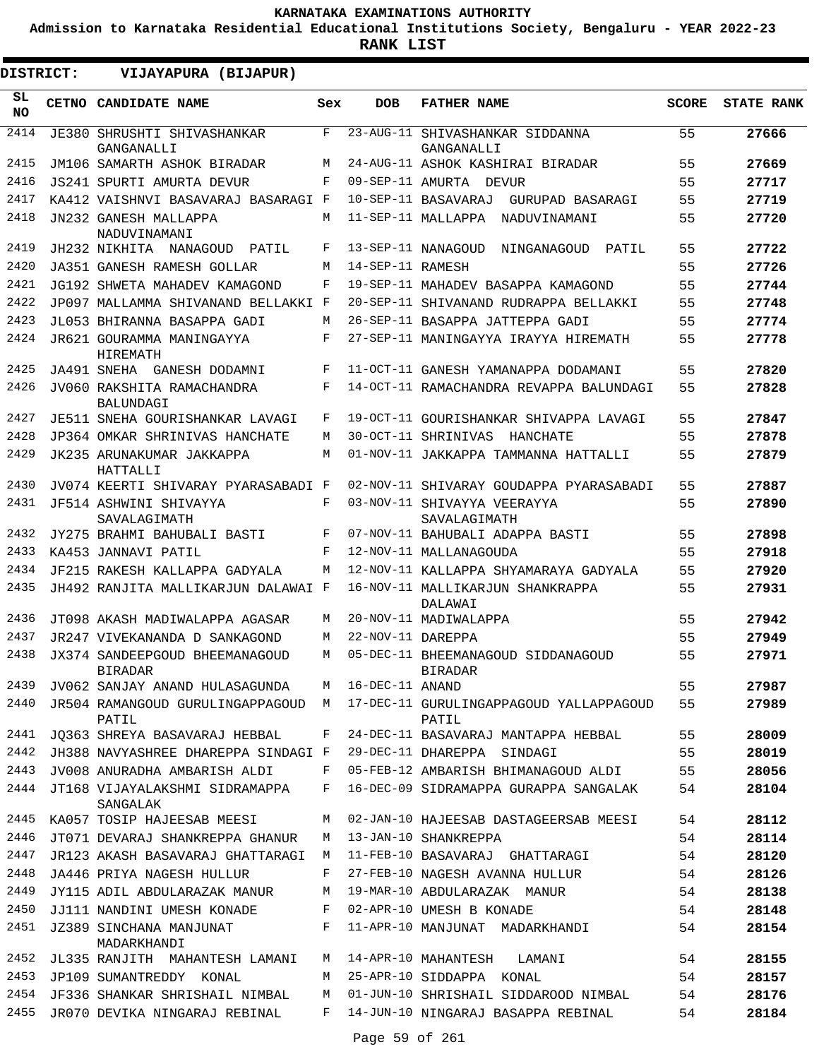KARNATAKA EXAMINATIONS AUTHORITY

Admission to Karnataka Residential Educational Institutions Society, Bengaluru - YEAR 2022-23

**RANK LIST**

**DISTRICT: VIJAYAPURA (BIJAPUR)**

| SL NO | CETNO | CANDIDATE NAME | Sex | DOB | FATHER NAME | SCORE | STATE RANK |
|---|---|---|---|---|---|---|---|
| 2414 | JE380 | SHRUSHTI SHIVASHANKAR GANGANALLI | F | 23-AUG-11 | SHIVASHANKAR SIDDANNA GANGANALLI | 55 | 27666 |
| 2415 | JM106 | SAMARTH ASHOK BIRADAR | M | 24-AUG-11 | ASHOK KASHIRAI BIRADAR | 55 | 27669 |
| 2416 | JS241 | SPURTI AMURTA DEVUR | F | 09-SEP-11 | AMURTA DEVUR | 55 | 27717 |
| 2417 | KA412 | VAISHNVI BASAVARAJ BASARAGI | F | 10-SEP-11 | BASAVARAJ GURUPAD BASARAGI | 55 | 27719 |
| 2418 | JN232 | GANESH MALLAPPA NADUVINAMANI | M | 11-SEP-11 | MALLAPPA NADUVINAMANI | 55 | 27720 |
| 2419 | JH232 | NIKHITA NANAGOUD PATIL | F | 13-SEP-11 | NANAGOUD NINGANAGOUD PATIL | 55 | 27722 |
| 2420 | JA351 | GANESH RAMESH GOLLAR | M | 14-SEP-11 | RAMESH | 55 | 27726 |
| 2421 | JG192 | SHWETA MAHADEV KAMAGOND | F | 19-SEP-11 | MAHADEV BASAPPA KAMAGOND | 55 | 27744 |
| 2422 | JP097 | MALLAMMA SHIVANAND BELLAKKI | F | 20-SEP-11 | SHIVANAND RUDRAPPA BELLAKKI | 55 | 27748 |
| 2423 | JL053 | BHIRANNA BASAPPA GADI | M | 26-SEP-11 | BASAPPA JATTEPPA GADI | 55 | 27774 |
| 2424 | JR621 | GOURAMMA MANINGAYYA HIREMATH | F | 27-SEP-11 | MANINGAYYA IRAYYA HIREMATH | 55 | 27778 |
| 2425 | JA491 | SNEHA GANESH DODAMNI | F | 11-OCT-11 | GANESH YAMANAPPA DODAMANI | 55 | 27820 |
| 2426 | JV060 | RAKSHITA RAMACHANDRA BALUNDAGI | F | 14-OCT-11 | RAMACHANDRA REVAPPA BALUNDAGI | 55 | 27828 |
| 2427 | JE511 | SNEHA GOURISHANKAR LAVAGI | F | 19-OCT-11 | GOURISHANKAR SHIVAPPA LAVAGI | 55 | 27847 |
| 2428 | JP364 | OMKAR SHRINIVAS HANCHATE | M | 30-OCT-11 | SHRINIVAS HANCHATE | 55 | 27878 |
| 2429 | JK235 | ARUNAKUMAR JAKKAPPA HATTALLI | M | 01-NOV-11 | JAKKAPPA TAMMANNA HATTALLI | 55 | 27879 |
| 2430 | JV074 | KEERTI SHIVARAY PYARASABADI | F | 02-NOV-11 | SHIVARAY GOUDAPPA PYARASABADI | 55 | 27887 |
| 2431 | JF514 | ASHWINI SHIVAYYA SAVALAGIMATH | F | 03-NOV-11 | SHIVAYYA VEERAYYA SAVALAGIMATH | 55 | 27890 |
| 2432 | JY275 | BRAHMI BAHUBALI BASTI | F | 07-NOV-11 | BAHUBALI ADAPPA BASTI | 55 | 27898 |
| 2433 | KA453 | JANNAVI PATIL | F | 12-NOV-11 | MALLANAGOUDA | 55 | 27918 |
| 2434 | JF215 | RAKESH KALLAPPA GADYALA | M | 12-NOV-11 | KALLAPPA SHYAMARAYA GADYALA | 55 | 27920 |
| 2435 | JH492 | RANJITA MALLIKARJUN DALAWAI | F | 16-NOV-11 | MALLIKARJUN SHANKRAPPA DALAWAI | 55 | 27931 |
| 2436 | JT098 | AKASH MADIWALAPPA AGASAR | M | 20-NOV-11 | MADIWALAPPA | 55 | 27942 |
| 2437 | JR247 | VIVEKANANDA D SANKAGOND | M | 22-NOV-11 | DAREPPA | 55 | 27949 |
| 2438 | JX374 | SANDEEPGOUD BHEEMANAGOUD BIRADAR | M | 05-DEC-11 | BHEEMANAGOUD SIDDANAGOUD BIRADAR | 55 | 27971 |
| 2439 | JV062 | SANJAY ANAND HULASAGUNDA | M | 16-DEC-11 | ANAND | 55 | 27987 |
| 2440 | JR504 | RAMANGOUD GURULINGAPPAGOUD PATIL | M | 17-DEC-11 | GURULINGAPPAGOUD YALLAPPAGOUD PATIL | 55 | 27989 |
| 2441 | JQ363 | SHREYA BASAVARAJ HEBBAL | F | 24-DEC-11 | BASAVARAJ MANTAPPA HEBBAL | 55 | 28009 |
| 2442 | JH388 | NAVYASHREE DHAREPPA SINDAGI | F | 29-DEC-11 | DHAREPPA SINDAGI | 55 | 28019 |
| 2443 | JV008 | ANURADHA AMBARISH ALDI | F | 05-FEB-12 | AMBARISH BHIMANAGOUD ALDI | 55 | 28056 |
| 2444 | JT168 | VIJAYALAKSHMI SIDRAMAPPA SANGALAK | F | 16-DEC-09 | SIDRAMAPPA GURAPPA SANGALAK | 54 | 28104 |
| 2445 | KA057 | TOSIP HAJEESAB MEESI | M | 02-JAN-10 | HAJEESAB DASTAGEERSAB MEESI | 54 | 28112 |
| 2446 | JT071 | DEVARAJ SHANKREPPA GHANUR | M | 13-JAN-10 | SHANKREPPA | 54 | 28114 |
| 2447 | JR123 | AKASH BASAVARAJ GHATTARAGI | M | 11-FEB-10 | BASAVARAJ GHATTARAGI | 54 | 28120 |
| 2448 | JA446 | PRIYA NAGESH HULLUR | F | 27-FEB-10 | NAGESH AVANNA HULLUR | 54 | 28126 |
| 2449 | JY115 | ADIL ABDULARAZAK MANUR | M | 19-MAR-10 | ABDULARAZAK MANUR | 54 | 28138 |
| 2450 | JJ111 | NANDINI UMESH KONADE | F | 02-APR-10 | UMESH B KONADE | 54 | 28148 |
| 2451 | JZ389 | SINCHANA MANJUNAT MADARKHANDI | F | 11-APR-10 | MANJUNAT MADARKHANDI | 54 | 28154 |
| 2452 | JL335 | RANJITH MAHANTESH LAMANI | M | 14-APR-10 | MAHANTESH LAMANI | 54 | 28155 |
| 2453 | JP109 | SUMANTREDDY KONAL | M | 25-APR-10 | SIDDAPPA KONAL | 54 | 28157 |
| 2454 | JF336 | SHANKAR SHRISHAIL NIMBAL | M | 01-JUN-10 | SHRISHAIL SIDDAROOD NIMBAL | 54 | 28176 |
| 2455 | JR070 | DEVIKA NINGARAJ REBINAL | F | 14-JUN-10 | NINGARAJ BASAPPA REBINAL | 54 | 28184 |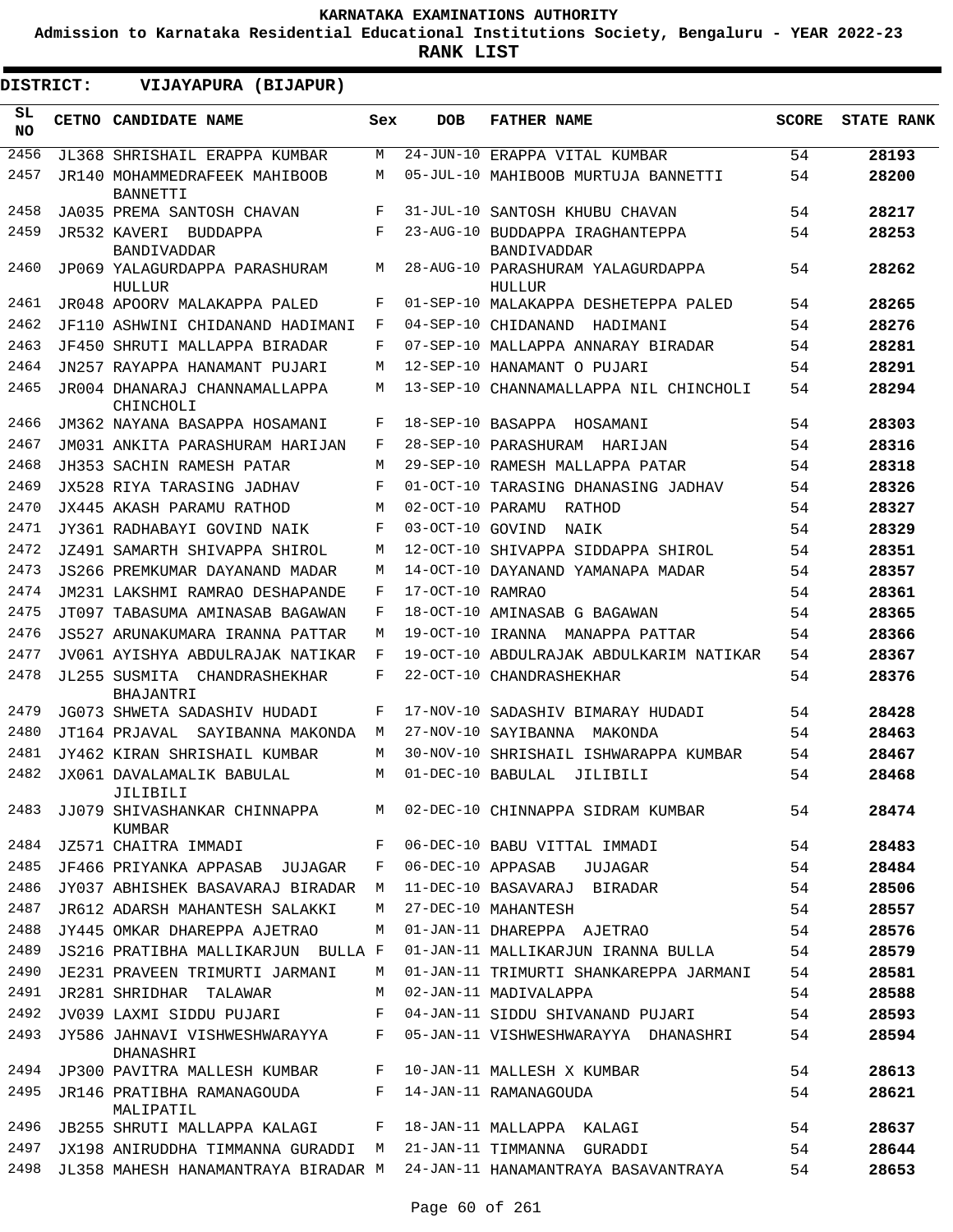KARNATAKA EXAMINATIONS AUTHORITY

Admission to Karnataka Residential Educational Institutions Society, Bengaluru - YEAR 2022-23

**RANK LIST**

**DISTRICT: VIJAYAPURA (BIJAPUR)**

| SL NO | CETNO | CANDIDATE NAME | Sex | DOB | FATHER NAME | SCORE | STATE RANK |
|---|---|---|---|---|---|---|---|
| 2456 | JL368 | SHRISHAIL ERAPPA KUMBAR | M | 24-JUN-10 | ERAPPA VITAL KUMBAR | 54 | 28193 |
| 2457 | JR140 | MOHAMMEDRAFEEK MAHIBOOB BANNETTI | M | 05-JUL-10 | MAHIBOOB MURTUJA BANNETTI | 54 | 28200 |
| 2458 | JA035 | PREMA SANTOSH CHAVAN | F | 31-JUL-10 | SANTOSH KHUBU CHAVAN | 54 | 28217 |
| 2459 | JR532 | KAVERI BUDDAPPA BANDIVADDAR | F | 23-AUG-10 | BUDDAPPA IRAGHANTEPPA BANDIVADDAR | 54 | 28253 |
| 2460 | JP069 | YALAGURDAPPA PARASHURAM HULLUR | M | 28-AUG-10 | PARASHURAM YALAGURDAPPA HULLUR | 54 | 28262 |
| 2461 | JR048 | APOORV MALAKAPPA PALED | F | 01-SEP-10 | MALAKAPPA DESHETEPPA PALED | 54 | 28265 |
| 2462 | JF110 | ASHWINI CHIDANAND HADIMANI | F | 04-SEP-10 | CHIDANAND HADIMANI | 54 | 28276 |
| 2463 | JF450 | SHRUTI MALLAPPA BIRADAR | F | 07-SEP-10 | MALLAPPA ANNARAY BIRADAR | 54 | 28281 |
| 2464 | JN257 | RAYAPPA HANAMANT PUJARI | M | 12-SEP-10 | HANAMANT O PUJARI | 54 | 28291 |
| 2465 | JR004 | DHANARAJ CHANNAMALLAPPA CHINCHOLI | M | 13-SEP-10 | CHANNAMALLAPPA NIL CHINCHOLI | 54 | 28294 |
| 2466 | JM362 | NAYANA BASAPPA HOSAMANI | F | 18-SEP-10 | BASAPPA HOSAMANI | 54 | 28303 |
| 2467 | JM031 | ANKITA PARASHURAM HARIJAN | F | 28-SEP-10 | PARASHURAM HARIJAN | 54 | 28316 |
| 2468 | JH353 | SACHIN RAMESH PATAR | M | 29-SEP-10 | RAMESH MALLAPPA PATAR | 54 | 28318 |
| 2469 | JX528 | RIYA TARASING JADHAV | F | 01-OCT-10 | TARASING DHANASING JADHAV | 54 | 28326 |
| 2470 | JX445 | AKASH PARAMU RATHOD | M | 02-OCT-10 | PARAMU RATHOD | 54 | 28327 |
| 2471 | JY361 | RADHABAYI GOVIND NAIK | F | 03-OCT-10 | GOVIND NAIK | 54 | 28329 |
| 2472 | JZ491 | SAMARTH SHIVAPPA SHIROL | M | 12-OCT-10 | SHIVAPPA SIDDAPPA SHIROL | 54 | 28351 |
| 2473 | JS266 | PREMKUMAR DAYANAND MADAR | M | 14-OCT-10 | DAYANAND YAMANAPA MADAR | 54 | 28357 |
| 2474 | JM231 | LAKSHMI RAMRAO DESHAPANDE | F | 17-OCT-10 | RAMRAO | 54 | 28361 |
| 2475 | JT097 | TABASUMA AMINASAB BAGAWAN | F | 18-OCT-10 | AMINASAB G BAGAWAN | 54 | 28365 |
| 2476 | JS527 | ARUNAKUMARA IRANNA PATTAR | M | 19-OCT-10 | IRANNA MANAPPA PATTAR | 54 | 28366 |
| 2477 | JV061 | AYISHYA ABDULRAJAK NATIKAR | F | 19-OCT-10 | ABDULRAJAK ABDULKARIM NATIKAR | 54 | 28367 |
| 2478 | JL255 | SUSMITA CHANDRASHEKHAR BHAJANTRI | F | 22-OCT-10 | CHANDRASHEKHAR | 54 | 28376 |
| 2479 | JG073 | SHWETA SADASHIV HUDADI | F | 17-NOV-10 | SADASHIV BIMARAY HUDADI | 54 | 28428 |
| 2480 | JT164 | PRJAVAL SAYIBANNA MAKONDA | M | 27-NOV-10 | SAYIBANNA MAKONDA | 54 | 28463 |
| 2481 | JY462 | KIRAN SHRISHAIL KUMBAR | M | 30-NOV-10 | SHRISHAIL ISHWARAPPA KUMBAR | 54 | 28467 |
| 2482 | JX061 | DAVALAMALIK BABULAL JILIBILI | M | 01-DEC-10 | BABULAL JILIBILI | 54 | 28468 |
| 2483 | JJ079 | SHIVASHANKAR CHINNAPPA KUMBAR | M | 02-DEC-10 | CHINNAPPA SIDRAM KUMBAR | 54 | 28474 |
| 2484 | JZ571 | CHAITRA IMMADI | F | 06-DEC-10 | BABU VITTAL IMMADI | 54 | 28483 |
| 2485 | JF466 | PRIYANKA APPASAB JUJAGAR | F | 06-DEC-10 | APPASAB JUJAGAR | 54 | 28484 |
| 2486 | JY037 | ABHISHEK BASAVARAJ BIRADAR | M | 11-DEC-10 | BASAVARAJ BIRADAR | 54 | 28506 |
| 2487 | JR612 | ADARSH MAHANTESH SALAKKI | M | 27-DEC-10 | MAHANTESH | 54 | 28557 |
| 2488 | JY445 | OMKAR DHAREPPA AJETRAO | M | 01-JAN-11 | DHAREPPA AJETRAO | 54 | 28576 |
| 2489 | JS216 | PRATIBHA MALLIKARJUN BULLA | F | 01-JAN-11 | MALLIKARJUN IRANNA BULLA | 54 | 28579 |
| 2490 | JE231 | PRAVEEN TRIMURTI JARMANI | M | 01-JAN-11 | TRIMURTI SHANKAREPPA JARMANI | 54 | 28581 |
| 2491 | JR281 | SHRIDHAR TALAWAR | M | 02-JAN-11 | MADIVALAPPA | 54 | 28588 |
| 2492 | JV039 | LAXMI SIDDU PUJARI | F | 04-JAN-11 | SIDDU SHIVANAND PUJARI | 54 | 28593 |
| 2493 | JY586 | JAHNAVI VISHWESHWARAYYA DHANASHRI | F | 05-JAN-11 | VISHWESHWARAYYA DHANASHRI | 54 | 28594 |
| 2494 | JP300 | PAVITRA MALLESH KUMBAR | F | 10-JAN-11 | MALLESH X KUMBAR | 54 | 28613 |
| 2495 | JR146 | PRATIBHA RAMANAGOUDA MALIPATIL | F | 14-JAN-11 | RAMANAGOUDA | 54 | 28621 |
| 2496 | JB255 | SHRUTI MALLAPPA KALAGI | F | 18-JAN-11 | MALLAPPA KALAGI | 54 | 28637 |
| 2497 | JX198 | ANIRUDDHA TIMMANNA GURADDI | M | 21-JAN-11 | TIMMANNA GURADDI | 54 | 28644 |
| 2498 | JL358 | MAHESH HANAMANTRAYA BIRADAR | M | 24-JAN-11 | HANAMANTRAYA BASAVANTRAYA | 54 | 28653 |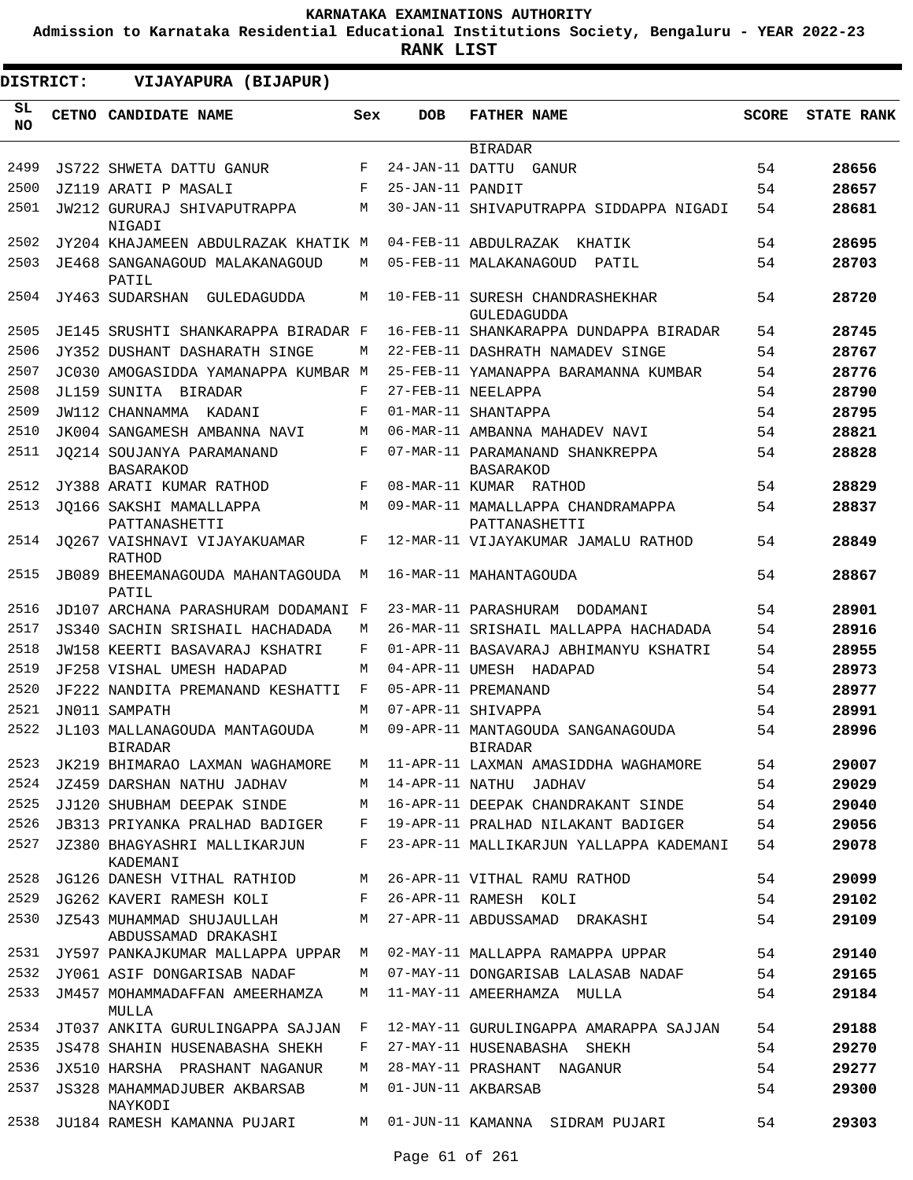KARNATAKA EXAMINATIONS AUTHORITY

Admission to Karnataka Residential Educational Institutions Society, Bengaluru - YEAR 2022-23

**RANK LIST**

**DISTRICT: VIJAYAPURA (BIJAPUR)**

| SL NO | CETNO | CANDIDATE NAME | Sex | DOB | FATHER NAME | SCORE | STATE RANK |
|---|---|---|---|---|---|---|---|
| | | | | | BIRADAR | | |
| 2499 | JS722 | SHWETA DATTU GANUR | F | 24-JAN-11 | DATTU GANUR | 54 | **28656** |
| 2500 | JZ119 | ARATI P MASALI | F | 25-JAN-11 | PANDIT | 54 | **28657** |
| 2501 | JW212 | GURURAJ SHIVAPUTRAPPA NIGADI | M | 30-JAN-11 | SHIVAPUTRAPPA SIDDAPPA NIGADI | 54 | **28681** |
| 2502 | JY204 | KHAJAMEEN ABDULRAZAK KHATIK | M | 04-FEB-11 | ABDULRAZAK KHATIK | 54 | **28695** |
| 2503 | JE468 | SANGANAGOUD MALAKANAGOUD PATIL | M | 05-FEB-11 | MALAKANAGOUD PATIL | 54 | **28703** |
| 2504 | JY463 | SUDARSHAN GULEDAGUDDA | M | 10-FEB-11 | SURESH CHANDRASHEKHAR GULEDAGUDDA | 54 | **28720** |
| 2505 | JE145 | SRUSHTI SHANKARAPPA BIRADAR | F | 16-FEB-11 | SHANKARAPPA DUNDAPPA BIRADAR | 54 | **28745** |
| 2506 | JY352 | DUSHANT DASHARATH SINGE | M | 22-FEB-11 | DASHRATH NAMADEV SINGE | 54 | **28767** |
| 2507 | JC030 | AMOGASIDDA YAMANAPPA KUMBAR | M | 25-FEB-11 | YAMANAPPA BARAMANNA KUMBAR | 54 | **28776** |
| 2508 | JL159 | SUNITA BIRADAR | F | 27-FEB-11 | NEELAPPA | 54 | **28790** |
| 2509 | JW112 | CHANNAMMA KADANI | F | 01-MAR-11 | SHANTAPPA | 54 | **28795** |
| 2510 | JK004 | SANGAMESH AMBANNA NAVI | M | 06-MAR-11 | AMBANNA MAHADEV NAVI | 54 | **28821** |
| 2511 | JQ214 | SOUJANYA PARAMANAND BASARAKOD | F | 07-MAR-11 | PARAMANAND SHANKREPPA BASARAKOD | 54 | **28828** |
| 2512 | JY388 | ARATI KUMAR RATHOD | F | 08-MAR-11 | KUMAR RATHOD | 54 | **28829** |
| 2513 | JQ166 | SAKSHI MAMALLAPPA PATTANASHETTI | M | 09-MAR-11 | MAMALLAPPA CHANDRAMAPPA PATTANASHETTI | 54 | **28837** |
| 2514 | JQ267 | VAISHNAVI VIJAYAKUAMAR RATHOD | F | 12-MAR-11 | VIJAYAKUMAR JAMALU RATHOD | 54 | **28849** |
| 2515 | JB089 | BHEEMANAGOUDA MAHANTAGOUDA PATIL | M | 16-MAR-11 | MAHANTAGOUDA | 54 | **28867** |
| 2516 | JD107 | ARCHANA PARASHURAM DODAMANI | F | 23-MAR-11 | PARASHURAM DODAMANI | 54 | **28901** |
| 2517 | JS340 | SACHIN SRISHAIL HACHADADA | M | 26-MAR-11 | SRISHAIL MALLAPPA HACHADADA | 54 | **28916** |
| 2518 | JW158 | KEERTI BASAVARAJ KSHATRI | F | 01-APR-11 | BASAVARAJ ABHIMANYU KSHATRI | 54 | **28955** |
| 2519 | JF258 | VISHAL UMESH HADAPAD | M | 04-APR-11 | UMESH HADAPAD | 54 | **28973** |
| 2520 | JF222 | NANDITA PREMANAND KESHATTI | F | 05-APR-11 | PREMANAND | 54 | **28977** |
| 2521 | JN011 | SAMPATH | M | 07-APR-11 | SHIVAPPA | 54 | **28991** |
| 2522 | JL103 | MALLANAGOUDA MANTAGOUDA BIRADAR | M | 09-APR-11 | MANTAGOUDA SANGANAGOUDA BIRADAR | 54 | **28996** |
| 2523 | JK219 | BHIMARAO LAXMAN WAGHAMORE | M | 11-APR-11 | LAXMAN AMASIDDHA WAGHAMORE | 54 | **29007** |
| 2524 | JZ459 | DARSHAN NATHU JADHAV | M | 14-APR-11 | NATHU JADHAV | 54 | **29029** |
| 2525 | JJ120 | SHUBHAM DEEPAK SINDE | M | 16-APR-11 | DEEPAK CHANDRAKANT SINDE | 54 | **29040** |
| 2526 | JB313 | PRIYANKA PRALHAD BADIGER | F | 19-APR-11 | PRALHAD NILAKANT BADIGER | 54 | **29056** |
| 2527 | JZ380 | BHAGYASHRI MALLIKARJUN KADEMANI | F | 23-APR-11 | MALLIKARJUN YALLAPPA KADEMANI | 54 | **29078** |
| 2528 | JG126 | DANESH VITHAL RATHIOD | M | 26-APR-11 | VITHAL RAMU RATHOD | 54 | **29099** |
| 2529 | JG262 | KAVERI RAMESH KOLI | F | 26-APR-11 | RAMESH KOLI | 54 | **29102** |
| 2530 | JZ543 | MUHAMMAD SHUJAULLAH ABDUSSAMAD DRAKASHI | M | 27-APR-11 | ABDUSSAMAD DRAKASHI | 54 | **29109** |
| 2531 | JY597 | PANKAJKUMAR MALLAPPA UPPAR | M | 02-MAY-11 | MALLAPPA RAMAPPA UPPAR | 54 | **29140** |
| 2532 | JY061 | ASIF DONGARISAB NADAF | M | 07-MAY-11 | DONGARISAB LALASAB NADAF | 54 | **29165** |
| 2533 | JM457 | MOHAMMADAFFAN AMEERHAMZA MULLA | M | 11-MAY-11 | AMEERHAMZA MULLA | 54 | **29184** |
| 2534 | JT037 | ANKITA GURULINGAPPA SAJJAN | F | 12-MAY-11 | GURULINGAPPA AMARAPPA SAJJAN | 54 | **29188** |
| 2535 | JS478 | SHAHIN HUSENABASHA SHEKH | F | 27-MAY-11 | HUSENABASHA SHEKH | 54 | **29270** |
| 2536 | JX510 | HARSHA PRASHANT NAGANUR | M | 28-MAY-11 | PRASHANT NAGANUR | 54 | **29277** |
| 2537 | JS328 | MAHAMMADJUBER AKBARSAB NAYKODI | M | 01-JUN-11 | AKBARSAB | 54 | **29300** |
| 2538 | JU184 | RAMESH KAMANNA PUJARI | M | 01-JUN-11 | KAMANNA SIDRAM PUJARI | 54 | **29303** |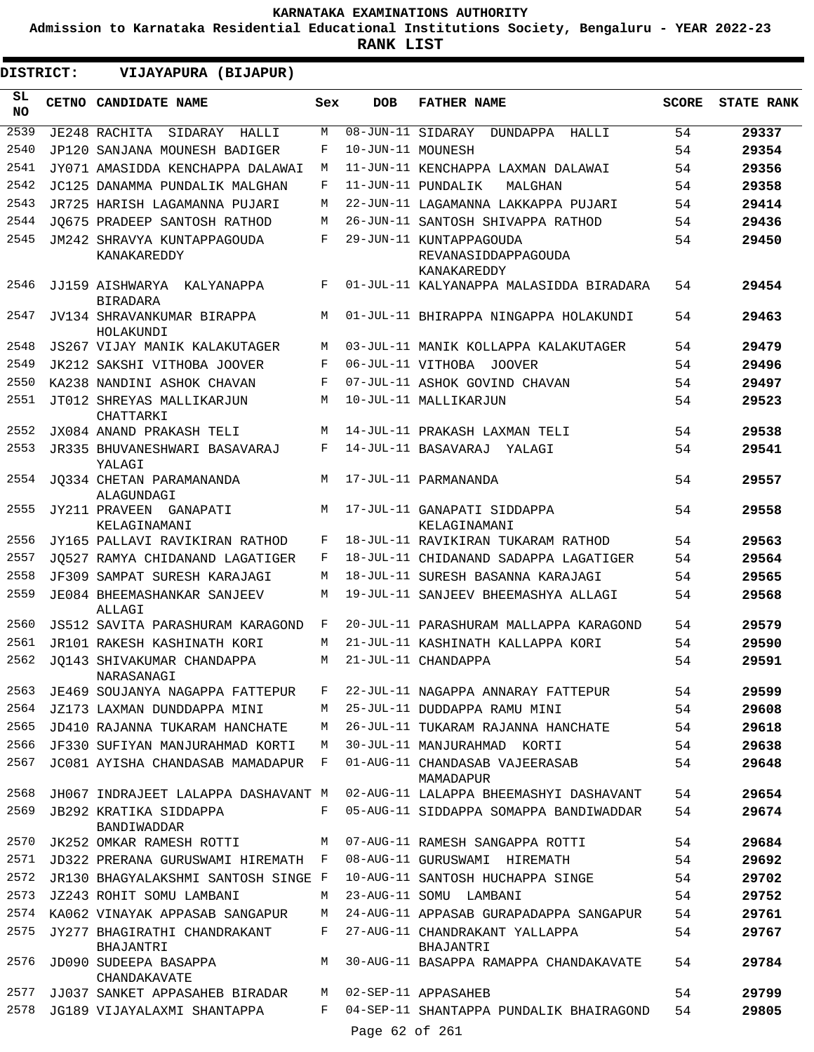KARNATAKA EXAMINATIONS AUTHORITY

Admission to Karnataka Residential Educational Institutions Society, Bengaluru - YEAR 2022-23

**RANK LIST**

**DISTRICT: VIJAYAPURA (BIJAPUR)**

| SL NO | CETNO | CANDIDATE NAME | Sex | DOB | FATHER NAME | SCORE | STATE RANK |
|---|---|---|---|---|---|---|---|
| 2539 | JE248 | RACHITA SIDARAY HALLI | M | 08-JUN-11 | SIDARAY DUNDAPPA HALLI | 54 | 29337 |
| 2540 | JP120 | SANJANA MOUNESH BADIGER | F | 10-JUN-11 | MOUNESH | 54 | 29354 |
| 2541 | JY071 | AMASIDDA KENCHAPPA DALAWAI | M | 11-JUN-11 | KENCHAPPA LAXMAN DALAWAI | 54 | 29356 |
| 2542 | JC125 | DANAMMA PUNDALIK MALGHAN | F | 11-JUN-11 | PUNDALIK MALGHAN | 54 | 29358 |
| 2543 | JR725 | HARISH LAGAMANNA PUJARI | M | 22-JUN-11 | LAGAMANNA LAKKAPPA PUJARI | 54 | 29414 |
| 2544 | JQ675 | PRADEEP SANTOSH RATHOD | M | 26-JUN-11 | SANTOSH SHIVAPPA RATHOD | 54 | 29436 |
| 2545 | JM242 | SHRAVYA KUNTAPPAGOUDA KANAKAREDDY | F | 29-JUN-11 | KUNTAPPAGOUDA REVANASIDDAPPAGOUDA KANAKAREDDY | 54 | 29450 |
| 2546 | JJ159 | AISHWARYA KALYANAPPA BIRADARA | F | 01-JUL-11 | KALYANAPPA MALASIDDA BIRADARA | 54 | 29454 |
| 2547 | JV134 | SHRAVANKUMAR BIRAPPA HOLAKUNDI | M | 01-JUL-11 | BHIRAPPA NINGAPPA HOLAKUNDI | 54 | 29463 |
| 2548 | JS267 | VIJAY MANIK KALAKUTAGER | M | 03-JUL-11 | MANIK KOLLAPPA KALAKUTAGER | 54 | 29479 |
| 2549 | JK212 | SAKSHI VITHOBA JOOVER | F | 06-JUL-11 | VITHOBA JOOVER | 54 | 29496 |
| 2550 | KA238 | NANDINI ASHOK CHAVAN | F | 07-JUL-11 | ASHOK GOVIND CHAVAN | 54 | 29497 |
| 2551 | JT012 | SHREYAS MALLIKARJUN CHATTARKI | M | 10-JUL-11 | MALLIKARJUN | 54 | 29523 |
| 2552 | JX084 | ANAND PRAKASH TELI | M | 14-JUL-11 | PRAKASH LAXMAN TELI | 54 | 29538 |
| 2553 | JR335 | BHUVANESHWARI BASAVARAJ YALAGI | F | 14-JUL-11 | BASAVARAJ YALAGI | 54 | 29541 |
| 2554 | JQ334 | CHETAN PARAMANANDA ALAGUNDAGI | M | 17-JUL-11 | PARMANANDA | 54 | 29557 |
| 2555 | JY211 | PRAVEEN GANAPATI KELAGINAMANI | M | 17-JUL-11 | GANAPATI SIDDAPPA KELAGINAMANI | 54 | 29558 |
| 2556 | JY165 | PALLAVI RAVIKIRAN RATHOD | F | 18-JUL-11 | RAVIKIRAN TUKARAM RATHOD | 54 | 29563 |
| 2557 | JQ527 | RAMYA CHIDANAND LAGATIGER | F | 18-JUL-11 | CHIDANAND SADAPPA LAGATIGER | 54 | 29564 |
| 2558 | JF309 | SAMPAT SURESH KARAJAGI | M | 18-JUL-11 | SURESH BASANNA KARAJAGI | 54 | 29565 |
| 2559 | JE084 | BHEEMASHANKAR SANJEEV ALLAGI | M | 19-JUL-11 | SANJEEV BHEEMASHYA ALLAGI | 54 | 29568 |
| 2560 | JS512 | SAVITA PARASHURAM KARAGOND | F | 20-JUL-11 | PARASHURAM MALLAPPA KARAGOND | 54 | 29579 |
| 2561 | JR101 | RAKESH KASHINATH KORI | M | 21-JUL-11 | KASHINATH KALLAPPA KORI | 54 | 29590 |
| 2562 | JQ143 | SHIVAKUMAR CHANDAPPA NARASANAGI | M | 21-JUL-11 | CHANDAPPA | 54 | 29591 |
| 2563 | JE469 | SOUJANYA NAGAPPA FATTEPUR | F | 22-JUL-11 | NAGAPPA ANNARAY FATTEPUR | 54 | 29599 |
| 2564 | JZ173 | LAXMAN DUNDDAPPA MINI | M | 25-JUL-11 | DUDDAPPA RAMU MINI | 54 | 29608 |
| 2565 | JD410 | RAJANNA TUKARAM HANCHATE | M | 26-JUL-11 | TUKARAM RAJANNA HANCHATE | 54 | 29618 |
| 2566 | JF330 | SUFIYAN MANJURAHMAD KORTI | M | 30-JUL-11 | MANJURAHMAD KORTI | 54 | 29638 |
| 2567 | JC081 | AYISHA CHANDASAB MAMADAPUR | F | 01-AUG-11 | CHANDASAB VAJEERASAB MAMADAPUR | 54 | 29648 |
| 2568 | JH067 | INDRAJEET LALAPPA DASHAVANT | M | 02-AUG-11 | LALAPPA BHEEMASHYI DASHAVANT | 54 | 29654 |
| 2569 | JB292 | KRATIKA SIDDAPPA BANDIWADDAR | F | 05-AUG-11 | SIDDAPPA SOMAPPA BANDIWADDAR | 54 | 29674 |
| 2570 | JK252 | OMKAR RAMESH ROTTI | M | 07-AUG-11 | RAMESH SANGAPPA ROTTI | 54 | 29684 |
| 2571 | JD322 | PRERANA GURUSWAMI HIREMATH | F | 08-AUG-11 | GURUSWAMI HIREMATH | 54 | 29692 |
| 2572 | JR130 | BHAGYALAKSHMI SANTOSH SINGE | F | 10-AUG-11 | SANTOSH HUCHAPPA SINGE | 54 | 29702 |
| 2573 | JZ243 | ROHIT SOMU LAMBANI | M | 23-AUG-11 | SOMU LAMBANI | 54 | 29752 |
| 2574 | KA062 | VINAYAK APPASAB SANGAPUR | M | 24-AUG-11 | APPASAB GURAPADAPPA SANGAPUR | 54 | 29761 |
| 2575 | JY277 | BHAGIRATHI CHANDRAKANT BHAJANTRI | F | 27-AUG-11 | CHANDRAKANT YALLAPPA BHAJANTRI | 54 | 29767 |
| 2576 | JD090 | SUDEEPA BASAPPA CHANDAKAVATE | M | 30-AUG-11 | BASAPPA RAMAPPA CHANDAKAVATE | 54 | 29784 |
| 2577 | JJ037 | SANKET APPASAHEB BIRADAR | M | 02-SEP-11 | APPASAHEB | 54 | 29799 |
| 2578 | JG189 | VIJAYALAXMI SHANTAPPA | F | 04-SEP-11 | SHANTAPPA PUNDALIK BHAIRAGOND | 54 | 29805 |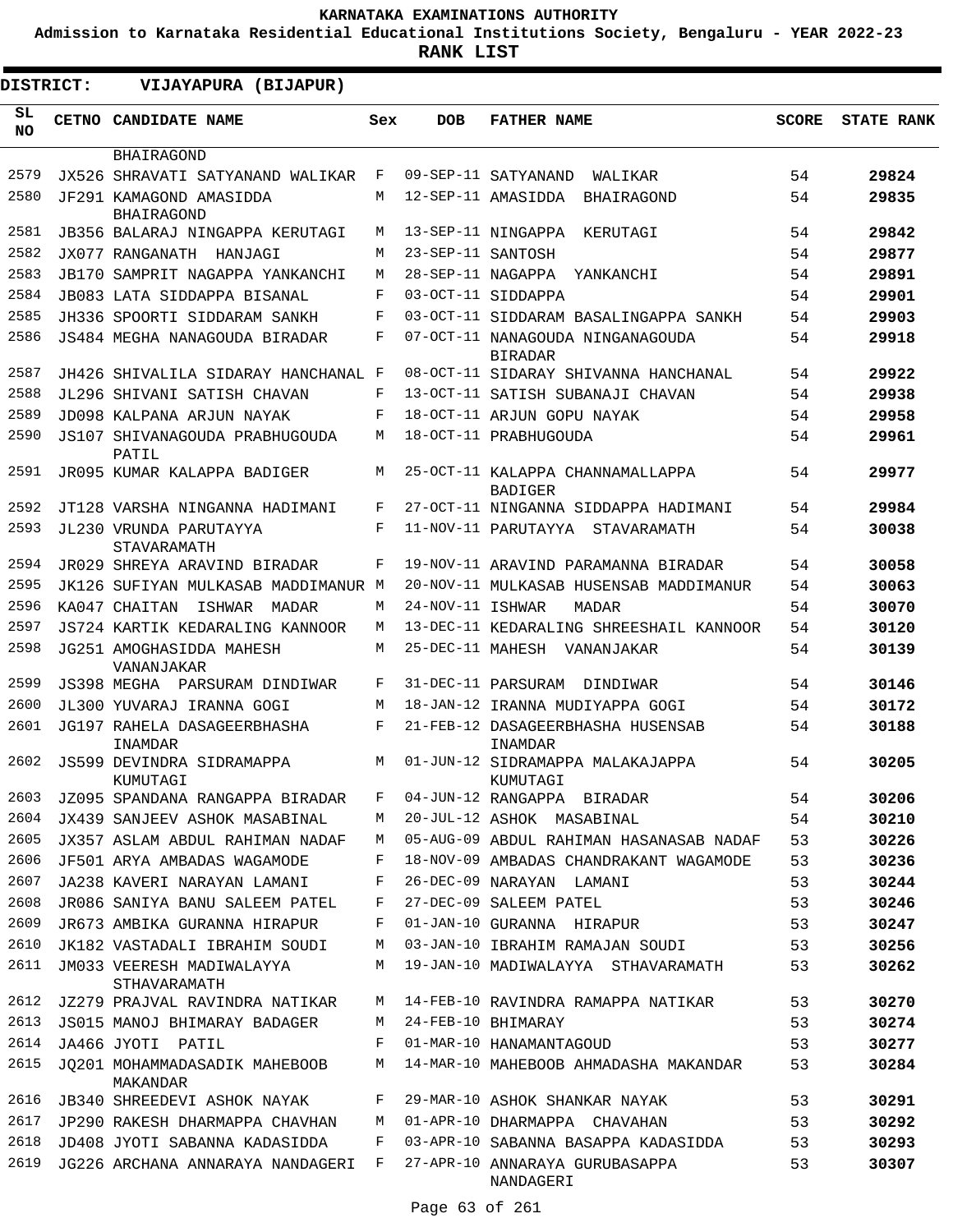KARNATAKA EXAMINATIONS AUTHORITY

Admission to Karnataka Residential Educational Institutions Society, Bengaluru - YEAR 2022-23

**RANK LIST**

**DISTRICT: VIJAYAPURA (BIJAPUR)**

| SL NO | CETNO | CANDIDATE NAME | Sex | DOB | FATHER NAME | SCORE | STATE RANK |
|---|---|---|---|---|---|---|---|
| | | BHAIRAGOND | | | | | |
| 2579 | JX526 | SHRAVATI SATYANAND WALIKAR | F | 09-SEP-11 | SATYANAND WALIKAR | 54 | 29824 |
| 2580 | JF291 | KAMAGOND AMASIDDA BHAIRAGOND | M | 12-SEP-11 | AMASIDDA BHAIRAGOND | 54 | 29835 |
| 2581 | JB356 | BALARAJ NINGAPPA KERUTAGI | M | 13-SEP-11 | NINGAPPA KERUTAGI | 54 | 29842 |
| 2582 | JX077 | RANGANATH HANJAGI | M | 23-SEP-11 | SANTOSH | 54 | 29877 |
| 2583 | JB170 | SAMPRIT NAGAPPA YANKANCHI | M | 28-SEP-11 | NAGAPPA YANKANCHI | 54 | 29891 |
| 2584 | JB083 | LATA SIDDAPPA BISANAL | F | 03-OCT-11 | SIDDAPPA | 54 | 29901 |
| 2585 | JH336 | SPOORTI SIDDARAM SANKH | F | 03-OCT-11 | SIDDARAM BASALINGAPPA SANKH | 54 | 29903 |
| 2586 | JS484 | MEGHA NANAGOUDA BIRADAR | F | 07-OCT-11 | NANAGOUDA NINGANAGOUDA BIRADAR | 54 | 29918 |
| 2587 | JH426 | SHIVALILA SIDARAY HANCHANAL | F | 08-OCT-11 | SIDARAY SHIVANNA HANCHANAL | 54 | 29922 |
| 2588 | JL296 | SHIVANI SATISH CHAVAN | F | 13-OCT-11 | SATISH SUBANAJI CHAVAN | 54 | 29938 |
| 2589 | JD098 | KALPANA ARJUN NAYAK | F | 18-OCT-11 | ARJUN GOPU NAYAK | 54 | 29958 |
| 2590 | JS107 | SHIVANAGOUDA PRABHUGOUDA PATIL | M | 18-OCT-11 | PRABHUGOUDA | 54 | 29961 |
| 2591 | JR095 | KUMAR KALAPPA BADIGER | M | 25-OCT-11 | KALAPPA CHANNAMALLAPPA BADIGER | 54 | 29977 |
| 2592 | JT128 | VARSHA NINGANNA HADIMANI | F | 27-OCT-11 | NINGANNA SIDDAPPA HADIMANI | 54 | 29984 |
| 2593 | JL230 | VRUNDA PARUTAYYA STAVARAMATH | F | 11-NOV-11 | PARUTAYYA STAVARAMATH | 54 | 30038 |
| 2594 | JR029 | SHREYA ARAVIND BIRADAR | F | 19-NOV-11 | ARAVIND PARAMANNA BIRADAR | 54 | 30058 |
| 2595 | JK126 | SUFIYAN MULKASAB MADDIMANUR | M | 20-NOV-11 | MULKASAB HUSENSAB MADDIMANUR | 54 | 30063 |
| 2596 | KA047 | CHAITAN ISHWAR MADAR | M | 24-NOV-11 | ISHWAR MADAR | 54 | 30070 |
| 2597 | JS724 | KARTIK KEDARALING KANNOOR | M | 13-DEC-11 | KEDARALING SHREESHAIL KANNOOR | 54 | 30120 |
| 2598 | JG251 | AMOGHASIDDA MAHESH VANANJAKAR | M | 25-DEC-11 | MAHESH VANANJAKAR | 54 | 30139 |
| 2599 | JS398 | MEGHA PARSURAM DINDIWAR | F | 31-DEC-11 | PARSURAM DINDIWAR | 54 | 30146 |
| 2600 | JL300 | YUVARAJ IRANNA GOGI | M | 18-JAN-12 | IRANNA MUDIYAPPA GOGI | 54 | 30172 |
| 2601 | JG197 | RAHELA DASAGEERBHASHA INAMDAR | F | 21-FEB-12 | DASAGEERBHASHA HUSENSAB INAMDAR | 54 | 30188 |
| 2602 | JS599 | DEVINDRA SIDRAMAPPA KUMUTAGI | M | 01-JUN-12 | SIDRAMAPPA MALAKAJAPPA KUMUTAGI | 54 | 30205 |
| 2603 | JZ095 | SPANDANA RANGAPPA BIRADAR | F | 04-JUN-12 | RANGAPPA BIRADAR | 54 | 30206 |
| 2604 | JX439 | SANJEEV ASHOK MASABINAL | M | 20-JUL-12 | ASHOK MASABINAL | 54 | 30210 |
| 2605 | JX357 | ASLAM ABDUL RAHIMAN NADAF | M | 05-AUG-09 | ABDUL RAHIMAN HASANASAB NADAF | 53 | 30226 |
| 2606 | JF501 | ARYA AMBADAS WAGAMODE | F | 18-NOV-09 | AMBADAS CHANDRAKANT WAGAMODE | 53 | 30236 |
| 2607 | JA238 | KAVERI NARAYAN LAMANI | F | 26-DEC-09 | NARAYAN LAMANI | 53 | 30244 |
| 2608 | JR086 | SANIYA BANU SALEEM PATEL | F | 27-DEC-09 | SALEEM PATEL | 53 | 30246 |
| 2609 | JR673 | AMBIKA GURANNA HIRAPUR | F | 01-JAN-10 | GURANNA HIRAPUR | 53 | 30247 |
| 2610 | JK182 | VASTADALI IBRAHIM SOUDI | M | 03-JAN-10 | IBRAHIM RAMAJAN SOUDI | 53 | 30256 |
| 2611 | JM033 | VEERESH MADIWALAYYA STHAVARAMATH | M | 19-JAN-10 | MADIWALAYYA STHAVARAMATH | 53 | 30262 |
| 2612 | JZ279 | PRAJVAL RAVINDRA NATIKAR | M | 14-FEB-10 | RAVINDRA RAMAPPA NATIKAR | 53 | 30270 |
| 2613 | JS015 | MANOJ BHIMARAY BADAGER | M | 24-FEB-10 | BHIMARAY | 53 | 30274 |
| 2614 | JA466 | JYOTI PATIL | F | 01-MAR-10 | HANAMANTAGOUD | 53 | 30277 |
| 2615 | JQ201 | MOHAMMADASADIK MAHEBOOB MAKANDAR | M | 14-MAR-10 | MAHEBOOB AHMADASHA MAKANDAR | 53 | 30284 |
| 2616 | JB340 | SHREEDEVI ASHOK NAYAK | F | 29-MAR-10 | ASHOK SHANKAR NAYAK | 53 | 30291 |
| 2617 | JP290 | RAKESH DHARMAPPA CHAVHAN | M | 01-APR-10 | DHARMAPPA CHAVAHAN | 53 | 30292 |
| 2618 | JD408 | JYOTI SABANNA KADASIDDA | F | 03-APR-10 | SABANNA BASAPPA KADASIDDA | 53 | 30293 |
| 2619 | JG226 | ARCHANA ANNARAYA NANDAGERI | F | 27-APR-10 | ANNARAYA GURUBASAPPA NANDAGERI | 53 | 30307 |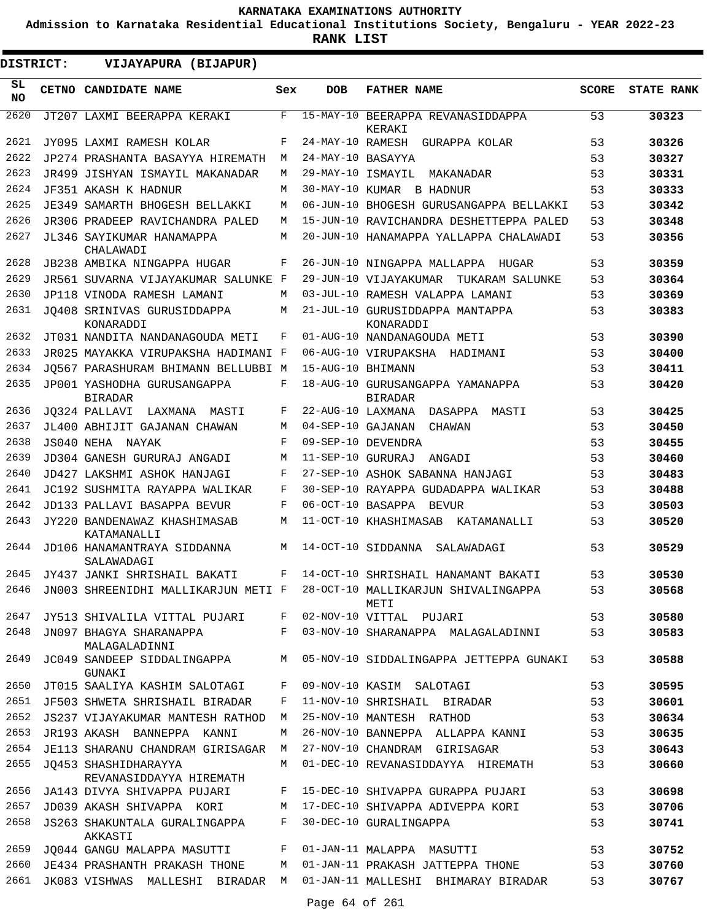# KARNATAKA EXAMINATIONS AUTHORITY

**Admission to Karnataka Residential Educational Institutions Society, Bengaluru - YEAR 2022-23**

**RANK LIST**

**DISTRICT: VIJAYAPURA (BIJAPUR)**

| SL NO | CETNO | CANDIDATE NAME | Sex | DOB | FATHER NAME | SCORE | STATE RANK |
|---|---|---|---|---|---|---|---|
| 2620 | JT207 | LAXMI BEERAPPA KERAKI | F | 15-MAY-10 | BEERAPPA REVANASIDDAPPA KERAKI | 53 | 30323 |
| 2621 | JY095 | LAXMI RAMESH KOLAR | F | 24-MAY-10 | RAMESH GURAPPA KOLAR | 53 | 30326 |
| 2622 | JP274 | PRASHANTA BASAYYA HIREMATH | M | 24-MAY-10 | BASAYYA | 53 | 30327 |
| 2623 | JR499 | JISHYAN ISMAYIL MAKANADAR | M | 29-MAY-10 | ISMAYIL MAKANADAR | 53 | 30331 |
| 2624 | JF351 | AKASH K HADNUR | M | 30-MAY-10 | KUMAR B HADNUR | 53 | 30333 |
| 2625 | JE349 | SAMARTH BHOGESH BELLAKKI | M | 06-JUN-10 | BHOGESH GURUSANGAPPA BELLAKKI | 53 | 30342 |
| 2626 | JR306 | PRADEEP RAVICHANDRA PALED | M | 15-JUN-10 | RAVICHANDRA DESHETTEPPA PALED | 53 | 30348 |
| 2627 | JL346 | SAYIKUMAR HANAMAPPA CHALAWADI | M | 20-JUN-10 | HANAMAPPA YALLAPPA CHALAWADI | 53 | 30356 |
| 2628 | JB238 | AMBIKA NINGAPPA HUGAR | F | 26-JUN-10 | NINGAPPA MALLAPPA HUGAR | 53 | 30359 |
| 2629 | JR561 | SUVARNA VIJAYAKUMAR SALUNKE | F | 29-JUN-10 | VIJAYAKUMAR TUKARAM SALUNKE | 53 | 30364 |
| 2630 | JP118 | VINODA RAMESH LAMANI | M | 03-JUL-10 | RAMESH VALAPPA LAMANI | 53 | 30369 |
| 2631 | JQ408 | SRINIVAS GURUSIDDAPPA KONARADDI | M | 21-JUL-10 | GURUSIDDAPPA MANTAPPA KONARADDI | 53 | 30383 |
| 2632 | JT031 | NANDITA NANDANAGOUDA METI | F | 01-AUG-10 | NANDANAGOUDA METI | 53 | 30390 |
| 2633 | JR025 | MAYAKKA VIRUPAKSHA HADIMANI | F | 06-AUG-10 | VIRUPAKSHA HADIMANI | 53 | 30400 |
| 2634 | JQ567 | PARASHURAM BHIMANN BELLUBBI | M | 15-AUG-10 | BHIMANN | 53 | 30411 |
| 2635 | JP001 | YASHODHA GURUSANGAPPA BIRADAR | F | 18-AUG-10 | GURUSANGAPPA YAMANAPPA BIRADAR | 53 | 30420 |
| 2636 | JQ324 | PALLAVI LAXMANA MASTI | F | 22-AUG-10 | LAXMANA DASAPPA MASTI | 53 | 30425 |
| 2637 | JL400 | ABHIJIT GAJANAN CHAWAN | M | 04-SEP-10 | GAJANAN CHAWAN | 53 | 30450 |
| 2638 | JS040 | NEHA NAYAK | F | 09-SEP-10 | DEVENDRA | 53 | 30455 |
| 2639 | JD304 | GANESH GURURAJ ANGADI | M | 11-SEP-10 | GURURAJ ANGADI | 53 | 30460 |
| 2640 | JD427 | LAKSHMI ASHOK HANJAGI | F | 27-SEP-10 | ASHOK SABANNA HANJAGI | 53 | 30483 |
| 2641 | JC192 | SUSHMITA RAYAPPA WALIKAR | F | 30-SEP-10 | RAYAPPA GUDADAPPA WALIKAR | 53 | 30488 |
| 2642 | JD133 | PALLAVI BASAPPA BEVUR | F | 06-OCT-10 | BASAPPA BEVUR | 53 | 30503 |
| 2643 | JY220 | BANDENAWAZ KHASHIMASAB KATAMANALLI | M | 11-OCT-10 | KHASHIMASAB KATAMANALLI | 53 | 30520 |
| 2644 | JD106 | HANAMANTRAYA SIDDANNA SALAWADAGI | M | 14-OCT-10 | SIDDANNA SALAWADAGI | 53 | 30529 |
| 2645 | JY437 | JANKI SHRISHAIL BAKATI | F | 14-OCT-10 | SHRISHAIL HANAMANT BAKATI | 53 | 30530 |
| 2646 | JN003 | SHREENIDHI MALLIKARJUN METI | F | 28-OCT-10 | MALLIKARJUN SHIVALINGAPPA METI | 53 | 30568 |
| 2647 | JY513 | SHIVALILA VITTAL PUJARI | F | 02-NOV-10 | VITTAL PUJARI | 53 | 30580 |
| 2648 | JN097 | BHAGYA SHARANAPPA MALAGALADINNI | F | 03-NOV-10 | SHARANAPPA MALAGALADINNI | 53 | 30583 |
| 2649 | JC049 | SANDEEP SIDDALINGAPPA GUNAKI | M | 05-NOV-10 | SIDDALINGAPPA JETTEPPA GUNAKI | 53 | 30588 |
| 2650 | JT015 | SAALIYA KASHIM SALOTAGI | F | 09-NOV-10 | KASIM SALOTAGI | 53 | 30595 |
| 2651 | JF503 | SHWETA SHRISHAIL BIRADAR | F | 11-NOV-10 | SHRISHAIL BIRADAR | 53 | 30601 |
| 2652 | JS237 | VIJAYAKUMAR MANTESH RATHOD | M | 25-NOV-10 | MANTESH RATHOD | 53 | 30634 |
| 2653 | JR193 | AKASH BANNEPPA KANNI | M | 26-NOV-10 | BANNEPPA ALLAPPA KANNI | 53 | 30635 |
| 2654 | JE113 | SHARANU CHANDRAM GIRISAGAR | M | 27-NOV-10 | CHANDRAM GIRISAGAR | 53 | 30643 |
| 2655 | JQ453 | SHASHIDHARAYYA REVANASIDDAYYA HIREMATH | M | 01-DEC-10 | REVANASIDDAYYA HIREMATH | 53 | 30660 |
| 2656 | JA143 | DIVYA SHIVAPPA PUJARI | F | 15-DEC-10 | SHIVAPPA GURAPPA PUJARI | 53 | 30698 |
| 2657 | JD039 | AKASH SHIVAPPA KORI | M | 17-DEC-10 | SHIVAPPA ADIVEPPA KORI | 53 | 30706 |
| 2658 | JS263 | SHAKUNTALA GURALINGAPPA AKKASTI | F | 30-DEC-10 | GURALINGAPPA | 53 | 30741 |
| 2659 | JQ044 | GANGU MALAPPA MASUTTI | F | 01-JAN-11 | MALAPPA MASUTTI | 53 | 30752 |
| 2660 | JE434 | PRASHANTH PRAKASH THONE | M | 01-JAN-11 | PRAKASH JATTEPPA THONE | 53 | 30760 |
| 2661 | JK083 | VISHWAS MALLESHI BIRADAR | M | 01-JAN-11 | MALLESHI BHIMARAY BIRADAR | 53 | 30767 |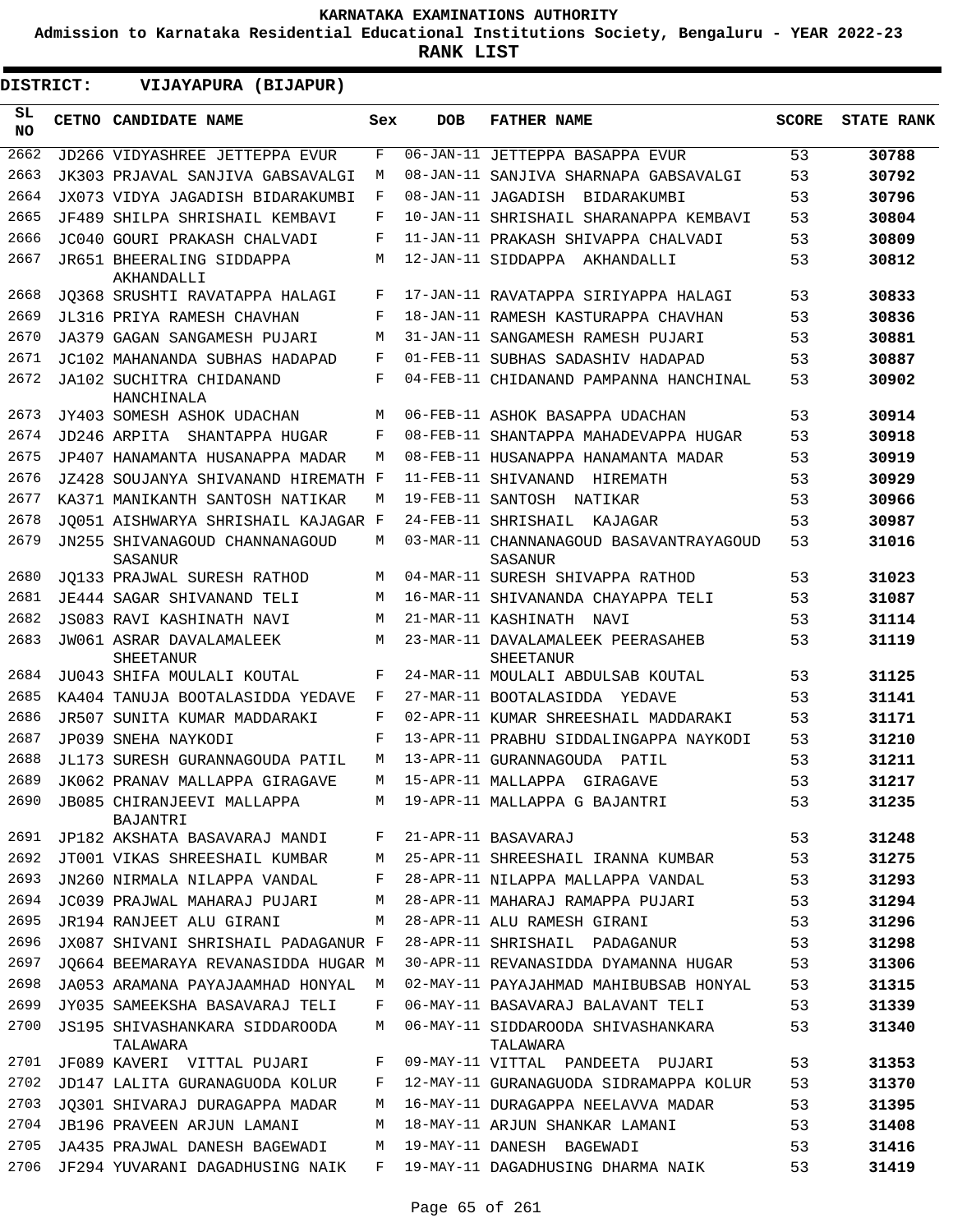# KARNATAKA EXAMINATIONS AUTHORITY

**Admission to Karnataka Residential Educational Institutions Society, Bengaluru - YEAR 2022-23**

**RANK LIST**

**DISTRICT: VIJAYAPURA (BIJAPUR)**

| SL NO | CETNO | CANDIDATE NAME | Sex | DOB | FATHER NAME | SCORE | STATE RANK |
|---|---|---|---|---|---|---|---|
| 2662 | JD266 | VIDYASHREE JETTEPPA EVUR | F | 06-JAN-11 | JETTEPPA BASAPPA EVUR | 53 | 30788 |
| 2663 | JK303 | PRJAVAL SANJIVA GABSAVALGI | M | 08-JAN-11 | SANJIVA SHARNAPA GABSAVALGI | 53 | 30792 |
| 2664 | JX073 | VIDYA JAGADISH BIDARAKUMBI | F | 08-JAN-11 | JAGADISH BIDARAKUMBI | 53 | 30796 |
| 2665 | JF489 | SHILPA SHRISHAIL KEMBAVI | F | 10-JAN-11 | SHRISHAIL SHARANAPPA KEMBAVI | 53 | 30804 |
| 2666 | JC040 | GOURI PRAKASH CHALVADI | F | 11-JAN-11 | PRAKASH SHIVAPPA CHALVADI | 53 | 30809 |
| 2667 | JR651 | BHEERALING SIDDAPPA AKHANDALLI | M | 12-JAN-11 | SIDDAPPA AKHANDALLI | 53 | 30812 |
| 2668 | JQ368 | SRUSHTI RAVATAPPA HALAGI | F | 17-JAN-11 | RAVATAPPA SIRIYAPPA HALAGI | 53 | 30833 |
| 2669 | JL316 | PRIYA RAMESH CHAVHAN | F | 18-JAN-11 | RAMESH KASTURAPPA CHAVHAN | 53 | 30836 |
| 2670 | JA379 | GAGAN SANGAMESH PUJARI | M | 31-JAN-11 | SANGAMESH RAMESH PUJARI | 53 | 30881 |
| 2671 | JC102 | MAHANANDA SUBHAS HADAPAD | F | 01-FEB-11 | SUBHAS SADASHIV HADAPAD | 53 | 30887 |
| 2672 | JA102 | SUCHITRA CHIDANAND HANCHINALA | F | 04-FEB-11 | CHIDANAND PAMPANNA HANCHINAL | 53 | 30902 |
| 2673 | JY403 | SOMESH ASHOK UDACHAN | M | 06-FEB-11 | ASHOK BASAPPA UDACHAN | 53 | 30914 |
| 2674 | JD246 | ARPITA SHANTAPPA HUGAR | F | 08-FEB-11 | SHANTAPPA MAHADEVAPPA HUGAR | 53 | 30918 |
| 2675 | JP407 | HANAMANTA HUSANAPPA MADAR | M | 08-FEB-11 | HUSANAPPA HANAMANTA MADAR | 53 | 30919 |
| 2676 | JZ428 | SOUJANYA SHIVANAND HIREMATH | F | 11-FEB-11 | SHIVANAND HIREMATH | 53 | 30929 |
| 2677 | KA371 | MANIKANTH SANTOSH NATIKAR | M | 19-FEB-11 | SANTOSH NATIKAR | 53 | 30966 |
| 2678 | JQ051 | AISHWARYA SHRISHAIL KAJAGAR | F | 24-FEB-11 | SHRISHAIL KAJAGAR | 53 | 30987 |
| 2679 | JN255 | SHIVANAGOUD CHANNANAGOUD SASANUR | M | 03-MAR-11 | CHANNANAGOUD BASAVANTRAYAGOUD SASANUR | 53 | 31016 |
| 2680 | JQ133 | PRAJWAL SURESH RATHOD | M | 04-MAR-11 | SURESH SHIVAPPA RATHOD | 53 | 31023 |
| 2681 | JE444 | SAGAR SHIVANAND TELI | M | 16-MAR-11 | SHIVANANDA CHAYAPPA TELI | 53 | 31087 |
| 2682 | JS083 | RAVI KASHINATH NAVI | M | 21-MAR-11 | KASHINATH NAVI | 53 | 31114 |
| 2683 | JW061 | ASRAR DAVALAMALEEK SHEETANUR | M | 23-MAR-11 | DAVALAMALEEK PEERASAHEB SHEETANUR | 53 | 31119 |
| 2684 | JU043 | SHIFA MOULALI KOUTAL | F | 24-MAR-11 | MOULALI ABDULSAB KOUTAL | 53 | 31125 |
| 2685 | KA404 | TANUJA BOOTALASIDDA YEDAVE | F | 27-MAR-11 | BOOTALASIDDA YEDAVE | 53 | 31141 |
| 2686 | JR507 | SUNITA KUMAR MADDARAKI | F | 02-APR-11 | KUMAR SHREESHAIL MADDARAKI | 53 | 31171 |
| 2687 | JP039 | SNEHA NAYKODI | F | 13-APR-11 | PRABHU SIDDALINGAPPA NAYKODI | 53 | 31210 |
| 2688 | JL173 | SURESH GURANNAGOUDA PATIL | M | 13-APR-11 | GURANNAGOUDA PATIL | 53 | 31211 |
| 2689 | JK062 | PRANAV MALLAPPA GIRAGAVE | M | 15-APR-11 | MALLAPPA GIRAGAVE | 53 | 31217 |
| 2690 | JB085 | CHIRANJEEVI MALLAPPA BAJANTRI | M | 19-APR-11 | MALLAPPA G BAJANTRI | 53 | 31235 |
| 2691 | JP182 | AKSHATA BASAVARAJ MANDI | F | 21-APR-11 | BASAVARAJ | 53 | 31248 |
| 2692 | JT001 | VIKAS SHREESHAIL KUMBAR | M | 25-APR-11 | SHREESHAIL IRANNA KUMBAR | 53 | 31275 |
| 2693 | JN260 | NIRMALA NILAPPA VANDAL | F | 28-APR-11 | NILAPPA MALLAPPA VANDAL | 53 | 31293 |
| 2694 | JC039 | PRAJWAL MAHARAJ PUJARI | M | 28-APR-11 | MAHARAJ RAMAPPA PUJARI | 53 | 31294 |
| 2695 | JR194 | RANJEET ALU GIRANI | M | 28-APR-11 | ALU RAMESH GIRANI | 53 | 31296 |
| 2696 | JX087 | SHIVANI SHRISHAIL PADAGANUR | F | 28-APR-11 | SHRISHAIL PADAGANUR | 53 | 31298 |
| 2697 | JQ664 | BEEMARAYA REVANASIDDA HUGAR | M | 30-APR-11 | REVANASIDDA DYAMANNA HUGAR | 53 | 31306 |
| 2698 | JA053 | ARAMANA PAYAJAAMHAD HONYAL | M | 02-MAY-11 | PAYAJAHMAD MAHIBUBSAB HONYAL | 53 | 31315 |
| 2699 | JY035 | SAMEEKSHA BASAVARAJ TELI | F | 06-MAY-11 | BASAVARAJ BALAVANT TELI | 53 | 31339 |
| 2700 | JS195 | SHIVASHANKARA SIDDAROODA TALAWARA | M | 06-MAY-11 | SIDDAROODA SHIVASHANKARA TALAWARA | 53 | 31340 |
| 2701 | JF089 | KAVERI VITTAL PUJARI | F | 09-MAY-11 | VITTAL PANDEETA PUJARI | 53 | 31353 |
| 2702 | JD147 | LALITA GURANAGUODA KOLUR | F | 12-MAY-11 | GURANAGUODA SIDRAMAPPA KOLUR | 53 | 31370 |
| 2703 | JQ301 | SHIVARAJ DURAGAPPA MADAR | M | 16-MAY-11 | DURAGAPPA NEELAVVA MADAR | 53 | 31395 |
| 2704 | JB196 | PRAVEEN ARJUN LAMANI | M | 18-MAY-11 | ARJUN SHANKAR LAMANI | 53 | 31408 |
| 2705 | JA435 | PRAJWAL DANESH BAGEWADI | M | 19-MAY-11 | DANESH BAGEWADI | 53 | 31416 |
| 2706 | JF294 | YUVARANI DAGADHUSING NAIK | F | 19-MAY-11 | DAGADHUSING DHARMA NAIK | 53 | 31419 |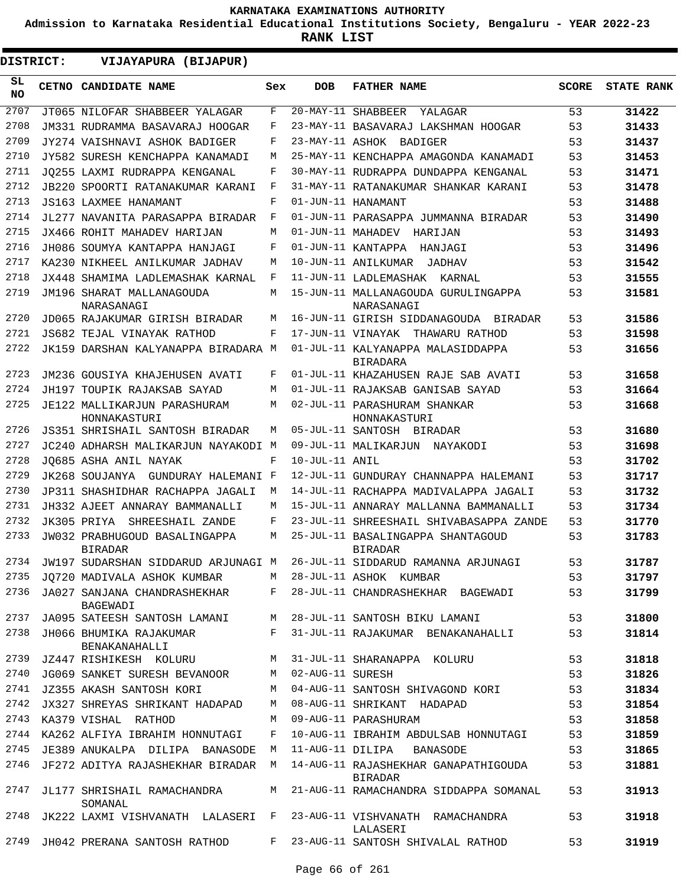**KARNATAKA EXAMINATIONS AUTHORITY**

**Admission to Karnataka Residential Educational Institutions Society, Bengaluru - YEAR 2022-23**

**RANK LIST**

**DISTRICT: VIJAYAPURA (BIJAPUR)**

| SL NO | CETNO | CANDIDATE NAME | Sex | DOB | FATHER NAME | SCORE | STATE RANK |
|---|---|---|---|---|---|---|---|
| 2707 | JT065 | NILOFAR SHABBEER YALAGAR | F | 20-MAY-11 | SHABBEER YALAGAR | 53 | 31422 |
| 2708 | JM331 | RUDRAMMA BASAVARAJ HOOGAR | F | 23-MAY-11 | BASAVARAJ LAKSHMAN HOOGAR | 53 | 31433 |
| 2709 | JY274 | VAISHNAVI ASHOK BADIGER | F | 23-MAY-11 | ASHOK BADIGER | 53 | 31437 |
| 2710 | JY582 | SURESH KENCHAPPA KANAMADI | M | 25-MAY-11 | KENCHAPPA AMAGONDA KANAMADI | 53 | 31453 |
| 2711 | JQ255 | LAXMI RUDRAPPA KENGANAL | F | 30-MAY-11 | RUDRAPPA DUNDAPPA KENGANAL | 53 | 31471 |
| 2712 | JB220 | SPOORTI RATANAKUMAR KARANI | F | 31-MAY-11 | RATANAKUMAR SHANKAR KARANI | 53 | 31478 |
| 2713 | JS163 | LAXMEE HANAMANT | F | 01-JUN-11 | HANAMANT | 53 | 31488 |
| 2714 | JL277 | NAVANITA PARASAPPA BIRADAR | F | 01-JUN-11 | PARASAPPA JUMMANNA BIRADAR | 53 | 31490 |
| 2715 | JX466 | ROHIT MAHADEV HARIJAN | M | 01-JUN-11 | MAHADEV HARIJAN | 53 | 31493 |
| 2716 | JH086 | SOUMYA KANTAPPA HANJAGI | F | 01-JUN-11 | KANTAPPA HANJAGI | 53 | 31496 |
| 2717 | KA230 | NIKHEEL ANILKUMAR JADHAV | M | 10-JUN-11 | ANILKUMAR JADHAV | 53 | 31542 |
| 2718 | JX448 | SHAMIMA LADLEMASHAK KARNAL | F | 11-JUN-11 | LADLEMASHAK KARNAL | 53 | 31555 |
| 2719 | JM196 | SHARAT MALLANAGOUDA NARASANAGI | M | 15-JUN-11 | MALLANAGOUDA GURULINGAPPA NARASANAGI | 53 | 31581 |
| 2720 | JD065 | RAJAKUMAR GIRISH BIRADAR | M | 16-JUN-11 | GIRISH SIDDANAGOUDA BIRADAR | 53 | 31586 |
| 2721 | JS682 | TEJAL VINAYAK RATHOD | F | 17-JUN-11 | VINAYAK THAWARU RATHOD | 53 | 31598 |
| 2722 | JK159 | DARSHAN KALYANAPPA BIRADARA | M | 01-JUL-11 | KALYANAPPA MALASIDDAPPA BIRADARA | 53 | 31656 |
| 2723 | JM236 | GOUSIYA KHAJEHUSEN AVATI | F | 01-JUL-11 | KHAZAHUSEN RAJE SAB AVATI | 53 | 31658 |
| 2724 | JH197 | TOUPIK RAJAKSAB SAYAD | M | 01-JUL-11 | RAJAKSAB GANISAB SAYAD | 53 | 31664 |
| 2725 | JE122 | MALLIKARJUN PARASHURAM HONNAKASTURI | M | 02-JUL-11 | PARASHURAM SHANKAR HONNAKASTURI | 53 | 31668 |
| 2726 | JS351 | SHRISHAIL SANTOSH BIRADAR | M | 05-JUL-11 | SANTOSH BIRADAR | 53 | 31680 |
| 2727 | JC240 | ADHARSH MALIKARJUN NAYAKODI | M | 09-JUL-11 | MALIKARJUN NAYAKODI | 53 | 31698 |
| 2728 | JQ685 | ASHA ANIL NAYAK | F | 10-JUL-11 | ANIL | 53 | 31702 |
| 2729 | JK268 | SOUJANYA GUNDURAY HALEMANI | F | 12-JUL-11 | GUNDURAY CHANNAPPA HALEMANI | 53 | 31717 |
| 2730 | JP311 | SHASHIDHAR RACHAPPA JAGALI | M | 14-JUL-11 | RACHAPPA MADIVALAPPA JAGALI | 53 | 31732 |
| 2731 | JH332 | AJEET ANNARAY BAMMANALLI | M | 15-JUL-11 | ANNARAY MALLANNA BAMMANALLI | 53 | 31734 |
| 2732 | JK305 | PRIYA SHREESHAIL ZANDE | F | 23-JUL-11 | SHREESHAIL SHIVABASAPPA ZANDE | 53 | 31770 |
| 2733 | JW032 | PRABHUGOUD BASALINGAPPA BIRADAR | M | 25-JUL-11 | BASALINGAPPA SHANTAGOUD BIRADAR | 53 | 31783 |
| 2734 | JW197 | SUDARSHAN SIDDARUD ARJUNAGI | M | 26-JUL-11 | SIDDARUD RAMANNA ARJUNAGI | 53 | 31787 |
| 2735 | JQ720 | MADIVALA ASHOK KUMBAR | M | 28-JUL-11 | ASHOK KUMBAR | 53 | 31797 |
| 2736 | JA027 | SANJANA CHANDRASHEKHAR BAGEWADI | F | 28-JUL-11 | CHANDRASHEKHAR BAGEWADI | 53 | 31799 |
| 2737 | JA095 | SATEESH SANTOSH LAMANI | M | 28-JUL-11 | SANTOSH BIKU LAMANI | 53 | 31800 |
| 2738 | JH066 | BHUMIKA RAJAKUMAR BENAKANAHALLI | F | 31-JUL-11 | RAJAKUMAR BENAKANAHALLI | 53 | 31814 |
| 2739 | JZ447 | RISHIKESH KOLURU | M | 31-JUL-11 | SHARANAPPA KOLURU | 53 | 31818 |
| 2740 | JG069 | SANKET SURESH BEVANOOR | M | 02-AUG-11 | SURESH | 53 | 31826 |
| 2741 | JZ355 | AKASH SANTOSH KORI | M | 04-AUG-11 | SANTOSH SHIVAGOND KORI | 53 | 31834 |
| 2742 | JX327 | SHREYAS SHRIKANT HADAPAD | M | 08-AUG-11 | SHRIKANT HADAPAD | 53 | 31854 |
| 2743 | KA379 | VISHAL RATHOD | M | 09-AUG-11 | PARASHURAM | 53 | 31858 |
| 2744 | KA262 | ALFIYA IBRAHIM HONNUTAGI | F | 10-AUG-11 | IBRAHIM ABDULSAB HONNUTAGI | 53 | 31859 |
| 2745 | JE389 | ANUKALPA DILIPA BANASODE | M | 11-AUG-11 | DILIPA BANASODE | 53 | 31865 |
| 2746 | JF272 | ADITYA RAJASHEKHAR BIRADAR | M | 14-AUG-11 | RAJASHEKHAR GANAPATHIGOUDA BIRADAR | 53 | 31881 |
| 2747 | JL177 | SHRISHAIL RAMACHANDRA SOMANAL | M | 21-AUG-11 | RAMACHANDRA SIDDAPPA SOMANAL | 53 | 31913 |
| 2748 | JK222 | LAXMI VISHVANATH LALASERI | F | 23-AUG-11 | VISHVANATH RAMACHANDRA LALASERI | 53 | 31918 |
| 2749 | JH042 | PRERANA SANTOSH RATHOD | F | 23-AUG-11 | SANTOSH SHIVALAL RATHOD | 53 | 31919 |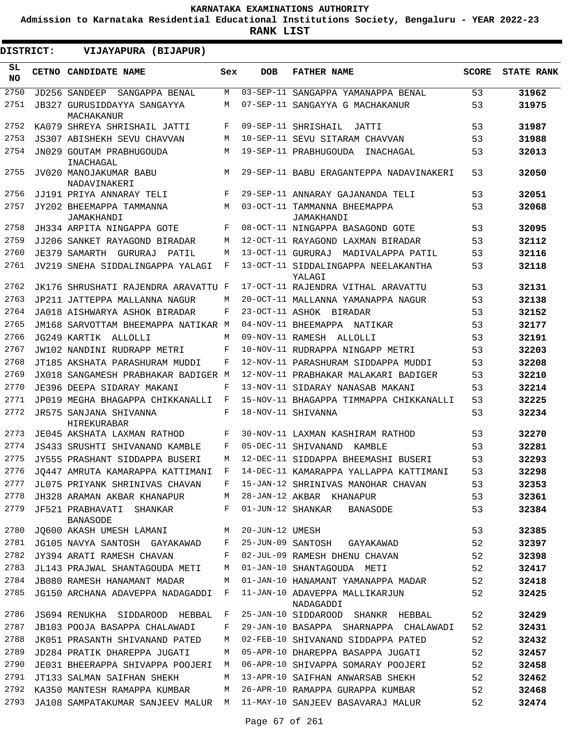**KARNATAKA EXAMINATIONS AUTHORITY**

**Admission to Karnataka Residential Educational Institutions Society, Bengaluru - YEAR 2022-23**

**RANK LIST**

**DISTRICT: VIJAYAPURA (BIJAPUR)**

| SL NO | CETNO | CANDIDATE NAME | Sex | DOB | FATHER NAME | SCORE | STATE RANK |
|---|---|---|---|---|---|---|---|
| 2750 | JD256 | SANDEEP SANGAPPA BENAL | M | 03-SEP-11 | SANGAPPA YAMANAPPA BENAL | 53 | 31962 |
| 2751 | JB327 | GURUSIDDAYYA SANGAYYA MACHAKANUR | M | 07-SEP-11 | SANGAYYA G MACHAKANUR | 53 | 31975 |
| 2752 | KA079 | SHREYA SHRISHAIL JATTI | F | 09-SEP-11 | SHRISHAIL JATTI | 53 | 31987 |
| 2753 | JS307 | ABISHEKH SEVU CHAVVAN | M | 10-SEP-11 | SEVU SITARAM CHAVVAN | 53 | 31988 |
| 2754 | JN029 | GOUTAM PRABHUGOUDA INACHAGAL | M | 19-SEP-11 | PRABHUGOUDA INACHAGAL | 53 | 32013 |
| 2755 | JV020 | MANOJAKUMAR BABU NADAVINAKERI | M | 29-SEP-11 | BABU ERAGANTEPPA NADAVINAKERI | 53 | 32050 |
| 2756 | JJ191 | PRIYA ANNARAY TELI | F | 29-SEP-11 | ANNARAY GAJANANDA TELI | 53 | 32051 |
| 2757 | JY202 | BHEEMAPPA TAMMANNA JAMAKHANDI | M | 03-OCT-11 | TAMMANNA BHEEMAPPA JAMAKHANDI | 53 | 32068 |
| 2758 | JH334 | ARPITA NINGAPPA GOTE | F | 08-OCT-11 | NINGAPPA BASAGOND GOTE | 53 | 32095 |
| 2759 | JJ206 | SANKET RAYAGOND BIRADAR | M | 12-OCT-11 | RAYAGOND LAXMAN BIRADAR | 53 | 32112 |
| 2760 | JE379 | SAMARTH GURURAJ PATIL | M | 13-OCT-11 | GURURAJ MADIVALAPPA PATIL | 53 | 32116 |
| 2761 | JV219 | SNEHA SIDDALINGAPPA YALAGI | F | 13-OCT-11 | SIDDALINGAPPA NEELAKANTHA YALAGI | 53 | 32118 |
| 2762 | JK176 | SHRUSHATI RAJENDRA ARAVATTU | F | 17-OCT-11 | RAJENDRA VITHAL ARAVATTU | 53 | 32131 |
| 2763 | JP211 | JATTEPPA MALLANNA NAGUR | M | 20-OCT-11 | MALLANNA YAMANAPPA NAGUR | 53 | 32138 |
| 2764 | JA018 | AISHWARYA ASHOK BIRADAR | F | 23-OCT-11 | ASHOK BIRADAR | 53 | 32152 |
| 2765 | JM168 | SARVOTTAM BHEEMAPPA NATIKAR | M | 04-NOV-11 | BHEEMAPPA NATIKAR | 53 | 32177 |
| 2766 | JG249 | KARTIK ALLOLLI | M | 09-NOV-11 | RAMESH ALLOLLI | 53 | 32191 |
| 2767 | JW102 | NANDINI RUDRAPP METRI | F | 10-NOV-11 | RUDRAPPA NINGAPP METRI | 53 | 32203 |
| 2768 | JT185 | AKSHATA PARASHURAM MUDDI | F | 12-NOV-11 | PARASHURAM SIDDAPPA MUDDI | 53 | 32208 |
| 2769 | JX018 | SANGAMESH PRABHAKAR BADIGER | M | 12-NOV-11 | PRABHAKAR MALAKARI BADIGER | 53 | 32210 |
| 2770 | JE396 | DEEPA SIDARAY MAKANI | F | 13-NOV-11 | SIDARAY NANASAB MAKANI | 53 | 32214 |
| 2771 | JP019 | MEGHA BHAGAPPA CHIKKANALLI | F | 15-NOV-11 | BHAGAPPA TIMMAPPA CHIKKANALLI | 53 | 32225 |
| 2772 | JR575 | SANJANA SHIVANNA HIREKURABAR | F | 18-NOV-11 | SHIVANNA | 53 | 32234 |
| 2773 | JE045 | AKSHATA LAXMAN RATHOD | F | 30-NOV-11 | LAXMAN KASHIRAM RATHOD | 53 | 32270 |
| 2774 | JS433 | SRUSHTI SHIVANAND KAMBLE | F | 05-DEC-11 | SHIVANAND KAMBLE | 53 | 32281 |
| 2775 | JY555 | PRASHANT SIDDAPPA BUSERI | M | 12-DEC-11 | SIDDAPPA BHEEMASHI BUSERI | 53 | 32293 |
| 2776 | JQ447 | AMRUTA KAMARAPPA KATTIMANI | F | 14-DEC-11 | KAMARAPPA YALLAPPA KATTIMANI | 53 | 32298 |
| 2777 | JL075 | PRIYANK SHRINIVAS CHAVAN | F | 15-JAN-12 | SHRINIVAS MANOHAR CHAVAN | 53 | 32353 |
| 2778 | JH328 | ARAMAN AKBAR KHANAPUR | M | 28-JAN-12 | AKBAR KHANAPUR | 53 | 32361 |
| 2779 | JF521 | PRABHAVATI SHANKAR BANASODE | F | 01-JUN-12 | SHANKAR BANASODE | 53 | 32384 |
| 2780 | JQ600 | AKASH UMESH LAMANI | M | 20-JUN-12 | UMESH | 53 | 32385 |
| 2781 | JG105 | NAVYA SANTOSH GAYAKAWAD | F | 25-JUN-09 | SANTOSH GAYAKAWAD | 52 | 32397 |
| 2782 | JY394 | ARATI RAMESH CHAVAN | F | 02-JUL-09 | RAMESH DHENU CHAVAN | 52 | 32398 |
| 2783 | JL143 | PRAJWAL SHANTAGOUDA METI | M | 01-JAN-10 | SHANTAGOUDA METI | 52 | 32417 |
| 2784 | JB080 | RAMESH HANAMANT MADAR | M | 01-JAN-10 | HANAMANT YAMANAPPA MADAR | 52 | 32418 |
| 2785 | JG150 | ARCHANA ADAVEPPA NADAGADDI | F | 11-JAN-10 | ADAVEPPA MALLIKARJUN NADAGADDI | 52 | 32425 |
| 2786 | JS694 | RENUKHA SIDDAROOD HEBBAL | F | 25-JAN-10 | SIDDAROOD SHANKR HEBBAL | 52 | 32429 |
| 2787 | JB103 | POOJA BASAPPA CHALAWADI | F | 29-JAN-10 | BASAPPA SHARNAPPA CHALAWADI | 52 | 32431 |
| 2788 | JK051 | PRASANTH SHIVANAND PATED | M | 02-FEB-10 | SHIVANAND SIDDAPPA PATED | 52 | 32432 |
| 2789 | JD284 | PRATIK DHAREPPA JUGATI | M | 05-APR-10 | DHAREPPA BASAPPA JUGATI | 52 | 32457 |
| 2790 | JE031 | BHEERAPPA SHIVAPPA POOJERI | M | 06-APR-10 | SHIVAPPA SOMARAY POOJERI | 52 | 32458 |
| 2791 | JT133 | SALMAN SAIFHAN SHEKH | M | 13-APR-10 | SAIFHAN ANWARSAB SHEKH | 52 | 32462 |
| 2792 | KA350 | MANTESH RAMAPPA KUMBAR | M | 26-APR-10 | RAMAPPA GURAPPA KUMBAR | 52 | 32468 |
| 2793 | JA108 | SAMPATAKUMAR SANJEEV MALUR | M | 11-MAY-10 | SANJEEV BASAVARAJ MALUR | 52 | 32474 |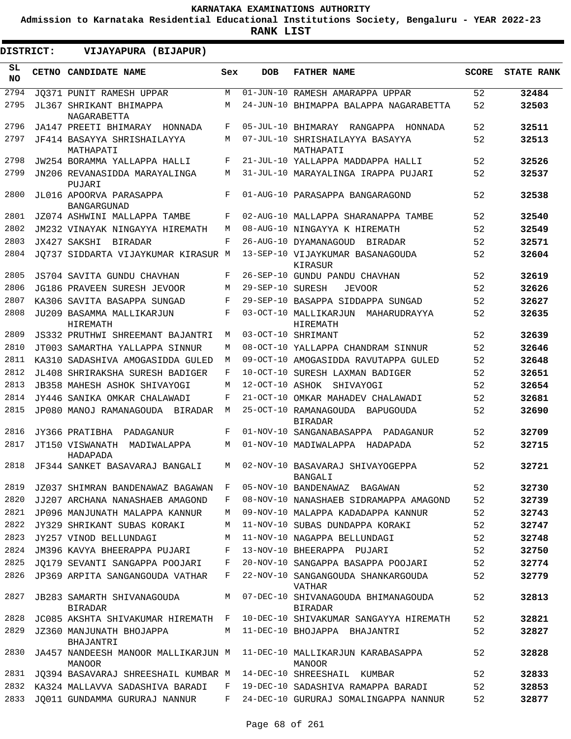# KARNATAKA EXAMINATIONS AUTHORITY

**Admission to Karnataka Residential Educational Institutions Society, Bengaluru - YEAR 2022-23**

**RANK LIST**

**DISTRICT: VIJAYAPURA (BIJAPUR)**

| SL NO | CETNO | CANDIDATE NAME | Sex | DOB | FATHER NAME | SCORE | STATE RANK |
|---|---|---|---|---|---|---|---|
| 2794 | JQ371 | PUNIT RAMESH UPPAR | M | 01-JUN-10 | RAMESH AMARAPPA UPPAR | 52 | 32484 |
| 2795 | JL367 | SHRIKANT BHIMAPPA NAGARABETTA | M | 24-JUN-10 | BHIMAPPA BALAPPA NAGARABETTA | 52 | 32503 |
| 2796 | JA147 | PREETI BHIMARAY HONNADA | F | 05-JUL-10 | BHIMARAY RANGAPPA HONNADA | 52 | 32511 |
| 2797 | JF414 | BASAYYA SHRISHAILAYYA MATHAPATI | M | 07-JUL-10 | SHRISHAILAYYA BASAYYA MATHAPATI | 52 | 32513 |
| 2798 | JW254 | BORAMMA YALLAPPA HALLI | F | 21-JUL-10 | YALLAPPA MADDAPPA HALLI | 52 | 32526 |
| 2799 | JN206 | REVANASIDDA MARAYALINGA PUJARI | M | 31-JUL-10 | MARAYALINGA IRAPPA PUJARI | 52 | 32537 |
| 2800 | JL016 | APOORVA PARASAPPA BANGARGUNAD | F | 01-AUG-10 | PARASAPPA BANGARAGOND | 52 | 32538 |
| 2801 | JZ074 | ASHWINI MALLAPPA TAMBE | F | 02-AUG-10 | MALLAPPA SHARANAPPA TAMBE | 52 | 32540 |
| 2802 | JM232 | VINAYAK NINGAYYA HIREMATH | M | 08-AUG-10 | NINGAYYA K HIREMATH | 52 | 32549 |
| 2803 | JX427 | SAKSHI BIRADAR | F | 26-AUG-10 | DYAMANAGOUD BIRADAR | 52 | 32571 |
| 2804 | JQ737 | SIDDARTA VIJAYKUMAR KIRASUR | M | 13-SEP-10 | VIJAYKUMAR BASANAGOUDA KIRASUR | 52 | 32604 |
| 2805 | JS704 | SAVITA GUNDU CHAVHAN | F | 26-SEP-10 | GUNDU PANDU CHAVHAN | 52 | 32619 |
| 2806 | JG186 | PRAVEEN SURESH JEVOOR | M | 29-SEP-10 | SURESH JEVOOR | 52 | 32626 |
| 2807 | KA306 | SAVITA BASAPPA SUNGAD | F | 29-SEP-10 | BASAPPA SIDDAPPA SUNGAD | 52 | 32627 |
| 2808 | JU209 | BASAMMA MALLIKARJUN HIREMATH | F | 03-OCT-10 | MALLIKARJUN MAHARUDRAYYA HIREMATH | 52 | 32635 |
| 2809 | JS332 | PRUTHWI SHREEMANT BAJANTRI | M | 03-OCT-10 | SHRIMANT | 52 | 32639 |
| 2810 | JT003 | SAMARTHA YALLAPPA SINNUR | M | 08-OCT-10 | YALLAPPA CHANDRAM SINNUR | 52 | 32646 |
| 2811 | KA310 | SADASHIVA AMOGASIDDA GULED | M | 09-OCT-10 | AMOGASIDDA RAVUTAPPA GULED | 52 | 32648 |
| 2812 | JL408 | SHRIRAKSHA SURESH BADIGER | F | 10-OCT-10 | SURESH LAXMAN BADIGER | 52 | 32651 |
| 2813 | JB358 | MAHESH ASHOK SHIVAYOGI | M | 12-OCT-10 | ASHOK SHIVAYOGI | 52 | 32654 |
| 2814 | JY446 | SANIKA OMKAR CHALAWADI | F | 21-OCT-10 | OMKAR MAHADEV CHALAWADI | 52 | 32681 |
| 2815 | JP080 | MANOJ RAMANAGOUDA BIRADAR | M | 25-OCT-10 | RAMANAGOUDA BAPUGOUDA BIRADAR | 52 | 32690 |
| 2816 | JY366 | PRATIBHA PADAGANUR | F | 01-NOV-10 | SANGANABASAPPA PADAGANUR | 52 | 32709 |
| 2817 | JT150 | VISWANATH MADIWALAPPA HADAPADA | M | 01-NOV-10 | MADIWALAPPA HADAPADA | 52 | 32715 |
| 2818 | JF344 | SANKET BASAVARAJ BANGALI | M | 02-NOV-10 | BASAVARAJ SHIVAYOGEPPA BANGALI | 52 | 32721 |
| 2819 | JZ037 | SHIMRAN BANDENAWAZ BAGAWAN | F | 05-NOV-10 | BANDENAWAZ BAGAWAN | 52 | 32730 |
| 2820 | JJ207 | ARCHANA NANASHAEB AMAGOND | F | 08-NOV-10 | NANASHAEB SIDRAMAPPA AMAGOND | 52 | 32739 |
| 2821 | JP096 | MANJUNATH MALAPPA KANNUR | M | 09-NOV-10 | MALAPPA KADADAPPA KANNUR | 52 | 32743 |
| 2822 | JY329 | SHRIKANT SUBAS KORAKI | M | 11-NOV-10 | SUBAS DUNDAPPA KORAKI | 52 | 32747 |
| 2823 | JY257 | VINOD BELLUNDAGI | M | 11-NOV-10 | NAGAPPA BELLUNDAGI | 52 | 32748 |
| 2824 | JM396 | KAVYA BHEERAPPA PUJARI | F | 13-NOV-10 | BHEERAPPA PUJARI | 52 | 32750 |
| 2825 | JQ179 | SEVANTI SANGAPPA POOJARI | F | 20-NOV-10 | SANGAPPA BASAPPA POOJARI | 52 | 32774 |
| 2826 | JP369 | ARPITA SANGANGOUDA VATHAR | F | 22-NOV-10 | SANGANGOUDA SHANKARGOUDA VATHAR | 52 | 32779 |
| 2827 | JB283 | SAMARTH SHIVANAGOUDA BIRADAR | M | 07-DEC-10 | SHIVANAGOUDA BHIMANAGOUDA BIRADAR | 52 | 32813 |
| 2828 | JC085 | AKSHTA SHIVAKUMAR HIREMATH | F | 10-DEC-10 | SHIVAKUMAR SANGAYYA HIREMATH | 52 | 32821 |
| 2829 | JZ360 | MANJUNATH BHOJAPPA BHAJANTRI | M | 11-DEC-10 | BHOJAPPA BHAJANTRI | 52 | 32827 |
| 2830 | JA457 | NANDEESH MANOOR MALLIKARJUN MANOOR | M | 11-DEC-10 | MALLIKARJUN KARABASAPPA MANOOR | 52 | 32828 |
| 2831 | JQ394 | BASAVARAJ SHREESHAIL KUMBAR | M | 14-DEC-10 | SHREESHAIL KUMBAR | 52 | 32833 |
| 2832 | KA324 | MALLAVVA SADASHIVA BARADI | F | 19-DEC-10 | SADASHIVA RAMAPPA BARADI | 52 | 32853 |
| 2833 | JQ011 | GUNDAMMA GURURAJ NANNUR | F | 24-DEC-10 | GURURAJ SOMALINGAPPA NANNUR | 52 | 32877 |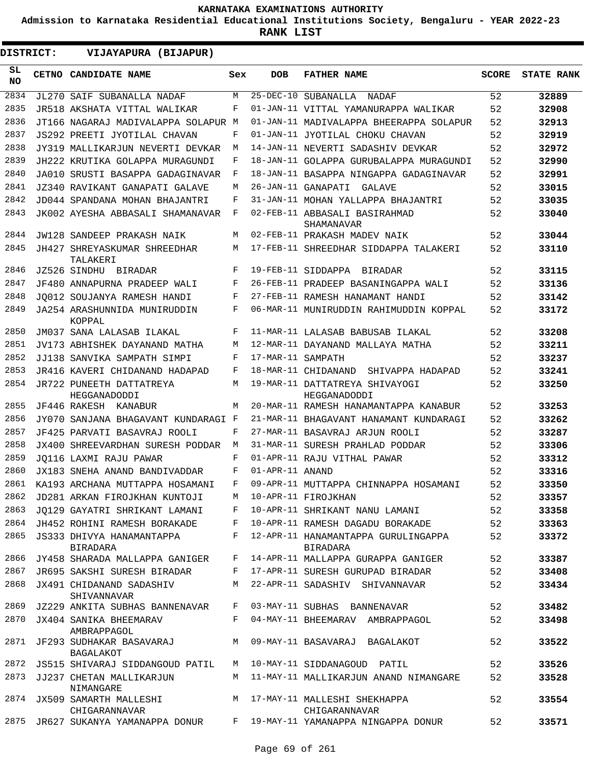# KARNATAKA EXAMINATIONS AUTHORITY

**Admission to Karnataka Residential Educational Institutions Society, Bengaluru - YEAR 2022-23**

**RANK LIST**

**DISTRICT: VIJAYAPURA (BIJAPUR)**

| SL NO | CETNO | CANDIDATE NAME | Sex | DOB | FATHER NAME | SCORE | STATE RANK |
|---|---|---|---|---|---|---|---|
| 2834 | JL270 | SAIF SUBANALLA NADAF | M | 25-DEC-10 | SUBANALLA NADAF | 52 | 32889 |
| 2835 | JR518 | AKSHATA VITTAL WALIKAR | F | 01-JAN-11 | VITTAL YAMANURAPPA WALIKAR | 52 | 32908 |
| 2836 | JT166 | NAGARAJ MADIVALAPPA SOLAPUR | M | 01-JAN-11 | MADIVALAPPA BHEERAPPA SOLAPUR | 52 | 32913 |
| 2837 | JS292 | PREETI JYOTILAL CHAVAN | F | 01-JAN-11 | JYOTILAL CHOKU CHAVAN | 52 | 32919 |
| 2838 | JY319 | MALLIKARJUN NEVERTI DEVKAR | M | 14-JAN-11 | NEVERTI SADASHIV DEVKAR | 52 | 32972 |
| 2839 | JH222 | KRUTIKA GOLAPPA MURAGUNDI | F | 18-JAN-11 | GOLAPPA GURUBALAPPA MURAGUNDI | 52 | 32990 |
| 2840 | JA010 | SRUSTI BASAPPA GADAGINAVAR | F | 18-JAN-11 | BASAPPA NINGAPPA GADAGINAVAR | 52 | 32991 |
| 2841 | JZ340 | RAVIKANT GANAPATI GALAVE | M | 26-JAN-11 | GANAPATI GALAVE | 52 | 33015 |
| 2842 | JD044 | SPANDANA MOHAN BHAJANTRI | F | 31-JAN-11 | MOHAN YALLAPPA BHAJANTRI | 52 | 33035 |
| 2843 | JK002 | AYESHA ABBASALI SHAMANAVAR | F | 02-FEB-11 | ABBASALI BASIRAHMAD SHAMANAVAR | 52 | 33040 |
| 2844 | JW128 | SANDEEP PRAKASH NAIK | M | 02-FEB-11 | PRAKASH MADEV NAIK | 52 | 33044 |
| 2845 | JH427 | SHREYASKUMAR SHREEDHAR TALAKERI | M | 17-FEB-11 | SHREEDHAR SIDDAPPA TALAKERI | 52 | 33110 |
| 2846 | JZ526 | SINDHU BIRADAR | F | 19-FEB-11 | SIDDAPPA BIRADAR | 52 | 33115 |
| 2847 | JF480 | ANNAPURNA PRADEEP WALI | F | 26-FEB-11 | PRADEEP BASANINGAPPA WALI | 52 | 33136 |
| 2848 | JQ012 | SOUJANYA RAMESH HANDI | F | 27-FEB-11 | RAMESH HANAMANT HANDI | 52 | 33142 |
| 2849 | JA254 | ARASHUNNIDA MUNIRUDDIN KOPPAL | F | 06-MAR-11 | MUNIRUDDIN RAHIMUDDIN KOPPAL | 52 | 33172 |
| 2850 | JM037 | SANA LALASAB ILAKAL | F | 11-MAR-11 | LALASAB BABUSAB ILAKAL | 52 | 33208 |
| 2851 | JV173 | ABHISHEK DAYANAND MATHA | M | 12-MAR-11 | DAYANAND MALLAYA MATHA | 52 | 33211 |
| 2852 | JJ138 | SANVIKA SAMPATH SIMPI | F | 17-MAR-11 | SAMPATH | 52 | 33237 |
| 2853 | JR416 | KAVERI CHIDANAND HADAPAD | F | 18-MAR-11 | CHIDANAND SHIVAPPA HADAPAD | 52 | 33241 |
| 2854 | JR722 | PUNEETH DATTATREYA HEGGANADODDI | M | 19-MAR-11 | DATTATREYA SHIVAYOGI HEGGANADODDI | 52 | 33250 |
| 2855 | JF446 | RAKESH KANABUR | M | 20-MAR-11 | RAMESH HANAMANTAPPA KANABUR | 52 | 33253 |
| 2856 | JY070 | SANJANA BHAGAVANT KUNDARAGI | F | 21-MAR-11 | BHAGAVANT HANAMANT KUNDARAGI | 52 | 33262 |
| 2857 | JF425 | PARVATI BASAVRAJ ROOLI | F | 27-MAR-11 | BASAVRAJ ARJUN ROOLI | 52 | 33287 |
| 2858 | JX400 | SHREEVARDHAN SURESH PODDAR | M | 31-MAR-11 | SURESH PRAHLAD PODDAR | 52 | 33306 |
| 2859 | JQ116 | LAXMI RAJU PAWAR | F | 01-APR-11 | RAJU VITHAL PAWAR | 52 | 33312 |
| 2860 | JX183 | SNEHA ANAND BANDIVADDAR | F | 01-APR-11 | ANAND | 52 | 33316 |
| 2861 | KA193 | ARCHANA MUTTAPPA HOSAMANI | F | 09-APR-11 | MUTTAPPA CHINNAPPA HOSAMANI | 52 | 33350 |
| 2862 | JD281 | ARKAN FIROJKHAN KUNTOJI | M | 10-APR-11 | FIROJKHAN | 52 | 33357 |
| 2863 | JQ129 | GAYATRI SHRIKANT LAMANI | F | 10-APR-11 | SHRIKANT NANU LAMANI | 52 | 33358 |
| 2864 | JH452 | ROHINI RAMESH BORAKADE | F | 10-APR-11 | RAMESH DAGADU BORAKADE | 52 | 33363 |
| 2865 | JS333 | DHIVYA HANAMANTAPPA BIRADARA | F | 12-APR-11 | HANAMANTAPPA GURULINGAPPA BIRADARA | 52 | 33372 |
| 2866 | JY458 | SHARADA MALLAPPA GANIGER | F | 14-APR-11 | MALLAPPA GURAPPA GANIGER | 52 | 33387 |
| 2867 | JR695 | SAKSHI SURESH BIRADAR | F | 17-APR-11 | SURESH GURUPAD BIRADAR | 52 | 33408 |
| 2868 | JX491 | CHIDANAND SADASHIV SHIVANNAVAR | M | 22-APR-11 | SADASHIV SHIVANNAVAR | 52 | 33434 |
| 2869 | JZ229 | ANKITA SUBHAS BANNENAVAR | F | 03-MAY-11 | SUBHAS BANNENAVAR | 52 | 33482 |
| 2870 | JX404 | SANIKA BHEEMARAV AMBRAPPAGOL | F | 04-MAY-11 | BHEEMARAV AMBRAPPAGOL | 52 | 33498 |
| 2871 | JF293 | SUDHAKAR BASAVARAJ BAGALAKOT | M | 09-MAY-11 | BASAVARAJ BAGALAKOT | 52 | 33522 |
| 2872 | JS515 | SHIVARAJ SIDDANGOUD PATIL | M | 10-MAY-11 | SIDDANAGOUD PATIL | 52 | 33526 |
| 2873 | JJ237 | CHETAN MALLIKARJUN NIMANGARE | M | 11-MAY-11 | MALLIKARJUN ANAND NIMANGARE | 52 | 33528 |
| 2874 | JX509 | SAMARTH MALLESHI CHIGARANNAVAR | M | 17-MAY-11 | MALLESHI SHEKHAPPA CHIGARANNAVAR | 52 | 33554 |
| 2875 | JR627 | SUKANYA YAMANAPPA DONUR | F | 19-MAY-11 | YAMANAPPA NINGAPPA DONUR | 52 | 33571 |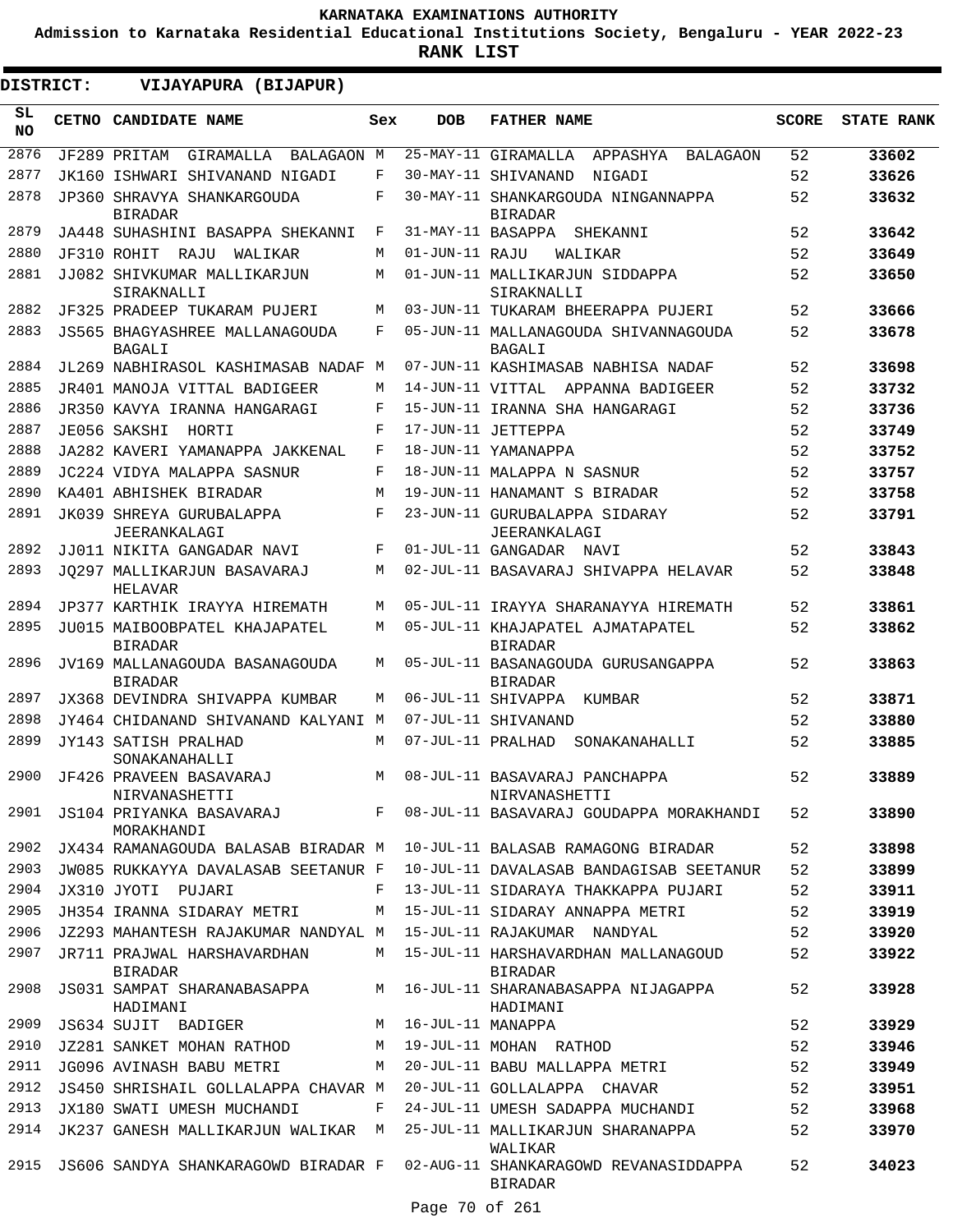KARNATAKA EXAMINATIONS AUTHORITY

Admission to Karnataka Residential Educational Institutions Society, Bengaluru - YEAR 2022-23

**RANK LIST**

**DISTRICT: VIJAYAPURA (BIJAPUR)**

| SL NO | CETNO | CANDIDATE NAME | Sex | DOB | FATHER NAME | SCORE | STATE RANK |
|---|---|---|---|---|---|---|---|
| 2876 | JF289 | PRITAM GIRAMALLA BALAGAON | M | 25-MAY-11 | GIRAMALLA APPASHYA BALAGAON | 52 | 33602 |
| 2877 | JK160 | ISHWARI SHIVANAND NIGADI | F | 30-MAY-11 | SHIVANAND NIGADI | 52 | 33626 |
| 2878 | JP360 | SHRAVYA SHANKARGOUDA BIRADAR | F | 30-MAY-11 | SHANKARGOUDA NINGANNAPPA BIRADAR | 52 | 33632 |
| 2879 | JA448 | SUHASHINI BASAPPA SHEKANNI | F | 31-MAY-11 | BASAPPA SHEKANNI | 52 | 33642 |
| 2880 | JF310 | ROHIT RAJU WALIKAR | M | 01-JUN-11 | RAJU WALIKAR | 52 | 33649 |
| 2881 | JJ082 | SHIVKUMAR MALLIKARJUN SIRAKNALLI | M | 01-JUN-11 | MALLIKARJUN SIDDAPPA SIRAKNALLI | 52 | 33650 |
| 2882 | JF325 | PRADEEP TUKARAM PUJERI | M | 03-JUN-11 | TUKARAM BHEERAPPA PUJERI | 52 | 33666 |
| 2883 | JS565 | BHAGYASHREE MALLANAGOUDA BAGALI | F | 05-JUN-11 | MALLANAGOUDA SHIVANNAGOUDA BAGALI | 52 | 33678 |
| 2884 | JL269 | NABHIRASOL KASHIMASAB NADAF | M | 07-JUN-11 | KASHIMASAB NABHISA NADAF | 52 | 33698 |
| 2885 | JR401 | MANOJA VITTAL BADIGEER | M | 14-JUN-11 | VITTAL APPANNA BADIGEER | 52 | 33732 |
| 2886 | JR350 | KAVYA IRANNA HANGARAGI | F | 15-JUN-11 | IRANNA SHA HANGARAGI | 52 | 33736 |
| 2887 | JE056 | SAKSHI HORTI | F | 17-JUN-11 | JETTEPPA | 52 | 33749 |
| 2888 | JA282 | KAVERI YAMANAPPA JAKKENAL | F | 18-JUN-11 | YAMANAPPA | 52 | 33752 |
| 2889 | JC224 | VIDYA MALAPPA SASNUR | F | 18-JUN-11 | MALAPPA N SASNUR | 52 | 33757 |
| 2890 | KA401 | ABHISHEK BIRADAR | M | 19-JUN-11 | HANAMANT S BIRADAR | 52 | 33758 |
| 2891 | JK039 | SHREYA GURUBALAPPA JEERANKALAGI | F | 23-JUN-11 | GURUBALAPPA SIDARAY JEERANKALAGI | 52 | 33791 |
| 2892 | JJ011 | NIKITA GANGADAR NAVI | F | 01-JUL-11 | GANGADAR NAVI | 52 | 33843 |
| 2893 | JQ297 | MALLIKARJUN BASAVARAJ HELAVAR | M | 02-JUL-11 | BASAVARAJ SHIVAPPA HELAVAR | 52 | 33848 |
| 2894 | JP377 | KARTHIK IRAYYA HIREMATH | M | 05-JUL-11 | IRAYYA SHARANAYYA HIREMATH | 52 | 33861 |
| 2895 | JU015 | MAIBOOBPATEL KHAJAPATEL BIRADAR | M | 05-JUL-11 | KHAJAPATEL AJMATAPATEL BIRADAR | 52 | 33862 |
| 2896 | JV169 | MALLANAGOUDA BASANAGOUDA BIRADAR | M | 05-JUL-11 | BASANAGOUDA GURUSANGAPPA BIRADAR | 52 | 33863 |
| 2897 | JX368 | DEVINDRA SHIVAPPA KUMBAR | M | 06-JUL-11 | SHIVAPPA KUMBAR | 52 | 33871 |
| 2898 | JY464 | CHIDANAND SHIVANAND KALYANI | M | 07-JUL-11 | SHIVANAND | 52 | 33880 |
| 2899 | JY143 | SATISH PRALHAD SONAKANAHALLI | M | 07-JUL-11 | PRALHAD SONAKANAHALLI | 52 | 33885 |
| 2900 | JF426 | PRAVEEN BASAVARAJ NIRVANASHETTI | M | 08-JUL-11 | BASAVARAJ PANCHAPPA NIRVANASHETTI | 52 | 33889 |
| 2901 | JS104 | PRIYANKA BASAVARAJ MORAKHANDI | F | 08-JUL-11 | BASAVARAJ GOUDAPPA MORAKHANDI | 52 | 33890 |
| 2902 | JX434 | RAMANAGOUDA BALASAB BIRADAR | M | 10-JUL-11 | BALASAB RAMAGONG BIRADAR | 52 | 33898 |
| 2903 | JW085 | RUKKAYYA DAVALASAB SEETANUR | F | 10-JUL-11 | DAVALASAB BANDAGISAB SEETANUR | 52 | 33899 |
| 2904 | JX310 | JYOTI PUJARI | F | 13-JUL-11 | SIDARAYA THAKKAPPA PUJARI | 52 | 33911 |
| 2905 | JH354 | IRANNA SIDARAY METRI | M | 15-JUL-11 | SIDARAY ANNAPPA METRI | 52 | 33919 |
| 2906 | JZ293 | MAHANTESH RAJAKUMAR NANDYAL | M | 15-JUL-11 | RAJAKUMAR NANDYAL | 52 | 33920 |
| 2907 | JR711 | PRAJWAL HARSHAVARDHAN BIRADAR | M | 15-JUL-11 | HARSHAVARDHAN MALLANAGOUD BIRADAR | 52 | 33922 |
| 2908 | JS031 | SAMPAT SHARANABASAPPA HADIMANI | M | 16-JUL-11 | SHARANABASAPPA NIJAGAPPA HADIMANI | 52 | 33928 |
| 2909 | JS634 | SUJIT BADIGER | M | 16-JUL-11 | MANAPPA | 52 | 33929 |
| 2910 | JZ281 | SANKET MOHAN RATHOD | M | 19-JUL-11 | MOHAN RATHOD | 52 | 33946 |
| 2911 | JG096 | AVINASH BABU METRI | M | 20-JUL-11 | BABU MALLAPPA METRI | 52 | 33949 |
| 2912 | JS450 | SHRISHAIL GOLLALAPPA CHAVAR | M | 20-JUL-11 | GOLLALAPPA CHAVAR | 52 | 33951 |
| 2913 | JX180 | SWATI UMESH MUCHANDI | F | 24-JUL-11 | UMESH SADAPPA MUCHANDI | 52 | 33968 |
| 2914 | JK237 | GANESH MALLIKARJUN WALIKAR | M | 25-JUL-11 | MALLIKARJUN SHARANAPPA WALIKAR | 52 | 33970 |
| 2915 | JS606 | SANDYA SHANKARAGOWD BIRADAR | F | 02-AUG-11 | SHANKARAGOWD REVANASIDDAPPA BIRADAR | 52 | 34023 |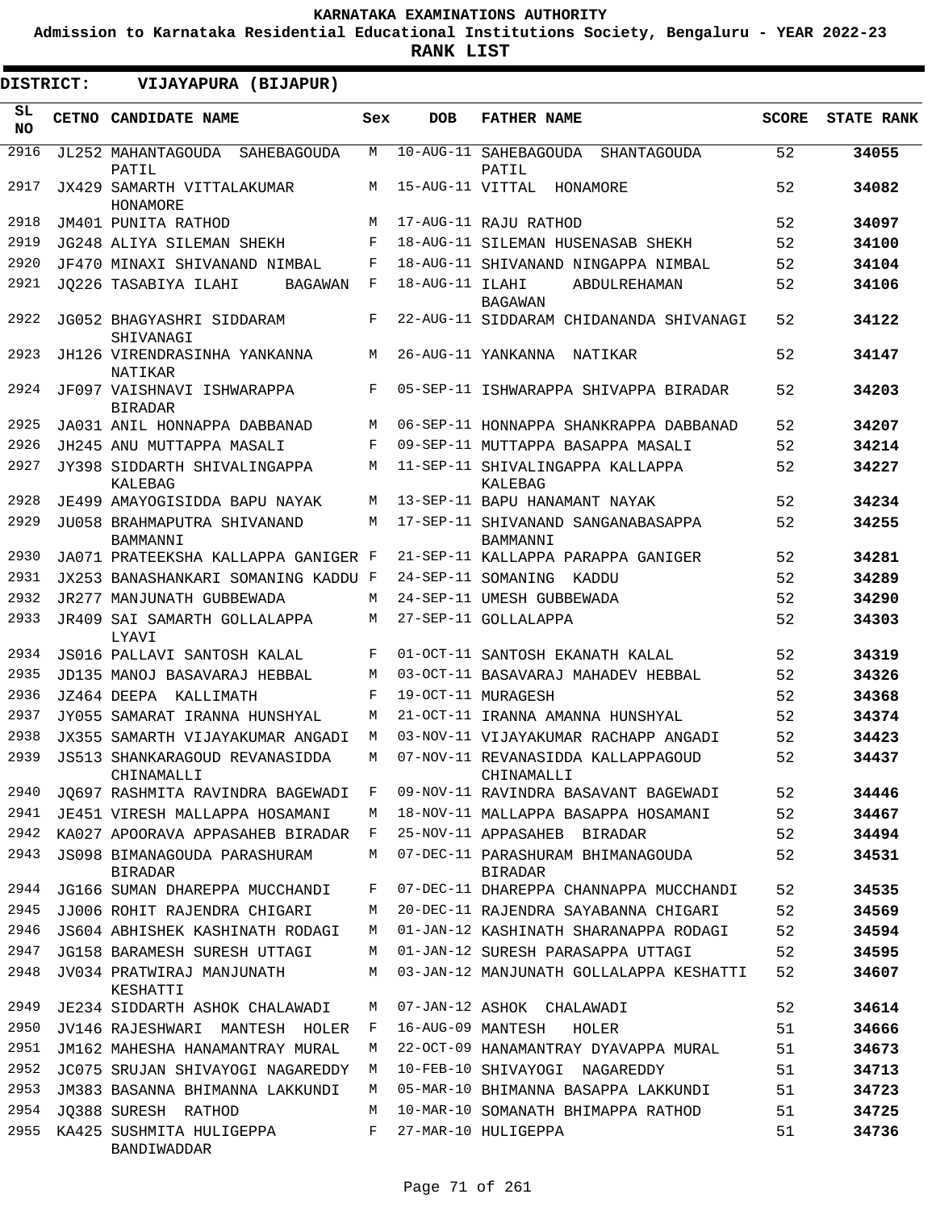KARNATAKA EXAMINATIONS AUTHORITY

Admission to Karnataka Residential Educational Institutions Society, Bengaluru - YEAR 2022-23

RANK LIST

**DISTRICT: VIJAYAPURA (BIJAPUR)**

| SL NO | CETNO | CANDIDATE NAME | Sex | DOB | FATHER NAME | SCORE | STATE RANK |
|---|---|---|---|---|---|---|---|
| 2916 | JL252 | MAHANTAGOUDA SAHEBAGOUDA PATIL | M | 10-AUG-11 | SAHEBAGOUDA SHANTAGOUDA PATIL | 52 | 34055 |
| 2917 | JX429 | SAMARTH VITTALAKUMAR HONAMORE | M | 15-AUG-11 | VITTAL HONAMORE | 52 | 34082 |
| 2918 | JM401 | PUNITA RATHOD | M | 17-AUG-11 | RAJU RATHOD | 52 | 34097 |
| 2919 | JG248 | ALIYA SILEMAN SHEKH | F | 18-AUG-11 | SILEMAN HUSENASAB SHEKH | 52 | 34100 |
| 2920 | JF470 | MINAXI SHIVANAND NIMBAL | F | 18-AUG-11 | SHIVANAND NINGAPPA NIMBAL | 52 | 34104 |
| 2921 | JQ226 | TASABIYA ILAHI BAGAWAN | F | 18-AUG-11 | ILAHI ABDULREHAMAN BAGAWAN | 52 | 34106 |
| 2922 | JG052 | BHAGYASHRI SIDDARAM SHIVANAGI | F | 22-AUG-11 | SIDDARAM CHIDANANDA SHIVANAGI | 52 | 34122 |
| 2923 | JH126 | VIRENDRASINHA YANKANNA NATIKAR | M | 26-AUG-11 | YANKANNA NATIKAR | 52 | 34147 |
| 2924 | JF097 | VAISHNAVI ISHWARAPPA BIRADAR | F | 05-SEP-11 | ISHWARAPPA SHIVAPPA BIRADAR | 52 | 34203 |
| 2925 | JA031 | ANIL HONNAPPA DABBANAD | M | 06-SEP-11 | HONNAPPA SHANKRAPPA DABBANAD | 52 | 34207 |
| 2926 | JH245 | ANU MUTTAPPA MASALI | F | 09-SEP-11 | MUTTAPPA BASAPPA MASALI | 52 | 34214 |
| 2927 | JY398 | SIDDARTH SHIVALINGAPPA KALEBAG | M | 11-SEP-11 | SHIVALINGAPPA KALLAPPA KALEBAG | 52 | 34227 |
| 2928 | JE499 | AMAYOGISIDDA BAPU NAYAK | M | 13-SEP-11 | BAPU HANAMANT NAYAK | 52 | 34234 |
| 2929 | JU058 | BRAHMAPUTRA SHIVANAND BAMMANNI | M | 17-SEP-11 | SHIVANAND SANGANABASAPPA BAMMANNI | 52 | 34255 |
| 2930 | JA071 | PRATEEKSHA KALLAPPA GANIGER | F | 21-SEP-11 | KALLAPPA PARAPPA GANIGER | 52 | 34281 |
| 2931 | JX253 | BANASHANKARI SOMANING KADDU | F | 24-SEP-11 | SOMANING KADDU | 52 | 34289 |
| 2932 | JR277 | MANJUNATH GUBBEWADA | M | 24-SEP-11 | UMESH GUBBEWADA | 52 | 34290 |
| 2933 | JR409 | SAI SAMARTH GOLLALAPPA LYAVI | M | 27-SEP-11 | GOLLALAPPA | 52 | 34303 |
| 2934 | JS016 | PALLAVI SANTOSH KALAL | F | 01-OCT-11 | SANTOSH EKANATH KALAL | 52 | 34319 |
| 2935 | JD135 | MANOJ BASAVARAJ HEBBAL | M | 03-OCT-11 | BASAVARAJ MAHADEV HEBBAL | 52 | 34326 |
| 2936 | JZ464 | DEEPA KALLIMATH | F | 19-OCT-11 | MURAGESH | 52 | 34368 |
| 2937 | JY055 | SAMARAT IRANNA HUNSHYAL | M | 21-OCT-11 | IRANNA AMANNA HUNSHYAL | 52 | 34374 |
| 2938 | JX355 | SAMARTH VIJAYAKUMAR ANGADI | M | 03-NOV-11 | VIJAYAKUMAR RACHAPP ANGADI | 52 | 34423 |
| 2939 | JS513 | SHANKARAGOUD REVANASIDDA CHINAMALLI | M | 07-NOV-11 | REVANASIDDA KALLAPPAGOUD CHINAMALLI | 52 | 34437 |
| 2940 | JQ697 | RASHMITA RAVINDRA BAGEWADI | F | 09-NOV-11 | RAVINDRA BASAVANT BAGEWADI | 52 | 34446 |
| 2941 | JE451 | VIRESH MALLAPPA HOSAMANI | M | 18-NOV-11 | MALLAPPA BASAPPA HOSAMANI | 52 | 34467 |
| 2942 | KA027 | APOORAVA APPASAHEB BIRADAR | F | 25-NOV-11 | APPASAHEB BIRADAR | 52 | 34494 |
| 2943 | JS098 | BIMANAGOUDA PARASHURAM BIRADAR | M | 07-DEC-11 | PARASHURAM BHIMANAGOUDA BIRADAR | 52 | 34531 |
| 2944 | JG166 | SUMAN DHAREPPA MUCCHANDI | F | 07-DEC-11 | DHAREPPA CHANNAPPA MUCCHANDI | 52 | 34535 |
| 2945 | JJ006 | ROHIT RAJENDRA CHIGARI | M | 20-DEC-11 | RAJENDRA SAYABANNA CHIGARI | 52 | 34569 |
| 2946 | JS604 | ABHISHEK KASHINATH RODAGI | M | 01-JAN-12 | KASHINATH SHARANAPPA RODAGI | 52 | 34594 |
| 2947 | JG158 | BARAMESH SURESH UTTAGI | M | 01-JAN-12 | SURESH PARASAPPA UTTAGI | 52 | 34595 |
| 2948 | JV034 | PRATWIRAJ MANJUNATH KESHATTI | M | 03-JAN-12 | MANJUNATH GOLLALAPPA KESHATTI | 52 | 34607 |
| 2949 | JE234 | SIDDARTH ASHOK CHALAWADI | M | 07-JAN-12 | ASHOK CHALAWADI | 52 | 34614 |
| 2950 | JV146 | RAJESHWARI MANTESH HOLER | F | 16-AUG-09 | MANTESH HOLER | 51 | 34666 |
| 2951 | JM162 | MAHESHA HANAMANTRAY MURAL | M | 22-OCT-09 | HANAMANTRAY DYAVAPPA MURAL | 51 | 34673 |
| 2952 | JC075 | SRUJAN SHIVAYOGI NAGAREDDY | M | 10-FEB-10 | SHIVAYOGI NAGAREDDY | 51 | 34713 |
| 2953 | JM383 | BASANNA BHIMANNA LAKKUNDI | M | 05-MAR-10 | BHIMANNA BASAPPA LAKKUNDI | 51 | 34723 |
| 2954 | JQ388 | SURESH RATHOD | M | 10-MAR-10 | SOMANATH BHIMAPPA RATHOD | 51 | 34725 |
| 2955 | KA425 | SUSHMITA HULIGEPPA BANDIWADDAR | F | 27-MAR-10 | HULIGEPPA | 51 | 34736 |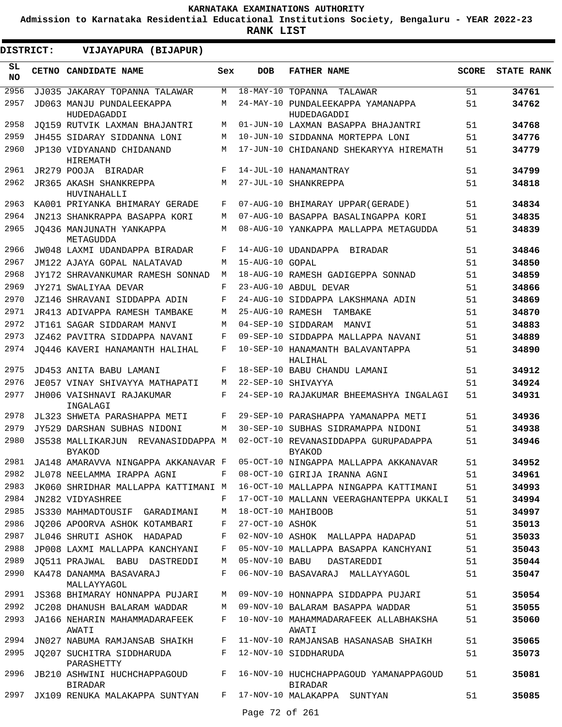**KARNATAKA EXAMINATIONS AUTHORITY**

**Admission to Karnataka Residential Educational Institutions Society, Bengaluru - YEAR 2022-23**

**RANK LIST**

**DISTRICT: VIJAYAPURA (BIJAPUR)**

| SL NO | CETNO | CANDIDATE NAME | Sex | DOB | FATHER NAME | SCORE | STATE RANK |
|---|---|---|---|---|---|---|---|
| 2956 | JJ035 | JAKARAY TOPANNA TALAWAR | M | 18-MAY-10 | TOPANNA TALAWAR | 51 | 34761 |
| 2957 | JD063 | MANJU PUNDALEEKAPPA HUDEDAGADDI | M | 24-MAY-10 | PUNDALEEKAPPA YAMANAPPA HUDEDAGADDI | 51 | 34762 |
| 2958 | JQ159 | RUTVIK LAXMAN BHAJANTRI | M | 01-JUN-10 | LAXMAN BASAPPA BHAJANTRI | 51 | 34768 |
| 2959 | JH455 | SIDARAY SIDDANNA LONI | M | 10-JUN-10 | SIDDANNA MORTEPPA LONI | 51 | 34776 |
| 2960 | JP130 | VIDYANAND CHIDANAND HIREMATH | M | 17-JUN-10 | CHIDANAND SHEKARYYA HIREMATH | 51 | 34779 |
| 2961 | JR279 | POOJA BIRADAR | F | 14-JUL-10 | HANAMANTRAY | 51 | 34799 |
| 2962 | JR365 | AKASH SHANKREPPA HUVINAHALLI | M | 27-JUL-10 | SHANKREPPA | 51 | 34818 |
| 2963 | KA001 | PRIYANKA BHIMARAY GERADE | F | 07-AUG-10 | BHIMARAY UPPAR(GERADE) | 51 | 34834 |
| 2964 | JN213 | SHANKRAPPA BASAPPA KORI | M | 07-AUG-10 | BASAPPA BASALINGAPPA KORI | 51 | 34835 |
| 2965 | JQ436 | MANJUNATH YANKAPPA METAGUDDA | M | 08-AUG-10 | YANKAPPA MALLAPPA METAGUDDA | 51 | 34839 |
| 2966 | JW048 | LAXMI UDANDAPPA BIRADAR | F | 14-AUG-10 | UDANDAPPA BIRADAR | 51 | 34846 |
| 2967 | JM122 | AJAYA GOPAL NALATAVAD | M | 15-AUG-10 | GOPAL | 51 | 34850 |
| 2968 | JY172 | SHRAVANKUMAR RAMESH SONNAD | M | 18-AUG-10 | RAMESH GADIGEPPA SONNAD | 51 | 34859 |
| 2969 | JY271 | SWALIYAA DEVAR | F | 23-AUG-10 | ABDUL DEVAR | 51 | 34866 |
| 2970 | JZ146 | SHRAVANI SIDDAPPA ADIN | F | 24-AUG-10 | SIDDAPPA LAKSHMANA ADIN | 51 | 34869 |
| 2971 | JR413 | ADIVAPPA RAMESH TAMBAKE | M | 25-AUG-10 | RAMESH TAMBAKE | 51 | 34870 |
| 2972 | JT161 | SAGAR SIDDARAM MANVI | M | 04-SEP-10 | SIDDARAM MANVI | 51 | 34883 |
| 2973 | JZ462 | PAVITRA SIDDAPPA NAVANI | F | 09-SEP-10 | SIDDAPPA MALLAPPA NAVANI | 51 | 34889 |
| 2974 | JQ446 | KAVERI HANAMANTH HALIHAL | F | 10-SEP-10 | HANAMANTH BALAVANTAPPA HALIHAL | 51 | 34890 |
| 2975 | JD453 | ANITA BABU LAMANI | F | 18-SEP-10 | BABU CHANDU LAMANI | 51 | 34912 |
| 2976 | JE057 | VINAY SHIVAYYA MATHAPATI | M | 22-SEP-10 | SHIVAYYA | 51 | 34924 |
| 2977 | JH006 | VAISHNAVI RAJAKUMAR INGALAGI | F | 24-SEP-10 | RAJAKUMAR BHEEMASHYA INGALAGI | 51 | 34931 |
| 2978 | JL323 | SHWETA PARASHAPPA METI | F | 29-SEP-10 | PARASHAPPA YAMANAPPA METI | 51 | 34936 |
| 2979 | JY529 | DARSHAN SUBHAS NIDONI | M | 30-SEP-10 | SUBHAS SIDRAMAPPA NIDONI | 51 | 34938 |
| 2980 | JS538 | MALLIKARJUN REVANASIDDAPPA BYAKOD | M | 02-OCT-10 | REVANASIDDAPPA GURUPADAPPA BYAKOD | 51 | 34946 |
| 2981 | JA148 | AMARAVVA NINGAPPA AKKANAVAR | F | 05-OCT-10 | NINGAPPA MALLAPPA AKKANAVAR | 51 | 34952 |
| 2982 | JL078 | NEELAMMA IRAPPA AGNI | F | 08-OCT-10 | GIRIJA IRANNA AGNI | 51 | 34961 |
| 2983 | JK060 | SHRIDHAR MALLAPPA KATTIMANI | M | 16-OCT-10 | MALLAPPA NINGAPPA KATTIMANI | 51 | 34993 |
| 2984 | JN282 | VIDYASHREE | F | 17-OCT-10 | MALLANN VEERAGHANTEPPA UKKALI | 51 | 34994 |
| 2985 | JS330 | MAHMADTOUSIF GARADIMANI | M | 18-OCT-10 | MAHIBOOB | 51 | 34997 |
| 2986 | JQ206 | APOORVA ASHOK KOTAMBARI | F | 27-OCT-10 | ASHOK | 51 | 35013 |
| 2987 | JL046 | SHRUTI ASHOK HADAPAD | F | 02-NOV-10 | ASHOK MALLAPPA HADAPAD | 51 | 35033 |
| 2988 | JP008 | LAXMI MALLAPPA KANCHYANI | F | 05-NOV-10 | MALLAPPA BASAPPA KANCHYANI | 51 | 35043 |
| 2989 | JQ511 | PRAJWAL BABU DASTREDDI | M | 05-NOV-10 | BABU DASTAREDDI | 51 | 35044 |
| 2990 | KA478 | DANAMMA BASAVARAJ MALLAYYAGOL | F | 06-NOV-10 | BASAVARAJ MALLAYYAGOL | 51 | 35047 |
| 2991 | JS368 | BHIMARAY HONNAPPA PUJARI | M | 09-NOV-10 | HONNAPPA SIDDAPPA PUJARI | 51 | 35054 |
| 2992 | JC208 | DHANUSH BALARAM WADDAR | M | 09-NOV-10 | BALARAM BASAPPA WADDAR | 51 | 35055 |
| 2993 | JA166 | NEHARIN MAHAMMADARAFEEK AWATI | F | 10-NOV-10 | MAHAMMADARAFEEK ALLABHAKSHA AWATI | 51 | 35060 |
| 2994 | JN027 | NABUMA RAMJANSAB SHAIKH | F | 11-NOV-10 | RAMJANSAB HASANASAB SHAIKH | 51 | 35065 |
| 2995 | JQ207 | SUCHITRA SIDDHARUDA PARASHETTY | F | 12-NOV-10 | SIDDHARUDA | 51 | 35073 |
| 2996 | JB210 | ASHWINI HUCHCHAPPAGOUD BIRADAR | F | 16-NOV-10 | HUCHCHAPPAGOUD YAMANAPPAGOUD BIRADAR | 51 | 35081 |
| 2997 | JX109 | RENUKA MALAKAPPA SUNTYAN | F | 17-NOV-10 | MALAKAPPA SUNTYAN | 51 | 35085 |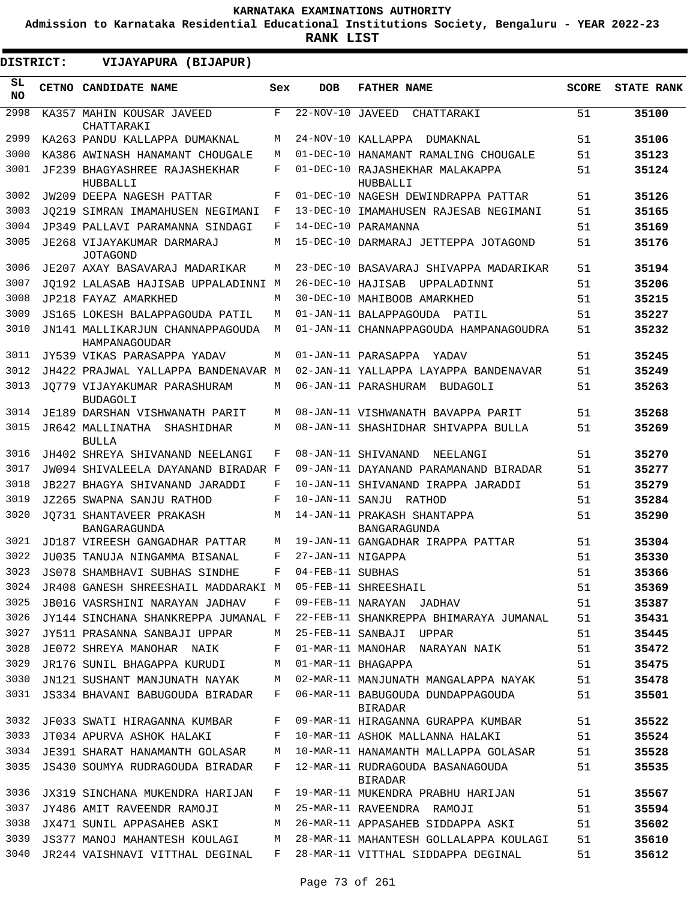**KARNATAKA EXAMINATIONS AUTHORITY**

**Admission to Karnataka Residential Educational Institutions Society, Bengaluru - YEAR 2022-23**

**RANK LIST**

**DISTRICT: VIJAYAPURA (BIJAPUR)**

| SL NO | CETNO | CANDIDATE NAME | Sex | DOB | FATHER NAME | SCORE | STATE RANK |
|---|---|---|---|---|---|---|---|
| 2998 | KA357 | MAHIN KOUSAR JAVEED CHATTARAKI | F | 22-NOV-10 | JAVEED CHATTARAKI | 51 | 35100 |
| 2999 | KA263 | PANDU KALLAPPA DUMAKNAL | M | 24-NOV-10 | KALLAPPA DUMAKNAL | 51 | 35106 |
| 3000 | KA386 | AWINASH HANAMANT CHOUGALE | M | 01-DEC-10 | HANAMANT RAMALING CHOUGALE | 51 | 35123 |
| 3001 | JF239 | BHAGYASHREE RAJASHEKHAR HUBBALLI | F | 01-DEC-10 | RAJASHEKHAR MALAKAPPA HUBBALLI | 51 | 35124 |
| 3002 | JW209 | DEEPA NAGESH PATTAR | F | 01-DEC-10 | NAGESH DEWINDRAPPA PATTAR | 51 | 35126 |
| 3003 | JQ219 | SIMRAN IMAMAHUSEN NEGIMANI | F | 13-DEC-10 | IMAMAHUSEN RAJESAB NEGIMANI | 51 | 35165 |
| 3004 | JP349 | PALLAVI PARAMANNA SINDAGI | F | 14-DEC-10 | PARAMANNA | 51 | 35169 |
| 3005 | JE268 | VIJAYAKUMAR DARMARAJ JOTAGOND | M | 15-DEC-10 | DARMARAJ JETTEPPA JOTAGOND | 51 | 35176 |
| 3006 | JE207 | AXAY BASAVARAJ MADARIKAR | M | 23-DEC-10 | BASAVARAJ SHIVAPPA MADARIKAR | 51 | 35194 |
| 3007 | JQ192 | LALASAB HAJISAB UPPALADINNI | M | 26-DEC-10 | HAJISAB UPPALADINNI | 51 | 35206 |
| 3008 | JP218 | FAYAZ AMARKHED | M | 30-DEC-10 | MAHIBOOB AMARKHED | 51 | 35215 |
| 3009 | JS165 | LOKESH BALAPPAGOUDA PATIL | M | 01-JAN-11 | BALAPPAGOUDA PATIL | 51 | 35227 |
| 3010 | JN141 | MALLIKARJUN CHANNAPPAGOUDA HAMPANAGOUDAR | M | 01-JAN-11 | CHANNAPPAGOUDA HAMPANAGOUDRA | 51 | 35232 |
| 3011 | JY539 | VIKAS PARASAPPA YADAV | M | 01-JAN-11 | PARASAPPA YADAV | 51 | 35245 |
| 3012 | JH422 | PRAJWAL YALLAPPA BANDENAVAR | M | 02-JAN-11 | YALLAPPA LAYAPPA BANDENAVAR | 51 | 35249 |
| 3013 | JQ779 | VIJAYAKUMAR PARASHURAM BUDAGOLI | M | 06-JAN-11 | PARASHURAM BUDAGOLI | 51 | 35263 |
| 3014 | JE189 | DARSHAN VISHWANATH PARIT | M | 08-JAN-11 | VISHWANATH BAVAPPA PARIT | 51 | 35268 |
| 3015 | JR642 | MALLINATHA SHASHIDHAR BULLA | M | 08-JAN-11 | SHASHIDHAR SHIVAPPA BULLA | 51 | 35269 |
| 3016 | JH402 | SHREYA SHIVANAND NEELANGI | F | 08-JAN-11 | SHIVANAND NEELANGI | 51 | 35270 |
| 3017 | JW094 | SHIVALEELA DAYANAND BIRADAR | F | 09-JAN-11 | DAYANAND PARAMANAND BIRADAR | 51 | 35277 |
| 3018 | JB227 | BHAGYA SHIVANAND JARADDI | F | 10-JAN-11 | SHIVANAND IRAPPA JARADDI | 51 | 35279 |
| 3019 | JZ265 | SWAPNA SANJU RATHOD | F | 10-JAN-11 | SANJU RATHOD | 51 | 35284 |
| 3020 | JQ731 | SHANTAVEER PRAKASH BANGARAGUNDA | M | 14-JAN-11 | PRAKASH SHANTAPPA BANGARAGUNDA | 51 | 35290 |
| 3021 | JD187 | VIREESH GANGADHAR PATTAR | M | 19-JAN-11 | GANGADHAR IRAPPA PATTAR | 51 | 35304 |
| 3022 | JU035 | TANUJA NINGAMMA BISANAL | F | 27-JAN-11 | NIGAPPA | 51 | 35330 |
| 3023 | JS078 | SHAMBHAVI SUBHAS SINDHE | F | 04-FEB-11 | SUBHAS | 51 | 35366 |
| 3024 | JR408 | GANESH SHREESHAIL MADDARAKI | M | 05-FEB-11 | SHREESHAIL | 51 | 35369 |
| 3025 | JB016 | VASRSHINI NARAYAN JADHAV | F | 09-FEB-11 | NARAYAN JADHAV | 51 | 35387 |
| 3026 | JY144 | SINCHANA SHANKREPPA JUMANAL | F | 22-FEB-11 | SHANKREPPA BHIMARAYA JUMANAL | 51 | 35431 |
| 3027 | JY511 | PRASANNA SANBAJI UPPAR | M | 25-FEB-11 | SANBAJI UPPAR | 51 | 35445 |
| 3028 | JE072 | SHREYA MANOHAR NAIK | F | 01-MAR-11 | MANOHAR NARAYAN NAIK | 51 | 35472 |
| 3029 | JR176 | SUNIL BHAGAPPA KURUDI | M | 01-MAR-11 | BHAGAPPA | 51 | 35475 |
| 3030 | JN121 | SUSHANT MANJUNATH NAYAK | M | 02-MAR-11 | MANJUNATH MANGALAPPA NAYAK | 51 | 35478 |
| 3031 | JS334 | BHAVANI BABUGOUDA BIRADAR | F | 06-MAR-11 | BABUGOUDA DUNDAPPAGOUDA BIRADAR | 51 | 35501 |
| 3032 | JF033 | SWATI HIRAGANNA KUMBAR | F | 09-MAR-11 | HIRAGANNA GURAPPA KUMBAR | 51 | 35522 |
| 3033 | JT034 | APURVA ASHOK HALAKI | F | 10-MAR-11 | ASHOK MALLANNA HALAKI | 51 | 35524 |
| 3034 | JE391 | SHARAT HANAMANTH GOLASAR | M | 10-MAR-11 | HANAMANTH MALLAPPA GOLASAR | 51 | 35528 |
| 3035 | JS430 | SOUMYA RUDRAGOUDA BIRADAR | F | 12-MAR-11 | RUDRAGOUDA BASANAGOUDA BIRADAR | 51 | 35535 |
| 3036 | JX319 | SINCHANA MUKENDRA HARIJAN | F | 19-MAR-11 | MUKENDRA PRABHU HARIJAN | 51 | 35567 |
| 3037 | JY486 | AMIT RAVEENDR RAMOJI | M | 25-MAR-11 | RAVEENDRA RAMOJI | 51 | 35594 |
| 3038 | JX471 | SUNIL APPASAHEB ASKI | M | 26-MAR-11 | APPASAHEB SIDDAPPA ASKI | 51 | 35602 |
| 3039 | JS377 | MANOJ MAHANTESH KOULAGI | M | 28-MAR-11 | MAHANTESH GOLLALAPPA KOULAGI | 51 | 35610 |
| 3040 | JR244 | VAISHNAVI VITTHAL DEGINAL | F | 28-MAR-11 | VITTHAL SIDDAPPA DEGINAL | 51 | 35612 |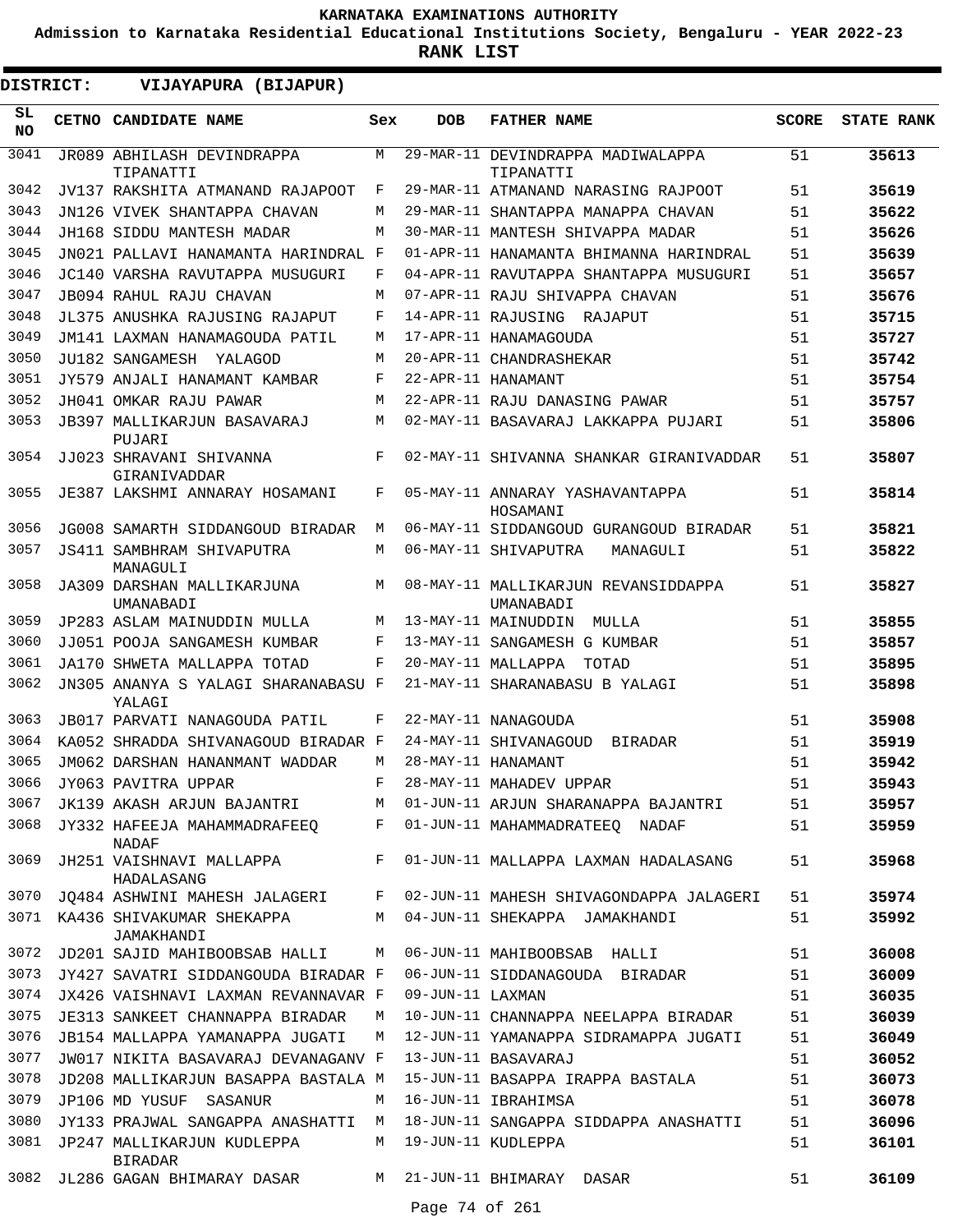**KARNATAKA EXAMINATIONS AUTHORITY**

**Admission to Karnataka Residential Educational Institutions Society, Bengaluru - YEAR 2022-23**

**RANK LIST**

**DISTRICT: VIJAYAPURA (BIJAPUR)**

| SL NO | CETNO | CANDIDATE NAME | Sex | DOB | FATHER NAME | SCORE | STATE RANK |
|---|---|---|---|---|---|---|---|
| 3041 | JR089 | ABHILASH DEVINDRAPPA TIPANATTI | M | 29-MAR-11 | DEVINDRAPPA MADIWALAPPA TIPANATTI | 51 | 35613 |
| 3042 | JV137 | RAKSHITA ATMANAND RAJAPOOT | F | 29-MAR-11 | ATMANAND NARASING RAJPOOT | 51 | 35619 |
| 3043 | JN126 | VIVEK SHANTAPPA CHAVAN | M | 29-MAR-11 | SHANTAPPA MANAPPA CHAVAN | 51 | 35622 |
| 3044 | JH168 | SIDDU MANTESH MADAR | M | 30-MAR-11 | MANTESH SHIVAPPA MADAR | 51 | 35626 |
| 3045 | JN021 | PALLAVI HANAMANTA HARINDRAL | F | 01-APR-11 | HANAMANTA BHIMANNA HARINDRAL | 51 | 35639 |
| 3046 | JC140 | VARSHA RAVUTAPPA MUSUGURI | F | 04-APR-11 | RAVUTAPPA SHANTAPPA MUSUGURI | 51 | 35657 |
| 3047 | JB094 | RAHUL RAJU CHAVAN | M | 07-APR-11 | RAJU SHIVAPPA CHAVAN | 51 | 35676 |
| 3048 | JL375 | ANUSHKA RAJUSING RAJAPUT | F | 14-APR-11 | RAJUSING RAJAPUT | 51 | 35715 |
| 3049 | JM141 | LAXMAN HANAMAGOUDA PATIL | M | 17-APR-11 | HANAMAGOUDA | 51 | 35727 |
| 3050 | JU182 | SANGAMESH YALAGOD | M | 20-APR-11 | CHANDRASHEKAR | 51 | 35742 |
| 3051 | JY579 | ANJALI HANAMANT KAMBAR | F | 22-APR-11 | HANAMANT | 51 | 35754 |
| 3052 | JH041 | OMKAR RAJU PAWAR | M | 22-APR-11 | RAJU DANASING PAWAR | 51 | 35757 |
| 3053 | JB397 | MALLIKARJUN BASAVARAJ PUJARI | M | 02-MAY-11 | BASAVARAJ LAKKAPPA PUJARI | 51 | 35806 |
| 3054 | JJ023 | SHRAVANI SHIVANNA GIRANIVADDAR | F | 02-MAY-11 | SHIVANNA SHANKAR GIRANIVADDAR | 51 | 35807 |
| 3055 | JE387 | LAKSHMI ANNARAY HOSAMANI | F | 05-MAY-11 | ANNARAY YASHAVANTAPPA HOSAMANI | 51 | 35814 |
| 3056 | JG008 | SAMARTH SIDDANGOUD BIRADAR | M | 06-MAY-11 | SIDDANGOUD GURANGOUD BIRADAR | 51 | 35821 |
| 3057 | JS411 | SAMBHRAM SHIVAPUTRA MANAGULI | M | 06-MAY-11 | SHIVAPUTRA MANAGULI | 51 | 35822 |
| 3058 | JA309 | DARSHAN MALLIKARJUNA UMANABADI | M | 08-MAY-11 | MALLIKARJUN REVANSIDDAPPA UMANABADI | 51 | 35827 |
| 3059 | JP283 | ASLAM MAINUDDIN MULLA | M | 13-MAY-11 | MAINUDDIN MULLA | 51 | 35855 |
| 3060 | JJ051 | POOJA SANGAMESH KUMBAR | F | 13-MAY-11 | SANGAMESH G KUMBAR | 51 | 35857 |
| 3061 | JA170 | SHWETA MALLAPPA TOTAD | F | 20-MAY-11 | MALLAPPA TOTAD | 51 | 35895 |
| 3062 | JN305 | ANANYA S YALAGI SHARANABASU YALAGI | F | 21-MAY-11 | SHARANABASU B YALAGI | 51 | 35898 |
| 3063 | JB017 | PARVATI NANAGOUDA PATIL | F | 22-MAY-11 | NANAGOUDA | 51 | 35908 |
| 3064 | KA052 | SHRADDA SHIVANAGOUD BIRADAR | F | 24-MAY-11 | SHIVANAGOUD BIRADAR | 51 | 35919 |
| 3065 | JM062 | DARSHAN HANANMANT WADDAR | M | 28-MAY-11 | HANAMANT | 51 | 35942 |
| 3066 | JY063 | PAVITRA UPPAR | F | 28-MAY-11 | MAHADEV UPPAR | 51 | 35943 |
| 3067 | JK139 | AKASH ARJUN BAJANTRI | M | 01-JUN-11 | ARJUN SHARANAPPA BAJANTRI | 51 | 35957 |
| 3068 | JY332 | HAFEEJA MAHAMMADRAFEEQ NADAF | F | 01-JUN-11 | MAHAMMADRATEEQ NADAF | 51 | 35959 |
| 3069 | JH251 | VAISHNAVI MALLAPPA HADALASANG | F | 01-JUN-11 | MALLAPPA LAXMAN HADALASANG | 51 | 35968 |
| 3070 | JQ484 | ASHWINI MAHESH JALAGERI | F | 02-JUN-11 | MAHESH SHIVAGONDAPPA JALAGERI | 51 | 35974 |
| 3071 | KA436 | SHIVAKUMAR SHEKAPPA JAMAKHANDI | M | 04-JUN-11 | SHEKAPPA JAMAKHANDI | 51 | 35992 |
| 3072 | JD201 | SAJID MAHIBOOBSAB HALLI | M | 06-JUN-11 | MAHIBOOBSAB HALLI | 51 | 36008 |
| 3073 | JY427 | SAVATRI SIDDANGOUDA BIRADAR | F | 06-JUN-11 | SIDDANAGOUDA BIRADAR | 51 | 36009 |
| 3074 | JX426 | VAISHNAVI LAXMAN REVANNAVAR | F | 09-JUN-11 | LAXMAN | 51 | 36035 |
| 3075 | JE313 | SANKEET CHANNAPPA BIRADAR | M | 10-JUN-11 | CHANNAPPA NEELAPPA BIRADAR | 51 | 36039 |
| 3076 | JB154 | MALLAPPA YAMANAPPA JUGATI | M | 12-JUN-11 | YAMANAPPA SIDRAMAPPA JUGATI | 51 | 36049 |
| 3077 | JW017 | NIKITA BASAVARAJ DEVANAGANV | F | 13-JUN-11 | BASAVARAJ | 51 | 36052 |
| 3078 | JD208 | MALLIKARJUN BASAPPA BASTALA | M | 15-JUN-11 | BASAPPA IRAPPA BASTALA | 51 | 36073 |
| 3079 | JP106 | MD YUSUF SASANUR | M | 16-JUN-11 | IBRAHIMSA | 51 | 36078 |
| 3080 | JY133 | PRAJWAL SANGAPPA ANASHATTI | M | 18-JUN-11 | SANGAPPA SIDDAPPA ANASHATTI | 51 | 36096 |
| 3081 | JP247 | MALLIKARJUN KUDLEPPA BIRADAR | M | 19-JUN-11 | KUDLEPPA | 51 | 36101 |
| 3082 | JL286 | GAGAN BHIMARAY DASAR | M | 21-JUN-11 | BHIMARAY DASAR | 51 | 36109 |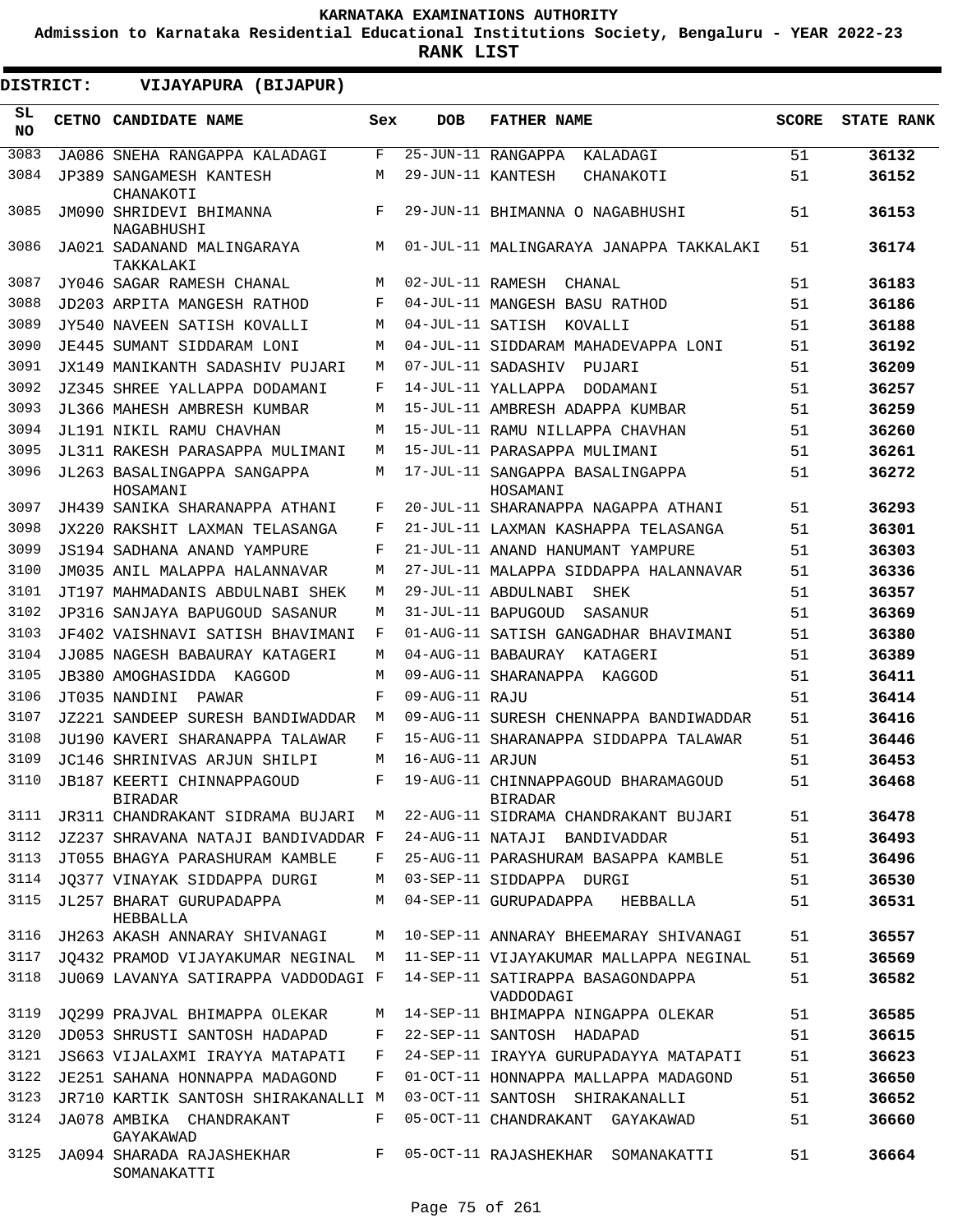KARNATAKA EXAMINATIONS AUTHORITY

Admission to Karnataka Residential Educational Institutions Society, Bengaluru - YEAR 2022-23

RANK LIST

DISTRICT: VIJAYAPURA (BIJAPUR)

| SL NO | CETNO | CANDIDATE NAME | Sex | DOB | FATHER NAME | SCORE | STATE RANK |
|---|---|---|---|---|---|---|---|
| 3083 | JA086 | SNEHA RANGAPPA KALADAGI | F | 25-JUN-11 | RANGAPPA KALADAGI | 51 | 36132 |
| 3084 | JP389 | SANGAMESH KANTESH CHANAKOTI | M | 29-JUN-11 | KANTESH CHANAKOTI | 51 | 36152 |
| 3085 | JM090 | SHRIDEVI BHIMANNA NAGABHUSHI | F | 29-JUN-11 | BHIMANNA O NAGABHUSHI | 51 | 36153 |
| 3086 | JA021 | SADANAND MALINGARAYA TAKKALAKI | M | 01-JUL-11 | MALINGARAYA JANAPPA TAKKALAKI | 51 | 36174 |
| 3087 | JY046 | SAGAR RAMESH CHANAL | M | 02-JUL-11 | RAMESH CHANAL | 51 | 36183 |
| 3088 | JD203 | ARPITA MANGESH RATHOD | F | 04-JUL-11 | MANGESH BASU RATHOD | 51 | 36186 |
| 3089 | JY540 | NAVEEN SATISH KOVALLI | M | 04-JUL-11 | SATISH KOVALLI | 51 | 36188 |
| 3090 | JE445 | SUMANT SIDDARAM LONI | M | 04-JUL-11 | SIDDARAM MAHADEVAPPA LONI | 51 | 36192 |
| 3091 | JX149 | MANIKANTH SADASHIV PUJARI | M | 07-JUL-11 | SADASHIV PUJARI | 51 | 36209 |
| 3092 | JZ345 | SHREE YALLAPPA DODAMANI | F | 14-JUL-11 | YALLAPPA DODAMANI | 51 | 36257 |
| 3093 | JL366 | MAHESH AMBRESH KUMBAR | M | 15-JUL-11 | AMBRESH ADAPPA KUMBAR | 51 | 36259 |
| 3094 | JL191 | NIKIL RAMU CHAVHAN | M | 15-JUL-11 | RAMU NILLAPPA CHAVHAN | 51 | 36260 |
| 3095 | JL311 | RAKESH PARASAPPA MULIMANI | M | 15-JUL-11 | PARASAPPA MULIMANI | 51 | 36261 |
| 3096 | JL263 | BASALINGAPPA SANGAPPA HOSAMANI | M | 17-JUL-11 | SANGAPPA BASALINGAPPA HOSAMANI | 51 | 36272 |
| 3097 | JH439 | SANIKA SHARANAPPA ATHANI | F | 20-JUL-11 | SHARANAPPA NAGAPPA ATHANI | 51 | 36293 |
| 3098 | JX220 | RAKSHIT LAXMAN TELASANGA | F | 21-JUL-11 | LAXMAN KASHAPPA TELASANGA | 51 | 36301 |
| 3099 | JS194 | SADHANA ANAND YAMPURE | F | 21-JUL-11 | ANAND HANUMANT YAMPURE | 51 | 36303 |
| 3100 | JM035 | ANIL MALAPPA HALANNAVAR | M | 27-JUL-11 | MALAPPA SIDDAPPA HALANNAVAR | 51 | 36336 |
| 3101 | JT197 | MAHMADANIS ABDULNABI SHEK | M | 29-JUL-11 | ABDULNABI SHEK | 51 | 36357 |
| 3102 | JP316 | SANJAYA BAPUGOUD SASANUR | M | 31-JUL-11 | BAPUGOUD SASANUR | 51 | 36369 |
| 3103 | JF402 | VAISHNAVI SATISH BHAVIMANI | F | 01-AUG-11 | SATISH GANGADHAR BHAVIMANI | 51 | 36380 |
| 3104 | JJ085 | NAGESH BABAURAY KATAGERI | M | 04-AUG-11 | BABAURAY KATAGERI | 51 | 36389 |
| 3105 | JB380 | AMOGHASIDDA KAGGOD | M | 09-AUG-11 | SHARANAPPA KAGGOD | 51 | 36411 |
| 3106 | JT035 | NANDINI PAWAR | F | 09-AUG-11 | RAJU | 51 | 36414 |
| 3107 | JZ221 | SANDEEP SURESH BANDIWADDAR | M | 09-AUG-11 | SURESH CHENNAPPA BANDIWADDAR | 51 | 36416 |
| 3108 | JU190 | KAVERI SHARANAPPA TALAWAR | F | 15-AUG-11 | SHARANAPPA SIDDAPPA TALAWAR | 51 | 36446 |
| 3109 | JC146 | SHRINIVAS ARJUN SHILPI | M | 16-AUG-11 | ARJUN | 51 | 36453 |
| 3110 | JB187 | KEERTI CHINNAPPAGOUD BIRADAR | F | 19-AUG-11 | CHINNAPPAGOUD BHARAMAGOUD BIRADAR | 51 | 36468 |
| 3111 | JR311 | CHANDRAKANT SIDRAMA BUJARI | M | 22-AUG-11 | SIDRAMA CHANDRAKANT BUJARI | 51 | 36478 |
| 3112 | JZ237 | SHRAVANA NATAJI BANDIVADDAR | F | 24-AUG-11 | NATAJI BANDIVADDAR | 51 | 36493 |
| 3113 | JT055 | BHAGYA PARASHURAM KAMBLE | F | 25-AUG-11 | PARASHURAM BASAPPA KAMBLE | 51 | 36496 |
| 3114 | JQ377 | VINAYAK SIDDAPPA DURGI | M | 03-SEP-11 | SIDDAPPA DURGI | 51 | 36530 |
| 3115 | JL257 | BHARAT GURUPADAPPA HEBBALLA | M | 04-SEP-11 | GURUPADAPPA HEBBALLA | 51 | 36531 |
| 3116 | JH263 | AKASH ANNARAY SHIVANAGI | M | 10-SEP-11 | ANNARAY BHEEMARAY SHIVANAGI | 51 | 36557 |
| 3117 | JQ432 | PRAMOD VIJAYAKUMAR NEGINAL | M | 11-SEP-11 | VIJAYAKUMAR MALLAPPA NEGINAL | 51 | 36569 |
| 3118 | JU069 | LAVANYA SATIRAPPA VADDODAGI | F | 14-SEP-11 | SATIRAPPA BASAGONDAPPA VADDODAGI | 51 | 36582 |
| 3119 | JQ299 | PRAJVAL BHIMAPPA OLEKAR | M | 14-SEP-11 | BHIMAPPA NINGAPPA OLEKAR | 51 | 36585 |
| 3120 | JD053 | SHRUSTI SANTOSH HADAPAD | F | 22-SEP-11 | SANTOSH HADAPAD | 51 | 36615 |
| 3121 | JS663 | VIJALAXMI IRAYYA MATAPATI | F | 24-SEP-11 | IRAYYA GURUPADAYYA MATAPATI | 51 | 36623 |
| 3122 | JE251 | SAHANA HONNAPPA MADAGOND | F | 01-OCT-11 | HONNAPPA MALLAPPA MADAGOND | 51 | 36650 |
| 3123 | JR710 | KARTIK SANTOSH SHIRAKANALLI | M | 03-OCT-11 | SANTOSH SHIRAKANALLI | 51 | 36652 |
| 3124 | JA078 | AMBIKA CHANDRAKANT GAYAKAWAD | F | 05-OCT-11 | CHANDRAKANT GAYAKAWAD | 51 | 36660 |
| 3125 | JA094 | SHARADA RAJASHEKHAR SOMANAKATTI | F | 05-OCT-11 | RAJASHEKHAR SOMANAKATTI | 51 | 36664 |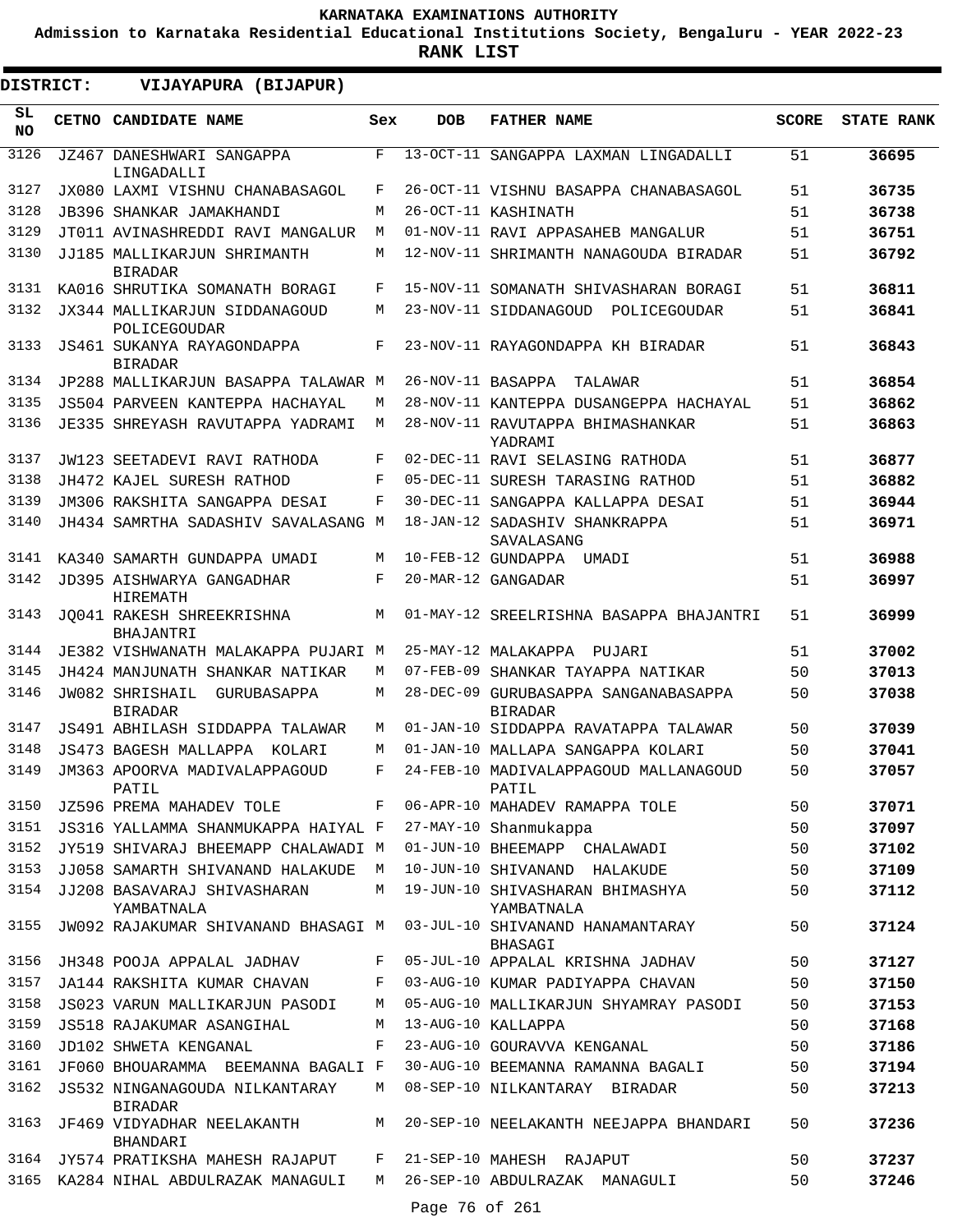KARNATAKA EXAMINATIONS AUTHORITY

Admission to Karnataka Residential Educational Institutions Society, Bengaluru - YEAR 2022-23

**RANK LIST**

**DISTRICT: VIJAYAPURA (BIJAPUR)**

| SL NO | CETNO | CANDIDATE NAME | Sex | DOB | FATHER NAME | SCORE | STATE RANK |
|---|---|---|---|---|---|---|---|
| 3126 | JZ467 | DANESHWARI SANGAPPA LINGADALLI | F | 13-OCT-11 | SANGAPPA LAXMAN LINGADALLI | 51 | **36695** |
| 3127 | JX080 | LAXMI VISHNU CHANABASAGOL | F | 26-OCT-11 | VISHNU BASAPPA CHANABASAGOL | 51 | **36735** |
| 3128 | JB396 | SHANKAR JAMAKHANDI | M | 26-OCT-11 | KASHINATH | 51 | **36738** |
| 3129 | JT011 | AVINASHREDDI RAVI MANGALUR | M | 01-NOV-11 | RAVI APPASAHEB MANGALUR | 51 | **36751** |
| 3130 | JJ185 | MALLIKARJUN SHRIMANTH BIRADAR | M | 12-NOV-11 | SHRIMANTH NANAGOUDA BIRADAR | 51 | **36792** |
| 3131 | KA016 | SHRUTIKA SOMANATH BORAGI | F | 15-NOV-11 | SOMANATH SHIVASHARAN BORAGI | 51 | **36811** |
| 3132 | JX344 | MALLIKARJUN SIDDANAGOUD POLICEGOUDAR | M | 23-NOV-11 | SIDDANAGOUD POLICEGOUDAR | 51 | **36841** |
| 3133 | JS461 | SUKANYA RAYAGONDAPPA BIRADAR | F | 23-NOV-11 | RAYAGONDAPPA KH BIRADAR | 51 | **36843** |
| 3134 | JP288 | MALLIKARJUN BASAPPA TALAWAR | M | 26-NOV-11 | BASAPPA TALAWAR | 51 | **36854** |
| 3135 | JS504 | PARVEEN KANTEPPA HACHAYAL | M | 28-NOV-11 | KANTEPPA DUSANGEPPA HACHAYAL | 51 | **36862** |
| 3136 | JE335 | SHREYASH RAVUTAPPA YADRAMI | M | 28-NOV-11 | RAVUTAPPA BHIMASHANKAR YADRAMI | 51 | **36863** |
| 3137 | JW123 | SEETADEVI RAVI RATHODA | F | 02-DEC-11 | RAVI SELASING RATHODA | 51 | **36877** |
| 3138 | JH472 | KAJEL SURESH RATHOD | F | 05-DEC-11 | SURESH TARASING RATHOD | 51 | **36882** |
| 3139 | JM306 | RAKSHITA SANGAPPA DESAI | F | 30-DEC-11 | SANGAPPA KALLAPPA DESAI | 51 | **36944** |
| 3140 | JH434 | SAMRTHA SADASHIV SAVALASANG | M | 18-JAN-12 | SADASHIV SHANKRAPPA SAVALASANG | 51 | **36971** |
| 3141 | KA340 | SAMARTH GUNDAPPA UMADI | M | 10-FEB-12 | GUNDAPPA UMADI | 51 | **36988** |
| 3142 | JD395 | AISHWARYA GANGADHAR HIREMATH | F | 20-MAR-12 | GANGADAR | 51 | **36997** |
| 3143 | JQ041 | RAKESH SHREEKRISHNA BHAJANTRI | M | 01-MAY-12 | SREELRISHNA BASAPPA BHAJANTRI | 51 | **36999** |
| 3144 | JE382 | VISHWANATH MALAKAPPA PUJARI | M | 25-MAY-12 | MALAKAPPA PUJARI | 51 | **37002** |
| 3145 | JH424 | MANJUNATH SHANKAR NATIKAR | M | 07-FEB-09 | SHANKAR TAYAPPA NATIKAR | 50 | **37013** |
| 3146 | JW082 | SHRISHAIL GURUBASAPPA BIRADAR | M | 28-DEC-09 | GURUBASAPPA SANGANABASAPPA BIRADAR | 50 | **37038** |
| 3147 | JS491 | ABHILASH SIDDAPPA TALAWAR | M | 01-JAN-10 | SIDDAPPA RAVATAPPA TALAWAR | 50 | **37039** |
| 3148 | JS473 | BAGESH MALLAPPA KOLARI | M | 01-JAN-10 | MALLAPA SANGAPPA KOLARI | 50 | **37041** |
| 3149 | JM363 | APOORVA MADIVALAPPAGOUD PATIL | F | 24-FEB-10 | MADIVALAPPAGOUD MALLANAGOUD PATIL | 50 | **37057** |
| 3150 | JZ596 | PREMA MAHADEV TOLE | F | 06-APR-10 | MAHADEV RAMAPPA TOLE | 50 | **37071** |
| 3151 | JS316 | YALLAMMA SHANMUKAPPA HAIYAL | F | 27-MAY-10 | Shanmukappa | 50 | **37097** |
| 3152 | JY519 | SHIVARAJ BHEEMAPP CHALAWADI | M | 01-JUN-10 | BHEEMAPP CHALAWADI | 50 | **37102** |
| 3153 | JJ058 | SAMARTH SHIVANAND HALAKUDE | M | 10-JUN-10 | SHIVANAND HALAKUDE | 50 | **37109** |
| 3154 | JJ208 | BASAVARAJ SHIVASHARAN YAMBATNALA | M | 19-JUN-10 | SHIVASHARAN BHIMASHYA YAMBATNALA | 50 | **37112** |
| 3155 | JW092 | RAJAKUMAR SHIVANAND BHASAGI | M | 03-JUL-10 | SHIVANAND HANAMANTARAY BHASAGI | 50 | **37124** |
| 3156 | JH348 | POOJA APPALAL JADHAV | F | 05-JUL-10 | APPALAL KRISHNA JADHAV | 50 | **37127** |
| 3157 | JA144 | RAKSHITA KUMAR CHAVAN | F | 03-AUG-10 | KUMAR PADIYAPPA CHAVAN | 50 | **37150** |
| 3158 | JS023 | VARUN MALLIKARJUN PASODI | M | 05-AUG-10 | MALLIKARJUN SHYAMRAY PASODI | 50 | **37153** |
| 3159 | JS518 | RAJAKUMAR ASANGIHAL | M | 13-AUG-10 | KALLAPPA | 50 | **37168** |
| 3160 | JD102 | SHWETA KENGANAL | F | 23-AUG-10 | GOURAVVA KENGANAL | 50 | **37186** |
| 3161 | JF060 | BHOUARAMMA BEEMANNA BAGALI | F | 30-AUG-10 | BEEMANNA RAMANNA BAGALI | 50 | **37194** |
| 3162 | JS532 | NINGANAGOUDA NILKANTARAY BIRADAR | M | 08-SEP-10 | NILKANTARAY BIRADAR | 50 | **37213** |
| 3163 | JF469 | VIDYADHAR NEELAKANTH BHANDARI | M | 20-SEP-10 | NEELAKANTH NEEJAPPA BHANDARI | 50 | **37236** |
| 3164 | JY574 | PRATIKSHA MAHESH RAJAPUT | F | 21-SEP-10 | MAHESH RAJAPUT | 50 | **37237** |
| 3165 | KA284 | NIHAL ABDULRAZAK MANAGULI | M | 26-SEP-10 | ABDULRAZAK MANAGULI | 50 | **37246** |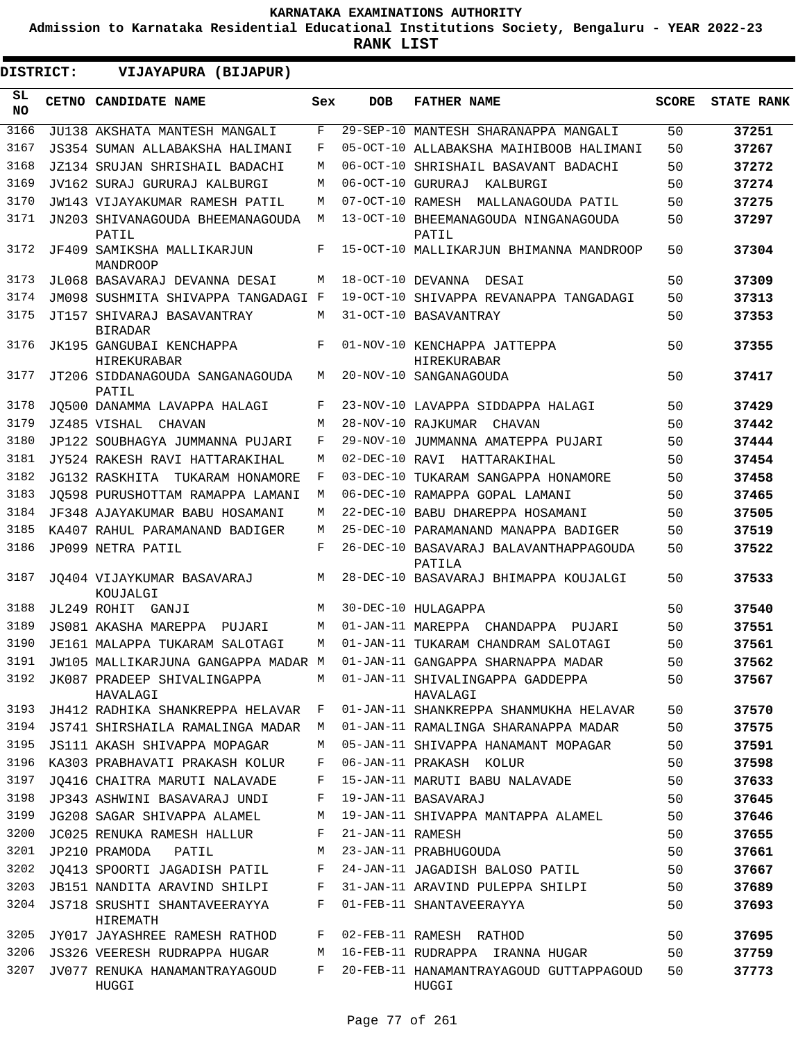# KARNATAKA EXAMINATIONS AUTHORITY

**Admission to Karnataka Residential Educational Institutions Society, Bengaluru - YEAR 2022-23**

**RANK LIST**

**DISTRICT: VIJAYAPURA (BIJAPUR)**

| SL NO | CETNO | CANDIDATE NAME | Sex | DOB | FATHER NAME | SCORE | STATE RANK |
|---|---|---|---|---|---|---|---|
| 3166 | JU138 | AKSHATA MANTESH MANGALI | F | 29-SEP-10 | MANTESH SHARANAPPA MANGALI | 50 | 37251 |
| 3167 | JS354 | SUMAN ALLABAKSHA HALIMANI | F | 05-OCT-10 | ALLABAKSHA MAIHIBOOB HALIMANI | 50 | 37267 |
| 3168 | JZ134 | SRUJAN SHRISHAIL BADACHI | M | 06-OCT-10 | SHRISHAIL BASAVANT BADACHI | 50 | 37272 |
| 3169 | JV162 | SURAJ GURURAJ KALBURGI | M | 06-OCT-10 | GURURAJ KALBURGI | 50 | 37274 |
| 3170 | JW143 | VIJAYAKUMAR RAMESH PATIL | M | 07-OCT-10 | RAMESH MALLANAGOUDA PATIL | 50 | 37275 |
| 3171 | JN203 | SHIVANAGOUDA BHEEMANAGOUDA PATIL | M | 13-OCT-10 | BHEEMANAGOUDA NINGANAGOUDA PATIL | 50 | 37297 |
| 3172 | JF409 | SAMIKSHA MALLIKARJUN MANDROOP | F | 15-OCT-10 | MALLIKARJUN BHIMANNA MANDROOP | 50 | 37304 |
| 3173 | JL068 | BASAVARAJ DEVANNA DESAI | M | 18-OCT-10 | DEVANNA DESAI | 50 | 37309 |
| 3174 | JM098 | SUSHMITA SHIVAPPA TANGADAGI | F | 19-OCT-10 | SHIVAPPA REVANAPPA TANGADAGI | 50 | 37313 |
| 3175 | JT157 | SHIVARAJ BASAVANTRAY BIRADAR | M | 31-OCT-10 | BASAVANTRAY | 50 | 37353 |
| 3176 | JK195 | GANGUBAI KENCHAPPA HIREKURABAR | F | 01-NOV-10 | KENCHAPPA JATTEPPA HIREKURABAR | 50 | 37355 |
| 3177 | JT206 | SIDDANAGOUDA SANGANAGOUDA PATIL | M | 20-NOV-10 | SANGANAGOUDA | 50 | 37417 |
| 3178 | JQ500 | DANAMMA LAVAPPA HALAGI | F | 23-NOV-10 | LAVAPPA SIDDAPPA HALAGI | 50 | 37429 |
| 3179 | JZ485 | VISHAL CHAVAN | M | 28-NOV-10 | RAJKUMAR CHAVAN | 50 | 37442 |
| 3180 | JP122 | SOUBHAGYA JUMMANNA PUJARI | F | 29-NOV-10 | JUMMANNA AMATEPPA PUJARI | 50 | 37444 |
| 3181 | JY524 | RAKESH RAVI HATTARAKIHAL | M | 02-DEC-10 | RAVI HATTARAKIHAL | 50 | 37454 |
| 3182 | JG132 | RASKHITA TUKARAM HONAMORE | F | 03-DEC-10 | TUKARAM SANGAPPA HONAMORE | 50 | 37458 |
| 3183 | JQ598 | PURUSHOTTAM RAMAPPA LAMANI | M | 06-DEC-10 | RAMAPPA GOPAL LAMANI | 50 | 37465 |
| 3184 | JF348 | AJAYAKUMAR BABU HOSAMANI | M | 22-DEC-10 | BABU DHAREPPA HOSAMANI | 50 | 37505 |
| 3185 | KA407 | RAHUL PARAMANAND BADIGER | M | 25-DEC-10 | PARAMANAND MANAPPA BADIGER | 50 | 37519 |
| 3186 | JP099 | NETRA PATIL | F | 26-DEC-10 | BASAVARAJ BALAVANTHAPPAGOUDA PATILA | 50 | 37522 |
| 3187 | JQ404 | VIJAYKUMAR BASAVARAJ KOUJALGI | M | 28-DEC-10 | BASAVARAJ BHIMAPPA KOUJALGI | 50 | 37533 |
| 3188 | JL249 | ROHIT GANJI | M | 30-DEC-10 | HULAGAPPA | 50 | 37540 |
| 3189 | JS081 | AKASHA MAREPPA PUJARI | M | 01-JAN-11 | MAREPPA CHANDAPPA PUJARI | 50 | 37551 |
| 3190 | JE161 | MALAPPA TUKARAM SALOTAGI | M | 01-JAN-11 | TUKARAM CHANDRAM SALOTAGI | 50 | 37561 |
| 3191 | JW105 | MALLIKARJUNA GANGAPPA MADAR | M | 01-JAN-11 | GANGAPPA SHARNAPPA MADAR | 50 | 37562 |
| 3192 | JK087 | PRADEEP SHIVALINGAPPA HAVALAGI | M | 01-JAN-11 | SHIVALINGAPPA GADDEPPA HAVALAGI | 50 | 37567 |
| 3193 | JH412 | RADHIKA SHANKREPPA HELAVAR | F | 01-JAN-11 | SHANKREPPA SHANMUKHA HELAVAR | 50 | 37570 |
| 3194 | JS741 | SHIRSHAILA RAMALINGA MADAR | M | 01-JAN-11 | RAMALINGA SHARANAPPA MADAR | 50 | 37575 |
| 3195 | JS111 | AKASH SHIVAPPA MOPAGAR | M | 05-JAN-11 | SHIVAPPA HANAMANT MOPAGAR | 50 | 37591 |
| 3196 | KA303 | PRABHAVATI PRAKASH KOLUR | F | 06-JAN-11 | PRAKASH KOLUR | 50 | 37598 |
| 3197 | JQ416 | CHAITRA MARUTI NALAVADE | F | 15-JAN-11 | MARUTI BABU NALAVADE | 50 | 37633 |
| 3198 | JP343 | ASHWINI BASAVARAJ UNDI | F | 19-JAN-11 | BASAVARAJ | 50 | 37645 |
| 3199 | JG208 | SAGAR SHIVAPPA ALAMEL | M | 19-JAN-11 | SHIVAPPA MANTAPPA ALAMEL | 50 | 37646 |
| 3200 | JC025 | RENUKA RAMESH HALLUR | F | 21-JAN-11 | RAMESH | 50 | 37655 |
| 3201 | JP210 | PRAMODA PATIL | M | 23-JAN-11 | PRABHUGOUDA | 50 | 37661 |
| 3202 | JQ413 | SPOORTI JAGADISH PATIL | F | 24-JAN-11 | JAGADISH BALOSO PATIL | 50 | 37667 |
| 3203 | JB151 | NANDITA ARAVIND SHILPI | F | 31-JAN-11 | ARAVIND PULEPPA SHILPI | 50 | 37689 |
| 3204 | JS718 | SRUSHTI SHANTAVEERAYYA HIREMATH | F | 01-FEB-11 | SHANTAVEERAYYA | 50 | 37693 |
| 3205 | JY017 | JAYASHREE RAMESH RATHOD | F | 02-FEB-11 | RAMESH RATHOD | 50 | 37695 |
| 3206 | JS326 | VEERESH RUDRAPPA HUGAR | M | 16-FEB-11 | RUDRAPPA IRANNA HUGAR | 50 | 37759 |
| 3207 | JV077 | RENUKA HANAMANTRAYAGOUD HUGGI | F | 20-FEB-11 | HANAMANTRAYAGOUD GUTTAPPAGOUD HUGGI | 50 | 37773 |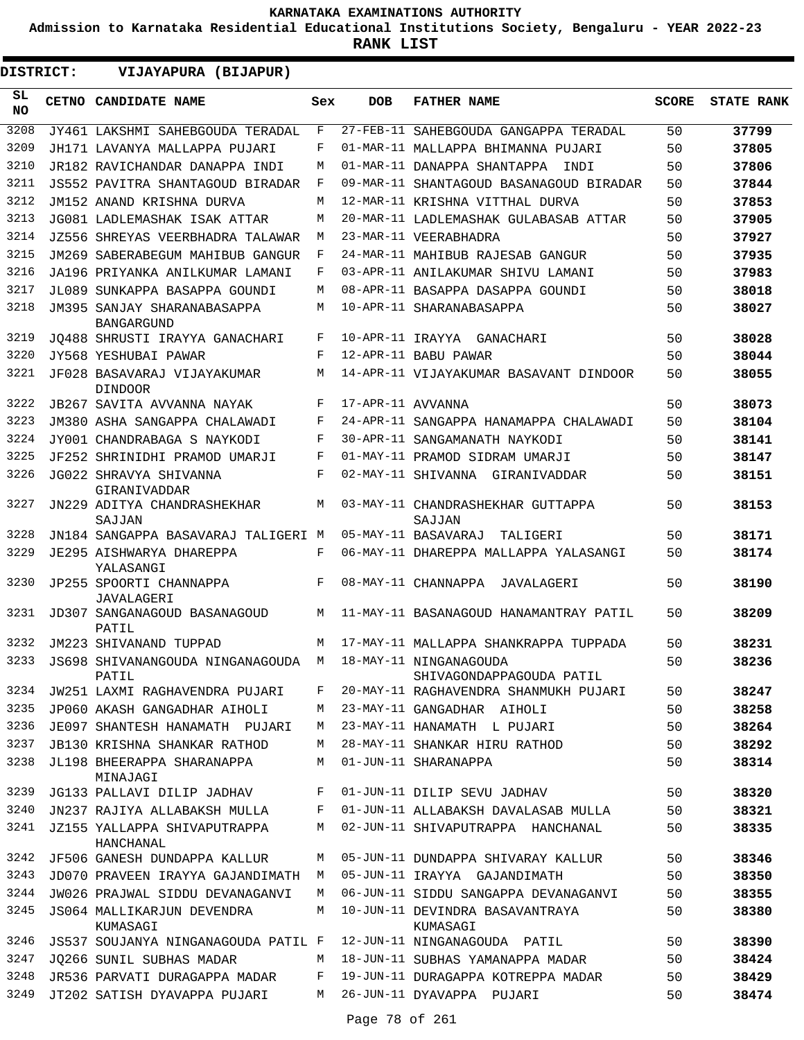KARNATAKA EXAMINATIONS AUTHORITY

Admission to Karnataka Residential Educational Institutions Society, Bengaluru - YEAR 2022-23

**RANK LIST**

**DISTRICT: VIJAYAPURA (BIJAPUR)**

| SL NO | CETNO | CANDIDATE NAME | Sex | DOB | FATHER NAME | SCORE | STATE RANK |
|---|---|---|---|---|---|---|---|
| 3208 | JY461 | LAKSHMI SAHEBGOUDA TERADAL | F | 27-FEB-11 | SAHEBGOUDA GANGAPPA TERADAL | 50 | **37799** |
| 3209 | JH171 | LAVANYA MALLAPPA PUJARI | F | 01-MAR-11 | MALLAPPA BHIMANNA PUJARI | 50 | **37805** |
| 3210 | JR182 | RAVICHANDAR DANAPPA INDI | M | 01-MAR-11 | DANAPPA SHANTAPPA INDI | 50 | **37806** |
| 3211 | JS552 | PAVITRA SHANTAGOUD BIRADAR | F | 09-MAR-11 | SHANTAGOUD BASANAGOUD BIRADAR | 50 | **37844** |
| 3212 | JM152 | ANAND KRISHNA DURVA | M | 12-MAR-11 | KRISHNA VITTHAL DURVA | 50 | **37853** |
| 3213 | JG081 | LADLEMASHAK ISAK ATTAR | M | 20-MAR-11 | LADLEMASHAK GULABASAB ATTAR | 50 | **37905** |
| 3214 | JZ556 | SHREYAS VEERBHADRA TALAWAR | M | 23-MAR-11 | VEERABHADRA | 50 | **37927** |
| 3215 | JM269 | SABERABEGUM MAHIBUB GANGUR | F | 24-MAR-11 | MAHIBUB RAJESAB GANGUR | 50 | **37935** |
| 3216 | JA196 | PRIYANKA ANILKUMAR LAMANI | F | 03-APR-11 | ANILAKUMAR SHIVU LAMANI | 50 | **37983** |
| 3217 | JL089 | SUNKAPPA BASAPPA GOUNDI | M | 08-APR-11 | BASAPPA DASAPPA GOUNDI | 50 | **38018** |
| 3218 | JM395 | SANJAY SHARANABASAPPA BANGARGUND | M | 10-APR-11 | SHARANABASAPPA | 50 | **38027** |
| 3219 | JQ488 | SHRUSTI IRAYYA GANACHARI | F | 10-APR-11 | IRAYYA GANACHARI | 50 | **38028** |
| 3220 | JY568 | YESHUBAI PAWAR | F | 12-APR-11 | BABU PAWAR | 50 | **38044** |
| 3221 | JF028 | BASAVARAJ VIJAYAKUMAR DINDOOR | M | 14-APR-11 | VIJAYAKUMAR BASAVANT DINDOOR | 50 | **38055** |
| 3222 | JB267 | SAVITA AVVANNA NAYAK | F | 17-APR-11 | AVVANNA | 50 | **38073** |
| 3223 | JM380 | ASHA SANGAPPA CHALAWADI | F | 24-APR-11 | SANGAPPA HANAMAPPA CHALAWADI | 50 | **38104** |
| 3224 | JY001 | CHANDRABAGA S NAYKODI | F | 30-APR-11 | SANGAMANATH NAYKODI | 50 | **38141** |
| 3225 | JF252 | SHRINIDHI PRAMOD UMARJI | F | 01-MAY-11 | PRAMOD SIDRAM UMARJI | 50 | **38147** |
| 3226 | JG022 | SHRAVYA SHIVANNA GIRANIVADDAR | F | 02-MAY-11 | SHIVANNA GIRANIVADDAR | 50 | **38151** |
| 3227 | JN229 | ADITYA CHANDRASHEKHAR SAJJAN | M | 03-MAY-11 | CHANDRASHEKHAR GUTTAPPA SAJJAN | 50 | **38153** |
| 3228 | JN184 | SANGAPPA BASAVARAJ TALIGERI | M | 05-MAY-11 | BASAVARAJ TALIGERI | 50 | **38171** |
| 3229 | JE295 | AISHWARYA DHAREPPA YALASANGI | F | 06-MAY-11 | DHAREPPA MALLAPPA YALASANGI | 50 | **38174** |
| 3230 | JP255 | SPOORTI CHANNAPPA JAVALAGERI | F | 08-MAY-11 | CHANNAPPA JAVALAGERI | 50 | **38190** |
| 3231 | JD307 | SANGANAGOUD BASANAGOUD PATIL | M | 11-MAY-11 | BASANAGOUD HANAMANTRAY PATIL | 50 | **38209** |
| 3232 | JM223 | SHIVANAND TUPPAD | M | 17-MAY-11 | MALLAPPA SHANKRAPPA TUPPADA | 50 | **38231** |
| 3233 | JS698 | SHIVANANGOUDA NINGANAGOUDA PATIL | M | 18-MAY-11 | NINGANAGOUDA SHIVAGONDAPPAGOUDA PATIL | 50 | **38236** |
| 3234 | JW251 | LAXMI RAGHAVENDRA PUJARI | F | 20-MAY-11 | RAGHAVENDRA SHANMUKH PUJARI | 50 | **38247** |
| 3235 | JP060 | AKASH GANGADHAR AIHOLI | M | 23-MAY-11 | GANGADHAR AIHOLI | 50 | **38258** |
| 3236 | JE097 | SHANTESH HANAMATH PUJARI | M | 23-MAY-11 | HANAMATH L PUJARI | 50 | **38264** |
| 3237 | JB130 | KRISHNA SHANKAR RATHOD | M | 28-MAY-11 | SHANKAR HIRU RATHOD | 50 | **38292** |
| 3238 | JL198 | BHEERAPPA SHARANAPPA MINAJAGI | M | 01-JUN-11 | SHARANAPPA | 50 | **38314** |
| 3239 | JG133 | PALLAVI DILIP JADHAV | F | 01-JUN-11 | DILIP SEVU JADHAV | 50 | **38320** |
| 3240 | JN237 | RAJIYA ALLABAKSH MULLA | F | 01-JUN-11 | ALLABAKSH DAVALASAB MULLA | 50 | **38321** |
| 3241 | JZ155 | YALLAPPA SHIVAPUTRAPPA HANCHANAL | M | 02-JUN-11 | SHIVAPUTRAPPA HANCHANAL | 50 | **38335** |
| 3242 | JF506 | GANESH DUNDAPPA KALLUR | M | 05-JUN-11 | DUNDAPPA SHIVARAY KALLUR | 50 | **38346** |
| 3243 | JD070 | PRAVEEN IRAYYA GAJANDIMATH | M | 05-JUN-11 | IRAYYA GAJANDIMATH | 50 | **38350** |
| 3244 | JW026 | PRAJWAL SIDDU DEVANAGANVI | M | 06-JUN-11 | SIDDU SANGAPPA DEVANAGANVI | 50 | **38355** |
| 3245 | JS064 | MALLIKARJUN DEVENDRA KUMASAGI | M | 10-JUN-11 | DEVINDRA BASAVANTRAYA KUMASAGI | 50 | **38380** |
| 3246 | JS537 | SOUJANYA NINGANAGOUDA PATIL | F | 12-JUN-11 | NINGANAGOUDA PATIL | 50 | **38390** |
| 3247 | JQ266 | SUNIL SUBHAS MADAR | M | 18-JUN-11 | SUBHAS YAMANAPPA MADAR | 50 | **38424** |
| 3248 | JR536 | PARVATI DURAGAPPA MADAR | F | 19-JUN-11 | DURAGAPPA KOTREPPA MADAR | 50 | **38429** |
| 3249 | JT202 | SATISH DYAVAPPA PUJARI | M | 26-JUN-11 | DYAVAPPA PUJARI | 50 | **38474** |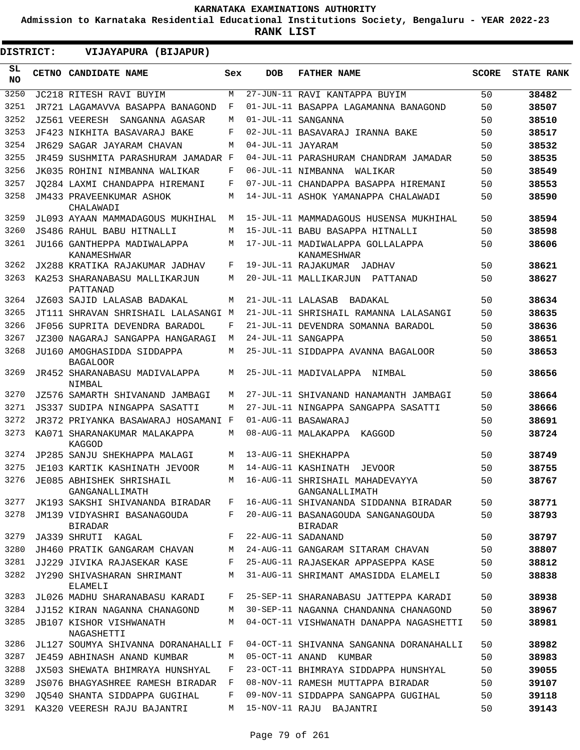**KARNATAKA EXAMINATIONS AUTHORITY**

**Admission to Karnataka Residential Educational Institutions Society, Bengaluru - YEAR 2022-23**

**RANK LIST**

**DISTRICT: VIJAYAPURA (BIJAPUR)**

| SL NO | CETNO | CANDIDATE NAME | Sex | DOB | FATHER NAME | SCORE | STATE RANK |
|---|---|---|---|---|---|---|---|
| 3250 | JC218 | RITESH RAVI BUYIM | M | 27-JUN-11 | RAVI KANTAPPA BUYIM | 50 | 38482 |
| 3251 | JR721 | LAGAMAVVA BASAPPA BANAGOND | F | 01-JUL-11 | BASAPPA LAGAMANNA BANAGOND | 50 | 38507 |
| 3252 | JZ561 | VEERESH SANGANNA AGASAR | M | 01-JUL-11 | SANGANNA | 50 | 38510 |
| 3253 | JF423 | NIKHITA BASAVARAJ BAKE | F | 02-JUL-11 | BASAVARAJ IRANNA BAKE | 50 | 38517 |
| 3254 | JR629 | SAGAR JAYARAM CHAVAN | M | 04-JUL-11 | JAYARAM | 50 | 38532 |
| 3255 | JR459 | SUSHMITA PARASHURAM JAMADAR | F | 04-JUL-11 | PARASHURAM CHANDRAM JAMADAR | 50 | 38535 |
| 3256 | JK035 | ROHINI NIMBANNA WALIKAR | F | 06-JUL-11 | NIMBANNA WALIKAR | 50 | 38549 |
| 3257 | JQ284 | LAXMI CHANDAPPA HIREMANI | F | 07-JUL-11 | CHANDAPPA BASAPPA HIREMANI | 50 | 38553 |
| 3258 | JM433 | PRAVEENKUMAR ASHOK CHALAWADI | M | 14-JUL-11 | ASHOK YAMANAPPA CHALAWADI | 50 | 38590 |
| 3259 | JL093 | AYAAN MAMMADAGOUS MUKHIHAL | M | 15-JUL-11 | MAMMADAGOUS HUSENSA MUKHIHAL | 50 | 38594 |
| 3260 | JS486 | RAHUL BABU HITNALLI | M | 15-JUL-11 | BABU BASAPPA HITNALLI | 50 | 38598 |
| 3261 | JU166 | GANTHEPPA MADIWALAPPA KANAMESHWAR | M | 17-JUL-11 | MADIWALAPPA GOLLALAPPA KANAMESHWAR | 50 | 38606 |
| 3262 | JX288 | KRATIKA RAJAKUMAR JADHAV | F | 19-JUL-11 | RAJAKUMAR JADHAV | 50 | 38621 |
| 3263 | KA253 | SHARANABASU MALLIKARJUN PATTANAD | M | 20-JUL-11 | MALLIKARJUN PATTANAD | 50 | 38627 |
| 3264 | JZ603 | SAJID LALASAB BADAKAL | M | 21-JUL-11 | LALASAB BADAKAL | 50 | 38634 |
| 3265 | JT111 | SHRAVAN SHRISHAIL LALASANGI | M | 21-JUL-11 | SHRISHAIL RAMANNA LALASANGI | 50 | 38635 |
| 3266 | JF056 | SUPRITA DEVENDRA BARADOL | F | 21-JUL-11 | DEVENDRA SOMANNA BARADOL | 50 | 38636 |
| 3267 | JZ300 | NAGARAJ SANGAPPA HANGARAGI | M | 24-JUL-11 | SANGAPPA | 50 | 38651 |
| 3268 | JU160 | AMOGHASIDDA SIDDAPPA BAGALOOR | M | 25-JUL-11 | SIDDAPPA AVANNA BAGALOOR | 50 | 38653 |
| 3269 | JR452 | SHARANABASU MADIVALAPPA NIMBAL | M | 25-JUL-11 | MADIVALAPPA NIMBAL | 50 | 38656 |
| 3270 | JZ576 | SAMARTH SHIVANAND JAMBAGI | M | 27-JUL-11 | SHIVANAND HANAMANTH JAMBAGI | 50 | 38664 |
| 3271 | JS337 | SUDIPA NINGAPPA SASATTI | M | 27-JUL-11 | NINGAPPA SANGAPPA SASATTI | 50 | 38666 |
| 3272 | JR372 | PRIYANKA BASAWARAJ HOSAMANI | F | 01-AUG-11 | BASAWARAJ | 50 | 38691 |
| 3273 | KA071 | SHARANAKUMAR MALAKAPPA KAGGOD | M | 08-AUG-11 | MALAKAPPA KAGGOD | 50 | 38724 |
| 3274 | JP285 | SANJU SHEKHAPPA MALAGI | M | 13-AUG-11 | SHEKHAPPA | 50 | 38749 |
| 3275 | JE103 | KARTIK KASHINATH JEVOOR | M | 14-AUG-11 | KASHINATH JEVOOR | 50 | 38755 |
| 3276 | JE085 | ABHISHEK SHRISHAIL GANGANALLIMATH | M | 16-AUG-11 | SHRISHAIL MAHADEVAYYA GANGANALLIMATH | 50 | 38767 |
| 3277 | JK193 | SAKSHI SHIVANANDA BIRADAR | F | 16-AUG-11 | SHIVANANDA SIDDANNA BIRADAR | 50 | 38771 |
| 3278 | JM139 | VIDYASHRI BASANAGOUDA BIRADAR | F | 20-AUG-11 | BASANAGOUDA SANGANAGOUDA BIRADAR | 50 | 38793 |
| 3279 | JA339 | SHRUTI KAGAL | F | 22-AUG-11 | SADANAND | 50 | 38797 |
| 3280 | JH460 | PRATIK GANGARAM CHAVAN | M | 24-AUG-11 | GANGARAM SITARAM CHAVAN | 50 | 38807 |
| 3281 | JJ229 | JIVIKA RAJASEKAR KASE | F | 25-AUG-11 | RAJASEKAR APPASEPPA KASE | 50 | 38812 |
| 3282 | JY290 | SHIVASHARAN SHRIMANT ELAMELI | M | 31-AUG-11 | SHRIMANT AMASIDDA ELAMELI | 50 | 38838 |
| 3283 | JL026 | MADHU SHARANABASU KARADI | F | 25-SEP-11 | SHARANABASU JATTEPPA KARADI | 50 | 38938 |
| 3284 | JJ152 | KIRAN NAGANNA CHANAGOND | M | 30-SEP-11 | NAGANNA CHANDANNA CHANAGOND | 50 | 38967 |
| 3285 | JB107 | KISHOR VISHWANATH NAGASHETTI | M | 04-OCT-11 | VISHWANATH DANAPPA NAGASHETTI | 50 | 38981 |
| 3286 | JL127 | SOUMYA SHIVANNA DORANAHALLI | F | 04-OCT-11 | SHIVANNA SANGANNA DORANAHALLI | 50 | 38982 |
| 3287 | JE459 | ABHINASH ANAND KUMBAR | M | 05-OCT-11 | ANAND KUMBAR | 50 | 38983 |
| 3288 | JX503 | SHEWATA BHIMRAYA HUNSHYAL | F | 23-OCT-11 | BHIMRAYA SIDDAPPA HUNSHYAL | 50 | 39055 |
| 3289 | JS076 | BHAGYASHREE RAMESH BIRADAR | F | 08-NOV-11 | RAMESH MUTTAPPA BIRADAR | 50 | 39107 |
| 3290 | JQ540 | SHANTA SIDDAPPA GUGIHAL | F | 09-NOV-11 | SIDDAPPA SANGAPPA GUGIHAL | 50 | 39118 |
| 3291 | KA320 | VEERESH RAJU BAJANTRI | M | 15-NOV-11 | RAJU BAJANTRI | 50 | 39143 |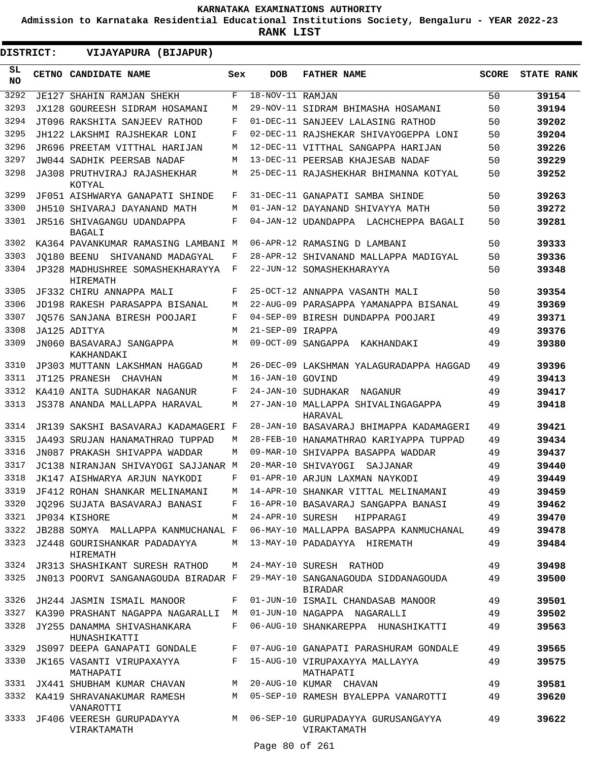# KARNATAKA EXAMINATIONS AUTHORITY

**Admission to Karnataka Residential Educational Institutions Society, Bengaluru - YEAR 2022-23**

**RANK LIST**

**DISTRICT: VIJAYAPURA (BIJAPUR)**

| SL NO | CETNO | CANDIDATE NAME | Sex | DOB | FATHER NAME | SCORE | STATE RANK |
|---|---|---|---|---|---|---|---|
| 3292 | JE127 | SHAHIN RAMJAN SHEKH | F | 18-NOV-11 | RAMJAN | 50 | **39154** |
| 3293 | JX128 | GOUREESH SIDRAM HOSAMANI | M | 29-NOV-11 | SIDRAM BHIMASHA HOSAMANI | 50 | **39194** |
| 3294 | JT096 | RAKSHITA SANJEEV RATHOD | F | 01-DEC-11 | SANJEEV LALASING RATHOD | 50 | **39202** |
| 3295 | JH122 | LAKSHMI RAJSHEKAR LONI | F | 02-DEC-11 | RAJSHEKAR SHIVAYOGEPPA LONI | 50 | **39204** |
| 3296 | JR696 | PREETAM VITTHAL HARIJAN | M | 12-DEC-11 | VITTHAL SANGAPPA HARIJAN | 50 | **39226** |
| 3297 | JW044 | SADHIK PEERSAB NADAF | M | 13-DEC-11 | PEERSAB KHAJESAB NADAF | 50 | **39229** |
| 3298 | JA308 | PRUTHVIRAJ RAJASHEKHAR KOTYAL | M | 25-DEC-11 | RAJASHEKHAR BHIMANNA KOTYAL | 50 | **39252** |
| 3299 | JF051 | AISHWARYA GANAPATI SHINDE | F | 31-DEC-11 | GANAPATI SAMBA SHINDE | 50 | **39263** |
| 3300 | JH510 | SHIVARAJ DAYANAND MATH | M | 01-JAN-12 | DAYANAND SHIVAYYA MATH | 50 | **39272** |
| 3301 | JR516 | SHIVAGANGU UDANDAPPA BAGALI | F | 04-JAN-12 | UDANDAPPA LACHCHEPPA BAGALI | 50 | **39281** |
| 3302 | KA364 | PAVANKUMAR RAMASING LAMBANI | M | 06-APR-12 | RAMASING D LAMBANI | 50 | **39333** |
| 3303 | JQ180 | BEENU SHIVANAND MADAGYAL | F | 28-APR-12 | SHIVANAND MALLAPPA MADIGYAL | 50 | **39336** |
| 3304 | JP328 | MADHUSHREE SOMASHEKHARAYYA HIREMATH | F | 22-JUN-12 | SOMASHEKHARAYYA | 50 | **39348** |
| 3305 | JF332 | CHIRU ANNAPPA MALI | F | 25-OCT-12 | ANNAPPA VASANTH MALI | 50 | **39354** |
| 3306 | JD198 | RAKESH PARASAPPA BISANAL | M | 22-AUG-09 | PARASAPPA YAMANAPPA BISANAL | 49 | **39369** |
| 3307 | JQ576 | SANJANA BIRESH POOJARI | F | 04-SEP-09 | BIRESH DUNDAPPA POOJARI | 49 | **39371** |
| 3308 | JA125 | ADITYA | M | 21-SEP-09 | IRAPPA | 49 | **39376** |
| 3309 | JN060 | BASAVARAJ SANGAPPA KAKHANDAKI | M | 09-OCT-09 | SANGAPPA KAKHANDAKI | 49 | **39380** |
| 3310 | JP303 | MUTTANN LAKSHMAN HAGGAD | M | 26-DEC-09 | LAKSHMAN YALAGURADAPPA HAGGAD | 49 | **39396** |
| 3311 | JT125 | PRANESH CHAVHAN | M | 16-JAN-10 | GOVIND | 49 | **39413** |
| 3312 | KA410 | ANITA SUDHAKAR NAGANUR | F | 24-JAN-10 | SUDHAKAR NAGANUR | 49 | **39417** |
| 3313 | JS378 | ANANDA MALLAPPA HARAVAL | M | 27-JAN-10 | MALLAPPA SHIVALINGAGAPPA HARAVAL | 49 | **39418** |
| 3314 | JR139 | SAKSHI BASAVARAJ KADAMAGERI | F | 28-JAN-10 | BASAVARAJ BHIMAPPA KADAMAGERI | 49 | **39421** |
| 3315 | JA493 | SRUJAN HANAMATHRAO TUPPAD | M | 28-FEB-10 | HANAMATHRAO KARIYAPPA TUPPAD | 49 | **39434** |
| 3316 | JN087 | PRAKASH SHIVAPPA WADDAR | M | 09-MAR-10 | SHIVAPPA BASAPPA WADDAR | 49 | **39437** |
| 3317 | JC138 | NIRANJAN SHIVAYOGI SAJJANAR | M | 20-MAR-10 | SHIVAYOGI SAJJANAR | 49 | **39440** |
| 3318 | JK147 | AISHWARYA ARJUN NAYKODI | F | 01-APR-10 | ARJUN LAXMAN NAYKODI | 49 | **39449** |
| 3319 | JF412 | ROHAN SHANKAR MELINAMANI | M | 14-APR-10 | SHANKAR VITTAL MELINAMANI | 49 | **39459** |
| 3320 | JQ296 | SUJATA BASAVARAJ BANASI | F | 16-APR-10 | BASAVARAJ SANGAPPA BANASI | 49 | **39462** |
| 3321 | JP034 | KISHORE | M | 24-APR-10 | SURESH HIPPARAGI | 49 | **39470** |
| 3322 | JB288 | SOMYA MALLAPPA KANMUCHANAL | F | 06-MAY-10 | MALLAPPA BASAPPA KANMUCHANAL | 49 | **39478** |
| 3323 | JZ448 | GOURISHANKAR PADADAYYA HIREMATH | M | 13-MAY-10 | PADADAYYA HIREMATH | 49 | **39484** |
| 3324 | JR313 | SHASHIKANT SURESH RATHOD | M | 24-MAY-10 | SURESH RATHOD | 49 | **39498** |
| 3325 | JN013 | POORVI SANGANAGOUDA BIRADAR | F | 29-MAY-10 | SANGANAGOUDA SIDDANAGOUDA BIRADAR | 49 | **39500** |
| 3326 | JH244 | JASMIN ISMAIL MANOOR | F | 01-JUN-10 | ISMAIL CHANDASAB MANOOR | 49 | **39501** |
| 3327 | KA390 | PRASHANT NAGAPPA NAGARALLI | M | 01-JUN-10 | NAGAPPA NAGARALLI | 49 | **39502** |
| 3328 | JY255 | DANAMMA SHIVASHANKARA HUNASHIKATTI | F | 06-AUG-10 | SHANKAREPPA HUNASHIKATTI | 49 | **39563** |
| 3329 | JS097 | DEEPA GANAPATI GONDALE | F | 07-AUG-10 | GANAPATI PARASHURAM GONDALE | 49 | **39565** |
| 3330 | JK165 | VASANTI VIRUPAXAYYA MATHAPATI | F | 15-AUG-10 | VIRUPAXAYYA MALLAYYA MATHAPATI | 49 | **39575** |
| 3331 | JX441 | SHUBHAM KUMAR CHAVAN | M | 20-AUG-10 | KUMAR CHAVAN | 49 | **39581** |
| 3332 | KA419 | SHRAVANAKUMAR RAMESH VANAROTTI | M | 05-SEP-10 | RAMESH BYALEPPA VANAROTTI | 49 | **39620** |
| 3333 | JF406 | VEERESH GURUPADAYYA VIRAKTAMATH | M | 06-SEP-10 | GURUPADAYYA GURUSANGAYYA VIRAKTAMATH | 49 | **39622** |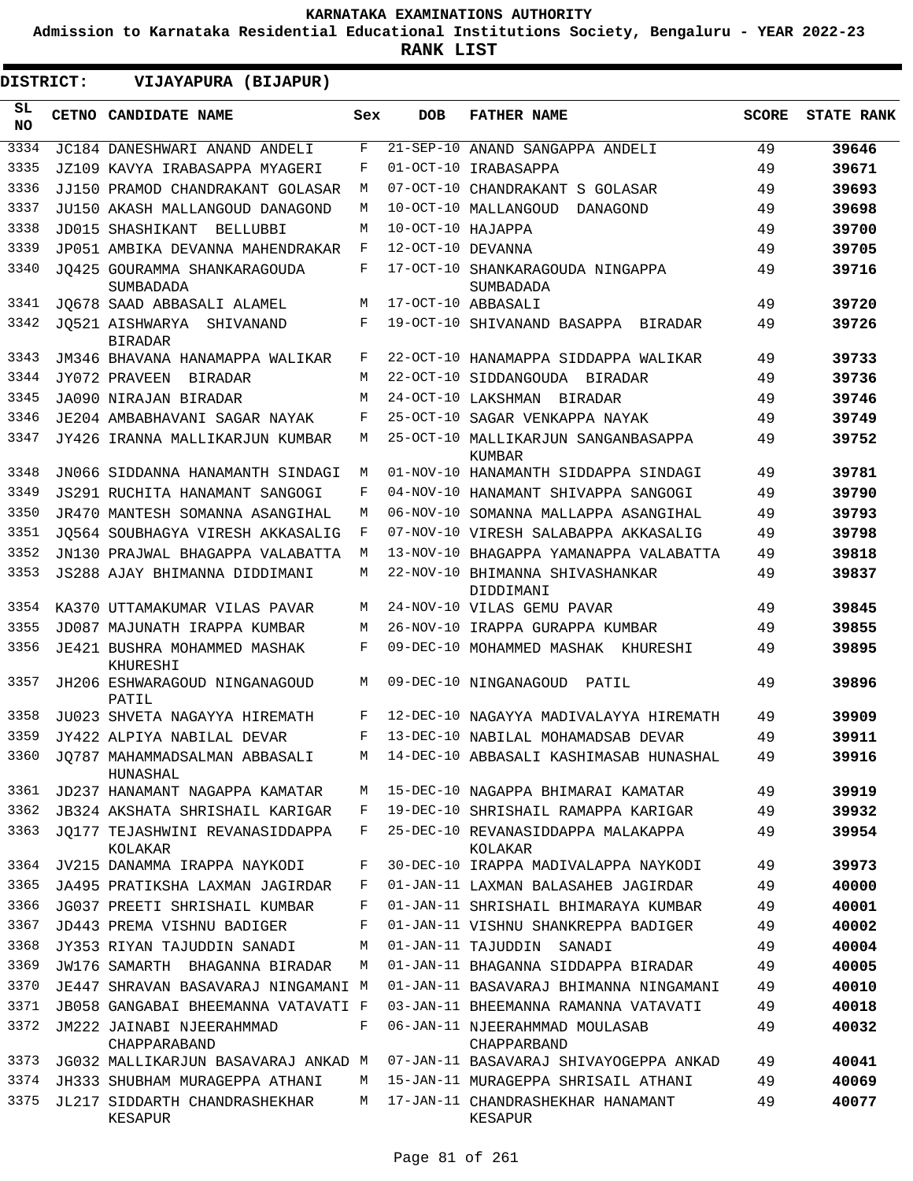# KARNATAKA EXAMINATIONS AUTHORITY

**Admission to Karnataka Residential Educational Institutions Society, Bengaluru - YEAR 2022-23**

**RANK LIST**

**DISTRICT: VIJAYAPURA (BIJAPUR)**

| SL NO | CETNO | CANDIDATE NAME | Sex | DOB | FATHER NAME | SCORE | STATE RANK |
|---|---|---|---|---|---|---|---|
| 3334 | JC184 | DANESHWARI ANAND ANDELI | F | 21-SEP-10 | ANAND SANGAPPA ANDELI | 49 | 39646 |
| 3335 | JZ109 | KAVYA IRABASAPPA MYAGERI | F | 01-OCT-10 | IRABASAPPA | 49 | 39671 |
| 3336 | JJ150 | PRAMOD CHANDRAKANT GOLASAR | M | 07-OCT-10 | CHANDRAKANT S GOLASAR | 49 | 39693 |
| 3337 | JU150 | AKASH MALLANGOUD DANAGOND | M | 10-OCT-10 | MALLANGOUD DANAGOND | 49 | 39698 |
| 3338 | JD015 | SHASHIKANT BELLUBBI | M | 10-OCT-10 | HAJAPPA | 49 | 39700 |
| 3339 | JP051 | AMBIKA DEVANNA MAHENDRAKAR | F | 12-OCT-10 | DEVANNA | 49 | 39705 |
| 3340 | JQ425 | GOURAMMA SHANKARAGOUDA SUMBADADA | F | 17-OCT-10 | SHANKARAGOUDA NINGAPPA SUMBADADA | 49 | 39716 |
| 3341 | JQ678 | SAAD ABBASALI ALAMEL | M | 17-OCT-10 | ABBASALI | 49 | 39720 |
| 3342 | JQ521 | AISHWARYA SHIVANAND BIRADAR | F | 19-OCT-10 | SHIVANAND BASAPPA BIRADAR | 49 | 39726 |
| 3343 | JM346 | BHAVANA HANAMAPPA WALIKAR | F | 22-OCT-10 | HANAMAPPA SIDDAPPA WALIKAR | 49 | 39733 |
| 3344 | JY072 | PRAVEEN BIRADAR | M | 22-OCT-10 | SIDDANGOUDA BIRADAR | 49 | 39736 |
| 3345 | JA090 | NIRAJAN BIRADAR | M | 24-OCT-10 | LAKSHMAN BIRADAR | 49 | 39746 |
| 3346 | JE204 | AMBABHAVANI SAGAR NAYAK | F | 25-OCT-10 | SAGAR VENKAPPA NAYAK | 49 | 39749 |
| 3347 | JY426 | IRANNA MALLIKARJUN KUMBAR | M | 25-OCT-10 | MALLIKARJUN SANGANBASAPPA KUMBAR | 49 | 39752 |
| 3348 | JN066 | SIDDANNA HANAMANTH SINDAGI | M | 01-NOV-10 | HANAMANTH SIDDAPPA SINDAGI | 49 | 39781 |
| 3349 | JS291 | RUCHITA HANAMANT SANGOGI | F | 04-NOV-10 | HANAMANT SHIVAPPA SANGOGI | 49 | 39790 |
| 3350 | JR470 | MANTESH SOMANNA ASANGIHAL | M | 06-NOV-10 | SOMANNA MALLAPPA ASANGIHAL | 49 | 39793 |
| 3351 | JQ564 | SOUBHAGYA VIRESH AKKASALIG | F | 07-NOV-10 | VIRESH SALABAPPA AKKASALIG | 49 | 39798 |
| 3352 | JN130 | PRAJWAL BHAGAPPA VALABATTA | M | 13-NOV-10 | BHAGAPPA YAMANAPPA VALABATTA | 49 | 39818 |
| 3353 | JS288 | AJAY BHIMANNA DIDDIMANI | M | 22-NOV-10 | BHIMANNA SHIVASHANKAR DIDDIMANI | 49 | 39837 |
| 3354 | KA370 | UTTAMAKUMAR VILAS PAVAR | M | 24-NOV-10 | VILAS GEMU PAVAR | 49 | 39845 |
| 3355 | JD087 | MAJUNATH IRAPPA KUMBAR | M | 26-NOV-10 | IRAPPA GURAPPA KUMBAR | 49 | 39855 |
| 3356 | JE421 | BUSHRA MOHAMMED MASHAK KHURESHI | F | 09-DEC-10 | MOHAMMED MASHAK KHURESHI | 49 | 39895 |
| 3357 | JH206 | ESHWARAGOUD NINGANAGOUD PATIL | M | 09-DEC-10 | NINGANAGOUD PATIL | 49 | 39896 |
| 3358 | JU023 | SHVETA NAGAYYA HIREMATH | F | 12-DEC-10 | NAGAYYA MADIVALAYYA HIREMATH | 49 | 39909 |
| 3359 | JY422 | ALPIYA NABILAL DEVAR | F | 13-DEC-10 | NABILAL MOHAMADSAB DEVAR | 49 | 39911 |
| 3360 | JQ787 | MAHAMMADSALMAN ABBASALI HUNASHAL | M | 14-DEC-10 | ABBASALI KASHIMASAB HUNASHAL | 49 | 39916 |
| 3361 | JD237 | HANAMANT NAGAPPA KAMATAR | M | 15-DEC-10 | NAGAPPA BHIMARAI KAMATAR | 49 | 39919 |
| 3362 | JB324 | AKSHATA SHRISHAIL KARIGAR | F | 19-DEC-10 | SHRISHAIL RAMAPPA KARIGAR | 49 | 39932 |
| 3363 | JQ177 | TEJASHWINI REVANASIDDAPPA KOLAKAR | F | 25-DEC-10 | REVANASIDDAPPA MALAKAPPA KOLAKAR | 49 | 39954 |
| 3364 | JV215 | DANAMMA IRAPPA NAYKODI | F | 30-DEC-10 | IRAPPA MADIVALAPPA NAYKODI | 49 | 39973 |
| 3365 | JA495 | PRATIKSHA LAXMAN JAGIRDAR | F | 01-JAN-11 | LAXMAN BALASAHEB JAGIRDAR | 49 | 40000 |
| 3366 | JG037 | PREETI SHRISHAIL KUMBAR | F | 01-JAN-11 | SHRISHAIL BHIMARAYA KUMBAR | 49 | 40001 |
| 3367 | JD443 | PREMA VISHNU BADIGER | F | 01-JAN-11 | VISHNU SHANKREPPA BADIGER | 49 | 40002 |
| 3368 | JY353 | RIYAN TAJUDDIN SANADI | M | 01-JAN-11 | TAJUDDIN SANADI | 49 | 40004 |
| 3369 | JW176 | SAMARTH BHAGANNA BIRADAR | M | 01-JAN-11 | BHAGANNA SIDDAPPA BIRADAR | 49 | 40005 |
| 3370 | JE447 | SHRAVAN BASAVARAJ NINGAMANI | M | 01-JAN-11 | BASAVARAJ BHIMANNA NINGAMANI | 49 | 40010 |
| 3371 | JB058 | GANGABAI BHEEMANNA VATAVATI | F | 03-JAN-11 | BHEEMANNA RAMANNA VATAVATI | 49 | 40018 |
| 3372 | JM222 | JAINABI NJEERAHMMAD CHAPPARABAND | F | 06-JAN-11 | NJEERAHMMAD MOULASAB CHAPPARBAND | 49 | 40032 |
| 3373 | JG032 | MALLIKARJUN BASAVARAJ ANKAD | M | 07-JAN-11 | BASAVARAJ SHIVAYOGEPPA ANKAD | 49 | 40041 |
| 3374 | JH333 | SHUBHAM MURAGEPPA ATHANI | M | 15-JAN-11 | MURAGEPPA SHRISAIL ATHANI | 49 | 40069 |
| 3375 | JL217 | SIDDARTH CHANDRASHEKHAR KESAPUR | M | 17-JAN-11 | CHANDRASHEKHAR HANAMANT KESAPUR | 49 | 40077 |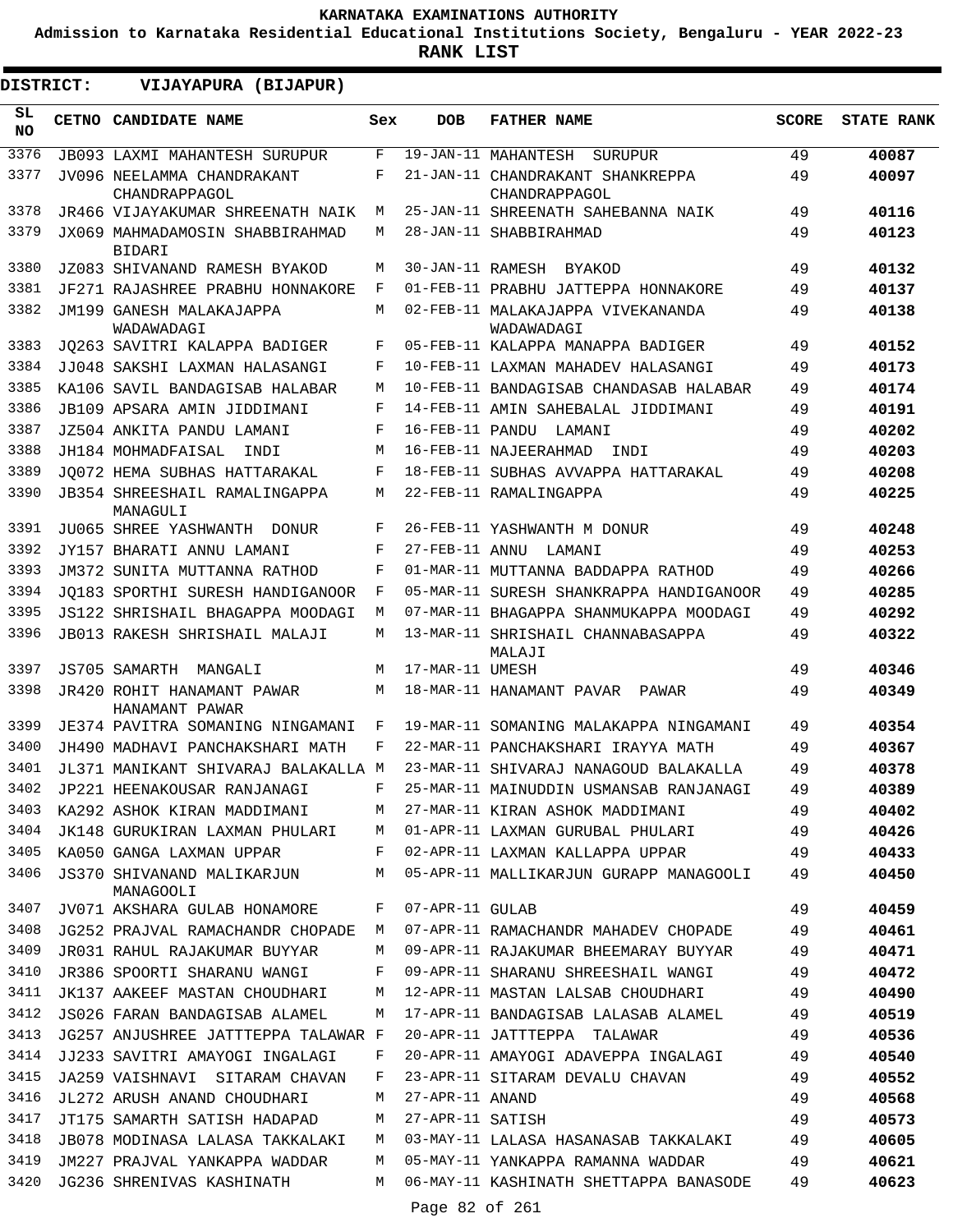KARNATAKA EXAMINATIONS AUTHORITY

Admission to Karnataka Residential Educational Institutions Society, Bengaluru - YEAR 2022-23

**RANK LIST**

**DISTRICT: VIJAYAPURA (BIJAPUR)**

| SL NO | CETNO | CANDIDATE NAME | Sex | DOB | FATHER NAME | SCORE | STATE RANK |
|---|---|---|---|---|---|---|---|
| 3376 | JB093 | LAXMI MAHANTESH SURUPUR | F | 19-JAN-11 | MAHANTESH SURUPUR | 49 | **40087** |
| 3377 | JV096 | NEELAMMA CHANDRAKANT CHANDRAPPAGOL | F | 21-JAN-11 | CHANDRAKANT SHANKREPPA CHANDRAPPAGOL | 49 | **40097** |
| 3378 | JR466 | VIJAYAKUMAR SHREENATH NAIK | M | 25-JAN-11 | SHREENATH SAHEBANNA NAIK | 49 | **40116** |
| 3379 | JX069 | MAHMADAMOSIN SHABBIRAHMAD BIDARI | M | 28-JAN-11 | SHABBIRAHMAD | 49 | **40123** |
| 3380 | JZ083 | SHIVANAND RAMESH BYAKOD | M | 30-JAN-11 | RAMESH BYAKOD | 49 | **40132** |
| 3381 | JF271 | RAJASHREE PRABHU HONNAKORE | F | 01-FEB-11 | PRABHU JATTEPPA HONNAKORE | 49 | **40137** |
| 3382 | JM199 | GANESH MALAKAJAPPA WADAWADAGI | M | 02-FEB-11 | MALAKAJAPPA VIVEKANANDA WADAWADAGI | 49 | **40138** |
| 3383 | JQ263 | SAVITRI KALAPPA BADIGER | F | 05-FEB-11 | KALAPPA MANAPPA BADIGER | 49 | **40152** |
| 3384 | JJ048 | SAKSHI LAXMAN HALASANGI | F | 10-FEB-11 | LAXMAN MAHADEV HALASANGI | 49 | **40173** |
| 3385 | KA106 | SAVIL BANDAGISAB HALABAR | M | 10-FEB-11 | BANDAGISAB CHANDASAB HALABAR | 49 | **40174** |
| 3386 | JB109 | APSARA AMIN JIDDIMANI | F | 14-FEB-11 | AMIN SAHEBALAL JIDDIMANI | 49 | **40191** |
| 3387 | JZ504 | ANKITA PANDU LAMANI | F | 16-FEB-11 | PANDU LAMANI | 49 | **40202** |
| 3388 | JH184 | MOHMADFAISAL INDI | M | 16-FEB-11 | NAJEERAHMAD INDI | 49 | **40203** |
| 3389 | JQ072 | HEMA SUBHAS HATTARAKAL | F | 18-FEB-11 | SUBHAS AVVAPPA HATTARAKAL | 49 | **40208** |
| 3390 | JB354 | SHREESHAIL RAMALINGAPPA MANAGULI | M | 22-FEB-11 | RAMALINGAPPA | 49 | **40225** |
| 3391 | JU065 | SHREE YASHWANTH DONUR | F | 26-FEB-11 | YASHWANTH M DONUR | 49 | **40248** |
| 3392 | JY157 | BHARATI ANNU LAMANI | F | 27-FEB-11 | ANNU LAMANI | 49 | **40253** |
| 3393 | JM372 | SUNITA MUTTANNA RATHOD | F | 01-MAR-11 | MUTTANNA BADDAPPA RATHOD | 49 | **40266** |
| 3394 | JQ183 | SPORTHI SURESH HANDIGANOOR | F | 05-MAR-11 | SURESH SHANKRAPPA HANDIGANOOR | 49 | **40285** |
| 3395 | JS122 | SHRISHAIL BHAGAPPA MOODAGI | M | 07-MAR-11 | BHAGAPPA SHANMUKAPPA MOODAGI | 49 | **40292** |
| 3396 | JB013 | RAKESH SHRISHAIL MALAJI | M | 13-MAR-11 | SHRISHAIL CHANNABASAPPA MALAJI | 49 | **40322** |
| 3397 | JS705 | SAMARTH MANGALI | M | 17-MAR-11 | UMESH | 49 | **40346** |
| 3398 | JR420 | ROHIT HANAMANT PAWAR HANAMANT PAWAR | M | 18-MAR-11 | HANAMANT PAVAR PAWAR | 49 | **40349** |
| 3399 | JE374 | PAVITRA SOMANING NINGAMANI | F | 19-MAR-11 | SOMANING MALAKAPPA NINGAMANI | 49 | **40354** |
| 3400 | JH490 | MADHAVI PANCHAKSHARI MATH | F | 22-MAR-11 | PANCHAKSHARI IRAYYA MATH | 49 | **40367** |
| 3401 | JL371 | MANIKANT SHIVARAJ BALAKALLA | M | 23-MAR-11 | SHIVARAJ NANAGOUD BALAKALLA | 49 | **40378** |
| 3402 | JP221 | HEENAKOUSAR RANJANAGI | F | 25-MAR-11 | MAINUDDIN USMANSAB RANJANAGI | 49 | **40389** |
| 3403 | KA292 | ASHOK KIRAN MADDIMANI | M | 27-MAR-11 | KIRAN ASHOK MADDIMANI | 49 | **40402** |
| 3404 | JK148 | GURUKIRAN LAXMAN PHULARI | M | 01-APR-11 | LAXMAN GURUBAL PHULARI | 49 | **40426** |
| 3405 | KA050 | GANGA LAXMAN UPPAR | F | 02-APR-11 | LAXMAN KALLAPPA UPPAR | 49 | **40433** |
| 3406 | JS370 | SHIVANAND MALIKARJUN MANAGOOLI | M | 05-APR-11 | MALLIKARJUN GURAPP MANAGOOLI | 49 | **40450** |
| 3407 | JV071 | AKSHARA GULAB HONAMORE | F | 07-APR-11 | GULAB | 49 | **40459** |
| 3408 | JG252 | PRAJVAL RAMACHANDR CHOPADE | M | 07-APR-11 | RAMACHANDR MAHADEV CHOPADE | 49 | **40461** |
| 3409 | JR031 | RAHUL RAJAKUMAR BUYYAR | M | 09-APR-11 | RAJAKUMAR BHEEMARAY BUYYAR | 49 | **40471** |
| 3410 | JR386 | SPOORTI SHARANU WANGI | F | 09-APR-11 | SHARANU SHREESHAIL WANGI | 49 | **40472** |
| 3411 | JK137 | AAKEEF MASTAN CHOUDHARI | M | 12-APR-11 | MASTAN LALSAB CHOUDHARI | 49 | **40490** |
| 3412 | JS026 | FARAN BANDAGISAB ALAMEL | M | 17-APR-11 | BANDAGISAB LALASAB ALAMEL | 49 | **40519** |
| 3413 | JG257 | ANJUSHREE JATTTEPPA TALAWAR | F | 20-APR-11 | JATTTEPPA TALAWAR | 49 | **40536** |
| 3414 | JJ233 | SAVITRI AMAYOGI INGALAGI | F | 20-APR-11 | AMAYOGI ADAVEPPA INGALAGI | 49 | **40540** |
| 3415 | JA259 | VAISHNAVI SITARAM CHAVAN | F | 23-APR-11 | SITARAM DEVALU CHAVAN | 49 | **40552** |
| 3416 | JL272 | ARUSH ANAND CHOUDHARI | M | 27-APR-11 | ANAND | 49 | **40568** |
| 3417 | JT175 | SAMARTH SATISH HADAPAD | M | 27-APR-11 | SATISH | 49 | **40573** |
| 3418 | JB078 | MODINASA LALASA TAKKALAKI | M | 03-MAY-11 | LALASA HASANASAB TAKKALAKI | 49 | **40605** |
| 3419 | JM227 | PRAJVAL YANKAPPA WADDAR | M | 05-MAY-11 | YANKAPPA RAMANNA WADDAR | 49 | **40621** |
| 3420 | JG236 | SHRENIVAS KASHINATH | M | 06-MAY-11 | KASHINATH SHETTAPPA BANASODE | 49 | **40623** |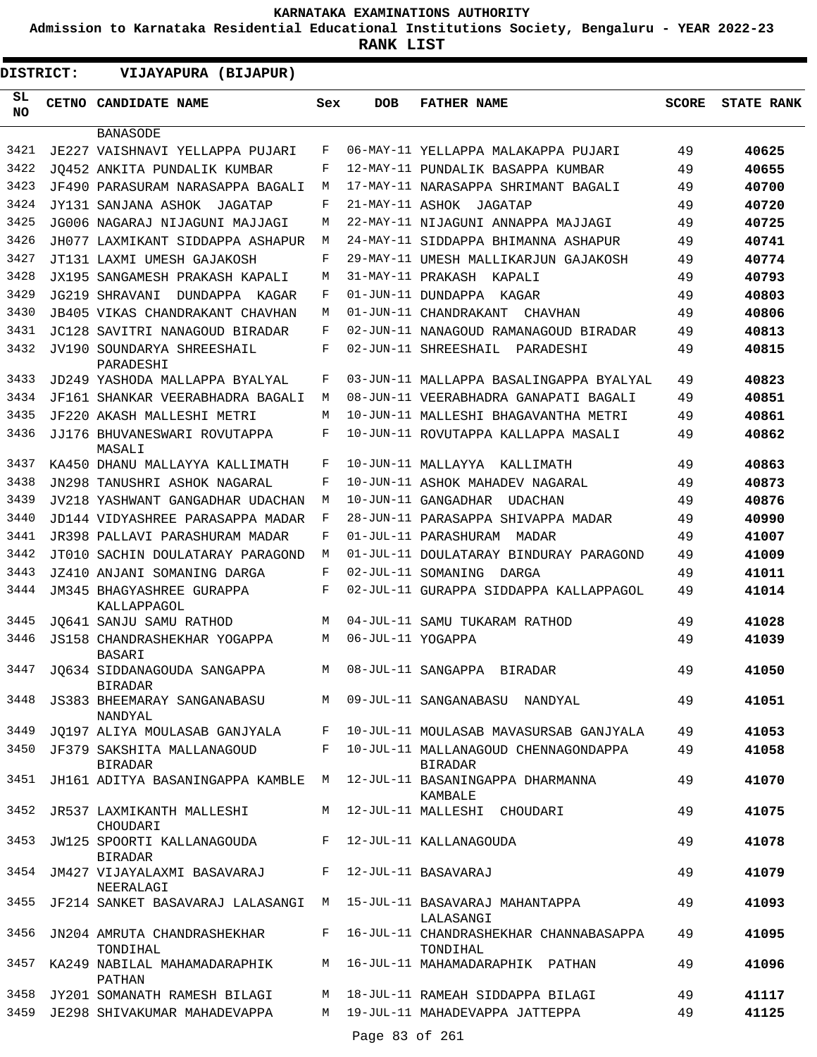KARNATAKA EXAMINATIONS AUTHORITY

Admission to Karnataka Residential Educational Institutions Society, Bengaluru - YEAR 2022-23

**RANK LIST**

**DISTRICT: VIJAYAPURA (BIJAPUR)**

| SL NO | CETNO | CANDIDATE NAME | Sex | DOB | FATHER NAME | SCORE | STATE RANK |
|---|---|---|---|---|---|---|---|
| | | BANASODE | | | | | |
| 3421 | JE227 | VAISHNAVI YELLAPPA PUJARI | F | 06-MAY-11 | YELLAPPA MALAKAPPA PUJARI | 49 | 40625 |
| 3422 | JQ452 | ANKITA PUNDALIK KUMBAR | F | 12-MAY-11 | PUNDALIK BASAPPA KUMBAR | 49 | 40655 |
| 3423 | JF490 | PARASURAM NARASAPPA BAGALI | M | 17-MAY-11 | NARASAPPA SHRIMANT BAGALI | 49 | 40700 |
| 3424 | JY131 | SANJANA ASHOK JAGATAP | F | 21-MAY-11 | ASHOK JAGATAP | 49 | 40720 |
| 3425 | JG006 | NAGARAJ NIJAGUNI MAJJAGI | M | 22-MAY-11 | NIJAGUNI ANNAPPA MAJJAGI | 49 | 40725 |
| 3426 | JH077 | LAXMIKANT SIDDAPPA ASHAPUR | M | 24-MAY-11 | SIDDAPPA BHIMANNA ASHAPUR | 49 | 40741 |
| 3427 | JT131 | LAXMI UMESH GAJAKOSH | F | 29-MAY-11 | UMESH MALLIKARJUN GAJAKOSH | 49 | 40774 |
| 3428 | JX195 | SANGAMESH PRAKASH KAPALI | M | 31-MAY-11 | PRAKASH KAPALI | 49 | 40793 |
| 3429 | JG219 | SHRAVANI DUNDAPPA KAGAR | F | 01-JUN-11 | DUNDAPPA KAGAR | 49 | 40803 |
| 3430 | JB405 | VIKAS CHANDRAKANT CHAVHAN | M | 01-JUN-11 | CHANDRAKANT CHAVHAN | 49 | 40806 |
| 3431 | JC128 | SAVITRI NANAGOUD BIRADAR | F | 02-JUN-11 | NANAGOUD RAMANAGOUD BIRADAR | 49 | 40813 |
| 3432 | JV190 | SOUNDARYA SHREESHAIL PARADESHI | F | 02-JUN-11 | SHREESHAIL PARADESHI | 49 | 40815 |
| 3433 | JD249 | YASHODA MALLAPPA BYALYAL | F | 03-JUN-11 | MALLAPPA BASALINGAPPA BYALYAL | 49 | 40823 |
| 3434 | JF161 | SHANKAR VEERABHADRA BAGALI | M | 08-JUN-11 | VEERABHADRA GANAPATI BAGALI | 49 | 40851 |
| 3435 | JF220 | AKASH MALLESHI METRI | M | 10-JUN-11 | MALLESHI BHAGAVANTHA METRI | 49 | 40861 |
| 3436 | JJ176 | BHUVANESWARI ROVUTAPPA MASALI | F | 10-JUN-11 | ROVUTAPPA KALLAPPA MASALI | 49 | 40862 |
| 3437 | KA450 | DHANU MALLAYYA KALLIMATH | F | 10-JUN-11 | MALLAYYA KALLIMATH | 49 | 40863 |
| 3438 | JN298 | TANUSHRI ASHOK NAGARAL | F | 10-JUN-11 | ASHOK MAHADEV NAGARAL | 49 | 40873 |
| 3439 | JV218 | YASHWANT GANGADHAR UDACHAN | M | 10-JUN-11 | GANGADHAR UDACHAN | 49 | 40876 |
| 3440 | JD144 | VIDYASHREE PARASAPPA MADAR | F | 28-JUN-11 | PARASAPPA SHIVAPPA MADAR | 49 | 40990 |
| 3441 | JR398 | PALLAVI PARASHURAM MADAR | F | 01-JUL-11 | PARASHURAM MADAR | 49 | 41007 |
| 3442 | JT010 | SACHIN DOULATARAY PARAGOND | M | 01-JUL-11 | DOULATARAY BINDURAY PARAGOND | 49 | 41009 |
| 3443 | JZ410 | ANJANI SOMANING DARGA | F | 02-JUL-11 | SOMANING DARGA | 49 | 41011 |
| 3444 | JM345 | BHAGYASHREE GURAPPA KALLAPPAGOL | F | 02-JUL-11 | GURAPPA SIDDAPPA KALLAPPAGOL | 49 | 41014 |
| 3445 | JQ641 | SANJU SAMU RATHOD | M | 04-JUL-11 | SAMU TUKARAM RATHOD | 49 | 41028 |
| 3446 | JS158 | CHANDRASHEKHAR YOGAPPA BASARI | M | 06-JUL-11 | YOGAPPA | 49 | 41039 |
| 3447 | JQ634 | SIDDANAGOUDA SANGAPPA BIRADAR | M | 08-JUL-11 | SANGAPPA BIRADAR | 49 | 41050 |
| 3448 | JS383 | BHEEMARAY SANGANABASU NANDYAL | M | 09-JUL-11 | SANGANABASU NANDYAL | 49 | 41051 |
| 3449 | JQ197 | ALIYA MOULASAB GANJYALA | F | 10-JUL-11 | MOULASAB MAVASURSAB GANJYALA | 49 | 41053 |
| 3450 | JF379 | SAKSHITA MALLANAGOUD BIRADAR | F | 10-JUL-11 | MALLANAGOUD CHENNAGONDAPPA BIRADAR | 49 | 41058 |
| 3451 | JH161 | ADITYA BASANINGAPPA KAMBLE | M | 12-JUL-11 | BASANINGAPPA DHARMANNA KAMBALE | 49 | 41070 |
| 3452 | JR537 | LAXMIKANTH MALLESHI CHOUDARI | M | 12-JUL-11 | MALLESHI CHOUDARI | 49 | 41075 |
| 3453 | JW125 | SPOORTI KALLANAGOUDA BIRADAR | F | 12-JUL-11 | KALLANAGOUDA | 49 | 41078 |
| 3454 | JM427 | VIJAYALAXMI BASAVARAJ NEERALAGI | F | 12-JUL-11 | BASAVARAJ | 49 | 41079 |
| 3455 | JF214 | SANKET BASAVARAJ LALASANGI | M | 15-JUL-11 | BASAVARAJ MAHANTAPPA LALASANGI | 49 | 41093 |
| 3456 | JN204 | AMRUTA CHANDRASHEKHAR TONDIHAL | F | 16-JUL-11 | CHANDRASHEKHAR CHANNABASAPPA TONDIHAL | 49 | 41095 |
| 3457 | KA249 | NABILAL MAHAMADARAPHIK PATHAN | M | 16-JUL-11 | MAHAMADARAPHIK PATHAN | 49 | 41096 |
| 3458 | JY201 | SOMANATH RAMESH BILAGI | M | 18-JUL-11 | RAMEAH SIDDAPPA BILAGI | 49 | 41117 |
| 3459 | JE298 | SHIVAKUMAR MAHADEVAPPA | M | 19-JUL-11 | MAHADEVAPPA JATTEPPA | 49 | 41125 |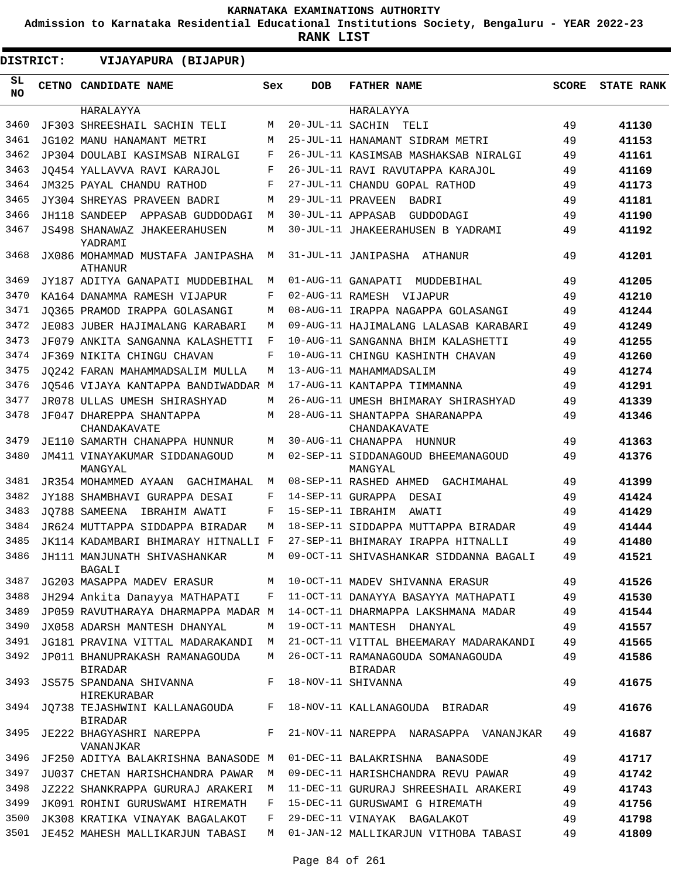**KARNATAKA EXAMINATIONS AUTHORITY**

**Admission to Karnataka Residential Educational Institutions Society, Bengaluru - YEAR 2022-23**

**RANK LIST**

**DISTRICT: VIJAYAPURA (BIJAPUR)**

| SL NO | CETNO | CANDIDATE NAME | Sex | DOB | FATHER NAME | SCORE | STATE RANK |
|---|---|---|---|---|---|---|---|
| | | HARALAYYA | | | HARALAYYA | | |
| 3460 | JF303 | SHREESHAIL SACHIN TELI | M | 20-JUL-11 | SACHIN TELI | 49 | **41130** |
| 3461 | JG102 | MANU HANAMANT METRI | M | 25-JUL-11 | HANAMANT SIDRAM METRI | 49 | **41153** |
| 3462 | JP304 | DOULABI KASIMSAB NIRALGI | F | 26-JUL-11 | KASIMSAB MASHAKSAB NIRALGI | 49 | **41161** |
| 3463 | JQ454 | YALLAVVA RAVI KARAJOL | F | 26-JUL-11 | RAVI RAVUTAPPA KARAJOL | 49 | **41169** |
| 3464 | JM325 | PAYAL CHANDU RATHOD | F | 27-JUL-11 | CHANDU GOPAL RATHOD | 49 | **41173** |
| 3465 | JY304 | SHREYAS PRAVEEN BADRI | M | 29-JUL-11 | PRAVEEN BADRI | 49 | **41181** |
| 3466 | JH118 | SANDEEP APPASAB GUDDODAGI | M | 30-JUL-11 | APPASAB GUDDODAGI | 49 | **41190** |
| 3467 | JS498 | SHANAWAZ JHAKEERAHUSEN YADRAMI | M | 30-JUL-11 | JHAKEERAHUSEN B YADRAMI | 49 | **41192** |
| 3468 | JX086 | MOHAMMAD MUSTAFA JANIPASHA ATHANUR | M | 31-JUL-11 | JANIPASHA ATHANUR | 49 | **41201** |
| 3469 | JY187 | ADITYA GANAPATI MUDDEBIHAL | M | 01-AUG-11 | GANAPATI MUDDEBIHAL | 49 | **41205** |
| 3470 | KA164 | DANAMMA RAMESH VIJAPUR | F | 02-AUG-11 | RAMESH VIJAPUR | 49 | **41210** |
| 3471 | JQ365 | PRAMOD IRAPPA GOLASANGI | M | 08-AUG-11 | IRAPPA NAGAPPA GOLASANGI | 49 | **41244** |
| 3472 | JE083 | JUBER HAJIMALANG KARABARI | M | 09-AUG-11 | HAJIMALANG LALASAB KARABARI | 49 | **41249** |
| 3473 | JF079 | ANKITA SANGANNA KALASHETTI | F | 10-AUG-11 | SANGANNA BHIM KALASHETTI | 49 | **41255** |
| 3474 | JF369 | NIKITA CHINGU CHAVAN | F | 10-AUG-11 | CHINGU KASHINTH CHAVAN | 49 | **41260** |
| 3475 | JQ242 | FARAN MAHAMMADSALIM MULLA | M | 13-AUG-11 | MAHAMMADSALIM | 49 | **41274** |
| 3476 | JQ546 | VIJAYA KANTAPPA BANDIWADDAR | M | 17-AUG-11 | KANTAPPA TIMMANNA | 49 | **41291** |
| 3477 | JR078 | ULLAS UMESH SHIRASHYAD | M | 26-AUG-11 | UMESH BHIMARAY SHIRASHYAD | 49 | **41339** |
| 3478 | JF047 | DHAREPPA SHANTAPPA CHANDAKAVATE | M | 28-AUG-11 | SHANTAPPA SHARANAPPA CHANDAKAVATE | 49 | **41346** |
| 3479 | JE110 | SAMARTH CHANAPPA HUNNUR | M | 30-AUG-11 | CHANAPPA HUNNUR | 49 | **41363** |
| 3480 | JM411 | VINAYAKUMAR SIDDANAGOUD MANGYAL | M | 02-SEP-11 | SIDDANAGOUD BHEEMANAGOUD MANGYAL | 49 | **41376** |
| 3481 | JR354 | MOHAMMED AYAAN GACHIMAHAL | M | 08-SEP-11 | RASHED AHMED GACHIMAHAL | 49 | **41399** |
| 3482 | JY188 | SHAMBHAVI GURAPPA DESAI | F | 14-SEP-11 | GURAPPA DESAI | 49 | **41424** |
| 3483 | JQ788 | SAMEENA IBRAHIM AWATI | F | 15-SEP-11 | IBRAHIM AWATI | 49 | **41429** |
| 3484 | JR624 | MUTTAPPA SIDDAPPA BIRADAR | M | 18-SEP-11 | SIDDAPPA MUTTAPPA BIRADAR | 49 | **41444** |
| 3485 | JK114 | KADAMBARI BHIMARAY HITNALLI | F | 27-SEP-11 | BHIMARAY IRAPPA HITNALLI | 49 | **41480** |
| 3486 | JH111 | MANJUNATH SHIVASHANKAR BAGALI | M | 09-OCT-11 | SHIVASHANKAR SIDDANNA BAGALI | 49 | **41521** |
| 3487 | JG203 | MASAPPA MADEV ERASUR | M | 10-OCT-11 | MADEV SHIVANNA ERASUR | 49 | **41526** |
| 3488 | JH294 | Ankita Danayya MATHAPATI | F | 11-OCT-11 | DANAYYA BASAYYA MATHAPATI | 49 | **41530** |
| 3489 | JP059 | RAVUTHARAYA DHARMAPPA MADAR | M | 14-OCT-11 | DHARMAPPA LAKSHMANA MADAR | 49 | **41544** |
| 3490 | JX058 | ADARSH MANTESH DHANYAL | M | 19-OCT-11 | MANTESH DHANYAL | 49 | **41557** |
| 3491 | JG181 | PRAVINA VITTAL MADARAKANDI | M | 21-OCT-11 | VITTAL BHEEMARAY MADARAKANDI | 49 | **41565** |
| 3492 | JP011 | BHANUPRAKASH RAMANAGOUDA BIRADAR | M | 26-OCT-11 | RAMANAGOUDA SOMANAGOUDA BIRADAR | 49 | **41586** |
| 3493 | JS575 | SPANDANA SHIVANNA HIREKURABAR | F | 18-NOV-11 | SHIVANNA | 49 | **41675** |
| 3494 | JQ738 | TEJASHWINI KALLANAGOUDA BIRADAR | F | 18-NOV-11 | KALLANAGOUDA BIRADAR | 49 | **41676** |
| 3495 | JE222 | BHAGYASHRI NAREPPA VANANJKAR | F | 21-NOV-11 | NAREPPA NARASAPPA VANANJKAR | 49 | **41687** |
| 3496 | JF250 | ADITYA BALAKRISHNA BANASODE | M | 01-DEC-11 | BALAKRISHNA BANASODE | 49 | **41717** |
| 3497 | JU037 | CHETAN HARISHCHANDRA PAWAR | M | 09-DEC-11 | HARISHCHANDRA REVU PAWAR | 49 | **41742** |
| 3498 | JZ222 | SHANKRAPPA GURURAJ ARAKERI | M | 11-DEC-11 | GURURAJ SHREESHAIL ARAKERI | 49 | **41743** |
| 3499 | JK091 | ROHINI GURUSWAMI HIREMATH | F | 15-DEC-11 | GURUSWAMI G HIREMATH | 49 | **41756** |
| 3500 | JK308 | KRATIKA VINAYAK BAGALAKOT | F | 29-DEC-11 | VINAYAK BAGALAKOT | 49 | **41798** |
| 3501 | JE452 | MAHESH MALLIKARJUN TABASI | M | 01-JAN-12 | MALLIKARJUN VITHOBA TABASI | 49 | **41809** |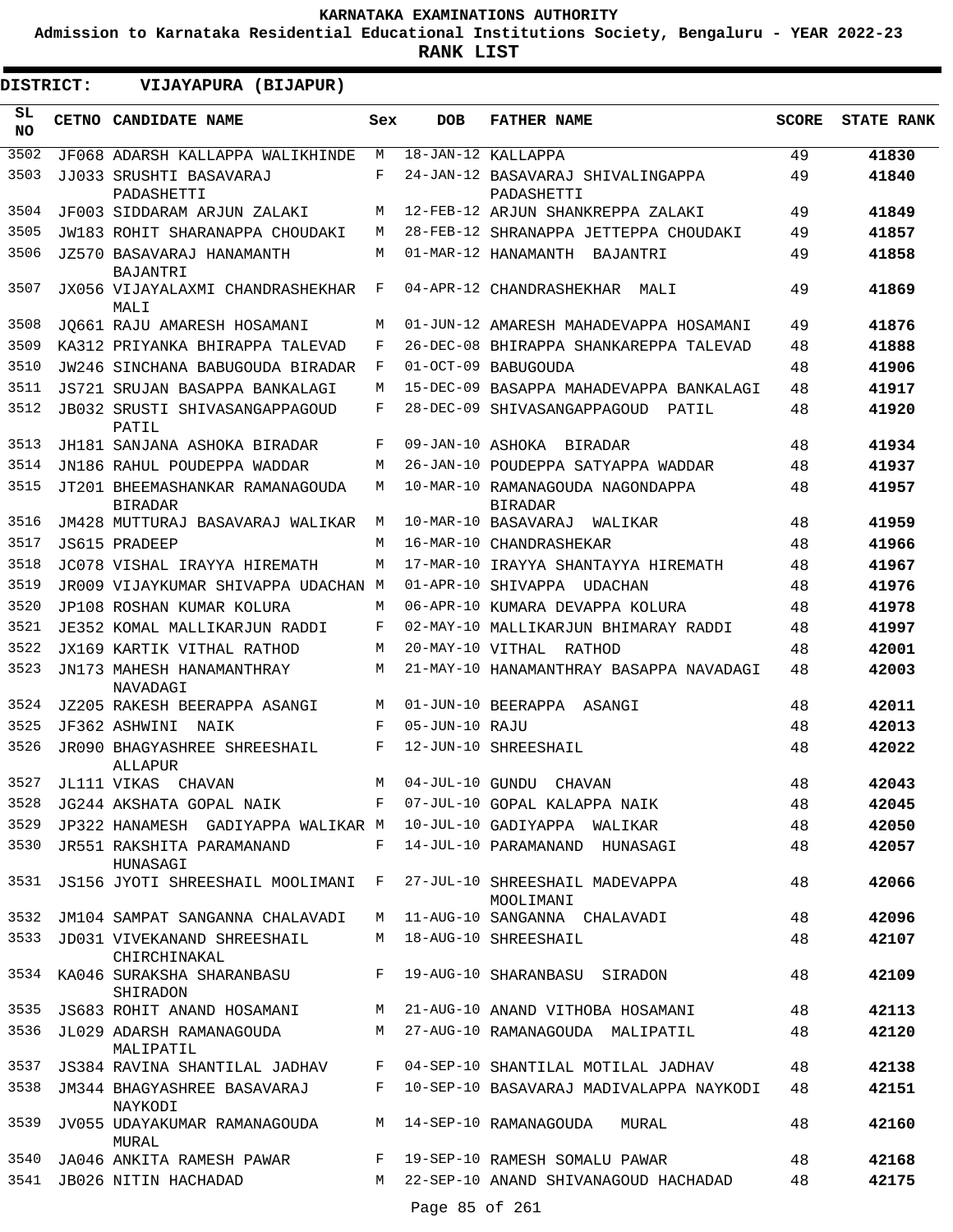# KARNATAKA EXAMINATIONS AUTHORITY

**Admission to Karnataka Residential Educational Institutions Society, Bengaluru - YEAR 2022-23**

**RANK LIST**

**DISTRICT: VIJAYAPURA (BIJAPUR)**

| SL NO | CETNO | CANDIDATE NAME | Sex | DOB | FATHER NAME | SCORE | STATE RANK |
|---|---|---|---|---|---|---|---|
| 3502 | JF068 | ADARSH KALLAPPA WALIKHINDE | M | 18-JAN-12 | KALLAPPA | 49 | **41830** |
| 3503 | JJ033 | SRUSHTI BASAVARAJ PADASHETTI | F | 24-JAN-12 | BASAVARAJ SHIVALINGAPPA PADASHETTI | 49 | **41840** |
| 3504 | JF003 | SIDDARAM ARJUN ZALAKI | M | 12-FEB-12 | ARJUN SHANKREPPA ZALAKI | 49 | **41849** |
| 3505 | JW183 | ROHIT SHARANAPPA CHOUDAKI | M | 28-FEB-12 | SHRANAPPA JETTEPPA CHOUDAKI | 49 | **41857** |
| 3506 | JZ570 | BASAVARAJ HANAMANTH BAJANTRI | M | 01-MAR-12 | HANAMANTH BAJANTRI | 49 | **41858** |
| 3507 | JX056 | VIJAYALAXMI CHANDRASHEKHAR MALI | F | 04-APR-12 | CHANDRASHEKHAR MALI | 49 | **41869** |
| 3508 | JQ661 | RAJU AMARESH HOSAMANI | M | 01-JUN-12 | AMARESH MAHADEVAPPA HOSAMANI | 49 | **41876** |
| 3509 | KA312 | PRIYANKA BHIRAPPA TALEVAD | F | 26-DEC-08 | BHIRAPPA SHANKAREPPA TALEVAD | 48 | **41888** |
| 3510 | JW246 | SINCHANA BABUGOUDA BIRADAR | F | 01-OCT-09 | BABUGOUDA | 48 | **41906** |
| 3511 | JS721 | SRUJAN BASAPPA BANKALAGI | M | 15-DEC-09 | BASAPPA MAHADEVAPPA BANKALAGI | 48 | **41917** |
| 3512 | JB032 | SRUSTI SHIVASANGAPPAGOUD PATIL | F | 28-DEC-09 | SHIVASANGAPPAGOUD PATIL | 48 | **41920** |
| 3513 | JH181 | SANJANA ASHOKA BIRADAR | F | 09-JAN-10 | ASHOKA BIRADAR | 48 | **41934** |
| 3514 | JN186 | RAHUL POUDEPPA WADDAR | M | 26-JAN-10 | POUDEPPA SATYAPPA WADDAR | 48 | **41937** |
| 3515 | JT201 | BHEEMASHANKAR RAMANAGOUDA BIRADAR | M | 10-MAR-10 | RAMANAGOUDA NAGONDAPPA BIRADAR | 48 | **41957** |
| 3516 | JM428 | MUTTURAJ BASAVARAJ WALIKAR | M | 10-MAR-10 | BASAVARAJ WALIKAR | 48 | **41959** |
| 3517 | JS615 | PRADEEP | M | 16-MAR-10 | CHANDRASHEKAR | 48 | **41966** |
| 3518 | JC078 | VISHAL IRAYYA HIREMATH | M | 17-MAR-10 | IRAYYA SHANTAYYA HIREMATH | 48 | **41967** |
| 3519 | JR009 | VIJAYKUMAR SHIVAPPA UDACHAN | M | 01-APR-10 | SHIVAPPA UDACHAN | 48 | **41976** |
| 3520 | JP108 | ROSHAN KUMAR KOLURA | M | 06-APR-10 | KUMARA DEVAPPA KOLURA | 48 | **41978** |
| 3521 | JE352 | KOMAL MALLIKARJUN RADDI | F | 02-MAY-10 | MALLIKARJUN BHIMARAY RADDI | 48 | **41997** |
| 3522 | JX169 | KARTIK VITHAL RATHOD | M | 20-MAY-10 | VITHAL RATHOD | 48 | **42001** |
| 3523 | JN173 | MAHESH HANAMANTHRAY NAVADAGI | M | 21-MAY-10 | HANAMANTHRAY BASAPPA NAVADAGI | 48 | **42003** |
| 3524 | JZ205 | RAKESH BEERAPPA ASANGI | M | 01-JUN-10 | BEERAPPA ASANGI | 48 | **42011** |
| 3525 | JF362 | ASHWINI NAIK | F | 05-JUN-10 | RAJU | 48 | **42013** |
| 3526 | JR090 | BHAGYASHREE SHREESHAIL ALLAPUR | F | 12-JUN-10 | SHREESHAIL | 48 | **42022** |
| 3527 | JL111 | VIKAS CHAVAN | M | 04-JUL-10 | GUNDU CHAVAN | 48 | **42043** |
| 3528 | JG244 | AKSHATA GOPAL NAIK | F | 07-JUL-10 | GOPAL KALAPPA NAIK | 48 | **42045** |
| 3529 | JP322 | HANAMESH GADIYAPPA WALIKAR | M | 10-JUL-10 | GADIYAPPA WALIKAR | 48 | **42050** |
| 3530 | JR551 | RAKSHITA PARAMANAND HUNASAGI | F | 14-JUL-10 | PARAMANAND HUNASAGI | 48 | **42057** |
| 3531 | JS156 | JYOTI SHREESHAIL MOOLIMANI | F | 27-JUL-10 | SHREESHAIL MADEVAPPA MOOLIMANI | 48 | **42066** |
| 3532 | JM104 | SAMPAT SANGANNA CHALAVADI | M | 11-AUG-10 | SANGANNA CHALAVADI | 48 | **42096** |
| 3533 | JD031 | VIVEKANAND SHREESHAIL CHIRCHINAKAL | M | 18-AUG-10 | SHREESHAIL | 48 | **42107** |
| 3534 | KA046 | SURAKSHA SHARANBASU SHIRADON | F | 19-AUG-10 | SHARANBASU SIRADON | 48 | **42109** |
| 3535 | JS683 | ROHIT ANAND HOSAMANI | M | 21-AUG-10 | ANAND VITHOBA HOSAMANI | 48 | **42113** |
| 3536 | JL029 | ADARSH RAMANAGOUDA MALIPATIL | M | 27-AUG-10 | RAMANAGOUDA MALIPATIL | 48 | **42120** |
| 3537 | JS384 | RAVINA SHANTILAL JADHAV | F | 04-SEP-10 | SHANTILAL MOTILAL JADHAV | 48 | **42138** |
| 3538 | JM344 | BHAGYASHREE BASAVARAJ NAYKODI | F | 10-SEP-10 | BASAVARAJ MADIVALAPPA NAYKODI | 48 | **42151** |
| 3539 | JV055 | UDAYAKUMAR RAMANAGOUDA MURAL | M | 14-SEP-10 | RAMANAGOUDA MURAL | 48 | **42160** |
| 3540 | JA046 | ANKITA RAMESH PAWAR | F | 19-SEP-10 | RAMESH SOMALU PAWAR | 48 | **42168** |
| 3541 | JB026 | NITIN HACHADAD | M | 22-SEP-10 | ANAND SHIVANAGOUD HACHADAD | 48 | **42175** |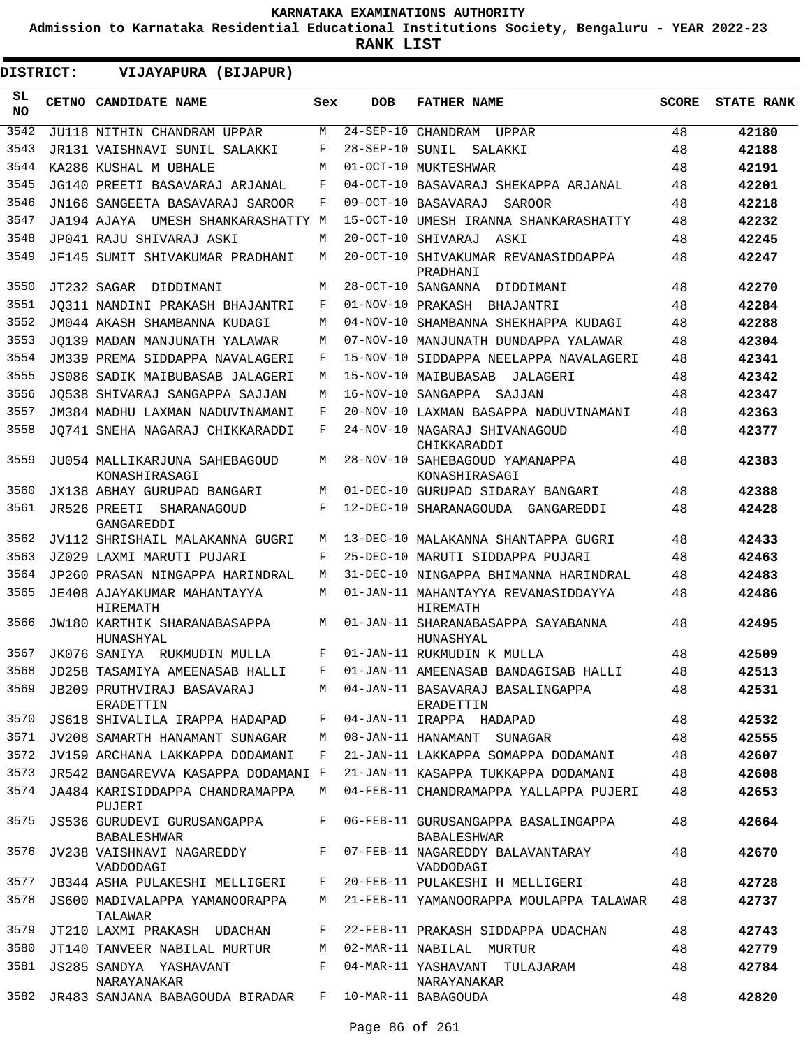# KARNATAKA EXAMINATIONS AUTHORITY

**Admission to Karnataka Residential Educational Institutions Society, Bengaluru - YEAR 2022-23**

**RANK LIST**

**DISTRICT: VIJAYAPURA (BIJAPUR)**

| SL NO | CETNO | CANDIDATE NAME | Sex | DOB | FATHER NAME | SCORE | STATE RANK |
|---|---|---|---|---|---|---|---|
| 3542 | JU118 | NITHIN CHANDRAM UPPAR | M | 24-SEP-10 | CHANDRAM UPPAR | 48 | **42180** |
| 3543 | JR131 | VAISHNAVI SUNIL SALAKKI | F | 28-SEP-10 | SUNIL SALAKKI | 48 | **42188** |
| 3544 | KA286 | KUSHAL M UBHALE | M | 01-OCT-10 | MUKTESHWAR | 48 | **42191** |
| 3545 | JG140 | PREETI BASAVARAJ ARJANAL | F | 04-OCT-10 | BASAVARAJ SHEKAPPA ARJANAL | 48 | **42201** |
| 3546 | JN166 | SANGEETA BASAVARAJ SAROOR | F | 09-OCT-10 | BASAVARAJ SAROOR | 48 | **42218** |
| 3547 | JA194 | AJAYA UMESH SHANKARASHATTY | M | 15-OCT-10 | UMESH IRANNA SHANKARASHATTY | 48 | **42232** |
| 3548 | JP041 | RAJU SHIVARAJ ASKI | M | 20-OCT-10 | SHIVARAJ ASKI | 48 | **42245** |
| 3549 | JF145 | SUMIT SHIVAKUMAR PRADHANI | M | 20-OCT-10 | SHIVAKUMAR REVANASIDDAPPA PRADHANI | 48 | **42247** |
| 3550 | JT232 | SAGAR DIDDIMANI | M | 28-OCT-10 | SANGANNA DIDDIMANI | 48 | **42270** |
| 3551 | JQ311 | NANDINI PRAKASH BHAJANTRI | F | 01-NOV-10 | PRAKASH BHAJANTRI | 48 | **42284** |
| 3552 | JM044 | AKASH SHAMBANNA KUDAGI | M | 04-NOV-10 | SHAMBANNA SHEKHAPPA KUDAGI | 48 | **42288** |
| 3553 | JQ139 | MADAN MANJUNATH YALAWAR | M | 07-NOV-10 | MANJUNATH DUNDAPPA YALAWAR | 48 | **42304** |
| 3554 | JM339 | PREMA SIDDAPPA NAVALAGERI | F | 15-NOV-10 | SIDDAPPA NEELAPPA NAVALAGERI | 48 | **42341** |
| 3555 | JS086 | SADIK MAIBUBASAB JALAGERI | M | 15-NOV-10 | MAIBUBASAB JALAGERI | 48 | **42342** |
| 3556 | JQ538 | SHIVARAJ SANGAPPA SAJJAN | M | 16-NOV-10 | SANGAPPA SAJJAN | 48 | **42347** |
| 3557 | JM384 | MADHU LAXMAN NADUVINAMANI | F | 20-NOV-10 | LAXMAN BASAPPA NADUVINAMANI | 48 | **42363** |
| 3558 | JQ741 | SNEHA NAGARAJ CHIKKARADDI | F | 24-NOV-10 | NAGARAJ SHIVANAGOUD CHIKKARADDI | 48 | **42377** |
| 3559 | JU054 | MALLIKARJUNA SAHEBAGOUD KONASHIRASAGI | M | 28-NOV-10 | SAHEBAGOUD YAMANAPPA KONASHIRASAGI | 48 | **42383** |
| 3560 | JX138 | ABHAY GURUPAD BANGARI | M | 01-DEC-10 | GURUPAD SIDARAY BANGARI | 48 | **42388** |
| 3561 | JR526 | PREETI SHARANAGOUD GANGAREDDI | F | 12-DEC-10 | SHARANAGOUDA GANGAREDDI | 48 | **42428** |
| 3562 | JV112 | SHRISHAIL MALAKANNA GUGRI | M | 13-DEC-10 | MALAKANNA SHANTAPPA GUGRI | 48 | **42433** |
| 3563 | JZ029 | LAXMI MARUTI PUJARI | F | 25-DEC-10 | MARUTI SIDDAPPA PUJARI | 48 | **42463** |
| 3564 | JP260 | PRASAN NINGAPPA HARINDRAL | M | 31-DEC-10 | NINGAPPA BHIMANNA HARINDRAL | 48 | **42483** |
| 3565 | JE408 | AJAYAKUMAR MAHANTAYYA HIREMATH | M | 01-JAN-11 | MAHANTAYYA REVANASIDDAYYA HIREMATH | 48 | **42486** |
| 3566 | JW180 | KARTHIK SHARANABASAPPA HUNASHYAL | M | 01-JAN-11 | SHARANABASAPPA SAYABANNA HUNASHYAL | 48 | **42495** |
| 3567 | JK076 | SANIYA RUKMUDIN MULLA | F | 01-JAN-11 | RUKMUDIN K MULLA | 48 | **42509** |
| 3568 | JD258 | TASAMIYA AMEENASAB HALLI | F | 01-JAN-11 | AMEENASAB BANDAGISAB HALLI | 48 | **42513** |
| 3569 | JB209 | PRUTHVIRAJ BASAVARAJ ERADETTIN | M | 04-JAN-11 | BASAVARAJ BASALINGAPPA ERADETTIN | 48 | **42531** |
| 3570 | JS618 | SHIVALILA IRAPPA HADAPAD | F | 04-JAN-11 | IRAPPA HADAPAD | 48 | **42532** |
| 3571 | JV208 | SAMARTH HANAMANT SUNAGAR | M | 08-JAN-11 | HANAMANT SUNAGAR | 48 | **42555** |
| 3572 | JV159 | ARCHANA LAKKAPPA DODAMANI | F | 21-JAN-11 | LAKKAPPA SOMAPPA DODAMANI | 48 | **42607** |
| 3573 | JR542 | BANGAREVVA KASAPPA DODAMANI | F | 21-JAN-11 | KASAPPA TUKKAPPA DODAMANI | 48 | **42608** |
| 3574 | JA484 | KARISIDDAPPA CHANDRAMAPPA PUJERI | M | 04-FEB-11 | CHANDRAMAPPA YALLAPPA PUJERI | 48 | **42653** |
| 3575 | JS536 | GURUDEVI GURUSANGAPPA BABALESHWAR | F | 06-FEB-11 | GURUSANGAPPA BASALINGAPPA BABALESHWAR | 48 | **42664** |
| 3576 | JV238 | VAISHNAVI NAGAREDDY VADDODAGI | F | 07-FEB-11 | NAGAREDDY BALAVANTARAY VADDODAGI | 48 | **42670** |
| 3577 | JB344 | ASHA PULAKESHI MELLIGERI | F | 20-FEB-11 | PULAKESHI H MELLIGERI | 48 | **42728** |
| 3578 | JS600 | MADIVALAPPA YAMANOORAPPA TALAWAR | M | 21-FEB-11 | YAMANOORAPPA MOULAPPA TALAWAR | 48 | **42737** |
| 3579 | JT210 | LAXMI PRAKASH UDACHAN | F | 22-FEB-11 | PRAKASH SIDDAPPA UDACHAN | 48 | **42743** |
| 3580 | JT140 | TANVEER NABILAL MURTUR | M | 02-MAR-11 | NABILAL MURTUR | 48 | **42779** |
| 3581 | JS285 | SANDYA YASHAVANT NARAYANAKAR | F | 04-MAR-11 | YASHAVANT TULAJARAM NARAYANAKAR | 48 | **42784** |
| 3582 | JR483 | SANJANA BABAGOUDA BIRADAR | F | 10-MAR-11 | BABAGOUDA | 48 | **42820** |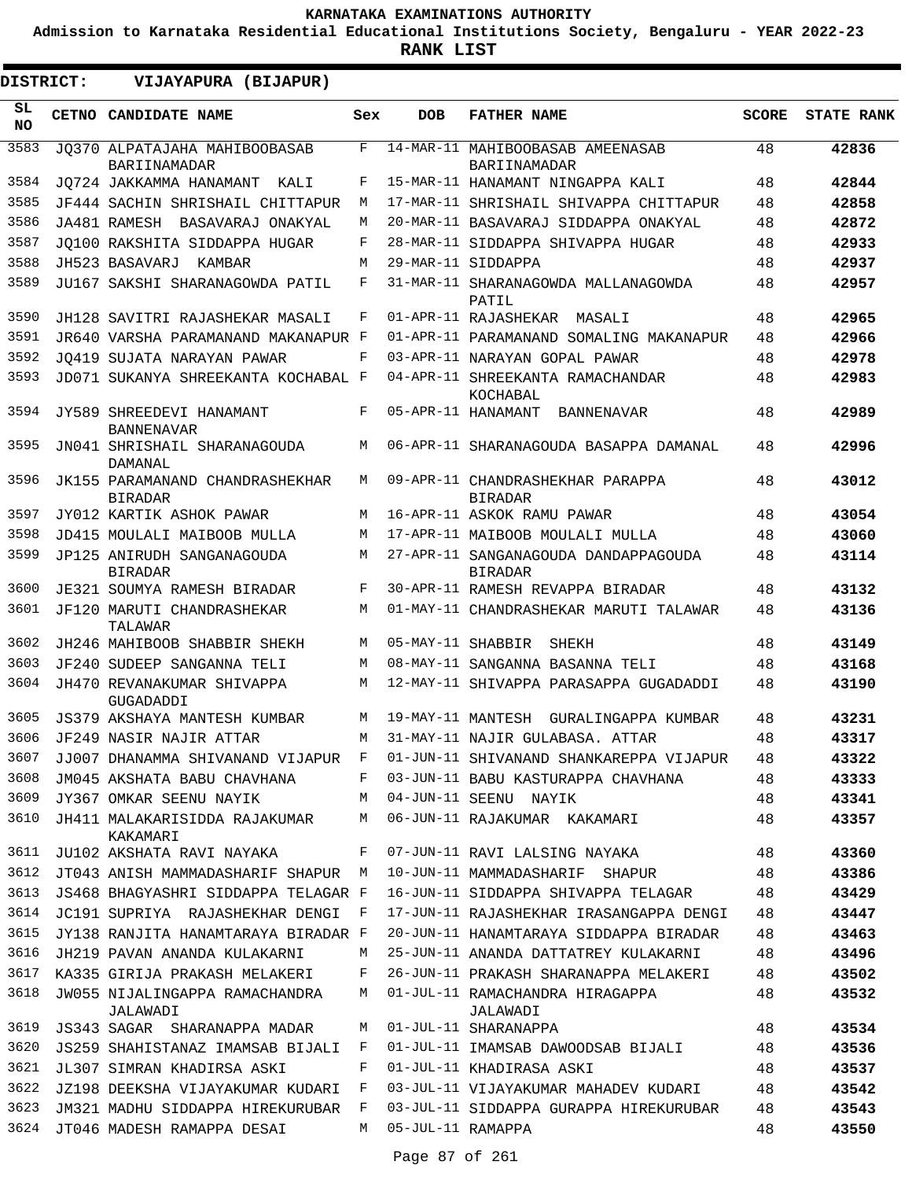# KARNATAKA EXAMINATIONS AUTHORITY

**Admission to Karnataka Residential Educational Institutions Society, Bengaluru - YEAR 2022-23**

**RANK LIST**

**DISTRICT: VIJAYAPURA (BIJAPUR)**

| SL NO | CETNO | CANDIDATE NAME | Sex | DOB | FATHER NAME | SCORE | STATE RANK |
|---|---|---|---|---|---|---|---|
| 3583 | JQ370 | ALPATAJAHA MAHIBOOBASAB BARIINAMADAR | F | 14-MAR-11 | MAHIBOOBASAB AMEENASAB BARIINAMADAR | 48 | **42836** |
| 3584 | JQ724 | JAKKAMMA HANAMANT KALI | F | 15-MAR-11 | HANAMANT NINGAPPA KALI | 48 | **42844** |
| 3585 | JF444 | SACHIN SHRISHAIL CHITTAPUR | M | 17-MAR-11 | SHRISHAIL SHIVAPPA CHITTAPUR | 48 | **42858** |
| 3586 | JA481 | RAMESH BASAVARAJ ONAKYAL | M | 20-MAR-11 | BASAVARAJ SIDDAPPA ONAKYAL | 48 | **42872** |
| 3587 | JQ100 | RAKSHITA SIDDAPPA HUGAR | F | 28-MAR-11 | SIDDAPPA SHIVAPPA HUGAR | 48 | **42933** |
| 3588 | JH523 | BASAVARJ KAMBAR | M | 29-MAR-11 | SIDDAPPA | 48 | **42937** |
| 3589 | JU167 | SAKSHI SHARANAGOWDA PATIL | F | 31-MAR-11 | SHARANAGOWDA MALLANAGOWDA PATIL | 48 | **42957** |
| 3590 | JH128 | SAVITRI RAJASHEKAR MASALI | F | 01-APR-11 | RAJASHEKAR MASALI | 48 | **42965** |
| 3591 | JR640 | VARSHA PARAMANAND MAKANAPUR | F | 01-APR-11 | PARAMANAND SOMALING MAKANAPUR | 48 | **42966** |
| 3592 | JQ419 | SUJATA NARAYAN PAWAR | F | 03-APR-11 | NARAYAN GOPAL PAWAR | 48 | **42978** |
| 3593 | JD071 | SUKANYA SHREEKANTA KOCHABAL | F | 04-APR-11 | SHREEKANTA RAMACHANDAR KOCHABAL | 48 | **42983** |
| 3594 | JY589 | SHREEDEVI HANAMANT BANNENAVAR | F | 05-APR-11 | HANAMANT BANNENAVAR | 48 | **42989** |
| 3595 | JN041 | SHRISHAIL SHARANAGOUDA DAMANAL | M | 06-APR-11 | SHARANAGOUDA BASAPPA DAMANAL | 48 | **42996** |
| 3596 | JK155 | PARAMANAND CHANDRASHEKHAR BIRADAR | M | 09-APR-11 | CHANDRASHEKHAR PARAPPA BIRADAR | 48 | **43012** |
| 3597 | JY012 | KARTIK ASHOK PAWAR | M | 16-APR-11 | ASKOK RAMU PAWAR | 48 | **43054** |
| 3598 | JD415 | MOULALI MAIBOOB MULLA | M | 17-APR-11 | MAIBOOB MOULALI MULLA | 48 | **43060** |
| 3599 | JP125 | ANIRUDH SANGANAGOUDA BIRADAR | M | 27-APR-11 | SANGANAGOUDA DANDAPPAGOUDA BIRADAR | 48 | **43114** |
| 3600 | JE321 | SOUMYA RAMESH BIRADAR | F | 30-APR-11 | RAMESH REVAPPA BIRADAR | 48 | **43132** |
| 3601 | JF120 | MARUTI CHANDRASHEKAR TALAWAR | M | 01-MAY-11 | CHANDRASHEKAR MARUTI TALAWAR | 48 | **43136** |
| 3602 | JH246 | MAHIBOOB SHABBIR SHEKH | M | 05-MAY-11 | SHABBIR SHEKH | 48 | **43149** |
| 3603 | JF240 | SUDEEP SANGANNA TELI | M | 08-MAY-11 | SANGANNA BASANNA TELI | 48 | **43168** |
| 3604 | JH470 | REVANAKUMAR SHIVAPPA GUGADADDI | M | 12-MAY-11 | SHIVAPPA PARASAPPA GUGADADDI | 48 | **43190** |
| 3605 | JS379 | AKSHAYA MANTESH KUMBAR | M | 19-MAY-11 | MANTESH GURALINGAPPA KUMBAR | 48 | **43231** |
| 3606 | JF249 | NASIR NAJIR ATTAR | M | 31-MAY-11 | NAJIR GULABASA. ATTAR | 48 | **43317** |
| 3607 | JJ007 | DHANAMMA SHIVANAND VIJAPUR | F | 01-JUN-11 | SHIVANAND SHANKAREPPA VIJAPUR | 48 | **43322** |
| 3608 | JM045 | AKSHATA BABU CHAVHANA | F | 03-JUN-11 | BABU KASTURAPPA CHAVHANA | 48 | **43333** |
| 3609 | JY367 | OMKAR SEENU NAYIK | M | 04-JUN-11 | SEENU NAYIK | 48 | **43341** |
| 3610 | JH411 | MALAKARISIDDA RAJAKUMAR KAKAMARI | M | 06-JUN-11 | RAJAKUMAR KAKAMARI | 48 | **43357** |
| 3611 | JU102 | AKSHATA RAVI NAYAKA | F | 07-JUN-11 | RAVI LALSING NAYAKA | 48 | **43360** |
| 3612 | JT043 | ANISH MAMMADASHARIF SHAPUR | M | 10-JUN-11 | MAMMADASHARIF SHAPUR | 48 | **43386** |
| 3613 | JS468 | BHAGYASHRI SIDDAPPA TELAGAR | F | 16-JUN-11 | SIDDAPPA SHIVAPPA TELAGAR | 48 | **43429** |
| 3614 | JC191 | SUPRIYA RAJASHEKHAR DENGI | F | 17-JUN-11 | RAJASHEKHAR IRASANGAPPA DENGI | 48 | **43447** |
| 3615 | JY138 | RANJITA HANAMTARAYA BIRADAR | F | 20-JUN-11 | HANAMTARAYA SIDDAPPA BIRADAR | 48 | **43463** |
| 3616 | JH219 | PAVAN ANANDA KULAKARNI | M | 25-JUN-11 | ANANDA DATTATREY KULAKARNI | 48 | **43496** |
| 3617 | KA335 | GIRIJA PRAKASH MELAKERI | F | 26-JUN-11 | PRAKASH SHARANAPPA MELAKERI | 48 | **43502** |
| 3618 | JW055 | NIJALINGAPPA RAMACHANDRA JALAWADI | M | 01-JUL-11 | RAMACHANDRA HIRAGAPPA JALAWADI | 48 | **43532** |
| 3619 | JS343 | SAGAR SHARANAPPA MADAR | M | 01-JUL-11 | SHARANAPPA | 48 | **43534** |
| 3620 | JS259 | SHAHISTANAZ IMAMSAB BIJALI | F | 01-JUL-11 | IMAMSAB DAWOODSAB BIJALI | 48 | **43536** |
| 3621 | JL307 | SIMRAN KHADIRSA ASKI | F | 01-JUL-11 | KHADIRASA ASKI | 48 | **43537** |
| 3622 | JZ198 | DEEKSHA VIJAYAKUMAR KUDARI | F | 03-JUL-11 | VIJAYAKUMAR MAHADEV KUDARI | 48 | **43542** |
| 3623 | JM321 | MADHU SIDDAPPA HIREKURUBAR | F | 03-JUL-11 | SIDDAPPA GURAPPA HIREKURUBAR | 48 | **43543** |
| 3624 | JT046 | MADESH RAMAPPA DESAI | M | 05-JUL-11 | RAMAPPA | 48 | **43550** |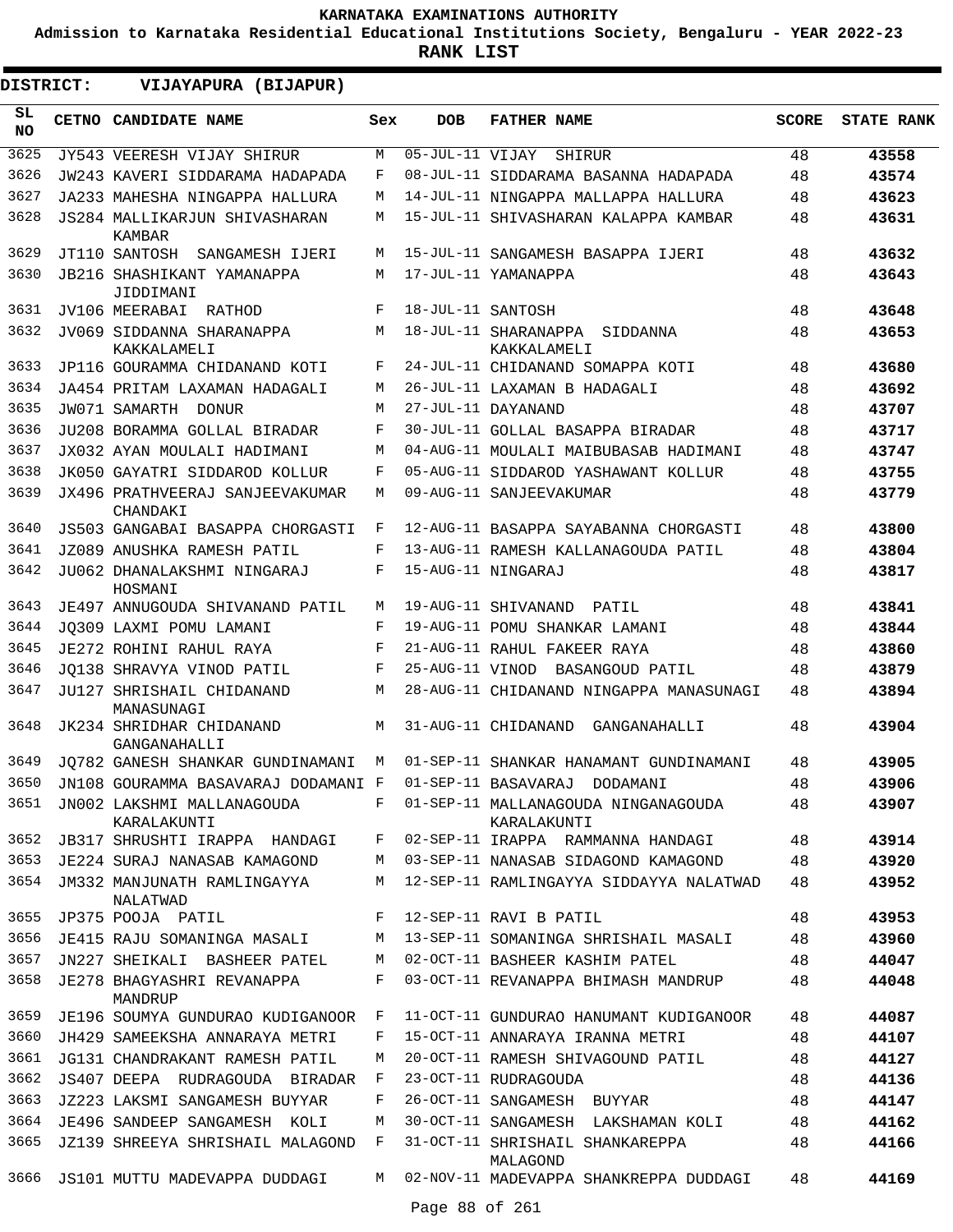KARNATAKA EXAMINATIONS AUTHORITY

Admission to Karnataka Residential Educational Institutions Society, Bengaluru - YEAR 2022-23

**RANK LIST**

**DISTRICT: VIJAYAPURA (BIJAPUR)**

| SL NO | CETNO | CANDIDATE NAME | Sex | DOB | FATHER NAME | SCORE | STATE RANK |
|---|---|---|---|---|---|---|---|
| 3625 | JY543 | VEERESH VIJAY SHIRUR | M | 05-JUL-11 | VIJAY SHIRUR | 48 | **43558** |
| 3626 | JW243 | KAVERI SIDDARAMA HADAPADA | F | 08-JUL-11 | SIDDARAMA BASANNA HADAPADA | 48 | **43574** |
| 3627 | JA233 | MAHESHA NINGAPPA HALLURA | M | 14-JUL-11 | NINGAPPA MALLAPPA HALLURA | 48 | **43623** |
| 3628 | JS284 | MALLIKARJUN SHIVASHARAN KAMBAR | M | 15-JUL-11 | SHIVASHARAN KALAPPA KAMBAR | 48 | **43631** |
| 3629 | JT110 | SANTOSH SANGAMESH IJERI | M | 15-JUL-11 | SANGAMESH BASAPPA IJERI | 48 | **43632** |
| 3630 | JB216 | SHASHIKANT YAMANAPPA JIDDIMANI | M | 17-JUL-11 | YAMANAPPA | 48 | **43643** |
| 3631 | JV106 | MEERABAI RATHOD | F | 18-JUL-11 | SANTOSH | 48 | **43648** |
| 3632 | JV069 | SIDDANNA SHARANAPPA KAKKALAMELI | M | 18-JUL-11 | SHARANAPPA SIDDANNA KAKKALAMELI | 48 | **43653** |
| 3633 | JP116 | GOURAMMA CHIDANAND KOTI | F | 24-JUL-11 | CHIDANAND SOMAPPA KOTI | 48 | **43680** |
| 3634 | JA454 | PRITAM LAXAMAN HADAGALI | M | 26-JUL-11 | LAXAMAN B HADAGALI | 48 | **43692** |
| 3635 | JW071 | SAMARTH DONUR | M | 27-JUL-11 | DAYANAND | 48 | **43707** |
| 3636 | JU208 | BORAMMA GOLLAL BIRADAR | F | 30-JUL-11 | GOLLAL BASAPPA BIRADAR | 48 | **43717** |
| 3637 | JX032 | AYAN MOULALI HADIMANI | M | 04-AUG-11 | MOULALI MAIBUBASAB HADIMANI | 48 | **43747** |
| 3638 | JK050 | GAYATRI SIDDAROD KOLLUR | F | 05-AUG-11 | SIDDAROD YASHAWANT KOLLUR | 48 | **43755** |
| 3639 | JX496 | PRATHVEERAJ SANJEEVAKUMAR CHANDAKI | M | 09-AUG-11 | SANJEEVAKUMAR | 48 | **43779** |
| 3640 | JS503 | GANGABAI BASAPPA CHORGASTI | F | 12-AUG-11 | BASAPPA SAYABANNA CHORGASTI | 48 | **43800** |
| 3641 | JZ089 | ANUSHKA RAMESH PATIL | F | 13-AUG-11 | RAMESH KALLANAGOUDA PATIL | 48 | **43804** |
| 3642 | JU062 | DHANALAKSHMI NINGARAJ HOSMANI | F | 15-AUG-11 | NINGARAJ | 48 | **43817** |
| 3643 | JE497 | ANNUGOUDA SHIVANAND PATIL | M | 19-AUG-11 | SHIVANAND PATIL | 48 | **43841** |
| 3644 | JQ309 | LAXMI POMU LAMANI | F | 19-AUG-11 | POMU SHANKAR LAMANI | 48 | **43844** |
| 3645 | JE272 | ROHINI RAHUL RAYA | F | 21-AUG-11 | RAHUL FAKEER RAYA | 48 | **43860** |
| 3646 | JQ138 | SHRAVYA VINOD PATIL | F | 25-AUG-11 | VINOD BASANGOUD PATIL | 48 | **43879** |
| 3647 | JU127 | SHRISHAIL CHIDANAND MANASUNAGI | M | 28-AUG-11 | CHIDANAND NINGAPPA MANASUNAGI | 48 | **43894** |
| 3648 | JK234 | SHRIDHAR CHIDANAND GANGANAHALLI | M | 31-AUG-11 | CHIDANAND GANGANAHALLI | 48 | **43904** |
| 3649 | JQ782 | GANESH SHANKAR GUNDINAMANI | M | 01-SEP-11 | SHANKAR HANAMANT GUNDINAMANI | 48 | **43905** |
| 3650 | JN108 | GOURAMMA BASAVARAJ DODAMANI | F | 01-SEP-11 | BASAVARAJ DODAMANI | 48 | **43906** |
| 3651 | JN002 | LAKSHMI MALLANAGOUDA KARALAKUNTI | F | 01-SEP-11 | MALLANAGOUDA NINGANAGOUDA KARALAKUNTI | 48 | **43907** |
| 3652 | JB317 | SHRUSHTI IRAPPA HANDAGI | F | 02-SEP-11 | IRAPPA RAMMANNA HANDAGI | 48 | **43914** |
| 3653 | JE224 | SURAJ NANASAB KAMAGOND | M | 03-SEP-11 | NANASAB SIDAGOND KAMAGOND | 48 | **43920** |
| 3654 | JM332 | MANJUNATH RAMLINGAYYA NALATWAD | M | 12-SEP-11 | RAMLINGAYYA SIDDAYYA NALATWAD | 48 | **43952** |
| 3655 | JP375 | POOJA PATIL | F | 12-SEP-11 | RAVI B PATIL | 48 | **43953** |
| 3656 | JE415 | RAJU SOMANINGA MASALI | M | 13-SEP-11 | SOMANINGA SHRISHAIL MASALI | 48 | **43960** |
| 3657 | JN227 | SHEIKALI BASHEER PATEL | M | 02-OCT-11 | BASHEER KASHIM PATEL | 48 | **44047** |
| 3658 | JE278 | BHAGYASHRI REVANAPPA MANDRUP | F | 03-OCT-11 | REVANAPPA BHIMASH MANDRUP | 48 | **44048** |
| 3659 | JE196 | SOUMYA GUNDURAO KUDIGANOOR | F | 11-OCT-11 | GUNDURAO HANUMANT KUDIGANOOR | 48 | **44087** |
| 3660 | JH429 | SAMEEKSHA ANNARAYA METRI | F | 15-OCT-11 | ANNARAYA IRANNA METRI | 48 | **44107** |
| 3661 | JG131 | CHANDRAKANT RAMESH PATIL | M | 20-OCT-11 | RAMESH SHIVAGOUND PATIL | 48 | **44127** |
| 3662 | JS407 | DEEPA RUDRAGOUDA BIRADAR | F | 23-OCT-11 | RUDRAGOUDA | 48 | **44136** |
| 3663 | JZ223 | LAKSMI SANGAMESH BUYYAR | F | 26-OCT-11 | SANGAMESH BUYYAR | 48 | **44147** |
| 3664 | JE496 | SANDEEP SANGAMESH KOLI | M | 30-OCT-11 | SANGAMESH LAKSHAMAN KOLI | 48 | **44162** |
| 3665 | JZ139 | SHREEYA SHRISHAIL MALAGOND | F | 31-OCT-11 | SHRISHAIL SHANKAREPPA MALAGOND | 48 | **44166** |
| 3666 | JS101 | MUTTU MADEVAPPA DUDDAGI | M | 02-NOV-11 | MADEVAPPA SHANKREPPA DUDDAGI | 48 | **44169** |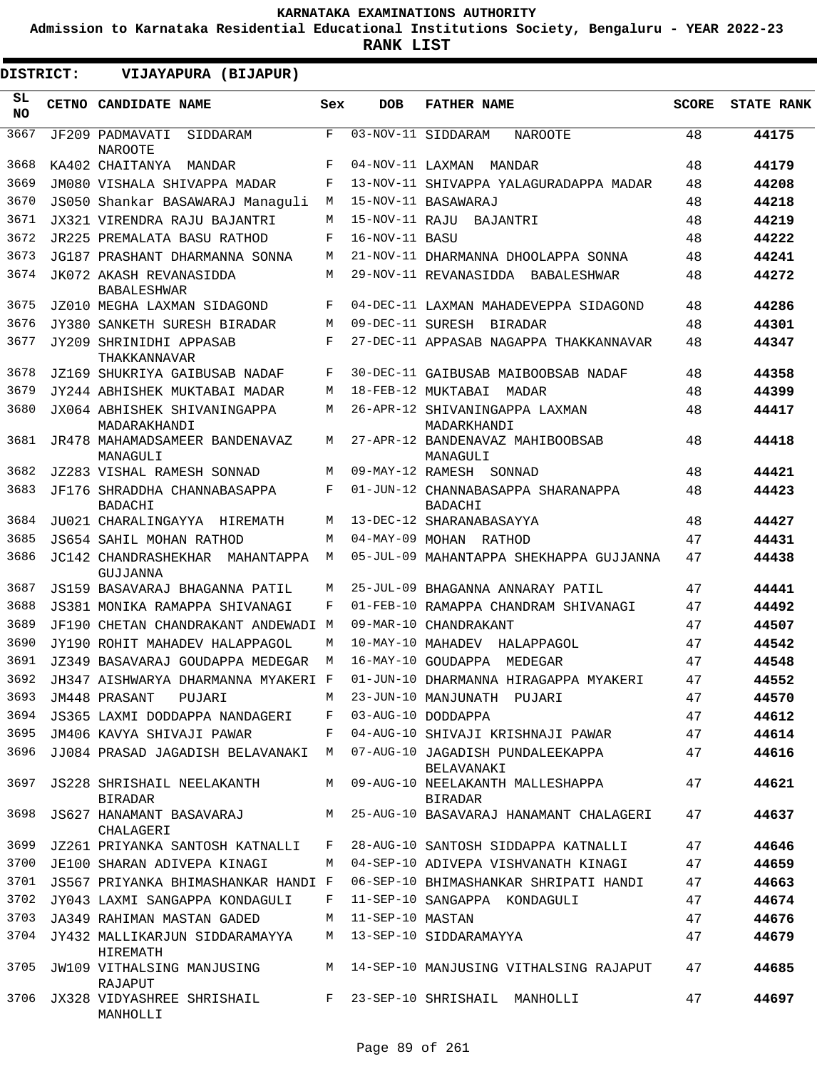# KARNATAKA EXAMINATIONS AUTHORITY

**Admission to Karnataka Residential Educational Institutions Society, Bengaluru - YEAR 2022-23**

**RANK LIST**

**DISTRICT: VIJAYAPURA (BIJAPUR)**

| SL NO | CETNO | CANDIDATE NAME | Sex | DOB | FATHER NAME | SCORE | STATE RANK |
|---|---|---|---|---|---|---|---|
| 3667 | JF209 | PADMAVATI SIDDARAM NAROOTE | F | 03-NOV-11 | SIDDARAM NAROOTE | 48 | 44175 |
| 3668 | KA402 | CHAITANYA MANDAR | F | 04-NOV-11 | LAXMAN MANDAR | 48 | 44179 |
| 3669 | JM080 | VISHALA SHIVAPPA MADAR | F | 13-NOV-11 | SHIVAPPA YALAGURADAPPA MADAR | 48 | 44208 |
| 3670 | JS050 | Shankar BASAWARAJ Managuli | M | 15-NOV-11 | BASAWARAJ | 48 | 44218 |
| 3671 | JX321 | VIRENDRA RAJU BAJANTRI | M | 15-NOV-11 | RAJU BAJANTRI | 48 | 44219 |
| 3672 | JR225 | PREMALATA BASU RATHOD | F | 16-NOV-11 | BASU | 48 | 44222 |
| 3673 | JG187 | PRASHANT DHARMANNA SONNA | M | 21-NOV-11 | DHARMANNA DHOOLAPPA SONNA | 48 | 44241 |
| 3674 | JK072 | AKASH REVANASIDDA BABALESHWAR | M | 29-NOV-11 | REVANASIDDA BABALESHWAR | 48 | 44272 |
| 3675 | JZ010 | MEGHA LAXMAN SIDAGOND | F | 04-DEC-11 | LAXMAN MAHADEVEPPA SIDAGOND | 48 | 44286 |
| 3676 | JY380 | SANKETH SURESH BIRADAR | M | 09-DEC-11 | SURESH BIRADAR | 48 | 44301 |
| 3677 | JY209 | SHRINIDHI APPASAB THAKKANNAVAR | F | 27-DEC-11 | APPASAB NAGAPPA THAKKANNAVAR | 48 | 44347 |
| 3678 | JZ169 | SHUKRIYA GAIBUSAB NADAF | F | 30-DEC-11 | GAIBUSAB MAIBOOBSAB NADAF | 48 | 44358 |
| 3679 | JY244 | ABHISHEK MUKTABAI MADAR | M | 18-FEB-12 | MUKTABAI MADAR | 48 | 44399 |
| 3680 | JX064 | ABHISHEK SHIVANINGAPPA MADARAKHANDI | M | 26-APR-12 | SHIVANINGAPPA LAXMAN MADARKHANDI | 48 | 44417 |
| 3681 | JR478 | MAHAMADSAMEER BANDENAVAZ MANAGULI | M | 27-APR-12 | BANDENAVAZ MAHIBOOBSAB MANAGULI | 48 | 44418 |
| 3682 | JZ283 | VISHAL RAMESH SONNAD | M | 09-MAY-12 | RAMESH SONNAD | 48 | 44421 |
| 3683 | JF176 | SHRADDHA CHANNABASAPPA BADACHI | F | 01-JUN-12 | CHANNABASAPPA SHARANAPPA BADACHI | 48 | 44423 |
| 3684 | JU021 | CHARALINGAYYA HIREMATH | M | 13-DEC-12 | SHARANABASAYYA | 48 | 44427 |
| 3685 | JS654 | SAHIL MOHAN RATHOD | M | 04-MAY-09 | MOHAN RATHOD | 47 | 44431 |
| 3686 | JC142 | CHANDRASHEKHAR MAHANTAPPA GUJJANNA | M | 05-JUL-09 | MAHANTAPPA SHEKHAPPA GUJJANNA | 47 | 44438 |
| 3687 | JS159 | BASAVARAJ BHAGANNA PATIL | M | 25-JUL-09 | BHAGANNA ANNARAY PATIL | 47 | 44441 |
| 3688 | JS381 | MONIKA RAMAPPA SHIVANAGI | F | 01-FEB-10 | RAMAPPA CHANDRAM SHIVANAGI | 47 | 44492 |
| 3689 | JF190 | CHETAN CHANDRAKANT ANDEWADI | M | 09-MAR-10 | CHANDRAKANT | 47 | 44507 |
| 3690 | JY190 | ROHIT MAHADEV HALAPPAGOL | M | 10-MAY-10 | MAHADEV HALAPPAGOL | 47 | 44542 |
| 3691 | JZ349 | BASAVARAJ GOUDAPPA MEDEGAR | M | 16-MAY-10 | GOUDAPPA MEDEGAR | 47 | 44548 |
| 3692 | JH347 | AISHWARYA DHARMANNA MYAKERI | F | 01-JUN-10 | DHARMANNA HIRAGAPPA MYAKERI | 47 | 44552 |
| 3693 | JM448 | PRASANT PUJARI | M | 23-JUN-10 | MANJUNATH PUJARI | 47 | 44570 |
| 3694 | JS365 | LAXMI DODDAPPA NANDAGERI | F | 03-AUG-10 | DODDAPPA | 47 | 44612 |
| 3695 | JM406 | KAVYA SHIVAJI PAWAR | F | 04-AUG-10 | SHIVAJI KRISHNAJI PAWAR | 47 | 44614 |
| 3696 | JJ084 | PRASAD JAGADISH BELAVANAKI | M | 07-AUG-10 | JAGADISH PUNDALEEKAPPA BELAVANAKI | 47 | 44616 |
| 3697 | JS228 | SHRISHAIL NEELAKANTH BIRADAR | M | 09-AUG-10 | NEELAKANTH MALLESHAPPA BIRADAR | 47 | 44621 |
| 3698 | JS627 | HANAMANT BASAVARAJ CHALAGERI | M | 25-AUG-10 | BASAVARAJ HANAMANT CHALAGERI | 47 | 44637 |
| 3699 | JZ261 | PRIYANKA SANTOSH KATNALLI | F | 28-AUG-10 | SANTOSH SIDDAPPA KATNALLI | 47 | 44646 |
| 3700 | JE100 | SHARAN ADIVEPA KINAGI | M | 04-SEP-10 | ADIVEPA VISHVANATH KINAGI | 47 | 44659 |
| 3701 | JS567 | PRIYANKA BHIMASHANKAR HANDI | F | 06-SEP-10 | BHIMASHANKAR SHRIPATI HANDI | 47 | 44663 |
| 3702 | JY043 | LAXMI SANGAPPA KONDAGULI | F | 11-SEP-10 | SANGAPPA KONDAGULI | 47 | 44674 |
| 3703 | JA349 | RAHIMAN MASTAN GADED | M | 11-SEP-10 | MASTAN | 47 | 44676 |
| 3704 | JY432 | MALLIKARJUN SIDDARAMAYYA HIREMATH | M | 13-SEP-10 | SIDDARAMAYYA | 47 | 44679 |
| 3705 | JW109 | VITHALSING MANJUSING RAJAPUT | M | 14-SEP-10 | MANJUSING VITHALSING RAJAPUT | 47 | 44685 |
| 3706 | JX328 | VIDYASHREE SHRISHAIL MANHOLLI | F | 23-SEP-10 | SHRISHAIL MANHOLLI | 47 | 44697 |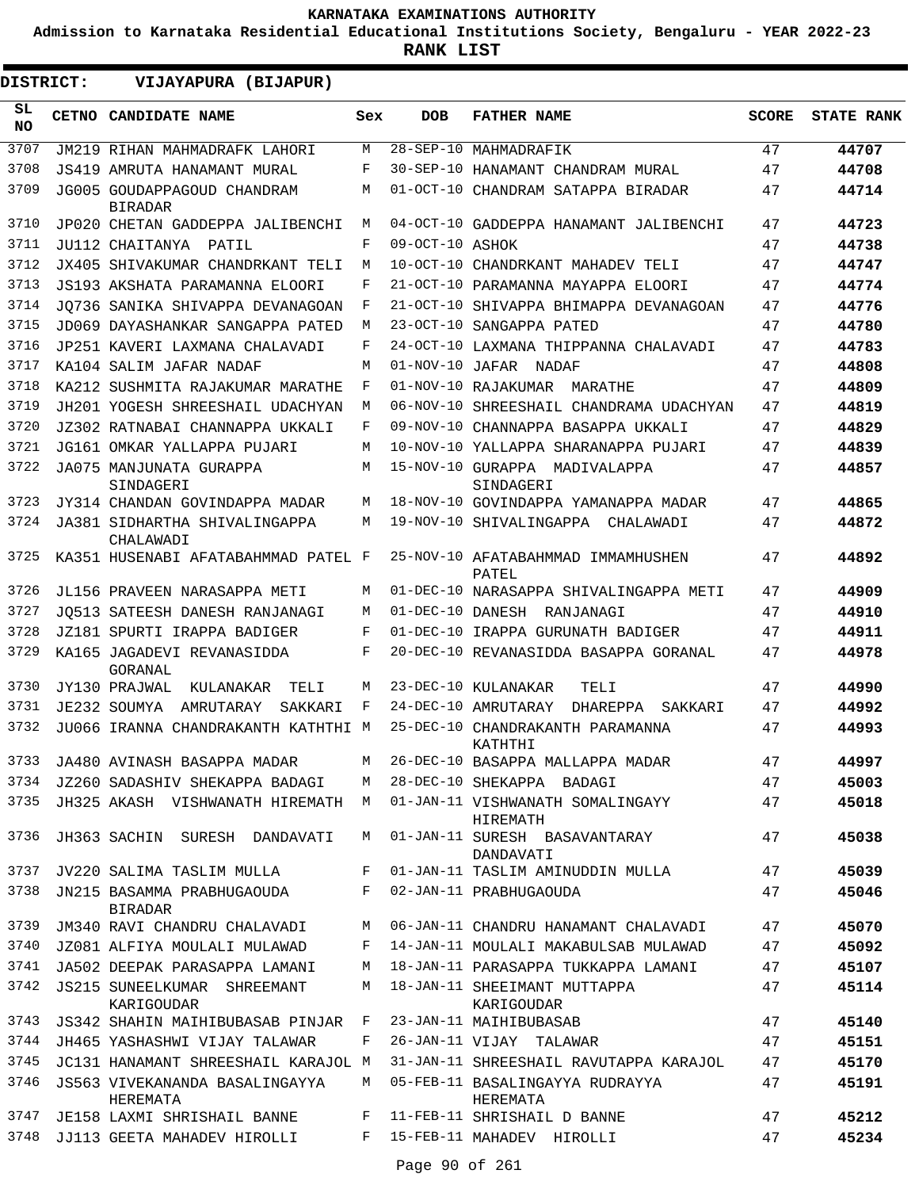# KARNATAKA EXAMINATIONS AUTHORITY

**Admission to Karnataka Residential Educational Institutions Society, Bengaluru - YEAR 2022-23**

**RANK LIST**

**DISTRICT: VIJAYAPURA (BIJAPUR)**

| SL NO | CETNO | CANDIDATE NAME | Sex | DOB | FATHER NAME | SCORE | STATE RANK |
|---|---|---|---|---|---|---|---|
| 3707 | JM219 | RIHAN MAHMADRAFK LAHORI | M | 28-SEP-10 | MAHMADRAFIK | 47 | 44707 |
| 3708 | JS419 | AMRUTA HANAMANT MURAL | F | 30-SEP-10 | HANAMANT CHANDRAM MURAL | 47 | 44708 |
| 3709 | JG005 | GOUDAPPAGOUD CHANDRAM BIRADAR | M | 01-OCT-10 | CHANDRAM SATAPPA BIRADAR | 47 | 44714 |
| 3710 | JP020 | CHETAN GADDEPPA JALIBENCHI | M | 04-OCT-10 | GADDEPPA HANAMANT JALIBENCHI | 47 | 44723 |
| 3711 | JU112 | CHAITANYA PATIL | F | 09-OCT-10 | ASHOK | 47 | 44738 |
| 3712 | JX405 | SHIVAKUMAR CHANDRKANT TELI | M | 10-OCT-10 | CHANDRKANT MAHADEV TELI | 47 | 44747 |
| 3713 | JS193 | AKSHATA PARAMANNA ELOORI | F | 21-OCT-10 | PARAMANNA MAYAPPA ELOORI | 47 | 44774 |
| 3714 | JQ736 | SANIKA SHIVAPPA DEVANAGOAN | F | 21-OCT-10 | SHIVAPPA BHIMAPPA DEVANAGOAN | 47 | 44776 |
| 3715 | JD069 | DAYASHANKAR SANGAPPA PATED | M | 23-OCT-10 | SANGAPPA PATED | 47 | 44780 |
| 3716 | JP251 | KAVERI LAXMANA CHALAVADI | F | 24-OCT-10 | LAXMANA THIPPANNA CHALAVADI | 47 | 44783 |
| 3717 | KA104 | SALIM JAFAR NADAF | M | 01-NOV-10 | JAFAR NADAF | 47 | 44808 |
| 3718 | KA212 | SUSHMITA RAJAKUMAR MARATHE | F | 01-NOV-10 | RAJAKUMAR MARATHE | 47 | 44809 |
| 3719 | JH201 | YOGESH SHREESHAIL UDACHYAN | M | 06-NOV-10 | SHREESHAIL CHANDRAMA UDACHYAN | 47 | 44819 |
| 3720 | JZ302 | RATNABAI CHANNAPPA UKKALI | F | 09-NOV-10 | CHANNAPPA BASAPPA UKKALI | 47 | 44829 |
| 3721 | JG161 | OMKAR YALLAPPA PUJARI | M | 10-NOV-10 | YALLAPPA SHARANAPPA PUJARI | 47 | 44839 |
| 3722 | JA075 | MANJUNATA GURAPPA SINDAGERI | M | 15-NOV-10 | GURAPPA MADIVALAPPA SINDAGERI | 47 | 44857 |
| 3723 | JY314 | CHANDAN GOVINDAPPA MADAR | M | 18-NOV-10 | GOVINDAPPA YAMANAPPA MADAR | 47 | 44865 |
| 3724 | JA381 | SIDHARTHA SHIVALINGAPPA CHALAWADI | M | 19-NOV-10 | SHIVALINGAPPA CHALAWADI | 47 | 44872 |
| 3725 | KA351 | HUSENABI AFATABAHMMAD PATEL | F | 25-NOV-10 | AFATABAHMMAD IMMAMHUSHEN PATEL | 47 | 44892 |
| 3726 | JL156 | PRAVEEN NARASAPPA METI | M | 01-DEC-10 | NARASAPPA SHIVALINGAPPA METI | 47 | 44909 |
| 3727 | JQ513 | SATEESH DANESH RANJANAGI | M | 01-DEC-10 | DANESH RANJANAGI | 47 | 44910 |
| 3728 | JZ181 | SPURTI IRAPPA BADIGER | F | 01-DEC-10 | IRAPPA GURUNATH BADIGER | 47 | 44911 |
| 3729 | KA165 | JAGADEVI REVANASIDDA GORANAL | F | 20-DEC-10 | REVANASIDDA BASAPPA GORANAL | 47 | 44978 |
| 3730 | JY130 | PRAJWAL KULANAKAR TELI | M | 23-DEC-10 | KULANAKAR TELI | 47 | 44990 |
| 3731 | JE232 | SOUMYA AMRUTARAY SAKKARI | F | 24-DEC-10 | AMRUTARAY DHAREPPA SAKKARI | 47 | 44992 |
| 3732 | JU066 | IRANNA CHANDRAKANTH KATHTHI | M | 25-DEC-10 | CHANDRAKANTH PARAMANNA KATHTHI | 47 | 44993 |
| 3733 | JA480 | AVINASH BASAPPA MADAR | M | 26-DEC-10 | BASAPPA MALLAPPA MADAR | 47 | 44997 |
| 3734 | JZ260 | SADASHIV SHEKAPPA BADAGI | M | 28-DEC-10 | SHEKAPPA BADAGI | 47 | 45003 |
| 3735 | JH325 | AKASH VISHWANATH HIREMATH | M | 01-JAN-11 | VISHWANATH SOMALINGAYY HIREMATH | 47 | 45018 |
| 3736 | JH363 | SACHIN SURESH DANDAVATI | M | 01-JAN-11 | SURESH BASAVANTARAY DANDAVATI | 47 | 45038 |
| 3737 | JV220 | SALIMA TASLIM MULLA | F | 01-JAN-11 | TASLIM AMINUDDIN MULLA | 47 | 45039 |
| 3738 | JN215 | BASAMMA PRABHUGAOUDA BIRADAR | F | 02-JAN-11 | PRABHUGAOUDA | 47 | 45046 |
| 3739 | JM340 | RAVI CHANDRU CHALAVADI | M | 06-JAN-11 | CHANDRU HANAMANT CHALAVADI | 47 | 45070 |
| 3740 | JZ081 | ALFIYA MOULALI MULAWAD | F | 14-JAN-11 | MOULALI MAKABULSAB MULAWAD | 47 | 45092 |
| 3741 | JA502 | DEEPAK PARASAPPA LAMANI | M | 18-JAN-11 | PARASAPPA TUKKAPPA LAMANI | 47 | 45107 |
| 3742 | JS215 | SUNEELKUMAR SHREEMANT KARIGOUDAR | M | 18-JAN-11 | SHEEIMANT MUTTAPPA KARIGOUDAR | 47 | 45114 |
| 3743 | JS342 | SHAHIN MAIHIBUBASAB PINJAR | F | 23-JAN-11 | MAIHIBUBASAB | 47 | 45140 |
| 3744 | JH465 | YASHASHWI VIJAY TALAWAR | F | 26-JAN-11 | VIJAY TALAWAR | 47 | 45151 |
| 3745 | JC131 | HANAMANT SHREESHAIL KARAJOL | M | 31-JAN-11 | SHREESHAIL RAVUTAPPA KARAJOL | 47 | 45170 |
| 3746 | JS563 | VIVEKANANDA BASALINGAYYA HEREMATA | M | 05-FEB-11 | BASALINGAYYA RUDRAYYA HEREMATA | 47 | 45191 |
| 3747 | JE158 | LAXMI SHRISHAIL BANNE | F | 11-FEB-11 | SHRISHAIL D BANNE | 47 | 45212 |
| 3748 | JJ113 | GEETA MAHADEV HIROLLI | F | 15-FEB-11 | MAHADEV HIROLLI | 47 | 45234 |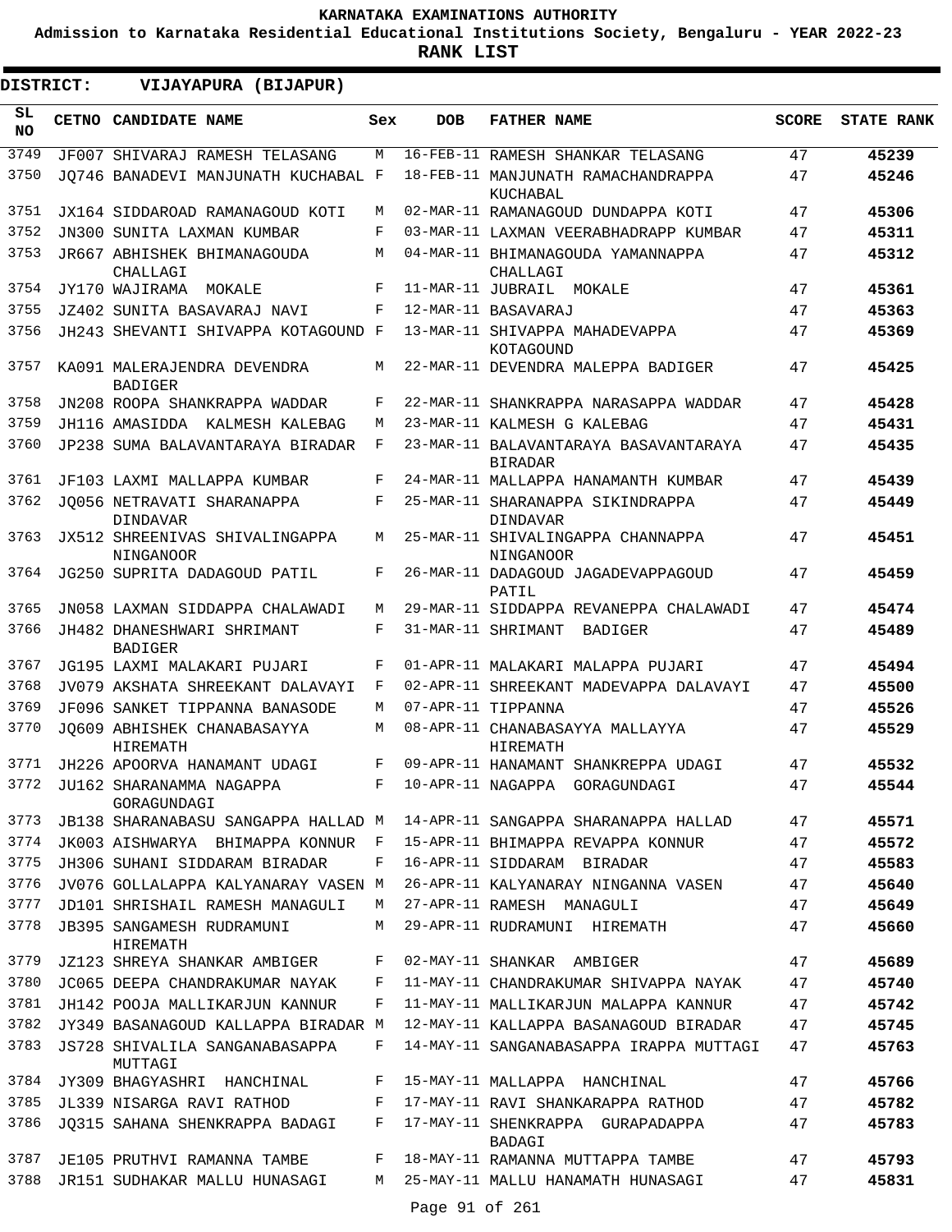# KARNATAKA EXAMINATIONS AUTHORITY

**Admission to Karnataka Residential Educational Institutions Society, Bengaluru - YEAR 2022-23**

**RANK LIST**

**DISTRICT: VIJAYAPURA (BIJAPUR)**

| SL NO | CETNO | CANDIDATE NAME | Sex | DOB | FATHER NAME | SCORE | STATE RANK |
|---|---|---|---|---|---|---|---|
| 3749 | JF007 | SHIVARAJ RAMESH TELASANG | M | 16-FEB-11 | RAMESH SHANKAR TELASANG | 47 | 45239 |
| 3750 | JQ746 | BANADEVI MANJUNATH KUCHABAL | F | 18-FEB-11 | MANJUNATH RAMACHANDRAPPA KUCHABAL | 47 | 45246 |
| 3751 | JX164 | SIDDAROAD RAMANAGOUD KOTI | M | 02-MAR-11 | RAMANAGOUD DUNDAPPA KOTI | 47 | 45306 |
| 3752 | JN300 | SUNITA LAXMAN KUMBAR | F | 03-MAR-11 | LAXMAN VEERABHADRAPP KUMBAR | 47 | 45311 |
| 3753 | JR667 | ABHISHEK BHIMANAGOUDA CHALLAGI | M | 04-MAR-11 | BHIMANAGOUDA YAMANNAPPA CHALLAGI | 47 | 45312 |
| 3754 | JY170 | WAJIRAMA MOKALE | F | 11-MAR-11 | JUBRAIL MOKALE | 47 | 45361 |
| 3755 | JZ402 | SUNITA BASAVARAJ NAVI | F | 12-MAR-11 | BASAVARAJ | 47 | 45363 |
| 3756 | JH243 | SHEVANTI SHIVAPPA KOTAGOUND | F | 13-MAR-11 | SHIVAPPA MAHADEVAPPA KOTAGOUND | 47 | 45369 |
| 3757 | KA091 | MALERAJENDRA DEVENDRA BADIGER | M | 22-MAR-11 | DEVENDRA MALEPPA BADIGER | 47 | 45425 |
| 3758 | JN208 | ROOPA SHANKRAPPA WADDAR | F | 22-MAR-11 | SHANKRAPPA NARASAPPA WADDAR | 47 | 45428 |
| 3759 | JH116 | AMASIDDA KALMESH KALEBAG | M | 23-MAR-11 | KALMESH G KALEBAG | 47 | 45431 |
| 3760 | JP238 | SUMA BALAVANTARAYA BIRADAR | F | 23-MAR-11 | BALAVANTARAYA BASAVANTARAYA BIRADAR | 47 | 45435 |
| 3761 | JF103 | LAXMI MALLAPPA KUMBAR | F | 24-MAR-11 | MALLAPPA HANAMANTH KUMBAR | 47 | 45439 |
| 3762 | JQ056 | NETRAVATI SHARANAPPA DINDAVAR | F | 25-MAR-11 | SHARANAPPA SIKINDRAPPA DINDAVAR | 47 | 45449 |
| 3763 | JX512 | SHREENIVAS SHIVALINGAPPA NINGANOOR | M | 25-MAR-11 | SHIVALINGAPPA CHANNAPPA NINGANOOR | 47 | 45451 |
| 3764 | JG250 | SUPRITA DADAGOUD PATIL | F | 26-MAR-11 | DADAGOUD JAGADEVAPPAGOUD PATIL | 47 | 45459 |
| 3765 | JN058 | LAXMAN SIDDAPPA CHALAWADI | M | 29-MAR-11 | SIDDAPPA REVANEPPA CHALAWADI | 47 | 45474 |
| 3766 | JH482 | DHANESHWARI SHRIMANT BADIGER | F | 31-MAR-11 | SHRIMANT BADIGER | 47 | 45489 |
| 3767 | JG195 | LAXMI MALAKARI PUJARI | F | 01-APR-11 | MALAKARI MALAPPA PUJARI | 47 | 45494 |
| 3768 | JV079 | AKSHATA SHREEKANT DALAVAYI | F | 02-APR-11 | SHREEKANT MADEVAPPA DALAVAYI | 47 | 45500 |
| 3769 | JF096 | SANKET TIPPANNA BANASODE | M | 07-APR-11 | TIPPANNA | 47 | 45526 |
| 3770 | JQ609 | ABHISHEK CHANABASAYYA HIREMATH | M | 08-APR-11 | CHANABASAYYA MALLAYYA HIREMATH | 47 | 45529 |
| 3771 | JH226 | APOORVA HANAMANT UDAGI | F | 09-APR-11 | HANAMANT SHANKREPPA UDAGI | 47 | 45532 |
| 3772 | JU162 | SHARANAMMA NAGAPPA GORAGUNDAGI | F | 10-APR-11 | NAGAPPA GORAGUNDAGI | 47 | 45544 |
| 3773 | JB138 | SHARANABASU SANGAPPA HALLAD | M | 14-APR-11 | SANGAPPA SHARANAPPA HALLAD | 47 | 45571 |
| 3774 | JK003 | AISHWARYA BHIMAPPA KONNUR | F | 15-APR-11 | BHIMAPPA REVAPPA KONNUR | 47 | 45572 |
| 3775 | JH306 | SUHANI SIDDARAM BIRADAR | F | 16-APR-11 | SIDDARAM BIRADAR | 47 | 45583 |
| 3776 | JV076 | GOLLALAPPA KALYANARAY VASEN | M | 26-APR-11 | KALYANARAY NINGANNA VASEN | 47 | 45640 |
| 3777 | JD101 | SHRISHAIL RAMESH MANAGULI | M | 27-APR-11 | RAMESH MANAGULI | 47 | 45649 |
| 3778 | JB395 | SANGAMESH RUDRAMUNI HIREMATH | M | 29-APR-11 | RUDRAMUNI HIREMATH | 47 | 45660 |
| 3779 | JZ123 | SHREYA SHANKAR AMBIGER | F | 02-MAY-11 | SHANKAR AMBIGER | 47 | 45689 |
| 3780 | JC065 | DEEPA CHANDRAKUMAR NAYAK | F | 11-MAY-11 | CHANDRAKUMAR SHIVAPPA NAYAK | 47 | 45740 |
| 3781 | JH142 | POOJA MALLIKARJUN KANNUR | F | 11-MAY-11 | MALLIKARJUN MALAPPA KANNUR | 47 | 45742 |
| 3782 | JY349 | BASANAGOUD KALLAPPA BIRADAR | M | 12-MAY-11 | KALLAPPA BASANAGOUD BIRADAR | 47 | 45745 |
| 3783 | JS728 | SHIVALILA SANGANABASAPPA MUTTAGI | F | 14-MAY-11 | SANGANABASAPPA IRAPPA MUTTAGI | 47 | 45763 |
| 3784 | JY309 | BHAGYASHRI HANCHINAL | F | 15-MAY-11 | MALLAPPA HANCHINAL | 47 | 45766 |
| 3785 | JL339 | NISARGA RAVI RATHOD | F | 17-MAY-11 | RAVI SHANKARAPPA RATHOD | 47 | 45782 |
| 3786 | JQ315 | SAHANA SHENKRAPPA BADAGI | F | 17-MAY-11 | SHENKRAPPA GURAPADAPPA BADAGI | 47 | 45783 |
| 3787 | JE105 | PRUTHVI RAMANNA TAMBE | F | 18-MAY-11 | RAMANNA MUTTAPPA TAMBE | 47 | 45793 |
| 3788 | JR151 | SUDHAKAR MALLU HUNASAGI | M | 25-MAY-11 | MALLU HANAMATH HUNASAGI | 47 | 45831 |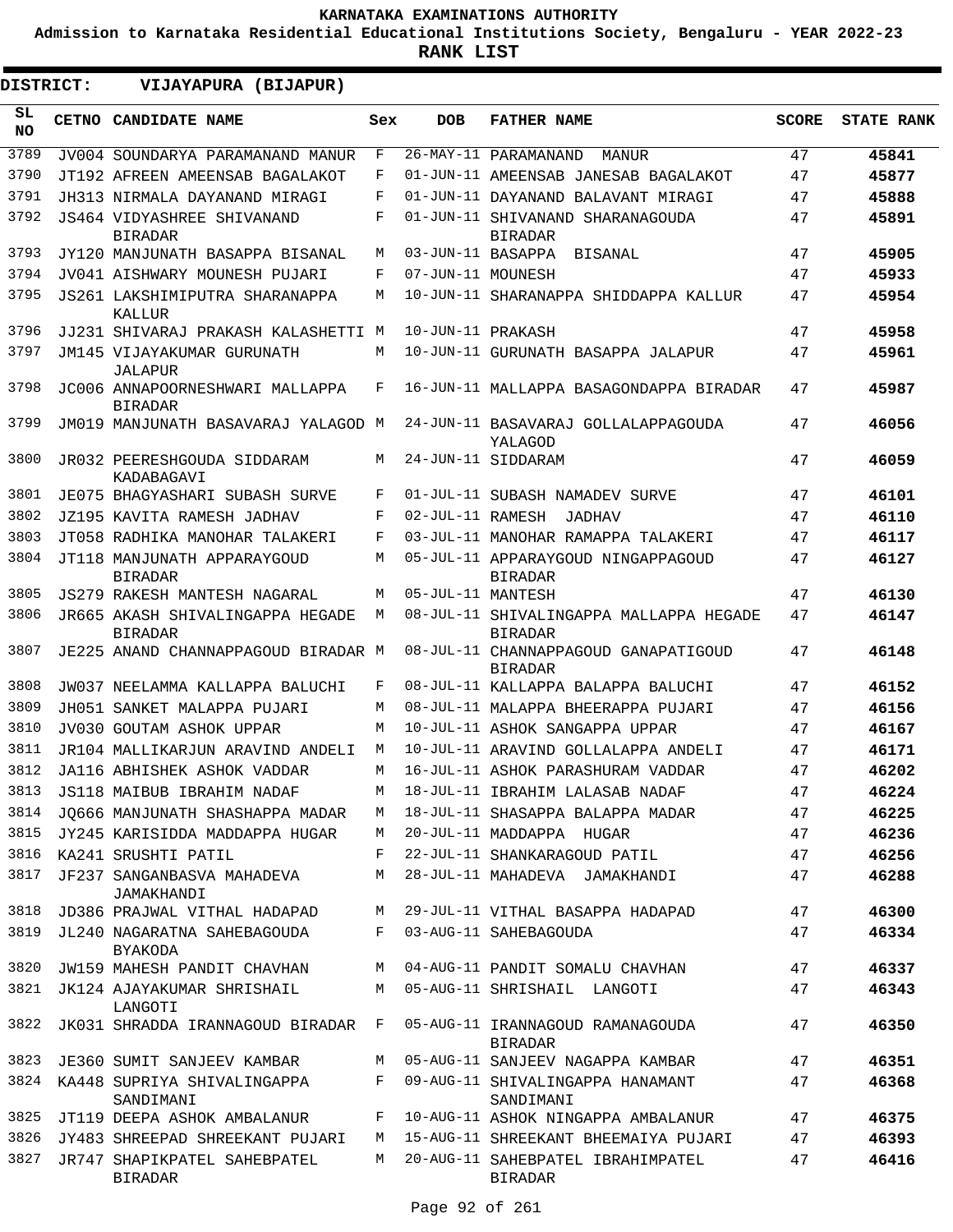**KARNATAKA EXAMINATIONS AUTHORITY**

**Admission to Karnataka Residential Educational Institutions Society, Bengaluru - YEAR 2022-23**

**RANK LIST**

**DISTRICT: VIJAYAPURA (BIJAPUR)**

| SL NO | CETNO | CANDIDATE NAME | Sex | DOB | FATHER NAME | SCORE | STATE RANK |
|---|---|---|---|---|---|---|---|
| 3789 | JV004 | SOUNDARYA PARAMANAND MANUR | F | 26-MAY-11 | PARAMANAND MANUR | 47 | 45841 |
| 3790 | JT192 | AFREEN AMEENSAB BAGALAKOT | F | 01-JUN-11 | AMEENSAB JANESAB BAGALAKOT | 47 | 45877 |
| 3791 | JH313 | NIRMALA DAYANAND MIRAGI | F | 01-JUN-11 | DAYANAND BALAVANT MIRAGI | 47 | 45888 |
| 3792 | JS464 | VIDYASHREE SHIVANAND BIRADAR | F | 01-JUN-11 | SHIVANAND SHARANAGOUDA BIRADAR | 47 | 45891 |
| 3793 | JY120 | MANJUNATH BASAPPA BISANAL | M | 03-JUN-11 | BASAPPA BISANAL | 47 | 45905 |
| 3794 | JV041 | AISHWARY MOUNESH PUJARI | F | 07-JUN-11 | MOUNESH | 47 | 45933 |
| 3795 | JS261 | LAKSHIMIPUTRA SHARANAPPA KALLUR | M | 10-JUN-11 | SHARANAPPA SHIDDAPPA KALLUR | 47 | 45954 |
| 3796 | JJ231 | SHIVARAJ PRAKASH KALASHETTI | M | 10-JUN-11 | PRAKASH | 47 | 45958 |
| 3797 | JM145 | VIJAYAKUMAR GURUNATH JALAPUR | M | 10-JUN-11 | GURUNATH BASAPPA JALAPUR | 47 | 45961 |
| 3798 | JC006 | ANNAPOORNESHWARI MALLAPPA BIRADAR | F | 16-JUN-11 | MALLAPPA BASAGONDAPPA BIRADAR | 47 | 45987 |
| 3799 | JM019 | MANJUNATH BASAVARAJ YALAGOD | M | 24-JUN-11 | BASAVARAJ GOLLALAPPAGOUDA YALAGOD | 47 | 46056 |
| 3800 | JR032 | PEERESHGOUDA SIDDARAM KADABAGAVI | M | 24-JUN-11 | SIDDARAM | 47 | 46059 |
| 3801 | JE075 | BHAGYASHARI SUBASH SURVE | F | 01-JUL-11 | SUBASH NAMADEV SURVE | 47 | 46101 |
| 3802 | JZ195 | KAVITA RAMESH JADHAV | F | 02-JUL-11 | RAMESH JADHAV | 47 | 46110 |
| 3803 | JT058 | RADHIKA MANOHAR TALAKERI | F | 03-JUL-11 | MANOHAR RAMAPPA TALAKERI | 47 | 46117 |
| 3804 | JT118 | MANJUNATH APPARAYGOUD BIRADAR | M | 05-JUL-11 | APPARAYGOUD NINGAPPAGOUD BIRADAR | 47 | 46127 |
| 3805 | JS279 | RAKESH MANTESH NAGARAL | M | 05-JUL-11 | MANTESH | 47 | 46130 |
| 3806 | JR665 | AKASH SHIVALINGAPPA HEGADE BIRADAR | M | 08-JUL-11 | SHIVALINGAPPA MALLAPPA HEGADE BIRADAR | 47 | 46147 |
| 3807 | JE225 | ANAND CHANNAPPAGOUD BIRADAR | M | 08-JUL-11 | CHANNAPPAGOUD GANAPATIGOUD BIRADAR | 47 | 46148 |
| 3808 | JW037 | NEELAMMA KALLAPPA BALUCHI | F | 08-JUL-11 | KALLAPPA BALAPPA BALUCHI | 47 | 46152 |
| 3809 | JH051 | SANKET MALAPPA PUJARI | M | 08-JUL-11 | MALAPPA BHEERAPPA PUJARI | 47 | 46156 |
| 3810 | JV030 | GOUTAM ASHOK UPPAR | M | 10-JUL-11 | ASHOK SANGAPPA UPPAR | 47 | 46167 |
| 3811 | JR104 | MALLIKARJUN ARAVIND ANDELI | M | 10-JUL-11 | ARAVIND GOLLALAPPA ANDELI | 47 | 46171 |
| 3812 | JA116 | ABHISHEK ASHOK VADDAR | M | 16-JUL-11 | ASHOK PARASHURAM VADDAR | 47 | 46202 |
| 3813 | JS118 | MAIBUB IBRAHIM NADAF | M | 18-JUL-11 | IBRAHIM LALASAB NADAF | 47 | 46224 |
| 3814 | JQ666 | MANJUNATH SHASHAPPA MADAR | M | 18-JUL-11 | SHASAPPA BALAPPA MADAR | 47 | 46225 |
| 3815 | JY245 | KARISIDDA MADDAPPA HUGAR | M | 20-JUL-11 | MADDAPPA HUGAR | 47 | 46236 |
| 3816 | KA241 | SRUSHTI PATIL | F | 22-JUL-11 | SHANKARAGOUD PATIL | 47 | 46256 |
| 3817 | JF237 | SANGANBASVA MAHADEVA JAMAKHANDI | M | 28-JUL-11 | MAHADEVA JAMAKHANDI | 47 | 46288 |
| 3818 | JD386 | PRAJWAL VITHAL HADAPAD | M | 29-JUL-11 | VITHAL BASAPPA HADAPAD | 47 | 46300 |
| 3819 | JL240 | NAGARATNA SAHEBAGOUDA BYAKODA | F | 03-AUG-11 | SAHEBAGOUDA | 47 | 46334 |
| 3820 | JW159 | MAHESH PANDIT CHAVHAN | M | 04-AUG-11 | PANDIT SOMALU CHAVHAN | 47 | 46337 |
| 3821 | JK124 | AJAYAKUMAR SHRISHAIL LANGOTI | M | 05-AUG-11 | SHRISHAIL LANGOTI | 47 | 46343 |
| 3822 | JK031 | SHRADDA IRANNAGOUD BIRADAR | F | 05-AUG-11 | IRANNAGOUD RAMANAGOUDA BIRADAR | 47 | 46350 |
| 3823 | JE360 | SUMIT SANJEEV KAMBAR | M | 05-AUG-11 | SANJEEV NAGAPPA KAMBAR | 47 | 46351 |
| 3824 | KA448 | SUPRIYA SHIVALINGAPPA SANDIMANI | F | 09-AUG-11 | SHIVALINGAPPA HANAMANT SANDIMANI | 47 | 46368 |
| 3825 | JT119 | DEEPA ASHOK AMBALANUR | F | 10-AUG-11 | ASHOK NINGAPPA AMBALANUR | 47 | 46375 |
| 3826 | JY483 | SHREEPAD SHREEKANT PUJARI | M | 15-AUG-11 | SHREEKANT BHEEMAIYA PUJARI | 47 | 46393 |
| 3827 | JR747 | SHAPIKPATEL SAHEBPATEL BIRADAR | M | 20-AUG-11 | SAHEBPATEL IBRAHIMPATEL BIRADAR | 47 | 46416 |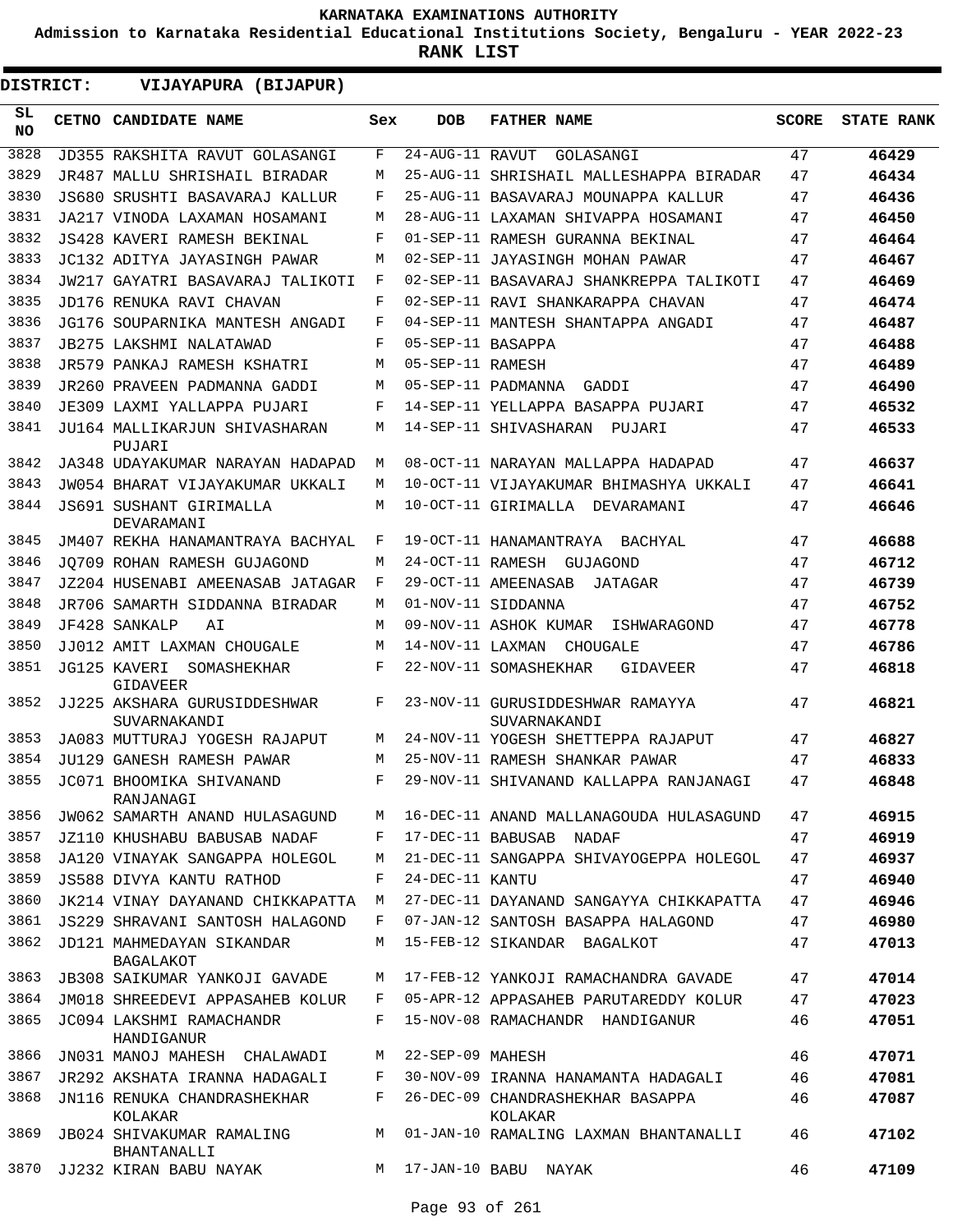**KARNATAKA EXAMINATIONS AUTHORITY**

**Admission to Karnataka Residential Educational Institutions Society, Bengaluru - YEAR 2022-23**

**RANK LIST**

**DISTRICT: VIJAYAPURA (BIJAPUR)**

| SL NO | CETNO | CANDIDATE NAME | Sex | DOB | FATHER NAME | SCORE | STATE RANK |
|---|---|---|---|---|---|---|---|
| 3828 | JD355 | RAKSHITA RAVUT GOLASANGI | F | 24-AUG-11 | RAVUT GOLASANGI | 47 | 46429 |
| 3829 | JR487 | MALLU SHRISHAIL BIRADAR | M | 25-AUG-11 | SHRISHAIL MALLESHAPPA BIRADAR | 47 | 46434 |
| 3830 | JS680 | SRUSHTI BASAVARAJ KALLUR | F | 25-AUG-11 | BASAVARAJ MOUNAPPA KALLUR | 47 | 46436 |
| 3831 | JA217 | VINODA LAXAMAN HOSAMANI | M | 28-AUG-11 | LAXAMAN SHIVAPPA HOSAMANI | 47 | 46450 |
| 3832 | JS428 | KAVERI RAMESH BEKINAL | F | 01-SEP-11 | RAMESH GURANNA BEKINAL | 47 | 46464 |
| 3833 | JC132 | ADITYA JAYASINGH PAWAR | M | 02-SEP-11 | JAYASINGH MOHAN PAWAR | 47 | 46467 |
| 3834 | JW217 | GAYATRI BASAVARAJ TALIKOTI | F | 02-SEP-11 | BASAVARAJ SHANKREPPA TALIKOTI | 47 | 46469 |
| 3835 | JD176 | RENUKA RAVI CHAVAN | F | 02-SEP-11 | RAVI SHANKARAPPA CHAVAN | 47 | 46474 |
| 3836 | JG176 | SOUPARNIKA MANTESH ANGADI | F | 04-SEP-11 | MANTESH SHANTAPPA ANGADI | 47 | 46487 |
| 3837 | JB275 | LAKSHMI NALATAWAD | F | 05-SEP-11 | BASAPPA | 47 | 46488 |
| 3838 | JR579 | PANKAJ RAMESH KSHATRI | M | 05-SEP-11 | RAMESH | 47 | 46489 |
| 3839 | JR260 | PRAVEEN PADMANNA GADDI | M | 05-SEP-11 | PADMANNA GADDI | 47 | 46490 |
| 3840 | JE309 | LAXMI YALLAPPA PUJARI | F | 14-SEP-11 | YELLAPPA BASAPPA PUJARI | 47 | 46532 |
| 3841 | JU164 | MALLIKARJUN SHIVASHARAN PUJARI | M | 14-SEP-11 | SHIVASHARAN PUJARI | 47 | 46533 |
| 3842 | JA348 | UDAYAKUMAR NARAYAN HADAPAD | M | 08-OCT-11 | NARAYAN MALLAPPA HADAPAD | 47 | 46637 |
| 3843 | JW054 | BHARAT VIJAYAKUMAR UKKALI | M | 10-OCT-11 | VIJAYAKUMAR BHIMASHYA UKKALI | 47 | 46641 |
| 3844 | JS691 | SUSHANT GIRIMALLA DEVARAMANI | M | 10-OCT-11 | GIRIMALLA DEVARAMANI | 47 | 46646 |
| 3845 | JM407 | REKHA HANAMANTRAYA BACHYAL | F | 19-OCT-11 | HANAMANTRAYA BACHYAL | 47 | 46688 |
| 3846 | JQ709 | ROHAN RAMESH GUJAGOND | M | 24-OCT-11 | RAMESH GUJAGOND | 47 | 46712 |
| 3847 | JZ204 | HUSENABI AMEENASAB JATAGAR | F | 29-OCT-11 | AMEENASAB JATAGAR | 47 | 46739 |
| 3848 | JR706 | SAMARTH SIDDANNA BIRADAR | M | 01-NOV-11 | SIDDANNA | 47 | 46752 |
| 3849 | JF428 | SANKALP AI | M | 09-NOV-11 | ASHOK KUMAR ISHWARAGOND | 47 | 46778 |
| 3850 | JJ012 | AMIT LAXMAN CHOUGALE | M | 14-NOV-11 | LAXMAN CHOUGALE | 47 | 46786 |
| 3851 | JG125 | KAVERI SOMASHEKHAR GIDAVEER | F | 22-NOV-11 | SOMASHEKHAR GIDAVEER | 47 | 46818 |
| 3852 | JJ225 | AKSHARA GURUSIDDESHWAR SUVARNAKANDI | F | 23-NOV-11 | GURUSIDDESHWAR RAMAYYA SUVARNAKANDI | 47 | 46821 |
| 3853 | JA083 | MUTTURAJ YOGESH RAJAPUT | M | 24-NOV-11 | YOGESH SHETTEPPA RAJAPUT | 47 | 46827 |
| 3854 | JU129 | GANESH RAMESH PAWAR | M | 25-NOV-11 | RAMESH SHANKAR PAWAR | 47 | 46833 |
| 3855 | JC071 | BHOOMIKA SHIVANAND RANJANAGI | F | 29-NOV-11 | SHIVANAND KALLAPPA RANJANAGI | 47 | 46848 |
| 3856 | JW062 | SAMARTH ANAND HULASAGUND | M | 16-DEC-11 | ANAND MALLANAGOUDA HULASAGUND | 47 | 46915 |
| 3857 | JZ110 | KHUSHABU BABUSAB NADAF | F | 17-DEC-11 | BABUSAB NADAF | 47 | 46919 |
| 3858 | JA120 | VINAYAK SANGAPPA HOLEGOL | M | 21-DEC-11 | SANGAPPA SHIVAYOGEPPA HOLEGOL | 47 | 46937 |
| 3859 | JS588 | DIVYA KANTU RATHOD | F | 24-DEC-11 | KANTU | 47 | 46940 |
| 3860 | JK214 | VINAY DAYANAND CHIKKAPATTA | M | 27-DEC-11 | DAYANAND SANGAYYA CHIKKAPATTA | 47 | 46946 |
| 3861 | JS229 | SHRAVANI SANTOSH HALAGOND | F | 07-JAN-12 | SANTOSH BASAPPA HALAGOND | 47 | 46980 |
| 3862 | JD121 | MAHMEDAYAN SIKANDAR BAGALAKOT | M | 15-FEB-12 | SIKANDAR BAGALKOT | 47 | 47013 |
| 3863 | JB308 | SAIKUMAR YANKOJI GAVADE | M | 17-FEB-12 | YANKOJI RAMACHANDRA GAVADE | 47 | 47014 |
| 3864 | JM018 | SHREEDEVI APPASAHEB KOLUR | F | 05-APR-12 | APPASAHEB PARUTAREDDY KOLUR | 47 | 47023 |
| 3865 | JC094 | LAKSHMI RAMACHANDR HANDIGANUR | F | 15-NOV-08 | RAMACHANDR HANDIGANUR | 46 | 47051 |
| 3866 | JN031 | MANOJ MAHESH CHALAWADI | M | 22-SEP-09 | MAHESH | 46 | 47071 |
| 3867 | JR292 | AKSHATA IRANNA HADAGALI | F | 30-NOV-09 | IRANNA HANAMANTA HADAGALI | 46 | 47081 |
| 3868 | JN116 | RENUKA CHANDRASHEKHAR KOLAKAR | F | 26-DEC-09 | CHANDRASHEKHAR BASAPPA KOLAKAR | 46 | 47087 |
| 3869 | JB024 | SHIVAKUMAR RAMALING BHANTANALLI | M | 01-JAN-10 | RAMALING LAXMAN BHANTANALLI | 46 | 47102 |
| 3870 | JJ232 | KIRAN BABU NAYAK | M | 17-JAN-10 | BABU NAYAK | 46 | 47109 |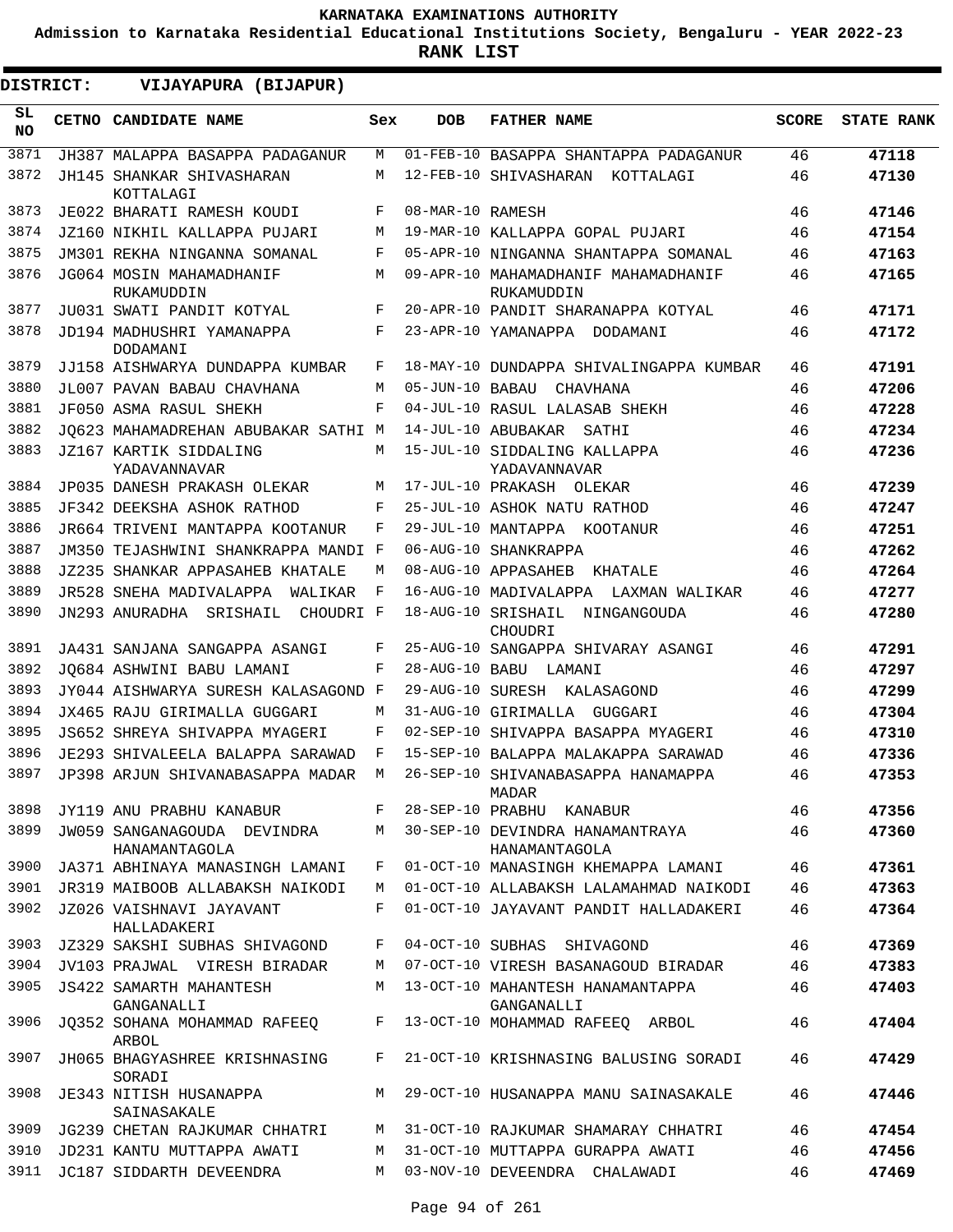# KARNATAKA EXAMINATIONS AUTHORITY

**Admission to Karnataka Residential Educational Institutions Society, Bengaluru - YEAR 2022-23**

**RANK LIST**

**DISTRICT: VIJAYAPURA (BIJAPUR)**

| SL NO | CETNO | CANDIDATE NAME | Sex | DOB | FATHER NAME | SCORE | STATE RANK |
|---|---|---|---|---|---|---|---|
| 3871 | JH387 | MALAPPA BASAPPA PADAGANUR | M | 01-FEB-10 | BASAPPA SHANTAPPA PADAGANUR | 46 | 47118 |
| 3872 | JH145 | SHANKAR SHIVASHARAN KOTTALAGI | M | 12-FEB-10 | SHIVASHARAN KOTTALAGI | 46 | 47130 |
| 3873 | JE022 | BHARATI RAMESH KOUDI | F | 08-MAR-10 | RAMESH | 46 | 47146 |
| 3874 | JZ160 | NIKHIL KALLAPPA PUJARI | M | 19-MAR-10 | KALLAPPA GOPAL PUJARI | 46 | 47154 |
| 3875 | JM301 | REKHA NINGANNA SOMANAL | F | 05-APR-10 | NINGANNA SHANTAPPA SOMANAL | 46 | 47163 |
| 3876 | JG064 | MOSIN MAHAMADHANIF RUKAMUDDIN | M | 09-APR-10 | MAHAMADHANIF MAHAMADHANIF RUKAMUDDIN | 46 | 47165 |
| 3877 | JU031 | SWATI PANDIT KOTYAL | F | 20-APR-10 | PANDIT SHARANAPPA KOTYAL | 46 | 47171 |
| 3878 | JD194 | MADHUSHRI YAMANAPPA DODAMANI | F | 23-APR-10 | YAMANAPPA DODAMANI | 46 | 47172 |
| 3879 | JJ158 | AISHWARYA DUNDAPPA KUMBAR | F | 18-MAY-10 | DUNDAPPA SHIVALINGAPPA KUMBAR | 46 | 47191 |
| 3880 | JL007 | PAVAN BABAU CHAVHANA | M | 05-JUN-10 | BABAU CHAVHANA | 46 | 47206 |
| 3881 | JF050 | ASMA RASUL SHEKH | F | 04-JUL-10 | RASUL LALASAB SHEKH | 46 | 47228 |
| 3882 | JQ623 | MAHAMADREHAN ABUBAKAR SATHI | M | 14-JUL-10 | ABUBAKAR SATHI | 46 | 47234 |
| 3883 | JZ167 | KARTIK SIDDALING YADAVANNAVAR | M | 15-JUL-10 | SIDDALING KALLAPPA YADAVANNAVAR | 46 | 47236 |
| 3884 | JP035 | DANESH PRAKASH OLEKAR | M | 17-JUL-10 | PRAKASH OLEKAR | 46 | 47239 |
| 3885 | JF342 | DEEKSHA ASHOK RATHOD | F | 25-JUL-10 | ASHOK NATU RATHOD | 46 | 47247 |
| 3886 | JR664 | TRIVENI MANTAPPA KOOTANUR | F | 29-JUL-10 | MANTAPPA KOOTANUR | 46 | 47251 |
| 3887 | JM350 | TEJASHWINI SHANKRAPPA MANDI | F | 06-AUG-10 | SHANKRAPPA | 46 | 47262 |
| 3888 | JZ235 | SHANKAR APPASAHEB KHATALE | M | 08-AUG-10 | APPASAHEB KHATALE | 46 | 47264 |
| 3889 | JR528 | SNEHA MADIVALAPPA WALIKAR | F | 16-AUG-10 | MADIVALAPPA LAXMAN WALIKAR | 46 | 47277 |
| 3890 | JN293 | ANURADHA SRISHAIL CHOUDRI | F | 18-AUG-10 | SRISHAIL NINGANGOUDA CHOUDRI | 46 | 47280 |
| 3891 | JA431 | SANJANA SANGAPPA ASANGI | F | 25-AUG-10 | SANGAPPA SHIVARAY ASANGI | 46 | 47291 |
| 3892 | JQ684 | ASHWINI BABU LAMANI | F | 28-AUG-10 | BABU LAMANI | 46 | 47297 |
| 3893 | JY044 | AISHWARYA SURESH KALASAGOND | F | 29-AUG-10 | SURESH KALASAGOND | 46 | 47299 |
| 3894 | JX465 | RAJU GIRIMALLA GUGGARI | M | 31-AUG-10 | GIRIMALLA GUGGARI | 46 | 47304 |
| 3895 | JS652 | SHREYA SHIVAPPA MYAGERI | F | 02-SEP-10 | SHIVAPPA BASAPPA MYAGERI | 46 | 47310 |
| 3896 | JE293 | SHIVALEELA BALAPPA SARAWAD | F | 15-SEP-10 | BALAPPA MALAKAPPA SARAWAD | 46 | 47336 |
| 3897 | JP398 | ARJUN SHIVANABASAPPA MADAR | M | 26-SEP-10 | SHIVANABASAPPA HANAMAPPA MADAR | 46 | 47353 |
| 3898 | JY119 | ANU PRABHU KANABUR | F | 28-SEP-10 | PRABHU KANABUR | 46 | 47356 |
| 3899 | JW059 | SANGANAGOUDA DEVINDRA HANAMANTAGOLA | M | 30-SEP-10 | DEVINDRA HANAMANTRAYA HANAMANTAGOLA | 46 | 47360 |
| 3900 | JA371 | ABHINAYA MANASINGH LAMANI | F | 01-OCT-10 | MANASINGH KHEMAPPA LAMANI | 46 | 47361 |
| 3901 | JR319 | MAIBOOB ALLABAKSH NAIKODI | M | 01-OCT-10 | ALLABAKSH LALAMAHMAD NAIKODI | 46 | 47363 |
| 3902 | JZ026 | VAISHNAVI JAYAVANT HALLADAKERI | F | 01-OCT-10 | JAYAVANT PANDIT HALLADAKERI | 46 | 47364 |
| 3903 | JZ329 | SAKSHI SUBHAS SHIVAGOND | F | 04-OCT-10 | SUBHAS SHIVAGOND | 46 | 47369 |
| 3904 | JV103 | PRAJWAL VIRESH BIRADAR | M | 07-OCT-10 | VIRESH BASANAGOUD BIRADAR | 46 | 47383 |
| 3905 | JS422 | SAMARTH MAHANTESH GANGANALLI | M | 13-OCT-10 | MAHANTESH HANAMANTAPPA GANGANALLI | 46 | 47403 |
| 3906 | JQ352 | SOHANA MOHAMMAD RAFEEQ ARBOL | F | 13-OCT-10 | MOHAMMAD RAFEEQ ARBOL | 46 | 47404 |
| 3907 | JH065 | BHAGYASHREE KRISHNASING SORADI | F | 21-OCT-10 | KRISHNASING BALUSING SORADI | 46 | 47429 |
| 3908 | JE343 | NITISH HUSANAPPA SAINASAKALE | M | 29-OCT-10 | HUSANAPPA MANU SAINASAKALE | 46 | 47446 |
| 3909 | JG239 | CHETAN RAJKUMAR CHHATRI | M | 31-OCT-10 | RAJKUMAR SHAMARAY CHHATRI | 46 | 47454 |
| 3910 | JD231 | KANTU MUTTAPPA AWATI | M | 31-OCT-10 | MUTTAPPA GURAPPA AWATI | 46 | 47456 |
| 3911 | JC187 | SIDDARTH DEVEENDRA | M | 03-NOV-10 | DEVEENDRA CHALAWADI | 46 | 47469 |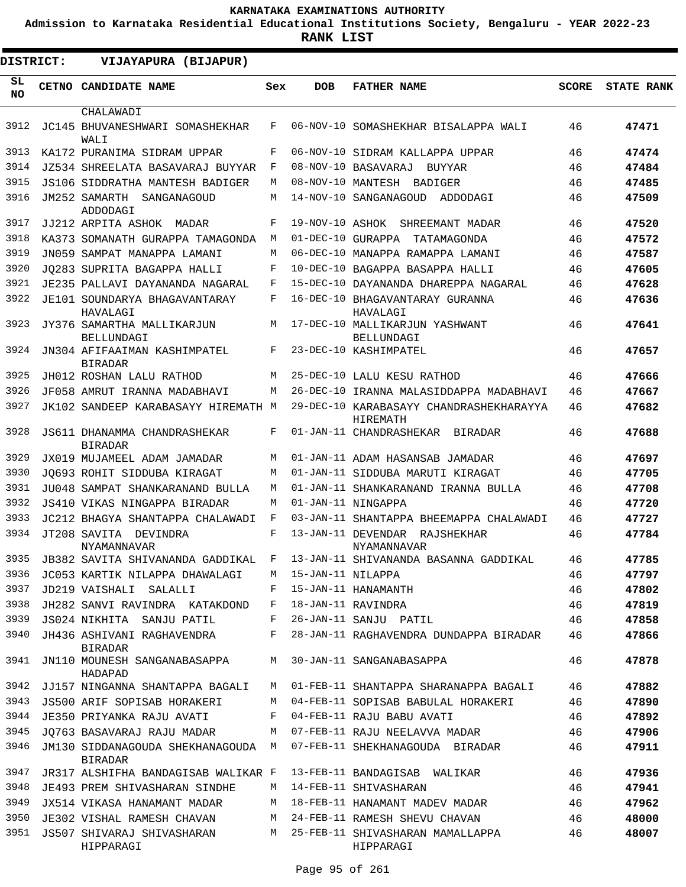**KARNATAKA EXAMINATIONS AUTHORITY**

**Admission to Karnataka Residential Educational Institutions Society, Bengaluru - YEAR 2022-23**

**RANK LIST**

**DISTRICT: VIJAYAPURA (BIJAPUR)**

| SL NO | CETNO | CANDIDATE NAME | Sex | DOB | FATHER NAME | SCORE | STATE RANK |
|---|---|---|---|---|---|---|---|
| | | CHALAWADI | | | | | |
| 3912 | JC145 | BHUVANESHWARI SOMASHEKHAR WALI | F | 06-NOV-10 | SOMASHEKHAR BISALAPPA WALI | 46 | 47471 |
| 3913 | KA172 | PURANIMA SIDRAM UPPAR | F | 06-NOV-10 | SIDRAM KALLAPPA UPPAR | 46 | 47474 |
| 3914 | JZ534 | SHREELATA BASAVARAJ BUYYAR | F | 08-NOV-10 | BASAVARAJ BUYYAR | 46 | 47484 |
| 3915 | JS106 | SIDDRATHA MANTESH BADIGER | M | 08-NOV-10 | MANTESH BADIGER | 46 | 47485 |
| 3916 | JM252 | SAMARTH SANGANAGOUD ADDODAGI | M | 14-NOV-10 | SANGANAGOUD ADDODAGI | 46 | 47509 |
| 3917 | JJ212 | ARPITA ASHOK MADAR | F | 19-NOV-10 | ASHOK SHREEMANT MADAR | 46 | 47520 |
| 3918 | KA373 | SOMANATH GURAPPA TAMAGONDA | M | 01-DEC-10 | GURAPPA TATAMAGONDA | 46 | 47572 |
| 3919 | JN059 | SAMPAT MANAPPA LAMANI | M | 06-DEC-10 | MANAPPA RAMAPPA LAMANI | 46 | 47587 |
| 3920 | JQ283 | SUPRITA BAGAPPA HALLI | F | 10-DEC-10 | BAGAPPA BASAPPA HALLI | 46 | 47605 |
| 3921 | JE235 | PALLAVI DAYANANDA NAGARAL | F | 15-DEC-10 | DAYANANDA DHAREPPA NAGARAL | 46 | 47628 |
| 3922 | JE101 | SOUNDARYA BHAGAVANTARAY HAVALAGI | F | 16-DEC-10 | BHAGAVANTARAY GURANNA HAVALAGI | 46 | 47636 |
| 3923 | JY376 | SAMARTHA MALLIKARJUN BELLUNDAGI | M | 17-DEC-10 | MALLIKARJUN YASHWANT BELLUNDAGI | 46 | 47641 |
| 3924 | JN304 | AFIFAAIMAN KASHIMPATEL BIRADAR | F | 23-DEC-10 | KASHIMPATEL | 46 | 47657 |
| 3925 | JH012 | ROSHAN LALU RATHOD | M | 25-DEC-10 | LALU KESU RATHOD | 46 | 47666 |
| 3926 | JF058 | AMRUT IRANNA MADABHAVI | M | 26-DEC-10 | IRANNA MALASIDDAPPA MADABHAVI | 46 | 47667 |
| 3927 | JK102 | SANDEEP KARABASAYY HIREMATH | M | 29-DEC-10 | KARABASAYY CHANDRASHEKHARAYYA HIREMATH | 46 | 47682 |
| 3928 | JS611 | DHANAMMA CHANDRASHEKAR BIRADAR | F | 01-JAN-11 | CHANDRASHEKAR BIRADAR | 46 | 47688 |
| 3929 | JX019 | MUJAMEEL ADAM JAMADAR | M | 01-JAN-11 | ADAM HASANSAB JAMADAR | 46 | 47697 |
| 3930 | JQ693 | ROHIT SIDDUBA KIRAGAT | M | 01-JAN-11 | SIDDUBA MARUTI KIRAGAT | 46 | 47705 |
| 3931 | JU048 | SAMPAT SHANKARANAND BULLA | M | 01-JAN-11 | SHANKARANAND IRANNA BULLA | 46 | 47708 |
| 3932 | JS410 | VIKAS NINGAPPA BIRADAR | M | 01-JAN-11 | NINGAPPA | 46 | 47720 |
| 3933 | JC212 | BHAGYA SHANTAPPA CHALAWADI | F | 03-JAN-11 | SHANTAPPA BHEEMAPPA CHALAWADI | 46 | 47727 |
| 3934 | JT208 | SAVITA DEVINDRA NYAMANNAVAR | F | 13-JAN-11 | DEVENDAR RAJSHEKHAR NYAMANNAVAR | 46 | 47784 |
| 3935 | JB382 | SAVITA SHIVANANDA GADDIKAL | F | 13-JAN-11 | SHIVANANDA BASANNA GADDIKAL | 46 | 47785 |
| 3936 | JC053 | KARTIK NILAPPA DHAWALAGI | M | 15-JAN-11 | NILAPPA | 46 | 47797 |
| 3937 | JD219 | VAISHALI SALALLI | F | 15-JAN-11 | HANAMANTH | 46 | 47802 |
| 3938 | JH282 | SANVI RAVINDRA KATAKDOND | F | 18-JAN-11 | RAVINDRA | 46 | 47819 |
| 3939 | JS024 | NIKHITA SANJU PATIL | F | 26-JAN-11 | SANJU PATIL | 46 | 47858 |
| 3940 | JH436 | ASHIVANI RAGHAVENDRA BIRADAR | F | 28-JAN-11 | RAGHAVENDRA DUNDAPPA BIRADAR | 46 | 47866 |
| 3941 | JN110 | MOUNESH SANGANABASAPPA HADAPAD | M | 30-JAN-11 | SANGANABASAPPA | 46 | 47878 |
| 3942 | JJ157 | NINGANNA SHANTAPPA BAGALI | M | 01-FEB-11 | SHANTAPPA SHARANAPPA BAGALI | 46 | 47882 |
| 3943 | JS500 | ARIF SOPISAB HORAKERI | M | 04-FEB-11 | SOPISAB BABULAL HORAKERI | 46 | 47890 |
| 3944 | JE350 | PRIYANKA RAJU AVATI | F | 04-FEB-11 | RAJU BABU AVATI | 46 | 47892 |
| 3945 | JQ763 | BASAVARAJ RAJU MADAR | M | 07-FEB-11 | RAJU NEELAVVA MADAR | 46 | 47906 |
| 3946 | JM130 | SIDDANAGOUDA SHEKHANAGOUDA BIRADAR | M | 07-FEB-11 | SHEKHANAGOUDA BIRADAR | 46 | 47911 |
| 3947 | JR317 | ALSHIFHA BANDAGISAB WALIKAR | F | 13-FEB-11 | BANDAGISAB WALIKAR | 46 | 47936 |
| 3948 | JE493 | PREM SHIVASHARAN SINDHE | M | 14-FEB-11 | SHIVASHARAN | 46 | 47941 |
| 3949 | JX514 | VIKASA HANAMANT MADAR | M | 18-FEB-11 | HANAMANT MADEV MADAR | 46 | 47962 |
| 3950 | JE302 | VISHAL RAMESH CHAVAN | M | 24-FEB-11 | RAMESH SHEVU CHAVAN | 46 | 48000 |
| 3951 | JS507 | SHIVARAJ SHIVASHARAN HIPPARAGI | M | 25-FEB-11 | SHIVASHARAN MAMALLAPPA HIPPARAGI | 46 | 48007 |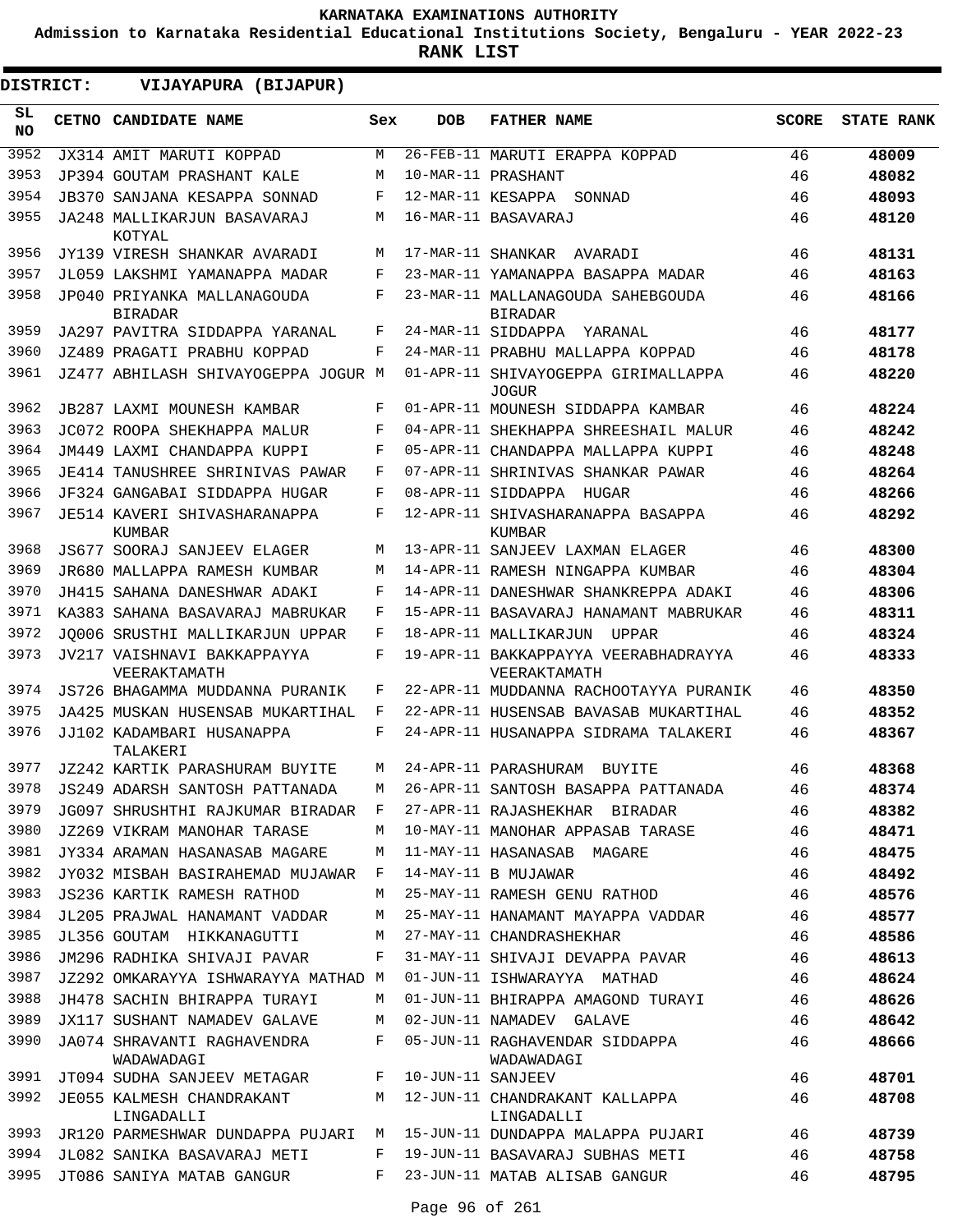KARNATAKA EXAMINATIONS AUTHORITY

Admission to Karnataka Residential Educational Institutions Society, Bengaluru - YEAR 2022-23

**RANK LIST**

**DISTRICT: VIJAYAPURA (BIJAPUR)**

| SL NO | CETNO | CANDIDATE NAME | Sex | DOB | FATHER NAME | SCORE | STATE RANK |
|---|---|---|---|---|---|---|---|
| 3952 | JX314 | AMIT MARUTI KOPPAD | M | 26-FEB-11 | MARUTI ERAPPA KOPPAD | 46 | 48009 |
| 3953 | JP394 | GOUTAM PRASHANT KALE | M | 10-MAR-11 | PRASHANT | 46 | 48082 |
| 3954 | JB370 | SANJANA KESAPPA SONNAD | F | 12-MAR-11 | KESAPPA SONNAD | 46 | 48093 |
| 3955 | JA248 | MALLIKARJUN BASAVARAJ KOTYAL | M | 16-MAR-11 | BASAVARAJ | 46 | 48120 |
| 3956 | JY139 | VIRESH SHANKAR AVARADI | M | 17-MAR-11 | SHANKAR AVARADI | 46 | 48131 |
| 3957 | JL059 | LAKSHMI YAMANAPPA MADAR | F | 23-MAR-11 | YAMANAPPA BASAPPA MADAR | 46 | 48163 |
| 3958 | JP040 | PRIYANKA MALLANAGOUDA BIRADAR | F | 23-MAR-11 | MALLANAGOUDA SAHEBGOUDA BIRADAR | 46 | 48166 |
| 3959 | JA297 | PAVITRA SIDDAPPA YARANAL | F | 24-MAR-11 | SIDDAPPA YARANAL | 46 | 48177 |
| 3960 | JZ489 | PRAGATI PRABHU KOPPAD | F | 24-MAR-11 | PRABHU MALLAPPA KOPPAD | 46 | 48178 |
| 3961 | JZ477 | ABHILASH SHIVAYOGEPPA JOGUR | M | 01-APR-11 | SHIVAYOGEPPA GIRIMALLAPPA JOGUR | 46 | 48220 |
| 3962 | JB287 | LAXMI MOUNESH KAMBAR | F | 01-APR-11 | MOUNESH SIDDAPPA KAMBAR | 46 | 48224 |
| 3963 | JC072 | ROOPA SHEKHAPPA MALUR | F | 04-APR-11 | SHEKHAPPA SHREESHAIL MALUR | 46 | 48242 |
| 3964 | JM449 | LAXMI CHANDAPPA KUPPI | F | 05-APR-11 | CHANDAPPA MALLAPPA KUPPI | 46 | 48248 |
| 3965 | JE414 | TANUSHREE SHRINIVAS PAWAR | F | 07-APR-11 | SHRINIVAS SHANKAR PAWAR | 46 | 48264 |
| 3966 | JF324 | GANGABAI SIDDAPPA HUGAR | F | 08-APR-11 | SIDDAPPA HUGAR | 46 | 48266 |
| 3967 | JE514 | KAVERI SHIVASHARANAPPA KUMBAR | F | 12-APR-11 | SHIVASHARANAPPA BASAPPA KUMBAR | 46 | 48292 |
| 3968 | JS677 | SOORAJ SANJEEV ELAGER | M | 13-APR-11 | SANJEEV LAXMAN ELAGER | 46 | 48300 |
| 3969 | JR680 | MALLAPPA RAMESH KUMBAR | M | 14-APR-11 | RAMESH NINGAPPA KUMBAR | 46 | 48304 |
| 3970 | JH415 | SAHANA DANESHWAR ADAKI | F | 14-APR-11 | DANESHWAR SHANKREPPA ADAKI | 46 | 48306 |
| 3971 | KA383 | SAHANA BASAVARAJ MABRUKAR | F | 15-APR-11 | BASAVARAJ HANAMANT MABRUKAR | 46 | 48311 |
| 3972 | JQ006 | SRUSTHI MALLIKARJUN UPPAR | F | 18-APR-11 | MALLIKARJUN UPPAR | 46 | 48324 |
| 3973 | JV217 | VAISHNAVI BAKKAPPAYYA VEERAKTAMATH | F | 19-APR-11 | BAKKAPPAYYA VEERABHADRAYYA VEERAKTAMATH | 46 | 48333 |
| 3974 | JS726 | BHAGAMMA MUDDANNA PURANIK | F | 22-APR-11 | MUDDANNA RACHOOTAYYA PURANIK | 46 | 48350 |
| 3975 | JA425 | MUSKAN HUSENSAB MUKARTIHAL | F | 22-APR-11 | HUSENSAB BAVASAB MUKARTIHAL | 46 | 48352 |
| 3976 | JJ102 | KADAMBARI HUSANAPPA TALAKERI | F | 24-APR-11 | HUSANAPPA SIDRAMA TALAKERI | 46 | 48367 |
| 3977 | JZ242 | KARTIK PARASHURAM BUYITE | M | 24-APR-11 | PARASHURAM BUYITE | 46 | 48368 |
| 3978 | JS249 | ADARSH SANTOSH PATTANADA | M | 26-APR-11 | SANTOSH BASAPPA PATTANADA | 46 | 48374 |
| 3979 | JG097 | SHRUSHTHI RAJKUMAR BIRADAR | F | 27-APR-11 | RAJASHEKHAR BIRADAR | 46 | 48382 |
| 3980 | JZ269 | VIKRAM MANOHAR TARASE | M | 10-MAY-11 | MANOHAR APPASAB TARASE | 46 | 48471 |
| 3981 | JY334 | ARAMAN HASANASAB MAGARE | M | 11-MAY-11 | HASANASAB MAGARE | 46 | 48475 |
| 3982 | JY032 | MISBAH BASIRAHEMAD MUJAWAR | F | 14-MAY-11 | B MUJAWAR | 46 | 48492 |
| 3983 | JS236 | KARTIK RAMESH RATHOD | M | 25-MAY-11 | RAMESH GENU RATHOD | 46 | 48576 |
| 3984 | JL205 | PRAJWAL HANAMANT VADDAR | M | 25-MAY-11 | HANAMANT MAYAPPA VADDAR | 46 | 48577 |
| 3985 | JL356 | GOUTAM HIKKANAGUTTI | M | 27-MAY-11 | CHANDRASHEKHAR | 46 | 48586 |
| 3986 | JM296 | RADHIKA SHIVAJI PAVAR | F | 31-MAY-11 | SHIVAJI DEVAPPA PAVAR | 46 | 48613 |
| 3987 | JZ292 | OMKARAYYA ISHWARAYYA MATHAD | M | 01-JUN-11 | ISHWARAYYA MATHAD | 46 | 48624 |
| 3988 | JH478 | SACHIN BHIRAPPA TURAYI | M | 01-JUN-11 | BHIRAPPA AMAGOND TURAYI | 46 | 48626 |
| 3989 | JX117 | SUSHANT NAMADEV GALAVE | M | 02-JUN-11 | NAMADEV GALAVE | 46 | 48642 |
| 3990 | JA074 | SHRAVANTI RAGHAVENDRA WADAWADAGI | F | 05-JUN-11 | RAGHAVENDAR SIDDAPPA WADAWADAGI | 46 | 48666 |
| 3991 | JT094 | SUDHA SANJEEV METAGAR | F | 10-JUN-11 | SANJEEV | 46 | 48701 |
| 3992 | JE055 | KALMESH CHANDRAKANT LINGADALLI | M | 12-JUN-11 | CHANDRAKANT KALLAPPA LINGADALLI | 46 | 48708 |
| 3993 | JR120 | PARMESHWAR DUNDAPPA PUJARI | M | 15-JUN-11 | DUNDAPPA MALAPPA PUJARI | 46 | 48739 |
| 3994 | JL082 | SANIKA BASAVARAJ METI | F | 19-JUN-11 | BASAVARAJ SUBHAS METI | 46 | 48758 |
| 3995 | JT086 | SANIYA MATAB GANGUR | F | 23-JUN-11 | MATAB ALISAB GANGUR | 46 | 48795 |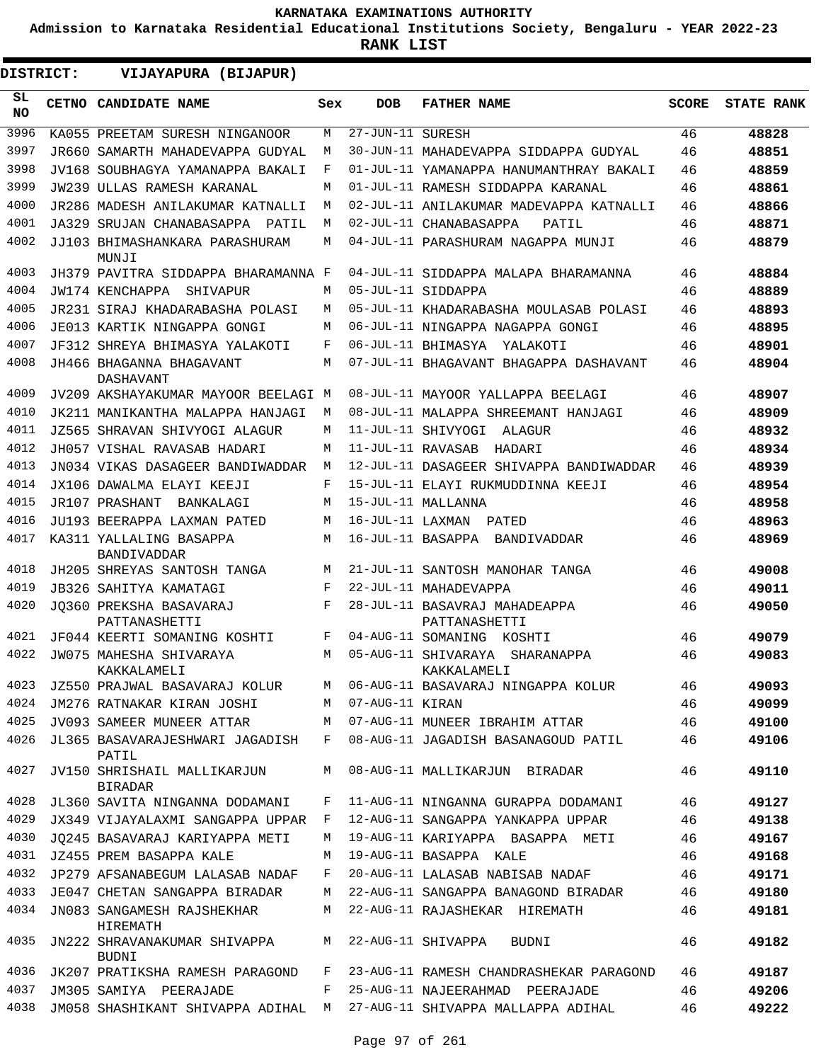KARNATAKA EXAMINATIONS AUTHORITY

Admission to Karnataka Residential Educational Institutions Society, Bengaluru - YEAR 2022-23

RANK LIST

DISTRICT: VIJAYAPURA (BIJAPUR)

| SL NO | CETNO | CANDIDATE NAME | Sex | DOB | FATHER NAME | SCORE | STATE RANK |
|---|---|---|---|---|---|---|---|
| 3996 | KA055 | PREETAM SURESH NINGANOOR | M | 27-JUN-11 | SURESH | 46 | 48828 |
| 3997 | JR660 | SAMARTH MAHADEVAPPA GUDYAL | M | 30-JUN-11 | MAHADEVAPPA SIDDAPPA GUDYAL | 46 | 48851 |
| 3998 | JV168 | SOUBHAGYA YAMANAPPA BAKALI | F | 01-JUL-11 | YAMANAPPA HANUMANTHRAY BAKALI | 46 | 48859 |
| 3999 | JW239 | ULLAS RAMESH KARANAL | M | 01-JUL-11 | RAMESH SIDDAPPA KARANAL | 46 | 48861 |
| 4000 | JR286 | MADESH ANILAKUMAR KATNALLI | M | 02-JUL-11 | ANILAKUMAR MADEVAPPA KATNALLI | 46 | 48866 |
| 4001 | JA329 | SRUJAN CHANABASAPPA PATIL | M | 02-JUL-11 | CHANABASAPPA PATIL | 46 | 48871 |
| 4002 | JJ103 | BHIMASHANKARA PARASHURAM MUNJI | M | 04-JUL-11 | PARASHURAM NAGAPPA MUNJI | 46 | 48879 |
| 4003 | JH379 | PAVITRA SIDDAPPA BHARAMANNA | F | 04-JUL-11 | SIDDAPPA MALAPA BHARAMANNA | 46 | 48884 |
| 4004 | JW174 | KENCHAPPA SHIVAPUR | M | 05-JUL-11 | SIDDAPPA | 46 | 48889 |
| 4005 | JR231 | SIRAJ KHADARABASHA POLASI | M | 05-JUL-11 | KHADARABASHA MOULASAB POLASI | 46 | 48893 |
| 4006 | JE013 | KARTIK NINGAPPA GONGI | M | 06-JUL-11 | NINGAPPA NAGAPPA GONGI | 46 | 48895 |
| 4007 | JF312 | SHREYA BHIMASYA YALAKOTI | F | 06-JUL-11 | BHIMASYA YALAKOTI | 46 | 48901 |
| 4008 | JH466 | BHAGANNA BHAGAVANT DASHAVANT | M | 07-JUL-11 | BHAGAVANT BHAGAPPA DASHAVANT | 46 | 48904 |
| 4009 | JV209 | AKSHAYAKUMAR MAYOOR BEELAGI | M | 08-JUL-11 | MAYOOR YALLAPPA BEELAGI | 46 | 48907 |
| 4010 | JK211 | MANIKANTHA MALAPPA HANJAGI | M | 08-JUL-11 | MALAPPA SHREEMANT HANJAGI | 46 | 48909 |
| 4011 | JZ565 | SHRAVAN SHIVYOGI ALAGUR | M | 11-JUL-11 | SHIVYOGI ALAGUR | 46 | 48932 |
| 4012 | JH057 | VISHAL RAVASAB HADARI | M | 11-JUL-11 | RAVASAB HADARI | 46 | 48934 |
| 4013 | JN034 | VIKAS DASAGEER BANDIWADDAR | M | 12-JUL-11 | DASAGEER SHIVAPPA BANDIWADDAR | 46 | 48939 |
| 4014 | JX106 | DAWALMA ELAYI KEEJI | F | 15-JUL-11 | ELAYI RUKMUDDINNA KEEJI | 46 | 48954 |
| 4015 | JR107 | PRASHANT BANKALAGI | M | 15-JUL-11 | MALLANNA | 46 | 48958 |
| 4016 | JU193 | BEERAPPA LAXMAN PATED | M | 16-JUL-11 | LAXMAN PATED | 46 | 48963 |
| 4017 | KA311 | YALLALING BASAPPA BANDIVADDAR | M | 16-JUL-11 | BASAPPA BANDIVADDAR | 46 | 48969 |
| 4018 | JH205 | SHREYAS SANTOSH TANGA | M | 21-JUL-11 | SANTOSH MANOHAR TANGA | 46 | 49008 |
| 4019 | JB326 | SAHITYA KAMATAGI | F | 22-JUL-11 | MAHADEVAPPA | 46 | 49011 |
| 4020 | JQ360 | PREKSHA BASAVARAJ PATTANASHETTI | F | 28-JUL-11 | BASAVRAJ MAHADEAPPA PATTANASHETTI | 46 | 49050 |
| 4021 | JF044 | KEERTI SOMANING KOSHTI | F | 04-AUG-11 | SOMANING KOSHTI | 46 | 49079 |
| 4022 | JW075 | MAHESHA SHIVARAYA KAKKALAMELI | M | 05-AUG-11 | SHIVARAYA SHARANAPPA KAKKALAMELI | 46 | 49083 |
| 4023 | JZ550 | PRAJWAL BASAVARAJ KOLUR | M | 06-AUG-11 | BASAVARAJ NINGAPPA KOLUR | 46 | 49093 |
| 4024 | JM276 | RATNAKAR KIRAN JOSHI | M | 07-AUG-11 | KIRAN | 46 | 49099 |
| 4025 | JV093 | SAMEER MUNEER ATTAR | M | 07-AUG-11 | MUNEER IBRAHIM ATTAR | 46 | 49100 |
| 4026 | JL365 | BASAVARAJESHWARI JAGADISH PATIL | F | 08-AUG-11 | JAGADISH BASANAGOUD PATIL | 46 | 49106 |
| 4027 | JV150 | SHRISHAIL MALLIKARJUN BIRADAR | M | 08-AUG-11 | MALLIKARJUN BIRADAR | 46 | 49110 |
| 4028 | JL360 | SAVITA NINGANNA DODAMANI | F | 11-AUG-11 | NINGANNA GURAPPA DODAMANI | 46 | 49127 |
| 4029 | JX349 | VIJAYALAXMI SANGAPPA UPPAR | F | 12-AUG-11 | SANGAPPA YANKAPPA UPPAR | 46 | 49138 |
| 4030 | JQ245 | BASAVARAJ KARIYAPPA METI | M | 19-AUG-11 | KARIYAPPA BASAPPA METI | 46 | 49167 |
| 4031 | JZ455 | PREM BASAPPA KALE | M | 19-AUG-11 | BASAPPA KALE | 46 | 49168 |
| 4032 | JP279 | AFSANABEGUM LALASAB NADAF | F | 20-AUG-11 | LALASAB NABISAB NADAF | 46 | 49171 |
| 4033 | JE047 | CHETAN SANGAPPA BIRADAR | M | 22-AUG-11 | SANGAPPA BANAGOND BIRADAR | 46 | 49180 |
| 4034 | JN083 | SANGAMESH RAJSHEKHAR HIREMATH | M | 22-AUG-11 | RAJASHEKAR HIREMATH | 46 | 49181 |
| 4035 | JN222 | SHRAVANAKUMAR SHIVAPPA BUDNI | M | 22-AUG-11 | SHIVAPPA BUDNI | 46 | 49182 |
| 4036 | JK207 | PRATIKSHA RAMESH PARAGOND | F | 23-AUG-11 | RAMESH CHANDRASHEKAR PARAGOND | 46 | 49187 |
| 4037 | JM305 | SAMIYA PEERAJADE | F | 25-AUG-11 | NAJEERAHMAD PEERAJADE | 46 | 49206 |
| 4038 | JM058 | SHASHIKANT SHIVAPPA ADIHAL | M | 27-AUG-11 | SHIVAPPA MALLAPPA ADIHAL | 46 | 49222 |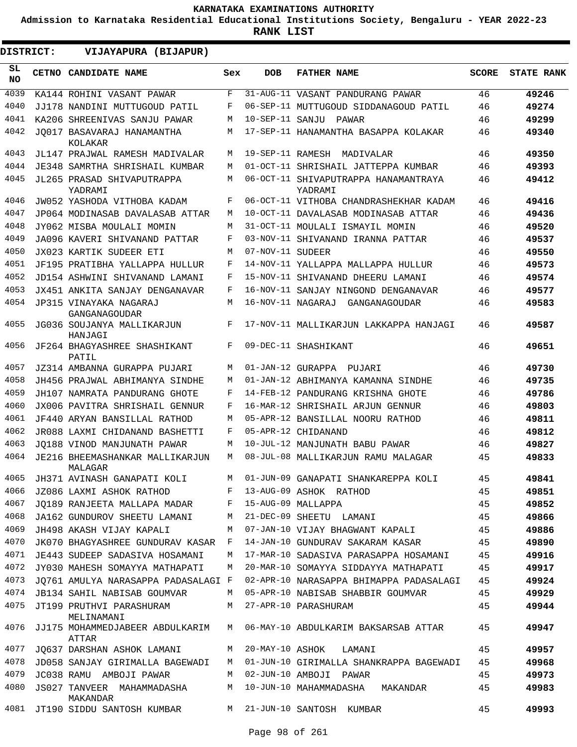KARNATAKA EXAMINATIONS AUTHORITY

**Admission to Karnataka Residential Educational Institutions Society, Bengaluru - YEAR 2022-23**

**RANK LIST**

**DISTRICT: VIJAYAPURA (BIJAPUR)**

| SL NO | CETNO | CANDIDATE NAME | Sex | DOB | FATHER NAME | SCORE | STATE RANK |
|---|---|---|---|---|---|---|---|
| 4039 | KA144 | ROHINI VASANT PAWAR | F | 31-AUG-11 | VASANT PANDURANG PAWAR | 46 | 49246 |
| 4040 | JJ178 | NANDINI MUTTUGOUD PATIL | F | 06-SEP-11 | MUTTUGOUD SIDDANAGOUD PATIL | 46 | 49274 |
| 4041 | KA206 | SHREENIVAS SANJU PAWAR | M | 10-SEP-11 | SANJU PAWAR | 46 | 49299 |
| 4042 | JQ017 | BASAVARAJ HANAMANTHA KOLAKAR | M | 17-SEP-11 | HANAMANTHA BASAPPA KOLAKAR | 46 | 49340 |
| 4043 | JL147 | PRAJWAL RAMESH MADIVALAR | M | 19-SEP-11 | RAMESH MADIVALAR | 46 | 49350 |
| 4044 | JE348 | SAMRTHA SHRISHAIL KUMBAR | M | 01-OCT-11 | SHRISHAIL JATTEPPA KUMBAR | 46 | 49393 |
| 4045 | JL265 | PRASAD SHIVAPUTRAPPA YADRAMI | M | 06-OCT-11 | SHIVAPUTRAPPA HANAMANTRAYA YADRAMI | 46 | 49412 |
| 4046 | JW052 | YASHODA VITHOBA KADAM | F | 06-OCT-11 | VITHOBA CHANDRASHEKHAR KADAM | 46 | 49416 |
| 4047 | JP064 | MODINASAB DAVALASAB ATTAR | M | 10-OCT-11 | DAVALASAB MODINASAB ATTAR | 46 | 49436 |
| 4048 | JY062 | MISBA MOULALI MOMIN | M | 31-OCT-11 | MOULALI ISMAYIL MOMIN | 46 | 49520 |
| 4049 | JA096 | KAVERI SHIVANAND PATTAR | F | 03-NOV-11 | SHIVANAND IRANNA PATTAR | 46 | 49537 |
| 4050 | JX023 | KARTIK SUDEER ETI | M | 07-NOV-11 | SUDEER | 46 | 49550 |
| 4051 | JF195 | PRATIBHA YALLAPPA HULLUR | F | 14-NOV-11 | YALLAPPA MALLAPPA HULLUR | 46 | 49573 |
| 4052 | JD154 | ASHWINI SHIVANAND LAMANI | F | 15-NOV-11 | SHIVANAND DHEERU LAMANI | 46 | 49574 |
| 4053 | JX451 | ANKITA SANJAY DENGANAVAR | F | 16-NOV-11 | SANJAY NINGOND DENGANAVAR | 46 | 49577 |
| 4054 | JP315 | VINAYAKA NAGARAJ GANGANAGOUDAR | M | 16-NOV-11 | NAGARAJ GANGANAGOUDAR | 46 | 49583 |
| 4055 | JG036 | SOUJANYA MALLIKARJUN HANJAGI | F | 17-NOV-11 | MALLIKARJUN LAKKAPPA HANJAGI | 46 | 49587 |
| 4056 | JF264 | BHAGYASHREE SHASHIKANT PATIL | F | 09-DEC-11 | SHASHIKANT | 46 | 49651 |
| 4057 | JZ314 | AMBANNA GURAPPA PUJARI | M | 01-JAN-12 | GURAPPA PUJARI | 46 | 49730 |
| 4058 | JH456 | PRAJWAL ABHIMANYA SINDHE | M | 01-JAN-12 | ABHIMANYA KAMANNA SINDHE | 46 | 49735 |
| 4059 | JH107 | NAMRATA PANDURANG GHOTE | F | 14-FEB-12 | PANDURANG KRISHNA GHOTE | 46 | 49786 |
| 4060 | JX006 | PAVITRA SHRISHAIL GENNUR | F | 16-MAR-12 | SHRISHAIL ARJUN GENNUR | 46 | 49803 |
| 4061 | JF440 | ARYAN BANSILLAL RATHOD | M | 05-APR-12 | BANSILLAL NOORU RATHOD | 46 | 49811 |
| 4062 | JR088 | LAXMI CHIDANAND BASHETTI | F | 05-APR-12 | CHIDANAND | 46 | 49812 |
| 4063 | JQ188 | VINOD MANJUNATH PAWAR | M | 10-JUL-12 | MANJUNATH BABU PAWAR | 46 | 49827 |
| 4064 | JE216 | BHEEMASHANKAR MALLIKARJUN MALAGAR | M | 08-JUL-08 | MALLIKARJUN RAMU MALAGAR | 45 | 49833 |
| 4065 | JH371 | AVINASH GANAPATI KOLI | M | 01-JUN-09 | GANAPATI SHANKAREPPA KOLI | 45 | 49841 |
| 4066 | JZ086 | LAXMI ASHOK RATHOD | F | 13-AUG-09 | ASHOK RATHOD | 45 | 49851 |
| 4067 | JQ189 | RANJEETA MALLAPA MADAR | F | 15-AUG-09 | MALLAPPA | 45 | 49852 |
| 4068 | JA162 | GUNDUROV SHEETU LAMANI | M | 21-DEC-09 | SHEETU LAMANI | 45 | 49866 |
| 4069 | JH498 | AKASH VIJAY KAPALI | M | 07-JAN-10 | VIJAY BHAGWANT KAPALI | 45 | 49886 |
| 4070 | JK070 | BHAGYASHREE GUNDURAV KASAR | F | 14-JAN-10 | GUNDURAV SAKARAM KASAR | 45 | 49890 |
| 4071 | JE443 | SUDEEP SADASIVA HOSAMANI | M | 17-MAR-10 | SADASIVA PARASAPPA HOSAMANI | 45 | 49916 |
| 4072 | JY030 | MAHESH SOMAYYA MATHAPATI | M | 20-MAR-10 | SOMAYYA SIDDAYYA MATHAPATI | 45 | 49917 |
| 4073 | JQ761 | AMULYA NARASAPPA PADASALAGI | F | 02-APR-10 | NARASAPPA BHIMAPPA PADASALAGI | 45 | 49924 |
| 4074 | JB134 | SAHIL NABISAB GOUMVAR | M | 05-APR-10 | NABISAB SHABBIR GOUMVAR | 45 | 49929 |
| 4075 | JT199 | PRUTHVI PARASHURAM MELINAMANI | M | 27-APR-10 | PARASHURAM | 45 | 49944 |
| 4076 | JJ175 | MOHAMMEDJABEER ABDULKARIM ATTAR | M | 06-MAY-10 | ABDULKARIM BAKSARSAB ATTAR | 45 | 49947 |
| 4077 | JQ637 | DARSHAN ASHOK LAMANI | M | 20-MAY-10 | ASHOK LAMANI | 45 | 49957 |
| 4078 | JD058 | SANJAY GIRIMALLA BAGEWADI | M | 01-JUN-10 | GIRIMALLA SHANKRAPPA BAGEWADI | 45 | 49968 |
| 4079 | JC038 | RAMU AMBOJI PAWAR | M | 02-JUN-10 | AMBOJI PAWAR | 45 | 49973 |
| 4080 | JS027 | TANVEER MAHAMMADASHA MAKANDAR | M | 10-JUN-10 | MAHAMMADASHA MAKANDAR | 45 | 49983 |
| 4081 | JT190 | SIDDU SANTOSH KUMBAR | M | 21-JUN-10 | SANTOSH KUMBAR | 45 | 49993 |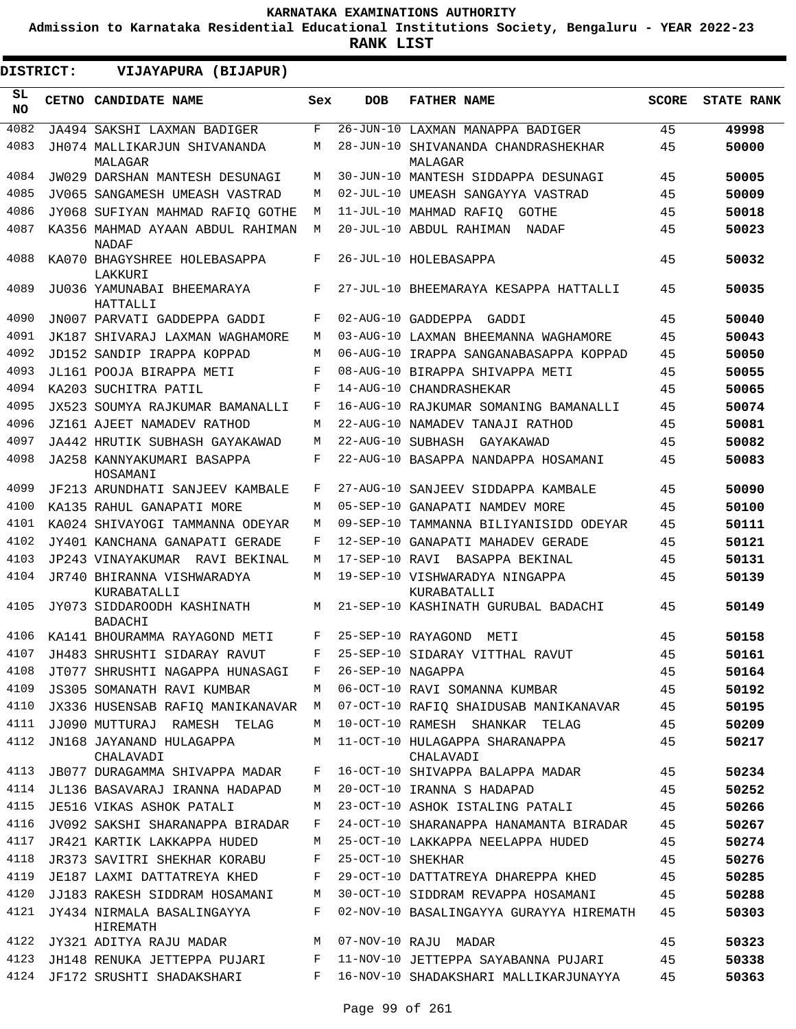KARNATAKA EXAMINATIONS AUTHORITY

Admission to Karnataka Residential Educational Institutions Society, Bengaluru - YEAR 2022-23

**RANK LIST**

**DISTRICT: VIJAYAPURA (BIJAPUR)**

| SL NO | CETNO | CANDIDATE NAME | Sex | DOB | FATHER NAME | SCORE | STATE RANK |
|---|---|---|---|---|---|---|---|
| 4082 | JA494 | SAKSHI LAXMAN BADIGER | F | 26-JUN-10 | LAXMAN MANAPPA BADIGER | 45 | 49998 |
| 4083 | JH074 | MALLIKARJUN SHIVANANDA MALAGAR | M | 28-JUN-10 | SHIVANANDA CHANDRASHEKHAR MALAGAR | 45 | 50000 |
| 4084 | JW029 | DARSHAN MANTESH DESUNAGI | M | 30-JUN-10 | MANTESH SIDDAPPA DESUNAGI | 45 | 50005 |
| 4085 | JV065 | SANGAMESH UMEASH VASTRAD | M | 02-JUL-10 | UMEASH SANGAYYA VASTRAD | 45 | 50009 |
| 4086 | JY068 | SUFIYAN MAHMAD RAFIQ GOTHE | M | 11-JUL-10 | MAHMAD RAFIQ GOTHE | 45 | 50018 |
| 4087 | KA356 | MAHMAD AYAAN ABDUL RAHIMAN NADAF | M | 20-JUL-10 | ABDUL RAHIMAN NADAF | 45 | 50023 |
| 4088 | KA070 | BHAGYSHREE HOLEBASAPPA LAKKURI | F | 26-JUL-10 | HOLEBASAPPA | 45 | 50032 |
| 4089 | JU036 | YAMUNABAI BHEEMARAYA HATTALLI | F | 27-JUL-10 | BHEEMARAYA KESAPPA HATTALLI | 45 | 50035 |
| 4090 | JN007 | PARVATI GADDEPPA GADDI | F | 02-AUG-10 | GADDEPPA GADDI | 45 | 50040 |
| 4091 | JK187 | SHIVARAJ LAXMAN WAGHAMORE | M | 03-AUG-10 | LAXMAN BHEEMANNA WAGHAMORE | 45 | 50043 |
| 4092 | JD152 | SANDIP IRAPPA KOPPAD | M | 06-AUG-10 | IRAPPA SANGANABASAPPA KOPPAD | 45 | 50050 |
| 4093 | JL161 | POOJA BIRAPPA METI | F | 08-AUG-10 | BIRAPPA SHIVAPPA METI | 45 | 50055 |
| 4094 | KA203 | SUCHITRA PATIL | F | 14-AUG-10 | CHANDRASHEKAR | 45 | 50065 |
| 4095 | JX523 | SOUMYA RAJKUMAR BAMANALLI | F | 16-AUG-10 | RAJKUMAR SOMANING BAMANALLI | 45 | 50074 |
| 4096 | JZ161 | AJEET NAMADEV RATHOD | M | 22-AUG-10 | NAMADEV TANAJI RATHOD | 45 | 50081 |
| 4097 | JA442 | HRUTIK SUBHASH GAYAKAWAD | M | 22-AUG-10 | SUBHASH GAYAKAWAD | 45 | 50082 |
| 4098 | JA258 | KANNYAKUMARI BASAPPA HOSAMANI | F | 22-AUG-10 | BASAPPA NANDAPPA HOSAMANI | 45 | 50083 |
| 4099 | JF213 | ARUNDHATI SANJEEV KAMBALE | F | 27-AUG-10 | SANJEEV SIDDAPPA KAMBALE | 45 | 50090 |
| 4100 | KA135 | RAHUL GANAPATI MORE | M | 05-SEP-10 | GANAPATI NAMDEV MORE | 45 | 50100 |
| 4101 | KA024 | SHIVAYOGI TAMMANNA ODEYAR | M | 09-SEP-10 | TAMMANNA BILIYANISIDD ODEYAR | 45 | 50111 |
| 4102 | JY401 | KANCHANA GANAPATI GERADE | F | 12-SEP-10 | GANAPATI MAHADEV GERADE | 45 | 50121 |
| 4103 | JP243 | VINAYAKUMAR RAVI BEKINAL | M | 17-SEP-10 | RAVI BASAPPA BEKINAL | 45 | 50131 |
| 4104 | JR740 | BHIRANNA VISHWARADYA KURABATALLI | M | 19-SEP-10 | VISHWARADYA NINGAPPA KURABATALLI | 45 | 50139 |
| 4105 | JY073 | SIDDAROODH KASHINATH BADACHI | M | 21-SEP-10 | KASHINATH GURUBAL BADACHI | 45 | 50149 |
| 4106 | KA141 | BHOURAMMA RAYAGOND METI | F | 25-SEP-10 | RAYAGOND METI | 45 | 50158 |
| 4107 | JH483 | SHRUSHTI SIDARAY RAVUT | F | 25-SEP-10 | SIDARAY VITTHAL RAVUT | 45 | 50161 |
| 4108 | JT077 | SHRUSHTI NAGAPPA HUNASAGI | F | 26-SEP-10 | NAGAPPA | 45 | 50164 |
| 4109 | JS305 | SOMANATH RAVI KUMBAR | M | 06-OCT-10 | RAVI SOMANNA KUMBAR | 45 | 50192 |
| 4110 | JX336 | HUSENSAB RAFIQ MANIKANAVAR | M | 07-OCT-10 | RAFIQ SHAIDUSAB MANIKANAVAR | 45 | 50195 |
| 4111 | JJ090 | MUTTURAJ RAMESH TELAG | M | 10-OCT-10 | RAMESH SHANKAR TELAG | 45 | 50209 |
| 4112 | JN168 | JAYANAND HULAGAPPA CHALAVADI | M | 11-OCT-10 | HULAGAPPA SHARANAPPA CHALAVADI | 45 | 50217 |
| 4113 | JB077 | DURAGAMMA SHIVAPPA MADAR | F | 16-OCT-10 | SHIVAPPA BALAPPA MADAR | 45 | 50234 |
| 4114 | JL136 | BASAVARAJ IRANNA HADAPAD | M | 20-OCT-10 | IRANNA S HADAPAD | 45 | 50252 |
| 4115 | JE516 | VIKAS ASHOK PATALI | M | 23-OCT-10 | ASHOK ISTALING PATALI | 45 | 50266 |
| 4116 | JV092 | SAKSHI SHARANAPPA BIRADAR | F | 24-OCT-10 | SHARANAPPA HANAMANTA BIRADAR | 45 | 50267 |
| 4117 | JR421 | KARTIK LAKKAPPA HUDED | M | 25-OCT-10 | LAKKAPPA NEELAPPA HUDED | 45 | 50274 |
| 4118 | JR373 | SAVITRI SHEKHAR KORABU | F | 25-OCT-10 | SHEKHAR | 45 | 50276 |
| 4119 | JE187 | LAXMI DATTATREYA KHED | F | 29-OCT-10 | DATTATREYA DHAREPPA KHED | 45 | 50285 |
| 4120 | JJ183 | RAKESH SIDDRAM HOSAMANI | M | 30-OCT-10 | SIDDRAM REVAPPA HOSAMANI | 45 | 50288 |
| 4121 | JY434 | NIRMALA BASALINGAYYA HIREMATH | F | 02-NOV-10 | BASALINGAYYA GURAYYA HIREMATH | 45 | 50303 |
| 4122 | JY321 | ADITYA RAJU MADAR | M | 07-NOV-10 | RAJU MADAR | 45 | 50323 |
| 4123 | JH148 | RENUKA JETTEPPA PUJARI | F | 11-NOV-10 | JETTEPPA SAYABANNA PUJARI | 45 | 50338 |
| 4124 | JF172 | SRUSHTI SHADAKSHARI | F | 16-NOV-10 | SHADAKSHARI MALLIKARJUNAYYA | 45 | 50363 |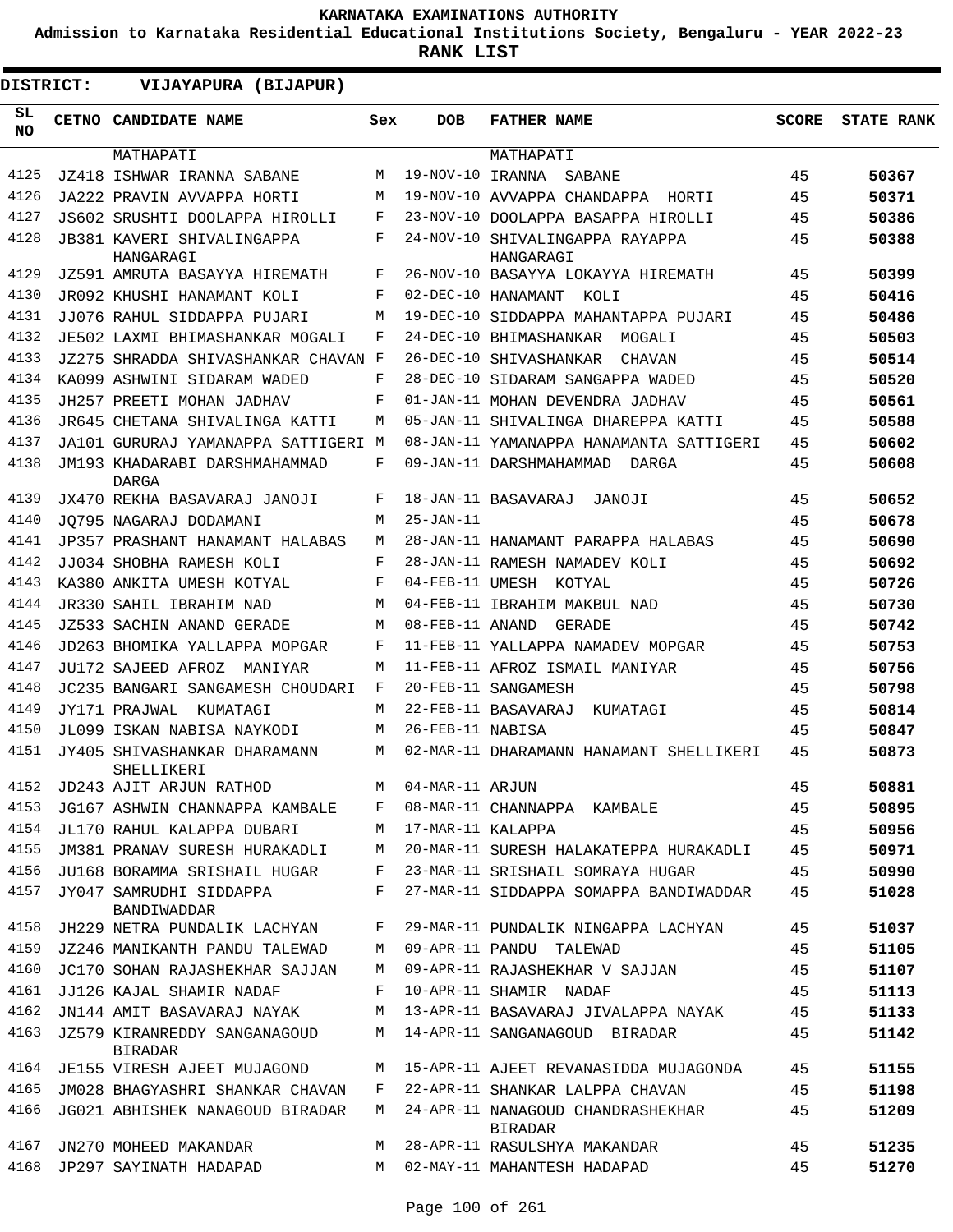KARNATAKA EXAMINATIONS AUTHORITY

Admission to Karnataka Residential Educational Institutions Society, Bengaluru - YEAR 2022-23

**RANK LIST**

**DISTRICT: VIJAYAPURA (BIJAPUR)**

| SL NO | CETNO | CANDIDATE NAME | Sex | DOB | FATHER NAME | SCORE | STATE RANK |
|---|---|---|---|---|---|---|---|
| | | MATHAPATI | | | MATHAPATI | | |
| 4125 | JZ418 | ISHWAR IRANNA SABANE | M | 19-NOV-10 | IRANNA SABANE | 45 | 50367 |
| 4126 | JA222 | PRAVIN AVVAPPA HORTI | M | 19-NOV-10 | AVVAPPA CHANDAPPA HORTI | 45 | 50371 |
| 4127 | JS602 | SRUSHTI DOOLAPPA HIROLLI | F | 23-NOV-10 | DOOLAPPA BASAPPA HIROLLI | 45 | 50386 |
| 4128 | JB381 | KAVERI SHIVALINGAPPA HANGARAGI | F | 24-NOV-10 | SHIVALINGAPPA RAYAPPA HANGARAGI | 45 | 50388 |
| 4129 | JZ591 | AMRUTA BASAYYA HIREMATH | F | 26-NOV-10 | BASAYYA LOKAYYA HIREMATH | 45 | 50399 |
| 4130 | JR092 | KHUSHI HANAMANT KOLI | F | 02-DEC-10 | HANAMANT KOLI | 45 | 50416 |
| 4131 | JJ076 | RAHUL SIDDAPPA PUJARI | M | 19-DEC-10 | SIDDAPPA MAHANTAPPA PUJARI | 45 | 50486 |
| 4132 | JE502 | LAXMI BHIMASHANKAR MOGALI | F | 24-DEC-10 | BHIMASHANKAR MOGALI | 45 | 50503 |
| 4133 | JZ275 | SHRADDA SHIVASHANKAR CHAVAN | F | 26-DEC-10 | SHIVASHANKAR CHAVAN | 45 | 50514 |
| 4134 | KA099 | ASHWINI SIDARAM WADED | F | 28-DEC-10 | SIDARAM SANGAPPA WADED | 45 | 50520 |
| 4135 | JH257 | PREETI MOHAN JADHAV | F | 01-JAN-11 | MOHAN DEVENDRA JADHAV | 45 | 50561 |
| 4136 | JR645 | CHETANA SHIVALINGA KATTI | M | 05-JAN-11 | SHIVALINGA DHAREPPA KATTI | 45 | 50588 |
| 4137 | JA101 | GURURAJ YAMANAPPA SATTIGERI | M | 08-JAN-11 | YAMANAPPA HANAMANTA SATTIGERI | 45 | 50602 |
| 4138 | JM193 | KHADARABI DARSHMAHAMMAD DARGA | F | 09-JAN-11 | DARSHMAHAMMAD DARGA | 45 | 50608 |
| 4139 | JX470 | REKHA BASAVARAJ JANOJI | F | 18-JAN-11 | BASAVARAJ JANOJI | 45 | 50652 |
| 4140 | JQ795 | NAGARAJ DODAMANI | M | 25-JAN-11 | | 45 | 50678 |
| 4141 | JP357 | PRASHANT HANAMANT HALABAS | M | 28-JAN-11 | HANAMANT PARAPPA HALABAS | 45 | 50690 |
| 4142 | JJ034 | SHOBHA RAMESH KOLI | F | 28-JAN-11 | RAMESH NAMADEV KOLI | 45 | 50692 |
| 4143 | KA380 | ANKITA UMESH KOTYAL | F | 04-FEB-11 | UMESH KOTYAL | 45 | 50726 |
| 4144 | JR330 | SAHIL IBRAHIM NAD | M | 04-FEB-11 | IBRAHIM MAKBUL NAD | 45 | 50730 |
| 4145 | JZ533 | SACHIN ANAND GERADE | M | 08-FEB-11 | ANAND GERADE | 45 | 50742 |
| 4146 | JD263 | BHOMIKA YALLAPPA MOPGAR | F | 11-FEB-11 | YALLAPPA NAMADEV MOPGAR | 45 | 50753 |
| 4147 | JU172 | SAJEED AFROZ MANIYAR | M | 11-FEB-11 | AFROZ ISMAIL MANIYAR | 45 | 50756 |
| 4148 | JC235 | BANGARI SANGAMESH CHOUDARI | F | 20-FEB-11 | SANGAMESH | 45 | 50798 |
| 4149 | JY171 | PRAJWAL KUMATAGI | M | 22-FEB-11 | BASAVARAJ KUMATAGI | 45 | 50814 |
| 4150 | JL099 | ISKAN NABISA NAYKODI | M | 26-FEB-11 | NABISA | 45 | 50847 |
| 4151 | JY405 | SHIVASHANKAR DHARAMANN SHELLIKERI | M | 02-MAR-11 | DHARAMANN HANAMANT SHELLIKERI | 45 | 50873 |
| 4152 | JD243 | AJIT ARJUN RATHOD | M | 04-MAR-11 | ARJUN | 45 | 50881 |
| 4153 | JG167 | ASHWIN CHANNAPPA KAMBALE | F | 08-MAR-11 | CHANNAPPA KAMBALE | 45 | 50895 |
| 4154 | JL170 | RAHUL KALAPPA DUBARI | M | 17-MAR-11 | KALAPPA | 45 | 50956 |
| 4155 | JM381 | PRANAV SURESH HURAKADLI | M | 20-MAR-11 | SURESH HALAKATEPPA HURAKADLI | 45 | 50971 |
| 4156 | JU168 | BORAMMA SRISHAIL HUGAR | F | 23-MAR-11 | SRISHAIL SOMRAYA HUGAR | 45 | 50990 |
| 4157 | JY047 | SAMRUDHI SIDDAPPA BANDIWADDAR | F | 27-MAR-11 | SIDDAPPA SOMAPPA BANDIWADDAR | 45 | 51028 |
| 4158 | JH229 | NETRA PUNDALIK LACHYAN | F | 29-MAR-11 | PUNDALIK NINGAPPA LACHYAN | 45 | 51037 |
| 4159 | JZ246 | MANIKANTH PANDU TALEWAD | M | 09-APR-11 | PANDU TALEWAD | 45 | 51105 |
| 4160 | JC170 | SOHAN RAJASHEKHAR SAJJAN | M | 09-APR-11 | RAJASHEKHAR V SAJJAN | 45 | 51107 |
| 4161 | JJ126 | KAJAL SHAMIR NADAF | F | 10-APR-11 | SHAMIR NADAF | 45 | 51113 |
| 4162 | JN144 | AMIT BASAVARAJ NAYAK | M | 13-APR-11 | BASAVARAJ JIVALAPPA NAYAK | 45 | 51133 |
| 4163 | JZ579 | KIRANREDDY SANGANAGOUD BIRADAR | M | 14-APR-11 | SANGANAGOUD BIRADAR | 45 | 51142 |
| 4164 | JE155 | VIRESH AJEET MUJAGOND | M | 15-APR-11 | AJEET REVANASIDDA MUJAGONDA | 45 | 51155 |
| 4165 | JM028 | BHAGYASHRI SHANKAR CHAVAN | F | 22-APR-11 | SHANKAR LALPPA CHAVAN | 45 | 51198 |
| 4166 | JG021 | ABHISHEK NANAGOUD BIRADAR | M | 24-APR-11 | NANAGOUD CHANDRASHEKHAR BIRADAR | 45 | 51209 |
| 4167 | JN270 | MOHEED MAKANDAR | M | 28-APR-11 | RASULSHYA MAKANDAR | 45 | 51235 |
| 4168 | JP297 | SAYINATH HADAPAD | M | 02-MAY-11 | MAHANTESH HADAPAD | 45 | 51270 |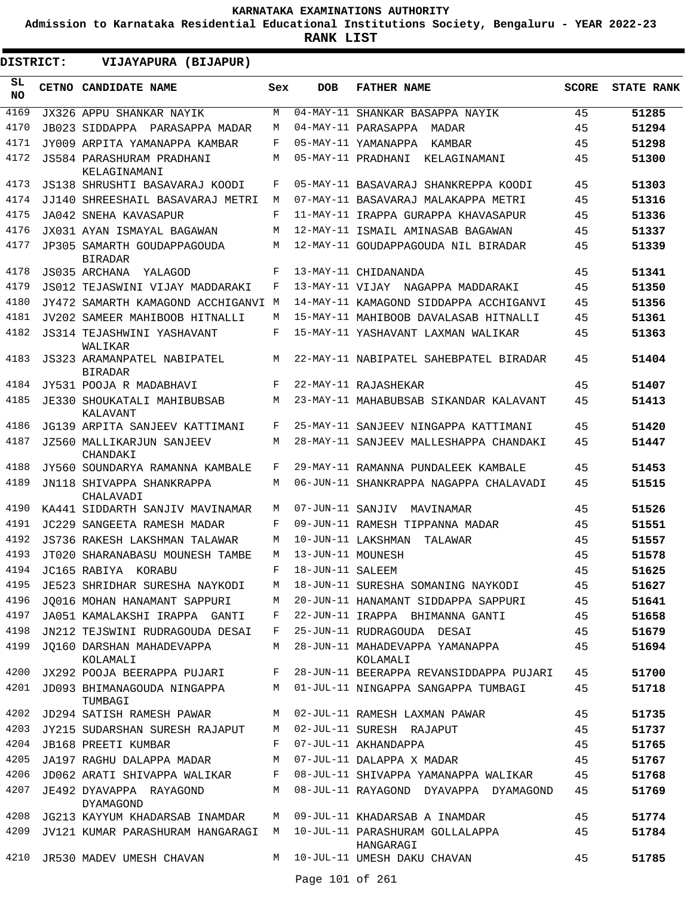**KARNATAKA EXAMINATIONS AUTHORITY**

**Admission to Karnataka Residential Educational Institutions Society, Bengaluru - YEAR 2022-23**

**RANK LIST**

**DISTRICT: VIJAYAPURA (BIJAPUR)**

| SL NO | CETNO | CANDIDATE NAME | Sex | DOB | FATHER NAME | SCORE | STATE RANK |
|---|---|---|---|---|---|---|---|
| 4169 | JX326 | APPU SHANKAR NAYIK | M | 04-MAY-11 | SHANKAR BASAPPA NAYIK | 45 | 51285 |
| 4170 | JB023 | SIDDAPPA PARASAPPA MADAR | M | 04-MAY-11 | PARASAPPA MADAR | 45 | 51294 |
| 4171 | JY009 | ARPITA YAMANAPPA KAMBAR | F | 05-MAY-11 | YAMANAPPA KAMBAR | 45 | 51298 |
| 4172 | JS584 | PARASHURAM PRADHANI KELAGINAMANI | M | 05-MAY-11 | PRADHANI KELAGINAMANI | 45 | 51300 |
| 4173 | JS138 | SHRUSHTI BASAVARAJ KOODI | F | 05-MAY-11 | BASAVARAJ SHANKREPPA KOODI | 45 | 51303 |
| 4174 | JJ140 | SHREESHAIL BASAVARAJ METRI | M | 07-MAY-11 | BASAVARAJ MALAKAPPA METRI | 45 | 51316 |
| 4175 | JA042 | SNEHA KAVASAPUR | F | 11-MAY-11 | IRAPPA GURAPPA KHAVASAPUR | 45 | 51336 |
| 4176 | JX031 | AYAN ISMAYAL BAGAWAN | M | 12-MAY-11 | ISMAIL AMINASAB BAGAWAN | 45 | 51337 |
| 4177 | JP305 | SAMARTH GOUDAPPAGOUDA BIRADAR | M | 12-MAY-11 | GOUDAPPAGOUDA NIL BIRADAR | 45 | 51339 |
| 4178 | JS035 | ARCHANA YALAGOD | F | 13-MAY-11 | CHIDANANDA | 45 | 51341 |
| 4179 | JS012 | TEJASWINI VIJAY MADDARAKI | F | 13-MAY-11 | VIJAY NAGAPPA MADDARAKI | 45 | 51350 |
| 4180 | JY472 | SAMARTH KAMAGOND ACCHIGANVI | M | 14-MAY-11 | KAMAGOND SIDDAPPA ACCHIGANVI | 45 | 51356 |
| 4181 | JV202 | SAMEER MAHIBOOB HITNALLI | M | 15-MAY-11 | MAHIBOOB DAVALASAB HITNALLI | 45 | 51361 |
| 4182 | JS314 | TEJASHWINI YASHAVANT WALIKAR | F | 15-MAY-11 | YASHAVANT LAXMAN WALIKAR | 45 | 51363 |
| 4183 | JS323 | ARAMANPATEL NABIPATEL BIRADAR | M | 22-MAY-11 | NABIPATEL SAHEBPATEL BIRADAR | 45 | 51404 |
| 4184 | JY531 | POOJA R MADABHAVI | F | 22-MAY-11 | RAJASHEKAR | 45 | 51407 |
| 4185 | JE330 | SHOUKATALI MAHIBUBSAB KALAVANT | M | 23-MAY-11 | MAHABUBSAB SIKANDAR KALAVANT | 45 | 51413 |
| 4186 | JG139 | ARPITA SANJEEV KATTIMANI | F | 25-MAY-11 | SANJEEV NINGAPPA KATTIMANI | 45 | 51420 |
| 4187 | JZ560 | MALLIKARJUN SANJEEV CHANDAKI | M | 28-MAY-11 | SANJEEV MALLESHAPPA CHANDAKI | 45 | 51447 |
| 4188 | JY560 | SOUNDARYA RAMANNA KAMBALE | F | 29-MAY-11 | RAMANNA PUNDALEEK KAMBALE | 45 | 51453 |
| 4189 | JN118 | SHIVAPPA SHANKRAPPA CHALAVADI | M | 06-JUN-11 | SHANKRAPPA NAGAPPA CHALAVADI | 45 | 51515 |
| 4190 | KA441 | SIDDARTH SANJIV MAVINAMAR | M | 07-JUN-11 | SANJIV MAVINAMAR | 45 | 51526 |
| 4191 | JC229 | SANGEETA RAMESH MADAR | F | 09-JUN-11 | RAMESH TIPPANNA MADAR | 45 | 51551 |
| 4192 | JS736 | RAKESH LAKSHMAN TALAWAR | M | 10-JUN-11 | LAKSHMAN TALAWAR | 45 | 51557 |
| 4193 | JT020 | SHARANABASU MOUNESH TAMBE | M | 13-JUN-11 | MOUNESH | 45 | 51578 |
| 4194 | JC165 | RABIYA KORABU | F | 18-JUN-11 | SALEEM | 45 | 51625 |
| 4195 | JE523 | SHRIDHAR SURESHA NAYKODI | M | 18-JUN-11 | SURESHA SOMANING NAYKODI | 45 | 51627 |
| 4196 | JQ016 | MOHAN HANAMANT SAPPURI | M | 20-JUN-11 | HANAMANT SIDDAPPA SAPPURI | 45 | 51641 |
| 4197 | JA051 | KAMALAKSHI IRAPPA GANTI | F | 22-JUN-11 | IRAPPA BHIMANNA GANTI | 45 | 51658 |
| 4198 | JN212 | TEJSWINI RUDRAGOUDA DESAI | F | 25-JUN-11 | RUDRAGOUDA DESAI | 45 | 51679 |
| 4199 | JQ160 | DARSHAN MAHADEVAPPA KOLAMALI | M | 28-JUN-11 | MAHADEVAPPA YAMANAPPA KOLAMALI | 45 | 51694 |
| 4200 | JX292 | POOJA BEERAPPA PUJARI | F | 28-JUN-11 | BEERAPPA REVANSIDDAPPA PUJARI | 45 | 51700 |
| 4201 | JD093 | BHIMANAGOUDA NINGAPPA TUMBAGI | M | 01-JUL-11 | NINGAPPA SANGAPPA TUMBAGI | 45 | 51718 |
| 4202 | JD294 | SATISH RAMESH PAWAR | M | 02-JUL-11 | RAMESH LAXMAN PAWAR | 45 | 51735 |
| 4203 | JY215 | SUDARSHAN SURESH RAJAPUT | M | 02-JUL-11 | SURESH RAJAPUT | 45 | 51737 |
| 4204 | JB168 | PREETI KUMBAR | F | 07-JUL-11 | AKHANDAPPA | 45 | 51765 |
| 4205 | JA197 | RAGHU DALAPPA MADAR | M | 07-JUL-11 | DALAPPA X MADAR | 45 | 51767 |
| 4206 | JD062 | ARATI SHIVAPPA WALIKAR | F | 08-JUL-11 | SHIVAPPA YAMANAPPA WALIKAR | 45 | 51768 |
| 4207 | JE492 | DYAVAPPA RAYAGOND DYAMAGOND | M | 08-JUL-11 | RAYAGOND DYAVAPPA DYAMAGOND | 45 | 51769 |
| 4208 | JG213 | KAYYUM KHADARSAB INAMDAR | M | 09-JUL-11 | KHADARSAB A INAMDAR | 45 | 51774 |
| 4209 | JV121 | KUMAR PARASHURAM HANGARAGI | M | 10-JUL-11 | PARASHURAM GOLLALAPPA HANGARAGI | 45 | 51784 |
| 4210 | JR530 | MADEV UMESH CHAVAN | M | 10-JUL-11 | UMESH DAKU CHAVAN | 45 | 51785 |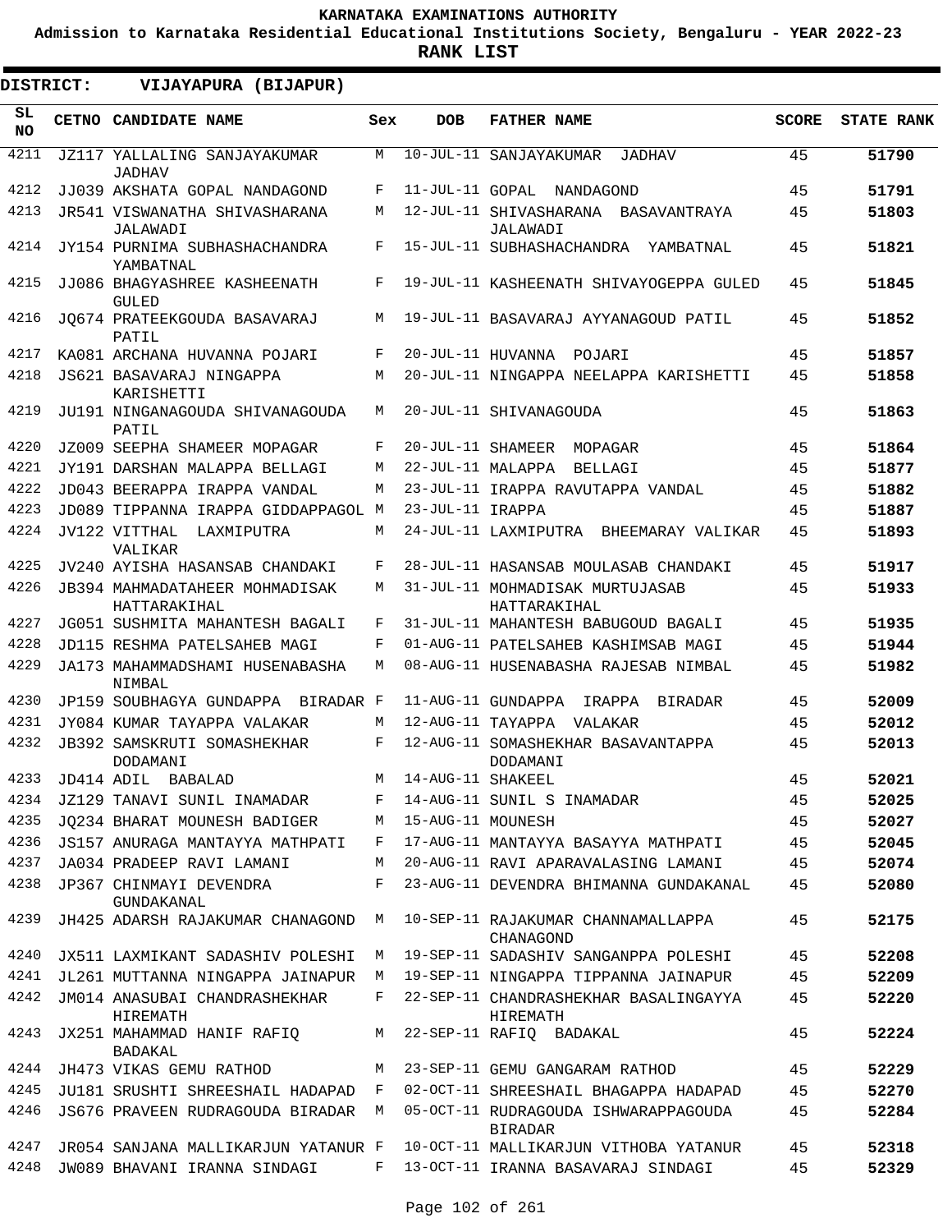# KARNATAKA EXAMINATIONS AUTHORITY

**Admission to Karnataka Residential Educational Institutions Society, Bengaluru - YEAR 2022-23**

**RANK LIST**

**DISTRICT: VIJAYAPURA (BIJAPUR)**

| SL NO | CETNO | CANDIDATE NAME | Sex | DOB | FATHER NAME | SCORE | STATE RANK |
|---|---|---|---|---|---|---|---|
| 4211 | JZ117 | YALLALING SANJAYAKUMAR JADHAV | M | 10-JUL-11 | SANJAYAKUMAR JADHAV | 45 | 51790 |
| 4212 | JJ039 | AKSHATA GOPAL NANDAGOND | F | 11-JUL-11 | GOPAL NANDAGOND | 45 | 51791 |
| 4213 | JR541 | VISWANATHA SHIVASHARANA JALAWADI | M | 12-JUL-11 | SHIVASHARANA BASAVANTRAYA JALAWADI | 45 | 51803 |
| 4214 | JY154 | PURNIMA SUBHASHACHANDRA YAMBATNAL | F | 15-JUL-11 | SUBHASHACHANDRA YAMBATNAL | 45 | 51821 |
| 4215 | JJ086 | BHAGYASHREE KASHEENATH GULED | F | 19-JUL-11 | KASHEENATH SHIVAYOGEPPA GULED | 45 | 51845 |
| 4216 | JQ674 | PRATEEKGOUDA BASAVARAJ PATIL | M | 19-JUL-11 | BASAVARAJ AYYANAGOUD PATIL | 45 | 51852 |
| 4217 | KA081 | ARCHANA HUVANNA POJARI | F | 20-JUL-11 | HUVANNA POJARI | 45 | 51857 |
| 4218 | JS621 | BASAVARAJ NINGAPPA KARISHETTI | M | 20-JUL-11 | NINGAPPA NEELAPPA KARISHETTI | 45 | 51858 |
| 4219 | JU191 | NINGANAGOUDA SHIVANAGOUDA PATIL | M | 20-JUL-11 | SHIVANAGOUDA | 45 | 51863 |
| 4220 | JZ009 | SEEPHA SHAMEER MOPAGAR | F | 20-JUL-11 | SHAMEER MOPAGAR | 45 | 51864 |
| 4221 | JY191 | DARSHAN MALAPPA BELLAGI | M | 22-JUL-11 | MALAPPA BELLAGI | 45 | 51877 |
| 4222 | JD043 | BEERAPPA IRAPPA VANDAL | M | 23-JUL-11 | IRAPPA RAVUTAPPA VANDAL | 45 | 51882 |
| 4223 | JD089 | TIPPANNA IRAPPA GIDDAPPAGOL | M | 23-JUL-11 | IRAPPA | 45 | 51887 |
| 4224 | JV122 | VITTHAL LAXMIPUTRA VALIKAR | M | 24-JUL-11 | LAXMIPUTRA BHEEMARAY VALIKAR | 45 | 51893 |
| 4225 | JV240 | AYISHA HASANSAB CHANDAKI | F | 28-JUL-11 | HASANSAB MOULASAB CHANDAKI | 45 | 51917 |
| 4226 | JB394 | MAHMADATAHEER MOHMADISAK HATTARAKIHAL | M | 31-JUL-11 | MOHMADISAK MURTUJASAB HATTARAKIHAL | 45 | 51933 |
| 4227 | JG051 | SUSHMITA MAHANTESH BAGALI | F | 31-JUL-11 | MAHANTESH BABUGOUD BAGALI | 45 | 51935 |
| 4228 | JD115 | RESHMA PATELSAHEB MAGI | F | 01-AUG-11 | PATELSAHEB KASHIMSAB MAGI | 45 | 51944 |
| 4229 | JA173 | MAHAMMADSHAMI HUSENABASHA NIMBAL | M | 08-AUG-11 | HUSENABASHA RAJESAB NIMBAL | 45 | 51982 |
| 4230 | JP159 | SOUBHAGYA GUNDAPPA BIRADAR | F | 11-AUG-11 | GUNDAPPA IRAPPA BIRADAR | 45 | 52009 |
| 4231 | JY084 | KUMAR TAYAPPA VALAKAR | M | 12-AUG-11 | TAYAPPA VALAKAR | 45 | 52012 |
| 4232 | JB392 | SAMSKRUTI SOMASHEKHAR DODAMANI | F | 12-AUG-11 | SOMASHEKHAR BASAVANTAPPA DODAMANI | 45 | 52013 |
| 4233 | JD414 | ADIL BABALAD | M | 14-AUG-11 | SHAKEEL | 45 | 52021 |
| 4234 | JZ129 | TANAVI SUNIL INAMADAR | F | 14-AUG-11 | SUNIL S INAMADAR | 45 | 52025 |
| 4235 | JQ234 | BHARAT MOUNESH BADIGER | M | 15-AUG-11 | MOUNESH | 45 | 52027 |
| 4236 | JS157 | ANURAGA MANTAYYA MATHPATI | F | 17-AUG-11 | MANTAYYA BASAYYA MATHPATI | 45 | 52045 |
| 4237 | JA034 | PRADEEP RAVI LAMANI | M | 20-AUG-11 | RAVI APARAVALASING LAMANI | 45 | 52074 |
| 4238 | JP367 | CHINMAYI DEVENDRA GUNDAKANAL | F | 23-AUG-11 | DEVENDRA BHIMANNA GUNDAKANAL | 45 | 52080 |
| 4239 | JH425 | ADARSH RAJAKUMAR CHANAGOND | M | 10-SEP-11 | RAJAKUMAR CHANNAMALLAPPA CHANAGOND | 45 | 52175 |
| 4240 | JX511 | LAXMIKANT SADASHIV POLESHI | M | 19-SEP-11 | SADASHIV SANGANPPA POLESHI | 45 | 52208 |
| 4241 | JL261 | MUTTANNA NINGAPPA JAINAPUR | M | 19-SEP-11 | NINGAPPA TIPPANNA JAINAPUR | 45 | 52209 |
| 4242 | JM014 | ANASUBAI CHANDRASHEKHAR HIREMATH | F | 22-SEP-11 | CHANDRASHEKHAR BASALINGAYYA HIREMATH | 45 | 52220 |
| 4243 | JX251 | MAHAMMAD HANIF RAFIQ BADAKAL | M | 22-SEP-11 | RAFIQ BADAKAL | 45 | 52224 |
| 4244 | JH473 | VIKAS GEMU RATHOD | M | 23-SEP-11 | GEMU GANGARAM RATHOD | 45 | 52229 |
| 4245 | JU181 | SRUSHTI SHREESHAIL HADAPAD | F | 02-OCT-11 | SHREESHAIL BHAGAPPA HADAPAD | 45 | 52270 |
| 4246 | JS676 | PRAVEEN RUDRAGOUDA BIRADAR | M | 05-OCT-11 | RUDRAGOUDA ISHWARAPPAGOUDA BIRADAR | 45 | 52284 |
| 4247 | JR054 | SANJANA MALLIKARJUN YATANUR | F | 10-OCT-11 | MALLIKARJUN VITHOBA YATANUR | 45 | 52318 |
| 4248 | JW089 | BHAVANI IRANNA SINDAGI | F | 13-OCT-11 | IRANNA BASAVARAJ SINDAGI | 45 | 52329 |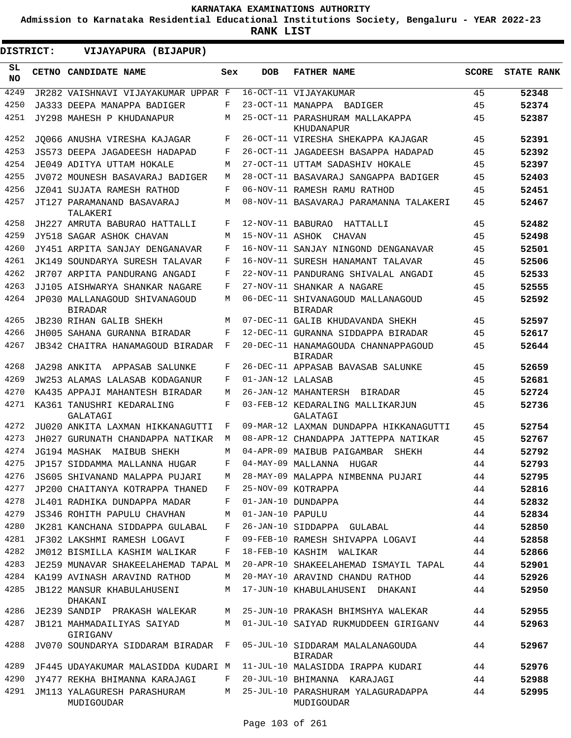# KARNATAKA EXAMINATIONS AUTHORITY

**Admission to Karnataka Residential Educational Institutions Society, Bengaluru - YEAR 2022-23**

**RANK LIST**

**DISTRICT: VIJAYAPURA (BIJAPUR)**

| SL NO | CETNO | CANDIDATE NAME | Sex | DOB | FATHER NAME | SCORE | STATE RANK |
|---|---|---|---|---|---|---|---|
| 4249 | JR282 | VAISHNAVI VIJAYAKUMAR UPPAR | F | 16-OCT-11 | VIJAYAKUMAR | 45 | 52348 |
| 4250 | JA333 | DEEPA MANAPPA BADIGER | F | 23-OCT-11 | MANAPPA BADIGER | 45 | 52374 |
| 4251 | JY298 | MAHESH P KHUDANAPUR | M | 25-OCT-11 | PARASHURAM MALLAKAPPA KHUDANAPUR | 45 | 52387 |
| 4252 | JQ066 | ANUSHA VIRESHA KAJAGAR | F | 26-OCT-11 | VIRESHA SHEKAPPA KAJAGAR | 45 | 52391 |
| 4253 | JS573 | DEEPA JAGADEESH HADAPAD | F | 26-OCT-11 | JAGADEESH BASAPPA HADAPAD | 45 | 52392 |
| 4254 | JE049 | ADITYA UTTAM HOKALE | M | 27-OCT-11 | UTTAM SADASHIV HOKALE | 45 | 52397 |
| 4255 | JV072 | MOUNESH BASAVARAJ BADIGER | M | 28-OCT-11 | BASAVARAJ SANGAPPA BADIGER | 45 | 52403 |
| 4256 | JZ041 | SUJATA RAMESH RATHOD | F | 06-NOV-11 | RAMESH RAMU RATHOD | 45 | 52451 |
| 4257 | JT127 | PARAMANAND BASAVARAJ TALAKERI | M | 08-NOV-11 | BASAVARAJ PARAMANNA TALAKERI | 45 | 52467 |
| 4258 | JH227 | AMRUTA BABURAO HATTALLI | F | 12-NOV-11 | BABURAO HATTALLI | 45 | 52482 |
| 4259 | JY518 | SAGAR ASHOK CHAVAN | M | 15-NOV-11 | ASHOK CHAVAN | 45 | 52498 |
| 4260 | JY451 | ARPITA SANJAY DENGANAVAR | F | 16-NOV-11 | SANJAY NINGOND DENGANAVAR | 45 | 52501 |
| 4261 | JK149 | SOUNDARYA SURESH TALAVAR | F | 16-NOV-11 | SURESH HANAMANT TALAVAR | 45 | 52506 |
| 4262 | JR707 | ARPITA PANDURANG ANGADI | F | 22-NOV-11 | PANDURANG SHIVALAL ANGADI | 45 | 52533 |
| 4263 | JJ105 | AISHWARYA SHANKAR NAGARE | F | 27-NOV-11 | SHANKAR A NAGARE | 45 | 52555 |
| 4264 | JP030 | MALLANAGOUD SHIVANAGOUD BIRADAR | M | 06-DEC-11 | SHIVANAGOUD MALLANAGOUD BIRADAR | 45 | 52592 |
| 4265 | JB230 | RIHAN GALIB SHEKH | M | 07-DEC-11 | GALIB KHUDAVANDA SHEKH | 45 | 52597 |
| 4266 | JH005 | SAHANA GURANNA BIRADAR | F | 12-DEC-11 | GURANNA SIDDAPPA BIRADAR | 45 | 52617 |
| 4267 | JB342 | CHAITRA HANAMAGOUD BIRADAR | F | 20-DEC-11 | HANAMAGOUDA CHANNAPPAGOUD BIRADAR | 45 | 52644 |
| 4268 | JA298 | ANKITA APPASAB SALUNKE | F | 26-DEC-11 | APPASAB BAVASAB SALUNKE | 45 | 52659 |
| 4269 | JW253 | ALAMAS LALASAB KODAGANUR | F | 01-JAN-12 | LALASAB | 45 | 52681 |
| 4270 | KA435 | APPAJI MAHANTESH BIRADAR | M | 26-JAN-12 | MAHANTERSH BIRADAR | 45 | 52724 |
| 4271 | KA361 | TANUSHRI KEDARALING GALATAGI | F | 03-FEB-12 | KEDARALING MALLIKARJUN GALATAGI | 45 | 52736 |
| 4272 | JU020 | ANKITA LAXMAN HIKKANAGUTTI | F | 09-MAR-12 | LAXMAN DUNDAPPA HIKKANAGUTTI | 45 | 52754 |
| 4273 | JH027 | GURUNATH CHANDAPPA NATIKAR | M | 08-APR-12 | CHANDAPPA JATTEPPA NATIKAR | 45 | 52767 |
| 4274 | JG194 | MASHAK MAIBUB SHEKH | M | 04-APR-09 | MAIBUB PAIGAMBAR SHEKH | 44 | 52792 |
| 4275 | JP157 | SIDDAMMA MALLANNA HUGAR | F | 04-MAY-09 | MALLANNA HUGAR | 44 | 52793 |
| 4276 | JS605 | SHIVANAND MALAPPA PUJARI | M | 28-MAY-09 | MALAPPA NIMBENNA PUJARI | 44 | 52795 |
| 4277 | JP200 | CHAITANYA KOTRAPPA THANED | F | 25-NOV-09 | KOTRAPPA | 44 | 52816 |
| 4278 | JL401 | RADHIKA DUNDAPPA MADAR | F | 01-JAN-10 | DUNDAPPA | 44 | 52832 |
| 4279 | JS346 | ROHITH PAPULU CHAVHAN | M | 01-JAN-10 | PAPULU | 44 | 52834 |
| 4280 | JK281 | KANCHANA SIDDAPPA GULABAL | F | 26-JAN-10 | SIDDAPPA GULABAL | 44 | 52850 |
| 4281 | JF302 | LAKSHMI RAMESH LOGAVI | F | 09-FEB-10 | RAMESH SHIVAPPA LOGAVI | 44 | 52858 |
| 4282 | JM012 | BISMILLA KASHIM WALIKAR | F | 18-FEB-10 | KASHIM WALIKAR | 44 | 52866 |
| 4283 | JE259 | MUNAVAR SHAKEELAHEMAD TAPAL | M | 20-APR-10 | SHAKEELAHEMAD ISMAYIL TAPAL | 44 | 52901 |
| 4284 | KA199 | AVINASH ARAVIND RATHOD | M | 20-MAY-10 | ARAVIND CHANDU RATHOD | 44 | 52926 |
| 4285 | JB122 | MANSUR KHABULAHUSENI DHAKANI | M | 17-JUN-10 | KHABULAHUSENI DHAKANI | 44 | 52950 |
| 4286 | JE239 | SANDIP PRAKASH WALEKAR | M | 25-JUN-10 | PRAKASH BHIMSHYA WALEKAR | 44 | 52955 |
| 4287 | JB121 | MAHMADAILIYAS SAIYAD GIRIGANV | M | 01-JUL-10 | SAIYAD RUKMUDDEEN GIRIGANV | 44 | 52963 |
| 4288 | JV070 | SOUNDARYA SIDDARAM BIRADAR | F | 05-JUL-10 | SIDDARAM MALALANAGOUDA BIRADAR | 44 | 52967 |
| 4289 | JF445 | UDAYAKUMAR MALASIDDA KUDARI | M | 11-JUL-10 | MALASIDDA IRAPPA KUDARI | 44 | 52976 |
| 4290 | JY477 | REKHA BHIMANNA KARAJAGI | F | 20-JUL-10 | BHIMANNA KARAJAGI | 44 | 52988 |
| 4291 | JM113 | YALAGURESH PARASHURAM MUDIGOUDAR | M | 25-JUL-10 | PARASHURAM YALAGURADAPPA MUDIGOUDAR | 44 | 52995 |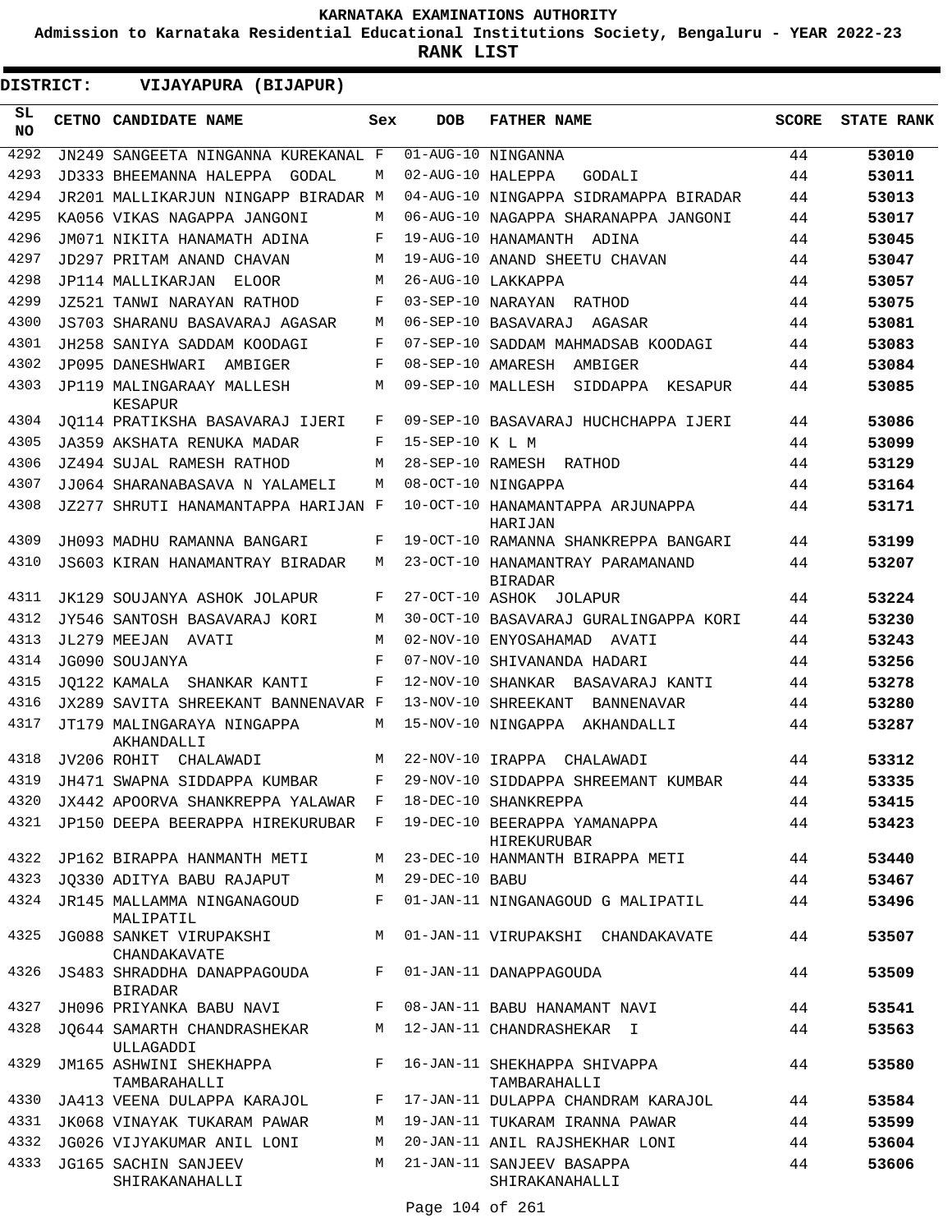# KARNATAKA EXAMINATIONS AUTHORITY

**Admission to Karnataka Residential Educational Institutions Society, Bengaluru - YEAR 2022-23**

**RANK LIST**

**DISTRICT: VIJAYAPURA (BIJAPUR)**

| SL NO | CETNO | CANDIDATE NAME | Sex | DOB | FATHER NAME | SCORE | STATE RANK |
|---|---|---|---|---|---|---|---|
| 4292 | JN249 | SANGEETA NINGANNA KUREKANAL | F | 01-AUG-10 | NINGANNA | 44 | **53010** |
| 4293 | JD333 | BHEEMANNA HALEPPA GODAL | M | 02-AUG-10 | HALEPPA GODALI | 44 | **53011** |
| 4294 | JR201 | MALLIKARJUN NINGAPP BIRADAR | M | 04-AUG-10 | NINGAPPA SIDRAMAPPA BIRADAR | 44 | **53013** |
| 4295 | KA056 | VIKAS NAGAPPA JANGONI | M | 06-AUG-10 | NAGAPPA SHARANAPPA JANGONI | 44 | **53017** |
| 4296 | JM071 | NIKITA HANAMATH ADINA | F | 19-AUG-10 | HANAMANTH ADINA | 44 | **53045** |
| 4297 | JD297 | PRITAM ANAND CHAVAN | M | 19-AUG-10 | ANAND SHEETU CHAVAN | 44 | **53047** |
| 4298 | JP114 | MALLIKARJAN ELOOR | M | 26-AUG-10 | LAKKAPPA | 44 | **53057** |
| 4299 | JZ521 | TANWI NARAYAN RATHOD | F | 03-SEP-10 | NARAYAN RATHOD | 44 | **53075** |
| 4300 | JS703 | SHARANU BASAVARAJ AGASAR | M | 06-SEP-10 | BASAVARAJ AGASAR | 44 | **53081** |
| 4301 | JH258 | SANIYA SADDAM KOODAGI | F | 07-SEP-10 | SADDAM MAHMADSAB KOODAGI | 44 | **53083** |
| 4302 | JP095 | DANESHWARI AMBIGER | F | 08-SEP-10 | AMARESH AMBIGER | 44 | **53084** |
| 4303 | JP119 | MALINGARAAY MALLESH KESAPUR | M | 09-SEP-10 | MALLESH SIDDAPPA KESAPUR | 44 | **53085** |
| 4304 | JQ114 | PRATIKSHA BASAVARAJ IJERI | F | 09-SEP-10 | BASAVARAJ HUCHCHAPPA IJERI | 44 | **53086** |
| 4305 | JA359 | AKSHATA RENUKA MADAR | F | 15-SEP-10 | K L M | 44 | **53099** |
| 4306 | JZ494 | SUJAL RAMESH RATHOD | M | 28-SEP-10 | RAMESH RATHOD | 44 | **53129** |
| 4307 | JJ064 | SHARANABASAVA N YALAMELI | M | 08-OCT-10 | NINGAPPA | 44 | **53164** |
| 4308 | JZ277 | SHRUTI HANAMANTAPPA HARIJAN | F | 10-OCT-10 | HANAMANTAPPA ARJUNAPPA HARIJAN | 44 | **53171** |
| 4309 | JH093 | MADHU RAMANNA BANGARI | F | 19-OCT-10 | RAMANNA SHANKREPPA BANGARI | 44 | **53199** |
| 4310 | JS603 | KIRAN HANAMANTRAY BIRADAR | M | 23-OCT-10 | HANAMANTRAY PARAMANAND BIRADAR | 44 | **53207** |
| 4311 | JK129 | SOUJANYA ASHOK JOLAPUR | F | 27-OCT-10 | ASHOK JOLAPUR | 44 | **53224** |
| 4312 | JY546 | SANTOSH BASAVARAJ KORI | M | 30-OCT-10 | BASAVARAJ GURALINGAPPA KORI | 44 | **53230** |
| 4313 | JL279 | MEEJAN AVATI | M | 02-NOV-10 | ENYOSAHAMAD AVATI | 44 | **53243** |
| 4314 | JG090 | SOUJANYA | F | 07-NOV-10 | SHIVANANDA HADARI | 44 | **53256** |
| 4315 | JQ122 | KAMALA SHANKAR KANTI | F | 12-NOV-10 | SHANKAR BASAVARAJ KANTI | 44 | **53278** |
| 4316 | JX289 | SAVITA SHREEKANT BANNENAVAR | F | 13-NOV-10 | SHREEKANT BANNENAVAR | 44 | **53280** |
| 4317 | JT179 | MALINGARAYA NINGAPPA AKHANDALLI | M | 15-NOV-10 | NINGAPPA AKHANDALLI | 44 | **53287** |
| 4318 | JV206 | ROHIT CHALAWADI | M | 22-NOV-10 | IRAPPA CHALAWADI | 44 | **53312** |
| 4319 | JH471 | SWAPNA SIDDAPPA KUMBAR | F | 29-NOV-10 | SIDDAPPA SHREEMANT KUMBAR | 44 | **53335** |
| 4320 | JX442 | APOORVA SHANKREPPA YALAWAR | F | 18-DEC-10 | SHANKREPPA | 44 | **53415** |
| 4321 | JP150 | DEEPA BEERAPPA HIREKURUBAR | F | 19-DEC-10 | BEERAPPA YAMANAPPA HIREKURUBAR | 44 | **53423** |
| 4322 | JP162 | BIRAPPA HANMANTH METI | M | 23-DEC-10 | HANMANTH BIRAPPA METI | 44 | **53440** |
| 4323 | JQ330 | ADITYA BABU RAJAPUT | M | 29-DEC-10 | BABU | 44 | **53467** |
| 4324 | JR145 | MALLAMMA NINGANAGOUD MALIPATIL | F | 01-JAN-11 | NINGANAGOUD G MALIPATIL | 44 | **53496** |
| 4325 | JG088 | SANKET VIRUPAKSHI CHANDAKAVATE | M | 01-JAN-11 | VIRUPAKSHI CHANDAKAVATE | 44 | **53507** |
| 4326 | JS483 | SHRADDHA DANAPPAGOUDA BIRADAR | F | 01-JAN-11 | DANAPPAGOUDA | 44 | **53509** |
| 4327 | JH096 | PRIYANKA BABU NAVI | F | 08-JAN-11 | BABU HANAMANT NAVI | 44 | **53541** |
| 4328 | JQ644 | SAMARTH CHANDRASHEKAR ULLAGADDI | M | 12-JAN-11 | CHANDRASHEKAR I | 44 | **53563** |
| 4329 | JM165 | ASHWINI SHEKHAPPA TAMBARAHALLI | F | 16-JAN-11 | SHEKHAPPA SHIVAPPA TAMBARAHALLI | 44 | **53580** |
| 4330 | JA413 | VEENA DULAPPA KARAJOL | F | 17-JAN-11 | DULAPPA CHANDRAM KARAJOL | 44 | **53584** |
| 4331 | JK068 | VINAYAK TUKARAM PAWAR | M | 19-JAN-11 | TUKARAM IRANNA PAWAR | 44 | **53599** |
| 4332 | JG026 | VIJYAKUMAR ANIL LONI | M | 20-JAN-11 | ANIL RAJSHEKHAR LONI | 44 | **53604** |
| 4333 | JG165 | SACHIN SANJEEV SHIRAKANAHALLI | M | 21-JAN-11 | SANJEEV BASAPPA SHIRAKANAHALLI | 44 | **53606** |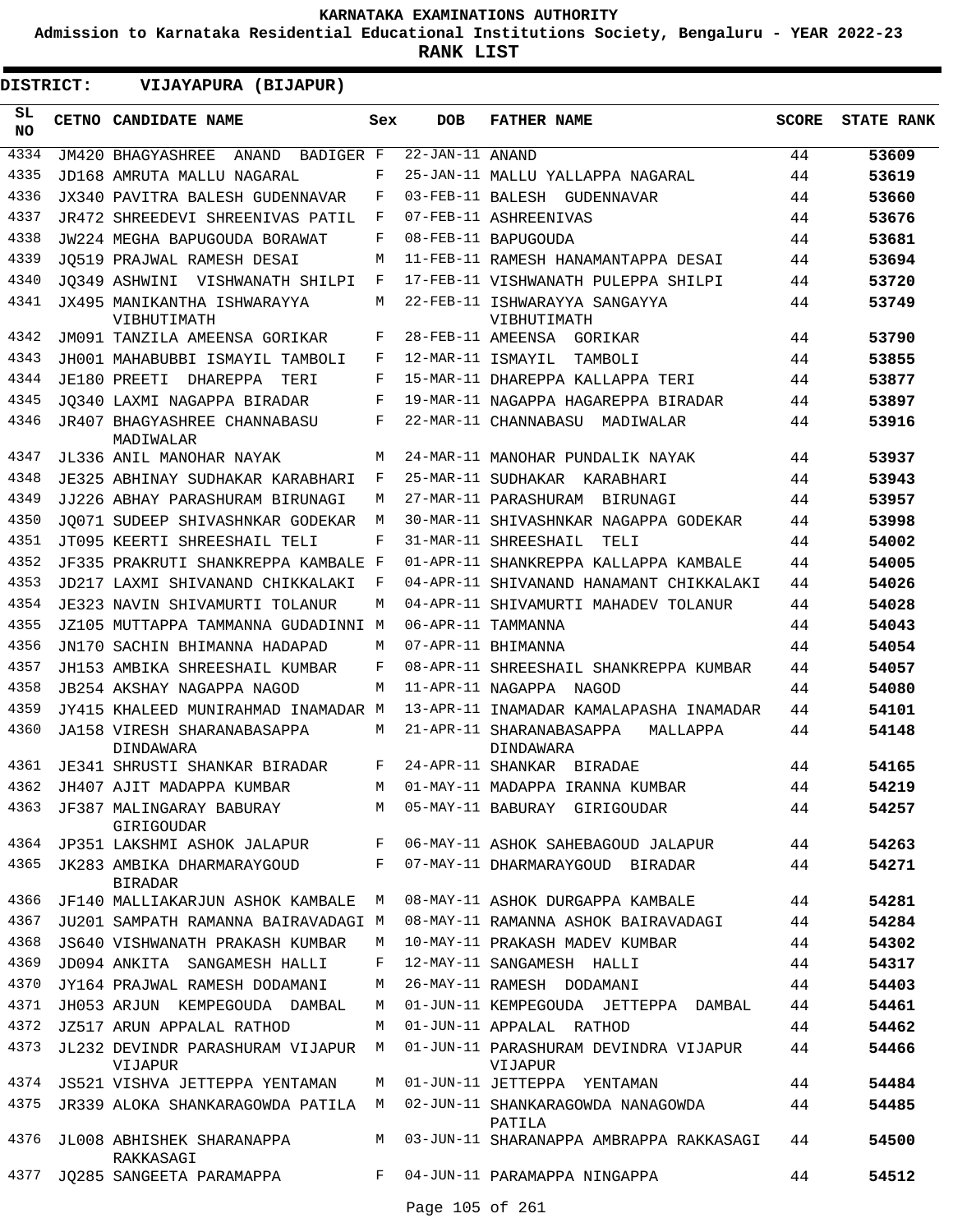# KARNATAKA EXAMINATIONS AUTHORITY

**Admission to Karnataka Residential Educational Institutions Society, Bengaluru - YEAR 2022-23**

**RANK LIST**

**DISTRICT: VIJAYAPURA (BIJAPUR)**

| SL NO | CETNO | CANDIDATE NAME | Sex | DOB | FATHER NAME | SCORE | STATE RANK |
|---|---|---|---|---|---|---|---|
| 4334 | JM420 | BHAGYASHREE ANAND BADIGER | F | 22-JAN-11 | ANAND | 44 | 53609 |
| 4335 | JD168 | AMRUTA MALLU NAGARAL | F | 25-JAN-11 | MALLU YALLAPPA NAGARAL | 44 | 53619 |
| 4336 | JX340 | PAVITRA BALESH GUDENNAVAR | F | 03-FEB-11 | BALESH GUDENNAVAR | 44 | 53660 |
| 4337 | JR472 | SHREEDEVI SHREENIVAS PATIL | F | 07-FEB-11 | ASHREENIVAS | 44 | 53676 |
| 4338 | JW224 | MEGHA BAPUGOUDA BORAWAT | F | 08-FEB-11 | BAPUGOUDA | 44 | 53681 |
| 4339 | JQ519 | PRAJWAL RAMESH DESAI | M | 11-FEB-11 | RAMESH HANAMANTAPPA DESAI | 44 | 53694 |
| 4340 | JQ349 | ASHWINI VISHWANATH SHILPI | F | 17-FEB-11 | VISHWANATH PULEPPA SHILPI | 44 | 53720 |
| 4341 | JX495 | MANIKANTHA ISHWARAYYA VIBHUTIMATH | M | 22-FEB-11 | ISHWARAYYA SANGAYYA VIBHUTIMATH | 44 | 53749 |
| 4342 | JM091 | TANZILA AMEENSA GORIKAR | F | 28-FEB-11 | AMEENSA GORIKAR | 44 | 53790 |
| 4343 | JH001 | MAHABUBBI ISMAYIL TAMBOLI | F | 12-MAR-11 | ISMAYIL TAMBOLI | 44 | 53855 |
| 4344 | JE180 | PREETI DHAREPPA TERI | F | 15-MAR-11 | DHAREPPA KALLAPPA TERI | 44 | 53877 |
| 4345 | JQ340 | LAXMI NAGAPPA BIRADAR | F | 19-MAR-11 | NAGAPPA HAGAREPPA BIRADAR | 44 | 53897 |
| 4346 | JR407 | BHAGYASHREE CHANNABASU MADIWALAR | F | 22-MAR-11 | CHANNABASU MADIWALAR | 44 | 53916 |
| 4347 | JL336 | ANIL MANOHAR NAYAK | M | 24-MAR-11 | MANOHAR PUNDALIK NAYAK | 44 | 53937 |
| 4348 | JE325 | ABHINAY SUDHAKAR KARABHARI | F | 25-MAR-11 | SUDHAKAR KARABHARI | 44 | 53943 |
| 4349 | JJ226 | ABHAY PARASHURAM BIRUNAGI | M | 27-MAR-11 | PARASHURAM BIRUNAGI | 44 | 53957 |
| 4350 | JQ071 | SUDEEP SHIVASHNKAR GODEKAR | M | 30-MAR-11 | SHIVASHNKAR NAGAPPA GODEKAR | 44 | 53998 |
| 4351 | JT095 | KEERTI SHREESHAIL TELI | F | 31-MAR-11 | SHREESHAIL TELI | 44 | 54002 |
| 4352 | JF335 | PRAKRUTI SHANKREPPA KAMBALE | F | 01-APR-11 | SHANKREPPA KALLAPPA KAMBALE | 44 | 54005 |
| 4353 | JD217 | LAXMI SHIVANAND CHIKKALAKI | F | 04-APR-11 | SHIVANAND HANAMANT CHIKKALAKI | 44 | 54026 |
| 4354 | JE323 | NAVIN SHIVAMURTI TOLANUR | M | 04-APR-11 | SHIVAMURTI MAHADEV TOLANUR | 44 | 54028 |
| 4355 | JZ105 | MUTTAPPA TAMMANNA GUDADINNI | M | 06-APR-11 | TAMMANNA | 44 | 54043 |
| 4356 | JN170 | SACHIN BHIMANNA HADAPAD | M | 07-APR-11 | BHIMANNA | 44 | 54054 |
| 4357 | JH153 | AMBIKA SHREESHAIL KUMBAR | F | 08-APR-11 | SHREESHAIL SHANKREPPA KUMBAR | 44 | 54057 |
| 4358 | JB254 | AKSHAY NAGAPPA NAGOD | M | 11-APR-11 | NAGAPPA NAGOD | 44 | 54080 |
| 4359 | JY415 | KHALEED MUNIRAHMAD INAMADAR | M | 13-APR-11 | INAMADAR KAMALAPASHA INAMADAR | 44 | 54101 |
| 4360 | JA158 | VIRESH SHARANABASAPPA DINDAWARA | M | 21-APR-11 | SHARANABASAPPA MALLAPPA DINDAWARA | 44 | 54148 |
| 4361 | JE341 | SHRUSTI SHANKAR BIRADAR | F | 24-APR-11 | SHANKAR BIRADAE | 44 | 54165 |
| 4362 | JH407 | AJIT MADAPPA KUMBAR | M | 01-MAY-11 | MADAPPA IRANNA KUMBAR | 44 | 54219 |
| 4363 | JF387 | MALINGARAY BABURAY GIRIGOUDAR | M | 05-MAY-11 | BABURAY GIRIGOUDAR | 44 | 54257 |
| 4364 | JP351 | LAKSHMI ASHOK JALAPUR | F | 06-MAY-11 | ASHOK SAHEBAGOUD JALAPUR | 44 | 54263 |
| 4365 | JK283 | AMBIKA DHARMARAYGOUD BIRADAR | F | 07-MAY-11 | DHARMARAYGOUD BIRADAR | 44 | 54271 |
| 4366 | JF140 | MALLIAKARJUN ASHOK KAMBALE | M | 08-MAY-11 | ASHOK DURGAPPA KAMBALE | 44 | 54281 |
| 4367 | JU201 | SAMPATH RAMANNA BAIRAVADAGI | M | 08-MAY-11 | RAMANNA ASHOK BAIRAVADAGI | 44 | 54284 |
| 4368 | JS640 | VISHWANATH PRAKASH KUMBAR | M | 10-MAY-11 | PRAKASH MADEV KUMBAR | 44 | 54302 |
| 4369 | JD094 | ANKITA SANGAMESH HALLI | F | 12-MAY-11 | SANGAMESH HALLI | 44 | 54317 |
| 4370 | JY164 | PRAJWAL RAMESH DODAMANI | M | 26-MAY-11 | RAMESH DODAMANI | 44 | 54403 |
| 4371 | JH053 | ARJUN KEMPEGOUDA DAMBAL | M | 01-JUN-11 | KEMPEGOUDA JETTEPPA DAMBAL | 44 | 54461 |
| 4372 | JZ517 | ARUN APPALAL RATHOD | M | 01-JUN-11 | APPALAL RATHOD | 44 | 54462 |
| 4373 | JL232 | DEVINDR PARASHURAM VIJAPUR VIJAPUR | M | 01-JUN-11 | PARASHURAM DEVINDRA VIJAPUR VIJAPUR | 44 | 54466 |
| 4374 | JS521 | VISHVA JETTEPPA YENTAMAN | M | 01-JUN-11 | JETTEPPA YENTAMAN | 44 | 54484 |
| 4375 | JR339 | ALOKA SHANKARAGOWDA PATILA | M | 02-JUN-11 | SHANKARAGOWDA NANAGOWDA PATILA | 44 | 54485 |
| 4376 | JL008 | ABHISHEK SHARANAPPA RAKKASAGI | M | 03-JUN-11 | SHARANAPPA AMBRAPPA RAKKASAGI | 44 | 54500 |
| 4377 | JQ285 | SANGEETA PARAMAPPA | F | 04-JUN-11 | PARAMAPPA NINGAPPA | 44 | 54512 |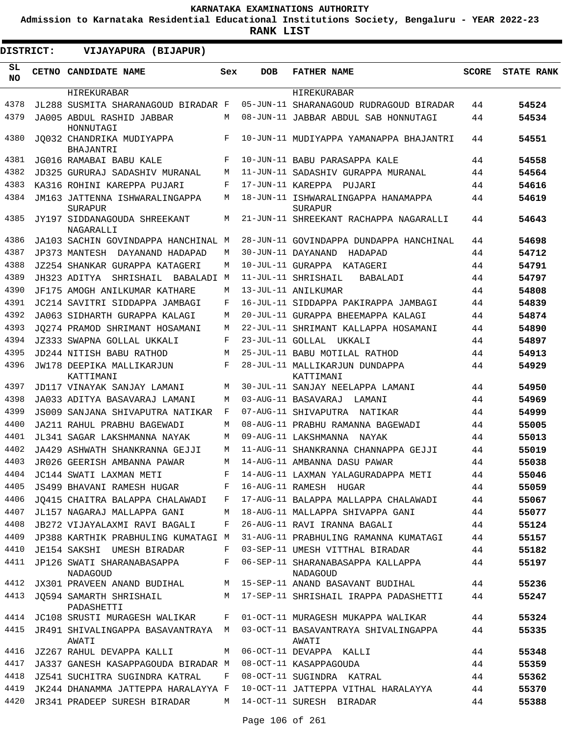KARNATAKA EXAMINATIONS AUTHORITY

Admission to Karnataka Residential Educational Institutions Society, Bengaluru - YEAR 2022-23

**RANK LIST**

**DISTRICT: VIJAYAPURA (BIJAPUR)**

| SL NO | CETNO | CANDIDATE NAME | Sex | DOB | FATHER NAME | SCORE | STATE RANK |
|---|---|---|---|---|---|---|---|
| | | HIREKURABAR | | | HIREKURABAR | | |
| 4378 | JL288 | SUSMITA SHARANAGOUD BIRADAR | F | 05-JUN-11 | SHARANAGOUD RUDRAGOUD BIRADAR | 44 | 54524 |
| 4379 | JA005 | ABDUL RASHID JABBAR HONNUTAGI | M | 08-JUN-11 | JABBAR ABDUL SAB HONNUTAGI | 44 | 54534 |
| 4380 | JQ032 | CHANDRIKA MUDIYAPPA BHAJANTRI | F | 10-JUN-11 | MUDIYAPPA YAMANAPPA BHAJANTRI | 44 | 54551 |
| 4381 | JG016 | RAMABAI BABU KALE | F | 10-JUN-11 | BABU PARASAPPA KALE | 44 | 54558 |
| 4382 | JD325 | GURURAJ SADASHIV MURANAL | M | 11-JUN-11 | SADASHIV GURAPPA MURANAL | 44 | 54564 |
| 4383 | KA316 | ROHINI KAREPPA PUJARI | F | 17-JUN-11 | KAREPPA PUJARI | 44 | 54616 |
| 4384 | JM163 | JATTENNA ISHWARALINGAPPA SURAPUR | M | 18-JUN-11 | ISHWARALINGAPPA HANAMAPPA SURAPUR | 44 | 54619 |
| 4385 | JY197 | SIDDANAGOUDA SHREEKANT NAGARALLI | M | 21-JUN-11 | SHREEKANT RACHAPPA NAGARALLI | 44 | 54643 |
| 4386 | JA103 | SACHIN GOVINDAPPA HANCHINAL | M | 28-JUN-11 | GOVINDAPPA DUNDAPPA HANCHINAL | 44 | 54698 |
| 4387 | JP373 | MANTESH DAYANAND HADAPAD | M | 30-JUN-11 | DAYANAND HADAPAD | 44 | 54712 |
| 4388 | JZ254 | SHANKAR GURAPPA KATAGERI | M | 10-JUL-11 | GURAPPA KATAGERI | 44 | 54791 |
| 4389 | JH323 | ADITYA SHRISHAIL BABALADI | M | 11-JUL-11 | SHRISHAIL BABALADI | 44 | 54797 |
| 4390 | JF175 | AMOGH ANILKUMAR KATHARE | M | 13-JUL-11 | ANILKUMAR | 44 | 54808 |
| 4391 | JC214 | SAVITRI SIDDAPPA JAMBAGI | F | 16-JUL-11 | SIDDAPPA PAKIRAPPA JAMBAGI | 44 | 54839 |
| 4392 | JA063 | SIDHARTH GURAPPA KALAGI | M | 20-JUL-11 | GURAPPA BHEEMAPPA KALAGI | 44 | 54874 |
| 4393 | JQ274 | PRAMOD SHRIMANT HOSAMANI | M | 22-JUL-11 | SHRIMANT KALLAPPA HOSAMANI | 44 | 54890 |
| 4394 | JZ333 | SWAPNA GOLLAL UKKALI | F | 23-JUL-11 | GOLLAL UKKALI | 44 | 54897 |
| 4395 | JD244 | NITISH BABU RATHOD | M | 25-JUL-11 | BABU MOTILAL RATHOD | 44 | 54913 |
| 4396 | JW178 | DEEPIKA MALLIKARJUN KATTIMANI | F | 28-JUL-11 | MALLIKARJUN DUNDAPPA KATTIMANI | 44 | 54929 |
| 4397 | JD117 | VINAYAK SANJAY LAMANI | M | 30-JUL-11 | SANJAY NEELAPPA LAMANI | 44 | 54950 |
| 4398 | JA033 | ADITYA BASAVARAJ LAMANI | M | 03-AUG-11 | BASAVARAJ LAMANI | 44 | 54969 |
| 4399 | JS009 | SANJANA SHIVAPUTRA NATIKAR | F | 07-AUG-11 | SHIVAPUTRA NATIKAR | 44 | 54999 |
| 4400 | JA211 | RAHUL PRABHU BAGEWADI | M | 08-AUG-11 | PRABHU RAMANNA BAGEWADI | 44 | 55005 |
| 4401 | JL341 | SAGAR LAKSHMANNA NAYAK | M | 09-AUG-11 | LAKSHMANNA NAYAK | 44 | 55013 |
| 4402 | JA429 | ASHWATH SHANKRANNA GEJJI | M | 11-AUG-11 | SHANKRANNA CHANNAPPA GEJJI | 44 | 55019 |
| 4403 | JR026 | GEERISH AMBANNA PAWAR | M | 14-AUG-11 | AMBANNA DASU PAWAR | 44 | 55038 |
| 4404 | JC144 | SWATI LAXMAN METI | F | 14-AUG-11 | LAXMAN YALAGURADAPPA METI | 44 | 55046 |
| 4405 | JS499 | BHAVANI RAMESH HUGAR | F | 16-AUG-11 | RAMESH HUGAR | 44 | 55059 |
| 4406 | JQ415 | CHAITRA BALAPPA CHALAWADI | F | 17-AUG-11 | BALAPPA MALLAPPA CHALAWADI | 44 | 55067 |
| 4407 | JL157 | NAGARAJ MALLAPPA GANI | M | 18-AUG-11 | MALLAPPA SHIVAPPA GANI | 44 | 55077 |
| 4408 | JB272 | VIJAYALAXMI RAVI BAGALI | F | 26-AUG-11 | RAVI IRANNA BAGALI | 44 | 55124 |
| 4409 | JP388 | KARTHIK PRABHULING KUMATAGI | M | 31-AUG-11 | PRABHULING RAMANNA KUMATAGI | 44 | 55157 |
| 4410 | JE154 | SAKSHI UMESH BIRADAR | F | 03-SEP-11 | UMESH VITTHAL BIRADAR | 44 | 55182 |
| 4411 | JP126 | SWATI SHARANABASAPPA NADAGOUD | F | 06-SEP-11 | SHARANABASAPPA KALLAPPA NADAGOUD | 44 | 55197 |
| 4412 | JX301 | PRAVEEN ANAND BUDIHAL | M | 15-SEP-11 | ANAND BASAVANT BUDIHAL | 44 | 55236 |
| 4413 | JQ594 | SAMARTH SHRISHAIL PADASHETTI | M | 17-SEP-11 | SHRISHAIL IRAPPA PADASHETTI | 44 | 55247 |
| 4414 | JC108 | SRUSTI MURAGESH WALIKAR | F | 01-OCT-11 | MURAGESH MUKAPPA WALIKAR | 44 | 55324 |
| 4415 | JR491 | SHIVALINGAPPA BASAVANTRAYA AWATI | M | 03-OCT-11 | BASAVANTRAYA SHIVALINGAPPA AWATI | 44 | 55335 |
| 4416 | JZ267 | RAHUL DEVAPPA KALLI | M | 06-OCT-11 | DEVAPPA KALLI | 44 | 55348 |
| 4417 | JA337 | GANESH KASAPPAGOUDA BIRADAR | M | 08-OCT-11 | KASAPPAGOUDA | 44 | 55359 |
| 4418 | JZ541 | SUCHITRA SUGINDRA KATRAL | F | 08-OCT-11 | SUGINDRA KATRAL | 44 | 55362 |
| 4419 | JK244 | DHANAMMA JATTEPPA HARALAYYA | F | 10-OCT-11 | JATTEPPA VITHAL HARALAYYA | 44 | 55370 |
| 4420 | JR341 | PRADEEP SURESH BIRADAR | M | 14-OCT-11 | SURESH BIRADAR | 44 | 55388 |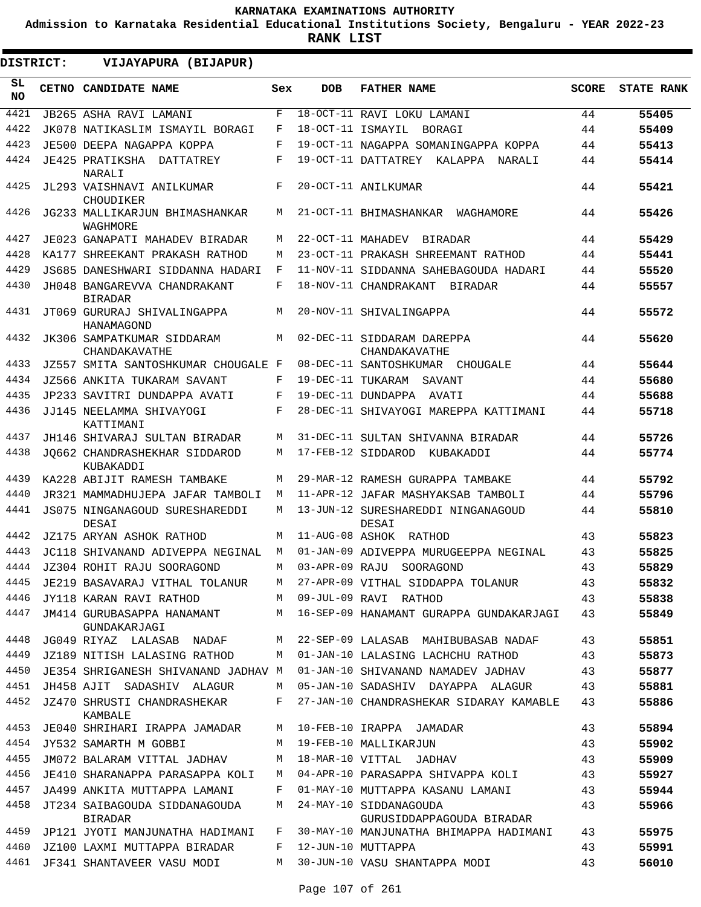KARNATAKA EXAMINATIONS AUTHORITY

Admission to Karnataka Residential Educational Institutions Society, Bengaluru - YEAR 2022-23

**RANK LIST**

**DISTRICT: VIJAYAPURA (BIJAPUR)**

| SL NO | CETNO | CANDIDATE NAME | Sex | DOB | FATHER NAME | SCORE | STATE RANK |
|---|---|---|---|---|---|---|---|
| 4421 | JB265 | ASHA RAVI LAMANI | F | 18-OCT-11 | RAVI LOKU LAMANI | 44 | **55405** |
| 4422 | JK078 | NATIKASLIM ISMAYIL BORAGI | F | 18-OCT-11 | ISMAYIL BORAGI | 44 | **55409** |
| 4423 | JE500 | DEEPA NAGAPPA KOPPA | F | 19-OCT-11 | NAGAPPA SOMANINGAPPA KOPPA | 44 | **55413** |
| 4424 | JE425 | PRATIKSHA DATTATREY NARALI | F | 19-OCT-11 | DATTATREY KALAPPA NARALI | 44 | **55414** |
| 4425 | JL293 | VAISHNAVI ANILKUMAR CHOUDIKER | F | 20-OCT-11 | ANILKUMAR | 44 | **55421** |
| 4426 | JG233 | MALLIKARJUN BHIMASHANKAR WAGHMORE | M | 21-OCT-11 | BHIMASHANKAR WAGHAMORE | 44 | **55426** |
| 4427 | JE023 | GANAPATI MAHADEV BIRADAR | M | 22-OCT-11 | MAHADEV BIRADAR | 44 | **55429** |
| 4428 | KA177 | SHREEKANT PRAKASH RATHOD | M | 23-OCT-11 | PRAKASH SHREEMANT RATHOD | 44 | **55441** |
| 4429 | JS685 | DANESHWARI SIDDANNA HADARI | F | 11-NOV-11 | SIDDANNA SAHEBAGOUDA HADARI | 44 | **55520** |
| 4430 | JH048 | BANGAREVVA CHANDRAKANT BIRADAR | F | 18-NOV-11 | CHANDRAKANT BIRADAR | 44 | **55557** |
| 4431 | JT069 | GURURAJ SHIVALINGAPPA HANAMAGOND | M | 20-NOV-11 | SHIVALINGAPPA | 44 | **55572** |
| 4432 | JK306 | SAMPATKUMAR SIDDARAM CHANDAKAVATHE | M | 02-DEC-11 | SIDDARAM DAREPPA CHANDAKAVATHE | 44 | **55620** |
| 4433 | JZ557 | SMITA SANTOSHKUMAR CHOUGALE | F | 08-DEC-11 | SANTOSHKUMAR CHOUGALE | 44 | **55644** |
| 4434 | JZ566 | ANKITA TUKARAM SAVANT | F | 19-DEC-11 | TUKARAM SAVANT | 44 | **55680** |
| 4435 | JP233 | SAVITRI DUNDAPPA AVATI | F | 19-DEC-11 | DUNDAPPA AVATI | 44 | **55688** |
| 4436 | JJ145 | NEELAMMA SHIVAYOGI KATTIMANI | F | 28-DEC-11 | SHIVAYOGI MAREPPA KATTIMANI | 44 | **55718** |
| 4437 | JH146 | SHIVARAJ SULTAN BIRADAR | M | 31-DEC-11 | SULTAN SHIVANNA BIRADAR | 44 | **55726** |
| 4438 | JQ662 | CHANDRASHEKHAR SIDDAROD KUBAKADDI | M | 17-FEB-12 | SIDDAROD KUBAKADDI | 44 | **55774** |
| 4439 | KA228 | ABIJIT RAMESH TAMBAKE | M | 29-MAR-12 | RAMESH GURAPPA TAMBAKE | 44 | **55792** |
| 4440 | JR321 | MAMMADHUJEPA JAFAR TAMBOLI | M | 11-APR-12 | JAFAR MASHYAKSAB TAMBOLI | 44 | **55796** |
| 4441 | JS075 | NINGANAGOUD SURESHAREDDI DESAI | M | 13-JUN-12 | SURESHAREDDI NINGANAGOUD DESAI | 44 | **55810** |
| 4442 | JZ175 | ARYAN ASHOK RATHOD | M | 11-AUG-08 | ASHOK RATHOD | 43 | **55823** |
| 4443 | JC118 | SHIVANAND ADIVEPPA NEGINAL | M | 01-JAN-09 | ADIVEPPA MURUGEEPPA NEGINAL | 43 | **55825** |
| 4444 | JZ304 | ROHIT RAJU SOORAGOND | M | 03-APR-09 | RAJU SOORAGOND | 43 | **55829** |
| 4445 | JE219 | BASAVARAJ VITHAL TOLANUR | M | 27-APR-09 | VITHAL SIDDAPPA TOLANUR | 43 | **55832** |
| 4446 | JY118 | KARAN RAVI RATHOD | M | 09-JUL-09 | RAVI RATHOD | 43 | **55838** |
| 4447 | JM414 | GURUBASAPPA HANAMANT GUNDAKARJAGI | M | 16-SEP-09 | HANAMANT GURAPPA GUNDAKARJAGI | 43 | **55849** |
| 4448 | JG049 | RIYAZ LALASAB NADAF | M | 22-SEP-09 | LALASAB MAHIBUBASAB NADAF | 43 | **55851** |
| 4449 | JZ189 | NITISH LALASING RATHOD | M | 01-JAN-10 | LALASING LACHCHU RATHOD | 43 | **55873** |
| 4450 | JE354 | SHRIGANESH SHIVANAND JADHAV | M | 01-JAN-10 | SHIVANAND NAMADEV JADHAV | 43 | **55877** |
| 4451 | JH458 | AJIT SADASHIV ALAGUR | M | 05-JAN-10 | SADASHIV DAYAPPA ALAGUR | 43 | **55881** |
| 4452 | JZ470 | SHRUSTI CHANDRASHEKAR KAMBALE | F | 27-JAN-10 | CHANDRASHEKAR SIDARAY KAMABLE | 43 | **55886** |
| 4453 | JE040 | SHRIHARI IRAPPA JAMADAR | M | 10-FEB-10 | IRAPPA JAMADAR | 43 | **55894** |
| 4454 | JY532 | SAMARTH M GOBBI | M | 19-FEB-10 | MALLIKARJUN | 43 | **55902** |
| 4455 | JM072 | BALARAM VITTAL JADHAV | M | 18-MAR-10 | VITTAL JADHAV | 43 | **55909** |
| 4456 | JE410 | SHARANAPPA PARASAPPA KOLI | M | 04-APR-10 | PARASAPPA SHIVAPPA KOLI | 43 | **55927** |
| 4457 | JA499 | ANKITA MUTTAPPA LAMANI | F | 01-MAY-10 | MUTTAPPA KASANU LAMANI | 43 | **55944** |
| 4458 | JT234 | SAIBAGOUDA SIDDANAGOUDA BIRADAR | M | 24-MAY-10 | SIDDANAGOUDA GURUSIDDAPPAGOUDA BIRADAR | 43 | **55966** |
| 4459 | JP121 | JYOTI MANJUNATHA HADIMANI | F | 30-MAY-10 | MANJUNATHA BHIMAPPA HADIMANI | 43 | **55975** |
| 4460 | JZ100 | LAXMI MUTTAPPA BIRADAR | F | 12-JUN-10 | MUTTAPPA | 43 | **55991** |
| 4461 | JF341 | SHANTAVEER VASU MODI | M | 30-JUN-10 | VASU SHANTAPPA MODI | 43 | **56010** |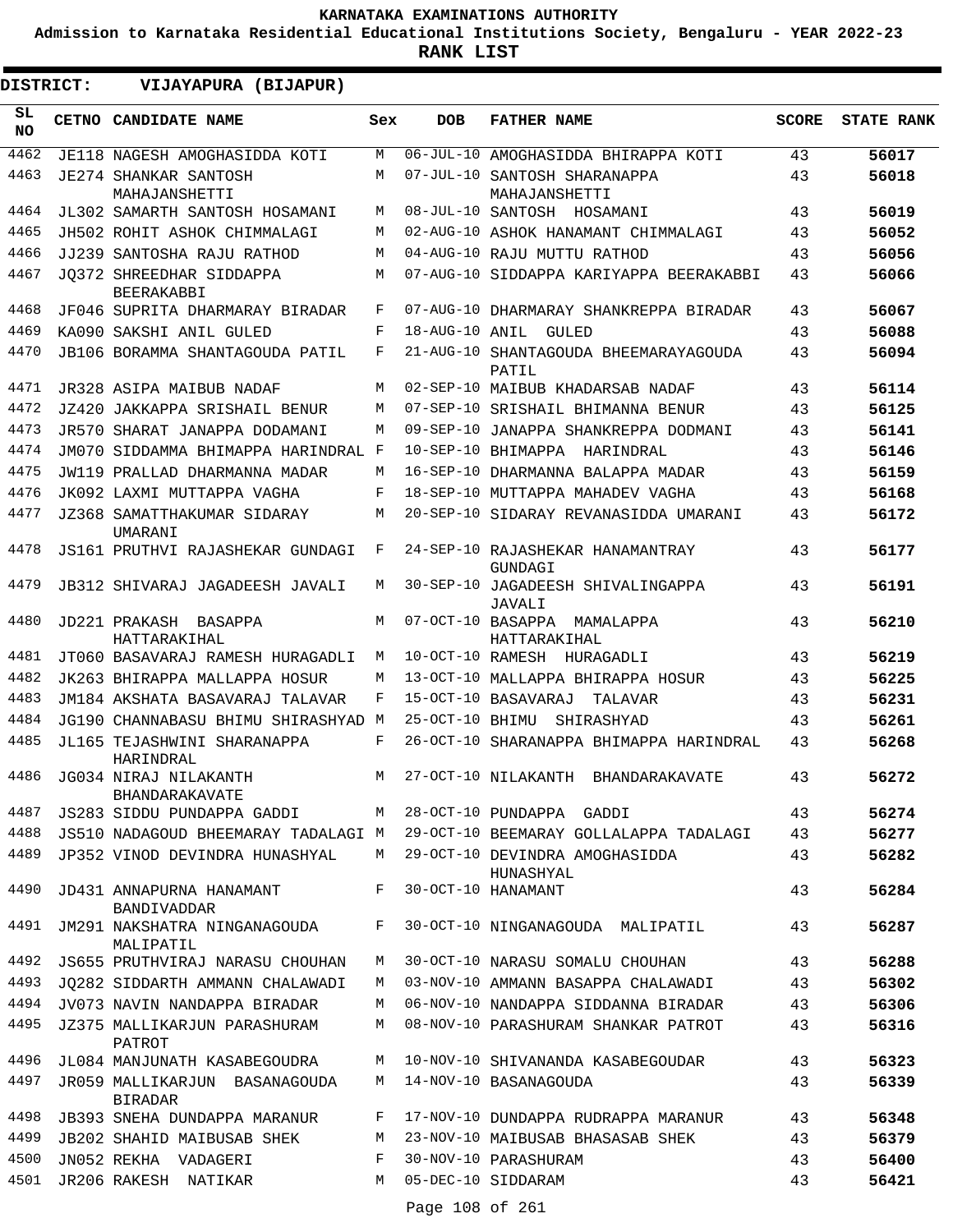KARNATAKA EXAMINATIONS AUTHORITY

Admission to Karnataka Residential Educational Institutions Society, Bengaluru - YEAR 2022-23

**RANK LIST**

**DISTRICT: VIJAYAPURA (BIJAPUR)**

| SL NO | CETNO | CANDIDATE NAME | Sex | DOB | FATHER NAME | SCORE | STATE RANK |
|---|---|---|---|---|---|---|---|
| 4462 | JE118 | NAGESH AMOGHASIDDA KOTI | M | 06-JUL-10 | AMOGHASIDDA BHIRAPPA KOTI | 43 | 56017 |
| 4463 | JE274 | SHANKAR SANTOSH MAHAJANSHETTI | M | 07-JUL-10 | SANTOSH SHARANAPPA MAHAJANSHETTI | 43 | 56018 |
| 4464 | JL302 | SAMARTH SANTOSH HOSAMANI | M | 08-JUL-10 | SANTOSH HOSAMANI | 43 | 56019 |
| 4465 | JH502 | ROHIT ASHOK CHIMMALAGI | M | 02-AUG-10 | ASHOK HANAMANT CHIMMALAGI | 43 | 56052 |
| 4466 | JJ239 | SANTOSHA RAJU RATHOD | M | 04-AUG-10 | RAJU MUTTU RATHOD | 43 | 56056 |
| 4467 | JQ372 | SHREEDHAR SIDDAPPA BEERAKABBI | M | 07-AUG-10 | SIDDAPPA KARIYAPPA BEERAKABBI | 43 | 56066 |
| 4468 | JF046 | SUPRITA DHARMARAY BIRADAR | F | 07-AUG-10 | DHARMARAY SHANKREPPA BIRADAR | 43 | 56067 |
| 4469 | KA090 | SAKSHI ANIL GULED | F | 18-AUG-10 | ANIL GULED | 43 | 56088 |
| 4470 | JB106 | BORAMMA SHANTAGOUDA PATIL | F | 21-AUG-10 | SHANTAGOUDA BHEEMARAYAGOUDA PATIL | 43 | 56094 |
| 4471 | JR328 | ASIPA MAIBUB NADAF | M | 02-SEP-10 | MAIBUB KHADARSAB NADAF | 43 | 56114 |
| 4472 | JZ420 | JAKKAPPA SRISHAIL BENUR | M | 07-SEP-10 | SRISHAIL BHIMANNA BENUR | 43 | 56125 |
| 4473 | JR570 | SHARAT JANAPPA DODAMANI | M | 09-SEP-10 | JANAPPA SHANKREPPA DODMANI | 43 | 56141 |
| 4474 | JM070 | SIDDAMMA BHIMAPPA HARINDRAL | F | 10-SEP-10 | BHIMAPPA HARINDRAL | 43 | 56146 |
| 4475 | JW119 | PRALLAD DHARMANNA MADAR | M | 16-SEP-10 | DHARMANNA BALAPPA MADAR | 43 | 56159 |
| 4476 | JK092 | LAXMI MUTTAPPA VAGHA | F | 18-SEP-10 | MUTTAPPA MAHADEV VAGHA | 43 | 56168 |
| 4477 | JZ368 | SAMATTHAKUMAR SIDARAY UMARANI | M | 20-SEP-10 | SIDARAY REVANASIDDA UMARANI | 43 | 56172 |
| 4478 | JS161 | PRUTHVI RAJASHEKAR GUNDAGI | F | 24-SEP-10 | RAJASHEKAR HANAMANTRAY GUNDAGI | 43 | 56177 |
| 4479 | JB312 | SHIVARAJ JAGADEESH JAVALI | M | 30-SEP-10 | JAGADEESH SHIVALINGAPPA JAVALI | 43 | 56191 |
| 4480 | JD221 | PRAKASH BASAPPA HATTARAKIHAL | M | 07-OCT-10 | BASAPPA MAMALAPPA HATTARAKIHAL | 43 | 56210 |
| 4481 | JT060 | BASAVARAJ RAMESH HURAGADLI | M | 10-OCT-10 | RAMESH HURAGADLI | 43 | 56219 |
| 4482 | JK263 | BHIRAPPA MALLAPPA HOSUR | M | 13-OCT-10 | MALLAPPA BHIRAPPA HOSUR | 43 | 56225 |
| 4483 | JM184 | AKSHATA BASAVARAJ TALAVAR | F | 15-OCT-10 | BASAVARAJ TALAVAR | 43 | 56231 |
| 4484 | JG190 | CHANNABASU BHIMU SHIRASHYAD | M | 25-OCT-10 | BHIMU SHIRASHYAD | 43 | 56261 |
| 4485 | JL165 | TEJASHWINI SHARANAPPA HARINDRAL | F | 26-OCT-10 | SHARANAPPA BHIMAPPA HARINDRAL | 43 | 56268 |
| 4486 | JG034 | NIRAJ NILAKANTH BHANDARAKAVATE | M | 27-OCT-10 | NILAKANTH BHANDARAKAVATE | 43 | 56272 |
| 4487 | JS283 | SIDDU PUNDAPPA GADDI | M | 28-OCT-10 | PUNDAPPA GADDI | 43 | 56274 |
| 4488 | JS510 | NADAGOUD BHEEMARAY TADALAGI | M | 29-OCT-10 | BEEMARAY GOLLALAPPA TADALAGI | 43 | 56277 |
| 4489 | JP352 | VINOD DEVINDRA HUNASHYAL | M | 29-OCT-10 | DEVINDRA AMOGHASIDDA HUNASHYAL | 43 | 56282 |
| 4490 | JD431 | ANNAPURNA HANAMANT BANDIVADDAR | F | 30-OCT-10 | HANAMANT | 43 | 56284 |
| 4491 | JM291 | NAKSHATRA NINGANAGOUDA MALIPATIL | F | 30-OCT-10 | NINGANAGOUDA MALIPATIL | 43 | 56287 |
| 4492 | JS655 | PRUTHVIRAJ NARASU CHOUHAN | M | 30-OCT-10 | NARASU SOMALU CHOUHAN | 43 | 56288 |
| 4493 | JQ282 | SIDDARTH AMMANN CHALAWADI | M | 03-NOV-10 | AMMANN BASAPPA CHALAWADI | 43 | 56302 |
| 4494 | JV073 | NAVIN NANDAPPA BIRADAR | M | 06-NOV-10 | NANDAPPA SIDDANNA BIRADAR | 43 | 56306 |
| 4495 | JZ375 | MALLIKARJUN PARASHURAM PATROT | M | 08-NOV-10 | PARASHURAM SHANKAR PATROT | 43 | 56316 |
| 4496 | JL084 | MANJUNATH KASABEGOUDRA | M | 10-NOV-10 | SHIVANANDA KASABEGOUDAR | 43 | 56323 |
| 4497 | JR059 | MALLIKARJUN BASANAGOUDA BIRADAR | M | 14-NOV-10 | BASANAGOUDA | 43 | 56339 |
| 4498 | JB393 | SNEHA DUNDAPPA MARANUR | F | 17-NOV-10 | DUNDAPPA RUDRAPPA MARANUR | 43 | 56348 |
| 4499 | JB202 | SHAHID MAIBUSAB SHEK | M | 23-NOV-10 | MAIBUSAB BHASASAB SHEK | 43 | 56379 |
| 4500 | JN052 | REKHA VADAGERI | F | 30-NOV-10 | PARASHURAM | 43 | 56400 |
| 4501 | JR206 | RAKESH NATIKAR | M | 05-DEC-10 | SIDDARAM | 43 | 56421 |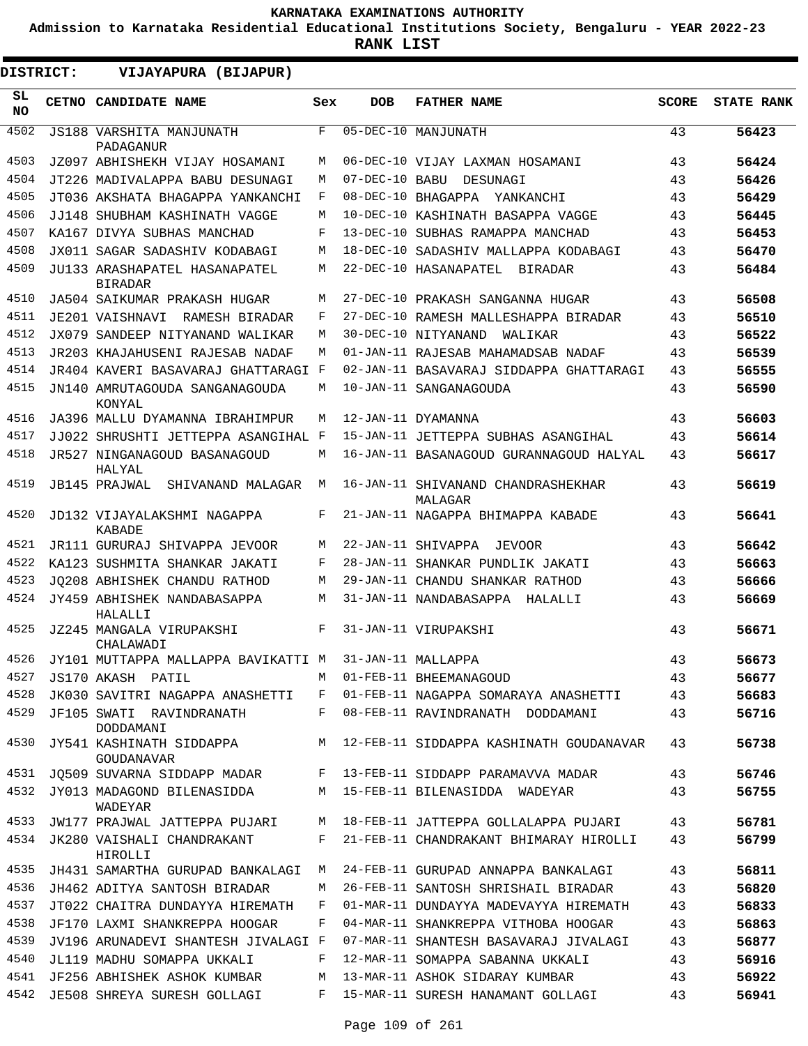# KARNATAKA EXAMINATIONS AUTHORITY

**Admission to Karnataka Residential Educational Institutions Society, Bengaluru - YEAR 2022-23**

**RANK LIST**

**DISTRICT: VIJAYAPURA (BIJAPUR)**

| SL NO | CETNO | CANDIDATE NAME | Sex | DOB | FATHER NAME | SCORE | STATE RANK |
|---|---|---|---|---|---|---|---|
| 4502 | JS188 | VARSHITA MANJUNATH PADAGANUR | F | 05-DEC-10 | MANJUNATH | 43 | 56423 |
| 4503 | JZ097 | ABHISHEK VIJAY HOSAMANI | M | 06-DEC-10 | VIJAY LAXMAN HOSAMANI | 43 | 56424 |
| 4504 | JT226 | MADIVALAPPA BABU DESUNAGI | M | 07-DEC-10 | BABU DESUNAGI | 43 | 56426 |
| 4505 | JT036 | AKSHATA BHAGAPPA YANKANCHI | F | 08-DEC-10 | BHAGAPPA YANKANCHI | 43 | 56429 |
| 4506 | JJ148 | SHUBHAM KASHINATH VAGGE | M | 10-DEC-10 | KASHINATH BASAPPA VAGGE | 43 | 56445 |
| 4507 | KA167 | DIVYA SUBHAS MANCHAD | F | 13-DEC-10 | SUBHAS RAMAPPA MANCHAD | 43 | 56453 |
| 4508 | JX011 | SAGAR SADASHIV KODABAGI | M | 18-DEC-10 | SADASHIV MALLAPPA KODABAGI | 43 | 56470 |
| 4509 | JU133 | ARASHAPATEL HASANAPATEL BIRADAR | M | 22-DEC-10 | HASANAPATEL BIRADAR | 43 | 56484 |
| 4510 | JA504 | SAIKUMAR PRAKASH HUGAR | M | 27-DEC-10 | PRAKASH SANGANNA HUGAR | 43 | 56508 |
| 4511 | JE201 | VAISHNAVI RAMESH BIRADAR | F | 27-DEC-10 | RAMESH MALLESHAPPA BIRADAR | 43 | 56510 |
| 4512 | JX079 | SANDEEP NITYANAND WALIKAR | M | 30-DEC-10 | NITYANAND WALIKAR | 43 | 56522 |
| 4513 | JR203 | KHAJAHUSENI RAJESAB NADAF | M | 01-JAN-11 | RAJESAB MAHAMADSAB NADAF | 43 | 56539 |
| 4514 | JR404 | KAVERI BASAVARAJ GHATTARAGI | F | 02-JAN-11 | BASAVARAJ SIDDAPPA GHATTARAGI | 43 | 56555 |
| 4515 | JN140 | AMRUTAGOUDA SANGANAGOUDA KONYAL | M | 10-JAN-11 | SANGANAGOUDA | 43 | 56590 |
| 4516 | JA396 | MALLU DYAMANNA IBRAHIMPUR | M | 12-JAN-11 | DYAMANNA | 43 | 56603 |
| 4517 | JJ022 | SHRUSHTI JETTEPPA ASANGIHAL | F | 15-JAN-11 | JETTEPPA SUBHAS ASANGIHAL | 43 | 56614 |
| 4518 | JR527 | NINGANAGOUD BASANAGOUD HALYAL | M | 16-JAN-11 | BASANAGOUD GURANNAGOUD HALYAL | 43 | 56617 |
| 4519 | JB145 | PRAJWAL SHIVANAND MALAGAR | M | 16-JAN-11 | SHIVANAND CHANDRASHEKHAR MALAGAR | 43 | 56619 |
| 4520 | JD132 | VIJAYALAKSHMI NAGAPPA KABADE | F | 21-JAN-11 | NAGAPPA BHIMAPPA KABADE | 43 | 56641 |
| 4521 | JR111 | GURURAJ SHIVAPPA JEVOOR | M | 22-JAN-11 | SHIVAPPA JEVOOR | 43 | 56642 |
| 4522 | KA123 | SUSHMITA SHANKAR JAKATI | F | 28-JAN-11 | SHANKAR PUNDLIK JAKATI | 43 | 56663 |
| 4523 | JQ208 | ABHISHEK CHANDU RATHOD | M | 29-JAN-11 | CHANDU SHANKAR RATHOD | 43 | 56666 |
| 4524 | JY459 | ABHISHEK NANDABASAPPA HALALLI | M | 31-JAN-11 | NANDABASAPPA HALALLI | 43 | 56669 |
| 4525 | JZ245 | MANGALA VIRUPAKSHI CHALAWADI | F | 31-JAN-11 | VIRUPAKSHI | 43 | 56671 |
| 4526 | JY101 | MUTTAPPA MALLAPPA BAVIKATTI | M | 31-JAN-11 | MALLAPPA | 43 | 56673 |
| 4527 | JS170 | AKASH PATIL | M | 01-FEB-11 | BHEEMANAGOUD | 43 | 56677 |
| 4528 | JK030 | SAVITRI NAGAPPA ANASHETTI | F | 01-FEB-11 | NAGAPPA SOMARAYA ANASHETTI | 43 | 56683 |
| 4529 | JF105 | SWATI RAVINDRANATH DODDAMANI | F | 08-FEB-11 | RAVINDRANATH DODDAMANI | 43 | 56716 |
| 4530 | JY541 | KASHINATH SIDDAPPA GOUDANAVAR | M | 12-FEB-11 | SIDDAPPA KASHINATH GOUDANAVAR | 43 | 56738 |
| 4531 | JQ509 | SUVARNA SIDDAPP MADAR | F | 13-FEB-11 | SIDDAPP PARAMAVVA MADAR | 43 | 56746 |
| 4532 | JY013 | MADAGOND BILENASIDDA WADEYAR | M | 15-FEB-11 | BILENASIDDA WADEYAR | 43 | 56755 |
| 4533 | JW177 | PRAJWAL JATTEPPA PUJARI | M | 18-FEB-11 | JATTEPPA GOLLALAPPA PUJARI | 43 | 56781 |
| 4534 | JK280 | VAISHALI CHANDRAKANT HIROLLI | F | 21-FEB-11 | CHANDRAKANT BHIMARAY HIROLLI | 43 | 56799 |
| 4535 | JH431 | SAMARTHA GURUPAD BANKALAGI | M | 24-FEB-11 | GURUPAD ANNAPPA BANKALAGI | 43 | 56811 |
| 4536 | JH462 | ADITYA SANTOSH BIRADAR | M | 26-FEB-11 | SANTOSH SHRISHAIL BIRADAR | 43 | 56820 |
| 4537 | JT022 | CHAITRA DUNDAYYA HIREMATH | F | 01-MAR-11 | DUNDAYYA MADEVAYYA HIREMATH | 43 | 56833 |
| 4538 | JF170 | LAXMI SHANKREPPA HOOGAR | F | 04-MAR-11 | SHANKREPPA VITHOBA HOOGAR | 43 | 56863 |
| 4539 | JV196 | ARUNADEVI SHANTESH JIVALAGI | F | 07-MAR-11 | SHANTESH BASAVARAJ JIVALAGI | 43 | 56877 |
| 4540 | JL119 | MADHU SOMAPPA UKKALI | F | 12-MAR-11 | SOMAPPA SABANNA UKKALI | 43 | 56916 |
| 4541 | JF256 | ABHISHEK ASHOK KUMBAR | M | 13-MAR-11 | ASHOK SIDARAY KUMBAR | 43 | 56922 |
| 4542 | JE508 | SHREYA SURESH GOLLAGI | F | 15-MAR-11 | SURESH HANAMANT GOLLAGI | 43 | 56941 |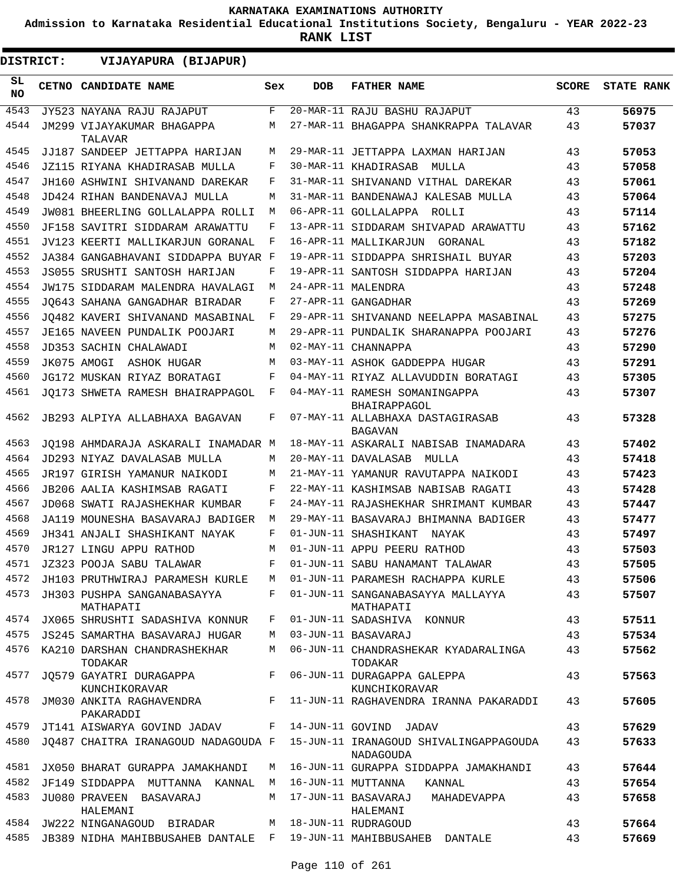**KARNATAKA EXAMINATIONS AUTHORITY**

**Admission to Karnataka Residential Educational Institutions Society, Bengaluru - YEAR 2022-23**

**RANK LIST**

**DISTRICT: VIJAYAPURA (BIJAPUR)**

| SL NO | CETNO | CANDIDATE NAME | Sex | DOB | FATHER NAME | SCORE | STATE RANK |
|---|---|---|---|---|---|---|---|
| 4543 | JY523 | NAYANA RAJU RAJAPUT | F | 20-MAR-11 | RAJU BASHU RAJAPUT | 43 | 56975 |
| 4544 | JM299 | VIJAYAKUMAR BHAGAPPA TALAVAR | M | 27-MAR-11 | BHAGAPPA SHANKRAPPA TALAVAR | 43 | 57037 |
| 4545 | JJ187 | SANDEEP JETTAPPA HARIJAN | M | 29-MAR-11 | JETTAPPA LAXMAN HARIJAN | 43 | 57053 |
| 4546 | JZ115 | RIYANA KHADIRASAB MULLA | F | 30-MAR-11 | KHADIRASAB MULLA | 43 | 57058 |
| 4547 | JH160 | ASHWINI SHIVANAND DAREKAR | F | 31-MAR-11 | SHIVANAND VITHAL DAREKAR | 43 | 57061 |
| 4548 | JD424 | RIHAN BANDENAVAJ MULLA | M | 31-MAR-11 | BANDENAWAJ KALESAB MULLA | 43 | 57064 |
| 4549 | JW081 | BHEERLING GOLLALAPPA ROLLI | M | 06-APR-11 | GOLLALAPPA ROLLI | 43 | 57114 |
| 4550 | JF158 | SAVITRI SIDDARAM ARAWATTU | F | 13-APR-11 | SIDDARAM SHIVAPAD ARAWATTU | 43 | 57162 |
| 4551 | JV123 | KEERTI MALLIKARJUN GORANAL | F | 16-APR-11 | MALLIKARJUN GORANAL | 43 | 57182 |
| 4552 | JA384 | GANGABHAVANI SIDDAPPA BUYAR | F | 19-APR-11 | SIDDAPPA SHRISHAIL BUYAR | 43 | 57203 |
| 4553 | JS055 | SRUSHTI SANTOSH HARIJAN | F | 19-APR-11 | SANTOSH SIDDAPPA HARIJAN | 43 | 57204 |
| 4554 | JW175 | SIDDARAM MALENDRA HAVALAGI | M | 24-APR-11 | MALENDRA | 43 | 57248 |
| 4555 | JQ643 | SAHANA GANGADHAR BIRADAR | F | 27-APR-11 | GANGADHAR | 43 | 57269 |
| 4556 | JQ482 | KAVERI SHIVANAND MASABINAL | F | 29-APR-11 | SHIVANAND NEELAPPA MASABINAL | 43 | 57275 |
| 4557 | JE165 | NAVEEN PUNDALIK POOJARI | M | 29-APR-11 | PUNDALIK SHARANAPPA POOJARI | 43 | 57276 |
| 4558 | JD353 | SACHIN CHALAWADI | M | 02-MAY-11 | CHANNAPPA | 43 | 57290 |
| 4559 | JK075 | AMOGI ASHOK HUGAR | M | 03-MAY-11 | ASHOK GADDEPPA HUGAR | 43 | 57291 |
| 4560 | JG172 | MUSKAN RIYAZ BORATAGI | F | 04-MAY-11 | RIYAZ ALLAVUDDIN BORATAGI | 43 | 57305 |
| 4561 | JQ173 | SHWETA RAMESH BHAIRAPPAGOL | F | 04-MAY-11 | RAMESH SOMANINGAPPA BHAIRAPPAGOL | 43 | 57307 |
| 4562 | JB293 | ALPIYA ALLABHAXA BAGAVAN | F | 07-MAY-11 | ALLABHAXA DASTAGIRASAB BAGAVAN | 43 | 57328 |
| 4563 | JQ198 | AHMDARAJA ASKARALI INAMADAR | M | 18-MAY-11 | ASKARALI NABISAB INAMADARA | 43 | 57402 |
| 4564 | JD293 | NIYAZ DAVALASAB MULLA | M | 20-MAY-11 | DAVALASAB MULLA | 43 | 57418 |
| 4565 | JR197 | GIRISH YAMANUR NAIKODI | M | 21-MAY-11 | YAMANUR RAVUTAPPA NAIKODI | 43 | 57423 |
| 4566 | JB206 | AALIA KASHIMSAB RAGATI | F | 22-MAY-11 | KASHIMSAB NABISAB RAGATI | 43 | 57428 |
| 4567 | JD068 | SWATI RAJASHEKHAR KUMBAR | F | 24-MAY-11 | RAJASHEKHAR SHRIMANT KUMBAR | 43 | 57447 |
| 4568 | JA119 | MOUNESHA BASAVARAJ BADIGER | M | 29-MAY-11 | BASAVARAJ BHIMANNA BADIGER | 43 | 57477 |
| 4569 | JH341 | ANJALI SHASHIKANT NAYAK | F | 01-JUN-11 | SHASHIKANT NAYAK | 43 | 57497 |
| 4570 | JR127 | LINGU APPU RATHOD | M | 01-JUN-11 | APPU PEERU RATHOD | 43 | 57503 |
| 4571 | JZ323 | POOJA SABU TALAWAR | F | 01-JUN-11 | SABU HANAMANT TALAWAR | 43 | 57505 |
| 4572 | JH103 | PRUTHWIRAJ PARAMESH KURLE | M | 01-JUN-11 | PARAMESH RACHAPPA KURLE | 43 | 57506 |
| 4573 | JH303 | PUSHPA SANGANABASAYYA MATHAPATI | F | 01-JUN-11 | SANGANABASAYYA MALLAYYA MATHAPATI | 43 | 57507 |
| 4574 | JX065 | SHRUSHTI SADASHIVA KONNUR | F | 01-JUN-11 | SADASHIVA KONNUR | 43 | 57511 |
| 4575 | JS245 | SAMARTHA BASAVARAJ HUGAR | M | 03-JUN-11 | BASAVARAJ | 43 | 57534 |
| 4576 | KA210 | DARSHAN CHANDRASHEKHAR TODAKAR | M | 06-JUN-11 | CHANDRASHEKAR KYADARALINGA TODAKAR | 43 | 57562 |
| 4577 | JQ579 | GAYATRI DURAGAPPA KUNCHIKORAVAR | F | 06-JUN-11 | DURAGAPPA GALEPPA KUNCHIKORAVAR | 43 | 57563 |
| 4578 | JM030 | ANKITA RAGHAVENDRA PAKARADDI | F | 11-JUN-11 | RAGHAVENDRA IRANNA PAKARADDI | 43 | 57605 |
| 4579 | JT141 | AISWARYA GOVIND JADAV | F | 14-JUN-11 | GOVIND JADAV | 43 | 57629 |
| 4580 | JQ487 | CHAITRA IRANAGOUD NADAGOUDA | F | 15-JUN-11 | IRANAGOUD SHIVALINGAPPAGOUDA NADAGOUDA | 43 | 57633 |
| 4581 | JX050 | BHARAT GURAPPA JAMAKHANDI | M | 16-JUN-11 | GURAPPA SIDDAPPA JAMAKHANDI | 43 | 57644 |
| 4582 | JF149 | SIDDAPPA MUTTANNA KANNAL | M | 16-JUN-11 | MUTTANNA KANNAL | 43 | 57654 |
| 4583 | JU080 | PRAVEEN BASAVARAJ HALEMANI | M | 17-JUN-11 | BASAVARAJ MAHADEVAPPA HALEMANI | 43 | 57658 |
| 4584 | JW222 | NINGANAGOUD BIRADAR | M | 18-JUN-11 | RUDRAGOUD | 43 | 57664 |
| 4585 | JB389 | NIDHA MAHIBBUSAHEB DANTALE | F | 19-JUN-11 | MAHIBBUSAHEB DANTALE | 43 | 57669 |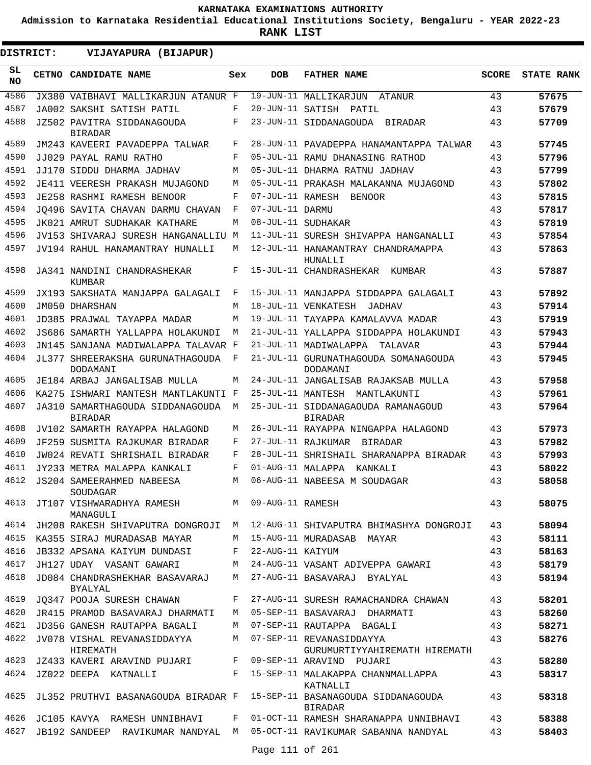# KARNATAKA EXAMINATIONS AUTHORITY

**Admission to Karnataka Residential Educational Institutions Society, Bengaluru - YEAR 2022-23**

**RANK LIST**

**DISTRICT: VIJAYAPURA (BIJAPUR)**

| SL NO | CETNO | CANDIDATE NAME | Sex | DOB | FATHER NAME | SCORE | STATE RANK |
|---|---|---|---|---|---|---|---|
| 4586 | JX380 | VAIBHAVI MALLIKARJUN ATANUR | F | 19-JUN-11 | MALLIKARJUN ATANUR | 43 | 57675 |
| 4587 | JA002 | SAKSHI SATISH PATIL | F | 20-JUN-11 | SATISH PATIL | 43 | 57679 |
| 4588 | JZ502 | PAVITRA SIDDANAGOUDA BIRADAR | F | 23-JUN-11 | SIDDANAGOUDA BIRADAR | 43 | 57709 |
| 4589 | JM243 | KAVEERI PAVADEPPA TALWAR | F | 28-JUN-11 | PAVADEPPA HANAMANTAPPA TALWAR | 43 | 57745 |
| 4590 | JJ029 | PAYAL RAMU RATHO | F | 05-JUL-11 | RAMU DHANASING RATHOD | 43 | 57796 |
| 4591 | JJ170 | SIDDU DHARMA JADHAV | M | 05-JUL-11 | DHARMA RATNU JADHAV | 43 | 57799 |
| 4592 | JE411 | VEERESH PRAKASH MUJAGOND | M | 05-JUL-11 | PRAKASH MALAKANNA MUJAGOND | 43 | 57802 |
| 4593 | JE258 | RASHMI RAMESH BENOOR | F | 07-JUL-11 | RAMESH BENOOR | 43 | 57815 |
| 4594 | JQ496 | SAVITA CHAVAN DARMU CHAVAN | F | 07-JUL-11 | DARMU | 43 | 57817 |
| 4595 | JK021 | AMRUT SUDHAKAR KATHARE | M | 08-JUL-11 | SUDHAKAR | 43 | 57819 |
| 4596 | JV153 | SHIVARAJ SURESH HANGANALLIU | M | 11-JUL-11 | SURESH SHIVAPPA HANGANALLI | 43 | 57854 |
| 4597 | JV194 | RAHUL HANAMANTRAY HUNALLI | M | 12-JUL-11 | HANAMANTRAY CHANDRAMAPPA HUNALLI | 43 | 57863 |
| 4598 | JA341 | NANDINI CHANDRASHEKAR KUMBAR | F | 15-JUL-11 | CHANDRASHEKAR KUMBAR | 43 | 57887 |
| 4599 | JX193 | SAKSHATA MANJAPPA GALAGALI | F | 15-JUL-11 | MANJAPPA SIDDAPPA GALAGALI | 43 | 57892 |
| 4600 | JM050 | DHARSHAN | M | 18-JUL-11 | VENKATESH JADHAV | 43 | 57914 |
| 4601 | JD385 | PRAJWAL TAYAPPA MADAR | M | 19-JUL-11 | TAYAPPA KAMALAVVA MADAR | 43 | 57919 |
| 4602 | JS686 | SAMARTH YALLAPPA HOLAKUNDI | M | 21-JUL-11 | YALLAPPA SIDDAPPA HOLAKUNDI | 43 | 57943 |
| 4603 | JN145 | SANJANA MADIWALAPPA TALAVAR | F | 21-JUL-11 | MADIWALAPPA TALAVAR | 43 | 57944 |
| 4604 | JL377 | SHREERAKSHA GURUNATHAGOUDA DODAMANI | F | 21-JUL-11 | GURUNATHAGOUDA SOMANAGOUDA DODAMANI | 43 | 57945 |
| 4605 | JE184 | ARBAJ JANGALISAB MULLA | M | 24-JUL-11 | JANGALISAB RAJAKSAB MULLA | 43 | 57958 |
| 4606 | KA275 | ISHWARI MANTESH MANTLAKUNTI | F | 25-JUL-11 | MANTESH MANTLAKUNTI | 43 | 57961 |
| 4607 | JA310 | SAMARTHAGOUDA SIDDANAGOUDA BIRADAR | M | 25-JUL-11 | SIDDANAGAOUDA RAMANAGOUD BIRADAR | 43 | 57964 |
| 4608 | JV102 | SAMARTH RAYAPPA HALAGOND | M | 26-JUL-11 | RAYAPPA NINGAPPA HALAGOND | 43 | 57973 |
| 4609 | JF259 | SUSMITA RAJKUMAR BIRADAR | F | 27-JUL-11 | RAJKUMAR BIRADAR | 43 | 57982 |
| 4610 | JW024 | REVATI SHRISHAIL BIRADAR | F | 28-JUL-11 | SHRISHAIL SHARANAPPA BIRADAR | 43 | 57993 |
| 4611 | JY233 | METRA MALAPPA KANKALI | F | 01-AUG-11 | MALAPPA KANKALI | 43 | 58022 |
| 4612 | JS204 | SAMEERAHMED NABEESA SOUDAGAR | M | 06-AUG-11 | NABEESA M SOUDAGAR | 43 | 58058 |
| 4613 | JT107 | VISHWARADHYA RAMESH MANAGULI | M | 09-AUG-11 | RAMESH | 43 | 58075 |
| 4614 | JH208 | RAKESH SHIVAPUTRA DONGROJI | M | 12-AUG-11 | SHIVAPUTRA BHIMASHYA DONGROJI | 43 | 58094 |
| 4615 | KA355 | SIRAJ MURADASAB MAYAR | M | 15-AUG-11 | MURADASAB MAYAR | 43 | 58111 |
| 4616 | JB332 | APSANA KAIYUM DUNDASI | F | 22-AUG-11 | KAIYUM | 43 | 58163 |
| 4617 | JH127 | UDAY VASANT GAWARI | M | 24-AUG-11 | VASANT ADIVEPPA GAWARI | 43 | 58179 |
| 4618 | JD084 | CHANDRASHEKHAR BASAVARAJ BYALYAL | M | 27-AUG-11 | BASAVARAJ BYALYAL | 43 | 58194 |
| 4619 | JQ347 | POOJA SURESH CHAWAN | F | 27-AUG-11 | SURESH RAMACHANDRA CHAWAN | 43 | 58201 |
| 4620 | JR415 | PRAMOD BASAVARAJ DHARMATI | M | 05-SEP-11 | BASAVARAJ DHARMATI | 43 | 58260 |
| 4621 | JD356 | GANESH RAUTAPPA BAGALI | M | 07-SEP-11 | RAUTAPPA BAGALI | 43 | 58271 |
| 4622 | JV078 | VISHAL REVANASIDDAYYA HIREMATH | M | 07-SEP-11 | REVANASIDDAYYA GURUMURTIYYAHIREMATH HIREMATH | 43 | 58276 |
| 4623 | JZ433 | KAVERI ARAVIND PUJARI | F | 09-SEP-11 | ARAVIND PUJARI | 43 | 58280 |
| 4624 | JZ022 | DEEPA KATNALLI | F | 15-SEP-11 | MALAKAPPA CHANNMALLAPPA KATNALLI | 43 | 58317 |
| 4625 | JL352 | PRUTHVI BASANAGOUDA BIRADAR | F | 15-SEP-11 | BASANAGOUDA SIDDANAGOUDA BIRADAR | 43 | 58318 |
| 4626 | JC105 | KAVYA RAMESH UNNIBHAVI | F | 01-OCT-11 | RAMESH SHARANAPPA UNNIBHAVI | 43 | 58388 |
| 4627 | JB192 | SANDEEP RAVIKUMAR NANDYAL | M | 05-OCT-11 | RAVIKUMAR SABANNA NANDYAL | 43 | 58403 |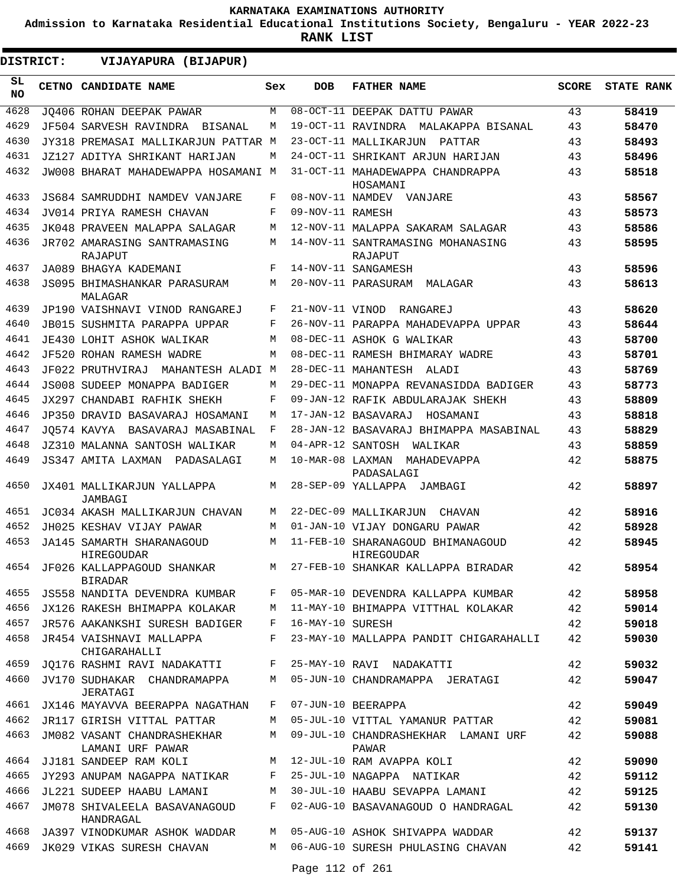# KARNATAKA EXAMINATIONS AUTHORITY

**Admission to Karnataka Residential Educational Institutions Society, Bengaluru - YEAR 2022-23**

**RANK LIST**

**DISTRICT: VIJAYAPURA (BIJAPUR)**

| SL NO | CETNO | CANDIDATE NAME | Sex | DOB | FATHER NAME | SCORE | STATE RANK |
|---|---|---|---|---|---|---|---|
| 4628 | JQ406 | ROHAN DEEPAK PAWAR | M | 08-OCT-11 | DEEPAK DATTU PAWAR | 43 | **58419** |
| 4629 | JF504 | SARVESH RAVINDRA BISANAL | M | 19-OCT-11 | RAVINDRA MALAKAPPA BISANAL | 43 | **58470** |
| 4630 | JY318 | PREMASAI MALLIKARJUN PATTAR | M | 23-OCT-11 | MALLIKARJUN PATTAR | 43 | **58493** |
| 4631 | JZ127 | ADITYA SHRIKANT HARIJAN | M | 24-OCT-11 | SHRIKANT ARJUN HARIJAN | 43 | **58496** |
| 4632 | JW008 | BHARAT MAHADEWAPPA HOSAMANI | M | 31-OCT-11 | MAHADEWAPPA CHANDRAPPA HOSAMANI | 43 | **58518** |
| 4633 | JS684 | SAMRUDDHI NAMDEV VANJARE | F | 08-NOV-11 | NAMDEV VANJARE | 43 | **58567** |
| 4634 | JV014 | PRIYA RAMESH CHAVAN | F | 09-NOV-11 | RAMESH | 43 | **58573** |
| 4635 | JK048 | PRAVEEN MALAPPA SALAGAR | M | 12-NOV-11 | MALAPPA SAKARAM SALAGAR | 43 | **58586** |
| 4636 | JR702 | AMARASING SANTRAMASING RAJAPUT | M | 14-NOV-11 | SANTRAMASING MOHANASING RAJAPUT | 43 | **58595** |
| 4637 | JA089 | BHAGYA KADEMANI | F | 14-NOV-11 | SANGAMESH | 43 | **58596** |
| 4638 | JS095 | BHIMASHANKAR PARASURAM MALAGAR | M | 20-NOV-11 | PARASURAM MALAGAR | 43 | **58613** |
| 4639 | JP190 | VAISHNAVI VINOD RANGAREJ | F | 21-NOV-11 | VINOD RANGAREJ | 43 | **58620** |
| 4640 | JB015 | SUSHMITA PARAPPA UPPAR | F | 26-NOV-11 | PARAPPA MAHADEVAPPA UPPAR | 43 | **58644** |
| 4641 | JE430 | LOHIT ASHOK WALIKAR | M | 08-DEC-11 | ASHOK G WALIKAR | 43 | **58700** |
| 4642 | JF520 | ROHAN RAMESH WADRE | M | 08-DEC-11 | RAMESH BHIMARAY WADRE | 43 | **58701** |
| 4643 | JF022 | PRUTHVIRAJ MAHANTESH ALADI | M | 28-DEC-11 | MAHANTESH ALADI | 43 | **58769** |
| 4644 | JS008 | SUDEEP MONAPPA BADIGER | M | 29-DEC-11 | MONAPPA REVANASIDDA BADIGER | 43 | **58773** |
| 4645 | JX297 | CHANDABI RAFHIK SHEKH | F | 09-JAN-12 | RAFIK ABDULARAJAK SHEKH | 43 | **58809** |
| 4646 | JP350 | DRAVID BASAVARAJ HOSAMANI | M | 17-JAN-12 | BASAVARAJ HOSAMANI | 43 | **58818** |
| 4647 | JQ574 | KAVYA BASAVARAJ MASABINAL | F | 28-JAN-12 | BASAVARAJ BHIMAPPA MASABINAL | 43 | **58829** |
| 4648 | JZ310 | MALANNA SANTOSH WALIKAR | M | 04-APR-12 | SANTOSH WALIKAR | 43 | **58859** |
| 4649 | JS347 | AMITA LAXMAN PADASALAGI | M | 10-MAR-08 | LAXMAN MAHADEVAPPA PADASALAGI | 42 | **58875** |
| 4650 | JX401 | MALLIKARJUN YALLAPPA JAMBAGI | M | 28-SEP-09 | YALLAPPA JAMBAGI | 42 | **58897** |
| 4651 | JC034 | AKASH MALLIKARJUN CHAVAN | M | 22-DEC-09 | MALLIKARJUN CHAVAN | 42 | **58916** |
| 4652 | JH025 | KESHAV VIJAY PAWAR | M | 01-JAN-10 | VIJAY DONGARU PAWAR | 42 | **58928** |
| 4653 | JA145 | SAMARTH SHARANAGOUD HIREGOUDAR | M | 11-FEB-10 | SHARANAGOUD BHIMANAGOUD HIREGOUDAR | 42 | **58945** |
| 4654 | JF026 | KALLAPPAGOUD SHANKAR BIRADAR | M | 27-FEB-10 | SHANKAR KALLAPPA BIRADAR | 42 | **58954** |
| 4655 | JS558 | NANDITA DEVENDRA KUMBAR | F | 05-MAR-10 | DEVENDRA KALLAPPA KUMBAR | 42 | **58958** |
| 4656 | JX126 | RAKESH BHIMAPPA KOLAKAR | M | 11-MAY-10 | BHIMAPPA VITTHAL KOLAKAR | 42 | **59014** |
| 4657 | JR576 | AAKANKSHI SURESH BADIGER | F | 16-MAY-10 | SURESH | 42 | **59018** |
| 4658 | JR454 | VAISHNAVI MALLAPPA CHIGARAHALLI | F | 23-MAY-10 | MALLAPPA PANDIT CHIGARAHALLI | 42 | **59030** |
| 4659 | JQ176 | RASHMI RAVI NADAKATTI | F | 25-MAY-10 | RAVI NADAKATTI | 42 | **59032** |
| 4660 | JV170 | SUDHAKAR CHANDRAMAPPA JERATAGI | M | 05-JUN-10 | CHANDRAMAPPA JERATAGI | 42 | **59047** |
| 4661 | JX146 | MAYAVVA BEERAPPA NAGATHAN | F | 07-JUN-10 | BEERAPPA | 42 | **59049** |
| 4662 | JR117 | GIRISH VITTAL PATTAR | M | 05-JUL-10 | VITTAL YAMANUR PATTAR | 42 | **59081** |
| 4663 | JM082 | VASANT CHANDRASHEKHAR LAMANI URF PAWAR | M | 09-JUL-10 | CHANDRASHEKHAR LAMANI URF PAWAR | 42 | **59088** |
| 4664 | JJ181 | SANDEEP RAM KOLI | M | 12-JUL-10 | RAM AVAPPA KOLI | 42 | **59090** |
| 4665 | JY293 | ANUPAM NAGAPPA NATIKAR | F | 25-JUL-10 | NAGAPPA NATIKAR | 42 | **59112** |
| 4666 | JL221 | SUDEEP HAABU LAMANI | M | 30-JUL-10 | HAABU SEVAPPA LAMANI | 42 | **59125** |
| 4667 | JM078 | SHIVALEELA BASAVANAGOUD HANDRAGAL | F | 02-AUG-10 | BASAVANAGOUD O HANDRAGAL | 42 | **59130** |
| 4668 | JA397 | VINODKUMAR ASHOK WADDAR | M | 05-AUG-10 | ASHOK SHIVAPPA WADDAR | 42 | **59137** |
| 4669 | JK029 | VIKAS SURESH CHAVAN | M | 06-AUG-10 | SURESH PHULASING CHAVAN | 42 | **59141** |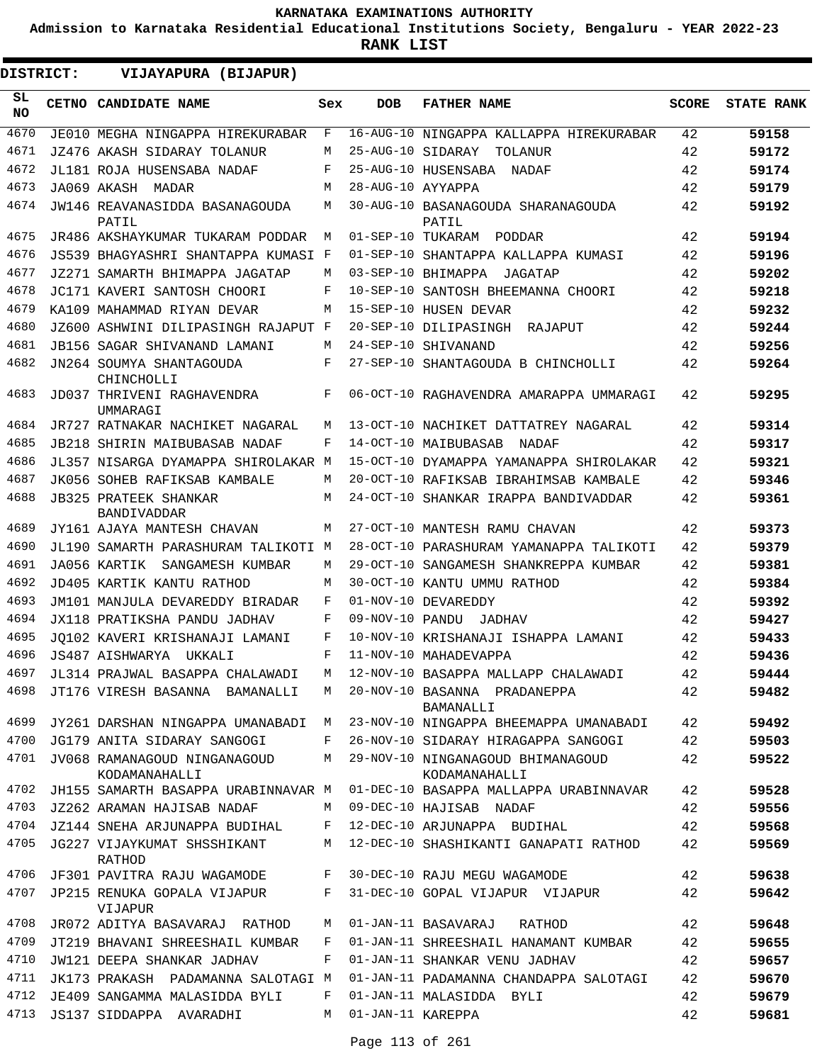KARNATAKA EXAMINATIONS AUTHORITY

Admission to Karnataka Residential Educational Institutions Society, Bengaluru - YEAR 2022-23

**RANK LIST**

**DISTRICT: VIJAYAPURA (BIJAPUR)**

| SL NO | CETNO | CANDIDATE NAME | Sex | DOB | FATHER NAME | SCORE | STATE RANK |
|---|---|---|---|---|---|---|---|
| 4670 | JE010 | MEGHA NINGAPPA HIREKURABAR | F | 16-AUG-10 | NINGAPPA KALLAPPA HIREKURABAR | 42 | 59158 |
| 4671 | JZ476 | AKASH SIDARAY TOLANUR | M | 25-AUG-10 | SIDARAY TOLANUR | 42 | 59172 |
| 4672 | JL181 | ROJA HUSENSABA NADAF | F | 25-AUG-10 | HUSENSABA NADAF | 42 | 59174 |
| 4673 | JA069 | AKASH MADAR | M | 28-AUG-10 | AYYAPPA | 42 | 59179 |
| 4674 | JW146 | REAVANASIDDA BASANAGOUDA PATIL | M | 30-AUG-10 | BASANAGOUDA SHARANAGOUDA PATIL | 42 | 59192 |
| 4675 | JR486 | AKSHAYKUMAR TUKARAM PODDAR | M | 01-SEP-10 | TUKARAM PODDAR | 42 | 59194 |
| 4676 | JS539 | BHAGYASHRI SHANTAPPA KUMASI | F | 01-SEP-10 | SHANTAPPA KALLAPPA KUMASI | 42 | 59196 |
| 4677 | JZ271 | SAMARTH BHIMAPPA JAGATAP | M | 03-SEP-10 | BHIMAPPA JAGATAP | 42 | 59202 |
| 4678 | JC171 | KAVERI SANTOSH CHOORI | F | 10-SEP-10 | SANTOSH BHEEMANNA CHOORI | 42 | 59218 |
| 4679 | KA109 | MAHAMMAD RIYAN DEVAR | M | 15-SEP-10 | HUSEN DEVAR | 42 | 59232 |
| 4680 | JZ600 | ASHWINI DILIPASINGH RAJAPUT | F | 20-SEP-10 | DILIPASINGH RAJAPUT | 42 | 59244 |
| 4681 | JB156 | SAGAR SHIVANAND LAMANI | M | 24-SEP-10 | SHIVANAND | 42 | 59256 |
| 4682 | JN264 | SOUMYA SHANTAGOUDA CHINCHOLLI | F | 27-SEP-10 | SHANTAGOUDA B CHINCHOLLI | 42 | 59264 |
| 4683 | JD037 | THRIVENI RAGHAVENDRA UMMARAGI | F | 06-OCT-10 | RAGHAVENDRA AMARAPPA UMMARAGI | 42 | 59295 |
| 4684 | JR727 | RATNAKAR NACHIKET NAGARAL | M | 13-OCT-10 | NACHIKET DATTATREY NAGARAL | 42 | 59314 |
| 4685 | JB218 | SHIRIN MAIBUBASAB NADAF | F | 14-OCT-10 | MAIBUBASAB NADAF | 42 | 59317 |
| 4686 | JL357 | NISARGA DYAMAPPA SHIROLAKAR | M | 15-OCT-10 | DYAMAPPA YAMANAPPA SHIROLAKAR | 42 | 59321 |
| 4687 | JK056 | SOHEB RAFIKSAB KAMBALE | M | 20-OCT-10 | RAFIKSAB IBRAHIMSAB KAMBALE | 42 | 59346 |
| 4688 | JB325 | PRATEEK SHANKAR BANDIVADDAR | M | 24-OCT-10 | SHANKAR IRAPPA BANDIVADDAR | 42 | 59361 |
| 4689 | JY161 | AJAYA MANTESH CHAVAN | M | 27-OCT-10 | MANTESH RAMU CHAVAN | 42 | 59373 |
| 4690 | JL190 | SAMARTH PARASHURAM TALIKOTI | M | 28-OCT-10 | PARASHURAM YAMANAPPA TALIKOTI | 42 | 59379 |
| 4691 | JA056 | KARTIK SANGAMESH KUMBAR | M | 29-OCT-10 | SANGAMESH SHANKREPPA KUMBAR | 42 | 59381 |
| 4692 | JD405 | KARTIK KANTU RATHOD | M | 30-OCT-10 | KANTU UMMU RATHOD | 42 | 59384 |
| 4693 | JM101 | MANJULA DEVAREDDY BIRADAR | F | 01-NOV-10 | DEVAREDDY | 42 | 59392 |
| 4694 | JX118 | PRATIKSHA PANDU JADHAV | F | 09-NOV-10 | PANDU JADHAV | 42 | 59427 |
| 4695 | JQ102 | KAVERI KRISHANAJI LAMANI | F | 10-NOV-10 | KRISHANAJI ISHAPPA LAMANI | 42 | 59433 |
| 4696 | JS487 | AISHWARYA UKKALI | F | 11-NOV-10 | MAHADEVAPPA | 42 | 59436 |
| 4697 | JL314 | PRAJWAL BASAPPA CHALAWADI | M | 12-NOV-10 | BASAPPA MALLAPP CHALAWADI | 42 | 59444 |
| 4698 | JT176 | VIRESH BASANNA BAMANALLI | M | 20-NOV-10 | BASANNA PRADANEPPA BAMANALLI | 42 | 59482 |
| 4699 | JY261 | DARSHAN NINGAPPA UMANABADI | M | 23-NOV-10 | NINGAPPA BHEEMAPPA UMANABADI | 42 | 59492 |
| 4700 | JG179 | ANITA SIDARAY SANGOGI | F | 26-NOV-10 | SIDARAY HIRAGAPPA SANGOGI | 42 | 59503 |
| 4701 | JV068 | RAMANAGOUD NINGANAGOUD KODAMANAHALLI | M | 29-NOV-10 | NINGANAGOUD BHIMANAGOUD KODAMANAHALLI | 42 | 59522 |
| 4702 | JH155 | SAMARTH BASAPPA URABINNAVAR | M | 01-DEC-10 | BASAPPA MALLAPPA URABINNAVAR | 42 | 59528 |
| 4703 | JZ262 | ARAMAN HAJISAB NADAF | M | 09-DEC-10 | HAJISAB NADAF | 42 | 59556 |
| 4704 | JZ144 | SNEHA ARJUNAPPA BUDIHAL | F | 12-DEC-10 | ARJUNAPPA BUDIHAL | 42 | 59568 |
| 4705 | JG227 | VIJAYKUMAT SHSSHIKANT RATHOD | M | 12-DEC-10 | SHASHIKANTI GANAPATI RATHOD | 42 | 59569 |
| 4706 | JF301 | PAVITRA RAJU WAGAMODE | F | 30-DEC-10 | RAJU MEGU WAGAMODE | 42 | 59638 |
| 4707 | JP215 | RENUKA GOPALA VIJAPUR VIJAPUR | F | 31-DEC-10 | GOPAL VIJAPUR VIJAPUR | 42 | 59642 |
| 4708 | JR072 | ADITYA BASAVARAJ RATHOD | M | 01-JAN-11 | BASAVARAJ RATHOD | 42 | 59648 |
| 4709 | JT219 | BHAVANI SHREESHAIL KUMBAR | F | 01-JAN-11 | SHREESHAIL HANAMANT KUMBAR | 42 | 59655 |
| 4710 | JW121 | DEEPA SHANKAR JADHAV | F | 01-JAN-11 | SHANKAR VENU JADHAV | 42 | 59657 |
| 4711 | JK173 | PRAKASH PADAMANNA SALOTAGI | M | 01-JAN-11 | PADAMANNA CHANDAPPA SALOTAGI | 42 | 59670 |
| 4712 | JE409 | SANGAMMA MALASIDDA BYLI | F | 01-JAN-11 | MALASIDDA BYLI | 42 | 59679 |
| 4713 | JS137 | SIDDAPPA AVARADHI | M | 01-JAN-11 | KAREPPA | 42 | 59681 |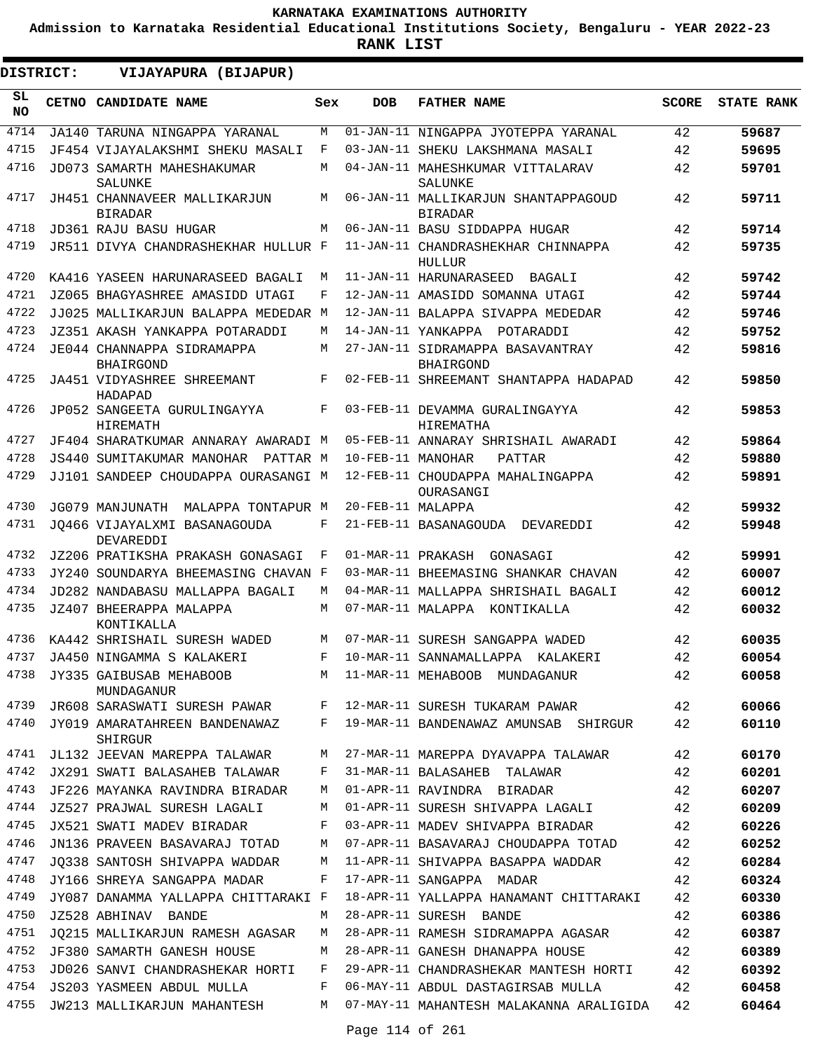# KARNATAKA EXAMINATIONS AUTHORITY

**Admission to Karnataka Residential Educational Institutions Society, Bengaluru - YEAR 2022-23**

**RANK LIST**

**DISTRICT: VIJAYAPURA (BIJAPUR)**

| SL NO | CETNO | CANDIDATE NAME | Sex | DOB | FATHER NAME | SCORE | STATE RANK |
|---|---|---|---|---|---|---|---|
| 4714 | JA140 | TARUNA NINGAPPA YARANAL | M | 01-JAN-11 | NINGAPPA JYOTEPPA YARANAL | 42 | 59687 |
| 4715 | JF454 | VIJAYALAKSHMI SHEKU MASALI | F | 03-JAN-11 | SHEKU LAKSHMANA MASALI | 42 | 59695 |
| 4716 | JD073 | SAMARTH MAHESHAKUMAR SALUNKE | M | 04-JAN-11 | MAHESHKUMAR VITTALARAV SALUNKE | 42 | 59701 |
| 4717 | JH451 | CHANNAVEER MALLIKARJUN BIRADAR | M | 06-JAN-11 | MALLIKARJUN SHANTAPPAGOUD BIRADAR | 42 | 59711 |
| 4718 | JD361 | RAJU BASU HUGAR | M | 06-JAN-11 | BASU SIDDAPPA HUGAR | 42 | 59714 |
| 4719 | JR511 | DIVYA CHANDRASHEKHAR HULLUR | F | 11-JAN-11 | CHANDRASHEKHAR CHINNAPPA HULLUR | 42 | 59735 |
| 4720 | KA416 | YASEEN HARUNARASEED BAGALI | M | 11-JAN-11 | HARUNARASEED BAGALI | 42 | 59742 |
| 4721 | JZ065 | BHAGYASHREE AMASIDD UTAGI | F | 12-JAN-11 | AMASIDD SOMANNA UTAGI | 42 | 59744 |
| 4722 | JJ025 | MALLIKARJUN BALAPPA MEDEDAR | M | 12-JAN-11 | BALAPPA SIVAPPA MEDEDAR | 42 | 59746 |
| 4723 | JZ351 | AKASH YANKAPPA POTARADDI | M | 14-JAN-11 | YANKAPPA POTARADDI | 42 | 59752 |
| 4724 | JE044 | CHANNAPPA SIDRAMAPPA BHAIRGOND | M | 27-JAN-11 | SIDRAMAPPA BASAVANTRAY BHAIRGOND | 42 | 59816 |
| 4725 | JA451 | VIDYASHREE SHREEMANT HADAPAD | F | 02-FEB-11 | SHREEMANT SHANTAPPA HADAPAD | 42 | 59850 |
| 4726 | JP052 | SANGEETA GURULINGAYYA HIREMATH | F | 03-FEB-11 | DEVAMMA GURALINGAYYA HIREMATHA | 42 | 59853 |
| 4727 | JF404 | SHARATKUMAR ANNARAY AWARADI | M | 05-FEB-11 | ANNARAY SHRISHAIL AWARADI | 42 | 59864 |
| 4728 | JS440 | SUMITAKUMAR MANOHAR PATTAR | M | 10-FEB-11 | MANOHAR PATTAR | 42 | 59880 |
| 4729 | JJ101 | SANDEEP CHOUDAPPA OURASANGI | M | 12-FEB-11 | CHOUDAPPA MAHALINGAPPA OURASANGI | 42 | 59891 |
| 4730 | JG079 | MANJUNATH MALAPPA TONTAPUR | M | 20-FEB-11 | MALAPPA | 42 | 59932 |
| 4731 | JQ466 | VIJAYALXMI BASANAGOUDA DEVAREDDI | F | 21-FEB-11 | BASANAGOUDA DEVAREDDI | 42 | 59948 |
| 4732 | JZ206 | PRATIKSHA PRAKASH GONASAGI | F | 01-MAR-11 | PRAKASH GONASAGI | 42 | 59991 |
| 4733 | JY240 | SOUNDARYA BHEEMASING CHAVAN | F | 03-MAR-11 | BHEEMASING SHANKAR CHAVAN | 42 | 60007 |
| 4734 | JD282 | NANDABASU MALLAPPA BAGALI | M | 04-MAR-11 | MALLAPPA SHRISHAIL BAGALI | 42 | 60012 |
| 4735 | JZ407 | BHEERAPPA MALAPPA KONTIKALLA | M | 07-MAR-11 | MALAPPA KONTIKALLA | 42 | 60032 |
| 4736 | KA442 | SHRISHAIL SURESH WADED | M | 07-MAR-11 | SURESH SANGAPPA WADED | 42 | 60035 |
| 4737 | JA450 | NINGAMMA S KALAKERI | F | 10-MAR-11 | SANNAMALLAPPA KALAKERI | 42 | 60054 |
| 4738 | JY335 | GAIBUSAB MEHABOOB MUNDAGANUR | M | 11-MAR-11 | MEHABOOB MUNDAGANUR | 42 | 60058 |
| 4739 | JR608 | SARASWATI SURESH PAWAR | F | 12-MAR-11 | SURESH TUKARAM PAWAR | 42 | 60066 |
| 4740 | JY019 | AMARATAHREEN BANDENAWAZ SHIRGUR | F | 19-MAR-11 | BANDENAWAZ AMUNSAB SHIRGUR | 42 | 60110 |
| 4741 | JL132 | JEEVAN MAREPPA TALAWAR | M | 27-MAR-11 | MAREPPA DYAVAPPA TALAWAR | 42 | 60170 |
| 4742 | JX291 | SWATI BALASAHEB TALAWAR | F | 31-MAR-11 | BALASAHEB TALAWAR | 42 | 60201 |
| 4743 | JF226 | MAYANKA RAVINDRA BIRADAR | M | 01-APR-11 | RAVINDRA BIRADAR | 42 | 60207 |
| 4744 | JZ527 | PRAJWAL SURESH LAGALI | M | 01-APR-11 | SURESH SHIVAPPA LAGALI | 42 | 60209 |
| 4745 | JX521 | SWATI MADEV BIRADAR | F | 03-APR-11 | MADEV SHIVAPPA BIRADAR | 42 | 60226 |
| 4746 | JN136 | PRAVEEN BASAVARAJ TOTAD | M | 07-APR-11 | BASAVARAJ CHOUDAPPA TOTAD | 42 | 60252 |
| 4747 | JQ338 | SANTOSH SHIVAPPA WADDAR | M | 11-APR-11 | SHIVAPPA BASAPPA WADDAR | 42 | 60284 |
| 4748 | JY166 | SHREYA SANGAPPA MADAR | F | 17-APR-11 | SANGAPPA MADAR | 42 | 60324 |
| 4749 | JY087 | DANAMMA YALLAPPA CHITTARAKI | F | 18-APR-11 | YALLAPPA HANAMANT CHITTARAKI | 42 | 60330 |
| 4750 | JZ528 | ABHINAV BANDE | M | 28-APR-11 | SURESH BANDE | 42 | 60386 |
| 4751 | JQ215 | MALLIKARJUN RAMESH AGASAR | M | 28-APR-11 | RAMESH SIDRAMAPPA AGASAR | 42 | 60387 |
| 4752 | JF380 | SAMARTH GANESH HOUSE | M | 28-APR-11 | GANESH DHANAPPA HOUSE | 42 | 60389 |
| 4753 | JD026 | SANVI CHANDRASHEKAR HORTI | F | 29-APR-11 | CHANDRASHEKAR MANTESH HORTI | 42 | 60392 |
| 4754 | JS203 | YASMEEN ABDUL MULLA | F | 06-MAY-11 | ABDUL DASTAGIRSAB MULLA | 42 | 60458 |
| 4755 | JW213 | MALLIKARJUN MAHANTESH | M | 07-MAY-11 | MAHANTESH MALAKANNA ARALIGIDA | 42 | 60464 |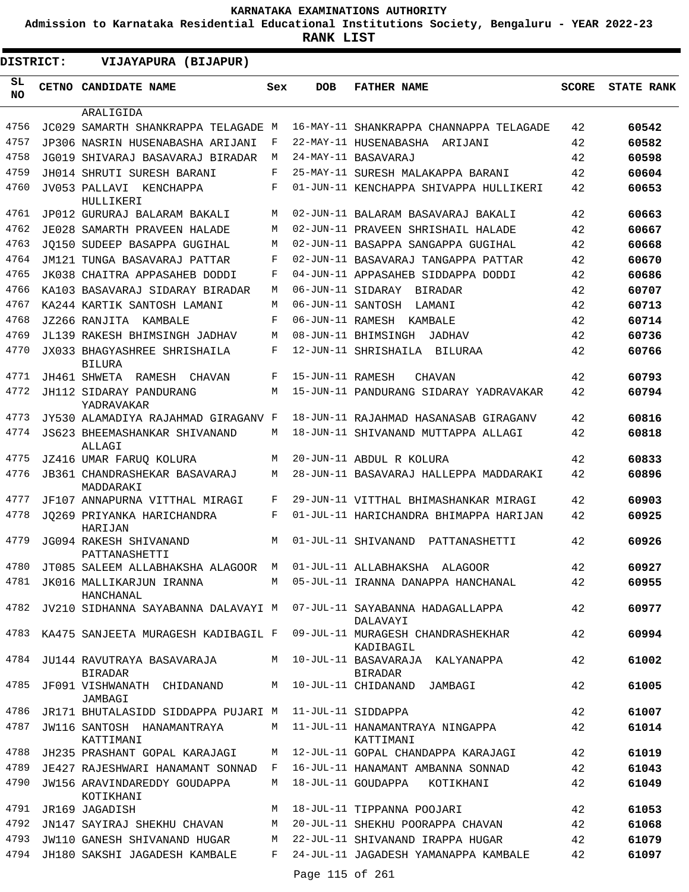KARNATAKA EXAMINATIONS AUTHORITY

Admission to Karnataka Residential Educational Institutions Society, Bengaluru - YEAR 2022-23

RANK LIST

**DISTRICT: VIJAYAPURA (BIJAPUR)**

| SL NO | CETNO | CANDIDATE NAME | Sex | DOB | FATHER NAME | SCORE | STATE RANK |
|---|---|---|---|---|---|---|---|
| | | ARALIGIDA | | | | | |
| 4756 | JC029 | SAMARTH SHANKRAPPA TELAGADE | M | 16-MAY-11 | SHANKRAPPA CHANNAPPA TELAGADE | 42 | 60542 |
| 4757 | JP306 | NASRIN HUSENABASHA ARIJANI | F | 22-MAY-11 | HUSENABASHA ARIJANI | 42 | 60582 |
| 4758 | JG019 | SHIVARAJ BASAVARAJ BIRADAR | M | 24-MAY-11 | BASAVARAJ | 42 | 60598 |
| 4759 | JH014 | SHRUTI SURESH BARANI | F | 25-MAY-11 | SURESH MALAKAPPA BARANI | 42 | 60604 |
| 4760 | JV053 | PALLAVI KENCHAPPA HULLIKERI | F | 01-JUN-11 | KENCHAPPA SHIVAPPA HULLIKERI | 42 | 60653 |
| 4761 | JP012 | GURURAJ BALARAM BAKALI | M | 02-JUN-11 | BALARAM BASAVARAJ BAKALI | 42 | 60663 |
| 4762 | JE028 | SAMARTH PRAVEEN HALADE | M | 02-JUN-11 | PRAVEEN SHRISHAIL HALADE | 42 | 60667 |
| 4763 | JQ150 | SUDEEP BASAPPA GUGIHAL | M | 02-JUN-11 | BASAPPA SANGAPPA GUGIHAL | 42 | 60668 |
| 4764 | JM121 | TUNGA BASAVARAJ PATTAR | F | 02-JUN-11 | BASAVARAJ TANGAPPA PATTAR | 42 | 60670 |
| 4765 | JK038 | CHAITRA APPASAHEB DODDI | F | 04-JUN-11 | APPASAHEB SIDDAPPA DODDI | 42 | 60686 |
| 4766 | KA103 | BASAVARAJ SIDARAY BIRADAR | M | 06-JUN-11 | SIDARAY BIRADAR | 42 | 60707 |
| 4767 | KA244 | KARTIK SANTOSH LAMANI | M | 06-JUN-11 | SANTOSH LAMANI | 42 | 60713 |
| 4768 | JZ266 | RANJITA KAMBALE | F | 06-JUN-11 | RAMESH KAMBALE | 42 | 60714 |
| 4769 | JL139 | RAKESH BHIMSINGH JADHAV | M | 08-JUN-11 | BHIMSINGH JADHAV | 42 | 60736 |
| 4770 | JX033 | BHAGYASHREE SHRISHAILA BILURA | F | 12-JUN-11 | SHRISHAILA BILURAA | 42 | 60766 |
| 4771 | JH461 | SHWETA RAMESH CHAVAN | F | 15-JUN-11 | RAMESH CHAVAN | 42 | 60793 |
| 4772 | JH112 | SIDARAY PANDURANG YADRAVAKAR | M | 15-JUN-11 | PANDURANG SIDARAY YADRAVAKAR | 42 | 60794 |
| 4773 | JY530 | ALAMADIYA RAJAHMAD GIRAGANV | F | 18-JUN-11 | RAJAHMAD HASANASAB GIRAGANV | 42 | 60816 |
| 4774 | JS623 | BHEEMASHANKAR SHIVANAND ALLAGI | M | 18-JUN-11 | SHIVANAND MUTTAPPA ALLAGI | 42 | 60818 |
| 4775 | JZ416 | UMAR FARUQ KOLURA | M | 20-JUN-11 | ABDUL R KOLURA | 42 | 60833 |
| 4776 | JB361 | CHANDRASHEKAR BASAVARAJ MADDARAKI | M | 28-JUN-11 | BASAVARAJ HALLEPPA MADDARAKI | 42 | 60896 |
| 4777 | JF107 | ANNAPURNA VITTHAL MIRAGI | F | 29-JUN-11 | VITTHAL BHIMASHANKAR MIRAGI | 42 | 60903 |
| 4778 | JQ269 | PRIYANKA HARICHANDRA HARIJAN | F | 01-JUL-11 | HARICHANDRA BHIMAPPA HARIJAN | 42 | 60925 |
| 4779 | JG094 | RAKESH SHIVANAND PATTANASHETTI | M | 01-JUL-11 | SHIVANAND PATTANASHETTI | 42 | 60926 |
| 4780 | JT085 | SALEEM ALLABHAKSHA ALAGOOR | M | 01-JUL-11 | ALLABHAKSHA ALAGOOR | 42 | 60927 |
| 4781 | JK016 | MALLIKARJUN IRANNA HANCHANAL | M | 05-JUL-11 | IRANNA DANAPPA HANCHANAL | 42 | 60955 |
| 4782 | JV210 | SIDHANNA SAYABANNA DALAVAYI | M | 07-JUL-11 | SAYABANNA HADAGALLAPPA DALAVAYI | 42 | 60977 |
| 4783 | KA475 | SANJEETA MURAGESH KADIBAGIL | F | 09-JUL-11 | MURAGESH CHANDRASHEKHAR KADIBAGIL | 42 | 60994 |
| 4784 | JU144 | RAVUTRAYA BASAVARAJA BIRADAR | M | 10-JUL-11 | BASAVARAJA KALYANAPPA BIRADAR | 42 | 61002 |
| 4785 | JF091 | VISHWANATH CHIDANAND JAMBAGI | M | 10-JUL-11 | CHIDANAND JAMBAGI | 42 | 61005 |
| 4786 | JR171 | BHUTALASIDD SIDDAPPA PUJARI | M | 11-JUL-11 | SIDDAPPA | 42 | 61007 |
| 4787 | JW116 | SANTOSH HANAMANTRAYA KATTIMANI | M | 11-JUL-11 | HANAMANTRAYA NINGAPPA KATTIMANI | 42 | 61014 |
| 4788 | JH235 | PRASHANT GOPAL KARAJAGI | M | 12-JUL-11 | GOPAL CHANDAPPA KARAJAGI | 42 | 61019 |
| 4789 | JE427 | RAJESHWARI HANAMANT SONNAD | F | 16-JUL-11 | HANAMANT AMBANNA SONNAD | 42 | 61043 |
| 4790 | JW156 | ARAVINDAREDDY GOUDAPPA KOTIKHANI | M | 18-JUL-11 | GOUDAPPA KOTIKHANI | 42 | 61049 |
| 4791 | JR169 | JAGADISH | M | 18-JUL-11 | TIPPANNA POOJARI | 42 | 61053 |
| 4792 | JN147 | SAYIRAJ SHEKHU CHAVAN | M | 20-JUL-11 | SHEKHU POORAPPA CHAVAN | 42 | 61068 |
| 4793 | JW110 | GANESH SHIVANAND HUGAR | M | 22-JUL-11 | SHIVANAND IRAPPA HUGAR | 42 | 61079 |
| 4794 | JH180 | SAKSHI JAGADESH KAMBALE | F | 24-JUL-11 | JAGADESH YAMANAPPA KAMBALE | 42 | 61097 |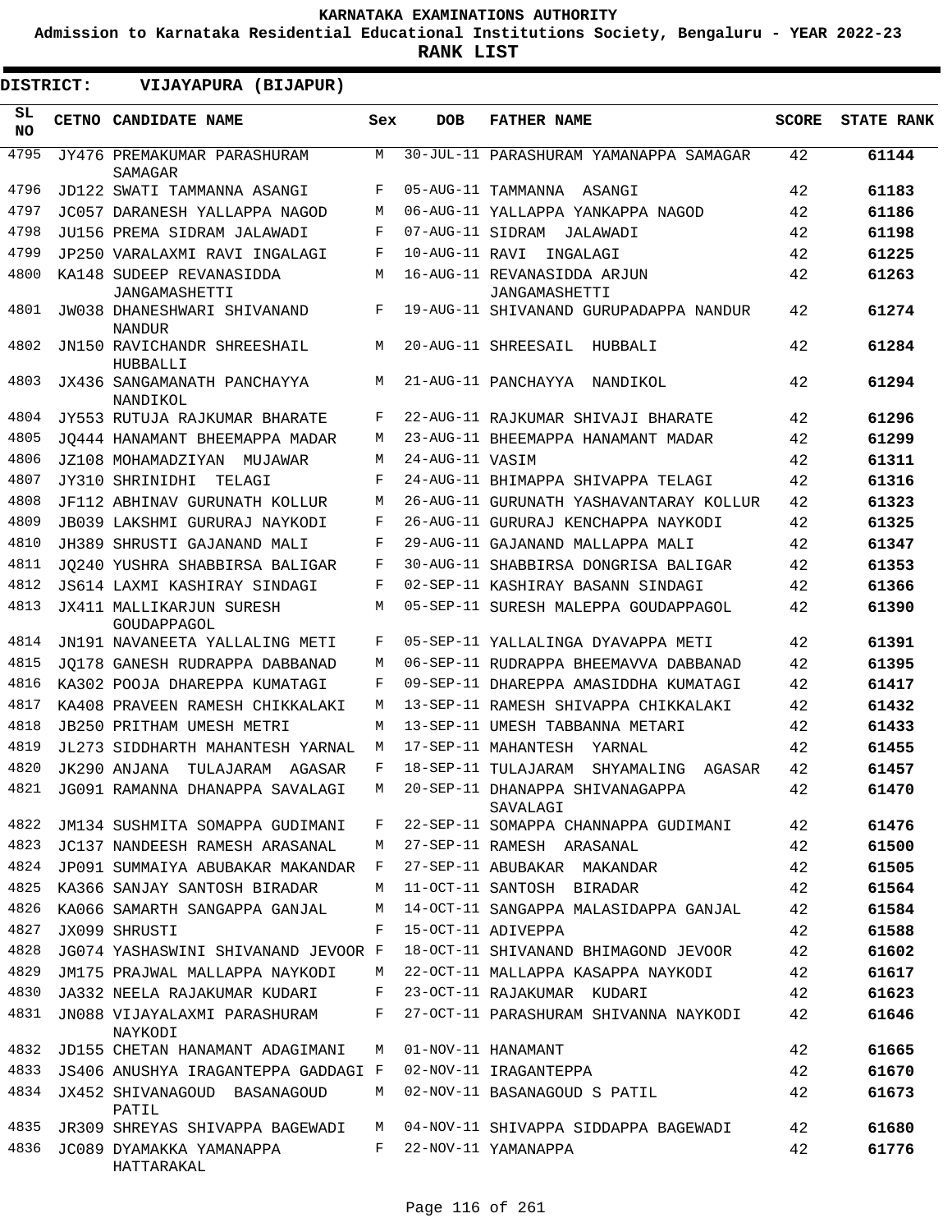# KARNATAKA EXAMINATIONS AUTHORITY

**Admission to Karnataka Residential Educational Institutions Society, Bengaluru - YEAR 2022-23**

**RANK LIST**

**DISTRICT: VIJAYAPURA (BIJAPUR)**

| SL NO | CETNO | CANDIDATE NAME | Sex | DOB | FATHER NAME | SCORE | STATE RANK |
|---|---|---|---|---|---|---|---|
| 4795 | JY476 | PREMAKUMAR PARASHURAM SAMAGAR | M | 30-JUL-11 | PARASHURAM YAMANAPPA SAMAGAR | 42 | 61144 |
| 4796 | JD122 | SWATI TAMMANNA ASANGI | F | 05-AUG-11 | TAMMANNA ASANGI | 42 | 61183 |
| 4797 | JC057 | DARANESH YALLAPPA NAGOD | M | 06-AUG-11 | YALLAPPA YANKAPPA NAGOD | 42 | 61186 |
| 4798 | JU156 | PREMA SIDRAM JALAWADI | F | 07-AUG-11 | SIDRAM JALAWADI | 42 | 61198 |
| 4799 | JP250 | VARALAXMI RAVI INGALAGI | F | 10-AUG-11 | RAVI INGALAGI | 42 | 61225 |
| 4800 | KA148 | SUDEEP REVANASIDDA JANGAMASHETTI | M | 16-AUG-11 | REVANASIDDA ARJUN JANGAMASHETTI | 42 | 61263 |
| 4801 | JW038 | DHANESHWARI SHIVANAND NANDUR | F | 19-AUG-11 | SHIVANAND GURUPADAPPA NANDUR | 42 | 61274 |
| 4802 | JN150 | RAVICHANDR SHREESHAIL HUBBALLI | M | 20-AUG-11 | SHREESAIL HUBBALI | 42 | 61284 |
| 4803 | JX436 | SANGAMANATH PANCHAYYA NANDIKOL | M | 21-AUG-11 | PANCHAYYA NANDIKOL | 42 | 61294 |
| 4804 | JY553 | RUTUJA RAJKUMAR BHARATE | F | 22-AUG-11 | RAJKUMAR SHIVAJI BHARATE | 42 | 61296 |
| 4805 | JQ444 | HANAMANT BHEEMAPPA MADAR | M | 23-AUG-11 | BHEEMAPPA HANAMANT MADAR | 42 | 61299 |
| 4806 | JZ108 | MOHAMADZIYAN MUJAWAR | M | 24-AUG-11 | VASIM | 42 | 61311 |
| 4807 | JY310 | SHRINIDHI TELAGI | F | 24-AUG-11 | BHIMAPPA SHIVAPPA TELAGI | 42 | 61316 |
| 4808 | JF112 | ABHINAV GURUNATH KOLLUR | M | 26-AUG-11 | GURUNATH YASHAVANTARAY KOLLUR | 42 | 61323 |
| 4809 | JB039 | LAKSHMI GURURAJ NAYKODI | F | 26-AUG-11 | GURURAJ KENCHAPPA NAYKODI | 42 | 61325 |
| 4810 | JH389 | SHRUSTI GAJANAND MALI | F | 29-AUG-11 | GAJANAND MALLAPPA MALI | 42 | 61347 |
| 4811 | JQ240 | YUSHRA SHABBIRSA BALIGAR | F | 30-AUG-11 | SHABBIRSA DONGRISA BALIGAR | 42 | 61353 |
| 4812 | JS614 | LAXMI KASHIRAY SINDAGI | F | 02-SEP-11 | KASHIRAY BASANN SINDAGI | 42 | 61366 |
| 4813 | JX411 | MALLIKARJUN SURESH GOUDAPPAGOL | M | 05-SEP-11 | SURESH MALEPPA GOUDAPPAGOL | 42 | 61390 |
| 4814 | JN191 | NAVANEETA YALLALING METI | F | 05-SEP-11 | YALLALINGA DYAVAPPA METI | 42 | 61391 |
| 4815 | JQ178 | GANESH RUDRAPPA DABBANAD | M | 06-SEP-11 | RUDRAPPA BHEEMAVVA DABBANAD | 42 | 61395 |
| 4816 | KA302 | POOJA DHAREPPA KUMATAGI | F | 09-SEP-11 | DHAREPPA AMASIDDHA KUMATAGI | 42 | 61417 |
| 4817 | KA408 | PRAVEEN RAMESH CHIKKALAKI | M | 13-SEP-11 | RAMESH SHIVAPPA CHIKKALAKI | 42 | 61432 |
| 4818 | JB250 | PRITHAM UMESH METRI | M | 13-SEP-11 | UMESH TABBANNA METARI | 42 | 61433 |
| 4819 | JL273 | SIDDHARTH MAHANTESH YARNAL | M | 17-SEP-11 | MAHANTESH YARNAL | 42 | 61455 |
| 4820 | JK290 | ANJANA TULAJARAM AGASAR | F | 18-SEP-11 | TULAJARAM SHYAMALING AGASAR | 42 | 61457 |
| 4821 | JG091 | RAMANNA DHANAPPA SAVALAGI | M | 20-SEP-11 | DHANAPPA SHIVANAGAPPA SAVALAGI | 42 | 61470 |
| 4822 | JM134 | SUSHMITA SOMAPPA GUDIMANI | F | 22-SEP-11 | SOMAPPA CHANNAPPA GUDIMANI | 42 | 61476 |
| 4823 | JC137 | NANDEESH RAMESH ARASANAL | M | 27-SEP-11 | RAMESH ARASANAL | 42 | 61500 |
| 4824 | JP091 | SUMMAIYA ABUBAKAR MAKANDAR | F | 27-SEP-11 | ABUBAKAR MAKANDAR | 42 | 61505 |
| 4825 | KA366 | SANJAY SANTOSH BIRADAR | M | 11-OCT-11 | SANTOSH BIRADAR | 42 | 61564 |
| 4826 | KA066 | SAMARTH SANGAPPA GANJAL | M | 14-OCT-11 | SANGAPPA MALASIDAPPA GANJAL | 42 | 61584 |
| 4827 | JX099 | SHRUSTI | F | 15-OCT-11 | ADIVEPPA | 42 | 61588 |
| 4828 | JG074 | YASHASWINI SHIVANAND JEVOOR | F | 18-OCT-11 | SHIVANAND BHIMAGOND JEVOOR | 42 | 61602 |
| 4829 | JM175 | PRAJWAL MALLAPPA NAYKODI | M | 22-OCT-11 | MALLAPPA KASAPPA NAYKODI | 42 | 61617 |
| 4830 | JA332 | NEELA RAJAKUMAR KUDARI | F | 23-OCT-11 | RAJAKUMAR KUDARI | 42 | 61623 |
| 4831 | JN088 | VIJAYALAXMI PARASHURAM NAYKODI | F | 27-OCT-11 | PARASHURAM SHIVANNA NAYKODI | 42 | 61646 |
| 4832 | JD155 | CHETAN HANAMANT ADAGIMANI | M | 01-NOV-11 | HANAMANT | 42 | 61665 |
| 4833 | JS406 | ANUSHYA IRAGANTEPPA GADDAGI | F | 02-NOV-11 | IRAGANTEPPA | 42 | 61670 |
| 4834 | JX452 | SHIVANAGOUD BASANAGOUD PATIL | M | 02-NOV-11 | BASANAGOUD S PATIL | 42 | 61673 |
| 4835 | JR309 | SHREYAS SHIVAPPA BAGEWADI | M | 04-NOV-11 | SHIVAPPA SIDDAPPA BAGEWADI | 42 | 61680 |
| 4836 | JC089 | DYAMAKKA YAMANAPPA HATTARAKAL | F | 22-NOV-11 | YAMANAPPA | 42 | 61776 |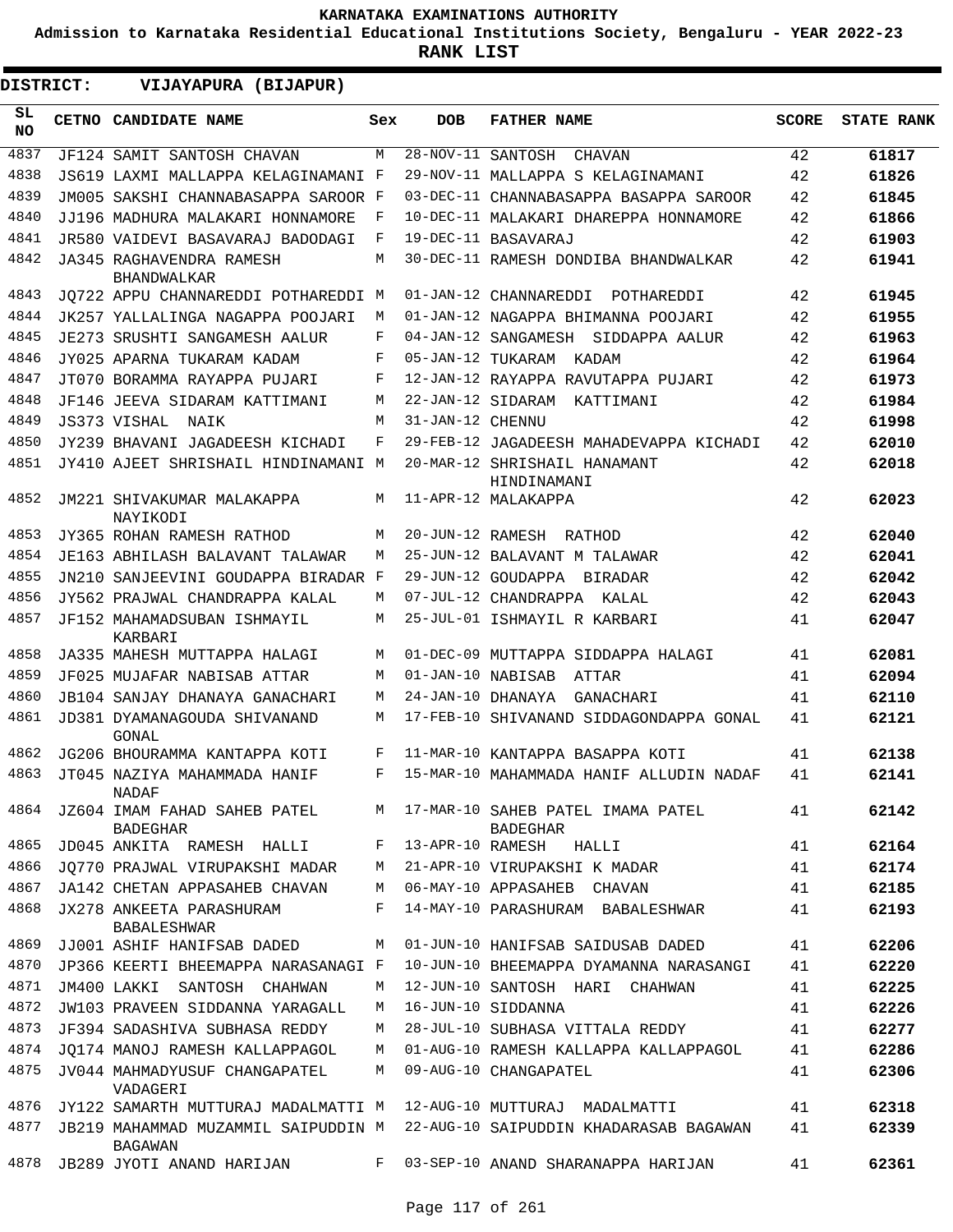**KARNATAKA EXAMINATIONS AUTHORITY**

**Admission to Karnataka Residential Educational Institutions Society, Bengaluru - YEAR 2022-23**

**RANK LIST**

**DISTRICT: VIJAYAPURA (BIJAPUR)**

| SL NO | CETNO | CANDIDATE NAME | Sex | DOB | FATHER NAME | SCORE | STATE RANK |
|---|---|---|---|---|---|---|---|
| 4837 | JF124 | SAMIT SANTOSH CHAVAN | M | 28-NOV-11 | SANTOSH CHAVAN | 42 | 61817 |
| 4838 | JS619 | LAXMI MALLAPPA KELAGINAMANI | F | 29-NOV-11 | MALLAPPA S KELAGINAMANI | 42 | 61826 |
| 4839 | JM005 | SAKSHI CHANNABASAPPA SAROOR | F | 03-DEC-11 | CHANNABASAPPA BASAPPA SAROOR | 42 | 61845 |
| 4840 | JJ196 | MADHURA MALAKARI HONNAMORE | F | 10-DEC-11 | MALAKARI DHAREPPA HONNAMORE | 42 | 61866 |
| 4841 | JR580 | VAIDEVI BASAVARAJ BADODAGI | F | 19-DEC-11 | BASAVARAJ | 42 | 61903 |
| 4842 | JA345 | RAGHAVENDRA RAMESH BHANDWALKAR | M | 30-DEC-11 | RAMESH DONDIBA BHANDWALKAR | 42 | 61941 |
| 4843 | JQ722 | APPU CHANNAREDDI POTHAREDDI | M | 01-JAN-12 | CHANNAREDDI POTHAREDDI | 42 | 61945 |
| 4844 | JK257 | YALLALINGA NAGAPPA POOJARI | M | 01-JAN-12 | NAGAPPA BHIMANNA POOJARI | 42 | 61955 |
| 4845 | JE273 | SRUSHTI SANGAMESH AALUR | F | 04-JAN-12 | SANGAMESH SIDDAPPA AALUR | 42 | 61963 |
| 4846 | JY025 | APARNA TUKARAM KADAM | F | 05-JAN-12 | TUKARAM KADAM | 42 | 61964 |
| 4847 | JT070 | BORAMMA RAYAPPA PUJARI | F | 12-JAN-12 | RAYAPPA RAVUTAPPA PUJARI | 42 | 61973 |
| 4848 | JF146 | JEEVA SIDARAM KATTIMANI | M | 22-JAN-12 | SIDARAM KATTIMANI | 42 | 61984 |
| 4849 | JS373 | VISHAL NAIK | M | 31-JAN-12 | CHENNU | 42 | 61998 |
| 4850 | JY239 | BHAVANI JAGADEESH KICHADI | F | 29-FEB-12 | JAGADEESH MAHADEVAPPA KICHADI | 42 | 62010 |
| 4851 | JY410 | AJEET SHRISHAIL HINDINAMANI | M | 20-MAR-12 | SHRISHAIL HANAMANT HINDINAMANI | 42 | 62018 |
| 4852 | JM221 | SHIVAKUMAR MALAKAPPA NAYIKODI | M | 11-APR-12 | MALAKAPPA | 42 | 62023 |
| 4853 | JY365 | ROHAN RAMESH RATHOD | M | 20-JUN-12 | RAMESH RATHOD | 42 | 62040 |
| 4854 | JE163 | ABHILASH BALAVANT TALAWAR | M | 25-JUN-12 | BALAVANT M TALAWAR | 42 | 62041 |
| 4855 | JN210 | SANJEEVINI GOUDAPPA BIRADAR | F | 29-JUN-12 | GOUDAPPA BIRADAR | 42 | 62042 |
| 4856 | JY562 | PRAJWAL CHANDRAPPA KALAL | M | 07-JUL-12 | CHANDRAPPA KALAL | 42 | 62043 |
| 4857 | JF152 | MAHAMADSUBAN ISHMAYIL KARBARI | M | 25-JUL-01 | ISHMAYIL R KARBARI | 41 | 62047 |
| 4858 | JA335 | MAHESH MUTTAPPA HALAGI | M | 01-DEC-09 | MUTTAPPA SIDDAPPA HALAGI | 41 | 62081 |
| 4859 | JF025 | MUJAFAR NABISAB ATTAR | M | 01-JAN-10 | NABISAB ATTAR | 41 | 62094 |
| 4860 | JB104 | SANJAY DHANAYA GANACHARI | M | 24-JAN-10 | DHANAYA GANACHARI | 41 | 62110 |
| 4861 | JD381 | DYAMANAGOUDA SHIVANAND GONAL | M | 17-FEB-10 | SHIVANAND SIDDAGONDAPPA GONAL | 41 | 62121 |
| 4862 | JG206 | BHOURAMMA KANTAPPA KOTI | F | 11-MAR-10 | KANTAPPA BASAPPA KOTI | 41 | 62138 |
| 4863 | JT045 | NAZIYA MAHAMMADA HANIF NADAF | F | 15-MAR-10 | MAHAMMADA HANIF ALLUDIN NADAF | 41 | 62141 |
| 4864 | JZ604 | IMAM FAHAD SAHEB PATEL BADEGHAR | M | 17-MAR-10 | SAHEB PATEL IMAMA PATEL BADEGHAR | 41 | 62142 |
| 4865 | JD045 | ANKITA RAMESH HALLI | F | 13-APR-10 | RAMESH HALLI | 41 | 62164 |
| 4866 | JQ770 | PRAJWAL VIRUPAKSHI MADAR | M | 21-APR-10 | VIRUPAKSHI K MADAR | 41 | 62174 |
| 4867 | JA142 | CHETAN APPASAHEB CHAVAN | M | 06-MAY-10 | APPASAHEB CHAVAN | 41 | 62185 |
| 4868 | JX278 | ANKEETA PARASHURAM BABALESHWAR | F | 14-MAY-10 | PARASHURAM BABALESHWAR | 41 | 62193 |
| 4869 | JJ001 | ASHIF HANIFSAB DADED | M | 01-JUN-10 | HANIFSAB SAIDUSAB DADED | 41 | 62206 |
| 4870 | JP366 | KEERTI BHEEMAPPA NARASANAGI | F | 10-JUN-10 | BHEEMAPPA DYAMANNA NARASANGI | 41 | 62220 |
| 4871 | JM400 | LAKKI SANTOSH CHAHWAN | M | 12-JUN-10 | SANTOSH HARI CHAHWAN | 41 | 62225 |
| 4872 | JW103 | PRAVEEN SIDDANNA YARAGALL | M | 16-JUN-10 | SIDDANNA | 41 | 62226 |
| 4873 | JF394 | SADASHIVA SUBHASA REDDY | M | 28-JUL-10 | SUBHASA VITTALA REDDY | 41 | 62277 |
| 4874 | JQ174 | MANOJ RAMESH KALLAPPAGOL | M | 01-AUG-10 | RAMESH KALLAPPA KALLAPPAGOL | 41 | 62286 |
| 4875 | JV044 | MAHMADYUSUF CHANGAPATEL VADAGERI | M | 09-AUG-10 | CHANGAPATEL | 41 | 62306 |
| 4876 | JY122 | SAMARTH MUTTURAJ MADALMATTI | M | 12-AUG-10 | MUTTURAJ MADALMATTI | 41 | 62318 |
| 4877 | JB219 | MAHAMMAD MUZAMMIL SAIPUDDIN BAGAWAN | M | 22-AUG-10 | SAIPUDDIN KHADARASAB BAGAWAN | 41 | 62339 |
| 4878 | JB289 | JYOTI ANAND HARIJAN | F | 03-SEP-10 | ANAND SHARANAPPA HARIJAN | 41 | 62361 |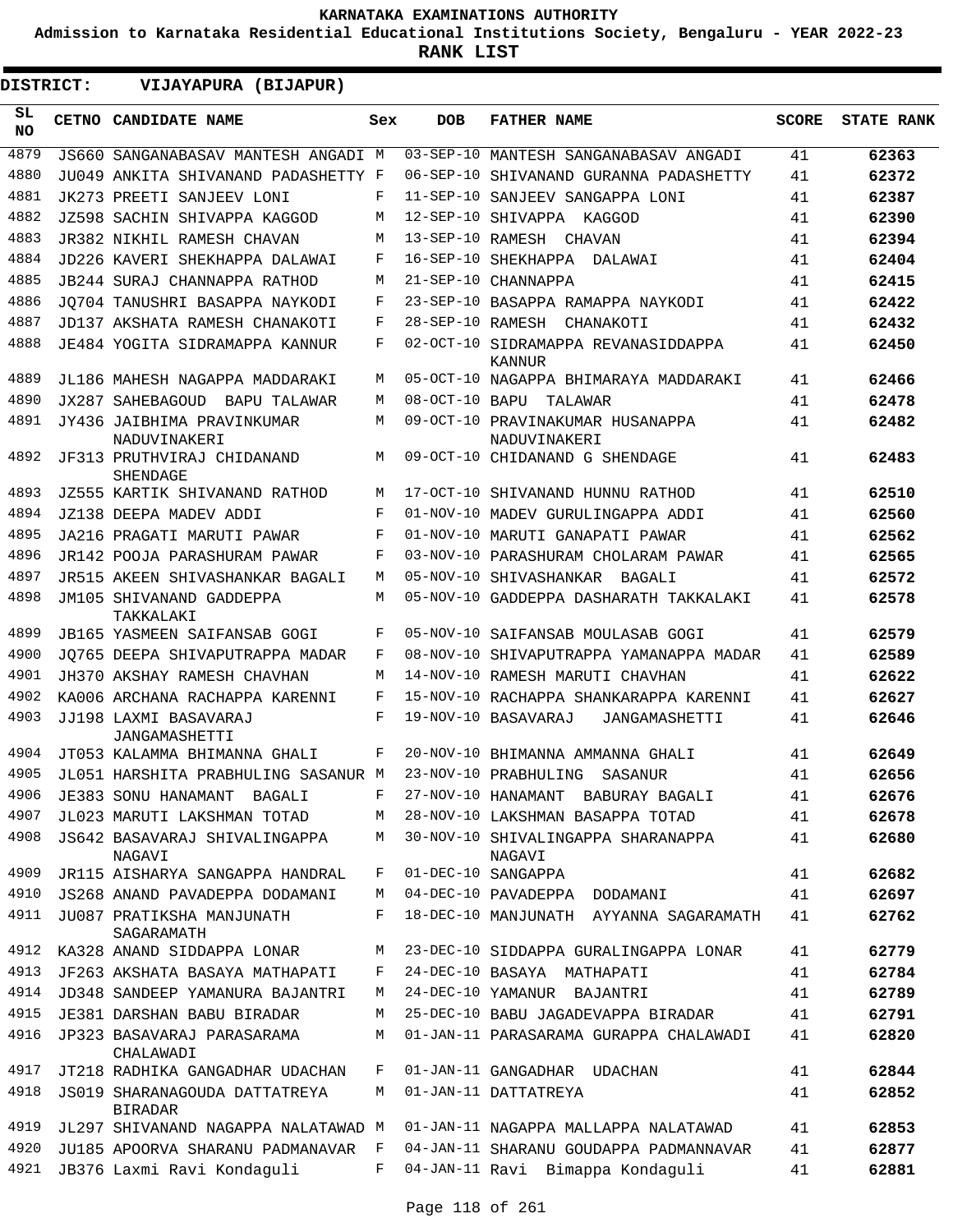# KARNATAKA EXAMINATIONS AUTHORITY

**Admission to Karnataka Residential Educational Institutions Society, Bengaluru - YEAR 2022-23**

**RANK LIST**

**DISTRICT: VIJAYAPURA (BIJAPUR)**

| SL NO | CETNO | CANDIDATE NAME | Sex | DOB | FATHER NAME | SCORE | STATE RANK |
|---|---|---|---|---|---|---|---|
| 4879 | JS660 | SANGANABASAV MANTESH ANGADI | M | 03-SEP-10 | MANTESH SANGANABASAV ANGADI | 41 | 62363 |
| 4880 | JU049 | ANKITA SHIVANAND PADASHETTY | F | 06-SEP-10 | SHIVANAND GURANNA PADASHETTY | 41 | 62372 |
| 4881 | JK273 | PREETI SANJEEV LONI | F | 11-SEP-10 | SANJEEV SANGAPPA LONI | 41 | 62387 |
| 4882 | JZ598 | SACHIN SHIVAPPA KAGGOD | M | 12-SEP-10 | SHIVAPPA KAGGOD | 41 | 62390 |
| 4883 | JR382 | NIKHIL RAMESH CHAVAN | M | 13-SEP-10 | RAMESH CHAVAN | 41 | 62394 |
| 4884 | JD226 | KAVERI SHEKHAPPA DALAWAI | F | 16-SEP-10 | SHEKHAPPA DALAWAI | 41 | 62404 |
| 4885 | JB244 | SURAJ CHANNAPPA RATHOD | M | 21-SEP-10 | CHANNAPPA | 41 | 62415 |
| 4886 | JQ704 | TANUSHRI BASAPPA NAYKODI | F | 23-SEP-10 | BASAPPA RAMAPPA NAYKODI | 41 | 62422 |
| 4887 | JD137 | AKSHATA RAMESH CHANAKOTI | F | 28-SEP-10 | RAMESH CHANAKOTI | 41 | 62432 |
| 4888 | JE484 | YOGITA SIDRAMAPPA KANNUR | F | 02-OCT-10 | SIDRAMAPPA REVANASIDDAPPA KANNUR | 41 | 62450 |
| 4889 | JL186 | MAHESH NAGAPPA MADDARAKI | M | 05-OCT-10 | NAGAPPA BHIMARAYA MADDARAKI | 41 | 62466 |
| 4890 | JX287 | SAHEBAGOUD BAPU TALAWAR | M | 08-OCT-10 | BAPU TALAWAR | 41 | 62478 |
| 4891 | JY436 | JAIBHIMA PRAVINKUMAR NADUVINAKERI | M | 09-OCT-10 | PRAVINAKUMAR HUSANAPPA NADUVINAKERI | 41 | 62482 |
| 4892 | JF313 | PRUTHVIRAJ CHIDANAND SHENDAGE | M | 09-OCT-10 | CHIDANAND G SHENDAGE | 41 | 62483 |
| 4893 | JZ555 | KARTIK SHIVANAND RATHOD | M | 17-OCT-10 | SHIVANAND HUNNU RATHOD | 41 | 62510 |
| 4894 | JZ138 | DEEPA MADEV ADDI | F | 01-NOV-10 | MADEV GURULINGAPPA ADDI | 41 | 62560 |
| 4895 | JA216 | PRAGATI MARUTI PAWAR | F | 01-NOV-10 | MARUTI GANAPATI PAWAR | 41 | 62562 |
| 4896 | JR142 | POOJA PARASHURAM PAWAR | F | 03-NOV-10 | PARASHURAM CHOLARAM PAWAR | 41 | 62565 |
| 4897 | JR515 | AKEEN SHIVASHANKAR BAGALI | M | 05-NOV-10 | SHIVASHANKAR BAGALI | 41 | 62572 |
| 4898 | JM105 | SHIVANAND GADDEPPA TAKKALAKI | M | 05-NOV-10 | GADDEPPA DASHARATH TAKKALAKI | 41 | 62578 |
| 4899 | JB165 | YASMEEN SAIFANSAB GOGI | F | 05-NOV-10 | SAIFANSAB MOULASAB GOGI | 41 | 62579 |
| 4900 | JQ765 | DEEPA SHIVAPUTRAPPA MADAR | F | 08-NOV-10 | SHIVAPUTRAPPA YAMANAPPA MADAR | 41 | 62589 |
| 4901 | JH370 | AKSHAY RAMESH CHAVHAN | M | 14-NOV-10 | RAMESH MARUTI CHAVHAN | 41 | 62622 |
| 4902 | KA006 | ARCHANA RACHAPPA KARENNI | F | 15-NOV-10 | RACHAPPA SHANKARAPPA KARENNI | 41 | 62627 |
| 4903 | JJ198 | LAXMI BASAVARAJ JANGAMASHETTI | F | 19-NOV-10 | BASAVARAJ JANGAMASHETTI | 41 | 62646 |
| 4904 | JT053 | KALAMMA BHIMANNA GHALI | F | 20-NOV-10 | BHIMANNA AMMANNA GHALI | 41 | 62649 |
| 4905 | JL051 | HARSHITA PRABHULING SASANUR | M | 23-NOV-10 | PRABHULING SASANUR | 41 | 62656 |
| 4906 | JE383 | SONU HANAMANT BAGALI | F | 27-NOV-10 | HANAMANT BABURAY BAGALI | 41 | 62676 |
| 4907 | JL023 | MARUTI LAKSHMAN TOTAD | M | 28-NOV-10 | LAKSHMAN BASAPPA TOTAD | 41 | 62678 |
| 4908 | JS642 | BASAVARAJ SHIVALINGAPPA NAGAVI | M | 30-NOV-10 | SHIVALINGAPPA SHARANAPPA NAGAVI | 41 | 62680 |
| 4909 | JR115 | AISHARYA SANGAPPA HANDRAL | F | 01-DEC-10 | SANGAPPA | 41 | 62682 |
| 4910 | JS268 | ANAND PAVADEPPA DODAMANI | M | 04-DEC-10 | PAVADEPPA DODAMANI | 41 | 62697 |
| 4911 | JU087 | PRATIKSHA MANJUNATH SAGARAMATH | F | 18-DEC-10 | MANJUNATH AYYANNA SAGARAMATH | 41 | 62762 |
| 4912 | KA328 | ANAND SIDDAPPA LONAR | M | 23-DEC-10 | SIDDAPPA GURALINGAPPA LONAR | 41 | 62779 |
| 4913 | JF263 | AKSHATA BASAYA MATHAPATI | F | 24-DEC-10 | BASAYA MATHAPATI | 41 | 62784 |
| 4914 | JD348 | SANDEEP YAMANURA BAJANTRI | M | 24-DEC-10 | YAMANUR BAJANTRI | 41 | 62789 |
| 4915 | JE381 | DARSHAN BABU BIRADAR | M | 25-DEC-10 | BABU JAGADEVAPPA BIRADAR | 41 | 62791 |
| 4916 | JP323 | BASAVARAJ PARASARAMA CHALAWADI | M | 01-JAN-11 | PARASARAMA GURAPPA CHALAWADI | 41 | 62820 |
| 4917 | JT218 | RADHIKA GANGADHAR UDACHAN | F | 01-JAN-11 | GANGADHAR UDACHAN | 41 | 62844 |
| 4918 | JS019 | SHARANAGOUDA DATTATREYA BIRADAR | M | 01-JAN-11 | DATTATREYA | 41 | 62852 |
| 4919 | JL297 | SHIVANAND NAGAPPA NALATAWAD | M | 01-JAN-11 | NAGAPPA MALLAPPA NALATAWAD | 41 | 62853 |
| 4920 | JU185 | APOORVA SHARANU PADMANAVAR | F | 04-JAN-11 | SHARANU GOUDAPPA PADMANNAVAR | 41 | 62877 |
| 4921 | JB376 | Laxmi Ravi Kondaguli | F | 04-JAN-11 | Ravi Bimappa Kondaguli | 41 | 62881 |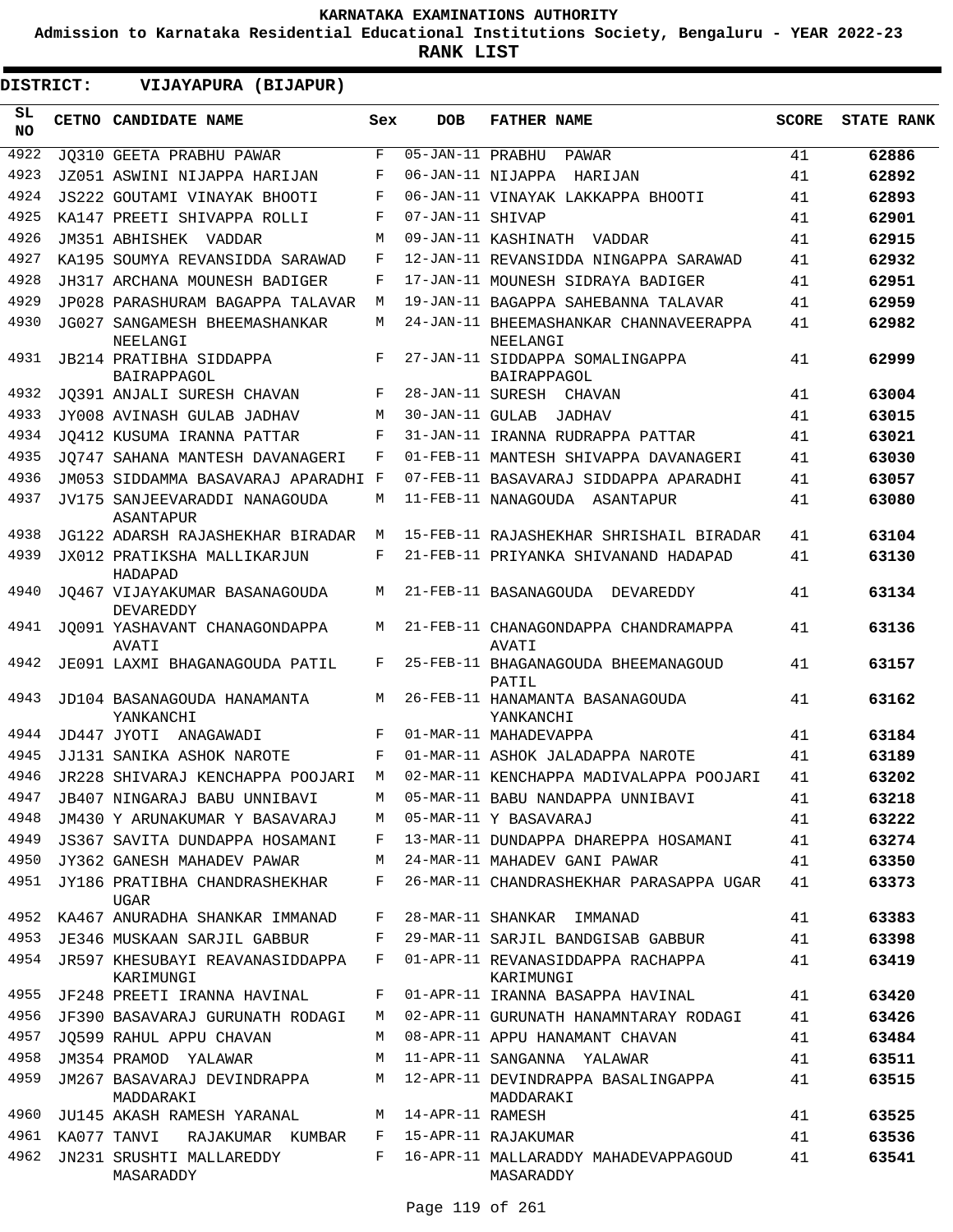KARNATAKA EXAMINATIONS AUTHORITY

Admission to Karnataka Residential Educational Institutions Society, Bengaluru - YEAR 2022-23

**RANK LIST**

**DISTRICT: VIJAYAPURA (BIJAPUR)**

| SL NO | CETNO | CANDIDATE NAME | Sex | DOB | FATHER NAME | SCORE | STATE RANK |
|---|---|---|---|---|---|---|---|
| 4922 | JQ310 | GEETA PRABHU PAWAR | F | 05-JAN-11 | PRABHU PAWAR | 41 | 62886 |
| 4923 | JZ051 | ASWINI NIJAPPA HARIJAN | F | 06-JAN-11 | NIJAPPA HARIJAN | 41 | 62892 |
| 4924 | JS222 | GOUTAMI VINAYAK BHOOTI | F | 06-JAN-11 | VINAYAK LAKKAPPA BHOOTI | 41 | 62893 |
| 4925 | KA147 | PREETI SHIVAPPA ROLLI | F | 07-JAN-11 | SHIVAP | 41 | 62901 |
| 4926 | JM351 | ABHISHEK VADDAR | M | 09-JAN-11 | KASHINATH VADDAR | 41 | 62915 |
| 4927 | KA195 | SOUMYA REVANSIDDA SARAWAD | F | 12-JAN-11 | REVANSIDDA NINGAPPA SARAWAD | 41 | 62932 |
| 4928 | JH317 | ARCHANA MOUNESH BADIGER | F | 17-JAN-11 | MOUNESH SIDRAYA BADIGER | 41 | 62951 |
| 4929 | JP028 | PARASHURAM BAGAPPA TALAVAR | M | 19-JAN-11 | BAGAPPA SAHEBANNA TALAVAR | 41 | 62959 |
| 4930 | JG027 | SANGAMESH BHEEMASHANKAR NEELANGI | M | 24-JAN-11 | BHEEMASHANKAR CHANNAVEERAPPA NEELANGI | 41 | 62982 |
| 4931 | JB214 | PRATIBHA SIDDAPPA BAIRAPPAGOL | F | 27-JAN-11 | SIDDAPPA SOMALINGAPPA BAIRAPPAGOL | 41 | 62999 |
| 4932 | JQ391 | ANJALI SURESH CHAVAN | F | 28-JAN-11 | SURESH CHAVAN | 41 | 63004 |
| 4933 | JY008 | AVINASH GULAB JADHAV | M | 30-JAN-11 | GULAB JADHAV | 41 | 63015 |
| 4934 | JQ412 | KUSUMA IRANNA PATTAR | F | 31-JAN-11 | IRANNA RUDRAPPA PATTAR | 41 | 63021 |
| 4935 | JQ747 | SAHANA MANTESH DAVANAGERI | F | 01-FEB-11 | MANTESH SHIVAPPA DAVANAGERI | 41 | 63030 |
| 4936 | JM053 | SIDDAMMA BASAVARAJ APARADHI | F | 07-FEB-11 | BASAVARAJ SIDDAPPA APARADHI | 41 | 63057 |
| 4937 | JV175 | SANJEEVARADDI NANAGOUDA ASANTAPUR | M | 11-FEB-11 | NANAGOUDA ASANTAPUR | 41 | 63080 |
| 4938 | JG122 | ADARSH RAJASHEKHAR BIRADAR | M | 15-FEB-11 | RAJASHEKHAR SHRISHAIL BIRADAR | 41 | 63104 |
| 4939 | JX012 | PRATIKSHA MALLIKARJUN HADAPAD | F | 21-FEB-11 | PRIYANKA SHIVANAND HADAPAD | 41 | 63130 |
| 4940 | JQ467 | VIJAYAKUMAR BASANAGOUDA DEVAREDDY | M | 21-FEB-11 | BASANAGOUDA DEVAREDDY | 41 | 63134 |
| 4941 | JQ091 | YASHAVANT CHANAGONDAPPA AVATI | M | 21-FEB-11 | CHANAGONDAPPA CHANDRAMAPPA AVATI | 41 | 63136 |
| 4942 | JE091 | LAXMI BHAGANAGOUDA PATIL | F | 25-FEB-11 | BHAGANAGOUDA BHEEMANAGOUD PATIL | 41 | 63157 |
| 4943 | JD104 | BASANAGOUDA HANAMANTA YANKANCHI | M | 26-FEB-11 | HANAMANTA BASANAGOUDA YANKANCHI | 41 | 63162 |
| 4944 | JD447 | JYOTI ANAGAWADI | F | 01-MAR-11 | MAHADEVAPPA | 41 | 63184 |
| 4945 | JJ131 | SANIKA ASHOK NAROTE | F | 01-MAR-11 | ASHOK JALADAPPA NAROTE | 41 | 63189 |
| 4946 | JR228 | SHIVARAJ KENCHAPPA POOJARI | M | 02-MAR-11 | KENCHAPPA MADIVALAPPA POOJARI | 41 | 63202 |
| 4947 | JB407 | NINGARAJ BABU UNNIBAVI | M | 05-MAR-11 | BABU NANDAPPA UNNIBAVI | 41 | 63218 |
| 4948 | JM430 | Y ARUNAKUMAR Y BASAVARAJ | M | 05-MAR-11 | Y BASAVARAJ | 41 | 63222 |
| 4949 | JS367 | SAVITA DUNDAPPA HOSAMANI | F | 13-MAR-11 | DUNDAPPA DHAREPPA HOSAMANI | 41 | 63274 |
| 4950 | JY362 | GANESH MAHADEV PAWAR | M | 24-MAR-11 | MAHADEV GANI PAWAR | 41 | 63350 |
| 4951 | JY186 | PRATIBHA CHANDRASHEKHAR UGAR | F | 26-MAR-11 | CHANDRASHEKHAR PARASAPPA UGAR | 41 | 63373 |
| 4952 | KA467 | ANURADHA SHANKAR IMMANAD | F | 28-MAR-11 | SHANKAR IMMANAD | 41 | 63383 |
| 4953 | JE346 | MUSKAAN SARJIL GABBUR | F | 29-MAR-11 | SARJIL BANDGISAB GABBUR | 41 | 63398 |
| 4954 | JR597 | KHESUBAYI REAVANASIDDAPPA KARIMUNGI | F | 01-APR-11 | REVANASIDDAPPA RACHAPPA KARIMUNGI | 41 | 63419 |
| 4955 | JF248 | PREETI IRANNA HAVINAL | F | 01-APR-11 | IRANNA BASAPPA HAVINAL | 41 | 63420 |
| 4956 | JF390 | BASAVARAJ GURUNATH RODAGI | M | 02-APR-11 | GURUNATH HANAMNTARAY RODAGI | 41 | 63426 |
| 4957 | JQ599 | RAHUL APPU CHAVAN | M | 08-APR-11 | APPU HANAMANT CHAVAN | 41 | 63484 |
| 4958 | JM354 | PRAMOD YALAWAR | M | 11-APR-11 | SANGANNA YALAWAR | 41 | 63511 |
| 4959 | JM267 | BASAVARAJ DEVINDRAPPA MADDARAKI | M | 12-APR-11 | DEVINDRAPPA BASALINGAPPA MADDARAKI | 41 | 63515 |
| 4960 | JU145 | AKASH RAMESH YARANAL | M | 14-APR-11 | RAMESH | 41 | 63525 |
| 4961 | KA077 | TANVI RAJAKUMAR KUMBAR | F | 15-APR-11 | RAJAKUMAR | 41 | 63536 |
| 4962 | JN231 | SRUSHTI MALLAREDDY MASARADDY | F | 16-APR-11 | MALLARADDY MAHADEVAPPAGOUD MASARADDY | 41 | 63541 |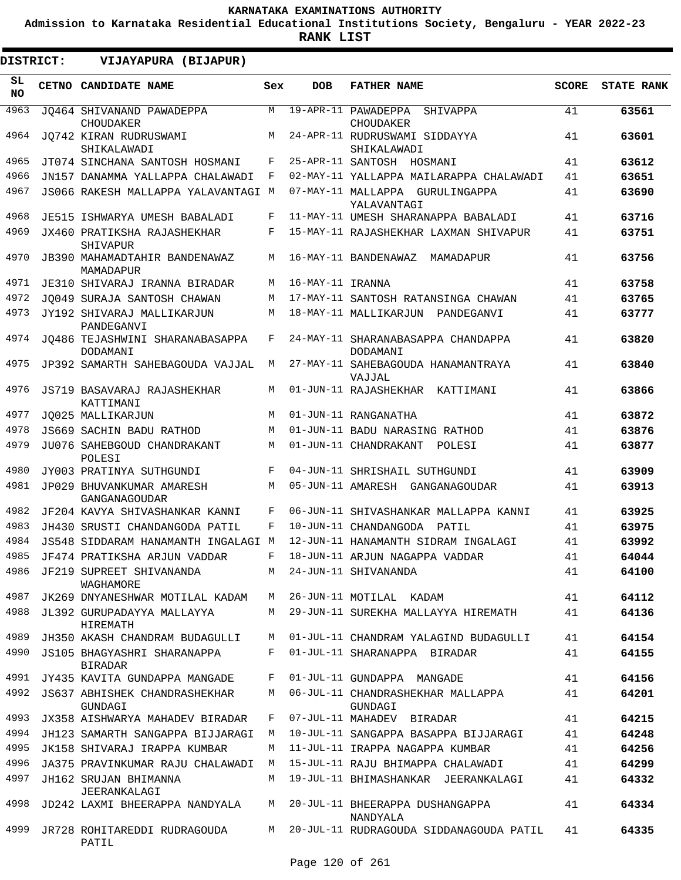KARNATAKA EXAMINATIONS AUTHORITY

Admission to Karnataka Residential Educational Institutions Society, Bengaluru - YEAR 2022-23

**RANK LIST**

**DISTRICT: VIJAYAPURA (BIJAPUR)**

| SL NO | CETNO | CANDIDATE NAME | Sex | DOB | FATHER NAME | SCORE | STATE RANK |
|---|---|---|---|---|---|---|---|
| 4963 | JQ464 | SHIVANAND PAWADEPPA CHOUDAKER | M | 19-APR-11 | PAWADEPPA SHIVAPPA CHOUDAKER | 41 | **63561** |
| 4964 | JQ742 | KIRAN RUDRUSWAMI SHIKALAWADI | M | 24-APR-11 | RUDRUSWAMI SIDDAYYA SHIKALAWADI | 41 | **63601** |
| 4965 | JT074 | SINCHANA SANTOSH HOSMANI | F | 25-APR-11 | SANTOSH HOSMANI | 41 | **63612** |
| 4966 | JN157 | DANAMMA YALLAPPA CHALAWADI | F | 02-MAY-11 | YALLAPPA MAILARAPPA CHALAWADI | 41 | **63651** |
| 4967 | JS066 | RAKESH MALLAPPA YALAVANTAGI | M | 07-MAY-11 | MALLAPPA GURULINGAPPA YALAVANTAGI | 41 | **63690** |
| 4968 | JE515 | ISHWARYA UMESH BABALADI | F | 11-MAY-11 | UMESH SHARANAPPA BABALADI | 41 | **63716** |
| 4969 | JX460 | PRATIKSHA RAJASHEKHAR SHIVAPUR | F | 15-MAY-11 | RAJASHEKHAR LAXMAN SHIVAPUR | 41 | **63751** |
| 4970 | JB390 | MAHAMADTAHIR BANDENAWAZ MAMADAPUR | M | 16-MAY-11 | BANDENAWAZ MAMADAPUR | 41 | **63756** |
| 4971 | JE310 | SHIVARAJ IRANNA BIRADAR | M | 16-MAY-11 | IRANNA | 41 | **63758** |
| 4972 | JQ049 | SURAJA SANTOSH CHAWAN | M | 17-MAY-11 | SANTOSH RATANSINGA CHAWAN | 41 | **63765** |
| 4973 | JY192 | SHIVARAJ MALLIKARJUN PANDEGANVI | M | 18-MAY-11 | MALLIKARJUN PANDEGANVI | 41 | **63777** |
| 4974 | JQ486 | TEJASHWINI SHARANABASAPPA DODAMANI | F | 24-MAY-11 | SHARANABASAPPA CHANDAPPA DODAMANI | 41 | **63820** |
| 4975 | JP392 | SAMARTH SAHEBAGOUDA VAJJAL | M | 27-MAY-11 | SAHEBAGOUDA HANAMANTRAYA VAJJAL | 41 | **63840** |
| 4976 | JS719 | BASAVARAJ RAJASHEKHAR KATTIMANI | M | 01-JUN-11 | RAJASHEKHAR KATTIMANI | 41 | **63866** |
| 4977 | JQ025 | MALLIKARJUN | M | 01-JUN-11 | RANGANATHA | 41 | **63872** |
| 4978 | JS669 | SACHIN BADU RATHOD | M | 01-JUN-11 | BADU NARASING RATHOD | 41 | **63876** |
| 4979 | JU076 | SAHEBGOUD CHANDRAKANT POLESI | M | 01-JUN-11 | CHANDRAKANT POLESI | 41 | **63877** |
| 4980 | JY003 | PRATINYA SUTHGUNDI | F | 04-JUN-11 | SHRISHAIL SUTHGUNDI | 41 | **63909** |
| 4981 | JP029 | BHUVANKUMAR AMARESH GANGANAGOUDAR | M | 05-JUN-11 | AMARESH GANGANAGOUDAR | 41 | **63913** |
| 4982 | JF204 | KAVYA SHIVASHANKAR KANNI | F | 06-JUN-11 | SHIVASHANKAR MALLAPPA KANNI | 41 | **63925** |
| 4983 | JH430 | SRUSTI CHANDANGODA PATIL | F | 10-JUN-11 | CHANDANGODA PATIL | 41 | **63975** |
| 4984 | JS548 | SIDDARAM HANAMANTH INGALAGI | M | 12-JUN-11 | HANAMANTH SIDRAM INGALAGI | 41 | **63992** |
| 4985 | JF474 | PRATIKSHA ARJUN VADDAR | F | 18-JUN-11 | ARJUN NAGAPPA VADDAR | 41 | **64044** |
| 4986 | JF219 | SUPREET SHIVANANDA WAGHAMORE | M | 24-JUN-11 | SHIVANANDA | 41 | **64100** |
| 4987 | JK269 | DNYANESHWAR MOTILAL KADAM | M | 26-JUN-11 | MOTILAL KADAM | 41 | **64112** |
| 4988 | JL392 | GURUPADAYYA MALLAYYA HIREMATH | M | 29-JUN-11 | SUREKHA MALLAYYA HIREMATH | 41 | **64136** |
| 4989 | JH350 | AKASH CHANDRAM BUDAGULLI | M | 01-JUL-11 | CHANDRAM YALAGIND BUDAGULLI | 41 | **64154** |
| 4990 | JS105 | BHAGYASHRI SHARANAPPA BIRADAR | F | 01-JUL-11 | SHARANAPPA BIRADAR | 41 | **64155** |
| 4991 | JY435 | KAVITA GUNDAPPA MANGADE | F | 01-JUL-11 | GUNDAPPA MANGADE | 41 | **64156** |
| 4992 | JS637 | ABHISHEK CHANDRASHEKHAR GUNDAGI | M | 06-JUL-11 | CHANDRASHEKHAR MALLAPPA GUNDAGI | 41 | **64201** |
| 4993 | JX358 | AISHWARYA MAHADEV BIRADAR | F | 07-JUL-11 | MAHADEV BIRADAR | 41 | **64215** |
| 4994 | JH123 | SAMARTH SANGAPPA BIJJARAGI | M | 10-JUL-11 | SANGAPPA BASAPPA BIJJARAGI | 41 | **64248** |
| 4995 | JK158 | SHIVARAJ IRAPPA KUMBAR | M | 11-JUL-11 | IRAPPA NAGAPPA KUMBAR | 41 | **64256** |
| 4996 | JA375 | PRAVINKUMAR RAJU CHALAWADI | M | 15-JUL-11 | RAJU BHIMAPPA CHALAWADI | 41 | **64299** |
| 4997 | JH162 | SRUJAN BHIMANNA JEERANKALAGI | M | 19-JUL-11 | BHIMASHANKAR JEERANKALAGI | 41 | **64332** |
| 4998 | JD242 | LAXMI BHEERAPPA NANDYALA | M | 20-JUL-11 | BHEERAPPA DUSHANGAPPA NANDYALA | 41 | **64334** |
| 4999 | JR728 | ROHITAREDDI RUDRAGOUDA PATIL | M | 20-JUL-11 | RUDRAGOUDA SIDDANAGOUDA PATIL | 41 | **64335** |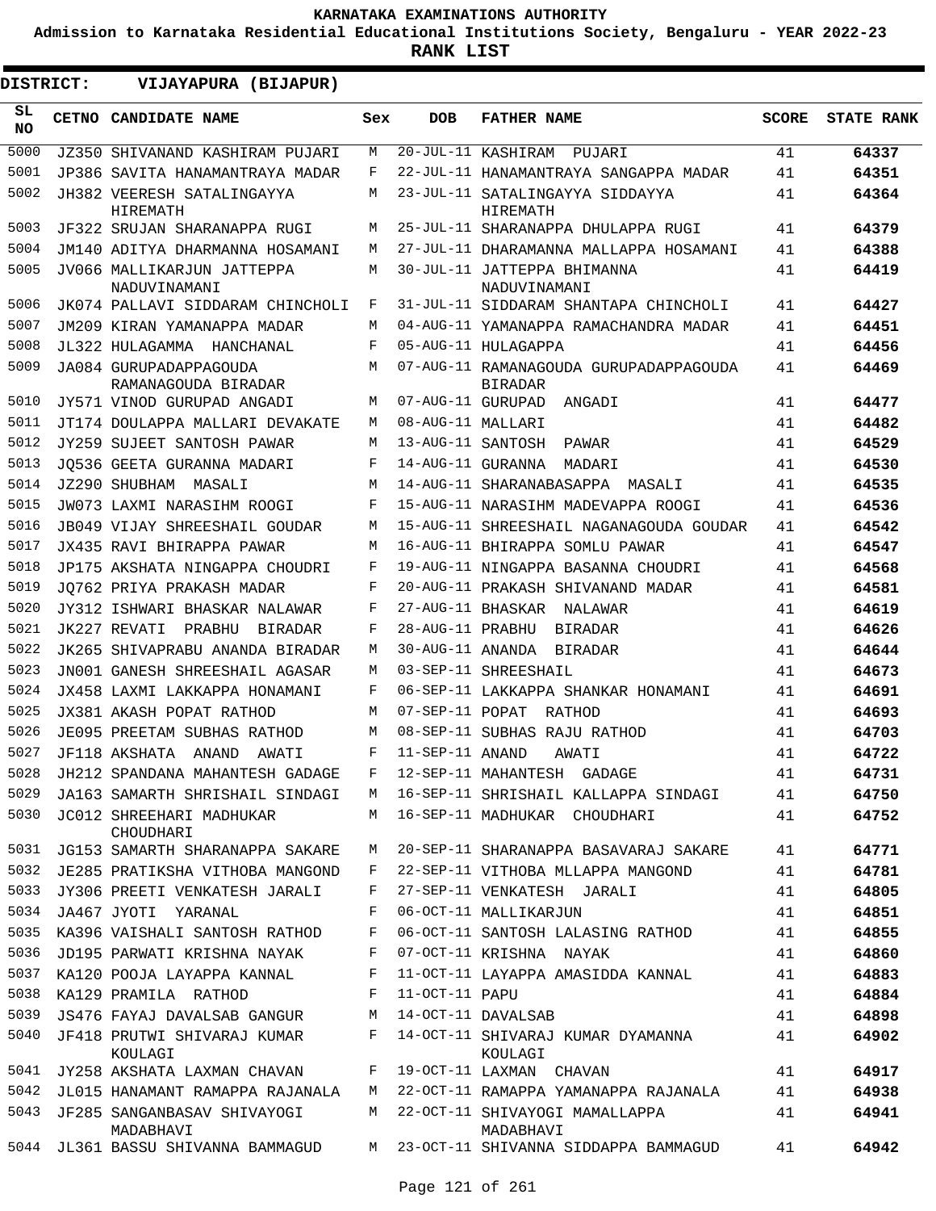# KARNATAKA EXAMINATIONS AUTHORITY

**Admission to Karnataka Residential Educational Institutions Society, Bengaluru - YEAR 2022-23**

**RANK LIST**

**DISTRICT: VIJAYAPURA (BIJAPUR)**

| SL NO | CETNO | CANDIDATE NAME | Sex | DOB | FATHER NAME | SCORE | STATE RANK |
|---|---|---|---|---|---|---|---|
| 5000 | JZ350 | SHIVANAND KASHIRAM PUJARI | M | 20-JUL-11 | KASHIRAM PUJARI | 41 | 64337 |
| 5001 | JP386 | SAVITA HANAMANTRAYA MADAR | F | 22-JUL-11 | HANAMANTRAYA SANGAPPA MADAR | 41 | 64351 |
| 5002 | JH382 | VEERESH SATALINGAYYA HIREMATH | M | 23-JUL-11 | SATALINGAYYA SIDDAYYA HIREMATH | 41 | 64364 |
| 5003 | JF322 | SRUJAN SHARANAPPA RUGI | M | 25-JUL-11 | SHARANAPPA DHULAPPA RUGI | 41 | 64379 |
| 5004 | JM140 | ADITYA DHARMANNA HOSAMANI | M | 27-JUL-11 | DHARAMANNA MALLAPPA HOSAMANI | 41 | 64388 |
| 5005 | JV066 | MALLIKARJUN JATTEPPA NADUVINAMANI | M | 30-JUL-11 | JATTEPPA BHIMANNA NADUVINAMANI | 41 | 64419 |
| 5006 | JK074 | PALLAVI SIDDARAM CHINCHOLI | F | 31-JUL-11 | SIDDARAM SHANTAPA CHINCHOLI | 41 | 64427 |
| 5007 | JM209 | KIRAN YAMANAPPA MADAR | M | 04-AUG-11 | YAMANAPPA RAMACHANDRA MADAR | 41 | 64451 |
| 5008 | JL322 | HULAGAMMA HANCHANAL | F | 05-AUG-11 | HULAGAPPA | 41 | 64456 |
| 5009 | JA084 | GURUPADAPPAGOUDA RAMANAGOUDA BIRADAR | M | 07-AUG-11 | RAMANAGOUDA GURUPADAPPAGOUDA BIRADAR | 41 | 64469 |
| 5010 | JY571 | VINOD GURUPAD ANGADI | M | 07-AUG-11 | GURUPAD ANGADI | 41 | 64477 |
| 5011 | JT174 | DOULAPPA MALLARI DEVAKATE | M | 08-AUG-11 | MALLARI | 41 | 64482 |
| 5012 | JY259 | SUJEET SANTOSH PAWAR | M | 13-AUG-11 | SANTOSH PAWAR | 41 | 64529 |
| 5013 | JQ536 | GEETA GURANNA MADARI | F | 14-AUG-11 | GURANNA MADARI | 41 | 64530 |
| 5014 | JZ290 | SHUBHAM MASALI | M | 14-AUG-11 | SHARANABASAPPA MASALI | 41 | 64535 |
| 5015 | JW073 | LAXMI NARASIHM ROOGI | F | 15-AUG-11 | NARASIHM MADEVAPPA ROOGI | 41 | 64536 |
| 5016 | JB049 | VIJAY SHREESHAIL GOUDAR | M | 15-AUG-11 | SHREESHAIL NAGANAGOUDA GOUDAR | 41 | 64542 |
| 5017 | JX435 | RAVI BHIRAPPA PAWAR | M | 16-AUG-11 | BHIRAPPA SOMLU PAWAR | 41 | 64547 |
| 5018 | JP175 | AKSHATA NINGAPPA CHOUDRI | F | 19-AUG-11 | NINGAPPA BASANNA CHOUDRI | 41 | 64568 |
| 5019 | JQ762 | PRIYA PRAKASH MADAR | F | 20-AUG-11 | PRAKASH SHIVANAND MADAR | 41 | 64581 |
| 5020 | JY312 | ISHWARI BHASKAR NALAWAR | F | 27-AUG-11 | BHASKAR NALAWAR | 41 | 64619 |
| 5021 | JK227 | REVATI PRABHU BIRADAR | F | 28-AUG-11 | PRABHU BIRADAR | 41 | 64626 |
| 5022 | JK265 | SHIVAPRABU ANANDA BIRADAR | M | 30-AUG-11 | ANANDA BIRADAR | 41 | 64644 |
| 5023 | JN001 | GANESH SHREESHAIL AGASAR | M | 03-SEP-11 | SHREESHAIL | 41 | 64673 |
| 5024 | JX458 | LAXMI LAKKAPPA HONAMANI | F | 06-SEP-11 | LAKKAPPA SHANKAR HONAMANI | 41 | 64691 |
| 5025 | JX381 | AKASH POPAT RATHOD | M | 07-SEP-11 | POPAT RATHOD | 41 | 64693 |
| 5026 | JE095 | PREETAM SUBHAS RATHOD | M | 08-SEP-11 | SUBHAS RAJU RATHOD | 41 | 64703 |
| 5027 | JF118 | AKSHATA ANAND AWATI | F | 11-SEP-11 | ANAND AWATI | 41 | 64722 |
| 5028 | JH212 | SPANDANA MAHANTESH GADAGE | F | 12-SEP-11 | MAHANTESH GADAGE | 41 | 64731 |
| 5029 | JA163 | SAMARTH SHRISHAIL SINDAGI | M | 16-SEP-11 | SHRISHAIL KALLAPPA SINDAGI | 41 | 64750 |
| 5030 | JC012 | SHREEHARI MADHUKAR CHOUDHARI | M | 16-SEP-11 | MADHUKAR CHOUDHARI | 41 | 64752 |
| 5031 | JG153 | SAMARTH SHARANAPPA SAKARE | M | 20-SEP-11 | SHARANAPPA BASAVARAJ SAKARE | 41 | 64771 |
| 5032 | JE285 | PRATIKSHA VITHOBA MANGOND | F | 22-SEP-11 | VITHOBA MLLAPPA MANGOND | 41 | 64781 |
| 5033 | JY306 | PREETI VENKATESH JARALI | F | 27-SEP-11 | VENKATESH JARALI | 41 | 64805 |
| 5034 | JA467 | JYOTI YARANAL | F | 06-OCT-11 | MALLIKARJUN | 41 | 64851 |
| 5035 | KA396 | VAISHALI SANTOSH RATHOD | F | 06-OCT-11 | SANTOSH LALASING RATHOD | 41 | 64855 |
| 5036 | JD195 | PARWATI KRISHNA NAYAK | F | 07-OCT-11 | KRISHNA NAYAK | 41 | 64860 |
| 5037 | KA120 | POOJA LAYAPPA KANNAL | F | 11-OCT-11 | LAYAPPA AMASIDDA KANNAL | 41 | 64883 |
| 5038 | KA129 | PRAMILA RATHOD | F | 11-OCT-11 | PAPU | 41 | 64884 |
| 5039 | JS476 | FAYAJ DAVALSAB GANGUR | M | 14-OCT-11 | DAVALSAB | 41 | 64898 |
| 5040 | JF418 | PRUTWI SHIVARAJ KUMAR KOULAGI | F | 14-OCT-11 | SHIVARAJ KUMAR DYAMANNA KOULAGI | 41 | 64902 |
| 5041 | JY258 | AKSHATA LAXMAN CHAVAN | F | 19-OCT-11 | LAXMAN CHAVAN | 41 | 64917 |
| 5042 | JL015 | HANAMANT RAMAPPA RAJANALA | M | 22-OCT-11 | RAMAPPA YAMANAPPA RAJANALA | 41 | 64938 |
| 5043 | JF285 | SANGANBASAV SHIVAYOGI MADABHAVI | M | 22-OCT-11 | SHIVAYOGI MAMALLAPPA MADABHAVI | 41 | 64941 |
| 5044 | JL361 | BASSU SHIVANNA BAMMAGUD | M | 23-OCT-11 | SHIVANNA SIDDAPPA BAMMAGUD | 41 | 64942 |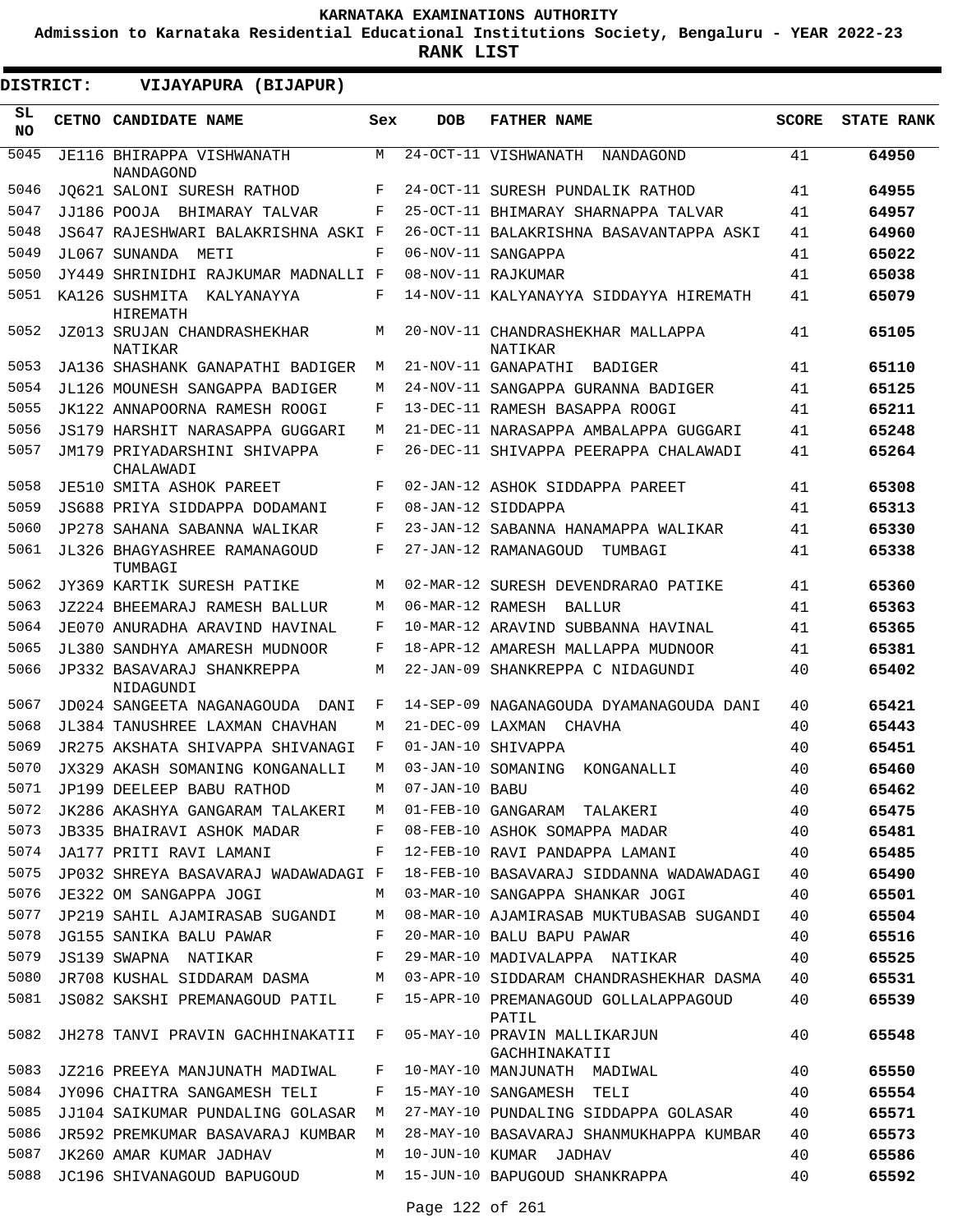**KARNATAKA EXAMINATIONS AUTHORITY**

**Admission to Karnataka Residential Educational Institutions Society, Bengaluru - YEAR 2022-23**

**RANK LIST**

**DISTRICT: VIJAYAPURA (BIJAPUR)**

| SL NO | CETNO | CANDIDATE NAME | Sex | DOB | FATHER NAME | SCORE | STATE RANK |
|---|---|---|---|---|---|---|---|
| 5045 | JE116 | BHIRAPPA VISHWANATH NANDAGOND | M | 24-OCT-11 | VISHWANATH NANDAGOND | 41 | **64950** |
| 5046 | JQ621 | SALONI SURESH RATHOD | F | 24-OCT-11 | SURESH PUNDALIK RATHOD | 41 | **64955** |
| 5047 | JJ186 | POOJA BHIMARAY TALVAR | F | 25-OCT-11 | BHIMARAY SHARNAPPA TALVAR | 41 | **64957** |
| 5048 | JS647 | RAJESHWARI BALAKRISHNA ASKI | F | 26-OCT-11 | BALAKRISHNA BASAVANTAPPA ASKI | 41 | **64960** |
| 5049 | JL067 | SUNANDA METI | F | 06-NOV-11 | SANGAPPA | 41 | **65022** |
| 5050 | JY449 | SHRINIDHI RAJKUMAR MADNALLI | F | 08-NOV-11 | RAJKUMAR | 41 | **65038** |
| 5051 | KA126 | SUSHMITA KALYANAYYA HIREMATH | F | 14-NOV-11 | KALYANAYYA SIDDAYYA HIREMATH | 41 | **65079** |
| 5052 | JZ013 | SRUJAN CHANDRASHEKHAR NATIKAR | M | 20-NOV-11 | CHANDRASHEKHAR MALLAPPA NATIKAR | 41 | **65105** |
| 5053 | JA136 | SHASHANK GANAPATHI BADIGER | M | 21-NOV-11 | GANAPATHI BADIGER | 41 | **65110** |
| 5054 | JL126 | MOUNESH SANGAPPA BADIGER | M | 24-NOV-11 | SANGAPPA GURANNA BADIGER | 41 | **65125** |
| 5055 | JK122 | ANNAPOORNA RAMESH ROOGI | F | 13-DEC-11 | RAMESH BASAPPA ROOGI | 41 | **65211** |
| 5056 | JS179 | HARSHIT NARASAPPA GUGGARI | M | 21-DEC-11 | NARASAPPA AMBALAPPA GUGGARI | 41 | **65248** |
| 5057 | JM179 | PRIYADARSHINI SHIVAPPA CHALAWADI | F | 26-DEC-11 | SHIVAPPA PEERAPPA CHALAWADI | 41 | **65264** |
| 5058 | JE510 | SMITA ASHOK PAREET | F | 02-JAN-12 | ASHOK SIDDAPPA PAREET | 41 | **65308** |
| 5059 | JS688 | PRIYA SIDDAPPA DODAMANI | F | 08-JAN-12 | SIDDAPPA | 41 | **65313** |
| 5060 | JP278 | SAHANA SABANNA WALIKAR | F | 23-JAN-12 | SABANNA HANAMAPPA WALIKAR | 41 | **65330** |
| 5061 | JL326 | BHAGYASHREE RAMANAGOUD TUMBAGI | F | 27-JAN-12 | RAMANAGOUD TUMBAGI | 41 | **65338** |
| 5062 | JY369 | KARTIK SURESH PATIKE | M | 02-MAR-12 | SURESH DEVENDRARAO PATIKE | 41 | **65360** |
| 5063 | JZ224 | BHEEMARAJ RAMESH BALLUR | M | 06-MAR-12 | RAMESH BALLUR | 41 | **65363** |
| 5064 | JE070 | ANURADHA ARAVIND HAVINAL | F | 10-MAR-12 | ARAVIND SUBBANNA HAVINAL | 41 | **65365** |
| 5065 | JL380 | SANDHYA AMARESH MUDNOOR | F | 18-APR-12 | AMARESH MALLAPPA MUDNOOR | 41 | **65381** |
| 5066 | JP332 | BASAVARAJ SHANKREPPA NIDAGUNDI | M | 22-JAN-09 | SHANKREPPA C NIDAGUNDI | 40 | **65402** |
| 5067 | JD024 | SANGEETA NAGANAGOUDA DANI | F | 14-SEP-09 | NAGANAGOUDA DYAMANAGOUDA DANI | 40 | **65421** |
| 5068 | JL384 | TANUSHREE LAXMAN CHAVHAN | M | 21-DEC-09 | LAXMAN CHAVHA | 40 | **65443** |
| 5069 | JR275 | AKSHATA SHIVAPPA SHIVANAGI | F | 01-JAN-10 | SHIVAPPA | 40 | **65451** |
| 5070 | JX329 | AKASH SOMANING KONGANALLI | M | 03-JAN-10 | SOMANING KONGANALLI | 40 | **65460** |
| 5071 | JP199 | DEELEEP BABU RATHOD | M | 07-JAN-10 | BABU | 40 | **65462** |
| 5072 | JK286 | AKASHYA GANGARAM TALAKERI | M | 01-FEB-10 | GANGARAM TALAKERI | 40 | **65475** |
| 5073 | JB335 | BHAIRAVI ASHOK MADAR | F | 08-FEB-10 | ASHOK SOMAPPA MADAR | 40 | **65481** |
| 5074 | JA177 | PRITI RAVI LAMANI | F | 12-FEB-10 | RAVI PANDAPPA LAMANI | 40 | **65485** |
| 5075 | JP032 | SHREYA BASAVARAJ WADAWADAGI | F | 18-FEB-10 | BASAVARAJ SIDDANNA WADAWADAGI | 40 | **65490** |
| 5076 | JE322 | OM SANGAPPA JOGI | M | 03-MAR-10 | SANGAPPA SHANKAR JOGI | 40 | **65501** |
| 5077 | JP219 | SAHIL AJAMIRASAB SUGANDI | M | 08-MAR-10 | AJAMIRASAB MUKTUBASAB SUGANDI | 40 | **65504** |
| 5078 | JG155 | SANIKA BALU PAWAR | F | 20-MAR-10 | BALU BAPU PAWAR | 40 | **65516** |
| 5079 | JS139 | SWAPNA NATIKAR | F | 29-MAR-10 | MADIVALAPPA NATIKAR | 40 | **65525** |
| 5080 | JR708 | KUSHAL SIDDARAM DASMA | M | 03-APR-10 | SIDDARAM CHANDRASHEKHAR DASMA | 40 | **65531** |
| 5081 | JS082 | SAKSHI PREMANAGOUD PATIL | F | 15-APR-10 | PREMANAGOUD GOLLALAPPAGOUD PATIL | 40 | **65539** |
| 5082 | JH278 | TANVI PRAVIN GACHHINAKATII | F | 05-MAY-10 | PRAVIN MALLIKARJUN GACHHINAKATII | 40 | **65548** |
| 5083 | JZ216 | PREEYA MANJUNATH MADIWAL | F | 10-MAY-10 | MANJUNATH MADIWAL | 40 | **65550** |
| 5084 | JY096 | CHAITRA SANGAMESH TELI | F | 15-MAY-10 | SANGAMESH TELI | 40 | **65554** |
| 5085 | JJ104 | SAIKUMAR PUNDALING GOLASAR | M | 27-MAY-10 | PUNDALING SIDDAPPA GOLASAR | 40 | **65571** |
| 5086 | JR592 | PREMKUMAR BASAVARAJ KUMBAR | M | 28-MAY-10 | BASAVARAJ SHANMUKHAPPA KUMBAR | 40 | **65573** |
| 5087 | JK260 | AMAR KUMAR JADHAV | M | 10-JUN-10 | KUMAR JADHAV | 40 | **65586** |
| 5088 | JC196 | SHIVANAGOUD BAPUGOUD | M | 15-JUN-10 | BAPUGOUD SHANKRAPPA | 40 | **65592** |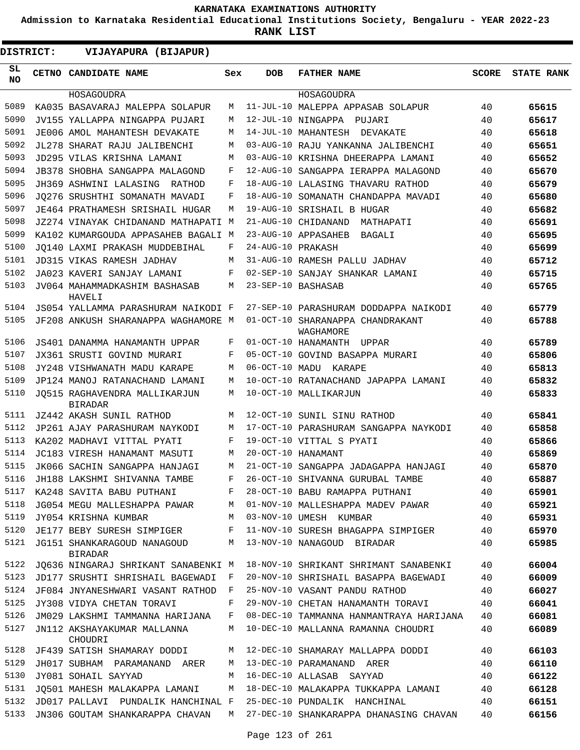**KARNATAKA EXAMINATIONS AUTHORITY**

**Admission to Karnataka Residential Educational Institutions Society, Bengaluru - YEAR 2022-23**

**RANK LIST**

**DISTRICT: VIJAYAPURA (BIJAPUR)**

| SL NO | CETNO | CANDIDATE NAME | Sex | DOB | FATHER NAME | SCORE | STATE RANK |
|---|---|---|---|---|---|---|---|
| | | HOSAGOUDRA | | | HOSAGOUDRA | | |
| 5089 | KA035 | BASAVARAJ MALEPPA SOLAPUR | M | 11-JUL-10 | MALEPPA APPASAB SOLAPUR | 40 | 65615 |
| 5090 | JV155 | YALLAPPA NINGAPPA PUJARI | M | 12-JUL-10 | NINGAPPA PUJARI | 40 | 65617 |
| 5091 | JE006 | AMOL MAHANTESH DEVAKATE | M | 14-JUL-10 | MAHANTESH DEVAKATE | 40 | 65618 |
| 5092 | JL278 | SHARAT RAJU JALIBENCHI | M | 03-AUG-10 | RAJU YANKANNA JALIBENCHI | 40 | 65651 |
| 5093 | JD295 | VILAS KRISHNA LAMANI | M | 03-AUG-10 | KRISHNA DHEERAPPA LAMANI | 40 | 65652 |
| 5094 | JB378 | SHOBHA SANGAPPA MALAGOND | F | 12-AUG-10 | SANGAPPA IERAPPA MALAGOND | 40 | 65670 |
| 5095 | JH369 | ASHWINI LALASING RATHOD | F | 18-AUG-10 | LALASING THAVARU RATHOD | 40 | 65679 |
| 5096 | JQ276 | SRUSHTHI SOMANATH MAVADI | F | 18-AUG-10 | SOMANATH CHANDAPPA MAVADI | 40 | 65680 |
| 5097 | JE464 | PRATHAMESH SRISHAIL HUGAR | M | 19-AUG-10 | SRISHAIL B HUGAR | 40 | 65682 |
| 5098 | JZ274 | VINAYAK CHIDANAND MATHAPATI | M | 21-AUG-10 | CHIDANAND MATHAPATI | 40 | 65691 |
| 5099 | KA102 | KUMARGOUDA APPASAHEB BAGALI | M | 23-AUG-10 | APPASAHEB BAGALI | 40 | 65695 |
| 5100 | JQ140 | LAXMI PRAKASH MUDDEBIHAL | F | 24-AUG-10 | PRAKASH | 40 | 65699 |
| 5101 | JD315 | VIKAS RAMESH JADHAV | M | 31-AUG-10 | RAMESH PALLU JADHAV | 40 | 65712 |
| 5102 | JA023 | KAVERI SANJAY LAMANI | F | 02-SEP-10 | SANJAY SHANKAR LAMANI | 40 | 65715 |
| 5103 | JV064 | MAHAMMADKASHIM BASHASAB HAVELI | M | 23-SEP-10 | BASHASAB | 40 | 65765 |
| 5104 | JS054 | YALLAMMA PARASHURAM NAIKODI | F | 27-SEP-10 | PARASHURAM DODDAPPA NAIKODI | 40 | 65779 |
| 5105 | JF208 | ANKUSH SHARANAPPA WAGHAMORE | M | 01-OCT-10 | SHARANAPPA CHANDRAKANT WAGHAMORE | 40 | 65788 |
| 5106 | JS401 | DANAMMA HANAMANTH UPPAR | F | 01-OCT-10 | HANAMANTH UPPAR | 40 | 65789 |
| 5107 | JX361 | SRUSTI GOVIND MURARI | F | 05-OCT-10 | GOVIND BASAPPA MURARI | 40 | 65806 |
| 5108 | JY248 | VISHWANATH MADU KARAPE | M | 06-OCT-10 | MADU KARAPE | 40 | 65813 |
| 5109 | JP124 | MANOJ RATANACHAND LAMANI | M | 10-OCT-10 | RATANACHAND JAPAPPA LAMANI | 40 | 65832 |
| 5110 | JQ515 | RAGHAVENDRA MALLIKARJUN BIRADAR | M | 10-OCT-10 | MALLIKARJUN | 40 | 65833 |
| 5111 | JZ442 | AKASH SUNIL RATHOD | M | 12-OCT-10 | SUNIL SINU RATHOD | 40 | 65841 |
| 5112 | JP261 | AJAY PARASHURAM NAYKODI | M | 17-OCT-10 | PARASHURAM SANGAPPA NAYKODI | 40 | 65858 |
| 5113 | KA202 | MADHAVI VITTAL PYATI | F | 19-OCT-10 | VITTAL S PYATI | 40 | 65866 |
| 5114 | JC183 | VIRESH HANAMANT MASUTI | M | 20-OCT-10 | HANAMANT | 40 | 65869 |
| 5115 | JK066 | SACHIN SANGAPPA HANJAGI | M | 21-OCT-10 | SANGAPPA JADAGAPPA HANJAGI | 40 | 65870 |
| 5116 | JH188 | LAKSHMI SHIVANNA TAMBE | F | 26-OCT-10 | SHIVANNA GURUBAL TAMBE | 40 | 65887 |
| 5117 | KA248 | SAVITA BABU PUTHANI | F | 28-OCT-10 | BABU RAMAPPA PUTHANI | 40 | 65901 |
| 5118 | JG054 | MEGU MALLESHAPPA PAWAR | M | 01-NOV-10 | MALLESHAPPA MADEV PAWAR | 40 | 65921 |
| 5119 | JY054 | KRISHNA KUMBAR | M | 03-NOV-10 | UMESH KUMBAR | 40 | 65931 |
| 5120 | JE177 | BEBY SURESH SIMPIGER | F | 11-NOV-10 | SURESH BHAGAPPA SIMPIGER | 40 | 65970 |
| 5121 | JG151 | SHANKARAGOUD NANAGOUD BIRADAR | M | 13-NOV-10 | NANAGOUD BIRADAR | 40 | 65985 |
| 5122 | JQ636 | NINGARAJ SHRIKANT SANABENKI | M | 18-NOV-10 | SHRIKANT SHRIMANT SANABENKI | 40 | 66004 |
| 5123 | JD177 | SRUSHTI SHRISHAIL BAGEWADI | F | 20-NOV-10 | SHRISHAIL BASAPPA BAGEWADI | 40 | 66009 |
| 5124 | JF084 | JNYANESHWARI VASANT RATHOD | F | 25-NOV-10 | VASANT PANDU RATHOD | 40 | 66027 |
| 5125 | JY308 | VIDYA CHETAN TORAVI | F | 29-NOV-10 | CHETAN HANAMANTH TORAVI | 40 | 66041 |
| 5126 | JM029 | LAKSHMI TAMMANNA HARIJANA | F | 08-DEC-10 | TAMMANNA HANMANTRAYA HARIJANA | 40 | 66081 |
| 5127 | JN112 | AKSHAYAKUMAR MALLANNA CHOUDRI | M | 10-DEC-10 | MALLANNA RAMANNA CHOUDRI | 40 | 66089 |
| 5128 | JF439 | SATISH SHAMARAY DODDI | M | 12-DEC-10 | SHAMARAY MALLAPPA DODDI | 40 | 66103 |
| 5129 | JH017 | SUBHAM PARAMANAND ARER | M | 13-DEC-10 | PARAMANAND ARER | 40 | 66110 |
| 5130 | JY081 | SOHAIL SAYYAD | M | 16-DEC-10 | ALLASAB SAYYAD | 40 | 66122 |
| 5131 | JQ501 | MAHESH MALAKAPPA LAMANI | M | 18-DEC-10 | MALAKAPPA TUKKAPPA LAMANI | 40 | 66128 |
| 5132 | JD017 | PALLAVI PUNDALIK HANCHINAL | F | 25-DEC-10 | PUNDALIK HANCHINAL | 40 | 66151 |
| 5133 | JN306 | GOUTAM SHANKARAPPA CHAVAN | M | 27-DEC-10 | SHANKARAPPA DHANASING CHAVAN | 40 | 66156 |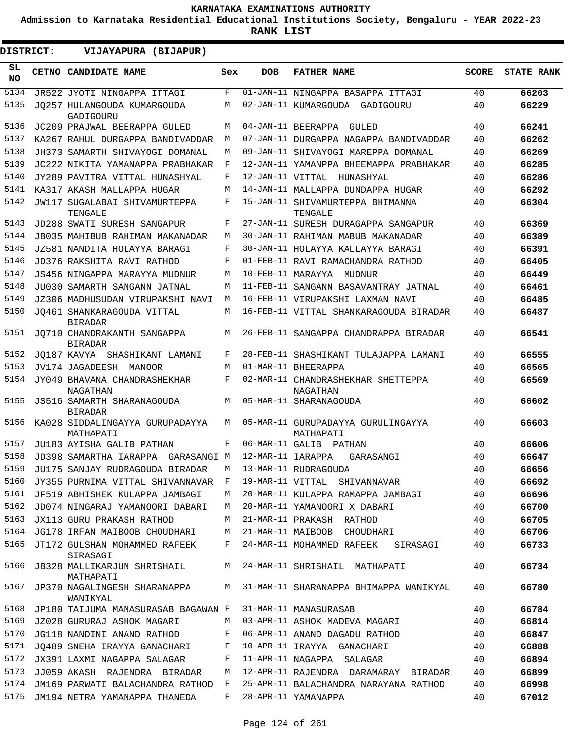**KARNATAKA EXAMINATIONS AUTHORITY**

**Admission to Karnataka Residential Educational Institutions Society, Bengaluru - YEAR 2022-23**

**RANK LIST**

**DISTRICT: VIJAYAPURA (BIJAPUR)**

| SL NO | CETNO | CANDIDATE NAME | Sex | DOB | FATHER NAME | SCORE | STATE RANK |
|---|---|---|---|---|---|---|---|
| 5134 | JR522 | JYOTI NINGAPPA ITTAGI | F | 01-JAN-11 | NINGAPPA BASAPPA ITTAGI | 40 | 66203 |
| 5135 | JQ257 | HULANGOUDA KUMARGOUDA GADIGOURU | M | 02-JAN-11 | KUMARGOUDA GADIGOURU | 40 | 66229 |
| 5136 | JC209 | PRAJWAL BEERAPPA GULED | M | 04-JAN-11 | BEERAPPA GULED | 40 | 66241 |
| 5137 | KA267 | RAHUL DURGAPPA BANDIVADDAR | M | 07-JAN-11 | DURGAPPA NAGAPPA BANDIVADDAR | 40 | 66262 |
| 5138 | JH373 | SAMARTH SHIVAYOGI DOMANAL | M | 09-JAN-11 | SHIVAYOGI MAREPPA DOMANAL | 40 | 66269 |
| 5139 | JC222 | NIKITA YAMANAPPA PRABHAKAR | F | 12-JAN-11 | YAMANPPA BHEEMAPPA PRABHAKAR | 40 | 66285 |
| 5140 | JY289 | PAVITRA VITTAL HUNASHYAL | F | 12-JAN-11 | VITTAL HUNASHYAL | 40 | 66286 |
| 5141 | KA317 | AKASH MALLAPPA HUGAR | M | 14-JAN-11 | MALLAPPA DUNDAPPA HUGAR | 40 | 66292 |
| 5142 | JW117 | SUGALABAI SHIVAMURTEPPA TENGALE | F | 15-JAN-11 | SHIVAMURTEPPA BHIMANNA TENGALE | 40 | 66304 |
| 5143 | JD288 | SWATI SURESH SANGAPUR | F | 27-JAN-11 | SURESH DURAGAPPA SANGAPUR | 40 | 66369 |
| 5144 | JB035 | MAHIBUB RAHIMAN MAKANADAR | M | 30-JAN-11 | RAHIMAN MABUB MAKANADAR | 40 | 66389 |
| 5145 | JZ581 | NANDITA HOLAYYA BARAGI | F | 30-JAN-11 | HOLAYYA KALLAYYA BARAGI | 40 | 66391 |
| 5146 | JD376 | RAKSHITA RAVI RATHOD | F | 01-FEB-11 | RAVI RAMACHANDRA RATHOD | 40 | 66405 |
| 5147 | JS456 | NINGAPPA MARAYYA MUDNUR | M | 10-FEB-11 | MARAYYA MUDNUR | 40 | 66449 |
| 5148 | JU030 | SAMARTH SANGANN JATNAL | M | 11-FEB-11 | SANGANN BASAVANTRAY JATNAL | 40 | 66461 |
| 5149 | JZ306 | MADHUSUDAN VIRUPAKSHI NAVI | M | 16-FEB-11 | VIRUPAKSHI LAXMAN NAVI | 40 | 66485 |
| 5150 | JQ461 | SHANKARAGOUDA VITTAL BIRADAR | M | 16-FEB-11 | VITTAL SHANKARAGOUDA BIRADAR | 40 | 66487 |
| 5151 | JQ710 | CHANDRAKANTH SANGAPPA BIRADAR | M | 26-FEB-11 | SANGAPPA CHANDRAPPA BIRADAR | 40 | 66541 |
| 5152 | JQ187 | KAVYA SHASHIKANT LAMANI | F | 28-FEB-11 | SHASHIKANT TULAJAPPA LAMANI | 40 | 66555 |
| 5153 | JV174 | JAGADEESH MANOOR | M | 01-MAR-11 | BHEERAPPA | 40 | 66565 |
| 5154 | JY049 | BHAVANA CHANDRASHEKHAR NAGATHAN | F | 02-MAR-11 | CHANDRASHEKHAR SHETTEPPA NAGATHAN | 40 | 66569 |
| 5155 | JS516 | SAMARTH SHARANAGOUDA BIRADAR | M | 05-MAR-11 | SHARANAGOUDA | 40 | 66602 |
| 5156 | KA028 | SIDDALINGAYYA GURUPADAYYA MATHAPATI | M | 05-MAR-11 | GURUPADAYYA GURULINGAYYA MATHAPATI | 40 | 66603 |
| 5157 | JU183 | AYISHA GALIB PATHAN | F | 06-MAR-11 | GALIB PATHAN | 40 | 66606 |
| 5158 | JD398 | SAMARTHA IARAPPA GARASANGI | M | 12-MAR-11 | IARAPPA GARASANGI | 40 | 66647 |
| 5159 | JU175 | SANJAY RUDRAGOUDA BIRADAR | M | 13-MAR-11 | RUDRAGOUDA | 40 | 66656 |
| 5160 | JY355 | PURNIMA VITTAL SHIVANNAVAR | F | 19-MAR-11 | VITTAL SHIVANNAVAR | 40 | 66692 |
| 5161 | JF519 | ABHISHEK KULAPPA JAMBAGI | M | 20-MAR-11 | KULAPPA RAMAPPA JAMBAGI | 40 | 66696 |
| 5162 | JD074 | NINGARAJ YAMANOORI DABARI | M | 20-MAR-11 | YAMANOORI X DABARI | 40 | 66700 |
| 5163 | JX113 | GURU PRAKASH RATHOD | M | 21-MAR-11 | PRAKASH RATHOD | 40 | 66705 |
| 5164 | JG178 | IRFAN MAIBOOB CHOUDHARI | M | 21-MAR-11 | MAIBOOB CHOUDHARI | 40 | 66706 |
| 5165 | JT172 | GULSHAN MOHAMMED RAFEEK SIRASAGI | F | 24-MAR-11 | MOHAMMED RAFEEK SIRASAGI | 40 | 66733 |
| 5166 | JB328 | MALLIKARJUN SHRISHAIL MATHAPATI | M | 24-MAR-11 | SHRISHAIL MATHAPATI | 40 | 66734 |
| 5167 | JP370 | NAGALINGESH SHARANAPPA WANIKYAL | M | 31-MAR-11 | SHARANAPPA BHIMAPPA WANIKYAL | 40 | 66780 |
| 5168 | JP180 | TAIJUMA MANASURASAB BAGAWAN | F | 31-MAR-11 | MANASURASAB | 40 | 66784 |
| 5169 | JZ028 | GURURAJ ASHOK MAGARI | M | 03-APR-11 | ASHOK MADEVA MAGARI | 40 | 66814 |
| 5170 | JG118 | NANDINI ANAND RATHOD | F | 06-APR-11 | ANAND DAGADU RATHOD | 40 | 66847 |
| 5171 | JQ489 | SNEHA IRAYYA GANACHARI | F | 10-APR-11 | IRAYYA GANACHARI | 40 | 66888 |
| 5172 | JX391 | LAXMI NAGAPPA SALAGAR | F | 11-APR-11 | NAGAPPA SALAGAR | 40 | 66894 |
| 5173 | JJ059 | AKASH RAJENDRA BIRADAR | M | 12-APR-11 | RAJENDRA DARAMARAY BIRADAR | 40 | 66899 |
| 5174 | JM169 | PARWATI BALACHANDRA RATHOD | F | 25-APR-11 | BALACHANDRA NARAYANA RATHOD | 40 | 66998 |
| 5175 | JM194 | NETRA YAMANAPPA THANEDA | F | 28-APR-11 | YAMANAPPA | 40 | 67012 |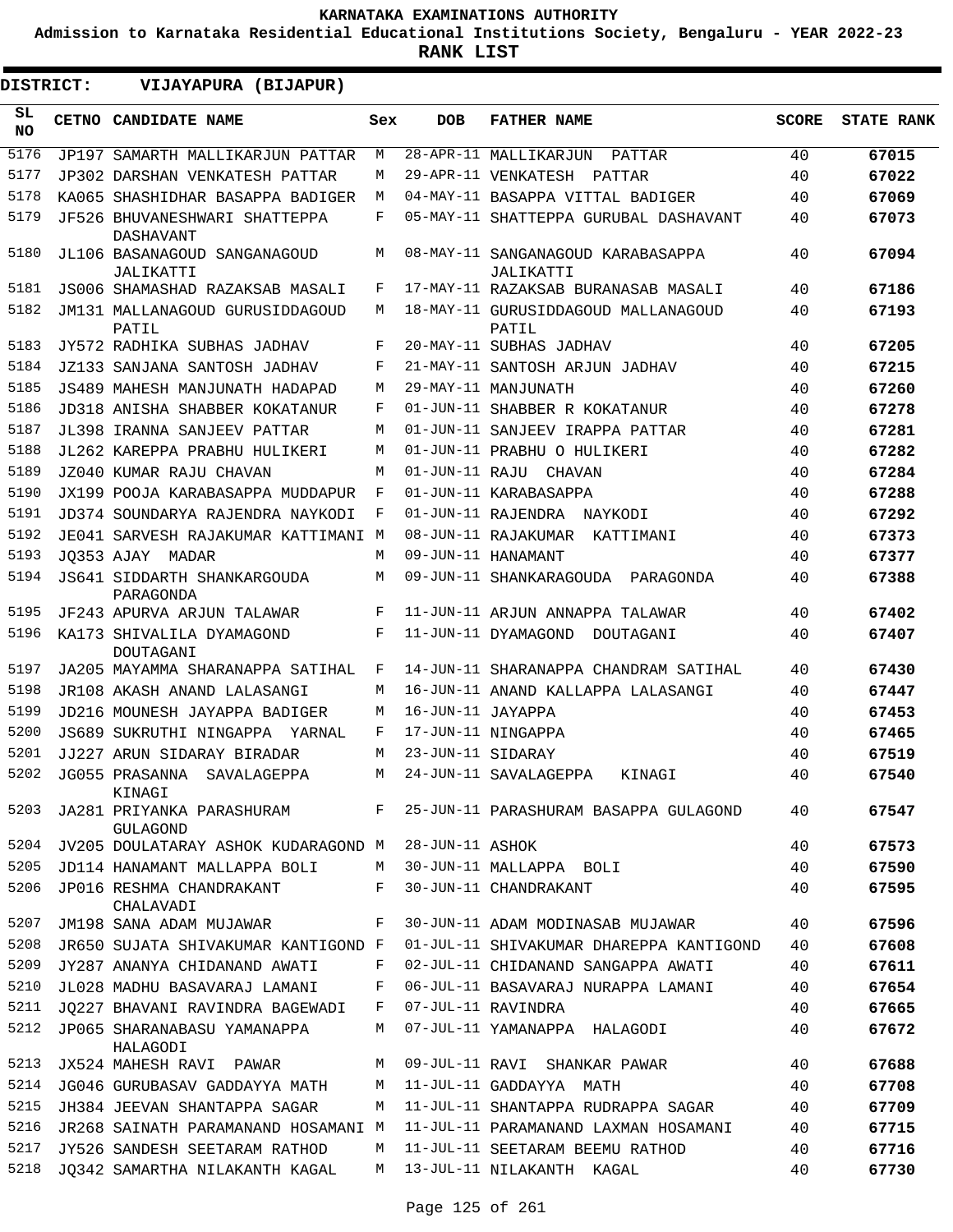KARNATAKA EXAMINATIONS AUTHORITY

Admission to Karnataka Residential Educational Institutions Society, Bengaluru - YEAR 2022-23

**RANK LIST**

**DISTRICT: VIJAYAPURA (BIJAPUR)**

| SL NO | CETNO | CANDIDATE NAME | Sex | DOB | FATHER NAME | SCORE | STATE RANK |
|---|---|---|---|---|---|---|---|
| 5176 | JP197 | SAMARTH MALLIKARJUN PATTAR | M | 28-APR-11 | MALLIKARJUN PATTAR | 40 | **67015** |
| 5177 | JP302 | DARSHAN VENKATESH PATTAR | M | 29-APR-11 | VENKATESH PATTAR | 40 | **67022** |
| 5178 | KA065 | SHASHIDHAR BASAPPA BADIGER | M | 04-MAY-11 | BASAPPA VITTAL BADIGER | 40 | **67069** |
| 5179 | JF526 | BHUVANESHWARI SHATTEPPA DASHAVANT | F | 05-MAY-11 | SHATTEPPA GURUBAL DASHAVANT | 40 | **67073** |
| 5180 | JL106 | BASANAGOUD SANGANAGOUD JALIKATTI | M | 08-MAY-11 | SANGANAGOUD KARABASAPPA JALIKATTI | 40 | **67094** |
| 5181 | JS006 | SHAMASHAD RAZAKSAB MASALI | F | 17-MAY-11 | RAZAKSAB BURANASAB MASALI | 40 | **67186** |
| 5182 | JM131 | MALLANAGOUD GURUSIDDAGOUD PATIL | M | 18-MAY-11 | GURUSIDDAGOUD MALLANAGOUD PATIL | 40 | **67193** |
| 5183 | JY572 | RADHIKA SUBHAS JADHAV | F | 20-MAY-11 | SUBHAS JADHAV | 40 | **67205** |
| 5184 | JZ133 | SANJANA SANTOSH JADHAV | F | 21-MAY-11 | SANTOSH ARJUN JADHAV | 40 | **67215** |
| 5185 | JS489 | MAHESH MANJUNATH HADAPAD | M | 29-MAY-11 | MANJUNATH | 40 | **67260** |
| 5186 | JD318 | ANISHA SHABBER KOKATANUR | F | 01-JUN-11 | SHABBER R KOKATANUR | 40 | **67278** |
| 5187 | JL398 | IRANNA SANJEEV PATTAR | M | 01-JUN-11 | SANJEEV IRAPPA PATTAR | 40 | **67281** |
| 5188 | JL262 | KAREPPA PRABHU HULIKERI | M | 01-JUN-11 | PRABHU O HULIKERI | 40 | **67282** |
| 5189 | JZ040 | KUMAR RAJU CHAVAN | M | 01-JUN-11 | RAJU CHAVAN | 40 | **67284** |
| 5190 | JX199 | POOJA KARABASAPPA MUDDAPUR | F | 01-JUN-11 | KARABASAPPA | 40 | **67288** |
| 5191 | JD374 | SOUNDARYA RAJENDRA NAYKODI | F | 01-JUN-11 | RAJENDRA NAYKODI | 40 | **67292** |
| 5192 | JE041 | SARVESH RAJAKUMAR KATTIMANI | M | 08-JUN-11 | RAJAKUMAR KATTIMANI | 40 | **67373** |
| 5193 | JQ353 | AJAY MADAR | M | 09-JUN-11 | HANAMANT | 40 | **67377** |
| 5194 | JS641 | SIDDARTH SHANKARGOUDA PARAGONDA | M | 09-JUN-11 | SHANKARAGOUDA PARAGONDA | 40 | **67388** |
| 5195 | JF243 | APURVA ARJUN TALAWAR | F | 11-JUN-11 | ARJUN ANNAPPA TALAWAR | 40 | **67402** |
| 5196 | KA173 | SHIVALILA DYAMAGOND DOUTAGANI | F | 11-JUN-11 | DYAMAGOND DOUTAGANI | 40 | **67407** |
| 5197 | JA205 | MAYAMMA SHARANAPPA SATIHAL | F | 14-JUN-11 | SHARANAPPA CHANDRAM SATIHAL | 40 | **67430** |
| 5198 | JR108 | AKASH ANAND LALASANGI | M | 16-JUN-11 | ANAND KALLAPPA LALASANGI | 40 | **67447** |
| 5199 | JD216 | MOUNESH JAYAPPA BADIGER | M | 16-JUN-11 | JAYAPPA | 40 | **67453** |
| 5200 | JS689 | SUKRUTHI NINGAPPA YARNAL | F | 17-JUN-11 | NINGAPPA | 40 | **67465** |
| 5201 | JJ227 | ARUN SIDARAY BIRADAR | M | 23-JUN-11 | SIDARAY | 40 | **67519** |
| 5202 | JG055 | PRASANNA SAVALAGEPPA KINAGI | M | 24-JUN-11 | SAVALAGEPPA KINAGI | 40 | **67540** |
| 5203 | JA281 | PRIYANKA PARASHURAM GULAGOND | F | 25-JUN-11 | PARASHURAM BASAPPA GULAGOND | 40 | **67547** |
| 5204 | JV205 | DOULATARAY ASHOK KUDARAGOND | M | 28-JUN-11 | ASHOK | 40 | **67573** |
| 5205 | JD114 | HANAMANT MALLAPPA BOLI | M | 30-JUN-11 | MALLAPPA BOLI | 40 | **67590** |
| 5206 | JP016 | RESHMA CHANDRAKANT CHALAVADI | F | 30-JUN-11 | CHANDRAKANT | 40 | **67595** |
| 5207 | JM198 | SANA ADAM MUJAWAR | F | 30-JUN-11 | ADAM MODINASAB MUJAWAR | 40 | **67596** |
| 5208 | JR650 | SUJATA SHIVAKUMAR KANTIGOND | F | 01-JUL-11 | SHIVAKUMAR DHAREPPA KANTIGOND | 40 | **67608** |
| 5209 | JY287 | ANANYA CHIDANAND AWATI | F | 02-JUL-11 | CHIDANAND SANGAPPA AWATI | 40 | **67611** |
| 5210 | JL028 | MADHU BASAVARAJ LAMANI | F | 06-JUL-11 | BASAVARAJ NURAPPA LAMANI | 40 | **67654** |
| 5211 | JQ227 | BHAVANI RAVINDRA BAGEWADI | F | 07-JUL-11 | RAVINDRA | 40 | **67665** |
| 5212 | JP065 | SHARANABASU YAMANAPPA HALAGODI | M | 07-JUL-11 | YAMANAPPA HALAGODI | 40 | **67672** |
| 5213 | JX524 | MAHESH RAVI PAWAR | M | 09-JUL-11 | RAVI SHANKAR PAWAR | 40 | **67688** |
| 5214 | JG046 | GURUBASAV GADDAYYA MATH | M | 11-JUL-11 | GADDAYYA MATH | 40 | **67708** |
| 5215 | JH384 | JEEVAN SHANTAPPA SAGAR | M | 11-JUL-11 | SHANTAPPA RUDRAPPA SAGAR | 40 | **67709** |
| 5216 | JR268 | SAINATH PARAMANAND HOSAMANI | M | 11-JUL-11 | PARAMANAND LAXMAN HOSAMANI | 40 | **67715** |
| 5217 | JY526 | SANDESH SEETARAM RATHOD | M | 11-JUL-11 | SEETARAM BEEMU RATHOD | 40 | **67716** |
| 5218 | JQ342 | SAMARTHA NILAKANTH KAGAL | M | 13-JUL-11 | NILAKANTH KAGAL | 40 | **67730** |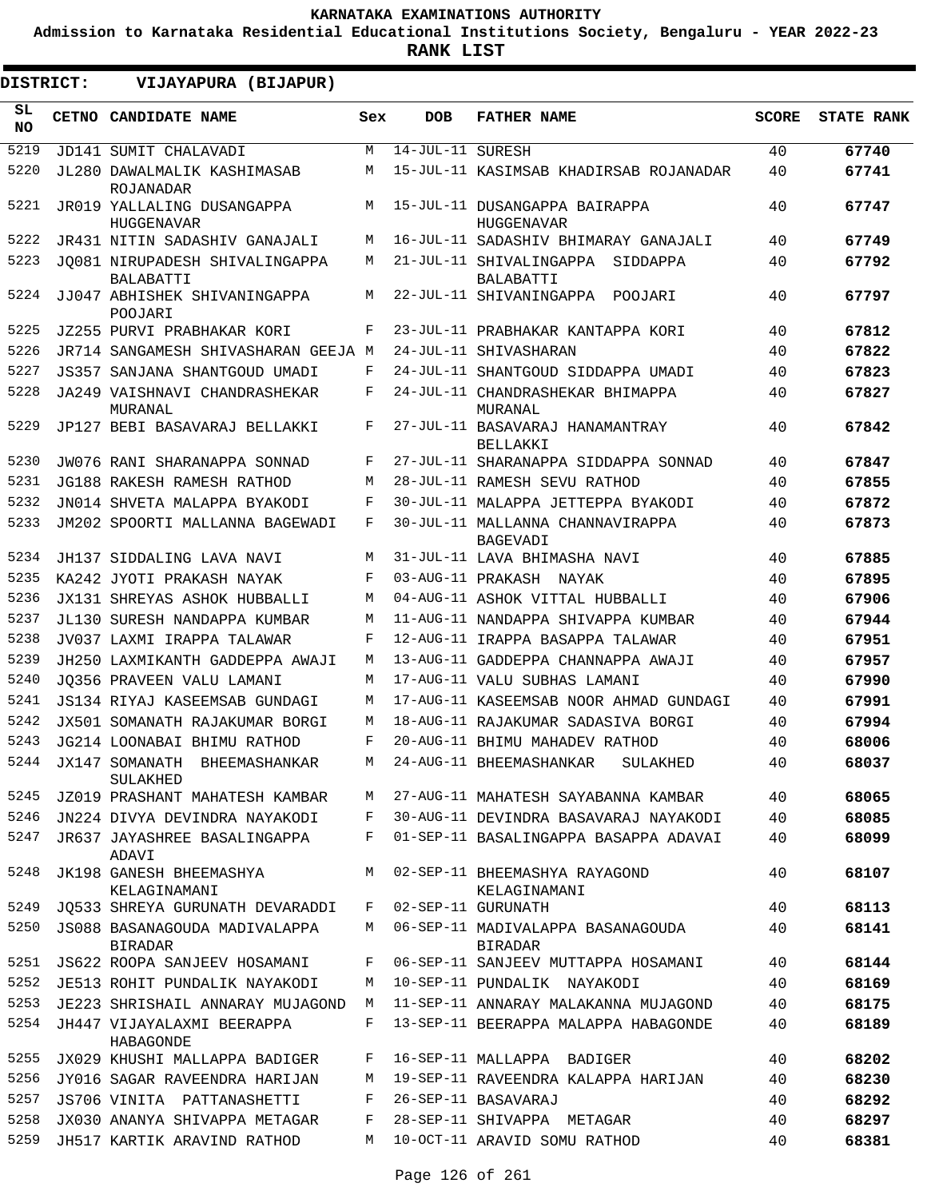# KARNATAKA EXAMINATIONS AUTHORITY

**Admission to Karnataka Residential Educational Institutions Society, Bengaluru - YEAR 2022-23**

**RANK LIST**

**DISTRICT: VIJAYAPURA (BIJAPUR)**

| SL NO | CETNO | CANDIDATE NAME | Sex | DOB | FATHER NAME | SCORE | STATE RANK |
|---|---|---|---|---|---|---|---|
| 5219 | JD141 | SUMIT CHALAVADI | M | 14-JUL-11 | SURESH | 40 | 67740 |
| 5220 | JL280 | DAWALMALIK KASHIMASAB ROJANADAR | M | 15-JUL-11 | KASIMSAB KHADIRSAB ROJANADAR | 40 | 67741 |
| 5221 | JR019 | YALLALING DUSANGAPPA HUGGENAVAR | M | 15-JUL-11 | DUSANGAPPA BAIRAPPA HUGGENAVAR | 40 | 67747 |
| 5222 | JR431 | NITIN SADASHIV GANAJALI | M | 16-JUL-11 | SADASHIV BHIMARAY GANAJALI | 40 | 67749 |
| 5223 | JQ081 | NIRUPADESH SHIVALINGAPPA BALABATTI | M | 21-JUL-11 | SHIVALINGAPPA SIDDAPPA BALABATTI | 40 | 67792 |
| 5224 | JJ047 | ABHISHEK SHIVANINGAPPA POOJARI | M | 22-JUL-11 | SHIVANINGAPPA POOJARI | 40 | 67797 |
| 5225 | JZ255 | PURVI PRABHAKAR KORI | F | 23-JUL-11 | PRABHAKAR KANTAPPA KORI | 40 | 67812 |
| 5226 | JR714 | SANGAMESH SHIVASHARAN GEEJA | M | 24-JUL-11 | SHIVASHARAN | 40 | 67822 |
| 5227 | JS357 | SANJANA SHANTGOUD UMADI | F | 24-JUL-11 | SHANTGOUD SIDDAPPA UMADI | 40 | 67823 |
| 5228 | JA249 | VAISHNAVI CHANDRASHEKAR MURANAL | F | 24-JUL-11 | CHANDRASHEKAR BHIMAPPA MURANAL | 40 | 67827 |
| 5229 | JP127 | BEBI BASAVARAJ BELLAKKI | F | 27-JUL-11 | BASAVARAJ HANAMANTRAY BELLAKKI | 40 | 67842 |
| 5230 | JW076 | RANI SHARANAPPA SONNAD | F | 27-JUL-11 | SHARANAPPA SIDDAPPA SONNAD | 40 | 67847 |
| 5231 | JG188 | RAKESH RAMESH RATHOD | M | 28-JUL-11 | RAMESH SEVU RATHOD | 40 | 67855 |
| 5232 | JN014 | SHVETA MALAPPA BYAKODI | F | 30-JUL-11 | MALAPPA JETTEPPA BYAKODI | 40 | 67872 |
| 5233 | JM202 | SPOORTI MALLANNA BAGEWADI | F | 30-JUL-11 | MALLANNA CHANNAVIRAPPA BAGEVADI | 40 | 67873 |
| 5234 | JH137 | SIDDALING LAVA NAVI | M | 31-JUL-11 | LAVA BHIMASHA NAVI | 40 | 67885 |
| 5235 | KA242 | JYOTI PRAKASH NAYAK | F | 03-AUG-11 | PRAKASH NAYAK | 40 | 67895 |
| 5236 | JX131 | SHREYAS ASHOK HUBBALLI | M | 04-AUG-11 | ASHOK VITTAL HUBBALLI | 40 | 67906 |
| 5237 | JL130 | SURESH NANDAPPA KUMBAR | M | 11-AUG-11 | NANDAPPA SHIVAPPA KUMBAR | 40 | 67944 |
| 5238 | JV037 | LAXMI IRAPPA TALAWAR | F | 12-AUG-11 | IRAPPA BASAPPA TALAWAR | 40 | 67951 |
| 5239 | JH250 | LAXMIKANTH GADDEPPA AWAJI | M | 13-AUG-11 | GADDEPPA CHANNAPPA AWAJI | 40 | 67957 |
| 5240 | JQ356 | PRAVEEN VALU LAMANI | M | 17-AUG-11 | VALU SUBHAS LAMANI | 40 | 67990 |
| 5241 | JS134 | RIYAJ KASEEMSAB GUNDAGI | M | 17-AUG-11 | KASEEMSAB NOOR AHMAD GUNDAGI | 40 | 67991 |
| 5242 | JX501 | SOMANATH RAJAKUMAR BORGI | M | 18-AUG-11 | RAJAKUMAR SADASIVA BORGI | 40 | 67994 |
| 5243 | JG214 | LOONABAI BHIMU RATHOD | F | 20-AUG-11 | BHIMU MAHADEV RATHOD | 40 | 68006 |
| 5244 | JX147 | SOMANATH BHEEMASHANKAR SULAKHED | M | 24-AUG-11 | BHEEMASHANKAR SULAKHED | 40 | 68037 |
| 5245 | JZ019 | PRASHANT MAHATESH KAMBAR | M | 27-AUG-11 | MAHATESH SAYABANNA KAMBAR | 40 | 68065 |
| 5246 | JN224 | DIVYA DEVINDRA NAYAKODI | F | 30-AUG-11 | DEVINDRA BASAVARAJ NAYAKODI | 40 | 68085 |
| 5247 | JR637 | JAYASHREE BASALINGAPPA ADAVI | F | 01-SEP-11 | BASALINGAPPA BASAPPA ADAVAI | 40 | 68099 |
| 5248 | JK198 | GANESH BHEEMASHYA KELAGINAMANI | M | 02-SEP-11 | BHEEMASHYA RAYAGOND KELAGINAMANI | 40 | 68107 |
| 5249 | JQ533 | SHREYA GURUNATH DEVARADDI | F | 02-SEP-11 | GURUNATH | 40 | 68113 |
| 5250 | JS088 | BASANAGOUDA MADIVALAPPA BIRADAR | M | 06-SEP-11 | MADIVALAPPA BASANAGOUDA BIRADAR | 40 | 68141 |
| 5251 | JS622 | ROOPA SANJEEV HOSAMANI | F | 06-SEP-11 | SANJEEV MUTTAPPA HOSAMANI | 40 | 68144 |
| 5252 | JE513 | ROHIT PUNDALIK NAYAKODI | M | 10-SEP-11 | PUNDALIK NAYAKODI | 40 | 68169 |
| 5253 | JE223 | SHRISHAIL ANNARAY MUJAGOND | M | 11-SEP-11 | ANNARAY MALAKANNA MUJAGOND | 40 | 68175 |
| 5254 | JH447 | VIJAYALAXMI BEERAPPA HABAGONDE | F | 13-SEP-11 | BEERAPPA MALAPPA HABAGONDE | 40 | 68189 |
| 5255 | JX029 | KHUSHI MALLAPPA BADIGER | F | 16-SEP-11 | MALLAPPA BADIGER | 40 | 68202 |
| 5256 | JY016 | SAGAR RAVEENDRA HARIJAN | M | 19-SEP-11 | RAVEENDRA KALAPPA HARIJAN | 40 | 68230 |
| 5257 | JS706 | VINITA PATTANASHETTI | F | 26-SEP-11 | BASAVARAJ | 40 | 68292 |
| 5258 | JX030 | ANANYA SHIVAPPA METAGAR | F | 28-SEP-11 | SHIVAPPA METAGAR | 40 | 68297 |
| 5259 | JH517 | KARTIK ARAVIND RATHOD | M | 10-OCT-11 | ARAVID SOMU RATHOD | 40 | 68381 |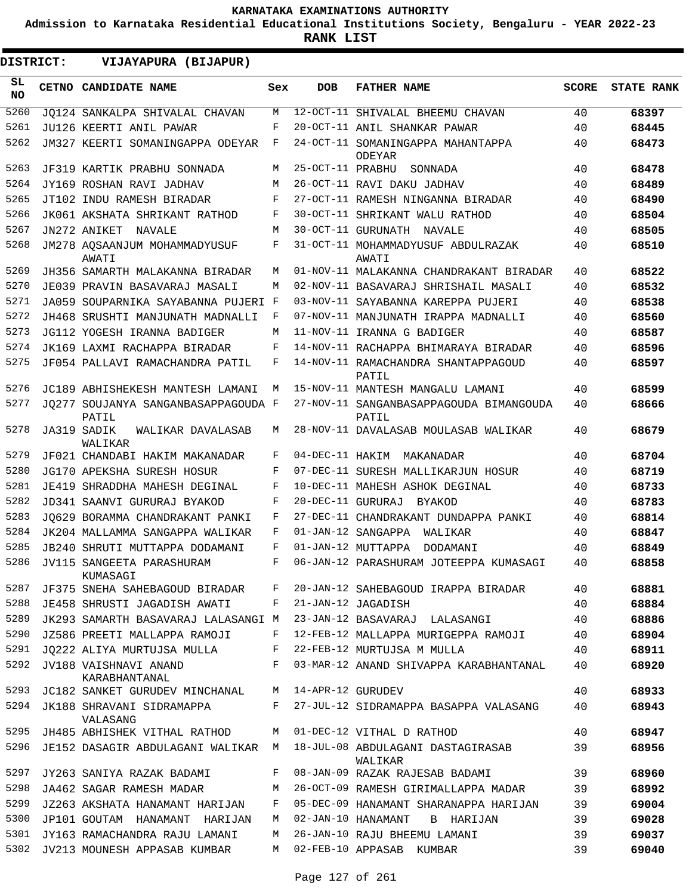# KARNATAKA EXAMINATIONS AUTHORITY

**Admission to Karnataka Residential Educational Institutions Society, Bengaluru - YEAR 2022-23**

**RANK LIST**

**DISTRICT: VIJAYAPURA (BIJAPUR)**

| SL NO | CETNO | CANDIDATE NAME | Sex | DOB | FATHER NAME | SCORE | STATE RANK |
|---|---|---|---|---|---|---|---|
| 5260 | JQ124 | SANKALPA SHIVALAL CHAVAN | M | 12-OCT-11 | SHIVALAL BHEEMU CHAVAN | 40 | 68397 |
| 5261 | JU126 | KEERTI ANIL PAWAR | F | 20-OCT-11 | ANIL SHANKAR PAWAR | 40 | 68445 |
| 5262 | JM327 | KEERTI SOMANINGAPPA ODEYAR | F | 24-OCT-11 | SOMANINGAPPA MAHANTAPPA ODEYAR | 40 | 68473 |
| 5263 | JF319 | KARTIK PRABHU SONNADA | M | 25-OCT-11 | PRABHU SONNADA | 40 | 68478 |
| 5264 | JY169 | ROSHAN RAVI JADHAV | M | 26-OCT-11 | RAVI DAKU JADHAV | 40 | 68489 |
| 5265 | JT102 | INDU RAMESH BIRADAR | F | 27-OCT-11 | RAMESH NINGANNA BIRADAR | 40 | 68490 |
| 5266 | JK061 | AKSHATA SHRIKANT RATHOD | F | 30-OCT-11 | SHRIKANT WALU RATHOD | 40 | 68504 |
| 5267 | JN272 | ANIKET NAVALE | M | 30-OCT-11 | GURUNATH NAVALE | 40 | 68505 |
| 5268 | JM278 | AQSAANJUM MOHAMMADYUSUF AWATI | F | 31-OCT-11 | MOHAMMADYUSUF ABDULRAZAK AWATI | 40 | 68510 |
| 5269 | JH356 | SAMARTH MALAKANNA BIRADAR | M | 01-NOV-11 | MALAKANNA CHANDRAKANT BIRADAR | 40 | 68522 |
| 5270 | JE039 | PRAVIN BASAVARAJ MASALI | M | 02-NOV-11 | BASAVARAJ SHRISHAIL MASALI | 40 | 68532 |
| 5271 | JA059 | SOUPARNIKA SAYABANNA PUJERI | F | 03-NOV-11 | SAYABANNA KAREPPA PUJERI | 40 | 68538 |
| 5272 | JH468 | SRUSHTI MANJUNATH MADNALLI | F | 07-NOV-11 | MANJUNATH IRAPPA MADNALLI | 40 | 68560 |
| 5273 | JG112 | YOGESH IRANNA BADIGER | M | 11-NOV-11 | IRANNA G BADIGER | 40 | 68587 |
| 5274 | JK169 | LAXMI RACHAPPA BIRADAR | F | 14-NOV-11 | RACHAPPA BHIMARAYA BIRADAR | 40 | 68596 |
| 5275 | JF054 | PALLAVI RAMACHANDRA PATIL | F | 14-NOV-11 | RAMACHANDRA SHANTAPPAGOUD PATIL | 40 | 68597 |
| 5276 | JC189 | ABHISHEKESH MANTESH LAMANI | M | 15-NOV-11 | MANTESH MANGALU LAMANI | 40 | 68599 |
| 5277 | JQ277 | SOUJANYA SANGANBASAPPAGOUDA PATIL | F | 27-NOV-11 | SANGANBASAPPAGOUDA BIMANGOUDA PATIL | 40 | 68666 |
| 5278 | JA319 | SADIK WALIKAR DAVALASAB WALIKAR | M | 28-NOV-11 | DAVALASAB MOULASAB WALIKAR | 40 | 68679 |
| 5279 | JF021 | CHANDABI HAKIM MAKANADAR | F | 04-DEC-11 | HAKIM MAKANADAR | 40 | 68704 |
| 5280 | JG170 | APEKSHA SURESH HOSUR | F | 07-DEC-11 | SURESH MALLIKARJUN HOSUR | 40 | 68719 |
| 5281 | JE419 | SHRADDHA MAHESH DEGINAL | F | 10-DEC-11 | MAHESH ASHOK DEGINAL | 40 | 68733 |
| 5282 | JD341 | SAANVI GURURAJ BYAKOD | F | 20-DEC-11 | GURURAJ BYAKOD | 40 | 68783 |
| 5283 | JQ629 | BORAMMA CHANDRAKANT PANKI | F | 27-DEC-11 | CHANDRAKANT DUNDAPPA PANKI | 40 | 68814 |
| 5284 | JK204 | MALLAMMA SANGAPPA WALIKAR | F | 01-JAN-12 | SANGAPPA WALIKAR | 40 | 68847 |
| 5285 | JB240 | SHRUTI MUTTAPPA DODAMANI | F | 01-JAN-12 | MUTTAPPA DODAMANI | 40 | 68849 |
| 5286 | JV115 | SANGEETA PARASHURAM KUMASAGI | F | 06-JAN-12 | PARASHURAM JOTEEPPA KUMASAGI | 40 | 68858 |
| 5287 | JF375 | SNEHA SAHEBAGOUD BIRADAR | F | 20-JAN-12 | SAHEBAGOUD IRAPPA BIRADAR | 40 | 68881 |
| 5288 | JE458 | SHRUSTI JAGADISH AWATI | F | 21-JAN-12 | JAGADISH | 40 | 68884 |
| 5289 | JK293 | SAMARTH BASAVARAJ LALASANGI | M | 23-JAN-12 | BASAVARAJ LALASANGI | 40 | 68886 |
| 5290 | JZ586 | PREETI MALLAPPA RAMOJI | F | 12-FEB-12 | MALLAPPA MURIGEPPA RAMOJI | 40 | 68904 |
| 5291 | JQ222 | ALIYA MURTUJSA MULLA | F | 22-FEB-12 | MURTUJSA M MULLA | 40 | 68911 |
| 5292 | JV188 | VAISHNAVI ANAND KARABHANTANAL | F | 03-MAR-12 | ANAND SHIVAPPA KARABHANTANAL | 40 | 68920 |
| 5293 | JC182 | SANKET GURUDEV MINCHANAL | M | 14-APR-12 | GURUDEV | 40 | 68933 |
| 5294 | JK188 | SHRAVANI SIDRAMAPPA VALASANG | F | 27-JUL-12 | SIDRAMAPPA BASAPPA VALASANG | 40 | 68943 |
| 5295 | JH485 | ABHISHEK VITHAL RATHOD | M | 01-DEC-12 | VITHAL D RATHOD | 40 | 68947 |
| 5296 | JE152 | DASAGIR ABDULAGANI WALIKAR | M | 18-JUL-08 | ABDULAGANI DASTAGIRASAB WALIKAR | 39 | 68956 |
| 5297 | JY263 | SANIYA RAZAK BADAMI | F | 08-JAN-09 | RAZAK RAJESAB BADAMI | 39 | 68960 |
| 5298 | JA462 | SAGAR RAMESH MADAR | M | 26-OCT-09 | RAMESH GIRIMALLAPPA MADAR | 39 | 68992 |
| 5299 | JZ263 | AKSHATA HANAMANT HARIJAN | F | 05-DEC-09 | HANAMANT SHARANAPPA HARIJAN | 39 | 69004 |
| 5300 | JP101 | GOUTAM HANAMANT HARIJAN | M | 02-JAN-10 | HANAMANT B HARIJAN | 39 | 69028 |
| 5301 | JY163 | RAMACHANDRA RAJU LAMANI | M | 26-JAN-10 | RAJU BHEEMU LAMANI | 39 | 69037 |
| 5302 | JV213 | MOUNESH APPASAB KUMBAR | M | 02-FEB-10 | APPASAB KUMBAR | 39 | 69040 |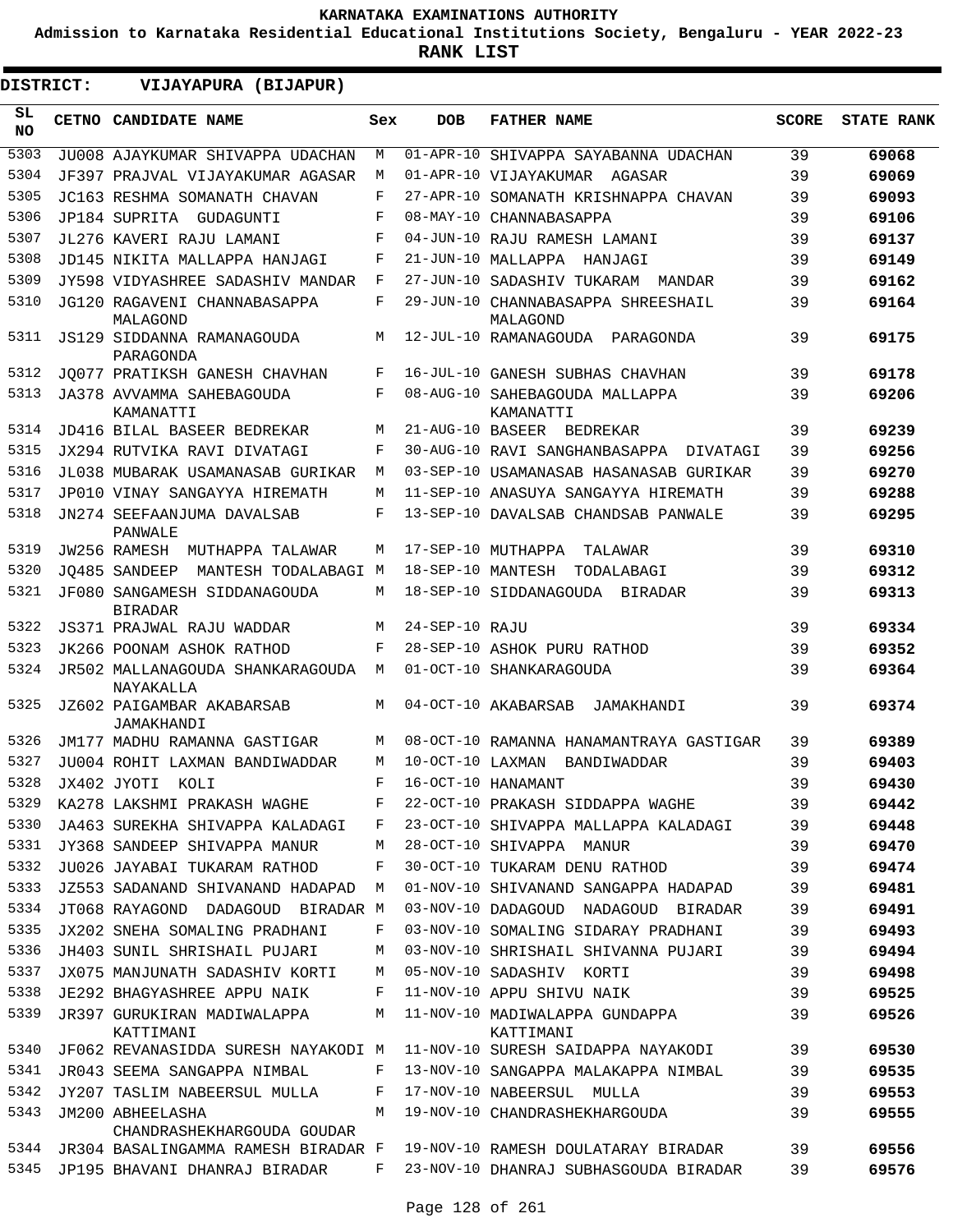KARNATAKA EXAMINATIONS AUTHORITY

Admission to Karnataka Residential Educational Institutions Society, Bengaluru - YEAR 2022-23

**RANK LIST**

**DISTRICT: VIJAYAPURA (BIJAPUR)**

| SL NO | CETNO | CANDIDATE NAME | Sex | DOB | FATHER NAME | SCORE | STATE RANK |
|---|---|---|---|---|---|---|---|
| 5303 | JU008 | AJAYKUMAR SHIVAPPA UDACHAN | M | 01-APR-10 | SHIVAPPA SAYABANNA UDACHAN | 39 | 69068 |
| 5304 | JF397 | PRAJVAL VIJAYAKUMAR AGASAR | M | 01-APR-10 | VIJAYAKUMAR AGASAR | 39 | 69069 |
| 5305 | JC163 | RESHMA SOMANATH CHAVAN | F | 27-APR-10 | SOMANATH KRISHNAPPA CHAVAN | 39 | 69093 |
| 5306 | JP184 | SUPRITA GUDAGUNTI | F | 08-MAY-10 | CHANNABASAPPA | 39 | 69106 |
| 5307 | JL276 | KAVERI RAJU LAMANI | F | 04-JUN-10 | RAJU RAMESH LAMANI | 39 | 69137 |
| 5308 | JD145 | NIKITA MALLAPPA HANJAGI | F | 21-JUN-10 | MALLAPPA HANJAGI | 39 | 69149 |
| 5309 | JY598 | VIDYASHREE SADASHIV MANDAR | F | 27-JUN-10 | SADASHIV TUKARAM MANDAR | 39 | 69162 |
| 5310 | JG120 | RAGAVENI CHANNABASAPPA MALAGOND | F | 29-JUN-10 | CHANNABASAPPA SHREESHAIL MALAGOND | 39 | 69164 |
| 5311 | JS129 | SIDDANNA RAMANAGOUDA PARAGONDA | M | 12-JUL-10 | RAMANAGOUDA PARAGONDA | 39 | 69175 |
| 5312 | JQ077 | PRATIKSH GANESH CHAVHAN | F | 16-JUL-10 | GANESH SUBHAS CHAVHAN | 39 | 69178 |
| 5313 | JA378 | AVVAMMA SAHEBAGOUDA KAMANATTI | F | 08-AUG-10 | SAHEBAGOUDA MALLAPPA KAMANATTI | 39 | 69206 |
| 5314 | JD416 | BILAL BASEER BEDREKAR | M | 21-AUG-10 | BASEER BEDREKAR | 39 | 69239 |
| 5315 | JX294 | RUTVIKA RAVI DIVATAGI | F | 30-AUG-10 | RAVI SANGHANBASAPPA DIVATAGI | 39 | 69256 |
| 5316 | JL038 | MUBARAK USAMANASAB GURIKAR | M | 03-SEP-10 | USAMANASAB HASANASAB GURIKAR | 39 | 69270 |
| 5317 | JP010 | VINAY SANGAYYA HIREMATH | M | 11-SEP-10 | ANASUYA SANGAYYA HIREMATH | 39 | 69288 |
| 5318 | JN274 | SEEFAANJUMA DAVALSAB PANWALE | F | 13-SEP-10 | DAVALSAB CHANDSAB PANWALE | 39 | 69295 |
| 5319 | JW256 | RAMESH MUTHAPPA TALAWAR | M | 17-SEP-10 | MUTHAPPA TALAWAR | 39 | 69310 |
| 5320 | JQ485 | SANDEEP MANTESH TODALABAGI | M | 18-SEP-10 | MANTESH TODALABAGI | 39 | 69312 |
| 5321 | JF080 | SANGAMESH SIDDANAGOUDA BIRADAR | M | 18-SEP-10 | SIDDANAGOUDA BIRADAR | 39 | 69313 |
| 5322 | JS371 | PRAJWAL RAJU WADDAR | M | 24-SEP-10 | RAJU | 39 | 69334 |
| 5323 | JK266 | POONAM ASHOK RATHOD | F | 28-SEP-10 | ASHOK PURU RATHOD | 39 | 69352 |
| 5324 | JR502 | MALLANAGOUDA SHANKARAGOUDA NAYAKALLA | M | 01-OCT-10 | SHANKARAGOUDA | 39 | 69364 |
| 5325 | JZ602 | PAIGAMBAR AKABARSAB JAMAKHANDI | M | 04-OCT-10 | AKABARSAB JAMAKHANDI | 39 | 69374 |
| 5326 | JM177 | MADHU RAMANNA GASTIGAR | M | 08-OCT-10 | RAMANNA HANAMANTRAYA GASTIGAR | 39 | 69389 |
| 5327 | JU004 | ROHIT LAXMAN BANDIWADDAR | M | 10-OCT-10 | LAXMAN BANDIWADDAR | 39 | 69403 |
| 5328 | JX402 | JYOTI KOLI | F | 16-OCT-10 | HANAMANT | 39 | 69430 |
| 5329 | KA278 | LAKSHMI PRAKASH WAGHE | F | 22-OCT-10 | PRAKASH SIDDAPPA WAGHE | 39 | 69442 |
| 5330 | JA463 | SUREKHA SHIVAPPA KALADAGI | F | 23-OCT-10 | SHIVAPPA MALLAPPA KALADAGI | 39 | 69448 |
| 5331 | JY368 | SANDEEP SHIVAPPA MANUR | M | 28-OCT-10 | SHIVAPPA MANUR | 39 | 69470 |
| 5332 | JU026 | JAYABAI TUKARAM RATHOD | F | 30-OCT-10 | TUKARAM DENU RATHOD | 39 | 69474 |
| 5333 | JZ553 | SADANAND SHIVANAND HADAPAD | M | 01-NOV-10 | SHIVANAND SANGAPPA HADAPAD | 39 | 69481 |
| 5334 | JT068 | RAYAGOND DADAGOUD BIRADAR | M | 03-NOV-10 | DADAGOUD NADAGOUD BIRADAR | 39 | 69491 |
| 5335 | JX202 | SNEHA SOMALING PRADHANI | F | 03-NOV-10 | SOMALING SIDARAY PRADHANI | 39 | 69493 |
| 5336 | JH403 | SUNIL SHRISHAIL PUJARI | M | 03-NOV-10 | SHRISHAIL SHIVANNA PUJARI | 39 | 69494 |
| 5337 | JX075 | MANJUNATH SADASHIV KORTI | M | 05-NOV-10 | SADASHIV KORTI | 39 | 69498 |
| 5338 | JE292 | BHAGYASHREE APPU NAIK | F | 11-NOV-10 | APPU SHIVU NAIK | 39 | 69525 |
| 5339 | JR397 | GURUKIRAN MADIWALAPPA KATTIMANI | M | 11-NOV-10 | MADIWALAPPA GUNDAPPA KATTIMANI | 39 | 69526 |
| 5340 | JF062 | REVANASIDDA SURESH NAYAKODI | M | 11-NOV-10 | SURESH SAIDAPPA NAYAKODI | 39 | 69530 |
| 5341 | JR043 | SEEMA SANGAPPA NIMBAL | F | 13-NOV-10 | SANGAPPA MALAKAPPA NIMBAL | 39 | 69535 |
| 5342 | JY207 | TASLIM NABEERSUL MULLA | F | 17-NOV-10 | NABEERSUL MULLA | 39 | 69553 |
| 5343 | JM200 | ABHEELASHA CHANDRASHEKHARGOUDA GOUDAR | M | 19-NOV-10 | CHANDRASHEKHARGOUDA | 39 | 69555 |
| 5344 | JR304 | BASALINGAMMA RAMESH BIRADAR | F | 19-NOV-10 | RAMESH DOULATARAY BIRADAR | 39 | 69556 |
| 5345 | JP195 | BHAVANI DHANRAJ BIRADAR | F | 23-NOV-10 | DHANRAJ SUBHASGOUDA BIRADAR | 39 | 69576 |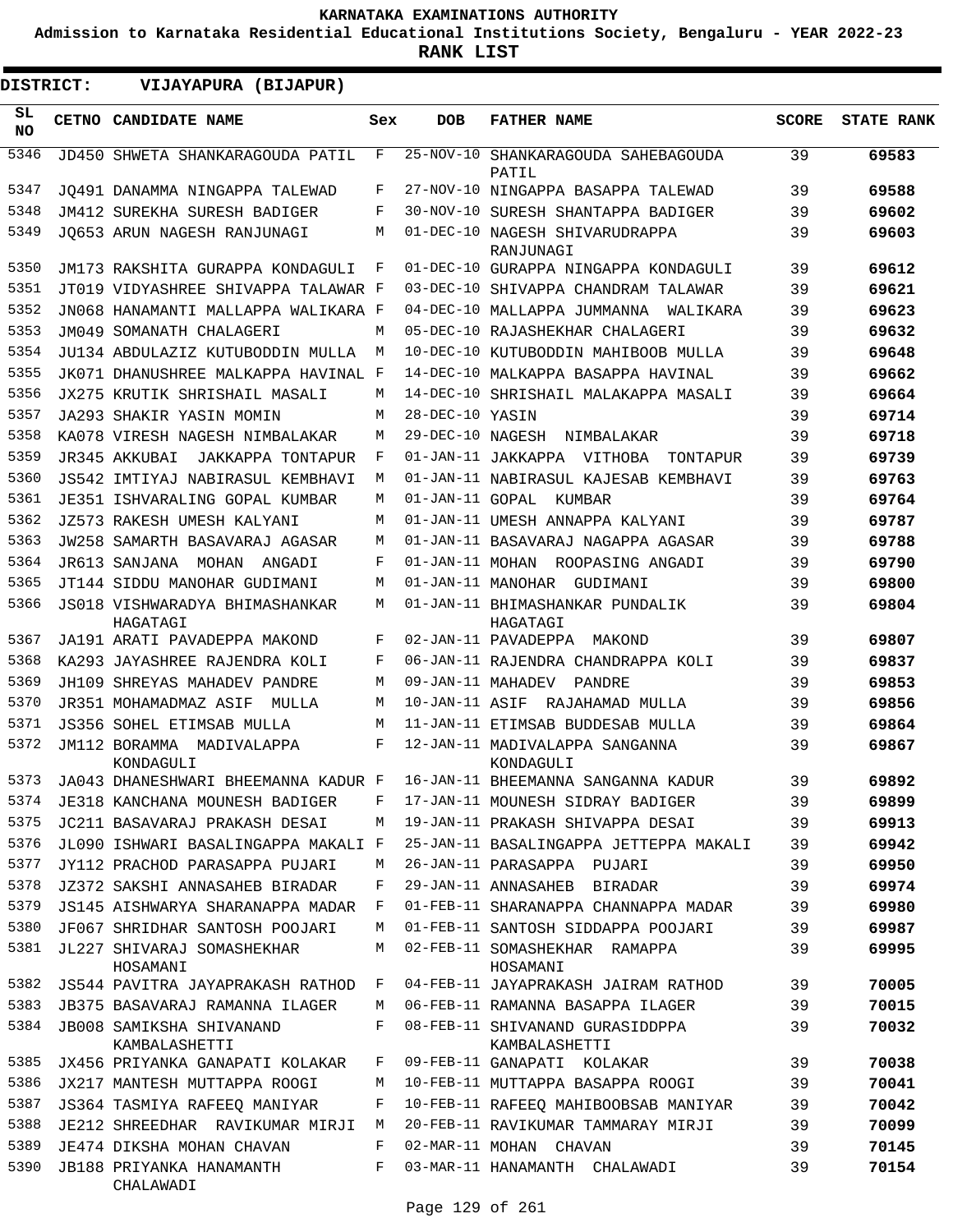# KARNATAKA EXAMINATIONS AUTHORITY

**Admission to Karnataka Residential Educational Institutions Society, Bengaluru - YEAR 2022-23**

**RANK LIST**

**DISTRICT: VIJAYAPURA (BIJAPUR)**

| SL NO | CETNO | CANDIDATE NAME | Sex | DOB | FATHER NAME | SCORE | STATE RANK |
|---|---|---|---|---|---|---|---|
| 5346 | JD450 | SHWETA SHANKARAGOUDA PATIL | F | 25-NOV-10 | SHANKARAGOUDA SAHEBAGOUDA PATIL | 39 | 69583 |
| 5347 | JQ491 | DANAMMA NINGAPPA TALEWAD | F | 27-NOV-10 | NINGAPPA BASAPPA TALEWAD | 39 | 69588 |
| 5348 | JM412 | SUREKHA SURESH BADIGER | F | 30-NOV-10 | SURESH SHANTAPPA BADIGER | 39 | 69602 |
| 5349 | JQ653 | ARUN NAGESH RANJUNAGI | M | 01-DEC-10 | NAGESH SHIVARUDRAPPA RANJUNAGI | 39 | 69603 |
| 5350 | JM173 | RAKSHITA GURAPPA KONDAGULI | F | 01-DEC-10 | GURAPPA NINGAPPA KONDAGULI | 39 | 69612 |
| 5351 | JT019 | VIDYASHREE SHIVAPPA TALAWAR | F | 03-DEC-10 | SHIVAPPA CHANDRAM TALAWAR | 39 | 69621 |
| 5352 | JN068 | HANAMANTI MALLAPPA WALIKARA | F | 04-DEC-10 | MALLAPPA JUMMANNA WALIKARA | 39 | 69623 |
| 5353 | JM049 | SOMANATH CHALAGERI | M | 05-DEC-10 | RAJASHEKHAR CHALAGERI | 39 | 69632 |
| 5354 | JU134 | ABDULAZIZ KUTUBODDIN MULLA | M | 10-DEC-10 | KUTUBODDIN MAHIBOOB MULLA | 39 | 69648 |
| 5355 | JK071 | DHANUSHREE MALKAPPA HAVINAL | F | 14-DEC-10 | MALKAPPA BASAPPA HAVINAL | 39 | 69662 |
| 5356 | JX275 | KRUTIK SHRISHAIL MASALI | M | 14-DEC-10 | SHRISHAIL MALAKAPPA MASALI | 39 | 69664 |
| 5357 | JA293 | SHAKIR YASIN MOMIN | M | 28-DEC-10 | YASIN | 39 | 69714 |
| 5358 | KA078 | VIRESH NAGESH NIMBALAKAR | M | 29-DEC-10 | NAGESH NIMBALAKAR | 39 | 69718 |
| 5359 | JR345 | AKKUBAI JAKKAPPA TONTAPUR | F | 01-JAN-11 | JAKKAPPA VITHOBA TONTAPUR | 39 | 69739 |
| 5360 | JS542 | IMTIYAJ NABIRASUL KEMBHAVI | M | 01-JAN-11 | NABIRASUL KAJESAB KEMBHAVI | 39 | 69763 |
| 5361 | JE351 | ISHVARALING GOPAL KUMBAR | M | 01-JAN-11 | GOPAL KUMBAR | 39 | 69764 |
| 5362 | JZ573 | RAKESH UMESH KALYANI | M | 01-JAN-11 | UMESH ANNAPPA KALYANI | 39 | 69787 |
| 5363 | JW258 | SAMARTH BASAVARAJ AGASAR | M | 01-JAN-11 | BASAVARAJ NAGAPPA AGASAR | 39 | 69788 |
| 5364 | JR613 | SANJANA MOHAN ANGADI | F | 01-JAN-11 | MOHAN ROOPASING ANGADI | 39 | 69790 |
| 5365 | JT144 | SIDDU MANOHAR GUDIMANI | M | 01-JAN-11 | MANOHAR GUDIMANI | 39 | 69800 |
| 5366 | JS018 | VISHWARADYA BHIMASHANKAR HAGATAGI | M | 01-JAN-11 | BHIMASHANKAR PUNDALIK HAGATAGI | 39 | 69804 |
| 5367 | JA191 | ARATI PAVADEPPA MAKOND | F | 02-JAN-11 | PAVADEPPA MAKOND | 39 | 69807 |
| 5368 | KA293 | JAYASHREE RAJENDRA KOLI | F | 06-JAN-11 | RAJENDRA CHANDRAPPA KOLI | 39 | 69837 |
| 5369 | JH109 | SHREYAS MAHADEV PANDRE | M | 09-JAN-11 | MAHADEV PANDRE | 39 | 69853 |
| 5370 | JR351 | MOHAMADMAZ ASIF MULLA | M | 10-JAN-11 | ASIF RAJAHAMAD MULLA | 39 | 69856 |
| 5371 | JS356 | SOHEL ETIMSAB MULLA | M | 11-JAN-11 | ETIMSAB BUDDESAB MULLA | 39 | 69864 |
| 5372 | JM112 | BORAMMA MADIVALAPPA KONDAGULI | F | 12-JAN-11 | MADIVALAPPA SANGANNA KONDAGULI | 39 | 69867 |
| 5373 | JA043 | DHANESHWARI BHEEMANNA KADUR | F | 16-JAN-11 | BHEEMANNA SANGANNA KADUR | 39 | 69892 |
| 5374 | JE318 | KANCHANA MOUNESH BADIGER | F | 17-JAN-11 | MOUNESH SIDRAY BADIGER | 39 | 69899 |
| 5375 | JC211 | BASAVARAJ PRAKASH DESAI | M | 19-JAN-11 | PRAKASH SHIVAPPA DESAI | 39 | 69913 |
| 5376 | JL090 | ISHWARI BASALINGAPPA MAKALI | F | 25-JAN-11 | BASALINGAPPA JETTEPPA MAKALI | 39 | 69942 |
| 5377 | JY112 | PRACHOD PARASAPPA PUJARI | M | 26-JAN-11 | PARASAPPA PUJARI | 39 | 69950 |
| 5378 | JZ372 | SAKSHI ANNASAHEB BIRADAR | F | 29-JAN-11 | ANNASAHEB BIRADAR | 39 | 69974 |
| 5379 | JS145 | AISHWARYA SHARANAPPA MADAR | F | 01-FEB-11 | SHARANAPPA CHANNAPPA MADAR | 39 | 69980 |
| 5380 | JF067 | SHRIDHAR SANTOSH POOJARI | M | 01-FEB-11 | SANTOSH SIDDAPPA POOJARI | 39 | 69987 |
| 5381 | JL227 | SHIVARAJ SOMASHEKHAR HOSAMANI | M | 02-FEB-11 | SOMASHEKHAR RAMAPPA HOSAMANI | 39 | 69995 |
| 5382 | JS544 | PAVITRA JAYAPRAKASH RATHOD | F | 04-FEB-11 | JAYAPRAKASH JAIRAM RATHOD | 39 | 70005 |
| 5383 | JB375 | BASAVARAJ RAMANNA ILAGER | M | 06-FEB-11 | RAMANNA BASAPPA ILAGER | 39 | 70015 |
| 5384 | JB008 | SAMIKSHA SHIVANAND KAMBALASHETTI | F | 08-FEB-11 | SHIVANAND GURASIDDPPA KAMBALASHETTI | 39 | 70032 |
| 5385 | JX456 | PRIYANKA GANAPATI KOLAKAR | F | 09-FEB-11 | GANAPATI KOLAKAR | 39 | 70038 |
| 5386 | JX217 | MANTESH MUTTAPPA ROOGI | M | 10-FEB-11 | MUTTAPPA BASAPPA ROOGI | 39 | 70041 |
| 5387 | JS364 | TASMIYA RAFEEQ MANIYAR | F | 10-FEB-11 | RAFEEQ MAHIBOOBSAB MANIYAR | 39 | 70042 |
| 5388 | JE212 | SHREEDHAR RAVIKUMAR MIRJI | M | 20-FEB-11 | RAVIKUMAR TAMMARAY MIRJI | 39 | 70099 |
| 5389 | JE474 | DIKSHA MOHAN CHAVAN | F | 02-MAR-11 | MOHAN CHAVAN | 39 | 70145 |
| 5390 | JB188 | PRIYANKA HANAMANTH CHALAWADI | F | 03-MAR-11 | HANAMANTH CHALAWADI | 39 | 70154 |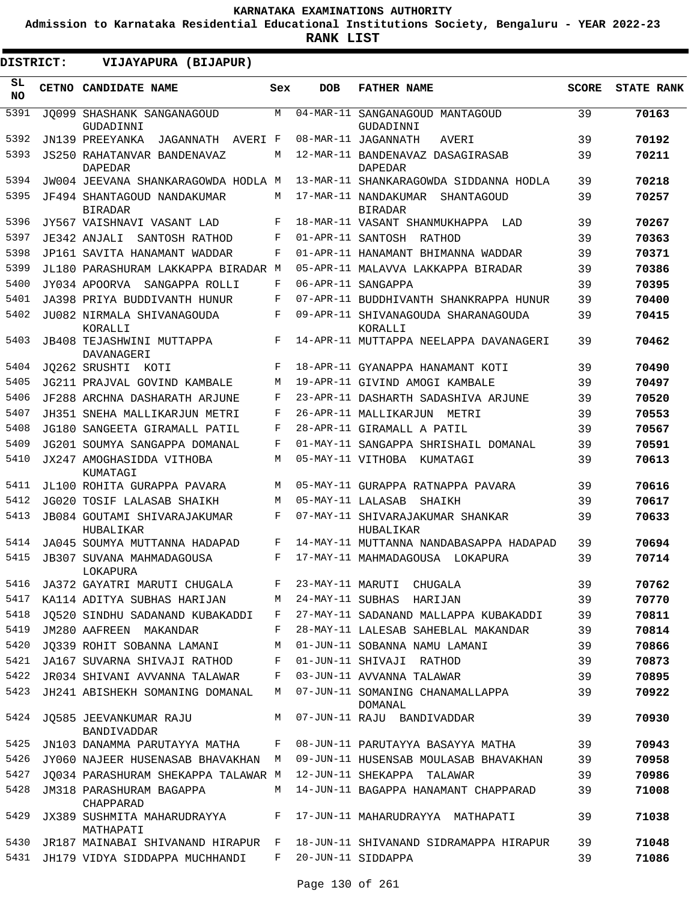KARNATAKA EXAMINATIONS AUTHORITY

Admission to Karnataka Residential Educational Institutions Society, Bengaluru - YEAR 2022-23

**RANK LIST**

**DISTRICT: VIJAYAPURA (BIJAPUR)**

| SL NO | CETNO | CANDIDATE NAME | Sex | DOB | FATHER NAME | SCORE | STATE RANK |
|---|---|---|---|---|---|---|---|
| 5391 | JQ099 | SHASHANK SANGANAGOUD GUDADINNI | M | 04-MAR-11 | SANGANAGOUD MANTAGOUD GUDADINNI | 39 | 70163 |
| 5392 | JN139 | PREEYANKA JAGANNATH AVERI | F | 08-MAR-11 | JAGANNATH AVERI | 39 | 70192 |
| 5393 | JS250 | RAHATANVAR BANDENAVAZ DAPEDAR | M | 12-MAR-11 | BANDENAVAZ DASAGIRASAB DAPEDAR | 39 | 70211 |
| 5394 | JW004 | JEEVANA SHANKARAGOWDA HODLA | M | 13-MAR-11 | SHANKARAGOWDA SIDDANNA HODLA | 39 | 70218 |
| 5395 | JF494 | SHANTAGOUD NANDAKUMAR BIRADAR | M | 17-MAR-11 | NANDAKUMAR SHANTAGOUD BIRADAR | 39 | 70257 |
| 5396 | JY567 | VAISHNAVI VASANT LAD | F | 18-MAR-11 | VASANT SHANMUKHAPPA LAD | 39 | 70267 |
| 5397 | JE342 | ANJALI SANTOSH RATHOD | F | 01-APR-11 | SANTOSH RATHOD | 39 | 70363 |
| 5398 | JP161 | SAVITA HANAMANT WADDAR | F | 01-APR-11 | HANAMANT BHIMANNA WADDAR | 39 | 70371 |
| 5399 | JL180 | PARASHURAM LAKKAPPA BIRADAR | M | 05-APR-11 | MALAVVA LAKKAPPA BIRADAR | 39 | 70386 |
| 5400 | JY034 | APOORVA SANGAPPA ROLLI | F | 06-APR-11 | SANGAPPA | 39 | 70395 |
| 5401 | JA398 | PRIYA BUDDIVANTH HUNUR | F | 07-APR-11 | BUDDHIVANTH SHANKRAPPA HUNUR | 39 | 70400 |
| 5402 | JU082 | NIRMALA SHIVANAGOUDA KORALLI | F | 09-APR-11 | SHIVANAGOUDA SHARANAGOUDA KORALLI | 39 | 70415 |
| 5403 | JB408 | TEJASHWINI MUTTAPPA DAVANAGERI | F | 14-APR-11 | MUTTAPPA NEELAPPA DAVANAGERI | 39 | 70462 |
| 5404 | JQ262 | SRUSHTI KOTI | F | 18-APR-11 | GYANAPPA HANAMANT KOTI | 39 | 70490 |
| 5405 | JG211 | PRAJVAL GOVIND KAMBALE | M | 19-APR-11 | GIVIND AMOGI KAMBALE | 39 | 70497 |
| 5406 | JF288 | ARCHNA DASHARATH ARJUNE | F | 23-APR-11 | DASHARTH SADASHIVA ARJUNE | 39 | 70520 |
| 5407 | JH351 | SNEHA MALLIKARJUN METRI | F | 26-APR-11 | MALLIKARJUN METRI | 39 | 70553 |
| 5408 | JG180 | SANGEETA GIRAMALL PATIL | F | 28-APR-11 | GIRAMALL A PATIL | 39 | 70567 |
| 5409 | JG201 | SOUMYA SANGAPPA DOMANAL | F | 01-MAY-11 | SANGAPPA SHRISHAIL DOMANAL | 39 | 70591 |
| 5410 | JX247 | AMOGHASIDDA VITHOBA KUMATAGI | M | 05-MAY-11 | VITHOBA KUMATAGI | 39 | 70613 |
| 5411 | JL100 | ROHITA GURAPPA PAVARA | M | 05-MAY-11 | GURAPPA RATNAPPA PAVARA | 39 | 70616 |
| 5412 | JG020 | TOSIF LALASAB SHAIKH | M | 05-MAY-11 | LALASAB SHAIKH | 39 | 70617 |
| 5413 | JB084 | GOUTAMI SHIVARAJAKUMAR HUBALIKAR | F | 07-MAY-11 | SHIVARAJAKUMAR SHANKAR HUBALIKAR | 39 | 70633 |
| 5414 | JA045 | SOUMYA MUTTANNA HADAPAD | F | 14-MAY-11 | MUTTANNA NANDABASAPPA HADAPAD | 39 | 70694 |
| 5415 | JB307 | SUVANA MAHMADAGOUSA LOKAPURA | F | 17-MAY-11 | MAHMADAGOUSA LOKAPURA | 39 | 70714 |
| 5416 | JA372 | GAYATRI MARUTI CHUGALA | F | 23-MAY-11 | MARUTI CHUGALA | 39 | 70762 |
| 5417 | KA114 | ADITYA SUBHAS HARIJAN | M | 24-MAY-11 | SUBHAS HARIJAN | 39 | 70770 |
| 5418 | JQ520 | SINDHU SADANAND KUBAKADDI | F | 27-MAY-11 | SADANAND MALLAPPA KUBAKADDI | 39 | 70811 |
| 5419 | JM280 | AAFREEN MAKANDAR | F | 28-MAY-11 | LALESAB SAHEBLAL MAKANDAR | 39 | 70814 |
| 5420 | JQ339 | ROHIT SOBANNA LAMANI | M | 01-JUN-11 | SOBANNA NAMU LAMANI | 39 | 70866 |
| 5421 | JA167 | SUVARNA SHIVAJI RATHOD | F | 01-JUN-11 | SHIVAJI RATHOD | 39 | 70873 |
| 5422 | JR034 | SHIVANI AVVANNA TALAWAR | F | 03-JUN-11 | AVVANNA TALAWAR | 39 | 70895 |
| 5423 | JH241 | ABISHEKH SOMANING DOMANAL | M | 07-JUN-11 | SOMANING CHANAMALLAPPA DOMANAL | 39 | 70922 |
| 5424 | JQ585 | JEEVANKUMAR RAJU BANDIVADDAR | M | 07-JUN-11 | RAJU BANDIVADDAR | 39 | 70930 |
| 5425 | JN103 | DANAMMA PARUTAYYA MATHA | F | 08-JUN-11 | PARUTAYYA BASAYYA MATHA | 39 | 70943 |
| 5426 | JY060 | NAJEER HUSENASAB BHAVAKHAN | M | 09-JUN-11 | HUSENSAB MOULASAB BHAVAKHAN | 39 | 70958 |
| 5427 | JQ034 | PARASHURAM SHEKAPPA TALAWAR | M | 12-JUN-11 | SHEKAPPA TALAWAR | 39 | 70986 |
| 5428 | JM318 | PARASHURAM BAGAPPA CHAPPARAD | M | 14-JUN-11 | BAGAPPA HANAMANT CHAPPARAD | 39 | 71008 |
| 5429 | JX389 | SUSHMITA MAHARUDRAYYA MATHAPATI | F | 17-JUN-11 | MAHARUDRAYYA MATHAPATI | 39 | 71038 |
| 5430 | JR187 | MAINABAI SHIVANAND HIRAPUR | F | 18-JUN-11 | SHIVANAND SIDRAMAPPA HIRAPUR | 39 | 71048 |
| 5431 | JH179 | VIDYA SIDDAPPA MUCHHANDI | F | 20-JUN-11 | SIDDAPPA | 39 | 71086 |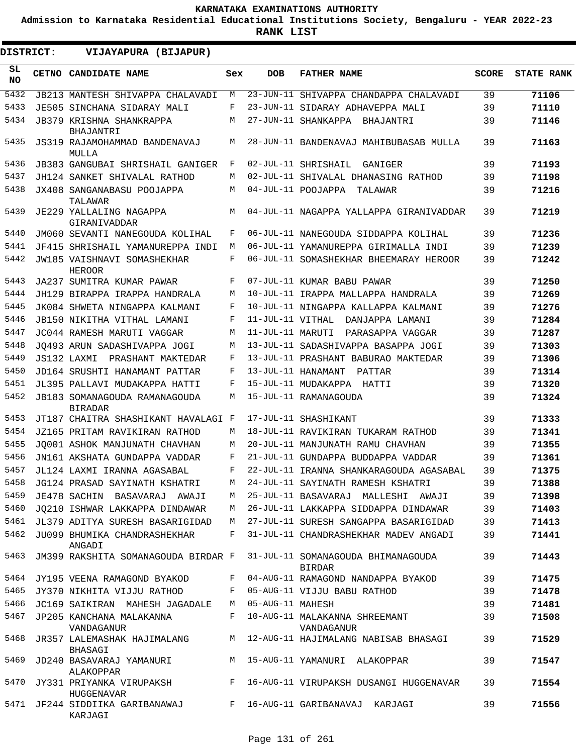# KARNATAKA EXAMINATIONS AUTHORITY

**Admission to Karnataka Residential Educational Institutions Society, Bengaluru - YEAR 2022-23**

**RANK LIST**

**DISTRICT: VIJAYAPURA (BIJAPUR)**

| SL NO | CETNO | CANDIDATE NAME | Sex | DOB | FATHER NAME | SCORE | STATE RANK |
|---|---|---|---|---|---|---|---|
| 5432 | JB213 | MANTESH SHIVAPPA CHALAVADI | M | 23-JUN-11 | SHIVAPPA CHANDAPPA CHALAVADI | 39 | 71106 |
| 5433 | JE505 | SINCHANA SIDARAY MALI | F | 23-JUN-11 | SIDARAY ADHAVEPPA MALI | 39 | 71110 |
| 5434 | JB379 | KRISHNA SHANKRAPPA BHAJANTRI | M | 27-JUN-11 | SHANKAPPA BHAJANTRI | 39 | 71146 |
| 5435 | JS319 | RAJAMOHAMMAD BANDENAVAJ MULLA | M | 28-JUN-11 | BANDENAVAJ MAHIBUBASAB MULLA | 39 | 71163 |
| 5436 | JB383 | GANGUBAI SHRISHAIL GANIGER | F | 02-JUL-11 | SHRISHAIL GANIGER | 39 | 71193 |
| 5437 | JH124 | SANKET SHIVALAL RATHOD | M | 02-JUL-11 | SHIVALAL DHANASING RATHOD | 39 | 71198 |
| 5438 | JX408 | SANGANABASU POOJAPPA TALAWAR | M | 04-JUL-11 | POOJAPPA TALAWAR | 39 | 71216 |
| 5439 | JE229 | YALLALING NAGAPPA GIRANIVADDAR | M | 04-JUL-11 | NAGAPPA YALLAPPA GIRANIVADDAR | 39 | 71219 |
| 5440 | JM060 | SEVANTI NANEGOUDA KOLIHAL | F | 06-JUL-11 | NANEGOUDA SIDDAPPA KOLIHAL | 39 | 71236 |
| 5441 | JF415 | SHRISHAIL YAMANUREPPA INDI | M | 06-JUL-11 | YAMANUREPPA GIRIMALLA INDI | 39 | 71239 |
| 5442 | JW185 | VAISHNAVI SOMASHEKHAR HEROOR | F | 06-JUL-11 | SOMASHEKHAR BHEEMARAY HEROOR | 39 | 71242 |
| 5443 | JA237 | SUMITRA KUMAR PAWAR | F | 07-JUL-11 | KUMAR BABU PAWAR | 39 | 71250 |
| 5444 | JH129 | BIRAPPA IRAPPA HANDRALA | M | 10-JUL-11 | IRAPPA MALLAPPA HANDRALA | 39 | 71269 |
| 5445 | JK084 | SHWETA NINGAPPA KALMANI | F | 10-JUL-11 | NINGAPPA KALLAPPA KALMANI | 39 | 71276 |
| 5446 | JB150 | NIKITHA VITHAL LAMANI | F | 11-JUL-11 | VITHAL DANJAPPA LAMANI | 39 | 71284 |
| 5447 | JC044 | RAMESH MARUTI VAGGAR | M | 11-JUL-11 | MARUTI PARASAPPA VAGGAR | 39 | 71287 |
| 5448 | JQ493 | ARUN SADASHIVAPPA JOGI | M | 13-JUL-11 | SADASHIVAPPA BASAPPA JOGI | 39 | 71303 |
| 5449 | JS132 | LAXMI PRASHANT MAKTEDAR | F | 13-JUL-11 | PRASHANT BABURAO MAKTEDAR | 39 | 71306 |
| 5450 | JD164 | SRUSHTI HANAMANT PATTAR | F | 13-JUL-11 | HANAMANT PATTAR | 39 | 71314 |
| 5451 | JL395 | PALLAVI MUDAKAPPA HATTI | F | 15-JUL-11 | MUDAKAPPA HATTI | 39 | 71320 |
| 5452 | JB183 | SOMANAGOUDA RAMANAGOUDA BIRADAR | M | 15-JUL-11 | RAMANAGOUDA | 39 | 71324 |
| 5453 | JT187 | CHAITRA SHASHIKANT HAVALAGI | F | 17-JUL-11 | SHASHIKANT | 39 | 71333 |
| 5454 | JZ165 | PRITAM RAVIKIRAN RATHOD | M | 18-JUL-11 | RAVIKIRAN TUKARAM RATHOD | 39 | 71341 |
| 5455 | JQ001 | ASHOK MANJUNATH CHAVHAN | M | 20-JUL-11 | MANJUNATH RAMU CHAVHAN | 39 | 71355 |
| 5456 | JN161 | AKSHATA GUNDAPPA VADDAR | F | 21-JUL-11 | GUNDAPPA BUDDAPPA VADDAR | 39 | 71361 |
| 5457 | JL124 | LAXMI IRANNA AGASABAL | F | 22-JUL-11 | IRANNA SHANKARAGOUDA AGASABAL | 39 | 71375 |
| 5458 | JG124 | PRASAD SAYINATH KSHATRI | M | 24-JUL-11 | SAYINATH RAMESH KSHATRI | 39 | 71388 |
| 5459 | JE478 | SACHIN BASAVARAJ AWAJI | M | 25-JUL-11 | BASAVARAJ MALLESHI AWAJI | 39 | 71398 |
| 5460 | JQ210 | ISHWAR LAKKAPPA DINDAWAR | M | 26-JUL-11 | LAKKAPPA SIDDAPPA DINDAWAR | 39 | 71403 |
| 5461 | JL379 | ADITYA SURESH BASARIGIDAD | M | 27-JUL-11 | SURESH SANGAPPA BASARIGIDAD | 39 | 71413 |
| 5462 | JU099 | BHUMIKA CHANDRASHEKHAR ANGADI | F | 31-JUL-11 | CHANDRASHEKHAR MADEV ANGADI | 39 | 71441 |
| 5463 | JM399 | RAKSHITA SOMANAGOUDA BIRDAR | F | 31-JUL-11 | SOMANAGOUDA BHIMANAGOUDA BIRDAR | 39 | 71443 |
| 5464 | JY195 | VEENA RAMAGOND BYAKOD | F | 04-AUG-11 | RAMAGOND NANDAPPA BYAKOD | 39 | 71475 |
| 5465 | JY370 | NIKHITA VIJJU RATHOD | F | 05-AUG-11 | VIJJU BABU RATHOD | 39 | 71478 |
| 5466 | JC169 | SAIKIRAN MAHESH JAGADALE | M | 05-AUG-11 | MAHESH | 39 | 71481 |
| 5467 | JP205 | KANCHANA MALAKANNA VANDAGANUR | F | 10-AUG-11 | MALAKANNA SHREEMANT VANDAGANUR | 39 | 71508 |
| 5468 | JR357 | LALEMASHAK HAJIMALANG BHASAGI | M | 12-AUG-11 | HAJIMALANG NABISAB BHASAGI | 39 | 71529 |
| 5469 | JD240 | BASAVARAJ YAMANURI ALAKOPPAR | M | 15-AUG-11 | YAMANURI ALAKOPPAR | 39 | 71547 |
| 5470 | JY331 | PRIYANKA VIRUPAKSH HUGGENAVAR | F | 16-AUG-11 | VIRUPAKSH DUSANGI HUGGENAVAR | 39 | 71554 |
| 5471 | JF244 | SIDDIIKA GARIBANAWAJ KARJAGI | F | 16-AUG-11 | GARIBANAVAJ KARJAGI | 39 | 71556 |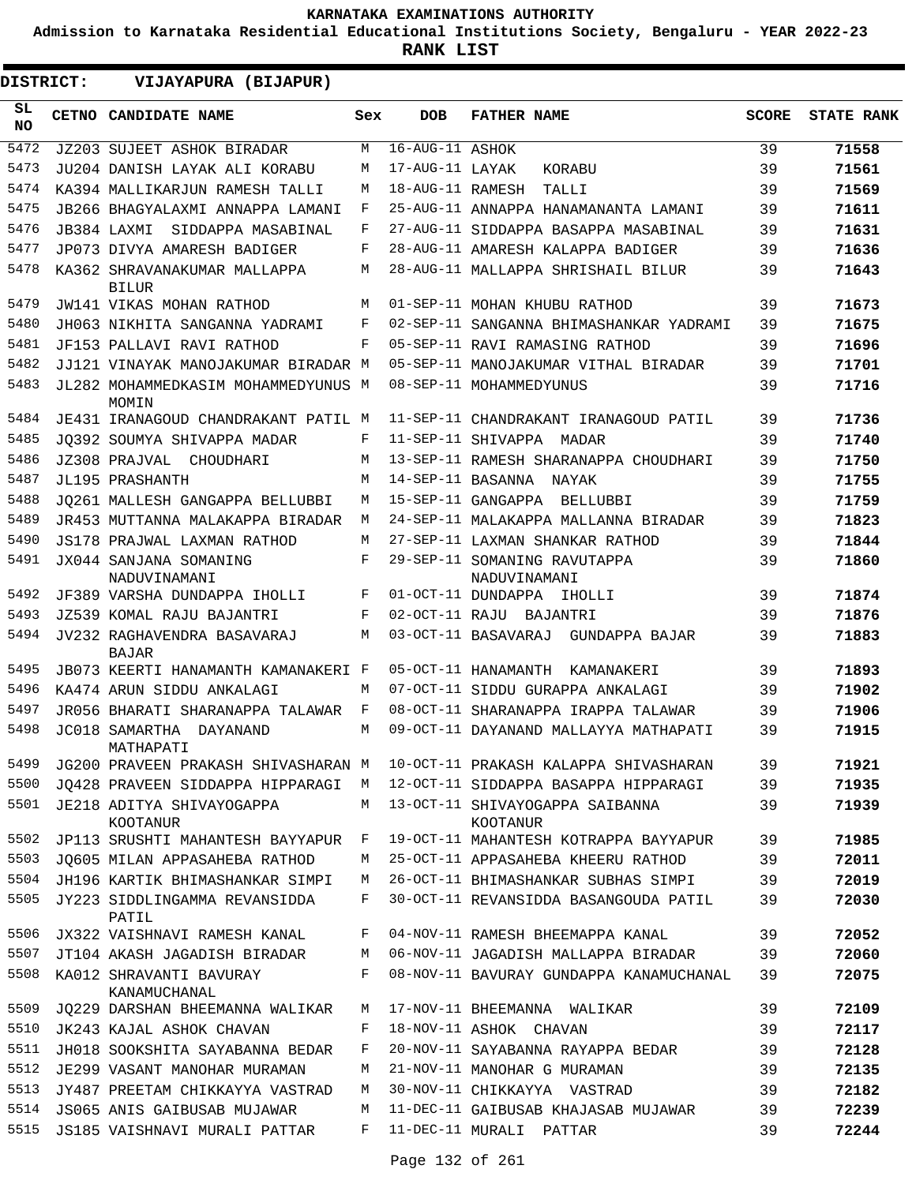KARNATAKA EXAMINATIONS AUTHORITY

Admission to Karnataka Residential Educational Institutions Society, Bengaluru - YEAR 2022-23

**RANK LIST**

**DISTRICT: VIJAYAPURA (BIJAPUR)**

| SL NO | CETNO | CANDIDATE NAME | Sex | DOB | FATHER NAME | SCORE | STATE RANK |
|---|---|---|---|---|---|---|---|
| 5472 | JZ203 | SUJEET ASHOK BIRADAR | M | 16-AUG-11 | ASHOK | 39 | 71558 |
| 5473 | JU204 | DANISH LAYAK ALI KORABU | M | 17-AUG-11 | LAYAK KORABU | 39 | 71561 |
| 5474 | KA394 | MALLIKARJUN RAMESH TALLI | M | 18-AUG-11 | RAMESH TALLI | 39 | 71569 |
| 5475 | JB266 | BHAGYALAXMI ANNAPPA LAMANI | F | 25-AUG-11 | ANNAPPA HANAMANANTA LAMANI | 39 | 71611 |
| 5476 | JB384 | LAXMI SIDDAPPA MASABINAL | F | 27-AUG-11 | SIDDAPPA BASAPPA MASABINAL | 39 | 71631 |
| 5477 | JP073 | DIVYA AMARESH BADIGER | F | 28-AUG-11 | AMARESH KALAPPA BADIGER | 39 | 71636 |
| 5478 | KA362 | SHRAVANAKUMAR MALLAPPA BILUR | M | 28-AUG-11 | MALLAPPA SHRISHAIL BILUR | 39 | 71643 |
| 5479 | JW141 | VIKAS MOHAN RATHOD | M | 01-SEP-11 | MOHAN KHUBU RATHOD | 39 | 71673 |
| 5480 | JH063 | NIKHITA SANGANNA YADRAMI | F | 02-SEP-11 | SANGANNA BHIMASHANKAR YADRAMI | 39 | 71675 |
| 5481 | JF153 | PALLAVI RAVI RATHOD | F | 05-SEP-11 | RAVI RAMASING RATHOD | 39 | 71696 |
| 5482 | JJ121 | VINAYAK MANOJAKUMAR BIRADAR | M | 05-SEP-11 | MANOJAKUMAR VITHAL BIRADAR | 39 | 71701 |
| 5483 | JL282 | MOHAMMEDKASIM MOHAMMEDYUNUS MOMIN | M | 08-SEP-11 | MOHAMMEDYUNUS | 39 | 71716 |
| 5484 | JE431 | IRANAGOUD CHANDRAKANT PATIL | M | 11-SEP-11 | CHANDRAKANT IRANAGOUD PATIL | 39 | 71736 |
| 5485 | JQ392 | SOUMYA SHIVAPPA MADAR | F | 11-SEP-11 | SHIVAPPA MADAR | 39 | 71740 |
| 5486 | JZ308 | PRAJVAL CHOUDHARI | M | 13-SEP-11 | RAMESH SHARANAPPA CHOUDHARI | 39 | 71750 |
| 5487 | JL195 | PRASHANTH | M | 14-SEP-11 | BASANNA NAYAK | 39 | 71755 |
| 5488 | JQ261 | MALLESH GANGAPPA BELLUBBI | M | 15-SEP-11 | GANGAPPA BELLUBBI | 39 | 71759 |
| 5489 | JR453 | MUTTANNA MALAKAPPA BIRADAR | M | 24-SEP-11 | MALAKAPPA MALLANNA BIRADAR | 39 | 71823 |
| 5490 | JS178 | PRAJWAL LAXMAN RATHOD | M | 27-SEP-11 | LAXMAN SHANKAR RATHOD | 39 | 71844 |
| 5491 | JX044 | SANJANA SOMANING NADUVINAMANI | F | 29-SEP-11 | SOMANING RAVUTAPPA NADUVINAMANI | 39 | 71860 |
| 5492 | JF389 | VARSHA DUNDAPPA IHOLLI | F | 01-OCT-11 | DUNDAPPA IHOLLI | 39 | 71874 |
| 5493 | JZ539 | KOMAL RAJU BAJANTRI | F | 02-OCT-11 | RAJU BAJANTRI | 39 | 71876 |
| 5494 | JV232 | RAGHAVENDRA BASAVARAJ BAJAR | M | 03-OCT-11 | BASAVARAJ GUNDAPPA BAJAR | 39 | 71883 |
| 5495 | JB073 | KEERTI HANAMANTH KAMANAKERI | F | 05-OCT-11 | HANAMANTH KAMANAKERI | 39 | 71893 |
| 5496 | KA474 | ARUN SIDDU ANKALAGI | M | 07-OCT-11 | SIDDU GURAPPA ANKALAGI | 39 | 71902 |
| 5497 | JR056 | BHARATI SHARANAPPA TALAWAR | F | 08-OCT-11 | SHARANAPPA IRAPPA TALAWAR | 39 | 71906 |
| 5498 | JC018 | SAMARTHA DAYANAND MATHAPATI | M | 09-OCT-11 | DAYANAND MALLAYYA MATHAPATI | 39 | 71915 |
| 5499 | JG200 | PRAVEEN PRAKASH SHIVASHARAN | M | 10-OCT-11 | PRAKASH KALAPPA SHIVASHARAN | 39 | 71921 |
| 5500 | JQ428 | PRAVEEN SIDDAPPA HIPPARAGI | M | 12-OCT-11 | SIDDAPPA BASAPPA HIPPARAGI | 39 | 71935 |
| 5501 | JE218 | ADITYA SHIVAYOGAPPA KOOTANUR | M | 13-OCT-11 | SHIVAYOGAPPA SAIBANNA KOOTANUR | 39 | 71939 |
| 5502 | JP113 | SRUSHTI MAHANTESH BAYYAPUR | F | 19-OCT-11 | MAHANTESH KOTRAPPA BAYYAPUR | 39 | 71985 |
| 5503 | JQ605 | MILAN APPASAHEBA RATHOD | M | 25-OCT-11 | APPASAHEBA KHEERU RATHOD | 39 | 72011 |
| 5504 | JH196 | KARTIK BHIMASHANKAR SIMPI | M | 26-OCT-11 | BHIMASHANKAR SUBHAS SIMPI | 39 | 72019 |
| 5505 | JY223 | SIDDLINGAMMA REVANSIDDA PATIL | F | 30-OCT-11 | REVANSIDDA BASANGOUDA PATIL | 39 | 72030 |
| 5506 | JX322 | VAISHNAVI RAMESH KANAL | F | 04-NOV-11 | RAMESH BHEEMAPPA KANAL | 39 | 72052 |
| 5507 | JT104 | AKASH JAGADISH BIRADAR | M | 06-NOV-11 | JAGADISH MALLAPPA BIRADAR | 39 | 72060 |
| 5508 | KA012 | SHRAVANTI BAVURAY KANAMUCHANAL | F | 08-NOV-11 | BAVURAY GUNDAPPA KANAMUCHANAL | 39 | 72075 |
| 5509 | JQ229 | DARSHAN BHEEMANNA WALIKAR | M | 17-NOV-11 | BHEEMANNA WALIKAR | 39 | 72109 |
| 5510 | JK243 | KAJAL ASHOK CHAVAN | F | 18-NOV-11 | ASHOK CHAVAN | 39 | 72117 |
| 5511 | JH018 | SOOKSHITA SAYABANNA BEDAR | F | 20-NOV-11 | SAYABANNA RAYAPPA BEDAR | 39 | 72128 |
| 5512 | JE299 | VASANT MANOHAR MURAMAN | M | 21-NOV-11 | MANOHAR G MURAMAN | 39 | 72135 |
| 5513 | JY487 | PREETAM CHIKKAYYA VASTRAD | M | 30-NOV-11 | CHIKKAYYA VASTRAD | 39 | 72182 |
| 5514 | JS065 | ANIS GAIBUSAB MUJAWAR | M | 11-DEC-11 | GAIBUSAB KHAJASAB MUJAWAR | 39 | 72239 |
| 5515 | JS185 | VAISHNAVI MURALI PATTAR | F | 11-DEC-11 | MURALI PATTAR | 39 | 72244 |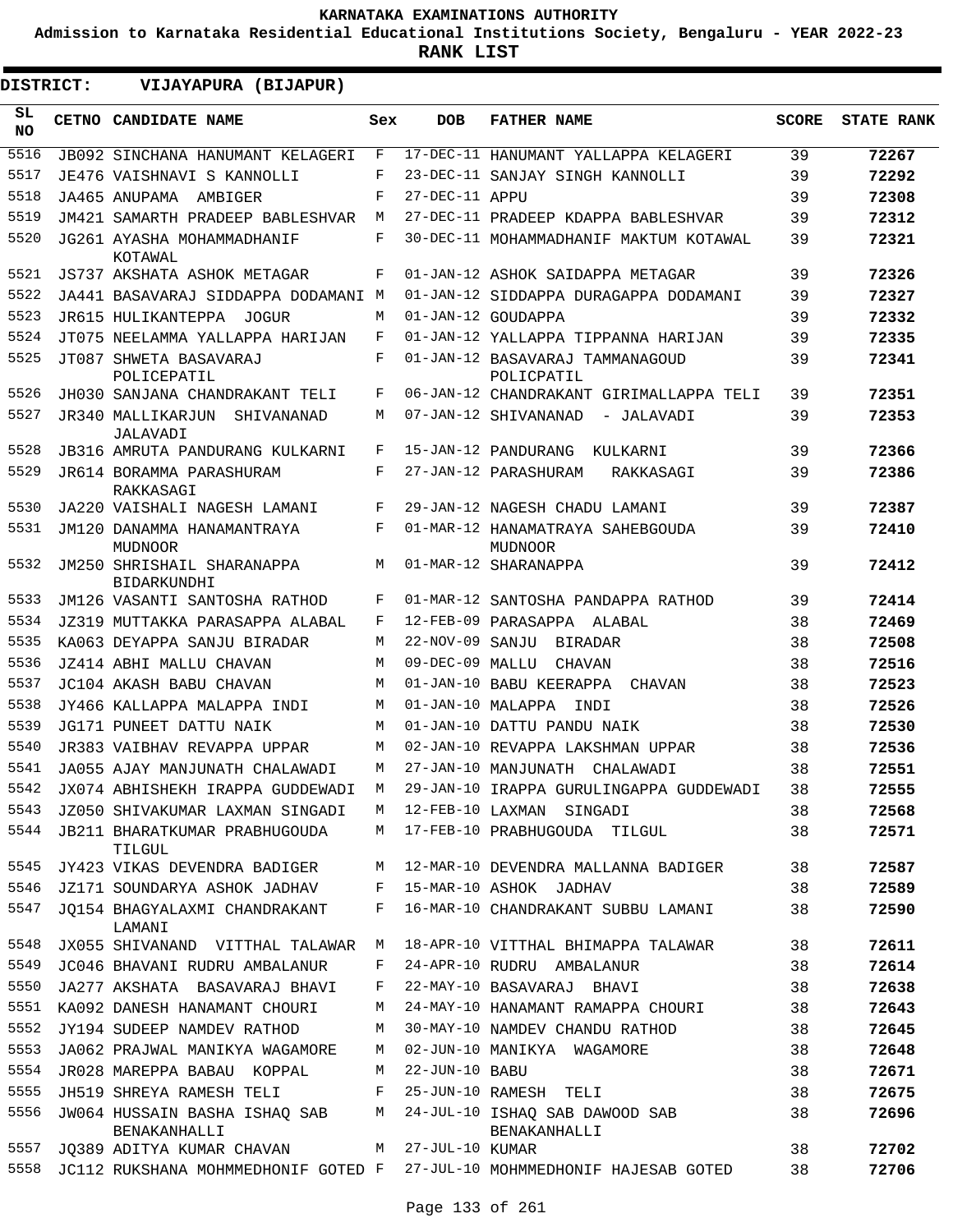# KARNATAKA EXAMINATIONS AUTHORITY

**Admission to Karnataka Residential Educational Institutions Society, Bengaluru - YEAR 2022-23**

**RANK LIST**

**DISTRICT: VIJAYAPURA (BIJAPUR)**

| SL NO | CETNO | CANDIDATE NAME | Sex | DOB | FATHER NAME | SCORE | STATE RANK |
|---|---|---|---|---|---|---|---|
| 5516 | JB092 | SINCHANA HANUMANT KELAGERI | F | 17-DEC-11 | HANUMANT YALLAPPA KELAGERI | 39 | 72267 |
| 5517 | JE476 | VAISHNAVI S KANNOLLI | F | 23-DEC-11 | SANJAY SINGH KANNOLLI | 39 | 72292 |
| 5518 | JA465 | ANUPAMA AMBIGER | F | 27-DEC-11 | APPU | 39 | 72308 |
| 5519 | JM421 | SAMARTH PRADEEP BABLESHVAR | M | 27-DEC-11 | PRADEEP KDAPPA BABLESHVAR | 39 | 72312 |
| 5520 | JG261 | AYASHA MOHAMMADHANIF KOTAWAL | F | 30-DEC-11 | MOHAMMADHANIF MAKTUM KOTAWAL | 39 | 72321 |
| 5521 | JS737 | AKSHATA ASHOK METAGAR | F | 01-JAN-12 | ASHOK SAIDAPPA METAGAR | 39 | 72326 |
| 5522 | JA441 | BASAVARAJ SIDDAPPA DODAMANI | M | 01-JAN-12 | SIDDAPPA DURAGAPPA DODAMANI | 39 | 72327 |
| 5523 | JR615 | HULIKANTEPPA JOGUR | M | 01-JAN-12 | GOUDAPPA | 39 | 72332 |
| 5524 | JT075 | NEELAMMA YALLAPPA HARIJAN | F | 01-JAN-12 | YALLAPPA TIPPANNA HARIJAN | 39 | 72335 |
| 5525 | JT087 | SHWETA BASAVARAJ POLICEPATIL | F | 01-JAN-12 | BASAVARAJ TAMMANAGOUD POLICPATIL | 39 | 72341 |
| 5526 | JH030 | SANJANA CHANDRAKANT TELI | F | 06-JAN-12 | CHANDRAKANT GIRIMALLAPPA TELI | 39 | 72351 |
| 5527 | JR340 | MALLIKARJUN SHIVANANAD JALAVADI | M | 07-JAN-12 | SHIVANANAD - JALAVADI | 39 | 72353 |
| 5528 | JB316 | AMRUTA PANDURANG KULKARNI | F | 15-JAN-12 | PANDURANG KULKARNI | 39 | 72366 |
| 5529 | JR614 | BORAMMA PARASHURAM RAKKASAGI | F | 27-JAN-12 | PARASHURAM RAKKASAGI | 39 | 72386 |
| 5530 | JA220 | VAISHALI NAGESH LAMANI | F | 29-JAN-12 | NAGESH CHADU LAMANI | 39 | 72387 |
| 5531 | JM120 | DANAMMA HANAMANTRAYA MUDNOOR | F | 01-MAR-12 | HANAMATRAYA SAHEBGOUDA MUDNOOR | 39 | 72410 |
| 5532 | JM250 | SHRISHAIL SHARANAPPA BIDARKUNDHI | M | 01-MAR-12 | SHARANAPPA | 39 | 72412 |
| 5533 | JM126 | VASANTI SANTOSHA RATHOD | F | 01-MAR-12 | SANTOSHA PANDAPPA RATHOD | 39 | 72414 |
| 5534 | JZ319 | MUTTAKKA PARASAPPA ALABAL | F | 12-FEB-09 | PARASAPPA ALABAL | 38 | 72469 |
| 5535 | KA063 | DEYAPPA SANJU BIRADAR | M | 22-NOV-09 | SANJU BIRADAR | 38 | 72508 |
| 5536 | JZ414 | ABHI MALLU CHAVAN | M | 09-DEC-09 | MALLU CHAVAN | 38 | 72516 |
| 5537 | JC104 | AKASH BABU CHAVAN | M | 01-JAN-10 | BABU KEERAPPA CHAVAN | 38 | 72523 |
| 5538 | JY466 | KALLAPPA MALAPPA INDI | M | 01-JAN-10 | MALAPPA INDI | 38 | 72526 |
| 5539 | JG171 | PUNEET DATTU NAIK | M | 01-JAN-10 | DATTU PANDU NAIK | 38 | 72530 |
| 5540 | JR383 | VAIBHAV REVAPPA UPPAR | M | 02-JAN-10 | REVAPPA LAKSHMAN UPPAR | 38 | 72536 |
| 5541 | JA055 | AJAY MANJUNATH CHALAWADI | M | 27-JAN-10 | MANJUNATH CHALAWADI | 38 | 72551 |
| 5542 | JX074 | ABHISHEKH IRAPPA GUDDEWADI | M | 29-JAN-10 | IRAPPA GURULINGAPPA GUDDEWADI | 38 | 72555 |
| 5543 | JZ050 | SHIVAKUMAR LAXMAN SINGADI | M | 12-FEB-10 | LAXMAN SINGADI | 38 | 72568 |
| 5544 | JB211 | BHARATKUMAR PRABHUGOUDA TILGUL | M | 17-FEB-10 | PRABHUGOUDA TILGUL | 38 | 72571 |
| 5545 | JY423 | VIKAS DEVENDRA BADIGER | M | 12-MAR-10 | DEVENDRA MALLANNA BADIGER | 38 | 72587 |
| 5546 | JZ171 | SOUNDARYA ASHOK JADHAV | F | 15-MAR-10 | ASHOK JADHAV | 38 | 72589 |
| 5547 | JQ154 | BHAGYALAXMI CHANDRAKANT LAMANI | F | 16-MAR-10 | CHANDRAKANT SUBBU LAMANI | 38 | 72590 |
| 5548 | JX055 | SHIVANAND VITTHAL TALAWAR | M | 18-APR-10 | VITTHAL BHIMAPPA TALAWAR | 38 | 72611 |
| 5549 | JC046 | BHAVANI RUDRU AMBALANUR | F | 24-APR-10 | RUDRU AMBALANUR | 38 | 72614 |
| 5550 | JA277 | AKSHATA BASAVARAJ BHAVI | F | 22-MAY-10 | BASAVARAJ BHAVI | 38 | 72638 |
| 5551 | KA092 | DANESH HANAMANT CHOURI | M | 24-MAY-10 | HANAMANT RAMAPPA CHOURI | 38 | 72643 |
| 5552 | JY194 | SUDEEP NAMDEV RATHOD | M | 30-MAY-10 | NAMDEV CHANDU RATHOD | 38 | 72645 |
| 5553 | JA062 | PRAJWAL MANIKYA WAGAMORE | M | 02-JUN-10 | MANIKYA WAGAMORE | 38 | 72648 |
| 5554 | JR028 | MAREPPA BABAU KOPPAL | M | 22-JUN-10 | BABU | 38 | 72671 |
| 5555 | JH519 | SHREYA RAMESH TELI | F | 25-JUN-10 | RAMESH TELI | 38 | 72675 |
| 5556 | JW064 | HUSSAIN BASHA ISHAQ SAB BENAKANHALLI | M | 24-JUL-10 | ISHAQ SAB DAWOOD SAB BENAKANHALLI | 38 | 72696 |
| 5557 | JQ389 | ADITYA KUMAR CHAVAN | M | 27-JUL-10 | KUMAR | 38 | 72702 |
| 5558 | JC112 | RUKSHANA MOHMMEDHONIF GOTED | F | 27-JUL-10 | MOHMMEDHONIF HAJESAB GOTED | 38 | 72706 |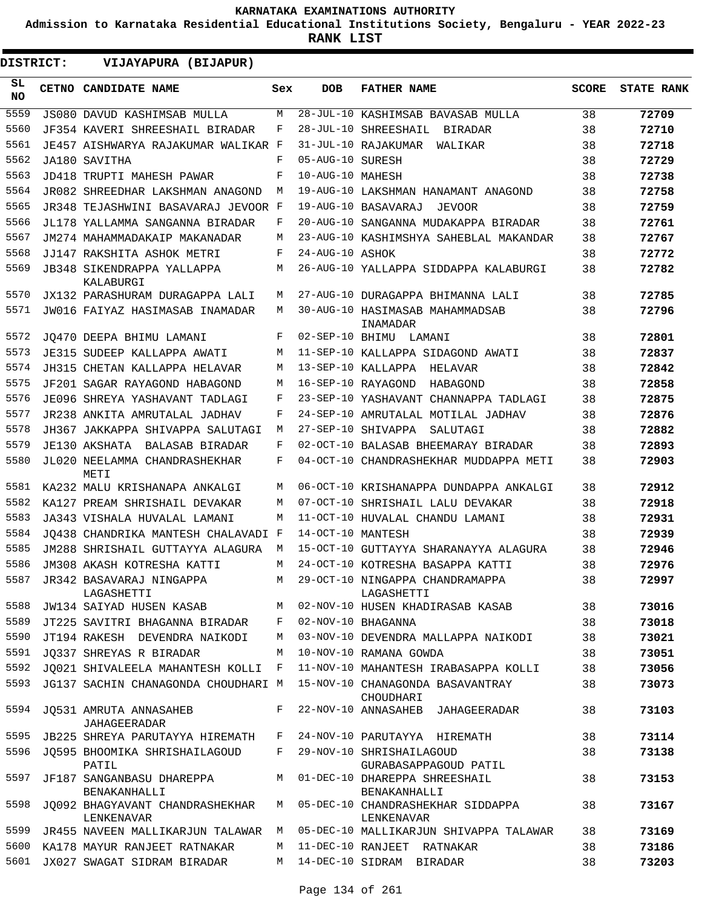KARNATAKA EXAMINATIONS AUTHORITY

Admission to Karnataka Residential Educational Institutions Society, Bengaluru - YEAR 2022-23

**RANK LIST**

**DISTRICT: VIJAYAPURA (BIJAPUR)**

| SL NO | CETNO | CANDIDATE NAME | Sex | DOB | FATHER NAME | SCORE | STATE RANK |
|---|---|---|---|---|---|---|---|
| 5559 | JS080 | DAVUD KASHIMSAB MULLA | M | 28-JUL-10 | KASHIMSAB BAVASAB MULLA | 38 | 72709 |
| 5560 | JF354 | KAVERI SHREESHAIL BIRADAR | F | 28-JUL-10 | SHREESHAIL BIRADAR | 38 | 72710 |
| 5561 | JE457 | AISHWARYA RAJAKUMAR WALIKAR | F | 31-JUL-10 | RAJAKUMAR WALIKAR | 38 | 72718 |
| 5562 | JA180 | SAVITHA | F | 05-AUG-10 | SURESH | 38 | 72729 |
| 5563 | JD418 | TRUPTI MAHESH PAWAR | F | 10-AUG-10 | MAHESH | 38 | 72738 |
| 5564 | JR082 | SHREEDHAR LAKSHMAN ANAGOND | M | 19-AUG-10 | LAKSHMAN HANAMANT ANAGOND | 38 | 72758 |
| 5565 | JR348 | TEJASHWINI BASAVARAJ JEVOOR | F | 19-AUG-10 | BASAVARAJ JEVOOR | 38 | 72759 |
| 5566 | JL178 | YALLAMMA SANGANNA BIRADAR | F | 20-AUG-10 | SANGANNA MUDAKAPPA BIRADAR | 38 | 72761 |
| 5567 | JM274 | MAHAMMADAKAIP MAKANADAR | M | 23-AUG-10 | KASHIMSHYA SAHEBLAL MAKANDAR | 38 | 72767 |
| 5568 | JJ147 | RAKSHITA ASHOK METRI | F | 24-AUG-10 | ASHOK | 38 | 72772 |
| 5569 | JB348 | SIKENDRAPPA YALLAPPA KALABURGI | M | 26-AUG-10 | YALLAPPA SIDDAPPA KALABURGI | 38 | 72782 |
| 5570 | JX132 | PARASHURAM DURAGAPPA LALI | M | 27-AUG-10 | DURAGAPPA BHIMANNA LALI | 38 | 72785 |
| 5571 | JW016 | FAIYAZ HASIMASAB INAMADAR | M | 30-AUG-10 | HASIMASAB MAHAMMADSAB INAMADAR | 38 | 72796 |
| 5572 | JQ470 | DEEPA BHIMU LAMANI | F | 02-SEP-10 | BHIMU LAMANI | 38 | 72801 |
| 5573 | JE315 | SUDEEP KALLAPPA AWATI | M | 11-SEP-10 | KALLAPPA SIDAGOND AWATI | 38 | 72837 |
| 5574 | JH315 | CHETAN KALLAPPA HELAVAR | M | 13-SEP-10 | KALLAPPA HELAVAR | 38 | 72842 |
| 5575 | JF201 | SAGAR RAYAGOND HABAGOND | M | 16-SEP-10 | RAYAGOND HABAGOND | 38 | 72858 |
| 5576 | JE096 | SHREYA YASHAVANT TADLAGI | F | 23-SEP-10 | YASHAVANT CHANNAPPA TADLAGI | 38 | 72875 |
| 5577 | JR238 | ANKITA AMRUTALAL JADHAV | F | 24-SEP-10 | AMRUTALAL MOTILAL JADHAV | 38 | 72876 |
| 5578 | JH367 | JAKKAPPA SHIVAPPA SALUTAGI | M | 27-SEP-10 | SHIVAPPA SALUTAGI | 38 | 72882 |
| 5579 | JE130 | AKSHATA BALASAB BIRADAR | F | 02-OCT-10 | BALASAB BHEEMARAY BIRADAR | 38 | 72893 |
| 5580 | JL020 | NEELAMMA CHANDRASHEKHAR METI | F | 04-OCT-10 | CHANDRASHEKHAR MUDDAPPA METI | 38 | 72903 |
| 5581 | KA232 | MALU KRISHANAPA ANKALGI | M | 06-OCT-10 | KRISHANAPPA DUNDAPPA ANKALGI | 38 | 72912 |
| 5582 | KA127 | PREAM SHRISHAIL DEVAKAR | M | 07-OCT-10 | SHRISHAIL LALU DEVAKAR | 38 | 72918 |
| 5583 | JA343 | VISHALA HUVALAL LAMANI | M | 11-OCT-10 | HUVALAL CHANDU LAMANI | 38 | 72931 |
| 5584 | JQ438 | CHANDRIKA MANTESH CHALAVADI | F | 14-OCT-10 | MANTESH | 38 | 72939 |
| 5585 | JM288 | SHRISHAIL GUTTAYYA ALAGURA | M | 15-OCT-10 | GUTTAYYA SHARANAYYA ALAGURA | 38 | 72946 |
| 5586 | JM308 | AKASH KOTRESHA KATTI | M | 24-OCT-10 | KOTRESHA BASAPPA KATTI | 38 | 72976 |
| 5587 | JR342 | BASAVARAJ NINGAPPA LAGASHETTI | M | 29-OCT-10 | NINGAPPA CHANDRAMAPPA LAGASHETTI | 38 | 72997 |
| 5588 | JW134 | SAIYAD HUSEN KASAB | M | 02-NOV-10 | HUSEN KHADIRASAB KASAB | 38 | 73016 |
| 5589 | JT225 | SAVITRI BHAGANNA BIRADAR | F | 02-NOV-10 | BHAGANNA | 38 | 73018 |
| 5590 | JT194 | RAKESH DEVENDRA NAIKODI | M | 03-NOV-10 | DEVENDRA MALLAPPA NAIKODI | 38 | 73021 |
| 5591 | JQ337 | SHREYAS R BIRADAR | M | 10-NOV-10 | RAMANA GOWDA | 38 | 73051 |
| 5592 | JQ021 | SHIVALEELA MAHANTESH KOLLI | F | 11-NOV-10 | MAHANTESH IRABASAPPA KOLLI | 38 | 73056 |
| 5593 | JG137 | SACHIN CHANAGONDA CHOUDHARI | M | 15-NOV-10 | CHANAGONDA BASAVANTRAY CHOUDHARI | 38 | 73073 |
| 5594 | JQ531 | AMRUTA ANNASAHEB JAHAGEERADAR | F | 22-NOV-10 | ANNASAHEB JAHAGEERADAR | 38 | 73103 |
| 5595 | JB225 | SHREYA PARUTAYYA HIREMATH | F | 24-NOV-10 | PARUTAYYA HIREMATH | 38 | 73114 |
| 5596 | JQ595 | BHOOMIKA SHRISHAILAGOUD PATIL | F | 29-NOV-10 | SHRISHAILAGOUD GURABASAPPAGOUD PATIL | 38 | 73138 |
| 5597 | JF187 | SANGANBASU DHAREPPA BENAKANHALLI | M | 01-DEC-10 | DHAREPPA SHREESHAIL BENAKANHALLI | 38 | 73153 |
| 5598 | JQ092 | BHAGYAVANT CHANDRASHEKHAR LENKENAVAR | M | 05-DEC-10 | CHANDRASHEKHAR SIDDAPPA LENKENAVAR | 38 | 73167 |
| 5599 | JR455 | NAVEEN MALLIKARJUN TALAWAR | M | 05-DEC-10 | MALLIKARJUN SHIVAPPA TALAWAR | 38 | 73169 |
| 5600 | KA178 | MAYUR RANJEET RATNAKAR | M | 11-DEC-10 | RANJEET RATNAKAR | 38 | 73186 |
| 5601 | JX027 | SWAGAT SIDRAM BIRADAR | M | 14-DEC-10 | SIDRAM BIRADAR | 38 | 73203 |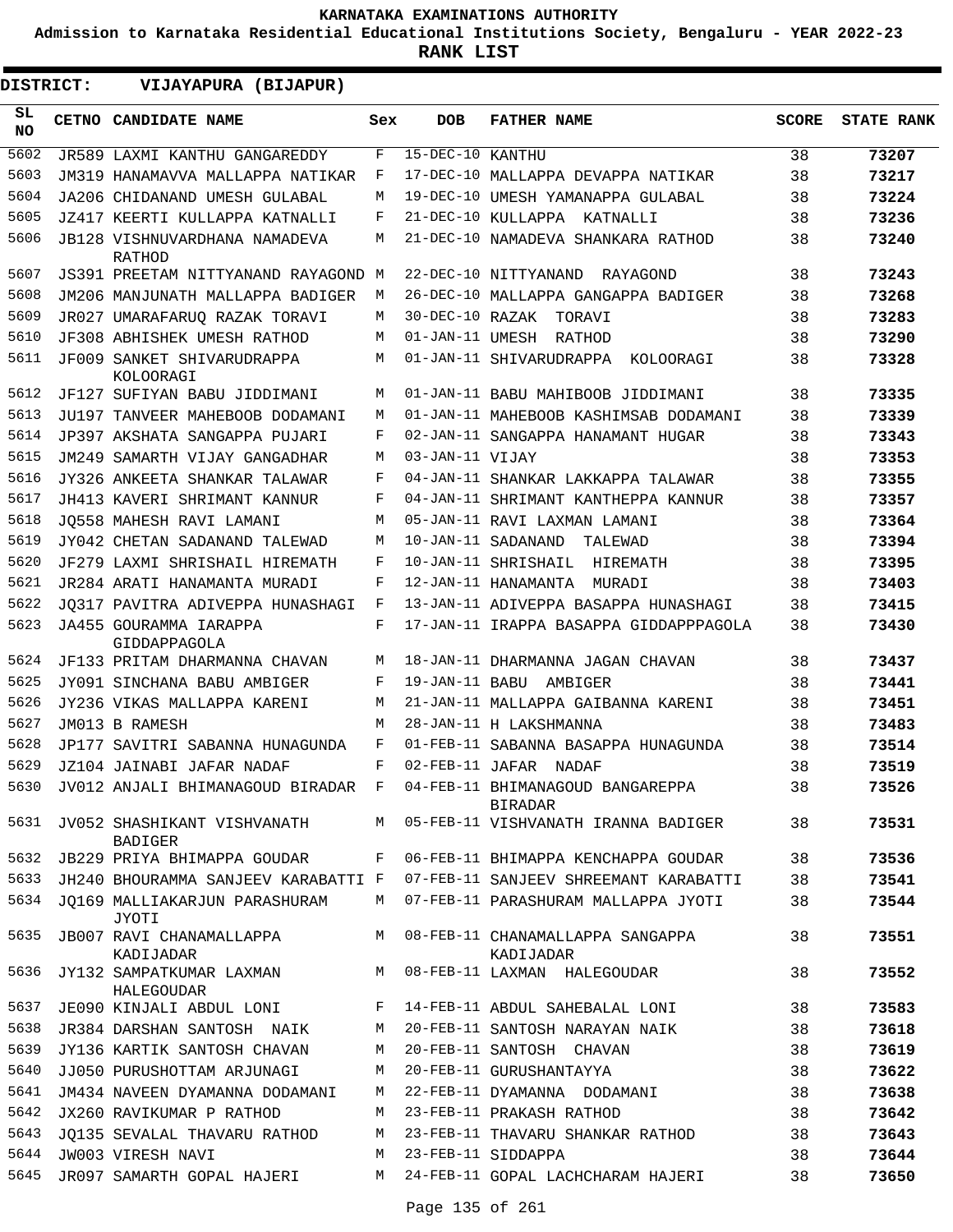**KARNATAKA EXAMINATIONS AUTHORITY**

**Admission to Karnataka Residential Educational Institutions Society, Bengaluru - YEAR 2022-23**

**RANK LIST**

**DISTRICT: VIJAYAPURA (BIJAPUR)**

| SL NO | CETNO | CANDIDATE NAME | Sex | DOB | FATHER NAME | SCORE | STATE RANK |
|---|---|---|---|---|---|---|---|
| 5602 | JR589 | LAXMI KANTHU GANGAREDDY | F | 15-DEC-10 | KANTHU | 38 | 73207 |
| 5603 | JM319 | HANAMAVVA MALLAPPA NATIKAR | F | 17-DEC-10 | MALLAPPA DEVAPPA NATIKAR | 38 | 73217 |
| 5604 | JA206 | CHIDANAND UMESH GULABAL | M | 19-DEC-10 | UMESH YAMANAPPA GULABAL | 38 | 73224 |
| 5605 | JZ417 | KEERTI KULLAPPA KATNALLI | F | 21-DEC-10 | KULLAPPA KATNALLI | 38 | 73236 |
| 5606 | JB128 | VISHNUVARDHANA NAMADEVA RATHOD | M | 21-DEC-10 | NAMADEVA SHANKARA RATHOD | 38 | 73240 |
| 5607 | JS391 | PREETAM NITTYANAND RAYAGOND | M | 22-DEC-10 | NITTYANAND RAYAGOND | 38 | 73243 |
| 5608 | JM206 | MANJUNATH MALLAPPA BADIGER | M | 26-DEC-10 | MALLAPPA GANGAPPA BADIGER | 38 | 73268 |
| 5609 | JR027 | UMARAFARUQ RAZAK TORAVI | M | 30-DEC-10 | RAZAK TORAVI | 38 | 73283 |
| 5610 | JF308 | ABHISHEK UMESH RATHOD | M | 01-JAN-11 | UMESH RATHOD | 38 | 73290 |
| 5611 | JF009 | SANKET SHIVARUDRAPPA KOLOORAGI | M | 01-JAN-11 | SHIVARUDRAPPA KOLOORAGI | 38 | 73328 |
| 5612 | JF127 | SUFIYAN BABU JIDDIMANI | M | 01-JAN-11 | BABU MAHIBOOB JIDDIMANI | 38 | 73335 |
| 5613 | JU197 | TANVEER MAHEBOOB DODAMANI | M | 01-JAN-11 | MAHEBOOB KASHIMSAB DODAMANI | 38 | 73339 |
| 5614 | JP397 | AKSHATA SANGAPPA PUJARI | F | 02-JAN-11 | SANGAPPA HANAMANT HUGAR | 38 | 73343 |
| 5615 | JM249 | SAMARTH VIJAY GANGADHAR | M | 03-JAN-11 | VIJAY | 38 | 73353 |
| 5616 | JY326 | ANKEETA SHANKAR TALAWAR | F | 04-JAN-11 | SHANKAR LAKKAPPA TALAWAR | 38 | 73355 |
| 5617 | JH413 | KAVERI SHRIMANT KANNUR | F | 04-JAN-11 | SHRIMANT KANTHEPPA KANNUR | 38 | 73357 |
| 5618 | JQ558 | MAHESH RAVI LAMANI | M | 05-JAN-11 | RAVI LAXMAN LAMANI | 38 | 73364 |
| 5619 | JY042 | CHETAN SADANAND TALEWAD | M | 10-JAN-11 | SADANAND TALEWAD | 38 | 73394 |
| 5620 | JF279 | LAXMI SHRISHAIL HIREMATH | F | 10-JAN-11 | SHRISHAIL HIREMATH | 38 | 73395 |
| 5621 | JR284 | ARATI HANAMANTA MURADI | F | 12-JAN-11 | HANAMANTA MURADI | 38 | 73403 |
| 5622 | JQ317 | PAVITRA ADIVEPPA HUNASHAGI | F | 13-JAN-11 | ADIVEPPA BASAPPA HUNASHAGI | 38 | 73415 |
| 5623 | JA455 | GOURAMMA IARAPPA GIDDAPPAGOLA | F | 17-JAN-11 | IRAPPA BASAPPA GIDDAPPPAGOLA | 38 | 73430 |
| 5624 | JF133 | PRITAM DHARMANNA CHAVAN | M | 18-JAN-11 | DHARMANNA JAGAN CHAVAN | 38 | 73437 |
| 5625 | JY091 | SINCHANA BABU AMBIGER | F | 19-JAN-11 | BABU AMBIGER | 38 | 73441 |
| 5626 | JY236 | VIKAS MALLAPPA KARENI | M | 21-JAN-11 | MALLAPPA GAIBANNA KARENI | 38 | 73451 |
| 5627 | JM013 | B RAMESH | M | 28-JAN-11 | H LAKSHMANNA | 38 | 73483 |
| 5628 | JP177 | SAVITRI SABANNA HUNAGUNDA | F | 01-FEB-11 | SABANNA BASAPPA HUNAGUNDA | 38 | 73514 |
| 5629 | JZ104 | JAINABI JAFAR NADAF | F | 02-FEB-11 | JAFAR NADAF | 38 | 73519 |
| 5630 | JV012 | ANJALI BHIMANAGOUD BIRADAR | F | 04-FEB-11 | BHIMANAGOUD BANGAREPPA BIRADAR | 38 | 73526 |
| 5631 | JV052 | SHASHIKANT VISHVANATH BADIGER | M | 05-FEB-11 | VISHVANATH IRANNA BADIGER | 38 | 73531 |
| 5632 | JB229 | PRIYA BHIMAPPA GOUDAR | F | 06-FEB-11 | BHIMAPPA KENCHAPPA GOUDAR | 38 | 73536 |
| 5633 | JH240 | BHOURAMMA SANJEEV KARABATTI | F | 07-FEB-11 | SANJEEV SHREEMANT KARABATTI | 38 | 73541 |
| 5634 | JQ169 | MALLIAKARJUN PARASHURAM JYOTI | M | 07-FEB-11 | PARASHURAM MALLAPPA JYOTI | 38 | 73544 |
| 5635 | JB007 | RAVI CHANAMALLAPPA KADIJADAR | M | 08-FEB-11 | CHANAMALLAPPA SANGAPPA KADIJADAR | 38 | 73551 |
| 5636 | JY132 | SAMPATKUMAR LAXMAN HALEGOUDAR | M | 08-FEB-11 | LAXMAN HALEGOUDAR | 38 | 73552 |
| 5637 | JE090 | KINJALI ABDUL LONI | F | 14-FEB-11 | ABDUL SAHEBALAL LONI | 38 | 73583 |
| 5638 | JR384 | DARSHAN SANTOSH NAIK | M | 20-FEB-11 | SANTOSH NARAYAN NAIK | 38 | 73618 |
| 5639 | JY136 | KARTIK SANTOSH CHAVAN | M | 20-FEB-11 | SANTOSH CHAVAN | 38 | 73619 |
| 5640 | JJ050 | PURUSHOTTAM ARJUNAGI | M | 20-FEB-11 | GURUSHANTAYYA | 38 | 73622 |
| 5641 | JM434 | NAVEEN DYAMANNA DODAMANI | M | 22-FEB-11 | DYAMANNA DODAMANI | 38 | 73638 |
| 5642 | JX260 | RAVIKUMAR P RATHOD | M | 23-FEB-11 | PRAKASH RATHOD | 38 | 73642 |
| 5643 | JQ135 | SEVALAL THAVARU RATHOD | M | 23-FEB-11 | THAVARU SHANKAR RATHOD | 38 | 73643 |
| 5644 | JW003 | VIRESH NAVI | M | 23-FEB-11 | SIDDAPPA | 38 | 73644 |
| 5645 | JR097 | SAMARTH GOPAL HAJERI | M | 24-FEB-11 | GOPAL LACHCHARAM HAJERI | 38 | 73650 |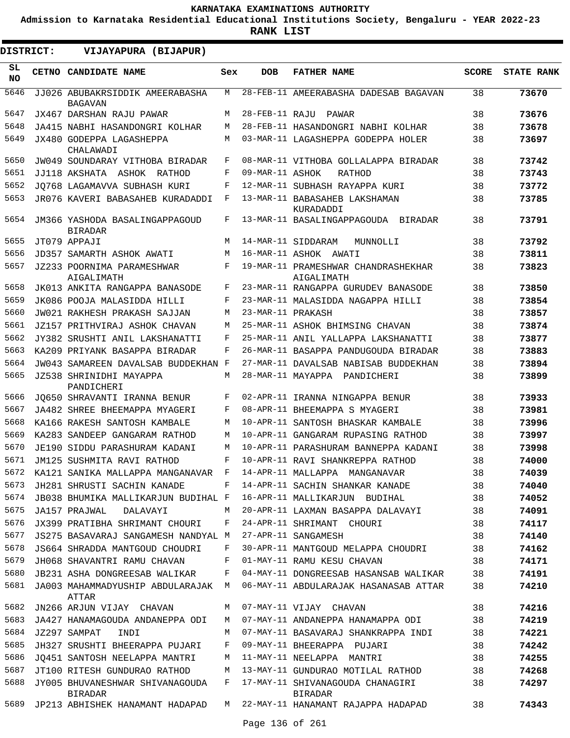**KARNATAKA EXAMINATIONS AUTHORITY**

**Admission to Karnataka Residential Educational Institutions Society, Bengaluru - YEAR 2022-23**

**RANK LIST**

**DISTRICT: VIJAYAPURA (BIJAPUR)**

| SL NO | CETNO | CANDIDATE NAME | Sex | DOB | FATHER NAME | SCORE | STATE RANK |
|---|---|---|---|---|---|---|---|
| 5646 | JJ026 | ABUBAKRSIDDIK AMEERABASHA BAGAVAN | M | 28-FEB-11 | AMEERABASHA DADESAB BAGAVAN | 38 | 73670 |
| 5647 | JX467 | DARSHAN RAJU PAWAR | M | 28-FEB-11 | RAJU PAWAR | 38 | 73676 |
| 5648 | JA415 | NABHI HASANDONGRI KOLHAR | M | 28-FEB-11 | HASANDONGRI NABHI KOLHAR | 38 | 73678 |
| 5649 | JX480 | GODEPPA LAGASHEPPA CHALAWADI | M | 03-MAR-11 | LAGASHEPPA GODEPPA HOLER | 38 | 73697 |
| 5650 | JW049 | SOUNDARAY VITHOBA BIRADAR | F | 08-MAR-11 | VITHOBA GOLLALAPPA BIRADAR | 38 | 73742 |
| 5651 | JJ118 | AKSHATA ASHOK RATHOD | F | 09-MAR-11 | ASHOK RATHOD | 38 | 73743 |
| 5652 | JQ768 | LAGAMAVVA SUBHASH KURI | F | 12-MAR-11 | SUBHASH RAYAPPA KURI | 38 | 73772 |
| 5653 | JR076 | KAVERI BABASAHEB KURADADDI | F | 13-MAR-11 | BABASAHEB LAKSHAMAN KURADADDI | 38 | 73785 |
| 5654 | JM366 | YASHODA BASALINGAPPAGOUD BIRADAR | F | 13-MAR-11 | BASALINGAPPAGOUDA BIRADAR | 38 | 73791 |
| 5655 | JT079 | APPAJI | M | 14-MAR-11 | SIDDARAM MUNNOLLI | 38 | 73792 |
| 5656 | JD357 | SAMARTH ASHOK AWATI | M | 16-MAR-11 | ASHOK AWATI | 38 | 73811 |
| 5657 | JZ233 | POORNIMA PARAMESHWAR AIGALIMATH | F | 19-MAR-11 | PRAMESHWAR CHANDRASHEKHAR AIGALIMATH | 38 | 73823 |
| 5658 | JK013 | ANKITA RANGAPPA BANASODE | F | 23-MAR-11 | RANGAPPA GURUDEV BANASODE | 38 | 73850 |
| 5659 | JK086 | POOJA MALASIDDA HILLI | F | 23-MAR-11 | MALASIDDA NAGAPPA HILLI | 38 | 73854 |
| 5660 | JW021 | RAKHESH PRAKASH SAJJAN | M | 23-MAR-11 | PRAKASH | 38 | 73857 |
| 5661 | JZ157 | PRITHVIRAJ ASHOK CHAVAN | M | 25-MAR-11 | ASHOK BHIMSING CHAVAN | 38 | 73874 |
| 5662 | JY382 | SRUSHTI ANIL LAKSHANATTI | F | 25-MAR-11 | ANIL YALLAPPA LAKSHANATTI | 38 | 73877 |
| 5663 | KA209 | PRIYANK BASAPPA BIRADAR | F | 26-MAR-11 | BASAPPA PANDUGOUDA BIRADAR | 38 | 73883 |
| 5664 | JW043 | SAMAREEN DAVALSAB BUDDEKHAN | F | 27-MAR-11 | DAVALSAB NABISAB BUDDEKHAN | 38 | 73894 |
| 5665 | JZ538 | SHRINIDHI MAYAPPA PANDICHERI | M | 28-MAR-11 | MAYAPPA PANDICHERI | 38 | 73899 |
| 5666 | JQ650 | SHRAVANTI IRANNA BENUR | F | 02-APR-11 | IRANNA NINGAPPA BENUR | 38 | 73933 |
| 5667 | JA482 | SHREE BHEEMAPPA MYAGERI | F | 08-APR-11 | BHEEMAPPA S MYAGERI | 38 | 73981 |
| 5668 | KA166 | RAKESH SANTOSH KAMBALE | M | 10-APR-11 | SANTOSH BHASKAR KAMBALE | 38 | 73996 |
| 5669 | KA283 | SANDEEP GANGARAM RATHOD | M | 10-APR-11 | GANGARAM RUPASING RATHOD | 38 | 73997 |
| 5670 | JE190 | SIDDU PARASHURAM KADANI | M | 10-APR-11 | PARASHURAM BANNEPPA KADANI | 38 | 73998 |
| 5671 | JM125 | SUSHMITA RAVI RATHOD | F | 10-APR-11 | RAVI SHANKREPPA RATHOD | 38 | 74000 |
| 5672 | KA121 | SANIKA MALLAPPA MANGANAVAR | F | 14-APR-11 | MALLAPPA MANGANAVAR | 38 | 74039 |
| 5673 | JH281 | SHRUSTI SACHIN KANADE | F | 14-APR-11 | SACHIN SHANKAR KANADE | 38 | 74040 |
| 5674 | JB038 | BHUMIKA MALLIKARJUN BUDIHAL | F | 16-APR-11 | MALLIKARJUN BUDIHAL | 38 | 74052 |
| 5675 | JA157 | PRAJWAL DALAVAYI | M | 20-APR-11 | LAXMAN BASAPPA DALAVAYI | 38 | 74091 |
| 5676 | JX399 | PRATIBHA SHRIMANT CHOURI | F | 24-APR-11 | SHRIMANT CHOURI | 38 | 74117 |
| 5677 | JS275 | BASAVARAJ SANGAMESH NANDYAL | M | 27-APR-11 | SANGAMESH | 38 | 74140 |
| 5678 | JS664 | SHRADDA MANTGOUD CHOUDRI | F | 30-APR-11 | MANTGOUD MELAPPA CHOUDRI | 38 | 74162 |
| 5679 | JH068 | SHAVANTRI RAMU CHAVAN | F | 01-MAY-11 | RAMU KESU CHAVAN | 38 | 74171 |
| 5680 | JB231 | ASHA DONGREESAB WALIKAR | F | 04-MAY-11 | DONGREESAB HASANSAB WALIKAR | 38 | 74191 |
| 5681 | JA003 | MAHAMMADYUSHIP ABDULARAJAK ATTAR | M | 06-MAY-11 | ABDULARAJAK HASANASAB ATTAR | 38 | 74210 |
| 5682 | JN266 | ARJUN VIJAY CHAVAN | M | 07-MAY-11 | VIJAY CHAVAN | 38 | 74216 |
| 5683 | JA427 | HANAMAGOUDA ANDANEPPA ODI | M | 07-MAY-11 | ANDANEPPA HANAMAPPA ODI | 38 | 74219 |
| 5684 | JZ297 | SAMPAT INDI | M | 07-MAY-11 | BASAVARAJ SHANKRAPPA INDI | 38 | 74221 |
| 5685 | JH327 | SRUSHTI BHEERAPPA PUJARI | F | 09-MAY-11 | BHEERAPPA PUJARI | 38 | 74242 |
| 5686 | JQ451 | SANTOSH NEELAPPA MANTRI | M | 11-MAY-11 | NEELAPPA MANTRI | 38 | 74255 |
| 5687 | JT100 | RITESH GUNDURAO RATHOD | M | 13-MAY-11 | GUNDURAO MOTILAL RATHOD | 38 | 74268 |
| 5688 | JY005 | BHUVANESHWAR SHIVANAGOUDA BIRADAR | F | 17-MAY-11 | SHIVANAGOUDA CHANAGIRI BIRADAR | 38 | 74297 |
| 5689 | JP213 | ABHISHEK HANAMANT HADAPAD | M | 22-MAY-11 | HANAMANT RAJAPPA HADAPAD | 38 | 74343 |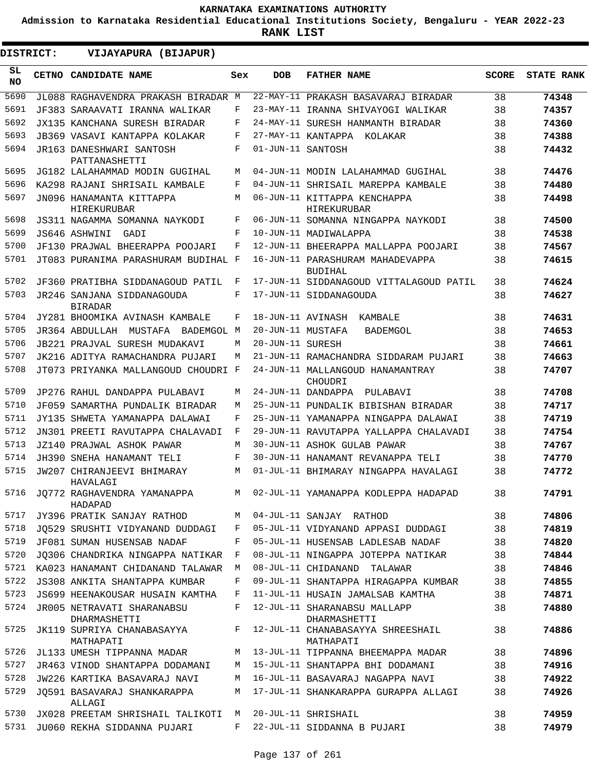# KARNATAKA EXAMINATIONS AUTHORITY

**Admission to Karnataka Residential Educational Institutions Society, Bengaluru - YEAR 2022-23**

**RANK LIST**

**DISTRICT: VIJAYAPURA (BIJAPUR)**

| SL NO | CETNO | CANDIDATE NAME | Sex | DOB | FATHER NAME | SCORE | STATE RANK |
|---|---|---|---|---|---|---|---|
| 5690 | JL088 | RAGHAVENDRA PRAKASH BIRADAR | M | 22-MAY-11 | PRAKASH BASAVARAJ BIRADAR | 38 | 74348 |
| 5691 | JF383 | SARAAVATI IRANNA WALIKAR | F | 23-MAY-11 | IRANNA SHIVAYOGI WALIKAR | 38 | 74357 |
| 5692 | JX135 | KANCHANA SURESH BIRADAR | F | 24-MAY-11 | SURESH HANMANTH BIRADAR | 38 | 74360 |
| 5693 | JB369 | VASAVI KANTAPPA KOLAKAR | F | 27-MAY-11 | KANTAPPA KOLAKAR | 38 | 74388 |
| 5694 | JR163 | DANESHWARI SANTOSH PATTANASHETTI | F | 01-JUN-11 | SANTOSH | 38 | 74432 |
| 5695 | JG182 | LALAHAMMAD MODIN GUGIHAL | M | 04-JUN-11 | MODIN LALAHAMMAD GUGIHAL | 38 | 74476 |
| 5696 | KA298 | RAJANI SHRISAIL KAMBALE | F | 04-JUN-11 | SHRISAIL MAREPPA KAMBALE | 38 | 74480 |
| 5697 | JN096 | HANAMANTA KITTAPPA HIREKURUBAR | M | 06-JUN-11 | KITTAPPA KENCHAPPA HIREKURUBAR | 38 | 74498 |
| 5698 | JS311 | NAGAMMA SOMANNA NAYKODI | F | 06-JUN-11 | SOMANNA NINGAPPA NAYKODI | 38 | 74500 |
| 5699 | JS646 | ASHWINI GADI | F | 10-JUN-11 | MADIWALAPPA | 38 | 74538 |
| 5700 | JF130 | PRAJWAL BHEERAPPA POOJARI | F | 12-JUN-11 | BHEERAPPA MALLAPPA POOJARI | 38 | 74567 |
| 5701 | JT083 | PURANIMA PARASHURAM BUDIHAL | F | 16-JUN-11 | PARASHURAM MAHADEVAPPA BUDIHAL | 38 | 74615 |
| 5702 | JF360 | PRATIBHA SIDDANAGOUD PATIL | F | 17-JUN-11 | SIDDANAGOUD VITTALAGOUD PATIL | 38 | 74624 |
| 5703 | JR246 | SANJANA SIDDANAGOUDA BIRADAR | F | 17-JUN-11 | SIDDANAGOUDA | 38 | 74627 |
| 5704 | JY281 | BHOOMIKA AVINASH KAMBALE | F | 18-JUN-11 | AVINASH KAMBALE | 38 | 74631 |
| 5705 | JR364 | ABDULLAH MUSTAFA BADEMGOL | M | 20-JUN-11 | MUSTAFA BADEMGOL | 38 | 74653 |
| 5706 | JB221 | PRAJVAL SURESH MUDAKAVI | M | 20-JUN-11 | SURESH | 38 | 74661 |
| 5707 | JK216 | ADITYA RAMACHANDRA PUJARI | M | 21-JUN-11 | RAMACHANDRA SIDDARAM PUJARI | 38 | 74663 |
| 5708 | JT073 | PRIYANKA MALLANGOUD CHOUDRI | F | 24-JUN-11 | MALLANGOUD HANAMANTRAY CHOUDRI | 38 | 74707 |
| 5709 | JP276 | RAHUL DANDAPPA PULABAVI | M | 24-JUN-11 | DANDAPPA PULABAVI | 38 | 74708 |
| 5710 | JF059 | SAMARTHA PUNDALIK BIRADAR | M | 25-JUN-11 | PUNDALIK BIBISHAN BIRADAR | 38 | 74717 |
| 5711 | JY135 | SHWETA YAMANAPPA DALAWAI | F | 25-JUN-11 | YAMANAPPA NINGAPPA DALAWAI | 38 | 74719 |
| 5712 | JN301 | PREETI RAVUTAPPA CHALAVADI | F | 29-JUN-11 | RAVUTAPPA YALLAPPA CHALAVADI | 38 | 74754 |
| 5713 | JZ140 | PRAJWAL ASHOK PAWAR | M | 30-JUN-11 | ASHOK GULAB PAWAR | 38 | 74767 |
| 5714 | JH390 | SNEHA HANAMANT TELI | F | 30-JUN-11 | HANAMANT REVANAPPA TELI | 38 | 74770 |
| 5715 | JW207 | CHIRANJEEVI BHIMARAY HAVALAGI | M | 01-JUL-11 | BHIMARAY NINGAPPA HAVALAGI | 38 | 74772 |
| 5716 | JQ772 | RAGHAVENDRA YAMANAPPA HADAPAD | M | 02-JUL-11 | YAMANAPPA KODLEPPA HADAPAD | 38 | 74791 |
| 5717 | JY396 | PRATIK SANJAY RATHOD | M | 04-JUL-11 | SANJAY RATHOD | 38 | 74806 |
| 5718 | JQ529 | SRUSHTI VIDYANAND DUDDAGI | F | 05-JUL-11 | VIDYANAND APPASI DUDDAGI | 38 | 74819 |
| 5719 | JF081 | SUMAN HUSENSAB NADAF | F | 05-JUL-11 | HUSENSAB LADLESAB NADAF | 38 | 74820 |
| 5720 | JQ306 | CHANDRIKA NINGAPPA NATIKAR | F | 08-JUL-11 | NINGAPPA JOTEPPA NATIKAR | 38 | 74844 |
| 5721 | KA023 | HANAMANT CHIDANAND TALAWAR | M | 08-JUL-11 | CHIDANAND TALAWAR | 38 | 74846 |
| 5722 | JS308 | ANKITA SHANTAPPA KUMBAR | F | 09-JUL-11 | SHANTAPPA HIRAGAPPA KUMBAR | 38 | 74855 |
| 5723 | JS699 | HEENAKOUSAR HUSAIN KAMTHA | F | 11-JUL-11 | HUSAIN JAMALSAB KAMTHA | 38 | 74871 |
| 5724 | JR005 | NETRAVATI SHARANABSU DHARMASHETTI | F | 12-JUL-11 | SHARANABSU MALLAPP DHARMASHETTI | 38 | 74880 |
| 5725 | JK119 | SUPRIYA CHANABASAYYA MATHAPATI | F | 12-JUL-11 | CHANABASAYYA SHREESHAIL MATHAPATI | 38 | 74886 |
| 5726 | JL133 | UMESH TIPPANNA MADAR | M | 13-JUL-11 | TIPPANNA BHEEMAPPA MADAR | 38 | 74896 |
| 5727 | JR463 | VINOD SHANTAPPA DODAMANI | M | 15-JUL-11 | SHANTAPPA BHI DODAMANI | 38 | 74916 |
| 5728 | JW226 | KARTIKA BASAVARAJ NAVI | M | 16-JUL-11 | BASAVARAJ NAGAPPA NAVI | 38 | 74922 |
| 5729 | JQ591 | BASAVARAJ SHANKARAPPA ALLAGI | M | 17-JUL-11 | SHANKARAPPA GURAPPA ALLAGI | 38 | 74926 |
| 5730 | JX028 | PREETAM SHRISHAIL TALIKOTI | M | 20-JUL-11 | SHRISHAIL | 38 | 74959 |
| 5731 | JU060 | REKHA SIDDANNA PUJARI | F | 22-JUL-11 | SIDDANNA B PUJARI | 38 | 74979 |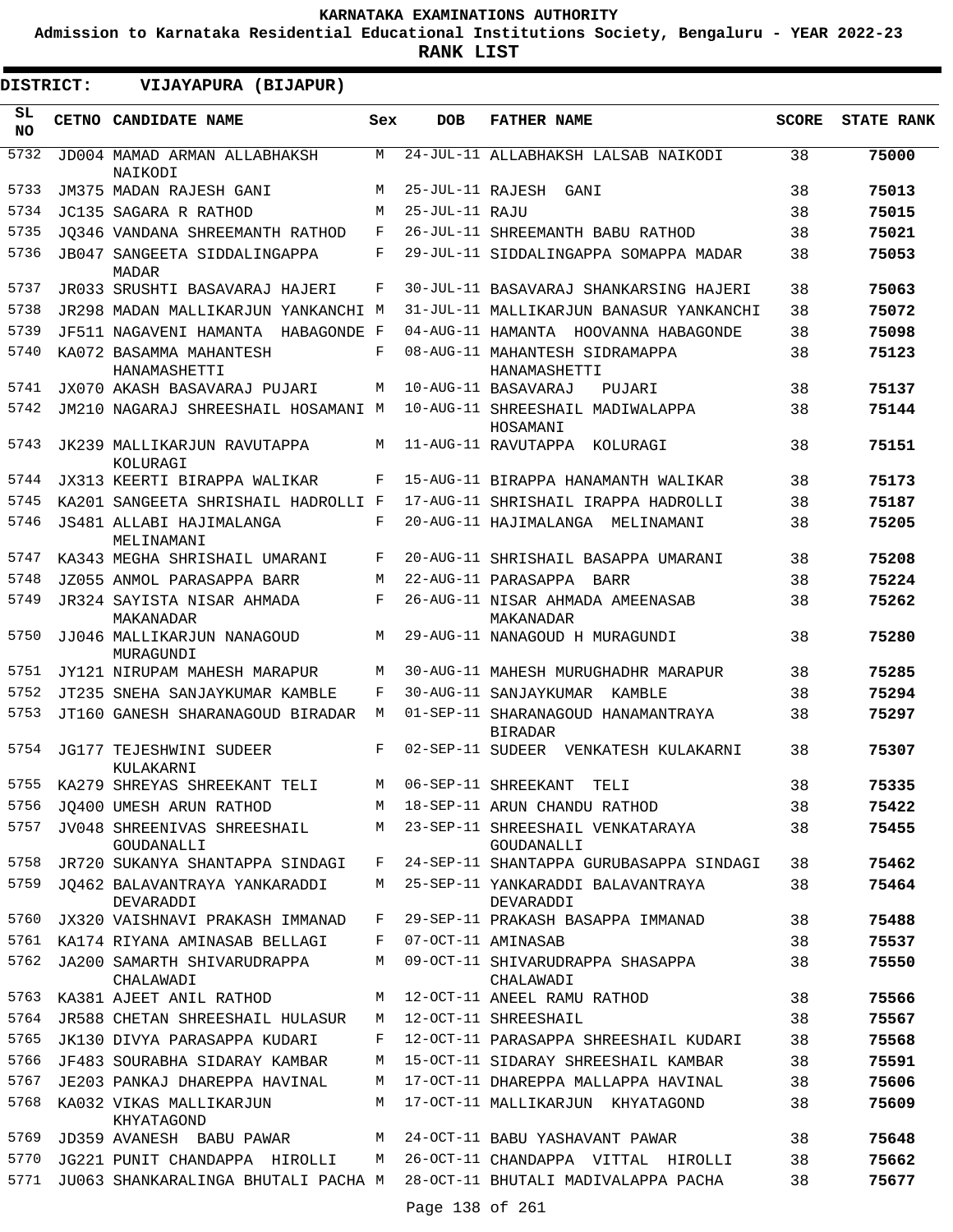# KARNATAKA EXAMINATIONS AUTHORITY

**Admission to Karnataka Residential Educational Institutions Society, Bengaluru - YEAR 2022-23**

**RANK LIST**

**DISTRICT: VIJAYAPURA (BIJAPUR)**

| SL NO | CETNO | CANDIDATE NAME | Sex | DOB | FATHER NAME | SCORE | STATE RANK |
|---|---|---|---|---|---|---|---|
| 5732 | JD004 | MAMAD ARMAN ALLABHAKSH NAIKODI | M | 24-JUL-11 | ALLABHAKSH LALSAB NAIKODI | 38 | 75000 |
| 5733 | JM375 | MADAN RAJESH GANI | M | 25-JUL-11 | RAJESH GANI | 38 | 75013 |
| 5734 | JC135 | SAGARA R RATHOD | M | 25-JUL-11 | RAJU | 38 | 75015 |
| 5735 | JQ346 | VANDANA SHREEMANTH RATHOD | F | 26-JUL-11 | SHREEMANTH BABU RATHOD | 38 | 75021 |
| 5736 | JB047 | SANGEETA SIDDALINGAPPA MADAR | F | 29-JUL-11 | SIDDALINGAPPA SOMAPPA MADAR | 38 | 75053 |
| 5737 | JR033 | SRUSHTI BASAVARAJ HAJERI | F | 30-JUL-11 | BASAVARAJ SHANKARSING HAJERI | 38 | 75063 |
| 5738 | JR298 | MADAN MALLIKARJUN YANKANCHI | M | 31-JUL-11 | MALLIKARJUN BANASUR YANKANCHI | 38 | 75072 |
| 5739 | JF511 | NAGAVENI HAMANTA HABAGONDE | F | 04-AUG-11 | HAMANTA HOOVANNA HABAGONDE | 38 | 75098 |
| 5740 | KA072 | BASAMMA MAHANTESH HANAMASHETTI | F | 08-AUG-11 | MAHANTESH SIDRAMAPPA HANAMASHETTI | 38 | 75123 |
| 5741 | JX070 | AKASH BASAVARAJ PUJARI | M | 10-AUG-11 | BASAVARAJ PUJARI | 38 | 75137 |
| 5742 | JM210 | NAGARAJ SHREESHAIL HOSAMANI | M | 10-AUG-11 | SHREESHAIL MADIWALAPPA HOSAMANI | 38 | 75144 |
| 5743 | JK239 | MALLIKARJUN RAVUTAPPA KOLURAGI | M | 11-AUG-11 | RAVUTAPPA KOLURAGI | 38 | 75151 |
| 5744 | JX313 | KEERTI BIRAPPA WALIKAR | F | 15-AUG-11 | BIRAPPA HANAMANTH WALIKAR | 38 | 75173 |
| 5745 | KA201 | SANGEETA SHRISHAIL HADROLLI | F | 17-AUG-11 | SHRISHAIL IRAPPA HADROLLI | 38 | 75187 |
| 5746 | JS481 | ALLABI HAJIMALANGA MELINAMANI | F | 20-AUG-11 | HAJIMALANGA MELINAMANI | 38 | 75205 |
| 5747 | KA343 | MEGHA SHRISHAIL UMARANI | F | 20-AUG-11 | SHRISHAIL BASAPPA UMARANI | 38 | 75208 |
| 5748 | JZ055 | ANMOL PARASAPPA BARR | M | 22-AUG-11 | PARASAPPA BARR | 38 | 75224 |
| 5749 | JR324 | SAYISTA NISAR AHMADA MAKANADAR | F | 26-AUG-11 | NISAR AHMADA AMEENASAB MAKANADAR | 38 | 75262 |
| 5750 | JJ046 | MALLIKARJUN NANAGOUD MURAGUNDI | M | 29-AUG-11 | NANAGOUD H MURAGUNDI | 38 | 75280 |
| 5751 | JY121 | NIRUPAM MAHESH MARAPUR | M | 30-AUG-11 | MAHESH MURUGHADHR MARAPUR | 38 | 75285 |
| 5752 | JT235 | SNEHA SANJAYKUMAR KAMBLE | F | 30-AUG-11 | SANJAYKUMAR KAMBLE | 38 | 75294 |
| 5753 | JT160 | GANESH SHARANAGOUD BIRADAR | M | 01-SEP-11 | SHARANAGOUD HANAMANTRAYA BIRADAR | 38 | 75297 |
| 5754 | JG177 | TEJESHWINI SUDEER KULAKARNI | F | 02-SEP-11 | SUDEER VENKATESH KULAKARNI | 38 | 75307 |
| 5755 | KA279 | SHREYAS SHREEKANT TELI | M | 06-SEP-11 | SHREEKANT TELI | 38 | 75335 |
| 5756 | JQ400 | UMESH ARUN RATHOD | M | 18-SEP-11 | ARUN CHANDU RATHOD | 38 | 75422 |
| 5757 | JV048 | SHREENIVAS SHREESHAIL GOUDANALLI | M | 23-SEP-11 | SHREESHAIL VENKATARAYA GOUDANALLI | 38 | 75455 |
| 5758 | JR720 | SUKANYA SHANTAPPA SINDAGI | F | 24-SEP-11 | SHANTAPPA GURUBASAPPA SINDAGI | 38 | 75462 |
| 5759 | JQ462 | BALAVANTRAYA YANKARADDI DEVARADDI | M | 25-SEP-11 | YANKARADDI BALAVANTRAYA DEVARADDI | 38 | 75464 |
| 5760 | JX320 | VAISHNAVI PRAKASH IMMANAD | F | 29-SEP-11 | PRAKASH BASAPPA IMMANAD | 38 | 75488 |
| 5761 | KA174 | RIYANA AMINASAB BELLAGI | F | 07-OCT-11 | AMINASAB | 38 | 75537 |
| 5762 | JA200 | SAMARTH SHIVARUDRAPPA CHALAWADI | M | 09-OCT-11 | SHIVARUDRAPPA SHASAPPA CHALAWADI | 38 | 75550 |
| 5763 | KA381 | AJEET ANIL RATHOD | M | 12-OCT-11 | ANEEL RAMU RATHOD | 38 | 75566 |
| 5764 | JR588 | CHETAN SHREESHAIL HULASUR | M | 12-OCT-11 | SHREESHAIL | 38 | 75567 |
| 5765 | JK130 | DIVYA PARASAPPA KUDARI | F | 12-OCT-11 | PARASAPPA SHREESHAIL KUDARI | 38 | 75568 |
| 5766 | JF483 | SOURABHA SIDARAY KAMBAR | M | 15-OCT-11 | SIDARAY SHREESHAIL KAMBAR | 38 | 75591 |
| 5767 | JE203 | PANKAJ DHAREPPA HAVINAL | M | 17-OCT-11 | DHAREPPA MALLAPPA HAVINAL | 38 | 75606 |
| 5768 | KA032 | VIKAS MALLIKARJUN KHYATAGOND | M | 17-OCT-11 | MALLIKARJUN KHYATAGOND | 38 | 75609 |
| 5769 | JD359 | AVANESH BABU PAWAR | M | 24-OCT-11 | BABU YASHAVANT PAWAR | 38 | 75648 |
| 5770 | JG221 | PUNIT CHANDAPPA HIROLLI | M | 26-OCT-11 | CHANDAPPA VITTAL HIROLLI | 38 | 75662 |
| 5771 | JU063 | SHANKARALINGA BHUTALI PACHA | M | 28-OCT-11 | BHUTALI MADIVALAPPA PACHA | 38 | 75677 |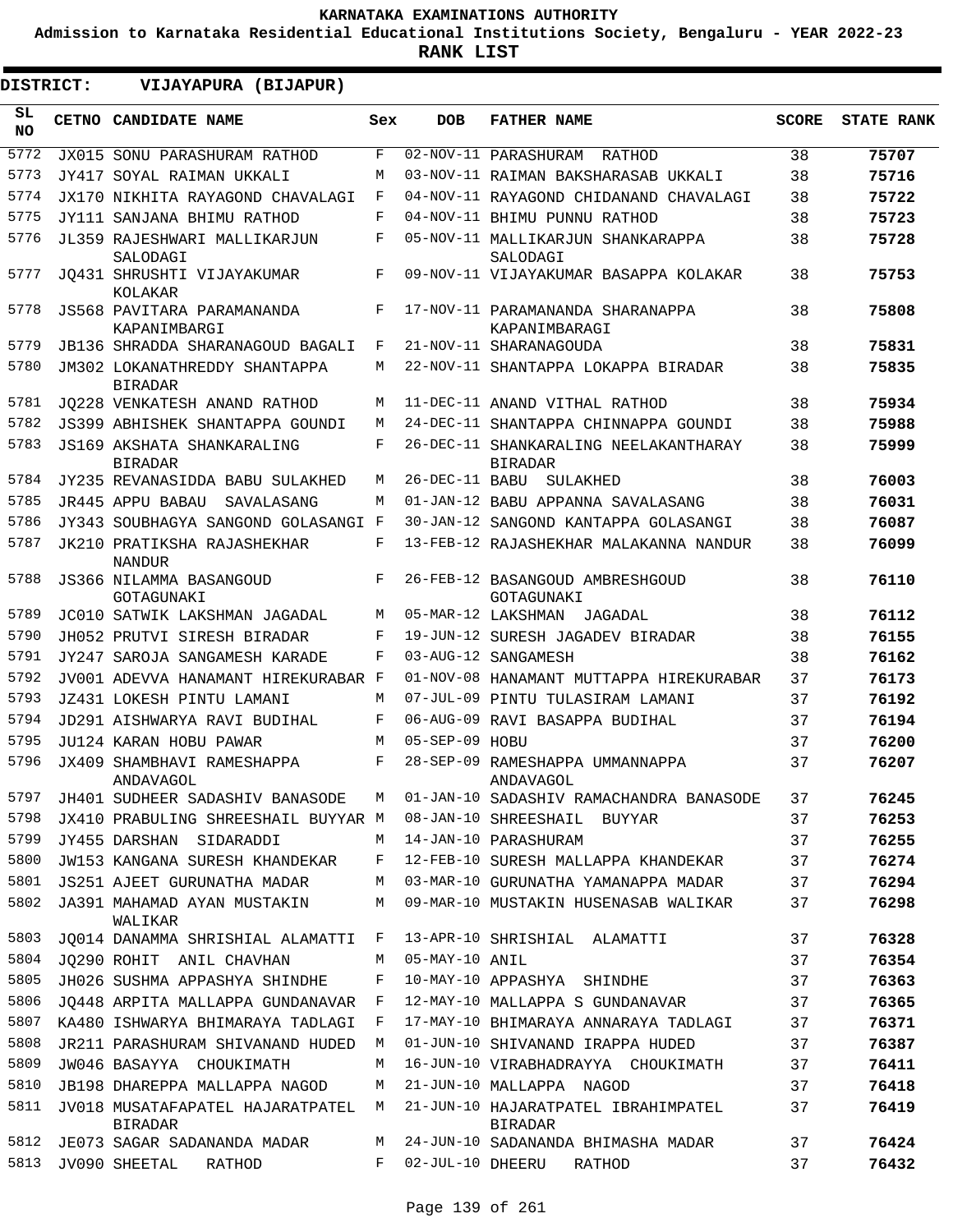**KARNATAKA EXAMINATIONS AUTHORITY**

**Admission to Karnataka Residential Educational Institutions Society, Bengaluru - YEAR 2022-23**

**RANK LIST**

**DISTRICT: VIJAYAPURA (BIJAPUR)**

| SL NO | CETNO | CANDIDATE NAME | Sex | DOB | FATHER NAME | SCORE | STATE RANK |
|---|---|---|---|---|---|---|---|
| 5772 | JX015 | SONU PARASHURAM RATHOD | F | 02-NOV-11 | PARASHURAM RATHOD | 38 | 75707 |
| 5773 | JY417 | SOYAL RAIMAN UKKALI | M | 03-NOV-11 | RAIMAN BAKSHARASAB UKKALI | 38 | 75716 |
| 5774 | JX170 | NIKHITA RAYAGOND CHAVALAGI | F | 04-NOV-11 | RAYAGOND CHIDANAND CHAVALAGI | 38 | 75722 |
| 5775 | JY111 | SANJANA BHIMU RATHOD | F | 04-NOV-11 | BHIMU PUNNU RATHOD | 38 | 75723 |
| 5776 | JL359 | RAJESHWARI MALLIKARJUN SALODAGI | F | 05-NOV-11 | MALLIKARJUN SHANKARAPPA SALODAGI | 38 | 75728 |
| 5777 | JQ431 | SHRUSHTI VIJAYAKUMAR KOLAKAR | F | 09-NOV-11 | VIJAYAKUMAR BASAPPA KOLAKAR | 38 | 75753 |
| 5778 | JS568 | PAVITARA PARAMANANDA KAPANIMBARGI | F | 17-NOV-11 | PARAMANANDA SHARANAPPA KAPANIMBARAGI | 38 | 75808 |
| 5779 | JB136 | SHRADDA SHARANAGOUD BAGALI | F | 21-NOV-11 | SHARANAGOUDA | 38 | 75831 |
| 5780 | JM302 | LOKANATHREDDY SHANTAPPA BIRADAR | M | 22-NOV-11 | SHANTAPPA LOKAPPA BIRADAR | 38 | 75835 |
| 5781 | JQ228 | VENKATESH ANAND RATHOD | M | 11-DEC-11 | ANAND VITHAL RATHOD | 38 | 75934 |
| 5782 | JS399 | ABHISHEK SHANTAPPA GOUNDI | M | 24-DEC-11 | SHANTAPPA CHINNAPPA GOUNDI | 38 | 75988 |
| 5783 | JS169 | AKSHATA SHANKARALING BIRADAR | F | 26-DEC-11 | SHANKARALING NEELAKANTHARAY BIRADAR | 38 | 75999 |
| 5784 | JY235 | REVANASIDDA BABU SULAKHED | M | 26-DEC-11 | BABU SULAKHED | 38 | 76003 |
| 5785 | JR445 | APPU BABAU SAVALASANG | M | 01-JAN-12 | BABU APPANNA SAVALASANG | 38 | 76031 |
| 5786 | JY343 | SOUBHAGYA SANGOND GOLASANGI | F | 30-JAN-12 | SANGOND KANTAPPA GOLASANGI | 38 | 76087 |
| 5787 | JK210 | PRATIKSHA RAJASHEKHAR NANDUR | F | 13-FEB-12 | RAJASHEKHAR MALAKANNA NANDUR | 38 | 76099 |
| 5788 | JS366 | NILAMMA BASANGOUD GOTAGUNAKI | F | 26-FEB-12 | BASANGOUD AMBRESHGOUD GOTAGUNAKI | 38 | 76110 |
| 5789 | JC010 | SATWIK LAKSHMAN JAGADAL | M | 05-MAR-12 | LAKSHMAN JAGADAL | 38 | 76112 |
| 5790 | JH052 | PRUTVI SIRESH BIRADAR | F | 19-JUN-12 | SURESH JAGADEV BIRADAR | 38 | 76155 |
| 5791 | JY247 | SAROJA SANGAMESH KARADE | F | 03-AUG-12 | SANGAMESH | 38 | 76162 |
| 5792 | JV001 | ADEVVA HANAMANT HIREKURABAR | F | 01-NOV-08 | HANAMANT MUTTAPPA HIREKURABAR | 37 | 76173 |
| 5793 | JZ431 | LOKESH PINTU LAMANI | M | 07-JUL-09 | PINTU TULASIRAM LAMANI | 37 | 76192 |
| 5794 | JD291 | AISHWARYA RAVI BUDIHAL | F | 06-AUG-09 | RAVI BASAPPA BUDIHAL | 37 | 76194 |
| 5795 | JU124 | KARAN HOBU PAWAR | M | 05-SEP-09 | HOBU | 37 | 76200 |
| 5796 | JX409 | SHAMBHAVI RAMESHAPPA ANDAVAGOL | F | 28-SEP-09 | RAMESHAPPA UMMANNAPPA ANDAVAGOL | 37 | 76207 |
| 5797 | JH401 | SUDHEER SADASHIV BANASODE | M | 01-JAN-10 | SADASHIV RAMACHANDRA BANASODE | 37 | 76245 |
| 5798 | JX410 | PRABULING SHREESHAIL BUYYAR | M | 08-JAN-10 | SHREESHAIL BUYYAR | 37 | 76253 |
| 5799 | JY455 | DARSHAN SIDARADDI | M | 14-JAN-10 | PARASHURAM | 37 | 76255 |
| 5800 | JW153 | KANGANA SURESH KHANDEKAR | F | 12-FEB-10 | SURESH MALLAPPA KHANDEKAR | 37 | 76274 |
| 5801 | JS251 | AJEET GURUNATHA MADAR | M | 03-MAR-10 | GURUNATHA YAMANAPPA MADAR | 37 | 76294 |
| 5802 | JA391 | MAHAMAD AYAN MUSTAKIN WALIKAR | M | 09-MAR-10 | MUSTAKIN HUSENASAB WALIKAR | 37 | 76298 |
| 5803 | JQ014 | DANAMMA SHRISHIAL ALAMATTI | F | 13-APR-10 | SHRISHIAL ALAMATTI | 37 | 76328 |
| 5804 | JQ290 | ROHIT ANIL CHAVHAN | M | 05-MAY-10 | ANIL | 37 | 76354 |
| 5805 | JH026 | SUSHMA APPASHYA SHINDHE | F | 10-MAY-10 | APPASHYA SHINDHE | 37 | 76363 |
| 5806 | JQ448 | ARPITA MALLAPPA GUNDANAVAR | F | 12-MAY-10 | MALLAPPA S GUNDANAVAR | 37 | 76365 |
| 5807 | KA480 | ISHWARYA BHIMARAYA TADLAGI | F | 17-MAY-10 | BHIMARAYA ANNARAYA TADLAGI | 37 | 76371 |
| 5808 | JR211 | PARASHURAM SHIVANAND HUDED | M | 01-JUN-10 | SHIVANAND IRAPPA HUDED | 37 | 76387 |
| 5809 | JW046 | BASAYYA CHOUKIMATH | M | 16-JUN-10 | VIRABHADRAYYA CHOUKIMATH | 37 | 76411 |
| 5810 | JB198 | DHAREPPA MALLAPPA NAGOD | M | 21-JUN-10 | MALLAPPA NAGOD | 37 | 76418 |
| 5811 | JV018 | MUSATAFAPATEL HAJARATPATEL BIRADAR | M | 21-JUN-10 | HAJARATPATEL IBRAHIMPATEL BIRADAR | 37 | 76419 |
| 5812 | JE073 | SAGAR SADANANDA MADAR | M | 24-JUN-10 | SADANANDA BHIMASHA MADAR | 37 | 76424 |
| 5813 | JV090 | SHEETAL RATHOD | F | 02-JUL-10 | DHEERU RATHOD | 37 | 76432 |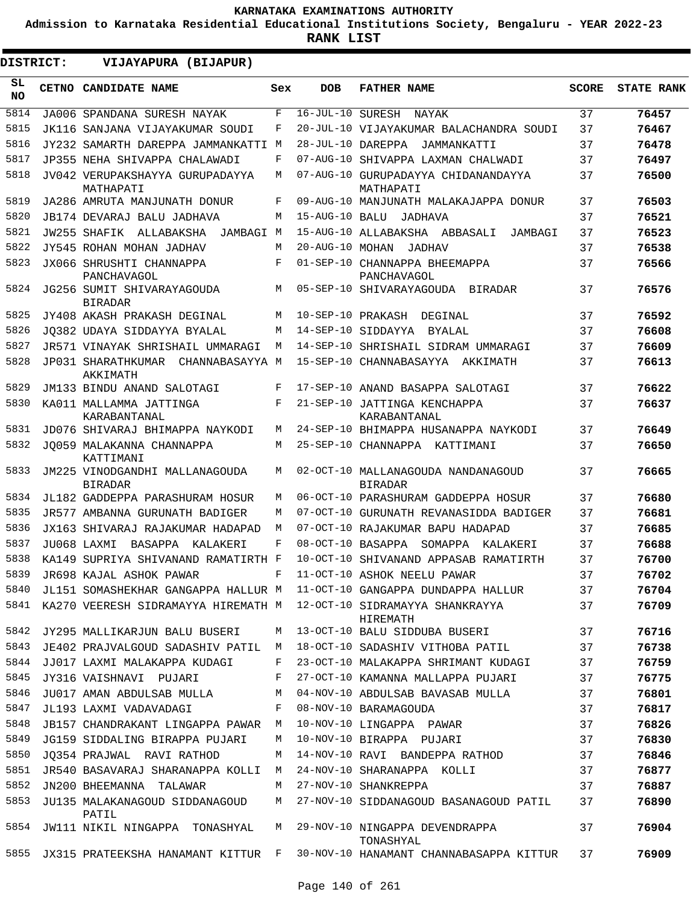# KARNATAKA EXAMINATIONS AUTHORITY

**Admission to Karnataka Residential Educational Institutions Society, Bengaluru - YEAR 2022-23**

**RANK LIST**

**DISTRICT: VIJAYAPURA (BIJAPUR)**

| SL NO | CETNO | CANDIDATE NAME | Sex | DOB | FATHER NAME | SCORE | STATE RANK |
|---|---|---|---|---|---|---|---|
| 5814 | JA006 | SPANDANA SURESH NAYAK | F | 16-JUL-10 | SURESH NAYAK | 37 | 76457 |
| 5815 | JK116 | SANJANA VIJAYAKUMAR SOUDI | F | 20-JUL-10 | VIJAYAKUMAR BALACHANDRA SOUDI | 37 | 76467 |
| 5816 | JY232 | SAMARTH DAREPPA JAMMANKATTI | M | 28-JUL-10 | DAREPPA JAMMANKATTI | 37 | 76478 |
| 5817 | JP355 | NEHA SHIVAPPA CHALAWADI | F | 07-AUG-10 | SHIVAPPA LAXMAN CHALWADI | 37 | 76497 |
| 5818 | JV042 | VERUPAKSHAYYA GURUPADAYYA MATHAPATI | M | 07-AUG-10 | GURUPADAYYA CHIDANANDAYYA MATHAPATI | 37 | 76500 |
| 5819 | JA286 | AMRUTA MANJUNATH DONUR | F | 09-AUG-10 | MANJUNATH MALAKAJAPPA DONUR | 37 | 76503 |
| 5820 | JB174 | DEVARAJ BALU JADHAVA | M | 15-AUG-10 | BALU JADHAVA | 37 | 76521 |
| 5821 | JW255 | SHAFIK ALLABAKSHA JAMBAGI | M | 15-AUG-10 | ALLABAKSHA ABBASALI JAMBAGI | 37 | 76523 |
| 5822 | JY545 | ROHAN MOHAN JADHAV | M | 20-AUG-10 | MOHAN JADHAV | 37 | 76538 |
| 5823 | JX066 | SHRUSHTI CHANNAPPA PANCHAVAGOL | F | 01-SEP-10 | CHANNAPPA BHEEMAPPA PANCHAVAGOL | 37 | 76566 |
| 5824 | JG256 | SUMIT SHIVARAYAGOUDA BIRADAR | M | 05-SEP-10 | SHIVARAYAGOUDA BIRADAR | 37 | 76576 |
| 5825 | JY408 | AKASH PRAKASH DEGINAL | M | 10-SEP-10 | PRAKASH DEGINAL | 37 | 76592 |
| 5826 | JQ382 | UDAYA SIDDAYYA BYALAL | M | 14-SEP-10 | SIDDAYYA BYALAL | 37 | 76608 |
| 5827 | JR571 | VINAYAK SHRISHAIL UMMARAGI | M | 14-SEP-10 | SHRISHAIL SIDRAM UMMARAGI | 37 | 76609 |
| 5828 | JP031 | SHARATHKUMAR CHANNABASAYYA AKKIMATH | M | 15-SEP-10 | CHANNABASAYYA AKKIMATH | 37 | 76613 |
| 5829 | JM133 | BINDU ANAND SALOTAGI | F | 17-SEP-10 | ANAND BASAPPA SALOTAGI | 37 | 76622 |
| 5830 | KA011 | MALLAMMA JATTINGA KARABANTANAL | F | 21-SEP-10 | JATTINGA KENCHAPPA KARABANTANAL | 37 | 76637 |
| 5831 | JD076 | SHIVARAJ BHIMAPPA NAYKODI | M | 24-SEP-10 | BHIMAPPA HUSANAPPA NAYKODI | 37 | 76649 |
| 5832 | JQ059 | MALAKANNA CHANNAPPA KATTIMANI | M | 25-SEP-10 | CHANNAPPA KATTIMANI | 37 | 76650 |
| 5833 | JM225 | VINODGANDHI MALLANAGOUDA BIRADAR | M | 02-OCT-10 | MALLANAGOUDA NANDANAGOUD BIRADAR | 37 | 76665 |
| 5834 | JL182 | GADDEPPA PARASHURAM HOSUR | M | 06-OCT-10 | PARASHURAM GADDEPPA HOSUR | 37 | 76680 |
| 5835 | JR577 | AMBANNA GURUNATH BADIGER | M | 07-OCT-10 | GURUNATH REVANASIDDA BADIGER | 37 | 76681 |
| 5836 | JX163 | SHIVARAJ RAJAKUMAR HADAPAD | M | 07-OCT-10 | RAJAKUMAR BAPU HADAPAD | 37 | 76685 |
| 5837 | JU068 | LAXMI BASAPPA KALAKERI | F | 08-OCT-10 | BASAPPA SOMAPPA KALAKERI | 37 | 76688 |
| 5838 | KA149 | SUPRIYA SHIVANAND RAMATIRTH | F | 10-OCT-10 | SHIVANAND APPASAB RAMATIRTH | 37 | 76700 |
| 5839 | JR698 | KAJAL ASHOK PAWAR | F | 11-OCT-10 | ASHOK NEELU PAWAR | 37 | 76702 |
| 5840 | JL151 | SOMASHEKHAR GANGAPPA HALLUR | M | 11-OCT-10 | GANGAPPA DUNDAPPA HALLUR | 37 | 76704 |
| 5841 | KA270 | VEERESH SIDRAMAYYA HIREMATH | M | 12-OCT-10 | SIDRAMAYYA SHANKRAYYA HIREMATH | 37 | 76709 |
| 5842 | JY295 | MALLIKARJUN BALU BUSERI | M | 13-OCT-10 | BALU SIDDUBA BUSERI | 37 | 76716 |
| 5843 | JE402 | PRAJVALGOUD SADASHIV PATIL | M | 18-OCT-10 | SADASHIV VITHOBA PATIL | 37 | 76738 |
| 5844 | JJ017 | LAXMI MALAKAPPA KUDAGI | F | 23-OCT-10 | MALAKAPPA SHRIMANT KUDAGI | 37 | 76759 |
| 5845 | JY316 | VAISHNAVI PUJARI | F | 27-OCT-10 | KAMANNA MALLAPPA PUJARI | 37 | 76775 |
| 5846 | JU017 | AMAN ABDULSAB MULLA | M | 04-NOV-10 | ABDULSAB BAVASAB MULLA | 37 | 76801 |
| 5847 | JL193 | LAXMI VADAVADAGI | F | 08-NOV-10 | BARAMAGOUDA | 37 | 76817 |
| 5848 | JB157 | CHANDRAKANT LINGAPPA PAWAR | M | 10-NOV-10 | LINGAPPA PAWAR | 37 | 76826 |
| 5849 | JG159 | SIDDALING BIRAPPA PUJARI | M | 10-NOV-10 | BIRAPPA PUJARI | 37 | 76830 |
| 5850 | JQ354 | PRAJWAL RAVI RATHOD | M | 14-NOV-10 | RAVI BANDEPPA RATHOD | 37 | 76846 |
| 5851 | JR540 | BASAVARAJ SHARANAPPA KOLLI | M | 24-NOV-10 | SHARANAPPA KOLLI | 37 | 76877 |
| 5852 | JN200 | BHEEMANNA TALAWAR | M | 27-NOV-10 | SHANKREPPA | 37 | 76887 |
| 5853 | JU135 | MALAKANAGOUD SIDDANAGOUD PATIL | M | 27-NOV-10 | SIDDANAGOUD BASANAGOUD PATIL | 37 | 76890 |
| 5854 | JW111 | NIKIL NINGAPPA TONASHYAL | M | 29-NOV-10 | NINGAPPA DEVENDRAPPA TONASHYAL | 37 | 76904 |
| 5855 | JX315 | PRATEEKSHA HANAMANT KITTUR | F | 30-NOV-10 | HANAMANT CHANNABASAPPA KITTUR | 37 | 76909 |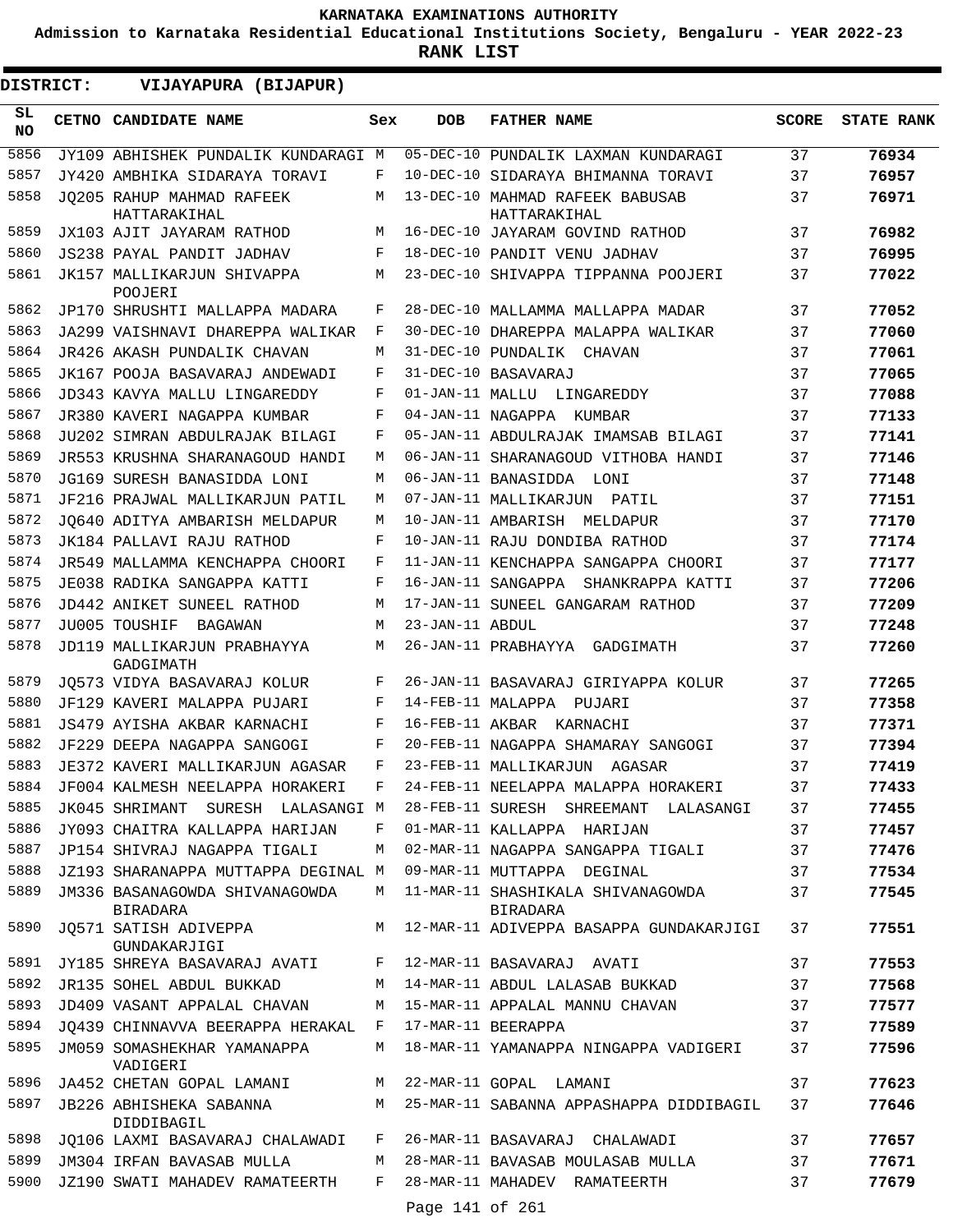KARNATAKA EXAMINATIONS AUTHORITY

Admission to Karnataka Residential Educational Institutions Society, Bengaluru - YEAR 2022-23

**RANK LIST**

**DISTRICT: VIJAYAPURA (BIJAPUR)**

| SL NO | CETNO | CANDIDATE NAME | Sex | DOB | FATHER NAME | SCORE | STATE RANK |
|---|---|---|---|---|---|---|---|
| 5856 | JY109 | ABHISHEK PUNDALIK KUNDARAGI | M | 05-DEC-10 | PUNDALIK LAXMAN KUNDARAGI | 37 | **76934** |
| 5857 | JY420 | AMBHIKA SIDARAYA TORAVI | F | 10-DEC-10 | SIDARAYA BHIMANNA TORAVI | 37 | **76957** |
| 5858 | JQ205 | RAHUP MAHMAD RAFEEK HATTARAKIHAL | M | 13-DEC-10 | MAHMAD RAFEEK BABUSAB HATTARAKIHAL | 37 | **76971** |
| 5859 | JX103 | AJIT JAYARAM RATHOD | M | 16-DEC-10 | JAYARAM GOVIND RATHOD | 37 | **76982** |
| 5860 | JS238 | PAYAL PANDIT JADHAV | F | 18-DEC-10 | PANDIT VENU JADHAV | 37 | **76995** |
| 5861 | JK157 | MALLIKARJUN SHIVAPPA POOJERI | M | 23-DEC-10 | SHIVAPPA TIPPANNA POOJERI | 37 | **77022** |
| 5862 | JP170 | SHRUSHTI MALLAPPA MADARA | F | 28-DEC-10 | MALLAMMA MALLAPPA MADAR | 37 | **77052** |
| 5863 | JA299 | VAISHNAVI DHAREPPA WALIKAR | F | 30-DEC-10 | DHAREPPA MALAPPA WALIKAR | 37 | **77060** |
| 5864 | JR426 | AKASH PUNDALIK CHAVAN | M | 31-DEC-10 | PUNDALIK CHAVAN | 37 | **77061** |
| 5865 | JK167 | POOJA BASAVARAJ ANDEWADI | F | 31-DEC-10 | BASAVARAJ | 37 | **77065** |
| 5866 | JD343 | KAVYA MALLU LINGAREDDY | F | 01-JAN-11 | MALLU LINGAREDDY | 37 | **77088** |
| 5867 | JR380 | KAVERI NAGAPPA KUMBAR | F | 04-JAN-11 | NAGAPPA KUMBAR | 37 | **77133** |
| 5868 | JU202 | SIMRAN ABDULRAJAK BILAGI | F | 05-JAN-11 | ABDULRAJAK IMAMSAB BILAGI | 37 | **77141** |
| 5869 | JR553 | KRUSHNA SHARANAGOUD HANDI | M | 06-JAN-11 | SHARANAGOUD VITHOBA HANDI | 37 | **77146** |
| 5870 | JG169 | SURESH BANASIDDA LONI | M | 06-JAN-11 | BANASIDDA LONI | 37 | **77148** |
| 5871 | JF216 | PRAJWAL MALLIKARJUN PATIL | M | 07-JAN-11 | MALLIKARJUN PATIL | 37 | **77151** |
| 5872 | JQ640 | ADITYA AMBARISH MELDAPUR | M | 10-JAN-11 | AMBARISH MELDAPUR | 37 | **77170** |
| 5873 | JK184 | PALLAVI RAJU RATHOD | F | 10-JAN-11 | RAJU DONDIBA RATHOD | 37 | **77174** |
| 5874 | JR549 | MALLAMMA KENCHAPPA CHOORI | F | 11-JAN-11 | KENCHAPPA SANGAPPA CHOORI | 37 | **77177** |
| 5875 | JE038 | RADIKA SANGAPPA KATTI | F | 16-JAN-11 | SANGAPPA SHANKRAPPA KATTI | 37 | **77206** |
| 5876 | JD442 | ANIKET SUNEEL RATHOD | M | 17-JAN-11 | SUNEEL GANGARAM RATHOD | 37 | **77209** |
| 5877 | JU005 | TOUSHIF BAGAWAN | M | 23-JAN-11 | ABDUL | 37 | **77248** |
| 5878 | JD119 | MALLIKARJUN PRABHAYYA GADGIMATH | M | 26-JAN-11 | PRABHAYYA GADGIMATH | 37 | **77260** |
| 5879 | JQ573 | VIDYA BASAVARAJ KOLUR | F | 26-JAN-11 | BASAVARAJ GIRIYAPPA KOLUR | 37 | **77265** |
| 5880 | JF129 | KAVERI MALAPPA PUJARI | F | 14-FEB-11 | MALAPPA PUJARI | 37 | **77358** |
| 5881 | JS479 | AYISHA AKBAR KARNACHI | F | 16-FEB-11 | AKBAR KARNACHI | 37 | **77371** |
| 5882 | JF229 | DEEPA NAGAPPA SANGOGI | F | 20-FEB-11 | NAGAPPA SHAMARAY SANGOGI | 37 | **77394** |
| 5883 | JE372 | KAVERI MALLIKARJUN AGASAR | F | 23-FEB-11 | MALLIKARJUN AGASAR | 37 | **77419** |
| 5884 | JF004 | KALMESH NEELAPPA HORAKERI | F | 24-FEB-11 | NEELAPPA MALAPPA HORAKERI | 37 | **77433** |
| 5885 | JK045 | SHRIMANT SURESH LALASANGI | M | 28-FEB-11 | SURESH SHREEMANT LALASANGI | 37 | **77455** |
| 5886 | JY093 | CHAITRA KALLAPPA HARIJAN | F | 01-MAR-11 | KALLAPPA HARIJAN | 37 | **77457** |
| 5887 | JP154 | SHIVRAJ NAGAPPA TIGALI | M | 02-MAR-11 | NAGAPPA SANGAPPA TIGALI | 37 | **77476** |
| 5888 | JZ193 | SHARANAPPA MUTTAPPA DEGINAL | M | 09-MAR-11 | MUTTAPPA DEGINAL | 37 | **77534** |
| 5889 | JM336 | BASANAGOWDA SHIVANAGOWDA BIRADARA | M | 11-MAR-11 | SHASHIKALA SHIVANAGOWDA BIRADARA | 37 | **77545** |
| 5890 | JQ571 | SATISH ADIVEPPA GUNDAKARJIGI | M | 12-MAR-11 | ADIVEPPA BASAPPA GUNDAKARJIGI | 37 | **77551** |
| 5891 | JY185 | SHREYA BASAVARAJ AVATI | F | 12-MAR-11 | BASAVARAJ AVATI | 37 | **77553** |
| 5892 | JR135 | SOHEL ABDUL BUKKAD | M | 14-MAR-11 | ABDUL LALASAB BUKKAD | 37 | **77568** |
| 5893 | JD409 | VASANT APPALAL CHAVAN | M | 15-MAR-11 | APPALAL MANNU CHAVAN | 37 | **77577** |
| 5894 | JQ439 | CHINNAVVA BEERAPPA HERAKAL | F | 17-MAR-11 | BEERAPPA | 37 | **77589** |
| 5895 | JM059 | SOMASHEKHAR YAMANAPPA VADIGERI | M | 18-MAR-11 | YAMANAPPA NINGAPPA VADIGERI | 37 | **77596** |
| 5896 | JA452 | CHETAN GOPAL LAMANI | M | 22-MAR-11 | GOPAL LAMANI | 37 | **77623** |
| 5897 | JB226 | ABHISHEKA SABANNA DIDDIBAGIL | M | 25-MAR-11 | SABANNA APPASHAPPA DIDDIBAGIL | 37 | **77646** |
| 5898 | JQ106 | LAXMI BASAVARAJ CHALAWADI | F | 26-MAR-11 | BASAVARAJ CHALAWADI | 37 | **77657** |
| 5899 | JM304 | IRFAN BAVASAB MULLA | M | 28-MAR-11 | BAVASAB MOULASAB MULLA | 37 | **77671** |
| 5900 | JZ190 | SWATI MAHADEV RAMATEERTH | F | 28-MAR-11 | MAHADEV RAMATEERTH | 37 | **77679** |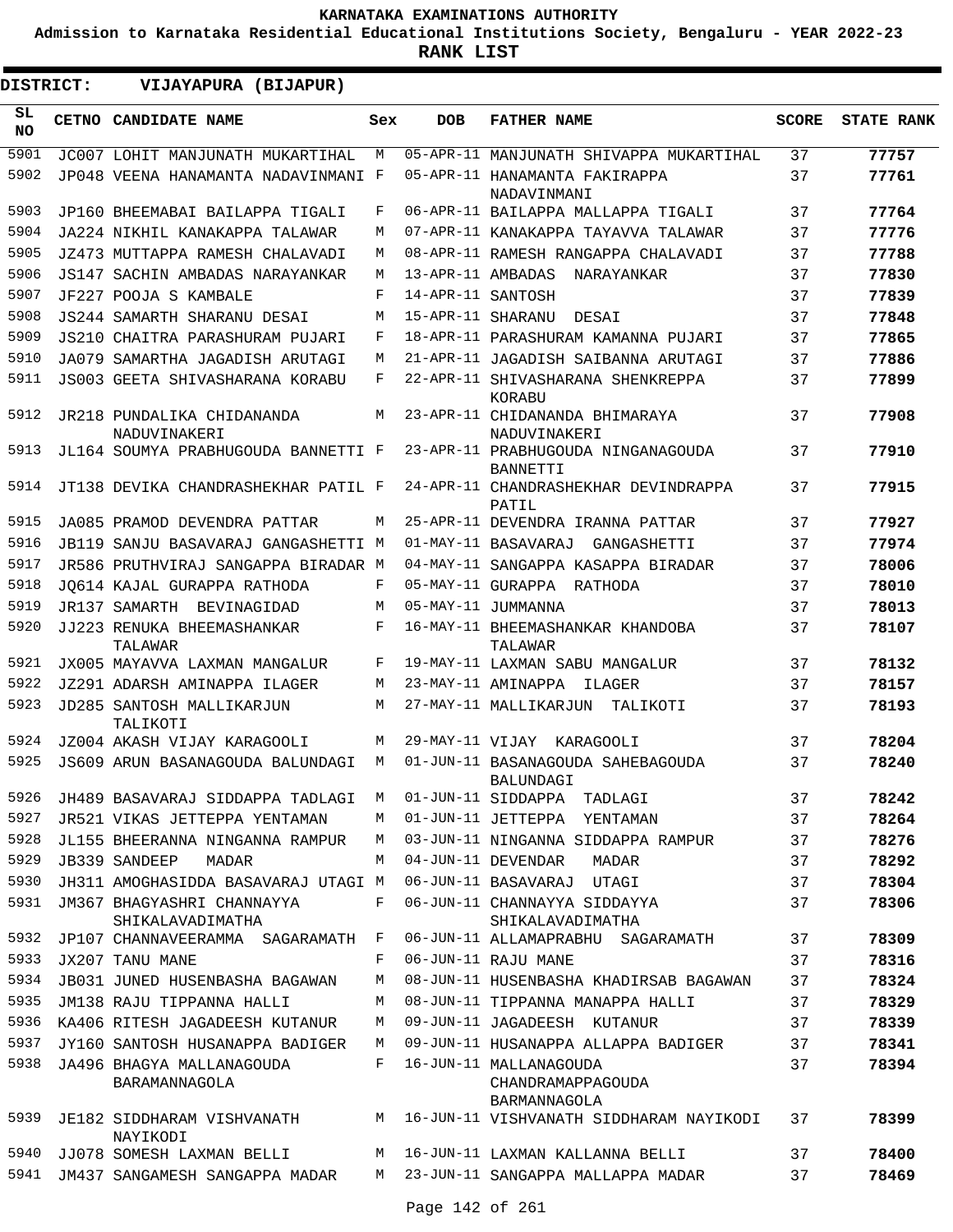KARNATAKA EXAMINATIONS AUTHORITY

Admission to Karnataka Residential Educational Institutions Society, Bengaluru - YEAR 2022-23

RANK LIST

DISTRICT: VIJAYAPURA (BIJAPUR)

| SL NO | CETNO | CANDIDATE NAME | Sex | DOB | FATHER NAME | SCORE | STATE RANK |
|---|---|---|---|---|---|---|---|
| 5901 | JC007 | LOHIT MANJUNATH MUKARTIHAL | M | 05-APR-11 | MANJUNATH SHIVAPPA MUKARTIHAL | 37 | 77757 |
| 5902 | JP048 | VEENA HANAMANTA NADAVINMANI | F | 05-APR-11 | HANAMANTA FAKIRAPPA NADAVINMANI | 37 | 77761 |
| 5903 | JP160 | BHEEMABAI BAILAPPA TIGALI | F | 06-APR-11 | BAILAPPA MALLAPPA TIGALI | 37 | 77764 |
| 5904 | JA224 | NIKHIL KANAKAPPA TALAWAR | M | 07-APR-11 | KANAKAPPA TAYAVVA TALAWAR | 37 | 77776 |
| 5905 | JZ473 | MUTTAPPA RAMESH CHALAVADI | M | 08-APR-11 | RAMESH RANGAPPA CHALAVADI | 37 | 77788 |
| 5906 | JS147 | SACHIN AMBADAS NARAYANKAR | M | 13-APR-11 | AMBADAS NARAYANKAR | 37 | 77830 |
| 5907 | JF227 | POOJA S KAMBALE | F | 14-APR-11 | SANTOSH | 37 | 77839 |
| 5908 | JS244 | SAMARTH SHARANU DESAI | M | 15-APR-11 | SHARANU DESAI | 37 | 77848 |
| 5909 | JS210 | CHAITRA PARASHURAM PUJARI | F | 18-APR-11 | PARASHURAM KAMANNA PUJARI | 37 | 77865 |
| 5910 | JA079 | SAMARTHA JAGADISH ARUTAGI | M | 21-APR-11 | JAGADISH SAIBANNA ARUTAGI | 37 | 77886 |
| 5911 | JS003 | GEETA SHIVASHARANA KORABU | F | 22-APR-11 | SHIVASHARANA SHENKREPPA KORABU | 37 | 77899 |
| 5912 | JR218 | PUNDALIKA CHIDANANDA NADUVINAKERI | M | 23-APR-11 | CHIDANANDA BHIMARAYA NADUVINAKERI | 37 | 77908 |
| 5913 | JL164 | SOUMYA PRABHUGOUDA BANNETTI | F | 23-APR-11 | PRABHUGOUDA NINGANAGOUDA BANNETTI | 37 | 77910 |
| 5914 | JT138 | DEVIKA CHANDRASHEKHAR PATIL | F | 24-APR-11 | CHANDRASHEKHAR DEVINDRAPPA PATIL | 37 | 77915 |
| 5915 | JA085 | PRAMOD DEVENDRA PATTAR | M | 25-APR-11 | DEVENDRA IRANNA PATTAR | 37 | 77927 |
| 5916 | JB119 | SANJU BASAVARAJ GANGASHETTI | M | 01-MAY-11 | BASAVARAJ GANGASHETTI | 37 | 77974 |
| 5917 | JR586 | PRUTHVIRAJ SANGAPPA BIRADAR | M | 04-MAY-11 | SANGAPPA KASAPPA BIRADAR | 37 | 78006 |
| 5918 | JQ614 | KAJAL GURAPPA RATHODA | F | 05-MAY-11 | GURAPPA RATHODA | 37 | 78010 |
| 5919 | JR137 | SAMARTH BEVINAGIDAD | M | 05-MAY-11 | JUMMANNA | 37 | 78013 |
| 5920 | JJ223 | RENUKA BHEEMASHANKAR TALAWAR | F | 16-MAY-11 | BHEEMASHANKAR KHANDOBA TALAWAR | 37 | 78107 |
| 5921 | JX005 | MAYAVVA LAXMAN MANGALUR | F | 19-MAY-11 | LAXMAN SABU MANGALUR | 37 | 78132 |
| 5922 | JZ291 | ADARSH AMINAPPA ILAGER | M | 23-MAY-11 | AMINAPPA ILAGER | 37 | 78157 |
| 5923 | JD285 | SANTOSH MALLIKARJUN TALIKOTI | M | 27-MAY-11 | MALLIKARJUN TALIKOTI | 37 | 78193 |
| 5924 | JZ004 | AKASH VIJAY KARAGOOLI | M | 29-MAY-11 | VIJAY KARAGOOLI | 37 | 78204 |
| 5925 | JS609 | ARUN BASANAGOUDA BALUNDAGI | M | 01-JUN-11 | BASANAGOUDA SAHEBAGOUDA BALUNDAGI | 37 | 78240 |
| 5926 | JH489 | BASAVARAJ SIDDAPPA TADLAGI | M | 01-JUN-11 | SIDDAPPA TADLAGI | 37 | 78242 |
| 5927 | JR521 | VIKAS JETTEPPA YENTAMAN | M | 01-JUN-11 | JETTEPPA YENTAMAN | 37 | 78264 |
| 5928 | JL155 | BHEERANNA NINGANNA RAMPUR | M | 03-JUN-11 | NINGANNA SIDDAPPA RAMPUR | 37 | 78276 |
| 5929 | JB339 | SANDEEP MADAR | M | 04-JUN-11 | DEVENDAR MADAR | 37 | 78292 |
| 5930 | JH311 | AMOGHASIDDA BASAVARAJ UTAGI | M | 06-JUN-11 | BASAVARAJ UTAGI | 37 | 78304 |
| 5931 | JM367 | BHAGYASHRI CHANNAYYA SHIKALAVADIMATHA | F | 06-JUN-11 | CHANNAYYA SIDDAYYA SHIKALAVADIMATHA | 37 | 78306 |
| 5932 | JP107 | CHANNAVEERAMMA SAGARAMATH | F | 06-JUN-11 | ALLAMAPRABHU SAGARAMATH | 37 | 78309 |
| 5933 | JX207 | TANU MANE | F | 06-JUN-11 | RAJU MANE | 37 | 78316 |
| 5934 | JB031 | JUNED HUSENBASHA BAGAWAN | M | 08-JUN-11 | HUSENBASHA KHADIRSAB BAGAWAN | 37 | 78324 |
| 5935 | JM138 | RAJU TIPPANNA HALLI | M | 08-JUN-11 | TIPPANNA MANAPPA HALLI | 37 | 78329 |
| 5936 | KA406 | RITESH JAGADEESH KUTANUR | M | 09-JUN-11 | JAGADEESH KUTANUR | 37 | 78339 |
| 5937 | JY160 | SANTOSH HUSANAPPA BADIGER | M | 09-JUN-11 | HUSANAPPA ALLAPPA BADIGER | 37 | 78341 |
| 5938 | JA496 | BHAGYA MALLANAGOUDA BARAMANNAGOLA | F | 16-JUN-11 | MALLANAGOUDA CHANDRAMAPPAGOUDA BARMANNAGOLA | 37 | 78394 |
| 5939 | JE182 | SIDDHARAM VISHVANATH NAYIKODI | M | 16-JUN-11 | VISHVANATH SIDDHARAM NAYIKODI | 37 | 78399 |
| 5940 | JJ078 | SOMESH LAXMAN BELLI | M | 16-JUN-11 | LAXMAN KALLANNA BELLI | 37 | 78400 |
| 5941 | JM437 | SANGAMESH SANGAPPA MADAR | M | 23-JUN-11 | SANGAPPA MALLAPPA MADAR | 37 | 78469 |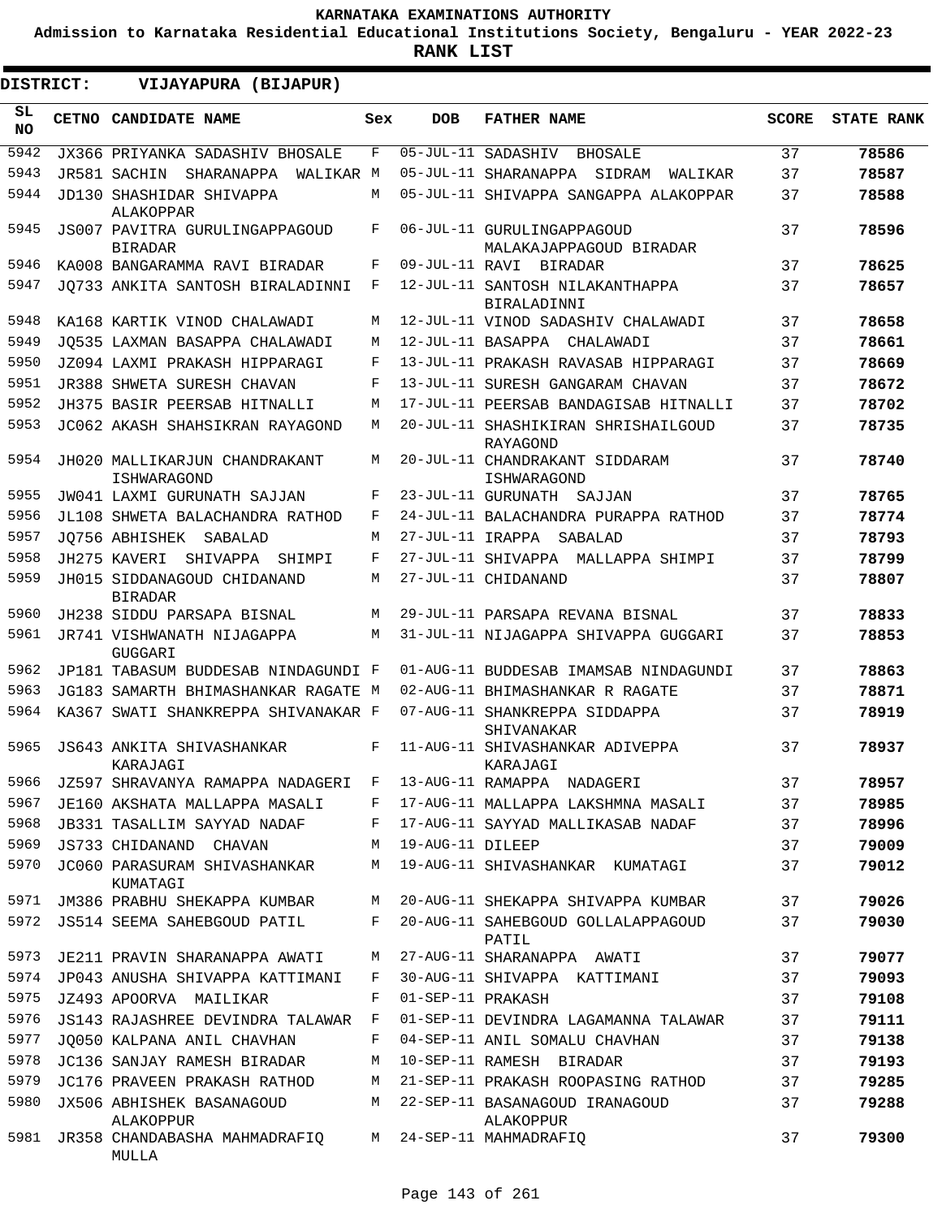KARNATAKA EXAMINATIONS AUTHORITY

Admission to Karnataka Residential Educational Institutions Society, Bengaluru - YEAR 2022-23

**RANK LIST**

**DISTRICT: VIJAYAPURA (BIJAPUR)**

| SL NO | CETNO | CANDIDATE NAME | Sex | DOB | FATHER NAME | SCORE | STATE RANK |
|---|---|---|---|---|---|---|---|
| 5942 | JX366 | PRIYANKA SADASHIV BHOSALE | F | 05-JUL-11 | SADASHIV BHOSALE | 37 | 78586 |
| 5943 | JR581 | SACHIN SHARANAPPA WALIKAR | M | 05-JUL-11 | SHARANAPPA SIDRAM WALIKAR | 37 | 78587 |
| 5944 | JD130 | SHASHIDAR SHIVAPPA ALAKOPPAR | M | 05-JUL-11 | SHIVAPPA SANGAPPA ALAKOPPAR | 37 | 78588 |
| 5945 | JS007 | PAVITRA GURULINGAPPAGOUD BIRADAR | F | 06-JUL-11 | GURULINGAPPAGOUD MALAKAJAPPAGOUD BIRADAR | 37 | 78596 |
| 5946 | KA008 | BANGARAMMA RAVI BIRADAR | F | 09-JUL-11 | RAVI BIRADAR | 37 | 78625 |
| 5947 | JQ733 | ANKITA SANTOSH BIRALADINNI | F | 12-JUL-11 | SANTOSH NILAKANTHAPPA BIRALADINNI | 37 | 78657 |
| 5948 | KA168 | KARTIK VINOD CHALAWADI | M | 12-JUL-11 | VINOD SADASHIV CHALAWADI | 37 | 78658 |
| 5949 | JQ535 | LAXMAN BASAPPA CHALAWADI | M | 12-JUL-11 | BASAPPA CHALAWADI | 37 | 78661 |
| 5950 | JZ094 | LAXMI PRAKASH HIPPARAGI | F | 13-JUL-11 | PRAKASH RAVASAB HIPPARAGI | 37 | 78669 |
| 5951 | JR388 | SHWETA SURESH CHAVAN | F | 13-JUL-11 | SURESH GANGARAM CHAVAN | 37 | 78672 |
| 5952 | JH375 | BASIR PEERSAB HITNALLI | M | 17-JUL-11 | PEERSAB BANDAGISAB HITNALLI | 37 | 78702 |
| 5953 | JC062 | AKASH SHAHSIKRAN RAYAGOND | M | 20-JUL-11 | SHASHIKIRAN SHRISHAILGOUD RAYAGOND | 37 | 78735 |
| 5954 | JH020 | MALLIKARJUN CHANDRAKANT ISHWARAGOND | M | 20-JUL-11 | CHANDRAKANT SIDDARAM ISHWARAGOND | 37 | 78740 |
| 5955 | JW041 | LAXMI GURUNATH SAJJAN | F | 23-JUL-11 | GURUNATH SAJJAN | 37 | 78765 |
| 5956 | JL108 | SHWETA BALACHANDRA RATHOD | F | 24-JUL-11 | BALACHANDRA PURAPPA RATHOD | 37 | 78774 |
| 5957 | JQ756 | ABHISHEK SABALAD | M | 27-JUL-11 | IRAPPA SABALAD | 37 | 78793 |
| 5958 | JH275 | KAVERI SHIVAPPA SHIMPI | F | 27-JUL-11 | SHIVAPPA MALLAPPA SHIMPI | 37 | 78799 |
| 5959 | JH015 | SIDDANAGOUD CHIDANAND BIRADAR | M | 27-JUL-11 | CHIDANAND | 37 | 78807 |
| 5960 | JH238 | SIDDU PARSAPA BISNAL | M | 29-JUL-11 | PARSAPA REVANA BISNAL | 37 | 78833 |
| 5961 | JR741 | VISHWANATH NIJAGAPPA GUGGARI | M | 31-JUL-11 | NIJAGAPPA SHIVAPPA GUGGARI | 37 | 78853 |
| 5962 | JP181 | TABASUM BUDDESAB NINDAGUNDI | F | 01-AUG-11 | BUDDESAB IMAMSAB NINDAGUNDI | 37 | 78863 |
| 5963 | JG183 | SAMARTH BHIMASHANKAR RAGATE | M | 02-AUG-11 | BHIMASHANKAR R RAGATE | 37 | 78871 |
| 5964 | KA367 | SWATI SHANKREPPA SHIVANAKAR | F | 07-AUG-11 | SHANKREPPA SIDDAPPA SHIVANAKAR | 37 | 78919 |
| 5965 | JS643 | ANKITA SHIVASHANKAR KARAJAGI | F | 11-AUG-11 | SHIVASHANKAR ADIVEPPA KARAJAGI | 37 | 78937 |
| 5966 | JZ597 | SHRAVANYA RAMAPPA NADAGERI | F | 13-AUG-11 | RAMAPPA NADAGERI | 37 | 78957 |
| 5967 | JE160 | AKSHATA MALLAPPA MASALI | F | 17-AUG-11 | MALLAPPA LAKSHMNA MASALI | 37 | 78985 |
| 5968 | JB331 | TASALLIM SAYYAD NADAF | F | 17-AUG-11 | SAYYAD MALLIKASAB NADAF | 37 | 78996 |
| 5969 | JS733 | CHIDANAND CHAVAN | M | 19-AUG-11 | DILEEP | 37 | 79009 |
| 5970 | JC060 | PARASURAM SHIVASHANKAR KUMATAGI | M | 19-AUG-11 | SHIVASHANKAR KUMATAGI | 37 | 79012 |
| 5971 | JM386 | PRABHU SHEKAPPA KUMBAR | M | 20-AUG-11 | SHEKAPPA SHIVAPPA KUMBAR | 37 | 79026 |
| 5972 | JS514 | SEEMA SAHEBGOUD PATIL | F | 20-AUG-11 | SAHEBGOUD GOLLALAPPAGOUD PATIL | 37 | 79030 |
| 5973 | JE211 | PRAVIN SHARANAPPA AWATI | M | 27-AUG-11 | SHARANAPPA AWATI | 37 | 79077 |
| 5974 | JP043 | ANUSHA SHIVAPPA KATTIMANI | F | 30-AUG-11 | SHIVAPPA KATTIMANI | 37 | 79093 |
| 5975 | JZ493 | APOORVA MAILIKAR | F | 01-SEP-11 | PRAKASH | 37 | 79108 |
| 5976 | JS143 | RAJASHREE DEVINDRA TALAWAR | F | 01-SEP-11 | DEVINDRA LAGAMANNA TALAWAR | 37 | 79111 |
| 5977 | JQ050 | KALPANA ANIL CHAVHAN | F | 04-SEP-11 | ANIL SOMALU CHAVHAN | 37 | 79138 |
| 5978 | JC136 | SANJAY RAMESH BIRADAR | M | 10-SEP-11 | RAMESH BIRADAR | 37 | 79193 |
| 5979 | JC176 | PRAVEEN PRAKASH RATHOD | M | 21-SEP-11 | PRAKASH ROOPASING RATHOD | 37 | 79285 |
| 5980 | JX506 | ABHISHEK BASANAGOUD ALAKOPPAR | M | 22-SEP-11 | BASANAGOUD IRANAGOUD ALAKOPPUR | 37 | 79288 |
| 5981 | JR358 | CHANDABASHA MAHMADRAFIQ MULLA | M | 24-SEP-11 | MAHMADRAFIQ | 37 | 79300 |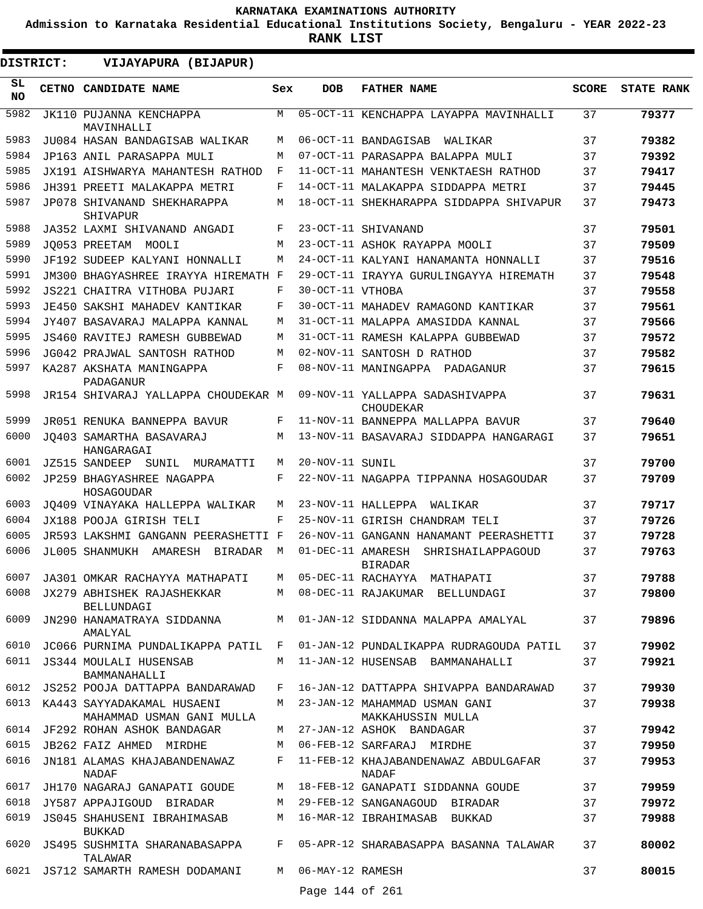KARNATAKA EXAMINATIONS AUTHORITY

Admission to Karnataka Residential Educational Institutions Society, Bengaluru - YEAR 2022-23

**RANK LIST**

**DISTRICT: VIJAYAPURA (BIJAPUR)**

| SL NO | CETNO | CANDIDATE NAME | Sex | DOB | FATHER NAME | SCORE | STATE RANK |
|---|---|---|---|---|---|---|---|
| 5982 | JK110 | PUJANNA KENCHAPPA MAVINHALLI | M | 05-OCT-11 | KENCHAPPA LAYAPPA MAVINHALLI | 37 | **79377** |
| 5983 | JU084 | HASAN BANDAGISAB WALIKAR | M | 06-OCT-11 | BANDAGISAB WALIKAR | 37 | **79382** |
| 5984 | JP163 | ANIL PARASAPPA MULI | M | 07-OCT-11 | PARASAPPA BALAPPA MULI | 37 | **79392** |
| 5985 | JX191 | AISHWARYA MAHANTESH RATHOD | F | 11-OCT-11 | MAHANTESH VENKTAESH RATHOD | 37 | **79417** |
| 5986 | JH391 | PREETI MALAKAPPA METRI | F | 14-OCT-11 | MALAKAPPA SIDDAPPA METRI | 37 | **79445** |
| 5987 | JP078 | SHIVANAND SHEKHARAPPA SHIVAPUR | M | 18-OCT-11 | SHEKHARAPPA SIDDAPPA SHIVAPUR | 37 | **79473** |
| 5988 | JA352 | LAXMI SHIVANAND ANGADI | F | 23-OCT-11 | SHIVANAND | 37 | **79501** |
| 5989 | JQ053 | PREETAM MOOLI | M | 23-OCT-11 | ASHOK RAYAPPA MOOLI | 37 | **79509** |
| 5990 | JF192 | SUDEEP KALYANI HONNALLI | M | 24-OCT-11 | KALYANI HANAMANTA HONNALLI | 37 | **79516** |
| 5991 | JM300 | BHAGYASHREE IRAYYA HIREMATH | F | 29-OCT-11 | IRAYYA GURULINGAYYA HIREMATH | 37 | **79548** |
| 5992 | JS221 | CHAITRA VITHOBA PUJARI | F | 30-OCT-11 | VTHOBA | 37 | **79558** |
| 5993 | JE450 | SAKSHI MAHADEV KANTIKAR | F | 30-OCT-11 | MAHADEV RAMAGOND KANTIKAR | 37 | **79561** |
| 5994 | JY407 | BASAVARAJ MALAPPA KANNAL | M | 31-OCT-11 | MALAPPA AMASIDDA KANNAL | 37 | **79566** |
| 5995 | JS460 | RAVITEJ RAMESH GUBBEWAD | M | 31-OCT-11 | RAMESH KALAPPA GUBBEWAD | 37 | **79572** |
| 5996 | JG042 | PRAJWAL SANTOSH RATHOD | M | 02-NOV-11 | SANTOSH D RATHOD | 37 | **79582** |
| 5997 | KA287 | AKSHATA MANINGAPPA PADAGANUR | F | 08-NOV-11 | MANINGAPPA PADAGANUR | 37 | **79615** |
| 5998 | JR154 | SHIVARAJ YALLAPPA CHOUDEKAR | M | 09-NOV-11 | YALLAPPA SADASHIVAPPA CHOUDEKAR | 37 | **79631** |
| 5999 | JR051 | RENUKA BANNEPPA BAVUR | F | 11-NOV-11 | BANNEPPA MALLAPPA BAVUR | 37 | **79640** |
| 6000 | JQ403 | SAMARTHA BASAVARAJ HANGARAGAI | M | 13-NOV-11 | BASAVARAJ SIDDAPPA HANGARAGI | 37 | **79651** |
| 6001 | JZ515 | SANDEEP SUNIL MURAMATTI | M | 20-NOV-11 | SUNIL | 37 | **79700** |
| 6002 | JP259 | BHAGYASHREE NAGAPPA HOSAGOUDAR | F | 22-NOV-11 | NAGAPPA TIPPANNA HOSAGOUDAR | 37 | **79709** |
| 6003 | JQ409 | VINAYAKA HALLEPPA WALIKAR | M | 23-NOV-11 | HALLEPPA WALIKAR | 37 | **79717** |
| 6004 | JX188 | POOJA GIRISH TELI | F | 25-NOV-11 | GIRISH CHANDRAM TELI | 37 | **79726** |
| 6005 | JR593 | LAKSHMI GANGANN PEERASHETTI | F | 26-NOV-11 | GANGANN HANAMANT PEERASHETTI | 37 | **79728** |
| 6006 | JL005 | SHANMUKH AMARESH BIRADAR | M | 01-DEC-11 | AMARESH SHRISHAILAPPAGOUD BIRADAR | 37 | **79763** |
| 6007 | JA301 | OMKAR RACHAYYA MATHAPATI | M | 05-DEC-11 | RACHAYYA MATHAPATI | 37 | **79788** |
| 6008 | JX279 | ABHISHEK RAJASHEKKAR BELLUNDAGI | M | 08-DEC-11 | RAJAKUMAR BELLUNDAGI | 37 | **79800** |
| 6009 | JN290 | HANAMATRAYA SIDDANNA AMALYAL | M | 01-JAN-12 | SIDDANNA MALAPPA AMALYAL | 37 | **79896** |
| 6010 | JC066 | PURNIMA PUNDALIKAPPA PATIL | F | 01-JAN-12 | PUNDALIKAPPA RUDRAGOUDA PATIL | 37 | **79902** |
| 6011 | JS344 | MOULALI HUSENSAB BAMMANAHALLI | M | 11-JAN-12 | HUSENSAB BAMMANAHALLI | 37 | **79921** |
| 6012 | JS252 | POOJA DATTAPPA BANDARAWAD | F | 16-JAN-12 | DATTAPPA SHIVAPPA BANDARAWAD | 37 | **79930** |
| 6013 | KA443 | SAYYADAKAMAL HUSAENI MAHAMMAD USMAN GANI MULLA | M | 23-JAN-12 | MAHAMMAD USMAN GANI MAKKAHUSSIN MULLA | 37 | **79938** |
| 6014 | JF292 | ROHAN ASHOK BANDAGAR | M | 27-JAN-12 | ASHOK BANDAGAR | 37 | **79942** |
| 6015 | JB262 | FAIZ AHMED MIRDHE | M | 06-FEB-12 | SARFARAJ MIRDHE | 37 | **79950** |
| 6016 | JN181 | ALAMAS KHAJABANDENAWAZ NADAF | F | 11-FEB-12 | KHAJABANDENAWAZ ABDULGAFAR NADAF | 37 | **79953** |
| 6017 | JH170 | NAGARAJ GANAPATI GOUDE | M | 18-FEB-12 | GANAPATI SIDDANNA GOUDE | 37 | **79959** |
| 6018 | JY587 | APPAJIGOUD BIRADAR | M | 29-FEB-12 | SANGANAGOUD BIRADAR | 37 | **79972** |
| 6019 | JS045 | SHAHUSENI IBRAHIMASAB BUKKAD | M | 16-MAR-12 | IBRAHIMASAB BUKKAD | 37 | **79988** |
| 6020 | JS495 | SUSHMITA SHARANABASAPPA TALAWAR | F | 05-APR-12 | SHARABASAPPA BASANNA TALAWAR | 37 | **80002** |
| 6021 | JS712 | SAMARTH RAMESH DODAMANI | M | 06-MAY-12 | RAMESH | 37 | **80015** |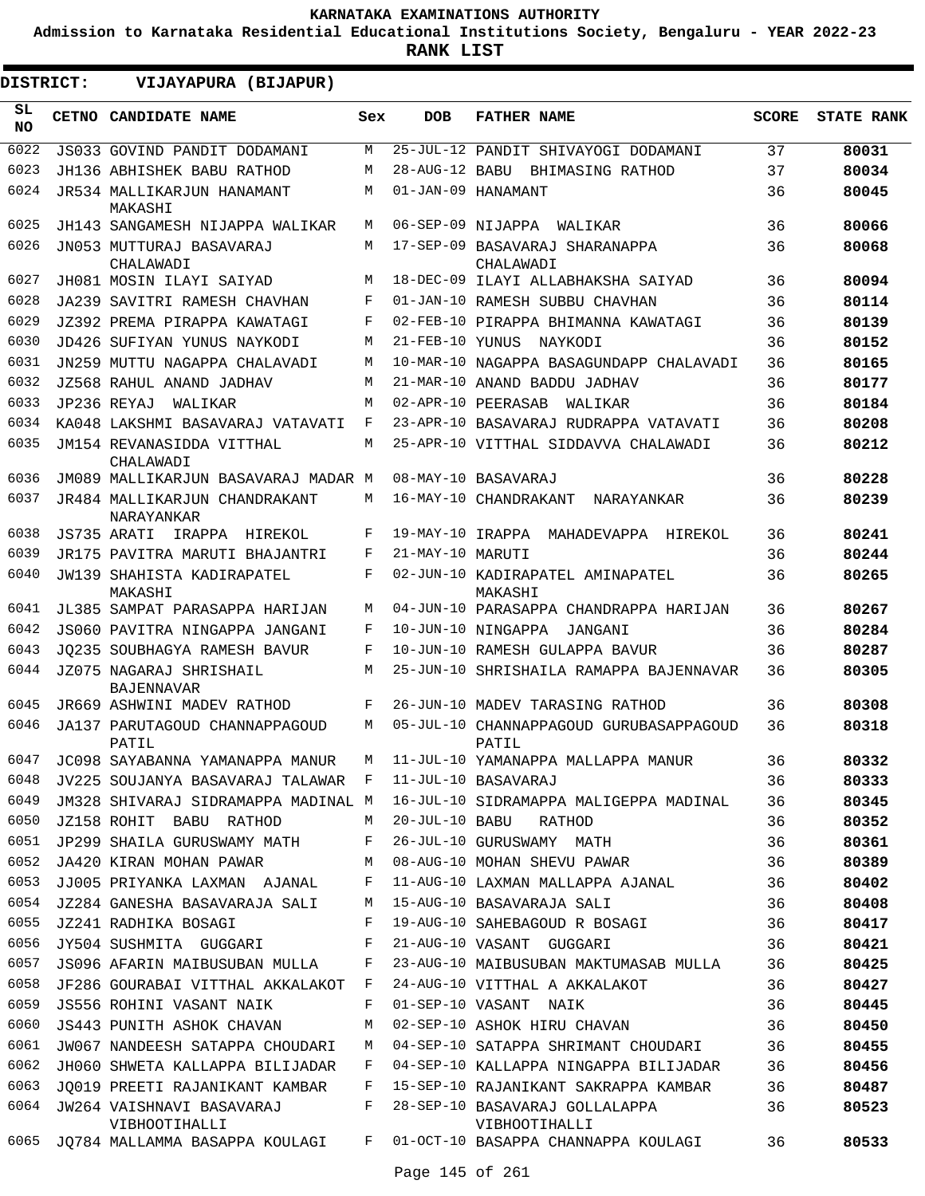**KARNATAKA EXAMINATIONS AUTHORITY**

**Admission to Karnataka Residential Educational Institutions Society, Bengaluru - YEAR 2022-23**

**RANK LIST**

**DISTRICT: VIJAYAPURA (BIJAPUR)**

| SL NO | CETNO | CANDIDATE NAME | Sex | DOB | FATHER NAME | SCORE | STATE RANK |
|---|---|---|---|---|---|---|---|
| 6022 | JS033 | GOVIND PANDIT DODAMANI | M | 25-JUL-12 | PANDIT SHIVAYOGI DODAMANI | 37 | **80031** |
| 6023 | JH136 | ABHISHEK BABU RATHOD | M | 28-AUG-12 | BABU BHIMASING RATHOD | 37 | **80034** |
| 6024 | JR534 | MALLIKARJUN HANAMANT MAKASHI | M | 01-JAN-09 | HANAMANT | 36 | **80045** |
| 6025 | JH143 | SANGAMESH NIJAPPA WALIKAR | M | 06-SEP-09 | NIJAPPA WALIKAR | 36 | **80066** |
| 6026 | JN053 | MUTTURAJ BASAVARAJ CHALAWADI | M | 17-SEP-09 | BASAVARAJ SHARANAPPA CHALAWADI | 36 | **80068** |
| 6027 | JH081 | MOSIN ILAYI SAIYAD | M | 18-DEC-09 | ILAYI ALLABHAKSHA SAIYAD | 36 | **80094** |
| 6028 | JA239 | SAVITRI RAMESH CHAVHAN | F | 01-JAN-10 | RAMESH SUBBU CHAVHAN | 36 | **80114** |
| 6029 | JZ392 | PREMA PIRAPPA KAWATAGI | F | 02-FEB-10 | PIRAPPA BHIMANNA KAWATAGI | 36 | **80139** |
| 6030 | JD426 | SUFIYAN YUNUS NAYKODI | M | 21-FEB-10 | YUNUS NAYKODI | 36 | **80152** |
| 6031 | JN259 | MUTTU NAGAPPA CHALAVADI | M | 10-MAR-10 | NAGAPPA BASAGUNDAPP CHALAVADI | 36 | **80165** |
| 6032 | JZ568 | RAHUL ANAND JADHAV | M | 21-MAR-10 | ANAND BADDU JADHAV | 36 | **80177** |
| 6033 | JP236 | REYAJ WALIKAR | M | 02-APR-10 | PEERASAB WALIKAR | 36 | **80184** |
| 6034 | KA048 | LAKSHMI BASAVARAJ VATAVATI | F | 23-APR-10 | BASAVARAJ RUDRAPPA VATAVATI | 36 | **80208** |
| 6035 | JM154 | REVANASIDDA VITTHAL CHALAWADI | M | 25-APR-10 | VITTHAL SIDDAVVA CHALAWADI | 36 | **80212** |
| 6036 | JM089 | MALLIKARJUN BASAVARAJ MADAR | M | 08-MAY-10 | BASAVARAJ | 36 | **80228** |
| 6037 | JR484 | MALLIKARJUN CHANDRAKANT NARAYANKAR | M | 16-MAY-10 | CHANDRAKANT NARAYANKAR | 36 | **80239** |
| 6038 | JS735 | ARATI IRAPPA HIREKOL | F | 19-MAY-10 | IRAPPA MAHADEVAPPA HIREKOL | 36 | **80241** |
| 6039 | JR175 | PAVITRA MARUTI BHAJANTRI | F | 21-MAY-10 | MARUTI | 36 | **80244** |
| 6040 | JW139 | SHAHISTA KADIRAPATEL MAKASHI | F | 02-JUN-10 | KADIRAPATEL AMINAPATEL MAKASHI | 36 | **80265** |
| 6041 | JL385 | SAMPAT PARASAPPA HARIJAN | M | 04-JUN-10 | PARASAPPA CHANDRAPPA HARIJAN | 36 | **80267** |
| 6042 | JS060 | PAVITRA NINGAPPA JANGANI | F | 10-JUN-10 | NINGAPPA JANGANI | 36 | **80284** |
| 6043 | JQ235 | SOUBHAGYA RAMESH BAVUR | F | 10-JUN-10 | RAMESH GULAPPA BAVUR | 36 | **80287** |
| 6044 | JZ075 | NAGARAJ SHRISHAIL BAJENNAVAR | M | 25-JUN-10 | SHRISHAILA RAMAPPA BAJENNAVAR | 36 | **80305** |
| 6045 | JR669 | ASHWINI MADEV RATHOD | F | 26-JUN-10 | MADEV TARASING RATHOD | 36 | **80308** |
| 6046 | JA137 | PARUTAGOUD CHANNAPPAGOUD PATIL | M | 05-JUL-10 | CHANNAPPAGOUD GURUBASAPPAGOUD PATIL | 36 | **80318** |
| 6047 | JC098 | SAYABANNA YAMANAPPA MANUR | M | 11-JUL-10 | YAMANAPPA MALLAPPA MANUR | 36 | **80332** |
| 6048 | JV225 | SOUJANYA BASAVARAJ TALAWAR | F | 11-JUL-10 | BASAVARAJ | 36 | **80333** |
| 6049 | JM328 | SHIVARAJ SIDRAMAPPA MADINAL | M | 16-JUL-10 | SIDRAMAPPA MALIGEPPA MADINAL | 36 | **80345** |
| 6050 | JZ158 | ROHIT BABU RATHOD | M | 20-JUL-10 | BABU RATHOD | 36 | **80352** |
| 6051 | JP299 | SHAILA GURUSWAMY MATH | F | 26-JUL-10 | GURUSWAMY MATH | 36 | **80361** |
| 6052 | JA420 | KIRAN MOHAN PAWAR | M | 08-AUG-10 | MOHAN SHEVU PAWAR | 36 | **80389** |
| 6053 | JJ005 | PRIYANKA LAXMAN AJANAL | F | 11-AUG-10 | LAXMAN MALLAPPA AJANAL | 36 | **80402** |
| 6054 | JZ284 | GANESHA BASAVARAJA SALI | M | 15-AUG-10 | BASAVARAJA SALI | 36 | **80408** |
| 6055 | JZ241 | RADHIKA BOSAGI | F | 19-AUG-10 | SAHEBAGOUD R BOSAGI | 36 | **80417** |
| 6056 | JY504 | SUSHMITA GUGGARI | F | 21-AUG-10 | VASANT GUGGARI | 36 | **80421** |
| 6057 | JS096 | AFARIN MAIBUSUBAN MULLA | F | 23-AUG-10 | MAIBUSUBAN MAKTUMASAB MULLA | 36 | **80425** |
| 6058 | JF286 | GOURABAI VITTHAL AKKALAKOT | F | 24-AUG-10 | VITTHAL A AKKALAKOT | 36 | **80427** |
| 6059 | JS556 | ROHINI VASANT NAIK | F | 01-SEP-10 | VASANT NAIK | 36 | **80445** |
| 6060 | JS443 | PUNITH ASHOK CHAVAN | M | 02-SEP-10 | ASHOK HIRU CHAVAN | 36 | **80450** |
| 6061 | JW067 | NANDEESH SATAPPA CHOUDARI | M | 04-SEP-10 | SATAPPA SHRIMANT CHOUDARI | 36 | **80455** |
| 6062 | JH060 | SHWETA KALLAPPA BILIJADAR | F | 04-SEP-10 | KALLAPPA NINGAPPA BILIJADAR | 36 | **80456** |
| 6063 | JQ019 | PREETI RAJANIKANT KAMBAR | F | 15-SEP-10 | RAJANIKANT SAKRAPPA KAMBAR | 36 | **80487** |
| 6064 | JW264 | VAISHNAVI BASAVARAJ VIBHOOTIHALLI | F | 28-SEP-10 | BASAVARAJ GOLLALAPPA VIBHOOTIHALLI | 36 | **80523** |
| 6065 | JQ784 | MALLAMMA BASAPPA KOULAGI | F | 01-OCT-10 | BASAPPA CHANNAPPA KOULAGI | 36 | **80533** |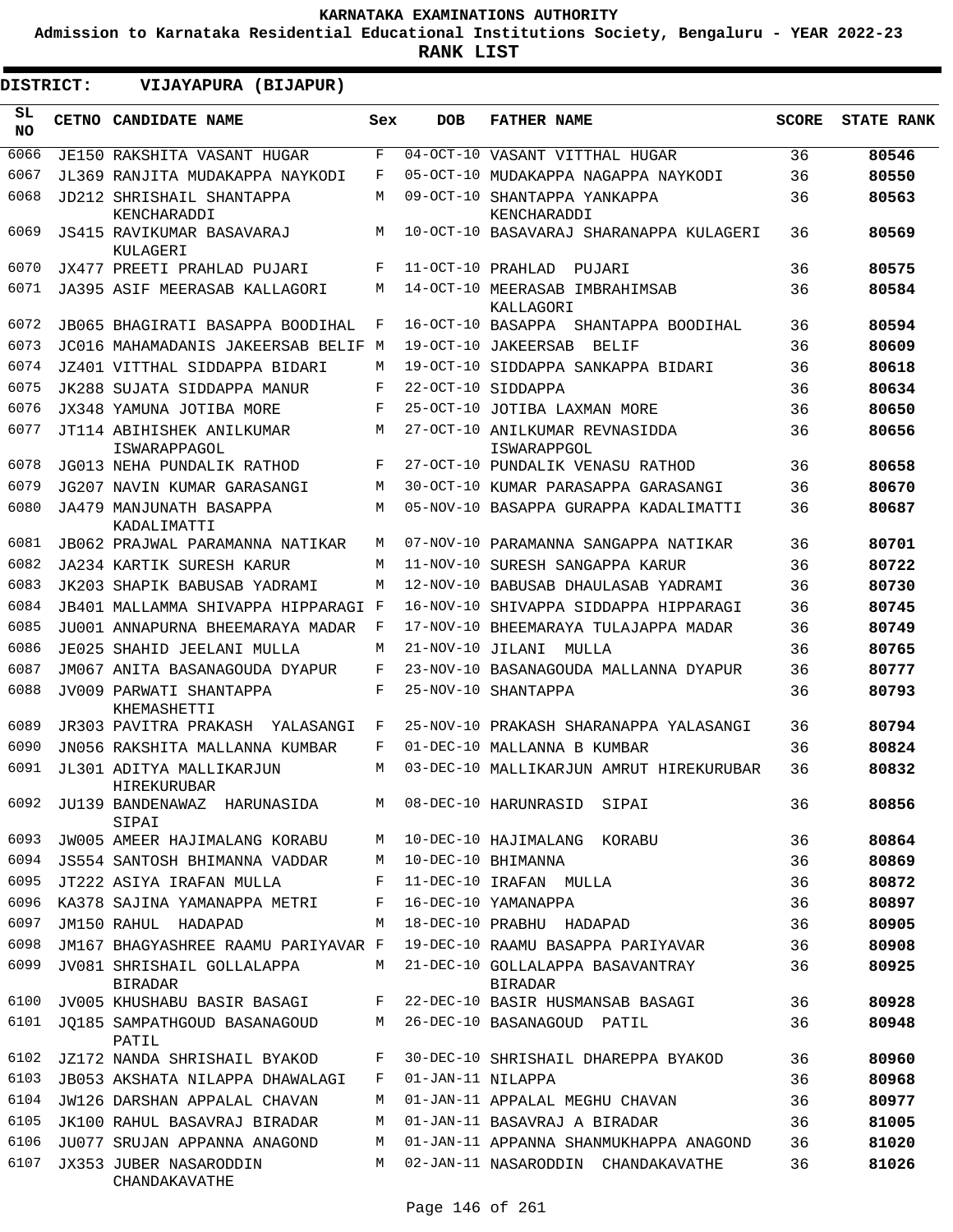KARNATAKA EXAMINATIONS AUTHORITY

Admission to Karnataka Residential Educational Institutions Society, Bengaluru - YEAR 2022-23

**RANK LIST**

**DISTRICT: VIJAYAPURA (BIJAPUR)**

| SL NO | CETNO | CANDIDATE NAME | Sex | DOB | FATHER NAME | SCORE | STATE RANK |
|---|---|---|---|---|---|---|---|
| 6066 | JE150 | RAKSHITA VASANT HUGAR | F | 04-OCT-10 | VASANT VITTHAL HUGAR | 36 | **80546** |
| 6067 | JL369 | RANJITA MUDAKAPPA NAYKODI | F | 05-OCT-10 | MUDAKAPPA NAGAPPA NAYKODI | 36 | **80550** |
| 6068 | JD212 | SHRISHAIL SHANTAPPA KENCHARADDI | M | 09-OCT-10 | SHANTAPPA YANKAPPA KENCHARADDI | 36 | **80563** |
| 6069 | JS415 | RAVIKUMAR BASAVARAJ KULAGERI | M | 10-OCT-10 | BASAVARAJ SHARANAPPA KULAGERI | 36 | **80569** |
| 6070 | JX477 | PREETI PRAHLAD PUJARI | F | 11-OCT-10 | PRAHLAD PUJARI | 36 | **80575** |
| 6071 | JA395 | ASIF MEERASAB KALLAGORI | M | 14-OCT-10 | MEERASAB IMBRAHIMSAB KALLAGORI | 36 | **80584** |
| 6072 | JB065 | BHAGIRATI BASAPPA BOODIHAL | F | 16-OCT-10 | BASAPPA SHANTAPPA BOODIHAL | 36 | **80594** |
| 6073 | JC016 | MAHAMADANIS JAKEERSAB BELIF | M | 19-OCT-10 | JAKEERSAB BELIF | 36 | **80609** |
| 6074 | JZ401 | VITTHAL SIDDAPPA BIDARI | M | 19-OCT-10 | SIDDAPPA SANKAPPA BIDARI | 36 | **80618** |
| 6075 | JK288 | SUJATA SIDDAPPA MANUR | F | 22-OCT-10 | SIDDAPPA | 36 | **80634** |
| 6076 | JX348 | YAMUNA JOTIBA MORE | F | 25-OCT-10 | JOTIBA LAXMAN MORE | 36 | **80650** |
| 6077 | JT114 | ABIHISHEK ANILKUMAR ISWARAPPAGOL | M | 27-OCT-10 | ANILKUMAR REVNASIDDA ISWARAPPGOL | 36 | **80656** |
| 6078 | JG013 | NEHA PUNDALIK RATHOD | F | 27-OCT-10 | PUNDALIK VENASU RATHOD | 36 | **80658** |
| 6079 | JG207 | NAVIN KUMAR GARASANGI | M | 30-OCT-10 | KUMAR PARASAPPA GARASANGI | 36 | **80670** |
| 6080 | JA479 | MANJUNATH BASAPPA KADALIMATTI | M | 05-NOV-10 | BASAPPA GURAPPA KADALIMATTI | 36 | **80687** |
| 6081 | JB062 | PRAJWAL PARAMANNA NATIKAR | M | 07-NOV-10 | PARAMANNA SANGAPPA NATIKAR | 36 | **80701** |
| 6082 | JA234 | KARTIK SURESH KARUR | M | 11-NOV-10 | SURESH SANGAPPA KARUR | 36 | **80722** |
| 6083 | JK203 | SHAPIK BABUSAB YADRAMI | M | 12-NOV-10 | BABUSAB DHAULASAB YADRAMI | 36 | **80730** |
| 6084 | JB401 | MALLAMMA SHIVAPPA HIPPARAGI | F | 16-NOV-10 | SHIVAPPA SIDDAPPA HIPPARAGI | 36 | **80745** |
| 6085 | JU001 | ANNAPURNA BHEEMARAYA MADAR | F | 17-NOV-10 | BHEEMARAYA TULAJAPPA MADAR | 36 | **80749** |
| 6086 | JE025 | SHAHID JEELANI MULLA | M | 21-NOV-10 | JILANI MULLA | 36 | **80765** |
| 6087 | JM067 | ANITA BASANAGOUDA DYAPUR | F | 23-NOV-10 | BASANAGOUDA MALLANNA DYAPUR | 36 | **80777** |
| 6088 | JV009 | PARWATI SHANTAPPA KHEMASHETTI | F | 25-NOV-10 | SHANTAPPA | 36 | **80793** |
| 6089 | JR303 | PAVITRA PRAKASH YALASANGI | F | 25-NOV-10 | PRAKASH SHARANAPPA YALASANGI | 36 | **80794** |
| 6090 | JN056 | RAKSHITA MALLANNA KUMBAR | F | 01-DEC-10 | MALLANNA B KUMBAR | 36 | **80824** |
| 6091 | JL301 | ADITYA MALLIKARJUN HIREKURUBAR | M | 03-DEC-10 | MALLIKARJUN AMRUT HIREKURUBAR | 36 | **80832** |
| 6092 | JU139 | BANDENAWAZ HARUNASIDA SIPAI | M | 08-DEC-10 | HARUNRASID SIPAI | 36 | **80856** |
| 6093 | JW005 | AMEER HAJIMALANG KORABU | M | 10-DEC-10 | HAJIMALANG KORABU | 36 | **80864** |
| 6094 | JS554 | SANTOSH BHIMANNA VADDAR | M | 10-DEC-10 | BHIMANNA | 36 | **80869** |
| 6095 | JT222 | ASIYA IRAFAN MULLA | F | 11-DEC-10 | IRAFAN MULLA | 36 | **80872** |
| 6096 | KA378 | SAJINA YAMANAPPA METRI | F | 16-DEC-10 | YAMANAPPA | 36 | **80897** |
| 6097 | JM150 | RAHUL HADAPAD | M | 18-DEC-10 | PRABHU HADAPAD | 36 | **80905** |
| 6098 | JM167 | BHAGYASHREE RAAMU PARIYAVAR | F | 19-DEC-10 | RAAMU BASAPPA PARIYAVAR | 36 | **80908** |
| 6099 | JV081 | SHRISHAIL GOLLALAPPA BIRADAR | M | 21-DEC-10 | GOLLALAPPA BASAVANTRAY BIRADAR | 36 | **80925** |
| 6100 | JV005 | KHUSHABU BASIR BASAGI | F | 22-DEC-10 | BASIR HUSMANSAB BASAGI | 36 | **80928** |
| 6101 | JQ185 | SAMPATHGOUD BASANAGOUD PATIL | M | 26-DEC-10 | BASANAGOUD PATIL | 36 | **80948** |
| 6102 | JZ172 | NANDA SHRISHAIL BYAKOD | F | 30-DEC-10 | SHRISHAIL DHAREPPA BYAKOD | 36 | **80960** |
| 6103 | JB053 | AKSHATA NILAPPA DHAWALAGI | F | 01-JAN-11 | NILAPPA | 36 | **80968** |
| 6104 | JW126 | DARSHAN APPALAL CHAVAN | M | 01-JAN-11 | APPALAL MEGHU CHAVAN | 36 | **80977** |
| 6105 | JK100 | RAHUL BASAVRAJ BIRADAR | M | 01-JAN-11 | BASAVRAJ A BIRADAR | 36 | **81005** |
| 6106 | JU077 | SRUJAN APPANNA ANAGOND | M | 01-JAN-11 | APPANNA SHANMUKHAPPA ANAGOND | 36 | **81020** |
| 6107 | JX353 | JUBER NASARODDIN CHANDAKAVATHE | M | 02-JAN-11 | NASARODDIN CHANDAKAVATHE | 36 | **81026** |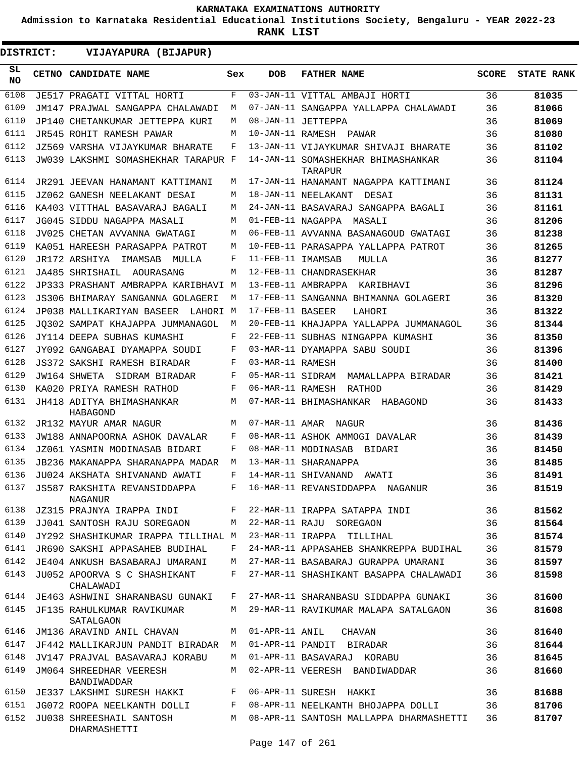# KARNATAKA EXAMINATIONS AUTHORITY

**Admission to Karnataka Residential Educational Institutions Society, Bengaluru - YEAR 2022-23**

**RANK LIST**

**DISTRICT: VIJAYAPURA (BIJAPUR)**

| SL NO | CETNO | CANDIDATE NAME | Sex | DOB | FATHER NAME | SCORE | STATE RANK |
|---|---|---|---|---|---|---|---|
| 6108 | JE517 | PRAGATI VITTAL HORTI | F | 03-JAN-11 | VITTAL AMBAJI HORTI | 36 | 81035 |
| 6109 | JM147 | PRAJWAL SANGAPPA CHALAWADI | M | 07-JAN-11 | SANGAPPA YALLAPPA CHALAWADI | 36 | 81066 |
| 6110 | JP140 | CHETANKUMAR JETTEPPA KURI | M | 08-JAN-11 | JETTEPPA | 36 | 81069 |
| 6111 | JR545 | ROHIT RAMESH PAWAR | M | 10-JAN-11 | RAMESH PAWAR | 36 | 81080 |
| 6112 | JZ569 | VARSHA VIJAYKUMAR BHARATE | F | 13-JAN-11 | VIJAYKUMAR SHIVAJI BHARATE | 36 | 81102 |
| 6113 | JW039 | LAKSHMI SOMASHEKHAR TARAPUR | F | 14-JAN-11 | SOMASHEKHAR BHIMASHANKAR TARAPUR | 36 | 81104 |
| 6114 | JR291 | JEEVAN HANAMANT KATTIMANI | M | 17-JAN-11 | HANAMANT NAGAPPA KATTIMANI | 36 | 81124 |
| 6115 | JZ062 | GANESH NEELAKANT DESAI | M | 18-JAN-11 | NEELAKANT DESAI | 36 | 81131 |
| 6116 | KA403 | VITTHAL BASAVARAJ BAGALI | M | 24-JAN-11 | BASAVARAJ SANGAPPA BAGALI | 36 | 81161 |
| 6117 | JG045 | SIDDU NAGAPPA MASALI | M | 01-FEB-11 | NAGAPPA MASALI | 36 | 81206 |
| 6118 | JV025 | CHETAN AVVANNA GWATAGI | M | 06-FEB-11 | AVVANNA BASANAGOUD GWATAGI | 36 | 81238 |
| 6119 | KA051 | HAREESH PARASAPPA PATROT | M | 10-FEB-11 | PARASAPPA YALLAPPA PATROT | 36 | 81265 |
| 6120 | JR172 | ARSHIYA IMAMSAB MULLA | F | 11-FEB-11 | IMAMSAB MULLA | 36 | 81277 |
| 6121 | JA485 | SHRISHAIL AOURASANG | M | 12-FEB-11 | CHANDRASEKHAR | 36 | 81287 |
| 6122 | JP333 | PRASHANT AMBRAPPA KARIBHAVI | M | 13-FEB-11 | AMBRAPPA KARIBHAVI | 36 | 81296 |
| 6123 | JS306 | BHIMARAY SANGANNA GOLAGERI | M | 17-FEB-11 | SANGANNA BHIMANNA GOLAGERI | 36 | 81320 |
| 6124 | JP038 | MALLIKARIYAN BASEER LAHORI | M | 17-FEB-11 | BASEER LAHORI | 36 | 81322 |
| 6125 | JQ302 | SAMPAT KHAJAPPA JUMMANAGOL | M | 20-FEB-11 | KHAJAPPA YALLAPPA JUMMANAGOL | 36 | 81344 |
| 6126 | JY114 | DEEPA SUBHAS KUMASHI | F | 22-FEB-11 | SUBHAS NINGAPPA KUMASHI | 36 | 81350 |
| 6127 | JY092 | GANGABAI DYAMAPPA SOUDI | F | 03-MAR-11 | DYAMAPPA SABU SOUDI | 36 | 81396 |
| 6128 | JS372 | SAKSHI RAMESH BIRADAR | F | 03-MAR-11 | RAMESH | 36 | 81400 |
| 6129 | JW164 | SHWETA SIDRAM BIRADAR | F | 05-MAR-11 | SIDRAM MAMALLAPPA BIRADAR | 36 | 81421 |
| 6130 | KA020 | PRIYA RAMESH RATHOD | F | 06-MAR-11 | RAMESH RATHOD | 36 | 81429 |
| 6131 | JH418 | ADITYA BHIMASHANKAR HABAGOND | M | 07-MAR-11 | BHIMASHANKAR HABAGOND | 36 | 81433 |
| 6132 | JR132 | MAYUR AMAR NAGUR | M | 07-MAR-11 | AMAR NAGUR | 36 | 81436 |
| 6133 | JW188 | ANNAPOORNA ASHOK DAVALAR | F | 08-MAR-11 | ASHOK AMMOGI DAVALAR | 36 | 81439 |
| 6134 | JZ061 | YASMIN MODINASAB BIDARI | F | 08-MAR-11 | MODINASAB BIDARI | 36 | 81450 |
| 6135 | JB236 | MAKANAPPA SHARANAPPA MADAR | M | 13-MAR-11 | SHARANAPPA | 36 | 81485 |
| 6136 | JU024 | AKSHATA SHIVANAND AWATI | F | 14-MAR-11 | SHIVANAND AWATI | 36 | 81491 |
| 6137 | JS587 | RAKSHITA REVANSIDDAPPA NAGANUR | F | 16-MAR-11 | REVANSIDDAPPA NAGANUR | 36 | 81519 |
| 6138 | JZ315 | PRAJNYA IRAPPA INDI | F | 22-MAR-11 | IRAPPA SATAPPA INDI | 36 | 81562 |
| 6139 | JJ041 | SANTOSH RAJU SOREGAON | M | 22-MAR-11 | RAJU SOREGAON | 36 | 81564 |
| 6140 | JY292 | SHASHIKUMAR IRAPPA TILLIHAL | M | 23-MAR-11 | IRAPPA TILLIHAL | 36 | 81574 |
| 6141 | JR690 | SAKSHI APPASAHEB BUDIHAL | F | 24-MAR-11 | APPASAHEB SHANKREPPA BUDIHAL | 36 | 81579 |
| 6142 | JE404 | ANKUSH BASABARAJ UMARANI | M | 27-MAR-11 | BASABARAJ GURAPPA UMARANI | 36 | 81597 |
| 6143 | JU052 | APOORVA S C SHASHIKANT CHALAWADI | F | 27-MAR-11 | SHASHIKANT BASAPPA CHALAWADI | 36 | 81598 |
| 6144 | JE463 | ASHWINI SHARANBASU GUNAKI | F | 27-MAR-11 | SHARANBASU SIDDAPPA GUNAKI | 36 | 81600 |
| 6145 | JF135 | RAHULKUMAR RAVIKUMAR SATALGAON | M | 29-MAR-11 | RAVIKUMAR MALAPA SATALGAON | 36 | 81608 |
| 6146 | JM136 | ARAVIND ANIL CHAVAN | M | 01-APR-11 | ANIL CHAVAN | 36 | 81640 |
| 6147 | JF442 | MALLIKARJUN PANDIT BIRADAR | M | 01-APR-11 | PANDIT BIRADAR | 36 | 81644 |
| 6148 | JV147 | PRAJVAL BASAVARAJ KORABU | M | 01-APR-11 | BASAVARAJ KORABU | 36 | 81645 |
| 6149 | JM064 | SHREEDHAR VEERESH BANDIWADDAR | M | 02-APR-11 | VEERESH BANDIWADDAR | 36 | 81660 |
| 6150 | JE337 | LAKSHMI SURESH HAKKI | F | 06-APR-11 | SURESH HAKKI | 36 | 81688 |
| 6151 | JG072 | ROOPA NEELKANTH DOLLI | F | 08-APR-11 | NEELKANTH BHOJAPPA DOLLI | 36 | 81706 |
| 6152 | JU038 | SHREESHAIL SANTOSH DHARMASHETTI | M | 08-APR-11 | SANTOSH MALLAPPA DHARMASHETTI | 36 | 81707 |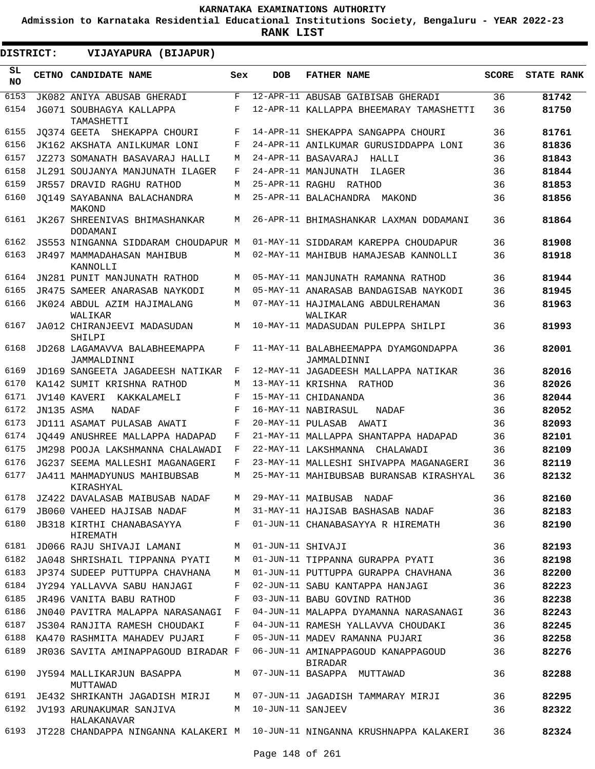KARNATAKA EXAMINATIONS AUTHORITY

Admission to Karnataka Residential Educational Institutions Society, Bengaluru - YEAR 2022-23

**RANK LIST**

**DISTRICT: VIJAYAPURA (BIJAPUR)**

| SL NO | CETNO | CANDIDATE NAME | Sex | DOB | FATHER NAME | SCORE | STATE RANK |
|---|---|---|---|---|---|---|---|
| 6153 | JK082 | ANIYA ABUSAB GHERADI | F | 12-APR-11 | ABUSAB GAIBISAB GHERADI | 36 | 81742 |
| 6154 | JG071 | SOUBHAGYA KALLAPPA TAMASHETTI | F | 12-APR-11 | KALLAPPA BHEEMARAY TAMASHETTI | 36 | 81750 |
| 6155 | JQ374 | GEETA SHEKAPPA CHOURI | F | 14-APR-11 | SHEKAPPA SANGAPPA CHOURI | 36 | 81761 |
| 6156 | JK162 | AKSHATA ANILKUMAR LONI | F | 24-APR-11 | ANILKUMAR GURUSIDDAPPA LONI | 36 | 81836 |
| 6157 | JZ273 | SOMANATH BASAVARAJ HALLI | M | 24-APR-11 | BASAVARAJ HALLI | 36 | 81843 |
| 6158 | JL291 | SOUJANYA MANJUNATH ILAGER | F | 24-APR-11 | MANJUNATH ILAGER | 36 | 81844 |
| 6159 | JR557 | DRAVID RAGHU RATHOD | M | 25-APR-11 | RAGHU RATHOD | 36 | 81853 |
| 6160 | JQ149 | SAYABANNA BALACHANDRA MAKOND | M | 25-APR-11 | BALACHANDRA MAKOND | 36 | 81856 |
| 6161 | JK267 | SHREENIVAS BHIMASHANKAR DODAMANI | M | 26-APR-11 | BHIMASHANKAR LAXMAN DODAMANI | 36 | 81864 |
| 6162 | JS553 | NINGANNA SIDDARAM CHOUDAPUR | M | 01-MAY-11 | SIDDARAM KAREPPA CHOUDAPUR | 36 | 81908 |
| 6163 | JR497 | MAMMADAHASAN MAHIBUB KANNOLLI | M | 02-MAY-11 | MAHIBUB HAMAJESAB KANNOLLI | 36 | 81918 |
| 6164 | JN281 | PUNIT MANJUNATH RATHOD | M | 05-MAY-11 | MANJUNATH RAMANNA RATHOD | 36 | 81944 |
| 6165 | JR475 | SAMEER ANARASAB NAYKODI | M | 05-MAY-11 | ANARASAB BANDAGISAB NAYKODI | 36 | 81945 |
| 6166 | JK024 | ABDUL AZIM HAJIMALANG WALIKAR | M | 07-MAY-11 | HAJIMALANG ABDULREHAMAN WALIKAR | 36 | 81963 |
| 6167 | JA012 | CHIRANJEEVI MADASUDAN SHILPI | M | 10-MAY-11 | MADASUDAN PULEPPA SHILPI | 36 | 81993 |
| 6168 | JD268 | LAGAMAVVA BALABHEEMAPPA JAMMALDINNI | F | 11-MAY-11 | BALABHEEMAPPA DYAMGONDAPPA JAMMALDINNI | 36 | 82001 |
| 6169 | JD169 | SANGEETA JAGADEESH NATIKAR | F | 12-MAY-11 | JAGADEESH MALLAPPA NATIKAR | 36 | 82016 |
| 6170 | KA142 | SUMIT KRISHNA RATHOD | M | 13-MAY-11 | KRISHNA RATHOD | 36 | 82026 |
| 6171 | JV140 | KAVERI KAKKALAMELI | F | 15-MAY-11 | CHIDANANDA | 36 | 82044 |
| 6172 | JN135 | ASMA NADAF | F | 16-MAY-11 | NABIRASUL NADAF | 36 | 82052 |
| 6173 | JD111 | ASAMAT PULASAB AWATI | F | 20-MAY-11 | PULASAB AWATI | 36 | 82093 |
| 6174 | JQ449 | ANUSHREE MALLAPPA HADAPAD | F | 21-MAY-11 | MALLAPPA SHANTAPPA HADAPAD | 36 | 82101 |
| 6175 | JM298 | POOJA LAKSHMANNA CHALAWADI | F | 22-MAY-11 | LAKSHMANNA CHALAWADI | 36 | 82109 |
| 6176 | JG237 | SEEMA MALLESHI MAGANAGERI | F | 23-MAY-11 | MALLESHI SHIVAPPA MAGANAGERI | 36 | 82119 |
| 6177 | JA411 | MAHMADYUNUS MAHIBUBSAB KIRASHYAL | M | 25-MAY-11 | MAHIBUBSAB BURANSAB KIRASHYAL | 36 | 82132 |
| 6178 | JZ422 | DAVALASAB MAIBUSAB NADAF | M | 29-MAY-11 | MAIBUSAB NADAF | 36 | 82160 |
| 6179 | JB060 | VAHEED HAJISAB NADAF | M | 31-MAY-11 | HAJISAB BASHASAB NADAF | 36 | 82183 |
| 6180 | JB318 | KIRTHI CHANABASAYYA HIREMATH | F | 01-JUN-11 | CHANABASAYYA R HIREMATH | 36 | 82190 |
| 6181 | JD066 | RAJU SHIVAJI LAMANI | M | 01-JUN-11 | SHIVAJI | 36 | 82193 |
| 6182 | JA048 | SHRISHAIL TIPPANNA PYATI | M | 01-JUN-11 | TIPPANNA GURAPPA PYATI | 36 | 82198 |
| 6183 | JP374 | SUDEEP PUTTUPPA CHAVHANA | M | 01-JUN-11 | PUTTUPPA GURAPPA CHAVHANA | 36 | 82200 |
| 6184 | JY294 | YALLAVVA SABU HANJAGI | F | 02-JUN-11 | SABU KANTAPPA HANJAGI | 36 | 82223 |
| 6185 | JR496 | VANITA BABU RATHOD | F | 03-JUN-11 | BABU GOVIND RATHOD | 36 | 82238 |
| 6186 | JN040 | PAVITRA MALAPPA NARASANAGI | F | 04-JUN-11 | MALAPPA DYAMANNA NARASANAGI | 36 | 82243 |
| 6187 | JS304 | RANJITA RAMESH CHOUDAKI | F | 04-JUN-11 | RAMESH YALLAVVA CHOUDAKI | 36 | 82245 |
| 6188 | KA470 | RASHMITA MAHADEV PUJARI | F | 05-JUN-11 | MADEV RAMANNA PUJARI | 36 | 82258 |
| 6189 | JR036 | SAVITA AMINAPPAGOUD BIRADAR | F | 06-JUN-11 | AMINAPPAGOUD KANAPPAGOUD BIRADAR | 36 | 82276 |
| 6190 | JY594 | MALLIKARJUN BASAPPA MUTTAWAD | M | 07-JUN-11 | BASAPPA MUTTAWAD | 36 | 82288 |
| 6191 | JE432 | SHRIKANTH JAGADISH MIRJI | M | 07-JUN-11 | JAGADISH TAMMARAY MIRJI | 36 | 82295 |
| 6192 | JV193 | ARUNAKUMAR SANJIVA HALAKANAVAR | M | 10-JUN-11 | SANJEEV | 36 | 82322 |
| 6193 | JT228 | CHANDAPPA NINGANNA KALAKERI | M | 10-JUN-11 | NINGANNA KRUSHNAPPA KALAKERI | 36 | 82324 |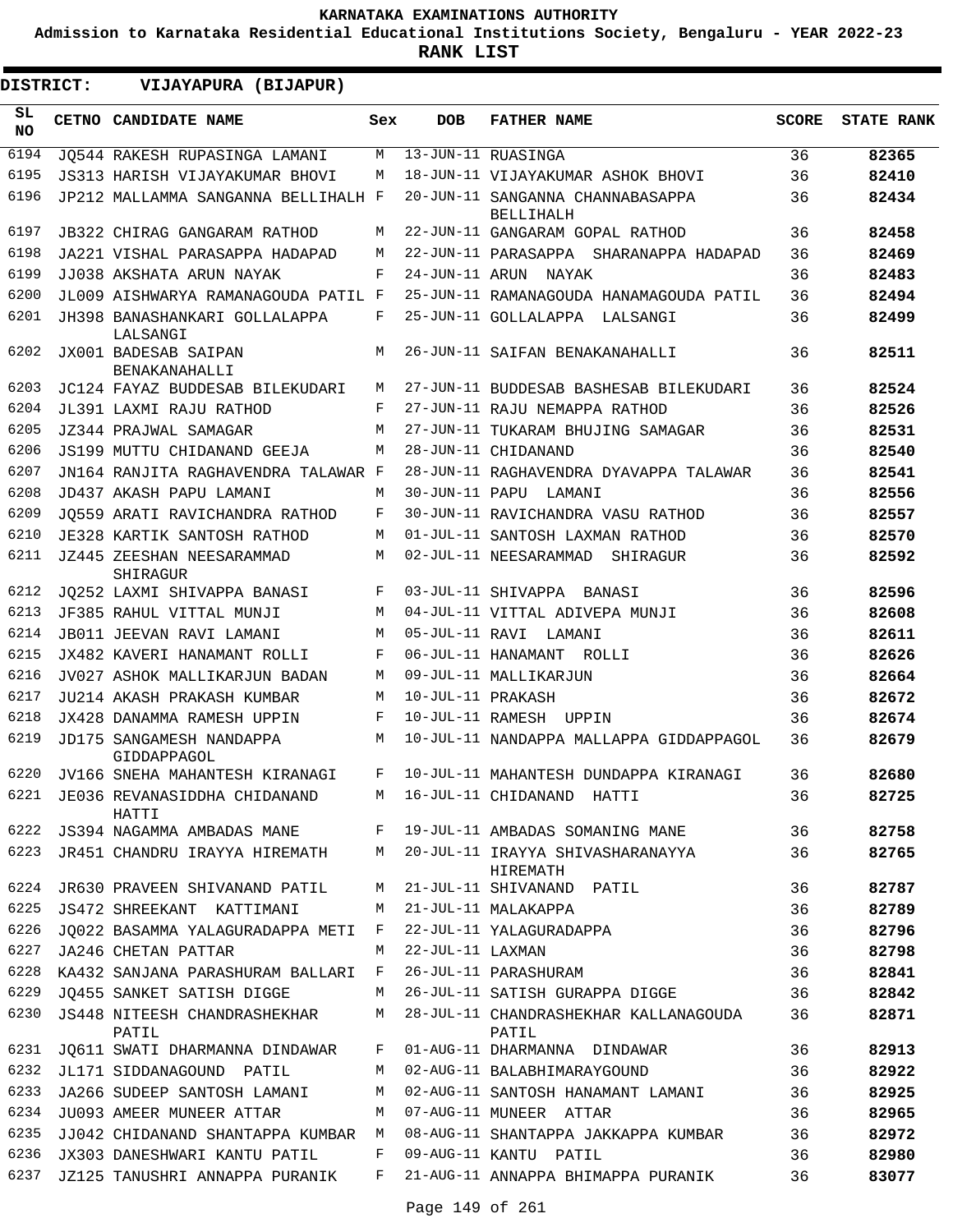KARNATAKA EXAMINATIONS AUTHORITY

Admission to Karnataka Residential Educational Institutions Society, Bengaluru - YEAR 2022-23

**RANK LIST**

**DISTRICT: VIJAYAPURA (BIJAPUR)**

| SL NO | CETNO | CANDIDATE NAME | Sex | DOB | FATHER NAME | SCORE | STATE RANK |
|---|---|---|---|---|---|---|---|
| 6194 | JQ544 | RAKESH RUPASINGA LAMANI | M | 13-JUN-11 | RUASINGA | 36 | 82365 |
| 6195 | JS313 | HARISH VIJAYAKUMAR BHOVI | M | 18-JUN-11 | VIJAYAKUMAR ASHOK BHOVI | 36 | 82410 |
| 6196 | JP212 | MALLAMMA SANGANNA BELLIHALH | F | 20-JUN-11 | SANGANNA CHANNABASAPPA BELLIHALH | 36 | 82434 |
| 6197 | JB322 | CHIRAG GANGARAM RATHOD | M | 22-JUN-11 | GANGARAM GOPAL RATHOD | 36 | 82458 |
| 6198 | JA221 | VISHAL PARASAPPA HADAPAD | M | 22-JUN-11 | PARASAPPA SHARANAPPA HADAPAD | 36 | 82469 |
| 6199 | JJ038 | AKSHATA ARUN NAYAK | F | 24-JUN-11 | ARUN NAYAK | 36 | 82483 |
| 6200 | JL009 | AISHWARYA RAMANAGOUDA PATIL | F | 25-JUN-11 | RAMANAGOUDA HANAMAGOUDA PATIL | 36 | 82494 |
| 6201 | JH398 | BANASHANKARI GOLLALAPPA LALSANGI | F | 25-JUN-11 | GOLLALAPPA LALSANGI | 36 | 82499 |
| 6202 | JX001 | BADESAB SAIPAN BENAKANAHALLI | M | 26-JUN-11 | SAIFAN BENAKANAHALLI | 36 | 82511 |
| 6203 | JC124 | FAYAZ BUDDESAB BILEKUDARI | M | 27-JUN-11 | BUDDESAB BASHESAB BILEKUDARI | 36 | 82524 |
| 6204 | JL391 | LAXMI RAJU RATHOD | F | 27-JUN-11 | RAJU NEMAPPA RATHOD | 36 | 82526 |
| 6205 | JZ344 | PRAJWAL SAMAGAR | M | 27-JUN-11 | TUKARAM BHUJING SAMAGAR | 36 | 82531 |
| 6206 | JS199 | MUTTU CHIDANAND GEEJA | M | 28-JUN-11 | CHIDANAND | 36 | 82540 |
| 6207 | JN164 | RANJITA RAGHAVENDRA TALAWAR | F | 28-JUN-11 | RAGHAVENDRA DYAVAPPA TALAWAR | 36 | 82541 |
| 6208 | JD437 | AKASH PAPU LAMANI | M | 30-JUN-11 | PAPU LAMANI | 36 | 82556 |
| 6209 | JQ559 | ARATI RAVICHANDRA RATHOD | F | 30-JUN-11 | RAVICHANDRA VASU RATHOD | 36 | 82557 |
| 6210 | JE328 | KARTIK SANTOSH RATHOD | M | 01-JUL-11 | SANTOSH LAXMAN RATHOD | 36 | 82570 |
| 6211 | JZ445 | ZEESHAN NEESARAMMAD SHIRAGUR | M | 02-JUL-11 | NEESARAMMAD SHIRAGUR | 36 | 82592 |
| 6212 | JQ252 | LAXMI SHIVAPPA BANASI | F | 03-JUL-11 | SHIVAPPA BANASI | 36 | 82596 |
| 6213 | JF385 | RAHUL VITTAL MUNJI | M | 04-JUL-11 | VITTAL ADIVEPA MUNJI | 36 | 82608 |
| 6214 | JB011 | JEEVAN RAVI LAMANI | M | 05-JUL-11 | RAVI LAMANI | 36 | 82611 |
| 6215 | JX482 | KAVERI HANAMANT ROLLI | F | 06-JUL-11 | HANAMANT ROLLI | 36 | 82626 |
| 6216 | JV027 | ASHOK MALLIKARJUN BADAN | M | 09-JUL-11 | MALLIKARJUN | 36 | 82664 |
| 6217 | JU214 | AKASH PRAKASH KUMBAR | M | 10-JUL-11 | PRAKASH | 36 | 82672 |
| 6218 | JX428 | DANAMMA RAMESH UPPIN | F | 10-JUL-11 | RAMESH UPPIN | 36 | 82674 |
| 6219 | JD175 | SANGAMESH NANDAPPA GIDDAPPAGOL | M | 10-JUL-11 | NANDAPPA MALLAPPA GIDDAPPAGOL | 36 | 82679 |
| 6220 | JV166 | SNEHA MAHANTESH KIRANAGI | F | 10-JUL-11 | MAHANTESH DUNDAPPA KIRANAGI | 36 | 82680 |
| 6221 | JE036 | REVANASIDDHA CHIDANAND HATTI | M | 16-JUL-11 | CHIDANAND HATTI | 36 | 82725 |
| 6222 | JS394 | NAGAMMA AMBADAS MANE | F | 19-JUL-11 | AMBADAS SOMANING MANE | 36 | 82758 |
| 6223 | JR451 | CHANDRU IRAYYA HIREMATH | M | 20-JUL-11 | IRAYYA SHIVASHARANAYYA HIREMATH | 36 | 82765 |
| 6224 | JR630 | PRAVEEN SHIVANAND PATIL | M | 21-JUL-11 | SHIVANAND PATIL | 36 | 82787 |
| 6225 | JS472 | SHREEKANT KATTIMANI | M | 21-JUL-11 | MALAKAPPA | 36 | 82789 |
| 6226 | JQ022 | BASAMMA YALAGURADAPPA METI | F | 22-JUL-11 | YALAGURADAPPA | 36 | 82796 |
| 6227 | JA246 | CHETAN PATTAR | M | 22-JUL-11 | LAXMAN | 36 | 82798 |
| 6228 | KA432 | SANJANA PARASHURAM BALLARI | F | 26-JUL-11 | PARASHURAM | 36 | 82841 |
| 6229 | JQ455 | SANKET SATISH DIGGE | M | 26-JUL-11 | SATISH GURAPPA DIGGE | 36 | 82842 |
| 6230 | JS448 | NITEESH CHANDRASHEKHAR PATIL | M | 28-JUL-11 | CHANDRASHEKHAR KALLANAGOUDA PATIL | 36 | 82871 |
| 6231 | JQ611 | SWATI DHARMANNA DINDAWAR | F | 01-AUG-11 | DHARMANNA DINDAWAR | 36 | 82913 |
| 6232 | JL171 | SIDDANAGOUND PATIL | M | 02-AUG-11 | BALABHIMARAYGOUND | 36 | 82922 |
| 6233 | JA266 | SUDEEP SANTOSH LAMANI | M | 02-AUG-11 | SANTOSH HANAMANT LAMANI | 36 | 82925 |
| 6234 | JU093 | AMEER MUNEER ATTAR | M | 07-AUG-11 | MUNEER ATTAR | 36 | 82965 |
| 6235 | JJ042 | CHIDANAND SHANTAPPA KUMBAR | M | 08-AUG-11 | SHANTAPPA JAKKAPPA KUMBAR | 36 | 82972 |
| 6236 | JX303 | DANESHWARI KANTU PATIL | F | 09-AUG-11 | KANTU PATIL | 36 | 82980 |
| 6237 | JZ125 | TANUSHRI ANNAPPA PURANIK | F | 21-AUG-11 | ANNAPPA BHIMAPPA PURANIK | 36 | 83077 |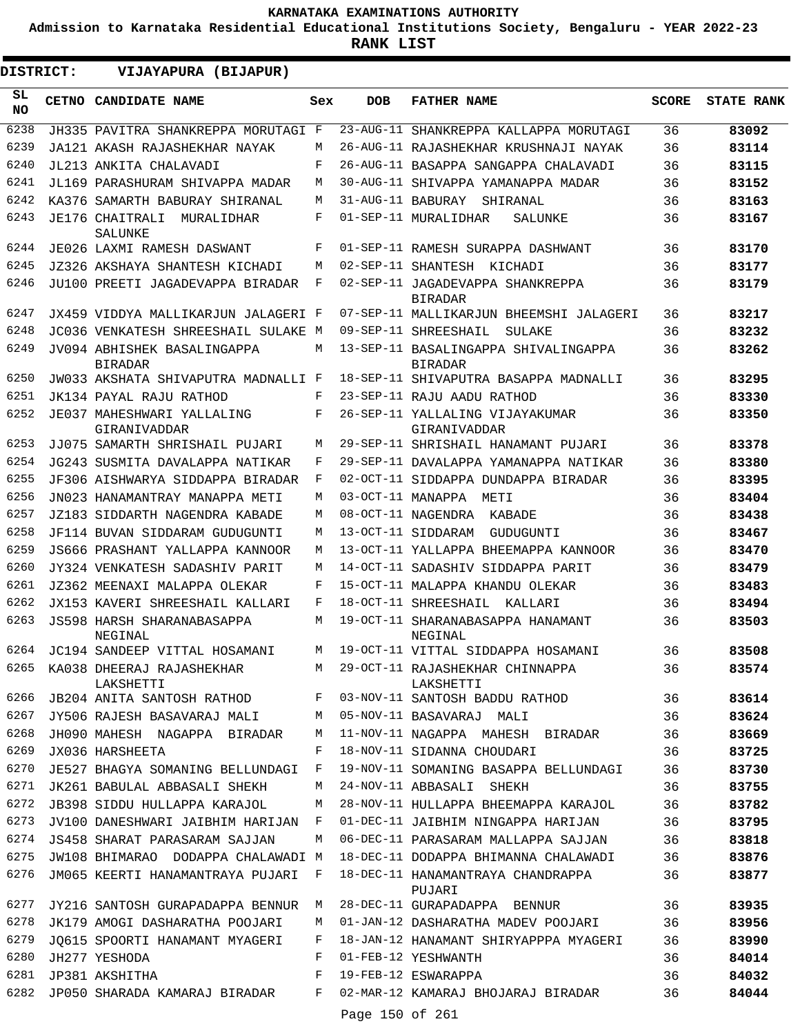# KARNATAKA EXAMINATIONS AUTHORITY

**Admission to Karnataka Residential Educational Institutions Society, Bengaluru - YEAR 2022-23**

**RANK LIST**

**DISTRICT: VIJAYAPURA (BIJAPUR)**

| SL NO | CETNO | CANDIDATE NAME | Sex | DOB | FATHER NAME | SCORE | STATE RANK |
|---|---|---|---|---|---|---|---|
| 6238 | JH335 | PAVITRA SHANKREPPA MORUTAGI | F | 23-AUG-11 | SHANKREPPA KALLAPPA MORUTAGI | 36 | 83092 |
| 6239 | JA121 | AKASH RAJASHEKHAR NAYAK | M | 26-AUG-11 | RAJASHEKHAR KRUSHNAJI NAYAK | 36 | 83114 |
| 6240 | JL213 | ANKITA CHALAVADI | F | 26-AUG-11 | BASAPPA SANGAPPA CHALAVADI | 36 | 83115 |
| 6241 | JL169 | PARASHURAM SHIVAPPA MADAR | M | 30-AUG-11 | SHIVAPPA YAMANAPPA MADAR | 36 | 83152 |
| 6242 | KA376 | SAMARTH BABURAY SHIRANAL | M | 31-AUG-11 | BABURAY SHIRANAL | 36 | 83163 |
| 6243 | JE176 | CHAITRALI MURALIDHAR SALUNKE | F | 01-SEP-11 | MURALIDHAR SALUNKE | 36 | 83167 |
| 6244 | JE026 | LAXMI RAMESH DASWANT | F | 01-SEP-11 | RAMESH SURAPPA DASHWANT | 36 | 83170 |
| 6245 | JZ326 | AKSHAYA SHANTESH KICHADI | M | 02-SEP-11 | SHANTESH KICHADI | 36 | 83177 |
| 6246 | JU100 | PREETI JAGADEVAPPA BIRADAR | F | 02-SEP-11 | JAGADEVAPPA SHANKREPPA BIRADAR | 36 | 83179 |
| 6247 | JX459 | VIDDYA MALLIKARJUN JALAGERI | F | 07-SEP-11 | MALLIKARJUN BHEEMSHI JALAGERI | 36 | 83217 |
| 6248 | JC036 | VENKATESH SHREESHAIL SULAKE | M | 09-SEP-11 | SHREESHAIL SULAKE | 36 | 83232 |
| 6249 | JV094 | ABHISHEK BASALINGAPPA BIRADAR | M | 13-SEP-11 | BASALINGAPPA SHIVALINGAPPA BIRADAR | 36 | 83262 |
| 6250 | JW033 | AKSHATA SHIVAPUTRA MADNALLI | F | 18-SEP-11 | SHIVAPUTRA BASAPPA MADNALLI | 36 | 83295 |
| 6251 | JK134 | PAYAL RAJU RATHOD | F | 23-SEP-11 | RAJU AADU RATHOD | 36 | 83330 |
| 6252 | JE037 | MAHESHWARI YALLALING GIRANIVADDAR | F | 26-SEP-11 | YALLALING VIJAYAKUMAR GIRANIVADDAR | 36 | 83350 |
| 6253 | JJ075 | SAMARTH SHRISHAIL PUJARI | M | 29-SEP-11 | SHRISHAIL HANAMANT PUJARI | 36 | 83378 |
| 6254 | JG243 | SUSMITA DAVALAPPA NATIKAR | F | 29-SEP-11 | DAVALAPPA YAMANAPPA NATIKAR | 36 | 83380 |
| 6255 | JF306 | AISHWARYA SIDDAPPA BIRADAR | F | 02-OCT-11 | SIDDAPPA DUNDAPPA BIRADAR | 36 | 83395 |
| 6256 | JN023 | HANAMANTRAY MANAPPA METI | M | 03-OCT-11 | MANAPPA METI | 36 | 83404 |
| 6257 | JZ183 | SIDDARTH NAGENDRA KABADE | M | 08-OCT-11 | NAGENDRA KABADE | 36 | 83438 |
| 6258 | JF114 | BUVAN SIDDARAM GUDUGUNTI | M | 13-OCT-11 | SIDDARAM GUDUGUNTI | 36 | 83467 |
| 6259 | JS666 | PRASHANT YALLAPPA KANNOOR | M | 13-OCT-11 | YALLAPPA BHEEMAPPA KANNOOR | 36 | 83470 |
| 6260 | JY324 | VENKATESH SADASHIV PARIT | M | 14-OCT-11 | SADASHIV SIDDAPPA PARIT | 36 | 83479 |
| 6261 | JZ362 | MEENAXI MALAPPA OLEKAR | F | 15-OCT-11 | MALAPPA KHANDU OLEKAR | 36 | 83483 |
| 6262 | JX153 | KAVERI SHREESHAIL KALLARI | F | 18-OCT-11 | SHREESHAIL KALLARI | 36 | 83494 |
| 6263 | JS598 | HARSH SHARANABASAPPA NEGINAL | M | 19-OCT-11 | SHARANABASAPPA HANAMANT NEGINAL | 36 | 83503 |
| 6264 | JC194 | SANDEEP VITTAL HOSAMANI | M | 19-OCT-11 | VITTAL SIDDAPPA HOSAMANI | 36 | 83508 |
| 6265 | KA038 | DHEERAJ RAJASHEKHAR LAKSHETTI | M | 29-OCT-11 | RAJASHEKHAR CHINNAPPA LAKSHETTI | 36 | 83574 |
| 6266 | JB204 | ANITA SANTOSH RATHOD | F | 03-NOV-11 | SANTOSH BADDU RATHOD | 36 | 83614 |
| 6267 | JY506 | RAJESH BASAVARAJ MALI | M | 05-NOV-11 | BASAVARAJ MALI | 36 | 83624 |
| 6268 | JH090 | MAHESH NAGAPPA BIRADAR | M | 11-NOV-11 | NAGAPPA MAHESH BIRADAR | 36 | 83669 |
| 6269 | JX036 | HARSHEETA | F | 18-NOV-11 | SIDANNA CHOUDARI | 36 | 83725 |
| 6270 | JE527 | BHAGYA SOMANING BELLUNDAGI | F | 19-NOV-11 | SOMANING BASAPPA BELLUNDAGI | 36 | 83730 |
| 6271 | JK261 | BABULAL ABBASALI SHEKH | M | 24-NOV-11 | ABBASALI SHEKH | 36 | 83755 |
| 6272 | JB398 | SIDDU HULLAPPA KARAJOL | M | 28-NOV-11 | HULLAPPA BHEEMAPPA KARAJOL | 36 | 83782 |
| 6273 | JV100 | DANESHWARI JAIBHIM HARIJAN | F | 01-DEC-11 | JAIBHIM NINGAPPA HARIJAN | 36 | 83795 |
| 6274 | JS458 | SHARAT PARASARAM SAJJAN | M | 06-DEC-11 | PARASARAM MALLAPPA SAJJAN | 36 | 83818 |
| 6275 | JW108 | BHIMARAO DODAPPA CHALAWADI | M | 18-DEC-11 | DODAPPA BHIMANNA CHALAWADI | 36 | 83876 |
| 6276 | JM065 | KEERTI HANAMANTRAYA PUJARI | F | 18-DEC-11 | HANAMANTRAYA CHANDRAPPA PUJARI | 36 | 83877 |
| 6277 | JY216 | SANTOSH GURAPADAPPA BENNUR | M | 28-DEC-11 | GURAPADAPPA BENNUR | 36 | 83935 |
| 6278 | JK179 | AMOGI DASHARATHA POOJARI | M | 01-JAN-12 | DASHARATHA MADEV POOJARI | 36 | 83956 |
| 6279 | JQ615 | SPOORTI HANAMANT MYAGERI | F | 18-JAN-12 | HANAMANT SHIRYAPPPA MYAGERI | 36 | 83990 |
| 6280 | JH277 | YESHODA | F | 01-FEB-12 | YESHWANTH | 36 | 84014 |
| 6281 | JP381 | AKSHITHA | F | 19-FEB-12 | ESWARAPPA | 36 | 84032 |
| 6282 | JP050 | SHARADA KAMARAJ BIRADAR | F | 02-MAR-12 | KAMARAJ BHOJARAJ BIRADAR | 36 | 84044 |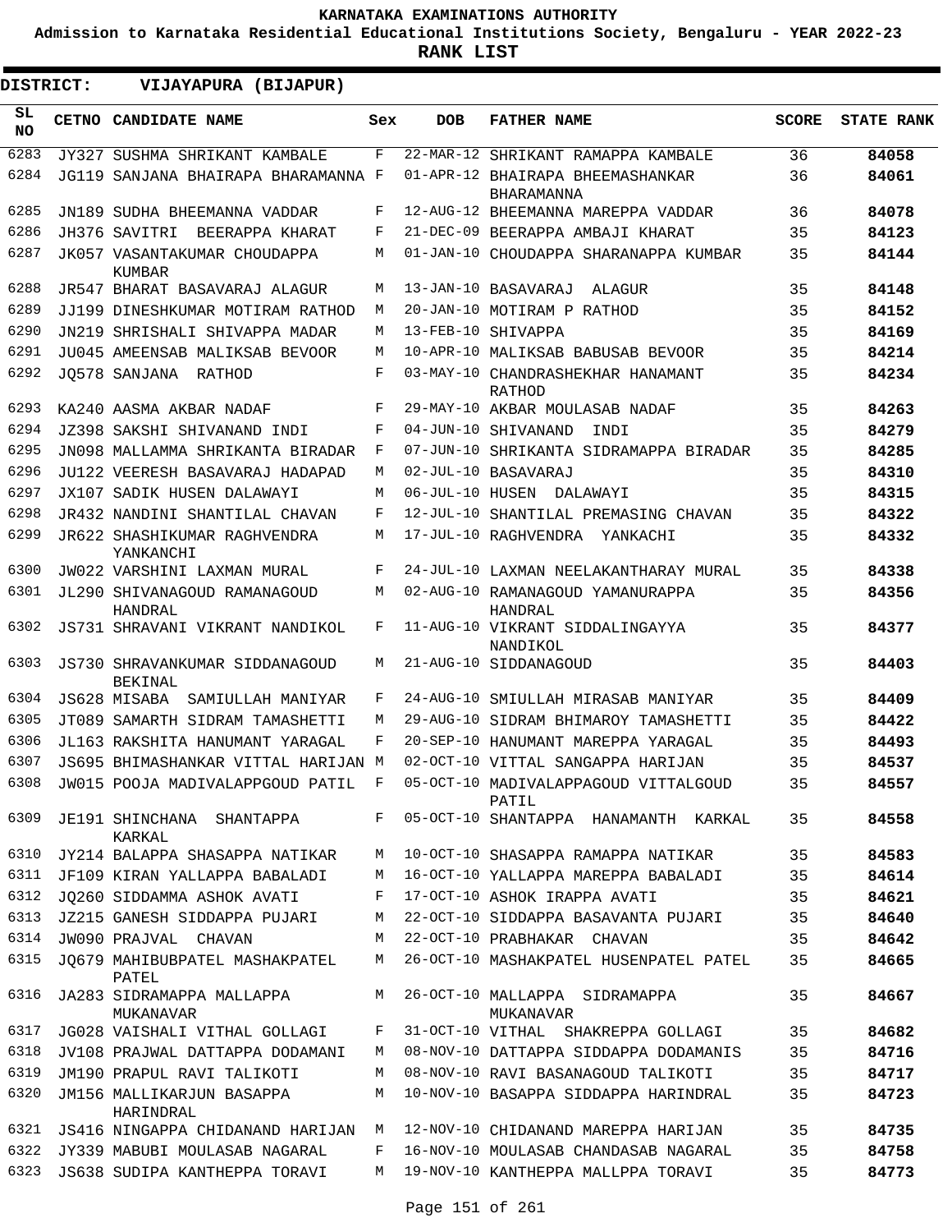KARNATAKA EXAMINATIONS AUTHORITY

Admission to Karnataka Residential Educational Institutions Society, Bengaluru - YEAR 2022-23

**RANK LIST**

**DISTRICT: VIJAYAPURA (BIJAPUR)**

| SL NO | CETNO | CANDIDATE NAME | Sex | DOB | FATHER NAME | SCORE | STATE RANK |
|---|---|---|---|---|---|---|---|
| 6283 | JY327 | SUSHMA SHRIKANT KAMBALE | F | 22-MAR-12 | SHRIKANT RAMAPPA KAMBALE | 36 | 84058 |
| 6284 | JG119 | SANJANA BHAIRAPA BHARAMANNA | F | 01-APR-12 | BHAIRAPA BHEEMASHANKAR BHARAMANNA | 36 | 84061 |
| 6285 | JN189 | SUDHA BHEEMANNA VADDAR | F | 12-AUG-12 | BHEEMANNA MAREPPA VADDAR | 36 | 84078 |
| 6286 | JH376 | SAVITRI BEERAPPA KHARAT | F | 21-DEC-09 | BEERAPPA AMBAJI KHARAT | 35 | 84123 |
| 6287 | JK057 | VASANTAKUMAR CHOUDAPPA KUMBAR | M | 01-JAN-10 | CHOUDAPPA SHARANAPPA KUMBAR | 35 | 84144 |
| 6288 | JR547 | BHARAT BASAVARAJ ALAGUR | M | 13-JAN-10 | BASAVARAJ ALAGUR | 35 | 84148 |
| 6289 | JJ199 | DINESHKUMAR MOTIRAM RATHOD | M | 20-JAN-10 | MOTIRAM P RATHOD | 35 | 84152 |
| 6290 | JN219 | SHRISHALI SHIVAPPA MADAR | M | 13-FEB-10 | SHIVAPPA | 35 | 84169 |
| 6291 | JU045 | AMEENSAB MALIKSAB BEVOOR | M | 10-APR-10 | MALIKSAB BABUSAB BEVOOR | 35 | 84214 |
| 6292 | JQ578 | SANJANA RATHOD | F | 03-MAY-10 | CHANDRASHEKHAR HANAMANT RATHOD | 35 | 84234 |
| 6293 | KA240 | AASMA AKBAR NADAF | F | 29-MAY-10 | AKBAR MOULASAB NADAF | 35 | 84263 |
| 6294 | JZ398 | SAKSHI SHIVANAND INDI | F | 04-JUN-10 | SHIVANAND INDI | 35 | 84279 |
| 6295 | JN098 | MALLAMMA SHRIKANTA BIRADAR | F | 07-JUN-10 | SHRIKANTA SIDRAMAPPA BIRADAR | 35 | 84285 |
| 6296 | JU122 | VEERESH BASAVARAJ HADAPAD | M | 02-JUL-10 | BASAVARAJ | 35 | 84310 |
| 6297 | JX107 | SADIK HUSEN DALAWAYI | M | 06-JUL-10 | HUSEN DALAWAYI | 35 | 84315 |
| 6298 | JR432 | NANDINI SHANTILAL CHAVAN | F | 12-JUL-10 | SHANTILAL PREMASING CHAVAN | 35 | 84322 |
| 6299 | JR622 | SHASHIKUMAR RAGHVENDRA YANKANCHI | M | 17-JUL-10 | RAGHVENDRA YANKACHI | 35 | 84332 |
| 6300 | JW022 | VARSHINI LAXMAN MURAL | F | 24-JUL-10 | LAXMAN NEELAKANTHARAY MURAL | 35 | 84338 |
| 6301 | JL290 | SHIVANAGOUD RAMANAGOUD HANDRAL | M | 02-AUG-10 | RAMANAGOUD YAMANURAPPA HANDRAL | 35 | 84356 |
| 6302 | JS731 | SHRAVANI VIKRANT NANDIKOL | F | 11-AUG-10 | VIKRANT SIDDALINGAYYA NANDIKOL | 35 | 84377 |
| 6303 | JS730 | SHRAVANKUMAR SIDDANAGOUD BEKINAL | M | 21-AUG-10 | SIDDANAGOUD | 35 | 84403 |
| 6304 | JS628 | MISABA SAMIULLAH MANIYAR | F | 24-AUG-10 | SMIULLAH MIRASAB MANIYAR | 35 | 84409 |
| 6305 | JT089 | SAMARTH SIDRAM TAMASHETTI | M | 29-AUG-10 | SIDRAM BHIMAROY TAMASHETTI | 35 | 84422 |
| 6306 | JL163 | RAKSHITA HANUMANT YARAGAL | F | 20-SEP-10 | HANUMANT MAREPPA YARAGAL | 35 | 84493 |
| 6307 | JS695 | BHIMASHANKAR VITTAL HARIJAN | M | 02-OCT-10 | VITTAL SANGAPPA HARIJAN | 35 | 84537 |
| 6308 | JW015 | POOJA MADIVALAPPGOUD PATIL | F | 05-OCT-10 | MADIVALAPPAGOUD VITTALGOUD PATIL | 35 | 84557 |
| 6309 | JE191 | SHINCHANA SHANTAPPA KARKAL | F | 05-OCT-10 | SHANTAPPA HANAMANTH KARKAL | 35 | 84558 |
| 6310 | JY214 | BALAPPA SHASAPPA NATIKAR | M | 10-OCT-10 | SHASAPPA RAMAPPA NATIKAR | 35 | 84583 |
| 6311 | JF109 | KIRAN YALLAPPA BABALADI | M | 16-OCT-10 | YALLAPPA MAREPPA BABALADI | 35 | 84614 |
| 6312 | JQ260 | SIDDAMMA ASHOK AVATI | F | 17-OCT-10 | ASHOK IRAPPA AVATI | 35 | 84621 |
| 6313 | JZ215 | GANESH SIDDAPPA PUJARI | M | 22-OCT-10 | SIDDAPPA BASAVANTA PUJARI | 35 | 84640 |
| 6314 | JW090 | PRAJVAL CHAVAN | M | 22-OCT-10 | PRABHAKAR CHAVAN | 35 | 84642 |
| 6315 | JQ679 | MAHIBUBPATEL MASHAKPATEL PATEL | M | 26-OCT-10 | MASHAKPATEL HUSENPATEL PATEL | 35 | 84665 |
| 6316 | JA283 | SIDRAMAPPA MALLAPPA MUKANAVAR | M | 26-OCT-10 | MALLAPPA SIDRAMAPPA MUKANAVAR | 35 | 84667 |
| 6317 | JG028 | VAISHALI VITHAL GOLLAGI | F | 31-OCT-10 | VITHAL SHAKREPPA GOLLAGI | 35 | 84682 |
| 6318 | JV108 | PRAJWAL DATTAPPA DODAMANI | M | 08-NOV-10 | DATTAPPA SIDDAPPA DODAMANIS | 35 | 84716 |
| 6319 | JM190 | PRAPUL RAVI TALIKOTI | M | 08-NOV-10 | RAVI BASANAGOUD TALIKOTI | 35 | 84717 |
| 6320 | JM156 | MALLIKARJUN BASAPPA HARINDRAL | M | 10-NOV-10 | BASAPPA SIDDAPPA HARINDRAL | 35 | 84723 |
| 6321 | JS416 | NINGAPPA CHIDANAND HARIJAN | M | 12-NOV-10 | CHIDANAND MAREPPA HARIJAN | 35 | 84735 |
| 6322 | JY339 | MABUBI MOULASAB NAGARAL | F | 16-NOV-10 | MOULASAB CHANDASAB NAGARAL | 35 | 84758 |
| 6323 | JS638 | SUDIPA KANTHEPPA TORAVI | M | 19-NOV-10 | KANTHEPPA MALLPPA TORAVI | 35 | 84773 |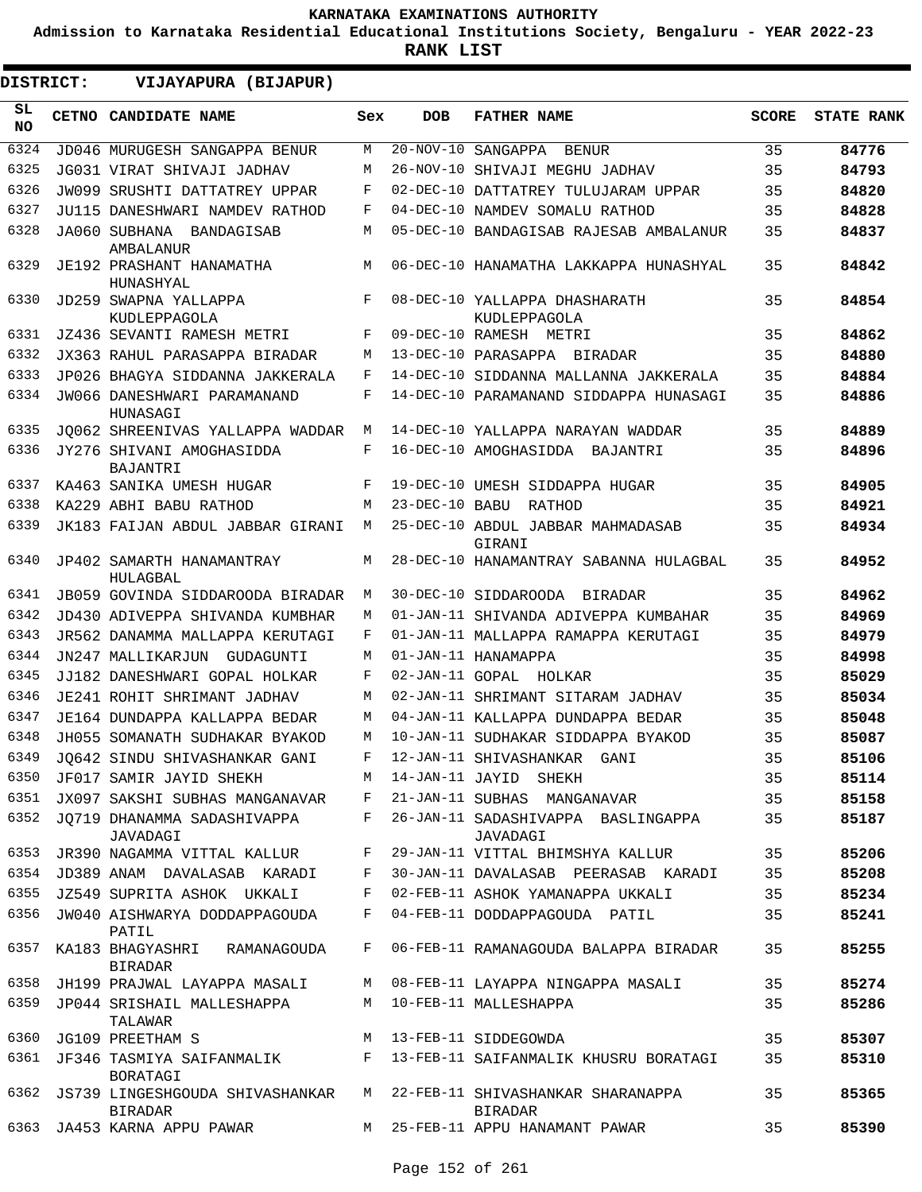# KARNATAKA EXAMINATIONS AUTHORITY

**Admission to Karnataka Residential Educational Institutions Society, Bengaluru - YEAR 2022-23**

**RANK LIST**

**DISTRICT: VIJAYAPURA (BIJAPUR)**

| SL NO | CETNO | CANDIDATE NAME | Sex | DOB | FATHER NAME | SCORE | STATE RANK |
|---|---|---|---|---|---|---|---|
| 6324 | JD046 | MURUGESH SANGAPPA BENUR | M | 20-NOV-10 | SANGAPPA BENUR | 35 | 84776 |
| 6325 | JG031 | VIRAT SHIVAJI JADHAV | M | 26-NOV-10 | SHIVAJI MEGHU JADHAV | 35 | 84793 |
| 6326 | JW099 | SRUSHTI DATTATREY UPPAR | F | 02-DEC-10 | DATTATREY TULUJARAM UPPAR | 35 | 84820 |
| 6327 | JU115 | DANESHWARI NAMDEV RATHOD | F | 04-DEC-10 | NAMDEV SOMALU RATHOD | 35 | 84828 |
| 6328 | JA060 | SUBHANA BANDAGISAB AMBALANUR | M | 05-DEC-10 | BANDAGISAB RAJESAB AMBALANUR | 35 | 84837 |
| 6329 | JE192 | PRASHANT HANAMATHA HUNASHYAL | M | 06-DEC-10 | HANAMATHA LAKKAPPA HUNASHYAL | 35 | 84842 |
| 6330 | JD259 | SWAPNA YALLAPPA KUDLEPPAGOLA | F | 08-DEC-10 | YALLAPPA DHASHARATH KUDLEPPAGOLA | 35 | 84854 |
| 6331 | JZ436 | SEVANTI RAMESH METRI | F | 09-DEC-10 | RAMESH METRI | 35 | 84862 |
| 6332 | JX363 | RAHUL PARASAPPA BIRADAR | M | 13-DEC-10 | PARASAPPA BIRADAR | 35 | 84880 |
| 6333 | JP026 | BHAGYA SIDDANNA JAKKERALA | F | 14-DEC-10 | SIDDANNA MALLANNA JAKKERALA | 35 | 84884 |
| 6334 | JW066 | DANESHWARI PARAMANAND HUNASAGI | F | 14-DEC-10 | PARAMANAND SIDDAPPA HUNASAGI | 35 | 84886 |
| 6335 | JQ062 | SHREENIVAS YALLAPPA WADDAR | M | 14-DEC-10 | YALLAPPA NARAYAN WADDAR | 35 | 84889 |
| 6336 | JY276 | SHIVANI AMOGHASIDDA BAJANTRI | F | 16-DEC-10 | AMOGHASIDDA BAJANTRI | 35 | 84896 |
| 6337 | KA463 | SANIKA UMESH HUGAR | F | 19-DEC-10 | UMESH SIDDAPPA HUGAR | 35 | 84905 |
| 6338 | KA229 | ABHI BABU RATHOD | M | 23-DEC-10 | BABU RATHOD | 35 | 84921 |
| 6339 | JK183 | FAIJAN ABDUL JABBAR GIRANI | M | 25-DEC-10 | ABDUL JABBAR MAHMADASAB GIRANI | 35 | 84934 |
| 6340 | JP402 | SAMARTH HANAMANTRAY HULAGBAL | M | 28-DEC-10 | HANAMANTRAY SABANNA HULAGBAL | 35 | 84952 |
| 6341 | JB059 | GOVINDA SIDDAROODA BIRADAR | M | 30-DEC-10 | SIDDAROODA BIRADAR | 35 | 84962 |
| 6342 | JD430 | ADIVEPPA SHIVANDA KUMBHAR | M | 01-JAN-11 | SHIVANDA ADIVEPPA KUMBAHAR | 35 | 84969 |
| 6343 | JR562 | DANAMMA MALLAPPA KERUTAGI | F | 01-JAN-11 | MALLAPPA RAMAPPA KERUTAGI | 35 | 84979 |
| 6344 | JN247 | MALLIKARJUN GUDAGUNTI | M | 01-JAN-11 | HANAMAPPA | 35 | 84998 |
| 6345 | JJ182 | DANESHWARI GOPAL HOLKAR | F | 02-JAN-11 | GOPAL HOLKAR | 35 | 85029 |
| 6346 | JE241 | ROHIT SHRIMANT JADHAV | M | 02-JAN-11 | SHRIMANT SITARAM JADHAV | 35 | 85034 |
| 6347 | JE164 | DUNDAPPA KALLAPPA BEDAR | M | 04-JAN-11 | KALLAPPA DUNDAPPA BEDAR | 35 | 85048 |
| 6348 | JH055 | SOMANATH SUDHAKAR BYAKOD | M | 10-JAN-11 | SUDHAKAR SIDDAPPA BYAKOD | 35 | 85087 |
| 6349 | JQ642 | SINDU SHIVASHANKAR GANI | F | 12-JAN-11 | SHIVASHANKAR GANI | 35 | 85106 |
| 6350 | JF017 | SAMIR JAYID SHEKH | M | 14-JAN-11 | JAYID SHEKH | 35 | 85114 |
| 6351 | JX097 | SAKSHI SUBHAS MANGANAVAR | F | 21-JAN-11 | SUBHAS MANGANAVAR | 35 | 85158 |
| 6352 | JQ719 | DHANAMMA SADASHIVAPPA JAVADAGI | F | 26-JAN-11 | SADASHIVAPPA BASLINGAPPA JAVADAGI | 35 | 85187 |
| 6353 | JR390 | NAGAMMA VITTAL KALLUR | F | 29-JAN-11 | VITTAL BHIMSHYA KALLUR | 35 | 85206 |
| 6354 | JD389 | ANAM DAVALASAB KARADI | F | 30-JAN-11 | DAVALASAB PEERASAB KARADI | 35 | 85208 |
| 6355 | JZ549 | SUPRITA ASHOK UKKALI | F | 02-FEB-11 | ASHOK YAMANAPPA UKKALI | 35 | 85234 |
| 6356 | JW040 | AISHWARYA DODDAPPAGOUDA PATIL | F | 04-FEB-11 | DODDAPPAGOUDA PATIL | 35 | 85241 |
| 6357 | KA183 | BHAGYASHRI RAMANAGOUDA BIRADAR | F | 06-FEB-11 | RAMANAGOUDA BALAPPA BIRADAR | 35 | 85255 |
| 6358 | JH199 | PRAJWAL LAYAPPA MASALI | M | 08-FEB-11 | LAYAPPA NINGAPPA MASALI | 35 | 85274 |
| 6359 | JP044 | SRISHAIL MALLESHAPPA TALAWAR | M | 10-FEB-11 | MALLESHAPPA | 35 | 85286 |
| 6360 | JG109 | PREETHAM S | M | 13-FEB-11 | SIDDEGOWDA | 35 | 85307 |
| 6361 | JF346 | TASMIYA SAIFANMALIK BORATAGI | F | 13-FEB-11 | SAIFANMALIK KHUSRU BORATAGI | 35 | 85310 |
| 6362 | JS739 | LINGESHGOUDA SHIVASHANKAR BIRADAR | M | 22-FEB-11 | SHIVASHANKAR SHARANAPPA BIRADAR | 35 | 85365 |
| 6363 | JA453 | KARNA APPU PAWAR | M | 25-FEB-11 | APPU HANAMANT PAWAR | 35 | 85390 |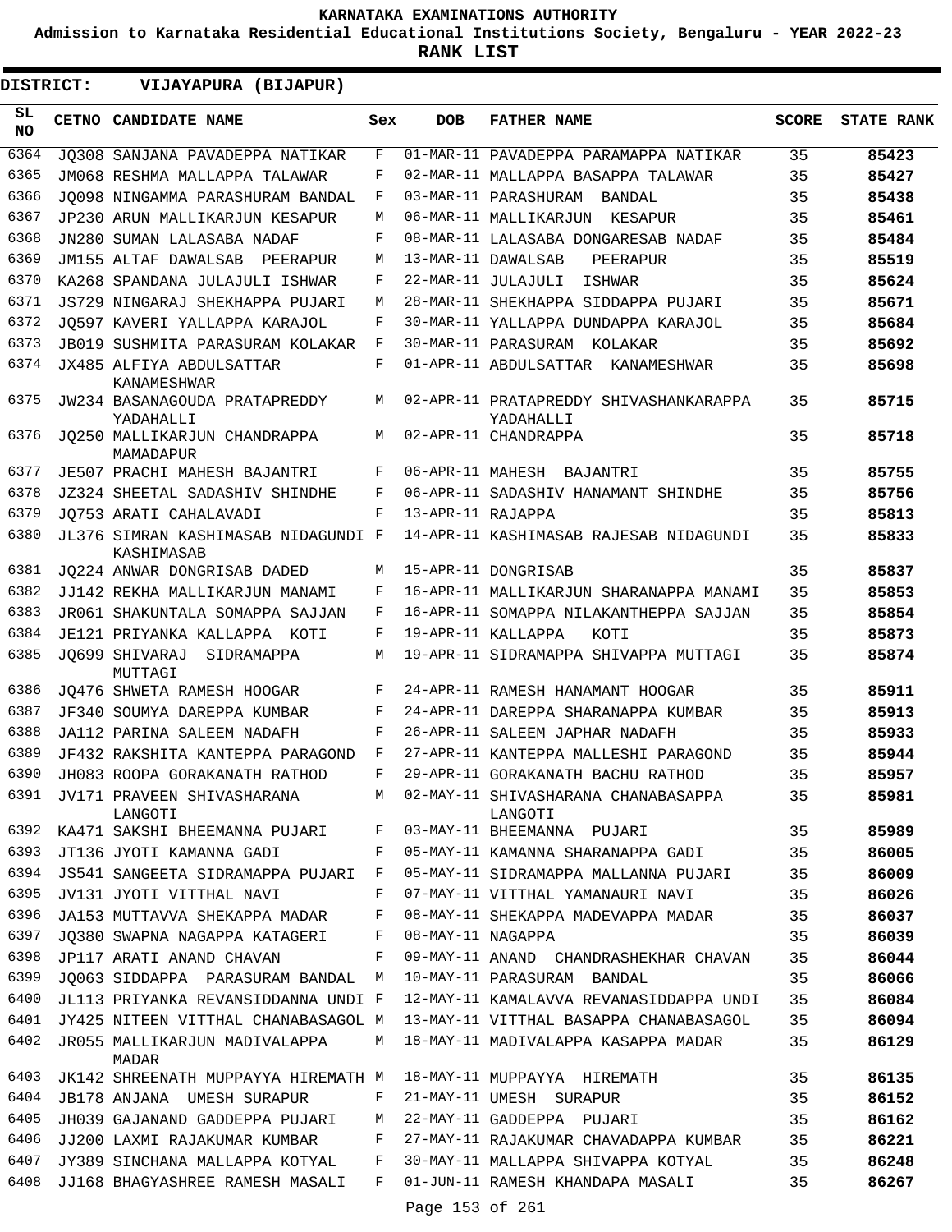**KARNATAKA EXAMINATIONS AUTHORITY**

**Admission to Karnataka Residential Educational Institutions Society, Bengaluru - YEAR 2022-23**

**RANK LIST**

**DISTRICT: VIJAYAPURA (BIJAPUR)**

| SL NO | CETNO | CANDIDATE NAME | Sex | DOB | FATHER NAME | SCORE | STATE RANK |
|---|---|---|---|---|---|---|---|
| 6364 | JQ308 | SANJANA PAVADEPPA NATIKAR | F | 01-MAR-11 | PAVADEPPA PARAMAPPA NATIKAR | 35 | **85423** |
| 6365 | JM068 | RESHMA MALLAPPA TALAWAR | F | 02-MAR-11 | MALLAPPA BASAPPA TALAWAR | 35 | **85427** |
| 6366 | JQ098 | NINGAMMA PARASHURAM BANDAL | F | 03-MAR-11 | PARASHURAM BANDAL | 35 | **85438** |
| 6367 | JP230 | ARUN MALLIKARJUN KESAPUR | M | 06-MAR-11 | MALLIKARJUN KESAPUR | 35 | **85461** |
| 6368 | JN280 | SUMAN LALASABA NADAF | F | 08-MAR-11 | LALASABA DONGARESAB NADAF | 35 | **85484** |
| 6369 | JM155 | ALTAF DAWALSAB PEERAPUR | M | 13-MAR-11 | DAWALSAB PEERAPUR | 35 | **85519** |
| 6370 | KA268 | SPANDANA JULAJULI ISHWAR | F | 22-MAR-11 | JULAJULI ISHWAR | 35 | **85624** |
| 6371 | JS729 | NINGARAJ SHEKHAPPA PUJARI | M | 28-MAR-11 | SHEKHAPPA SIDDAPPA PUJARI | 35 | **85671** |
| 6372 | JQ597 | KAVERI YALLAPPA KARAJOL | F | 30-MAR-11 | YALLAPPA DUNDAPPA KARAJOL | 35 | **85684** |
| 6373 | JB019 | SUSHMITA PARASURAM KOLAKAR | F | 30-MAR-11 | PARASURAM KOLAKAR | 35 | **85692** |
| 6374 | JX485 | ALFIYA ABDULSATTAR KANAMESHWAR | F | 01-APR-11 | ABDULSATTAR KANAMESHWAR | 35 | **85698** |
| 6375 | JW234 | BASANAGOUDA PRATAPREDDY YADAHALLI | M | 02-APR-11 | PRATAPREDDY SHIVASHANKARAPPA YADAHALLI | 35 | **85715** |
| 6376 | JQ250 | MALLIKARJUN CHANDRAPPA MAMADAPUR | M | 02-APR-11 | CHANDRAPPA | 35 | **85718** |
| 6377 | JE507 | PRACHI MAHESH BAJANTRI | F | 06-APR-11 | MAHESH BAJANTRI | 35 | **85755** |
| 6378 | JZ324 | SHEETAL SADASHIV SHINDHE | F | 06-APR-11 | SADASHIV HANAMANT SHINDHE | 35 | **85756** |
| 6379 | JQ753 | ARATI CAHALAVADI | F | 13-APR-11 | RAJAPPA | 35 | **85813** |
| 6380 | JL376 | SIMRAN KASHIMASAB NIDAGUNDI KASHIMASAB | F | 14-APR-11 | KASHIMASAB RAJESAB NIDAGUNDI | 35 | **85833** |
| 6381 | JQ224 | ANWAR DONGRISAB DADED | M | 15-APR-11 | DONGRISAB | 35 | **85837** |
| 6382 | JJ142 | REKHA MALLIKARJUN MANAMI | F | 16-APR-11 | MALLIKARJUN SHARANAPPA MANAMI | 35 | **85853** |
| 6383 | JR061 | SHAKUNTALA SOMAPPA SAJJAN | F | 16-APR-11 | SOMAPPA NILAKANTHEPPA SAJJAN | 35 | **85854** |
| 6384 | JE121 | PRIYANKA KALLAPPA KOTI | F | 19-APR-11 | KALLAPPA KOTI | 35 | **85873** |
| 6385 | JQ699 | SHIVARAJ SIDRAMAPPA MUTTAGI | M | 19-APR-11 | SIDRAMAPPA SHIVAPPA MUTTAGI | 35 | **85874** |
| 6386 | JQ476 | SHWETA RAMESH HOOGAR | F | 24-APR-11 | RAMESH HANAMANT HOOGAR | 35 | **85911** |
| 6387 | JF340 | SOUMYA DAREPPA KUMBAR | F | 24-APR-11 | DAREPPA SHARANAPPA KUMBAR | 35 | **85913** |
| 6388 | JA112 | PARINA SALEEM NADAFH | F | 26-APR-11 | SALEEM JAPHAR NADAFH | 35 | **85933** |
| 6389 | JF432 | RAKSHITA KANTEPPA PARAGOND | F | 27-APR-11 | KANTEPPA MALLESHI PARAGOND | 35 | **85944** |
| 6390 | JH083 | ROOPA GORAKANATH RATHOD | F | 29-APR-11 | GORAKANATH BACHU RATHOD | 35 | **85957** |
| 6391 | JV171 | PRAVEEN SHIVASHARANA LANGOTI | M | 02-MAY-11 | SHIVASHARANA CHANABASAPPA LANGOTI | 35 | **85981** |
| 6392 | KA471 | SAKSHI BHEEMANNA PUJARI | F | 03-MAY-11 | BHEEMANNA PUJARI | 35 | **85989** |
| 6393 | JT136 | JYOTI KAMANNA GADI | F | 05-MAY-11 | KAMANNA SHARANAPPA GADI | 35 | **86005** |
| 6394 | JS541 | SANGEETA SIDRAMAPPA PUJARI | F | 05-MAY-11 | SIDRAMAPPA MALLANNA PUJARI | 35 | **86009** |
| 6395 | JV131 | JYOTI VITTHAL NAVI | F | 07-MAY-11 | VITTHAL YAMANAURI NAVI | 35 | **86026** |
| 6396 | JA153 | MUTTAVVA SHEKAPPA MADAR | F | 08-MAY-11 | SHEKAPPA MADEVAPPA MADAR | 35 | **86037** |
| 6397 | JQ380 | SWAPNA NAGAPPA KATAGERI | F | 08-MAY-11 | NAGAPPA | 35 | **86039** |
| 6398 | JP117 | ARATI ANAND CHAVAN | F | 09-MAY-11 | ANAND CHANDRASHEKHAR CHAVAN | 35 | **86044** |
| 6399 | JQ063 | SIDDAPPA PARASURAM BANDAL | M | 10-MAY-11 | PARASURAM BANDAL | 35 | **86066** |
| 6400 | JL113 | PRIYANKA REVANSIDDANNA UNDI | F | 12-MAY-11 | KAMALAVVA REVANASIDDAPPA UNDI | 35 | **86084** |
| 6401 | JY425 | NITEEN VITTHAL CHANABASAGOL | M | 13-MAY-11 | VITTHAL BASAPPA CHANABASAGOL | 35 | **86094** |
| 6402 | JR055 | MALLIKARJUN MADIVALAPPA MADAR | M | 18-MAY-11 | MADIVALAPPA KASAPPA MADAR | 35 | **86129** |
| 6403 | JK142 | SHREENATH MUPPAYYA HIREMATH | M | 18-MAY-11 | MUPPAYYA HIREMATH | 35 | **86135** |
| 6404 | JB178 | ANJANA UMESH SURAPUR | F | 21-MAY-11 | UMESH SURAPUR | 35 | **86152** |
| 6405 | JH039 | GAJANAND GADDEPPA PUJARI | M | 22-MAY-11 | GADDEPPA PUJARI | 35 | **86162** |
| 6406 | JJ200 | LAXMI RAJAKUMAR KUMBAR | F | 27-MAY-11 | RAJAKUMAR CHAVADAPPA KUMBAR | 35 | **86221** |
| 6407 | JY389 | SINCHANA MALLAPPA KOTYAL | F | 30-MAY-11 | MALLAPPA SHIVAPPA KOTYAL | 35 | **86248** |
| 6408 | JJ168 | BHAGYASHREE RAMESH MASALI | F | 01-JUN-11 | RAMESH KHANDAPA MASALI | 35 | **86267** |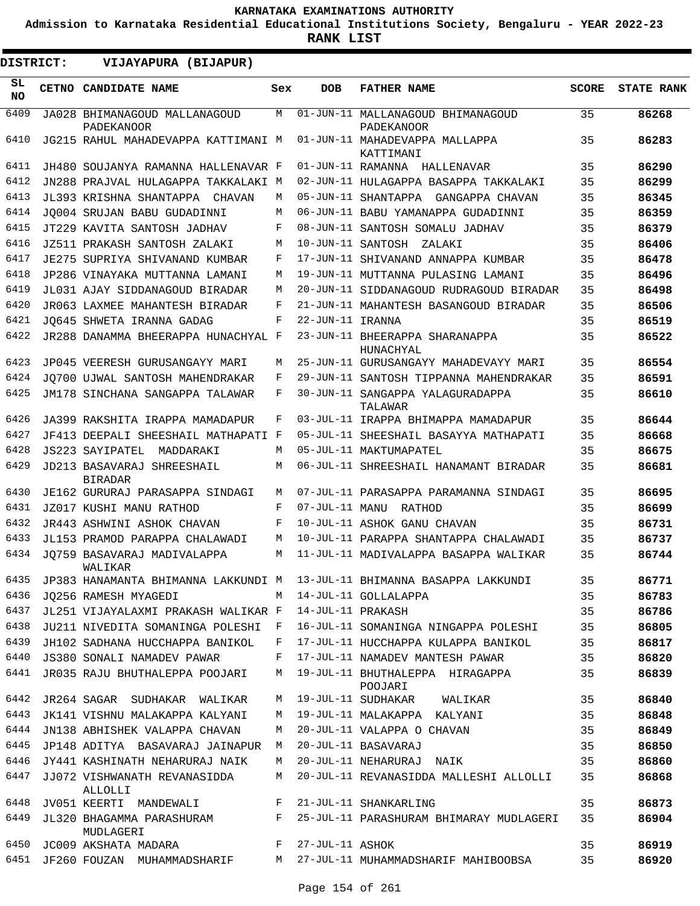KARNATAKA EXAMINATIONS AUTHORITY

Admission to Karnataka Residential Educational Institutions Society, Bengaluru - YEAR 2022-23

**RANK LIST**

**DISTRICT: VIJAYAPURA (BIJAPUR)**

| SL NO | CETNO | CANDIDATE NAME | Sex | DOB | FATHER NAME | SCORE | STATE RANK |
|---|---|---|---|---|---|---|---|
| 6409 | JA028 | BHIMANAGOUD MALLANAGOUD PADEKANOOR | M | 01-JUN-11 | MALLANAGOUD BHIMANAGOUD PADEKANOOR | 35 | 86268 |
| 6410 | JG215 | RAHUL MAHADEVAPPA KATTIMANI | M | 01-JUN-11 | MAHADEVAPPA MALLAPPA KATTIMANI | 35 | 86283 |
| 6411 | JH480 | SOUJANYA RAMANNA HALLENAVAR | F | 01-JUN-11 | RAMANNA HALLENAVAR | 35 | 86290 |
| 6412 | JN288 | PRAJVAL HULAGAPPA TAKKALAKI | M | 02-JUN-11 | HULAGAPPA BASAPPA TAKKALAKI | 35 | 86299 |
| 6413 | JL393 | KRISHNA SHANTAPPA CHAVAN | M | 05-JUN-11 | SHANTAPPA GANGAPPA CHAVAN | 35 | 86345 |
| 6414 | JQ004 | SRUJAN BABU GUDADINNI | M | 06-JUN-11 | BABU YAMANAPPA GUDADINNI | 35 | 86359 |
| 6415 | JT229 | KAVITA SANTOSH JADHAV | F | 08-JUN-11 | SANTOSH SOMALU JADHAV | 35 | 86379 |
| 6416 | JZ511 | PRAKASH SANTOSH ZALAKI | M | 10-JUN-11 | SANTOSH ZALAKI | 35 | 86406 |
| 6417 | JE275 | SUPRIYA SHIVANAND KUMBAR | F | 17-JUN-11 | SHIVANAND ANNAPPA KUMBAR | 35 | 86478 |
| 6418 | JP286 | VINAYAKA MUTTANNA LAMANI | M | 19-JUN-11 | MUTTANNA PULASING LAMANI | 35 | 86496 |
| 6419 | JL031 | AJAY SIDDANAGOUD BIRADAR | M | 20-JUN-11 | SIDDANAGOUD RUDRAGOUD BIRADAR | 35 | 86498 |
| 6420 | JR063 | LAXMEE MAHANTESH BIRADAR | F | 21-JUN-11 | MAHANTESH BASANGOUD BIRADAR | 35 | 86506 |
| 6421 | JQ645 | SHWETA IRANNA GADAG | F | 22-JUN-11 | IRANNA | 35 | 86519 |
| 6422 | JR288 | DANAMMA BHEERAPPA HUNACHYAL | F | 23-JUN-11 | BHEERAPPA SHARANAPPA HUNACHYAL | 35 | 86522 |
| 6423 | JP045 | VEERESH GURUSANGAYY MARI | M | 25-JUN-11 | GURUSANGAYY MAHADEVAYY MARI | 35 | 86554 |
| 6424 | JQ700 | UJWAL SANTOSH MAHENDRAKAR | F | 29-JUN-11 | SANTOSH TIPPANNA MAHENDRAKAR | 35 | 86591 |
| 6425 | JM178 | SINCHANA SANGAPPA TALAWAR | F | 30-JUN-11 | SANGAPPA YALAGURADAPPA TALAWAR | 35 | 86610 |
| 6426 | JA399 | RAKSHITA IRAPPA MAMADAPUR | F | 03-JUL-11 | IRAPPA BHIMAPPA MAMADAPUR | 35 | 86644 |
| 6427 | JF413 | DEEPALI SHEESHAIL MATHAPATI | F | 05-JUL-11 | SHEESHAIL BASAYYA MATHAPATI | 35 | 86668 |
| 6428 | JS223 | SAYIPATEL MADDARAKI | M | 05-JUL-11 | MAKTUMAPATEL | 35 | 86675 |
| 6429 | JD213 | BASAVARAJ SHREESHAIL BIRADAR | M | 06-JUL-11 | SHREESHAIL HANAMANT BIRADAR | 35 | 86681 |
| 6430 | JE162 | GURURAJ PARASAPPA SINDAGI | M | 07-JUL-11 | PARASAPPA PARAMANNA SINDAGI | 35 | 86695 |
| 6431 | JZ017 | KUSHI MANU RATHOD | F | 07-JUL-11 | MANU RATHOD | 35 | 86699 |
| 6432 | JR443 | ASHWINI ASHOK CHAVAN | F | 10-JUL-11 | ASHOK GANU CHAVAN | 35 | 86731 |
| 6433 | JL153 | PRAMOD PARAPPA CHALAWADI | M | 10-JUL-11 | PARAPPA SHANTAPPA CHALAWADI | 35 | 86737 |
| 6434 | JQ759 | BASAVARAJ MADIVALAPPA WALIKAR | M | 11-JUL-11 | MADIVALAPPA BASAPPA WALIKAR | 35 | 86744 |
| 6435 | JP383 | HANAMANTA BHIMANNA LAKKUNDI | M | 13-JUL-11 | BHIMANNA BASAPPA LAKKUNDI | 35 | 86771 |
| 6436 | JQ256 | RAMESH MYAGEDI | M | 14-JUL-11 | GOLLALAPPA | 35 | 86783 |
| 6437 | JL251 | VIJAYALAXMI PRAKASH WALIKAR | F | 14-JUL-11 | PRAKASH | 35 | 86786 |
| 6438 | JU211 | NIVEDITA SOMANINGA POLESHI | F | 16-JUL-11 | SOMANINGA NINGAPPA POLESHI | 35 | 86805 |
| 6439 | JH102 | SADHANA HUCCHAPPA BANIKOL | F | 17-JUL-11 | HUCCHAPPA KULAPPA BANIKOL | 35 | 86817 |
| 6440 | JS380 | SONALI NAMADEV PAWAR | F | 17-JUL-11 | NAMADEV MANTESH PAWAR | 35 | 86820 |
| 6441 | JR035 | RAJU BHUTHALEPPA POOJARI | M | 19-JUL-11 | BHUTHALEPPA HIRAGAPPA POOJARI | 35 | 86839 |
| 6442 | JR264 | SAGAR SUDHAKAR WALIKAR | M | 19-JUL-11 | SUDHAKAR WALIKAR | 35 | 86840 |
| 6443 | JK141 | VISHNU MALAKAPPA KALYANI | M | 19-JUL-11 | MALAKAPPA KALYANI | 35 | 86848 |
| 6444 | JN138 | ABHISHEK VALAPPA CHAVAN | M | 20-JUL-11 | VALAPPA O CHAVAN | 35 | 86849 |
| 6445 | JP148 | ADITYA BASAVARAJ JAINAPUR | M | 20-JUL-11 | BASAVARAJ | 35 | 86850 |
| 6446 | JY441 | KASHINATH NEHARURAJ NAIK | M | 20-JUL-11 | NEHARURAJ NAIK | 35 | 86860 |
| 6447 | JJ072 | VISHWANATH REVANASIDDA ALLOLLI | M | 20-JUL-11 | REVANASIDDA MALLESHI ALLOLLI | 35 | 86868 |
| 6448 | JV051 | KEERTI MANDEWALI | F | 21-JUL-11 | SHANKARLING | 35 | 86873 |
| 6449 | JL320 | BHAGAMMA PARASHURAM MUDLAGERI | F | 25-JUL-11 | PARASHURAM BHIMARAY MUDLAGERI | 35 | 86904 |
| 6450 | JC009 | AKSHATA MADARA | F | 27-JUL-11 | ASHOK | 35 | 86919 |
| 6451 | JF260 | FOUZAN MUHAMMADSHARIF | M | 27-JUL-11 | MUHAMMADSHARIF MAHIBOOBSA | 35 | 86920 |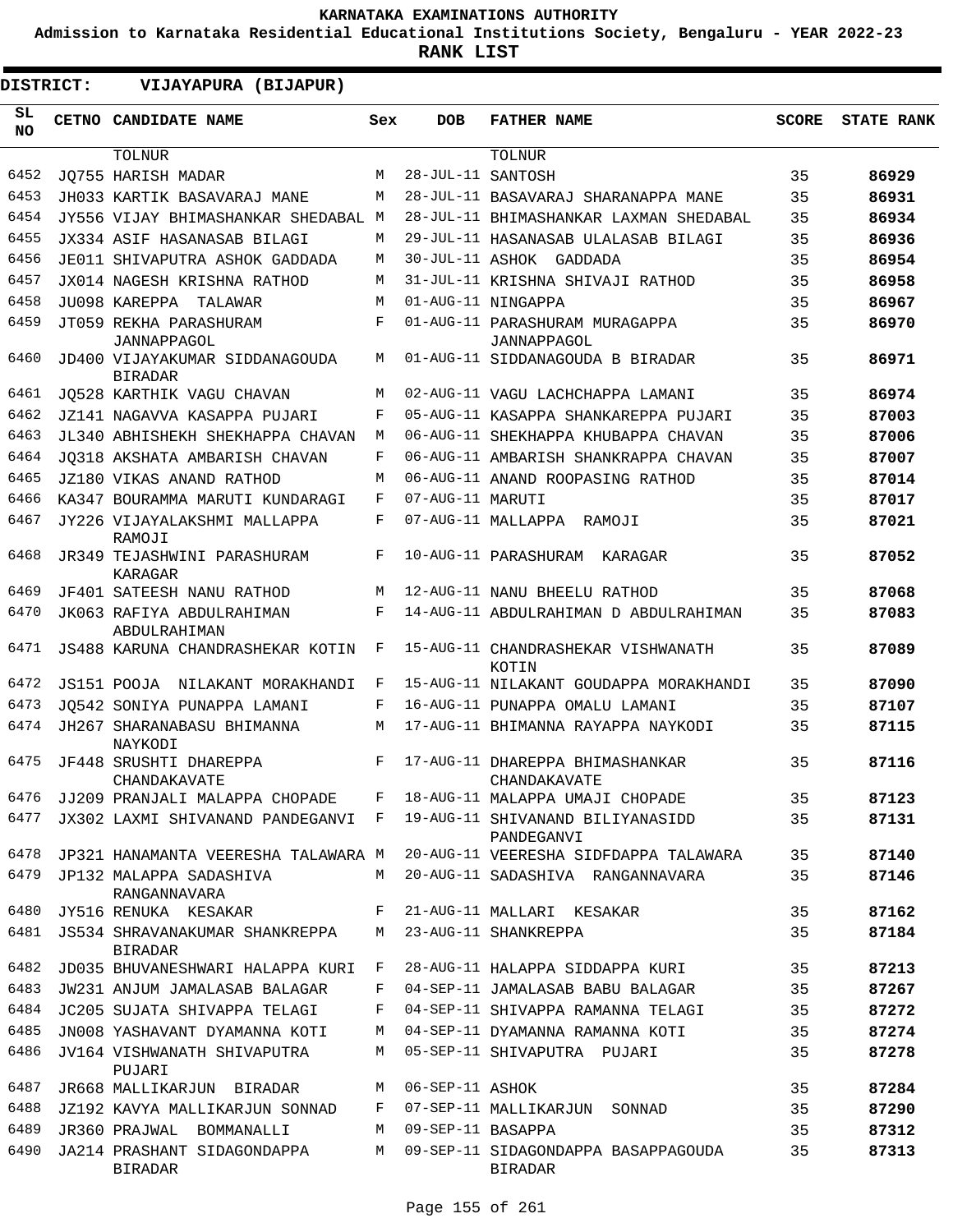KARNATAKA EXAMINATIONS AUTHORITY

Admission to Karnataka Residential Educational Institutions Society, Bengaluru - YEAR 2022-23

**RANK LIST**

**DISTRICT: VIJAYAPURA (BIJAPUR)**

| SL NO | CETNO | CANDIDATE NAME | Sex | DOB | FATHER NAME | SCORE | STATE RANK |
|---|---|---|---|---|---|---|---|
| | | TOLNUR | | | TOLNUR | | |
| 6452 | JQ755 | HARISH MADAR | M | 28-JUL-11 | SANTOSH | 35 | 86929 |
| 6453 | JH033 | KARTIK BASAVARAJ MANE | M | 28-JUL-11 | BASAVARAJ SHARANAPPA MANE | 35 | 86931 |
| 6454 | JY556 | VIJAY BHIMASHANKAR SHEDABAL | M | 28-JUL-11 | BHIMASHANKAR LAXMAN SHEDABAL | 35 | 86934 |
| 6455 | JX334 | ASIF HASANASAB BILAGI | M | 29-JUL-11 | HASANASAB ULALASAB BILAGI | 35 | 86936 |
| 6456 | JE011 | SHIVAPUTRA ASHOK GADDADA | M | 30-JUL-11 | ASHOK GADDADA | 35 | 86954 |
| 6457 | JX014 | NAGESH KRISHNA RATHOD | M | 31-JUL-11 | KRISHNA SHIVAJI RATHOD | 35 | 86958 |
| 6458 | JU098 | KAREPPA TALAWAR | M | 01-AUG-11 | NINGAPPA | 35 | 86967 |
| 6459 | JT059 | REKHA PARASHURAM JANNAPPAGOL | F | 01-AUG-11 | PARASHURAM MURAGAPPA JANNAPPAGOL | 35 | 86970 |
| 6460 | JD400 | VIJAYAKUMAR SIDDANAGOUDA BIRADAR | M | 01-AUG-11 | SIDDANAGOUDA B BIRADAR | 35 | 86971 |
| 6461 | JQ528 | KARTHIK VAGU CHAVAN | M | 02-AUG-11 | VAGU LACHCHAPPA LAMANI | 35 | 86974 |
| 6462 | JZ141 | NAGAVVA KASAPPA PUJARI | F | 05-AUG-11 | KASAPPA SHANKAREPPA PUJARI | 35 | 87003 |
| 6463 | JL340 | ABHISHEKH SHEKHAPPA CHAVAN | M | 06-AUG-11 | SHEKHAPPA KHUBAPPA CHAVAN | 35 | 87006 |
| 6464 | JQ318 | AKSHATA AMBARISH CHAVAN | F | 06-AUG-11 | AMBARISH SHANKRAPPA CHAVAN | 35 | 87007 |
| 6465 | JZ180 | VIKAS ANAND RATHOD | M | 06-AUG-11 | ANAND ROOPASING RATHOD | 35 | 87014 |
| 6466 | KA347 | BOURAMMA MARUTI KUNDARAGI | F | 07-AUG-11 | MARUTI | 35 | 87017 |
| 6467 | JY226 | VIJAYALAKSHMI MALLAPPA RAMOJI | F | 07-AUG-11 | MALLAPPA RAMOJI | 35 | 87021 |
| 6468 | JR349 | TEJASHWINI PARASHURAM KARAGAR | F | 10-AUG-11 | PARASHURAM KARAGAR | 35 | 87052 |
| 6469 | JF401 | SATEESH NANU RATHOD | M | 12-AUG-11 | NANU BHEELU RATHOD | 35 | 87068 |
| 6470 | JK063 | RAFIYA ABDULRAHIMAN ABDULRAHIMAN | F | 14-AUG-11 | ABDULRAHIMAN D ABDULRAHIMAN | 35 | 87083 |
| 6471 | JS488 | KARUNA CHANDRASHEKAR KOTIN | F | 15-AUG-11 | CHANDRASHEKAR VISHWANATH KOTIN | 35 | 87089 |
| 6472 | JS151 | POOJA NILAKANT MORAKHANDI | F | 15-AUG-11 | NILAKANT GOUDAPPA MORAKHANDI | 35 | 87090 |
| 6473 | JQ542 | SONIYA PUNAPPA LAMANI | F | 16-AUG-11 | PUNAPPA OMALU LAMANI | 35 | 87107 |
| 6474 | JH267 | SHARANABASU BHIMANNA NAYKODI | M | 17-AUG-11 | BHIMANNA RAYAPPA NAYKODI | 35 | 87115 |
| 6475 | JF448 | SRUSHTI DHAREPPA CHANDAKAVATE | F | 17-AUG-11 | DHAREPPA BHIMASHANKAR CHANDAKAVATE | 35 | 87116 |
| 6476 | JJ209 | PRANJALI MALAPPA CHOPADE | F | 18-AUG-11 | MALAPPA UMAJI CHOPADE | 35 | 87123 |
| 6477 | JX302 | LAXMI SHIVANAND PANDEGANVI | F | 19-AUG-11 | SHIVANAND BILIYANASIDD PANDEGANVI | 35 | 87131 |
| 6478 | JP321 | HANAMANTA VEERESHA TALAWARA | M | 20-AUG-11 | VEERESHA SIDFDAPPA TALAWARA | 35 | 87140 |
| 6479 | JP132 | MALAPPA SADASHIVA RANGANNAVARA | M | 20-AUG-11 | SADASHIVA RANGANNAVARA | 35 | 87146 |
| 6480 | JY516 | RENUKA KESAKAR | F | 21-AUG-11 | MALLARI KESAKAR | 35 | 87162 |
| 6481 | JS534 | SHRAVANAKUMAR SHANKREPPA BIRADAR | M | 23-AUG-11 | SHANKREPPA | 35 | 87184 |
| 6482 | JD035 | BHUVANESHWARI HALAPPA KURI | F | 28-AUG-11 | HALAPPA SIDDAPPA KURI | 35 | 87213 |
| 6483 | JW231 | ANJUM JAMALASAB BALAGAR | F | 04-SEP-11 | JAMALASAB BABU BALAGAR | 35 | 87267 |
| 6484 | JC205 | SUJATA SHIVAPPA TELAGI | F | 04-SEP-11 | SHIVAPPA RAMANNA TELAGI | 35 | 87272 |
| 6485 | JN008 | YASHAVANT DYAMANNA KOTI | M | 04-SEP-11 | DYAMANNA RAMANNA KOTI | 35 | 87274 |
| 6486 | JV164 | VISHWANATH SHIVAPUTRA PUJARI | M | 05-SEP-11 | SHIVAPUTRA PUJARI | 35 | 87278 |
| 6487 | JR668 | MALLIKARJUN BIRADAR | M | 06-SEP-11 | ASHOK | 35 | 87284 |
| 6488 | JZ192 | KAVYA MALLIKARJUN SONNAD | F | 07-SEP-11 | MALLIKARJUN SONNAD | 35 | 87290 |
| 6489 | JR360 | PRAJWAL BOMMANALLI | M | 09-SEP-11 | BASAPPA | 35 | 87312 |
| 6490 | JA214 | PRASHANT SIDAGONDAPPA BIRADAR | M | 09-SEP-11 | SIDAGONDAPPA BASAPPAGOUDA BIRADAR | 35 | 87313 |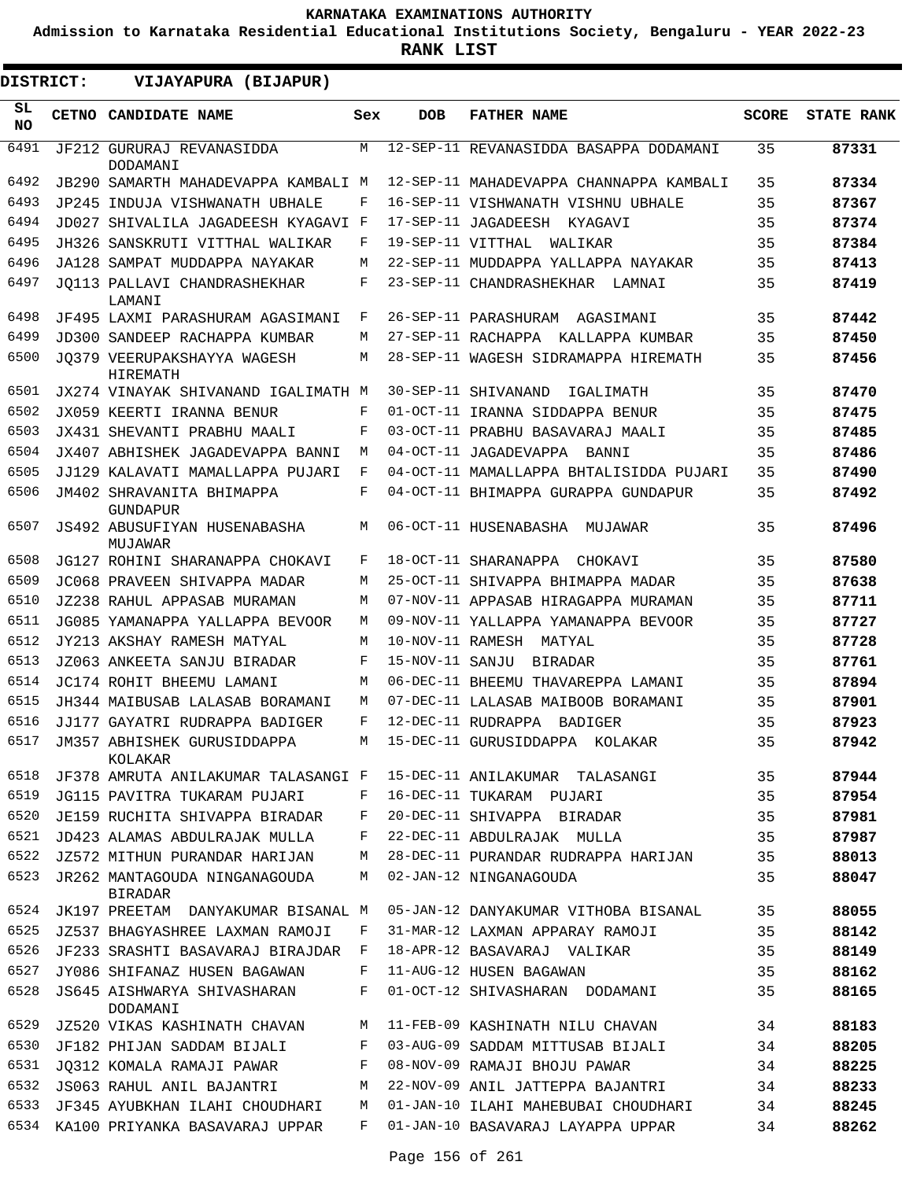**KARNATAKA EXAMINATIONS AUTHORITY**

**Admission to Karnataka Residential Educational Institutions Society, Bengaluru - YEAR 2022-23**

**RANK LIST**

**DISTRICT: VIJAYAPURA (BIJAPUR)**

| SL NO | CETNO | CANDIDATE NAME | Sex | DOB | FATHER NAME | SCORE | STATE RANK |
|---|---|---|---|---|---|---|---|
| 6491 | JF212 | GURURAJ REVANASIDDA DODAMANI | M | 12-SEP-11 | REVANASIDDA BASAPPA DODAMANI | 35 | 87331 |
| 6492 | JB290 | SAMARTH MAHADEVAPPA KAMBALI | M | 12-SEP-11 | MAHADEVAPPA CHANNAPPA KAMBALI | 35 | 87334 |
| 6493 | JP245 | INDUJA VISHWANATH UBHALE | F | 16-SEP-11 | VISHWANATH VISHNU UBHALE | 35 | 87367 |
| 6494 | JD027 | SHIVALILA JAGADEESH KYAGAVI | F | 17-SEP-11 | JAGADEESH KYAGAVI | 35 | 87374 |
| 6495 | JH326 | SANSKRUTI VITTHAL WALIKAR | F | 19-SEP-11 | VITTHAL WALIKAR | 35 | 87384 |
| 6496 | JA128 | SAMPAT MUDDAPPA NAYAKAR | M | 22-SEP-11 | MUDDAPPA YALLAPPA NAYAKAR | 35 | 87413 |
| 6497 | JQ113 | PALLAVI CHANDRASHEKHAR LAMANI | F | 23-SEP-11 | CHANDRASHEKHAR LAMNAI | 35 | 87419 |
| 6498 | JF495 | LAXMI PARASHURAM AGASIMANI | F | 26-SEP-11 | PARASHURAM AGASIMANI | 35 | 87442 |
| 6499 | JD300 | SANDEEP RACHAPPA KUMBAR | M | 27-SEP-11 | RACHAPPA KALLAPPA KUMBAR | 35 | 87450 |
| 6500 | JQ379 | VEERUPAKSHAYYA WAGESH HIREMATH | M | 28-SEP-11 | WAGESH SIDRAMAPPA HIREMATH | 35 | 87456 |
| 6501 | JX274 | VINAYAK SHIVANAND IGALIMATH | M | 30-SEP-11 | SHIVANAND IGALIMATH | 35 | 87470 |
| 6502 | JX059 | KEERTI IRANNA BENUR | F | 01-OCT-11 | IRANNA SIDDAPPA BENUR | 35 | 87475 |
| 6503 | JX431 | SHEVANTI PRABHU MAALI | F | 03-OCT-11 | PRABHU BASAVARAJ MAALI | 35 | 87485 |
| 6504 | JX407 | ABHISHEK JAGADEVAPPA BANNI | M | 04-OCT-11 | JAGADEVAPPA BANNI | 35 | 87486 |
| 6505 | JJ129 | KALAVATI MAMALLAPPA PUJARI | F | 04-OCT-11 | MAMALLAPPA BHTALISIDDA PUJARI | 35 | 87490 |
| 6506 | JM402 | SHRAVANITA BHIMAPPA GUNDAPUR | F | 04-OCT-11 | BHIMAPPA GURAPPA GUNDAPUR | 35 | 87492 |
| 6507 | JS492 | ABUSUFIYAN HUSENABASHA MUJAWAR | M | 06-OCT-11 | HUSENABASHA MUJAWAR | 35 | 87496 |
| 6508 | JG127 | ROHINI SHARANAPPA CHOKAVI | F | 18-OCT-11 | SHARANAPPA CHOKAVI | 35 | 87580 |
| 6509 | JC068 | PRAVEEN SHIVAPPA MADAR | M | 25-OCT-11 | SHIVAPPA BHIMAPPA MADAR | 35 | 87638 |
| 6510 | JZ238 | RAHUL APPASAB MURAMAN | M | 07-NOV-11 | APPASAB HIRAGAPPA MURAMAN | 35 | 87711 |
| 6511 | JG085 | YAMANAPPA YALLAPPA BEVOOR | M | 09-NOV-11 | YALLAPPA YAMANAPPA BEVOOR | 35 | 87727 |
| 6512 | JY213 | AKSHAY RAMESH MATYAL | M | 10-NOV-11 | RAMESH MATYAL | 35 | 87728 |
| 6513 | JZ063 | ANKEETA SANJU BIRADAR | F | 15-NOV-11 | SANJU BIRADAR | 35 | 87761 |
| 6514 | JC174 | ROHIT BHEEMU LAMANI | M | 06-DEC-11 | BHEEMU THAVAREPPA LAMANI | 35 | 87894 |
| 6515 | JH344 | MAIBUSAB LALASAB BORAMANI | M | 07-DEC-11 | LALASAB MAIBOOB BORAMANI | 35 | 87901 |
| 6516 | JJ177 | GAYATRI RUDRAPPA BADIGER | F | 12-DEC-11 | RUDRAPPA BADIGER | 35 | 87923 |
| 6517 | JM357 | ABHISHEK GURUSIDDAPPA KOLAKAR | M | 15-DEC-11 | GURUSIDDAPPA KOLAKAR | 35 | 87942 |
| 6518 | JF378 | AMRUTA ANILAKUMAR TALASANGI | F | 15-DEC-11 | ANILAKUMAR TALASANGI | 35 | 87944 |
| 6519 | JG115 | PAVITRA TUKARAM PUJARI | F | 16-DEC-11 | TUKARAM PUJARI | 35 | 87954 |
| 6520 | JE159 | RUCHITA SHIVAPPA BIRADAR | F | 20-DEC-11 | SHIVAPPA BIRADAR | 35 | 87981 |
| 6521 | JD423 | ALAMAS ABDULRAJAK MULLA | F | 22-DEC-11 | ABDULRAJAK MULLA | 35 | 87987 |
| 6522 | JZ572 | MITHUN PURANDAR HARIJAN | M | 28-DEC-11 | PURANDAR RUDRAPPA HARIJAN | 35 | 88013 |
| 6523 | JR262 | MANTAGOUDA NINGANAGOUDA BIRADAR | M | 02-JAN-12 | NINGANAGOUDA | 35 | 88047 |
| 6524 | JK197 | PREETAM DANYAKUMAR BISANAL | M | 05-JAN-12 | DANYAKUMAR VITHOBA BISANAL | 35 | 88055 |
| 6525 | JZ537 | BHAGYASHREE LAXMAN RAMOJI | F | 31-MAR-12 | LAXMAN APPARAY RAMOJI | 35 | 88142 |
| 6526 | JF233 | SRASHTI BASAVARAJ BIRAJDAR | F | 18-APR-12 | BASAVARAJ VALIKAR | 35 | 88149 |
| 6527 | JY086 | SHIFANAZ HUSEN BAGAWAN | F | 11-AUG-12 | HUSEN BAGAWAN | 35 | 88162 |
| 6528 | JS645 | AISHWARYA SHIVASHARAN DODAMANI | F | 01-OCT-12 | SHIVASHARAN DODAMANI | 35 | 88165 |
| 6529 | JZ520 | VIKAS KASHINATH CHAVAN | M | 11-FEB-09 | KASHINATH NILU CHAVAN | 34 | 88183 |
| 6530 | JF182 | PHIJAN SADDAM BIJALI | F | 03-AUG-09 | SADDAM MITTUSAB BIJALI | 34 | 88205 |
| 6531 | JQ312 | KOMALA RAMAJI PAWAR | F | 08-NOV-09 | RAMAJI BHOJU PAWAR | 34 | 88225 |
| 6532 | JS063 | RAHUL ANIL BAJANTRI | M | 22-NOV-09 | ANIL JATTEPPA BAJANTRI | 34 | 88233 |
| 6533 | JF345 | AYUBKHAN ILAHI CHOUDHARI | M | 01-JAN-10 | ILAHI MAHEBUBAI CHOUDHARI | 34 | 88245 |
| 6534 | KA100 | PRIYANKA BASAVARAJ UPPAR | F | 01-JAN-10 | BASAVARAJ LAYAPPA UPPAR | 34 | 88262 |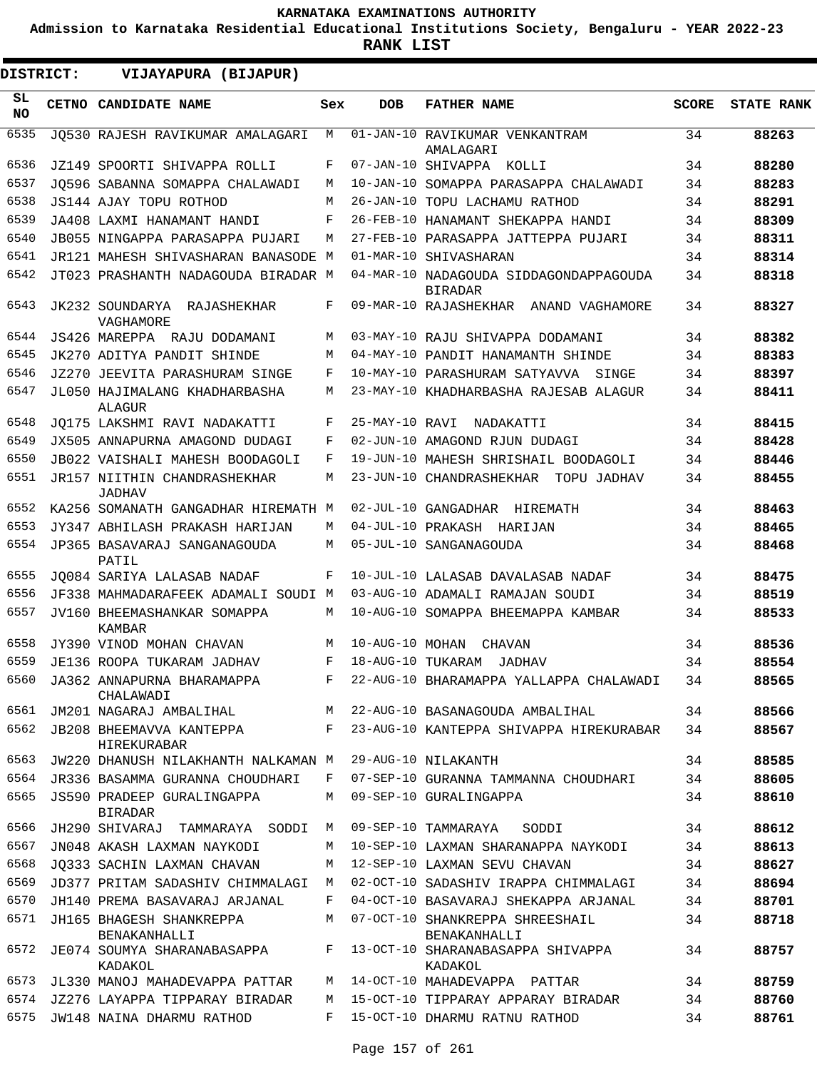# KARNATAKA EXAMINATIONS AUTHORITY

**Admission to Karnataka Residential Educational Institutions Society, Bengaluru - YEAR 2022-23**

**RANK LIST**

**DISTRICT: VIJAYAPURA (BIJAPUR)**

| SL NO | CETNO | CANDIDATE NAME | Sex | DOB | FATHER NAME | SCORE | STATE RANK |
|---|---|---|---|---|---|---|---|
| 6535 | JQ530 | RAJESH RAVIKUMAR AMALAGARI | M | 01-JAN-10 | RAVIKUMAR VENKANTRAM AMALAGARI | 34 | 88263 |
| 6536 | JZ149 | SPOORTI SHIVAPPA ROLLI | F | 07-JAN-10 | SHIVAPPA KOLLI | 34 | 88280 |
| 6537 | JQ596 | SABANNA SOMAPPA CHALAWADI | M | 10-JAN-10 | SOMAPPA PARASAPPA CHALAWADI | 34 | 88283 |
| 6538 | JS144 | AJAY TOPU ROTHOD | M | 26-JAN-10 | TOPU LACHAMU RATHOD | 34 | 88291 |
| 6539 | JA408 | LAXMI HANAMANT HANDI | F | 26-FEB-10 | HANAMANT SHEKAPPA HANDI | 34 | 88309 |
| 6540 | JB055 | NINGAPPA PARASAPPA PUJARI | M | 27-FEB-10 | PARASAPPA JATTEPPA PUJARI | 34 | 88311 |
| 6541 | JR121 | MAHESH SHIVASHARAN BANASODE | M | 01-MAR-10 | SHIVASHARAN | 34 | 88314 |
| 6542 | JT023 | PRASHANTH NADAGOUDA BIRADAR | M | 04-MAR-10 | NADAGOUDA SIDDAGONDAPPAGOUDA BIRADAR | 34 | 88318 |
| 6543 | JK232 | SOUNDARYA RAJASHEKHAR VAGHAMORE | F | 09-MAR-10 | RAJASHEKHAR ANAND VAGHAMORE | 34 | 88327 |
| 6544 | JS426 | MAREPPA RAJU DODAMANI | M | 03-MAY-10 | RAJU SHIVAPPA DODAMANI | 34 | 88382 |
| 6545 | JK270 | ADITYA PANDIT SHINDE | M | 04-MAY-10 | PANDIT HANAMANTH SHINDE | 34 | 88383 |
| 6546 | JZ270 | JEEVITA PARASHURAM SINGE | F | 10-MAY-10 | PARASHURAM SATYAVVA SINGE | 34 | 88397 |
| 6547 | JL050 | HAJIMALANG KHADHARBASHA ALAGUR | M | 23-MAY-10 | KHADHARBASHA RAJESAB ALAGUR | 34 | 88411 |
| 6548 | JQ175 | LAKSHMI RAVI NADAKATTI | F | 25-MAY-10 | RAVI NADAKATTI | 34 | 88415 |
| 6549 | JX505 | ANNAPURNA AMAGOND DUDAGI | F | 02-JUN-10 | AMAGOND RJUN DUDAGI | 34 | 88428 |
| 6550 | JB022 | VAISHALI MAHESH BOODAGOLI | F | 19-JUN-10 | MAHESH SHRISHAIL BOODAGOLI | 34 | 88446 |
| 6551 | JR157 | NIITHIN CHANDRASHEKHAR JADHAV | M | 23-JUN-10 | CHANDRASHEKHAR TOPU JADHAV | 34 | 88455 |
| 6552 | KA256 | SOMANATH GANGADHAR HIREMATH | M | 02-JUL-10 | GANGADHAR HIREMATH | 34 | 88463 |
| 6553 | JY347 | ABHILASH PRAKASH HARIJAN | M | 04-JUL-10 | PRAKASH HARIJAN | 34 | 88465 |
| 6554 | JP365 | BASAVARAJ SANGANAGOUDA PATIL | M | 05-JUL-10 | SANGANAGOUDA | 34 | 88468 |
| 6555 | JQ084 | SARIYA LALASAB NADAF | F | 10-JUL-10 | LALASAB DAVALASAB NADAF | 34 | 88475 |
| 6556 | JF338 | MAHMADARAFEEK ADAMALI SOUDI | M | 03-AUG-10 | ADAMALI RAMAJAN SOUDI | 34 | 88519 |
| 6557 | JV160 | BHEEMASHANKAR SOMAPPA KAMBAR | M | 10-AUG-10 | SOMAPPA BHEEMAPPA KAMBAR | 34 | 88533 |
| 6558 | JY390 | VINOD MOHAN CHAVAN | M | 10-AUG-10 | MOHAN CHAVAN | 34 | 88536 |
| 6559 | JE136 | ROOPA TUKARAM JADHAV | F | 18-AUG-10 | TUKARAM JADHAV | 34 | 88554 |
| 6560 | JA362 | ANNAPURNA BHARAMAPPA CHALAWADI | F | 22-AUG-10 | BHARAMAPPA YALLAPPA CHALAWADI | 34 | 88565 |
| 6561 | JM201 | NAGARAJ AMBALIHAL | M | 22-AUG-10 | BASANAGOUDA AMBALIHAL | 34 | 88566 |
| 6562 | JB208 | BHEEMAVVA KANTEPPA HIREKURABAR | F | 23-AUG-10 | KANTEPPA SHIVAPPA HIREKURABAR | 34 | 88567 |
| 6563 | JW220 | DHANUSH NILAKHANTH NALKAMAN | M | 29-AUG-10 | NILAKANTH | 34 | 88585 |
| 6564 | JR336 | BASAMMA GURANNA CHOUDHARI | F | 07-SEP-10 | GURANNA TAMMANNA CHOUDHARI | 34 | 88605 |
| 6565 | JS590 | PRADEEP GURALINGAPPA BIRADAR | M | 09-SEP-10 | GURALINGAPPA | 34 | 88610 |
| 6566 | JH290 | SHIVARAJ TAMMARAYA SODDI | M | 09-SEP-10 | TAMMARAYA SODDI | 34 | 88612 |
| 6567 | JN048 | AKASH LAXMAN NAYKODI | M | 10-SEP-10 | LAXMAN SHARANAPPA NAYKODI | 34 | 88613 |
| 6568 | JQ333 | SACHIN LAXMAN CHAVAN | M | 12-SEP-10 | LAXMAN SEVU CHAVAN | 34 | 88627 |
| 6569 | JD377 | PRITAM SADASHIV CHIMMALAGI | M | 02-OCT-10 | SADASHIV IRAPPA CHIMMALAGI | 34 | 88694 |
| 6570 | JH140 | PREMA BASAVARAJ ARJANAL | F | 04-OCT-10 | BASAVARAJ SHEKAPPA ARJANAL | 34 | 88701 |
| 6571 | JH165 | BHAGESH SHANKREPPA BENAKANHALLI | M | 07-OCT-10 | SHANKREPPA SHREESHAIL BENAKANHALLI | 34 | 88718 |
| 6572 | JE074 | SOUMYA SHARANABASAPPA KADAKOL | F | 13-OCT-10 | SHARANABASAPPA SHIVAPPA KADAKOL | 34 | 88757 |
| 6573 | JL330 | MANOJ MAHADEVAPPA PATTAR | M | 14-OCT-10 | MAHADEVAPPA PATTAR | 34 | 88759 |
| 6574 | JZ276 | LAYAPPA TIPPARAY BIRADAR | M | 15-OCT-10 | TIPPARAY APPARAY BIRADAR | 34 | 88760 |
| 6575 | JW148 | NAINA DHARMU RATHOD | F | 15-OCT-10 | DHARMU RATNU RATHOD | 34 | 88761 |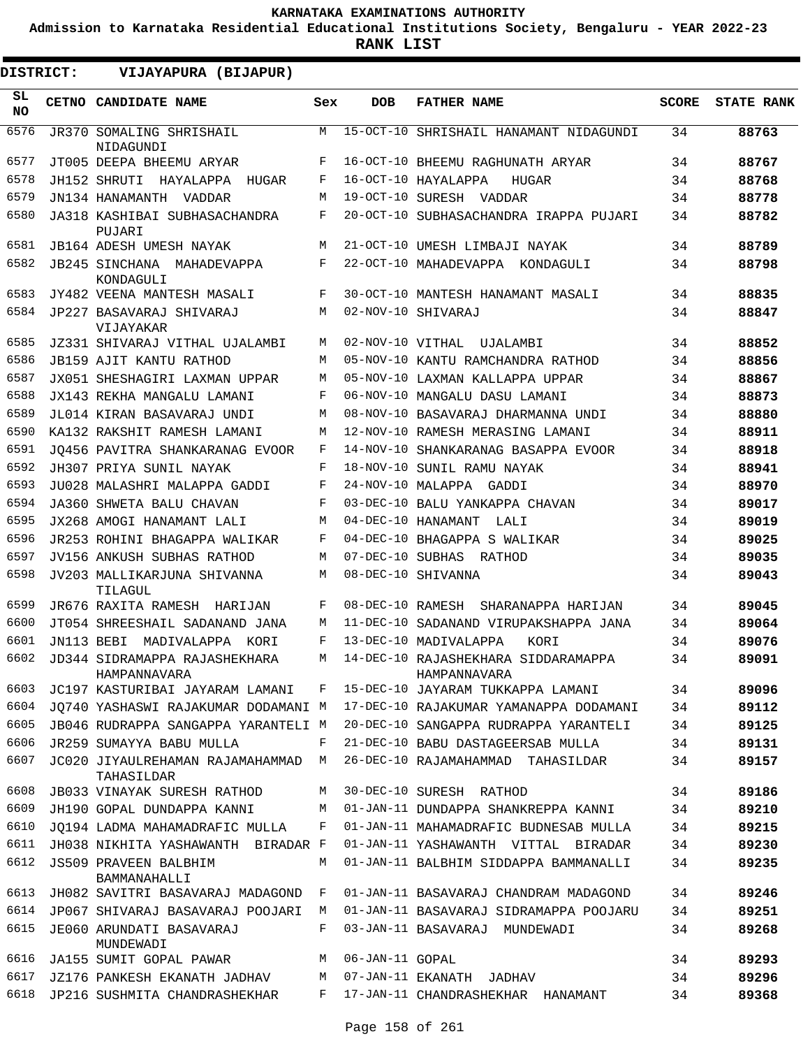KARNATAKA EXAMINATIONS AUTHORITY

Admission to Karnataka Residential Educational Institutions Society, Bengaluru - YEAR 2022-23

**RANK LIST**

**DISTRICT: VIJAYAPURA (BIJAPUR)**

| SL NO | CETNO | CANDIDATE NAME | Sex | DOB | FATHER NAME | SCORE | STATE RANK |
|---|---|---|---|---|---|---|---|
| 6576 | JR370 | SOMALING SHRISHAIL NIDAGUNDI | M | 15-OCT-10 | SHRISHAIL HANAMANT NIDAGUNDI | 34 | **88763** |
| 6577 | JT005 | DEEPA BHEEMU ARYAR | F | 16-OCT-10 | BHEEMU RAGHUNATH ARYAR | 34 | **88767** |
| 6578 | JH152 | SHRUTI HAYALAPPA HUGAR | F | 16-OCT-10 | HAYALAPPA HUGAR | 34 | **88768** |
| 6579 | JN134 | HANAMANTH VADDAR | M | 19-OCT-10 | SURESH VADDAR | 34 | **88778** |
| 6580 | JA318 | KASHIBAI SUBHASACHANDRA PUJARI | F | 20-OCT-10 | SUBHASACHANDRA IRAPPA PUJARI | 34 | **88782** |
| 6581 | JB164 | ADESH UMESH NAYAK | M | 21-OCT-10 | UMESH LIMBAJI NAYAK | 34 | **88789** |
| 6582 | JB245 | SINCHANA MAHADEVAPPA KONDAGULI | F | 22-OCT-10 | MAHADEVAPPA KONDAGULI | 34 | **88798** |
| 6583 | JY482 | VEENA MANTESH MASALI | F | 30-OCT-10 | MANTESH HANAMANT MASALI | 34 | **88835** |
| 6584 | JP227 | BASAVARAJ SHIVARAJ VIJAYAKAR | M | 02-NOV-10 | SHIVARAJ | 34 | **88847** |
| 6585 | JZ331 | SHIVARAJ VITHAL UJALAMBI | M | 02-NOV-10 | VITHAL UJALAMBI | 34 | **88852** |
| 6586 | JB159 | AJIT KANTU RATHOD | M | 05-NOV-10 | KANTU RAMCHANDRA RATHOD | 34 | **88856** |
| 6587 | JX051 | SHESHAGIRI LAXMAN UPPAR | M | 05-NOV-10 | LAXMAN KALLAPPA UPPAR | 34 | **88867** |
| 6588 | JX143 | REKHA MANGALU LAMANI | F | 06-NOV-10 | MANGALU DASU LAMANI | 34 | **88873** |
| 6589 | JL014 | KIRAN BASAVARAJ UNDI | M | 08-NOV-10 | BASAVARAJ DHARMANNA UNDI | 34 | **88880** |
| 6590 | KA132 | RAKSHIT RAMESH LAMANI | M | 12-NOV-10 | RAMESH MERASING LAMANI | 34 | **88911** |
| 6591 | JQ456 | PAVITRA SHANKARANAG EVOOR | F | 14-NOV-10 | SHANKARANAG BASAPPA EVOOR | 34 | **88918** |
| 6592 | JH307 | PRIYA SUNIL NAYAK | F | 18-NOV-10 | SUNIL RAMU NAYAK | 34 | **88941** |
| 6593 | JU028 | MALASHRI MALAPPA GADDI | F | 24-NOV-10 | MALAPPA GADDI | 34 | **88970** |
| 6594 | JA360 | SHWETA BALU CHAVAN | F | 03-DEC-10 | BALU YANKAPPA CHAVAN | 34 | **89017** |
| 6595 | JX268 | AMOGI HANAMANT LALI | M | 04-DEC-10 | HANAMANT LALI | 34 | **89019** |
| 6596 | JR253 | ROHINI BHAGAPPA WALIKAR | F | 04-DEC-10 | BHAGAPPA S WALIKAR | 34 | **89025** |
| 6597 | JV156 | ANKUSH SUBHAS RATHOD | M | 07-DEC-10 | SUBHAS RATHOD | 34 | **89035** |
| 6598 | JV203 | MALLIKARJUNA SHIVANNA TILAGUL | M | 08-DEC-10 | SHIVANNA | 34 | **89043** |
| 6599 | JR676 | RAXITA RAMESH HARIJAN | F | 08-DEC-10 | RAMESH SHARANAPPA HARIJAN | 34 | **89045** |
| 6600 | JT054 | SHREESHAIL SADANAND JANA | M | 11-DEC-10 | SADANAND VIRUPAKSHAPPA JANA | 34 | **89064** |
| 6601 | JN113 | BEBI MADIVALAPPA KORI | F | 13-DEC-10 | MADIVALAPPA KORI | 34 | **89076** |
| 6602 | JD344 | SIDRAMAPPA RAJASHEKHARA HAMPANNAVARA | M | 14-DEC-10 | RAJASHEKHARA SIDDARAMAPPA HAMPANNAVARA | 34 | **89091** |
| 6603 | JC197 | KASTURIBAI JAYARAM LAMANI | F | 15-DEC-10 | JAYARAM TUKKAPPA LAMANI | 34 | **89096** |
| 6604 | JQ740 | YASHASWI RAJAKUMAR DODAMANI | M | 17-DEC-10 | RAJAKUMAR YAMANAPPA DODAMANI | 34 | **89112** |
| 6605 | JB046 | RUDRAPPA SANGAPPA YARANTELI | M | 20-DEC-10 | SANGAPPA RUDRAPPA YARANTELI | 34 | **89125** |
| 6606 | JR259 | SUMAYYA BABU MULLA | F | 21-DEC-10 | BABU DASTAGEERSAB MULLA | 34 | **89131** |
| 6607 | JC020 | JIYAULREHAMAN RAJAMAHAMMAD TAHASILDAR | M | 26-DEC-10 | RAJAMAHAMMAD TAHASILDAR | 34 | **89157** |
| 6608 | JB033 | VINAYAK SURESH RATHOD | M | 30-DEC-10 | SURESH RATHOD | 34 | **89186** |
| 6609 | JH190 | GOPAL DUNDAPPA KANNI | M | 01-JAN-11 | DUNDAPPA SHANKREPPA KANNI | 34 | **89210** |
| 6610 | JQ194 | LADMA MAHAMADRAFIC MULLA | F | 01-JAN-11 | MAHAMADRAFIC BUDNESAB MULLA | 34 | **89215** |
| 6611 | JH038 | NIKHITA YASHAWANTH BIRADAR | F | 01-JAN-11 | YASHAWANTH VITTAL BIRADAR | 34 | **89230** |
| 6612 | JS509 | PRAVEEN BALBHIM BAMMANAHALLI | M | 01-JAN-11 | BALBHIM SIDDAPPA BAMMANALLI | 34 | **89235** |
| 6613 | JH082 | SAVITRI BASAVARAJ MADAGOND | F | 01-JAN-11 | BASAVARAJ CHANDRAM MADAGOND | 34 | **89246** |
| 6614 | JP067 | SHIVARAJ BASAVARAJ POOJARI | M | 01-JAN-11 | BASAVARAJ SIDRAMAPPA POOJARU | 34 | **89251** |
| 6615 | JE060 | ARUNDATI BASAVARAJ MUNDEWADI | F | 03-JAN-11 | BASAVARAJ MUNDEWADI | 34 | **89268** |
| 6616 | JA155 | SUMIT GOPAL PAWAR | M | 06-JAN-11 | GOPAL | 34 | **89293** |
| 6617 | JZ176 | PANKESH EKANATH JADHAV | M | 07-JAN-11 | EKANATH JADHAV | 34 | **89296** |
| 6618 | JP216 | SUSHMITA CHANDRASHEKHAR | F | 17-JAN-11 | CHANDRASHEKHAR HANAMANT | 34 | **89368** |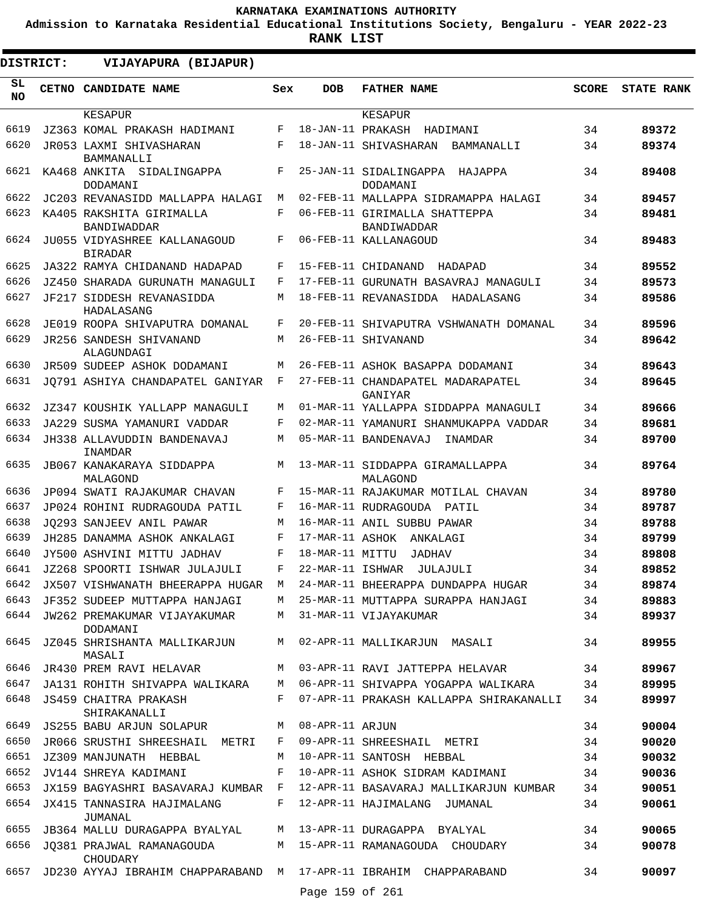# KARNATAKA EXAMINATIONS AUTHORITY

**Admission to Karnataka Residential Educational Institutions Society, Bengaluru - YEAR 2022-23**

**RANK LIST**

**DISTRICT: VIJAYAPURA (BIJAPUR)**

| SL NO | CETNO | CANDIDATE NAME | Sex | DOB | FATHER NAME | SCORE | STATE RANK |
|---|---|---|---|---|---|---|---|
| | | KESAPUR | | | KESAPUR | | |
| 6619 | JZ363 | KOMAL PRAKASH HADIMANI | F | 18-JAN-11 | PRAKASH HADIMANI | 34 | **89372** |
| 6620 | JR053 | LAXMI SHIVASHARAN BAMMANALLI | F | 18-JAN-11 | SHIVASHARAN BAMMANALLI | 34 | **89374** |
| 6621 | KA468 | ANKITA SIDALINGAPPA DODAMANI | F | 25-JAN-11 | SIDALINGAPPA HAJAPPA DODAMANI | 34 | **89408** |
| 6622 | JC203 | REVANASIDD MALLAPPA HALAGI | M | 02-FEB-11 | MALLAPPA SIDRAMAPPA HALAGI | 34 | **89457** |
| 6623 | KA405 | RAKSHITA GIRIMALLA BANDIWADDAR | F | 06-FEB-11 | GIRIMALLA SHATTEPPA BANDIWADDAR | 34 | **89481** |
| 6624 | JU055 | VIDYASHREE KALLANAGOUD BIRADAR | F | 06-FEB-11 | KALLANAGOUD | 34 | **89483** |
| 6625 | JA322 | RAMYA CHIDANAND HADAPAD | F | 15-FEB-11 | CHIDANAND HADAPAD | 34 | **89552** |
| 6626 | JZ450 | SHARADA GURUNATH MANAGULI | F | 17-FEB-11 | GURUNATH BASAVRAJ MANAGULI | 34 | **89573** |
| 6627 | JF217 | SIDDESH REVANASIDDA HADALASANG | M | 18-FEB-11 | REVANASIDDA HADALASANG | 34 | **89586** |
| 6628 | JE019 | ROOPA SHIVAPUTRA DOMANAL | F | 20-FEB-11 | SHIVAPUTRA VSHWANATH DOMANAL | 34 | **89596** |
| 6629 | JR256 | SANDESH SHIVANAND ALAGUNDAGI | M | 26-FEB-11 | SHIVANAND | 34 | **89642** |
| 6630 | JR509 | SUDEEP ASHOK DODAMANI | M | 26-FEB-11 | ASHOK BASAPPA DODAMANI | 34 | **89643** |
| 6631 | JQ791 | ASHIYA CHANDAPATEL GANIYAR | F | 27-FEB-11 | CHANDAPATEL MADARAPATEL GANIYAR | 34 | **89645** |
| 6632 | JZ347 | KOUSHIK YALLAPP MANAGULI | M | 01-MAR-11 | YALLAPPA SIDDAPPA MANAGULI | 34 | **89666** |
| 6633 | JA229 | SUSMA YAMANURI VADDAR | F | 02-MAR-11 | YAMANURI SHANMUKAPPA VADDAR | 34 | **89681** |
| 6634 | JH338 | ALLAVUDDIN BANDENAVAJ INAMDAR | M | 05-MAR-11 | BANDENAVAJ INAMDAR | 34 | **89700** |
| 6635 | JB067 | KANAKARAYA SIDDAPPA MALAGOND | M | 13-MAR-11 | SIDDAPPA GIRAMALLAPPA MALAGOND | 34 | **89764** |
| 6636 | JP094 | SWATI RAJAKUMAR CHAVAN | F | 15-MAR-11 | RAJAKUMAR MOTILAL CHAVAN | 34 | **89780** |
| 6637 | JP024 | ROHINI RUDRAGOUDA PATIL | F | 16-MAR-11 | RUDRAGOUDA PATIL | 34 | **89787** |
| 6638 | JQ293 | SANJEEV ANIL PAWAR | M | 16-MAR-11 | ANIL SUBBU PAWAR | 34 | **89788** |
| 6639 | JH285 | DANAMMA ASHOK ANKALAGI | F | 17-MAR-11 | ASHOK ANKALAGI | 34 | **89799** |
| 6640 | JY500 | ASHVINI MITTU JADHAV | F | 18-MAR-11 | MITTU JADHAV | 34 | **89808** |
| 6641 | JZ268 | SPOORTI ISHWAR JULAJULI | F | 22-MAR-11 | ISHWAR JULAJULI | 34 | **89852** |
| 6642 | JX507 | VISHWANATH BHEERAPPA HUGAR | M | 24-MAR-11 | BHEERAPPA DUNDAPPA HUGAR | 34 | **89874** |
| 6643 | JF352 | SUDEEP MUTTAPPA HANJAGI | M | 25-MAR-11 | MUTTAPPA SURAPPA HANJAGI | 34 | **89883** |
| 6644 | JW262 | PREMAKUMAR VIJAYAKUMAR DODAMANI | M | 31-MAR-11 | VIJAYAKUMAR | 34 | **89937** |
| 6645 | JZ045 | SHRISHANTA MALLIKARJUN MASALI | M | 02-APR-11 | MALLIKARJUN MASALI | 34 | **89955** |
| 6646 | JR430 | PREM RAVI HELAVAR | M | 03-APR-11 | RAVI JATTEPPA HELAVAR | 34 | **89967** |
| 6647 | JA131 | ROHITH SHIVAPPA WALIKARA | M | 06-APR-11 | SHIVAPPA YOGAPPA WALIKARA | 34 | **89995** |
| 6648 | JS459 | CHAITRA PRAKASH SHIRAKANALLI | F | 07-APR-11 | PRAKASH KALLAPPA SHIRAKANALLI | 34 | **89997** |
| 6649 | JS255 | BABU ARJUN SOLAPUR | M | 08-APR-11 | ARJUN | 34 | **90004** |
| 6650 | JR066 | SRUSTHI SHREESHAIL METRI | F | 09-APR-11 | SHREESHAIL METRI | 34 | **90020** |
| 6651 | JZ309 | MANJUNATH HEBBAL | M | 10-APR-11 | SANTOSH HEBBAL | 34 | **90032** |
| 6652 | JV144 | SHREYA KADIMANI | F | 10-APR-11 | ASHOK SIDRAM KADIMANI | 34 | **90036** |
| 6653 | JX159 | BAGYASHRI BASAVARAJ KUMBAR | F | 12-APR-11 | BASAVARAJ MALLIKARJUN KUMBAR | 34 | **90051** |
| 6654 | JX415 | TANNASIRA HAJIMALANG JUMANAL | F | 12-APR-11 | HAJIMALANG JUMANAL | 34 | **90061** |
| 6655 | JB364 | MALLU DURAGAPPA BYALYAL | M | 13-APR-11 | DURAGAPPA BYALYAL | 34 | **90065** |
| 6656 | JQ381 | PRAJWAL RAMANAGOUDA CHOUDARY | M | 15-APR-11 | RAMANAGOUDA CHOUDARY | 34 | **90078** |
| 6657 | JD230 | AYYAJ IBRAHIM CHAPPARABAND | M | 17-APR-11 | IBRAHIM CHAPPARABAND | 34 | **90097** |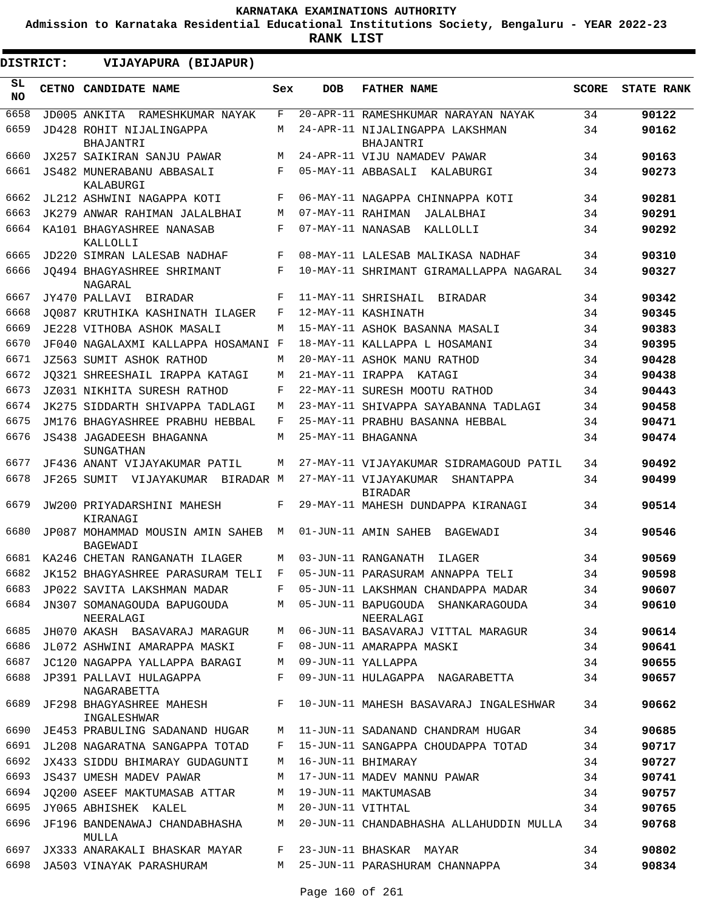KARNATAKA EXAMINATIONS AUTHORITY

Admission to Karnataka Residential Educational Institutions Society, Bengaluru - YEAR 2022-23

**RANK LIST**

**DISTRICT: VIJAYAPURA (BIJAPUR)**

| SL NO | CETNO | CANDIDATE NAME | Sex | DOB | FATHER NAME | SCORE | STATE RANK |
|---|---|---|---|---|---|---|---|
| 6658 | JD005 | ANKITA RAMESHKUMAR NAYAK | F | 20-APR-11 | RAMESHKUMAR NARAYAN NAYAK | 34 | **90122** |
| 6659 | JD428 | ROHIT NIJALINGAPPA BHAJANTRI | M | 24-APR-11 | NIJALINGAPPA LAKSHMAN BHAJANTRI | 34 | **90162** |
| 6660 | JX257 | SAIKIRAN SANJU PAWAR | M | 24-APR-11 | VIJU NAMADEV PAWAR | 34 | **90163** |
| 6661 | JS482 | MUNERABANU ABBASALI KALABURGI | F | 05-MAY-11 | ABBASALI KALABURGI | 34 | **90273** |
| 6662 | JL212 | ASHWINI NAGAPPA KOTI | F | 06-MAY-11 | NAGAPPA CHINNAPPA KOTI | 34 | **90281** |
| 6663 | JK279 | ANWAR RAHIMAN JALALBHAI | M | 07-MAY-11 | RAHIMAN JALALBHAI | 34 | **90291** |
| 6664 | KA101 | BHAGYASHREE NANASAB KALLOLLI | F | 07-MAY-11 | NANASAB KALLOLLI | 34 | **90292** |
| 6665 | JD220 | SIMRAN LALESAB NADHAF | F | 08-MAY-11 | LALESAB MALIKASA NADHAF | 34 | **90310** |
| 6666 | JQ494 | BHAGYASHREE SHRIMANT NAGARAL | F | 10-MAY-11 | SHRIMANT GIRAMALLAPPA NAGARAL | 34 | **90327** |
| 6667 | JY470 | PALLAVI BIRADAR | F | 11-MAY-11 | SHRISHAIL BIRADAR | 34 | **90342** |
| 6668 | JQ087 | KRUTHIKA KASHINATH ILAGER | F | 12-MAY-11 | KASHINATH | 34 | **90345** |
| 6669 | JE228 | VITHOBA ASHOK MASALI | M | 15-MAY-11 | ASHOK BASANNA MASALI | 34 | **90383** |
| 6670 | JF040 | NAGALAXMI KALLAPPA HOSAMANI | F | 18-MAY-11 | KALLAPPA L HOSAMANI | 34 | **90395** |
| 6671 | JZ563 | SUMIT ASHOK RATHOD | M | 20-MAY-11 | ASHOK MANU RATHOD | 34 | **90428** |
| 6672 | JQ321 | SHREESHAIL IRAPPA KATAGI | M | 21-MAY-11 | IRAPPA KATAGI | 34 | **90438** |
| 6673 | JZ031 | NIKHITA SURESH RATHOD | F | 22-MAY-11 | SURESH MOOTU RATHOD | 34 | **90443** |
| 6674 | JK275 | SIDDARTH SHIVAPPA TADLAGI | M | 23-MAY-11 | SHIVAPPA SAYABANNA TADLAGI | 34 | **90458** |
| 6675 | JM176 | BHAGYASHREE PRABHU HEBBAL | F | 25-MAY-11 | PRABHU BASANNA HEBBAL | 34 | **90471** |
| 6676 | JS438 | JAGADEESH BHAGANNA SUNGATHAN | M | 25-MAY-11 | BHAGANNA | 34 | **90474** |
| 6677 | JF436 | ANANT VIJAYAKUMAR PATIL | M | 27-MAY-11 | VIJAYAKUMAR SIDRAMAGOUD PATIL | 34 | **90492** |
| 6678 | JF265 | SUMIT VIJAYAKUMAR BIRADAR | M | 27-MAY-11 | VIJAYAKUMAR SHANTAPPA BIRADAR | 34 | **90499** |
| 6679 | JW200 | PRIYADARSHINI MAHESH KIRANAGI | F | 29-MAY-11 | MAHESH DUNDAPPA KIRANAGI | 34 | **90514** |
| 6680 | JP087 | MOHAMMAD MOUSIN AMIN SAHEB BAGEWADI | M | 01-JUN-11 | AMIN SAHEB BAGEWADI | 34 | **90546** |
| 6681 | KA246 | CHETAN RANGANATH ILAGER | M | 03-JUN-11 | RANGANATH ILAGER | 34 | **90569** |
| 6682 | JK152 | BHAGYASHREE PARASURAM TELI | F | 05-JUN-11 | PARASURAM ANNAPPA TELI | 34 | **90598** |
| 6683 | JP022 | SAVITA LAKSHMAN MADAR | F | 05-JUN-11 | LAKSHMAN CHANDAPPA MADAR | 34 | **90607** |
| 6684 | JN307 | SOMANAGOUDA BAPUGOUDA NEERALAGI | M | 05-JUN-11 | BAPUGOUDA SHANKARAGOUDA NEERALAGI | 34 | **90610** |
| 6685 | JH070 | AKASH BASAVARAJ MARAGUR | M | 06-JUN-11 | BASAVARAJ VITTAL MARAGUR | 34 | **90614** |
| 6686 | JL072 | ASHWINI AMARAPPA MASKI | F | 08-JUN-11 | AMARAPPA MASKI | 34 | **90641** |
| 6687 | JC120 | NAGAPPA YALLAPPA BARAGI | M | 09-JUN-11 | YALLAPPA | 34 | **90655** |
| 6688 | JP391 | PALLAVI HULAGAPPA NAGARABETTA | F | 09-JUN-11 | HULAGAPPA NAGARABETTA | 34 | **90657** |
| 6689 | JF298 | BHAGYASHREE MAHESH INGALESHWAR | F | 10-JUN-11 | MAHESH BASAVARAJ INGALESHWAR | 34 | **90662** |
| 6690 | JE453 | PRABULING SADANAND HUGAR | M | 11-JUN-11 | SADANAND CHANDRAM HUGAR | 34 | **90685** |
| 6691 | JL208 | NAGARATNA SANGAPPA TOTAD | F | 15-JUN-11 | SANGAPPA CHOUDAPPA TOTAD | 34 | **90717** |
| 6692 | JX433 | SIDDU BHIMARAY GUDAGUNTI | M | 16-JUN-11 | BHIMARAY | 34 | **90727** |
| 6693 | JS437 | UMESH MADEV PAWAR | M | 17-JUN-11 | MADEV MANNU PAWAR | 34 | **90741** |
| 6694 | JQ200 | ASEEF MAKTUMASAB ATTAR | M | 19-JUN-11 | MAKTUMASAB | 34 | **90757** |
| 6695 | JY065 | ABHISHEK KALEL | M | 20-JUN-11 | VITHTAL | 34 | **90765** |
| 6696 | JF196 | BANDENAWAJ CHANDABHASHA MULLA | M | 20-JUN-11 | CHANDABHASHA ALLAHUDDIN MULLA | 34 | **90768** |
| 6697 | JX333 | ANARAKALI BHASKAR MAYAR | F | 23-JUN-11 | BHASKAR MAYAR | 34 | **90802** |
| 6698 | JA503 | VINAYAK PARASHURAM | M | 25-JUN-11 | PARASHURAM CHANNAPPA | 34 | **90834** |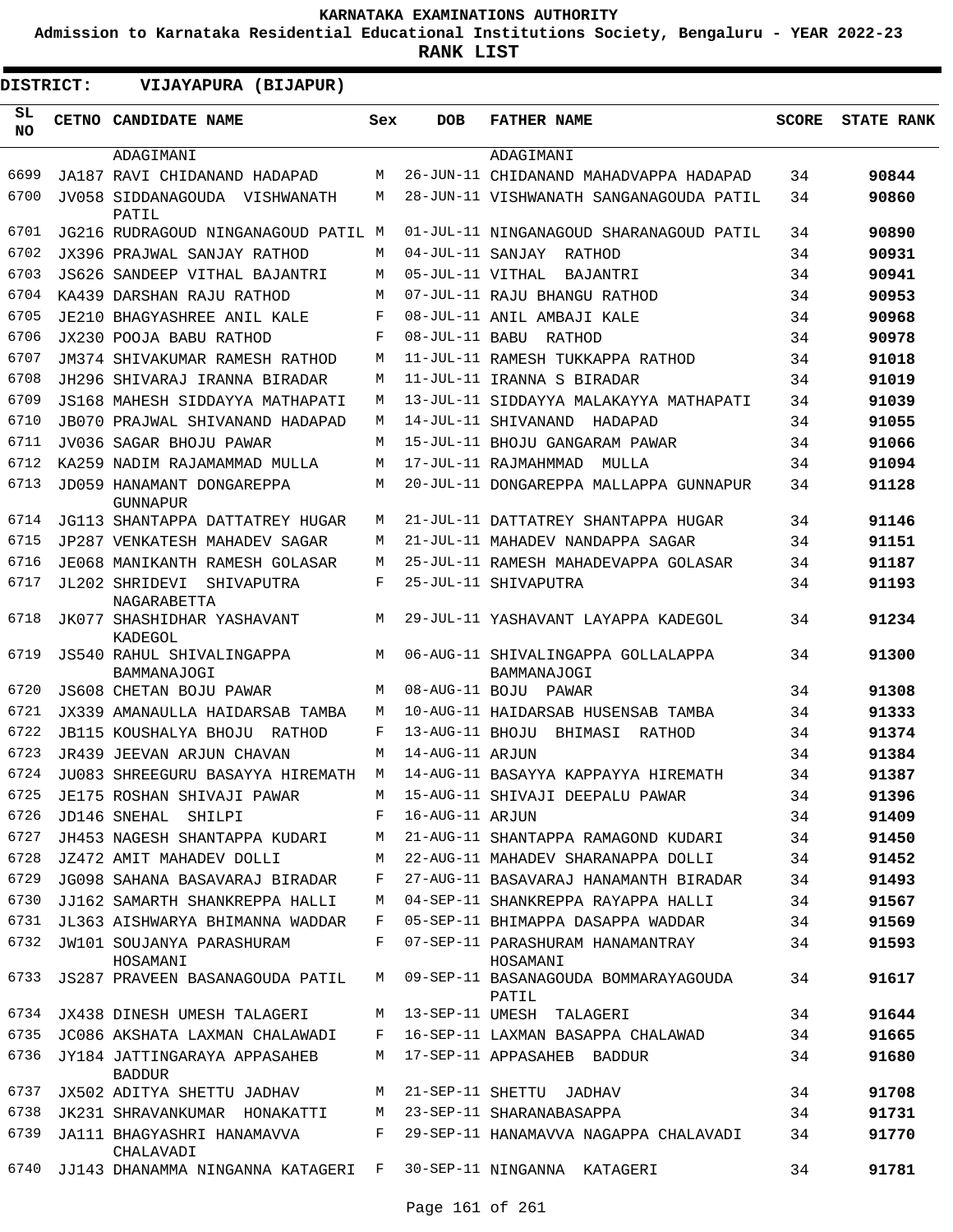# KARNATAKA EXAMINATIONS AUTHORITY

**Admission to Karnataka Residential Educational Institutions Society, Bengaluru - YEAR 2022-23**

**RANK LIST**

**DISTRICT: VIJAYAPURA (BIJAPUR)**

| SL NO | CETNO | CANDIDATE NAME | Sex | DOB | FATHER NAME | SCORE | STATE RANK |
|---|---|---|---|---|---|---|---|
| | | ADAGIMANI | | | ADAGIMANI | | |
| 6699 | JA187 | RAVI CHIDANAND HADAPAD | M | 26-JUN-11 | CHIDANAND MAHADVAPPA HADAPAD | 34 | 90844 |
| 6700 | JV058 | SIDDANAGOUDA VISHWANATH PATIL | M | 28-JUN-11 | VISHWANATH SANGANAGOUDA PATIL | 34 | 90860 |
| 6701 | JG216 | RUDRAGOUD NINGANAGOUD PATIL | M | 01-JUL-11 | NINGANAGOUD SHARANAGOUD PATIL | 34 | 90890 |
| 6702 | JX396 | PRAJWAL SANJAY RATHOD | M | 04-JUL-11 | SANJAY RATHOD | 34 | 90931 |
| 6703 | JS626 | SANDEEP VITHAL BAJANTRI | M | 05-JUL-11 | VITHAL BAJANTRI | 34 | 90941 |
| 6704 | KA439 | DARSHAN RAJU RATHOD | M | 07-JUL-11 | RAJU BHANGU RATHOD | 34 | 90953 |
| 6705 | JE210 | BHAGYASHREE ANIL KALE | F | 08-JUL-11 | ANIL AMBAJI KALE | 34 | 90968 |
| 6706 | JX230 | POOJA BABU RATHOD | F | 08-JUL-11 | BABU RATHOD | 34 | 90978 |
| 6707 | JM374 | SHIVAKUMAR RAMESH RATHOD | M | 11-JUL-11 | RAMESH TUKKAPPA RATHOD | 34 | 91018 |
| 6708 | JH296 | SHIVARAJ IRANNA BIRADAR | M | 11-JUL-11 | IRANNA S BIRADAR | 34 | 91019 |
| 6709 | JS168 | MAHESH SIDDAYYA MATHAPATI | M | 13-JUL-11 | SIDDAYYA MALAKAYYA MATHAPATI | 34 | 91039 |
| 6710 | JB070 | PRAJWAL SHIVANAND HADAPAD | M | 14-JUL-11 | SHIVANAND HADAPAD | 34 | 91055 |
| 6711 | JV036 | SAGAR BHOJU PAWAR | M | 15-JUL-11 | BHOJU GANGARAM PAWAR | 34 | 91066 |
| 6712 | KA259 | NADIM RAJAMAMMAD MULLA | M | 17-JUL-11 | RAJMAHMMAD MULLA | 34 | 91094 |
| 6713 | JD059 | HANAMANT DONGAREPPA GUNNAPUR | M | 20-JUL-11 | DONGAREPPA MALLAPPA GUNNAPUR | 34 | 91128 |
| 6714 | JG113 | SHANTAPPA DATTATREY HUGAR | M | 21-JUL-11 | DATTATREY SHANTAPPA HUGAR | 34 | 91146 |
| 6715 | JP287 | VENKATESH MAHADEV SAGAR | M | 21-JUL-11 | MAHADEV NANDAPPA SAGAR | 34 | 91151 |
| 6716 | JE068 | MANIKANTH RAMESH GOLASAR | M | 25-JUL-11 | RAMESH MAHADEVAPPA GOLASAR | 34 | 91187 |
| 6717 | JL202 | SHRIDEVI SHIVAPUTRA NAGARABETTA | F | 25-JUL-11 | SHIVAPUTRA | 34 | 91193 |
| 6718 | JK077 | SHASHIDHAR YASHAVANT KADEGOL | M | 29-JUL-11 | YASHAVANT LAYAPPA KADEGOL | 34 | 91234 |
| 6719 | JS540 | RAHUL SHIVALINGAPPA BAMMANAJOGI | M | 06-AUG-11 | SHIVALINGAPPA GOLLALAPPA BAMMANAJOGI | 34 | 91300 |
| 6720 | JS608 | CHETAN BOJU PAWAR | M | 08-AUG-11 | BOJU PAWAR | 34 | 91308 |
| 6721 | JX339 | AMANAULLA HAIDARSAB TAMBA | M | 10-AUG-11 | HAIDARSAB HUSENSAB TAMBA | 34 | 91333 |
| 6722 | JB115 | KOUSHALYA BHOJU RATHOD | F | 13-AUG-11 | BHOJU BHIMASI RATHOD | 34 | 91374 |
| 6723 | JR439 | JEEVAN ARJUN CHAVAN | M | 14-AUG-11 | ARJUN | 34 | 91384 |
| 6724 | JU083 | SHREEGURU BASAYYA HIREMATH | M | 14-AUG-11 | BASAYYA KAPPAYYA HIREMATH | 34 | 91387 |
| 6725 | JE175 | ROSHAN SHIVAJI PAWAR | M | 15-AUG-11 | SHIVAJI DEEPALU PAWAR | 34 | 91396 |
| 6726 | JD146 | SNEHAL SHILPI | F | 16-AUG-11 | ARJUN | 34 | 91409 |
| 6727 | JH453 | NAGESH SHANTAPPA KUDARI | M | 21-AUG-11 | SHANTAPPA RAMAGOND KUDARI | 34 | 91450 |
| 6728 | JZ472 | AMIT MAHADEV DOLLI | M | 22-AUG-11 | MAHADEV SHARANAPPA DOLLI | 34 | 91452 |
| 6729 | JG098 | SAHANA BASAVARAJ BIRADAR | F | 27-AUG-11 | BASAVARAJ HANAMANTH BIRADAR | 34 | 91493 |
| 6730 | JJ162 | SAMARTH SHANKREPPA HALLI | M | 04-SEP-11 | SHANKREPPA RAYAPPA HALLI | 34 | 91567 |
| 6731 | JL363 | AISHWARYA BHIMANNA WADDAR | F | 05-SEP-11 | BHIMAPPA DASAPPA WADDAR | 34 | 91569 |
| 6732 | JW101 | SOUJANYA PARASHURAM HOSAMANI | F | 07-SEP-11 | PARASHURAM HANAMANTRAY HOSAMANI | 34 | 91593 |
| 6733 | JS287 | PRAVEEN BASANAGOUDA PATIL | M | 09-SEP-11 | BASANAGOUDA BOMMARAYAGOUDA PATIL | 34 | 91617 |
| 6734 | JX438 | DINESH UMESH TALAGERI | M | 13-SEP-11 | UMESH TALAGERI | 34 | 91644 |
| 6735 | JC086 | AKSHATA LAXMAN CHALAWADI | F | 16-SEP-11 | LAXMAN BASAPPA CHALAWAD | 34 | 91665 |
| 6736 | JY184 | JATTINGARAYA APPASAHEB BADDUR | M | 17-SEP-11 | APPASAHEB BADDUR | 34 | 91680 |
| 6737 | JX502 | ADITYA SHETTU JADHAV | M | 21-SEP-11 | SHETTU JADHAV | 34 | 91708 |
| 6738 | JK231 | SHRAVANKUMAR HONAKATTI | M | 23-SEP-11 | SHARANABASAPPA | 34 | 91731 |
| 6739 | JA111 | BHAGYASHRI HANAMAVVA CHALAVADI | F | 29-SEP-11 | HANAMAVVA NAGAPPA CHALAVADI | 34 | 91770 |
| 6740 | JJ143 | DHANAMMA NINGANNA KATAGERI | F | 30-SEP-11 | NINGANNA KATAGERI | 34 | 91781 |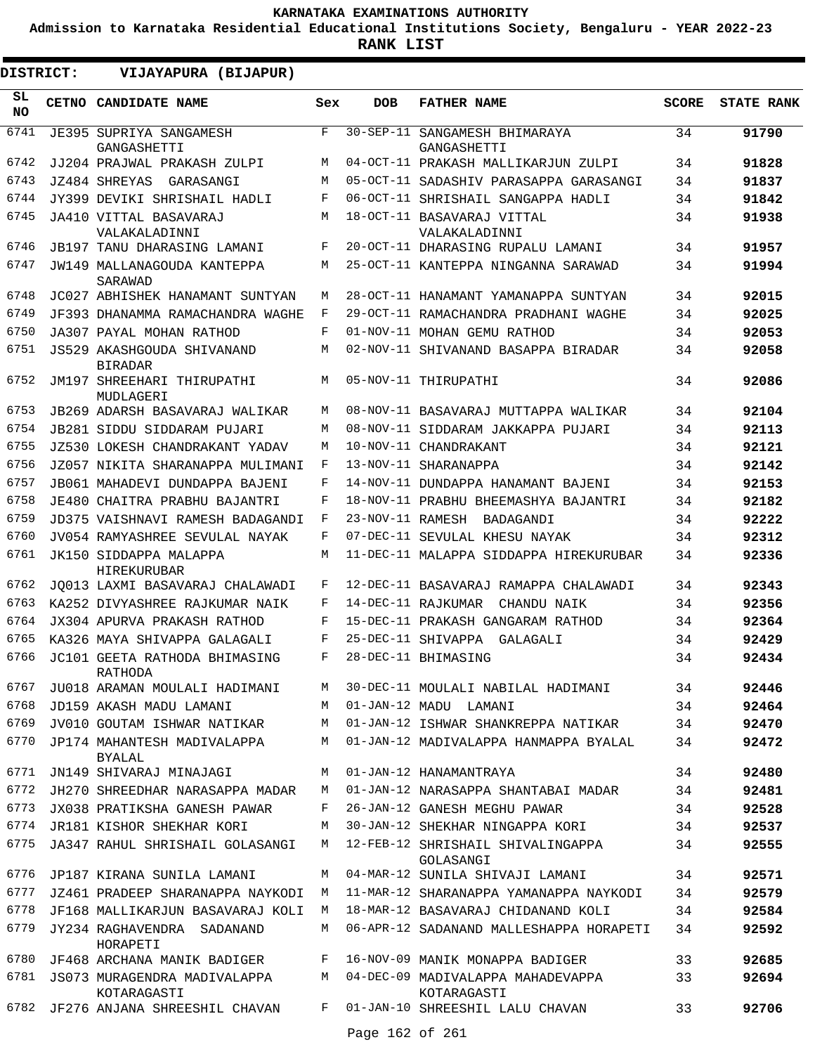**KARNATAKA EXAMINATIONS AUTHORITY**

**Admission to Karnataka Residential Educational Institutions Society, Bengaluru - YEAR 2022-23**

**RANK LIST**

**DISTRICT: VIJAYAPURA (BIJAPUR)**

| SL NO | CETNO | CANDIDATE NAME | Sex | DOB | FATHER NAME | SCORE | STATE RANK |
|---|---|---|---|---|---|---|---|
| 6741 | JE395 | SUPRIYA SANGAMESH GANGASHETTI | F | 30-SEP-11 | SANGAMESH BHIMARAYA GANGASHETTI | 34 | 91790 |
| 6742 | JJ204 | PRAJWAL PRAKASH ZULPI | M | 04-OCT-11 | PRAKASH MALLIKARJUN ZULPI | 34 | 91828 |
| 6743 | JZ484 | SHREYAS GARASANGI | M | 05-OCT-11 | SADASHIV PARASAPPA GARASANGI | 34 | 91837 |
| 6744 | JY399 | DEVIKI SHRISHAIL HADLI | F | 06-OCT-11 | SHRISHAIL SANGAPPA HADLI | 34 | 91842 |
| 6745 | JA410 | VITTAL BASAVARAJ VALAKALADINNI | M | 18-OCT-11 | BASAVARAJ VITTAL VALAKALADINNI | 34 | 91938 |
| 6746 | JB197 | TANU DHARASING LAMANI | F | 20-OCT-11 | DHARASING RUPALU LAMANI | 34 | 91957 |
| 6747 | JW149 | MALLANAGOUDA KANTEPPA SARAWAD | M | 25-OCT-11 | KANTEPPA NINGANNA SARAWAD | 34 | 91994 |
| 6748 | JC027 | ABHISHEK HANAMANT SUNTYAN | M | 28-OCT-11 | HANAMANT YAMANAPPA SUNTYAN | 34 | 92015 |
| 6749 | JF393 | DHANAMMA RAMACHANDRA WAGHE | F | 29-OCT-11 | RAMACHANDRA PRADHANI WAGHE | 34 | 92025 |
| 6750 | JA307 | PAYAL MOHAN RATHOD | F | 01-NOV-11 | MOHAN GEMU RATHOD | 34 | 92053 |
| 6751 | JS529 | AKASHGOUDA SHIVANAND BIRADAR | M | 02-NOV-11 | SHIVANAND BASAPPA BIRADAR | 34 | 92058 |
| 6752 | JM197 | SHREEHARI THIRUPATHI MUDLAGERI | M | 05-NOV-11 | THIRUPATHI | 34 | 92086 |
| 6753 | JB269 | ADARSH BASAVARAJ WALIKAR | M | 08-NOV-11 | BASAVARAJ MUTTAPPA WALIKAR | 34 | 92104 |
| 6754 | JB281 | SIDDU SIDDARAM PUJARI | M | 08-NOV-11 | SIDDARAM JAKKAPPA PUJARI | 34 | 92113 |
| 6755 | JZ530 | LOKESH CHANDRAKANT YADAV | M | 10-NOV-11 | CHANDRAKANT | 34 | 92121 |
| 6756 | JZ057 | NIKITA SHARANAPPA MULIMANI | F | 13-NOV-11 | SHARANAPPA | 34 | 92142 |
| 6757 | JB061 | MAHADEVI DUNDAPPA BAJENI | F | 14-NOV-11 | DUNDAPPA HANAMANT BAJENI | 34 | 92153 |
| 6758 | JE480 | CHAITRA PRABHU BAJANTRI | F | 18-NOV-11 | PRABHU BHEEMASHYA BAJANTRI | 34 | 92182 |
| 6759 | JD375 | VAISHNAVI RAMESH BADAGANDI | F | 23-NOV-11 | RAMESH BADAGANDI | 34 | 92222 |
| 6760 | JV054 | RAMYASHREE SEVULAL NAYAK | F | 07-DEC-11 | SEVULAL KHESU NAYAK | 34 | 92312 |
| 6761 | JK150 | SIDDAPPA MALAPPA HIREKURUBAR | M | 11-DEC-11 | MALAPPA SIDDAPPA HIREKURUBAR | 34 | 92336 |
| 6762 | JQ013 | LAXMI BASAVARAJ CHALAWADI | F | 12-DEC-11 | BASAVARAJ RAMAPPA CHALAWADI | 34 | 92343 |
| 6763 | KA252 | DIVYASHREE RAJKUMAR NAIK | F | 14-DEC-11 | RAJKUMAR CHANDU NAIK | 34 | 92356 |
| 6764 | JX304 | APURVA PRAKASH RATHOD | F | 15-DEC-11 | PRAKASH GANGARAM RATHOD | 34 | 92364 |
| 6765 | KA326 | MAYA SHIVAPPA GALAGALI | F | 25-DEC-11 | SHIVAPPA GALAGALI | 34 | 92429 |
| 6766 | JC101 | GEETA RATHODA BHIMASING RATHODA | F | 28-DEC-11 | BHIMASING | 34 | 92434 |
| 6767 | JU018 | ARAMAN MOULALI HADIMANI | M | 30-DEC-11 | MOULALI NABILAL HADIMANI | 34 | 92446 |
| 6768 | JD159 | AKASH MADU LAMANI | M | 01-JAN-12 | MADU LAMANI | 34 | 92464 |
| 6769 | JV010 | GOUTAM ISHWAR NATIKAR | M | 01-JAN-12 | ISHWAR SHANKREPPA NATIKAR | 34 | 92470 |
| 6770 | JP174 | MAHANTESH MADIVALAPPA BYALAL | M | 01-JAN-12 | MADIVALAPPA HANMAPPA BYALAL | 34 | 92472 |
| 6771 | JN149 | SHIVARAJ MINAJAGI | M | 01-JAN-12 | HANAMANTRAYA | 34 | 92480 |
| 6772 | JH270 | SHREEDHAR NARASAPPA MADAR | M | 01-JAN-12 | NARASAPPA SHANTABAI MADAR | 34 | 92481 |
| 6773 | JX038 | PRATIKSHA GANESH PAWAR | F | 26-JAN-12 | GANESH MEGHU PAWAR | 34 | 92528 |
| 6774 | JR181 | KISHOR SHEKHAR KORI | M | 30-JAN-12 | SHEKHAR NINGAPPA KORI | 34 | 92537 |
| 6775 | JA347 | RAHUL SHRISHAIL GOLASANGI | M | 12-FEB-12 | SHRISHAIL SHIVALINGAPPA GOLASANGI | 34 | 92555 |
| 6776 | JP187 | KIRANA SUNILA LAMANI | M | 04-MAR-12 | SUNILA SHIVAJI LAMANI | 34 | 92571 |
| 6777 | JZ461 | PRADEEP SHARANAPPA NAYKODI | M | 11-MAR-12 | SHARANAPPA YAMANAPPA NAYKODI | 34 | 92579 |
| 6778 | JF168 | MALLIKARJUN BASAVARAJ KOLI | M | 18-MAR-12 | BASAVARAJ CHIDANAND KOLI | 34 | 92584 |
| 6779 | JY234 | RAGHAVENDRA SADANAND HORAPETI | M | 06-APR-12 | SADANAND MALLESHAPPA HORAPETI | 34 | 92592 |
| 6780 | JF468 | ARCHANA MANIK BADIGER | F | 16-NOV-09 | MANIK MONAPPA BADIGER | 33 | 92685 |
| 6781 | JS073 | MURAGENDRA MADIVALAPPA KOTARAGASTI | M | 04-DEC-09 | MADIVALAPPA MAHADEVAPPA KOTARAGASTI | 33 | 92694 |
| 6782 | JF276 | ANJANA SHREESHIL CHAVAN | F | 01-JAN-10 | SHREESHIL LALU CHAVAN | 33 | 92706 |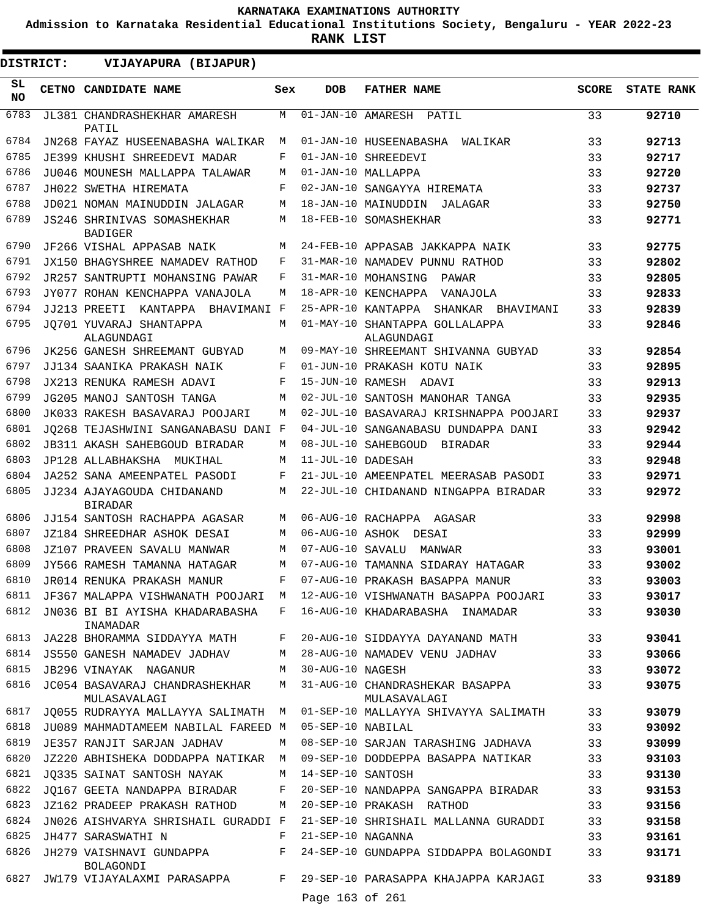KARNATAKA EXAMINATIONS AUTHORITY

Admission to Karnataka Residential Educational Institutions Society, Bengaluru - YEAR 2022-23

**RANK LIST**

**DISTRICT: VIJAYAPURA (BIJAPUR)**

| SL NO | CETNO | CANDIDATE NAME | Sex | DOB | FATHER NAME | SCORE | STATE RANK |
|---|---|---|---|---|---|---|---|
| 6783 | JL381 | CHANDRASHEKHAR AMARESH PATIL | M | 01-JAN-10 | AMARESH PATIL | 33 | 92710 |
| 6784 | JN268 | FAYAZ HUSEENABASHA WALIKAR | M | 01-JAN-10 | HUSEENABASHA WALIKAR | 33 | 92713 |
| 6785 | JE399 | KHUSHI SHREEDEVI MADAR | F | 01-JAN-10 | SHREEDEVI | 33 | 92717 |
| 6786 | JU046 | MOUNESH MALLAPPA TALAWAR | M | 01-JAN-10 | MALLAPPA | 33 | 92720 |
| 6787 | JH022 | SWETHA HIREMATA | F | 02-JAN-10 | SANGAYYA HIREMATA | 33 | 92737 |
| 6788 | JD021 | NOMAN MAINUDDIN JALAGAR | M | 18-JAN-10 | MAINUDDIN JALAGAR | 33 | 92750 |
| 6789 | JS246 | SHRINIVAS SOMASHEKHAR BADIGER | M | 18-FEB-10 | SOMASHEKHAR | 33 | 92771 |
| 6790 | JF266 | VISHAL APPASAB NAIK | M | 24-FEB-10 | APPASAB JAKKAPPA NAIK | 33 | 92775 |
| 6791 | JX150 | BHAGYSHREE NAMADEV RATHOD | F | 31-MAR-10 | NAMADEV PUNNU RATHOD | 33 | 92802 |
| 6792 | JR257 | SANTRUPTI MOHANSING PAWAR | F | 31-MAR-10 | MOHANSING PAWAR | 33 | 92805 |
| 6793 | JY077 | ROHAN KENCHAPPA VANAJOLA | M | 18-APR-10 | KENCHAPPA VANAJOLA | 33 | 92833 |
| 6794 | JJ213 | PREETI KANTAPPA BHAVIMANI | F | 25-APR-10 | KANTAPPA SHANKAR BHAVIMANI | 33 | 92839 |
| 6795 | JQ701 | YUVARAJ SHANTAPPA ALAGUNDAGI | M | 01-MAY-10 | SHANTAPPA GOLLALAPPA ALAGUNDAGI | 33 | 92846 |
| 6796 | JK256 | GANESH SHREEMANT GUBYAD | M | 09-MAY-10 | SHREEMANT SHIVANNA GUBYAD | 33 | 92854 |
| 6797 | JJ134 | SAANIKA PRAKASH NAIK | F | 01-JUN-10 | PRAKASH KOTU NAIK | 33 | 92895 |
| 6798 | JX213 | RENUKA RAMESH ADAVI | F | 15-JUN-10 | RAMESH ADAVI | 33 | 92913 |
| 6799 | JG205 | MANOJ SANTOSH TANGA | M | 02-JUL-10 | SANTOSH MANOHAR TANGA | 33 | 92935 |
| 6800 | JK033 | RAKESH BASAVARAJ POOJARI | M | 02-JUL-10 | BASAVARAJ KRISHNAPPA POOJARI | 33 | 92937 |
| 6801 | JQ268 | TEJASHWINI SANGANABASU DANI | F | 04-JUL-10 | SANGANABASU DUNDAPPA DANI | 33 | 92942 |
| 6802 | JB311 | AKASH SAHEBGOUD BIRADAR | M | 08-JUL-10 | SAHEBGOUD BIRADAR | 33 | 92944 |
| 6803 | JP128 | ALLABHAKSHA MUKIHAL | M | 11-JUL-10 | DADESAH | 33 | 92948 |
| 6804 | JA252 | SANA AMEENPATEL PASODI | F | 21-JUL-10 | AMEENPATEL MEERASAB PASODI | 33 | 92971 |
| 6805 | JJ234 | AJAYAGOUDA CHIDANAND BIRADAR | M | 22-JUL-10 | CHIDANAND NINGAPPA BIRADAR | 33 | 92972 |
| 6806 | JJ154 | SANTOSH RACHAPPA AGASAR | M | 06-AUG-10 | RACHAPPA AGASAR | 33 | 92998 |
| 6807 | JZ184 | SHREEDHAR ASHOK DESAI | M | 06-AUG-10 | ASHOK DESAI | 33 | 92999 |
| 6808 | JZ107 | PRAVEEN SAVALU MANWAR | M | 07-AUG-10 | SAVALU MANWAR | 33 | 93001 |
| 6809 | JY566 | RAMESH TAMANNA HATAGAR | M | 07-AUG-10 | TAMANNA SIDARAY HATAGAR | 33 | 93002 |
| 6810 | JR014 | RENUKA PRAKASH MANUR | F | 07-AUG-10 | PRAKASH BASAPPA MANUR | 33 | 93003 |
| 6811 | JF367 | MALAPPA VISHWANATH POOJARI | M | 12-AUG-10 | VISHWANATH BASAPPA POOJARI | 33 | 93017 |
| 6812 | JN036 | BI BI AYISHA KHADARABASHA INAMADAR | F | 16-AUG-10 | KHADARABASHA INAMADAR | 33 | 93030 |
| 6813 | JA228 | BHORAMMA SIDDAYYA MATH | F | 20-AUG-10 | SIDDAYYA DAYANAND MATH | 33 | 93041 |
| 6814 | JS550 | GANESH NAMADEV JADHAV | M | 28-AUG-10 | NAMADEV VENU JADHAV | 33 | 93066 |
| 6815 | JB296 | VINAYAK NAGANUR | M | 30-AUG-10 | NAGESH | 33 | 93072 |
| 6816 | JC054 | BASAVARAJ CHANDRASHEKHAR MULASAVALAGI | M | 31-AUG-10 | CHANDRASHEKAR BASAPPA MULASAVALAGI | 33 | 93075 |
| 6817 | JQ055 | RUDRAYYA MALLAYYA SALIMATH | M | 01-SEP-10 | MALLAYYA SHIVAYYA SALIMATH | 33 | 93079 |
| 6818 | JU089 | MAHMADTAMEEM NABILAL FAREED | M | 05-SEP-10 | NABILAL | 33 | 93092 |
| 6819 | JE357 | RANJIT SARJAN JADHAV | M | 08-SEP-10 | SARJAN TARASHING JADHAVA | 33 | 93099 |
| 6820 | JZ220 | ABHISHEKA DODDAPPA NATIKAR | M | 09-SEP-10 | DODDEPPA BASAPPA NATIKAR | 33 | 93103 |
| 6821 | JQ335 | SAINAT SANTOSH NAYAK | M | 14-SEP-10 | SANTOSH | 33 | 93130 |
| 6822 | JQ167 | GEETA NANDAPPA BIRADAR | F | 20-SEP-10 | NANDAPPA SANGAPPA BIRADAR | 33 | 93153 |
| 6823 | JZ162 | PRADEEP PRAKASH RATHOD | M | 20-SEP-10 | PRAKASH RATHOD | 33 | 93156 |
| 6824 | JN026 | AISHVARYA SHRISHAIL GURADDI | F | 21-SEP-10 | SHRISHAIL MALLANNA GURADDI | 33 | 93158 |
| 6825 | JH477 | SARASWATHI N | F | 21-SEP-10 | NAGANNA | 33 | 93161 |
| 6826 | JH279 | VAISHNAVI GUNDAPPA BOLAGONDI | F | 24-SEP-10 | GUNDAPPA SIDDAPPA BOLAGONDI | 33 | 93171 |
| 6827 | JW179 | VIJAYALAXMI PARASAPPA | F | 29-SEP-10 | PARASAPPA KHAJAPPA KARJAGI | 33 | 93189 |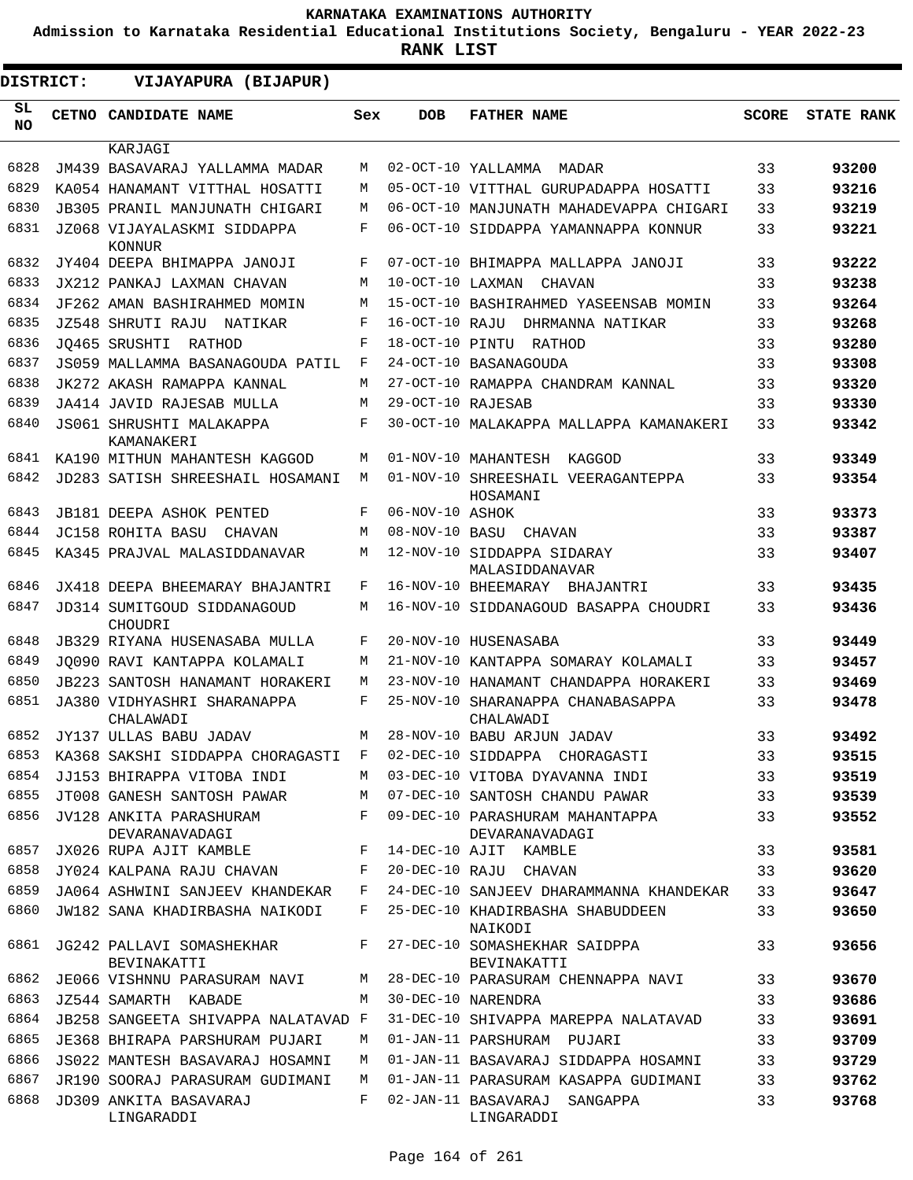**KARNATAKA EXAMINATIONS AUTHORITY**

**Admission to Karnataka Residential Educational Institutions Society, Bengaluru - YEAR 2022-23**

**RANK LIST**

**DISTRICT: VIJAYAPURA (BIJAPUR)**

| SL NO | CETNO | CANDIDATE NAME | Sex | DOB | FATHER NAME | SCORE | STATE RANK |
|---|---|---|---|---|---|---|---|
| | | KARJAGI | | | | | |
| 6828 | JM439 | BASAVARAJ YALLAMMA MADAR | M | 02-OCT-10 | YALLAMMA MADAR | 33 | 93200 |
| 6829 | KA054 | HANAMANT VITTHAL HOSATTI | M | 05-OCT-10 | VITTHAL GURUPADAPPA HOSATTI | 33 | 93216 |
| 6830 | JB305 | PRANIL MANJUNATH CHIGARI | M | 06-OCT-10 | MANJUNATH MAHADEVAPPA CHIGARI | 33 | 93219 |
| 6831 | JZ068 | VIJAYALASKMI SIDDAPPA KONNUR | F | 06-OCT-10 | SIDDAPPA YAMANNAPPA KONNUR | 33 | 93221 |
| 6832 | JY404 | DEEPA BHIMAPPA JANOJI | F | 07-OCT-10 | BHIMAPPA MALLAPPA JANOJI | 33 | 93222 |
| 6833 | JX212 | PANKAJ LAXMAN CHAVAN | M | 10-OCT-10 | LAXMAN CHAVAN | 33 | 93238 |
| 6834 | JF262 | AMAN BASHIRAHMED MOMIN | M | 15-OCT-10 | BASHIRAHMED YASEENSAB MOMIN | 33 | 93264 |
| 6835 | JZ548 | SHRUTI RAJU NATIKAR | F | 16-OCT-10 | RAJU DHRMANNA NATIKAR | 33 | 93268 |
| 6836 | JQ465 | SRUSHTI RATHOD | F | 18-OCT-10 | PINTU RATHOD | 33 | 93280 |
| 6837 | JS059 | MALLAMMA BASANAGOUDA PATIL | F | 24-OCT-10 | BASANAGOUDA | 33 | 93308 |
| 6838 | JK272 | AKASH RAMAPPA KANNAL | M | 27-OCT-10 | RAMAPPA CHANDRAM KANNAL | 33 | 93320 |
| 6839 | JA414 | JAVID RAJESAB MULLA | M | 29-OCT-10 | RAJESAB | 33 | 93330 |
| 6840 | JS061 | SHRUSHTI MALAKAPPA KAMANAKERI | F | 30-OCT-10 | MALAKAPPA MALLAPPA KAMANAKERI | 33 | 93342 |
| 6841 | KA190 | MITHUN MAHANTESH KAGGOD | M | 01-NOV-10 | MAHANTESH KAGGOD | 33 | 93349 |
| 6842 | JD283 | SATISH SHREESHAIL HOSAMANI | M | 01-NOV-10 | SHREESHAIL VEERAGANTEPPA HOSAMANI | 33 | 93354 |
| 6843 | JB181 | DEEPA ASHOK PENTED | F | 06-NOV-10 | ASHOK | 33 | 93373 |
| 6844 | JC158 | ROHITA BASU CHAVAN | M | 08-NOV-10 | BASU CHAVAN | 33 | 93387 |
| 6845 | KA345 | PRAJVAL MALASIDDANAVAR | M | 12-NOV-10 | SIDDAPPA SIDARAY MALASIDDANAVAR | 33 | 93407 |
| 6846 | JX418 | DEEPA BHEEMARAY BHAJANTRI | F | 16-NOV-10 | BHEEMARAY BHAJANTRI | 33 | 93435 |
| 6847 | JD314 | SUMITGOUD SIDDANAGOUD CHOUDRI | M | 16-NOV-10 | SIDDANAGOUD BASAPPA CHOUDRI | 33 | 93436 |
| 6848 | JB329 | RIYANA HUSENASABA MULLA | F | 20-NOV-10 | HUSENASABA | 33 | 93449 |
| 6849 | JQ090 | RAVI KANTAPPA KOLAMALI | M | 21-NOV-10 | KANTAPPA SOMARAY KOLAMALI | 33 | 93457 |
| 6850 | JB223 | SANTOSH HANAMANT HORAKERI | M | 23-NOV-10 | HANAMANT CHANDAPPA HORAKERI | 33 | 93469 |
| 6851 | JA380 | VIDHYASHRI SHARANAPPA CHALAWADI | F | 25-NOV-10 | SHARANAPPA CHANABASAPPA CHALAWADI | 33 | 93478 |
| 6852 | JY137 | ULLAS BABU JADAV | M | 28-NOV-10 | BABU ARJUN JADAV | 33 | 93492 |
| 6853 | KA368 | SAKSHI SIDDAPPA CHORAGASTI | F | 02-DEC-10 | SIDDAPPA CHORAGASTI | 33 | 93515 |
| 6854 | JJ153 | BHIRAPPA VITOBA INDI | M | 03-DEC-10 | VITOBA DYAVANNA INDI | 33 | 93519 |
| 6855 | JT008 | GANESH SANTOSH PAWAR | M | 07-DEC-10 | SANTOSH CHANDU PAWAR | 33 | 93539 |
| 6856 | JV128 | ANKITA PARASHURAM DEVARANAVADAGI | F | 09-DEC-10 | PARASHURAM MAHANTAPPA DEVARANAVADAGI | 33 | 93552 |
| 6857 | JX026 | RUPA AJIT KAMBLE | F | 14-DEC-10 | AJIT KAMBLE | 33 | 93581 |
| 6858 | JY024 | KALPANA RAJU CHAVAN | F | 20-DEC-10 | RAJU CHAVAN | 33 | 93620 |
| 6859 | JA064 | ASHWINI SANJEEV KHANDEKAR | F | 24-DEC-10 | SANJEEV DHARAMMANNA KHANDEKAR | 33 | 93647 |
| 6860 | JW182 | SANA KHADIRBASHA NAIKODI | F | 25-DEC-10 | KHADIRBASHA SHABUDDEEN NAIKODI | 33 | 93650 |
| 6861 | JG242 | PALLAVI SOMASHEKHAR BEVINAKATTI | F | 27-DEC-10 | SOMASHEKHAR SAIDPPA BEVINAKATTI | 33 | 93656 |
| 6862 | JE066 | VISHNNU PARASURAM NAVI | M | 28-DEC-10 | PARASURAM CHENNAPPA NAVI | 33 | 93670 |
| 6863 | JZ544 | SAMARTH KABADE | M | 30-DEC-10 | NARENDRA | 33 | 93686 |
| 6864 | JB258 | SANGEETA SHIVAPPA NALATAVAD | F | 31-DEC-10 | SHIVAPPA MAREPPA NALATAVAD | 33 | 93691 |
| 6865 | JE368 | BHIRAPA PARSHURAM PUJARI | M | 01-JAN-11 | PARSHURAM PUJARI | 33 | 93709 |
| 6866 | JS022 | MANTESH BASAVARAJ HOSAMNI | M | 01-JAN-11 | BASAVARAJ SIDDAPPA HOSAMNI | 33 | 93729 |
| 6867 | JR190 | SOORAJ PARASURAM GUDIMANI | M | 01-JAN-11 | PARASURAM KASAPPA GUDIMANI | 33 | 93762 |
| 6868 | JD309 | ANKITA BASAVARAJ LINGARADDI | F | 02-JAN-11 | BASAVARAJ SANGAPPA LINGARADDI | 33 | 93768 |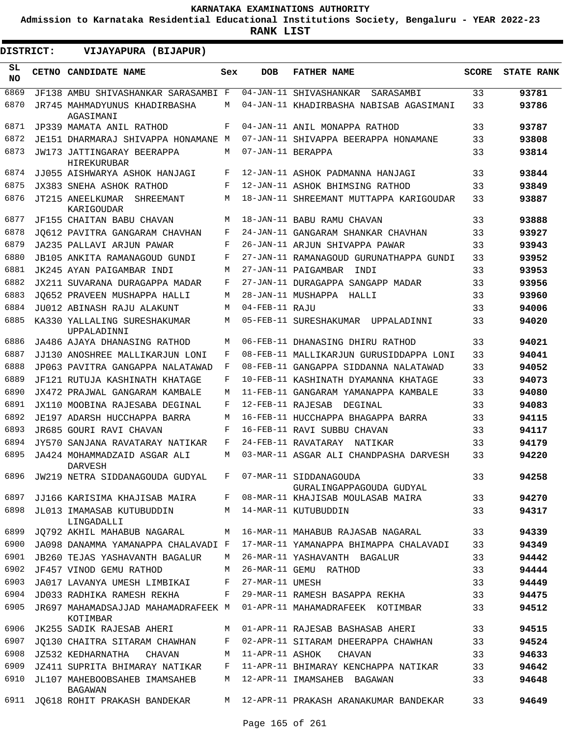**KARNATAKA EXAMINATIONS AUTHORITY**

**Admission to Karnataka Residential Educational Institutions Society, Bengaluru - YEAR 2022-23**

**RANK LIST**

**DISTRICT: VIJAYAPURA (BIJAPUR)**

| SL NO | CETNO | CANDIDATE NAME | Sex | DOB | FATHER NAME | SCORE | STATE RANK |
|---|---|---|---|---|---|---|---|
| 6869 | JF138 | AMBU SHIVASHANKAR SARASAMBI | F | 04-JAN-11 | SHIVASHANKAR SARASAMBI | 33 | 93781 |
| 6870 | JR745 | MAHMADYUNUS KHADIRBASHA AGASIMANI | M | 04-JAN-11 | KHADIRBASHA NABISAB AGASIMANI | 33 | 93786 |
| 6871 | JP339 | MAMATA ANIL RATHOD | F | 04-JAN-11 | ANIL MONAPPA RATHOD | 33 | 93787 |
| 6872 | JE151 | DHARMARAJ SHIVAPPA HONAMANE | M | 07-JAN-11 | SHIVAPPA BEERAPPA HONAMANE | 33 | 93808 |
| 6873 | JW173 | JATTINGARAY BEERAPPA HIREKURUBAR | M | 07-JAN-11 | BERAPPA | 33 | 93814 |
| 6874 | JJ055 | AISHWARYA ASHOK HANJAGI | F | 12-JAN-11 | ASHOK PADMANNA HANJAGI | 33 | 93844 |
| 6875 | JX383 | SNEHA ASHOK RATHOD | F | 12-JAN-11 | ASHOK BHIMSING RATHOD | 33 | 93849 |
| 6876 | JT215 | ANEELKUMAR SHREEMANT KARIGOUDAR | M | 18-JAN-11 | SHREEMANT MUTTAPPA KARIGOUDAR | 33 | 93887 |
| 6877 | JF155 | CHAITAN BABU CHAVAN | M | 18-JAN-11 | BABU RAMU CHAVAN | 33 | 93888 |
| 6878 | JQ612 | PAVITRA GANGARAM CHAVHAN | F | 24-JAN-11 | GANGARAM SHANKAR CHAVHAN | 33 | 93927 |
| 6879 | JA235 | PALLAVI ARJUN PAWAR | F | 26-JAN-11 | ARJUN SHIVAPPA PAWAR | 33 | 93943 |
| 6880 | JB105 | ANKITA RAMANAGOUD GUNDI | F | 27-JAN-11 | RAMANAGOUD GURUNATHAPPA GUNDI | 33 | 93952 |
| 6881 | JK245 | AYAN PAIGAMBAR INDI | M | 27-JAN-11 | PAIGAMBAR INDI | 33 | 93953 |
| 6882 | JX211 | SUVARANA DURAGAPPA MADAR | F | 27-JAN-11 | DURAGAPPA SANGAPP MADAR | 33 | 93956 |
| 6883 | JQ652 | PRAVEEN MUSHAPPA HALLI | M | 28-JAN-11 | MUSHAPPA HALLI | 33 | 93960 |
| 6884 | JU012 | ABINASH RAJU ALAKUNT | M | 04-FEB-11 | RAJU | 33 | 94006 |
| 6885 | KA330 | YALLALING SURESHAKUMAR UPPALADINNI | M | 05-FEB-11 | SURESHAKUMAR UPPALADINNI | 33 | 94020 |
| 6886 | JA486 | AJAYA DHANASING RATHOD | M | 06-FEB-11 | DHANASING DHIRU RATHOD | 33 | 94021 |
| 6887 | JJ130 | ANOSHREE MALLIKARJUN LONI | F | 08-FEB-11 | MALLIKARJUN GURUSIDDAPPA LONI | 33 | 94041 |
| 6888 | JP063 | PAVITRA GANGAPPA NALATAWAD | F | 08-FEB-11 | GANGAPPA SIDDANNA NALATAWAD | 33 | 94052 |
| 6889 | JF121 | RUTUJA KASHINATH KHATAGE | F | 10-FEB-11 | KASHINATH DYAMANNA KHATAGE | 33 | 94073 |
| 6890 | JX472 | PRAJWAL GANGARAM KAMBALE | M | 11-FEB-11 | GANGARAM YAMANAPPA KAMBALE | 33 | 94080 |
| 6891 | JX110 | MOOBINA RAJESABA DEGINAL | F | 12-FEB-11 | RAJESAB DEGINAL | 33 | 94083 |
| 6892 | JE197 | ADARSH HUCCHAPPA BARRA | M | 16-FEB-11 | HUCCHAPPA BHAGAPPA BARRA | 33 | 94115 |
| 6893 | JR685 | GOURI RAVI CHAVAN | F | 16-FEB-11 | RAVI SUBBU CHAVAN | 33 | 94117 |
| 6894 | JY570 | SANJANA RAVATARAY NATIKAR | F | 24-FEB-11 | RAVATARAY NATIKAR | 33 | 94179 |
| 6895 | JA424 | MOHAMMADZAID ASGAR ALI DARVESH | M | 03-MAR-11 | ASGAR ALI CHANDPASHA DARVESH | 33 | 94220 |
| 6896 | JW219 | NETRA SIDDANAGOUDA GUDYAL | F | 07-MAR-11 | SIDDANAGOUDA GURALINGAPPAGOUDA GUDYAL | 33 | 94258 |
| 6897 | JJ166 | KARISIMA KHAJISAB MAIRA | F | 08-MAR-11 | KHAJISAB MOULASAB MAIRA | 33 | 94270 |
| 6898 | JL013 | IMAMASAB KUTUBUDDIN LINGADALLI | M | 14-MAR-11 | KUTUBUDDIN | 33 | 94317 |
| 6899 | JQ792 | AKHIL MAHABUB NAGARAL | M | 16-MAR-11 | MAHABUB RAJASAB NAGARAL | 33 | 94339 |
| 6900 | JA098 | DANAMMA YAMANAPPA CHALAVADI | F | 17-MAR-11 | YAMANAPPA BHIMAPPA CHALAVADI | 33 | 94349 |
| 6901 | JB260 | TEJAS YASHAVANTH BAGALUR | M | 26-MAR-11 | YASHAVANTH BAGALUR | 33 | 94442 |
| 6902 | JF457 | VINOD GEMU RATHOD | M | 26-MAR-11 | GEMU RATHOD | 33 | 94444 |
| 6903 | JA017 | LAVANYA UMESH LIMBIKAI | F | 27-MAR-11 | UMESH | 33 | 94449 |
| 6904 | JD033 | RADHIKA RAMESH REKHA | F | 29-MAR-11 | RAMESH BASAPPA REKHA | 33 | 94475 |
| 6905 | JR697 | MAHAMADSAJJAD MAHAMADRAFEEK KOTIMBAR | M | 01-APR-11 | MAHAMADRAFEEK KOTIMBAR | 33 | 94512 |
| 6906 | JK255 | SADIK RAJESAB AHERI | M | 01-APR-11 | RAJESAB BASHASAB AHERI | 33 | 94515 |
| 6907 | JQ130 | CHAITRA SITARAM CHAWHAN | F | 02-APR-11 | SITARAM DHEERAPPA CHAWHAN | 33 | 94524 |
| 6908 | JZ532 | KEDHARNATHA CHAVAN | M | 11-APR-11 | ASHOK CHAVAN | 33 | 94633 |
| 6909 | JZ411 | SUPRITA BHIMARAY NATIKAR | F | 11-APR-11 | BHIMARAY KENCHAPPA NATIKAR | 33 | 94642 |
| 6910 | JL107 | MAHEBOOBSAHEB IMAMSAHEB BAGAWAN | M | 12-APR-11 | IMAMSAHEB BAGAWAN | 33 | 94648 |
| 6911 | JQ618 | ROHIT PRAKASH BANDEKAR | M | 12-APR-11 | PRAKASH ARANAKUMAR BANDEKAR | 33 | 94649 |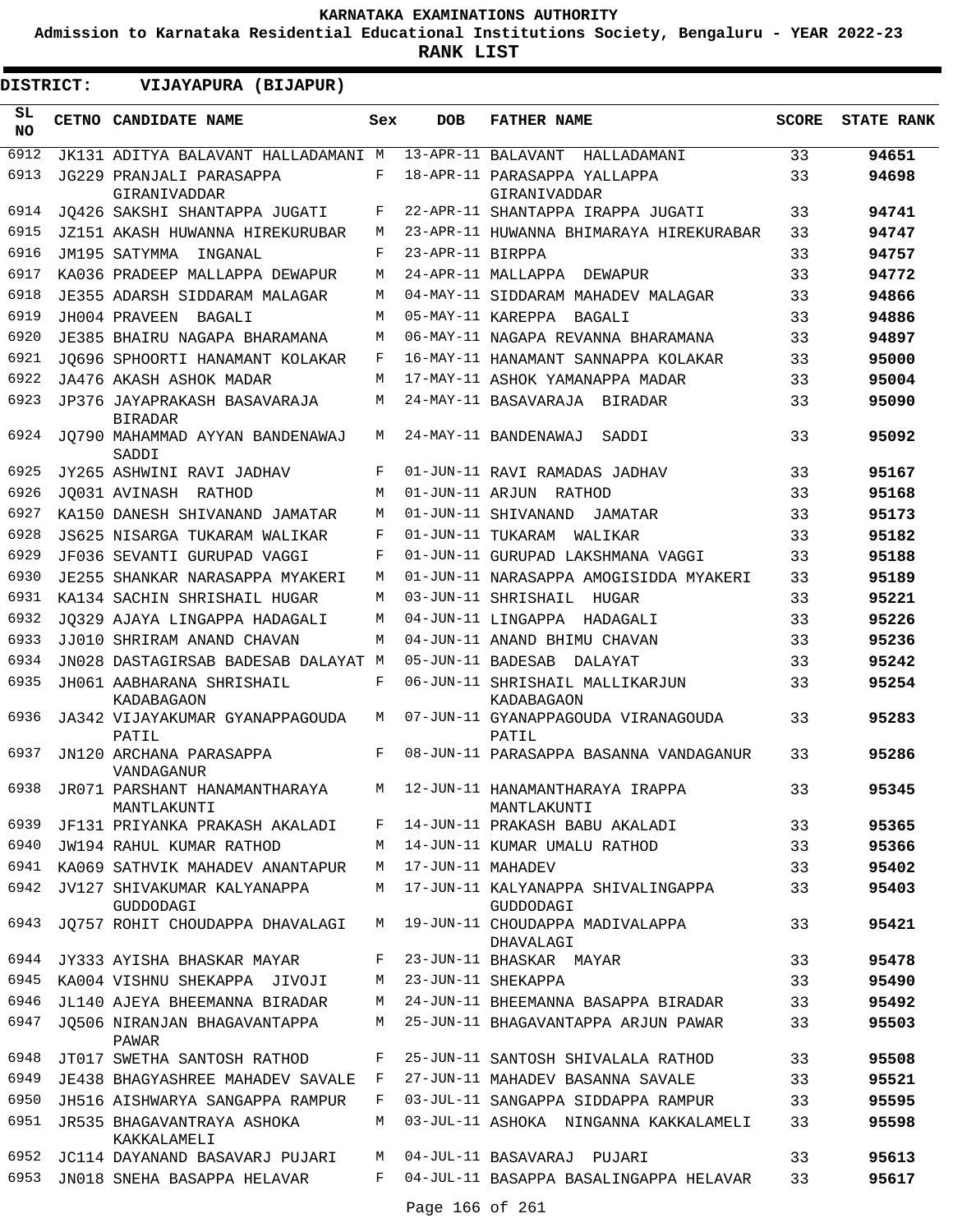KARNATAKA EXAMINATIONS AUTHORITY

Admission to Karnataka Residential Educational Institutions Society, Bengaluru - YEAR 2022-23

**RANK LIST**

**DISTRICT: VIJAYAPURA (BIJAPUR)**

| SL NO | CETNO | CANDIDATE NAME | Sex | DOB | FATHER NAME | SCORE | STATE RANK |
|---|---|---|---|---|---|---|---|
| 6912 | JK131 | ADITYA BALAVANT HALLADAMANI | M | 13-APR-11 | BALAVANT HALLADAMANI | 33 | **94651** |
| 6913 | JG229 | PRANJALI PARASAPPA GIRANIVADDAR | F | 18-APR-11 | PARASAPPA YALLAPPA GIRANIVADDAR | 33 | **94698** |
| 6914 | JQ426 | SAKSHI SHANTAPPA JUGATI | F | 22-APR-11 | SHANTAPPA IRAPPA JUGATI | 33 | **94741** |
| 6915 | JZ151 | AKASH HUWANNA HIREKURUBAR | M | 23-APR-11 | HUWANNA BHIMARAYA HIREKURABAR | 33 | **94747** |
| 6916 | JM195 | SATYMMA INGANAL | F | 23-APR-11 | BIRPPA | 33 | **94757** |
| 6917 | KA036 | PRADEEP MALLAPPA DEWAPUR | M | 24-APR-11 | MALLAPPA DEWAPUR | 33 | **94772** |
| 6918 | JE355 | ADARSH SIDDARAM MALAGAR | M | 04-MAY-11 | SIDDARAM MAHADEV MALAGAR | 33 | **94866** |
| 6919 | JH004 | PRAVEEN BAGALI | M | 05-MAY-11 | KAREPPA BAGALI | 33 | **94886** |
| 6920 | JE385 | BHAIRU NAGAPA BHARAMANA | M | 06-MAY-11 | NAGAPA REVANNA BHARAMANA | 33 | **94897** |
| 6921 | JQ696 | SPHOORTI HANAMANT KOLAKAR | F | 16-MAY-11 | HANAMANT SANNAPPA KOLAKAR | 33 | **95000** |
| 6922 | JA476 | AKASH ASHOK MADAR | M | 17-MAY-11 | ASHOK YAMANAPPA MADAR | 33 | **95004** |
| 6923 | JP376 | JAYAPRAKASH BASAVARAJA BIRADAR | M | 24-MAY-11 | BASAVARAJA BIRADAR | 33 | **95090** |
| 6924 | JQ790 | MAHAMMAD AYYAN BANDENAWAJ SADDI | M | 24-MAY-11 | BANDENAWAJ SADDI | 33 | **95092** |
| 6925 | JY265 | ASHWINI RAVI JADHAV | F | 01-JUN-11 | RAVI RAMADAS JADHAV | 33 | **95167** |
| 6926 | JQ031 | AVINASH RATHOD | M | 01-JUN-11 | ARJUN RATHOD | 33 | **95168** |
| 6927 | KA150 | DANESH SHIVANAND JAMATAR | M | 01-JUN-11 | SHIVANAND JAMATAR | 33 | **95173** |
| 6928 | JS625 | NISARGA TUKARAM WALIKAR | F | 01-JUN-11 | TUKARAM WALIKAR | 33 | **95182** |
| 6929 | JF036 | SEVANTI GURUPAD VAGGI | F | 01-JUN-11 | GURUPAD LAKSHMANA VAGGI | 33 | **95188** |
| 6930 | JE255 | SHANKAR NARASAPPA MYAKERI | M | 01-JUN-11 | NARASAPPA AMOGISIDDA MYAKERI | 33 | **95189** |
| 6931 | KA134 | SACHIN SHRISHAIL HUGAR | M | 03-JUN-11 | SHRISHAIL HUGAR | 33 | **95221** |
| 6932 | JQ329 | AJAYA LINGAPPA HADAGALI | M | 04-JUN-11 | LINGAPPA HADAGALI | 33 | **95226** |
| 6933 | JJ010 | SHRIRAM ANAND CHAVAN | M | 04-JUN-11 | ANAND BHIMU CHAVAN | 33 | **95236** |
| 6934 | JN028 | DASTAGIRSAB BADESAB DALAYAT | M | 05-JUN-11 | BADESAB DALAYAT | 33 | **95242** |
| 6935 | JH061 | AABHARANA SHRISHAIL KADABAGAON | F | 06-JUN-11 | SHRISHAIL MALLIKARJUN KADABAGAON | 33 | **95254** |
| 6936 | JA342 | VIJAYAKUMAR GYANAPPAGOUDA PATIL | M | 07-JUN-11 | GYANAPPAGOUDA VIRANAGOUDA PATIL | 33 | **95283** |
| 6937 | JN120 | ARCHANA PARASAPPA VANDAGANUR | F | 08-JUN-11 | PARASAPPA BASANNA VANDAGANUR | 33 | **95286** |
| 6938 | JR071 | PARSHANT HANAMANTHARAYA MANTLAKUNTI | M | 12-JUN-11 | HANAMANTHARAYA IRAPPA MANTLAKUNTI | 33 | **95345** |
| 6939 | JF131 | PRIYANKA PRAKASH AKALADI | F | 14-JUN-11 | PRAKASH BABU AKALADI | 33 | **95365** |
| 6940 | JW194 | RAHUL KUMAR RATHOD | M | 14-JUN-11 | KUMAR UMALU RATHOD | 33 | **95366** |
| 6941 | KA069 | SATHVIK MAHADEV ANANTAPUR | M | 17-JUN-11 | MAHADEV | 33 | **95402** |
| 6942 | JV127 | SHIVAKUMAR KALYANAPPA GUDDODAGI | M | 17-JUN-11 | KALYANAPPA SHIVALINGAPPA GUDDODAGI | 33 | **95403** |
| 6943 | JQ757 | ROHIT CHOUDAPPA DHAVALAGI | M | 19-JUN-11 | CHOUDAPPA MADIVALAPPA DHAVALAGI | 33 | **95421** |
| 6944 | JY333 | AYISHA BHASKAR MAYAR | F | 23-JUN-11 | BHASKAR MAYAR | 33 | **95478** |
| 6945 | KA004 | VISHNU SHEKAPPA JIVOJI | M | 23-JUN-11 | SHEKAPPA | 33 | **95490** |
| 6946 | JL140 | AJEYA BHEEMANNA BIRADAR | M | 24-JUN-11 | BHEEMANNA BASAPPA BIRADAR | 33 | **95492** |
| 6947 | JQ506 | NIRANJAN BHAGAVANTAPPA PAWAR | M | 25-JUN-11 | BHAGAVANTAPPA ARJUN PAWAR | 33 | **95503** |
| 6948 | JT017 | SWETHA SANTOSH RATHOD | F | 25-JUN-11 | SANTOSH SHIVALALA RATHOD | 33 | **95508** |
| 6949 | JE438 | BHAGYASHREE MAHADEV SAVALE | F | 27-JUN-11 | MAHADEV BASANNA SAVALE | 33 | **95521** |
| 6950 | JH516 | AISHWARYA SANGAPPA RAMPUR | F | 03-JUL-11 | SANGAPPA SIDDAPPA RAMPUR | 33 | **95595** |
| 6951 | JR535 | BHAGAVANTRAYA ASHOKA KAKKALAMELI | M | 03-JUL-11 | ASHOKA NINGANNA KAKKALAMELI | 33 | **95598** |
| 6952 | JC114 | DAYANAND BASAVARJ PUJARI | M | 04-JUL-11 | BASAVARAJ PUJARI | 33 | **95613** |
| 6953 | JN018 | SNEHA BASAPPA HELAVAR | F | 04-JUL-11 | BASAPPA BASALINGAPPA HELAVAR | 33 | **95617** |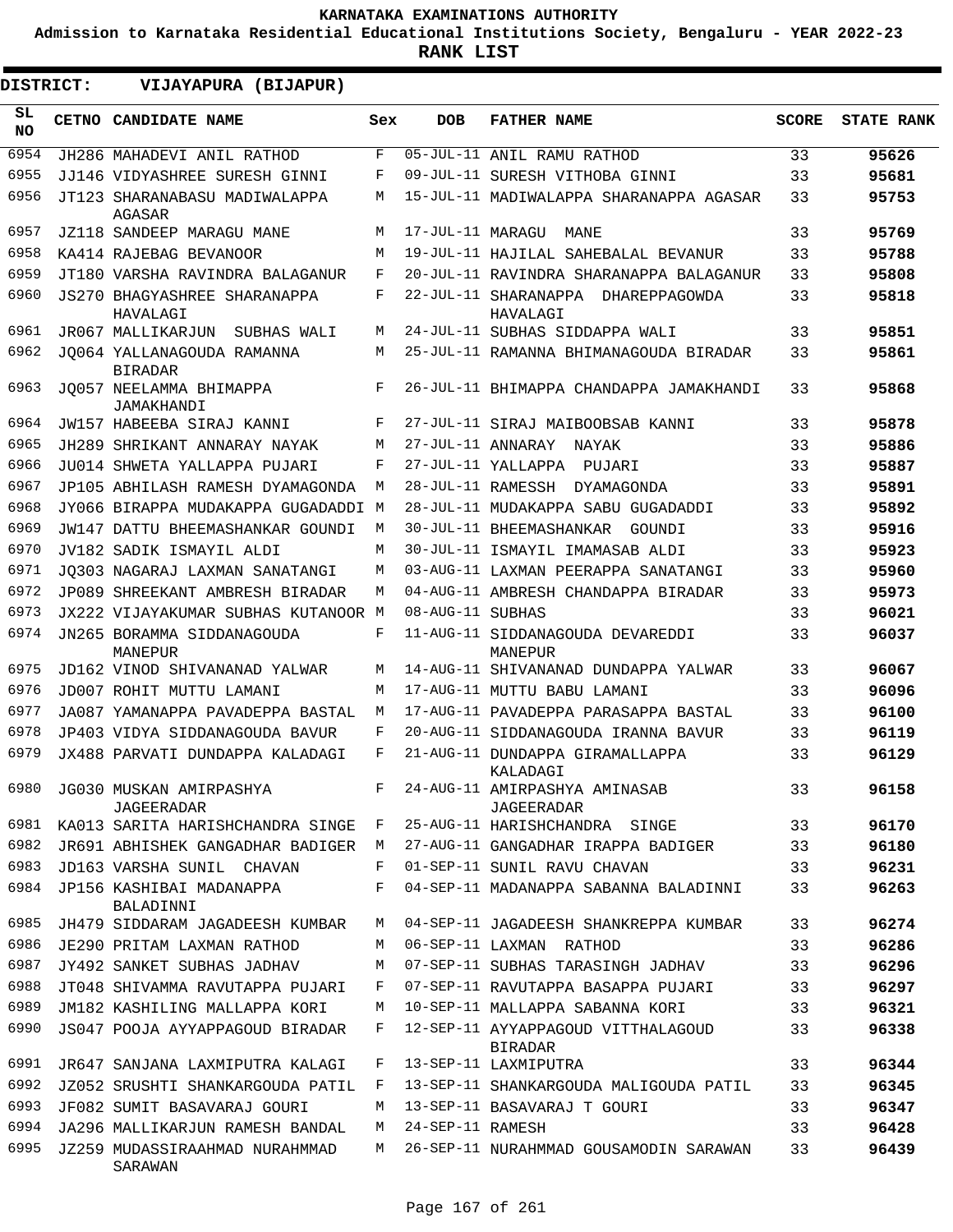# KARNATAKA EXAMINATIONS AUTHORITY

**Admission to Karnataka Residential Educational Institutions Society, Bengaluru - YEAR 2022-23**

**RANK LIST**

**DISTRICT: VIJAYAPURA (BIJAPUR)**

| SL NO | CETNO | CANDIDATE NAME | Sex | DOB | FATHER NAME | SCORE | STATE RANK |
|---|---|---|---|---|---|---|---|
| 6954 | JH286 | MAHADEVI ANIL RATHOD | F | 05-JUL-11 | ANIL RAMU RATHOD | 33 | **95626** |
| 6955 | JJ146 | VIDYASHREE SURESH GINNI | F | 09-JUL-11 | SURESH VITHOBA GINNI | 33 | **95681** |
| 6956 | JT123 | SHARANABASU MADIWALAPPA AGASAR | M | 15-JUL-11 | MADIWALAPPA SHARANAPPA AGASAR | 33 | **95753** |
| 6957 | JZ118 | SANDEEP MARAGU MANE | M | 17-JUL-11 | MARAGU MANE | 33 | **95769** |
| 6958 | KA414 | RAJEBAG BEVANOOR | M | 19-JUL-11 | HAJILAL SAHEBALAL BEVANUR | 33 | **95788** |
| 6959 | JT180 | VARSHA RAVINDRA BALAGANUR | F | 20-JUL-11 | RAVINDRA SHARANAPPA BALAGANUR | 33 | **95808** |
| 6960 | JS270 | BHAGYASHREE SHARANAPPA HAVALAGI | F | 22-JUL-11 | SHARANAPPA DHAREPPAGOWDA HAVALAGI | 33 | **95818** |
| 6961 | JR067 | MALLIKARJUN SUBHAS WALI | M | 24-JUL-11 | SUBHAS SIDDAPPA WALI | 33 | **95851** |
| 6962 | JQ064 | YALLANAGOUDA RAMANNA BIRADAR | M | 25-JUL-11 | RAMANNA BHIMANAGOUDA BIRADAR | 33 | **95861** |
| 6963 | JQ057 | NEELAMMA BHIMAPPA JAMAKHANDI | F | 26-JUL-11 | BHIMAPPA CHANDAPPA JAMAKHANDI | 33 | **95868** |
| 6964 | JW157 | HABEEBA SIRAJ KANNI | F | 27-JUL-11 | SIRAJ MAIBOOBSAB KANNI | 33 | **95878** |
| 6965 | JH289 | SHRIKANT ANNARAY NAYAK | M | 27-JUL-11 | ANNARAY NAYAK | 33 | **95886** |
| 6966 | JU014 | SHWETA YALLAPPA PUJARI | F | 27-JUL-11 | YALLAPPA PUJARI | 33 | **95887** |
| 6967 | JP105 | ABHILASH RAMESH DYAMAGONDA | M | 28-JUL-11 | RAMESSH DYAMAGONDA | 33 | **95891** |
| 6968 | JY066 | BIRAPPA MUDAKAPPA GUGADADDI | M | 28-JUL-11 | MUDAKAPPA SABU GUGADADDI | 33 | **95892** |
| 6969 | JW147 | DATTU BHEEMASHANKAR GOUNDI | M | 30-JUL-11 | BHEEMASHANKAR GOUNDI | 33 | **95916** |
| 6970 | JV182 | SADIK ISMAYIL ALDI | M | 30-JUL-11 | ISMAYIL IMAMASAB ALDI | 33 | **95923** |
| 6971 | JQ303 | NAGARAJ LAXMAN SANATANGI | M | 03-AUG-11 | LAXMAN PEERAPPA SANATANGI | 33 | **95960** |
| 6972 | JP089 | SHREEKANT AMBRESH BIRADAR | M | 04-AUG-11 | AMBRESH CHANDAPPA BIRADAR | 33 | **95973** |
| 6973 | JX222 | VIJAYAKUMAR SUBHAS KUTANOOR | M | 08-AUG-11 | SUBHAS | 33 | **96021** |
| 6974 | JN265 | BORAMMA SIDDANAGOUDA MANEPUR | F | 11-AUG-11 | SIDDANAGOUDA DEVAREDDI MANEPUR | 33 | **96037** |
| 6975 | JD162 | VINOD SHIVANANAD YALWAR | M | 14-AUG-11 | SHIVANANAD DUNDAPPA YALWAR | 33 | **96067** |
| 6976 | JD007 | ROHIT MUTTU LAMANI | M | 17-AUG-11 | MUTTU BABU LAMANI | 33 | **96096** |
| 6977 | JA087 | YAMANAPPA PAVADEPPA BASTAL | M | 17-AUG-11 | PAVADEPPA PARASAPPA BASTAL | 33 | **96100** |
| 6978 | JP403 | VIDYA SIDDANAGOUDA BAVUR | F | 20-AUG-11 | SIDDANAGOUDA IRANNA BAVUR | 33 | **96119** |
| 6979 | JX488 | PARVATI DUNDAPPA KALADAGI | F | 21-AUG-11 | DUNDAPPA GIRAMALLAPPA KALADAGI | 33 | **96129** |
| 6980 | JG030 | MUSKAN AMIRPASHYA JAGEERADAR | F | 24-AUG-11 | AMIRPASHYA AMINASAB JAGEERADAR | 33 | **96158** |
| 6981 | KA013 | SARITA HARISHCHANDRA SINGE | F | 25-AUG-11 | HARISHCHANDRA SINGE | 33 | **96170** |
| 6982 | JR691 | ABHISHEK GANGADHAR BADIGER | M | 27-AUG-11 | GANGADHAR IRAPPA BADIGER | 33 | **96180** |
| 6983 | JD163 | VARSHA SUNIL CHAVAN | F | 01-SEP-11 | SUNIL RAVU CHAVAN | 33 | **96231** |
| 6984 | JP156 | KASHIBAI MADANAPPA BALADINNI | F | 04-SEP-11 | MADANAPPA SABANNA BALADINNI | 33 | **96263** |
| 6985 | JH479 | SIDDARAM JAGADEESH KUMBAR | M | 04-SEP-11 | JAGADEESH SHANKREPPA KUMBAR | 33 | **96274** |
| 6986 | JE290 | PRITAM LAXMAN RATHOD | M | 06-SEP-11 | LAXMAN RATHOD | 33 | **96286** |
| 6987 | JY492 | SANKET SUBHAS JADHAV | M | 07-SEP-11 | SUBHAS TARASINGH JADHAV | 33 | **96296** |
| 6988 | JT048 | SHIVAMMA RAVUTAPPA PUJARI | F | 07-SEP-11 | RAVUTAPPA BASAPPA PUJARI | 33 | **96297** |
| 6989 | JM182 | KASHILING MALLAPPA KORI | M | 10-SEP-11 | MALLAPPA SABANNA KORI | 33 | **96321** |
| 6990 | JS047 | POOJA AYYAPPAGOUD BIRADAR | F | 12-SEP-11 | AYYAPPAGOUD VITTHALAGOUD BIRADAR | 33 | **96338** |
| 6991 | JR647 | SANJANA LAXMIPUTRA KALAGI | F | 13-SEP-11 | LAXMIPUTRA | 33 | **96344** |
| 6992 | JZ052 | SRUSHTI SHANKARGOUDA PATIL | F | 13-SEP-11 | SHANKARGOUDA MALIGOUDA PATIL | 33 | **96345** |
| 6993 | JF082 | SUMIT BASAVARAJ GOURI | M | 13-SEP-11 | BASAVARAJ T GOURI | 33 | **96347** |
| 6994 | JA296 | MALLIKARJUN RAMESH BANDAL | M | 24-SEP-11 | RAMESH | 33 | **96428** |
| 6995 | JZ259 | MUDASSIRAAHMAD NURAHMMAD SARAWAN | M | 26-SEP-11 | NURAHMMAD GOUSAMODIN SARAWAN | 33 | **96439** |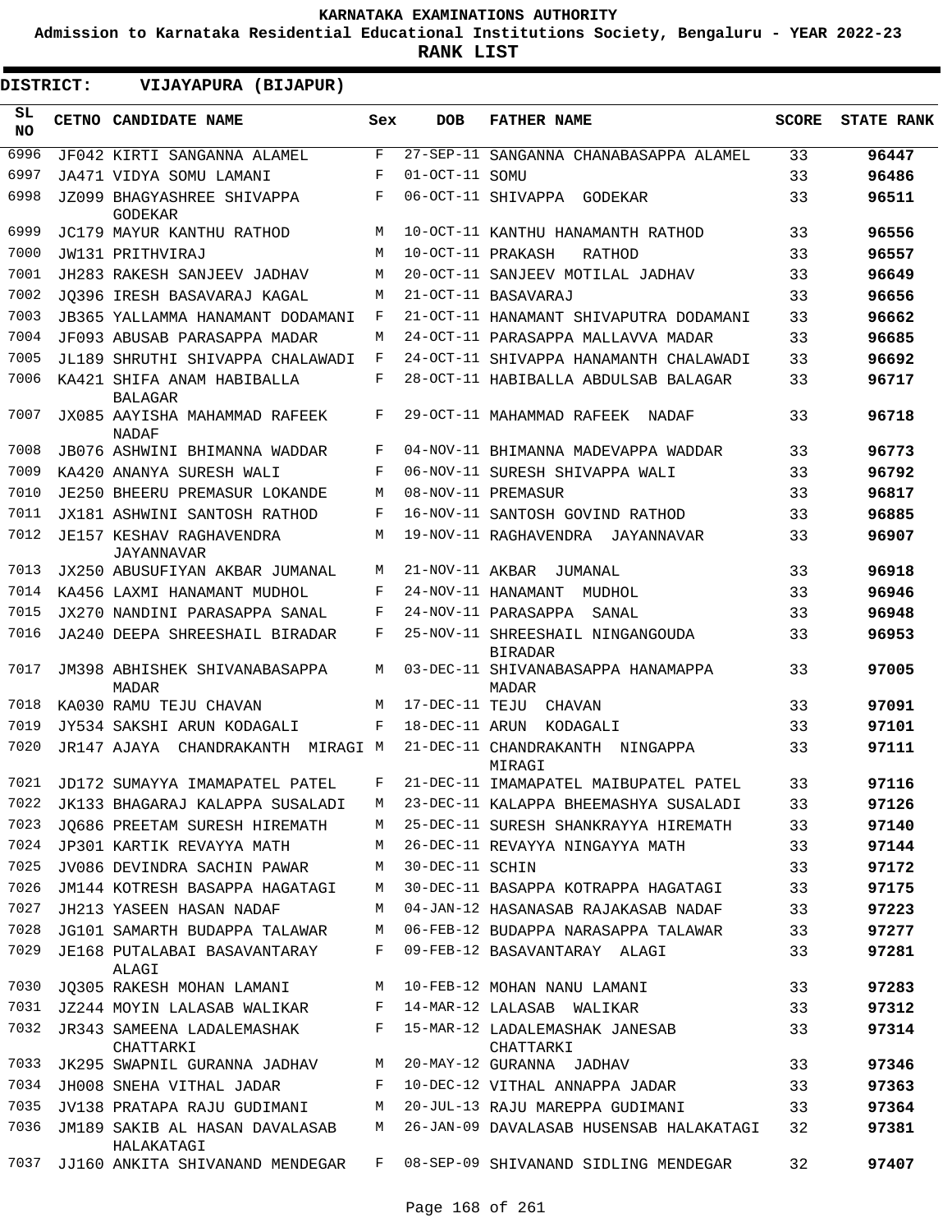KARNATAKA EXAMINATIONS AUTHORITY

Admission to Karnataka Residential Educational Institutions Society, Bengaluru - YEAR 2022-23

**RANK LIST**

**DISTRICT: VIJAYAPURA (BIJAPUR)**

| SL NO | CETNO | CANDIDATE NAME | Sex | DOB | FATHER NAME | SCORE | STATE RANK |
|---|---|---|---|---|---|---|---|
| 6996 | JF042 | KIRTI SANGANNA ALAMEL | F | 27-SEP-11 | SANGANNA CHANABASAPPA ALAMEL | 33 | 96447 |
| 6997 | JA471 | VIDYA SOMU LAMANI | F | 01-OCT-11 | SOMU | 33 | 96486 |
| 6998 | JZ099 | BHAGYASHREE SHIVAPPA GODEKAR | F | 06-OCT-11 | SHIVAPPA GODEKAR | 33 | 96511 |
| 6999 | JC179 | MAYUR KANTHU RATHOD | M | 10-OCT-11 | KANTHU HANAMANTH RATHOD | 33 | 96556 |
| 7000 | JW131 | PRITHVIRAJ | M | 10-OCT-11 | PRAKASH RATHOD | 33 | 96557 |
| 7001 | JH283 | RAKESH SANJEEV JADHAV | M | 20-OCT-11 | SANJEEV MOTILAL JADHAV | 33 | 96649 |
| 7002 | JQ396 | IRESH BASAVARAJ KAGAL | M | 21-OCT-11 | BASAVARAJ | 33 | 96656 |
| 7003 | JB365 | YALLAMMA HANAMANT DODAMANI | F | 21-OCT-11 | HANAMANT SHIVAPUTRA DODAMANI | 33 | 96662 |
| 7004 | JF093 | ABUSAB PARASAPPA MADAR | M | 24-OCT-11 | PARASAPPA MALLAVVA MADAR | 33 | 96685 |
| 7005 | JL189 | SHRUTHI SHIVAPPA CHALAWADI | F | 24-OCT-11 | SHIVAPPA HANAMANTH CHALAWADI | 33 | 96692 |
| 7006 | KA421 | SHIFA ANAM HABIBALLA BALAGAR | F | 28-OCT-11 | HABIBALLA ABDULSAB BALAGAR | 33 | 96717 |
| 7007 | JX085 | AAYISHA MAHAMMAD RAFEEK NADAF | F | 29-OCT-11 | MAHAMMAD RAFEEK NADAF | 33 | 96718 |
| 7008 | JB076 | ASHWINI BHIMANNA WADDAR | F | 04-NOV-11 | BHIMANNA MADEVAPPA WADDAR | 33 | 96773 |
| 7009 | KA420 | ANANYA SURESH WALI | F | 06-NOV-11 | SURESH SHIVAPPA WALI | 33 | 96792 |
| 7010 | JE250 | BHEERU PREMASUR LOKANDE | M | 08-NOV-11 | PREMASUR | 33 | 96817 |
| 7011 | JX181 | ASHWINI SANTOSH RATHOD | F | 16-NOV-11 | SANTOSH GOVIND RATHOD | 33 | 96885 |
| 7012 | JE157 | KESHAV RAGHAVENDRA JAYANNAVAR | M | 19-NOV-11 | RAGHAVENDRA JAYANNAVAR | 33 | 96907 |
| 7013 | JX250 | ABUSUFIYAN AKBAR JUMANAL | M | 21-NOV-11 | AKBAR JUMANAL | 33 | 96918 |
| 7014 | KA456 | LAXMI HANAMANT MUDHOL | F | 24-NOV-11 | HANAMANT MUDHOL | 33 | 96946 |
| 7015 | JX270 | NANDINI PARASAPPA SANAL | F | 24-NOV-11 | PARASAPPA SANAL | 33 | 96948 |
| 7016 | JA240 | DEEPA SHREESHAIL BIRADAR | F | 25-NOV-11 | SHREESHAIL NINGANGOUDA BIRADAR | 33 | 96953 |
| 7017 | JM398 | ABHISHEK SHIVANABASAPPA MADAR | M | 03-DEC-11 | SHIVANABASAPPA HANAMAPPA MADAR | 33 | 97005 |
| 7018 | KA030 | RAMU TEJU CHAVAN | M | 17-DEC-11 | TEJU CHAVAN | 33 | 97091 |
| 7019 | JY534 | SAKSHI ARUN KODAGALI | F | 18-DEC-11 | ARUN KODAGALI | 33 | 97101 |
| 7020 | JR147 | AJAYA CHANDRAKANTH MIRAGI | M | 21-DEC-11 | CHANDRAKANTH NINGAPPA MIRAGI | 33 | 97111 |
| 7021 | JD172 | SUMAYYA IMAMAPATEL PATEL | F | 21-DEC-11 | IMAMAPATEL MAIBUPATEL PATEL | 33 | 97116 |
| 7022 | JK133 | BHAGARAJ KALAPPA SUSALADI | M | 23-DEC-11 | KALAPPA BHEEMASHYA SUSALADI | 33 | 97126 |
| 7023 | JQ686 | PREETAM SURESH HIREMATH | M | 25-DEC-11 | SURESH SHANKRAYYA HIREMATH | 33 | 97140 |
| 7024 | JP301 | KARTIK REVAYYA MATH | M | 26-DEC-11 | REVAYYA NINGAYYA MATH | 33 | 97144 |
| 7025 | JV086 | DEVINDRA SACHIN PAWAR | M | 30-DEC-11 | SCHIN | 33 | 97172 |
| 7026 | JM144 | KOTRESH BASAPPA HAGATAGI | M | 30-DEC-11 | BASAPPA KOTRAPPA HAGATAGI | 33 | 97175 |
| 7027 | JH213 | YASEEN HASAN NADAF | M | 04-JAN-12 | HASANASAB RAJAKASAB NADAF | 33 | 97223 |
| 7028 | JG101 | SAMARTH BUDAPPA TALAWAR | M | 06-FEB-12 | BUDAPPA NARASAPPA TALAWAR | 33 | 97277 |
| 7029 | JE168 | PUTALABAI BASAVANTARAY ALAGI | F | 09-FEB-12 | BASAVANTARAY ALAGI | 33 | 97281 |
| 7030 | JQ305 | RAKESH MOHAN LAMANI | M | 10-FEB-12 | MOHAN NANU LAMANI | 33 | 97283 |
| 7031 | JZ244 | MOYIN LALASAB WALIKAR | F | 14-MAR-12 | LALASAB WALIKAR | 33 | 97312 |
| 7032 | JR343 | SAMEENA LADALEMASHAK CHATTARKI | F | 15-MAR-12 | LADALEMASHAK JANESAB CHATTARKI | 33 | 97314 |
| 7033 | JK295 | SWAPNIL GURANNA JADHAV | M | 20-MAY-12 | GURANNA JADHAV | 33 | 97346 |
| 7034 | JH008 | SNEHA VITHAL JADAR | F | 10-DEC-12 | VITHAL ANNAPPA JADAR | 33 | 97363 |
| 7035 | JV138 | PRATAPA RAJU GUDIMANI | M | 20-JUL-13 | RAJU MAREPPA GUDIMANI | 33 | 97364 |
| 7036 | JM189 | SAKIB AL HASAN DAVALASAB HALAKATAGI | M | 26-JAN-09 | DAVALASAB HUSENSAB HALAKATAGI | 32 | 97381 |
| 7037 | JJ160 | ANKITA SHIVANAND MENDEGAR | F | 08-SEP-09 | SHIVANAND SIDLING MENDEGAR | 32 | 97407 |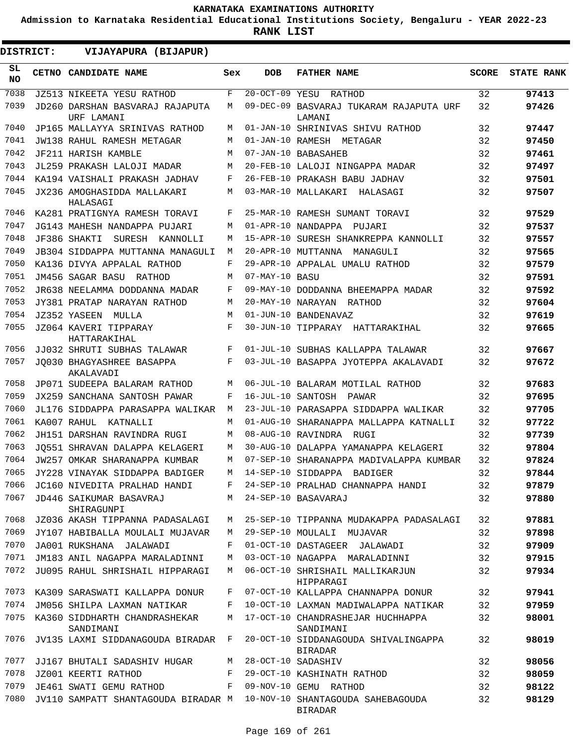# KARNATAKA EXAMINATIONS AUTHORITY

**Admission to Karnataka Residential Educational Institutions Society, Bengaluru - YEAR 2022-23**

**RANK LIST**

**DISTRICT: VIJAYAPURA (BIJAPUR)**

| SL NO | CETNO | CANDIDATE NAME | Sex | DOB | FATHER NAME | SCORE | STATE RANK |
|---|---|---|---|---|---|---|---|
| 7038 | JZ513 | NIKEETA YESU RATHOD | F | 20-OCT-09 | YESU RATHOD | 32 | 97413 |
| 7039 | JD260 | DARSHAN BASVARAJ RAJAPUTA URF LAMANI | M | 09-DEC-09 | BASVARAJ TUKARAM RAJAPUTA URF LAMANI | 32 | 97426 |
| 7040 | JP165 | MALLAYYA SRINIVAS RATHOD | M | 01-JAN-10 | SHRINIVAS SHIVU RATHOD | 32 | 97447 |
| 7041 | JW138 | RAHUL RAMESH METAGAR | M | 01-JAN-10 | RAMESH METAGAR | 32 | 97450 |
| 7042 | JF211 | HARISH KAMBLE | M | 07-JAN-10 | BABASAHEB | 32 | 97461 |
| 7043 | JL259 | PRAKASH LALOJI MADAR | M | 20-FEB-10 | LALOJI NINGAPPA MADAR | 32 | 97497 |
| 7044 | KA194 | VAISHALI PRAKASH JADHAV | F | 26-FEB-10 | PRAKASH BABU JADHAV | 32 | 97501 |
| 7045 | JX236 | AMOGHASIDDA MALLAKARI HALASAGI | M | 03-MAR-10 | MALLAKARI HALASAGI | 32 | 97507 |
| 7046 | KA281 | PRATIGNYA RAMESH TORAVI | F | 25-MAR-10 | RAMESH SUMANT TORAVI | 32 | 97529 |
| 7047 | JG143 | MAHESH NANDAPPA PUJARI | M | 01-APR-10 | NANDAPPA PUJARI | 32 | 97537 |
| 7048 | JF386 | SHAKTI SURESH KANNOLLI | M | 15-APR-10 | SURESH SHANKREPPA KANNOLLI | 32 | 97557 |
| 7049 | JB304 | SIDDAPPA MUTTANNA MANAGULI | M | 20-APR-10 | MUTTANNA MANAGULI | 32 | 97565 |
| 7050 | KA136 | DIVYA APPALAL RATHOD | F | 29-APR-10 | APPALAL UMALU RATHOD | 32 | 97579 |
| 7051 | JM456 | SAGAR BASU RATHOD | M | 07-MAY-10 | BASU | 32 | 97591 |
| 7052 | JR638 | NEELAMMA DODDANNA MADAR | F | 09-MAY-10 | DODDANNA BHEEMAPPA MADAR | 32 | 97592 |
| 7053 | JY381 | PRATAP NARAYAN RATHOD | M | 20-MAY-10 | NARAYAN RATHOD | 32 | 97604 |
| 7054 | JZ352 | YASEEN MULLA | M | 01-JUN-10 | BANDENAVAZ | 32 | 97619 |
| 7055 | JZ064 | KAVERI TIPPARAY HATTARAKIHAL | F | 30-JUN-10 | TIPPARAY HATTARAKIHAL | 32 | 97665 |
| 7056 | JJ032 | SHRUTI SUBHAS TALAWAR | F | 01-JUL-10 | SUBHAS KALLAPPA TALAWAR | 32 | 97667 |
| 7057 | JQ030 | BHAGYASHREE BASAPPA AKALAVADI | F | 03-JUL-10 | BASAPPA JYOTEPPA AKALAVADI | 32 | 97672 |
| 7058 | JP071 | SUDEEPA BALARAM RATHOD | M | 06-JUL-10 | BALARAM MOTILAL RATHOD | 32 | 97683 |
| 7059 | JX259 | SANCHANA SANTOSH PAWAR | F | 16-JUL-10 | SANTOSH PAWAR | 32 | 97695 |
| 7060 | JL176 | SIDDAPPA PARASAPPA WALIKAR | M | 23-JUL-10 | PARASAPPA SIDDAPPA WALIKAR | 32 | 97705 |
| 7061 | KA007 | RAHUL KATNALLI | M | 01-AUG-10 | SHARANAPPA MALLAPPA KATNALLI | 32 | 97722 |
| 7062 | JH151 | DARSHAN RAVINDRA RUGI | M | 08-AUG-10 | RAVINDRA RUGI | 32 | 97739 |
| 7063 | JQ551 | SHRAVAN DALAPPA KELAGERI | M | 30-AUG-10 | DALAPPA YAMANAPPA KELAGERI | 32 | 97804 |
| 7064 | JW257 | OMKAR SHARANAPPA KUMBAR | M | 07-SEP-10 | SHARANAPPA MADIVALAPPA KUMBAR | 32 | 97824 |
| 7065 | JY228 | VINAYAK SIDDAPPA BADIGER | M | 14-SEP-10 | SIDDAPPA BADIGER | 32 | 97844 |
| 7066 | JC160 | NIVEDITA PRALHAD HANDI | F | 24-SEP-10 | PRALHAD CHANNAPPA HANDI | 32 | 97879 |
| 7067 | JD446 | SAIKUMAR BASAVRAJ SHIRAGUNPI | M | 24-SEP-10 | BASAVARAJ | 32 | 97880 |
| 7068 | JZ036 | AKASH TIPPANNA PADASALAGI | M | 25-SEP-10 | TIPPANNA MUDAKAPPA PADASALAGI | 32 | 97881 |
| 7069 | JY107 | HABIBALLA MOULALI MUJAVAR | M | 29-SEP-10 | MOULALI MUJAVAR | 32 | 97898 |
| 7070 | JA001 | RUKSHANA JALAWADI | F | 01-OCT-10 | DASTAGEER JALAWADI | 32 | 97909 |
| 7071 | JM183 | ANIL NAGAPPA MARALADINNI | M | 03-OCT-10 | NAGAPPA MARALADINNI | 32 | 97915 |
| 7072 | JU095 | RAHUL SHRISHAIL HIPPARAGI | M | 06-OCT-10 | SHRISHAIL MALLIKARJUN HIPPARAGI | 32 | 97934 |
| 7073 | KA309 | SARASWATI KALLAPPA DONUR | F | 07-OCT-10 | KALLAPPA CHANNAPPA DONUR | 32 | 97941 |
| 7074 | JM056 | SHILPA LAXMAN NATIKAR | F | 10-OCT-10 | LAXMAN MADIWALAPPA NATIKAR | 32 | 97959 |
| 7075 | KA360 | SIDDHARTH CHANDRASHEKAR SANDIMANI | M | 17-OCT-10 | CHANDRASHEJAR HUCHHAPPA SANDIMANI | 32 | 98001 |
| 7076 | JV135 | LAXMI SIDDANAGOUDA BIRADAR | F | 20-OCT-10 | SIDDANAGOUDA SHIVALINGAPPA BIRADAR | 32 | 98019 |
| 7077 | JJ167 | BHUTALI SADASHIV HUGAR | M | 28-OCT-10 | SADASHIV | 32 | 98056 |
| 7078 | JZ001 | KEERTI RATHOD | F | 29-OCT-10 | KASHINATH RATHOD | 32 | 98059 |
| 7079 | JE461 | SWATI GEMU RATHOD | F | 09-NOV-10 | GEMU RATHOD | 32 | 98122 |
| 7080 | JV110 | SAMPATT SHANTAGOUDA BIRADAR | M | 10-NOV-10 | SHANTAGOUDA SAHEBAGOUDA BIRADAR | 32 | 98129 |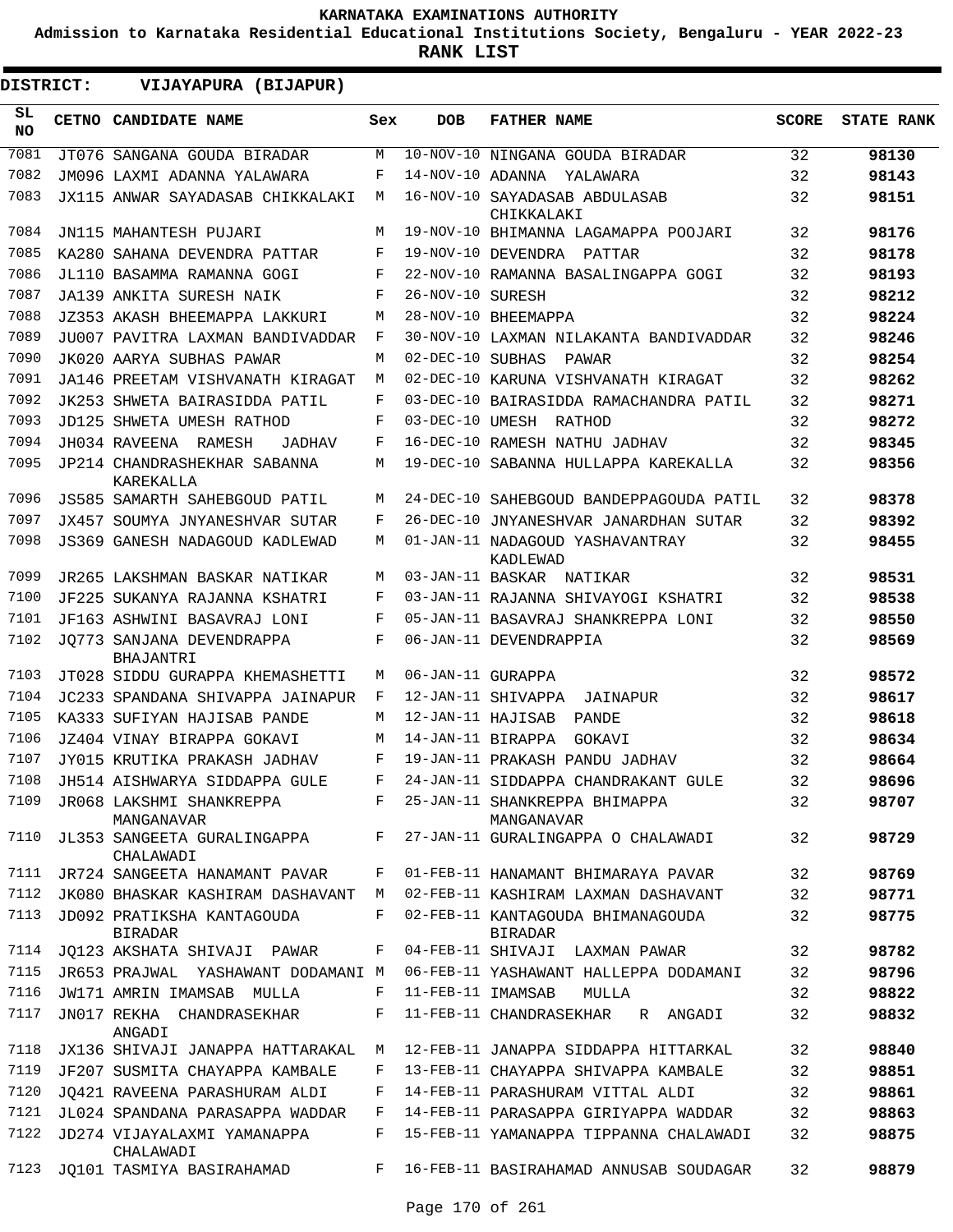**KARNATAKA EXAMINATIONS AUTHORITY**

**Admission to Karnataka Residential Educational Institutions Society, Bengaluru - YEAR 2022-23**

**RANK LIST**

**DISTRICT: VIJAYAPURA (BIJAPUR)**

| SL NO | CETNO | CANDIDATE NAME | Sex | DOB | FATHER NAME | SCORE | STATE RANK |
|---|---|---|---|---|---|---|---|
| 7081 | JT076 | SANGANA GOUDA BIRADAR | M | 10-NOV-10 | NINGANA GOUDA BIRADAR | 32 | 98130 |
| 7082 | JM096 | LAXMI ADANNA YALAWARA | F | 14-NOV-10 | ADANNA YALAWARA | 32 | 98143 |
| 7083 | JX115 | ANWAR SAYADASAB CHIKKALAKI | M | 16-NOV-10 | SAYADASAB ABDULASAB CHIKKALAKI | 32 | 98151 |
| 7084 | JN115 | MAHANTESH PUJARI | M | 19-NOV-10 | BHIMANNA LAGAMAPPA POOJARI | 32 | 98176 |
| 7085 | KA280 | SAHANA DEVENDRA PATTAR | F | 19-NOV-10 | DEVENDRA PATTAR | 32 | 98178 |
| 7086 | JL110 | BASAMMA RAMANNA GOGI | F | 22-NOV-10 | RAMANNA BASALINGAPPA GOGI | 32 | 98193 |
| 7087 | JA139 | ANKITA SURESH NAIK | F | 26-NOV-10 | SURESH | 32 | 98212 |
| 7088 | JZ353 | AKASH BHEEMAPPA LAKKURI | M | 28-NOV-10 | BHEEMAPPA | 32 | 98224 |
| 7089 | JU007 | PAVITRA LAXMAN BANDIVADDAR | F | 30-NOV-10 | LAXMAN NILAKANTA BANDIVADDAR | 32 | 98246 |
| 7090 | JK020 | AARYA SUBHAS PAWAR | M | 02-DEC-10 | SUBHAS PAWAR | 32 | 98254 |
| 7091 | JA146 | PREETAM VISHVANATH KIRAGAT | M | 02-DEC-10 | KARUNA VISHVANATH KIRAGAT | 32 | 98262 |
| 7092 | JK253 | SHWETA BAIRASIDDA PATIL | F | 03-DEC-10 | BAIRASIDDA RAMACHANDRA PATIL | 32 | 98271 |
| 7093 | JD125 | SHWETA UMESH RATHOD | F | 03-DEC-10 | UMESH RATHOD | 32 | 98272 |
| 7094 | JH034 | RAVEENA RAMESH JADHAV | F | 16-DEC-10 | RAMESH NATHU JADHAV | 32 | 98345 |
| 7095 | JP214 | CHANDRASHEKHAR SABANNA KAREKALLA | M | 19-DEC-10 | SABANNA HULLAPPA KAREKALLA | 32 | 98356 |
| 7096 | JS585 | SAMARTH SAHEBGOUD PATIL | M | 24-DEC-10 | SAHEBGOUD BANDEPPAGOUDA PATIL | 32 | 98378 |
| 7097 | JX457 | SOUMYA JNYANESHVAR SUTAR | F | 26-DEC-10 | JNYANESHVAR JANARDHAN SUTAR | 32 | 98392 |
| 7098 | JS369 | GANESH NADAGOUD KADLEWAD | M | 01-JAN-11 | NADAGOUD YASHAVANTRAY KADLEWAD | 32 | 98455 |
| 7099 | JR265 | LAKSHMAN BASKAR NATIKAR | M | 03-JAN-11 | BASKAR NATIKAR | 32 | 98531 |
| 7100 | JF225 | SUKANYA RAJANNA KSHATRI | F | 03-JAN-11 | RAJANNA SHIVAYOGI KSHATRI | 32 | 98538 |
| 7101 | JF163 | ASHWINI BASAVRAJ LONI | F | 05-JAN-11 | BASAVRAJ SHANKREPPA LONI | 32 | 98550 |
| 7102 | JQ773 | SANJANA DEVENDRAPPA BHAJANTRI | F | 06-JAN-11 | DEVENDRAPPIA | 32 | 98569 |
| 7103 | JT028 | SIDDU GURAPPA KHEMASHETTI | M | 06-JAN-11 | GURAPPA | 32 | 98572 |
| 7104 | JC233 | SPANDANA SHIVAPPA JAINAPUR | F | 12-JAN-11 | SHIVAPPA JAINAPUR | 32 | 98617 |
| 7105 | KA333 | SUFIYAN HAJISAB PANDE | M | 12-JAN-11 | HAJISAB PANDE | 32 | 98618 |
| 7106 | JZ404 | VINAY BIRAPPA GOKAVI | M | 14-JAN-11 | BIRAPPA GOKAVI | 32 | 98634 |
| 7107 | JY015 | KRUTIKA PRAKASH JADHAV | F | 19-JAN-11 | PRAKASH PANDU JADHAV | 32 | 98664 |
| 7108 | JH514 | AISHWARYA SIDDAPPA GULE | F | 24-JAN-11 | SIDDAPPA CHANDRAKANT GULE | 32 | 98696 |
| 7109 | JR068 | LAKSHMI SHANKREPPA MANGANAVAR | F | 25-JAN-11 | SHANKREPPA BHIMAPPA MANGANAVAR | 32 | 98707 |
| 7110 | JL353 | SANGEETA GURALINGAPPA CHALAWADI | F | 27-JAN-11 | GURALINGAPPA O CHALAWADI | 32 | 98729 |
| 7111 | JR724 | SANGEETA HANAMANT PAVAR | F | 01-FEB-11 | HANAMANT BHIMARAYA PAVAR | 32 | 98769 |
| 7112 | JK080 | BHASKAR KASHIRAM DASHAVANT | M | 02-FEB-11 | KASHIRAM LAXMAN DASHAVANT | 32 | 98771 |
| 7113 | JD092 | PRATIKSHA KANTAGOUDA BIRADAR | F | 02-FEB-11 | KANTAGOUDA BHIMANAGOUDA BIRADAR | 32 | 98775 |
| 7114 | JQ123 | AKSHATA SHIVAJI PAWAR | F | 04-FEB-11 | SHIVAJI LAXMAN PAWAR | 32 | 98782 |
| 7115 | JR653 | PRAJWAL YASHAWANT DODAMANI | M | 06-FEB-11 | YASHAWANT HALLEPPA DODAMANI | 32 | 98796 |
| 7116 | JW171 | AMRIN IMAMSAB MULLA | F | 11-FEB-11 | IMAMSAB MULLA | 32 | 98822 |
| 7117 | JN017 | REKHA CHANDRASEKHAR ANGADI | F | 11-FEB-11 | CHANDRASEKHAR R ANGADI | 32 | 98832 |
| 7118 | JX136 | SHIVAJI JANAPPA HATTARAKAL | M | 12-FEB-11 | JANAPPA SIDDAPPA HITTARKAL | 32 | 98840 |
| 7119 | JF207 | SUSMITA CHAYAPPA KAMBALE | F | 13-FEB-11 | CHAYAPPA SHIVAPPA KAMBALE | 32 | 98851 |
| 7120 | JQ421 | RAVEENA PARASHURAM ALDI | F | 14-FEB-11 | PARASHURAM VITTAL ALDI | 32 | 98861 |
| 7121 | JL024 | SPANDANA PARASAPPA WADDAR | F | 14-FEB-11 | PARASAPPA GIRIYAPPA WADDAR | 32 | 98863 |
| 7122 | JD274 | VIJAYALAXMI YAMANAPPA CHALAWADI | F | 15-FEB-11 | YAMANAPPA TIPPANNA CHALAWADI | 32 | 98875 |
| 7123 | JQ101 | TASMIYA BASIRAHAMAD | F | 16-FEB-11 | BASIRAHAMAD ANNUSAB SOUDAGAR | 32 | 98879 |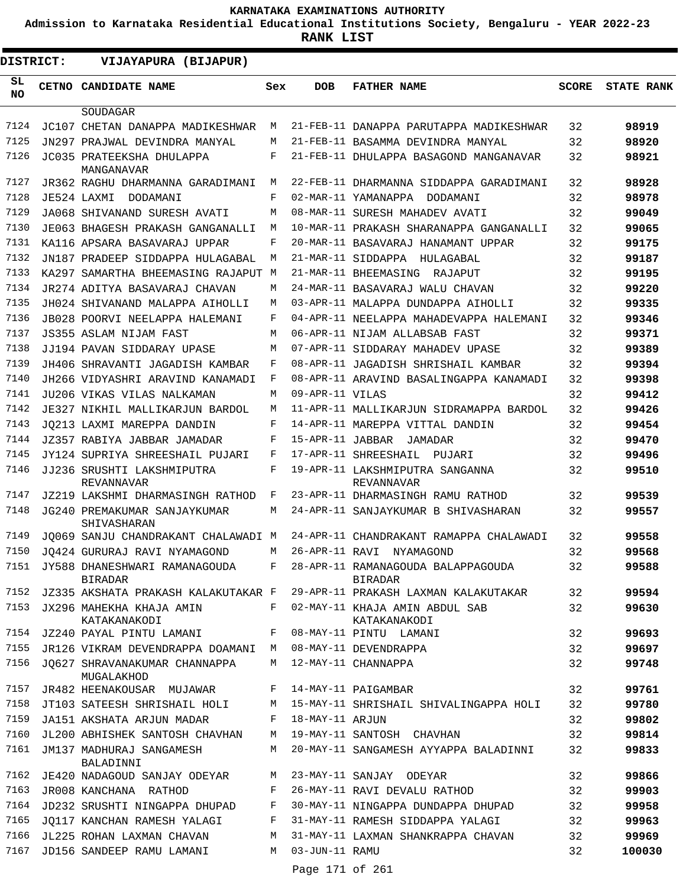KARNATAKA EXAMINATIONS AUTHORITY

Admission to Karnataka Residential Educational Institutions Society, Bengaluru - YEAR 2022-23

**RANK LIST**

**DISTRICT: VIJAYAPURA (BIJAPUR)**

| SL NO | CETNO | CANDIDATE NAME | Sex | DOB | FATHER NAME | SCORE | STATE RANK |
|---|---|---|---|---|---|---|---|
| | | SOUDAGAR | | | | | |
| 7124 | JC107 | CHETAN DANAPPA MADIKESHWAR | M | 21-FEB-11 | DANAPPA PARUTAPPA MADIKESHWAR | 32 | 98919 |
| 7125 | JN297 | PRAJWAL DEVINDRA MANYAL | M | 21-FEB-11 | BASAMMA DEVINDRA MANYAL | 32 | 98920 |
| 7126 | JC035 | PRATEEKSHA DHULAPPA MANGANAVAR | F | 21-FEB-11 | DHULAPPA BASAGOND MANGANAVAR | 32 | 98921 |
| 7127 | JR362 | RAGHU DHARMANNA GARADIMANI | M | 22-FEB-11 | DHARMANNA SIDDAPPA GARADIMANI | 32 | 98928 |
| 7128 | JE524 | LAXMI DODAMANI | F | 02-MAR-11 | YAMANAPPA DODAMANI | 32 | 98978 |
| 7129 | JA068 | SHIVANAND SURESH AVATI | M | 08-MAR-11 | SURESH MAHADEV AVATI | 32 | 99049 |
| 7130 | JE063 | BHAGESH PRAKASH GANGANALLI | M | 10-MAR-11 | PRAKASH SHARANAPPA GANGANALLI | 32 | 99065 |
| 7131 | KA116 | APSARA BASAVARAJ UPPAR | F | 20-MAR-11 | BASAVARAJ HANAMANT UPPAR | 32 | 99175 |
| 7132 | JN187 | PRADEEP SIDDAPPA HULAGABAL | M | 21-MAR-11 | SIDDAPPA HULAGABAL | 32 | 99187 |
| 7133 | KA297 | SAMARTHA BHEEMASING RAJAPUT | M | 21-MAR-11 | BHEEMASING RAJAPUT | 32 | 99195 |
| 7134 | JR274 | ADITYA BASAVARAJ CHAVAN | M | 24-MAR-11 | BASAVARAJ WALU CHAVAN | 32 | 99220 |
| 7135 | JH024 | SHIVANAND MALAPPA AIHOLLI | M | 03-APR-11 | MALAPPA DUNDAPPA AIHOLLI | 32 | 99335 |
| 7136 | JB028 | POORVI NEELAPPA HALEMANI | F | 04-APR-11 | NEELAPPA MAHADEVAPPA HALEMANI | 32 | 99346 |
| 7137 | JS355 | ASLAM NIJAM FAST | M | 06-APR-11 | NIJAM ALLABSAB FAST | 32 | 99371 |
| 7138 | JJ194 | PAVAN SIDDARAY UPASE | M | 07-APR-11 | SIDDARAY MAHADEV UPASE | 32 | 99389 |
| 7139 | JH406 | SHRAVANTI JAGADISH KAMBAR | F | 08-APR-11 | JAGADISH SHRISHAIL KAMBAR | 32 | 99394 |
| 7140 | JH266 | VIDYASHRI ARAVIND KANAMADI | F | 08-APR-11 | ARAVIND BASALINGAPPA KANAMADI | 32 | 99398 |
| 7141 | JU206 | VIKAS VILAS NALKAMAN | M | 09-APR-11 | VILAS | 32 | 99412 |
| 7142 | JE327 | NIKHIL MALLIKARJUN BARDOL | M | 11-APR-11 | MALLIKARJUN SIDRAMAPPA BARDOL | 32 | 99426 |
| 7143 | JQ213 | LAXMI MAREPPA DANDIN | F | 14-APR-11 | MAREPPA VITTAL DANDIN | 32 | 99454 |
| 7144 | JZ357 | RABIYA JABBAR JAMADAR | F | 15-APR-11 | JABBAR JAMADAR | 32 | 99470 |
| 7145 | JY124 | SUPRIYA SHREESHAIL PUJARI | F | 17-APR-11 | SHREESHAIL PUJARI | 32 | 99496 |
| 7146 | JJ236 | SRUSHTI LAKSHMIPUTRA REVANNAVAR | F | 19-APR-11 | LAKSHMIPUTRA SANGANNA REVANNAVAR | 32 | 99510 |
| 7147 | JZ219 | LAKSHMI DHARMASINGH RATHOD | F | 23-APR-11 | DHARMASINGH RAMU RATHOD | 32 | 99539 |
| 7148 | JG240 | PREMAKUMAR SANJAYKUMAR SHIVASHARAN | M | 24-APR-11 | SANJAYKUMAR B SHIVASHARAN | 32 | 99557 |
| 7149 | JQ069 | SANJU CHANDRAKANT CHALAWADI | M | 24-APR-11 | CHANDRAKANT RAMAPPA CHALAWADI | 32 | 99558 |
| 7150 | JQ424 | GURURAJ RAVI NYAMAGOND | M | 26-APR-11 | RAVI NYAMAGOND | 32 | 99568 |
| 7151 | JY588 | DHANESHWARI RAMANAGOUDA BIRADAR | F | 28-APR-11 | RAMANAGOUDA BALAPPAGOUDA BIRADAR | 32 | 99588 |
| 7152 | JZ335 | AKSHATA PRAKASH KALAKUTAKAR | F | 29-APR-11 | PRAKASH LAXMAN KALAKUTAKAR | 32 | 99594 |
| 7153 | JX296 | MAHEKHA KHAJA AMIN KATAKANAKODI | F | 02-MAY-11 | KHAJA AMIN ABDUL SAB KATAKANAKODI | 32 | 99630 |
| 7154 | JZ240 | PAYAL PINTU LAMANI | F | 08-MAY-11 | PINTU LAMANI | 32 | 99693 |
| 7155 | JR126 | VIKRAM DEVENDRAPPA DOAMANI | M | 08-MAY-11 | DEVENDRAPPA | 32 | 99697 |
| 7156 | JQ627 | SHRAVANAKUMAR CHANNAPPA MUGALAKHOD | M | 12-MAY-11 | CHANNAPPA | 32 | 99748 |
| 7157 | JR482 | HEENAKOUSAR MUJAWAR | F | 14-MAY-11 | PAIGAMBAR | 32 | 99761 |
| 7158 | JT103 | SATEESH SHRISHAIL HOLI | M | 15-MAY-11 | SHRISHAIL SHIVALINGAPPA HOLI | 32 | 99780 |
| 7159 | JA151 | AKSHATA ARJUN MADAR | F | 18-MAY-11 | ARJUN | 32 | 99802 |
| 7160 | JL200 | ABHISHEK SANTOSH CHAVHAN | M | 19-MAY-11 | SANTOSH CHAVHAN | 32 | 99814 |
| 7161 | JM137 | MADHURAJ SANGAMESH BALADINNI | M | 20-MAY-11 | SANGAMESH AYYAPPA BALADINNI | 32 | 99833 |
| 7162 | JE420 | NADAGOUD SANJAY ODEYAR | M | 23-MAY-11 | SANJAY ODEYAR | 32 | 99866 |
| 7163 | JR008 | KANCHANA RATHOD | F | 26-MAY-11 | RAVI DEVALU RATHOD | 32 | 99903 |
| 7164 | JD232 | SRUSHTI NINGAPPA DHUPAD | F | 30-MAY-11 | NINGAPPA DUNDAPPA DHUPAD | 32 | 99958 |
| 7165 | JQ117 | KANCHAN RAMESH YALAGI | F | 31-MAY-11 | RAMESH SIDDAPPA YALAGI | 32 | 99963 |
| 7166 | JL225 | ROHAN LAXMAN CHAVAN | M | 31-MAY-11 | LAXMAN SHANKRAPPA CHAVAN | 32 | 99969 |
| 7167 | JD156 | SANDEEP RAMU LAMANI | M | 03-JUN-11 | RAMU | 32 | 100030 |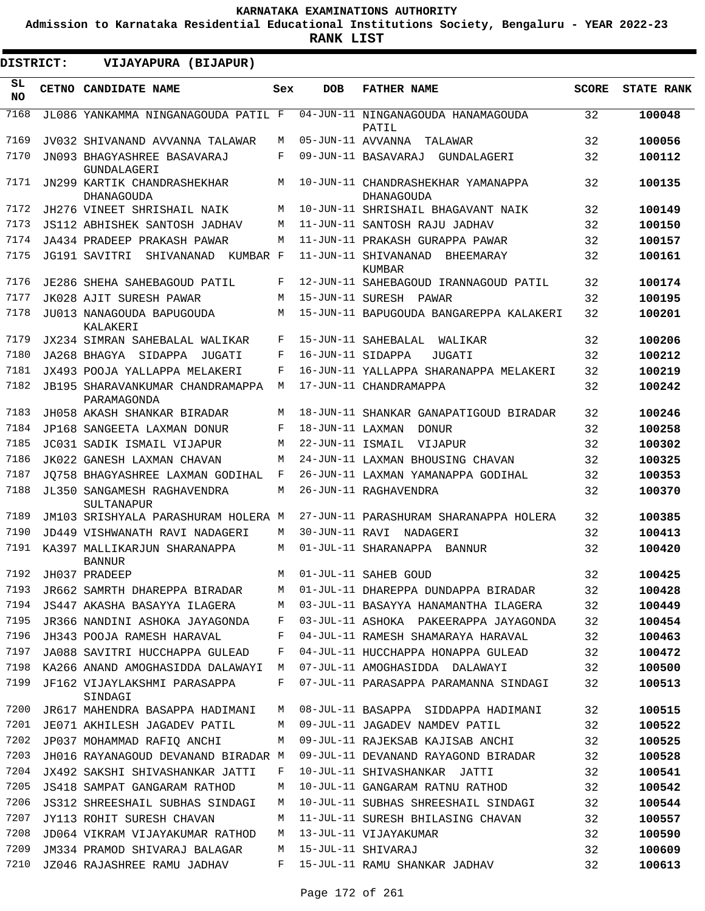# KARNATAKA EXAMINATIONS AUTHORITY

**Admission to Karnataka Residential Educational Institutions Society, Bengaluru - YEAR 2022-23**

**RANK LIST**

**DISTRICT: VIJAYAPURA (BIJAPUR)**

| SL NO | CETNO | CANDIDATE NAME | Sex | DOB | FATHER NAME | SCORE | STATE RANK |
|---|---|---|---|---|---|---|---|
| 7168 | JL086 | YANKAMMA NINGANAGOUDA PATIL | F | 04-JUN-11 | NINGANAGOUDA HANAMAGOUDA PATIL | 32 | 100048 |
| 7169 | JV032 | SHIVANAND AVVANNA TALAWAR | M | 05-JUN-11 | AVVANNA TALAWAR | 32 | 100056 |
| 7170 | JN093 | BHAGYASHREE BASAVARAJ GUNDALAGERI | F | 09-JUN-11 | BASAVARAJ GUNDALAGERI | 32 | 100112 |
| 7171 | JN299 | KARTIK CHANDRASHEKHAR DHANAGOUDA | M | 10-JUN-11 | CHANDRASHEKHAR YAMANAPPA DHANAGOUDA | 32 | 100135 |
| 7172 | JH276 | VINEET SHRISHAIL NAIK | M | 10-JUN-11 | SHRISHAIL BHAGAVANT NAIK | 32 | 100149 |
| 7173 | JS112 | ABHISHEK SANTOSH JADHAV | M | 11-JUN-11 | SANTOSH RAJU JADHAV | 32 | 100150 |
| 7174 | JA434 | PRADEEP PRAKASH PAWAR | M | 11-JUN-11 | PRAKASH GURAPPA PAWAR | 32 | 100157 |
| 7175 | JG191 | SAVITRI SHIVANANAD KUMBAR | F | 11-JUN-11 | SHIVANANAD BHEEMARAY KUMBAR | 32 | 100161 |
| 7176 | JE286 | SHEHA SAHEBAGOUD PATIL | F | 12-JUN-11 | SAHEBAGOUD IRANNAGOUD PATIL | 32 | 100174 |
| 7177 | JK028 | AJIT SURESH PAWAR | M | 15-JUN-11 | SURESH PAWAR | 32 | 100195 |
| 7178 | JU013 | NANAGOUDA BAPUGOUDA KALAKERI | M | 15-JUN-11 | BAPUGOUDA BANGAREPPA KALAKERI | 32 | 100201 |
| 7179 | JX234 | SIMRAN SAHEBALAL WALIKAR | F | 15-JUN-11 | SAHEBALAL WALIKAR | 32 | 100206 |
| 7180 | JA268 | BHAGYA SIDAPPA JUGATI | F | 16-JUN-11 | SIDAPPA JUGATI | 32 | 100212 |
| 7181 | JX493 | POOJA YALLAPPA MELAKERI | F | 16-JUN-11 | YALLAPPA SHARANAPPA MELAKERI | 32 | 100219 |
| 7182 | JB195 | SHARAVANKUMAR CHANDRAMAPPA PARAMAGONDA | M | 17-JUN-11 | CHANDRAMAPPA | 32 | 100242 |
| 7183 | JH058 | AKASH SHANKAR BIRADAR | M | 18-JUN-11 | SHANKAR GANAPATIGOUD BIRADAR | 32 | 100246 |
| 7184 | JP168 | SANGEETA LAXMAN DONUR | F | 18-JUN-11 | LAXMAN DONUR | 32 | 100258 |
| 7185 | JC031 | SADIK ISMAIL VIJAPUR | M | 22-JUN-11 | ISMAIL VIJAPUR | 32 | 100302 |
| 7186 | JK022 | GANESH LAXMAN CHAVAN | M | 24-JUN-11 | LAXMAN BHOUSING CHAVAN | 32 | 100325 |
| 7187 | JQ758 | BHAGYASHREE LAXMAN GODIHAL | F | 26-JUN-11 | LAXMAN YAMANAPPA GODIHAL | 32 | 100353 |
| 7188 | JL350 | SANGAMESH RAGHAVENDRA SULTANAPUR | M | 26-JUN-11 | RAGHAVENDRA | 32 | 100370 |
| 7189 | JM103 | SRISHYALA PARASHURAM HOLERA | M | 27-JUN-11 | PARASHURAM SHARANAPPA HOLERA | 32 | 100385 |
| 7190 | JD449 | VISHWANATH RAVI NADAGERI | M | 30-JUN-11 | RAVI NADAGERI | 32 | 100413 |
| 7191 | KA397 | MALLIKARJUN SHARANAPPA BANNUR | M | 01-JUL-11 | SHARANAPPA BANNUR | 32 | 100420 |
| 7192 | JH037 | PRADEEP | M | 01-JUL-11 | SAHEB GOUD | 32 | 100425 |
| 7193 | JR662 | SAMRTH DHAREPPA BIRADAR | M | 01-JUL-11 | DHAREPPA DUNDAPPA BIRADAR | 32 | 100428 |
| 7194 | JS447 | AKASHA BASAYYA ILAGERA | M | 03-JUL-11 | BASAYYA HANAMANTHA ILAGERA | 32 | 100449 |
| 7195 | JR366 | NANDINI ASHOKA JAYAGONDA | F | 03-JUL-11 | ASHOKA PAKEERAPPA JAYAGONDA | 32 | 100454 |
| 7196 | JH343 | POOJA RAMESH HARAVAL | F | 04-JUL-11 | RAMESH SHAMARAYA HARAVAL | 32 | 100463 |
| 7197 | JA088 | SAVITRI HUCCHAPPA GULEAD | F | 04-JUL-11 | HUCCHAPPA HONAPPA GULEAD | 32 | 100472 |
| 7198 | KA266 | ANAND AMOGHASIDDA DALAWAYI | M | 07-JUL-11 | AMOGHASIDDA DALAWAYI | 32 | 100500 |
| 7199 | JF162 | VIJAYLAKSHMI PARASAPPA SINDAGI | F | 07-JUL-11 | PARASAPPA PARAMANNA SINDAGI | 32 | 100513 |
| 7200 | JR617 | MAHENDRA BASAPPA HADIMANI | M | 08-JUL-11 | BASAPPA SIDDAPPA HADIMANI | 32 | 100515 |
| 7201 | JE071 | AKHILESH JAGADEV PATIL | M | 09-JUL-11 | JAGADEV NAMDEV PATIL | 32 | 100522 |
| 7202 | JP037 | MOHAMMAD RAFIQ ANCHI | M | 09-JUL-11 | RAJEKSAB KAJISAB ANCHI | 32 | 100525 |
| 7203 | JH016 | RAYANAGOUD DEVANAND BIRADAR | M | 09-JUL-11 | DEVANAND RAYAGOND BIRADAR | 32 | 100528 |
| 7204 | JX492 | SAKSHI SHIVASHANKAR JATTI | F | 10-JUL-11 | SHIVASHANKAR JATTI | 32 | 100541 |
| 7205 | JS418 | SAMPAT GANGARAM RATHOD | M | 10-JUL-11 | GANGARAM RATNU RATHOD | 32 | 100542 |
| 7206 | JS312 | SHREESHAIL SUBHAS SINDAGI | M | 10-JUL-11 | SUBHAS SHREESHAIL SINDAGI | 32 | 100544 |
| 7207 | JY113 | ROHIT SURESH CHAVAN | M | 11-JUL-11 | SURESH BHILASING CHAVAN | 32 | 100557 |
| 7208 | JD064 | VIKRAM VIJAYAKUMAR RATHOD | M | 13-JUL-11 | VIJAYAKUMAR | 32 | 100590 |
| 7209 | JM334 | PRAMOD SHIVARAJ BALAGAR | M | 15-JUL-11 | SHIVARAJ | 32 | 100609 |
| 7210 | JZ046 | RAJASHREE RAMU JADHAV | F | 15-JUL-11 | RAMU SHANKAR JADHAV | 32 | 100613 |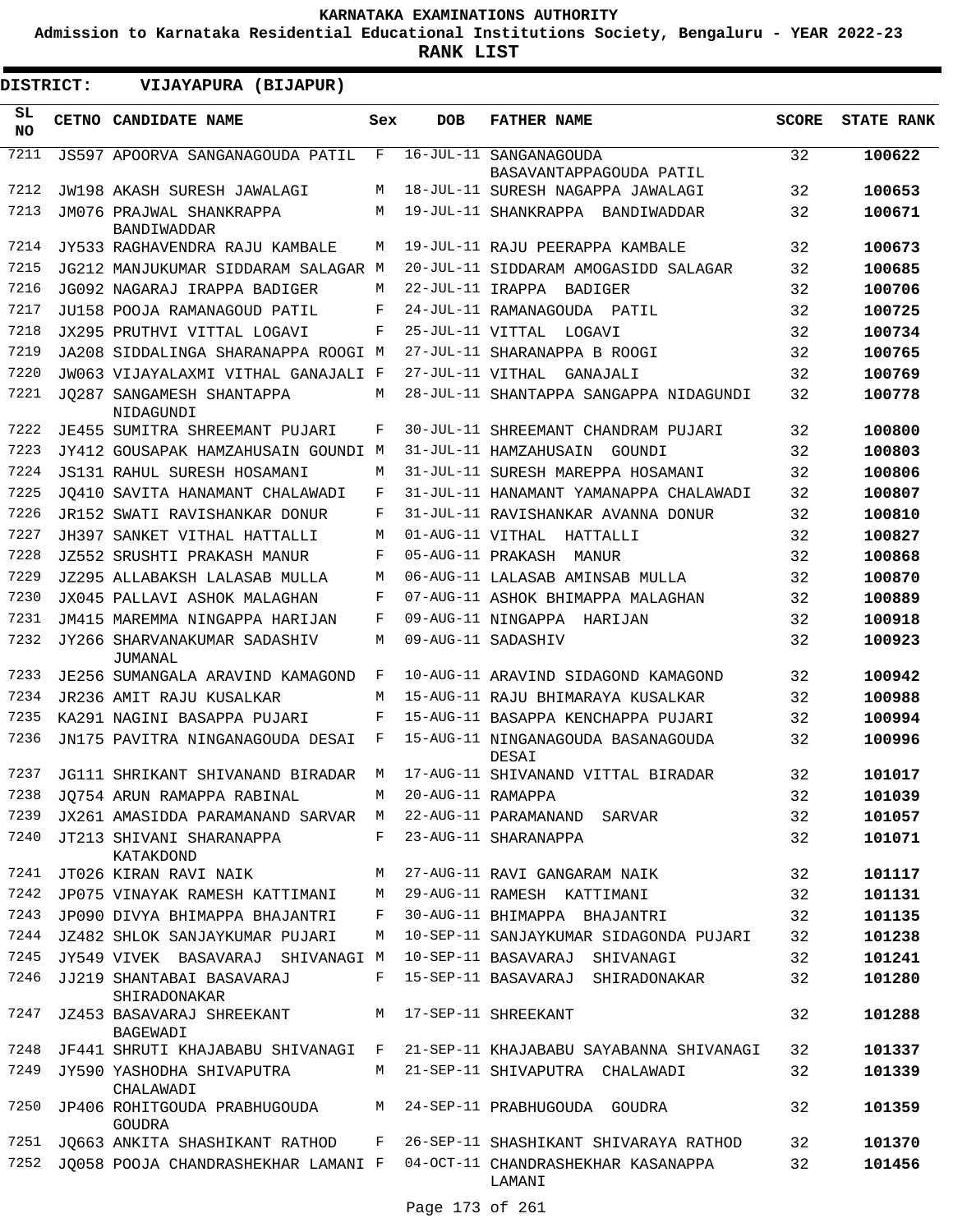# KARNATAKA EXAMINATIONS AUTHORITY

**Admission to Karnataka Residential Educational Institutions Society, Bengaluru - YEAR 2022-23**

**RANK LIST**

**DISTRICT: VIJAYAPURA (BIJAPUR)**

| SL NO | CETNO | CANDIDATE NAME | Sex | DOB | FATHER NAME | SCORE | STATE RANK |
|---|---|---|---|---|---|---|---|
| 7211 | JS597 | APOORVA SANGANAGOUDA PATIL | F | 16-JUL-11 | SANGANAGOUDA BASAVANTAPPAGOUDA PATIL | 32 | **100622** |
| 7212 | JW198 | AKASH SURESH JAWALAGI | M | 18-JUL-11 | SURESH NAGAPPA JAWALAGI | 32 | **100653** |
| 7213 | JM076 | PRAJWAL SHANKRAPPA BANDIWADDAR | M | 19-JUL-11 | SHANKRAPPA BANDIWADDAR | 32 | **100671** |
| 7214 | JY533 | RAGHAVENDRA RAJU KAMBALE | M | 19-JUL-11 | RAJU PEERAPPA KAMBALE | 32 | **100673** |
| 7215 | JG212 | MANJUKUMAR SIDDARAM SALAGAR | M | 20-JUL-11 | SIDDARAM AMOGASIDD SALAGAR | 32 | **100685** |
| 7216 | JG092 | NAGARAJ IRAPPA BADIGER | M | 22-JUL-11 | IRAPPA BADIGER | 32 | **100706** |
| 7217 | JU158 | POOJA RAMANAGOUD PATIL | F | 24-JUL-11 | RAMANAGOUDA PATIL | 32 | **100725** |
| 7218 | JX295 | PRUTHVI VITTAL LOGAVI | F | 25-JUL-11 | VITTAL LOGAVI | 32 | **100734** |
| 7219 | JA208 | SIDDALINGA SHARANAPPA ROOGI | M | 27-JUL-11 | SHARANAPPA B ROOGI | 32 | **100765** |
| 7220 | JW063 | VIJAYALAXMI VITHAL GANAJALI | F | 27-JUL-11 | VITHAL GANAJALI | 32 | **100769** |
| 7221 | JQ287 | SANGAMESH SHANTAPPA NIDAGUNDI | M | 28-JUL-11 | SHANTAPPA SANGAPPA NIDAGUNDI | 32 | **100778** |
| 7222 | JE455 | SUMITRA SHREEMANT PUJARI | F | 30-JUL-11 | SHREEMANT CHANDRAM PUJARI | 32 | **100800** |
| 7223 | JY412 | GOUSAPAK HAMZAHUSAIN GOUNDI | M | 31-JUL-11 | HAMZAHUSAIN GOUNDI | 32 | **100803** |
| 7224 | JS131 | RAHUL SURESH HOSAMANI | M | 31-JUL-11 | SURESH MAREPPA HOSAMANI | 32 | **100806** |
| 7225 | JQ410 | SAVITA HANAMANT CHALAWADI | F | 31-JUL-11 | HANAMANT YAMANAPPA CHALAWADI | 32 | **100807** |
| 7226 | JR152 | SWATI RAVISHANKAR DONUR | F | 31-JUL-11 | RAVISHANKAR AVANNA DONUR | 32 | **100810** |
| 7227 | JH397 | SANKET VITHAL HATTALLI | M | 01-AUG-11 | VITHAL HATTALLI | 32 | **100827** |
| 7228 | JZ552 | SRUSHTI PRAKASH MANUR | F | 05-AUG-11 | PRAKASH MANUR | 32 | **100868** |
| 7229 | JZ295 | ALLABAKSH LALASAB MULLA | M | 06-AUG-11 | LALASAB AMINSAB MULLA | 32 | **100870** |
| 7230 | JX045 | PALLAVI ASHOK MALAGHAN | F | 07-AUG-11 | ASHOK BHIMAPPA MALAGHAN | 32 | **100889** |
| 7231 | JM415 | MAREMMA NINGAPPA HARIJAN | F | 09-AUG-11 | NINGAPPA HARIJAN | 32 | **100918** |
| 7232 | JY266 | SHARVANAKUMAR SADASHIV JUMANAL | M | 09-AUG-11 | SADASHIV | 32 | **100923** |
| 7233 | JE256 | SUMANGALA ARAVIND KAMAGOND | F | 10-AUG-11 | ARAVIND SIDAGOND KAMAGOND | 32 | **100942** |
| 7234 | JR236 | AMIT RAJU KUSALKAR | M | 15-AUG-11 | RAJU BHIMARAYA KUSALKAR | 32 | **100988** |
| 7235 | KA291 | NAGINI BASAPPA PUJARI | F | 15-AUG-11 | BASAPPA KENCHAPPA PUJARI | 32 | **100994** |
| 7236 | JN175 | PAVITRA NINGANAGOUDA DESAI | F | 15-AUG-11 | NINGANAGOUDA BASANAGOUDA DESAI | 32 | **100996** |
| 7237 | JG111 | SHRIKANT SHIVANAND BIRADAR | M | 17-AUG-11 | SHIVANAND VITTAL BIRADAR | 32 | **101017** |
| 7238 | JQ754 | ARUN RAMAPPA RABINAL | M | 20-AUG-11 | RAMAPPA | 32 | **101039** |
| 7239 | JX261 | AMASIDDA PARAMANAND SARVAR | M | 22-AUG-11 | PARAMANAND SARVAR | 32 | **101057** |
| 7240 | JT213 | SHIVANI SHARANAPPA KATAKDOND | F | 23-AUG-11 | SHARANAPPA | 32 | **101071** |
| 7241 | JT026 | KIRAN RAVI NAIK | M | 27-AUG-11 | RAVI GANGARAM NAIK | 32 | **101117** |
| 7242 | JP075 | VINAYAK RAMESH KATTIMANI | M | 29-AUG-11 | RAMESH KATTIMANI | 32 | **101131** |
| 7243 | JP090 | DIVYA BHIMAPPA BHAJANTRI | F | 30-AUG-11 | BHIMAPPA BHAJANTRI | 32 | **101135** |
| 7244 | JZ482 | SHLOK SANJAYKUMAR PUJARI | M | 10-SEP-11 | SANJAYKUMAR SIDAGONDA PUJARI | 32 | **101238** |
| 7245 | JY549 | VIVEK BASAVARAJ SHIVANAGI | M | 10-SEP-11 | BASAVARAJ SHIVANAGI | 32 | **101241** |
| 7246 | JJ219 | SHANTABAI BASAVARAJ SHIRADONAKAR | F | 15-SEP-11 | BASAVARAJ SHIRADONAKAR | 32 | **101280** |
| 7247 | JZ453 | BASAVARAJ SHREEKANT BAGEWADI | M | 17-SEP-11 | SHREEKANT | 32 | **101288** |
| 7248 | JF441 | SHRUTI KHAJABABU SHIVANAGI | F | 21-SEP-11 | KHAJABABU SAYABANNA SHIVANAGI | 32 | **101337** |
| 7249 | JY590 | YASHODHA SHIVAPUTRA CHALAWADI | M | 21-SEP-11 | SHIVAPUTRA CHALAWADI | 32 | **101339** |
| 7250 | JP406 | ROHITGOUDA PRABHUGOUDA GOUDRA | M | 24-SEP-11 | PRABHUGOUDA GOUDRA | 32 | **101359** |
| 7251 | JQ663 | ANKITA SHASHIKANT RATHOD | F | 26-SEP-11 | SHASHIKANT SHIVARAYA RATHOD | 32 | **101370** |
| 7252 | JQ058 | POOJA CHANDRASHEKHAR LAMANI | F | 04-OCT-11 | CHANDRASHEKHAR KASANAPPA LAMANI | 32 | **101456** |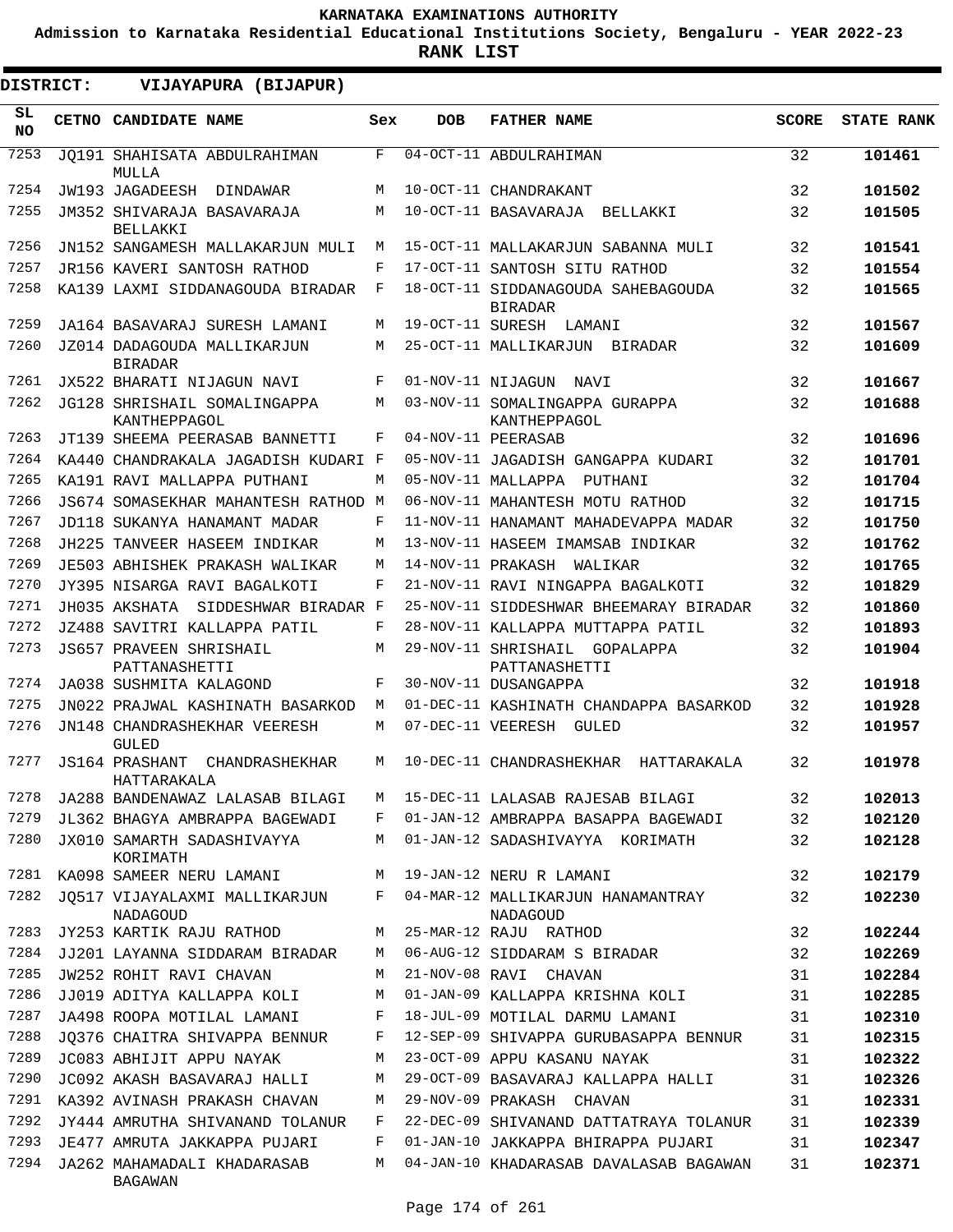**KARNATAKA EXAMINATIONS AUTHORITY**

**Admission to Karnataka Residential Educational Institutions Society, Bengaluru - YEAR 2022-23**

**RANK LIST**

**DISTRICT: VIJAYAPURA (BIJAPUR)**

| SL NO | CETNO | CANDIDATE NAME | Sex | DOB | FATHER NAME | SCORE | STATE RANK |
|---|---|---|---|---|---|---|---|
| 7253 | JQ191 | SHAHISATA ABDULRAHIMAN MULLA | F | 04-OCT-11 | ABDULRAHIMAN | 32 | 101461 |
| 7254 | JW193 | JAGADEESH DINDAWAR | M | 10-OCT-11 | CHANDRAKANT | 32 | 101502 |
| 7255 | JM352 | SHIVARAJA BASAVARAJA BELLAKKI | M | 10-OCT-11 | BASAVARAJA BELLAKKI | 32 | 101505 |
| 7256 | JN152 | SANGAMESH MALLAKARJUN MULI | M | 15-OCT-11 | MALLAKARJUN SABANNA MULI | 32 | 101541 |
| 7257 | JR156 | KAVERI SANTOSH RATHOD | F | 17-OCT-11 | SANTOSH SITU RATHOD | 32 | 101554 |
| 7258 | KA139 | LAXMI SIDDANAGOUDA BIRADAR | F | 18-OCT-11 | SIDDANAGOUDA SAHEBAGOUDA BIRADAR | 32 | 101565 |
| 7259 | JA164 | BASAVARAJ SURESH LAMANI | M | 19-OCT-11 | SURESH LAMANI | 32 | 101567 |
| 7260 | JZ014 | DADAGOUDA MALLIKARJUN BIRADAR | M | 25-OCT-11 | MALLIKARJUN BIRADAR | 32 | 101609 |
| 7261 | JX522 | BHARATI NIJAGUN NAVI | F | 01-NOV-11 | NIJAGUN NAVI | 32 | 101667 |
| 7262 | JG128 | SHRISHAIL SOMALINGAPPA KANTHEPPAGOL | M | 03-NOV-11 | SOMALINGAPPA GURAPPA KANTHEPPAGOL | 32 | 101688 |
| 7263 | JT139 | SHEEMA PEERASAB BANNETTI | F | 04-NOV-11 | PEERASAB | 32 | 101696 |
| 7264 | KA440 | CHANDRAKALA JAGADISH KUDARI | F | 05-NOV-11 | JAGADISH GANGAPPA KUDARI | 32 | 101701 |
| 7265 | KA191 | RAVI MALLAPPA PUTHANI | M | 05-NOV-11 | MALLAPPA PUTHANI | 32 | 101704 |
| 7266 | JS674 | SOMASEKHAR MAHANTESH RATHOD | M | 06-NOV-11 | MAHANTESH MOTU RATHOD | 32 | 101715 |
| 7267 | JD118 | SUKANYA HANAMANT MADAR | F | 11-NOV-11 | HANAMANT MAHADEVAPPA MADAR | 32 | 101750 |
| 7268 | JH225 | TANVEER HASEEM INDIKAR | M | 13-NOV-11 | HASEEM IMAMSAB INDIKAR | 32 | 101762 |
| 7269 | JE503 | ABHISHEK PRAKASH WALIKAR | M | 14-NOV-11 | PRAKASH WALIKAR | 32 | 101765 |
| 7270 | JY395 | NISARGA RAVI BAGALKOTI | F | 21-NOV-11 | RAVI NINGAPPA BAGALKOTI | 32 | 101829 |
| 7271 | JH035 | AKSHATA SIDDESHWAR BIRADAR | F | 25-NOV-11 | SIDDESHWAR BHEEMARAY BIRADAR | 32 | 101860 |
| 7272 | JZ488 | SAVITRI KALLAPPA PATIL | F | 28-NOV-11 | KALLAPPA MUTTAPPA PATIL | 32 | 101893 |
| 7273 | JS657 | PRAVEEN SHRISHAIL PATTANASHETTI | M | 29-NOV-11 | SHRISHAIL GOPALAPPA PATTANASHETTI | 32 | 101904 |
| 7274 | JA038 | SUSHMITA KALAGOND | F | 30-NOV-11 | DUSANGAPPA | 32 | 101918 |
| 7275 | JN022 | PRAJWAL KASHINATH BASARKOD | M | 01-DEC-11 | KASHINATH CHANDAPPA BASARKOD | 32 | 101928 |
| 7276 | JN148 | CHANDRASHEKHAR VEERESH GULED | M | 07-DEC-11 | VEERESH GULED | 32 | 101957 |
| 7277 | JS164 | PRASHANT CHANDRASHEKHAR HATTARAKALA | M | 10-DEC-11 | CHANDRASHEKHAR HATTARAKALA | 32 | 101978 |
| 7278 | JA288 | BANDENAWAZ LALASAB BILAGI | M | 15-DEC-11 | LALASAB RAJESAB BILAGI | 32 | 102013 |
| 7279 | JL362 | BHAGYA AMBRAPPA BAGEWADI | F | 01-JAN-12 | AMBRAPPA BASAPPA BAGEWADI | 32 | 102120 |
| 7280 | JX010 | SAMARTH SADASHIVAYYA KORIMATH | M | 01-JAN-12 | SADASHIVAYYA KORIMATH | 32 | 102128 |
| 7281 | KA098 | SAMEER NERU LAMANI | M | 19-JAN-12 | NERU R LAMANI | 32 | 102179 |
| 7282 | JQ517 | VIJAYALAXMI MALLIKARJUN NADAGOUD | F | 04-MAR-12 | MALLIKARJUN HANAMANTRAY NADAGOUD | 32 | 102230 |
| 7283 | JY253 | KARTIK RAJU RATHOD | M | 25-MAR-12 | RAJU RATHOD | 32 | 102244 |
| 7284 | JJ201 | LAYANNA SIDDARAM BIRADAR | M | 06-AUG-12 | SIDDARAM S BIRADAR | 32 | 102269 |
| 7285 | JW252 | ROHIT RAVI CHAVAN | M | 21-NOV-08 | RAVI CHAVAN | 31 | 102284 |
| 7286 | JJ019 | ADITYA KALLAPPA KOLI | M | 01-JAN-09 | KALLAPPA KRISHNA KOLI | 31 | 102285 |
| 7287 | JA498 | ROOPA MOTILAL LAMANI | F | 18-JUL-09 | MOTILAL DARMU LAMANI | 31 | 102310 |
| 7288 | JQ376 | CHAITRA SHIVAPPA BENNUR | F | 12-SEP-09 | SHIVAPPA GURUBASAPPA BENNUR | 31 | 102315 |
| 7289 | JC083 | ABHIJIT APPU NAYAK | M | 23-OCT-09 | APPU KASANU NAYAK | 31 | 102322 |
| 7290 | JC092 | AKASH BASAVARAJ HALLI | M | 29-OCT-09 | BASAVARAJ KALLAPPA HALLI | 31 | 102326 |
| 7291 | KA392 | AVINASH PRAKASH CHAVAN | M | 29-NOV-09 | PRAKASH CHAVAN | 31 | 102331 |
| 7292 | JY444 | AMRUTHA SHIVANAND TOLANUR | F | 22-DEC-09 | SHIVANAND DATTATRAYA TOLANUR | 31 | 102339 |
| 7293 | JE477 | AMRUTA JAKKAPPA PUJARI | F | 01-JAN-10 | JAKKAPPA BHIRAPPA PUJARI | 31 | 102347 |
| 7294 | JA262 | MAHAMADALI KHADARASAB BAGAWAN | M | 04-JAN-10 | KHADARASAB DAVALASAB BAGAWAN | 31 | 102371 |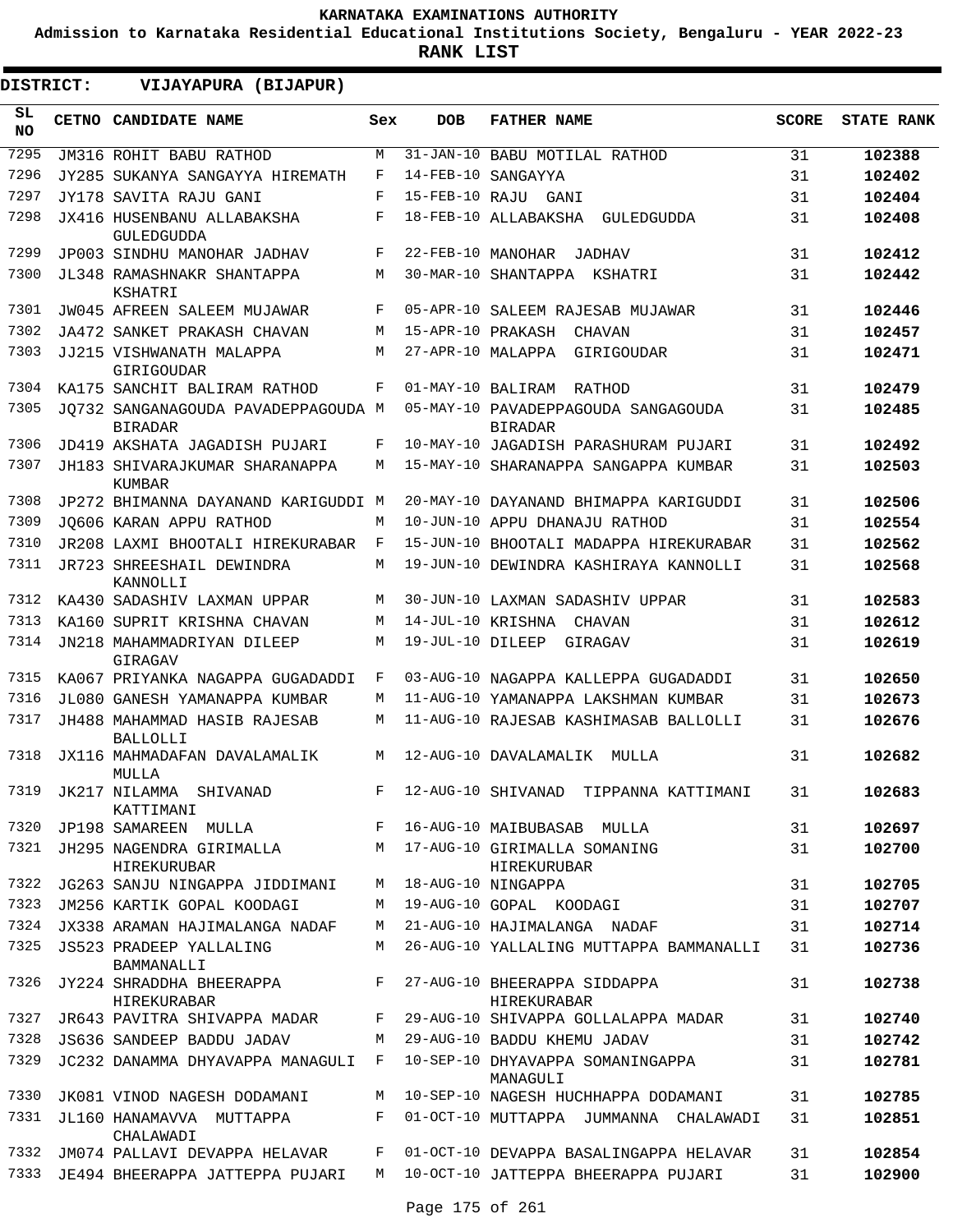**KARNATAKA EXAMINATIONS AUTHORITY**

**Admission to Karnataka Residential Educational Institutions Society, Bengaluru - YEAR 2022-23**

**RANK LIST**

**DISTRICT: VIJAYAPURA (BIJAPUR)**

| SL NO | CETNO | CANDIDATE NAME | Sex | DOB | FATHER NAME | SCORE | STATE RANK |
|---|---|---|---|---|---|---|---|
| 7295 | JM316 | ROHIT BABU RATHOD | M | 31-JAN-10 | BABU MOTILAL RATHOD | 31 | 102388 |
| 7296 | JY285 | SUKANYA SANGAYYA HIREMATH | F | 14-FEB-10 | SANGAYYA | 31 | 102402 |
| 7297 | JY178 | SAVITA RAJU GANI | F | 15-FEB-10 | RAJU GANI | 31 | 102404 |
| 7298 | JX416 | HUSENBANU ALLABAKSHA GULEDGUDDA | F | 18-FEB-10 | ALLABAKSHA GULEDGUDDA | 31 | 102408 |
| 7299 | JP003 | SINDHU MANOHAR JADHAV | F | 22-FEB-10 | MANOHAR JADHAV | 31 | 102412 |
| 7300 | JL348 | RAMASHNAKR SHANTAPPA KSHATRI | M | 30-MAR-10 | SHANTAPPA KSHATRI | 31 | 102442 |
| 7301 | JW045 | AFREEN SALEEM MUJAWAR | F | 05-APR-10 | SALEEM RAJESAB MUJAWAR | 31 | 102446 |
| 7302 | JA472 | SANKET PRAKASH CHAVAN | M | 15-APR-10 | PRAKASH CHAVAN | 31 | 102457 |
| 7303 | JJ215 | VISHWANATH MALAPPA GIRIGOUDAR | M | 27-APR-10 | MALAPPA GIRIGOUDAR | 31 | 102471 |
| 7304 | KA175 | SANCHIT BALIRAM RATHOD | F | 01-MAY-10 | BALIRAM RATHOD | 31 | 102479 |
| 7305 | JQ732 | SANGANAGOUDA PAVADEPPAGOUDA BIRADAR | M | 05-MAY-10 | PAVADEPPAGOUDA SANGAGOUDA BIRADAR | 31 | 102485 |
| 7306 | JD419 | AKSHATA JAGADISH PUJARI | F | 10-MAY-10 | JAGADISH PARASHURAM PUJARI | 31 | 102492 |
| 7307 | JH183 | SHIVARAJKUMAR SHARANAPPA KUMBAR | M | 15-MAY-10 | SHARANAPPA SANGAPPA KUMBAR | 31 | 102503 |
| 7308 | JP272 | BHIMANNA DAYANAND KARIGUDDI | M | 20-MAY-10 | DAYANAND BHIMAPPA KARIGUDDI | 31 | 102506 |
| 7309 | JQ606 | KARAN APPU RATHOD | M | 10-JUN-10 | APPU DHANAJU RATHOD | 31 | 102554 |
| 7310 | JR208 | LAXMI BHOOTALI HIREKURABAR | F | 15-JUN-10 | BHOOTALI MADAPPA HIREKURABAR | 31 | 102562 |
| 7311 | JR723 | SHREESHAIL DEWINDRA KANNOLLI | M | 19-JUN-10 | DEWINDRA KASHIRAYA KANNOLLI | 31 | 102568 |
| 7312 | KA430 | SADASHIV LAXMAN UPPAR | M | 30-JUN-10 | LAXMAN SADASHIV UPPAR | 31 | 102583 |
| 7313 | KA160 | SUPRIT KRISHNA CHAVAN | M | 14-JUL-10 | KRISHNA CHAVAN | 31 | 102612 |
| 7314 | JN218 | MAHAMMADRIYAN DILEEP GIRAGAV | M | 19-JUL-10 | DILEEP GIRAGAV | 31 | 102619 |
| 7315 | KA067 | PRIYANKA NAGAPPA GUGADADDI | F | 03-AUG-10 | NAGAPPA KALLEPPA GUGADADDI | 31 | 102650 |
| 7316 | JL080 | GANESH YAMANAPPA KUMBAR | M | 11-AUG-10 | YAMANAPPA LAKSHMAN KUMBAR | 31 | 102673 |
| 7317 | JH488 | MAHAMMAD HASIB RAJESAB BALLOLLI | M | 11-AUG-10 | RAJESAB KASHIMASAB BALLOLLI | 31 | 102676 |
| 7318 | JX116 | MAHMADAFAN DAVALAMALIK MULLA | M | 12-AUG-10 | DAVALAMALIK MULLA | 31 | 102682 |
| 7319 | JK217 | NILAMMA SHIVANAD KATTIMANI | F | 12-AUG-10 | SHIVANAD TIPPANNA KATTIMANI | 31 | 102683 |
| 7320 | JP198 | SAMAREEN MULLA | F | 16-AUG-10 | MAIBUBASAB MULLA | 31 | 102697 |
| 7321 | JH295 | NAGENDRA GIRIMALLA HIREKURUBAR | M | 17-AUG-10 | GIRIMALLA SOMANING HIREKURUBAR | 31 | 102700 |
| 7322 | JG263 | SANJU NINGAPPA JIDDIMANI | M | 18-AUG-10 | NINGAPPA | 31 | 102705 |
| 7323 | JM256 | KARTIK GOPAL KOODAGI | M | 19-AUG-10 | GOPAL KOODAGI | 31 | 102707 |
| 7324 | JX338 | ARAMAN HAJIMALANGA NADAF | M | 21-AUG-10 | HAJIMALANGA NADAF | 31 | 102714 |
| 7325 | JS523 | PRADEEP YALLALING BAMMANALLI | M | 26-AUG-10 | YALLALING MUTTAPPA BAMMANALLI | 31 | 102736 |
| 7326 | JY224 | SHRADDHA BHEERAPPA HIREKURABAR | F | 27-AUG-10 | BHEERAPPA SIDDAPPA HIREKURABAR | 31 | 102738 |
| 7327 | JR643 | PAVITRA SHIVAPPA MADAR | F | 29-AUG-10 | SHIVAPPA GOLLALAPPA MADAR | 31 | 102740 |
| 7328 | JS636 | SANDEEP BADDU JADAV | M | 29-AUG-10 | BADDU KHEMU JADAV | 31 | 102742 |
| 7329 | JC232 | DANAMMA DHYAVAPPA MANAGULI | F | 10-SEP-10 | DHYAVAPPA SOMANINGAPPA MANAGULI | 31 | 102781 |
| 7330 | JK081 | VINOD NAGESH DODAMANI | M | 10-SEP-10 | NAGESH HUCHHAPPA DODAMANI | 31 | 102785 |
| 7331 | JL160 | HANAMAVVA MUTTAPPA CHALAWADI | F | 01-OCT-10 | MUTTAPPA JUMMANNA CHALAWADI | 31 | 102851 |
| 7332 | JM074 | PALLAVI DEVAPPA HELAVAR | F | 01-OCT-10 | DEVAPPA BASALINGAPPA HELAVAR | 31 | 102854 |
| 7333 | JE494 | BHEERAPPA JATTEPPA PUJARI | M | 10-OCT-10 | JATTEPPA BHEERAPPA PUJARI | 31 | 102900 |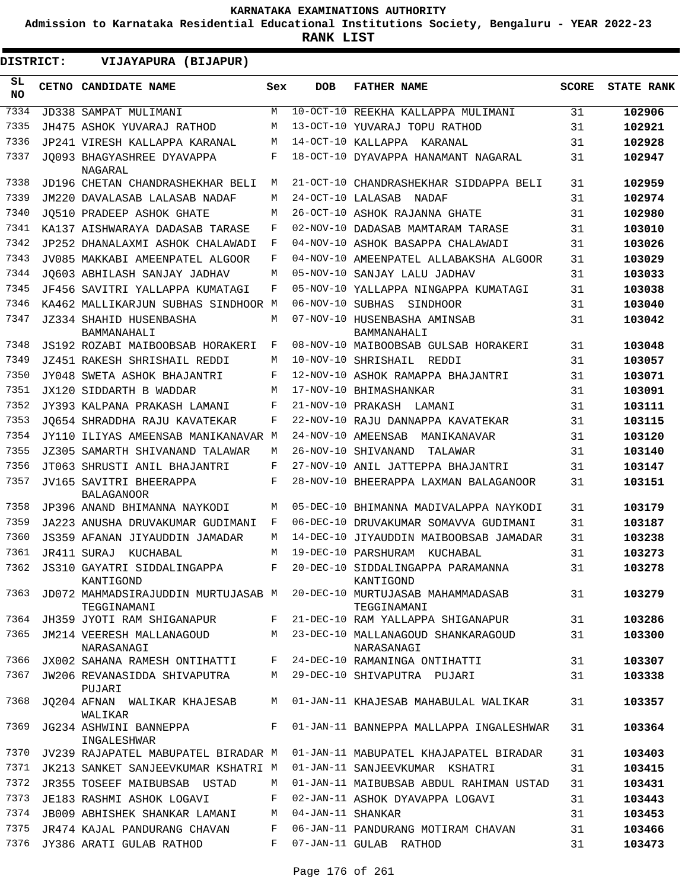**KARNATAKA EXAMINATIONS AUTHORITY**

**Admission to Karnataka Residential Educational Institutions Society, Bengaluru - YEAR 2022-23**

**RANK LIST**

**DISTRICT: VIJAYAPURA (BIJAPUR)**

| SL NO | CETNO | CANDIDATE NAME | Sex | DOB | FATHER NAME | SCORE | STATE RANK |
|---|---|---|---|---|---|---|---|
| 7334 | JD338 | SAMPAT MULIMANI | M | 10-OCT-10 | REEKHA KALLAPPA MULIMANI | 31 | 102906 |
| 7335 | JH475 | ASHOK YUVARAJ RATHOD | M | 13-OCT-10 | YUVARAJ TOPU RATHOD | 31 | 102921 |
| 7336 | JP241 | VIRESH KALLAPPA KARANAL | M | 14-OCT-10 | KALLAPPA KARANAL | 31 | 102928 |
| 7337 | JQ093 | BHAGYASHREE DYAVAPPA NAGARAL | F | 18-OCT-10 | DYAVAPPA HANAMANT NAGARAL | 31 | 102947 |
| 7338 | JD196 | CHETAN CHANDRASHEKHAR BELI | M | 21-OCT-10 | CHANDRASHEKHAR SIDDAPPA BELI | 31 | 102959 |
| 7339 | JM220 | DAVALASAB LALASAB NADAF | M | 24-OCT-10 | LALASAB NADAF | 31 | 102974 |
| 7340 | JQ510 | PRADEEP ASHOK GHATE | M | 26-OCT-10 | ASHOK RAJANNA GHATE | 31 | 102980 |
| 7341 | KA137 | AISHWARAYA DADASAB TARASE | F | 02-NOV-10 | DADASAB MAMTARAM TARASE | 31 | 103010 |
| 7342 | JP252 | DHANALAXMI ASHOK CHALAWADI | F | 04-NOV-10 | ASHOK BASAPPA CHALAWADI | 31 | 103026 |
| 7343 | JV085 | MAKKABI AMEENPATEL ALGOOR | F | 04-NOV-10 | AMEENPATEL ALLABAKSHA ALGOOR | 31 | 103029 |
| 7344 | JQ603 | ABHILASH SANJAY JADHAV | M | 05-NOV-10 | SANJAY LALU JADHAV | 31 | 103033 |
| 7345 | JF456 | SAVITRI YALLAPPA KUMATAGI | F | 05-NOV-10 | YALLAPPA NINGAPPA KUMATAGI | 31 | 103038 |
| 7346 | KA462 | MALLIKARJUN SUBHAS SINDHOOR | M | 06-NOV-10 | SUBHAS SINDHOOR | 31 | 103040 |
| 7347 | JZ334 | SHAHID HUSENBASHA BAMMANAHALI | M | 07-NOV-10 | HUSENBASHA AMINSAB BAMMANAHALI | 31 | 103042 |
| 7348 | JS192 | ROZABI MAIBOOBSAB HORAKERI | F | 08-NOV-10 | MAIBOOBSAB GULSAB HORAKERI | 31 | 103048 |
| 7349 | JZ451 | RAKESH SHRISHAIL REDDI | M | 10-NOV-10 | SHRISHAIL REDDI | 31 | 103057 |
| 7350 | JY048 | SWETA ASHOK BHAJANTRI | F | 12-NOV-10 | ASHOK RAMAPPA BHAJANTRI | 31 | 103071 |
| 7351 | JX120 | SIDDARTH B WADDAR | M | 17-NOV-10 | BHIMASHANKAR | 31 | 103091 |
| 7352 | JY393 | KALPANA PRAKASH LAMANI | F | 21-NOV-10 | PRAKASH LAMANI | 31 | 103111 |
| 7353 | JQ654 | SHRADDHA RAJU KAVATEKAR | F | 22-NOV-10 | RAJU DANNAPPA KAVATEKAR | 31 | 103115 |
| 7354 | JY110 | ILIYAS AMEENSAB MANIKANAVAR | M | 24-NOV-10 | AMEENSAB MANIKANAVAR | 31 | 103120 |
| 7355 | JZ305 | SAMARTH SHIVANAND TALAWAR | M | 26-NOV-10 | SHIVANAND TALAWAR | 31 | 103140 |
| 7356 | JT063 | SHRUSTI ANIL BHAJANTRI | F | 27-NOV-10 | ANIL JATTEPPA BHAJANTRI | 31 | 103147 |
| 7357 | JV165 | SAVITRI BHEERAPPA BALAGANOOR | F | 28-NOV-10 | BHEERAPPA LAXMAN BALAGANOOR | 31 | 103151 |
| 7358 | JP396 | ANAND BHIMANNA NAYKODI | M | 05-DEC-10 | BHIMANNA MADIVALAPPA NAYKODI | 31 | 103179 |
| 7359 | JA223 | ANUSHA DRUVAKUMAR GUDIMANI | F | 06-DEC-10 | DRUVAKUMAR SOMAVVA GUDIMANI | 31 | 103187 |
| 7360 | JS359 | AFANAN JIYAUDDIN JAMADAR | M | 14-DEC-10 | JIYAUDDIN MAIBOOBSAB JAMADAR | 31 | 103238 |
| 7361 | JR411 | SURAJ KUCHABAL | M | 19-DEC-10 | PARSHURAM KUCHABAL | 31 | 103273 |
| 7362 | JS310 | GAYATRI SIDDALINGAPPA KANTIGOND | F | 20-DEC-10 | SIDDALINGAPPA PARAMANNA KANTIGOND | 31 | 103278 |
| 7363 | JD072 | MAHMADSIRAJUDDIN MURTUJASAB TEGGINAMANI | M | 20-DEC-10 | MURTUJASAB MAHAMMADASAB TEGGINAMANI | 31 | 103279 |
| 7364 | JH359 | JYOTI RAM SHIGANAPUR | F | 21-DEC-10 | RAM YALLAPPA SHIGANAPUR | 31 | 103286 |
| 7365 | JM214 | VEERESH MALLANAGOUD NARASANAGI | M | 23-DEC-10 | MALLANAGOUD SHANKARAGOUD NARASANAGI | 31 | 103300 |
| 7366 | JX002 | SAHANA RAMESH ONTIHATTI | F | 24-DEC-10 | RAMANINGA ONTIHATTI | 31 | 103307 |
| 7367 | JW206 | REVANASIDDA SHIVAPUTRA PUJARI | M | 29-DEC-10 | SHIVAPUTRA PUJARI | 31 | 103338 |
| 7368 | JQ204 | AFNAN WALIKAR KHAJESAB WALIKAR | M | 01-JAN-11 | KHAJESAB MAHABULAL WALIKAR | 31 | 103357 |
| 7369 | JG234 | ASHWINI BANNEPPA INGALESHWAR | F | 01-JAN-11 | BANNEPPA MALLAPPA INGALESHWAR | 31 | 103364 |
| 7370 | JV239 | RAJAPATEL MABUPATEL BIRADAR | M | 01-JAN-11 | MABUPATEL KHAJAPATEL BIRADAR | 31 | 103403 |
| 7371 | JK213 | SANKET SANJEEVKUMAR KSHATRI | M | 01-JAN-11 | SANJEEVKUMAR KSHATRI | 31 | 103415 |
| 7372 | JR355 | TOSEEF MAIBUBSAB USTAD | M | 01-JAN-11 | MAIBUBSAB ABDUL RAHIMAN USTAD | 31 | 103431 |
| 7373 | JE183 | RASHMI ASHOK LOGAVI | F | 02-JAN-11 | ASHOK DYAVAPPA LOGAVI | 31 | 103443 |
| 7374 | JB009 | ABHISHEK SHANKAR LAMANI | M | 04-JAN-11 | SHANKAR | 31 | 103453 |
| 7375 | JR474 | KAJAL PANDURANG CHAVAN | F | 06-JAN-11 | PANDURANG MOTIRAM CHAVAN | 31 | 103466 |
| 7376 | JY386 | ARATI GULAB RATHOD | F | 07-JAN-11 | GULAB RATHOD | 31 | 103473 |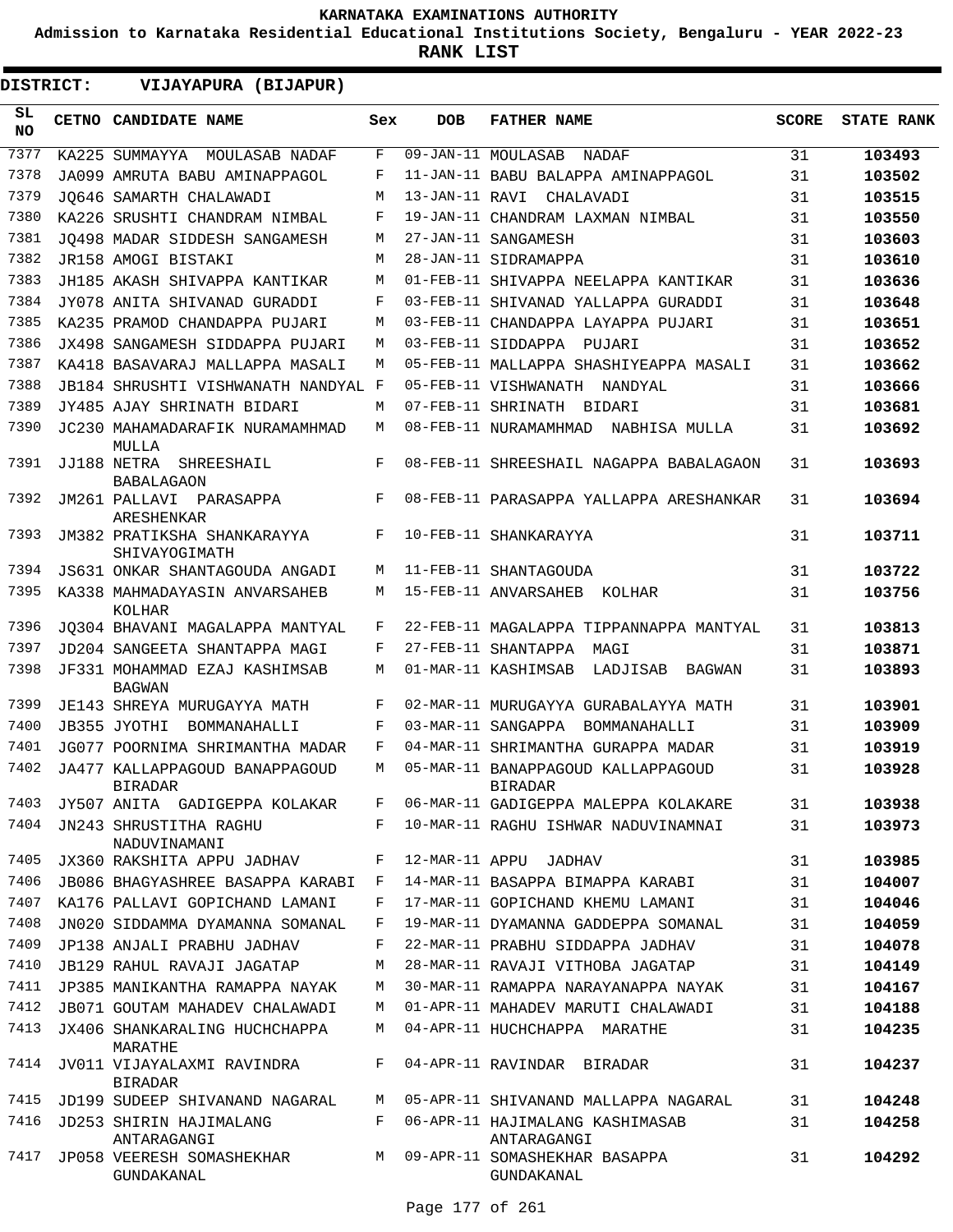KARNATAKA EXAMINATIONS AUTHORITY

Admission to Karnataka Residential Educational Institutions Society, Bengaluru - YEAR 2022-23

**RANK LIST**

**DISTRICT: VIJAYAPURA (BIJAPUR)**

| SL NO | CETNO | CANDIDATE NAME | Sex | DOB | FATHER NAME | SCORE | STATE RANK |
|---|---|---|---|---|---|---|---|
| 7377 | KA225 | SUMMAYYA MOULASAB NADAF | F | 09-JAN-11 | MOULASAB NADAF | 31 | **103493** |
| 7378 | JA099 | AMRUTA BABU AMINAPPAGOL | F | 11-JAN-11 | BABU BALAPPA AMINAPPAGOL | 31 | **103502** |
| 7379 | JQ646 | SAMARTH CHALAWADI | M | 13-JAN-11 | RAVI CHALAVADI | 31 | **103515** |
| 7380 | KA226 | SRUSHTI CHANDRAM NIMBAL | F | 19-JAN-11 | CHANDRAM LAXMAN NIMBAL | 31 | **103550** |
| 7381 | JQ498 | MADAR SIDDESH SANGAMESH | M | 27-JAN-11 | SANGAMESH | 31 | **103603** |
| 7382 | JR158 | AMOGI BISTAKI | M | 28-JAN-11 | SIDRAMAPPA | 31 | **103610** |
| 7383 | JH185 | AKASH SHIVAPPA KANTIKAR | M | 01-FEB-11 | SHIVAPPA NEELAPPA KANTIKAR | 31 | **103636** |
| 7384 | JY078 | ANITA SHIVANAD GURADDI | F | 03-FEB-11 | SHIVANAD YALLAPPA GURADDI | 31 | **103648** |
| 7385 | KA235 | PRAMOD CHANDAPPA PUJARI | M | 03-FEB-11 | CHANDAPPA LAYAPPA PUJARI | 31 | **103651** |
| 7386 | JX498 | SANGAMESH SIDDAPPA PUJARI | M | 03-FEB-11 | SIDDAPPA PUJARI | 31 | **103652** |
| 7387 | KA418 | BASAVARAJ MALLAPPA MASALI | M | 05-FEB-11 | MALLAPPA SHASHIYEAPPA MASALI | 31 | **103662** |
| 7388 | JB184 | SHRUSHTI VISHWANATH NANDYAL | F | 05-FEB-11 | VISHWANATH NANDYAL | 31 | **103666** |
| 7389 | JY485 | AJAY SHRINATH BIDARI | M | 07-FEB-11 | SHRINATH BIDARI | 31 | **103681** |
| 7390 | JC230 | MAHAMADARAFIK NURAMAMHMAD MULLA | M | 08-FEB-11 | NURAMAMHMAD NABHISA MULLA | 31 | **103692** |
| 7391 | JJ188 | NETRA SHREESHAIL BABALAGAON | F | 08-FEB-11 | SHREESHAIL NAGAPPA BABALAGAON | 31 | **103693** |
| 7392 | JM261 | PALLAVI PARASAPPA ARESHENKAR | F | 08-FEB-11 | PARASAPPA YALLAPPA ARESHANKAR | 31 | **103694** |
| 7393 | JM382 | PRATIKSHA SHANKARAYYA SHIVAYOGIMATH | F | 10-FEB-11 | SHANKARAYYA | 31 | **103711** |
| 7394 | JS631 | ONKAR SHANTAGOUDA ANGADI | M | 11-FEB-11 | SHANTAGOUDA | 31 | **103722** |
| 7395 | KA338 | MAHMADAYASIN ANVARSAHEB KOLHAR | M | 15-FEB-11 | ANVARSAHEB KOLHAR | 31 | **103756** |
| 7396 | JQ304 | BHAVANI MAGALAPPA MANTYAL | F | 22-FEB-11 | MAGALAPPA TIPPANNAPPA MANTYAL | 31 | **103813** |
| 7397 | JD204 | SANGEETA SHANTAPPA MAGI | F | 27-FEB-11 | SHANTAPPA MAGI | 31 | **103871** |
| 7398 | JF331 | MOHAMMAD EZAJ KASHIMSAB BAGWAN | M | 01-MAR-11 | KASHIMSAB LADJISAB BAGWAN | 31 | **103893** |
| 7399 | JE143 | SHREYA MURUGAYYA MATH | F | 02-MAR-11 | MURUGAYYA GURABALAYYA MATH | 31 | **103901** |
| 7400 | JB355 | JYOTHI BOMMANAHALLI | F | 03-MAR-11 | SANGAPPA BOMMANAHALLI | 31 | **103909** |
| 7401 | JG077 | POORNIMA SHRIMANTHA MADAR | F | 04-MAR-11 | SHRIMANTHA GURAPPA MADAR | 31 | **103919** |
| 7402 | JA477 | KALLAPPAGOUD BANAPPAGOUD BIRADAR | M | 05-MAR-11 | BANAPPAGOUD KALLAPPAGOUD BIRADAR | 31 | **103928** |
| 7403 | JY507 | ANITA GADIGEPPA KOLAKAR | F | 06-MAR-11 | GADIGEPPA MALEPPA KOLAKARE | 31 | **103938** |
| 7404 | JN243 | SHRUSTITHA RAGHU NADUVINAMANI | F | 10-MAR-11 | RAGHU ISHWAR NADUVINAMNAI | 31 | **103973** |
| 7405 | JX360 | RAKSHITA APPU JADHAV | F | 12-MAR-11 | APPU JADHAV | 31 | **103985** |
| 7406 | JB086 | BHAGYASHREE BASAPPA KARABI | F | 14-MAR-11 | BASAPPA BIMAPPA KARABI | 31 | **104007** |
| 7407 | KA176 | PALLAVI GOPICHAND LAMANI | F | 17-MAR-11 | GOPICHAND KHEMU LAMANI | 31 | **104046** |
| 7408 | JN020 | SIDDAMMA DYAMANNA SOMANAL | F | 19-MAR-11 | DYAMANNA GADDEPPA SOMANAL | 31 | **104059** |
| 7409 | JP138 | ANJALI PRABHU JADHAV | F | 22-MAR-11 | PRABHU SIDDAPPA JADHAV | 31 | **104078** |
| 7410 | JB129 | RAHUL RAVAJI JAGATAP | M | 28-MAR-11 | RAVAJI VITHOBA JAGATAP | 31 | **104149** |
| 7411 | JP385 | MANIKANTHA RAMAPPA NAYAK | M | 30-MAR-11 | RAMAPPA NARAYANAPPA NAYAK | 31 | **104167** |
| 7412 | JB071 | GOUTAM MAHADEV CHALAWADI | M | 01-APR-11 | MAHADEV MARUTI CHALAWADI | 31 | **104188** |
| 7413 | JX406 | SHANKARALING HUCHCHAPPA MARATHE | M | 04-APR-11 | HUCHCHAPPA MARATHE | 31 | **104235** |
| 7414 | JV011 | VIJAYALAXMI RAVINDRA BIRADAR | F | 04-APR-11 | RAVINDAR BIRADAR | 31 | **104237** |
| 7415 | JD199 | SUDEEP SHIVANAND NAGARAL | M | 05-APR-11 | SHIVANAND MALLAPPA NAGARAL | 31 | **104248** |
| 7416 | JD253 | SHIRIN HAJIMALANG ANTARAGANGI | F | 06-APR-11 | HAJIMALANG KASHIMASAB ANTARAGANGI | 31 | **104258** |
| 7417 | JP058 | VEERESH SOMASHEKHAR GUNDAKANAL | M | 09-APR-11 | SOMASHEKHAR BASAPPA GUNDAKANAL | 31 | **104292** |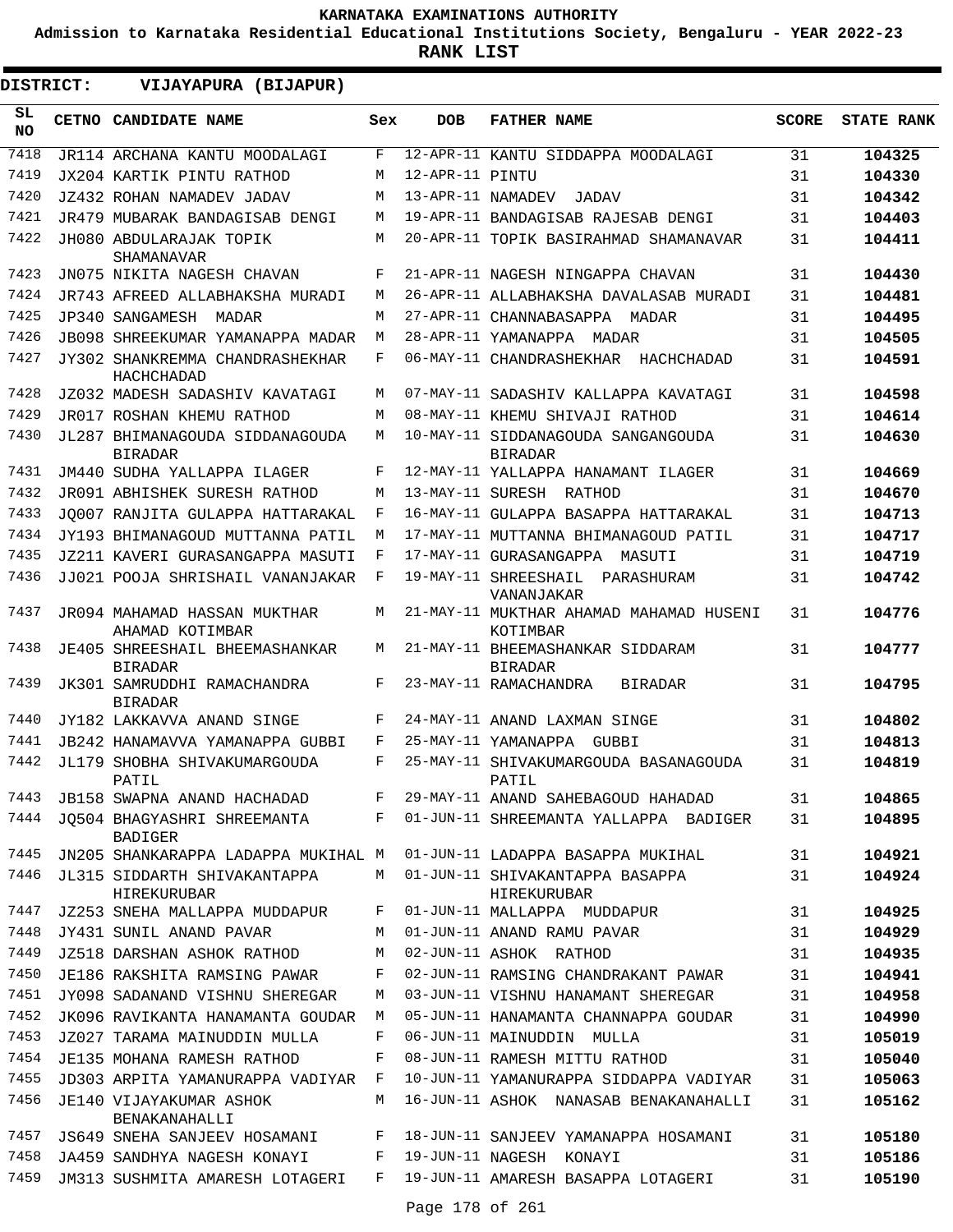# KARNATAKA EXAMINATIONS AUTHORITY

**Admission to Karnataka Residential Educational Institutions Society, Bengaluru - YEAR 2022-23**

**RANK LIST**

**DISTRICT: VIJAYAPURA (BIJAPUR)**

| SL NO | CETNO | CANDIDATE NAME | Sex | DOB | FATHER NAME | SCORE | STATE RANK |
|---|---|---|---|---|---|---|---|
| 7418 | JR114 | ARCHANA KANTU MOODALAGI | F | 12-APR-11 | KANTU SIDDAPPA MOODALAGI | 31 | 104325 |
| 7419 | JX204 | KARTIK PINTU RATHOD | M | 12-APR-11 | PINTU | 31 | 104330 |
| 7420 | JZ432 | ROHAN NAMADEV JADAV | M | 13-APR-11 | NAMADEV JADAV | 31 | 104342 |
| 7421 | JR479 | MUBARAK BANDAGISAB DENGI | M | 19-APR-11 | BANDAGISAB RAJESAB DENGI | 31 | 104403 |
| 7422 | JH080 | ABDULARAJAK TOPIK SHAMANAVAR | M | 20-APR-11 | TOPIK BASIRAHMAD SHAMANAVAR | 31 | 104411 |
| 7423 | JN075 | NIKITA NAGESH CHAVAN | F | 21-APR-11 | NAGESH NINGAPPA CHAVAN | 31 | 104430 |
| 7424 | JR743 | AFREED ALLABHAKSHA MURADI | M | 26-APR-11 | ALLABHAKSHA DAVALASAB MURADI | 31 | 104481 |
| 7425 | JP340 | SANGAMESH MADAR | M | 27-APR-11 | CHANNABASAPPA MADAR | 31 | 104495 |
| 7426 | JB098 | SHREEKUMAR YAMANAPPA MADAR | M | 28-APR-11 | YAMANAPPA MADAR | 31 | 104505 |
| 7427 | JY302 | SHANKREMMA CHANDRASHEKHAR HACHCHADAD | F | 06-MAY-11 | CHANDRASHEKHAR HACHCHADAD | 31 | 104591 |
| 7428 | JZ032 | MADESH SADASHIV KAVATAGI | M | 07-MAY-11 | SADASHIV KALLAPPA KAVATAGI | 31 | 104598 |
| 7429 | JR017 | ROSHAN KHEMU RATHOD | M | 08-MAY-11 | KHEMU SHIVAJI RATHOD | 31 | 104614 |
| 7430 | JL287 | BHIMANAGOUDA SIDDANAGOUDA BIRADAR | M | 10-MAY-11 | SIDDANAGOUDA SANGANGOUDA BIRADAR | 31 | 104630 |
| 7431 | JM440 | SUDHA YALLAPPA ILAGER | F | 12-MAY-11 | YALLAPPA HANAMANT ILAGER | 31 | 104669 |
| 7432 | JR091 | ABHISHEK SURESH RATHOD | M | 13-MAY-11 | SURESH RATHOD | 31 | 104670 |
| 7433 | JQ007 | RANJITA GULAPPA HATTARAKAL | F | 16-MAY-11 | GULAPPA BASAPPA HATTARAKAL | 31 | 104713 |
| 7434 | JY193 | BHIMANAGOUD MUTTANNA PATIL | M | 17-MAY-11 | MUTTANNA BHIMANAGOUD PATIL | 31 | 104717 |
| 7435 | JZ211 | KAVERI GURASANGAPPA MASUTI | F | 17-MAY-11 | GURASANGAPPA MASUTI | 31 | 104719 |
| 7436 | JJ021 | POOJA SHRISHAIL VANANJAKAR | F | 19-MAY-11 | SHREESHAIL PARASHURAM VANANJAKAR | 31 | 104742 |
| 7437 | JR094 | MAHAMAD HASSAN MUKTHAR AHAMAD KOTIMBAR | M | 21-MAY-11 | MUKTHAR AHAMAD MAHAMAD HUSENI KOTIMBAR | 31 | 104776 |
| 7438 | JE405 | SHREESHAIL BHEEMASHANKAR BIRADAR | M | 21-MAY-11 | BHEEMASHANKAR SIDDARAM BIRADAR | 31 | 104777 |
| 7439 | JK301 | SAMRUDDHI RAMACHANDRA BIRADAR | F | 23-MAY-11 | RAMACHANDRA BIRADAR | 31 | 104795 |
| 7440 | JY182 | LAKKAVVA ANAND SINGE | F | 24-MAY-11 | ANAND LAXMAN SINGE | 31 | 104802 |
| 7441 | JB242 | HANAMAVVA YAMANAPPA GUBBI | F | 25-MAY-11 | YAMANAPPA GUBBI | 31 | 104813 |
| 7442 | JL179 | SHOBHA SHIVAKUMARGOUDA PATIL | F | 25-MAY-11 | SHIVAKUMARGOUDA BASANAGOUDA PATIL | 31 | 104819 |
| 7443 | JB158 | SWAPNA ANAND HACHADAD | F | 29-MAY-11 | ANAND SAHEBAGOUD HAHADAD | 31 | 104865 |
| 7444 | JQ504 | BHAGYASHRI SHREEMANTA BADIGER | F | 01-JUN-11 | SHREEMANTA YALLAPPA BADIGER | 31 | 104895 |
| 7445 | JN205 | SHANKARAPPA LADAPPA MUKIHAL | M | 01-JUN-11 | LADAPPA BASAPPA MUKIHAL | 31 | 104921 |
| 7446 | JL315 | SIDDARTH SHIVAKANTAPPA HIREKURUBAR | M | 01-JUN-11 | SHIVAKANTAPPA BASAPPA HIREKURUBAR | 31 | 104924 |
| 7447 | JZ253 | SNEHA MALLAPPA MUDDAPUR | F | 01-JUN-11 | MALLAPPA MUDDAPUR | 31 | 104925 |
| 7448 | JY431 | SUNIL ANAND PAVAR | M | 01-JUN-11 | ANAND RAMU PAVAR | 31 | 104929 |
| 7449 | JZ518 | DARSHAN ASHOK RATHOD | M | 02-JUN-11 | ASHOK RATHOD | 31 | 104935 |
| 7450 | JE186 | RAKSHITA RAMSING PAWAR | F | 02-JUN-11 | RAMSING CHANDRAKANT PAWAR | 31 | 104941 |
| 7451 | JY098 | SADANAND VISHNU SHEREGAR | M | 03-JUN-11 | VISHNU HANAMANT SHEREGAR | 31 | 104958 |
| 7452 | JK096 | RAVIKANTA HANAMANTA GOUDAR | M | 05-JUN-11 | HANAMANTA CHANNAPPA GOUDAR | 31 | 104990 |
| 7453 | JZ027 | TARAMA MAINUDDIN MULLA | F | 06-JUN-11 | MAINUDDIN MULLA | 31 | 105019 |
| 7454 | JE135 | MOHANA RAMESH RATHOD | F | 08-JUN-11 | RAMESH MITTU RATHOD | 31 | 105040 |
| 7455 | JD303 | ARPITA YAMANURAPPA VADIYAR | F | 10-JUN-11 | YAMANURAPPA SIDDAPPA VADIYAR | 31 | 105063 |
| 7456 | JE140 | VIJAYAKUMAR ASHOK BENAKANAHALLI | M | 16-JUN-11 | ASHOK NANASAB BENAKANAHALLI | 31 | 105162 |
| 7457 | JS649 | SNEHA SANJEEV HOSAMANI | F | 18-JUN-11 | SANJEEV YAMANAPPA HOSAMANI | 31 | 105180 |
| 7458 | JA459 | SANDHYA NAGESH KONAYI | F | 19-JUN-11 | NAGESH KONAYI | 31 | 105186 |
| 7459 | JM313 | SUSHMITA AMARESH LOTAGERI | F | 19-JUN-11 | AMARESH BASAPPA LOTAGERI | 31 | 105190 |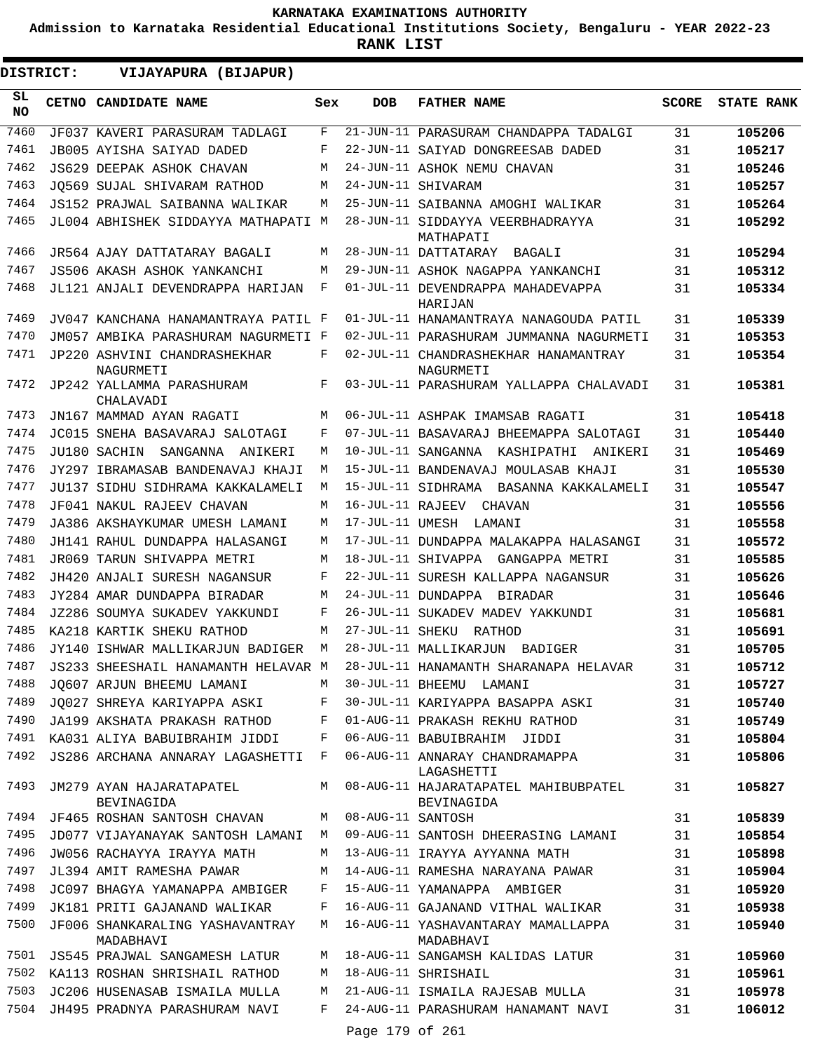# KARNATAKA EXAMINATIONS AUTHORITY

**Admission to Karnataka Residential Educational Institutions Society, Bengaluru - YEAR 2022-23**

**RANK LIST**

**DISTRICT: VIJAYAPURA (BIJAPUR)**

| SL NO | CETNO | CANDIDATE NAME | Sex | DOB | FATHER NAME | SCORE | STATE RANK |
|---|---|---|---|---|---|---|---|
| 7460 | JF037 | KAVERI PARASURAM TADLAGI | F | 21-JUN-11 | PARASURAM CHANDAPPA TADALGI | 31 | 105206 |
| 7461 | JB005 | AYISHA SAIYAD DADED | F | 22-JUN-11 | SAIYAD DONGREESAB DADED | 31 | 105217 |
| 7462 | JS629 | DEEPAK ASHOK CHAVAN | M | 24-JUN-11 | ASHOK NEMU CHAVAN | 31 | 105246 |
| 7463 | JQ569 | SUJAL SHIVARAM RATHOD | M | 24-JUN-11 | SHIVARAM | 31 | 105257 |
| 7464 | JS152 | PRAJWAL SAIBANNA WALIKAR | M | 25-JUN-11 | SAIBANNA AMOGHI WALIKAR | 31 | 105264 |
| 7465 | JL004 | ABHISHEK SIDDAYYA MATHAPATI | M | 28-JUN-11 | SIDDAYYA VEERBHADRAYYA MATHAPATI | 31 | 105292 |
| 7466 | JR564 | AJAY DATTATARAY BAGALI | M | 28-JUN-11 | DATTATARAY BAGALI | 31 | 105294 |
| 7467 | JS506 | AKASH ASHOK YANKANCHI | M | 29-JUN-11 | ASHOK NAGAPPA YANKANCHI | 31 | 105312 |
| 7468 | JL121 | ANJALI DEVENDRAPPA HARIJAN | F | 01-JUL-11 | DEVENDRAPPA MAHADEVAPPA HARIJAN | 31 | 105334 |
| 7469 | JV047 | KANCHANA HANAMANTRAYA PATIL | F | 01-JUL-11 | HANAMANTRAYA NANAGOUDA PATIL | 31 | 105339 |
| 7470 | JM057 | AMBIKA PARASHURAM NAGURMETI | F | 02-JUL-11 | PARASHURAM JUMMANNA NAGURMETI | 31 | 105353 |
| 7471 | JP220 | ASHVINI CHANDRASHEKHAR NAGURMETI | F | 02-JUL-11 | CHANDRASHEKHAR HANAMANTRAY NAGURMETI | 31 | 105354 |
| 7472 | JP242 | YALLAMMA PARASHURAM CHALAVADI | F | 03-JUL-11 | PARASHURAM YALLAPPA CHALAVADI | 31 | 105381 |
| 7473 | JN167 | MAMMAD AYAN RAGATI | M | 06-JUL-11 | ASHPAK IMAMSAB RAGATI | 31 | 105418 |
| 7474 | JC015 | SNEHA BASAVARAJ SALOTAGI | F | 07-JUL-11 | BASAVARAJ BHEEMAPPA SALOTAGI | 31 | 105440 |
| 7475 | JU180 | SACHIN SANGANNA ANIKERI | M | 10-JUL-11 | SANGANNA KASHIPATHI ANIKERI | 31 | 105469 |
| 7476 | JY297 | IBRAMASAB BANDENAVAJ KHAJI | M | 15-JUL-11 | BANDENAVAJ MOULASAB KHAJI | 31 | 105530 |
| 7477 | JU137 | SIDHU SIDHRAMA KAKKALAMELI | M | 15-JUL-11 | SIDHRAMA BASANNA KAKKALAMELI | 31 | 105547 |
| 7478 | JF041 | NAKUL RAJEEV CHAVAN | M | 16-JUL-11 | RAJEEV CHAVAN | 31 | 105556 |
| 7479 | JA386 | AKSHAYKUMAR UMESH LAMANI | M | 17-JUL-11 | UMESH LAMANI | 31 | 105558 |
| 7480 | JH141 | RAHUL DUNDAPPA HALASANGI | M | 17-JUL-11 | DUNDAPPA MALAKAPPA HALASANGI | 31 | 105572 |
| 7481 | JR069 | TARUN SHIVAPPA METRI | M | 18-JUL-11 | SHIVAPPA GANGAPPA METRI | 31 | 105585 |
| 7482 | JH420 | ANJALI SURESH NAGANSUR | F | 22-JUL-11 | SURESH KALLAPPA NAGANSUR | 31 | 105626 |
| 7483 | JY284 | AMAR DUNDAPPA BIRADAR | M | 24-JUL-11 | DUNDAPPA BIRADAR | 31 | 105646 |
| 7484 | JZ286 | SOUMYA SUKADEV YAKKUNDI | F | 26-JUL-11 | SUKADEV MADEV YAKKUNDI | 31 | 105681 |
| 7485 | KA218 | KARTIK SHEKU RATHOD | M | 27-JUL-11 | SHEKU RATHOD | 31 | 105691 |
| 7486 | JY140 | ISHWAR MALLIKARJUN BADIGER | M | 28-JUL-11 | MALLIKARJUN BADIGER | 31 | 105705 |
| 7487 | JS233 | SHEESHAIL HANAMANTH HELAVAR | M | 28-JUL-11 | HANAMANTH SHARANAPA HELAVAR | 31 | 105712 |
| 7488 | JQ607 | ARJUN BHEEMU LAMANI | M | 30-JUL-11 | BHEEMU LAMANI | 31 | 105727 |
| 7489 | JQ027 | SHREYA KARIYAPPA ASKI | F | 30-JUL-11 | KARIYAPPA BASAPPA ASKI | 31 | 105740 |
| 7490 | JA199 | AKSHATA PRAKASH RATHOD | F | 01-AUG-11 | PRAKASH REKHU RATHOD | 31 | 105749 |
| 7491 | KA031 | ALIYA BABUIBRAHIM JIDDI | F | 06-AUG-11 | BABUIBRAHIM JIDDI | 31 | 105804 |
| 7492 | JS286 | ARCHANA ANNARAY LAGASHETTI | F | 06-AUG-11 | ANNARAY CHANDRAMAPPA LAGASHETTI | 31 | 105806 |
| 7493 | JM279 | AYAN HAJARATAPATEL BEVINAGIDA | M | 08-AUG-11 | HAJARATAPATEL MAHIBUBPATEL BEVINAGIDA | 31 | 105827 |
| 7494 | JF465 | ROSHAN SANTOSH CHAVAN | M | 08-AUG-11 | SANTOSH | 31 | 105839 |
| 7495 | JD077 | VIJAYANAYAK SANTOSH LAMANI | M | 09-AUG-11 | SANTOSH DHEERASING LAMANI | 31 | 105854 |
| 7496 | JW056 | RACHAYYA IRAYYA MATH | M | 13-AUG-11 | IRAYYA AYYANNA MATH | 31 | 105898 |
| 7497 | JL394 | AMIT RAMESHA PAWAR | M | 14-AUG-11 | RAMESHA NARAYANA PAWAR | 31 | 105904 |
| 7498 | JC097 | BHAGYA YAMANAPPA AMBIGER | F | 15-AUG-11 | YAMANAPPA AMBIGER | 31 | 105920 |
| 7499 | JK181 | PRITI GAJANAND WALIKAR | F | 16-AUG-11 | GAJANAND VITHAL WALIKAR | 31 | 105938 |
| 7500 | JF006 | SHANKARALING YASHAVANTRAY MADABHAVI | M | 16-AUG-11 | YASHAVANTARAY MAMALLAPPA MADABHAVI | 31 | 105940 |
| 7501 | JS545 | PRAJWAL SANGAMESH LATUR | M | 18-AUG-11 | SANGAMSH KALIDAS LATUR | 31 | 105960 |
| 7502 | KA113 | ROSHAN SHRISHAIL RATHOD | M | 18-AUG-11 | SHRISHAIL | 31 | 105961 |
| 7503 | JC206 | HUSENASAB ISMAILA MULLA | M | 21-AUG-11 | ISMAILA RAJESAB MULLA | 31 | 105978 |
| 7504 | JH495 | PRADNYA PARASHURAM NAVI | F | 24-AUG-11 | PARASHURAM HANAMANT NAVI | 31 | 106012 |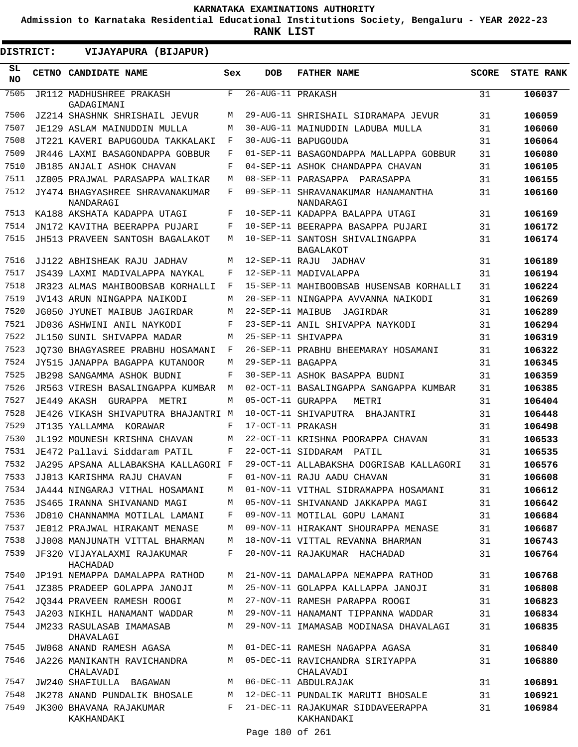KARNATAKA EXAMINATIONS AUTHORITY

Admission to Karnataka Residential Educational Institutions Society, Bengaluru - YEAR 2022-23

**RANK LIST**

**DISTRICT: VIJAYAPURA (BIJAPUR)**

| SL NO | CETNO | CANDIDATE NAME | Sex | DOB | FATHER NAME | SCORE | STATE RANK |
|---|---|---|---|---|---|---|---|
| 7505 | JR112 | MADHUSHREE PRAKASH GADAGIMANI | F | 26-AUG-11 | PRAKASH | 31 | **106037** |
| 7506 | JZ214 | SHASHNK SHRISHAIL JEVUR | M | 29-AUG-11 | SHRISHAIL SIDRAMAPA JEVUR | 31 | **106059** |
| 7507 | JE129 | ASLAM MAINUDDIN MULLA | M | 30-AUG-11 | MAINUDDIN LADUBA MULLA | 31 | **106060** |
| 7508 | JT221 | KAVERI BAPUGOUDA TAKKALAKI | F | 30-AUG-11 | BAPUGOUDA | 31 | **106064** |
| 7509 | JR446 | LAXMI BASAGONDAPPA GOBBUR | F | 01-SEP-11 | BASAGONDAPPA MALLAPPA GOBBUR | 31 | **106080** |
| 7510 | JB185 | ANJALI ASHOK CHAVAN | F | 04-SEP-11 | ASHOK CHANDAPPA CHAVAN | 31 | **106105** |
| 7511 | JZ005 | PRAJWAL PARASAPPA WALIKAR | M | 08-SEP-11 | PARASAPPA PARASAPPA | 31 | **106155** |
| 7512 | JY474 | BHAGYASHREE SHRAVANAKUMAR NANDARAGI | F | 09-SEP-11 | SHRAVANAKUMAR HANAMANTHA NANDARAGI | 31 | **106160** |
| 7513 | KA188 | AKSHATA KADAPPA UTAGI | F | 10-SEP-11 | KADAPPA BALAPPA UTAGI | 31 | **106169** |
| 7514 | JN172 | KAVITHA BEERAPPA PUJARI | F | 10-SEP-11 | BEERAPPA BASAPPA PUJARI | 31 | **106172** |
| 7515 | JH513 | PRAVEEN SANTOSH BAGALAKOT | M | 10-SEP-11 | SANTOSH SHIVALINGAPPA BAGALAKOT | 31 | **106174** |
| 7516 | JJ122 | ABHISHEAK RAJU JADHAV | M | 12-SEP-11 | RAJU JADHAV | 31 | **106189** |
| 7517 | JS439 | LAXMI MADIVALAPPA NAYKAL | F | 12-SEP-11 | MADIVALAPPA | 31 | **106194** |
| 7518 | JR323 | ALMAS MAHIBOOBSAB KORHALLI | F | 15-SEP-11 | MAHIBOOBSAB HUSENSAB KORHALLI | 31 | **106224** |
| 7519 | JV143 | ARUN NINGAPPA NAIKODI | M | 20-SEP-11 | NINGAPPA AVVANNA NAIKODI | 31 | **106269** |
| 7520 | JG050 | JYUNET MAIBUB JAGIRDAR | M | 22-SEP-11 | MAIBUB JAGIRDAR | 31 | **106289** |
| 7521 | JD036 | ASHWINI ANIL NAYKODI | F | 23-SEP-11 | ANIL SHIVAPPA NAYKODI | 31 | **106294** |
| 7522 | JL150 | SUNIL SHIVAPPA MADAR | M | 25-SEP-11 | SHIVAPPA | 31 | **106319** |
| 7523 | JQ730 | BHAGYASREE PRABHU HOSAMANI | F | 26-SEP-11 | PRABHU BHEEMARAY HOSAMANI | 31 | **106322** |
| 7524 | JY515 | JANAPPA BAGAPPA KUTANOOR | M | 29-SEP-11 | BAGAPPA | 31 | **106345** |
| 7525 | JB298 | SANGAMMA ASHOK BUDNI | F | 30-SEP-11 | ASHOK BASAPPA BUDNI | 31 | **106359** |
| 7526 | JR563 | VIRESH BASALINGAPPA KUMBAR | M | 02-OCT-11 | BASALINGAPPA SANGAPPA KUMBAR | 31 | **106385** |
| 7527 | JE449 | AKASH GURAPPA METRI | M | 05-OCT-11 | GURAPPA METRI | 31 | **106404** |
| 7528 | JE426 | VIKASH SHIVAPUTRA BHAJANTRI | M | 10-OCT-11 | SHIVAPUTRA BHAJANTRI | 31 | **106448** |
| 7529 | JT135 | YALLAMMA KORAWAR | F | 17-OCT-11 | PRAKASH | 31 | **106498** |
| 7530 | JL192 | MOUNESH KRISHNA CHAVAN | M | 22-OCT-11 | KRISHNA POORAPPA CHAVAN | 31 | **106533** |
| 7531 | JE472 | Pallavi Siddaram PATIL | F | 22-OCT-11 | SIDDARAM PATIL | 31 | **106535** |
| 7532 | JA295 | APSANA ALLABAKSHA KALLAGORI | F | 29-OCT-11 | ALLABAKSHA DOGRISAB KALLAGORI | 31 | **106576** |
| 7533 | JJ013 | KARISHMA RAJU CHAVAN | F | 01-NOV-11 | RAJU AADU CHAVAN | 31 | **106608** |
| 7534 | JA444 | NINGARAJ VITHAL HOSAMANI | M | 01-NOV-11 | VITHAL SIDRAMAPPA HOSAMANI | 31 | **106612** |
| 7535 | JS465 | IRANNA SHIVANAND MAGI | M | 05-NOV-11 | SHIVANAND JAKKAPPA MAGI | 31 | **106642** |
| 7536 | JD010 | CHANNAMMA MOTILAL LAMANI | F | 09-NOV-11 | MOTILAL GOPU LAMANI | 31 | **106684** |
| 7537 | JE012 | PRAJWAL HIRAKANT MENASE | M | 09-NOV-11 | HIRAKANT SHOURAPPA MENASE | 31 | **106687** |
| 7538 | JJ008 | MANJUNATH VITTAL BHARMAN | M | 18-NOV-11 | VITTAL REVANNA BHARMAN | 31 | **106743** |
| 7539 | JF320 | VIJAYALAXMI RAJAKUMAR HACHADAD | F | 20-NOV-11 | RAJAKUMAR HACHADAD | 31 | **106764** |
| 7540 | JP191 | NEMAPPA DAMALAPPA RATHOD | M | 21-NOV-11 | DAMALAPPA NEMAPPA RATHOD | 31 | **106768** |
| 7541 | JZ385 | PRADEEP GOLAPPA JANOJI | M | 25-NOV-11 | GOLAPPA KALLAPPA JANOJI | 31 | **106808** |
| 7542 | JQ344 | PRAVEEN RAMESH ROOGI | M | 27-NOV-11 | RAMESH PARAPPA ROOGI | 31 | **106823** |
| 7543 | JA203 | NIKHIL HANAMANT WADDAR | M | 29-NOV-11 | HANAMANT TIPPANNA WADDAR | 31 | **106834** |
| 7544 | JM233 | RASULASAB IMAMASAB DHAVALAGI | M | 29-NOV-11 | IMAMASAB MODINASA DHAVALAGI | 31 | **106835** |
| 7545 | JW068 | ANAND RAMESH AGASA | M | 01-DEC-11 | RAMESH NAGAPPA AGASA | 31 | **106840** |
| 7546 | JA226 | MANIKANTH RAVICHANDRA CHALAVADI | M | 05-DEC-11 | RAVICHANDRA SIRIYAPPA CHALAVADI | 31 | **106880** |
| 7547 | JW240 | SHAFIULLA BAGAWAN | M | 06-DEC-11 | ABDULRAJAK | 31 | **106891** |
| 7548 | JK278 | ANAND PUNDALIK BHOSALE | M | 12-DEC-11 | PUNDALIK MARUTI BHOSALE | 31 | **106921** |
| 7549 | JK300 | BHAVANA RAJAKUMAR KAKHANDAKI | F | 21-DEC-11 | RAJAKUMAR SIDDAVEERAPPA KAKHANDAKI | 31 | **106984** |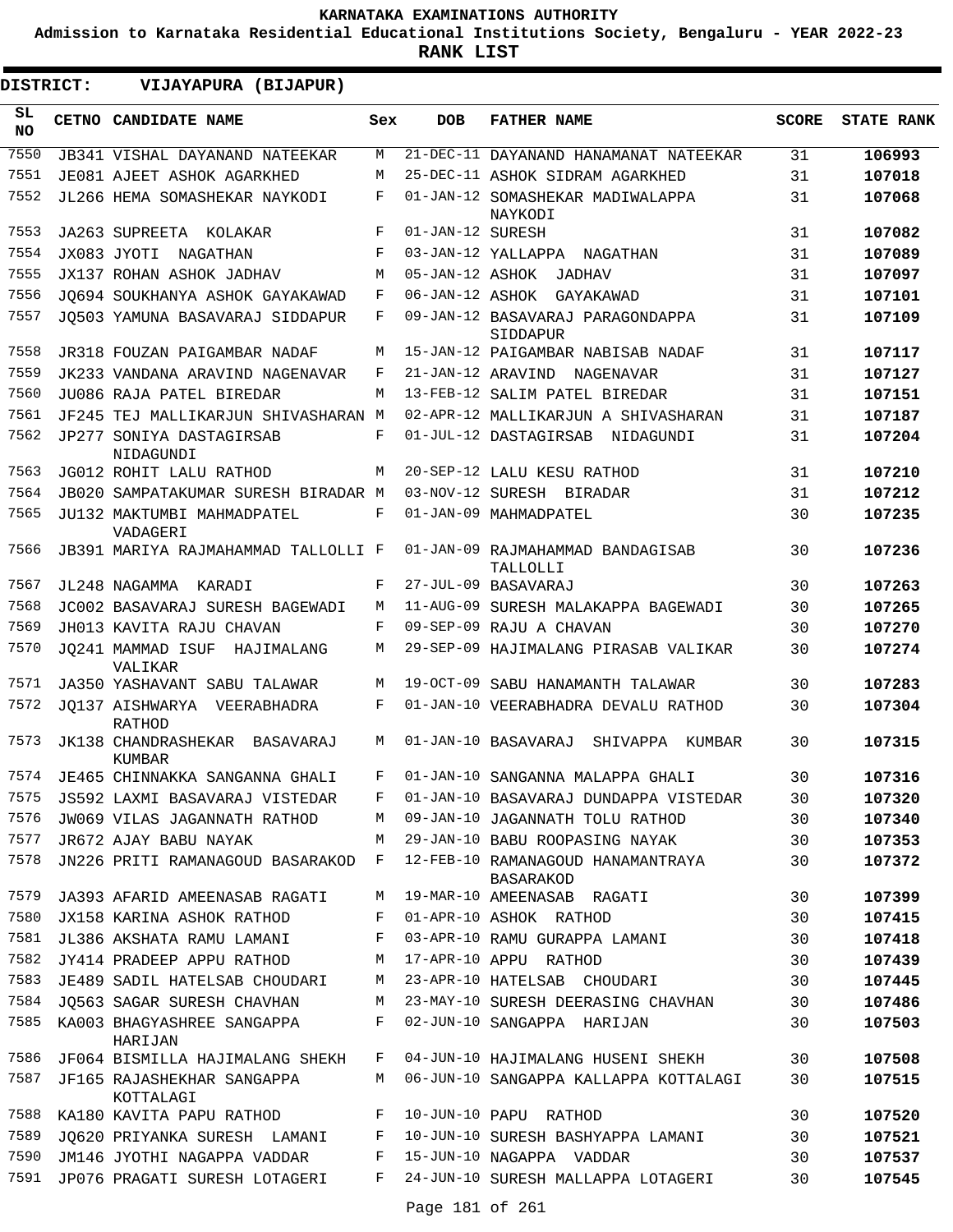**KARNATAKA EXAMINATIONS AUTHORITY**

**Admission to Karnataka Residential Educational Institutions Society, Bengaluru - YEAR 2022-23**

**RANK LIST**

**DISTRICT: VIJAYAPURA (BIJAPUR)**

| SL NO | CETNO | CANDIDATE NAME | Sex | DOB | FATHER NAME | SCORE | STATE RANK |
|---|---|---|---|---|---|---|---|
| 7550 | JB341 | VISHAL DAYANAND NATEEKAR | M | 21-DEC-11 | DAYANAND HANAMANAT NATEEKAR | 31 | 106993 |
| 7551 | JE081 | AJEET ASHOK AGARKHED | M | 25-DEC-11 | ASHOK SIDRAM AGARKHED | 31 | 107018 |
| 7552 | JL266 | HEMA SOMASHEKAR NAYKODI | F | 01-JAN-12 | SOMASHEKAR MADIWALAPPA NAYKODI | 31 | 107068 |
| 7553 | JA263 | SUPREETA KOLAKAR | F | 01-JAN-12 | SURESH | 31 | 107082 |
| 7554 | JX083 | JYOTI NAGATHAN | F | 03-JAN-12 | YALLAPPA NAGATHAN | 31 | 107089 |
| 7555 | JX137 | ROHAN ASHOK JADHAV | M | 05-JAN-12 | ASHOK JADHAV | 31 | 107097 |
| 7556 | JQ694 | SOUKHANYA ASHOK GAYAKAWAD | F | 06-JAN-12 | ASHOK GAYAKAWAD | 31 | 107101 |
| 7557 | JQ503 | YAMUNA BASAVARAJ SIDDAPUR | F | 09-JAN-12 | BASAVARAJ PARAGONDAPPA SIDDAPUR | 31 | 107109 |
| 7558 | JR318 | FOUZAN PAIGAMBAR NADAF | M | 15-JAN-12 | PAIGAMBAR NABISAB NADAF | 31 | 107117 |
| 7559 | JK233 | VANDANA ARAVIND NAGENAVAR | F | 21-JAN-12 | ARAVIND NAGENAVAR | 31 | 107127 |
| 7560 | JU086 | RAJA PATEL BIREDAR | M | 13-FEB-12 | SALIM PATEL BIREDAR | 31 | 107151 |
| 7561 | JF245 | TEJ MALLIKARJUN SHIVASHARAN | M | 02-APR-12 | MALLIKARJUN A SHIVASHARAN | 31 | 107187 |
| 7562 | JP277 | SONIYA DASTAGIRSAB NIDAGUNDI | F | 01-JUL-12 | DASTAGIRSAB NIDAGUNDI | 31 | 107204 |
| 7563 | JG012 | ROHIT LALU RATHOD | M | 20-SEP-12 | LALU KESU RATHOD | 31 | 107210 |
| 7564 | JB020 | SAMPATAKUMAR SURESH BIRADAR | M | 03-NOV-12 | SURESH BIRADAR | 31 | 107212 |
| 7565 | JU132 | MAKTUMBI MAHMADPATEL VADAGERI | F | 01-JAN-09 | MAHMADPATEL | 30 | 107235 |
| 7566 | JB391 | MARIYA RAJMAHAMMAD TALLOLLI | F | 01-JAN-09 | RAJMAHAMMAD BANDAGISAB TALLOLLI | 30 | 107236 |
| 7567 | JL248 | NAGAMMA KARADI | F | 27-JUL-09 | BASAVARAJ | 30 | 107263 |
| 7568 | JC002 | BASAVARAJ SURESH BAGEWADI | M | 11-AUG-09 | SURESH MALAKAPPA BAGEWADI | 30 | 107265 |
| 7569 | JH013 | KAVITA RAJU CHAVAN | F | 09-SEP-09 | RAJU A CHAVAN | 30 | 107270 |
| 7570 | JQ241 | MAMMAD ISUF HAJIMALANG VALIKAR | M | 29-SEP-09 | HAJIMALANG PIRASAB VALIKAR | 30 | 107274 |
| 7571 | JA350 | YASHAVANT SABU TALAWAR | M | 19-OCT-09 | SABU HANAMANTH TALAWAR | 30 | 107283 |
| 7572 | JQ137 | AISHWARYA VEERABHADRA RATHOD | F | 01-JAN-10 | VEERABHADRA DEVALU RATHOD | 30 | 107304 |
| 7573 | JK138 | CHANDRASHEKAR BASAVARAJ KUMBAR | M | 01-JAN-10 | BASAVARAJ SHIVAPPA KUMBAR | 30 | 107315 |
| 7574 | JE465 | CHINNAKKA SANGANNA GHALI | F | 01-JAN-10 | SANGANNA MALAPPA GHALI | 30 | 107316 |
| 7575 | JS592 | LAXMI BASAVARAJ VISTEDAR | F | 01-JAN-10 | BASAVARAJ DUNDAPPA VISTEDAR | 30 | 107320 |
| 7576 | JW069 | VILAS JAGANNATH RATHOD | M | 09-JAN-10 | JAGANNATH TOLU RATHOD | 30 | 107340 |
| 7577 | JR672 | AJAY BABU NAYAK | M | 29-JAN-10 | BABU ROOPASING NAYAK | 30 | 107353 |
| 7578 | JN226 | PRITI RAMANAGOUD BASARAKOD | F | 12-FEB-10 | RAMANAGOUD HANAMANTRAYA BASARAKOD | 30 | 107372 |
| 7579 | JA393 | AFARID AMEENASAB RAGATI | M | 19-MAR-10 | AMEENASAB RAGATI | 30 | 107399 |
| 7580 | JX158 | KARINA ASHOK RATHOD | F | 01-APR-10 | ASHOK RATHOD | 30 | 107415 |
| 7581 | JL386 | AKSHATA RAMU LAMANI | F | 03-APR-10 | RAMU GURAPPA LAMANI | 30 | 107418 |
| 7582 | JY414 | PRADEEP APPU RATHOD | M | 17-APR-10 | APPU RATHOD | 30 | 107439 |
| 7583 | JE489 | SADIL HATELSAB CHOUDARI | M | 23-APR-10 | HATELSAB CHOUDARI | 30 | 107445 |
| 7584 | JQ563 | SAGAR SURESH CHAVHAN | M | 23-MAY-10 | SURESH DEERASING CHAVHAN | 30 | 107486 |
| 7585 | KA003 | BHAGYASHREE SANGAPPA HARIJAN | F | 02-JUN-10 | SANGAPPA HARIJAN | 30 | 107503 |
| 7586 | JF064 | BISMILLA HAJIMALANG SHEKH | F | 04-JUN-10 | HAJIMALANG HUSENI SHEKH | 30 | 107508 |
| 7587 | JF165 | RAJASHEKHAR SANGAPPA KOTTALAGI | M | 06-JUN-10 | SANGAPPA KALLAPPA KOTTALAGI | 30 | 107515 |
| 7588 | KA180 | KAVITA PAPU RATHOD | F | 10-JUN-10 | PAPU RATHOD | 30 | 107520 |
| 7589 | JQ620 | PRIYANKA SURESH LAMANI | F | 10-JUN-10 | SURESH BASHYAPPA LAMANI | 30 | 107521 |
| 7590 | JM146 | JYOTHI NAGAPPA VADDAR | F | 15-JUN-10 | NAGAPPA VADDAR | 30 | 107537 |
| 7591 | JP076 | PRAGATI SURESH LOTAGERI | F | 24-JUN-10 | SURESH MALLAPPA LOTAGERI | 30 | 107545 |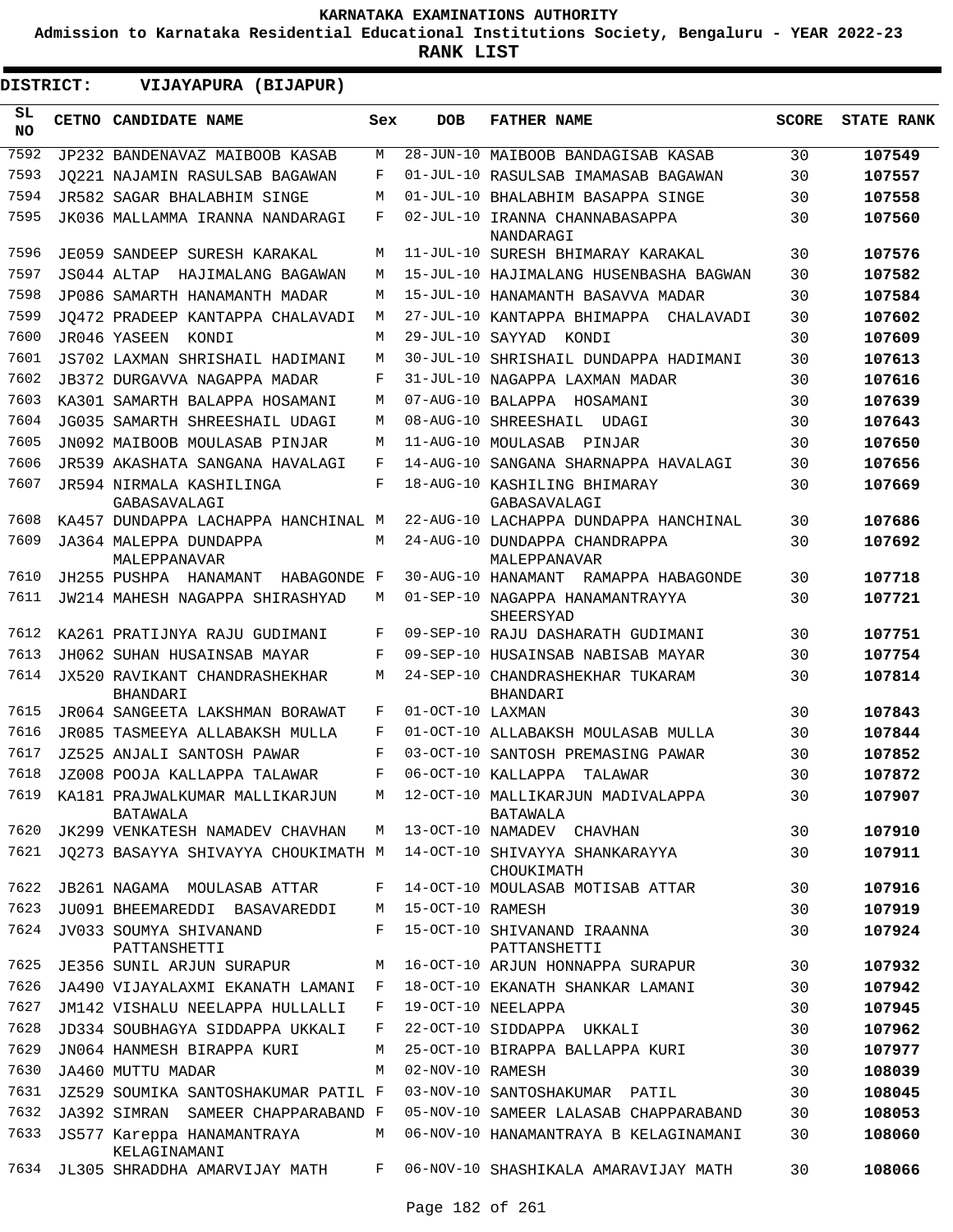# KARNATAKA EXAMINATIONS AUTHORITY

**Admission to Karnataka Residential Educational Institutions Society, Bengaluru - YEAR 2022-23**

**RANK LIST**

**DISTRICT: VIJAYAPURA (BIJAPUR)**

| SL NO | CETNO | CANDIDATE NAME | Sex | DOB | FATHER NAME | SCORE | STATE RANK |
|---|---|---|---|---|---|---|---|
| 7592 | JP232 | BANDENAVAZ MAIBOOB KASAB | M | 28-JUN-10 | MAIBOOB BANDAGISAB KASAB | 30 | 107549 |
| 7593 | JQ221 | NAJAMIN RASULSAB BAGAWAN | F | 01-JUL-10 | RASULSAB IMAMASAB BAGAWAN | 30 | 107557 |
| 7594 | JR582 | SAGAR BHALABHIM SINGE | M | 01-JUL-10 | BHALABHIM BASAPPA SINGE | 30 | 107558 |
| 7595 | JK036 | MALLAMMA IRANNA NANDARAGI | F | 02-JUL-10 | IRANNA CHANNABASAPPA NANDARAGI | 30 | 107560 |
| 7596 | JE059 | SANDEEP SURESH KARAKAL | M | 11-JUL-10 | SURESH BHIMARAY KARAKAL | 30 | 107576 |
| 7597 | JS044 | ALTAP HAJIMALANG BAGAWAN | M | 15-JUL-10 | HAJIMALANG HUSENBASHA BAGWAN | 30 | 107582 |
| 7598 | JP086 | SAMARTH HANAMANTH MADAR | M | 15-JUL-10 | HANAMANTH BASAVVA MADAR | 30 | 107584 |
| 7599 | JQ472 | PRADEEP KANTAPPA CHALAVADI | M | 27-JUL-10 | KANTAPPA BHIMAPPA CHALAVADI | 30 | 107602 |
| 7600 | JR046 | YASEEN KONDI | M | 29-JUL-10 | SAYYAD KONDI | 30 | 107609 |
| 7601 | JS702 | LAXMAN SHRISHAIL HADIMANI | M | 30-JUL-10 | SHRISHAIL DUNDAPPA HADIMANI | 30 | 107613 |
| 7602 | JB372 | DURGAVVA NAGAPPA MADAR | F | 31-JUL-10 | NAGAPPA LAXMAN MADAR | 30 | 107616 |
| 7603 | KA301 | SAMARTH BALAPPA HOSAMANI | M | 07-AUG-10 | BALAPPA HOSAMANI | 30 | 107639 |
| 7604 | JG035 | SAMARTH SHREESHAIL UDAGI | M | 08-AUG-10 | SHREESHAIL UDAGI | 30 | 107643 |
| 7605 | JN092 | MAIBOOB MOULASAB PINJAR | M | 11-AUG-10 | MOULASAB PINJAR | 30 | 107650 |
| 7606 | JR539 | AKASHATA SANGANA HAVALAGI | F | 14-AUG-10 | SANGANA SHARNAPPA HAVALAGI | 30 | 107656 |
| 7607 | JR594 | NIRMALA KASHILINGA GABASAVALAGI | F | 18-AUG-10 | KASHILING BHIMARAY GABASAVALAGI | 30 | 107669 |
| 7608 | KA457 | DUNDAPPA LACHAPPA HANCHINAL | M | 22-AUG-10 | LACHAPPA DUNDAPPA HANCHINAL | 30 | 107686 |
| 7609 | JA364 | MALEPPA DUNDAPPA MALEPPANAVAR | M | 24-AUG-10 | DUNDAPPA CHANDRAPPA MALEPPANAVAR | 30 | 107692 |
| 7610 | JH255 | PUSHPA HANAMANT HABAGONDE | F | 30-AUG-10 | HANAMANT RAMAPPA HABAGONDE | 30 | 107718 |
| 7611 | JW214 | MAHESH NAGAPPA SHIRASHYAD | M | 01-SEP-10 | NAGAPPA HANAMANTRAYYA SHEERSYAD | 30 | 107721 |
| 7612 | KA261 | PRATIJNYA RAJU GUDIMANI | F | 09-SEP-10 | RAJU DASHARATH GUDIMANI | 30 | 107751 |
| 7613 | JH062 | SUHAN HUSAINSAB MAYAR | F | 09-SEP-10 | HUSAINSAB NABISAB MAYAR | 30 | 107754 |
| 7614 | JX520 | RAVIKANT CHANDRASHEKHAR BHANDARI | M | 24-SEP-10 | CHANDRASHEKHAR TUKARAM BHANDARI | 30 | 107814 |
| 7615 | JR064 | SANGEETA LAKSHMAN BORAWAT | F | 01-OCT-10 | LAXMAN | 30 | 107843 |
| 7616 | JR085 | TASMEEYA ALLABAKSH MULLA | F | 01-OCT-10 | ALLABAKSH MOULASAB MULLA | 30 | 107844 |
| 7617 | JZ525 | ANJALI SANTOSH PAWAR | F | 03-OCT-10 | SANTOSH PREMASING PAWAR | 30 | 107852 |
| 7618 | JZ008 | POOJA KALLAPPA TALAWAR | F | 06-OCT-10 | KALLAPPA TALAWAR | 30 | 107872 |
| 7619 | KA181 | PRAJWALKUMAR MALLIKARJUN BATAWALA | M | 12-OCT-10 | MALLIKARJUN MADIVALAPPA BATAWALA | 30 | 107907 |
| 7620 | JK299 | VENKATESH NAMADEV CHAVHAN | M | 13-OCT-10 | NAMADEV CHAVHAN | 30 | 107910 |
| 7621 | JQ273 | BASAYYA SHIVAYYA CHOUKIMATH | M | 14-OCT-10 | SHIVAYYA SHANKARAYYA CHOUKIMATH | 30 | 107911 |
| 7622 | JB261 | NAGAMA MOULASAB ATTAR | F | 14-OCT-10 | MOULASAB MOTISAB ATTAR | 30 | 107916 |
| 7623 | JU091 | BHEEMAREDDI BASAVAREDDI | M | 15-OCT-10 | RAMESH | 30 | 107919 |
| 7624 | JV033 | SOUMYA SHIVANAND PATTANSHETTI | F | 15-OCT-10 | SHIVANAND IRAANNA PATTANSHETTI | 30 | 107924 |
| 7625 | JE356 | SUNIL ARJUN SURAPUR | M | 16-OCT-10 | ARJUN HONNAPPA SURAPUR | 30 | 107932 |
| 7626 | JA490 | VIJAYALAXMI EKANATH LAMANI | F | 18-OCT-10 | EKANATH SHANKAR LAMANI | 30 | 107942 |
| 7627 | JM142 | VISHALU NEELAPPA HULLALLI | F | 19-OCT-10 | NEELAPPA | 30 | 107945 |
| 7628 | JD334 | SOUBHAGYA SIDDAPPA UKKALI | F | 22-OCT-10 | SIDDAPPA UKKALI | 30 | 107962 |
| 7629 | JN064 | HANMESH BIRAPPA KURI | M | 25-OCT-10 | BIRAPPA BALLAPPA KURI | 30 | 107977 |
| 7630 | JA460 | MUTTU MADAR | M | 02-NOV-10 | RAMESH | 30 | 108039 |
| 7631 | JZ529 | SOUMIKA SANTOSHAKUMAR PATIL | F | 03-NOV-10 | SANTOSHAKUMAR PATIL | 30 | 108045 |
| 7632 | JA392 | SIMRAN SAMEER CHAPPARABAND | F | 05-NOV-10 | SAMEER LALASAB CHAPPARABAND | 30 | 108053 |
| 7633 | JS577 | Kareppa HANAMANTRAYA KELAGINAMANI | M | 06-NOV-10 | HANAMANTRAYA B KELAGINAMANI | 30 | 108060 |
| 7634 | JL305 | SHRADDHA AMARVIJAY MATH | F | 06-NOV-10 | SHASHIKALA AMARAVIJAY MATH | 30 | 108066 |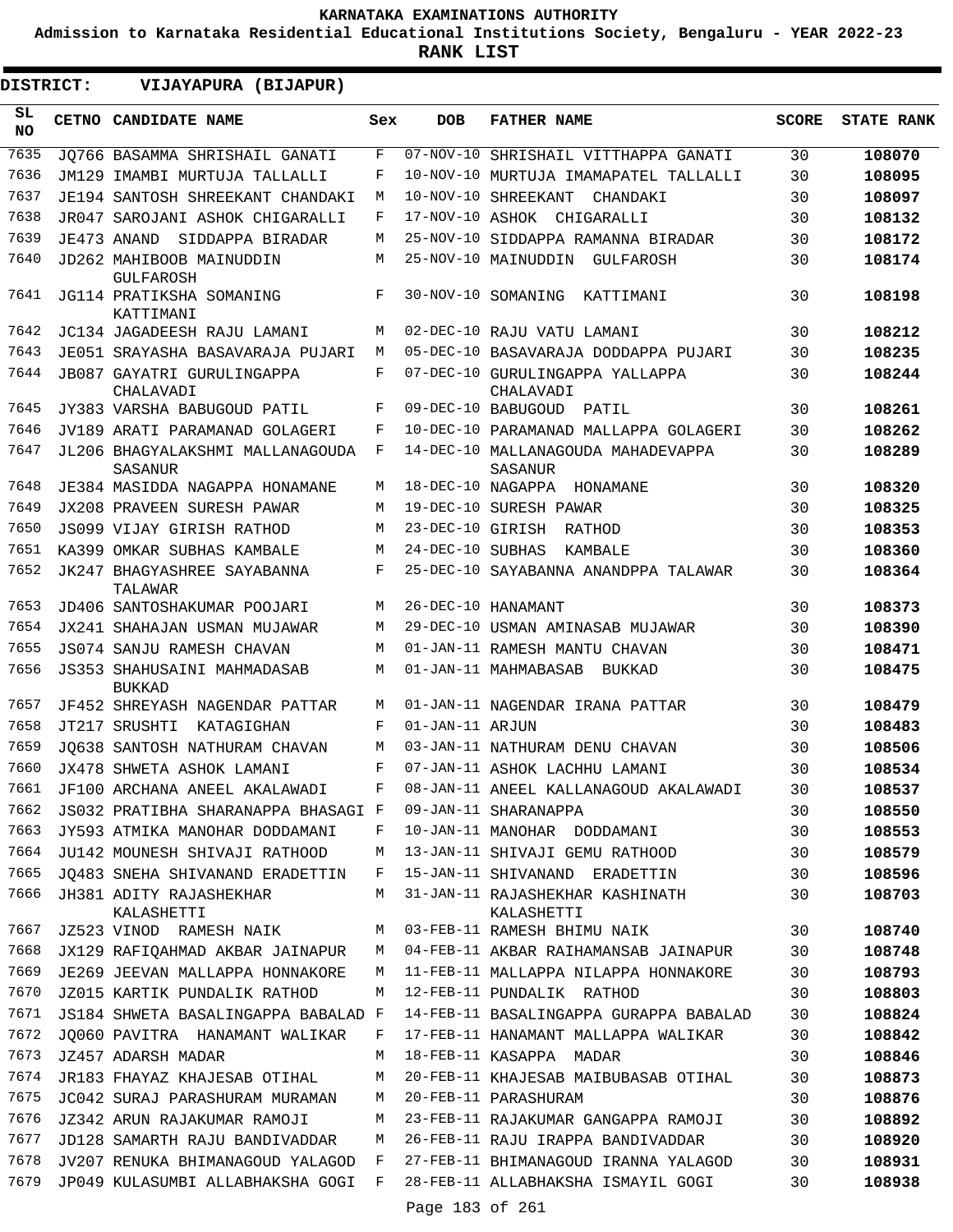# KARNATAKA EXAMINATIONS AUTHORITY

**Admission to Karnataka Residential Educational Institutions Society, Bengaluru - YEAR 2022-23**

**RANK LIST**

**DISTRICT: VIJAYAPURA (BIJAPUR)**

| SL NO | CETNO | CANDIDATE NAME | Sex | DOB | FATHER NAME | SCORE | STATE RANK |
|---|---|---|---|---|---|---|---|
| 7635 | JQ766 | BASAMMA SHRISHAIL GANATI | F | 07-NOV-10 | SHRISHAIL VITTHAPPA GANATI | 30 | 108070 |
| 7636 | JM129 | IMAMBI MURTUJA TALLALLI | F | 10-NOV-10 | MURTUJA IMAMAPATEL TALLALLI | 30 | 108095 |
| 7637 | JE194 | SANTOSH SHREEKANT CHANDAKI | M | 10-NOV-10 | SHREEKANT CHANDAKI | 30 | 108097 |
| 7638 | JR047 | SAROJANI ASHOK CHIGARALLI | F | 17-NOV-10 | ASHOK CHIGARALLI | 30 | 108132 |
| 7639 | JE473 | ANAND SIDDAPPA BIRADAR | M | 25-NOV-10 | SIDDAPPA RAMANNA BIRADAR | 30 | 108172 |
| 7640 | JD262 | MAHIBOOB MAINUDDIN GULFAROSH | M | 25-NOV-10 | MAINUDDIN GULFAROSH | 30 | 108174 |
| 7641 | JG114 | PRATIKSHA SOMANING KATTIMANI | F | 30-NOV-10 | SOMANING KATTIMANI | 30 | 108198 |
| 7642 | JC134 | JAGADEESH RAJU LAMANI | M | 02-DEC-10 | RAJU VATU LAMANI | 30 | 108212 |
| 7643 | JE051 | SRAYASHA BASAVARAJA PUJARI | M | 05-DEC-10 | BASAVARAJA DODDAPPA PUJARI | 30 | 108235 |
| 7644 | JB087 | GAYATRI GURULINGAPPA CHALAVADI | F | 07-DEC-10 | GURULINGAPPA YALLAPPA CHALAVADI | 30 | 108244 |
| 7645 | JY383 | VARSHA BABUGOUD PATIL | F | 09-DEC-10 | BABUGOUD PATIL | 30 | 108261 |
| 7646 | JV189 | ARATI PARAMANAD GOLAGERI | F | 10-DEC-10 | PARAMANAD MALLAPPA GOLAGERI | 30 | 108262 |
| 7647 | JL206 | BHAGYALAKSHMI MALLANAGOUDA SASANUR | F | 14-DEC-10 | MALLANAGOUDA MAHADEVAPPA SASANUR | 30 | 108289 |
| 7648 | JE384 | MASIDDA NAGAPPA HONAMANE | M | 18-DEC-10 | NAGAPPA HONAMANE | 30 | 108320 |
| 7649 | JX208 | PRAVEEN SURESH PAWAR | M | 19-DEC-10 | SURESH PAWAR | 30 | 108325 |
| 7650 | JS099 | VIJAY GIRISH RATHOD | M | 23-DEC-10 | GIRISH RATHOD | 30 | 108353 |
| 7651 | KA399 | OMKAR SUBHAS KAMBALE | M | 24-DEC-10 | SUBHAS KAMBALE | 30 | 108360 |
| 7652 | JK247 | BHAGYASHREE SAYABANNA TALAWAR | F | 25-DEC-10 | SAYABANNA ANANDPPA TALAWAR | 30 | 108364 |
| 7653 | JD406 | SANTOSHAKUMAR POOJARI | M | 26-DEC-10 | HANAMANT | 30 | 108373 |
| 7654 | JX241 | SHAHAJAN USMAN MUJAWAR | M | 29-DEC-10 | USMAN AMINASAB MUJAWAR | 30 | 108390 |
| 7655 | JS074 | SANJU RAMESH CHAVAN | M | 01-JAN-11 | RAMESH MANTU CHAVAN | 30 | 108471 |
| 7656 | JS353 | SHAHUSAINI MAHMADASAB BUKKAD | M | 01-JAN-11 | MAHMABASAB BUKKAD | 30 | 108475 |
| 7657 | JF452 | SHREYASH NAGENDAR PATTAR | M | 01-JAN-11 | NAGENDAR IRANA PATTAR | 30 | 108479 |
| 7658 | JT217 | SRUSHTI KATAGIGHAN | F | 01-JAN-11 | ARJUN | 30 | 108483 |
| 7659 | JQ638 | SANTOSH NATHURAM CHAVAN | M | 03-JAN-11 | NATHURAM DENU CHAVAN | 30 | 108506 |
| 7660 | JX478 | SHWETA ASHOK LAMANI | F | 07-JAN-11 | ASHOK LACHHU LAMANI | 30 | 108534 |
| 7661 | JF100 | ARCHANA ANEEL AKALAWADI | F | 08-JAN-11 | ANEEL KALLANAGOUD AKALAWADI | 30 | 108537 |
| 7662 | JS032 | PRATIBHA SHARANAPPA BHASAGI | F | 09-JAN-11 | SHARANAPPA | 30 | 108550 |
| 7663 | JY593 | ATMIKA MANOHAR DODDAMANI | F | 10-JAN-11 | MANOHAR DODDAMANI | 30 | 108553 |
| 7664 | JU142 | MOUNESH SHIVAJI RATHOOD | M | 13-JAN-11 | SHIVAJI GEMU RATHOOD | 30 | 108579 |
| 7665 | JQ483 | SNEHA SHIVANAND ERADETTIN | F | 15-JAN-11 | SHIVANAND ERADETTIN | 30 | 108596 |
| 7666 | JH381 | ADITY RAJASHEKHAR KALASHETTI | M | 31-JAN-11 | RAJASHEKHAR KASHINATH KALASHETTI | 30 | 108703 |
| 7667 | JZ523 | VINOD RAMESH NAIK | M | 03-FEB-11 | RAMESH BHIMU NAIK | 30 | 108740 |
| 7668 | JX129 | RAFIQAHMAD AKBAR JAINAPUR | M | 04-FEB-11 | AKBAR RAIHAMANSAB JAINAPUR | 30 | 108748 |
| 7669 | JE269 | JEEVAN MALLAPPA HONNAKORE | M | 11-FEB-11 | MALLAPPA NILAPPA HONNAKORE | 30 | 108793 |
| 7670 | JZ015 | KARTIK PUNDALIK RATHOD | M | 12-FEB-11 | PUNDALIK RATHOD | 30 | 108803 |
| 7671 | JS184 | SHWETA BASALINGAPPA BABALAD | F | 14-FEB-11 | BASALINGAPPA GURAPPA BABALAD | 30 | 108824 |
| 7672 | JQ060 | PAVITRA HANAMANT WALIKAR | F | 17-FEB-11 | HANAMANT MALLAPPA WALIKAR | 30 | 108842 |
| 7673 | JZ457 | ADARSH MADAR | M | 18-FEB-11 | KASAPPA MADAR | 30 | 108846 |
| 7674 | JR183 | FHAYAZ KHAJESAB OTIHAL | M | 20-FEB-11 | KHAJESAB MAIBUBASAB OTIHAL | 30 | 108873 |
| 7675 | JC042 | SURAJ PARASHURAM MURAMAN | M | 20-FEB-11 | PARASHURAM | 30 | 108876 |
| 7676 | JZ342 | ARUN RAJAKUMAR RAMOJI | M | 23-FEB-11 | RAJAKUMAR GANGAPPA RAMOJI | 30 | 108892 |
| 7677 | JD128 | SAMARTH RAJU BANDIVADDAR | M | 26-FEB-11 | RAJU IRAPPA BANDIVADDAR | 30 | 108920 |
| 7678 | JV207 | RENUKA BHIMANAGOUD YALAGOD | F | 27-FEB-11 | BHIMANAGOUD IRANNA YALAGOD | 30 | 108931 |
| 7679 | JP049 | KULASUMBI ALLABHAKSHA GOGI | F | 28-FEB-11 | ALLABHAKSHA ISMAYIL GOGI | 30 | 108938 |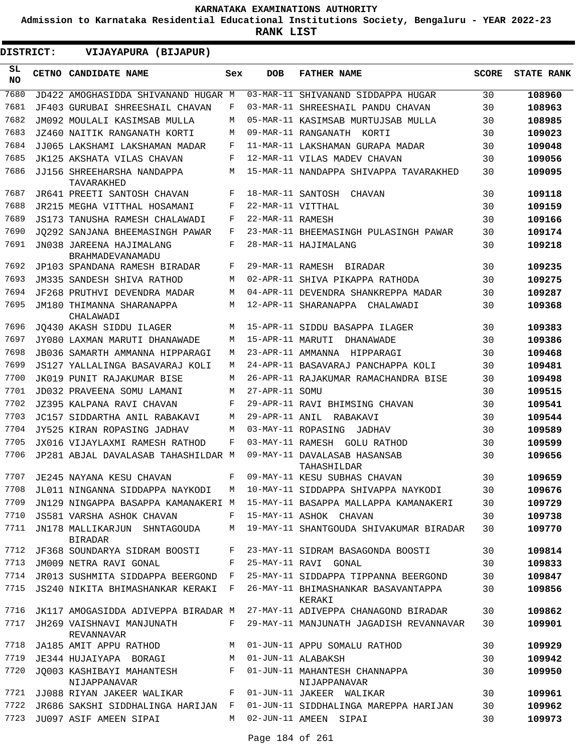# KARNATAKA EXAMINATIONS AUTHORITY

**Admission to Karnataka Residential Educational Institutions Society, Bengaluru - YEAR 2022-23**

**RANK LIST**

**DISTRICT: VIJAYAPURA (BIJAPUR)**

| SL NO | CETNO | CANDIDATE NAME | Sex | DOB | FATHER NAME | SCORE | STATE RANK |
|---|---|---|---|---|---|---|---|
| 7680 | JD422 | AMOGHASIDDA SHIVANAND HUGAR | M | 03-MAR-11 | SHIVANAND SIDDAPPA HUGAR | 30 | **108960** |
| 7681 | JF403 | GURUBAI SHREESHAIL CHAVAN | F | 03-MAR-11 | SHREESHAIL PANDU CHAVAN | 30 | **108963** |
| 7682 | JM092 | MOULALI KASIMSAB MULLA | M | 05-MAR-11 | KASIMSAB MURTUJSAB MULLA | 30 | **108985** |
| 7683 | JZ460 | NAITIK RANGANATH KORTI | M | 09-MAR-11 | RANGANATH KORTI | 30 | **109023** |
| 7684 | JJ065 | LAKSHAMI LAKSHAMAN MADAR | F | 11-MAR-11 | LAKSHAMAN GURAPA MADAR | 30 | **109048** |
| 7685 | JK125 | AKSHATA VILAS CHAVAN | F | 12-MAR-11 | VILAS MADEV CHAVAN | 30 | **109056** |
| 7686 | JJ156 | SHREEHARSHA NANDAPPA TAVARAKHED | M | 15-MAR-11 | NANDAPPA SHIVAPPA TAVARAKHED | 30 | **109095** |
| 7687 | JR641 | PREETI SANTOSH CHAVAN | F | 18-MAR-11 | SANTOSH CHAVAN | 30 | **109118** |
| 7688 | JR215 | MEGHA VITTHAL HOSAMANI | F | 22-MAR-11 | VITTHAL | 30 | **109159** |
| 7689 | JS173 | TANUSHA RAMESH CHALAWADI | F | 22-MAR-11 | RAMESH | 30 | **109166** |
| 7690 | JQ292 | SANJANA BHEEMASINGH PAWAR | F | 23-MAR-11 | BHEEMASINGH PULASINGH PAWAR | 30 | **109174** |
| 7691 | JN038 | JAREENA HAJIMALANG BRAHMADEVANAMADU | F | 28-MAR-11 | HAJIMALANG | 30 | **109218** |
| 7692 | JP103 | SPANDANA RAMESH BIRADAR | F | 29-MAR-11 | RAMESH BIRADAR | 30 | **109235** |
| 7693 | JM335 | SANDESH SHIVA RATHOD | M | 02-APR-11 | SHIVA PIKAPPA RATHODA | 30 | **109275** |
| 7694 | JF268 | PRUTHVI DEVENDRA MADAR | M | 04-APR-11 | DEVENDRA SHANKREPPA MADAR | 30 | **109287** |
| 7695 | JM180 | THIMANNA SHARANAPPA CHALAWADI | M | 12-APR-11 | SHARANAPPA CHALAWADI | 30 | **109368** |
| 7696 | JQ430 | AKASH SIDDU ILAGER | M | 15-APR-11 | SIDDU BASAPPA ILAGER | 30 | **109383** |
| 7697 | JY080 | LAXMAN MARUTI DHANAWADE | M | 15-APR-11 | MARUTI DHANAWADE | 30 | **109386** |
| 7698 | JB036 | SAMARTH AMMANNA HIPPARAGI | M | 23-APR-11 | AMMANNA HIPPARAGI | 30 | **109468** |
| 7699 | JS127 | YALLALINGA BASAVARAJ KOLI | M | 24-APR-11 | BASAVARAJ PANCHAPPA KOLI | 30 | **109481** |
| 7700 | JK019 | PUNIT RAJAKUMAR BISE | M | 26-APR-11 | RAJAKUMAR RAMACHANDRA BISE | 30 | **109498** |
| 7701 | JD032 | PRAVEENA SOMU LAMANI | M | 27-APR-11 | SOMU | 30 | **109515** |
| 7702 | JZ395 | KALPANA RAVI CHAVAN | F | 29-APR-11 | RAVI BHIMSING CHAVAN | 30 | **109541** |
| 7703 | JC157 | SIDDARTHA ANIL RABAKAVI | M | 29-APR-11 | ANIL RABAKAVI | 30 | **109544** |
| 7704 | JY525 | KIRAN ROPASING JADHAV | M | 03-MAY-11 | ROPASING JADHAV | 30 | **109589** |
| 7705 | JX016 | VIJAYLAXMI RAMESH RATHOD | F | 03-MAY-11 | RAMESH GOLU RATHOD | 30 | **109599** |
| 7706 | JP281 | ABJAL DAVALASAB TAHASHILDAR | M | 09-MAY-11 | DAVALASAB HASANSAB TAHASHILDAR | 30 | **109656** |
| 7707 | JE245 | NAYANA KESU CHAVAN | F | 09-MAY-11 | KESU SUBHAS CHAVAN | 30 | **109659** |
| 7708 | JL011 | NINGANNA SIDDAPPA NAYKODI | M | 10-MAY-11 | SIDDAPPA SHIVAPPA NAYKODI | 30 | **109676** |
| 7709 | JN129 | NINGAPPA BASAPPA KAMANAKERI | M | 15-MAY-11 | BASAPPA MALLAPPA KAMANAKERI | 30 | **109729** |
| 7710 | JS581 | VARSHA ASHOK CHAVAN | F | 15-MAY-11 | ASHOK CHAVAN | 30 | **109738** |
| 7711 | JN178 | MALLIKARJUN SHNTAGOUDA BIRADAR | M | 19-MAY-11 | SHANTGOUDA SHIVAKUMAR BIRADAR | 30 | **109770** |
| 7712 | JF368 | SOUNDARYA SIDRAM BOOSTI | F | 23-MAY-11 | SIDRAM BASAGONDA BOOSTI | 30 | **109814** |
| 7713 | JM009 | NETRA RAVI GONAL | F | 25-MAY-11 | RAVI GONAL | 30 | **109833** |
| 7714 | JR013 | SUSHMITA SIDDAPPA BEERGOND | F | 25-MAY-11 | SIDDAPPA TIPPANNA BEERGOND | 30 | **109847** |
| 7715 | JS240 | NIKITA BHIMASHANKAR KERAKI | F | 26-MAY-11 | BHIMASHANKAR BASAVANTAPPA KERAKI | 30 | **109856** |
| 7716 | JK117 | AMOGASIDDA ADIVEPPA BIRADAR | M | 27-MAY-11 | ADIVEPPA CHANAGOND BIRADAR | 30 | **109862** |
| 7717 | JH269 | VAISHNAVI MANJUNATH REVANNAVAR | F | 29-MAY-11 | MANJUNATH JAGADISH REVANNAVAR | 30 | **109901** |
| 7718 | JA185 | AMIT APPU RATHOD | M | 01-JUN-11 | APPU SOMALU RATHOD | 30 | **109929** |
| 7719 | JE344 | HUJAIYAPA BORAGI | M | 01-JUN-11 | ALABAKSH | 30 | **109942** |
| 7720 | JQ003 | KASHIBAYI MAHANTESH NIJAPPANAVAR | F | 01-JUN-11 | MAHANTESH CHANNAPPA NIJAPPANAVAR | 30 | **109950** |
| 7721 | JJ088 | RIYAN JAKEER WALIKAR | F | 01-JUN-11 | JAKEER WALIKAR | 30 | **109961** |
| 7722 | JR686 | SAKSHI SIDDHALINGA HARIJAN | F | 01-JUN-11 | SIDDHALINGA MAREPPA HARIJAN | 30 | **109962** |
| 7723 | JU097 | ASIF AMEEN SIPAI | M | 02-JUN-11 | AMEEN SIPAI | 30 | **109973** |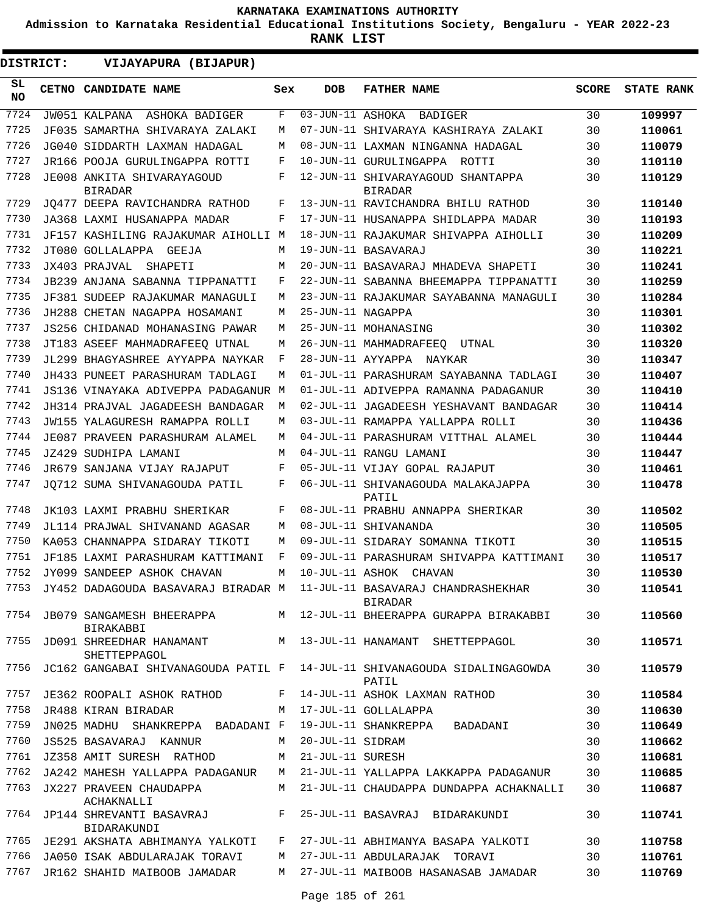**KARNATAKA EXAMINATIONS AUTHORITY**

**Admission to Karnataka Residential Educational Institutions Society, Bengaluru - YEAR 2022-23**

**RANK LIST**

**DISTRICT: VIJAYAPURA (BIJAPUR)**

| SL NO | CETNO | CANDIDATE NAME | Sex | DOB | FATHER NAME | SCORE | STATE RANK |
|---|---|---|---|---|---|---|---|
| 7724 | JW051 | KALPANA ASHOKA BADIGER | F | 03-JUN-11 | ASHOKA BADIGER | 30 | 109997 |
| 7725 | JF035 | SAMARTHA SHIVARAYA ZALAKI | M | 07-JUN-11 | SHIVARAYA KASHIRAYA ZALAKI | 30 | 110061 |
| 7726 | JG040 | SIDDARTH LAXMAN HADAGAL | M | 08-JUN-11 | LAXMAN NINGANNA HADAGAL | 30 | 110079 |
| 7727 | JR166 | POOJA GURULINGAPPA ROTTI | F | 10-JUN-11 | GURULINGAPPA ROTTI | 30 | 110110 |
| 7728 | JE008 | ANKITA SHIVARAYAGOUD BIRADAR | F | 12-JUN-11 | SHIVARAYAGOUD SHANTAPPA BIRADAR | 30 | 110129 |
| 7729 | JQ477 | DEEPA RAVICHANDRA RATHOD | F | 13-JUN-11 | RAVICHANDRA BHILU RATHOD | 30 | 110140 |
| 7730 | JA368 | LAXMI HUSANAPPA MADAR | F | 17-JUN-11 | HUSANAPPA SHIDLAPPA MADAR | 30 | 110193 |
| 7731 | JF157 | KASHILING RAJAKUMAR AIHOLLI | M | 18-JUN-11 | RAJAKUMAR SHIVAPPA AIHOLLI | 30 | 110209 |
| 7732 | JT080 | GOLLALAPPA GEEJA | M | 19-JUN-11 | BASAVARAJ | 30 | 110221 |
| 7733 | JX403 | PRAJVAL SHAPETI | M | 20-JUN-11 | BASAVARAJ MHADEVA SHAPETI | 30 | 110241 |
| 7734 | JB239 | ANJANA SABANNA TIPPANATTI | F | 22-JUN-11 | SABANNA BHEEMAPPA TIPPANATTI | 30 | 110259 |
| 7735 | JF381 | SUDEEP RAJAKUMAR MANAGULI | M | 23-JUN-11 | RAJAKUMAR SAYABANNA MANAGULI | 30 | 110284 |
| 7736 | JH288 | CHETAN NAGAPPA HOSAMANI | M | 25-JUN-11 | NAGAPPA | 30 | 110301 |
| 7737 | JS256 | CHIDANAD MOHANASING PAWAR | M | 25-JUN-11 | MOHANASING | 30 | 110302 |
| 7738 | JT183 | ASEEF MAHMADRAFEEQ UTNAL | M | 26-JUN-11 | MAHMADRAFEEQ UTNAL | 30 | 110320 |
| 7739 | JL299 | BHAGYASHREE AYYAPPA NAYKAR | F | 28-JUN-11 | AYYAPPA NAYKAR | 30 | 110347 |
| 7740 | JH433 | PUNEET PARASHURAM TADLAGI | M | 01-JUL-11 | PARASHURAM SAYABANNA TADLAGI | 30 | 110407 |
| 7741 | JS136 | VINAYAKA ADIVEPPA PADAGANUR | M | 01-JUL-11 | ADIVEPPA RAMANNA PADAGANUR | 30 | 110410 |
| 7742 | JH314 | PRAJVAL JAGADEESH BANDAGAR | M | 02-JUL-11 | JAGADEESH YESHAVANT BANDAGAR | 30 | 110414 |
| 7743 | JW155 | YALAGURESH RAMAPPA ROLLI | M | 03-JUL-11 | RAMAPPA YALLAPPA ROLLI | 30 | 110436 |
| 7744 | JE087 | PRAVEEN PARASHURAM ALAMEL | M | 04-JUL-11 | PARASHURAM VITTHAL ALAMEL | 30 | 110444 |
| 7745 | JZ429 | SUDHIPA LAMANI | M | 04-JUL-11 | RANGU LAMANI | 30 | 110447 |
| 7746 | JR679 | SANJANA VIJAY RAJAPUT | F | 05-JUL-11 | VIJAY GOPAL RAJAPUT | 30 | 110461 |
| 7747 | JQ712 | SUMA SHIVANAGOUDA PATIL | F | 06-JUL-11 | SHIVANAGOUDA MALAKAJAPPA PATIL | 30 | 110478 |
| 7748 | JK103 | LAXMI PRABHU SHERIKAR | F | 08-JUL-11 | PRABHU ANNAPPA SHERIKAR | 30 | 110502 |
| 7749 | JL114 | PRAJWAL SHIVANAND AGASAR | M | 08-JUL-11 | SHIVANANDA | 30 | 110505 |
| 7750 | KA053 | CHANNAPPA SIDARAY TIKOTI | M | 09-JUL-11 | SIDARAY SOMANNA TIKOTI | 30 | 110515 |
| 7751 | JF185 | LAXMI PARASHURAM KATTIMANI | F | 09-JUL-11 | PARASHURAM SHIVAPPA KATTIMANI | 30 | 110517 |
| 7752 | JY099 | SANDEEP ASHOK CHAVAN | M | 10-JUL-11 | ASHOK CHAVAN | 30 | 110530 |
| 7753 | JY452 | DADAGOUDA BASAVARAJ BIRADAR | M | 11-JUL-11 | BASAVARAJ CHANDRASHEKHAR BIRADAR | 30 | 110541 |
| 7754 | JB079 | SANGAMESH BHEERAPPA BIRAKABBI | M | 12-JUL-11 | BHEERAPPA GURAPPA BIRAKABBI | 30 | 110560 |
| 7755 | JD091 | SHREEDHAR HANAMANT SHETTEPPAGOL | M | 13-JUL-11 | HANAMANT SHETTEPPAGOL | 30 | 110571 |
| 7756 | JC162 | GANGABAI SHIVANAGOUDA PATIL | F | 14-JUL-11 | SHIVANAGOUDA SIDALINGAGOWDA PATIL | 30 | 110579 |
| 7757 | JE362 | ROOPALI ASHOK RATHOD | F | 14-JUL-11 | ASHOK LAXMAN RATHOD | 30 | 110584 |
| 7758 | JR488 | KIRAN BIRADAR | M | 17-JUL-11 | GOLLALAPPA | 30 | 110630 |
| 7759 | JN025 | MADHU SHANKREPPA BADADANI | F | 19-JUL-11 | SHANKREPPA BADADANI | 30 | 110649 |
| 7760 | JS525 | BASAVARAJ KANNUR | M | 20-JUL-11 | SIDRAM | 30 | 110662 |
| 7761 | JZ358 | AMIT SURESH RATHOD | M | 21-JUL-11 | SURESH | 30 | 110681 |
| 7762 | JA242 | MAHESH YALLAPPA PADAGANUR | M | 21-JUL-11 | YALLAPPA LAKKAPPA PADAGANUR | 30 | 110685 |
| 7763 | JX227 | PRAVEEN CHAUDAPPA ACHAKNALLI | M | 21-JUL-11 | CHAUDAPPA DUNDAPPA ACHAKNALLI | 30 | 110687 |
| 7764 | JP144 | SHREVANTI BASAVRAJ BIDARAKUNDI | F | 25-JUL-11 | BASAVRAJ BIDARAKUNDI | 30 | 110741 |
| 7765 | JE291 | AKSHATA ABHIMANYA YALKOTI | F | 27-JUL-11 | ABHIMANYA BASAPA YALKOTI | 30 | 110758 |
| 7766 | JA050 | ISAK ABDULARAJAK TORAVI | M | 27-JUL-11 | ABDULARAJAK TORAVI | 30 | 110761 |
| 7767 | JR162 | SHAHID MAIBOOB JAMADAR | M | 27-JUL-11 | MAIBOOB HASANASAB JAMADAR | 30 | 110769 |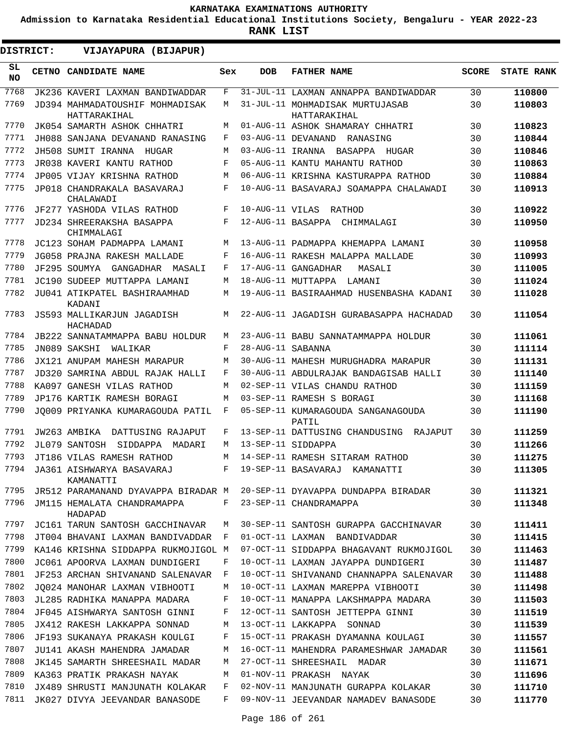# KARNATAKA EXAMINATIONS AUTHORITY

**Admission to Karnataka Residential Educational Institutions Society, Bengaluru - YEAR 2022-23**

**RANK LIST**

**DISTRICT: VIJAYAPURA (BIJAPUR)**

| SL NO | CETNO | CANDIDATE NAME | Sex | DOB | FATHER NAME | SCORE | STATE RANK |
|---|---|---|---|---|---|---|---|
| 7768 | JK236 | KAVERI LAXMAN BANDIWADDAR | F | 31-JUL-11 | LAXMAN ANNAPPA BANDIWADDAR | 30 | 110800 |
| 7769 | JD394 | MAHMADATOUSHIF MOHMADISAK HATTARAKIHAL | M | 31-JUL-11 | MOHMADISAK MURTUJASAB HATTARAKIHAL | 30 | 110803 |
| 7770 | JK054 | SAMARTH ASHOK CHHATRI | M | 01-AUG-11 | ASHOK SHAMARAY CHHATRI | 30 | 110823 |
| 7771 | JH088 | SANJANA DEVANAND RANASING | F | 03-AUG-11 | DEVANAND RANASING | 30 | 110844 |
| 7772 | JH508 | SUMIT IRANNA HUGAR | M | 03-AUG-11 | IRANNA BASAPPA HUGAR | 30 | 110846 |
| 7773 | JR038 | KAVERI KANTU RATHOD | F | 05-AUG-11 | KANTU MAHANTU RATHOD | 30 | 110863 |
| 7774 | JP005 | VIJAY KRISHNA RATHOD | M | 06-AUG-11 | KRISHNA KASTURAPPA RATHOD | 30 | 110884 |
| 7775 | JP018 | CHANDRAKALA BASAVARAJ CHALAWADI | F | 10-AUG-11 | BASAVARAJ SOAMAPPA CHALAWADI | 30 | 110913 |
| 7776 | JF277 | YASHODA VILAS RATHOD | F | 10-AUG-11 | VILAS RATHOD | 30 | 110922 |
| 7777 | JD234 | SHREERAKSHA BASAPPA CHIMMALAGI | F | 12-AUG-11 | BASAPPA CHIMMALAGI | 30 | 110950 |
| 7778 | JC123 | SOHAM PADMAPPA LAMANI | M | 13-AUG-11 | PADMAPPA KHEMAPPA LAMANI | 30 | 110958 |
| 7779 | JG058 | PRAJNA RAKESH MALLADE | F | 16-AUG-11 | RAKESH MALAPPA MALLADE | 30 | 110993 |
| 7780 | JF295 | SOUMYA GANGADHAR MASALI | F | 17-AUG-11 | GANGADHAR MASALI | 30 | 111005 |
| 7781 | JC190 | SUDEEP MUTTAPPA LAMANI | M | 18-AUG-11 | MUTTAPPA LAMANI | 30 | 111024 |
| 7782 | JU041 | ATIKPATEL BASHIRAAMHAD KADANI | M | 19-AUG-11 | BASIRAAHMAD HUSENBASHA KADANI | 30 | 111028 |
| 7783 | JS593 | MALLIKARJUN JAGADISH HACHADAD | M | 22-AUG-11 | JAGADISH GURABASAPPA HACHADAD | 30 | 111054 |
| 7784 | JB222 | SANNATAMMAPPA BABU HOLDUR | M | 23-AUG-11 | BABU SANNATAMMAPPA HOLDUR | 30 | 111061 |
| 7785 | JN089 | SAKSHI WALIKAR | F | 28-AUG-11 | SABANNA | 30 | 111114 |
| 7786 | JX121 | ANUPAM MAHESH MARAPUR | M | 30-AUG-11 | MAHESH MURUGHADRA MARAPUR | 30 | 111131 |
| 7787 | JD320 | SAMRINA ABDUL RAJAK HALLI | F | 30-AUG-11 | ABDULRAJAK BANDAGISAB HALLI | 30 | 111140 |
| 7788 | KA097 | GANESH VILAS RATHOD | M | 02-SEP-11 | VILAS CHANDU RATHOD | 30 | 111159 |
| 7789 | JP176 | KARTIK RAMESH BORAGI | M | 03-SEP-11 | RAMESH S BORAGI | 30 | 111168 |
| 7790 | JQ009 | PRIYANKA KUMARAGOUDA PATIL | F | 05-SEP-11 | KUMARAGOUDA SANGANAGOUDA PATIL | 30 | 111190 |
| 7791 | JW263 | AMBIKA DATTUSING RAJAPUT | F | 13-SEP-11 | DATTUSING CHANDUSING RAJAPUT | 30 | 111259 |
| 7792 | JL079 | SANTOSH SIDDAPPA MADARI | M | 13-SEP-11 | SIDDAPPA | 30 | 111266 |
| 7793 | JT186 | VILAS RAMESH RATHOD | M | 14-SEP-11 | RAMESH SITARAM RATHOD | 30 | 111275 |
| 7794 | JA361 | AISHWARYA BASAVARAJ KAMANATTI | F | 19-SEP-11 | BASAVARAJ KAMANATTI | 30 | 111305 |
| 7795 | JR512 | PARAMANAND DYAVAPPA BIRADAR | M | 20-SEP-11 | DYAVAPPA DUNDAPPA BIRADAR | 30 | 111321 |
| 7796 | JM115 | HEMALATA CHANDRAMAPPA HADAPAD | F | 23-SEP-11 | CHANDRAMAPPA | 30 | 111348 |
| 7797 | JC161 | TARUN SANTOSH GACCHINAVAR | M | 30-SEP-11 | SANTOSH GURAPPA GACCHINAVAR | 30 | 111411 |
| 7798 | JT004 | BHAVANI LAXMAN BANDIVADDAR | F | 01-OCT-11 | LAXMAN BANDIVADDAR | 30 | 111415 |
| 7799 | KA146 | KRISHNA SIDDAPPA RUKMOJIGOL | M | 07-OCT-11 | SIDDAPPA BHAGAVANT RUKMOJIGOL | 30 | 111463 |
| 7800 | JC061 | APOORVA LAXMAN DUNDIGERI | F | 10-OCT-11 | LAXMAN JAYAPPA DUNDIGERI | 30 | 111487 |
| 7801 | JF253 | ARCHAN SHIVANAND SALENAVAR | F | 10-OCT-11 | SHIVANAND CHANNAPPA SALENAVAR | 30 | 111488 |
| 7802 | JQ024 | MANOHAR LAXMAN VIBHOOTI | M | 10-OCT-11 | LAXMAN MAREPPA VIBHOOTI | 30 | 111498 |
| 7803 | JL285 | RADHIKA MANAPPA MADARA | F | 10-OCT-11 | MANAPPA LAKSHMAPPA MADARA | 30 | 111503 |
| 7804 | JF045 | AISHWARYA SANTOSH GINNI | F | 12-OCT-11 | SANTOSH JETTEPPA GINNI | 30 | 111519 |
| 7805 | JX412 | RAKESH LAKKAPPA SONNAD | M | 13-OCT-11 | LAKKAPPA SONNAD | 30 | 111539 |
| 7806 | JF193 | SUKANAYA PRAKASH KOULGI | F | 15-OCT-11 | PRAKASH DYAMANNA KOULAGI | 30 | 111557 |
| 7807 | JU141 | AKASH MAHENDRA JAMADAR | M | 16-OCT-11 | MAHENDRA PARAMESHWAR JAMADAR | 30 | 111561 |
| 7808 | JK145 | SAMARTH SHREESHAIL MADAR | M | 27-OCT-11 | SHREESHAIL MADAR | 30 | 111671 |
| 7809 | KA363 | PRATIK PRAKASH NAYAK | M | 01-NOV-11 | PRAKASH NAYAK | 30 | 111696 |
| 7810 | JX489 | SHRUSTI MANJUNATH KOLAKAR | F | 02-NOV-11 | MANJUNATH GURAPPA KOLAKAR | 30 | 111710 |
| 7811 | JK027 | DIVYA JEEVANDAR BANASODE | F | 09-NOV-11 | JEEVANDAR NAMADEV BANASODE | 30 | 111770 |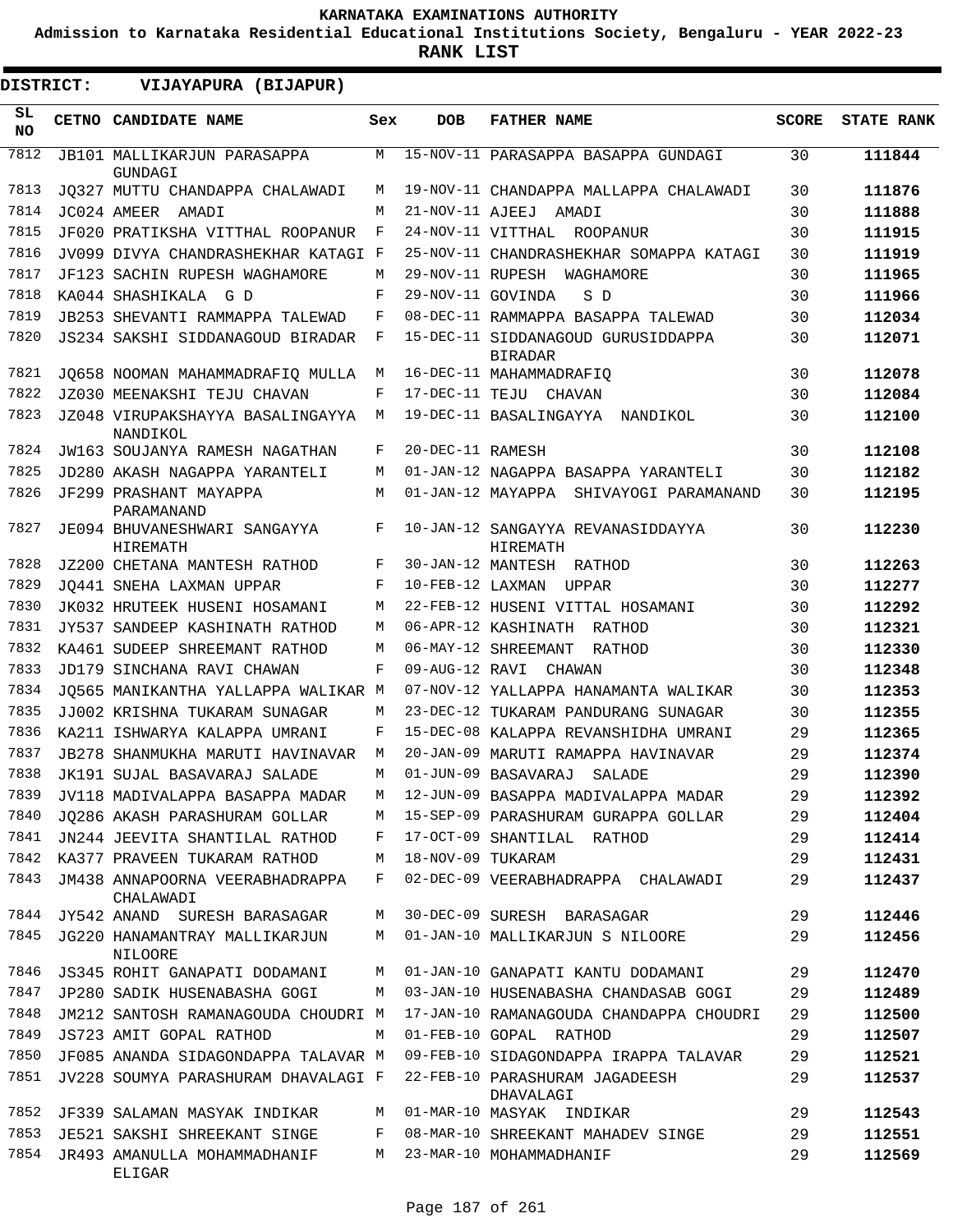KARNATAKA EXAMINATIONS AUTHORITY

Admission to Karnataka Residential Educational Institutions Society, Bengaluru - YEAR 2022-23

**RANK LIST**

**DISTRICT: VIJAYAPURA (BIJAPUR)**

| SL NO | CETNO | CANDIDATE NAME | Sex | DOB | FATHER NAME | SCORE | STATE RANK |
|---|---|---|---|---|---|---|---|
| 7812 | JB101 | MALLIKARJUN PARASAPPA GUNDAGI | M | 15-NOV-11 | PARASAPPA BASAPPA GUNDAGI | 30 | 111844 |
| 7813 | JQ327 | MUTTU CHANDAPPA CHALAWADI | M | 19-NOV-11 | CHANDAPPA MALLAPPA CHALAWADI | 30 | 111876 |
| 7814 | JC024 | AMEER AMADI | M | 21-NOV-11 | AJEEJ AMADI | 30 | 111888 |
| 7815 | JF020 | PRATIKSHA VITTHAL ROOPANUR | F | 24-NOV-11 | VITTHAL ROOPANUR | 30 | 111915 |
| 7816 | JV099 | DIVYA CHANDRASHEKHAR KATAGI | F | 25-NOV-11 | CHANDRASHEKHAR SOMAPPA KATAGI | 30 | 111919 |
| 7817 | JF123 | SACHIN RUPESH WAGHAMORE | M | 29-NOV-11 | RUPESH WAGHAMORE | 30 | 111965 |
| 7818 | KA044 | SHASHIKALA G D | F | 29-NOV-11 | GOVINDA S D | 30 | 111966 |
| 7819 | JB253 | SHEVANTI RAMMAPPA TALEWAD | F | 08-DEC-11 | RAMMAPPA BASAPPA TALEWAD | 30 | 112034 |
| 7820 | JS234 | SAKSHI SIDDANAGOUD BIRADAR | F | 15-DEC-11 | SIDDANAGOUD GURUSIDDAPPA BIRADAR | 30 | 112071 |
| 7821 | JQ658 | NOOMAN MAHAMMADRAFIQ MULLA | M | 16-DEC-11 | MAHAMMADRAFIQ | 30 | 112078 |
| 7822 | JZ030 | MEENAKSHI TEJU CHAVAN | F | 17-DEC-11 | TEJU CHAVAN | 30 | 112084 |
| 7823 | JZ048 | VIRUPAKSHAYYA BASALINGAYYA NANDIKOL | M | 19-DEC-11 | BASALINGAYYA NANDIKOL | 30 | 112100 |
| 7824 | JW163 | SOUJANYA RAMESH NAGATHAN | F | 20-DEC-11 | RAMESH | 30 | 112108 |
| 7825 | JD280 | AKASH NAGAPPA YARANTELI | M | 01-JAN-12 | NAGAPPA BASAPPA YARANTELI | 30 | 112182 |
| 7826 | JF299 | PRASHANT MAYAPPA PARAMANAND | M | 01-JAN-12 | MAYAPPA SHIVAYOGI PARAMANAND | 30 | 112195 |
| 7827 | JE094 | BHUVANESHWARI SANGAYYA HIREMATH | F | 10-JAN-12 | SANGAYYA REVANASIDDAYYA HIREMATH | 30 | 112230 |
| 7828 | JZ200 | CHETANA MANTESH RATHOD | F | 30-JAN-12 | MANTESH RATHOD | 30 | 112263 |
| 7829 | JQ441 | SNEHA LAXMAN UPPAR | F | 10-FEB-12 | LAXMAN UPPAR | 30 | 112277 |
| 7830 | JK032 | HRUTEEK HUSENI HOSAMANI | M | 22-FEB-12 | HUSENI VITTAL HOSAMANI | 30 | 112292 |
| 7831 | JY537 | SANDEEP KASHINATH RATHOD | M | 06-APR-12 | KASHINATH RATHOD | 30 | 112321 |
| 7832 | KA461 | SUDEEP SHREEMANT RATHOD | M | 06-MAY-12 | SHREEMANT RATHOD | 30 | 112330 |
| 7833 | JD179 | SINCHANA RAVI CHAWAN | F | 09-AUG-12 | RAVI CHAWAN | 30 | 112348 |
| 7834 | JQ565 | MANIKANTHA YALLAPPA WALIKAR | M | 07-NOV-12 | YALLAPPA HANAMANTA WALIKAR | 30 | 112353 |
| 7835 | JJ002 | KRISHNA TUKARAM SUNAGAR | M | 23-DEC-12 | TUKARAM PANDURANG SUNAGAR | 30 | 112355 |
| 7836 | KA211 | ISHWARYA KALAPPA UMRANI | F | 15-DEC-08 | KALAPPA REVANSHIDHA UMRANI | 29 | 112365 |
| 7837 | JB278 | SHANMUKHA MARUTI HAVINAVAR | M | 20-JAN-09 | MARUTI RAMAPPA HAVINAVAR | 29 | 112374 |
| 7838 | JK191 | SUJAL BASAVARAJ SALADE | M | 01-JUN-09 | BASAVARAJ SALADE | 29 | 112390 |
| 7839 | JV118 | MADIVALAPPA BASAPPA MADAR | M | 12-JUN-09 | BASAPPA MADIVALAPPA MADAR | 29 | 112392 |
| 7840 | JQ286 | AKASH PARASHURAM GOLLAR | M | 15-SEP-09 | PARASHURAM GURAPPA GOLLAR | 29 | 112404 |
| 7841 | JN244 | JEEVITA SHANTILAL RATHOD | F | 17-OCT-09 | SHANTILAL RATHOD | 29 | 112414 |
| 7842 | KA377 | PRAVEEN TUKARAM RATHOD | M | 18-NOV-09 | TUKARAM | 29 | 112431 |
| 7843 | JM438 | ANNAPOORNA VEERABHADRAPPA CHALAWADI | F | 02-DEC-09 | VEERABHADRAPPA CHALAWADI | 29 | 112437 |
| 7844 | JY542 | ANAND SURESH BARASAGAR | M | 30-DEC-09 | SURESH BARASAGAR | 29 | 112446 |
| 7845 | JG220 | HANAMANTRAY MALLIKARJUN NILOORE | M | 01-JAN-10 | MALLIKARJUN S NILOORE | 29 | 112456 |
| 7846 | JS345 | ROHIT GANAPATI DODAMANI | M | 01-JAN-10 | GANAPATI KANTU DODAMANI | 29 | 112470 |
| 7847 | JP280 | SADIK HUSENABASHA GOGI | M | 03-JAN-10 | HUSENABASHA CHANDASAB GOGI | 29 | 112489 |
| 7848 | JM212 | SANTOSH RAMANAGOUDA CHOUDRI | M | 17-JAN-10 | RAMANAGOUDA CHANDAPPA CHOUDRI | 29 | 112500 |
| 7849 | JS723 | AMIT GOPAL RATHOD | M | 01-FEB-10 | GOPAL RATHOD | 29 | 112507 |
| 7850 | JF085 | ANANDA SIDAGONDAPPA TALAVAR | M | 09-FEB-10 | SIDAGONDAPPA IRAPPA TALAVAR | 29 | 112521 |
| 7851 | JV228 | SOUMYA PARASHURAM DHAVALAGI | F | 22-FEB-10 | PARASHURAM JAGADEESH DHAVALAGI | 29 | 112537 |
| 7852 | JF339 | SALAMAN MASYAK INDIKAR | M | 01-MAR-10 | MASYAK INDIKAR | 29 | 112543 |
| 7853 | JE521 | SAKSHI SHREEKANT SINGE | F | 08-MAR-10 | SHREEKANT MAHADEV SINGE | 29 | 112551 |
| 7854 | JR493 | AMANULLA MOHAMMADHANIF ELIGAR | M | 23-MAR-10 | MOHAMMADHANIF | 29 | 112569 |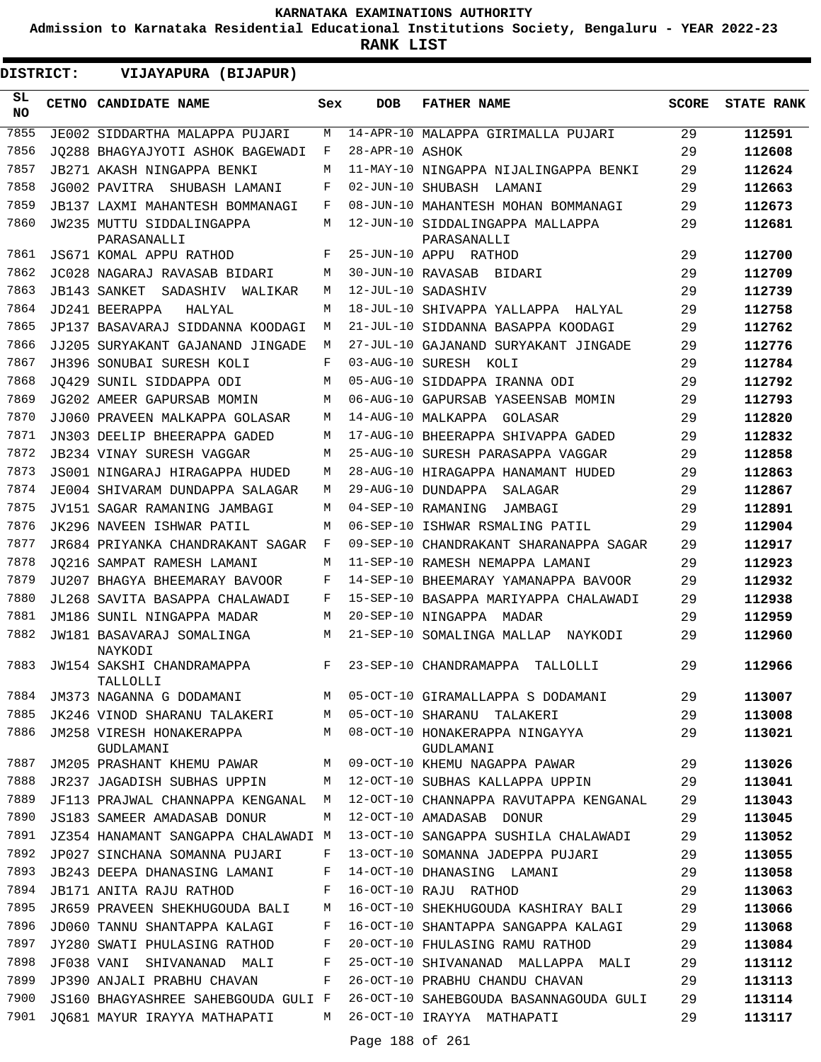KARNATAKA EXAMINATIONS AUTHORITY

Admission to Karnataka Residential Educational Institutions Society, Bengaluru - YEAR 2022-23

**RANK LIST**

**DISTRICT: VIJAYAPURA (BIJAPUR)**

| SL NO | CETNO | CANDIDATE NAME | Sex | DOB | FATHER NAME | SCORE | STATE RANK |
|---|---|---|---|---|---|---|---|
| 7855 | JE002 | SIDDARTHA MALAPPA PUJARI | M | 14-APR-10 | MALAPPA GIRIMALLA PUJARI | 29 | 112591 |
| 7856 | JQ288 | BHAGYAJYOTI ASHOK BAGEWADI | F | 28-APR-10 | ASHOK | 29 | 112608 |
| 7857 | JB271 | AKASH NINGAPPA BENKI | M | 11-MAY-10 | NINGAPPA NIJALINGAPPA BENKI | 29 | 112624 |
| 7858 | JG002 | PAVITRA SHUBASH LAMANI | F | 02-JUN-10 | SHUBASH LAMANI | 29 | 112663 |
| 7859 | JB137 | LAXMI MAHANTESH BOMMANAGI | F | 08-JUN-10 | MAHANTESH MOHAN BOMMANAGI | 29 | 112673 |
| 7860 | JW235 | MUTTU SIDDALINGAPPA PARASANALLI | M | 12-JUN-10 | SIDDALINGAPPA MALLAPPA PARASANALLI | 29 | 112681 |
| 7861 | JS671 | KOMAL APPU RATHOD | F | 25-JUN-10 | APPU RATHOD | 29 | 112700 |
| 7862 | JC028 | NAGARAJ RAVASAB BIDARI | M | 30-JUN-10 | RAVASAB BIDARI | 29 | 112709 |
| 7863 | JB143 | SANKET SADASHIV WALIKAR | M | 12-JUL-10 | SADASHIV | 29 | 112739 |
| 7864 | JD241 | BEERAPPA HALYAL | M | 18-JUL-10 | SHIVAPPA YALLAPPA HALYAL | 29 | 112758 |
| 7865 | JP137 | BASAVARAJ SIDDANNA KOODAGI | M | 21-JUL-10 | SIDDANNA BASAPPA KOODAGI | 29 | 112762 |
| 7866 | JJ205 | SURYAKANT GAJANAND JINGADE | M | 27-JUL-10 | GAJANAND SURYAKANT JINGADE | 29 | 112776 |
| 7867 | JH396 | SONUBAI SURESH KOLI | F | 03-AUG-10 | SURESH KOLI | 29 | 112784 |
| 7868 | JQ429 | SUNIL SIDDAPPA ODI | M | 05-AUG-10 | SIDDAPPA IRANNA ODI | 29 | 112792 |
| 7869 | JG202 | AMEER GAPURSAB MOMIN | M | 06-AUG-10 | GAPURSAB YASEENSAB MOMIN | 29 | 112793 |
| 7870 | JJ060 | PRAVEEN MALKAPPA GOLASAR | M | 14-AUG-10 | MALKAPPA GOLASAR | 29 | 112820 |
| 7871 | JN303 | DEELIP BHEERAPPA GADED | M | 17-AUG-10 | BHEERAPPA SHIVAPPA GADED | 29 | 112832 |
| 7872 | JB234 | VINAY SURESH VAGGAR | M | 25-AUG-10 | SURESH PARASAPPA VAGGAR | 29 | 112858 |
| 7873 | JS001 | NINGARAJ HIRAGAPPA HUDED | M | 28-AUG-10 | HIRAGAPPA HANAMANT HUDED | 29 | 112863 |
| 7874 | JE004 | SHIVARAM DUNDAPPA SALAGAR | M | 29-AUG-10 | DUNDAPPA SALAGAR | 29 | 112867 |
| 7875 | JV151 | SAGAR RAMANING JAMBAGI | M | 04-SEP-10 | RAMANING JAMBAGI | 29 | 112891 |
| 7876 | JK296 | NAVEEN ISHWAR PATIL | M | 06-SEP-10 | ISHWAR RSMALING PATIL | 29 | 112904 |
| 7877 | JR684 | PRIYANKA CHANDRAKANT SAGAR | F | 09-SEP-10 | CHANDRAKANT SHARANAPPA SAGAR | 29 | 112917 |
| 7878 | JQ216 | SAMPAT RAMESH LAMANI | M | 11-SEP-10 | RAMESH NEMAPPA LAMANI | 29 | 112923 |
| 7879 | JU207 | BHAGYA BHEEMARAY BAVOOR | F | 14-SEP-10 | BHEEMARAY YAMANAPPA BAVOOR | 29 | 112932 |
| 7880 | JL268 | SAVITA BASAPPA CHALAWADI | F | 15-SEP-10 | BASAPPA MARIYAPPA CHALAWADI | 29 | 112938 |
| 7881 | JM186 | SUNIL NINGAPPA MADAR | M | 20-SEP-10 | NINGAPPA MADAR | 29 | 112959 |
| 7882 | JW181 | BASAVARAJ SOMALINGA NAYKODI | M | 21-SEP-10 | SOMALINGA MALLAP NAYKODI | 29 | 112960 |
| 7883 | JW154 | SAKSHI CHANDRAMAPPA TALLOLLI | F | 23-SEP-10 | CHANDRAMAPPA TALLOLLI | 29 | 112966 |
| 7884 | JM373 | NAGANNA G DODAMANI | M | 05-OCT-10 | GIRAMALLAPPA S DODAMANI | 29 | 113007 |
| 7885 | JK246 | VINOD SHARANU TALAKERI | M | 05-OCT-10 | SHARANU TALAKERI | 29 | 113008 |
| 7886 | JM258 | VIRESH HONAKERAPPA GUDLAMANI | M | 08-OCT-10 | HONAKERAPPA NINGAYYA GUDLAMANI | 29 | 113021 |
| 7887 | JM205 | PRASHANT KHEMU PAWAR | M | 09-OCT-10 | KHEMU NAGAPPA PAWAR | 29 | 113026 |
| 7888 | JR237 | JAGADISH SUBHAS UPPIN | M | 12-OCT-10 | SUBHAS KALLAPPA UPPIN | 29 | 113041 |
| 7889 | JF113 | PRAJWAL CHANNAPPA KENGANAL | M | 12-OCT-10 | CHANNAPPA RAVUTAPPA KENGANAL | 29 | 113043 |
| 7890 | JS183 | SAMEER AMADASAB DONUR | M | 12-OCT-10 | AMADASAB DONUR | 29 | 113045 |
| 7891 | JZ354 | HANAMANT SANGAPPA CHALAWADI | M | 13-OCT-10 | SANGAPPA SUSHILA CHALAWADI | 29 | 113052 |
| 7892 | JP027 | SINCHANA SOMANNA PUJARI | F | 13-OCT-10 | SOMANNA JADEPPA PUJARI | 29 | 113055 |
| 7893 | JB243 | DEEPA DHANASING LAMANI | F | 14-OCT-10 | DHANASING LAMANI | 29 | 113058 |
| 7894 | JB171 | ANITA RAJU RATHOD | F | 16-OCT-10 | RAJU RATHOD | 29 | 113063 |
| 7895 | JR659 | PRAVEEN SHEKHUGOUDA BALI | M | 16-OCT-10 | SHEKHUGOUDA KASHIRAY BALI | 29 | 113066 |
| 7896 | JD060 | TANNU SHANTAPPA KALAGI | F | 16-OCT-10 | SHANTAPPA SANGAPPA KALAGI | 29 | 113068 |
| 7897 | JY280 | SWATI PHULASING RATHOD | F | 20-OCT-10 | FHULASING RAMU RATHOD | 29 | 113084 |
| 7898 | JF038 | VANI SHIVANANAD MALI | F | 25-OCT-10 | SHIVANANAD MALLAPPA MALI | 29 | 113112 |
| 7899 | JP390 | ANJALI PRABHU CHAVAN | F | 26-OCT-10 | PRABHU CHANDU CHAVAN | 29 | 113113 |
| 7900 | JS160 | BHAGYASHREE SAHEBGOUDA GULI | F | 26-OCT-10 | SAHEBGOUDA BASANNAGOUDA GULI | 29 | 113114 |
| 7901 | JQ681 | MAYUR IRAYYA MATHAPATI | M | 26-OCT-10 | IRAYYA MATHAPATI | 29 | 113117 |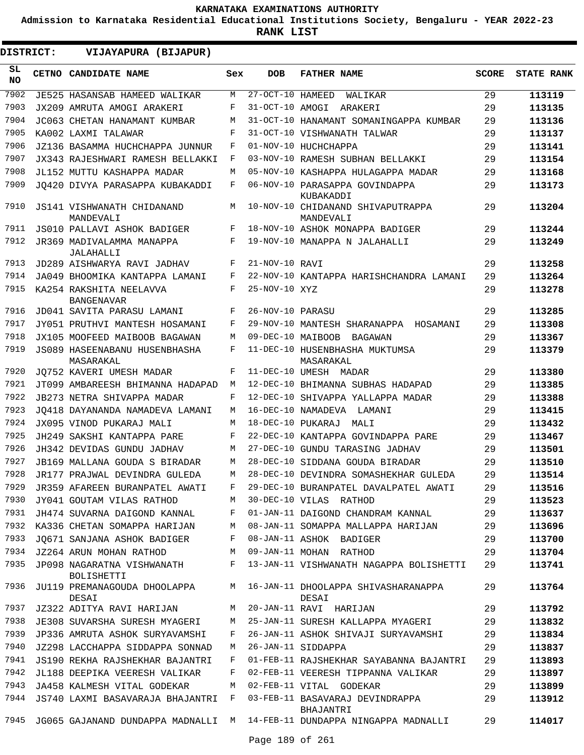KARNATAKA EXAMINATIONS AUTHORITY

Admission to Karnataka Residential Educational Institutions Society, Bengaluru - YEAR 2022-23

**RANK LIST**

**DISTRICT: VIJAYAPURA (BIJAPUR)**

| SL NO | CETNO | CANDIDATE NAME | Sex | DOB | FATHER NAME | SCORE | STATE RANK |
|---|---|---|---|---|---|---|---|
| 7902 | JE525 | HASANSAB HAMEED WALIKAR | M | 27-OCT-10 | HAMEED WALIKAR | 29 | 113119 |
| 7903 | JX209 | AMRUTA AMOGI ARAKERI | F | 31-OCT-10 | AMOGI ARAKERI | 29 | 113135 |
| 7904 | JC063 | CHETAN HANAMANT KUMBAR | M | 31-OCT-10 | HANAMANT SOMANINGAPPA KUMBAR | 29 | 113136 |
| 7905 | KA002 | LAXMI TALAWAR | F | 31-OCT-10 | VISHWANATH TALWAR | 29 | 113137 |
| 7906 | JZ136 | BASAMMA HUCHCHAPPA JUNNUR | F | 01-NOV-10 | HUCHCHAPPA | 29 | 113141 |
| 7907 | JX343 | RAJESHWARI RAMESH BELLAKKI | F | 03-NOV-10 | RAMESH SUBHAN BELLAKKI | 29 | 113154 |
| 7908 | JL152 | MUTTU KASHAPPA MADAR | M | 05-NOV-10 | KASHAPPA HULAGAPPA MADAR | 29 | 113168 |
| 7909 | JQ420 | DIVYA PARASAPPA KUBAKADDI | F | 06-NOV-10 | PARASAPPA GOVINDAPPA KUBAKADDI | 29 | 113173 |
| 7910 | JS141 | VISHWANATH CHIDANAND MANDEVALI | M | 10-NOV-10 | CHIDANAND SHIVAPUTRAPPA MANDEVALI | 29 | 113204 |
| 7911 | JS010 | PALLAVI ASHOK BADIGER | F | 18-NOV-10 | ASHOK MONAPPA BADIGER | 29 | 113244 |
| 7912 | JR369 | MADIVALAMMA MANAPPA JALAHALLI | F | 19-NOV-10 | MANAPPA N JALAHALLI | 29 | 113249 |
| 7913 | JD289 | AISHWARYA RAVI JADHAV | F | 21-NOV-10 | RAVI | 29 | 113258 |
| 7914 | JA049 | BHOOMIKA KANTAPPA LAMANI | F | 22-NOV-10 | KANTAPPA HARISHCHANDRA LAMANI | 29 | 113264 |
| 7915 | KA254 | RAKSHITA NEELAVVA BANGENAVAR | F | 25-NOV-10 | XYZ | 29 | 113278 |
| 7916 | JD041 | SAVITA PARASU LAMANI | F | 26-NOV-10 | PARASU | 29 | 113285 |
| 7917 | JY051 | PRUTHVI MANTESH HOSAMANI | F | 29-NOV-10 | MANTESH SHARANAPPA HOSAMANI | 29 | 113308 |
| 7918 | JX105 | MOOFEED MAIBOOB BAGAWAN | M | 09-DEC-10 | MAIBOOB BAGAWAN | 29 | 113367 |
| 7919 | JS089 | HASEENABANU HUSENBHASHA MASARAKAL | F | 11-DEC-10 | HUSENBHASHA MUKTUMSA MASARAKAL | 29 | 113379 |
| 7920 | JQ752 | KAVERI UMESH MADAR | F | 11-DEC-10 | UMESH MADAR | 29 | 113380 |
| 7921 | JT099 | AMBAREESH BHIMANNA HADAPAD | M | 12-DEC-10 | BHIMANNA SUBHAS HADAPAD | 29 | 113385 |
| 7922 | JB273 | NETRA SHIVAPPA MADAR | F | 12-DEC-10 | SHIVAPPA YALLAPPA MADAR | 29 | 113388 |
| 7923 | JQ418 | DAYANANDA NAMADEVA LAMANI | M | 16-DEC-10 | NAMADEVA LAMANI | 29 | 113415 |
| 7924 | JX095 | VINOD PUKARAJ MALI | M | 18-DEC-10 | PUKARAJ MALI | 29 | 113432 |
| 7925 | JH249 | SAKSHI KANTAPPA PARE | F | 22-DEC-10 | KANTAPPA GOVINDAPPA PARE | 29 | 113467 |
| 7926 | JH342 | DEVIDAS GUNDU JADHAV | M | 27-DEC-10 | GUNDU TARASING JADHAV | 29 | 113501 |
| 7927 | JB169 | MALLANA GOUDA S BIRADAR | M | 28-DEC-10 | SIDDANA GOUDA BIRADAR | 29 | 113510 |
| 7928 | JR177 | PRAJWAL DEVINDRA GULEDA | M | 28-DEC-10 | DEVINDRA SOMASHEKHAR GULEDA | 29 | 113514 |
| 7929 | JR359 | AFAREEN BURANPATEL AWATI | F | 29-DEC-10 | BURANPATEL DAVALPATEL AWATI | 29 | 113516 |
| 7930 | JY041 | GOUTAM VILAS RATHOD | M | 30-DEC-10 | VILAS RATHOD | 29 | 113523 |
| 7931 | JH474 | SUVARNA DAIGOND KANNAL | F | 01-JAN-11 | DAIGOND CHANDRAM KANNAL | 29 | 113637 |
| 7932 | KA336 | CHETAN SOMAPPA HARIJAN | M | 08-JAN-11 | SOMAPPA MALLAPPA HARIJAN | 29 | 113696 |
| 7933 | JQ671 | SANJANA ASHOK BADIGER | F | 08-JAN-11 | ASHOK BADIGER | 29 | 113700 |
| 7934 | JZ264 | ARUN MOHAN RATHOD | M | 09-JAN-11 | MOHAN RATHOD | 29 | 113704 |
| 7935 | JP098 | NAGARATNA VISHWANATH BOLISHETTI | F | 13-JAN-11 | VISHWANATH NAGAPPA BOLISHETTI | 29 | 113741 |
| 7936 | JU119 | PREMANAGOUDA DHOOLAPPA DESAI | M | 16-JAN-11 | DHOOLAPPA SHIVASHARANAPPA DESAI | 29 | 113764 |
| 7937 | JZ322 | ADITYA RAVI HARIJAN | M | 20-JAN-11 | RAVI HARIJAN | 29 | 113792 |
| 7938 | JE308 | SUVARSHA SURESH MYAGERI | M | 25-JAN-11 | SURESH KALLAPPA MYAGERI | 29 | 113832 |
| 7939 | JP336 | AMRUTA ASHOK SURYAVAMSHI | F | 26-JAN-11 | ASHOK SHIVAJI SURYAVAMSHI | 29 | 113834 |
| 7940 | JZ298 | LACCHAPPA SIDDAPPA SONNAD | M | 26-JAN-11 | SIDDAPPA | 29 | 113837 |
| 7941 | JS190 | REKHA RAJSHEKHAR BAJANTRI | F | 01-FEB-11 | RAJSHEKHAR SAYABANNA BAJANTRI | 29 | 113893 |
| 7942 | JL188 | DEEPIKA VEERESH VALIKAR | F | 02-FEB-11 | VEERESH TIPPANNA VALIKAR | 29 | 113897 |
| 7943 | JA458 | KALMESH VITAL GODEKAR | M | 02-FEB-11 | VITAL GODEKAR | 29 | 113899 |
| 7944 | JS740 | LAXMI BASAVARAJA BHAJANTRI | F | 03-FEB-11 | BASAVARAJ DEVINDRAPPA BHAJANTRI | 29 | 113912 |
| 7945 | JG065 | GAJANAND DUNDAPPA MADNALLI | M | 14-FEB-11 | DUNDAPPA NINGAPPA MADNALLI | 29 | 114017 |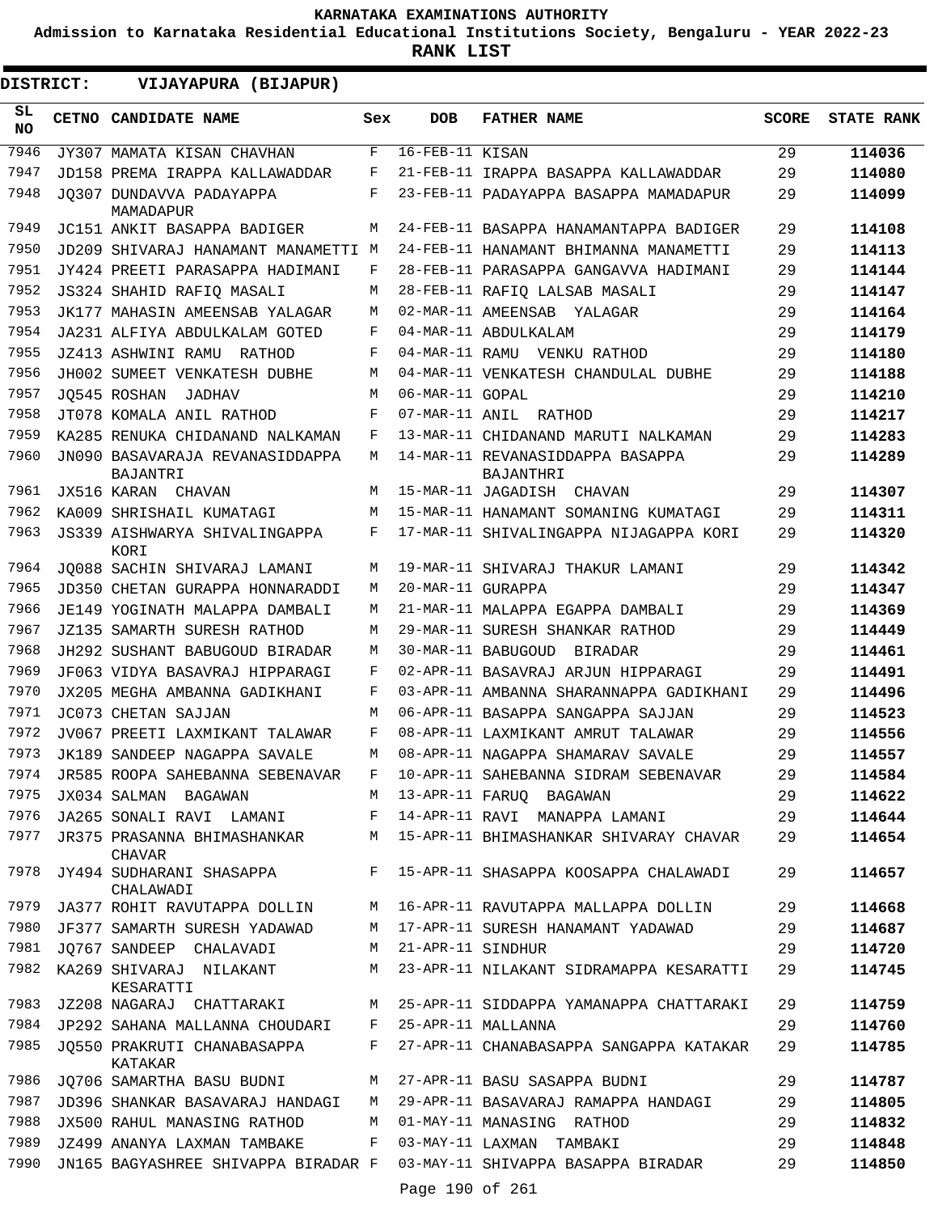# KARNATAKA EXAMINATIONS AUTHORITY

**Admission to Karnataka Residential Educational Institutions Society, Bengaluru - YEAR 2022-23**

**RANK LIST**

**DISTRICT: VIJAYAPURA (BIJAPUR)**

| SL NO | CETNO | CANDIDATE NAME | Sex | DOB | FATHER NAME | SCORE | STATE RANK |
|---|---|---|---|---|---|---|---|
| 7946 | JY307 | MAMATA KISAN CHAVHAN | F | 16-FEB-11 | KISAN | 29 | 114036 |
| 7947 | JD158 | PREMA IRAPPA KALLAWADDAR | F | 21-FEB-11 | IRAPPA BASAPPA KALLAWADDAR | 29 | 114080 |
| 7948 | JQ307 | DUNDAVVA PADAYAPPA MAMADAPUR | F | 23-FEB-11 | PADAYAPPA BASAPPA MAMADAPUR | 29 | 114099 |
| 7949 | JC151 | ANKIT BASAPPA BADIGER | M | 24-FEB-11 | BASAPPA HANAMANTAPPA BADIGER | 29 | 114108 |
| 7950 | JD209 | SHIVARAJ HANAMANT MANAMETTI | M | 24-FEB-11 | HANAMANT BHIMANNA MANAMETTI | 29 | 114113 |
| 7951 | JY424 | PREETI PARASAPPA HADIMANI | F | 28-FEB-11 | PARASAPPA GANGAVVA HADIMANI | 29 | 114144 |
| 7952 | JS324 | SHAHID RAFIQ MASALI | M | 28-FEB-11 | RAFIQ LALSAB MASALI | 29 | 114147 |
| 7953 | JK177 | MAHASIN AMEENSAB YALAGAR | M | 02-MAR-11 | AMEENSAB YALAGAR | 29 | 114164 |
| 7954 | JA231 | ALFIYA ABDULKALAM GOTED | F | 04-MAR-11 | ABDULKALAM | 29 | 114179 |
| 7955 | JZ413 | ASHWINI RAMU RATHOD | F | 04-MAR-11 | RAMU VENKU RATHOD | 29 | 114180 |
| 7956 | JH002 | SUMEET VENKATESH DUBHE | M | 04-MAR-11 | VENKATESH CHANDULAL DUBHE | 29 | 114188 |
| 7957 | JQ545 | ROSHAN JADHAV | M | 06-MAR-11 | GOPAL | 29 | 114210 |
| 7958 | JT078 | KOMALA ANIL RATHOD | F | 07-MAR-11 | ANIL RATHOD | 29 | 114217 |
| 7959 | KA285 | RENUKA CHIDANAND NALKAMAN | F | 13-MAR-11 | CHIDANAND MARUTI NALKAMAN | 29 | 114283 |
| 7960 | JN090 | BASAVARAJA REVANASIDDAPPA BAJANTRI | M | 14-MAR-11 | REVANASIDDAPPA BASAPPA BAJANTHRI | 29 | 114289 |
| 7961 | JX516 | KARAN CHAVAN | M | 15-MAR-11 | JAGADISH CHAVAN | 29 | 114307 |
| 7962 | KA009 | SHRISHAIL KUMATAGI | M | 15-MAR-11 | HANAMANT SOMANING KUMATAGI | 29 | 114311 |
| 7963 | JS339 | AISHWARYA SHIVALINGAPPA KORI | F | 17-MAR-11 | SHIVALINGAPPA NIJAGAPPA KORI | 29 | 114320 |
| 7964 | JQ088 | SACHIN SHIVARAJ LAMANI | M | 19-MAR-11 | SHIVARAJ THAKUR LAMANI | 29 | 114342 |
| 7965 | JD350 | CHETAN GURAPPA HONNARADDI | M | 20-MAR-11 | GURAPPA | 29 | 114347 |
| 7966 | JE149 | YOGINATH MALAPPA DAMBALI | M | 21-MAR-11 | MALAPPA EGAPPA DAMBALI | 29 | 114369 |
| 7967 | JZ135 | SAMARTH SURESH RATHOD | M | 29-MAR-11 | SURESH SHANKAR RATHOD | 29 | 114449 |
| 7968 | JH292 | SUSHANT BABUGOUD BIRADAR | M | 30-MAR-11 | BABUGOUD BIRADAR | 29 | 114461 |
| 7969 | JF063 | VIDYA BASAVRAJ HIPPARAGI | F | 02-APR-11 | BASAVRAJ ARJUN HIPPARAGI | 29 | 114491 |
| 7970 | JX205 | MEGHA AMBANNA GADIKHANI | F | 03-APR-11 | AMBANNA SHARANNAPPA GADIKHANI | 29 | 114496 |
| 7971 | JC073 | CHETAN SAJJAN | M | 06-APR-11 | BASAPPA SANGAPPA SAJJAN | 29 | 114523 |
| 7972 | JV067 | PREETI LAXMIKANT TALAWAR | F | 08-APR-11 | LAXMIKANT AMRUT TALAWAR | 29 | 114556 |
| 7973 | JK189 | SANDEEP NAGAPPA SAVALE | M | 08-APR-11 | NAGAPPA SHAMARAV SAVALE | 29 | 114557 |
| 7974 | JR585 | ROOPA SAHEBANNA SEBENAVAR | F | 10-APR-11 | SAHEBANNA SIDRAM SEBENAVAR | 29 | 114584 |
| 7975 | JX034 | SALMAN BAGAWAN | M | 13-APR-11 | FARUQ BAGAWAN | 29 | 114622 |
| 7976 | JA265 | SONALI RAVI LAMANI | F | 14-APR-11 | RAVI MANAPPA LAMANI | 29 | 114644 |
| 7977 | JR375 | PRASANNA BHIMASHANKAR CHAVAR | M | 15-APR-11 | BHIMASHANKAR SHIVARAY CHAVAR | 29 | 114654 |
| 7978 | JY494 | SUDHARANI SHASAPPA CHALAWADI | F | 15-APR-11 | SHASAPPA KOOSAPPA CHALAWADI | 29 | 114657 |
| 7979 | JA377 | ROHIT RAVUTAPPA DOLLIN | M | 16-APR-11 | RAVUTAPPA MALLAPPA DOLLIN | 29 | 114668 |
| 7980 | JF377 | SAMARTH SURESH YADAWAD | M | 17-APR-11 | SURESH HANAMANT YADAWAD | 29 | 114687 |
| 7981 | JQ767 | SANDEEP CHALAVADI | M | 21-APR-11 | SINDHUR | 29 | 114720 |
| 7982 | KA269 | SHIVARAJ NILAKANT KESARATTI | M | 23-APR-11 | NILAKANT SIDRAMAPPA KESARATTI | 29 | 114745 |
| 7983 | JZ208 | NAGARAJ CHATTARAKI | M | 25-APR-11 | SIDDAPPA YAMANAPPA CHATTARAKI | 29 | 114759 |
| 7984 | JP292 | SAHANA MALLANNA CHOUDARI | F | 25-APR-11 | MALLANNA | 29 | 114760 |
| 7985 | JQ550 | PRAKRUTI CHANABASAPPA KATAKAR | F | 27-APR-11 | CHANABASAPPA SANGAPPA KATAKAR | 29 | 114785 |
| 7986 | JQ706 | SAMARTHA BASU BUDNI | M | 27-APR-11 | BASU SASAPPA BUDNI | 29 | 114787 |
| 7987 | JD396 | SHANKAR BASAVARAJ HANDAGI | M | 29-APR-11 | BASAVARAJ RAMAPPA HANDAGI | 29 | 114805 |
| 7988 | JX500 | RAHUL MANASING RATHOD | M | 01-MAY-11 | MANASING RATHOD | 29 | 114832 |
| 7989 | JZ499 | ANANYA LAXMAN TAMBAKE | F | 03-MAY-11 | LAXMAN TAMBAKI | 29 | 114848 |
| 7990 | JN165 | BAGYASHREE SHIVAPPA BIRADAR | F | 03-MAY-11 | SHIVAPPA BASAPPA BIRADAR | 29 | 114850 |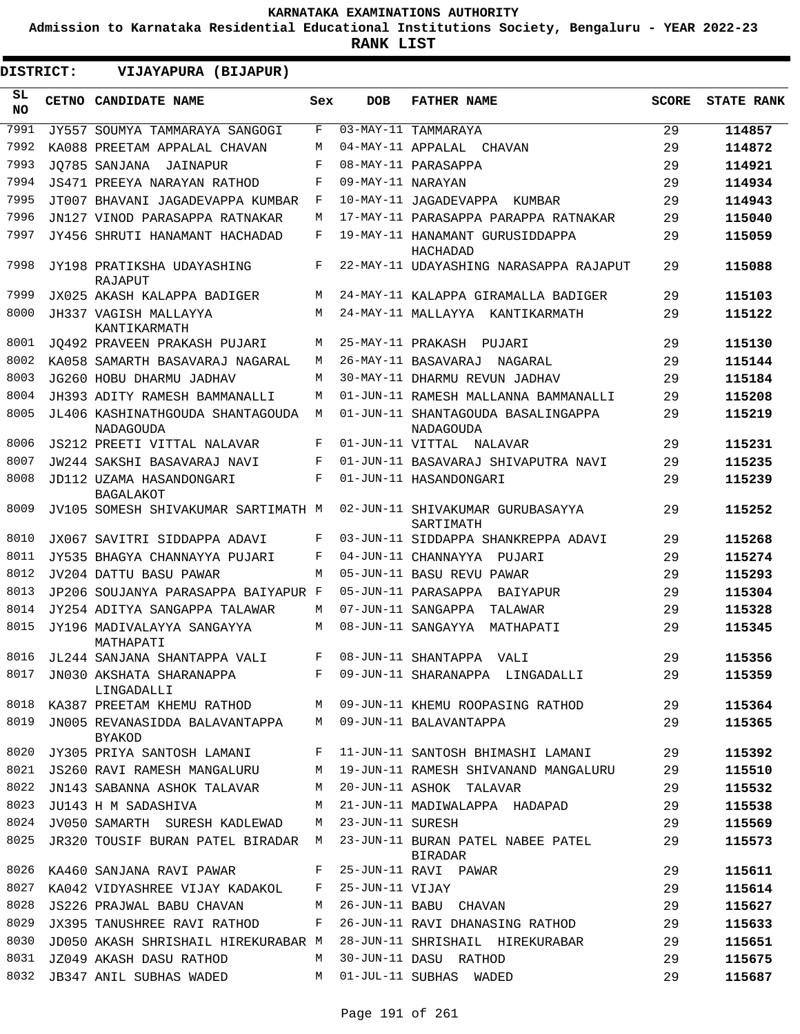KARNATAKA EXAMINATIONS AUTHORITY

Admission to Karnataka Residential Educational Institutions Society, Bengaluru - YEAR 2022-23

**RANK LIST**

**DISTRICT: VIJAYAPURA (BIJAPUR)**

| SL NO | CETNO | CANDIDATE NAME | Sex | DOB | FATHER NAME | SCORE | STATE RANK |
|---|---|---|---|---|---|---|---|
| 7991 | JY557 | SOUMYA TAMMARAYA SANGOGI | F | 03-MAY-11 | TAMMARAYA | 29 | 114857 |
| 7992 | KA088 | PREETAM APPALAL CHAVAN | M | 04-MAY-11 | APPALAL CHAVAN | 29 | 114872 |
| 7993 | JQ785 | SANJANA JAINAPUR | F | 08-MAY-11 | PARASAPPA | 29 | 114921 |
| 7994 | JS471 | PREEYA NARAYAN RATHOD | F | 09-MAY-11 | NARAYAN | 29 | 114934 |
| 7995 | JT007 | BHAVANI JAGADEVAPPA KUMBAR | F | 10-MAY-11 | JAGADEVAPPA KUMBAR | 29 | 114943 |
| 7996 | JN127 | VINOD PARASAPPA RATNAKAR | M | 17-MAY-11 | PARASAPPA PARAPPA RATNAKAR | 29 | 115040 |
| 7997 | JY456 | SHRUTI HANAMANT HACHADAD | F | 19-MAY-11 | HANAMANT GURUSIDDAPPA HACHADAD | 29 | 115059 |
| 7998 | JY198 | PRATIKSHA UDAYASHING RAJAPUT | F | 22-MAY-11 | UDAYASHING NARASAPPA RAJAPUT | 29 | 115088 |
| 7999 | JX025 | AKASH KALAPPA BADIGER | M | 24-MAY-11 | KALAPPA GIRAMALLA BADIGER | 29 | 115103 |
| 8000 | JH337 | VAGISH MALLAYYA KANTIKARMATH | M | 24-MAY-11 | MALLAYYA KANTIKARMATH | 29 | 115122 |
| 8001 | JQ492 | PRAVEEN PRAKASH PUJARI | M | 25-MAY-11 | PRAKASH PUJARI | 29 | 115130 |
| 8002 | KA058 | SAMARTH BASAVARAJ NAGARAL | M | 26-MAY-11 | BASAVARAJ NAGARAL | 29 | 115144 |
| 8003 | JG260 | HOBU DHARMU JADHAV | M | 30-MAY-11 | DHARMU REVUN JADHAV | 29 | 115184 |
| 8004 | JH393 | ADITY RAMESH BAMMANALLI | M | 01-JUN-11 | RAMESH MALLANNA BAMMANALLI | 29 | 115208 |
| 8005 | JL406 | KASHINATHGOUDA SHANTAGOUDA NADAGOUDA | M | 01-JUN-11 | SHANTAGOUDA BASALINGAPPA NADAGOUDA | 29 | 115219 |
| 8006 | JS212 | PREETI VITTAL NALAVAR | F | 01-JUN-11 | VITTAL NALAVAR | 29 | 115231 |
| 8007 | JW244 | SAKSHI BASAVARAJ NAVI | F | 01-JUN-11 | BASAVARAJ SHIVAPUTRA NAVI | 29 | 115235 |
| 8008 | JD112 | UZAMA HASANDONGARI BAGALAKOT | F | 01-JUN-11 | HASANDONGARI | 29 | 115239 |
| 8009 | JV105 | SOMESH SHIVAKUMAR SARTIMATH | M | 02-JUN-11 | SHIVAKUMAR GURUBASAYYA SARTIMATH | 29 | 115252 |
| 8010 | JX067 | SAVITRI SIDDAPPA ADAVI | F | 03-JUN-11 | SIDDAPPA SHANKREPPA ADAVI | 29 | 115268 |
| 8011 | JY535 | BHAGYA CHANNAYYA PUJARI | F | 04-JUN-11 | CHANNAYYA PUJARI | 29 | 115274 |
| 8012 | JV204 | DATTU BASU PAWAR | M | 05-JUN-11 | BASU REVU PAWAR | 29 | 115293 |
| 8013 | JP206 | SOUJANYA PARASAPPA BAIYAPUR | F | 05-JUN-11 | PARASAPPA BAIYAPUR | 29 | 115304 |
| 8014 | JY254 | ADITYA SANGAPPA TALAWAR | M | 07-JUN-11 | SANGAPPA TALAWAR | 29 | 115328 |
| 8015 | JY196 | MADIVALAYYA SANGAYYA MATHAPATI | M | 08-JUN-11 | SANGAYYA MATHAPATI | 29 | 115345 |
| 8016 | JL244 | SANJANA SHANTAPPA VALI | F | 08-JUN-11 | SHANTAPPA VALI | 29 | 115356 |
| 8017 | JN030 | AKSHATA SHARANAPPA LINGADALLI | F | 09-JUN-11 | SHARANAPPA LINGADALLI | 29 | 115359 |
| 8018 | KA387 | PREETAM KHEMU RATHOD | M | 09-JUN-11 | KHEMU ROOPASING RATHOD | 29 | 115364 |
| 8019 | JN005 | REVANASIDDA BALAVANTAPPA BYAKOD | M | 09-JUN-11 | BALAVANTAPPA | 29 | 115365 |
| 8020 | JY305 | PRIYA SANTOSH LAMANI | F | 11-JUN-11 | SANTOSH BHIMASHI LAMANI | 29 | 115392 |
| 8021 | JS260 | RAVI RAMESH MANGALURU | M | 19-JUN-11 | RAMESH SHIVANAND MANGALURU | 29 | 115510 |
| 8022 | JN143 | SABANNA ASHOK TALAVAR | M | 20-JUN-11 | ASHOK TALAVAR | 29 | 115532 |
| 8023 | JU143 | H M SADASHIVA | M | 21-JUN-11 | MADIWALAPPA HADAPAD | 29 | 115538 |
| 8024 | JV050 | SAMARTH SURESH KADLEWAD | M | 23-JUN-11 | SURESH | 29 | 115569 |
| 8025 | JR320 | TOUSIF BURAN PATEL BIRADAR | M | 23-JUN-11 | BURAN PATEL NABEE PATEL BIRADAR | 29 | 115573 |
| 8026 | KA460 | SANJANA RAVI PAWAR | F | 25-JUN-11 | RAVI PAWAR | 29 | 115611 |
| 8027 | KA042 | VIDYASHREE VIJAY KADAKOL | F | 25-JUN-11 | VIJAY | 29 | 115614 |
| 8028 | JS226 | PRAJWAL BABU CHAVAN | M | 26-JUN-11 | BABU CHAVAN | 29 | 115627 |
| 8029 | JX395 | TANUSHREE RAVI RATHOD | F | 26-JUN-11 | RAVI DHANASING RATHOD | 29 | 115633 |
| 8030 | JD050 | AKASH SHRISHAIL HIREKURABAR | M | 28-JUN-11 | SHRISHAIL HIREKURABAR | 29 | 115651 |
| 8031 | JZ049 | AKASH DASU RATHOD | M | 30-JUN-11 | DASU RATHOD | 29 | 115675 |
| 8032 | JB347 | ANIL SUBHAS WADED | M | 01-JUL-11 | SUBHAS WADED | 29 | 115687 |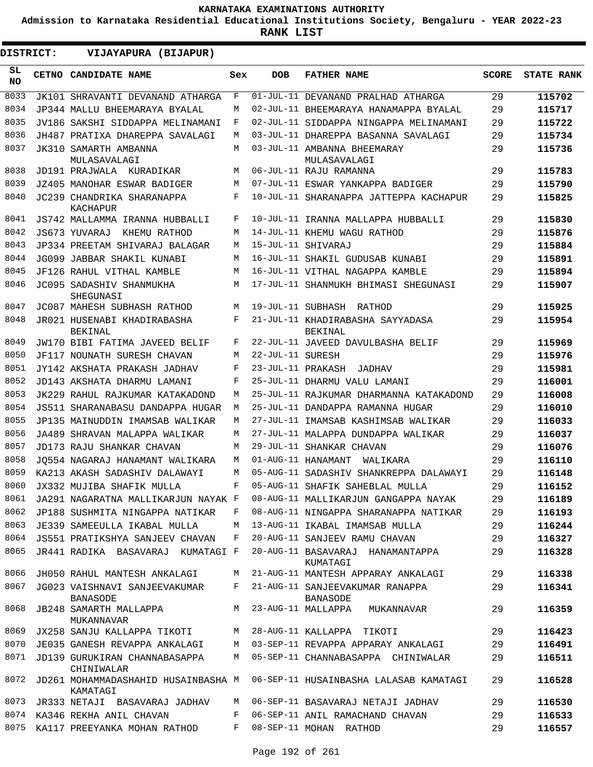# KARNATAKA EXAMINATIONS AUTHORITY

**Admission to Karnataka Residential Educational Institutions Society, Bengaluru - YEAR 2022-23**

**RANK LIST**

**DISTRICT: VIJAYAPURA (BIJAPUR)**

| SL NO | CETNO | CANDIDATE NAME | Sex | DOB | FATHER NAME | SCORE | STATE RANK |
|---|---|---|---|---|---|---|---|
| 8033 | JK101 | SHRAVANTI DEVANAND ATHARGA | F | 01-JUL-11 | DEVANAND PRALHAD ATHARGA | 29 | 115702 |
| 8034 | JP344 | MALLU BHEEMARAYA BYALAL | M | 02-JUL-11 | BHEEMARAYA HANAMAPPA BYALAL | 29 | 115717 |
| 8035 | JV186 | SAKSHI SIDDAPPA MELINAMANI | F | 02-JUL-11 | SIDDAPPA NINGAPPA MELINAMANI | 29 | 115722 |
| 8036 | JH487 | PRATIXA DHAREPPA SAVALAGI | M | 03-JUL-11 | DHAREPPA BASANNA SAVALAGI | 29 | 115734 |
| 8037 | JK310 | SAMARTH AMBANNA MULASAVALAGI | M | 03-JUL-11 | AMBANNA BHEEMARAY MULASAVALAGI | 29 | 115736 |
| 8038 | JD191 | PRAJWALA KURADIKAR | M | 06-JUL-11 | RAJU RAMANNA | 29 | 115783 |
| 8039 | JZ405 | MANOHAR ESWAR BADIGER | M | 07-JUL-11 | ESWAR YANKAPPA BADIGER | 29 | 115790 |
| 8040 | JC239 | CHANDRIKA SHARANAPPA KACHAPUR | F | 10-JUL-11 | SHARANAPPA JATTEPPA KACHAPUR | 29 | 115825 |
| 8041 | JS742 | MALLAMMA IRANNA HUBBALLI | F | 10-JUL-11 | IRANNA MALLAPPA HUBBALLI | 29 | 115830 |
| 8042 | JS673 | YUVARAJ KHEMU RATHOD | M | 14-JUL-11 | KHEMU WAGU RATHOD | 29 | 115876 |
| 8043 | JP334 | PREETAM SHIVARAJ BALAGAR | M | 15-JUL-11 | SHIVARAJ | 29 | 115884 |
| 8044 | JG099 | JABBAR SHAKIL KUNABI | M | 16-JUL-11 | SHAKIL GUDUSAB KUNABI | 29 | 115891 |
| 8045 | JF126 | RAHUL VITHAL KAMBLE | M | 16-JUL-11 | VITHAL NAGAPPA KAMBLE | 29 | 115894 |
| 8046 | JC095 | SADASHIV SHANMUKHA SHEGUNASI | M | 17-JUL-11 | SHANMUKH BHIMASI SHEGUNASI | 29 | 115907 |
| 8047 | JC087 | MAHESH SUBHASH RATHOD | M | 19-JUL-11 | SUBHASH RATHOD | 29 | 115925 |
| 8048 | JR021 | HUSENABI KHADIRABASHA BEKINAL | F | 21-JUL-11 | KHADIRABASHA SAYYADASA BEKINAL | 29 | 115954 |
| 8049 | JW170 | BIBI FATIMA JAVEED BELIF | F | 22-JUL-11 | JAVEED DAVULBASHA BELIF | 29 | 115969 |
| 8050 | JF117 | NOUNATH SURESH CHAVAN | M | 22-JUL-11 | SURESH | 29 | 115976 |
| 8051 | JY142 | AKSHATA PRAKASH JADHAV | F | 23-JUL-11 | PRAKASH JADHAV | 29 | 115981 |
| 8052 | JD143 | AKSHATA DHARMU LAMANI | F | 25-JUL-11 | DHARMU VALU LAMANI | 29 | 116001 |
| 8053 | JK229 | RAHUL RAJKUMAR KATAKADOND | M | 25-JUL-11 | RAJKUMAR DHARMANNA KATAKADOND | 29 | 116008 |
| 8054 | JS511 | SHARANABASU DANDAPPA HUGAR | M | 25-JUL-11 | DANDAPPA RAMANNA HUGAR | 29 | 116010 |
| 8055 | JP135 | MAINUDDIN IMAMSAB WALIKAR | M | 27-JUL-11 | IMAMSAB KASHIMSAB WALIKAR | 29 | 116033 |
| 8056 | JA489 | SHRAVAN MALAPPA WALIKAR | M | 27-JUL-11 | MALAPPA DUNDAPPA WALIKAR | 29 | 116037 |
| 8057 | JD173 | RAJU SHANKAR CHAVAN | M | 29-JUL-11 | SHANKAR CHAVAN | 29 | 116076 |
| 8058 | JQ554 | NAGARAJ HANAMANT WALIKARA | M | 01-AUG-11 | HANAMANT WALIKARA | 29 | 116110 |
| 8059 | KA213 | AKASH SADASHIV DALAWAYI | M | 05-AUG-11 | SADASHIV SHANKREPPA DALAWAYI | 29 | 116148 |
| 8060 | JX332 | MUJIBA SHAFIK MULLA | F | 05-AUG-11 | SHAFIK SAHEBLAL MULLA | 29 | 116152 |
| 8061 | JA291 | NAGARATNA MALLIKARJUN NAYAK | F | 08-AUG-11 | MALLIKARJUN GANGAPPA NAYAK | 29 | 116189 |
| 8062 | JP188 | SUSHMITA NINGAPPA NATIKAR | F | 08-AUG-11 | NINGAPPA SHARANAPPA NATIKAR | 29 | 116193 |
| 8063 | JE339 | SAMEEULLA IKABAL MULLA | M | 13-AUG-11 | IKABAL IMAMSAB MULLA | 29 | 116244 |
| 8064 | JS551 | PRATIKSHYA SANJEEV CHAVAN | F | 20-AUG-11 | SANJEEV RAMU CHAVAN | 29 | 116327 |
| 8065 | JR441 | RADIKA BASAVARAJ KUMATAGI | F | 20-AUG-11 | BASAVARAJ HANAMANTAPPA KUMATAGI | 29 | 116328 |
| 8066 | JH050 | RAHUL MANTESH ANKALAGI | M | 21-AUG-11 | MANTESH APPARAY ANKALAGI | 29 | 116338 |
| 8067 | JG023 | VAISHNAVI SANJEEVAKUMAR BANASODE | F | 21-AUG-11 | SANJEEVAKUMAR RANAPPA BANASODE | 29 | 116341 |
| 8068 | JB248 | SAMARTH MALLAPPA MUKANNAVAR | M | 23-AUG-11 | MALLAPPA MUKANNAVAR | 29 | 116359 |
| 8069 | JX258 | SANJU KALLAPPA TIKOTI | M | 28-AUG-11 | KALLAPPA TIKOTI | 29 | 116423 |
| 8070 | JE035 | GANESH REVAPPA ANKALAGI | M | 03-SEP-11 | REVAPPA APPARAY ANKALAGI | 29 | 116491 |
| 8071 | JD139 | GURUKIRAN CHANNABASAPPA CHINIWALAR | M | 05-SEP-11 | CHANNABASAPPA CHINIWALAR | 29 | 116511 |
| 8072 | JD261 | MOHAMMADASHAHID HUSAINBASHA KAMATAGI | M | 06-SEP-11 | HUSAINBASHA LALASAB KAMATAGI | 29 | 116528 |
| 8073 | JR333 | NETAJI BASAVARAJ JADHAV | M | 06-SEP-11 | BASAVARAJ NETAJI JADHAV | 29 | 116530 |
| 8074 | KA346 | REKHA ANIL CHAVAN | F | 06-SEP-11 | ANIL RAMACHAND CHAVAN | 29 | 116533 |
| 8075 | KA117 | PREEYANKA MOHAN RATHOD | F | 08-SEP-11 | MOHAN RATHOD | 29 | 116557 |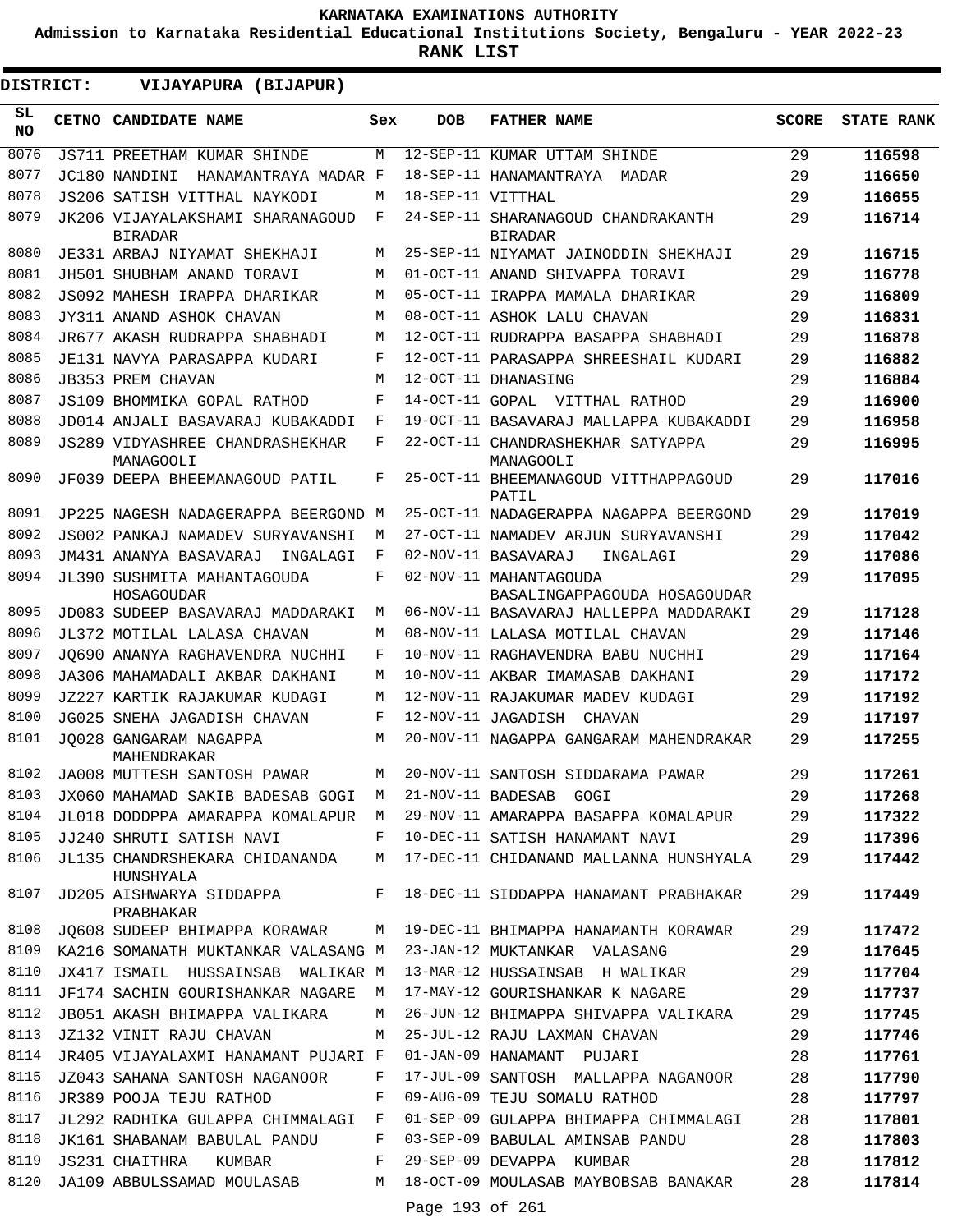KARNATAKA EXAMINATIONS AUTHORITY

Admission to Karnataka Residential Educational Institutions Society, Bengaluru - YEAR 2022-23

**RANK LIST**

**DISTRICT: VIJAYAPURA (BIJAPUR)**

| SL NO | CETNO | CANDIDATE NAME | Sex | DOB | FATHER NAME | SCORE | STATE RANK |
|---|---|---|---|---|---|---|---|
| 8076 | JS711 | PREETHAM KUMAR SHINDE | M | 12-SEP-11 | KUMAR UTTAM SHINDE | 29 | **116598** |
| 8077 | JC180 | NANDINI HANAMANTRAYA MADAR | F | 18-SEP-11 | HANAMANTRAYA MADAR | 29 | **116650** |
| 8078 | JS206 | SATISH VITTHAL NAYKODI | M | 18-SEP-11 | VITTHAL | 29 | **116655** |
| 8079 | JK206 | VIJAYALAKSHAMI SHARANAGOUD BIRADAR | F | 24-SEP-11 | SHARANAGOUD CHANDRAKANTH BIRADAR | 29 | **116714** |
| 8080 | JE331 | ARBAJ NIYAMAT SHEKHAJI | M | 25-SEP-11 | NIYAMAT JAINODDIN SHEKHAJI | 29 | **116715** |
| 8081 | JH501 | SHUBHAM ANAND TORAVI | M | 01-OCT-11 | ANAND SHIVAPPA TORAVI | 29 | **116778** |
| 8082 | JS092 | MAHESH IRAPPA DHARIKAR | M | 05-OCT-11 | IRAPPA MAMALA DHARIKAR | 29 | **116809** |
| 8083 | JY311 | ANAND ASHOK CHAVAN | M | 08-OCT-11 | ASHOK LALU CHAVAN | 29 | **116831** |
| 8084 | JR677 | AKASH RUDRAPPA SHABHADI | M | 12-OCT-11 | RUDRAPPA BASAPPA SHABHADI | 29 | **116878** |
| 8085 | JE131 | NAVYA PARASAPPA KUDARI | F | 12-OCT-11 | PARASAPPA SHREESHAIL KUDARI | 29 | **116882** |
| 8086 | JB353 | PREM CHAVAN | M | 12-OCT-11 | DHANASING | 29 | **116884** |
| 8087 | JS109 | BHOMMIKA GOPAL RATHOD | F | 14-OCT-11 | GOPAL VITTHAL RATHOD | 29 | **116900** |
| 8088 | JD014 | ANJALI BASAVARAJ KUBAKADDI | F | 19-OCT-11 | BASAVARAJ MALLAPPA KUBAKADDI | 29 | **116958** |
| 8089 | JS289 | VIDYASHREE CHANDRASHEKHAR MANAGOOLI | F | 22-OCT-11 | CHANDRASHEKHAR SATYAPPA MANAGOOLI | 29 | **116995** |
| 8090 | JF039 | DEEPA BHEEMANAGOUD PATIL | F | 25-OCT-11 | BHEEMANAGOUD VITTHAPPAGOUD PATIL | 29 | **117016** |
| 8091 | JP225 | NAGESH NADAGERAPPA BEERGOND | M | 25-OCT-11 | NADAGERAPPA NAGAPPA BEERGOND | 29 | **117019** |
| 8092 | JS002 | PANKAJ NAMADEV SURYAVANSHI | M | 27-OCT-11 | NAMADEV ARJUN SURYAVANSHI | 29 | **117042** |
| 8093 | JM431 | ANANYA BASAVARAJ INGALAGI | F | 02-NOV-11 | BASAVARAJ INGALAGI | 29 | **117086** |
| 8094 | JL390 | SUSHMITA MAHANTAGOUDA HOSAGOUDAR | F | 02-NOV-11 | MAHANTAGOUDA BASALINGAPPAGOUDA HOSAGOUDAR | 29 | **117095** |
| 8095 | JD083 | SUDEEP BASAVARAJ MADDARAKI | M | 06-NOV-11 | BASAVARAJ HALLEPPA MADDARAKI | 29 | **117128** |
| 8096 | JL372 | MOTILAL LALASA CHAVAN | M | 08-NOV-11 | LALASA MOTILAL CHAVAN | 29 | **117146** |
| 8097 | JQ690 | ANANYA RAGHAVENDRA NUCHHI | F | 10-NOV-11 | RAGHAVENDRA BABU NUCHHI | 29 | **117164** |
| 8098 | JA306 | MAHAMADALI AKBAR DAKHANI | M | 10-NOV-11 | AKBAR IMAMASAB DAKHANI | 29 | **117172** |
| 8099 | JZ227 | KARTIK RAJAKUMAR KUDAGI | M | 12-NOV-11 | RAJAKUMAR MADEV KUDAGI | 29 | **117192** |
| 8100 | JG025 | SNEHA JAGADISH CHAVAN | F | 12-NOV-11 | JAGADISH CHAVAN | 29 | **117197** |
| 8101 | JQ028 | GANGARAM NAGAPPA MAHENDRAKAR | M | 20-NOV-11 | NAGAPPA GANGARAM MAHENDRAKAR | 29 | **117255** |
| 8102 | JA008 | MUTTESH SANTOSH PAWAR | M | 20-NOV-11 | SANTOSH SIDDARAMA PAWAR | 29 | **117261** |
| 8103 | JX060 | MAHAMAD SAKIB BADESAB GOGI | M | 21-NOV-11 | BADESAB GOGI | 29 | **117268** |
| 8104 | JL018 | DODDPPA AMARAPPA KOMALAPUR | M | 29-NOV-11 | AMARAPPA BASAPPA KOMALAPUR | 29 | **117322** |
| 8105 | JJ240 | SHRUTI SATISH NAVI | F | 10-DEC-11 | SATISH HANAMANT NAVI | 29 | **117396** |
| 8106 | JL135 | CHANDRSHEKARA CHIDANANDA HUNSHYALA | M | 17-DEC-11 | CHIDANAND MALLANNA HUNSHYALA | 29 | **117442** |
| 8107 | JD205 | AISHWARYA SIDDAPPA PRABHAKAR | F | 18-DEC-11 | SIDDAPPA HANAMANT PRABHAKAR | 29 | **117449** |
| 8108 | JQ608 | SUDEEP BHIMAPPA KORAWAR | M | 19-DEC-11 | BHIMAPPA HANAMANTH KORAWAR | 29 | **117472** |
| 8109 | KA216 | SOMANATH MUKTANKAR VALASANG | M | 23-JAN-12 | MUKTANKAR VALASANG | 29 | **117645** |
| 8110 | JX417 | ISMAIL HUSSAINSAB WALIKAR | M | 13-MAR-12 | HUSSAINSAB H WALIKAR | 29 | **117704** |
| 8111 | JF174 | SACHIN GOURISHANKAR NAGARE | M | 17-MAY-12 | GOURISHANKAR K NAGARE | 29 | **117737** |
| 8112 | JB051 | AKASH BHIMAPPA VALIKARA | M | 26-JUN-12 | BHIMAPPA SHIVAPPA VALIKARA | 29 | **117745** |
| 8113 | JZ132 | VINIT RAJU CHAVAN | M | 25-JUL-12 | RAJU LAXMAN CHAVAN | 29 | **117746** |
| 8114 | JR405 | VIJAYALAXMI HANAMANT PUJARI | F | 01-JAN-09 | HANAMANT PUJARI | 28 | **117761** |
| 8115 | JZ043 | SAHANA SANTOSH NAGANOOR | F | 17-JUL-09 | SANTOSH MALLAPPA NAGANOOR | 28 | **117790** |
| 8116 | JR389 | POOJA TEJU RATHOD | F | 09-AUG-09 | TEJU SOMALU RATHOD | 28 | **117797** |
| 8117 | JL292 | RADHIKA GULAPPA CHIMMALAGI | F | 01-SEP-09 | GULAPPA BHIMAPPA CHIMMALAGI | 28 | **117801** |
| 8118 | JK161 | SHABANAM BABULAL PANDU | F | 03-SEP-09 | BABULAL AMINSAB PANDU | 28 | **117803** |
| 8119 | JS231 | CHAITHRA KUMBAR | F | 29-SEP-09 | DEVAPPA KUMBAR | 28 | **117812** |
| 8120 | JA109 | ABBULSSAMAD MOULASAB | M | 18-OCT-09 | MOULASAB MAYBOBSAB BANAKAR | 28 | **117814** |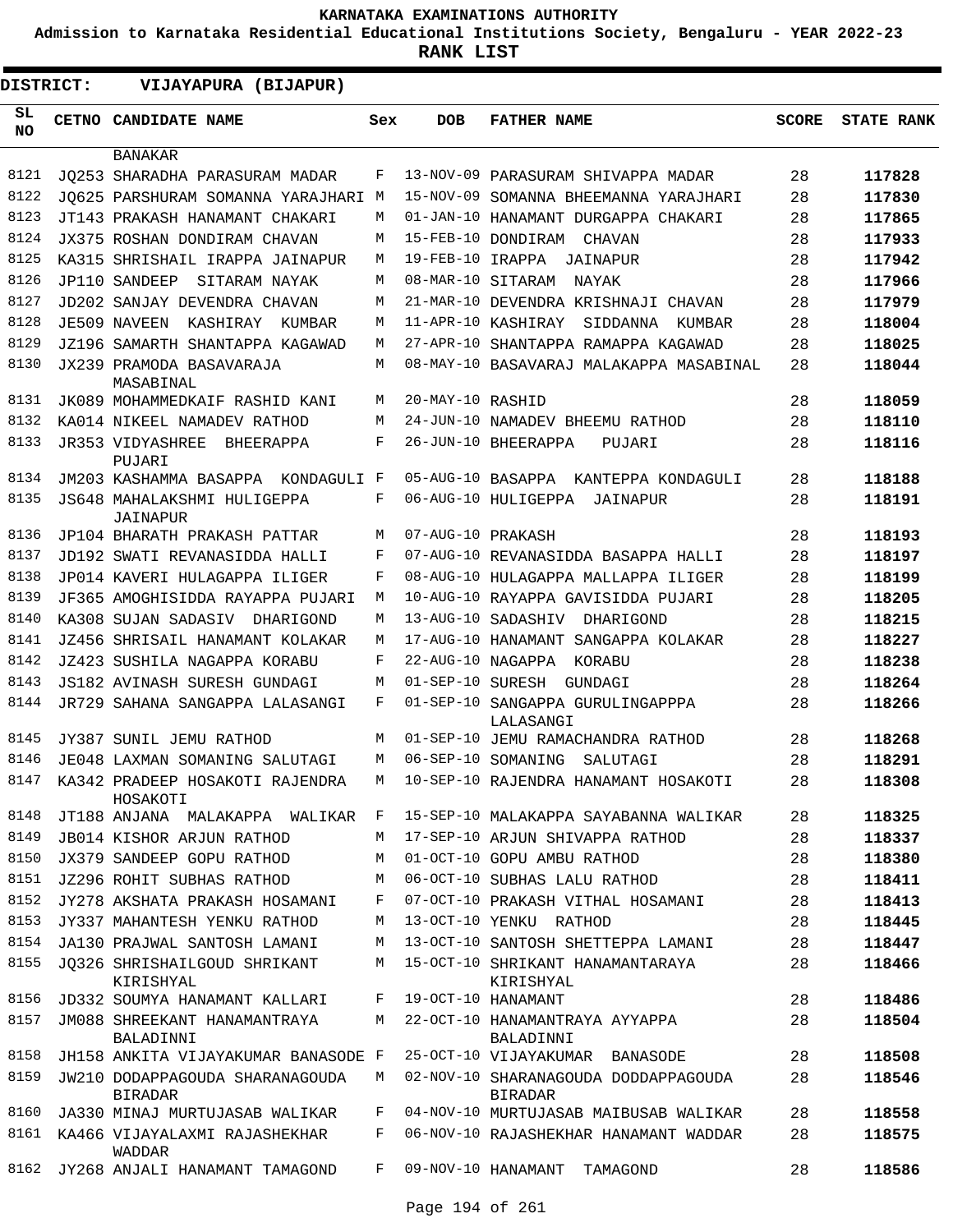**KARNATAKA EXAMINATIONS AUTHORITY**

**Admission to Karnataka Residential Educational Institutions Society, Bengaluru - YEAR 2022-23**

**RANK LIST**

**DISTRICT: VIJAYAPURA (BIJAPUR)**

| SL NO | CETNO | CANDIDATE NAME | Sex | DOB | FATHER NAME | SCORE | STATE RANK |
|---|---|---|---|---|---|---|---|
| | | BANAKAR | | | | | |
| 8121 | JQ253 | SHARADHA PARASURAM MADAR | F | 13-NOV-09 | PARASURAM SHIVAPPA MADAR | 28 | **117828** |
| 8122 | JQ625 | PARSHURAM SOMANNA YARAJHARI | M | 15-NOV-09 | SOMANNA BHEEMANNA YARAJHARI | 28 | **117830** |
| 8123 | JT143 | PRAKASH HANAMANT CHAKARI | M | 01-JAN-10 | HANAMANT DURGAPPA CHAKARI | 28 | **117865** |
| 8124 | JX375 | ROSHAN DONDIRAM CHAVAN | M | 15-FEB-10 | DONDIRAM CHAVAN | 28 | **117933** |
| 8125 | KA315 | SHRISHAIL IRAPPA JAINAPUR | M | 19-FEB-10 | IRAPPA JAINAPUR | 28 | **117942** |
| 8126 | JP110 | SANDEEP SITARAM NAYAK | M | 08-MAR-10 | SITARAM NAYAK | 28 | **117966** |
| 8127 | JD202 | SANJAY DEVENDRA CHAVAN | M | 21-MAR-10 | DEVENDRA KRISHNAJI CHAVAN | 28 | **117979** |
| 8128 | JE509 | NAVEEN KASHIRAY KUMBAR | M | 11-APR-10 | KASHIRAY SIDDANNA KUMBAR | 28 | **118004** |
| 8129 | JZ196 | SAMARTH SHANTAPPA KAGAWAD | M | 27-APR-10 | SHANTAPPA RAMAPPA KAGAWAD | 28 | **118025** |
| 8130 | JX239 | PRAMODA BASAVARAJA MASABINAL | M | 08-MAY-10 | BASAVARAJ MALAKAPPA MASABINAL | 28 | **118044** |
| 8131 | JK089 | MOHAMMEDKAIF RASHID KANI | M | 20-MAY-10 | RASHID | 28 | **118059** |
| 8132 | KA014 | NIKEEL NAMADEV RATHOD | M | 24-JUN-10 | NAMADEV BHEEMU RATHOD | 28 | **118110** |
| 8133 | JR353 | VIDYASHREE BHEERAPPA PUJARI | F | 26-JUN-10 | BHEERAPPA PUJARI | 28 | **118116** |
| 8134 | JM203 | KASHAMMA BASAPPA KONDAGULI | F | 05-AUG-10 | BASAPPA KANTEPPA KONDAGULI | 28 | **118188** |
| 8135 | JS648 | MAHALAKSHMI HULIGEPPA JAINAPUR | F | 06-AUG-10 | HULIGEPPA JAINAPUR | 28 | **118191** |
| 8136 | JP104 | BHARATH PRAKASH PATTAR | M | 07-AUG-10 | PRAKASH | 28 | **118193** |
| 8137 | JD192 | SWATI REVANASIDDA HALLI | F | 07-AUG-10 | REVANASIDDA BASAPPA HALLI | 28 | **118197** |
| 8138 | JP014 | KAVERI HULAGAPPA ILIGER | F | 08-AUG-10 | HULAGAPPA MALLAPPA ILIGER | 28 | **118199** |
| 8139 | JF365 | AMOGHISIDDA RAYAPPA PUJARI | M | 10-AUG-10 | RAYAPPA GAVISIDDA PUJARI | 28 | **118205** |
| 8140 | KA308 | SUJAN SADASIV DHARIGOND | M | 13-AUG-10 | SADASHIV DHARIGOND | 28 | **118215** |
| 8141 | JZ456 | SHRISAIL HANAMANT KOLAKAR | M | 17-AUG-10 | HANAMANT SANGAPPA KOLAKAR | 28 | **118227** |
| 8142 | JZ423 | SUSHILA NAGAPPA KORABU | F | 22-AUG-10 | NAGAPPA KORABU | 28 | **118238** |
| 8143 | JS182 | AVINASH SURESH GUNDAGI | M | 01-SEP-10 | SURESH GUNDAGI | 28 | **118264** |
| 8144 | JR729 | SAHANA SANGAPPA LALASANGI | F | 01-SEP-10 | SANGAPPA GURULINGAPPPA LALASANGI | 28 | **118266** |
| 8145 | JY387 | SUNIL JEMU RATHOD | M | 01-SEP-10 | JEMU RAMACHANDRA RATHOD | 28 | **118268** |
| 8146 | JE048 | LAXMAN SOMANING SALUTAGI | M | 06-SEP-10 | SOMANING SALUTAGI | 28 | **118291** |
| 8147 | KA342 | PRADEEP HOSAKOTI RAJENDRA HOSAKOTI | M | 10-SEP-10 | RAJENDRA HANAMANT HOSAKOTI | 28 | **118308** |
| 8148 | JT188 | ANJANA MALAKAPPA WALIKAR | F | 15-SEP-10 | MALAKAPPA SAYABANNA WALIKAR | 28 | **118325** |
| 8149 | JB014 | KISHOR ARJUN RATHOD | M | 17-SEP-10 | ARJUN SHIVAPPA RATHOD | 28 | **118337** |
| 8150 | JX379 | SANDEEP GOPU RATHOD | M | 01-OCT-10 | GOPU AMBU RATHOD | 28 | **118380** |
| 8151 | JZ296 | ROHIT SUBHAS RATHOD | M | 06-OCT-10 | SUBHAS LALU RATHOD | 28 | **118411** |
| 8152 | JY278 | AKSHATA PRAKASH HOSAMANI | F | 07-OCT-10 | PRAKASH VITHAL HOSAMANI | 28 | **118413** |
| 8153 | JY337 | MAHANTESH YENKU RATHOD | M | 13-OCT-10 | YENKU RATHOD | 28 | **118445** |
| 8154 | JA130 | PRAJWAL SANTOSH LAMANI | M | 13-OCT-10 | SANTOSH SHETTEPPA LAMANI | 28 | **118447** |
| 8155 | JQ326 | SHRISHAILGOUD SHRIKANT KIRISHYAL | M | 15-OCT-10 | SHRIKANT HANAMANTARAYA KIRISHYAL | 28 | **118466** |
| 8156 | JD332 | SOUMYA HANAMANT KALLARI | F | 19-OCT-10 | HANAMANT | 28 | **118486** |
| 8157 | JM088 | SHREEKANT HANAMANTRAYA BALADINNI | M | 22-OCT-10 | HANAMANTRAYA AYYAPPA BALADINNI | 28 | **118504** |
| 8158 | JH158 | ANKITA VIJAYAKUMAR BANASODE | F | 25-OCT-10 | VIJAYAKUMAR BANASODE | 28 | **118508** |
| 8159 | JW210 | DODAPPAGOUDA SHARANAGOUDA BIRADAR | M | 02-NOV-10 | SHARANAGOUDA DODDAPPAGOUDA BIRADAR | 28 | **118546** |
| 8160 | JA330 | MINAJ MURTUJASAB WALIKAR | F | 04-NOV-10 | MURTUJASAB MAIBUSAB WALIKAR | 28 | **118558** |
| 8161 | KA466 | VIJAYALAXMI RAJASHEKHAR WADDAR | F | 06-NOV-10 | RAJASHEKHAR HANAMANT WADDAR | 28 | **118575** |
| 8162 | JY268 | ANJALI HANAMANT TAMAGOND | F | 09-NOV-10 | HANAMANT TAMAGOND | 28 | **118586** |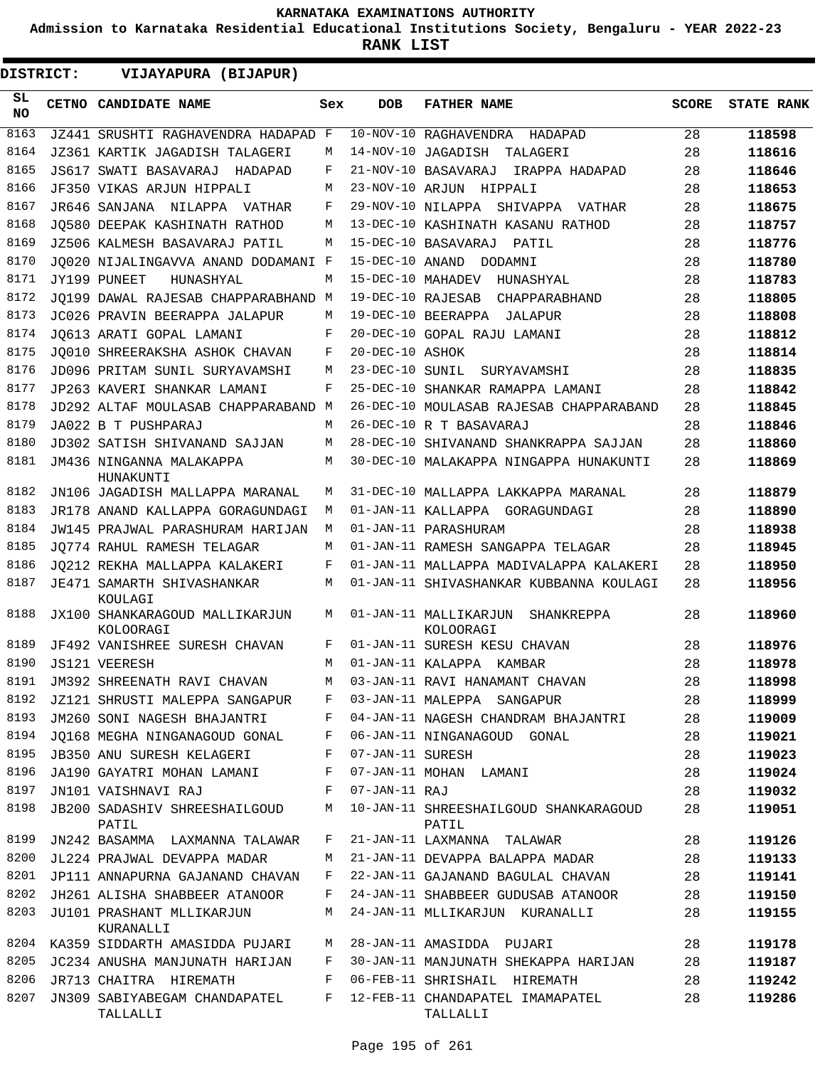KARNATAKA EXAMINATIONS AUTHORITY

Admission to Karnataka Residential Educational Institutions Society, Bengaluru - YEAR 2022-23

RANK LIST

DISTRICT: VIJAYAPURA (BIJAPUR)

| SL NO | CETNO | CANDIDATE NAME | Sex | DOB | FATHER NAME | SCORE | STATE RANK |
|---|---|---|---|---|---|---|---|
| 8163 | JZ441 | SRUSHTI RAGHAVENDRA HADAPAD | F | 10-NOV-10 | RAGHAVENDRA HADAPAD | 28 | 118598 |
| 8164 | JZ361 | KARTIK JAGADISH TALAGERI | M | 14-NOV-10 | JAGADISH TALAGERI | 28 | 118616 |
| 8165 | JS617 | SWATI BASAVARAJ HADAPAD | F | 21-NOV-10 | BASAVARAJ IRAPPA HADAPAD | 28 | 118646 |
| 8166 | JF350 | VIKAS ARJUN HIPPALI | M | 23-NOV-10 | ARJUN HIPPALI | 28 | 118653 |
| 8167 | JR646 | SANJANA NILAPPA VATHAR | F | 29-NOV-10 | NILAPPA SHIVAPPA VATHAR | 28 | 118675 |
| 8168 | JQ580 | DEEPAK KASHINATH RATHOD | M | 13-DEC-10 | KASHINATH KASANU RATHOD | 28 | 118757 |
| 8169 | JZ506 | KALMESH BASAVARAJ PATIL | M | 15-DEC-10 | BASAVARAJ PATIL | 28 | 118776 |
| 8170 | JQ020 | NIJALINGAVVA ANAND DODAMANI | F | 15-DEC-10 | ANAND DODAMNI | 28 | 118780 |
| 8171 | JY199 | PUNEET HUNASHYAL | M | 15-DEC-10 | MAHADEV HUNASHYAL | 28 | 118783 |
| 8172 | JQ199 | DAWAL RAJESAB CHAPPARABHAND | M | 19-DEC-10 | RAJESAB CHAPPARABHAND | 28 | 118805 |
| 8173 | JC026 | PRAVIN BEERAPPA JALAPUR | M | 19-DEC-10 | BEERAPPA JALAPUR | 28 | 118808 |
| 8174 | JQ613 | ARATI GOPAL LAMANI | F | 20-DEC-10 | GOPAL RAJU LAMANI | 28 | 118812 |
| 8175 | JQ010 | SHREERAKSHA ASHOK CHAVAN | F | 20-DEC-10 | ASHOK | 28 | 118814 |
| 8176 | JD096 | PRITAM SUNIL SURYAVAMSHI | M | 23-DEC-10 | SUNIL SURYAVAMSHI | 28 | 118835 |
| 8177 | JP263 | KAVERI SHANKAR LAMANI | F | 25-DEC-10 | SHANKAR RAMAPPA LAMANI | 28 | 118842 |
| 8178 | JD292 | ALTAF MOULASAB CHAPPARABAND | M | 26-DEC-10 | MOULASAB RAJESAB CHAPPARABAND | 28 | 118845 |
| 8179 | JA022 | B T PUSHPARAJ | M | 26-DEC-10 | R T BASAVARAJ | 28 | 118846 |
| 8180 | JD302 | SATISH SHIVANAND SAJJAN | M | 28-DEC-10 | SHIVANAND SHANKRAPPA SAJJAN | 28 | 118860 |
| 8181 | JM436 | NINGANNA MALAKAPPA HUNAKUNTI | M | 30-DEC-10 | MALAKAPPA NINGAPPA HUNAKUNTI | 28 | 118869 |
| 8182 | JN106 | JAGADISH MALLAPPA MARANAL | M | 31-DEC-10 | MALLAPPA LAKKAPPA MARANAL | 28 | 118879 |
| 8183 | JR178 | ANAND KALLAPPA GORAGUNDAGI | M | 01-JAN-11 | KALLAPPA GORAGUNDAGI | 28 | 118890 |
| 8184 | JW145 | PRAJWAL PARASHURAM HARIJAN | M | 01-JAN-11 | PARASHURAM | 28 | 118938 |
| 8185 | JQ774 | RAHUL RAMESH TELAGAR | M | 01-JAN-11 | RAMESH SANGAPPA TELAGAR | 28 | 118945 |
| 8186 | JQ212 | REKHA MALLAPPA KALAKERI | F | 01-JAN-11 | MALLAPPA MADIVALAPPA KALAKERI | 28 | 118950 |
| 8187 | JE471 | SAMARTH SHIVASHANKAR KOULAGI | M | 01-JAN-11 | SHIVASHANKAR KUBBANNA KOULAGI | 28 | 118956 |
| 8188 | JX100 | SHANKARAGOUD MALLIKARJUN KOLOORAGI | M | 01-JAN-11 | MALLIKARJUN SHANKREPPA KOLOORAGI | 28 | 118960 |
| 8189 | JF492 | VANISHREE SURESH CHAVAN | F | 01-JAN-11 | SURESH KESU CHAVAN | 28 | 118976 |
| 8190 | JS121 | VEERESH | M | 01-JAN-11 | KALAPPA KAMBAR | 28 | 118978 |
| 8191 | JM392 | SHREENATH RAVI CHAVAN | M | 03-JAN-11 | RAVI HANAMANT CHAVAN | 28 | 118998 |
| 8192 | JZ121 | SHRUSTI MALEPPA SANGAPUR | F | 03-JAN-11 | MALEPPA SANGAPUR | 28 | 118999 |
| 8193 | JM260 | SONI NAGESH BHAJANTRI | F | 04-JAN-11 | NAGESH CHANDRAM BHAJANTRI | 28 | 119009 |
| 8194 | JQ168 | MEGHA NINGANAGOUD GONAL | F | 06-JAN-11 | NINGANAGOUD GONAL | 28 | 119021 |
| 8195 | JB350 | ANU SURESH KELAGERI | F | 07-JAN-11 | SURESH | 28 | 119023 |
| 8196 | JA190 | GAYATRI MOHAN LAMANI | F | 07-JAN-11 | MOHAN LAMANI | 28 | 119024 |
| 8197 | JN101 | VAISHNAVI RAJ | F | 07-JAN-11 | RAJ | 28 | 119032 |
| 8198 | JB200 | SADASHIV SHREESHAILGOUD PATIL | M | 10-JAN-11 | SHREESHAILGOUD SHANKARAGOUD PATIL | 28 | 119051 |
| 8199 | JN242 | BASAMMA LAXMANNA TALAWAR | F | 21-JAN-11 | LAXMANNA TALAWAR | 28 | 119126 |
| 8200 | JL224 | PRAJWAL DEVAPPA MADAR | M | 21-JAN-11 | DEVAPPA BALAPPA MADAR | 28 | 119133 |
| 8201 | JP111 | ANNAPURNA GAJANAND CHAVAN | F | 22-JAN-11 | GAJANAND BAGULAL CHAVAN | 28 | 119141 |
| 8202 | JH261 | ALISHA SHABBEER ATANOOR | F | 24-JAN-11 | SHABBEER GUDUSAB ATANOOR | 28 | 119150 |
| 8203 | JU101 | PRASHANT MLLIKARJUN KURANALLI | M | 24-JAN-11 | MLLIKARJUN KURANALLI | 28 | 119155 |
| 8204 | KA359 | SIDDARTH AMASIDDA PUJARI | M | 28-JAN-11 | AMASIDDA PUJARI | 28 | 119178 |
| 8205 | JC234 | ANUSHA MANJUNATH HARIJAN | F | 30-JAN-11 | MANJUNATH SHEKAPPA HARIJAN | 28 | 119187 |
| 8206 | JR713 | CHAITRA HIREMATH | F | 06-FEB-11 | SHRISHAIL HIREMATH | 28 | 119242 |
| 8207 | JN309 | SABIYABEGAM CHANDAPATEL TALLALLI | F | 12-FEB-11 | CHANDAPATEL IMAMAPATEL TALLALLI | 28 | 119286 |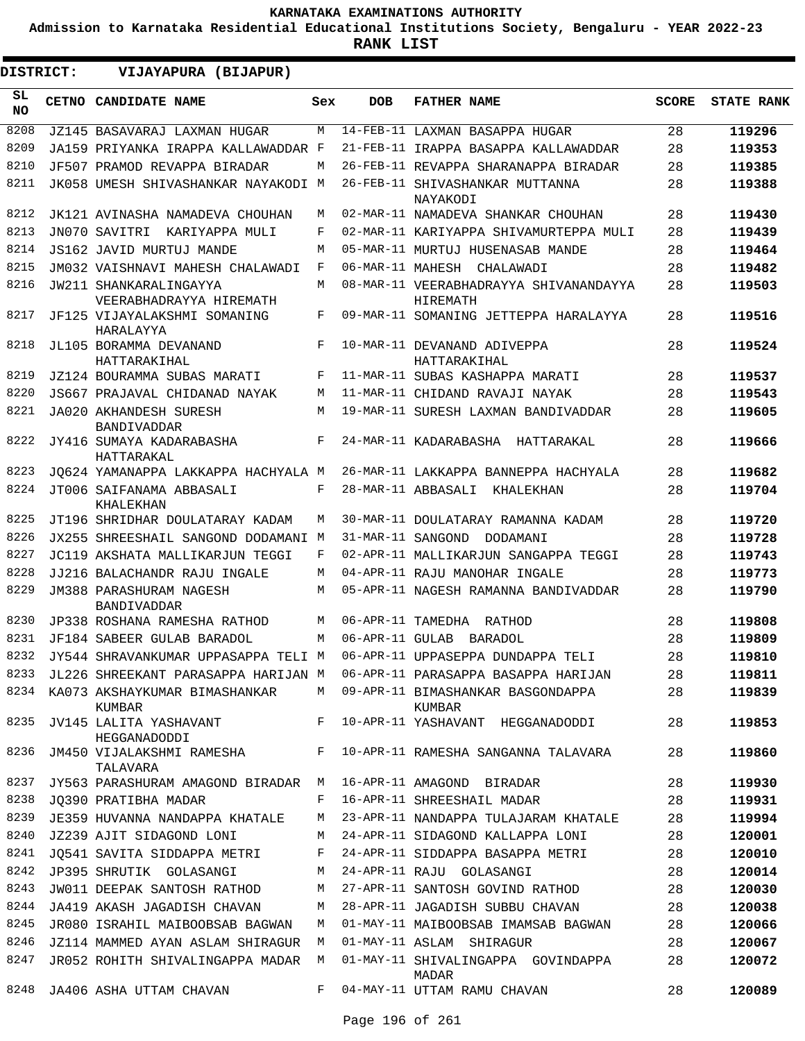KARNATAKA EXAMINATIONS AUTHORITY

Admission to Karnataka Residential Educational Institutions Society, Bengaluru - YEAR 2022-23

**RANK LIST**

**DISTRICT: VIJAYAPURA (BIJAPUR)**

| SL NO | CETNO | CANDIDATE NAME | Sex | DOB | FATHER NAME | SCORE | STATE RANK |
|---|---|---|---|---|---|---|---|
| 8208 | JZ145 | BASAVARAJ LAXMAN HUGAR | M | 14-FEB-11 | LAXMAN BASAPPA HUGAR | 28 | 119296 |
| 8209 | JA159 | PRIYANKA IRAPPA KALLAWADDAR | F | 21-FEB-11 | IRAPPA BASAPPA KALLAWADDAR | 28 | 119353 |
| 8210 | JF507 | PRAMOD REVAPPA BIRADAR | M | 26-FEB-11 | REVAPPA SHARANAPPA BIRADAR | 28 | 119385 |
| 8211 | JK058 | UMESH SHIVASHANKAR NAYAKODI | M | 26-FEB-11 | SHIVASHANKAR MUTTANNA NAYAKODI | 28 | 119388 |
| 8212 | JK121 | AVINASHA NAMADEVA CHOUHAN | M | 02-MAR-11 | NAMADEVA SHANKAR CHOUHAN | 28 | 119430 |
| 8213 | JN070 | SAVITRI KARIYAPPA MULI | F | 02-MAR-11 | KARIYAPPA SHIVAMURTEPPA MULI | 28 | 119439 |
| 8214 | JS162 | JAVID MURTUJ MANDE | M | 05-MAR-11 | MURTUJ HUSENASAB MANDE | 28 | 119464 |
| 8215 | JM032 | VAISHNAVI MAHESH CHALAWADI | F | 06-MAR-11 | MAHESH CHALAWADI | 28 | 119482 |
| 8216 | JW211 | SHANKARALINGAYYA VEERABHADRAYYA HIREMATH | M | 08-MAR-11 | VEERABHADRAYYA SHIVANANDAYYA HIREMATH | 28 | 119503 |
| 8217 | JF125 | VIJAYALAKSHMI SOMANING HARALAYYA | F | 09-MAR-11 | SOMANING JETTEPPA HARALAYYA | 28 | 119516 |
| 8218 | JL105 | BORAMMA DEVANAND HATTARAKIHAL | F | 10-MAR-11 | DEVANAND ADIVEPPA HATTARAKIHAL | 28 | 119524 |
| 8219 | JZ124 | BOURAMMA SUBAS MARATI | F | 11-MAR-11 | SUBAS KASHAPPA MARATI | 28 | 119537 |
| 8220 | JS667 | PRAJAVAL CHIDANAD NAYAK | M | 11-MAR-11 | CHIDAND RAVAJI NAYAK | 28 | 119543 |
| 8221 | JA020 | AKHANDESH SURESH BANDIVADDAR | M | 19-MAR-11 | SURESH LAXMAN BANDIVADDAR | 28 | 119605 |
| 8222 | JY416 | SUMAYA KADARABASHA HATTARAKAL | F | 24-MAR-11 | KADARABASHA HATTARAKAL | 28 | 119666 |
| 8223 | JQ624 | YAMANAPPA LAKKAPPA HACHYALA | M | 26-MAR-11 | LAKKAPPA BANNEPPA HACHYALA | 28 | 119682 |
| 8224 | JT006 | SAIFANAMA ABBASALI KHALEKHAN | F | 28-MAR-11 | ABBASALI KHALEKHAN | 28 | 119704 |
| 8225 | JT196 | SHRIDHAR DOULATARAY KADAM | M | 30-MAR-11 | DOULATARAY RAMANNA KADAM | 28 | 119720 |
| 8226 | JX255 | SHREESHAIL SANGOND DODAMANI | M | 31-MAR-11 | SANGOND DODAMANI | 28 | 119728 |
| 8227 | JC119 | AKSHATA MALLIKARJUN TEGGI | F | 02-APR-11 | MALLIKARJUN SANGAPPA TEGGI | 28 | 119743 |
| 8228 | JJ216 | BALACHANDR RAJU INGALE | M | 04-APR-11 | RAJU MANOHAR INGALE | 28 | 119773 |
| 8229 | JM388 | PARASHURAM NAGESH BANDIVADDAR | M | 05-APR-11 | NAGESH RAMANNA BANDIVADDAR | 28 | 119790 |
| 8230 | JP338 | ROSHANA RAMESHA RATHOD | M | 06-APR-11 | TAMEDHA RATHOD | 28 | 119808 |
| 8231 | JF184 | SABEER GULAB BARADOL | M | 06-APR-11 | GULAB BARADOL | 28 | 119809 |
| 8232 | JY544 | SHRAVANKUMAR UPPASAPPA TELI | M | 06-APR-11 | UPPASEPPA DUNDAPPA TELI | 28 | 119810 |
| 8233 | JL226 | SHREEKANT PARASAPPA HARIJAN | M | 06-APR-11 | PARASAPPA BASAPPA HARIJAN | 28 | 119811 |
| 8234 | KA073 | AKSHAYKUMAR BIMASHANKAR KUMBAR | M | 09-APR-11 | BIMASHANKAR BASGONDAPPA KUMBAR | 28 | 119839 |
| 8235 | JV145 | LALITA YASHAVANT HEGGANADODDI | F | 10-APR-11 | YASHAVANT HEGGANADODDI | 28 | 119853 |
| 8236 | JM450 | VIJALAKSHMI RAMESHA TALAVARA | F | 10-APR-11 | RAMESHA SANGANNA TALAVARA | 28 | 119860 |
| 8237 | JY563 | PARASHURAM AMAGOND BIRADAR | M | 16-APR-11 | AMAGOND BIRADAR | 28 | 119930 |
| 8238 | JQ390 | PRATIBHA MADAR | F | 16-APR-11 | SHREESHAIL MADAR | 28 | 119931 |
| 8239 | JE359 | HUVANNA NANDAPPA KHATALE | M | 23-APR-11 | NANDAPPA TULAJARAM KHATALE | 28 | 119994 |
| 8240 | JZ239 | AJIT SIDAGOND LONI | M | 24-APR-11 | SIDAGOND KALLAPPA LONI | 28 | 120001 |
| 8241 | JQ541 | SAVITA SIDDAPPA METRI | F | 24-APR-11 | SIDDAPPA BASAPPA METRI | 28 | 120010 |
| 8242 | JP395 | SHRUTIK GOLASANGI | M | 24-APR-11 | RAJU GOLASANGI | 28 | 120014 |
| 8243 | JW011 | DEEPAK SANTOSH RATHOD | M | 27-APR-11 | SANTOSH GOVIND RATHOD | 28 | 120030 |
| 8244 | JA419 | AKASH JAGADISH CHAVAN | M | 28-APR-11 | JAGADISH SUBBU CHAVAN | 28 | 120038 |
| 8245 | JR080 | ISRAHIL MAIBOOBSAB BAGWAN | M | 01-MAY-11 | MAIBOOBSAB IMAMSAB BAGWAN | 28 | 120066 |
| 8246 | JZ114 | MAMMED AYAN ASLAM SHIRAGUR | M | 01-MAY-11 | ASLAM SHIRAGUR | 28 | 120067 |
| 8247 | JR052 | ROHITH SHIVALINGAPPA MADAR | M | 01-MAY-11 | SHIVALINGAPPA GOVINDAPPA MADAR | 28 | 120072 |
| 8248 | JA406 | ASHA UTTAM CHAVAN | F | 04-MAY-11 | UTTAM RAMU CHAVAN | 28 | 120089 |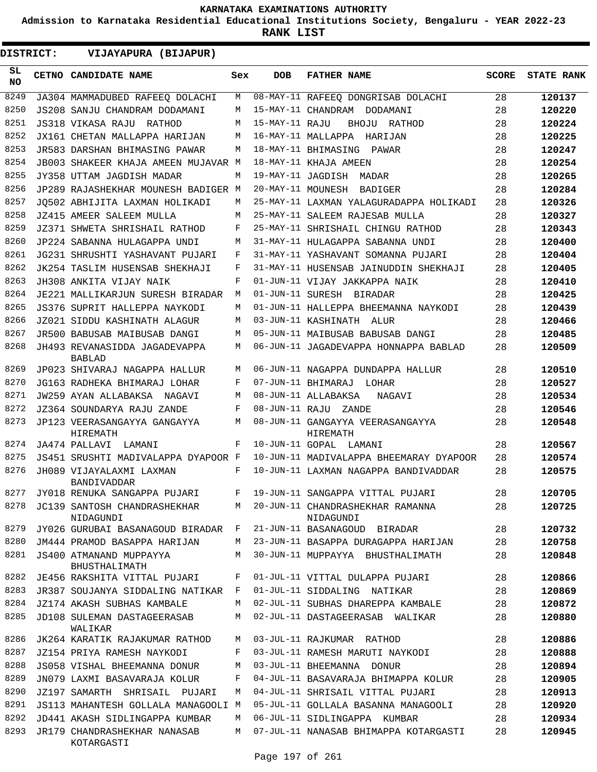KARNATAKA EXAMINATIONS AUTHORITY

Admission to Karnataka Residential Educational Institutions Society, Bengaluru - YEAR 2022-23

**RANK LIST**

**DISTRICT: VIJAYAPURA (BIJAPUR)**

| SL NO | CETNO | CANDIDATE NAME | Sex | DOB | FATHER NAME | SCORE | STATE RANK |
|---|---|---|---|---|---|---|---|
| 8249 | JA304 | MAMMADUBED RAFEEQ DOLACHI | M | 08-MAY-11 | RAFEEQ DONGRISAB DOLACHI | 28 | **120137** |
| 8250 | JS208 | SANJU CHANDRAM DODAMANI | M | 15-MAY-11 | CHANDRAM DODAMANI | 28 | **120220** |
| 8251 | JS318 | VIKASA RAJU RATHOD | M | 15-MAY-11 | RAJU BHOJU RATHOD | 28 | **120224** |
| 8252 | JX161 | CHETAN MALLAPPA HARIJAN | M | 16-MAY-11 | MALLAPPA HARIJAN | 28 | **120225** |
| 8253 | JR583 | DARSHAN BHIMASING PAWAR | M | 18-MAY-11 | BHIMASING PAWAR | 28 | **120247** |
| 8254 | JB003 | SHAKEER KHAJA AMEEN MUJAVAR | M | 18-MAY-11 | KHAJA AMEEN | 28 | **120254** |
| 8255 | JY358 | UTTAM JAGDISH MADAR | M | 19-MAY-11 | JAGDISH MADAR | 28 | **120265** |
| 8256 | JP289 | RAJASHEKHAR MOUNESH BADIGER | M | 20-MAY-11 | MOUNESH BADIGER | 28 | **120284** |
| 8257 | JQ502 | ABHIJITA LAXMAN HOLIKADI | M | 25-MAY-11 | LAXMAN YALAGURADAPPA HOLIKADI | 28 | **120326** |
| 8258 | JZ415 | AMEER SALEEM MULLA | M | 25-MAY-11 | SALEEM RAJESAB MULLA | 28 | **120327** |
| 8259 | JZ371 | SHWETA SHRISHAIL RATHOD | F | 25-MAY-11 | SHRISHAIL CHINGU RATHOD | 28 | **120343** |
| 8260 | JP224 | SABANNA HULAGAPPA UNDI | M | 31-MAY-11 | HULAGAPPA SABANNA UNDI | 28 | **120400** |
| 8261 | JG231 | SHRUSHTI YASHAVANT PUJARI | F | 31-MAY-11 | YASHAVANT SOMANNA PUJARI | 28 | **120404** |
| 8262 | JK254 | TASLIM HUSENSAB SHEKHAJI | F | 31-MAY-11 | HUSENSAB JAINUDDIN SHEKHAJI | 28 | **120405** |
| 8263 | JH308 | ANKITA VIJAY NAIK | F | 01-JUN-11 | VIJAY JAKKAPPA NAIK | 28 | **120410** |
| 8264 | JE221 | MALLIKARJUN SURESH BIRADAR | M | 01-JUN-11 | SURESH BIRADAR | 28 | **120425** |
| 8265 | JS376 | SUPRIT HALLEPPA NAYKODI | M | 01-JUN-11 | HALLEPPA BHEEMANNA NAYKODI | 28 | **120439** |
| 8266 | JZ021 | SIDDU KASHINATH ALAGUR | M | 03-JUN-11 | KASHINATH ALUR | 28 | **120466** |
| 8267 | JR500 | BABUSAB MAIBUSAB DANGI | M | 05-JUN-11 | MAIBUSAB BABUSAB DANGI | 28 | **120485** |
| 8268 | JH493 | REVANASIDDA JAGADEVAPPA BABLAD | M | 06-JUN-11 | JAGADEVAPPA HONNAPPA BABLAD | 28 | **120509** |
| 8269 | JP023 | SHIVARAJ NAGAPPA HALLUR | M | 06-JUN-11 | NAGAPPA DUNDAPPA HALLUR | 28 | **120510** |
| 8270 | JG163 | RADHEKA BHIMARAJ LOHAR | F | 07-JUN-11 | BHIMARAJ LOHAR | 28 | **120527** |
| 8271 | JW259 | AYAN ALLABAKSA NAGAVI | M | 08-JUN-11 | ALLABAKSA NAGAVI | 28 | **120534** |
| 8272 | JZ364 | SOUNDARYA RAJU ZANDE | F | 08-JUN-11 | RAJU ZANDE | 28 | **120546** |
| 8273 | JP123 | VEERASANGAYYA GANGAYYA HIREMATH | M | 08-JUN-11 | GANGAYYA VEERASANGAYYA HIREMATH | 28 | **120548** |
| 8274 | JA474 | PALLAVI LAMANI | F | 10-JUN-11 | GOPAL LAMANI | 28 | **120567** |
| 8275 | JS451 | SRUSHTI MADIVALAPPA DYAPOOR | F | 10-JUN-11 | MADIVALAPPA BHEEMARAY DYAPOOR | 28 | **120574** |
| 8276 | JH089 | VIJAYALAXMI LAXMAN BANDIVADDAR | F | 10-JUN-11 | LAXMAN NAGAPPA BANDIVADDAR | 28 | **120575** |
| 8277 | JY018 | RENUKA SANGAPPA PUJARI | F | 19-JUN-11 | SANGAPPA VITTAL PUJARI | 28 | **120705** |
| 8278 | JC139 | SANTOSH CHANDRASHEKHAR NIDAGUNDI | M | 20-JUN-11 | CHANDRASHEKHAR RAMANNA NIDAGUNDI | 28 | **120725** |
| 8279 | JY026 | GURUBAI BASANAGOUD BIRADAR | F | 21-JUN-11 | BASANAGOUD BIRADAR | 28 | **120732** |
| 8280 | JM444 | PRAMOD BASAPPA HARIJAN | M | 23-JUN-11 | BASAPPA DURAGAPPA HARIJAN | 28 | **120758** |
| 8281 | JS400 | ATMANAND MUPPAYYA BHUSTHALIMATH | M | 30-JUN-11 | MUPPAYYA BHUSTHALIMATH | 28 | **120848** |
| 8282 | JE456 | RAKSHITA VITTAL PUJARI | F | 01-JUL-11 | VITTAL DULAPPA PUJARI | 28 | **120866** |
| 8283 | JR387 | SOUJANYA SIDDALING NATIKAR | F | 01-JUL-11 | SIDDALING NATIKAR | 28 | **120869** |
| 8284 | JZ174 | AKASH SUBHAS KAMBALE | M | 02-JUL-11 | SUBHAS DHAREPPA KAMBALE | 28 | **120872** |
| 8285 | JD108 | SULEMAN DASTAGEERASAB WALIKAR | M | 02-JUL-11 | DASTAGEERASAB WALIKAR | 28 | **120880** |
| 8286 | JK264 | KARATIK RAJAKUMAR RATHOD | M | 03-JUL-11 | RAJKUMAR RATHOD | 28 | **120886** |
| 8287 | JZ154 | PRIYA RAMESH NAYKODI | F | 03-JUL-11 | RAMESH MARUTI NAYKODI | 28 | **120888** |
| 8288 | JS058 | VISHAL BHEEMANNA DONUR | M | 03-JUL-11 | BHEEMANNA DONUR | 28 | **120894** |
| 8289 | JN079 | LAXMI BASAVARAJA KOLUR | F | 04-JUL-11 | BASAVARAJA BHIMAPPA KOLUR | 28 | **120905** |
| 8290 | JZ197 | SAMARTH SHRISAIL PUJARI | M | 04-JUL-11 | SHRISAIL VITTAL PUJARI | 28 | **120913** |
| 8291 | JS113 | MAHANTESH GOLLALA MANAGOOLI | M | 05-JUL-11 | GOLLALA BASANNA MANAGOOLI | 28 | **120920** |
| 8292 | JD441 | AKASH SIDLINGAPPA KUMBAR | M | 06-JUL-11 | SIDLINGAPPA KUMBAR | 28 | **120934** |
| 8293 | JR179 | CHANDRASHEKHAR NANASAB KOTARGASTI | M | 07-JUL-11 | NANASAB BHIMAPPA KOTARGASTI | 28 | **120945** |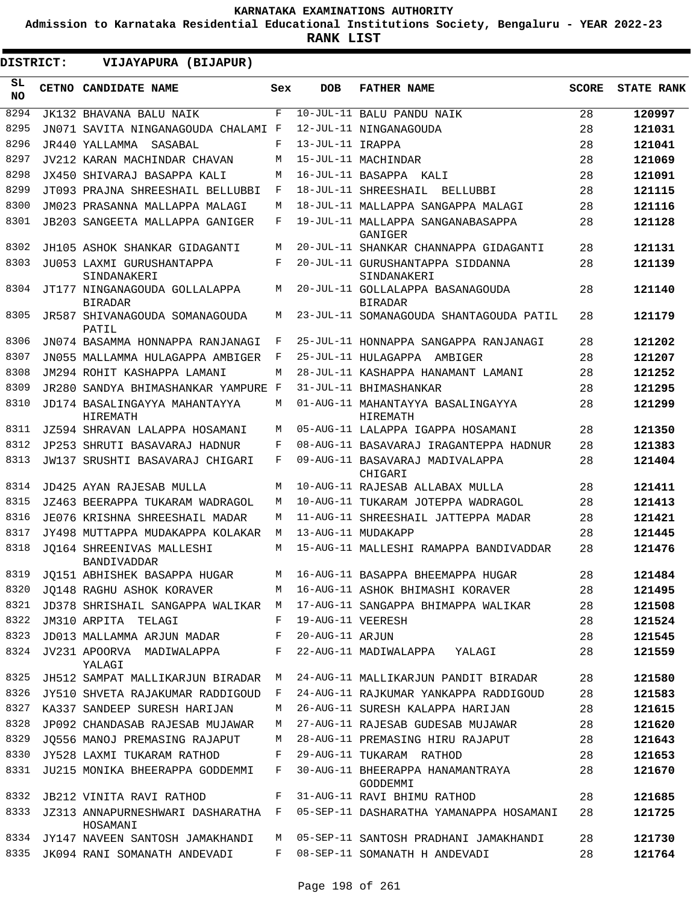# KARNATAKA EXAMINATIONS AUTHORITY

**Admission to Karnataka Residential Educational Institutions Society, Bengaluru - YEAR 2022-23**

**RANK LIST**

**DISTRICT: VIJAYAPURA (BIJAPUR)**

| SL NO | CETNO | CANDIDATE NAME | Sex | DOB | FATHER NAME | SCORE | STATE RANK |
|---|---|---|---|---|---|---|---|
| 8294 | JK132 | BHAVANA BALU NAIK | F | 10-JUL-11 | BALU PANDU NAIK | 28 | 120997 |
| 8295 | JN071 | SAVITA NINGANAGOUDA CHALAMI | F | 12-JUL-11 | NINGANAGOUDA | 28 | 121031 |
| 8296 | JR440 | YALLAMMA SASABAL | F | 13-JUL-11 | IRAPPA | 28 | 121041 |
| 8297 | JV212 | KARAN MACHINDAR CHAVAN | M | 15-JUL-11 | MACHINDAR | 28 | 121069 |
| 8298 | JX450 | SHIVARAJ BASAPPA KALI | M | 16-JUL-11 | BASAPPA KALI | 28 | 121091 |
| 8299 | JT093 | PRAJNA SHREESHAIL BELLUBBI | F | 18-JUL-11 | SHREESHAIL BELLUBBI | 28 | 121115 |
| 8300 | JM023 | PRASANNA MALLAPPA MALAGI | M | 18-JUL-11 | MALLAPPA SANGAPPA MALAGI | 28 | 121116 |
| 8301 | JB203 | SANGEETA MALLAPPA GANIGER | F | 19-JUL-11 | MALLAPPA SANGANABASAPPA GANIGER | 28 | 121128 |
| 8302 | JH105 | ASHOK SHANKAR GIDAGANTI | M | 20-JUL-11 | SHANKAR CHANNAPPA GIDAGANTI | 28 | 121131 |
| 8303 | JU053 | LAXMI GURUSHANTAPPA SINDANAKERI | F | 20-JUL-11 | GURUSHANTAPPA SIDDANNA SINDANAKERI | 28 | 121139 |
| 8304 | JT177 | NINGANAGOUDA GOLLALAPPA BIRADAR | M | 20-JUL-11 | GOLLALAPPA BASANAGOUDA BIRADAR | 28 | 121140 |
| 8305 | JR587 | SHIVANAGOUDA SOMANAGOUDA PATIL | M | 23-JUL-11 | SOMANAGOUDA SHANTAGOUDA PATIL | 28 | 121179 |
| 8306 | JN074 | BASAMMA HONNAPPA RANJANAGI | F | 25-JUL-11 | HONNAPPA SANGAPPA RANJANAGI | 28 | 121202 |
| 8307 | JN055 | MALLAMMA HULAGAPPA AMBIGER | F | 25-JUL-11 | HULAGAPPA AMBIGER | 28 | 121207 |
| 8308 | JM294 | ROHIT KASHAPPA LAMANI | M | 28-JUL-11 | KASHAPPA HANAMANT LAMANI | 28 | 121252 |
| 8309 | JR280 | SANDYA BHIMASHANKAR YAMPURE | F | 31-JUL-11 | BHIMASHANKAR | 28 | 121295 |
| 8310 | JD174 | BASALINGAYYA MAHANTAYYA HIREMATH | M | 01-AUG-11 | MAHANTAYYA BASALINGAYYA HIREMATH | 28 | 121299 |
| 8311 | JZ594 | SHRAVAN LALAPPA HOSAMANI | M | 05-AUG-11 | LALAPPA IGAPPA HOSAMANI | 28 | 121350 |
| 8312 | JP253 | SHRUTI BASAVARAJ HADNUR | F | 08-AUG-11 | BASAVARAJ IRAGANTEPPA HADNUR | 28 | 121383 |
| 8313 | JW137 | SRUSHTI BASAVARAJ CHIGARI | F | 09-AUG-11 | BASAVARAJ MADIVALAPPA CHIGARI | 28 | 121404 |
| 8314 | JD425 | AYAN RAJESAB MULLA | M | 10-AUG-11 | RAJESAB ALLABAX MULLA | 28 | 121411 |
| 8315 | JZ463 | BEERAPPA TUKARAM WADRAGOL | M | 10-AUG-11 | TUKARAM JOTEPPA WADRAGOL | 28 | 121413 |
| 8316 | JE076 | KRISHNA SHREESHAIL MADAR | M | 11-AUG-11 | SHREESHAIL JATTEPPA MADAR | 28 | 121421 |
| 8317 | JY498 | MUTTAPPA MUDAKAPPA KOLAKAR | M | 13-AUG-11 | MUDAKAPP | 28 | 121445 |
| 8318 | JQ164 | SHREENIVAS MALLESHI BANDIVADDAR | M | 15-AUG-11 | MALLESHI RAMAPPA BANDIVADDAR | 28 | 121476 |
| 8319 | JQ151 | ABHISHEK BASAPPA HUGAR | M | 16-AUG-11 | BASAPPA BHEEMAPPA HUGAR | 28 | 121484 |
| 8320 | JQ148 | RAGHU ASHOK KORAVER | M | 16-AUG-11 | ASHOK BHIMASHI KORAVER | 28 | 121495 |
| 8321 | JD378 | SHRISHAIL SANGAPPA WALIKAR | M | 17-AUG-11 | SANGAPPA BHIMAPPA WALIKAR | 28 | 121508 |
| 8322 | JM310 | ARPITA TELAGI | F | 19-AUG-11 | VEERESH | 28 | 121524 |
| 8323 | JD013 | MALLAMMA ARJUN MADAR | F | 20-AUG-11 | ARJUN | 28 | 121545 |
| 8324 | JV231 | APOORVA MADIWALAPPA YALAGI | F | 22-AUG-11 | MADIWALAPPA YALAGI | 28 | 121559 |
| 8325 | JH512 | SAMPAT MALLIKARJUN BIRADAR | M | 24-AUG-11 | MALLIKARJUN PANDIT BIRADAR | 28 | 121580 |
| 8326 | JY510 | SHVETA RAJAKUMAR RADDIGOUD | F | 24-AUG-11 | RAJKUMAR YANKAPPA RADDIGOUD | 28 | 121583 |
| 8327 | KA337 | SANDEEP SURESH HARIJAN | M | 26-AUG-11 | SURESH KALAPPA HARIJAN | 28 | 121615 |
| 8328 | JP092 | CHANDASAB RAJESAB MUJAWAR | M | 27-AUG-11 | RAJESAB GUDESAB MUJAWAR | 28 | 121620 |
| 8329 | JQ556 | MANOJ PREMASING RAJAPUT | M | 28-AUG-11 | PREMASING HIRU RAJAPUT | 28 | 121643 |
| 8330 | JY528 | LAXMI TUKARAM RATHOD | F | 29-AUG-11 | TUKARAM RATHOD | 28 | 121653 |
| 8331 | JU215 | MONIKA BHEERAPPA GODDEMMI | F | 30-AUG-11 | BHEERAPPA HANAMANTRAYA GODDEMMI | 28 | 121670 |
| 8332 | JB212 | VINITA RAVI RATHOD | F | 31-AUG-11 | RAVI BHIMU RATHOD | 28 | 121685 |
| 8333 | JZ313 | ANNAPURNESHWARI DASHARATHA HOSAMANI | F | 05-SEP-11 | DASHARATHA YAMANAPPA HOSAMANI | 28 | 121725 |
| 8334 | JY147 | NAVEEN SANTOSH JAMAKHANDI | M | 05-SEP-11 | SANTOSH PRADHANI JAMAKHANDI | 28 | 121730 |
| 8335 | JK094 | RANI SOMANATH ANDEVADI | F | 08-SEP-11 | SOMANATH H ANDEVADI | 28 | 121764 |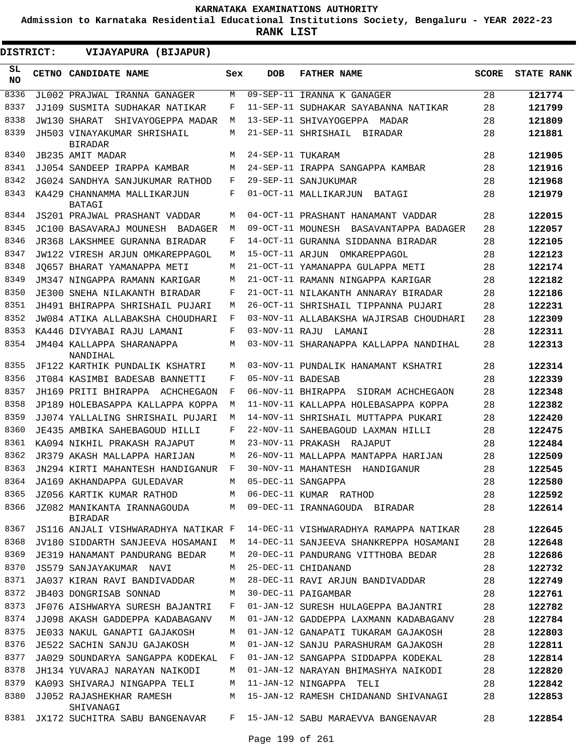KARNATAKA EXAMINATIONS AUTHORITY

Admission to Karnataka Residential Educational Institutions Society, Bengaluru - YEAR 2022-23

**RANK LIST**

**DISTRICT: VIJAYAPURA (BIJAPUR)**

| SL NO | CETNO | CANDIDATE NAME | Sex | DOB | FATHER NAME | SCORE | STATE RANK |
|---|---|---|---|---|---|---|---|
| 8336 | JL002 | PRAJWAL IRANNA GANAGER | M | 09-SEP-11 | IRANNA K GANAGER | 28 | 121774 |
| 8337 | JJ109 | SUSMITA SUDHAKAR NATIKAR | F | 11-SEP-11 | SUDHAKAR SAYABANNA NATIKAR | 28 | 121799 |
| 8338 | JW130 | SHARAT SHIVAYOGEPPA MADAR | M | 13-SEP-11 | SHIVAYOGEPPA MADAR | 28 | 121809 |
| 8339 | JH503 | VINAYAKUMAR SHRISHAIL BIRADAR | M | 21-SEP-11 | SHRISHAIL BIRADAR | 28 | 121881 |
| 8340 | JB235 | AMIT MADAR | M | 24-SEP-11 | TUKARAM | 28 | 121905 |
| 8341 | JJ054 | SANDEEP IRAPPA KAMBAR | M | 24-SEP-11 | IRAPPA SANGAPPA KAMBAR | 28 | 121916 |
| 8342 | JG024 | SANDHYA SANJUKUMAR RATHOD | F | 29-SEP-11 | SANJUKUMAR | 28 | 121968 |
| 8343 | KA429 | CHANNAMMA MALLIKARJUN BATAGI | F | 01-OCT-11 | MALLIKARJUN BATAGI | 28 | 121979 |
| 8344 | JS201 | PRAJWAL PRASHANT VADDAR | M | 04-OCT-11 | PRASHANT HANAMANT VADDAR | 28 | 122015 |
| 8345 | JC100 | BASAVARAJ MOUNESH BADAGER | M | 09-OCT-11 | MOUNESH BASAVANTAPPA BADAGER | 28 | 122057 |
| 8346 | JR368 | LAKSHMEE GURANNA BIRADAR | F | 14-OCT-11 | GURANNA SIDDANNA BIRADAR | 28 | 122105 |
| 8347 | JW122 | VIRESH ARJUN OMKAREPPAGOL | M | 15-OCT-11 | ARJUN OMKAREPPAGOL | 28 | 122123 |
| 8348 | JQ657 | BHARAT YAMANAPPA METI | M | 21-OCT-11 | YAMANAPPA GULAPPA METI | 28 | 122174 |
| 8349 | JM347 | NINGAPPA RAMANN KARIGAR | M | 21-OCT-11 | RAMANN NINGAPPA KARIGAR | 28 | 122182 |
| 8350 | JE300 | SNEHA NILAKANTH BIRADAR | F | 21-OCT-11 | NILAKANTH ANNARAY BIRADAR | 28 | 122186 |
| 8351 | JH491 | BHIRAPPA SHRISHAIL PUJARI | M | 26-OCT-11 | SHRISHAIL TIPPANNA PUJARI | 28 | 122231 |
| 8352 | JW084 | ATIKA ALLABAKSHA CHOUDHARI | F | 03-NOV-11 | ALLABAKSHA WAJIRSAB CHOUDHARI | 28 | 122309 |
| 8353 | KA446 | DIVYABAI RAJU LAMANI | F | 03-NOV-11 | RAJU LAMANI | 28 | 122311 |
| 8354 | JM404 | KALLAPPA SHARANAPPA NANDIHAL | M | 03-NOV-11 | SHARANAPPA KALLAPPA NANDIHAL | 28 | 122313 |
| 8355 | JF122 | KARTHIK PUNDALIK KSHATRI | M | 03-NOV-11 | PUNDALIK HANAMANT KSHATRI | 28 | 122314 |
| 8356 | JT084 | KASIMBI BADESAB BANNETTI | F | 05-NOV-11 | BADESAB | 28 | 122339 |
| 8357 | JH169 | PRITI BHIRAPPA ACHCHEGAON | F | 06-NOV-11 | BHIRAPPA SIDRAM ACHCHEGAON | 28 | 122348 |
| 8358 | JP189 | HOLEBASAPPA KALLAPPA KOPPA | M | 11-NOV-11 | KALLAPPA HOLEBASAPPA KOPPA | 28 | 122382 |
| 8359 | JJ074 | YALLALING SHRISHAIL PUJARI | M | 14-NOV-11 | SHRISHAIL MUTTAPPA PUKARI | 28 | 122420 |
| 8360 | JE435 | AMBIKA SAHEBAGOUD HILLI | F | 22-NOV-11 | SAHEBAGOUD LAXMAN HILLI | 28 | 122475 |
| 8361 | KA094 | NIKHIL PRAKASH RAJAPUT | M | 23-NOV-11 | PRAKASH RAJAPUT | 28 | 122484 |
| 8362 | JR379 | AKASH MALLAPPA HARIJAN | M | 26-NOV-11 | MALLAPPA MANTAPPA HARIJAN | 28 | 122509 |
| 8363 | JN294 | KIRTI MAHANTESH HANDIGANUR | F | 30-NOV-11 | MAHANTESH HANDIGANUR | 28 | 122545 |
| 8364 | JA169 | AKHANDAPPA GULEDAVAR | M | 05-DEC-11 | SANGAPPA | 28 | 122580 |
| 8365 | JZ056 | KARTIK KUMAR RATHOD | M | 06-DEC-11 | KUMAR RATHOD | 28 | 122592 |
| 8366 | JZ082 | MANIKANTA IRANNAGOUDA BIRADAR | M | 09-DEC-11 | IRANNAGOUDA BIRADAR | 28 | 122614 |
| 8367 | JS116 | ANJALI VISHWARADHYA NATIKAR | F | 14-DEC-11 | VISHWARADHYA RAMAPPA NATIKAR | 28 | 122645 |
| 8368 | JV180 | SIDDARTH SANJEEVA HOSAMANI | M | 14-DEC-11 | SANJEEVA SHANKREPPA HOSAMANI | 28 | 122648 |
| 8369 | JE319 | HANAMANT PANDURANG BEDAR | M | 20-DEC-11 | PANDURANG VITTHOBA BEDAR | 28 | 122686 |
| 8370 | JS579 | SANJAYAKUMAR NAVI | M | 25-DEC-11 | CHIDANAND | 28 | 122732 |
| 8371 | JA037 | KIRAN RAVI BANDIVADDAR | M | 28-DEC-11 | RAVI ARJUN BANDIVADDAR | 28 | 122749 |
| 8372 | JB403 | DONGRISAB SONNAD | M | 30-DEC-11 | PAIGAMBAR | 28 | 122761 |
| 8373 | JF076 | AISHWARYA SURESH BAJANTRI | F | 01-JAN-12 | SURESH HULAGEPPA BAJANTRI | 28 | 122782 |
| 8374 | JJ098 | AKASH GADDEPPA KADABAGANV | M | 01-JAN-12 | GADDEPPA LAXMANN KADABAGANV | 28 | 122784 |
| 8375 | JE033 | NAKUL GANAPTI GAJAKOSH | M | 01-JAN-12 | GANAPATI TUKARAM GAJAKOSH | 28 | 122803 |
| 8376 | JE522 | SACHIN SANJU GAJAKOSH | M | 01-JAN-12 | SANJU PARASHURAM GAJAKOSH | 28 | 122811 |
| 8377 | JA029 | SOUNDARYA SANGAPPA KODEKAL | F | 01-JAN-12 | SANGAPPA SIDDAPPA KODEKAL | 28 | 122814 |
| 8378 | JH134 | YUVARAJ NARAYAN NAIKODI | M | 01-JAN-12 | NARAYAN BHIMASHYA NAIKODI | 28 | 122820 |
| 8379 | KA093 | SHIVARAJ NINGAPPA TELI | M | 11-JAN-12 | NINGAPPA TELI | 28 | 122842 |
| 8380 | JJ052 | RAJASHEKHAR RAMESH SHIVANAGI | M | 15-JAN-12 | RAMESH CHIDANAND SHIVANAGI | 28 | 122853 |
| 8381 | JX172 | SUCHITRA SABU BANGENAVAR | F | 15-JAN-12 | SABU MARAEVVA BANGENAVAR | 28 | 122854 |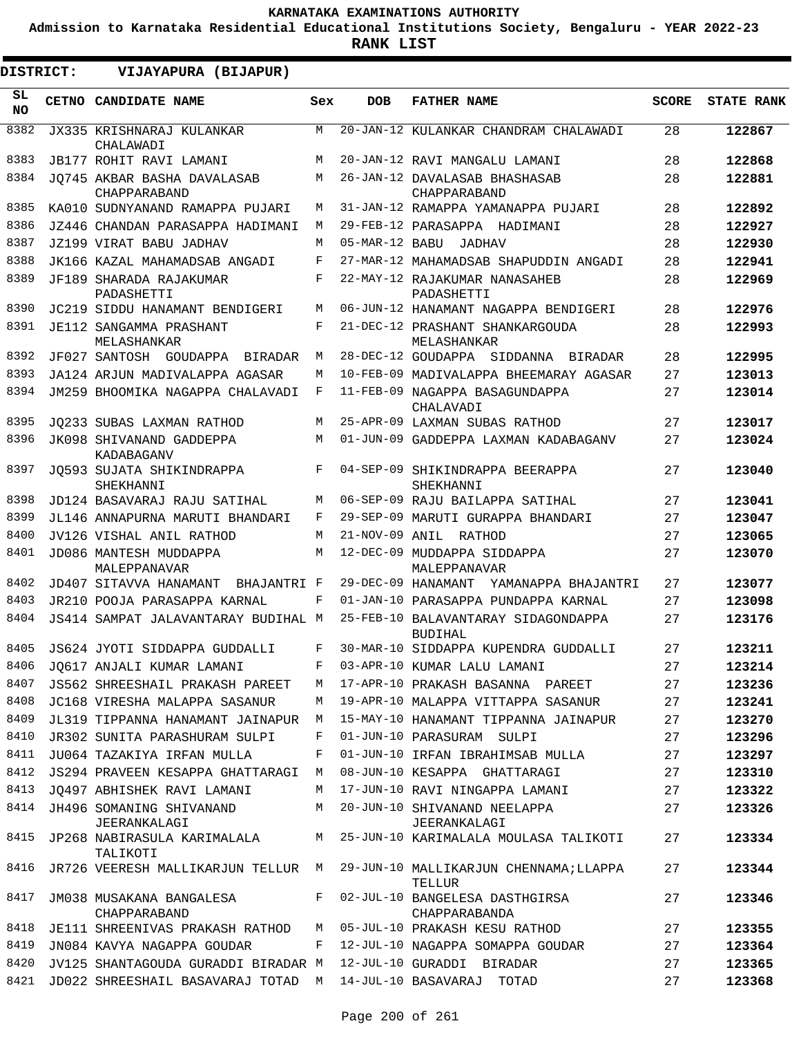# KARNATAKA EXAMINATIONS AUTHORITY

**Admission to Karnataka Residential Educational Institutions Society, Bengaluru - YEAR 2022-23**

**RANK LIST**

**DISTRICT: VIJAYAPURA (BIJAPUR)**

| SL NO | CETNO | CANDIDATE NAME | Sex | DOB | FATHER NAME | SCORE | STATE RANK |
|---|---|---|---|---|---|---|---|
| 8382 | JX335 | KRISHNARAJ KULANKAR CHALAWADI | M | 20-JAN-12 | KULANKAR CHANDRAM CHALAWADI | 28 | 122867 |
| 8383 | JB177 | ROHIT RAVI LAMANI | M | 20-JAN-12 | RAVI MANGALU LAMANI | 28 | 122868 |
| 8384 | JQ745 | AKBAR BASHA DAVALASAB CHAPPARABAND | M | 26-JAN-12 | DAVALASAB BHASHASAB CHAPPARABAND | 28 | 122881 |
| 8385 | KA010 | SUDNYANAND RAMAPPA PUJARI | M | 31-JAN-12 | RAMAPPA YAMANAPPA PUJARI | 28 | 122892 |
| 8386 | JZ446 | CHANDAN PARASAPPA HADIMANI | M | 29-FEB-12 | PARASAPPA HADIMANI | 28 | 122927 |
| 8387 | JZ199 | VIRAT BABU JADHAV | M | 05-MAR-12 | BABU JADHAV | 28 | 122930 |
| 8388 | JK166 | KAZAL MAHAMADSAB ANGADI | F | 27-MAR-12 | MAHAMADSAB SHAPUDDIN ANGADI | 28 | 122941 |
| 8389 | JF189 | SHARADA RAJAKUMAR PADASHETTI | F | 22-MAY-12 | RAJAKUMAR NANASAHEB PADASHETTI | 28 | 122969 |
| 8390 | JC219 | SIDDU HANAMANT BENDIGERI | M | 06-JUN-12 | HANAMANT NAGAPPA BENDIGERI | 28 | 122976 |
| 8391 | JE112 | SANGAMMA PRASHANT MELASHANKAR | F | 21-DEC-12 | PRASHANT SHANKARGOUDA MELASHANKAR | 28 | 122993 |
| 8392 | JF027 | SANTOSH GOUDAPPA BIRADAR | M | 28-DEC-12 | GOUDAPPA SIDDANNA BIRADAR | 28 | 122995 |
| 8393 | JA124 | ARJUN MADIVALAPPA AGASAR | M | 10-FEB-09 | MADIVALAPPA BHEEMARAY AGASAR | 27 | 123013 |
| 8394 | JM259 | BHOOMIKA NAGAPPA CHALAVADI | F | 11-FEB-09 | NAGAPPA BASAGUNDAPPA CHALAVADI | 27 | 123014 |
| 8395 | JQ233 | SUBAS LAXMAN RATHOD | M | 25-APR-09 | LAXMAN SUBAS RATHOD | 27 | 123017 |
| 8396 | JK098 | SHIVANAND GADDEPPA KADABAGANV | M | 01-JUN-09 | GADDEPPA LAXMAN KADABAGANV | 27 | 123024 |
| 8397 | JQ593 | SUJATA SHIKINDRAPPA SHEKHANNI | F | 04-SEP-09 | SHIKINDRAPPA BEERAPPA SHEKHANNI | 27 | 123040 |
| 8398 | JD124 | BASAVARAJ RAJU SATIHAL | M | 06-SEP-09 | RAJU BAILAPPA SATIHAL | 27 | 123041 |
| 8399 | JL146 | ANNAPURNA MARUTI BHANDARI | F | 29-SEP-09 | MARUTI GURAPPA BHANDARI | 27 | 123047 |
| 8400 | JV126 | VISHAL ANIL RATHOD | M | 21-NOV-09 | ANIL RATHOD | 27 | 123065 |
| 8401 | JD086 | MANTESH MUDDAPPA MALEPPANAVAR | M | 12-DEC-09 | MUDDAPPA SIDDAPPA MALEPPANAVAR | 27 | 123070 |
| 8402 | JD407 | SITAVVA HANAMANT BHAJANTRI | F | 29-DEC-09 | HANAMANT YAMANAPPA BHAJANTRI | 27 | 123077 |
| 8403 | JR210 | POOJA PARASAPPA KARNAL | F | 01-JAN-10 | PARASAPPA PUNDAPPA KARNAL | 27 | 123098 |
| 8404 | JS414 | SAMPAT JALAVANTARAY BUDIHAL | M | 25-FEB-10 | BALAVANTARAY SIDAGONDAPPA BUDIHAL | 27 | 123176 |
| 8405 | JS624 | JYOTI SIDDAPPA GUDDALLI | F | 30-MAR-10 | SIDDAPPA KUPENDRA GUDDALLI | 27 | 123211 |
| 8406 | JQ617 | ANJALI KUMAR LAMANI | F | 03-APR-10 | KUMAR LALU LAMANI | 27 | 123214 |
| 8407 | JS562 | SHREESHAIL PRAKASH PAREET | M | 17-APR-10 | PRAKASH BASANNA PAREET | 27 | 123236 |
| 8408 | JC168 | VIRESHA MALAPPA SASANUR | M | 19-APR-10 | MALAPPA VITTAPPA SASANUR | 27 | 123241 |
| 8409 | JL319 | TIPPANNA HANAMANT JAINAPUR | M | 15-MAY-10 | HANAMANT TIPPANNA JAINAPUR | 27 | 123270 |
| 8410 | JR302 | SUNITA PARASHURAM SULPI | F | 01-JUN-10 | PARASURAM SULPI | 27 | 123296 |
| 8411 | JU064 | TAZAKIYA IRFAN MULLA | F | 01-JUN-10 | IRFAN IBRAHIMSAB MULLA | 27 | 123297 |
| 8412 | JS294 | PRAVEEN KESAPPA GHATTARAGI | M | 08-JUN-10 | KESAPPA GHATTARAGI | 27 | 123310 |
| 8413 | JQ497 | ABHISHEK RAVI LAMANI | M | 17-JUN-10 | RAVI NINGAPPA LAMANI | 27 | 123322 |
| 8414 | JH496 | SOMANING SHIVANAND JEERANKALAGI | M | 20-JUN-10 | SHIVANAND NEELAPPA JEERANKALAGI | 27 | 123326 |
| 8415 | JP268 | NABIRASULA KARIMALALA TALIKOTI | M | 25-JUN-10 | KARIMALALA MOULASA TALIKOTI | 27 | 123334 |
| 8416 | JR726 | VEERESH MALLIKARJUN TELLUR | M | 29-JUN-10 | MALLIKARJUN CHENNAMA;LLAPPA TELLUR | 27 | 123344 |
| 8417 | JM038 | MUSAKANA BANGALESA CHAPPARABAND | F | 02-JUL-10 | BANGELESA DASTHGIRSA CHAPPARABANDA | 27 | 123346 |
| 8418 | JE111 | SHREENIVAS PRAKASH RATHOD | M | 05-JUL-10 | PRAKASH KESU RATHOD | 27 | 123355 |
| 8419 | JN084 | KAVYA NAGAPPA GOUDAR | F | 12-JUL-10 | NAGAPPA SOMAPPA GOUDAR | 27 | 123364 |
| 8420 | JV125 | SHANTAGOUDA GURADDI BIRADAR | M | 12-JUL-10 | GURADDI BIRADAR | 27 | 123365 |
| 8421 | JD022 | SHREESHAIL BASAVARAJ TOTAD | M | 14-JUL-10 | BASAVARAJ TOTAD | 27 | 123368 |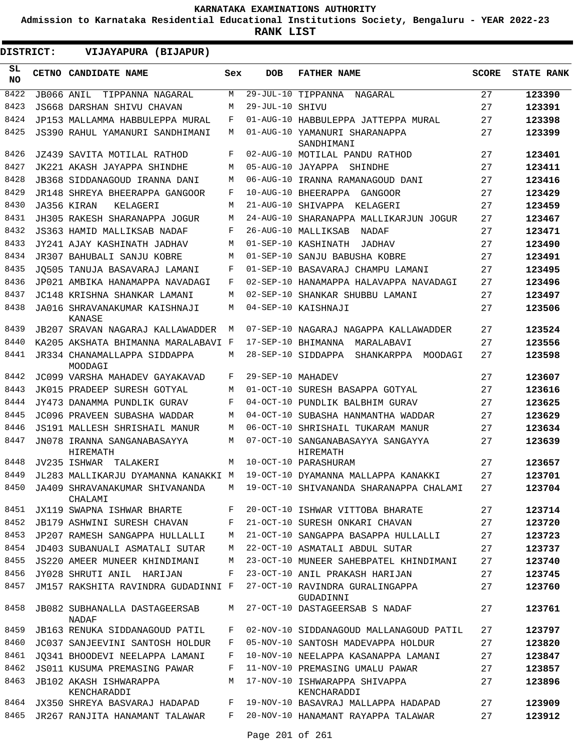**KARNATAKA EXAMINATIONS AUTHORITY**

**Admission to Karnataka Residential Educational Institutions Society, Bengaluru - YEAR 2022-23**

**RANK LIST**

**DISTRICT: VIJAYAPURA (BIJAPUR)**

| SL NO | CETNO | CANDIDATE NAME | Sex | DOB | FATHER NAME | SCORE | STATE RANK |
|---|---|---|---|---|---|---|---|
| 8422 | JB066 | ANIL TIPPANNA NAGARAL | M | 29-JUL-10 | TIPPANNA NAGARAL | 27 | 123390 |
| 8423 | JS668 | DARSHAN SHIVU CHAVAN | M | 29-JUL-10 | SHIVU | 27 | 123391 |
| 8424 | JP153 | MALLAMMA HABBULEPPA MURAL | F | 01-AUG-10 | HABBULEPPA JATTEPPA MURAL | 27 | 123398 |
| 8425 | JS390 | RAHUL YAMANURI SANDHIMANI | M | 01-AUG-10 | YAMANURI SHARANAPPA SANDHIMANI | 27 | 123399 |
| 8426 | JZ439 | SAVITA MOTILAL RATHOD | F | 02-AUG-10 | MOTILAL PANDU RATHOD | 27 | 123401 |
| 8427 | JK221 | AKASH JAYAPPA SHINDHE | M | 05-AUG-10 | JAYAPPA SHINDHE | 27 | 123411 |
| 8428 | JB368 | SIDDANAGOUD IRANNA DANI | M | 06-AUG-10 | IRANNA RAMANAGOUD DANI | 27 | 123416 |
| 8429 | JR148 | SHREYA BHEERAPPA GANGOOR | F | 10-AUG-10 | BHEERAPPA GANGOOR | 27 | 123429 |
| 8430 | JA356 | KIRAN KELAGERI | M | 21-AUG-10 | SHIVAPPA KELAGERI | 27 | 123459 |
| 8431 | JH305 | RAKESH SHARANAPPA JOGUR | M | 24-AUG-10 | SHARANAPPA MALLIKARJUN JOGUR | 27 | 123467 |
| 8432 | JS363 | HAMID MALLIKSAB NADAF | F | 26-AUG-10 | MALLIKSAB NADAF | 27 | 123471 |
| 8433 | JY241 | AJAY KASHINATH JADHAV | M | 01-SEP-10 | KASHINATH JADHAV | 27 | 123490 |
| 8434 | JR307 | BAHUBALI SANJU KOBRE | M | 01-SEP-10 | SANJU BABUSHA KOBRE | 27 | 123491 |
| 8435 | JQ505 | TANUJA BASAVARAJ LAMANI | F | 01-SEP-10 | BASAVARAJ CHAMPU LAMANI | 27 | 123495 |
| 8436 | JP021 | AMBIKA HANAMAPPA NAVADAGI | F | 02-SEP-10 | HANAMAPPA HALAVAPPA NAVADAGI | 27 | 123496 |
| 8437 | JC148 | KRISHNA SHANKAR LAMANI | M | 02-SEP-10 | SHANKAR SHUBBU LAMANI | 27 | 123497 |
| 8438 | JA016 | SHRAVANAKUMAR KAISHNAJI KANASE | M | 04-SEP-10 | KAISHNAJI | 27 | 123506 |
| 8439 | JB207 | SRAVAN NAGARAJ KALLAWADDER | M | 07-SEP-10 | NAGARAJ NAGAPPA KALLAWADDER | 27 | 123524 |
| 8440 | KA205 | AKSHATA BHIMANNA MARALABAVI | F | 17-SEP-10 | BHIMANNA MARALABAVI | 27 | 123556 |
| 8441 | JR334 | CHANAMALLAPPA SIDDAPPA MOODAGI | M | 28-SEP-10 | SIDDAPPA SHANKARPPA MOODAGI | 27 | 123598 |
| 8442 | JC099 | VARSHA MAHADEV GAYAKAVAD | F | 29-SEP-10 | MAHADEV | 27 | 123607 |
| 8443 | JK015 | PRADEEP SURESH GOTYAL | M | 01-OCT-10 | SURESH BASAPPA GOTYAL | 27 | 123616 |
| 8444 | JY473 | DANAMMA PUNDLIK GURAV | F | 04-OCT-10 | PUNDLIK BALBHIM GURAV | 27 | 123625 |
| 8445 | JC096 | PRAVEEN SUBASHA WADDAR | M | 04-OCT-10 | SUBASHA HANMANTHA WADDAR | 27 | 123629 |
| 8446 | JS191 | MALLESH SHRISHAIL MANUR | M | 06-OCT-10 | SHRISHAIL TUKARAM MANUR | 27 | 123634 |
| 8447 | JN078 | IRANNA SANGANABASAYYA HIREMATH | M | 07-OCT-10 | SANGANABASAYYA SANGAYYA HIREMATH | 27 | 123639 |
| 8448 | JV235 | ISHWAR TALAKERI | M | 10-OCT-10 | PARASHURAM | 27 | 123657 |
| 8449 | JL283 | MALLIKARJU DYAMANNA KANAKKI | M | 19-OCT-10 | DYAMANNA MALLAPPA KANAKKI | 27 | 123701 |
| 8450 | JA409 | SHRAVANAKUMAR SHIVANANDA CHALAMI | M | 19-OCT-10 | SHIVANANDA SHARANAPPA CHALAMI | 27 | 123704 |
| 8451 | JX119 | SWAPNA ISHWAR BHARTE | F | 20-OCT-10 | ISHWAR VITTOBA BHARATE | 27 | 123714 |
| 8452 | JB179 | ASHWINI SURESH CHAVAN | F | 21-OCT-10 | SURESH ONKARI CHAVAN | 27 | 123720 |
| 8453 | JP207 | RAMESH SANGAPPA HULLALLI | M | 21-OCT-10 | SANGAPPA BASAPPA HULLALLI | 27 | 123723 |
| 8454 | JD403 | SUBANUALI ASMATALI SUTAR | M | 22-OCT-10 | ASMATALI ABDUL SUTAR | 27 | 123737 |
| 8455 | JS220 | AMEER MUNEER KHINDIMANI | M | 23-OCT-10 | MUNEER SAHEBPATEL KHINDIMANI | 27 | 123740 |
| 8456 | JY028 | SHRUTI ANIL HARIJAN | F | 23-OCT-10 | ANIL PRAKASH HARIJAN | 27 | 123745 |
| 8457 | JM157 | RAKSHITA RAVINDRA GUDADINNI | F | 27-OCT-10 | RAVINDRA GURALINGAPPA GUDADINNI | 27 | 123760 |
| 8458 | JB082 | SUBHANALLA DASTAGEERSAB NADAF | M | 27-OCT-10 | DASTAGEERSAB S NADAF | 27 | 123761 |
| 8459 | JB163 | RENUKA SIDDANAGOUD PATIL | F | 02-NOV-10 | SIDDANAGOUD MALLANAGOUD PATIL | 27 | 123797 |
| 8460 | JC037 | SANJEEVINI SANTOSH HOLDUR | F | 05-NOV-10 | SANTOSH MADEVAPPA HOLDUR | 27 | 123820 |
| 8461 | JQ341 | BHOODEVI NEELAPPA LAMANI | F | 10-NOV-10 | NEELAPPA KASANAPPA LAMANI | 27 | 123847 |
| 8462 | JS011 | KUSUMA PREMASING PAWAR | F | 11-NOV-10 | PREMASING UMALU PAWAR | 27 | 123857 |
| 8463 | JB102 | AKASH ISHWARAPPA KENCHARADDI | M | 17-NOV-10 | ISHWARAPPA SHIVAPPA KENCHARADDI | 27 | 123896 |
| 8464 | JX350 | SHREYA BASVARAJ HADAPAD | F | 19-NOV-10 | BASAVRAJ MALLAPPA HADAPAD | 27 | 123909 |
| 8465 | JR267 | RANJITA HANAMANT TALAWAR | F | 20-NOV-10 | HANAMANT RAYAPPA TALAWAR | 27 | 123912 |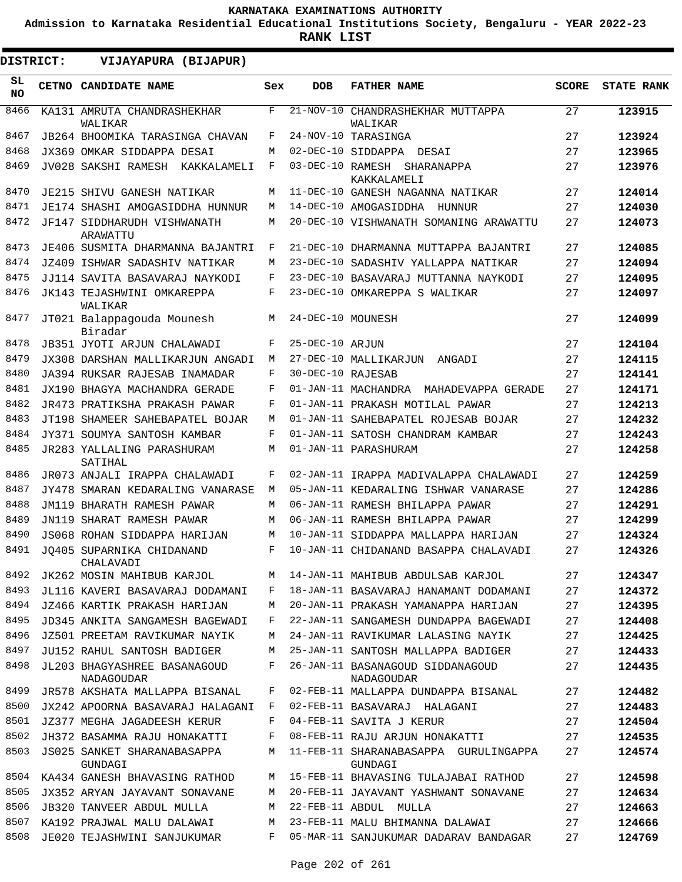KARNATAKA EXAMINATIONS AUTHORITY

Admission to Karnataka Residential Educational Institutions Society, Bengaluru - YEAR 2022-23

**RANK LIST**

**DISTRICT: VIJAYAPURA (BIJAPUR)**

| SL NO | CETNO | CANDIDATE NAME | Sex | DOB | FATHER NAME | SCORE | STATE RANK |
|---|---|---|---|---|---|---|---|
| 8466 | KA131 | AMRUTA CHANDRASHEKHAR WALIKAR | F | 21-NOV-10 | CHANDRASHEKHAR MUTTAPPA WALIKAR | 27 | **123915** |
| 8467 | JB264 | BHOOMIKA TARASINGA CHAVAN | F | 24-NOV-10 | TARASINGA | 27 | **123924** |
| 8468 | JX369 | OMKAR SIDDAPPA DESAI | M | 02-DEC-10 | SIDDAPPA DESAI | 27 | **123965** |
| 8469 | JV028 | SAKSHI RAMESH KAKKALAMELI | F | 03-DEC-10 | RAMESH SHARANAPPA KAKKALAMELI | 27 | **123976** |
| 8470 | JE215 | SHIVU GANESH NATIKAR | M | 11-DEC-10 | GANESH NAGANNA NATIKAR | 27 | **124014** |
| 8471 | JE174 | SHASHI AMOGASIDDHA HUNNUR | M | 14-DEC-10 | AMOGASIDDHA HUNNUR | 27 | **124030** |
| 8472 | JF147 | SIDDHARUDH VISHWANATH ARAWATTU | M | 20-DEC-10 | VISHWANATH SOMANING ARAWATTU | 27 | **124073** |
| 8473 | JE406 | SUSMITA DHARMANNA BAJANTRI | F | 21-DEC-10 | DHARMANNA MUTTAPPA BAJANTRI | 27 | **124085** |
| 8474 | JZ409 | ISHWAR SADASHIV NATIKAR | M | 23-DEC-10 | SADASHIV YALLAPPA NATIKAR | 27 | **124094** |
| 8475 | JJ114 | SAVITA BASAVARAJ NAYKODI | F | 23-DEC-10 | BASAVARAJ MUTTANNA NAYKODI | 27 | **124095** |
| 8476 | JK143 | TEJASHWINI OMKAREPPA WALIKAR | F | 23-DEC-10 | OMKAREPPA S WALIKAR | 27 | **124097** |
| 8477 | JT021 | Balappagouda Mounesh Biradar | M | 24-DEC-10 | MOUNESH | 27 | **124099** |
| 8478 | JB351 | JYOTI ARJUN CHALAWADI | F | 25-DEC-10 | ARJUN | 27 | **124104** |
| 8479 | JX308 | DARSHAN MALLIKARJUN ANGADI | M | 27-DEC-10 | MALLIKARJUN ANGADI | 27 | **124115** |
| 8480 | JA394 | RUKSAR RAJESAB INAMADAR | F | 30-DEC-10 | RAJESAB | 27 | **124141** |
| 8481 | JX190 | BHAGYA MACHANDRA GERADE | F | 01-JAN-11 | MACHANDRA MAHADEVAPPA GERADE | 27 | **124171** |
| 8482 | JR473 | PRATIKSHA PRAKASH PAWAR | F | 01-JAN-11 | PRAKASH MOTILAL PAWAR | 27 | **124213** |
| 8483 | JT198 | SHAMEER SAHEBAPATEL BOJAR | M | 01-JAN-11 | SAHEBAPATEL ROJESAB BOJAR | 27 | **124232** |
| 8484 | JY371 | SOUMYA SANTOSH KAMBAR | F | 01-JAN-11 | SATOSH CHANDRAM KAMBAR | 27 | **124243** |
| 8485 | JR283 | YALLALING PARASHURAM SATIHAL | M | 01-JAN-11 | PARASHURAM | 27 | **124258** |
| 8486 | JR073 | ANJALI IRAPPA CHALAWADI | F | 02-JAN-11 | IRAPPA MADIVALAPPA CHALAWADI | 27 | **124259** |
| 8487 | JY478 | SMARAN KEDARALING VANARASE | M | 05-JAN-11 | KEDARALING ISHWAR VANARASE | 27 | **124286** |
| 8488 | JM119 | BHARATH RAMESH PAWAR | M | 06-JAN-11 | RAMESH BHILAPPA PAWAR | 27 | **124291** |
| 8489 | JN119 | SHARAT RAMESH PAWAR | M | 06-JAN-11 | RAMESH BHILAPPA PAWAR | 27 | **124299** |
| 8490 | JS068 | ROHAN SIDDAPPA HARIJAN | M | 10-JAN-11 | SIDDAPPA MALLAPPA HARIJAN | 27 | **124324** |
| 8491 | JQ405 | SUPARNIKA CHIDANAND CHALAVADI | F | 10-JAN-11 | CHIDANAND BASAPPA CHALAVADI | 27 | **124326** |
| 8492 | JK262 | MOSIN MAHIBUB KARJOL | M | 14-JAN-11 | MAHIBUB ABDULSAB KARJOL | 27 | **124347** |
| 8493 | JL116 | KAVERI BASAVARAJ DODAMANI | F | 18-JAN-11 | BASAVARAJ HANAMANT DODAMANI | 27 | **124372** |
| 8494 | JZ466 | KARTIK PRAKASH HARIJAN | M | 20-JAN-11 | PRAKASH YAMANAPPA HARIJAN | 27 | **124395** |
| 8495 | JD345 | ANKITA SANGAMESH BAGEWADI | F | 22-JAN-11 | SANGAMESH DUNDAPPA BAGEWADI | 27 | **124408** |
| 8496 | JZ501 | PREETAM RAVIKUMAR NAYIK | M | 24-JAN-11 | RAVIKUMAR LALASING NAYIK | 27 | **124425** |
| 8497 | JU152 | RAHUL SANTOSH BADIGER | M | 25-JAN-11 | SANTOSH MALLAPPA BADIGER | 27 | **124433** |
| 8498 | JL203 | BHAGYASHREE BASANAGOUD NADAGOUDAR | F | 26-JAN-11 | BASANAGOUD SIDDANAGOUD NADAGOUDAR | 27 | **124435** |
| 8499 | JR578 | AKSHATA MALLAPPA BISANAL | F | 02-FEB-11 | MALLAPPA DUNDAPPA BISANAL | 27 | **124482** |
| 8500 | JX242 | APOORNA BASAVARAJ HALAGANI | F | 02-FEB-11 | BASAVARAJ HALAGANI | 27 | **124483** |
| 8501 | JZ377 | MEGHA JAGADEESH KERUR | F | 04-FEB-11 | SAVITA J KERUR | 27 | **124504** |
| 8502 | JH372 | BASAMMA RAJU HONAKATTI | F | 08-FEB-11 | RAJU ARJUN HONAKATTI | 27 | **124535** |
| 8503 | JS025 | SANKET SHARANABASAPPA GUNDAGI | M | 11-FEB-11 | SHARANABASAPPA GURULINGAPPA GUNDAGI | 27 | **124574** |
| 8504 | KA434 | GANESH BHAVASING RATHOD | M | 15-FEB-11 | BHAVASING TULAJABAI RATHOD | 27 | **124598** |
| 8505 | JX352 | ARYAN JAYAVANT SONAVANE | M | 20-FEB-11 | JAYAVANT YASHWANT SONAVANE | 27 | **124634** |
| 8506 | JB320 | TANVEER ABDUL MULLA | M | 22-FEB-11 | ABDUL MULLA | 27 | **124663** |
| 8507 | KA192 | PRAJWAL MALU DALAWAI | M | 23-FEB-11 | MALU BHIMANNA DALAWAI | 27 | **124666** |
| 8508 | JE020 | TEJASHWINI SANJUKUMAR | F | 05-MAR-11 | SANJUKUMAR DADARAV BANDAGAR | 27 | **124769** |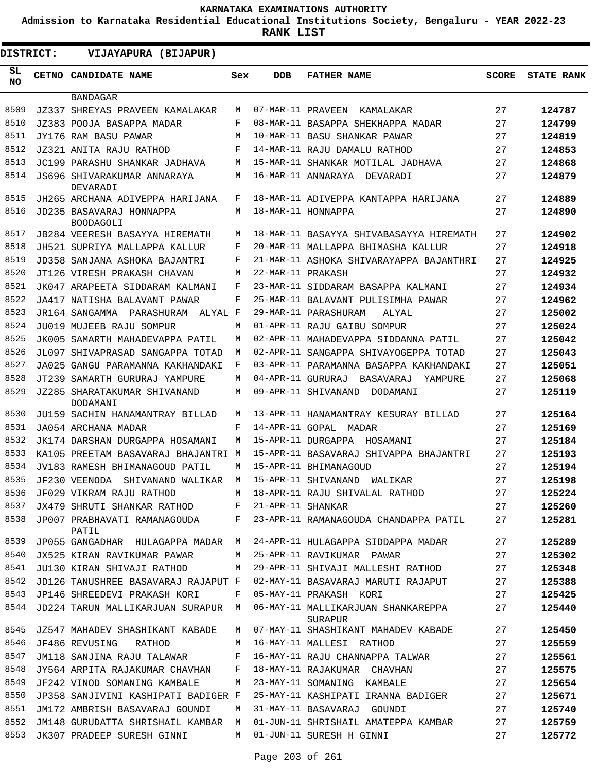**KARNATAKA EXAMINATIONS AUTHORITY**

**Admission to Karnataka Residential Educational Institutions Society, Bengaluru - YEAR 2022-23**

**RANK LIST**

**DISTRICT: VIJAYAPURA (BIJAPUR)**

| SL NO | CETNO | CANDIDATE NAME | Sex | DOB | FATHER NAME | SCORE | STATE RANK |
|---|---|---|---|---|---|---|---|
| | | BANDAGAR | | | | | |
| 8509 | JZ337 | SHREYAS PRAVEEN KAMALAKAR | M | 07-MAR-11 | PRAVEEN KAMALAKAR | 27 | 124787 |
| 8510 | JZ383 | POOJA BASAPPA MADAR | F | 08-MAR-11 | BASAPPA SHEKHAPPA MADAR | 27 | 124799 |
| 8511 | JY176 | RAM BASU PAWAR | M | 10-MAR-11 | BASU SHANKAR PAWAR | 27 | 124819 |
| 8512 | JZ321 | ANITA RAJU RATHOD | F | 14-MAR-11 | RAJU DAMALU RATHOD | 27 | 124853 |
| 8513 | JC199 | PARASHU SHANKAR JADHAVA | M | 15-MAR-11 | SHANKAR MOTILAL JADHAVA | 27 | 124868 |
| 8514 | JS696 | SHIVARAKUMAR ANNARAYA DEVARADI | M | 16-MAR-11 | ANNARAYA DEVARADI | 27 | 124879 |
| 8515 | JH265 | ARCHANA ADIVEPPA HARIJANA | F | 18-MAR-11 | ADIVEPPA KANTAPPA HARIJANA | 27 | 124889 |
| 8516 | JD235 | BASAVARAJ HONNAPPA BOODAGOLI | M | 18-MAR-11 | HONNAPPA | 27 | 124890 |
| 8517 | JB284 | VEERESH BASAYYA HIREMATH | M | 18-MAR-11 | BASAYYA SHIVABASAYYA HIREMATH | 27 | 124902 |
| 8518 | JH521 | SUPRIYA MALLAPPA KALLUR | F | 20-MAR-11 | MALLAPPA BHIMASHA KALLUR | 27 | 124918 |
| 8519 | JD358 | SANJANA ASHOKA BAJANTRI | F | 21-MAR-11 | ASHOKA SHIVARAYAPPA BAJANTHRI | 27 | 124925 |
| 8520 | JT126 | VIRESH PRAKASH CHAVAN | M | 22-MAR-11 | PRAKASH | 27 | 124932 |
| 8521 | JK047 | ARAPEETA SIDDARAM KALMANI | F | 23-MAR-11 | SIDDARAM BASAPPA KALMANI | 27 | 124934 |
| 8522 | JA417 | NATISHA BALAVANT PAWAR | F | 25-MAR-11 | BALAVANT PULISIMHA PAWAR | 27 | 124962 |
| 8523 | JR164 | SANGAMMA PARASHURAM ALYAL | F | 29-MAR-11 | PARASHURAM ALYAL | 27 | 125002 |
| 8524 | JU019 | MUJEEB RAJU SOMPUR | M | 01-APR-11 | RAJU GAIBU SOMPUR | 27 | 125024 |
| 8525 | JK005 | SAMARTH MAHADEVAPPA PATIL | M | 02-APR-11 | MAHADEVAPPA SIDDANNA PATIL | 27 | 125042 |
| 8526 | JL097 | SHIVAPRASAD SANGAPPA TOTAD | M | 02-APR-11 | SANGAPPA SHIVAYOGEPPA TOTAD | 27 | 125043 |
| 8527 | JA025 | GANGU PARAMANNA KAKHANDAKI | F | 03-APR-11 | PARAMANNA BASAPPA KAKHANDAKI | 27 | 125051 |
| 8528 | JT239 | SAMARTH GURURAJ YAMPURE | M | 04-APR-11 | GURURAJ BASAVARAJ YAMPURE | 27 | 125068 |
| 8529 | JZ285 | SHARATAKUMAR SHIVANAND DODAMANI | M | 09-APR-11 | SHIVANAND DODAMANI | 27 | 125119 |
| 8530 | JU159 | SACHIN HANAMANTRAY BILLAD | M | 13-APR-11 | HANAMANTRAY KESURAY BILLAD | 27 | 125164 |
| 8531 | JA054 | ARCHANA MADAR | F | 14-APR-11 | GOPAL MADAR | 27 | 125169 |
| 8532 | JK174 | DARSHAN DURGAPPA HOSAMANI | M | 15-APR-11 | DURGAPPA HOSAMANI | 27 | 125184 |
| 8533 | KA105 | PREETAM BASAVARAJ BHAJANTRI | M | 15-APR-11 | BASAVARAJ SHIVAPPA BHAJANTRI | 27 | 125193 |
| 8534 | JV183 | RAMESH BHIMANAGOUD PATIL | M | 15-APR-11 | BHIMANAGOUD | 27 | 125194 |
| 8535 | JF230 | VEENODA SHIVANAND WALIKAR | M | 15-APR-11 | SHIVANAND WALIKAR | 27 | 125198 |
| 8536 | JF029 | VIKRAM RAJU RATHOD | M | 18-APR-11 | RAJU SHIVALAL RATHOD | 27 | 125224 |
| 8537 | JX479 | SHRUTI SHANKAR RATHOD | F | 21-APR-11 | SHANKAR | 27 | 125260 |
| 8538 | JP007 | PRABHAVATI RAMANAGOUDA PATIL | F | 23-APR-11 | RAMANAGOUDA CHANDAPPA PATIL | 27 | 125281 |
| 8539 | JP055 | GANGADHAR HULAGAPPA MADAR | M | 24-APR-11 | HULAGAPPA SIDDAPPA MADAR | 27 | 125289 |
| 8540 | JX525 | KIRAN RAVIKUMAR PAWAR | M | 25-APR-11 | RAVIKUMAR PAWAR | 27 | 125302 |
| 8541 | JU130 | KIRAN SHIVAJI RATHOD | M | 29-APR-11 | SHIVAJI MALLESHI RATHOD | 27 | 125348 |
| 8542 | JD126 | TANUSHREE BASAVARAJ RAJAPUT | F | 02-MAY-11 | BASAVARAJ MARUTI RAJAPUT | 27 | 125388 |
| 8543 | JP146 | SHREEDEVI PRAKASH KORI | F | 05-MAY-11 | PRAKASH KORI | 27 | 125425 |
| 8544 | JD224 | TARUN MALLIKARJUAN SURAPUR | M | 06-MAY-11 | MALLIKARJUAN SHANKAREPPA SURAPUR | 27 | 125440 |
| 8545 | JZ547 | MAHADEV SHASHIKANT KABADE | M | 07-MAY-11 | SHASHIKANT MAHADEV KABADE | 27 | 125450 |
| 8546 | JF486 | REVUSING RATHOD | M | 16-MAY-11 | MALLESI RATHOD | 27 | 125559 |
| 8547 | JM118 | SANJINA RAJU TALAWAR | F | 16-MAY-11 | RAJU CHANNAPPA TALWAR | 27 | 125561 |
| 8548 | JY564 | ARPITA RAJAKUMAR CHAVHAN | F | 18-MAY-11 | RAJAKUMAR CHAVHAN | 27 | 125575 |
| 8549 | JF242 | VINOD SOMANING KAMBALE | M | 23-MAY-11 | SOMANING KAMBALE | 27 | 125654 |
| 8550 | JP358 | SANJIVINI KASHIPATI BADIGER | F | 25-MAY-11 | KASHIPATI IRANNA BADIGER | 27 | 125671 |
| 8551 | JM172 | AMBRISH BASAVARAJ GOUNDI | M | 31-MAY-11 | BASAVARAJ GOUNDI | 27 | 125740 |
| 8552 | JM148 | GURUDATTA SHRISHAIL KAMBAR | M | 01-JUN-11 | SHRISHAIL AMATEPPA KAMBAR | 27 | 125759 |
| 8553 | JK307 | PRADEEP SURESH GINNI | M | 01-JUN-11 | SURESH H GINNI | 27 | 125772 |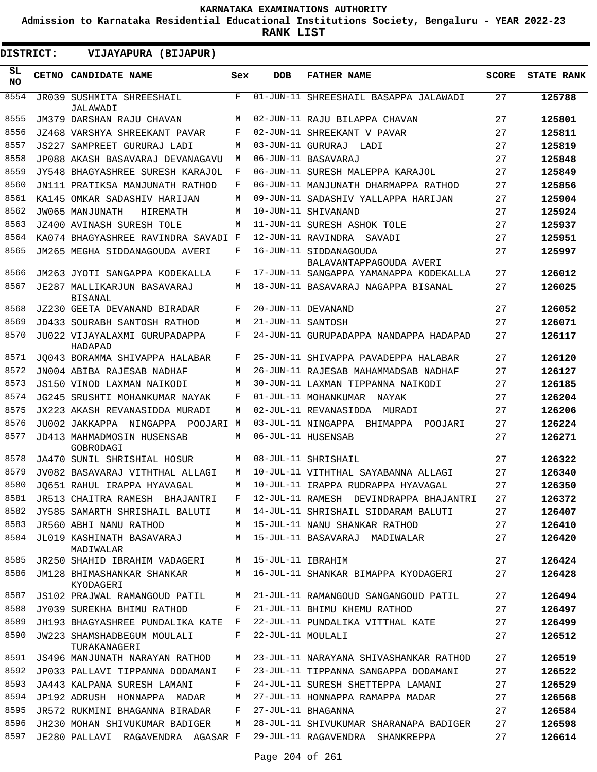# KARNATAKA EXAMINATIONS AUTHORITY

**Admission to Karnataka Residential Educational Institutions Society, Bengaluru - YEAR 2022-23**

**RANK LIST**

**DISTRICT: VIJAYAPURA (BIJAPUR)**

| SL NO | CETNO | CANDIDATE NAME | Sex | DOB | FATHER NAME | SCORE | STATE RANK |
|---|---|---|---|---|---|---|---|
| 8554 | JR039 | SUSHMITA SHREESHAIL JALAWADI | F | 01-JUN-11 | SHREESHAIL BASAPPA JALAWADI | 27 | **125788** |
| 8555 | JM379 | DARSHAN RAJU CHAVAN | M | 02-JUN-11 | RAJU BILAPPA CHAVAN | 27 | **125801** |
| 8556 | JZ468 | VARSHYA SHREEKANT PAVAR | F | 02-JUN-11 | SHREEKANT V PAVAR | 27 | **125811** |
| 8557 | JS227 | SAMPREET GURURAJ LADI | M | 03-JUN-11 | GURURAJ LADI | 27 | **125819** |
| 8558 | JP088 | AKASH BASAVARAJ DEVANAGAVU | M | 06-JUN-11 | BASAVARAJ | 27 | **125848** |
| 8559 | JY548 | BHAGYASHREE SURESH KARAJOL | F | 06-JUN-11 | SURESH MALEPPA KARAJOL | 27 | **125849** |
| 8560 | JN111 | PRATIKSA MANJUNATH RATHOD | F | 06-JUN-11 | MANJUNATH DHARMAPPA RATHOD | 27 | **125856** |
| 8561 | KA145 | OMKAR SADASHIV HARIJAN | M | 09-JUN-11 | SADASHIV YALLAPPA HARIJAN | 27 | **125904** |
| 8562 | JW065 | MANJUNATH HIREMATH | M | 10-JUN-11 | SHIVANAND | 27 | **125924** |
| 8563 | JZ400 | AVINASH SURESH TOLE | M | 11-JUN-11 | SURESH ASHOK TOLE | 27 | **125937** |
| 8564 | KA074 | BHAGYASHREE RAVINDRA SAVADI | F | 12-JUN-11 | RAVINDRA SAVADI | 27 | **125951** |
| 8565 | JM265 | MEGHA SIDDANAGOUDA AVERI | F | 16-JUN-11 | SIDDANAGOUDA BALAVANTAPPAGOUDA AVERI | 27 | **125997** |
| 8566 | JM263 | JYOTI SANGAPPA KODEKALLA | F | 17-JUN-11 | SANGAPPA YAMANAPPA KODEKALLA | 27 | **126012** |
| 8567 | JE287 | MALLIKARJUN BASAVARAJ BISANAL | M | 18-JUN-11 | BASAVARAJ NAGAPPA BISANAL | 27 | **126025** |
| 8568 | JZ230 | GEETA DEVANAND BIRADAR | F | 20-JUN-11 | DEVANAND | 27 | **126052** |
| 8569 | JD433 | SOURABH SANTOSH RATHOD | M | 21-JUN-11 | SANTOSH | 27 | **126071** |
| 8570 | JU022 | VIJAYALAXMI GURUPADAPPA HADAPAD | F | 24-JUN-11 | GURUPADAPPA NANDAPPA HADAPAD | 27 | **126117** |
| 8571 | JQ043 | BORAMMA SHIVAPPA HALABAR | F | 25-JUN-11 | SHIVAPPA PAVADEPPA HALABAR | 27 | **126120** |
| 8572 | JN004 | ABIBA RAJESAB NADHAF | M | 26-JUN-11 | RAJESAB MAHAMMADSAB NADHAF | 27 | **126127** |
| 8573 | JS150 | VINOD LAXMAN NAIKODI | M | 30-JUN-11 | LAXMAN TIPPANNA NAIKODI | 27 | **126185** |
| 8574 | JG245 | SRUSHTI MOHANKUMAR NAYAK | F | 01-JUL-11 | MOHANKUMAR NAYAK | 27 | **126204** |
| 8575 | JX223 | AKASH REVANASIDDA MURADI | M | 02-JUL-11 | REVANASIDDA MURADI | 27 | **126206** |
| 8576 | JU002 | JAKKAPPA NINGAPPA POOJARI | M | 03-JUL-11 | NINGAPPA BHIMAPPA POOJARI | 27 | **126224** |
| 8577 | JD413 | MAHMADMOSIN HUSENSAB GOBRODAGI | M | 06-JUL-11 | HUSENSAB | 27 | **126271** |
| 8578 | JA470 | SUNIL SHRISHIAL HOSUR | M | 08-JUL-11 | SHRISHAIL | 27 | **126322** |
| 8579 | JV082 | BASAVARAJ VITHTHAL ALLAGI | M | 10-JUL-11 | VITHTHAL SAYABANNA ALLAGI | 27 | **126340** |
| 8580 | JQ651 | RAHUL IRAPPA HYAVAGAL | M | 10-JUL-11 | IRAPPA RUDRAPPA HYAVAGAL | 27 | **126350** |
| 8581 | JR513 | CHAITRA RAMESH BHAJANTRI | F | 12-JUL-11 | RAMESH DEVINDRAPPA BHAJANTRI | 27 | **126372** |
| 8582 | JY585 | SAMARTH SHRISHAIL BALUTI | M | 14-JUL-11 | SHRISHAIL SIDDARAM BALUTI | 27 | **126407** |
| 8583 | JR560 | ABHI NANU RATHOD | M | 15-JUL-11 | NANU SHANKAR RATHOD | 27 | **126410** |
| 8584 | JL019 | KASHINATH BASAVARAJ MADIWALAR | M | 15-JUL-11 | BASAVARAJ MADIWALAR | 27 | **126420** |
| 8585 | JR250 | SHAHID IBRAHIM VADAGERI | M | 15-JUL-11 | IBRAHIM | 27 | **126424** |
| 8586 | JM128 | BHIMASHANKAR SHANKAR KYODAGERI | M | 16-JUL-11 | SHANKAR BIMAPPA KYODAGERI | 27 | **126428** |
| 8587 | JS102 | PRAJWAL RAMANGOUD PATIL | M | 21-JUL-11 | RAMANGOUD SANGANGOUD PATIL | 27 | **126494** |
| 8588 | JY039 | SUREKHA BHIMU RATHOD | F | 21-JUL-11 | BHIMU KHEMU RATHOD | 27 | **126497** |
| 8589 | JH193 | BHAGYASHREE PUNDALIKA KATE | F | 22-JUL-11 | PUNDALIKA VITTHAL KATE | 27 | **126499** |
| 8590 | JW223 | SHAMSHADBEGUM MOULALI TURAKANAGERI | F | 22-JUL-11 | MOULALI | 27 | **126512** |
| 8591 | JS496 | MANJUNATH NARAYAN RATHOD | M | 23-JUL-11 | NARAYANA SHIVASHANKAR RATHOD | 27 | **126519** |
| 8592 | JP033 | PALLAVI TIPPANNA DODAMANI | F | 23-JUL-11 | TIPPANNA SANGAPPA DODAMANI | 27 | **126522** |
| 8593 | JA443 | KALPANA SURESH LAMANI | F | 24-JUL-11 | SURESH SHETTEPPA LAMANI | 27 | **126529** |
| 8594 | JP192 | ADRUSH HONNAPPA MADAR | M | 27-JUL-11 | HONNAPPA RAMAPPA MADAR | 27 | **126568** |
| 8595 | JR572 | RUKMINI BHAGANNA BIRADAR | F | 27-JUL-11 | BHAGANNA | 27 | **126584** |
| 8596 | JH230 | MOHAN SHIVUKUMAR BADIGER | M | 28-JUL-11 | SHIVUKUMAR SHARANAPA BADIGER | 27 | **126598** |
| 8597 | JE280 | PALLAVI RAGAVENDRA AGASAR | F | 29-JUL-11 | RAGAVENDRA SHANKREPPA | 27 | **126614** |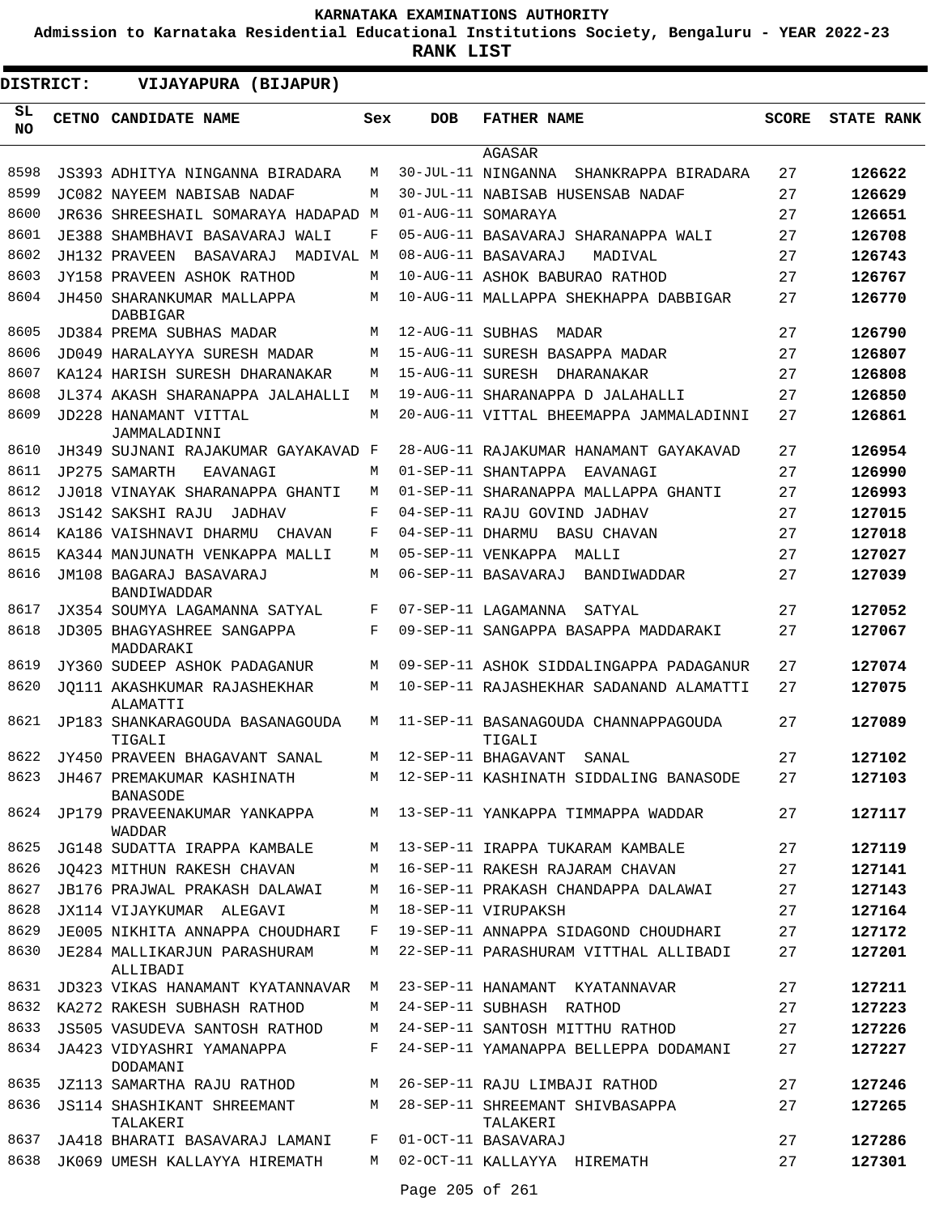# KARNATAKA EXAMINATIONS AUTHORITY

**Admission to Karnataka Residential Educational Institutions Society, Bengaluru - YEAR 2022-23**

**RANK LIST**

**DISTRICT: VIJAYAPURA (BIJAPUR)**

| SL NO | CETNO | CANDIDATE NAME | Sex | DOB | FATHER NAME | SCORE | STATE RANK |
|---|---|---|---|---|---|---|---|
| | | | | | AGASAR | | |
| 8598 | JS393 | ADHITYA NINGANNA BIRADARA | M | 30-JUL-11 | NINGANNA SHANKRAPPA BIRADARA | 27 | **126622** |
| 8599 | JC082 | NAYEEM NABISAB NADAF | M | 30-JUL-11 | NABISAB HUSENSAB NADAF | 27 | **126629** |
| 8600 | JR636 | SHREESHAIL SOMARAYA HADAPAD | M | 01-AUG-11 | SOMARAYA | 27 | **126651** |
| 8601 | JE388 | SHAMBHAVI BASAVARAJ WALI | F | 05-AUG-11 | BASAVARAJ SHARANAPPA WALI | 27 | **126708** |
| 8602 | JH132 | PRAVEEN BASAVARAJ MADIVAL | M | 08-AUG-11 | BASAVARAJ MADIVAL | 27 | **126743** |
| 8603 | JY158 | PRAVEEN ASHOK RATHOD | M | 10-AUG-11 | ASHOK BABURAO RATHOD | 27 | **126767** |
| 8604 | JH450 | SHARANKUMAR MALLAPPA DABBIGAR | M | 10-AUG-11 | MALLAPPA SHEKHAPPA DABBIGAR | 27 | **126770** |
| 8605 | JD384 | PREMA SUBHAS MADAR | M | 12-AUG-11 | SUBHAS MADAR | 27 | **126790** |
| 8606 | JD049 | HARALAYYA SURESH MADAR | M | 15-AUG-11 | SURESH BASAPPA MADAR | 27 | **126807** |
| 8607 | KA124 | HARISH SURESH DHARANAKAR | M | 15-AUG-11 | SURESH DHARANAKAR | 27 | **126808** |
| 8608 | JL374 | AKASH SHARANAPPA JALAHALLI | M | 19-AUG-11 | SHARANAPPA D JALAHALLI | 27 | **126850** |
| 8609 | JD228 | HANAMANT VITTAL JAMMALADINNI | M | 20-AUG-11 | VITTAL BHEEMAPPA JAMMALADINNI | 27 | **126861** |
| 8610 | JH349 | SUJNANI RAJAKUMAR GAYAKAVAD | F | 28-AUG-11 | RAJAKUMAR HANAMANT GAYAKAVAD | 27 | **126954** |
| 8611 | JP275 | SAMARTH EAVANAGI | M | 01-SEP-11 | SHANTAPPA EAVANAGI | 27 | **126990** |
| 8612 | JJ018 | VINAYAK SHARANAPPA GHANTI | M | 01-SEP-11 | SHARANAPPA MALLAPPA GHANTI | 27 | **126993** |
| 8613 | JS142 | SAKSHI RAJU JADHAV | F | 04-SEP-11 | RAJU GOVIND JADHAV | 27 | **127015** |
| 8614 | KA186 | VAISHNAVI DHARMU CHAVAN | F | 04-SEP-11 | DHARMU BASU CHAVAN | 27 | **127018** |
| 8615 | KA344 | MANJUNATH VENKAPPA MALLI | M | 05-SEP-11 | VENKAPPA MALLI | 27 | **127027** |
| 8616 | JM108 | BAGARAJ BASAVARAJ BANDIWADDAR | M | 06-SEP-11 | BASAVARAJ BANDIWADDAR | 27 | **127039** |
| 8617 | JX354 | SOUMYA LAGAMANNA SATYAL | F | 07-SEP-11 | LAGAMANNA SATYAL | 27 | **127052** |
| 8618 | JD305 | BHAGYASHREE SANGAPPA MADDARAKI | F | 09-SEP-11 | SANGAPPA BASAPPA MADDARAKI | 27 | **127067** |
| 8619 | JY360 | SUDEEP ASHOK PADAGANUR | M | 09-SEP-11 | ASHOK SIDDALINGAPPA PADAGANUR | 27 | **127074** |
| 8620 | JQ111 | AKASHKUMAR RAJASHEKHAR ALAMATTI | M | 10-SEP-11 | RAJASHEKHAR SADANAND ALAMATTI | 27 | **127075** |
| 8621 | JP183 | SHANKARAGOUDA BASANAGOUDA TIGALI | M | 11-SEP-11 | BASANAGOUDA CHANNAPPAGOUDA TIGALI | 27 | **127089** |
| 8622 | JY450 | PRAVEEN BHAGAVANT SANAL | M | 12-SEP-11 | BHAGAVANT SANAL | 27 | **127102** |
| 8623 | JH467 | PREMAKUMAR KASHINATH BANASODE | M | 12-SEP-11 | KASHINATH SIDDALING BANASODE | 27 | **127103** |
| 8624 | JP179 | PRAVEENAKUMAR YANKAPPA WADDAR | M | 13-SEP-11 | YANKAPPA TIMMAPPA WADDAR | 27 | **127117** |
| 8625 | JG148 | SUDATTA IRAPPA KAMBALE | M | 13-SEP-11 | IRAPPA TUKARAM KAMBALE | 27 | **127119** |
| 8626 | JQ423 | MITHUN RAKESH CHAVAN | M | 16-SEP-11 | RAKESH RAJARAM CHAVAN | 27 | **127141** |
| 8627 | JB176 | PRAJWAL PRAKASH DALAWAI | M | 16-SEP-11 | PRAKASH CHANDAPPA DALAWAI | 27 | **127143** |
| 8628 | JX114 | VIJAYKUMAR ALEGAVI | M | 18-SEP-11 | VIRUPAKSH | 27 | **127164** |
| 8629 | JE005 | NIKHITA ANNAPPA CHOUDHARI | F | 19-SEP-11 | ANNAPPA SIDAGOND CHOUDHARI | 27 | **127172** |
| 8630 | JE284 | MALLIKARJUN PARASHURAM ALLIBADI | M | 22-SEP-11 | PARASHURAM VITTHAL ALLIBADI | 27 | **127201** |
| 8631 | JD323 | VIKAS HANAMANT KYATANNAVAR | M | 23-SEP-11 | HANAMANT KYATANNAVAR | 27 | **127211** |
| 8632 | KA272 | RAKESH SUBHASH RATHOD | M | 24-SEP-11 | SUBHASH RATHOD | 27 | **127223** |
| 8633 | JS505 | VASUDEVA SANTOSH RATHOD | M | 24-SEP-11 | SANTOSH MITTHU RATHOD | 27 | **127226** |
| 8634 | JA423 | VIDYASHRI YAMANAPPA DODAMANI | F | 24-SEP-11 | YAMANAPPA BELLEPPA DODAMANI | 27 | **127227** |
| 8635 | JZ113 | SAMARTHA RAJU RATHOD | M | 26-SEP-11 | RAJU LIMBAJI RATHOD | 27 | **127246** |
| 8636 | JS114 | SHASHIKANT SHREEMANT TALAKERI | M | 28-SEP-11 | SHREEMANT SHIVBASAPPA TALAKERI | 27 | **127265** |
| 8637 | JA418 | BHARATI BASAVARAJ LAMANI | F | 01-OCT-11 | BASAVARAJ | 27 | **127286** |
| 8638 | JK069 | UMESH KALLAYYA HIREMATH | M | 02-OCT-11 | KALLAYYA HIREMATH | 27 | **127301** |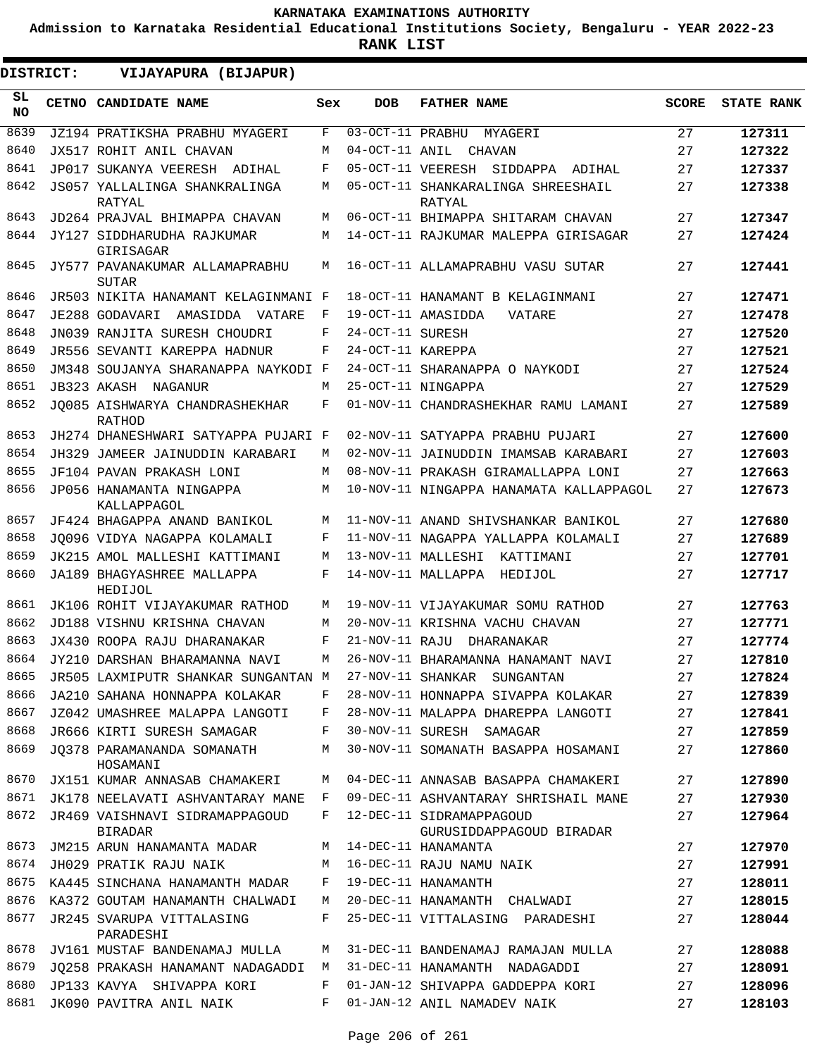**KARNATAKA EXAMINATIONS AUTHORITY**

**Admission to Karnataka Residential Educational Institutions Society, Bengaluru - YEAR 2022-23**

**RANK LIST**

**DISTRICT: VIJAYAPURA (BIJAPUR)**

| SL NO | CETNO | CANDIDATE NAME | Sex | DOB | FATHER NAME | SCORE | STATE RANK |
|---|---|---|---|---|---|---|---|
| 8639 | JZ194 | PRATIKSHA PRABHU MYAGERI | F | 03-OCT-11 | PRABHU MYAGERI | 27 | 127311 |
| 8640 | JX517 | ROHIT ANIL CHAVAN | M | 04-OCT-11 | ANIL CHAVAN | 27 | 127322 |
| 8641 | JP017 | SUKANYA VEERESH ADIHAL | F | 05-OCT-11 | VEERESH SIDDAPPA ADIHAL | 27 | 127337 |
| 8642 | JS057 | YALLALINGA SHANKRALINGA RATYAL | M | 05-OCT-11 | SHANKARALINGA SHREESHAIL RATYAL | 27 | 127338 |
| 8643 | JD264 | PRAJVAL BHIMAPPA CHAVAN | M | 06-OCT-11 | BHIMAPPA SHITARAM CHAVAN | 27 | 127347 |
| 8644 | JY127 | SIDDHARUDHA RAJKUMAR GIRISAGAR | M | 14-OCT-11 | RAJKUMAR MALEPPA GIRISAGAR | 27 | 127424 |
| 8645 | JY577 | PAVANAKUMAR ALLAMAPRABHU SUTAR | M | 16-OCT-11 | ALLAMAPRABHU VASU SUTAR | 27 | 127441 |
| 8646 | JR503 | NIKITA HANAMANT KELAGINMANI | F | 18-OCT-11 | HANAMANT B KELAGINMANI | 27 | 127471 |
| 8647 | JE288 | GODAVARI AMASIDDA VATARE | F | 19-OCT-11 | AMASIDDA VATARE | 27 | 127478 |
| 8648 | JN039 | RANJITA SURESH CHOUDRI | F | 24-OCT-11 | SURESH | 27 | 127520 |
| 8649 | JR556 | SEVANTI KAREPPA HADNUR | F | 24-OCT-11 | KAREPPA | 27 | 127521 |
| 8650 | JM348 | SOUJANYA SHARANAPPA NAYKODI | F | 24-OCT-11 | SHARANAPPA O NAYKODI | 27 | 127524 |
| 8651 | JB323 | AKASH NAGANUR | M | 25-OCT-11 | NINGAPPA | 27 | 127529 |
| 8652 | JQ085 | AISHWARYA CHANDRASHEKHAR RATHOD | F | 01-NOV-11 | CHANDRASHEKHAR RAMU LAMANI | 27 | 127589 |
| 8653 | JH274 | DHANESHWARI SATYAPPA PUJARI | F | 02-NOV-11 | SATYAPPA PRABHU PUJARI | 27 | 127600 |
| 8654 | JH329 | JAMEER JAINUDDIN KARABARI | M | 02-NOV-11 | JAINUDDIN IMAMSAB KARABARI | 27 | 127603 |
| 8655 | JF104 | PAVAN PRAKASH LONI | M | 08-NOV-11 | PRAKASH GIRAMALLAPPA LONI | 27 | 127663 |
| 8656 | JP056 | HANAMANTA NINGAPPA KALLAPPAGOL | M | 10-NOV-11 | NINGAPPA HANAMATA KALLAPPAGOL | 27 | 127673 |
| 8657 | JF424 | BHAGAPPA ANAND BANIKOL | M | 11-NOV-11 | ANAND SHIVSHANKAR BANIKOL | 27 | 127680 |
| 8658 | JQ096 | VIDYA NAGAPPA KOLAMALI | F | 11-NOV-11 | NAGAPPA YALLAPPA KOLAMALI | 27 | 127689 |
| 8659 | JK215 | AMOL MALLESHI KATTIMANI | M | 13-NOV-11 | MALLESHI KATTIMANI | 27 | 127701 |
| 8660 | JA189 | BHAGYASHREE MALLAPPA HEDIJOL | F | 14-NOV-11 | MALLAPPA HEDIJOL | 27 | 127717 |
| 8661 | JK106 | ROHIT VIJAYAKUMAR RATHOD | M | 19-NOV-11 | VIJAYAKUMAR SOMU RATHOD | 27 | 127763 |
| 8662 | JD188 | VISHNU KRISHNA CHAVAN | M | 20-NOV-11 | KRISHNA VACHU CHAVAN | 27 | 127771 |
| 8663 | JX430 | ROOPA RAJU DHARANAKAR | F | 21-NOV-11 | RAJU DHARANAKAR | 27 | 127774 |
| 8664 | JY210 | DARSHAN BHARAMANNA NAVI | M | 26-NOV-11 | BHARAMANNA HANAMANT NAVI | 27 | 127810 |
| 8665 | JR505 | LAXMIPUTR SHANKAR SUNGANTAN | M | 27-NOV-11 | SHANKAR SUNGANTAN | 27 | 127824 |
| 8666 | JA210 | SAHANA HONNAPPA KOLAKAR | F | 28-NOV-11 | HONNAPPA SIVAPPA KOLAKAR | 27 | 127839 |
| 8667 | JZ042 | UMASHREE MALAPPA LANGOTI | F | 28-NOV-11 | MALAPPA DHAREPPA LANGOTI | 27 | 127841 |
| 8668 | JR666 | KIRTI SURESH SAMAGAR | F | 30-NOV-11 | SURESH SAMAGAR | 27 | 127859 |
| 8669 | JQ378 | PARAMANANDA SOMANATH HOSAMANI | M | 30-NOV-11 | SOMANATH BASAPPA HOSAMANI | 27 | 127860 |
| 8670 | JX151 | KUMAR ANNASAB CHAMAKERI | M | 04-DEC-11 | ANNASAB BASAPPA CHAMAKERI | 27 | 127890 |
| 8671 | JK178 | NEELAVATI ASHVANTARAY MANE | F | 09-DEC-11 | ASHVANTARAY SHRISHAIL MANE | 27 | 127930 |
| 8672 | JR469 | VAISHNAVI SIDRAMAPPAGOUD BIRADAR | F | 12-DEC-11 | SIDRAMAPPAGOUD GURUSIDDAPPAGOUD BIRADAR | 27 | 127964 |
| 8673 | JM215 | ARUN HANAMANTA MADAR | M | 14-DEC-11 | HANAMANTA | 27 | 127970 |
| 8674 | JH029 | PRATIK RAJU NAIK | M | 16-DEC-11 | RAJU NAMU NAIK | 27 | 127991 |
| 8675 | KA445 | SINCHANA HANAMANTH MADAR | F | 19-DEC-11 | HANAMANTH | 27 | 128011 |
| 8676 | KA372 | GOUTAM HANAMANTH CHALWADI | M | 20-DEC-11 | HANAMANTH CHALWADI | 27 | 128015 |
| 8677 | JR245 | SVARUPA VITTALASING PARADESHI | F | 25-DEC-11 | VITTALASING PARADESHI | 27 | 128044 |
| 8678 | JV161 | MUSTAF BANDENAMAJ MULLA | M | 31-DEC-11 | BANDENAMAJ RAMAJAN MULLA | 27 | 128088 |
| 8679 | JQ258 | PRAKASH HANAMANT NADAGADDI | M | 31-DEC-11 | HANAMANTH NADAGADDI | 27 | 128091 |
| 8680 | JP133 | KAVYA SHIVAPPA KORI | F | 01-JAN-12 | SHIVAPPA GADDEPPA KORI | 27 | 128096 |
| 8681 | JK090 | PAVITRA ANIL NAIK | F | 01-JAN-12 | ANIL NAMADEV NAIK | 27 | 128103 |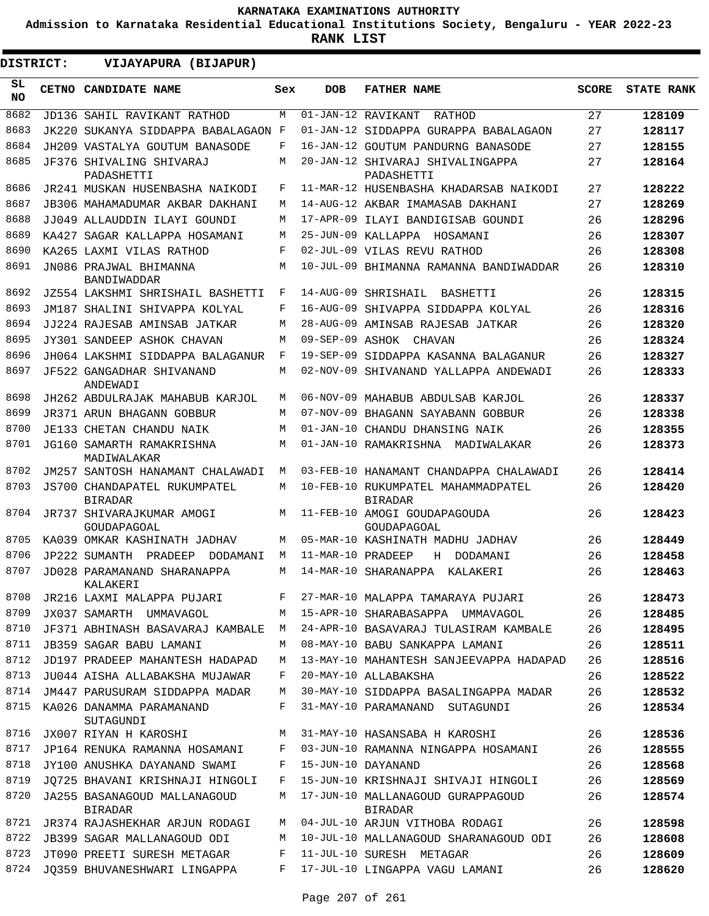**KARNATAKA EXAMINATIONS AUTHORITY**

**Admission to Karnataka Residential Educational Institutions Society, Bengaluru - YEAR 2022-23**

**RANK LIST**

**DISTRICT: VIJAYAPURA (BIJAPUR)**

| SL NO | CETNO | CANDIDATE NAME | Sex | DOB | FATHER NAME | SCORE | STATE RANK |
|---|---|---|---|---|---|---|---|
| 8682 | JD136 | SAHIL RAVIKANT RATHOD | M | 01-JAN-12 | RAVIKANT RATHOD | 27 | 128109 |
| 8683 | JK220 | SUKANYA SIDDAPPA BABALAGAON | F | 01-JAN-12 | SIDDAPPA GURAPPA BABALAGAON | 27 | 128117 |
| 8684 | JH209 | VASTALYA GOUTUM BANASODE | F | 16-JAN-12 | GOUTUM PANDURNG BANASODE | 27 | 128155 |
| 8685 | JF376 | SHIVALING SHIVARAJ PADASHETTI | M | 20-JAN-12 | SHIVARAJ SHIVALINGAPPA PADASHETTI | 27 | 128164 |
| 8686 | JR241 | MUSKAN HUSENBASHA NAIKODI | F | 11-MAR-12 | HUSENBASHA KHADARSAB NAIKODI | 27 | 128222 |
| 8687 | JB306 | MAHAMADUMAR AKBAR DAKHANI | M | 14-AUG-12 | AKBAR IMAMASAB DAKHANI | 27 | 128269 |
| 8688 | JJ049 | ALLAUDDIN ILAYI GOUNDI | M | 17-APR-09 | ILAYI BANDIGISAB GOUNDI | 26 | 128296 |
| 8689 | KA427 | SAGAR KALLAPPA HOSAMANI | M | 25-JUN-09 | KALLAPPA HOSAMANI | 26 | 128307 |
| 8690 | KA265 | LAXMI VILAS RATHOD | F | 02-JUL-09 | VILAS REVU RATHOD | 26 | 128308 |
| 8691 | JN086 | PRAJWAL BHIMANNA BANDIWADDAR | M | 10-JUL-09 | BHIMANNA RAMANNA BANDIWADDAR | 26 | 128310 |
| 8692 | JZ554 | LAKSHMI SHRISHAIL BASHETTI | F | 14-AUG-09 | SHRISHAIL BASHETTI | 26 | 128315 |
| 8693 | JM187 | SHALINI SHIVAPPA KOLYAL | F | 16-AUG-09 | SHIVAPPA SIDDAPPA KOLYAL | 26 | 128316 |
| 8694 | JJ224 | RAJESAB AMINSAB JATKAR | M | 28-AUG-09 | AMINSAB RAJESAB JATKAR | 26 | 128320 |
| 8695 | JY301 | SANDEEP ASHOK CHAVAN | M | 09-SEP-09 | ASHOK CHAVAN | 26 | 128324 |
| 8696 | JH064 | LAKSHMI SIDDAPPA BALAGANUR | F | 19-SEP-09 | SIDDAPPA KASANNA BALAGANUR | 26 | 128327 |
| 8697 | JF522 | GANGADHAR SHIVANAND ANDEWADI | M | 02-NOV-09 | SHIVANAND YALLAPPA ANDEWADI | 26 | 128333 |
| 8698 | JH262 | ABDULRAJAK MAHABUB KARJOL | M | 06-NOV-09 | MAHABUB ABDULSAB KARJOL | 26 | 128337 |
| 8699 | JR371 | ARUN BHAGANN GOBBUR | M | 07-NOV-09 | BHAGANN SAYABANN GOBBUR | 26 | 128338 |
| 8700 | JE133 | CHETAN CHANDU NAIK | M | 01-JAN-10 | CHANDU DHANSING NAIK | 26 | 128355 |
| 8701 | JG160 | SAMARTH RAMAKRISHNA MADIWALAKAR | M | 01-JAN-10 | RAMAKRISHNA MADIWALAKAR | 26 | 128373 |
| 8702 | JM257 | SANTOSH HANAMANT CHALAWADI | M | 03-FEB-10 | HANAMANT CHANDAPPA CHALAWADI | 26 | 128414 |
| 8703 | JS700 | CHANDAPATEL RUKUMPATEL BIRADAR | M | 10-FEB-10 | RUKUMPATEL MAHAMMADPATEL BIRADAR | 26 | 128420 |
| 8704 | JR737 | SHIVARAJKUMAR AMOGI GOUDAPAGOAL | M | 11-FEB-10 | AMOGI GOUDAPAGOUDA GOUDAPAGOAL | 26 | 128423 |
| 8705 | KA039 | OMKAR KASHINATH JADHAV | M | 05-MAR-10 | KASHINATH MADHU JADHAV | 26 | 128449 |
| 8706 | JP222 | SUMANTH PRADEEP DODAMANI | M | 11-MAR-10 | PRADEEP H DODAMANI | 26 | 128458 |
| 8707 | JD028 | PARAMANAND SHARANAPPA KALAKERI | M | 14-MAR-10 | SHARANAPPA KALAKERI | 26 | 128463 |
| 8708 | JR216 | LAXMI MALAPPA PUJARI | F | 27-MAR-10 | MALAPPA TAMARAYA PUJARI | 26 | 128473 |
| 8709 | JX037 | SAMARTH UMMAVAGOL | M | 15-APR-10 | SHARABASAPPA UMMAVAGOL | 26 | 128485 |
| 8710 | JF371 | ABHINASH BASAVARAJ KAMBALE | M | 24-APR-10 | BASAVARAJ TULASIRAM KAMBALE | 26 | 128495 |
| 8711 | JB359 | SAGAR BABU LAMANI | M | 08-MAY-10 | BABU SANKAPPA LAMANI | 26 | 128511 |
| 8712 | JD197 | PRADEEP MAHANTESH HADAPAD | M | 13-MAY-10 | MAHANTESH SANJEEVAPPA HADAPAD | 26 | 128516 |
| 8713 | JU044 | AISHA ALLABAKSHA MUJAWAR | F | 20-MAY-10 | ALLABAKSHA | 26 | 128522 |
| 8714 | JM447 | PARUSURAM SIDDAPPA MADAR | M | 30-MAY-10 | SIDDAPPA BASALINGAPPA MADAR | 26 | 128532 |
| 8715 | KA026 | DANAMMA PARAMANAND SUTAGUNDI | F | 31-MAY-10 | PARAMANAND SUTAGUNDI | 26 | 128534 |
| 8716 | JX007 | RIYAN H KAROSHI | M | 31-MAY-10 | HASANSABA H KAROSHI | 26 | 128536 |
| 8717 | JP164 | RENUKA RAMANNA HOSAMANI | F | 03-JUN-10 | RAMANNA NINGAPPA HOSAMANI | 26 | 128555 |
| 8718 | JY100 | ANUSHKA DAYANAND SWAMI | F | 15-JUN-10 | DAYANAND | 26 | 128568 |
| 8719 | JQ725 | BHAVANI KRISHNAJI HINGOLI | F | 15-JUN-10 | KRISHNAJI SHIVAJI HINGOLI | 26 | 128569 |
| 8720 | JA255 | BASANAGOUD MALLANAGOUD BIRADAR | M | 17-JUN-10 | MALLANAGOUD GURAPPAGOUD BIRADAR | 26 | 128574 |
| 8721 | JR374 | RAJASHEKHAR ARJUN RODAGI | M | 04-JUL-10 | ARJUN VITHOBA RODAGI | 26 | 128598 |
| 8722 | JB399 | SAGAR MALLANAGOUD ODI | M | 10-JUL-10 | MALLANAGOUD SHARANAGOUD ODI | 26 | 128608 |
| 8723 | JT090 | PREETI SURESH METAGAR | F | 11-JUL-10 | SURESH METAGAR | 26 | 128609 |
| 8724 | JQ359 | BHUVANESHWARI LINGAPPA | F | 17-JUL-10 | LINGAPPA VAGU LAMANI | 26 | 128620 |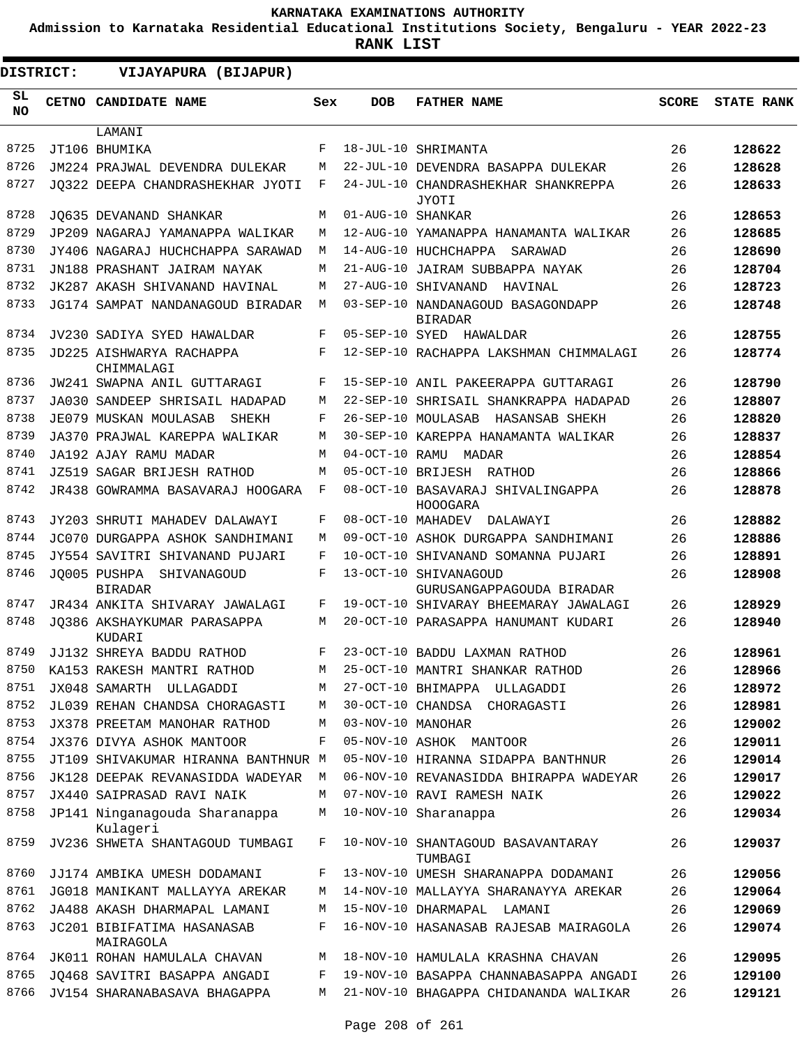# KARNATAKA EXAMINATIONS AUTHORITY

**Admission to Karnataka Residential Educational Institutions Society, Bengaluru - YEAR 2022-23**

**RANK LIST**

**DISTRICT: VIJAYAPURA (BIJAPUR)**

| SL NO | CETNO | CANDIDATE NAME | Sex | DOB | FATHER NAME | SCORE | STATE RANK |
|---|---|---|---|---|---|---|---|
| | | LAMANI | | | | | |
| 8725 | JT106 | BHUMIKA | F | 18-JUL-10 | SHRIMANTA | 26 | 128622 |
| 8726 | JM224 | PRAJWAL DEVENDRA DULEKAR | M | 22-JUL-10 | DEVENDRA BASAPPA DULEKAR | 26 | 128628 |
| 8727 | JQ322 | DEEPA CHANDRASHEKHAR JYOTI | F | 24-JUL-10 | CHANDRASHEKHAR SHANKREPPA JYOTI | 26 | 128633 |
| 8728 | JQ635 | DEVANAND SHANKAR | M | 01-AUG-10 | SHANKAR | 26 | 128653 |
| 8729 | JP209 | NAGARAJ YAMANAPPA WALIKAR | M | 12-AUG-10 | YAMANAPPA HANAMANTA WALIKAR | 26 | 128685 |
| 8730 | JY406 | NAGARAJ HUCHCHAPPA SARAWAD | M | 14-AUG-10 | HUCHCHAPPA SARAWAD | 26 | 128690 |
| 8731 | JN188 | PRASHANT JAIRAM NAYAK | M | 21-AUG-10 | JAIRAM SUBBAPPA NAYAK | 26 | 128704 |
| 8732 | JK287 | AKASH SHIVANAND HAVINAL | M | 27-AUG-10 | SHIVANAND HAVINAL | 26 | 128723 |
| 8733 | JG174 | SAMPAT NANDANAGOUD BIRADAR | M | 03-SEP-10 | NANDANAGOUD BASAGONDAPP BIRADAR | 26 | 128748 |
| 8734 | JV230 | SADIYA SYED HAWALDAR | F | 05-SEP-10 | SYED HAWALDAR | 26 | 128755 |
| 8735 | JD225 | AISHWARYA RACHAPPA CHIMMALAGI | F | 12-SEP-10 | RACHAPPA LAKSHMAN CHIMMALAGI | 26 | 128774 |
| 8736 | JW241 | SWAPNA ANIL GUTTARAGI | F | 15-SEP-10 | ANIL PAKEERAPPA GUTTARAGI | 26 | 128790 |
| 8737 | JA030 | SANDEEP SHRISAIL HADAPAD | M | 22-SEP-10 | SHRISAIL SHANKRAPPA HADAPAD | 26 | 128807 |
| 8738 | JE079 | MUSKAN MOULASAB SHEKH | F | 26-SEP-10 | MOULASAB HASANSAB SHEKH | 26 | 128820 |
| 8739 | JA370 | PRAJWAL KAREPPA WALIKAR | M | 30-SEP-10 | KAREPPA HANAMANTA WALIKAR | 26 | 128837 |
| 8740 | JA192 | AJAY RAMU MADAR | M | 04-OCT-10 | RAMU MADAR | 26 | 128854 |
| 8741 | JZ519 | SAGAR BRIJESH RATHOD | M | 05-OCT-10 | BRIJESH RATHOD | 26 | 128866 |
| 8742 | JR438 | GOWRAMMA BASAVARAJ HOOGARA | F | 08-OCT-10 | BASAVARAJ SHIVALINGAPPA HOOOGARA | 26 | 128878 |
| 8743 | JY203 | SHRUTI MAHADEV DALAWAYI | F | 08-OCT-10 | MAHADEV DALAWAYI | 26 | 128882 |
| 8744 | JC070 | DURGAPPA ASHOK SANDHIMANI | M | 09-OCT-10 | ASHOK DURGAPPA SANDHIMANI | 26 | 128886 |
| 8745 | JY554 | SAVITRI SHIVANAND PUJARI | F | 10-OCT-10 | SHIVANAND SOMANNA PUJARI | 26 | 128891 |
| 8746 | JQ005 | PUSHPA SHIVANAGOUD BIRADAR | F | 13-OCT-10 | SHIVANAGOUD GURUSANGAPPAGOUDA BIRADAR | 26 | 128908 |
| 8747 | JR434 | ANKITA SHIVARAY JAWALAGI | F | 19-OCT-10 | SHIVARAY BHEEMARAY JAWALAGI | 26 | 128929 |
| 8748 | JQ386 | AKSHAYKUMAR PARASAPPA KUDARI | M | 20-OCT-10 | PARASAPPA HANUMANT KUDARI | 26 | 128940 |
| 8749 | JJ132 | SHREYA BADDU RATHOD | F | 23-OCT-10 | BADDU LAXMAN RATHOD | 26 | 128961 |
| 8750 | KA153 | RAKESH MANTRI RATHOD | M | 25-OCT-10 | MANTRI SHANKAR RATHOD | 26 | 128966 |
| 8751 | JX048 | SAMARTH ULLAGADDI | M | 27-OCT-10 | BHIMAPPA ULLAGADDI | 26 | 128972 |
| 8752 | JL039 | REHAN CHANDSA CHORAGASTI | M | 30-OCT-10 | CHANDSA CHORAGASTI | 26 | 128981 |
| 8753 | JX378 | PREETAM MANOHAR RATHOD | M | 03-NOV-10 | MANOHAR | 26 | 129002 |
| 8754 | JX376 | DIVYA ASHOK MANTOOR | F | 05-NOV-10 | ASHOK MANTOOR | 26 | 129011 |
| 8755 | JT109 | SHIVAKUMAR HIRANNA BANTHNUR | M | 05-NOV-10 | HIRANNA SIDAPPA BANTHNUR | 26 | 129014 |
| 8756 | JK128 | DEEPAK REVANASIDDA WADEYAR | M | 06-NOV-10 | REVANASIDDA BHIRAPPA WADEYAR | 26 | 129017 |
| 8757 | JX440 | SAIPRASAD RAVI NAIK | M | 07-NOV-10 | RAVI RAMESH NAIK | 26 | 129022 |
| 8758 | JP141 | Ninganagouda Sharanappa Kulageri | M | 10-NOV-10 | Sharanappa | 26 | 129034 |
| 8759 | JV236 | SHWETA SHANTAGOUD TUMBAGI | F | 10-NOV-10 | SHANTAGOUD BASAVANTARAY TUMBAGI | 26 | 129037 |
| 8760 | JJ174 | AMBIKA UMESH DODAMANI | F | 13-NOV-10 | UMESH SHARANAPPA DODAMANI | 26 | 129056 |
| 8761 | JG018 | MANIKANT MALLAYYA AREKAR | M | 14-NOV-10 | MALLAYYA SHARANAYYA AREKAR | 26 | 129064 |
| 8762 | JA488 | AKASH DHARMAPAL LAMANI | M | 15-NOV-10 | DHARMAPAL LAMANI | 26 | 129069 |
| 8763 | JC201 | BIBIFATIMA HASANASAB MAIRAGOLA | F | 16-NOV-10 | HASANASAB RAJESAB MAIRAGOLA | 26 | 129074 |
| 8764 | JK011 | ROHAN HAMULALA CHAVAN | M | 18-NOV-10 | HAMULALA KRASHNA CHAVAN | 26 | 129095 |
| 8765 | JQ468 | SAVITRI BASAPPA ANGADI | F | 19-NOV-10 | BASAPPA CHANNABASAPPA ANGADI | 26 | 129100 |
| 8766 | JV154 | SHARANABASAVA BHAGAPPA | M | 21-NOV-10 | BHAGAPPA CHIDANANDA WALIKAR | 26 | 129121 |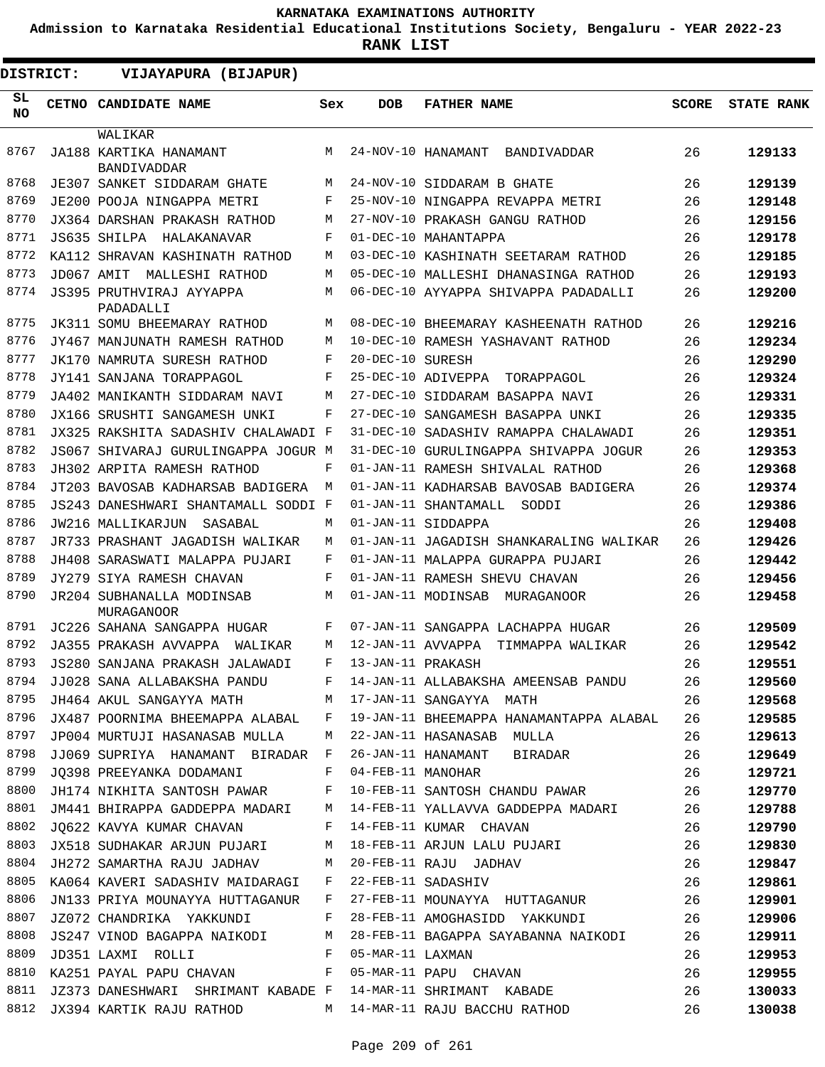# KARNATAKA EXAMINATIONS AUTHORITY

**Admission to Karnataka Residential Educational Institutions Society, Bengaluru - YEAR 2022-23**

**RANK LIST**

**DISTRICT: VIJAYAPURA (BIJAPUR)**

| SL NO | CETNO | CANDIDATE NAME | Sex | DOB | FATHER NAME | SCORE | STATE RANK |
|---|---|---|---|---|---|---|---|
| | | WALIKAR | | | | | |
| 8767 | JA188 | KARTIKA HANAMANT BANDIVADDAR | M | 24-NOV-10 | HANAMANT BANDIVADDAR | 26 | **129133** |
| 8768 | JE307 | SANKET SIDDARAM GHATE | M | 24-NOV-10 | SIDDARAM B GHATE | 26 | **129139** |
| 8769 | JE200 | POOJA NINGAPPA METRI | F | 25-NOV-10 | NINGAPPA REVAPPA METRI | 26 | **129148** |
| 8770 | JX364 | DARSHAN PRAKASH RATHOD | M | 27-NOV-10 | PRAKASH GANGU RATHOD | 26 | **129156** |
| 8771 | JS635 | SHILPA HALAKANAVAR | F | 01-DEC-10 | MAHANTAPPA | 26 | **129178** |
| 8772 | KA112 | SHRAVAN KASHINATH RATHOD | M | 03-DEC-10 | KASHINATH SEETARAM RATHOD | 26 | **129185** |
| 8773 | JD067 | AMIT MALLESHI RATHOD | M | 05-DEC-10 | MALLESHI DHANASINGA RATHOD | 26 | **129193** |
| 8774 | JS395 | PRUTHVIRAJ AYYAPPA PADADALLI | M | 06-DEC-10 | AYYAPPA SHIVAPPA PADADALLI | 26 | **129200** |
| 8775 | JK311 | SOMU BHEEMARAY RATHOD | M | 08-DEC-10 | BHEEMARAY KASHEENATH RATHOD | 26 | **129216** |
| 8776 | JY467 | MANJUNATH RAMESH RATHOD | M | 10-DEC-10 | RAMESH YASHAVANT RATHOD | 26 | **129234** |
| 8777 | JK170 | NAMRUTA SURESH RATHOD | F | 20-DEC-10 | SURESH | 26 | **129290** |
| 8778 | JY141 | SANJANA TORAPPAGOL | F | 25-DEC-10 | ADIVEPPA TORAPPAGOL | 26 | **129324** |
| 8779 | JA402 | MANIKANTH SIDDARAM NAVI | M | 27-DEC-10 | SIDDARAM BASAPPA NAVI | 26 | **129331** |
| 8780 | JX166 | SRUSHTI SANGAMESH UNKI | F | 27-DEC-10 | SANGAMESH BASAPPA UNKI | 26 | **129335** |
| 8781 | JX325 | RAKSHITA SADASHIV CHALAWADI | F | 31-DEC-10 | SADASHIV RAMAPPA CHALAWADI | 26 | **129351** |
| 8782 | JS067 | SHIVARAJ GURULINGAPPA JOGUR | M | 31-DEC-10 | GURULINGAPPA SHIVAPPA JOGUR | 26 | **129353** |
| 8783 | JH302 | ARPITA RAMESH RATHOD | F | 01-JAN-11 | RAMESH SHIVALAL RATHOD | 26 | **129368** |
| 8784 | JT203 | BAVOSAB KADHARSAB BADIGERA | M | 01-JAN-11 | KADHARSAB BAVOSAB BADIGERA | 26 | **129374** |
| 8785 | JS243 | DANESHWARI SHANTAMALL SODDI | F | 01-JAN-11 | SHANTAMALL SODDI | 26 | **129386** |
| 8786 | JW216 | MALLIKARJUN SASABAL | M | 01-JAN-11 | SIDDAPPA | 26 | **129408** |
| 8787 | JR733 | PRASHANT JAGADISH WALIKAR | M | 01-JAN-11 | JAGADISH SHANKARALING WALIKAR | 26 | **129426** |
| 8788 | JH408 | SARASWATI MALAPPA PUJARI | F | 01-JAN-11 | MALAPPA GURAPPA PUJARI | 26 | **129442** |
| 8789 | JY279 | SIYA RAMESH CHAVAN | F | 01-JAN-11 | RAMESH SHEVU CHAVAN | 26 | **129456** |
| 8790 | JR204 | SUBHANALLA MODINSAB MURAGANOOR | M | 01-JAN-11 | MODINSAB MURAGANOOR | 26 | **129458** |
| 8791 | JC226 | SAHANA SANGAPPA HUGAR | F | 07-JAN-11 | SANGAPPA LACHAPPA HUGAR | 26 | **129509** |
| 8792 | JA355 | PRAKASH AVVAPPA WALIKAR | M | 12-JAN-11 | AVVAPPA TIMMAPPA WALIKAR | 26 | **129542** |
| 8793 | JS280 | SANJANA PRAKASH JALAWADI | F | 13-JAN-11 | PRAKASH | 26 | **129551** |
| 8794 | JJ028 | SANA ALLABAKSHA PANDU | F | 14-JAN-11 | ALLABAKSHA AMEENSAB PANDU | 26 | **129560** |
| 8795 | JH464 | AKUL SANGAYYA MATH | M | 17-JAN-11 | SANGAYYA MATH | 26 | **129568** |
| 8796 | JX487 | POORNIMA BHEEMAPPA ALABAL | F | 19-JAN-11 | BHEEMAPPA HANAMANTAPPA ALABAL | 26 | **129585** |
| 8797 | JP004 | MURTUJI HASANASAB MULLA | M | 22-JAN-11 | HASANASAB MULLA | 26 | **129613** |
| 8798 | JJ069 | SUPRIYA HANAMANT BIRADAR | F | 26-JAN-11 | HANAMANT BIRADAR | 26 | **129649** |
| 8799 | JQ398 | PREEYANKA DODAMANI | F | 04-FEB-11 | MANOHAR | 26 | **129721** |
| 8800 | JH174 | NIKHITA SANTOSH PAWAR | F | 10-FEB-11 | SANTOSH CHANDU PAWAR | 26 | **129770** |
| 8801 | JM441 | BHIRAPPA GADDEPPA MADARI | M | 14-FEB-11 | YALLAVVA GADDEPPA MADARI | 26 | **129788** |
| 8802 | JQ622 | KAVYA KUMAR CHAVAN | F | 14-FEB-11 | KUMAR CHAVAN | 26 | **129790** |
| 8803 | JX518 | SUDHAKAR ARJUN PUJARI | M | 18-FEB-11 | ARJUN LALU PUJARI | 26 | **129830** |
| 8804 | JH272 | SAMARTHA RAJU JADHAV | M | 20-FEB-11 | RAJU JADHAV | 26 | **129847** |
| 8805 | KA064 | KAVERI SADASHIV MAIDARAGI | F | 22-FEB-11 | SADASHIV | 26 | **129861** |
| 8806 | JN133 | PRIYA MOUNAYYA HUTTAGANUR | F | 27-FEB-11 | MOUNAYYA HUTTAGANUR | 26 | **129901** |
| 8807 | JZ072 | CHANDRIKA YAKKUNDI | F | 28-FEB-11 | AMOGHASIDD YAKKUNDI | 26 | **129906** |
| 8808 | JS247 | VINOD BAGAPPA NAIKODI | M | 28-FEB-11 | BAGAPPA SAYABANNA NAIKODI | 26 | **129911** |
| 8809 | JD351 | LAXMI ROLLI | F | 05-MAR-11 | LAXMAN | 26 | **129953** |
| 8810 | KA251 | PAYAL PAPU CHAVAN | F | 05-MAR-11 | PAPU CHAVAN | 26 | **129955** |
| 8811 | JZ373 | DANESHWARI SHRIMANT KABADE | F | 14-MAR-11 | SHRIMANT KABADE | 26 | **130033** |
| 8812 | JX394 | KARTIK RAJU RATHOD | M | 14-MAR-11 | RAJU BACCHU RATHOD | 26 | **130038** |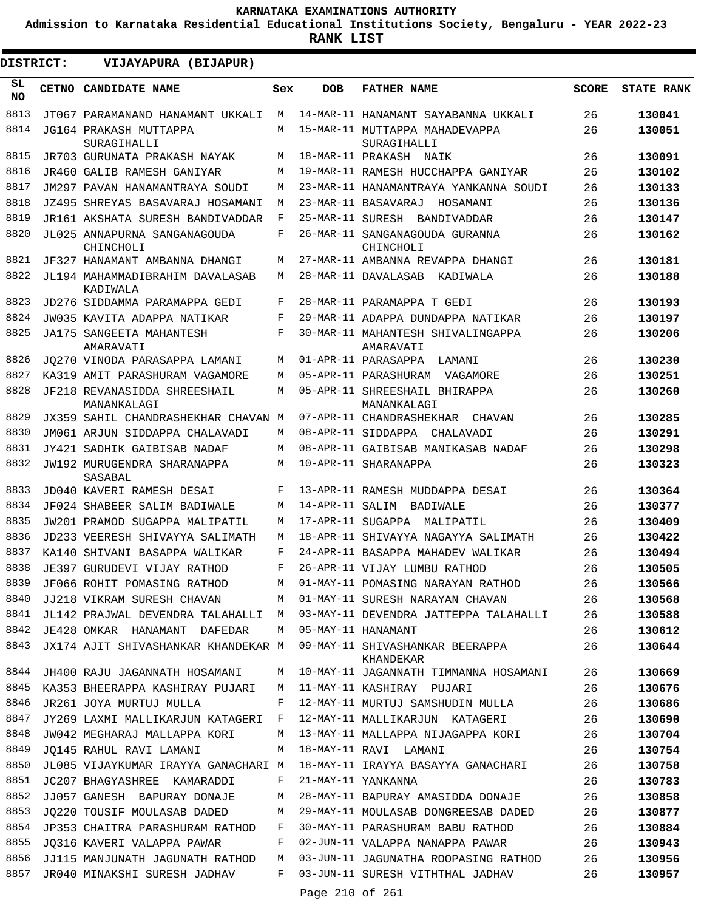# KARNATAKA EXAMINATIONS AUTHORITY

**Admission to Karnataka Residential Educational Institutions Society, Bengaluru - YEAR 2022-23**

**RANK LIST**

**DISTRICT: VIJAYAPURA (BIJAPUR)**

| SL NO | CETNO | CANDIDATE NAME | Sex | DOB | FATHER NAME | SCORE | STATE RANK |
|---|---|---|---|---|---|---|---|
| 8813 | JT067 | PARAMANAND HANAMANT UKKALI | M | 14-MAR-11 | HANAMANT SAYABANNA UKKALI | 26 | **130041** |
| 8814 | JG164 | PRAKASH MUTTAPPA SURAGIHALLI | M | 15-MAR-11 | MUTTAPPA MAHADEVAPPA SURAGIHALLI | 26 | **130051** |
| 8815 | JR703 | GURUNATA PRAKASH NAYAK | M | 18-MAR-11 | PRAKASH NAIK | 26 | **130091** |
| 8816 | JR460 | GALIB RAMESH GANIYAR | M | 19-MAR-11 | RAMESH HUCCHAPPA GANIYAR | 26 | **130102** |
| 8817 | JM297 | PAVAN HANAMANTRAYA SOUDI | M | 23-MAR-11 | HANAMANTRAYA YANKANNA SOUDI | 26 | **130133** |
| 8818 | JZ495 | SHREYAS BASAVARAJ HOSAMANI | M | 23-MAR-11 | BASAVARAJ HOSAMANI | 26 | **130136** |
| 8819 | JR161 | AKSHATA SURESH BANDIVADDAR | F | 25-MAR-11 | SURESH BANDIVADDAR | 26 | **130147** |
| 8820 | JL025 | ANNAPURNA SANGANAGOUDA CHINCHOLI | F | 26-MAR-11 | SANGANAGOUDA GURANNA CHINCHOLI | 26 | **130162** |
| 8821 | JF327 | HANAMANT AMBANNA DHANGI | M | 27-MAR-11 | AMBANNA REVAPPA DHANGI | 26 | **130181** |
| 8822 | JL194 | MAHAMMADIBRAHIM DAVALASAB KADIWALA | M | 28-MAR-11 | DAVALASAB KADIWALA | 26 | **130188** |
| 8823 | JD276 | SIDDAMMA PARAMAPPA GEDI | F | 28-MAR-11 | PARAMAPPA T GEDI | 26 | **130193** |
| 8824 | JW035 | KAVITA ADAPPA NATIKAR | F | 29-MAR-11 | ADAPPA DUNDAPPA NATIKAR | 26 | **130197** |
| 8825 | JA175 | SANGEETA MAHANTESH AMARAVATI | F | 30-MAR-11 | MAHANTESH SHIVALINGAPPA AMARAVATI | 26 | **130206** |
| 8826 | JQ270 | VINODA PARASAPPA LAMANI | M | 01-APR-11 | PARASAPPA LAMANI | 26 | **130230** |
| 8827 | KA319 | AMIT PARASHURAM VAGAMORE | M | 05-APR-11 | PARASHURAM VAGAMORE | 26 | **130251** |
| 8828 | JF218 | REVANASIDDA SHREESHAIL MANANKALAGI | M | 05-APR-11 | SHREESHAIL BHIRAPPA MANANKALAGI | 26 | **130260** |
| 8829 | JX359 | SAHIL CHANDRASHEKHAR CHAVAN | M | 07-APR-11 | CHANDRASHEKHAR CHAVAN | 26 | **130285** |
| 8830 | JM061 | ARJUN SIDDAPPA CHALAVADI | M | 08-APR-11 | SIDDAPPA CHALAVADI | 26 | **130291** |
| 8831 | JY421 | SADHIK GAIBISAB NADAF | M | 08-APR-11 | GAIBISAB MANIKASAB NADAF | 26 | **130298** |
| 8832 | JW192 | MURUGENDRA SHARANAPPA SASABAL | M | 10-APR-11 | SHARANAPPA | 26 | **130323** |
| 8833 | JD040 | KAVERI RAMESH DESAI | F | 13-APR-11 | RAMESH MUDDAPPA DESAI | 26 | **130364** |
| 8834 | JF024 | SHABEER SALIM BADIWALE | M | 14-APR-11 | SALIM BADIWALE | 26 | **130377** |
| 8835 | JW201 | PRAMOD SUGAPPA MALIPATIL | M | 17-APR-11 | SUGAPPA MALIPATIL | 26 | **130409** |
| 8836 | JD233 | VEERESH SHIVAYYA SALIMATH | M | 18-APR-11 | SHIVAYYA NAGAYYA SALIMATH | 26 | **130422** |
| 8837 | KA140 | SHIVANI BASAPPA WALIKAR | F | 24-APR-11 | BASAPPA MAHADEV WALIKAR | 26 | **130494** |
| 8838 | JE397 | GURUDEVI VIJAY RATHOD | F | 26-APR-11 | VIJAY LUMBU RATHOD | 26 | **130505** |
| 8839 | JF066 | ROHIT POMASING RATHOD | M | 01-MAY-11 | POMASING NARAYAN RATHOD | 26 | **130566** |
| 8840 | JJ218 | VIKRAM SURESH CHAVAN | M | 01-MAY-11 | SURESH NARAYAN CHAVAN | 26 | **130568** |
| 8841 | JL142 | PRAJWAL DEVENDRA TALAHALLI | M | 03-MAY-11 | DEVENDRA JATTEPPA TALAHALLI | 26 | **130588** |
| 8842 | JE428 | OMKAR HANAMANT DAFEDAR | M | 05-MAY-11 | HANAMANT | 26 | **130612** |
| 8843 | JX174 | AJIT SHIVASHANKAR KHANDEKAR | M | 09-MAY-11 | SHIVASHANKAR BEERAPPA KHANDEKAR | 26 | **130644** |
| 8844 | JH400 | RAJU JAGANNATH HOSAMANI | M | 10-MAY-11 | JAGANNATH TIMMANNA HOSAMANI | 26 | **130669** |
| 8845 | KA353 | BHEERAPPA KASHIRAY PUJARI | M | 11-MAY-11 | KASHIRAY PUJARI | 26 | **130676** |
| 8846 | JR261 | JOYA MURTUJ MULLA | F | 12-MAY-11 | MURTUJ SAMSHUDIN MULLA | 26 | **130686** |
| 8847 | JY269 | LAXMI MALLIKARJUN KATAGERI | F | 12-MAY-11 | MALLIKARJUN KATAGERI | 26 | **130690** |
| 8848 | JW042 | MEGHARAJ MALLAPPA KORI | M | 13-MAY-11 | MALLAPPA NIJAGAPPA KORI | 26 | **130704** |
| 8849 | JQ145 | RAHUL RAVI LAMANI | M | 18-MAY-11 | RAVI LAMANI | 26 | **130754** |
| 8850 | JL085 | VIJAYKUMAR IRAYYA GANACHARI | M | 18-MAY-11 | IRAYYA BASAYYA GANACHARI | 26 | **130758** |
| 8851 | JC207 | BHAGYASHREE KAMARADDI | F | 21-MAY-11 | YANKANNA | 26 | **130783** |
| 8852 | JJ057 | GANESH BAPURAY DONAJE | M | 28-MAY-11 | BAPURAY AMASIDDA DONAJE | 26 | **130858** |
| 8853 | JQ220 | TOUSIF MOULASAB DADED | M | 29-MAY-11 | MOULASAB DONGREESAB DADED | 26 | **130877** |
| 8854 | JP353 | CHAITRA PARASHURAM RATHOD | F | 30-MAY-11 | PARASHURAM BABU RATHOD | 26 | **130884** |
| 8855 | JQ316 | KAVERI VALAPPA PAWAR | F | 02-JUN-11 | VALAPPA NANAPPA PAWAR | 26 | **130943** |
| 8856 | JJ115 | MANJUNATH JAGUNATH RATHOD | M | 03-JUN-11 | JAGUNATHA ROOPASING RATHOD | 26 | **130956** |
| 8857 | JR040 | MINAKSHI SURESH JADHAV | F | 03-JUN-11 | SURESH VITHTHAL JADHAV | 26 | **130957** |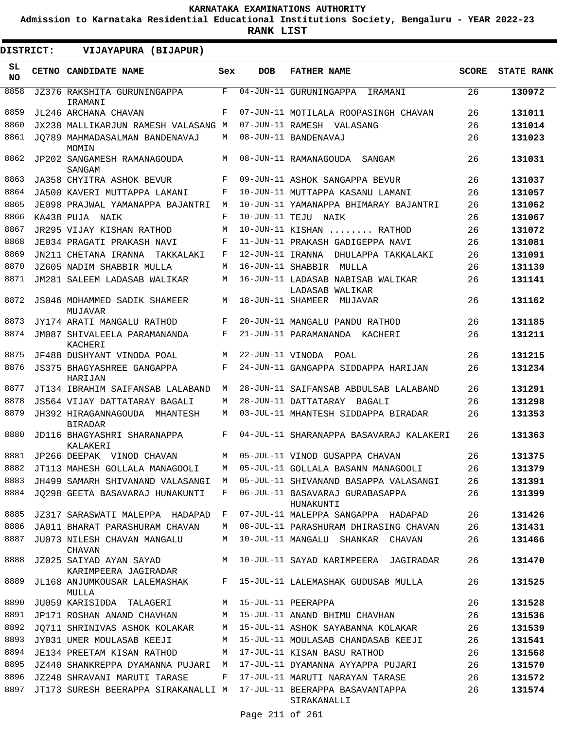KARNATAKA EXAMINATIONS AUTHORITY

Admission to Karnataka Residential Educational Institutions Society, Bengaluru - YEAR 2022-23

**RANK LIST**

**DISTRICT: VIJAYAPURA (BIJAPUR)**

| SL NO | CETNO | CANDIDATE NAME | Sex | DOB | FATHER NAME | SCORE | STATE RANK |
|---|---|---|---|---|---|---|---|
| 8858 | JZ376 | RAKSHITA GURUNINGAPPA IRAMANI | F | 04-JUN-11 | GURUNINGAPPA IRAMANI | 26 | **130972** |
| 8859 | JL246 | ARCHANA CHAVAN | F | 07-JUN-11 | MOTILALA ROOPASINGH CHAVAN | 26 | **131011** |
| 8860 | JX238 | MALLIKARJUN RAMESH VALASANG | M | 07-JUN-11 | RAMESH VALASANG | 26 | **131014** |
| 8861 | JQ789 | MAHMADASALMAN BANDENAVAJ MOMIN | M | 08-JUN-11 | BANDENAVAJ | 26 | **131023** |
| 8862 | JP202 | SANGAMESH RAMANAGOUDA SANGAM | M | 08-JUN-11 | RAMANAGOUDA SANGAM | 26 | **131031** |
| 8863 | JA358 | CHYITRA ASHOK BEVUR | F | 09-JUN-11 | ASHOK SANGAPPA BEVUR | 26 | **131037** |
| 8864 | JA500 | KAVERI MUTTAPPA LAMANI | F | 10-JUN-11 | MUTTAPPA KASANU LAMANI | 26 | **131057** |
| 8865 | JE098 | PRAJWAL YAMANAPPA BAJANTRI | M | 10-JUN-11 | YAMANAPPA BHIMARAY BAJANTRI | 26 | **131062** |
| 8866 | KA438 | PUJA NAIK | F | 10-JUN-11 | TEJU NAIK | 26 | **131067** |
| 8867 | JR295 | VIJAY KISHAN RATHOD | M | 10-JUN-11 | KISHAN ........ RATHOD | 26 | **131072** |
| 8868 | JE034 | PRAGATI PRAKASH NAVI | F | 11-JUN-11 | PRAKASH GADIGEPPA NAVI | 26 | **131081** |
| 8869 | JN211 | CHETANA IRANNA TAKKALAKI | F | 12-JUN-11 | IRANNA DHULAPPA TAKKALAKI | 26 | **131091** |
| 8870 | JZ605 | NADIM SHABBIR MULLA | M | 16-JUN-11 | SHABBIR MULLA | 26 | **131139** |
| 8871 | JM281 | SALEEM LADASAB WALIKAR | M | 16-JUN-11 | LADASAB NABISAB WALIKAR LADASAB WALIKAR | 26 | **131141** |
| 8872 | JS046 | MOHAMMED SADIK SHAMEER MUJAVAR | M | 18-JUN-11 | SHAMEER MUJAVAR | 26 | **131162** |
| 8873 | JY174 | ARATI MANGALU RATHOD | F | 20-JUN-11 | MANGALU PANDU RATHOD | 26 | **131185** |
| 8874 | JM087 | SHIVALEELA PARAMANANDA KACHERI | F | 21-JUN-11 | PARAMANANDA KACHERI | 26 | **131211** |
| 8875 | JF488 | DUSHYANT VINODA POAL | M | 22-JUN-11 | VINODA POAL | 26 | **131215** |
| 8876 | JS375 | BHAGYASHREE GANGAPPA HARIJAN | F | 24-JUN-11 | GANGAPPA SIDDAPPA HARIJAN | 26 | **131234** |
| 8877 | JT134 | IBRAHIM SAIFANSAB LALABAND | M | 28-JUN-11 | SAIFANSAB ABDULSAB LALABAND | 26 | **131291** |
| 8878 | JS564 | VIJAY DATTATARAY BAGALI | M | 28-JUN-11 | DATTATARAY BAGALI | 26 | **131298** |
| 8879 | JH392 | HIRAGANNAGOUDA MHANTESH BIRADAR | M | 03-JUL-11 | MHANTESH SIDDAPPA BIRADAR | 26 | **131353** |
| 8880 | JD116 | BHAGYASHRI SHARANAPPA KALAKERI | F | 04-JUL-11 | SHARANAPPA BASAVARAJ KALAKERI | 26 | **131363** |
| 8881 | JP266 | DEEPAK VINOD CHAVAN | M | 05-JUL-11 | VINOD GUSAPPA CHAVAN | 26 | **131375** |
| 8882 | JT113 | MAHESH GOLLALA MANAGOOLI | M | 05-JUL-11 | GOLLALA BASANN MANAGOOLI | 26 | **131379** |
| 8883 | JH499 | SAMARH SHIVANAND VALASANGI | M | 05-JUL-11 | SHIVANAND BASAPPA VALASANGI | 26 | **131391** |
| 8884 | JQ298 | GEETA BASAVARAJ HUNAKUNTI | F | 06-JUL-11 | BASAVARAJ GURABASAPPA HUNAKUNTI | 26 | **131399** |
| 8885 | JZ317 | SARASWATI MALEPPA HADAPAD | F | 07-JUL-11 | MALEPPA SANGAPPA HADAPAD | 26 | **131426** |
| 8886 | JA011 | BHARAT PARASHURAM CHAVAN | M | 08-JUL-11 | PARASHURAM DHIRASING CHAVAN | 26 | **131431** |
| 8887 | JU073 | NILESH CHAVAN MANGALU CHAVAN | M | 10-JUL-11 | MANGALU SHANKAR CHAVAN | 26 | **131466** |
| 8888 | JZ025 | SAIYAD AYAN SAYAD KARIMPEERA JAGIRADAR | M | 10-JUL-11 | SAYAD KARIMPEERA JAGIRADAR | 26 | **131470** |
| 8889 | JL168 | ANJUMKOUSAR LALEMASHAK MULLA | F | 15-JUL-11 | LALEMASHAK GUDUSAB MULLA | 26 | **131525** |
| 8890 | JU059 | KARISIDDA TALAGERI | M | 15-JUL-11 | PEERAPPA | 26 | **131528** |
| 8891 | JP171 | ROSHAN ANAND CHAVHAN | M | 15-JUL-11 | ANAND BHIMU CHAVHAN | 26 | **131536** |
| 8892 | JQ711 | SHRINIVAS ASHOK KOLAKAR | M | 15-JUL-11 | ASHOK SAYABANNA KOLAKAR | 26 | **131539** |
| 8893 | JY031 | UMER MOULASAB KEEJI | M | 15-JUL-11 | MOULASAB CHANDASAB KEEJI | 26 | **131541** |
| 8894 | JE134 | PREETAM KISAN RATHOD | M | 17-JUL-11 | KISAN BASU RATHOD | 26 | **131568** |
| 8895 | JZ440 | SHANKREPPA DYAMANNA PUJARI | M | 17-JUL-11 | DYAMANNA AYYAPPA PUJARI | 26 | **131570** |
| 8896 | JZ248 | SHRAVANI MARUTI TARASE | F | 17-JUL-11 | MARUTI NARAYAN TARASE | 26 | **131572** |
| 8897 | JT173 | SURESH BEERAPPA SIRAKANALLI | M | 17-JUL-11 | BEERAPPA BASAVANTAPPA SIRAKANALLI | 26 | **131574** |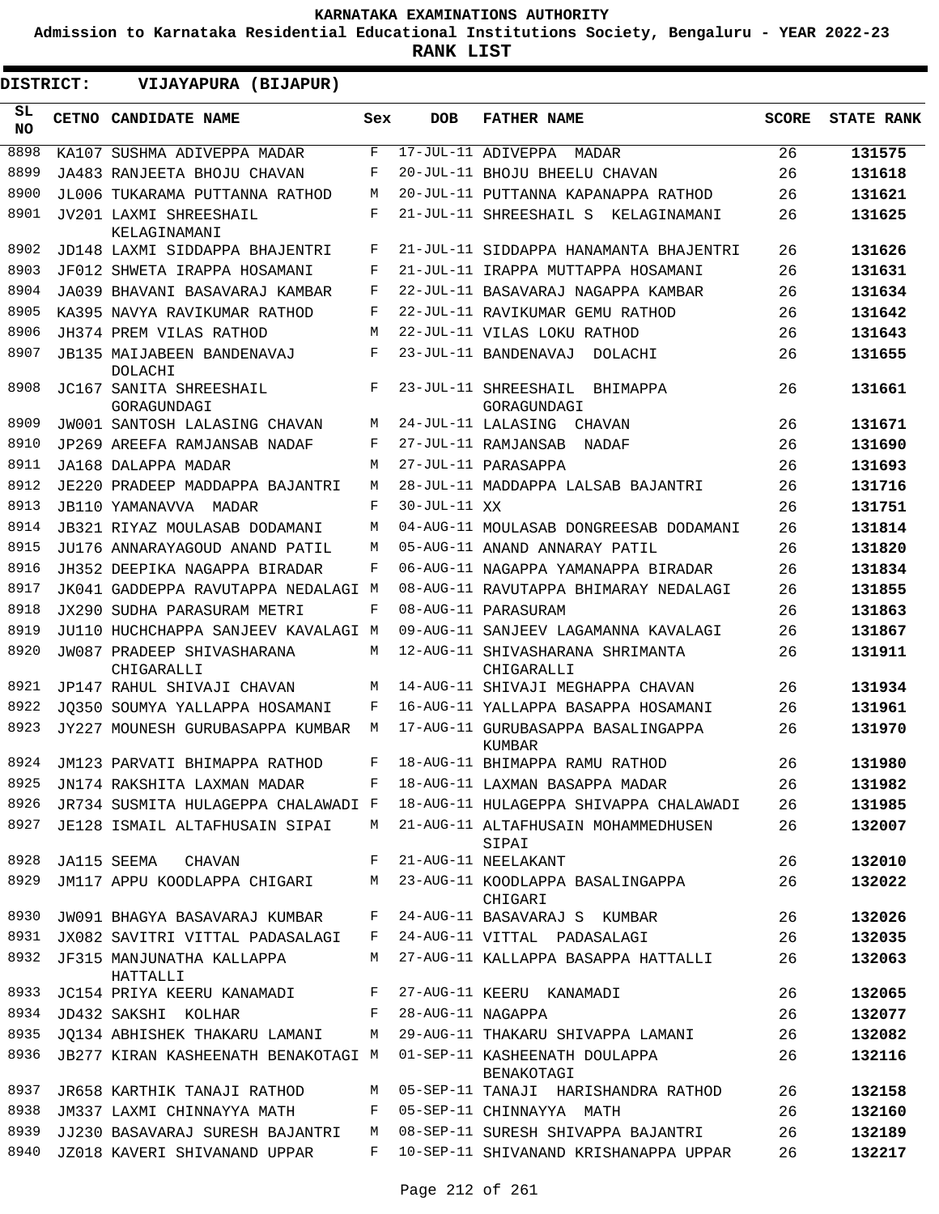# KARNATAKA EXAMINATIONS AUTHORITY

**Admission to Karnataka Residential Educational Institutions Society, Bengaluru - YEAR 2022-23**

**RANK LIST**

**DISTRICT: VIJAYAPURA (BIJAPUR)**

| SL NO | CETNO | CANDIDATE NAME | Sex | DOB | FATHER NAME | SCORE | STATE RANK |
|---|---|---|---|---|---|---|---|
| 8898 | KA107 | SUSHMA ADIVEPPA MADAR | F | 17-JUL-11 | ADIVEPPA MADAR | 26 | 131575 |
| 8899 | JA483 | RANJEETA BHOJU CHAVAN | F | 20-JUL-11 | BHOJU BHEELU CHAVAN | 26 | 131618 |
| 8900 | JL006 | TUKARAMA PUTTANNA RATHOD | M | 20-JUL-11 | PUTTANNA KAPANAPPA RATHOD | 26 | 131621 |
| 8901 | JV201 | LAXMI SHREESHAIL KELAGINAMANI | F | 21-JUL-11 | SHREESHAIL S KELAGINAMANI | 26 | 131625 |
| 8902 | JD148 | LAXMI SIDDAPPA BHAJENTRI | F | 21-JUL-11 | SIDDAPPA HANAMANTA BHAJENTRI | 26 | 131626 |
| 8903 | JF012 | SHWETA IRAPPA HOSAMANI | F | 21-JUL-11 | IRAPPA MUTTAPPA HOSAMANI | 26 | 131631 |
| 8904 | JA039 | BHAVANI BASAVARAJ KAMBAR | F | 22-JUL-11 | BASAVARAJ NAGAPPA KAMBAR | 26 | 131634 |
| 8905 | KA395 | NAVYA RAVIKUMAR RATHOD | F | 22-JUL-11 | RAVIKUMAR GEMU RATHOD | 26 | 131642 |
| 8906 | JH374 | PREM VILAS RATHOD | M | 22-JUL-11 | VILAS LOKU RATHOD | 26 | 131643 |
| 8907 | JB135 | MAIJABEEN BANDENAVAJ DOLACHI | F | 23-JUL-11 | BANDENAVAJ DOLACHI | 26 | 131655 |
| 8908 | JC167 | SANITA SHREESHAIL GORAGUNDAGI | F | 23-JUL-11 | SHREESHAIL BHIMAPPA GORAGUNDAGI | 26 | 131661 |
| 8909 | JW001 | SANTOSH LALASING CHAVAN | M | 24-JUL-11 | LALASING CHAVAN | 26 | 131671 |
| 8910 | JP269 | AREEFA RAMJANSAB NADAF | F | 27-JUL-11 | RAMJANSAB NADAF | 26 | 131690 |
| 8911 | JA168 | DALAPPA MADAR | M | 27-JUL-11 | PARASAPPA | 26 | 131693 |
| 8912 | JE220 | PRADEEP MADDAPPA BAJANTRI | M | 28-JUL-11 | MADDAPPA LALSAB BAJANTRI | 26 | 131716 |
| 8913 | JB110 | YAMANAVVA MADAR | F | 30-JUL-11 | XX | 26 | 131751 |
| 8914 | JB321 | RIYAZ MOULASAB DODAMANI | M | 04-AUG-11 | MOULASAB DONGREESAB DODAMANI | 26 | 131814 |
| 8915 | JU176 | ANNARAYAGOUD ANAND PATIL | M | 05-AUG-11 | ANAND ANNARAY PATIL | 26 | 131820 |
| 8916 | JH352 | DEEPIKA NAGAPPA BIRADAR | F | 06-AUG-11 | NAGAPPA YAMANAPPA BIRADAR | 26 | 131834 |
| 8917 | JK041 | GADDEPPA RAVUTAPPA NEDALAGI | M | 08-AUG-11 | RAVUTAPPA BHIMARAY NEDALAGI | 26 | 131855 |
| 8918 | JX290 | SUDHA PARASURAM METRI | F | 08-AUG-11 | PARASURAM | 26 | 131863 |
| 8919 | JU110 | HUCHCHAPPA SANJEEV KAVALAGI | M | 09-AUG-11 | SANJEEV LAGAMANNA KAVALAGI | 26 | 131867 |
| 8920 | JW087 | PRADEEP SHIVASHARANA CHIGARALLI | M | 12-AUG-11 | SHIVASHARANA SHRIMANTA CHIGARALLI | 26 | 131911 |
| 8921 | JP147 | RAHUL SHIVAJI CHAVAN | M | 14-AUG-11 | SHIVAJI MEGHAPPA CHAVAN | 26 | 131934 |
| 8922 | JQ350 | SOUMYA YALLAPPA HOSAMANI | F | 16-AUG-11 | YALLAPPA BASAPPA HOSAMANI | 26 | 131961 |
| 8923 | JY227 | MOUNESH GURUBASAPPA KUMBAR | M | 17-AUG-11 | GURUBASAPPA BASALINGAPPA KUMBAR | 26 | 131970 |
| 8924 | JM123 | PARVATI BHIMAPPA RATHOD | F | 18-AUG-11 | BHIMAPPA RAMU RATHOD | 26 | 131980 |
| 8925 | JN174 | RAKSHITA LAXMAN MADAR | F | 18-AUG-11 | LAXMAN BASAPPA MADAR | 26 | 131982 |
| 8926 | JR734 | SUSMITA HULAGEPPA CHALAWADI | F | 18-AUG-11 | HULAGEPPA SHIVAPPA CHALAWADI | 26 | 131985 |
| 8927 | JE128 | ISMAIL ALTAFHUSAIN SIPAI | M | 21-AUG-11 | ALTAFHUSAIN MOHAMMEDHUSEN SIPAI | 26 | 132007 |
| 8928 | JA115 | SEEMA CHAVAN | F | 21-AUG-11 | NEELAKANT | 26 | 132010 |
| 8929 | JM117 | APPU KOODLAPPA CHIGARI | M | 23-AUG-11 | KOODLAPPA BASALINGAPPA CHIGARI | 26 | 132022 |
| 8930 | JW091 | BHAGYA BASAVARAJ KUMBAR | F | 24-AUG-11 | BASAVARAJ S KUMBAR | 26 | 132026 |
| 8931 | JX082 | SAVITRI VITTAL PADASALAGI | F | 24-AUG-11 | VITTAL PADASALAGI | 26 | 132035 |
| 8932 | JF315 | MANJUNATHA KALLAPPA HATTALLI | M | 27-AUG-11 | KALLAPPA BASAPPA HATTALLI | 26 | 132063 |
| 8933 | JC154 | PRIYA KEERU KANAMADI | F | 27-AUG-11 | KEERU KANAMADI | 26 | 132065 |
| 8934 | JD432 | SAKSHI KOLHAR | F | 28-AUG-11 | NAGAPPA | 26 | 132077 |
| 8935 | JQ134 | ABHISHEK THAKARU LAMANI | M | 29-AUG-11 | THAKARU SHIVAPPA LAMANI | 26 | 132082 |
| 8936 | JB277 | KIRAN KASHEENATH BENAKOTAGI | M | 01-SEP-11 | KASHEENATH DOULAPPA BENAKOTAGI | 26 | 132116 |
| 8937 | JR658 | KARTHIK TANAJI RATHOD | M | 05-SEP-11 | TANAJI HARISHANDRA RATHOD | 26 | 132158 |
| 8938 | JM337 | LAXMI CHINNAYYA MATH | F | 05-SEP-11 | CHINNAYYA MATH | 26 | 132160 |
| 8939 | JJ230 | BASAVARAJ SURESH BAJANTRI | M | 08-SEP-11 | SURESH SHIVAPPA BAJANTRI | 26 | 132189 |
| 8940 | JZ018 | KAVERI SHIVANAND UPPAR | F | 10-SEP-11 | SHIVANAND KRISHANAPPA UPPAR | 26 | 132217 |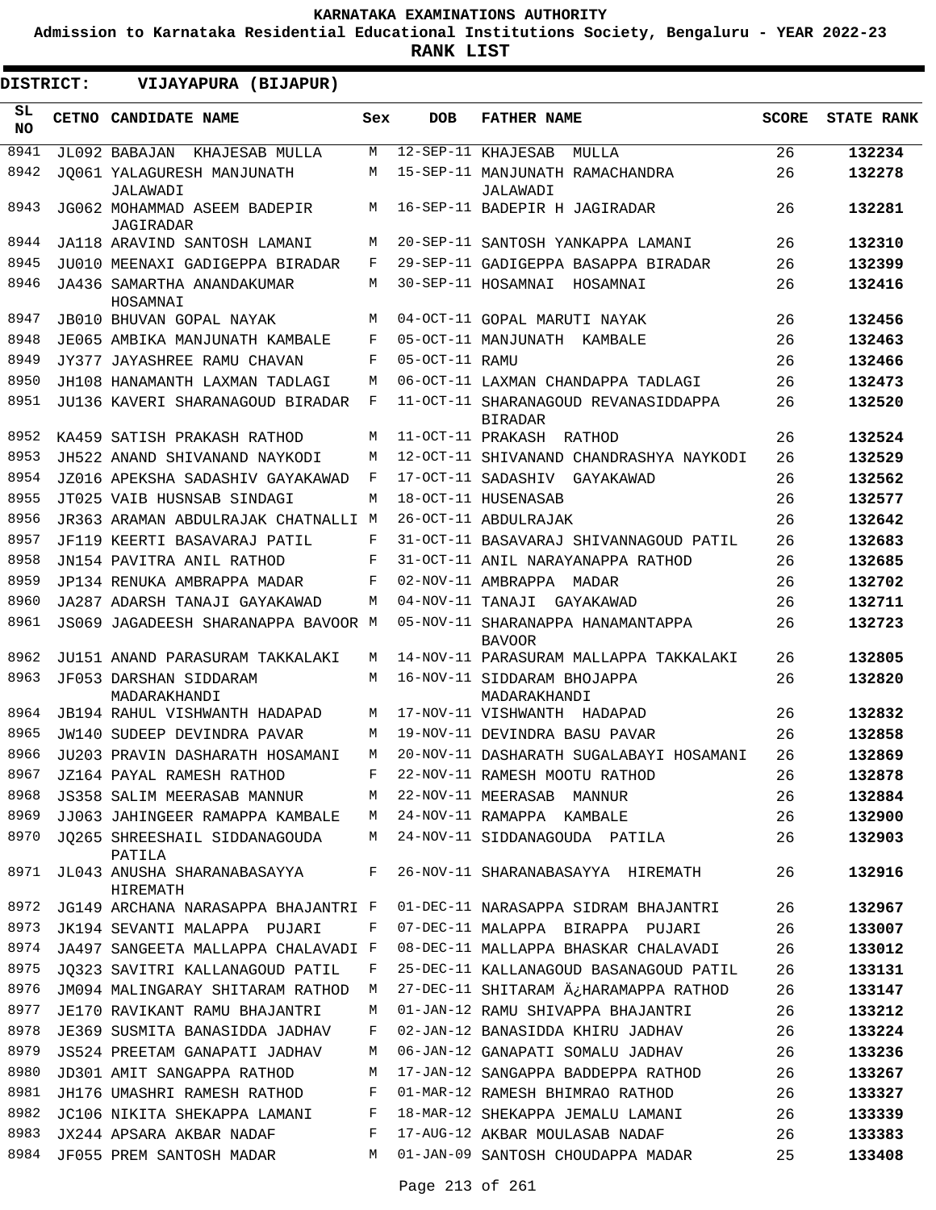KARNATAKA EXAMINATIONS AUTHORITY

Admission to Karnataka Residential Educational Institutions Society, Bengaluru - YEAR 2022-23

**RANK LIST**

**DISTRICT: VIJAYAPURA (BIJAPUR)**

| SL NO | CETNO | CANDIDATE NAME | Sex | DOB | FATHER NAME | SCORE | STATE RANK |
|---|---|---|---|---|---|---|---|
| 8941 | JL092 | BABAJAN KHAJESAB MULLA | M | 12-SEP-11 | KHAJESAB MULLA | 26 | 132234 |
| 8942 | JQ061 | YALAGURESH MANJUNATH JALAWADI | M | 15-SEP-11 | MANJUNATH RAMACHANDRA JALAWADI | 26 | 132278 |
| 8943 | JG062 | MOHAMMAD ASEEM BADEPIR JAGIRADAR | M | 16-SEP-11 | BADEPIR H JAGIRADAR | 26 | 132281 |
| 8944 | JA118 | ARAVIND SANTOSH LAMANI | M | 20-SEP-11 | SANTOSH YANKAPPA LAMANI | 26 | 132310 |
| 8945 | JU010 | MEENAXI GADIGEPPA BIRADAR | F | 29-SEP-11 | GADIGEPPA BASAPPA BIRADAR | 26 | 132399 |
| 8946 | JA436 | SAMARTHA ANANDAKUMAR HOSAMNAI | M | 30-SEP-11 | HOSAMNAI HOSAMNAI | 26 | 132416 |
| 8947 | JB010 | BHUVAN GOPAL NAYAK | M | 04-OCT-11 | GOPAL MARUTI NAYAK | 26 | 132456 |
| 8948 | JE065 | AMBIKA MANJUNATH KAMBALE | F | 05-OCT-11 | MANJUNATH KAMBALE | 26 | 132463 |
| 8949 | JY377 | JAYASHREE RAMU CHAVAN | F | 05-OCT-11 | RAMU | 26 | 132466 |
| 8950 | JH108 | HANAMANTH LAXMAN TADLAGI | M | 06-OCT-11 | LAXMAN CHANDAPPA TADLAGI | 26 | 132473 |
| 8951 | JU136 | KAVERI SHARANAGOUD BIRADAR | F | 11-OCT-11 | SHARANAGOUD REVANASIDDAPPA BIRADAR | 26 | 132520 |
| 8952 | KA459 | SATISH PRAKASH RATHOD | M | 11-OCT-11 | PRAKASH RATHOD | 26 | 132524 |
| 8953 | JH522 | ANAND SHIVANAND NAYKODI | M | 12-OCT-11 | SHIVANAND CHANDRASHYA NAYKODI | 26 | 132529 |
| 8954 | JZ016 | APEKSHA SADASHIV GAYAKAWAD | F | 17-OCT-11 | SADASHIV GAYAKAWAD | 26 | 132562 |
| 8955 | JT025 | VAIB HUSNSAB SINDAGI | M | 18-OCT-11 | HUSENASAB | 26 | 132577 |
| 8956 | JR363 | ARAMAN ABDULRAJAK CHATNALLI | M | 26-OCT-11 | ABDULRAJAK | 26 | 132642 |
| 8957 | JF119 | KEERTI BASAVARAJ PATIL | F | 31-OCT-11 | BASAVARAJ SHIVANNAGOUD PATIL | 26 | 132683 |
| 8958 | JN154 | PAVITRA ANIL RATHOD | F | 31-OCT-11 | ANIL NARAYANAPPA RATHOD | 26 | 132685 |
| 8959 | JP134 | RENUKA AMBRAPPA MADAR | F | 02-NOV-11 | AMBRAPPA MADAR | 26 | 132702 |
| 8960 | JA287 | ADARSH TANAJI GAYAKAWAD | M | 04-NOV-11 | TANAJI GAYAKAWAD | 26 | 132711 |
| 8961 | JS069 | JAGADEESH SHARANAPPA BAVOOR | M | 05-NOV-11 | SHARANAPPA HANAMANTAPPA BAVOOR | 26 | 132723 |
| 8962 | JU151 | ANAND PARASURAM TAKKALAKI | M | 14-NOV-11 | PARASURAM MALLAPPA TAKKALAKI | 26 | 132805 |
| 8963 | JF053 | DARSHAN SIDDARAM MADARAKHANDI | M | 16-NOV-11 | SIDDARAM BHOJAPPA MADARAKHANDI | 26 | 132820 |
| 8964 | JB194 | RAHUL VISHWANTH HADAPAD | M | 17-NOV-11 | VISHWANTH HADAPAD | 26 | 132832 |
| 8965 | JW140 | SUDEEP DEVINDRA PAVAR | M | 19-NOV-11 | DEVINDRA BASU PAVAR | 26 | 132858 |
| 8966 | JU203 | PRAVIN DASHARATH HOSAMANI | M | 20-NOV-11 | DASHARATH SUGALABAYI HOSAMANI | 26 | 132869 |
| 8967 | JZ164 | PAYAL RAMESH RATHOD | F | 22-NOV-11 | RAMESH MOOTU RATHOD | 26 | 132878 |
| 8968 | JS358 | SALIM MEERASAB MANNUR | M | 22-NOV-11 | MEERASAB MANNUR | 26 | 132884 |
| 8969 | JJ063 | JAHINGEER RAMAPPA KAMBALE | M | 24-NOV-11 | RAMAPPA KAMBALE | 26 | 132900 |
| 8970 | JQ265 | SHREESHAIL SIDDANAGOUDA PATILA | M | 24-NOV-11 | SIDDANAGOUDA PATILA | 26 | 132903 |
| 8971 | JL043 | ANUSHA SHARANABASAYYA HIREMATH | F | 26-NOV-11 | SHARANABASAYYA HIREMATH | 26 | 132916 |
| 8972 | JG149 | ARCHANA NARASAPPA BHAJANTRI | F | 01-DEC-11 | NARASAPPA SIDRAM BHAJANTRI | 26 | 132967 |
| 8973 | JK194 | SEVANTI MALAPPA PUJARI | F | 07-DEC-11 | MALAPPA BIRAPPA PUJARI | 26 | 133007 |
| 8974 | JA497 | SANGEETA MALLAPPA CHALAVADI | F | 08-DEC-11 | MALLAPPA BHASKAR CHALAVADI | 26 | 133012 |
| 8975 | JQ323 | SAVITRI KALLANAGOUD PATIL | F | 25-DEC-11 | KALLANAGOUD BASANAGOUD PATIL | 26 | 133131 |
| 8976 | JM094 | MALINGARAY SHITARAM RATHOD | M | 27-DEC-11 | SHITARAM Ä¿HARAMAPPA RATHOD | 26 | 133147 |
| 8977 | JE170 | RAVIKANT RAMU BHAJANTRI | M | 01-JAN-12 | RAMU SHIVAPPA BHAJANTRI | 26 | 133212 |
| 8978 | JE369 | SUSMITA BANASIDDA JADHAV | F | 02-JAN-12 | BANASIDDA KHIRU JADHAV | 26 | 133224 |
| 8979 | JS524 | PREETAM GANAPATI JADHAV | M | 06-JAN-12 | GANAPATI SOMALU JADHAV | 26 | 133236 |
| 8980 | JD301 | AMIT SANGAPPA RATHOD | M | 17-JAN-12 | SANGAPPA BADDEPPA RATHOD | 26 | 133267 |
| 8981 | JH176 | UMASHRI RAMESH RATHOD | F | 01-MAR-12 | RAMESH BHIMRAO RATHOD | 26 | 133327 |
| 8982 | JC106 | NIKITA SHEKAPPA LAMANI | F | 18-MAR-12 | SHEKAPPA JEMALU LAMANI | 26 | 133339 |
| 8983 | JX244 | APSARA AKBAR NADAF | F | 17-AUG-12 | AKBAR MOULASAB NADAF | 26 | 133383 |
| 8984 | JF055 | PREM SANTOSH MADAR | M | 01-JAN-09 | SANTOSH CHOUDAPPA MADAR | 25 | 133408 |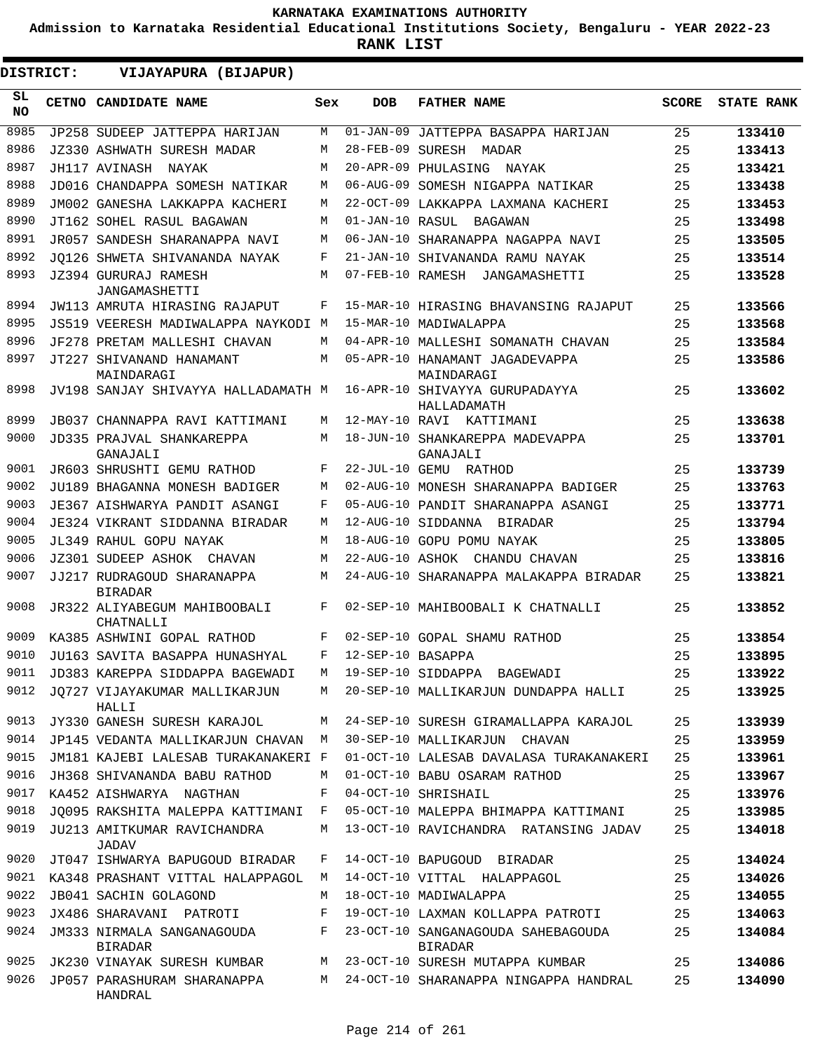# KARNATAKA EXAMINATIONS AUTHORITY

**Admission to Karnataka Residential Educational Institutions Society, Bengaluru - YEAR 2022-23**

**RANK LIST**

**DISTRICT: VIJAYAPURA (BIJAPUR)**

| SL NO | CETNO | CANDIDATE NAME | Sex | DOB | FATHER NAME | SCORE | STATE RANK |
|---|---|---|---|---|---|---|---|
| 8985 | JP258 | SUDEEP JATTEPPA HARIJAN | M | 01-JAN-09 | JATTEPPA BASAPPA HARIJAN | 25 | **133410** |
| 8986 | JZ330 | ASHWATH SURESH MADAR | M | 28-FEB-09 | SURESH MADAR | 25 | **133413** |
| 8987 | JH117 | AVINASH NAYAK | M | 20-APR-09 | PHULASING NAYAK | 25 | **133421** |
| 8988 | JD016 | CHANDAPPA SOMESH NATIKAR | M | 06-AUG-09 | SOMESH NIGAPPA NATIKAR | 25 | **133438** |
| 8989 | JM002 | GANESHA LAKKAPPA KACHERI | M | 22-OCT-09 | LAKKAPPA LAXMANA KACHERI | 25 | **133453** |
| 8990 | JT162 | SOHEL RASUL BAGAWAN | M | 01-JAN-10 | RASUL BAGAWAN | 25 | **133498** |
| 8991 | JR057 | SANDESH SHARANAPPA NAVI | M | 06-JAN-10 | SHARANAPPA NAGAPPA NAVI | 25 | **133505** |
| 8992 | JQ126 | SHWETA SHIVANANDA NAYAK | F | 21-JAN-10 | SHIVANANDA RAMU NAYAK | 25 | **133514** |
| 8993 | JZ394 | GURURAJ RAMESH JANGAMASHETTI | M | 07-FEB-10 | RAMESH JANGAMASHETTI | 25 | **133528** |
| 8994 | JW113 | AMRUTA HIRASING RAJAPUT | F | 15-MAR-10 | HIRASING BHAVANSING RAJAPUT | 25 | **133566** |
| 8995 | JS519 | VEERESH MADIWALAPPA NAYKODI | M | 15-MAR-10 | MADIWALAPPA | 25 | **133568** |
| 8996 | JF278 | PRETAM MALLESHI CHAVAN | M | 04-APR-10 | MALLESHI SOMANATH CHAVAN | 25 | **133584** |
| 8997 | JT227 | SHIVANAND HANAMANT MAINDARAGI | M | 05-APR-10 | HANAMANT JAGADEVAPPA MAINDARAGI | 25 | **133586** |
| 8998 | JV198 | SANJAY SHIVAYYA HALLADAMATH | M | 16-APR-10 | SHIVAYYA GURUPADAYYA HALLADAMATH | 25 | **133602** |
| 8999 | JB037 | CHANNAPPA RAVI KATTIMANI | M | 12-MAY-10 | RAVI KATTIMANI | 25 | **133638** |
| 9000 | JD335 | PRAJVAL SHANKAREPPA GANAJALI | M | 18-JUN-10 | SHANKAREPPA MADEVAPPA GANAJALI | 25 | **133701** |
| 9001 | JR603 | SHRUSHTI GEMU RATHOD | F | 22-JUL-10 | GEMU RATHOD | 25 | **133739** |
| 9002 | JU189 | BHAGANNA MONESH BADIGER | M | 02-AUG-10 | MONESH SHARANAPPA BADIGER | 25 | **133763** |
| 9003 | JE367 | AISHWARYA PANDIT ASANGI | F | 05-AUG-10 | PANDIT SHARANAPPA ASANGI | 25 | **133771** |
| 9004 | JE324 | VIKRANT SIDDANNA BIRADAR | M | 12-AUG-10 | SIDDANNA BIRADAR | 25 | **133794** |
| 9005 | JL349 | RAHUL GOPU NAYAK | M | 18-AUG-10 | GOPU POMU NAYAK | 25 | **133805** |
| 9006 | JZ301 | SUDEEP ASHOK CHAVAN | M | 22-AUG-10 | ASHOK CHANDU CHAVAN | 25 | **133816** |
| 9007 | JJ217 | RUDRAGOUD SHARANAPPA BIRADAR | M | 24-AUG-10 | SHARANAPPA MALAKAPPA BIRADAR | 25 | **133821** |
| 9008 | JR322 | ALIYABEGUM MAHIBOOBALI CHATNALLI | F | 02-SEP-10 | MAHIBOOBALI K CHATNALLI | 25 | **133852** |
| 9009 | KA385 | ASHWINI GOPAL RATHOD | F | 02-SEP-10 | GOPAL SHAMU RATHOD | 25 | **133854** |
| 9010 | JU163 | SAVITA BASAPPA HUNASHYAL | F | 12-SEP-10 | BASAPPA | 25 | **133895** |
| 9011 | JD383 | KAREPPA SIDDAPPA BAGEWADI | M | 19-SEP-10 | SIDDAPPA BAGEWADI | 25 | **133922** |
| 9012 | JQ727 | VIJAYAKUMAR MALLIKARJUN HALLI | M | 20-SEP-10 | MALLIKARJUN DUNDAPPA HALLI | 25 | **133925** |
| 9013 | JY330 | GANESH SURESH KARAJOL | M | 24-SEP-10 | SURESH GIRAMALLAPPA KARAJOL | 25 | **133939** |
| 9014 | JP145 | VEDANTA MALLIKARJUN CHAVAN | M | 30-SEP-10 | MALLIKARJUN CHAVAN | 25 | **133959** |
| 9015 | JM181 | KAJEBI LALESAB TURAKANAKERI | F | 01-OCT-10 | LALESAB DAVALASA TURAKANAKERI | 25 | **133961** |
| 9016 | JH368 | SHIVANANDA BABU RATHOD | M | 01-OCT-10 | BABU OSARAM RATHOD | 25 | **133967** |
| 9017 | KA452 | AISHWARYA NAGTHAN | F | 04-OCT-10 | SHRISHAIL | 25 | **133976** |
| 9018 | JQ095 | RAKSHITA MALEPPA KATTIMANI | F | 05-OCT-10 | MALEPPA BHIMAPPA KATTIMANI | 25 | **133985** |
| 9019 | JU213 | AMITKUMAR RAVICHANDRA JADAV | M | 13-OCT-10 | RAVICHANDRA RATANSING JADAV | 25 | **134018** |
| 9020 | JT047 | ISHWARYA BAPUGOUD BIRADAR | F | 14-OCT-10 | BAPUGOUD BIRADAR | 25 | **134024** |
| 9021 | KA348 | PRASHANT VITTAL HALAPPAGOL | M | 14-OCT-10 | VITTAL HALAPPAGOL | 25 | **134026** |
| 9022 | JB041 | SACHIN GOLAGOND | M | 18-OCT-10 | MADIWALAPPA | 25 | **134055** |
| 9023 | JX486 | SHARAVANI PATROTI | F | 19-OCT-10 | LAXMAN KOLLAPPA PATROTI | 25 | **134063** |
| 9024 | JM333 | NIRMALA SANGANAGOUDA BIRADAR | F | 23-OCT-10 | SANGANAGOUDA SAHEBAGOUDA BIRADAR | 25 | **134084** |
| 9025 | JK230 | VINAYAK SURESH KUMBAR | M | 23-OCT-10 | SURESH MUTAPPA KUMBAR | 25 | **134086** |
| 9026 | JP057 | PARASHURAM SHARANAPPA HANDRAL | M | 24-OCT-10 | SHARANAPPA NINGAPPA HANDRAL | 25 | **134090** |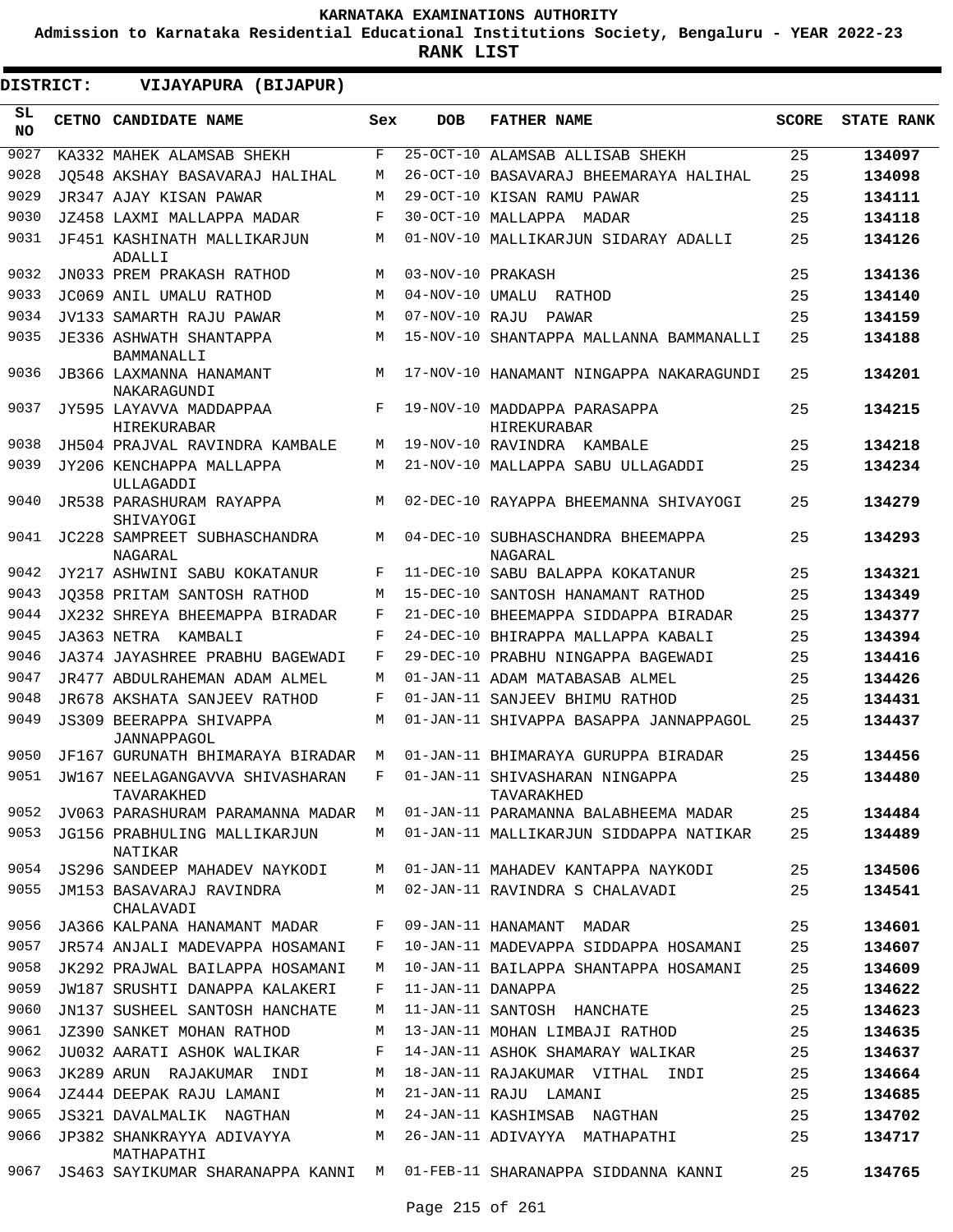# KARNATAKA EXAMINATIONS AUTHORITY

**Admission to Karnataka Residential Educational Institutions Society, Bengaluru - YEAR 2022-23**

**RANK LIST**

**DISTRICT: VIJAYAPURA (BIJAPUR)**

| SL NO | CETNO | CANDIDATE NAME | Sex | DOB | FATHER NAME | SCORE | STATE RANK |
|---|---|---|---|---|---|---|---|
| 9027 | KA332 | MAHEK ALAMSAB SHEKH | F | 25-OCT-10 | ALAMSAB ALLISAB SHEKH | 25 | 134097 |
| 9028 | JQ548 | AKSHAY BASAVARAJ HALIHAL | M | 26-OCT-10 | BASAVARAJ BHEEMARAYA HALIHAL | 25 | 134098 |
| 9029 | JR347 | AJAY KISAN PAWAR | M | 29-OCT-10 | KISAN RAMU PAWAR | 25 | 134111 |
| 9030 | JZ458 | LAXMI MALLAPPA MADAR | F | 30-OCT-10 | MALLAPPA MADAR | 25 | 134118 |
| 9031 | JF451 | KASHINATH MALLIKARJUN ADALLI | M | 01-NOV-10 | MALLIKARJUN SIDARAY ADALLI | 25 | 134126 |
| 9032 | JN033 | PREM PRAKASH RATHOD | M | 03-NOV-10 | PRAKASH | 25 | 134136 |
| 9033 | JC069 | ANIL UMALU RATHOD | M | 04-NOV-10 | UMALU RATHOD | 25 | 134140 |
| 9034 | JV133 | SAMARTH RAJU PAWAR | M | 07-NOV-10 | RAJU PAWAR | 25 | 134159 |
| 9035 | JE336 | ASHWATH SHANTAPPA BAMMANALLI | M | 15-NOV-10 | SHANTAPPA MALLANNA BAMMANALLI | 25 | 134188 |
| 9036 | JB366 | LAXMANNA HANAMANT NAKARAGUNDI | M | 17-NOV-10 | HANAMANT NINGAPPA NAKARAGUNDI | 25 | 134201 |
| 9037 | JY595 | LAYAVVA MADDAPPAA HIREKURABAR | F | 19-NOV-10 | MADDAPPA PARASAPPA HIREKURABAR | 25 | 134215 |
| 9038 | JH504 | PRAJVAL RAVINDRA KAMBALE | M | 19-NOV-10 | RAVINDRA KAMBALE | 25 | 134218 |
| 9039 | JY206 | KENCHAPPA MALLAPPA ULLAGADDI | M | 21-NOV-10 | MALLAPPA SABU ULLAGADDI | 25 | 134234 |
| 9040 | JR538 | PARASHURAM RAYAPPA SHIVAYOGI | M | 02-DEC-10 | RAYAPPA BHEEMANNA SHIVAYOGI | 25 | 134279 |
| 9041 | JC228 | SAMPREET SUBHASCHANDRA NAGARAL | M | 04-DEC-10 | SUBHASCHANDRA BHEEMAPPA NAGARAL | 25 | 134293 |
| 9042 | JY217 | ASHWINI SABU KOKATANUR | F | 11-DEC-10 | SABU BALAPPA KOKATANUR | 25 | 134321 |
| 9043 | JQ358 | PRITAM SANTOSH RATHOD | M | 15-DEC-10 | SANTOSH HANAMANT RATHOD | 25 | 134349 |
| 9044 | JX232 | SHREYA BHEEMAPPA BIRADAR | F | 21-DEC-10 | BHEEMAPPA SIDDAPPA BIRADAR | 25 | 134377 |
| 9045 | JA363 | NETRA KAMBALI | F | 24-DEC-10 | BHIRAPPA MALLAPPA KABALI | 25 | 134394 |
| 9046 | JA374 | JAYASHREE PRABHU BAGEWADI | F | 29-DEC-10 | PRABHU NINGAPPA BAGEWADI | 25 | 134416 |
| 9047 | JR477 | ABDULRAHEMAN ADAM ALMEL | M | 01-JAN-11 | ADAM MATABASAB ALMEL | 25 | 134426 |
| 9048 | JR678 | AKSHATA SANJEEV RATHOD | F | 01-JAN-11 | SANJEEV BHIMU RATHOD | 25 | 134431 |
| 9049 | JS309 | BEERAPPA SHIVAPPA JANNAPPAGOL | M | 01-JAN-11 | SHIVAPPA BASAPPA JANNAPPAGOL | 25 | 134437 |
| 9050 | JF167 | GURUNATH BHIMARAYA BIRADAR | M | 01-JAN-11 | BHIMARAYA GURUPPA BIRADAR | 25 | 134456 |
| 9051 | JW167 | NEELAGANGAVVA SHIVASHARAN TAVARAKHED | F | 01-JAN-11 | SHIVASHARAN NINGAPPA TAVARAKHED | 25 | 134480 |
| 9052 | JV063 | PARASHURAM PARAMANNA MADAR | M | 01-JAN-11 | PARAMANNA BALABHEEMA MADAR | 25 | 134484 |
| 9053 | JG156 | PRABHULING MALLIKARJUN NATIKAR | M | 01-JAN-11 | MALLIKARJUN SIDDAPPA NATIKAR | 25 | 134489 |
| 9054 | JS296 | SANDEEP MAHADEV NAYKODI | M | 01-JAN-11 | MAHADEV KANTAPPA NAYKODI | 25 | 134506 |
| 9055 | JM153 | BASAVARAJ RAVINDRA CHALAVADI | M | 02-JAN-11 | RAVINDRA S CHALAVADI | 25 | 134541 |
| 9056 | JA366 | KALPANA HANAMANT MADAR | F | 09-JAN-11 | HANAMANT MADAR | 25 | 134601 |
| 9057 | JR574 | ANJALI MADEVAPPA HOSAMANI | F | 10-JAN-11 | MADEVAPPA SIDDAPPA HOSAMANI | 25 | 134607 |
| 9058 | JK292 | PRAJWAL BAILAPPA HOSAMANI | M | 10-JAN-11 | BAILAPPA SHANTAPPA HOSAMANI | 25 | 134609 |
| 9059 | JW187 | SRUSHTI DANAPPA KALAKERI | F | 11-JAN-11 | DANAPPA | 25 | 134622 |
| 9060 | JN137 | SUSHEEL SANTOSH HANCHATE | M | 11-JAN-11 | SANTOSH HANCHATE | 25 | 134623 |
| 9061 | JZ390 | SANKET MOHAN RATHOD | M | 13-JAN-11 | MOHAN LIMBAJI RATHOD | 25 | 134635 |
| 9062 | JU032 | AARATI ASHOK WALIKAR | F | 14-JAN-11 | ASHOK SHAMARAY WALIKAR | 25 | 134637 |
| 9063 | JK289 | ARUN RAJAKUMAR INDI | M | 18-JAN-11 | RAJAKUMAR VITHAL INDI | 25 | 134664 |
| 9064 | JZ444 | DEEPAK RAJU LAMANI | M | 21-JAN-11 | RAJU LAMANI | 25 | 134685 |
| 9065 | JS321 | DAVALMALIK NAGTHAN | M | 24-JAN-11 | KASHIMSAB NAGTHAN | 25 | 134702 |
| 9066 | JP382 | SHANKRAYYA ADIVAYYA MATHAPATHI | M | 26-JAN-11 | ADIVAYYA MATHAPATHI | 25 | 134717 |
| 9067 | JS463 | SAYIKUMAR SHARANAPPA KANNI | M | 01-FEB-11 | SHARANAPPA SIDDANNA KANNI | 25 | 134765 |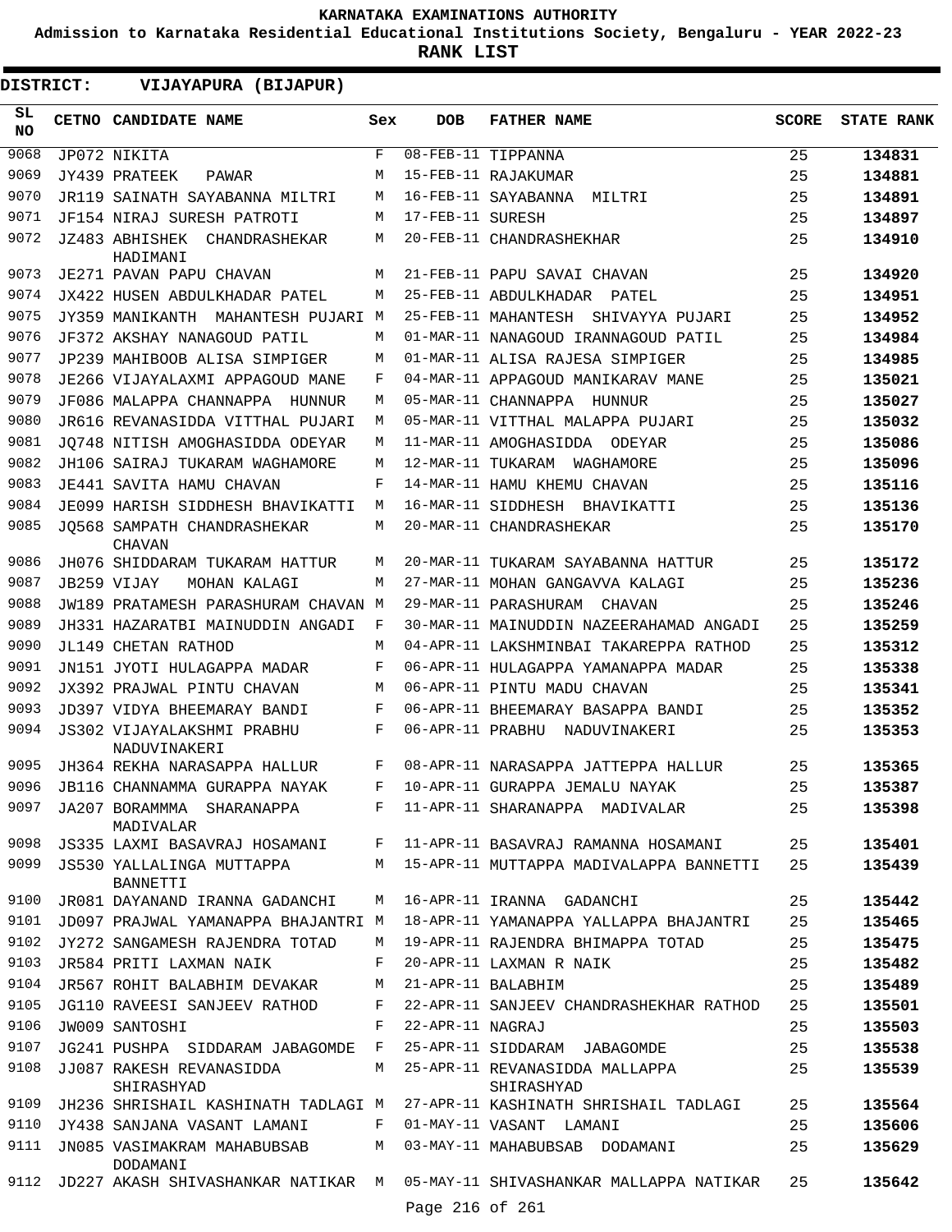KARNATAKA EXAMINATIONS AUTHORITY

Admission to Karnataka Residential Educational Institutions Society, Bengaluru - YEAR 2022-23

**RANK LIST**

**DISTRICT: VIJAYAPURA (BIJAPUR)**

| SL NO | CETNO | CANDIDATE NAME | Sex | DOB | FATHER NAME | SCORE | STATE RANK |
|---|---|---|---|---|---|---|---|
| 9068 | JP072 | NIKITA | F | 08-FEB-11 | TIPPANNA | 25 | 134831 |
| 9069 | JY439 | PRATEEK PAWAR | M | 15-FEB-11 | RAJAKUMAR | 25 | 134881 |
| 9070 | JR119 | SAINATH SAYABANNA MILTRI | M | 16-FEB-11 | SAYABANNA MILTRI | 25 | 134891 |
| 9071 | JF154 | NIRAJ SURESH PATROTI | M | 17-FEB-11 | SURESH | 25 | 134897 |
| 9072 | JZ483 | ABHISHEK CHANDRASHEKAR HADIMANI | M | 20-FEB-11 | CHANDRASHEKHAR | 25 | 134910 |
| 9073 | JE271 | PAVAN PAPU CHAVAN | M | 21-FEB-11 | PAPU SAVAI CHAVAN | 25 | 134920 |
| 9074 | JX422 | HUSEN ABDULKHADAR PATEL | M | 25-FEB-11 | ABDULKHADAR PATEL | 25 | 134951 |
| 9075 | JY359 | MANIKANTH MAHANTESH PUJARI | M | 25-FEB-11 | MAHANTESH SHIVAYYA PUJARI | 25 | 134952 |
| 9076 | JF372 | AKSHAY NANAGOUD PATIL | M | 01-MAR-11 | NANAGOUD IRANNAGOUD PATIL | 25 | 134984 |
| 9077 | JP239 | MAHIBOOB ALISA SIMPIGER | M | 01-MAR-11 | ALISA RAJESA SIMPIGER | 25 | 134985 |
| 9078 | JE266 | VIJAYALAXMI APPAGOUD MANE | F | 04-MAR-11 | APPAGOUD MANIKARAV MANE | 25 | 135021 |
| 9079 | JF086 | MALAPPA CHANNAPPA HUNNUR | M | 05-MAR-11 | CHANNAPPA HUNNUR | 25 | 135027 |
| 9080 | JR616 | REVANASIDDA VITTHAL PUJARI | M | 05-MAR-11 | VITTHAL MALAPPA PUJARI | 25 | 135032 |
| 9081 | JQ748 | NITISH AMOGHASIDDA ODEYAR | M | 11-MAR-11 | AMOGHASIDDA ODEYAR | 25 | 135086 |
| 9082 | JH106 | SAIRAJ TUKARAM WAGHAMORE | M | 12-MAR-11 | TUKARAM WAGHAMORE | 25 | 135096 |
| 9083 | JE441 | SAVITA HAMU CHAVAN | F | 14-MAR-11 | HAMU KHEMU CHAVAN | 25 | 135116 |
| 9084 | JE099 | HARISH SIDDHESH BHAVIKATTI | M | 16-MAR-11 | SIDDHESH BHAVIKATTI | 25 | 135136 |
| 9085 | JQ568 | SAMPATH CHANDRASHEKAR CHAVAN | M | 20-MAR-11 | CHANDRASHEKAR | 25 | 135170 |
| 9086 | JH076 | SHIDDARAM TUKARAM HATTUR | M | 20-MAR-11 | TUKARAM SAYABANNA HATTUR | 25 | 135172 |
| 9087 | JB259 | VIJAY MOHAN KALAGI | M | 27-MAR-11 | MOHAN GANGAVVA KALAGI | 25 | 135236 |
| 9088 | JW189 | PRATAMESH PARASHURAM CHAVAN | M | 29-MAR-11 | PARASHURAM CHAVAN | 25 | 135246 |
| 9089 | JH331 | HAZARATBI MAINUDDIN ANGADI | F | 30-MAR-11 | MAINUDDIN NAZEERAHAMAD ANGADI | 25 | 135259 |
| 9090 | JL149 | CHETAN RATHOD | M | 04-APR-11 | LAKSHMINBAI TAKAREPPA RATHOD | 25 | 135312 |
| 9091 | JN151 | JYOTI HULAGAPPA MADAR | F | 06-APR-11 | HULAGAPPA YAMANAPPA MADAR | 25 | 135338 |
| 9092 | JX392 | PRAJWAL PINTU CHAVAN | M | 06-APR-11 | PINTU MADU CHAVAN | 25 | 135341 |
| 9093 | JD397 | VIDYA BHEEMARAY BANDI | F | 06-APR-11 | BHEEMARAY BASAPPA BANDI | 25 | 135352 |
| 9094 | JS302 | VIJAYALAKSHMI PRABHU NADUVINAKERI | F | 06-APR-11 | PRABHU NADUVINAKERI | 25 | 135353 |
| 9095 | JH364 | REKHA NARASAPPA HALLUR | F | 08-APR-11 | NARASAPPA JATTEPPA HALLUR | 25 | 135365 |
| 9096 | JB116 | CHANNAMMA GURAPPA NAYAK | F | 10-APR-11 | GURAPPA JEMALU NAYAK | 25 | 135387 |
| 9097 | JA207 | BORAMMMA SHARANAPPA MADIVALAR | F | 11-APR-11 | SHARANAPPA MADIVALAR | 25 | 135398 |
| 9098 | JS335 | LAXMI BASAVRAJ HOSAMANI | F | 11-APR-11 | BASAVRAJ RAMANNA HOSAMANI | 25 | 135401 |
| 9099 | JS530 | YALLALINGA MUTTAPPA BANNETTI | M | 15-APR-11 | MUTTAPPA MADIVALAPPA BANNETTI | 25 | 135439 |
| 9100 | JR081 | DAYANAND IRANNA GADANCHI | M | 16-APR-11 | IRANNA GADANCHI | 25 | 135442 |
| 9101 | JD097 | PRAJWAL YAMANAPPA BHAJANTRI | M | 18-APR-11 | YAMANAPPA YALLAPPA BHAJANTRI | 25 | 135465 |
| 9102 | JY272 | SANGAMESH RAJENDRA TOTAD | M | 19-APR-11 | RAJENDRA BHIMAPPA TOTAD | 25 | 135475 |
| 9103 | JR584 | PRITI LAXMAN NAIK | F | 20-APR-11 | LAXMAN R NAIK | 25 | 135482 |
| 9104 | JR567 | ROHIT BALABHIM DEVAKAR | M | 21-APR-11 | BALABHIM | 25 | 135489 |
| 9105 | JG110 | RAVEESI SANJEEV RATHOD | F | 22-APR-11 | SANJEEV CHANDRASHEKHAR RATHOD | 25 | 135501 |
| 9106 | JW009 | SANTOSHI | F | 22-APR-11 | NAGRAJ | 25 | 135503 |
| 9107 | JG241 | PUSHPA SIDDARAM JABAGOMDE | F | 25-APR-11 | SIDDARAM JABAGOMDE | 25 | 135538 |
| 9108 | JJ087 | RAKESH REVANASIDDA SHIRASHYAD | M | 25-APR-11 | REVANASIDDA MALLAPPA SHIRASHYAD | 25 | 135539 |
| 9109 | JH236 | SHRISHAIL KASHINATH TADLAGI | M | 27-APR-11 | KASHINATH SHRISHAIL TADLAGI | 25 | 135564 |
| 9110 | JY438 | SANJANA VASANT LAMANI | F | 01-MAY-11 | VASANT LAMANI | 25 | 135606 |
| 9111 | JN085 | VASIMAKRAM MAHABUBSAB DODAMANI | M | 03-MAY-11 | MAHABUBSAB DODAMANI | 25 | 135629 |
| 9112 | JD227 | AKASH SHIVASHANKAR NATIKAR | M | 05-MAY-11 | SHIVASHANKAR MALLAPPA NATIKAR | 25 | 135642 |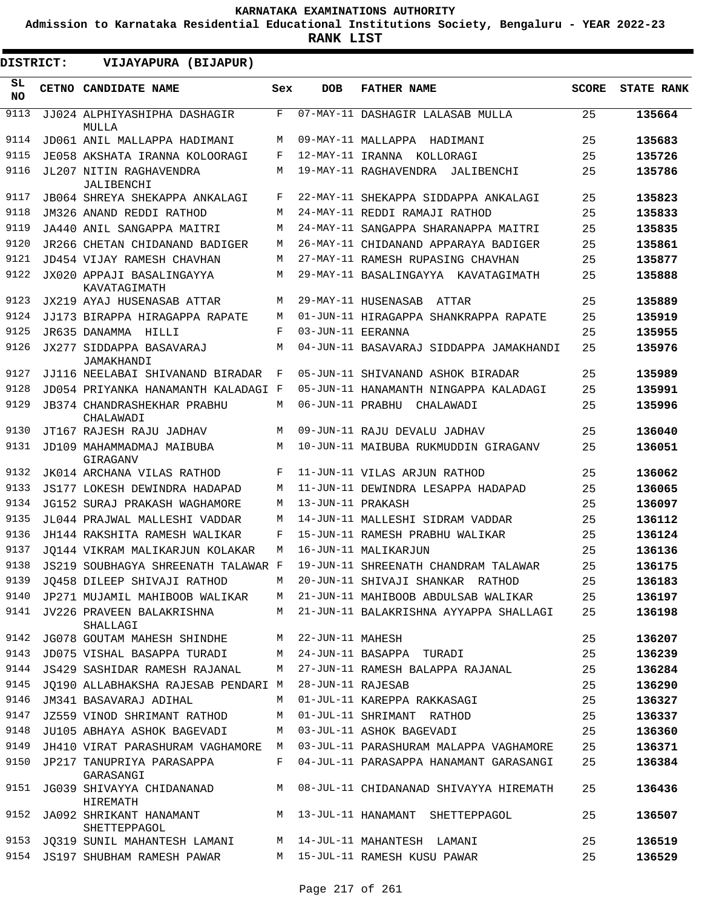# KARNATAKA EXAMINATIONS AUTHORITY

**Admission to Karnataka Residential Educational Institutions Society, Bengaluru - YEAR 2022-23**

**RANK LIST**

**DISTRICT: VIJAYAPURA (BIJAPUR)**

| SL NO | CETNO | CANDIDATE NAME | Sex | DOB | FATHER NAME | SCORE | STATE RANK |
|---|---|---|---|---|---|---|---|
| 9113 | JJ024 | ALPHIYASHIPHA DASHAGIR MULLA | F | 07-MAY-11 | DASHAGIR LALASAB MULLA | 25 | 135664 |
| 9114 | JD061 | ANIL MALLAPPA HADIMANI | M | 09-MAY-11 | MALLAPPA HADIMANI | 25 | 135683 |
| 9115 | JE058 | AKSHATA IRANNA KOLOORAGI | F | 12-MAY-11 | IRANNA KOLLORAGI | 25 | 135726 |
| 9116 | JL207 | NITIN RAGHAVENDRA JALIBENCHI | M | 19-MAY-11 | RAGHAVENDRA JALIBENCHI | 25 | 135786 |
| 9117 | JB064 | SHREYA SHEKAPPA ANKALAGI | F | 22-MAY-11 | SHEKAPPA SIDDAPPA ANKALAGI | 25 | 135823 |
| 9118 | JM326 | ANAND REDDI RATHOD | M | 24-MAY-11 | REDDI RAMAJI RATHOD | 25 | 135833 |
| 9119 | JA440 | ANIL SANGAPPA MAITRI | M | 24-MAY-11 | SANGAPPA SHARANAPPA MAITRI | 25 | 135835 |
| 9120 | JR266 | CHETAN CHIDANAND BADIGER | M | 26-MAY-11 | CHIDANAND APPARAYA BADIGER | 25 | 135861 |
| 9121 | JD454 | VIJAY RAMESH CHAVHAN | M | 27-MAY-11 | RAMESH RUPASING CHAVHAN | 25 | 135877 |
| 9122 | JX020 | APPAJI BASALINGAYYA KAVATAGIMATH | M | 29-MAY-11 | BASALINGAYYA KAVATAGIMATH | 25 | 135888 |
| 9123 | JX219 | AYAJ HUSENASAB ATTAR | M | 29-MAY-11 | HUSENASAB ATTAR | 25 | 135889 |
| 9124 | JJ173 | BIRAPPA HIRAGAPPA RAPATE | M | 01-JUN-11 | HIRAGAPPA SHANKRAPPA RAPATE | 25 | 135919 |
| 9125 | JR635 | DANAMMA HILLI | F | 03-JUN-11 | EERANNA | 25 | 135955 |
| 9126 | JX277 | SIDDAPPA BASAVARAJ JAMAKHANDI | M | 04-JUN-11 | BASAVARAJ SIDDAPPA JAMAKHANDI | 25 | 135976 |
| 9127 | JJ116 | NEELABAI SHIVANAND BIRADAR | F | 05-JUN-11 | SHIVANAND ASHOK BIRADAR | 25 | 135989 |
| 9128 | JD054 | PRIYANKA HANAMANTH KALADAGI | F | 05-JUN-11 | HANAMANTH NINGAPPA KALADAGI | 25 | 135991 |
| 9129 | JB374 | CHANDRASHEKHAR PRABHU CHALAWADI | M | 06-JUN-11 | PRABHU CHALAWADI | 25 | 135996 |
| 9130 | JT167 | RAJESH RAJU JADHAV | M | 09-JUN-11 | RAJU DEVALU JADHAV | 25 | 136040 |
| 9131 | JD109 | MAHAMMADMAJ MAIBUBA GIRAGANV | M | 10-JUN-11 | MAIBUBA RUKMUDDIN GIRAGANV | 25 | 136051 |
| 9132 | JK014 | ARCHANA VILAS RATHOD | F | 11-JUN-11 | VILAS ARJUN RATHOD | 25 | 136062 |
| 9133 | JS177 | LOKESH DEWINDRA HADAPAD | M | 11-JUN-11 | DEWINDRA LESAPPA HADAPAD | 25 | 136065 |
| 9134 | JG152 | SURAJ PRAKASH WAGHAMORE | M | 13-JUN-11 | PRAKASH | 25 | 136097 |
| 9135 | JL044 | PRAJWAL MALLESHI VADDAR | M | 14-JUN-11 | MALLESHI SIDRAM VADDAR | 25 | 136112 |
| 9136 | JH144 | RAKSHITA RAMESH WALIKAR | F | 15-JUN-11 | RAMESH PRABHU WALIKAR | 25 | 136124 |
| 9137 | JQ144 | VIKRAM MALIKARJUN KOLAKAR | M | 16-JUN-11 | MALIKARJUN | 25 | 136136 |
| 9138 | JS219 | SOUBHAGYA SHREENATH TALAWAR | F | 19-JUN-11 | SHREENATH CHANDRAM TALAWAR | 25 | 136175 |
| 9139 | JQ458 | DILEEP SHIVAJI RATHOD | M | 20-JUN-11 | SHIVAJI SHANKAR RATHOD | 25 | 136183 |
| 9140 | JP271 | MUJAMIL MAHIBOOB WALIKAR | M | 21-JUN-11 | MAHIBOOB ABDULSAB WALIKAR | 25 | 136197 |
| 9141 | JV226 | PRAVEEN BALAKRISHNA SHALLAGI | M | 21-JUN-11 | BALAKRISHNA AYYAPPA SHALLAGI | 25 | 136198 |
| 9142 | JG078 | GOUTAM MAHESH SHINDHE | M | 22-JUN-11 | MAHESH | 25 | 136207 |
| 9143 | JD075 | VISHAL BASAPPA TURADI | M | 24-JUN-11 | BASAPPA TURADI | 25 | 136239 |
| 9144 | JS429 | SASHIDAR RAMESH RAJANAL | M | 27-JUN-11 | RAMESH BALAPPA RAJANAL | 25 | 136284 |
| 9145 | JQ190 | ALLABHAKSHA RAJESAB PENDARI | M | 28-JUN-11 | RAJESAB | 25 | 136290 |
| 9146 | JM341 | BASAVARAJ ADIHAL | M | 01-JUL-11 | KAREPPA RAKKASAGI | 25 | 136327 |
| 9147 | JZ559 | VINOD SHRIMANT RATHOD | M | 01-JUL-11 | SHRIMANT RATHOD | 25 | 136337 |
| 9148 | JU105 | ABHAYA ASHOK BAGEVADI | M | 03-JUL-11 | ASHOK BAGEVADI | 25 | 136360 |
| 9149 | JH410 | VIRAT PARASHURAM VAGHAMORE | M | 03-JUL-11 | PARASHURAM MALAPPA VAGHAMORE | 25 | 136371 |
| 9150 | JP217 | TANUPRIYA PARASAPPA GARASANGI | F | 04-JUL-11 | PARASAPPA HANAMANT GARASANGI | 25 | 136384 |
| 9151 | JG039 | SHIVAYYA CHIDANANAD HIREMATH | M | 08-JUL-11 | CHIDANANAD SHIVAYYA HIREMATH | 25 | 136436 |
| 9152 | JA092 | SHRIKANT HANAMANT SHETTEPPAGOL | M | 13-JUL-11 | HANAMANT SHETTEPPAGOL | 25 | 136507 |
| 9153 | JQ319 | SUNIL MAHANTESH LAMANI | M | 14-JUL-11 | MAHANTESH LAMANI | 25 | 136519 |
| 9154 | JS197 | SHUBHAM RAMESH PAWAR | M | 15-JUL-11 | RAMESH KUSU PAWAR | 25 | 136529 |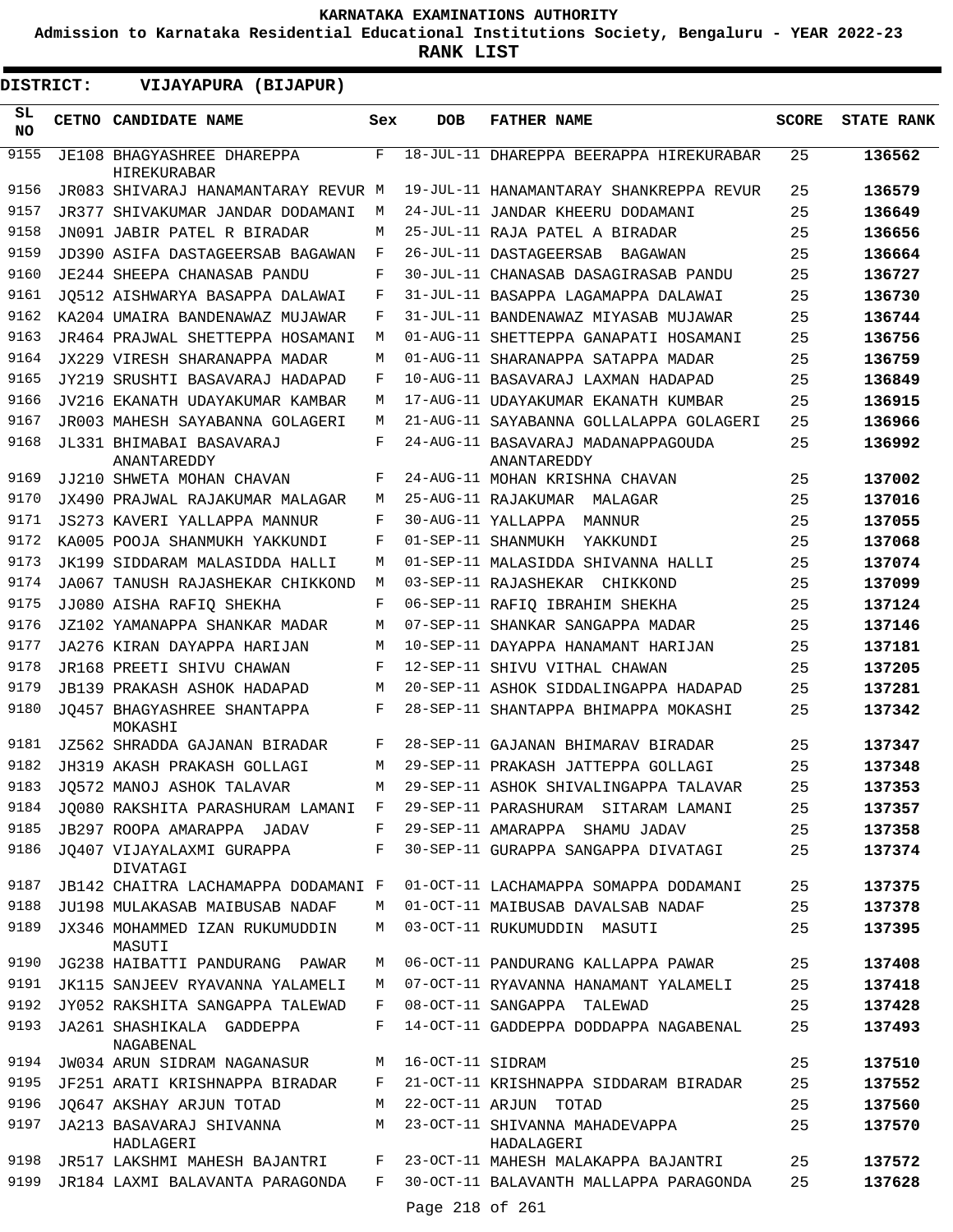KARNATAKA EXAMINATIONS AUTHORITY

Admission to Karnataka Residential Educational Institutions Society, Bengaluru - YEAR 2022-23

**RANK LIST**

**DISTRICT: VIJAYAPURA (BIJAPUR)**

| SL NO | CETNO | CANDIDATE NAME | Sex | DOB | FATHER NAME | SCORE | STATE RANK |
|---|---|---|---|---|---|---|---|
| 9155 | JE108 | BHAGYASHREE DHAREPPA HIREKURABAR | F | 18-JUL-11 | DHAREPPA BEERAPPA HIREKURABAR | 25 | **136562** |
| 9156 | JR083 | SHIVARAJ HANAMANTARAY REVUR | M | 19-JUL-11 | HANAMANTARAY SHANKREPPA REVUR | 25 | **136579** |
| 9157 | JR377 | SHIVAKUMAR JANDAR DODAMANI | M | 24-JUL-11 | JANDAR KHEERU DODAMANI | 25 | **136649** |
| 9158 | JN091 | JABIR PATEL R BIRADAR | M | 25-JUL-11 | RAJA PATEL A BIRADAR | 25 | **136656** |
| 9159 | JD390 | ASIFA DASTAGEERSAB BAGAWAN | F | 26-JUL-11 | DASTAGEERSAB BAGAWAN | 25 | **136664** |
| 9160 | JE244 | SHEEPA CHANASAB PANDU | F | 30-JUL-11 | CHANASAB DASAGIRASAB PANDU | 25 | **136727** |
| 9161 | JQ512 | AISHWARYA BASAPPA DALAWAI | F | 31-JUL-11 | BASAPPA LAGAMAPPA DALAWAI | 25 | **136730** |
| 9162 | KA204 | UMAIRA BANDENAWAZ MUJAWAR | F | 31-JUL-11 | BANDENAWAZ MIYASAB MUJAWAR | 25 | **136744** |
| 9163 | JR464 | PRAJWAL SHETTEPPA HOSAMANI | M | 01-AUG-11 | SHETTEPPA GANAPATI HOSAMANI | 25 | **136756** |
| 9164 | JX229 | VIRESH SHARANAPPA MADAR | M | 01-AUG-11 | SHARANAPPA SATAPPA MADAR | 25 | **136759** |
| 9165 | JY219 | SRUSHTI BASAVARAJ HADAPAD | F | 10-AUG-11 | BASAVARAJ LAXMAN HADAPAD | 25 | **136849** |
| 9166 | JV216 | EKANATH UDAYAKUMAR KAMBAR | M | 17-AUG-11 | UDAYAKUMAR EKANATH KUMBAR | 25 | **136915** |
| 9167 | JR003 | MAHESH SAYABANNA GOLAGERI | M | 21-AUG-11 | SAYABANNA GOLLALAPPA GOLAGERI | 25 | **136966** |
| 9168 | JL331 | BHIMABAI BASAVARAJ ANANTAREDDY | F | 24-AUG-11 | BASAVARAJ MADANAPPAGOUDA ANANTAREDDY | 25 | **136992** |
| 9169 | JJ210 | SHWETA MOHAN CHAVAN | F | 24-AUG-11 | MOHAN KRISHNA CHAVAN | 25 | **137002** |
| 9170 | JX490 | PRAJWAL RAJAKUMAR MALAGAR | M | 25-AUG-11 | RAJAKUMAR MALAGAR | 25 | **137016** |
| 9171 | JS273 | KAVERI YALLAPPA MANNUR | F | 30-AUG-11 | YALLAPPA MANNUR | 25 | **137055** |
| 9172 | KA005 | POOJA SHANMUKH YAKKUNDI | F | 01-SEP-11 | SHANMUKH YAKKUNDI | 25 | **137068** |
| 9173 | JK199 | SIDDARAM MALASIDDA HALLI | M | 01-SEP-11 | MALASIDDA SHIVANNA HALLI | 25 | **137074** |
| 9174 | JA067 | TANUSH RAJASHEKAR CHIKKOND | M | 03-SEP-11 | RAJASHEKAR CHIKKOND | 25 | **137099** |
| 9175 | JJ080 | AISHA RAFIQ SHEKHA | F | 06-SEP-11 | RAFIQ IBRAHIM SHEKHA | 25 | **137124** |
| 9176 | JZ102 | YAMANAPPA SHANKAR MADAR | M | 07-SEP-11 | SHANKAR SANGAPPA MADAR | 25 | **137146** |
| 9177 | JA276 | KIRAN DAYAPPA HARIJAN | M | 10-SEP-11 | DAYAPPA HANAMANT HARIJAN | 25 | **137181** |
| 9178 | JR168 | PREETI SHIVU CHAWAN | F | 12-SEP-11 | SHIVU VITHAL CHAWAN | 25 | **137205** |
| 9179 | JB139 | PRAKASH ASHOK HADAPAD | M | 20-SEP-11 | ASHOK SIDDALINGAPPA HADAPAD | 25 | **137281** |
| 9180 | JQ457 | BHAGYASHREE SHANTAPPA MOKASHI | F | 28-SEP-11 | SHANTAPPA BHIMAPPA MOKASHI | 25 | **137342** |
| 9181 | JZ562 | SHRADDA GAJANAN BIRADAR | F | 28-SEP-11 | GAJANAN BHIMARAV BIRADAR | 25 | **137347** |
| 9182 | JH319 | AKASH PRAKASH GOLLAGI | M | 29-SEP-11 | PRAKASH JATTEPPA GOLLAGI | 25 | **137348** |
| 9183 | JQ572 | MANOJ ASHOK TALAVAR | M | 29-SEP-11 | ASHOK SHIVALINGAPPA TALAVAR | 25 | **137353** |
| 9184 | JQ080 | RAKSHITA PARASHURAM LAMANI | F | 29-SEP-11 | PARASHURAM SITARAM LAMANI | 25 | **137357** |
| 9185 | JB297 | ROOPA AMARAPPA JADAV | F | 29-SEP-11 | AMARAPPA SHAMU JADAV | 25 | **137358** |
| 9186 | JQ407 | VIJAYALAXMI GURAPPA DIVATAGI | F | 30-SEP-11 | GURAPPA SANGAPPA DIVATAGI | 25 | **137374** |
| 9187 | JB142 | CHAITRA LACHAMAPPA DODAMANI | F | 01-OCT-11 | LACHAMAPPA SOMAPPA DODAMANI | 25 | **137375** |
| 9188 | JU198 | MULAKASAB MAIBUSAB NADAF | M | 01-OCT-11 | MAIBUSAB DAVALSAB NADAF | 25 | **137378** |
| 9189 | JX346 | MOHAMMED IZAN RUKUMUDDIN MASUTI | M | 03-OCT-11 | RUKUMUDDIN MASUTI | 25 | **137395** |
| 9190 | JG238 | HAIBATTI PANDURANG PAWAR | M | 06-OCT-11 | PANDURANG KALLAPPA PAWAR | 25 | **137408** |
| 9191 | JK115 | SANJEEV RYAVANNA YALAMELI | M | 07-OCT-11 | RYAVANNA HANAMANT YALAMELI | 25 | **137418** |
| 9192 | JY052 | RAKSHITA SANGAPPA TALEWAD | F | 08-OCT-11 | SANGAPPA TALEWAD | 25 | **137428** |
| 9193 | JA261 | SHASHIKALA GADDEPPA NAGABENAL | F | 14-OCT-11 | GADDEPPA DODDAPPA NAGABENAL | 25 | **137493** |
| 9194 | JW034 | ARUN SIDRAM NAGANASUR | M | 16-OCT-11 | SIDRAM | 25 | **137510** |
| 9195 | JF251 | ARATI KRISHNAPPA BIRADAR | F | 21-OCT-11 | KRISHNAPPA SIDDARAM BIRADAR | 25 | **137552** |
| 9196 | JQ647 | AKSHAY ARJUN TOTAD | M | 22-OCT-11 | ARJUN TOTAD | 25 | **137560** |
| 9197 | JA213 | BASAVARAJ SHIVANNA HADLAGERI | M | 23-OCT-11 | SHIVANNA MAHADEVAPPA HADALAGERI | 25 | **137570** |
| 9198 | JR517 | LAKSHMI MAHESH BAJANTRI | F | 23-OCT-11 | MAHESH MALAKAPPA BAJANTRI | 25 | **137572** |
| 9199 | JR184 | LAXMI BALAVANTA PARAGONDA | F | 30-OCT-11 | BALAVANTH MALLAPPA PARAGONDA | 25 | **137628** |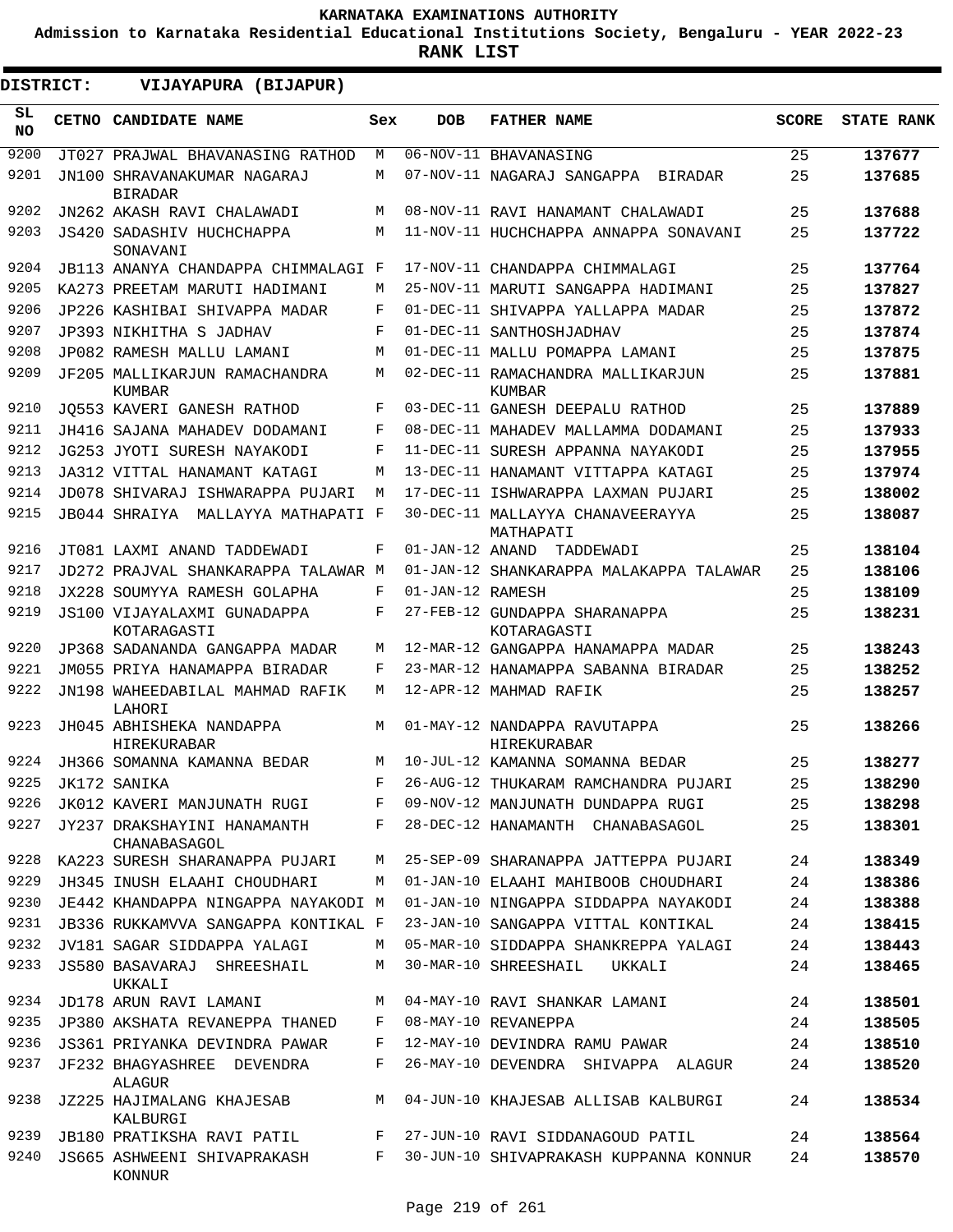**KARNATAKA EXAMINATIONS AUTHORITY**

**Admission to Karnataka Residential Educational Institutions Society, Bengaluru - YEAR 2022-23**

**RANK LIST**

**DISTRICT: VIJAYAPURA (BIJAPUR)**

| SL NO | CETNO | CANDIDATE NAME | Sex | DOB | FATHER NAME | SCORE | STATE RANK |
|---|---|---|---|---|---|---|---|
| 9200 | JT027 | PRAJWAL BHAVANASING RATHOD | M | 06-NOV-11 | BHAVANASING | 25 | 137677 |
| 9201 | JN100 | SHRAVANAKUMAR NAGARAJ BIRADAR | M | 07-NOV-11 | NAGARAJ SANGAPPA BIRADAR | 25 | 137685 |
| 9202 | JN262 | AKASH RAVI CHALAWADI | M | 08-NOV-11 | RAVI HANAMANT CHALAWADI | 25 | 137688 |
| 9203 | JS420 | SADASHIV HUCHCHAPPA SONAVANI | M | 11-NOV-11 | HUCHCHAPPA ANNAPPA SONAVANI | 25 | 137722 |
| 9204 | JB113 | ANANYA CHANDAPPA CHIMMALAGI | F | 17-NOV-11 | CHANDAPPA CHIMMALAGI | 25 | 137764 |
| 9205 | KA273 | PREETAM MARUTI HADIMANI | M | 25-NOV-11 | MARUTI SANGAPPA HADIMANI | 25 | 137827 |
| 9206 | JP226 | KASHIBAI SHIVAPPA MADAR | F | 01-DEC-11 | SHIVAPPA YALLAPPA MADAR | 25 | 137872 |
| 9207 | JP393 | NIKHITHA S JADHAV | F | 01-DEC-11 | SANTHOSHJADHAV | 25 | 137874 |
| 9208 | JP082 | RAMESH MALLU LAMANI | M | 01-DEC-11 | MALLU POMAPPA LAMANI | 25 | 137875 |
| 9209 | JF205 | MALLIKARJUN RAMACHANDRA KUMBAR | M | 02-DEC-11 | RAMACHANDRA MALLIKARJUN KUMBAR | 25 | 137881 |
| 9210 | JQ553 | KAVERI GANESH RATHOD | F | 03-DEC-11 | GANESH DEEPALU RATHOD | 25 | 137889 |
| 9211 | JH416 | SAJANA MAHADEV DODAMANI | F | 08-DEC-11 | MAHADEV MALLAMMA DODAMANI | 25 | 137933 |
| 9212 | JG253 | JYOTI SURESH NAYAKODI | F | 11-DEC-11 | SURESH APPANNA NAYAKODI | 25 | 137955 |
| 9213 | JA312 | VITTAL HANAMANT KATAGI | M | 13-DEC-11 | HANAMANT VITTAPPA KATAGI | 25 | 137974 |
| 9214 | JD078 | SHIVARAJ ISHWARAPPA PUJARI | M | 17-DEC-11 | ISHWARAPPA LAXMAN PUJARI | 25 | 138002 |
| 9215 | JB044 | SHRAIYA MALLAYYA MATHAPATI | F | 30-DEC-11 | MALLAYYA CHANAVEERAYYA MATHAPATI | 25 | 138087 |
| 9216 | JT081 | LAXMI ANAND TADDEWADI | F | 01-JAN-12 | ANAND TADDEWADI | 25 | 138104 |
| 9217 | JD272 | PRAJVAL SHANKARAPPA TALAWAR | M | 01-JAN-12 | SHANKARAPPA MALAKAPPA TALAWAR | 25 | 138106 |
| 9218 | JX228 | SOUMYYA RAMESH GOLAPHA | F | 01-JAN-12 | RAMESH | 25 | 138109 |
| 9219 | JS100 | VIJAYALAXMI GUNADAPPA KOTARAGASTI | F | 27-FEB-12 | GUNDAPPA SHARANAPPA KOTARAGASTI | 25 | 138231 |
| 9220 | JP368 | SADANANDA GANGAPPA MADAR | M | 12-MAR-12 | GANGAPPA HANAMAPPA MADAR | 25 | 138243 |
| 9221 | JM055 | PRIYA HANAMAPPA BIRADAR | F | 23-MAR-12 | HANAMAPPA SABANNA BIRADAR | 25 | 138252 |
| 9222 | JN198 | WAHEEDABILAL MAHMAD RAFIK LAHORI | M | 12-APR-12 | MAHMAD RAFIK | 25 | 138257 |
| 9223 | JH045 | ABHISHEKA NANDAPPA HIREKURABAR | M | 01-MAY-12 | NANDAPPA RAVUTAPPA HIREKURABAR | 25 | 138266 |
| 9224 | JH366 | SOMANNA KAMANNA BEDAR | M | 10-JUL-12 | KAMANNA SOMANNA BEDAR | 25 | 138277 |
| 9225 | JK172 | SANIKA | F | 26-AUG-12 | THUKARAM RAMCHANDRA PUJARI | 25 | 138290 |
| 9226 | JK012 | KAVERI MANJUNATH RUGI | F | 09-NOV-12 | MANJUNATH DUNDAPPA RUGI | 25 | 138298 |
| 9227 | JY237 | DRAKSHAYINI HANAMANTH CHANABASAGOL | F | 28-DEC-12 | HANAMANTH CHANABASAGOL | 25 | 138301 |
| 9228 | KA223 | SURESH SHARANAPPA PUJARI | M | 25-SEP-09 | SHARANAPPA JATTEPPA PUJARI | 24 | 138349 |
| 9229 | JH345 | INUSH ELAAHI CHOUDHARI | M | 01-JAN-10 | ELAAHI MAHIBOOB CHOUDHARI | 24 | 138386 |
| 9230 | JE442 | KHANDAPPA NINGAPPA NAYAKODI | M | 01-JAN-10 | NINGAPPA SIDDAPPA NAYAKODI | 24 | 138388 |
| 9231 | JB336 | RUKKAMVVA SANGAPPA KONTIKAL | F | 23-JAN-10 | SANGAPPA VITTAL KONTIKAL | 24 | 138415 |
| 9232 | JV181 | SAGAR SIDDAPPA YALAGI | M | 05-MAR-10 | SIDDAPPA SHANKREPPA YALAGI | 24 | 138443 |
| 9233 | JS580 | BASAVARAJ SHREESHAIL UKKALI | M | 30-MAR-10 | SHREESHAIL UKKALI | 24 | 138465 |
| 9234 | JD178 | ARUN RAVI LAMANI | M | 04-MAY-10 | RAVI SHANKAR LAMANI | 24 | 138501 |
| 9235 | JP380 | AKSHATA REVANEPPA THANED | F | 08-MAY-10 | REVANEPPA | 24 | 138505 |
| 9236 | JS361 | PRIYANKA DEVINDRA PAWAR | F | 12-MAY-10 | DEVINDRA RAMU PAWAR | 24 | 138510 |
| 9237 | JF232 | BHAGYASHREE DEVENDRA ALAGUR | F | 26-MAY-10 | DEVENDRA SHIVAPPA ALAGUR | 24 | 138520 |
| 9238 | JZ225 | HAJIMALANG KHAJESAB KALBURGI | M | 04-JUN-10 | KHAJESAB ALLISAB KALBURGI | 24 | 138534 |
| 9239 | JB180 | PRATIKSHA RAVI PATIL | F | 27-JUN-10 | RAVI SIDDANAGOUD PATIL | 24 | 138564 |
| 9240 | JS665 | ASHWEENI SHIVAPRAKASH KONNUR | F | 30-JUN-10 | SHIVAPRAKASH KUPPANNA KONNUR | 24 | 138570 |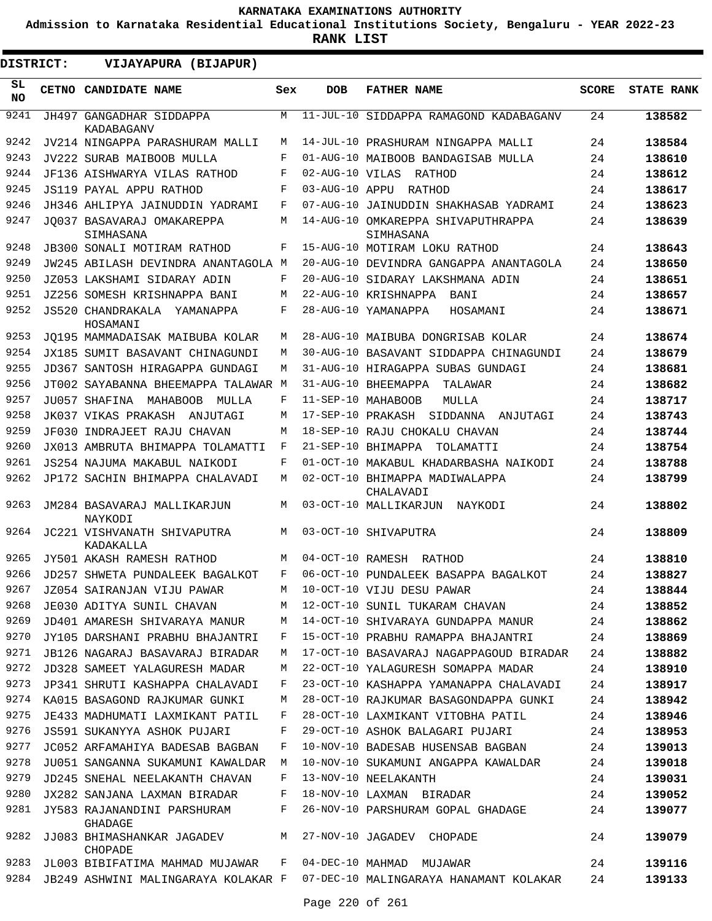KARNATAKA EXAMINATIONS AUTHORITY

Admission to Karnataka Residential Educational Institutions Society, Bengaluru - YEAR 2022-23

**RANK LIST**

**DISTRICT: VIJAYAPURA (BIJAPUR)**

| SL NO | CETNO | CANDIDATE NAME | Sex | DOB | FATHER NAME | SCORE | STATE RANK |
|---|---|---|---|---|---|---|---|
| 9241 | JH497 | GANGADHAR SIDDAPPA KADABAGANV | M | 11-JUL-10 | SIDDAPPA RAMAGOND KADABAGANV | 24 | **138582** |
| 9242 | JV214 | NINGAPPA PARASHURAM MALLI | M | 14-JUL-10 | PRASHURAM NINGAPPA MALLI | 24 | **138584** |
| 9243 | JV222 | SURAB MAIBOOB MULLA | F | 01-AUG-10 | MAIBOOB BANDAGISAB MULLA | 24 | **138610** |
| 9244 | JF136 | AISHWARYA VILAS RATHOD | F | 02-AUG-10 | VILAS RATHOD | 24 | **138612** |
| 9245 | JS119 | PAYAL APPU RATHOD | F | 03-AUG-10 | APPU RATHOD | 24 | **138617** |
| 9246 | JH346 | AHLIPYA JAINUDDIN YADRAMI | F | 07-AUG-10 | JAINUDDIN SHAKHASAB YADRAMI | 24 | **138623** |
| 9247 | JQ037 | BASAVARAJ OMAKAREPPA SIMHASANA | M | 14-AUG-10 | OMKAREPPA SHIVAPUTHRAPPA SIMHASANA | 24 | **138639** |
| 9248 | JB300 | SONALI MOTIRAM RATHOD | F | 15-AUG-10 | MOTIRAM LOKU RATHOD | 24 | **138643** |
| 9249 | JW245 | ABILASH DEVINDRA ANANTAGOLA | M | 20-AUG-10 | DEVINDRA GANGAPPA ANANTAGOLA | 24 | **138650** |
| 9250 | JZ053 | LAKSHAMI SIDARAY ADIN | F | 20-AUG-10 | SIDARAY LAKSHMANA ADIN | 24 | **138651** |
| 9251 | JZ256 | SOMESH KRISHNAPPA BANI | M | 22-AUG-10 | KRISHNAPPA BANI | 24 | **138657** |
| 9252 | JS520 | CHANDRAKALA YAMANAPPA HOSAMANI | F | 28-AUG-10 | YAMANAPPA HOSAMANI | 24 | **138671** |
| 9253 | JQ195 | MAMMADAISAK MAIBUBA KOLAR | M | 28-AUG-10 | MAIBUBA DONGRISAB KOLAR | 24 | **138674** |
| 9254 | JX185 | SUMIT BASAVANT CHINAGUNDI | M | 30-AUG-10 | BASAVANT SIDDAPPA CHINAGUNDI | 24 | **138679** |
| 9255 | JD367 | SANTOSH HIRAGAPPA GUNDAGI | M | 31-AUG-10 | HIRAGAPPA SUBAS GUNDAGI | 24 | **138681** |
| 9256 | JT002 | SAYABANNA BHEEMAPPA TALAWAR | M | 31-AUG-10 | BHEEMAPPA TALAWAR | 24 | **138682** |
| 9257 | JU057 | SHAFINA MAHABOOB MULLA | F | 11-SEP-10 | MAHABOOB MULLA | 24 | **138717** |
| 9258 | JK037 | VIKAS PRAKASH ANJUTAGI | M | 17-SEP-10 | PRAKASH SIDDANNA ANJUTAGI | 24 | **138743** |
| 9259 | JF030 | INDRAJEET RAJU CHAVAN | M | 18-SEP-10 | RAJU CHOKALU CHAVAN | 24 | **138744** |
| 9260 | JX013 | AMBRUTA BHIMAPPA TOLAMATTI | F | 21-SEP-10 | BHIMAPPA TOLAMATTI | 24 | **138754** |
| 9261 | JS254 | NAJUMA MAKABUL NAIKODI | F | 01-OCT-10 | MAKABUL KHADARBASHA NAIKODI | 24 | **138788** |
| 9262 | JP172 | SACHIN BHIMAPPA CHALAVADI | M | 02-OCT-10 | BHIMAPPA MADIWALAPPA CHALAVADI | 24 | **138799** |
| 9263 | JM284 | BASAVARAJ MALLIKARJUN NAYKODI | M | 03-OCT-10 | MALLIKARJUN NAYKODI | 24 | **138802** |
| 9264 | JC221 | VISHVANATH SHIVAPUTRA KADAKALLA | M | 03-OCT-10 | SHIVAPUTRA | 24 | **138809** |
| 9265 | JY501 | AKASH RAMESH RATHOD | M | 04-OCT-10 | RAMESH RATHOD | 24 | **138810** |
| 9266 | JD257 | SHWETA PUNDALEEK BAGALKOT | F | 06-OCT-10 | PUNDALEEK BASAPPA BAGALKOT | 24 | **138827** |
| 9267 | JZ054 | SAIRANJAN VIJU PAWAR | M | 10-OCT-10 | VIJU DESU PAWAR | 24 | **138844** |
| 9268 | JE030 | ADITYA SUNIL CHAVAN | M | 12-OCT-10 | SUNIL TUKARAM CHAVAN | 24 | **138852** |
| 9269 | JD401 | AMARESH SHIVARAYA MANUR | M | 14-OCT-10 | SHIVARAYA GUNDAPPA MANUR | 24 | **138862** |
| 9270 | JY105 | DARSHANI PRABHU BHAJANTRI | F | 15-OCT-10 | PRABHU RAMAPPA BHAJANTRI | 24 | **138869** |
| 9271 | JB126 | NAGARAJ BASAVARAJ BIRADAR | M | 17-OCT-10 | BASAVARAJ NAGAPPAGOUD BIRADAR | 24 | **138882** |
| 9272 | JD328 | SAMEET YALAGURESH MADAR | M | 22-OCT-10 | YALAGURESH SOMAPPA MADAR | 24 | **138910** |
| 9273 | JP341 | SHRUTI KASHAPPA CHALAVADI | F | 23-OCT-10 | KASHAPPA YAMANAPPA CHALAVADI | 24 | **138917** |
| 9274 | KA015 | BASAGOND RAJKUMAR GUNKI | M | 28-OCT-10 | RAJKUMAR BASAGONDAPPA GUNKI | 24 | **138942** |
| 9275 | JE433 | MADHUMATI LAXMIKANT PATIL | F | 28-OCT-10 | LAXMIKANT VITOBHA PATIL | 24 | **138946** |
| 9276 | JS591 | SUKANYYA ASHOK PUJARI | F | 29-OCT-10 | ASHOK BALAGARI PUJARI | 24 | **138953** |
| 9277 | JC052 | ARFAMAHIYA BADESAB BAGBAN | F | 10-NOV-10 | BADESAB HUSENSAB BAGBAN | 24 | **139013** |
| 9278 | JU051 | SANGANNA SUKAMUNI KAWALDAR | M | 10-NOV-10 | SUKAMUNI ANGAPPA KAWALDAR | 24 | **139018** |
| 9279 | JD245 | SNEHAL NEELAKANTH CHAVAN | F | 13-NOV-10 | NEELAKANTH | 24 | **139031** |
| 9280 | JX282 | SANJANA LAXMAN BIRADAR | F | 18-NOV-10 | LAXMAN BIRADAR | 24 | **139052** |
| 9281 | JY583 | RAJANANDINI PARSHURAM GHADAGE | F | 26-NOV-10 | PARSHURAM GOPAL GHADAGE | 24 | **139077** |
| 9282 | JJ083 | BHIMASHANKAR JAGADEV CHOPADE | M | 27-NOV-10 | JAGADEV CHOPADE | 24 | **139079** |
| 9283 | JL003 | BIBIFATIMA MAHMAD MUJAWAR | F | 04-DEC-10 | MAHMAD MUJAWAR | 24 | **139116** |
| 9284 | JB249 | ASHWINI MALINGARAYA KOLAKAR | F | 07-DEC-10 | MALINGARAYA HANAMANT KOLAKAR | 24 | **139133** |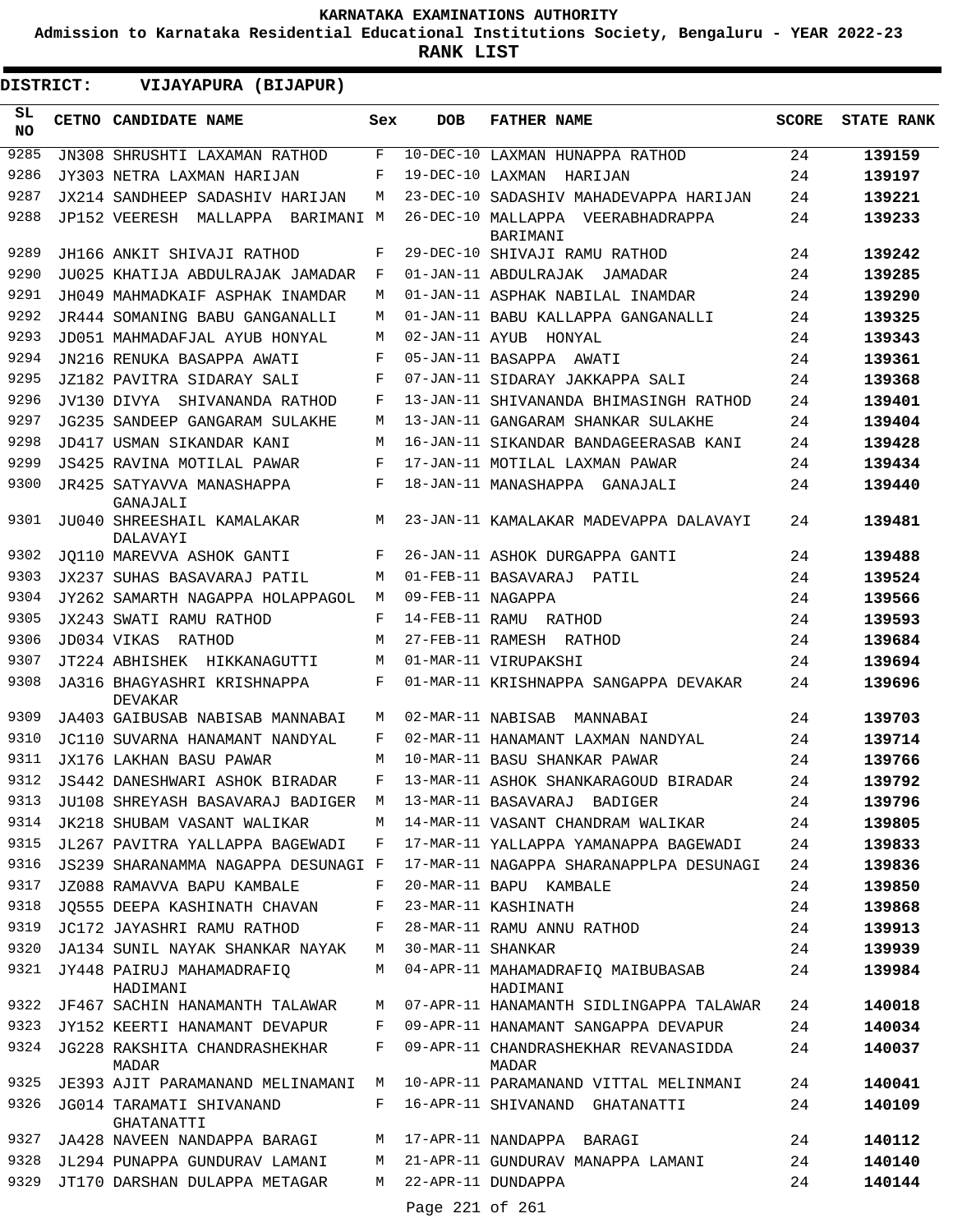KARNATAKA EXAMINATIONS AUTHORITY

Admission to Karnataka Residential Educational Institutions Society, Bengaluru - YEAR 2022-23

**RANK LIST**

**DISTRICT: VIJAYAPURA (BIJAPUR)**

| SL NO | CETNO | CANDIDATE NAME | Sex | DOB | FATHER NAME | SCORE | STATE RANK |
|---|---|---|---|---|---|---|---|
| 9285 | JN308 | SHRUSHTI LAXAMAN RATHOD | F | 10-DEC-10 | LAXMAN HUNAPPA RATHOD | 24 | **139159** |
| 9286 | JY303 | NETRA LAXMAN HARIJAN | F | 19-DEC-10 | LAXMAN HARIJAN | 24 | **139197** |
| 9287 | JX214 | SANDHEEP SADASHIV HARIJAN | M | 23-DEC-10 | SADASHIV MAHADEVAPPA HARIJAN | 24 | **139221** |
| 9288 | JP152 | VEERESH MALLAPPA BARIMANI | M | 26-DEC-10 | MALLAPPA VEERABHADRAPPA BARIMANI | 24 | **139233** |
| 9289 | JH166 | ANKIT SHIVAJI RATHOD | F | 29-DEC-10 | SHIVAJI RAMU RATHOD | 24 | **139242** |
| 9290 | JU025 | KHATIJA ABDULRAJAK JAMADAR | F | 01-JAN-11 | ABDULRAJAK JAMADAR | 24 | **139285** |
| 9291 | JH049 | MAHMADKAIF ASPHAK INAMDAR | M | 01-JAN-11 | ASPHAK NABILAL INAMDAR | 24 | **139290** |
| 9292 | JR444 | SOMANING BABU GANGANALLI | M | 01-JAN-11 | BABU KALLAPPA GANGANALLI | 24 | **139325** |
| 9293 | JD051 | MAHMADAFJAL AYUB HONYAL | M | 02-JAN-11 | AYUB HONYAL | 24 | **139343** |
| 9294 | JN216 | RENUKA BASAPPA AWATI | F | 05-JAN-11 | BASAPPA AWATI | 24 | **139361** |
| 9295 | JZ182 | PAVITRA SIDARAY SALI | F | 07-JAN-11 | SIDARAY JAKKAPPA SALI | 24 | **139368** |
| 9296 | JV130 | DIVYA SHIVANANDA RATHOD | F | 13-JAN-11 | SHIVANANDA BHIMASINGH RATHOD | 24 | **139401** |
| 9297 | JG235 | SANDEEP GANGARAM SULAKHE | M | 13-JAN-11 | GANGARAM SHANKAR SULAKHE | 24 | **139404** |
| 9298 | JD417 | USMAN SIKANDAR KANI | M | 16-JAN-11 | SIKANDAR BANDAGEERASAB KANI | 24 | **139428** |
| 9299 | JS425 | RAVINA MOTILAL PAWAR | F | 17-JAN-11 | MOTILAL LAXMAN PAWAR | 24 | **139434** |
| 9300 | JR425 | SATYAVVA MANASHAPPA GANAJALI | F | 18-JAN-11 | MANASHAPPA GANAJALI | 24 | **139440** |
| 9301 | JU040 | SHREESHAIL KAMALAKAR DALAVAYI | M | 23-JAN-11 | KAMALAKAR MADEVAPPA DALAVAYI | 24 | **139481** |
| 9302 | JQ110 | MAREVVA ASHOK GANTI | F | 26-JAN-11 | ASHOK DURGAPPA GANTI | 24 | **139488** |
| 9303 | JX237 | SUHAS BASAVARAJ PATIL | M | 01-FEB-11 | BASAVARAJ PATIL | 24 | **139524** |
| 9304 | JY262 | SAMARTH NAGAPPA HOLAPPAGOL | M | 09-FEB-11 | NAGAPPA | 24 | **139566** |
| 9305 | JX243 | SWATI RAMU RATHOD | F | 14-FEB-11 | RAMU RATHOD | 24 | **139593** |
| 9306 | JD034 | VIKAS RATHOD | M | 27-FEB-11 | RAMESH RATHOD | 24 | **139684** |
| 9307 | JT224 | ABHISHEK HIKKANAGUTTI | M | 01-MAR-11 | VIRUPAKSHI | 24 | **139694** |
| 9308 | JA316 | BHAGYASHRI KRISHNAPPA DEVAKAR | F | 01-MAR-11 | KRISHNAPPA SANGAPPA DEVAKAR | 24 | **139696** |
| 9309 | JA403 | GAIBUSAB NABISAB MANNABAI | M | 02-MAR-11 | NABISAB MANNABAI | 24 | **139703** |
| 9310 | JC110 | SUVARNA HANAMANT NANDYAL | F | 02-MAR-11 | HANAMANT LAXMAN NANDYAL | 24 | **139714** |
| 9311 | JX176 | LAKHAN BASU PAWAR | M | 10-MAR-11 | BASU SHANKAR PAWAR | 24 | **139766** |
| 9312 | JS442 | DANESHWARI ASHOK BIRADAR | F | 13-MAR-11 | ASHOK SHANKARAGOUD BIRADAR | 24 | **139792** |
| 9313 | JU108 | SHREYASH BASAVARAJ BADIGER | M | 13-MAR-11 | BASAVARAJ BADIGER | 24 | **139796** |
| 9314 | JK218 | SHUBAM VASANT WALIKAR | M | 14-MAR-11 | VASANT CHANDRAM WALIKAR | 24 | **139805** |
| 9315 | JL267 | PAVITRA YALLAPPA BAGEWADI | F | 17-MAR-11 | YALLAPPA YAMANAPPA BAGEWADI | 24 | **139833** |
| 9316 | JS239 | SHARANAMMA NAGAPPA DESUNAGI | F | 17-MAR-11 | NAGAPPA SHARANAPPLPA DESUNAGI | 24 | **139836** |
| 9317 | JZ088 | RAMAVVA BAPU KAMBALE | F | 20-MAR-11 | BAPU KAMBALE | 24 | **139850** |
| 9318 | JQ555 | DEEPA KASHINATH CHAVAN | F | 23-MAR-11 | KASHINATH | 24 | **139868** |
| 9319 | JC172 | JAYASHRI RAMU RATHOD | F | 28-MAR-11 | RAMU ANNU RATHOD | 24 | **139913** |
| 9320 | JA134 | SUNIL NAYAK SHANKAR NAYAK | M | 30-MAR-11 | SHANKAR | 24 | **139939** |
| 9321 | JY448 | PAIRUJ MAHAMADRAFIQ HADIMANI | M | 04-APR-11 | MAHAMADRAFIQ MAIBUBASAB HADIMANI | 24 | **139984** |
| 9322 | JF467 | SACHIN HANAMANTH TALAWAR | M | 07-APR-11 | HANAMANTH SIDLINGAPPA TALAWAR | 24 | **140018** |
| 9323 | JY152 | KEERTI HANAMANT DEVAPUR | F | 09-APR-11 | HANAMANT SANGAPPA DEVAPUR | 24 | **140034** |
| 9324 | JG228 | RAKSHITA CHANDRASHEKHAR MADAR | F | 09-APR-11 | CHANDRASHEKHAR REVANASIDDA MADAR | 24 | **140037** |
| 9325 | JE393 | AJIT PARAMANAND MELINAMANI | M | 10-APR-11 | PARAMANAND VITTAL MELINMANI | 24 | **140041** |
| 9326 | JG014 | TARAMATI SHIVANAND GHATANATTI | F | 16-APR-11 | SHIVANAND GHATANATTI | 24 | **140109** |
| 9327 | JA428 | NAVEEN NANDAPPA BARAGI | M | 17-APR-11 | NANDAPPA BARAGI | 24 | **140112** |
| 9328 | JL294 | PUNAPPA GUNDURAV LAMANI | M | 21-APR-11 | GUNDURAV MANAPPA LAMANI | 24 | **140140** |
| 9329 | JT170 | DARSHAN DULAPPA METAGAR | M | 22-APR-11 | DUNDAPPA | 24 | **140144** |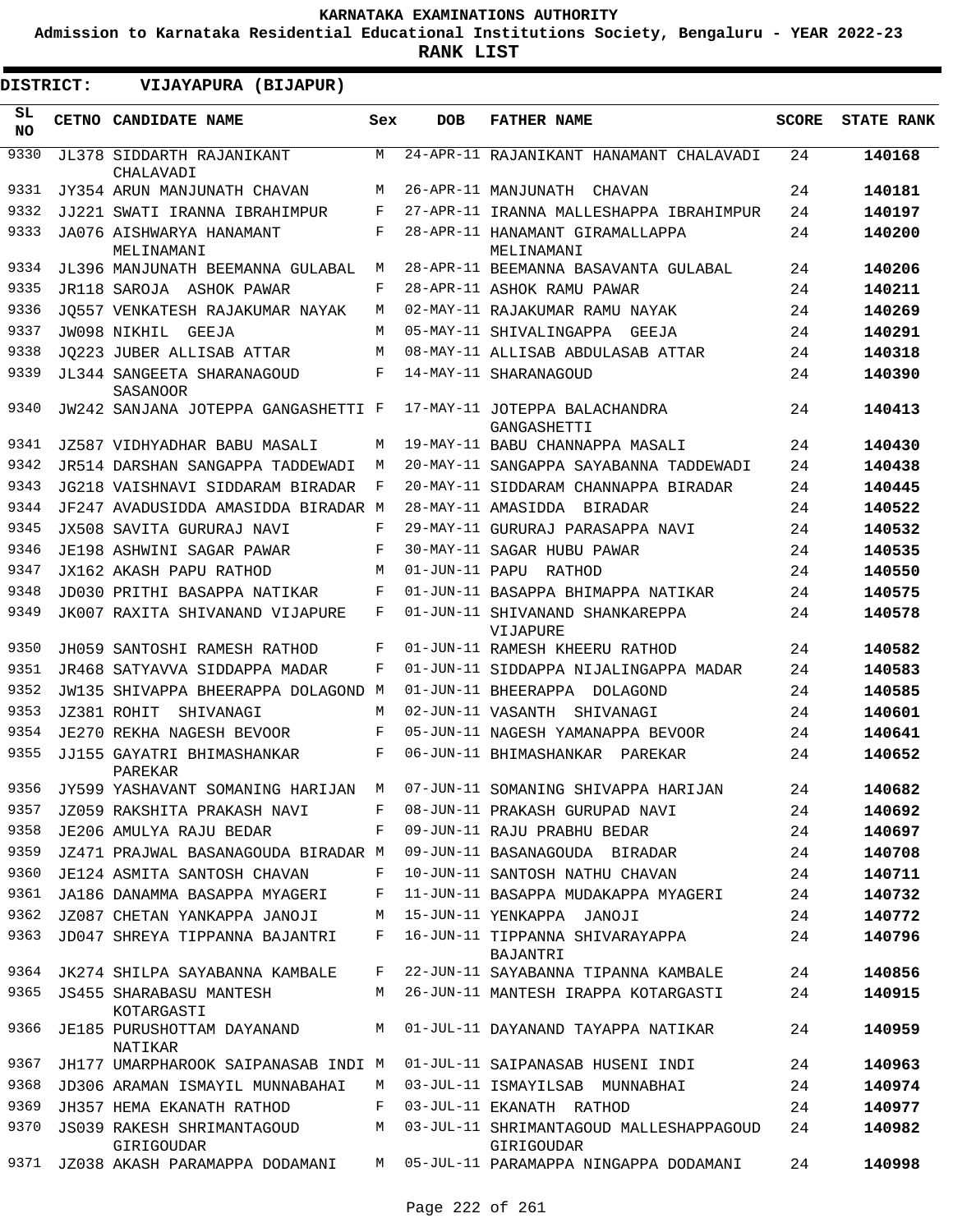**KARNATAKA EXAMINATIONS AUTHORITY**

**Admission to Karnataka Residential Educational Institutions Society, Bengaluru - YEAR 2022-23**

**RANK LIST**

**DISTRICT: VIJAYAPURA (BIJAPUR)**

| SL NO | CETNO | CANDIDATE NAME | Sex | DOB | FATHER NAME | SCORE | STATE RANK |
|---|---|---|---|---|---|---|---|
| 9330 | JL378 | SIDDARTH RAJANIKANT CHALAVADI | M | 24-APR-11 | RAJANIKANT HANAMANT CHALAVADI | 24 | 140168 |
| 9331 | JY354 | ARUN MANJUNATH CHAVAN | M | 26-APR-11 | MANJUNATH CHAVAN | 24 | 140181 |
| 9332 | JJ221 | SWATI IRANNA IBRAHIMPUR | F | 27-APR-11 | IRANNA MALLESHAPPA IBRAHIMPUR | 24 | 140197 |
| 9333 | JA076 | AISHWARYA HANAMANT MELINAMANI | F | 28-APR-11 | HANAMANT GIRAMALLAPPA MELINAMANI | 24 | 140200 |
| 9334 | JL396 | MANJUNATH BEEMANNA GULABAL | M | 28-APR-11 | BEEMANNA BASAVANTA GULABAL | 24 | 140206 |
| 9335 | JR118 | SAROJA ASHOK PAWAR | F | 28-APR-11 | ASHOK RAMU PAWAR | 24 | 140211 |
| 9336 | JQ557 | VENKATESH RAJAKUMAR NAYAK | M | 02-MAY-11 | RAJAKUMAR RAMU NAYAK | 24 | 140269 |
| 9337 | JW098 | NIKHIL GEEJA | M | 05-MAY-11 | SHIVALINGAPPA GEEJA | 24 | 140291 |
| 9338 | JQ223 | JUBER ALLISAB ATTAR | M | 08-MAY-11 | ALLISAB ABDULASAB ATTAR | 24 | 140318 |
| 9339 | JL344 | SANGEETA SHARANAGOUD SASANOOR | F | 14-MAY-11 | SHARANAGOUD | 24 | 140390 |
| 9340 | JW242 | SANJANA JOTEPPA GANGASHETTI | F | 17-MAY-11 | JOTEPPA BALACHANDRA GANGASHETTI | 24 | 140413 |
| 9341 | JZ587 | VIDHYADHAR BABU MASALI | M | 19-MAY-11 | BABU CHANNAPPA MASALI | 24 | 140430 |
| 9342 | JR514 | DARSHAN SANGAPPA TADDEWADI | M | 20-MAY-11 | SANGAPPA SAYABANNA TADDEWADI | 24 | 140438 |
| 9343 | JG218 | VAISHNAVI SIDDARAM BIRADAR | F | 20-MAY-11 | SIDDARAM CHANNAPPA BIRADAR | 24 | 140445 |
| 9344 | JF247 | AVADUSIDDA AMASIDDA BIRADAR | M | 28-MAY-11 | AMASIDDA BIRADAR | 24 | 140522 |
| 9345 | JX508 | SAVITA GURURAJ NAVI | F | 29-MAY-11 | GURURAJ PARASAPPA NAVI | 24 | 140532 |
| 9346 | JE198 | ASHWINI SAGAR PAWAR | F | 30-MAY-11 | SAGAR HUBU PAWAR | 24 | 140535 |
| 9347 | JX162 | AKASH PAPU RATHOD | M | 01-JUN-11 | PAPU RATHOD | 24 | 140550 |
| 9348 | JD030 | PRITHI BASAPPA NATIKAR | F | 01-JUN-11 | BASAPPA BHIMAPPA NATIKAR | 24 | 140575 |
| 9349 | JK007 | RAXITA SHIVANAND VIJAPURE | F | 01-JUN-11 | SHIVANAND SHANKAREPPA VIJAPURE | 24 | 140578 |
| 9350 | JH059 | SANTOSHI RAMESH RATHOD | F | 01-JUN-11 | RAMESH KHEERU RATHOD | 24 | 140582 |
| 9351 | JR468 | SATYAVVA SIDDAPPA MADAR | F | 01-JUN-11 | SIDDAPPA NIJALINGAPPA MADAR | 24 | 140583 |
| 9352 | JW135 | SHIVAPPA BHEERAPPA DOLAGOND | M | 01-JUN-11 | BHEERAPPA DOLAGOND | 24 | 140585 |
| 9353 | JZ381 | ROHIT SHIVANAGI | M | 02-JUN-11 | VASANTH SHIVANAGI | 24 | 140601 |
| 9354 | JE270 | REKHA NAGESH BEVOOR | F | 05-JUN-11 | NAGESH YAMANAPPA BEVOOR | 24 | 140641 |
| 9355 | JJ155 | GAYATRI BHIMASHANKAR PAREKAR | F | 06-JUN-11 | BHIMASHANKAR PAREKAR | 24 | 140652 |
| 9356 | JY599 | YASHAVANT SOMANING HARIJAN | M | 07-JUN-11 | SOMANING SHIVAPPA HARIJAN | 24 | 140682 |
| 9357 | JZ059 | RAKSHITA PRAKASH NAVI | F | 08-JUN-11 | PRAKASH GURUPAD NAVI | 24 | 140692 |
| 9358 | JE206 | AMULYA RAJU BEDAR | F | 09-JUN-11 | RAJU PRABHU BEDAR | 24 | 140697 |
| 9359 | JZ471 | PRAJWAL BASANAGOUDA BIRADAR | M | 09-JUN-11 | BASANAGOUDA BIRADAR | 24 | 140708 |
| 9360 | JE124 | ASMITA SANTOSH CHAVAN | F | 10-JUN-11 | SANTOSH NATHU CHAVAN | 24 | 140711 |
| 9361 | JA186 | DANAMMA BASAPPA MYAGERI | F | 11-JUN-11 | BASAPPA MUDAKAPPA MYAGERI | 24 | 140732 |
| 9362 | JZ087 | CHETAN YANKAPPA JANOJI | M | 15-JUN-11 | YENKAPPA JANOJI | 24 | 140772 |
| 9363 | JD047 | SHREYA TIPPANNA BAJANTRI | F | 16-JUN-11 | TIPPANNA SHIVARAYAPPA BAJANTRI | 24 | 140796 |
| 9364 | JK274 | SHILPA SAYABANNA KAMBALE | F | 22-JUN-11 | SAYABANNA TIPANNA KAMBALE | 24 | 140856 |
| 9365 | JS455 | SHARABASU MANTESH KOTARGASTI | M | 26-JUN-11 | MANTESH IRAPPA KOTARGASTI | 24 | 140915 |
| 9366 | JE185 | PURUSHOTTAM DAYANAND NATIKAR | M | 01-JUL-11 | DAYANAND TAYAPPA NATIKAR | 24 | 140959 |
| 9367 | JH177 | UMARPHAROOK SAIPANASAB INDI | M | 01-JUL-11 | SAIPANASAB HUSENI INDI | 24 | 140963 |
| 9368 | JD306 | ARAMAN ISMAYIL MUNNABAHAI | M | 03-JUL-11 | ISMAYILSAB MUNNABHAI | 24 | 140974 |
| 9369 | JH357 | HEMA EKANATH RATHOD | F | 03-JUL-11 | EKANATH RATHOD | 24 | 140977 |
| 9370 | JS039 | RAKESH SHRIMANTAGOUD GIRIGOUDAR | M | 03-JUL-11 | SHRIMANTAGOUD MALLESHAPPAGOUD GIRIGOUDAR | 24 | 140982 |
| 9371 | JZ038 | AKASH PARAMAPPA DODAMANI | M | 05-JUL-11 | PARAMAPPA NINGAPPA DODAMANI | 24 | 140998 |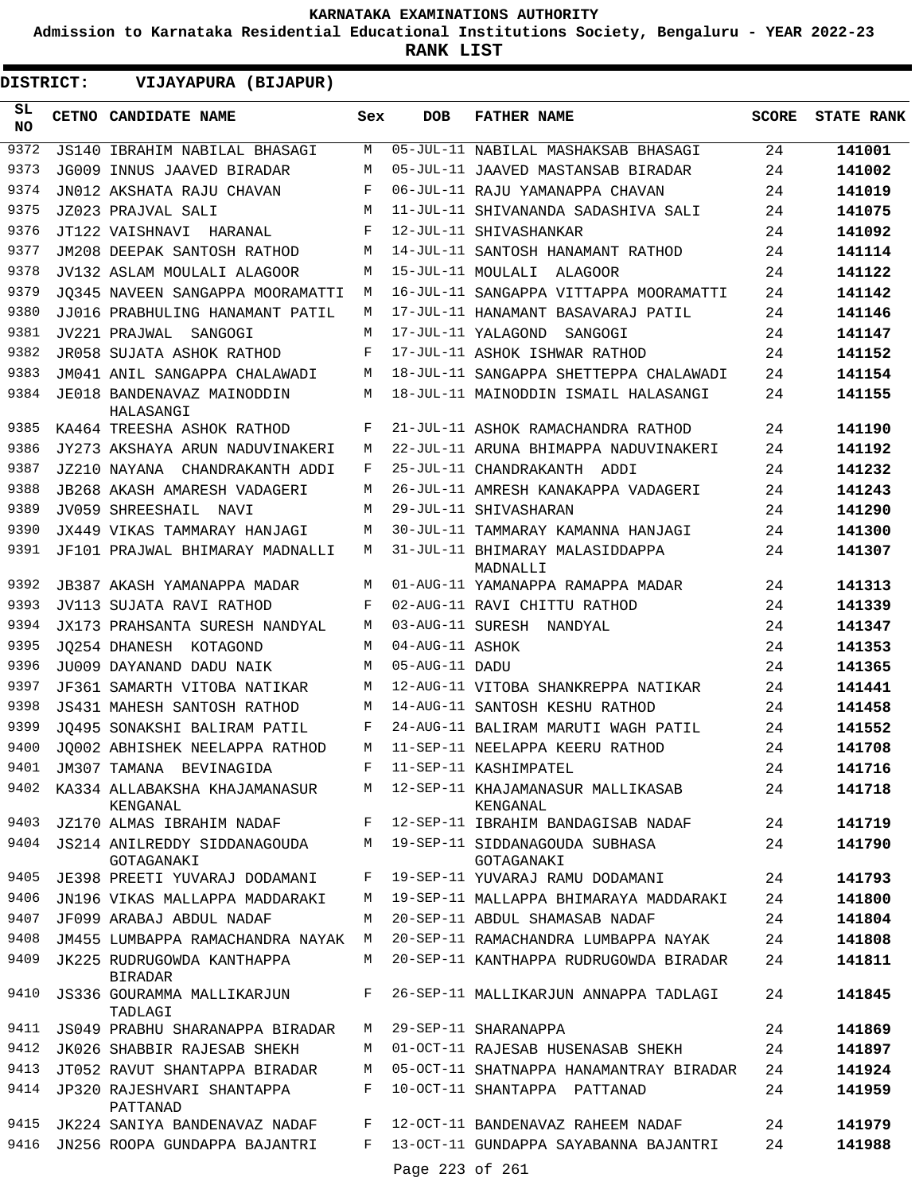# KARNATAKA EXAMINATIONS AUTHORITY

**Admission to Karnataka Residential Educational Institutions Society, Bengaluru - YEAR 2022-23**

**RANK LIST**

**DISTRICT: VIJAYAPURA (BIJAPUR)**

| SL NO | CETNO | CANDIDATE NAME | Sex | DOB | FATHER NAME | SCORE | STATE RANK |
|---|---|---|---|---|---|---|---|
| 9372 | JS140 | IBRAHIM NABILAL BHASAGI | M | 05-JUL-11 | NABILAL MASHAKSAB BHASAGI | 24 | **141001** |
| 9373 | JG009 | INNUS JAAVED BIRADAR | M | 05-JUL-11 | JAAVED MASTANSAB BIRADAR | 24 | **141002** |
| 9374 | JN012 | AKSHATA RAJU CHAVAN | F | 06-JUL-11 | RAJU YAMANAPPA CHAVAN | 24 | **141019** |
| 9375 | JZ023 | PRAJVAL SALI | M | 11-JUL-11 | SHIVANANDA SADASHIVA SALI | 24 | **141075** |
| 9376 | JT122 | VAISHNAVI HARANAL | F | 12-JUL-11 | SHIVASHANKAR | 24 | **141092** |
| 9377 | JM208 | DEEPAK SANTOSH RATHOD | M | 14-JUL-11 | SANTOSH HANAMANT RATHOD | 24 | **141114** |
| 9378 | JV132 | ASLAM MOULALI ALAGOOR | M | 15-JUL-11 | MOULALI ALAGOOR | 24 | **141122** |
| 9379 | JQ345 | NAVEEN SANGAPPA MOORAMATTI | M | 16-JUL-11 | SANGAPPA VITTAPPA MOORAMATTI | 24 | **141142** |
| 9380 | JJ016 | PRABHULING HANAMANT PATIL | M | 17-JUL-11 | HANAMANT BASAVARAJ PATIL | 24 | **141146** |
| 9381 | JV221 | PRAJWAL SANGOGI | M | 17-JUL-11 | YALAGOND SANGOGI | 24 | **141147** |
| 9382 | JR058 | SUJATA ASHOK RATHOD | F | 17-JUL-11 | ASHOK ISHWAR RATHOD | 24 | **141152** |
| 9383 | JM041 | ANIL SANGAPPA CHALAWADI | M | 18-JUL-11 | SANGAPPA SHETTEPPA CHALAWADI | 24 | **141154** |
| 9384 | JE018 | BANDENAVAZ MAINODDIN HALASANGI | M | 18-JUL-11 | MAINODDIN ISMAIL HALASANGI | 24 | **141155** |
| 9385 | KA464 | TREESHA ASHOK RATHOD | F | 21-JUL-11 | ASHOK RAMACHANDRA RATHOD | 24 | **141190** |
| 9386 | JY273 | AKSHAYA ARUN NADUVINAKERI | M | 22-JUL-11 | ARUNA BHIMAPPA NADUVINAKERI | 24 | **141192** |
| 9387 | JZ210 | NAYANA CHANDRAKANTH ADDI | F | 25-JUL-11 | CHANDRAKANTH ADDI | 24 | **141232** |
| 9388 | JB268 | AKASH AMARESH VADAGERI | M | 26-JUL-11 | AMRESH KANAKAPPA VADAGERI | 24 | **141243** |
| 9389 | JV059 | SHREESHAIL NAVI | M | 29-JUL-11 | SHIVASHARAN | 24 | **141290** |
| 9390 | JX449 | VIKAS TAMMARAY HANJAGI | M | 30-JUL-11 | TAMMARAY KAMANNA HANJAGI | 24 | **141300** |
| 9391 | JF101 | PRAJWAL BHIMARAY MADNALLI | M | 31-JUL-11 | BHIMARAY MALASIDDAPPA MADNALLI | 24 | **141307** |
| 9392 | JB387 | AKASH YAMANAPPA MADAR | M | 01-AUG-11 | YAMANAPPA RAMAPPA MADAR | 24 | **141313** |
| 9393 | JV113 | SUJATA RAVI RATHOD | F | 02-AUG-11 | RAVI CHITTU RATHOD | 24 | **141339** |
| 9394 | JX173 | PRAHSANTA SURESH NANDYAL | M | 03-AUG-11 | SURESH NANDYAL | 24 | **141347** |
| 9395 | JQ254 | DHANESH KOTAGOND | M | 04-AUG-11 | ASHOK | 24 | **141353** |
| 9396 | JU009 | DAYANAND DADU NAIK | M | 05-AUG-11 | DADU | 24 | **141365** |
| 9397 | JF361 | SAMARTH VITOBA NATIKAR | M | 12-AUG-11 | VITOBA SHANKREPPA NATIKAR | 24 | **141441** |
| 9398 | JS431 | MAHESH SANTOSH RATHOD | M | 14-AUG-11 | SANTOSH KESHU RATHOD | 24 | **141458** |
| 9399 | JQ495 | SONAKSHI BALIRAM PATIL | F | 24-AUG-11 | BALIRAM MARUTI WAGH PATIL | 24 | **141552** |
| 9400 | JQ002 | ABHISHEK NEELAPPA RATHOD | M | 11-SEP-11 | NEELAPPA KEERU RATHOD | 24 | **141708** |
| 9401 | JM307 | TAMANA BEVINAGIDA | F | 11-SEP-11 | KASHIMPATEL | 24 | **141716** |
| 9402 | KA334 | ALLABAKSHA KHAJAMANASUR KENGANAL | M | 12-SEP-11 | KHAJAMANASUR MALLIKASAB KENGANAL | 24 | **141718** |
| 9403 | JZ170 | ALMAS IBRAHIM NADAF | F | 12-SEP-11 | IBRAHIM BANDAGISAB NADAF | 24 | **141719** |
| 9404 | JS214 | ANILREDDY SIDDANAGOUDA GOTAGANAKI | M | 19-SEP-11 | SIDDANAGOUDA SUBHASA GOTAGANAKI | 24 | **141790** |
| 9405 | JE398 | PREETI YUVARAJ DODAMANI | F | 19-SEP-11 | YUVARAJ RAMU DODAMANI | 24 | **141793** |
| 9406 | JN196 | VIKAS MALLAPPA MADDARAKI | M | 19-SEP-11 | MALLAPPA BHIMARAYA MADDARAKI | 24 | **141800** |
| 9407 | JF099 | ARABAJ ABDUL NADAF | M | 20-SEP-11 | ABDUL SHAMASAB NADAF | 24 | **141804** |
| 9408 | JM455 | LUMBAPPA RAMACHANDRA NAYAK | M | 20-SEP-11 | RAMACHANDRA LUMBAPPA NAYAK | 24 | **141808** |
| 9409 | JK225 | RUDRUGOWDA KANTHAPPA BIRADAR | M | 20-SEP-11 | KANTHAPPA RUDRUGOWDA BIRADAR | 24 | **141811** |
| 9410 | JS336 | GOURAMMA MALLIKARJUN TADLAGI | F | 26-SEP-11 | MALLIKARJUN ANNAPPA TADLAGI | 24 | **141845** |
| 9411 | JS049 | PRABHU SHARANAPPA BIRADAR | M | 29-SEP-11 | SHARANAPPA | 24 | **141869** |
| 9412 | JK026 | SHABBIR RAJESAB SHEKH | M | 01-OCT-11 | RAJESAB HUSENASAB SHEKH | 24 | **141897** |
| 9413 | JT052 | RAVUT SHANTAPPA BIRADAR | M | 05-OCT-11 | SHATNAPPA HANAMANTRAY BIRADAR | 24 | **141924** |
| 9414 | JP320 | RAJESHVARI SHANTAPPA PATTANAD | F | 10-OCT-11 | SHANTAPPA PATTANAD | 24 | **141959** |
| 9415 | JK224 | SANIYA BANDENAVAZ NADAF | F | 12-OCT-11 | BANDENAVAZ RAHEEM NADAF | 24 | **141979** |
| 9416 | JN256 | ROOPA GUNDAPPA BAJANTRI | F | 13-OCT-11 | GUNDAPPA SAYABANNA BAJANTRI | 24 | **141988** |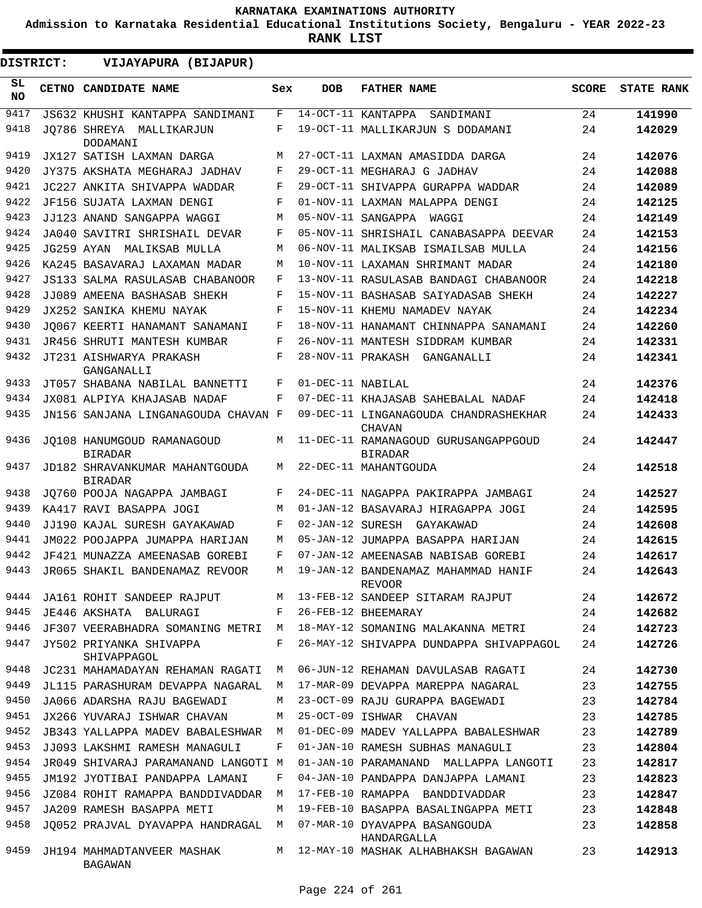KARNATAKA EXAMINATIONS AUTHORITY

Admission to Karnataka Residential Educational Institutions Society, Bengaluru - YEAR 2022-23

**RANK LIST**

**DISTRICT: VIJAYAPURA (BIJAPUR)**

| SL NO | CETNO | CANDIDATE NAME | Sex | DOB | FATHER NAME | SCORE | STATE RANK |
|---|---|---|---|---|---|---|---|
| 9417 | JS632 | KHUSHI KANTAPPA SANDIMANI | F | 14-OCT-11 | KANTAPPA SANDIMANI | 24 | **141990** |
| 9418 | JQ786 | SHREYA MALLIKARJUN DODAMANI | F | 19-OCT-11 | MALLIKARJUN S DODAMANI | 24 | **142029** |
| 9419 | JX127 | SATISH LAXMAN DARGA | M | 27-OCT-11 | LAXMAN AMASIDDA DARGA | 24 | **142076** |
| 9420 | JY375 | AKSHATA MEGHARAJ JADHAV | F | 29-OCT-11 | MEGHARAJ G JADHAV | 24 | **142088** |
| 9421 | JC227 | ANKITA SHIVAPPA WADDAR | F | 29-OCT-11 | SHIVAPPA GURAPPA WADDAR | 24 | **142089** |
| 9422 | JF156 | SUJATA LAXMAN DENGI | F | 01-NOV-11 | LAXMAN MALAPPA DENGI | 24 | **142125** |
| 9423 | JJ123 | ANAND SANGAPPA WAGGI | M | 05-NOV-11 | SANGAPPA WAGGI | 24 | **142149** |
| 9424 | JA040 | SAVITRI SHRISHAIL DEVAR | F | 05-NOV-11 | SHRISHAIL CANABASAPPA DEEVAR | 24 | **142153** |
| 9425 | JG259 | AYAN MALIKSAB MULLA | M | 06-NOV-11 | MALIKSAB ISMAILSAB MULLA | 24 | **142156** |
| 9426 | KA245 | BASAVARAJ LAXAMAN MADAR | M | 10-NOV-11 | LAXAMAN SHRIMANT MADAR | 24 | **142180** |
| 9427 | JS133 | SALMA RASULASAB CHABANOOR | F | 13-NOV-11 | RASULASAB BANDAGI CHABANOOR | 24 | **142218** |
| 9428 | JJ089 | AMEENA BASHASAB SHEKH | F | 15-NOV-11 | BASHASAB SAIYADASAB SHEKH | 24 | **142227** |
| 9429 | JX252 | SANIKA KHEMU NAYAK | F | 15-NOV-11 | KHEMU NAMADEV NAYAK | 24 | **142234** |
| 9430 | JQ067 | KEERTI HANAMANT SANAMANI | F | 18-NOV-11 | HANAMANT CHINNAPPA SANAMANI | 24 | **142260** |
| 9431 | JR456 | SHRUTI MANTESH KUMBAR | F | 26-NOV-11 | MANTESH SIDDRAM KUMBAR | 24 | **142331** |
| 9432 | JT231 | AISHWARYA PRAKASH GANGANALLI | F | 28-NOV-11 | PRAKASH GANGANALLI | 24 | **142341** |
| 9433 | JT057 | SHABANA NABILAL BANNETTI | F | 01-DEC-11 | NABILAL | 24 | **142376** |
| 9434 | JX081 | ALPIYA KHAJASAB NADAF | F | 07-DEC-11 | KHAJASAB SAHEBALAL NADAF | 24 | **142418** |
| 9435 | JN156 | SANJANA LINGANAGOUDA CHAVAN | F | 09-DEC-11 | LINGANAGOUDA CHANDRASHEKHAR CHAVAN | 24 | **142433** |
| 9436 | JQ108 | HANUMGOUD RAMANAGOUD BIRADAR | M | 11-DEC-11 | RAMANAGOUD GURUSANGAPPGOUD BIRADAR | 24 | **142447** |
| 9437 | JD182 | SHRAVANKUMAR MAHANTGOUDA BIRADAR | M | 22-DEC-11 | MAHANTGOUDA | 24 | **142518** |
| 9438 | JQ760 | POOJA NAGAPPA JAMBAGI | F | 24-DEC-11 | NAGAPPA PAKIRAPPA JAMBAGI | 24 | **142527** |
| 9439 | KA417 | RAVI BASAPPA JOGI | M | 01-JAN-12 | BASAVARAJ HIRAGAPPA JOGI | 24 | **142595** |
| 9440 | JJ190 | KAJAL SURESH GAYAKAWAD | F | 02-JAN-12 | SURESH GAYAKAWAD | 24 | **142608** |
| 9441 | JM022 | POOJAPPA JUMAPPA HARIJAN | M | 05-JAN-12 | JUMAPPA BASAPPA HARIJAN | 24 | **142615** |
| 9442 | JF421 | MUNAZZA AMEENASAB GOREBI | F | 07-JAN-12 | AMEENASAB NABISAB GOREBI | 24 | **142617** |
| 9443 | JR065 | SHAKIL BANDENAMAZ REVOOR | M | 19-JAN-12 | BANDENAMAZ MAHAMMAD HANIF REVOOR | 24 | **142643** |
| 9444 | JA161 | ROHIT SANDEEP RAJPUT | M | 13-FEB-12 | SANDEEP SITARAM RAJPUT | 24 | **142672** |
| 9445 | JE446 | AKSHATA BALURAGI | F | 26-FEB-12 | BHEEMARAY | 24 | **142682** |
| 9446 | JF307 | VEERABHADRA SOMANING METRI | M | 18-MAY-12 | SOMANING MALAKANNA METRI | 24 | **142723** |
| 9447 | JY502 | PRIYANKA SHIVAPPA SHIVAPPAGOL | F | 26-MAY-12 | SHIVAPPA DUNDAPPA SHIVAPPAGOL | 24 | **142726** |
| 9448 | JC231 | MAHAMADAYAN REHAMAN RAGATI | M | 06-JUN-12 | REHAMAN DAVULASAB RAGATI | 24 | **142730** |
| 9449 | JL115 | PARASHURAM DEVAPPA NAGARAL | M | 17-MAR-09 | DEVAPPA MAREPPA NAGARAL | 23 | **142755** |
| 9450 | JA066 | ADARSHA RAJU BAGEWADI | M | 23-OCT-09 | RAJU GURAPPA BAGEWADI | 23 | **142784** |
| 9451 | JX266 | YUVARAJ ISHWAR CHAVAN | M | 25-OCT-09 | ISHWAR CHAVAN | 23 | **142785** |
| 9452 | JB343 | YALLAPPA MADEV BABALESHWAR | M | 01-DEC-09 | MADEV YALLAPPA BABALESHWAR | 23 | **142789** |
| 9453 | JJ093 | LAKSHMI RAMESH MANAGULI | F | 01-JAN-10 | RAMESH SUBHAS MANAGULI | 23 | **142804** |
| 9454 | JR049 | SHIVARAJ PARAMANAND LANGOTI | M | 01-JAN-10 | PARAMANAND MALLAPPA LANGOTI | 23 | **142817** |
| 9455 | JM192 | JYOTIBAI PANDAPPA LAMANI | F | 04-JAN-10 | PANDAPPA DANJAPPA LAMANI | 23 | **142823** |
| 9456 | JZ084 | ROHIT RAMAPPA BANDDIVADDAR | M | 17-FEB-10 | RAMAPPA BANDDIVADDAR | 23 | **142847** |
| 9457 | JA209 | RAMESH BASAPPA METI | M | 19-FEB-10 | BASAPPA BASALINGAPPA METI | 23 | **142848** |
| 9458 | JQ052 | PRAJVAL DYAVAPPA HANDRAGAL | M | 07-MAR-10 | DYAVAPPA BASANGOUDA HANDARGALLA | 23 | **142858** |
| 9459 | JH194 | MAHMADTANVEER MASHAK BAGAWAN | M | 12-MAY-10 | MASHAK ALHABHAKSH BAGAWAN | 23 | **142913** |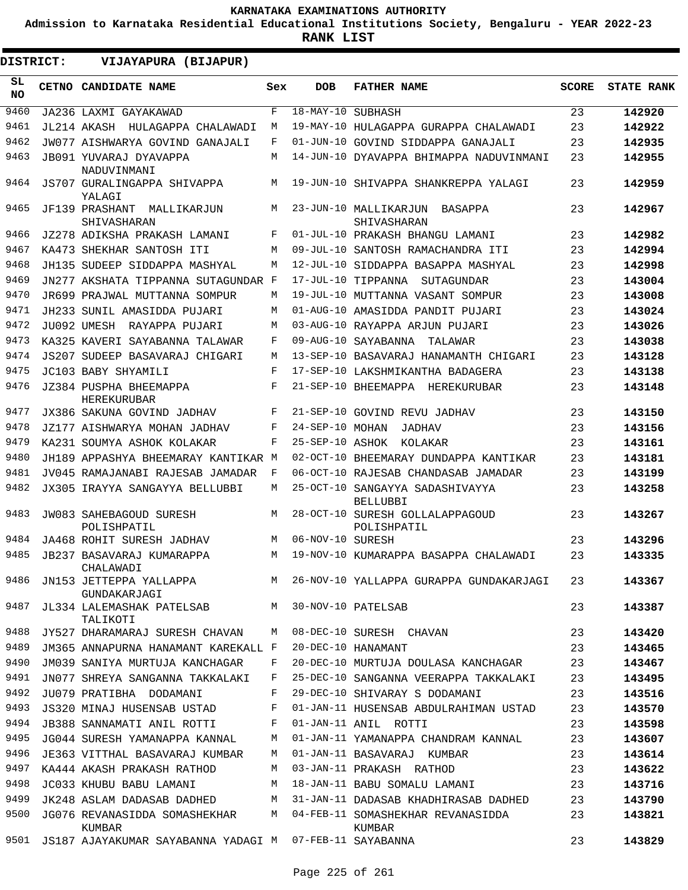**KARNATAKA EXAMINATIONS AUTHORITY**

**Admission to Karnataka Residential Educational Institutions Society, Bengaluru - YEAR 2022-23**

**RANK LIST**

**DISTRICT: VIJAYAPURA (BIJAPUR)**

| SL NO | CETNO | CANDIDATE NAME | Sex | DOB | FATHER NAME | SCORE | STATE RANK |
|---|---|---|---|---|---|---|---|
| 9460 | JA236 | LAXMI GAYAKAWAD | F | 18-MAY-10 | SUBHASH | 23 | 142920 |
| 9461 | JL214 | AKASH HULAGAPPA CHALAWADI | M | 19-MAY-10 | HULAGAPPA GURAPPA CHALAWADI | 23 | 142922 |
| 9462 | JW077 | AISHWARYA GOVIND GANAJALI | F | 01-JUN-10 | GOVIND SIDDAPPA GANAJALI | 23 | 142935 |
| 9463 | JB091 | YUVARAJ DYAVAPPA NADUVINMANI | M | 14-JUN-10 | DYAVAPPA BHIMAPPA NADUVINMANI | 23 | 142955 |
| 9464 | JS707 | GURALINGAPPA SHIVAPPA YALAGI | M | 19-JUN-10 | SHIVAPPA SHANKREPPA YALAGI | 23 | 142959 |
| 9465 | JF139 | PRASHANT MALLIKARJUN SHIVASHARAN | M | 23-JUN-10 | MALLIKARJUN BASAPPA SHIVASHARAN | 23 | 142967 |
| 9466 | JZ278 | ADIKSHA PRAKASH LAMANI | F | 01-JUL-10 | PRAKASH BHANGU LAMANI | 23 | 142982 |
| 9467 | KA473 | SHEKHAR SANTOSH ITI | M | 09-JUL-10 | SANTOSH RAMACHANDRA ITI | 23 | 142994 |
| 9468 | JH135 | SUDEEP SIDDAPPA MASHYAL | M | 12-JUL-10 | SIDDAPPA BASAPPA MASHYAL | 23 | 142998 |
| 9469 | JN277 | AKSHATA TIPPANNA SUTAGUNDAR | F | 17-JUL-10 | TIPPANNA SUTAGUNDAR | 23 | 143004 |
| 9470 | JR699 | PRAJWAL MUTTANNA SOMPUR | M | 19-JUL-10 | MUTTANNA VASANT SOMPUR | 23 | 143008 |
| 9471 | JH233 | SUNIL AMASIDDA PUJARI | M | 01-AUG-10 | AMASIDDA PANDIT PUJARI | 23 | 143024 |
| 9472 | JU092 | UMESH RAYAPPA PUJARI | M | 03-AUG-10 | RAYAPPA ARJUN PUJARI | 23 | 143026 |
| 9473 | KA325 | KAVERI SAYABANNA TALAWAR | F | 09-AUG-10 | SAYABANNA TALAWAR | 23 | 143038 |
| 9474 | JS207 | SUDEEP BASAVARAJ CHIGARI | M | 13-SEP-10 | BASAVARAJ HANAMANTH CHIGARI | 23 | 143128 |
| 9475 | JC103 | BABY SHYAMILI | F | 17-SEP-10 | LAKSHMIKANTHA BADAGERA | 23 | 143138 |
| 9476 | JZ384 | PUSPHA BHEEMAPPA HEREKURUBAR | F | 21-SEP-10 | BHEEMAPPA HEREKURUBAR | 23 | 143148 |
| 9477 | JX386 | SAKUNA GOVIND JADHAV | F | 21-SEP-10 | GOVIND REVU JADHAV | 23 | 143150 |
| 9478 | JZ177 | AISHWARYA MOHAN JADHAV | F | 24-SEP-10 | MOHAN JADHAV | 23 | 143156 |
| 9479 | KA231 | SOUMYA ASHOK KOLAKAR | F | 25-SEP-10 | ASHOK KOLAKAR | 23 | 143161 |
| 9480 | JH189 | APPASHYA BHEEMARAY KANTIKAR | M | 02-OCT-10 | BHEEMARAY DUNDAPPA KANTIKAR | 23 | 143181 |
| 9481 | JV045 | RAMAJANABI RAJESAB JAMADAR | F | 06-OCT-10 | RAJESAB CHANDASAB JAMADAR | 23 | 143199 |
| 9482 | JX305 | IRAYYA SANGAYYA BELLUBBI | M | 25-OCT-10 | SANGAYYA SADASHIVAYYA BELLUBBI | 23 | 143258 |
| 9483 | JW083 | SAHEBAGOUD SURESH POLISHPATIL | M | 28-OCT-10 | SURESH GOLLALAPPAGOUD POLISHPATIL | 23 | 143267 |
| 9484 | JA468 | ROHIT SURESH JADHAV | M | 06-NOV-10 | SURESH | 23 | 143296 |
| 9485 | JB237 | BASAVARAJ KUMARAPPA CHALAWADI | M | 19-NOV-10 | KUMARAPPA BASAPPA CHALAWADI | 23 | 143335 |
| 9486 | JN153 | JETTEPPA YALLAPPA GUNDAKARJAGI | M | 26-NOV-10 | YALLAPPA GURAPPA GUNDAKARJAGI | 23 | 143367 |
| 9487 | JL334 | LALEMASHAK PATELSAB TALIKOTI | M | 30-NOV-10 | PATELSAB | 23 | 143387 |
| 9488 | JY527 | DHARAMARAJ SURESH CHAVAN | M | 08-DEC-10 | SURESH CHAVAN | 23 | 143420 |
| 9489 | JM365 | ANNAPURNA HANAMANT KAREKALL | F | 20-DEC-10 | HANAMANT | 23 | 143465 |
| 9490 | JM039 | SANIYA MURTUJA KANCHAGAR | F | 20-DEC-10 | MURTUJA DOULASA KANCHAGAR | 23 | 143467 |
| 9491 | JN077 | SHREYA SANGANNA TAKKALAKI | F | 25-DEC-10 | SANGANNA VEERAPPA TAKKALAKI | 23 | 143495 |
| 9492 | JU079 | PRATIBHA DODAMANI | F | 29-DEC-10 | SHIVARAY S DODAMANI | 23 | 143516 |
| 9493 | JS320 | MINAJ HUSENSAB USTAD | F | 01-JAN-11 | HUSENSAB ABDULRAHIMAN USTAD | 23 | 143570 |
| 9494 | JB388 | SANNAMATI ANIL ROTTI | F | 01-JAN-11 | ANIL ROTTI | 23 | 143598 |
| 9495 | JG044 | SURESH YAMANAPPA KANNAL | M | 01-JAN-11 | YAMANAPPA CHANDRAM KANNAL | 23 | 143607 |
| 9496 | JE363 | VITTHAL BASAVARAJ KUMBAR | M | 01-JAN-11 | BASAVARAJ KUMBAR | 23 | 143614 |
| 9497 | KA444 | AKASH PRAKASH RATHOD | M | 03-JAN-11 | PRAKASH RATHOD | 23 | 143622 |
| 9498 | JC033 | KHUBU BABU LAMANI | M | 18-JAN-11 | BABU SOMALU LAMANI | 23 | 143716 |
| 9499 | JK248 | ASLAM DADASAB DADHED | M | 31-JAN-11 | DADASAB KHADHIRASAB DADHED | 23 | 143790 |
| 9500 | JG076 | REVANASIDDA SOMASHEKHAR KUMBAR | M | 04-FEB-11 | SOMASHEKHAR REVANASIDDA KUMBAR | 23 | 143821 |
| 9501 | JS187 | AJAYAKUMAR SAYABANNA YADAGI | M | 07-FEB-11 | SAYABANNA | 23 | 143829 |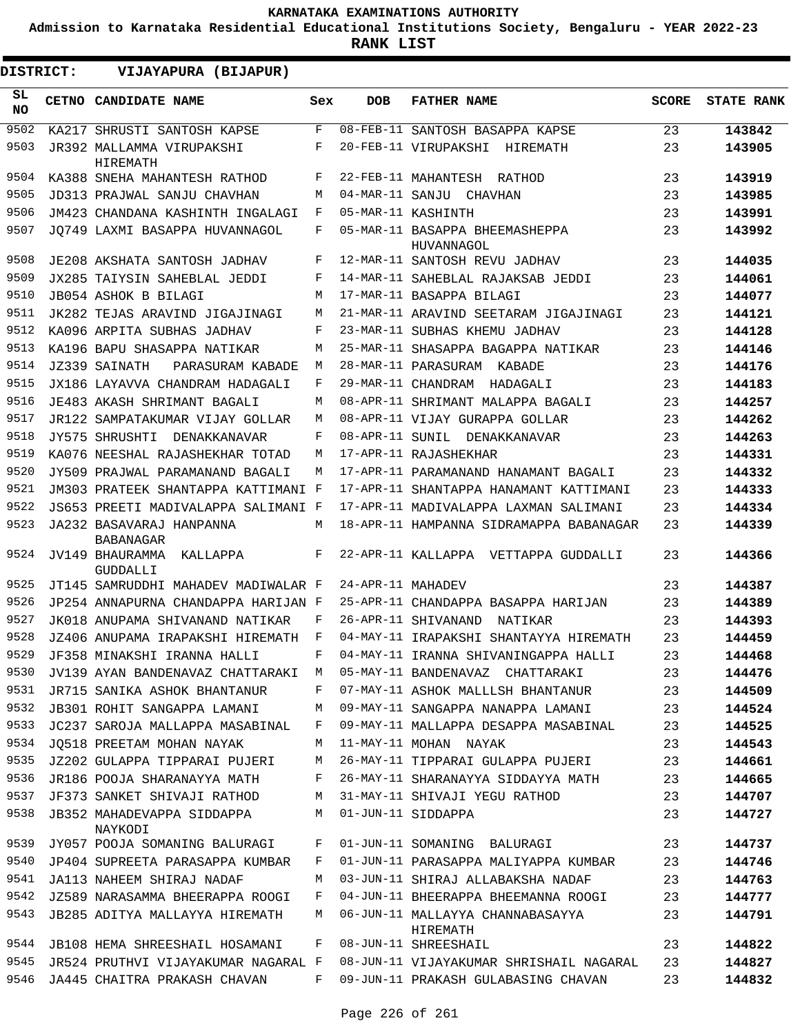# KARNATAKA EXAMINATIONS AUTHORITY

**Admission to Karnataka Residential Educational Institutions Society, Bengaluru - YEAR 2022-23**

**RANK LIST**

**DISTRICT: VIJAYAPURA (BIJAPUR)**

| SL NO | CETNO | CANDIDATE NAME | Sex | DOB | FATHER NAME | SCORE | STATE RANK |
|---|---|---|---|---|---|---|---|
| 9502 | KA217 | SHRUSTI SANTOSH KAPSE | F | 08-FEB-11 | SANTOSH BASAPPA KAPSE | 23 | 143842 |
| 9503 | JR392 | MALLAMMA VIRUPAKSHI HIREMATH | F | 20-FEB-11 | VIRUPAKSHI HIREMATH | 23 | 143905 |
| 9504 | KA388 | SNEHA MAHANTESH RATHOD | F | 22-FEB-11 | MAHANTESH RATHOD | 23 | 143919 |
| 9505 | JD313 | PRAJWAL SANJU CHAVHAN | M | 04-MAR-11 | SANJU CHAVHAN | 23 | 143985 |
| 9506 | JM423 | CHANDANA KASHINTH INGALAGI | F | 05-MAR-11 | KASHINTH | 23 | 143991 |
| 9507 | JQ749 | LAXMI BASAPPA HUVANNAGOL | F | 05-MAR-11 | BASAPPA BHEEMASHEPPA HUVANNAGOL | 23 | 143992 |
| 9508 | JE208 | AKSHATA SANTOSH JADHAV | F | 12-MAR-11 | SANTOSH REVU JADHAV | 23 | 144035 |
| 9509 | JX285 | TAIYSIN SAHEBLAL JEDDI | F | 14-MAR-11 | SAHEBLAL RAJAKSAB JEDDI | 23 | 144061 |
| 9510 | JB054 | ASHOK B BILAGI | M | 17-MAR-11 | BASAPPA BILAGI | 23 | 144077 |
| 9511 | JK282 | TEJAS ARAVIND JIGAJINAGI | M | 21-MAR-11 | ARAVIND SEETARAM JIGAJINAGI | 23 | 144121 |
| 9512 | KA096 | ARPITA SUBHAS JADHAV | F | 23-MAR-11 | SUBHAS KHEMU JADHAV | 23 | 144128 |
| 9513 | KA196 | BAPU SHASAPPA NATIKAR | M | 25-MAR-11 | SHASAPPA BAGAPPA NATIKAR | 23 | 144146 |
| 9514 | JZ339 | SAINATH PARASURAM KABADE | M | 28-MAR-11 | PARASURAM KABADE | 23 | 144176 |
| 9515 | JX186 | LAYAVVA CHANDRAM HADAGALI | F | 29-MAR-11 | CHANDRAM HADAGALI | 23 | 144183 |
| 9516 | JE483 | AKASH SHRIMANT BAGALI | M | 08-APR-11 | SHRIMANT MALAPPA BAGALI | 23 | 144257 |
| 9517 | JR122 | SAMPATAKUMAR VIJAY GOLLAR | M | 08-APR-11 | VIJAY GURAPPA GOLLAR | 23 | 144262 |
| 9518 | JY575 | SHRUSHTI DENAKKANAVAR | F | 08-APR-11 | SUNIL DENAKKANAVAR | 23 | 144263 |
| 9519 | KA076 | NEESHAL RAJASHEKHAR TOTAD | M | 17-APR-11 | RAJASHEKHAR | 23 | 144331 |
| 9520 | JY509 | PRAJWAL PARAMANAND BAGALI | M | 17-APR-11 | PARAMANAND HANAMANT BAGALI | 23 | 144332 |
| 9521 | JM303 | PRATEEK SHANTAPPA KATTIMANI | F | 17-APR-11 | SHANTAPPA HANAMANT KATTIMANI | 23 | 144333 |
| 9522 | JS653 | PREETI MADIVALAPPA SALIMANI | F | 17-APR-11 | MADIVALAPPA LAXMAN SALIMANI | 23 | 144334 |
| 9523 | JA232 | BASAVARAJ HANPANNA BABANAGAR | M | 18-APR-11 | HAMPANNA SIDRAMAPPA BABANAGAR | 23 | 144339 |
| 9524 | JV149 | BHAURAMMA KALLAPPA GUDDALLI | F | 22-APR-11 | KALLAPPA VETTAPPA GUDDALLI | 23 | 144366 |
| 9525 | JT145 | SAMRUDDHI MAHADEV MADIWALAR | F | 24-APR-11 | MAHADEV | 23 | 144387 |
| 9526 | JP254 | ANNAPURNA CHANDAPPA HARIJAN | F | 25-APR-11 | CHANDAPPA BASAPPA HARIJAN | 23 | 144389 |
| 9527 | JK018 | ANUPAMA SHIVANAND NATIKAR | F | 26-APR-11 | SHIVANAND NATIKAR | 23 | 144393 |
| 9528 | JZ406 | ANUPAMA IRAPAKSHI HIREMATH | F | 04-MAY-11 | IRAPAKSHI SHANTAYYA HIREMATH | 23 | 144459 |
| 9529 | JF358 | MINAKSHI IRANNA HALLI | F | 04-MAY-11 | IRANNA SHIVANINGAPPA HALLI | 23 | 144468 |
| 9530 | JV139 | AYAN BANDENAVAZ CHATTARAKI | M | 05-MAY-11 | BANDENAVAZ CHATTARAKI | 23 | 144476 |
| 9531 | JR715 | SANIKA ASHOK BHANTANUR | F | 07-MAY-11 | ASHOK MALLLSH BHANTANUR | 23 | 144509 |
| 9532 | JB301 | ROHIT SANGAPPA LAMANI | M | 09-MAY-11 | SANGAPPA NANAPPA LAMANI | 23 | 144524 |
| 9533 | JC237 | SAROJA MALLAPPA MASABINAL | F | 09-MAY-11 | MALLAPPA DESAPPA MASABINAL | 23 | 144525 |
| 9534 | JQ518 | PREETAM MOHAN NAYAK | M | 11-MAY-11 | MOHAN NAYAK | 23 | 144543 |
| 9535 | JZ202 | GULAPPA TIPPARAI PUJERI | M | 26-MAY-11 | TIPPARAI GULAPPA PUJERI | 23 | 144661 |
| 9536 | JR186 | POOJA SHARANAYYA MATH | F | 26-MAY-11 | SHARANAYYA SIDDAYYA MATH | 23 | 144665 |
| 9537 | JF373 | SANKET SHIVAJI RATHOD | M | 31-MAY-11 | SHIVAJI YEGU RATHOD | 23 | 144707 |
| 9538 | JB352 | MAHADEVAPPA SIDDAPPA NAYKODI | M | 01-JUN-11 | SIDDAPPA | 23 | 144727 |
| 9539 | JY057 | POOJA SOMANING BALURAGI | F | 01-JUN-11 | SOMANING BALURAGI | 23 | 144737 |
| 9540 | JP404 | SUPREETA PARASAPPA KUMBAR | F | 01-JUN-11 | PARASAPPA MALIYAPPA KUMBAR | 23 | 144746 |
| 9541 | JA113 | NAHEEM SHIRAJ NADAF | M | 03-JUN-11 | SHIRAJ ALLABAKSHA NADAF | 23 | 144763 |
| 9542 | JZ589 | NARASAMMA BHEERAPPA ROOGI | F | 04-JUN-11 | BHEERAPPA BHEEMANNA ROOGI | 23 | 144777 |
| 9543 | JB285 | ADITYA MALLAYYA HIREMATH | M | 06-JUN-11 | MALLAYYA CHANNABASAYYA HIREMATH | 23 | 144791 |
| 9544 | JB108 | HEMA SHREESHAIL HOSAMANI | F | 08-JUN-11 | SHREESHAIL | 23 | 144822 |
| 9545 | JR524 | PRUTHVI VIJAYAKUMAR NAGARAL | F | 08-JUN-11 | VIJAYAKUMAR SHRISHAIL NAGARAL | 23 | 144827 |
| 9546 | JA445 | CHAITRA PRAKASH CHAVAN | F | 09-JUN-11 | PRAKASH GULABASING CHAVAN | 23 | 144832 |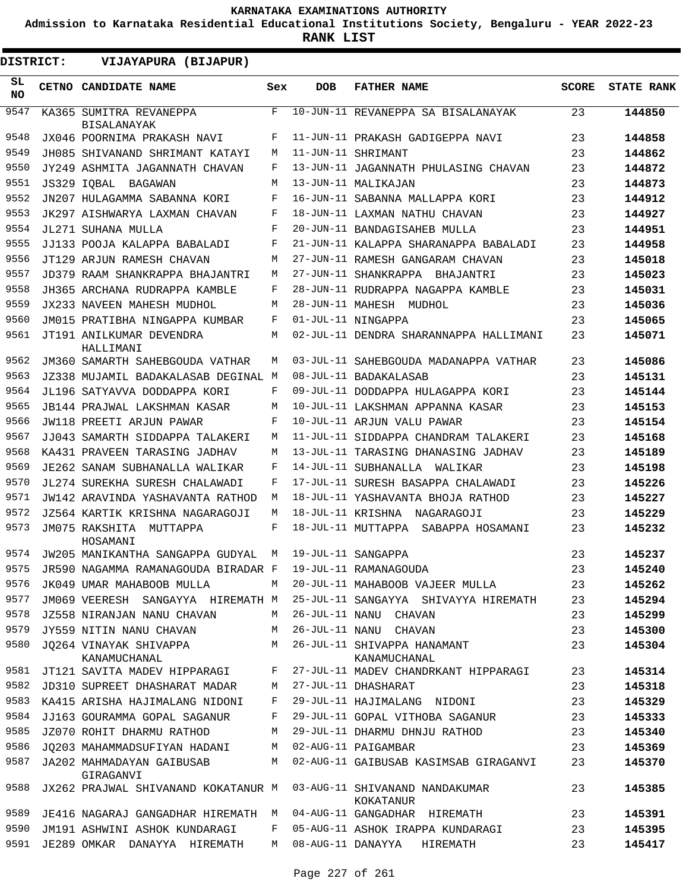**KARNATAKA EXAMINATIONS AUTHORITY**

**Admission to Karnataka Residential Educational Institutions Society, Bengaluru - YEAR 2022-23**

**RANK LIST**

**DISTRICT: VIJAYAPURA (BIJAPUR)**

| SL NO | CETNO | CANDIDATE NAME | Sex | DOB | FATHER NAME | SCORE | STATE RANK |
|---|---|---|---|---|---|---|---|
| 9547 | KA365 | SUMITRA REVANEPPA BISALANAYAK | F | 10-JUN-11 | REVANEPPA SA BISALANAYAK | 23 | 144850 |
| 9548 | JX046 | POORNIMA PRAKASH NAVI | F | 11-JUN-11 | PRAKASH GADIGEPPA NAVI | 23 | 144858 |
| 9549 | JH085 | SHIVANAND SHRIMANT KATAYI | M | 11-JUN-11 | SHRIMANT | 23 | 144862 |
| 9550 | JY249 | ASHMITA JAGANNATH CHAVAN | F | 13-JUN-11 | JAGANNATH PHULASING CHAVAN | 23 | 144872 |
| 9551 | JS329 | IQBAL BAGAWAN | M | 13-JUN-11 | MALIKAJAN | 23 | 144873 |
| 9552 | JN207 | HULAGAMMA SABANNA KORI | F | 16-JUN-11 | SABANNA MALLAPPA KORI | 23 | 144912 |
| 9553 | JK297 | AISHWARYA LAXMAN CHAVAN | F | 18-JUN-11 | LAXMAN NATHU CHAVAN | 23 | 144927 |
| 9554 | JL271 | SUHANA MULLA | F | 20-JUN-11 | BANDAGISAHEB MULLA | 23 | 144951 |
| 9555 | JJ133 | POOJA KALAPPA BABALADI | F | 21-JUN-11 | KALAPPA SHARANAPPA BABALADI | 23 | 144958 |
| 9556 | JT129 | ARJUN RAMESH CHAVAN | M | 27-JUN-11 | RAMESH GANGARAM CHAVAN | 23 | 145018 |
| 9557 | JD379 | RAAM SHANKRAPPA BHAJANTRI | M | 27-JUN-11 | SHANKRAPPA BHAJANTRI | 23 | 145023 |
| 9558 | JH365 | ARCHANA RUDRAPPA KAMBLE | F | 28-JUN-11 | RUDRAPPA NAGAPPA KAMBLE | 23 | 145031 |
| 9559 | JX233 | NAVEEN MAHESH MUDHOL | M | 28-JUN-11 | MAHESH MUDHOL | 23 | 145036 |
| 9560 | JM015 | PRATIBHA NINGAPPA KUMBAR | F | 01-JUL-11 | NINGAPPA | 23 | 145065 |
| 9561 | JT191 | ANILKUMAR DEVENDRA HALLIMANI | M | 02-JUL-11 | DENDRA SHARANNAPPA HALLIMANI | 23 | 145071 |
| 9562 | JM360 | SAMARTH SAHEBGOUDA VATHAR | M | 03-JUL-11 | SAHEBGOUDA MADANAPPA VATHAR | 23 | 145086 |
| 9563 | JZ338 | MUJAMIL BADAKALASAB DEGINAL | M | 08-JUL-11 | BADAKALASAB | 23 | 145131 |
| 9564 | JL196 | SATYAVVA DODDAPPA KORI | F | 09-JUL-11 | DODDAPPA HULAGAPPA KORI | 23 | 145144 |
| 9565 | JB144 | PRAJWAL LAKSHMAN KASAR | M | 10-JUL-11 | LAKSHMAN APPANNA KASAR | 23 | 145153 |
| 9566 | JW118 | PREETI ARJUN PAWAR | F | 10-JUL-11 | ARJUN VALU PAWAR | 23 | 145154 |
| 9567 | JJ043 | SAMARTH SIDDAPPA TALAKERI | M | 11-JUL-11 | SIDDAPPA CHANDRAM TALAKERI | 23 | 145168 |
| 9568 | KA431 | PRAVEEN TARASING JADHAV | M | 13-JUL-11 | TARASING DHANASING JADHAV | 23 | 145189 |
| 9569 | JE262 | SANAM SUBHANALLA WALIKAR | F | 14-JUL-11 | SUBHANALLA WALIKAR | 23 | 145198 |
| 9570 | JL274 | SUREKHA SURESH CHALAWADI | F | 17-JUL-11 | SURESH BASAPPA CHALAWADI | 23 | 145226 |
| 9571 | JW142 | ARAVINDA YASHAVANTA RATHOD | M | 18-JUL-11 | YASHAVANTA BHOJA RATHOD | 23 | 145227 |
| 9572 | JZ564 | KARTIK KRISHNA NAGARAGOJI | M | 18-JUL-11 | KRISHNA NAGARAGOJI | 23 | 145229 |
| 9573 | JM075 | RAKSHITA MUTTAPPA HOSAMANI | F | 18-JUL-11 | MUTTAPPA SABAPPA HOSAMANI | 23 | 145232 |
| 9574 | JW205 | MANIKANTHA SANGAPPA GUDYAL | M | 19-JUL-11 | SANGAPPA | 23 | 145237 |
| 9575 | JR590 | NAGAMMA RAMANAGOUDA BIRADAR | F | 19-JUL-11 | RAMANAGOUDA | 23 | 145240 |
| 9576 | JK049 | UMAR MAHABOOB MULLA | M | 20-JUL-11 | MAHABOOB VAJEER MULLA | 23 | 145262 |
| 9577 | JM069 | VEERESH SANGAYYA HIREMATH | M | 25-JUL-11 | SANGAYYA SHIVAYYA HIREMATH | 23 | 145294 |
| 9578 | JZ558 | NIRANJAN NANU CHAVAN | M | 26-JUL-11 | NANU CHAVAN | 23 | 145299 |
| 9579 | JY559 | NITIN NANU CHAVAN | M | 26-JUL-11 | NANU CHAVAN | 23 | 145300 |
| 9580 | JQ264 | VINAYAK SHIVAPPA KANAMUCHANAL | M | 26-JUL-11 | SHIVAPPA HANAMANT KANAMUCHANAL | 23 | 145304 |
| 9581 | JT121 | SAVITA MADEV HIPPARAGI | F | 27-JUL-11 | MADEV CHANDRKANT HIPPARAGI | 23 | 145314 |
| 9582 | JD310 | SUPREET DHASHARAT MADAR | M | 27-JUL-11 | DHASHARAT | 23 | 145318 |
| 9583 | KA415 | ARISHA HAJIMALANG NIDONI | F | 29-JUL-11 | HAJIMALANG NIDONI | 23 | 145329 |
| 9584 | JJ163 | GOURAMMA GOPAL SAGANUR | F | 29-JUL-11 | GOPAL VITHOBA SAGANUR | 23 | 145333 |
| 9585 | JZ070 | ROHIT DHARMU RATHOD | M | 29-JUL-11 | DHARMU DHNJU RATHOD | 23 | 145340 |
| 9586 | JQ203 | MAHAMMADSUFIYAN HADANI | M | 02-AUG-11 | PAIGAMBAR | 23 | 145369 |
| 9587 | JA202 | MAHMADAYAN GAIBUSAB GIRAGANVI | M | 02-AUG-11 | GAIBUSAB KASIMSAB GIRAGANVI | 23 | 145370 |
| 9588 | JX262 | PRAJWAL SHIVANAND KOKATANUR | M | 03-AUG-11 | SHIVANAND NANDAKUMAR KOKATANUR | 23 | 145385 |
| 9589 | JE416 | NAGARAJ GANGADHAR HIREMATH | M | 04-AUG-11 | GANGADHAR HIREMATH | 23 | 145391 |
| 9590 | JM191 | ASHWINI ASHOK KUNDARAGI | F | 05-AUG-11 | ASHOK IRAPPA KUNDARAGI | 23 | 145395 |
| 9591 | JE289 | OMKAR DANAYYA HIREMATH | M | 08-AUG-11 | DANAYYA HIREMATH | 23 | 145417 |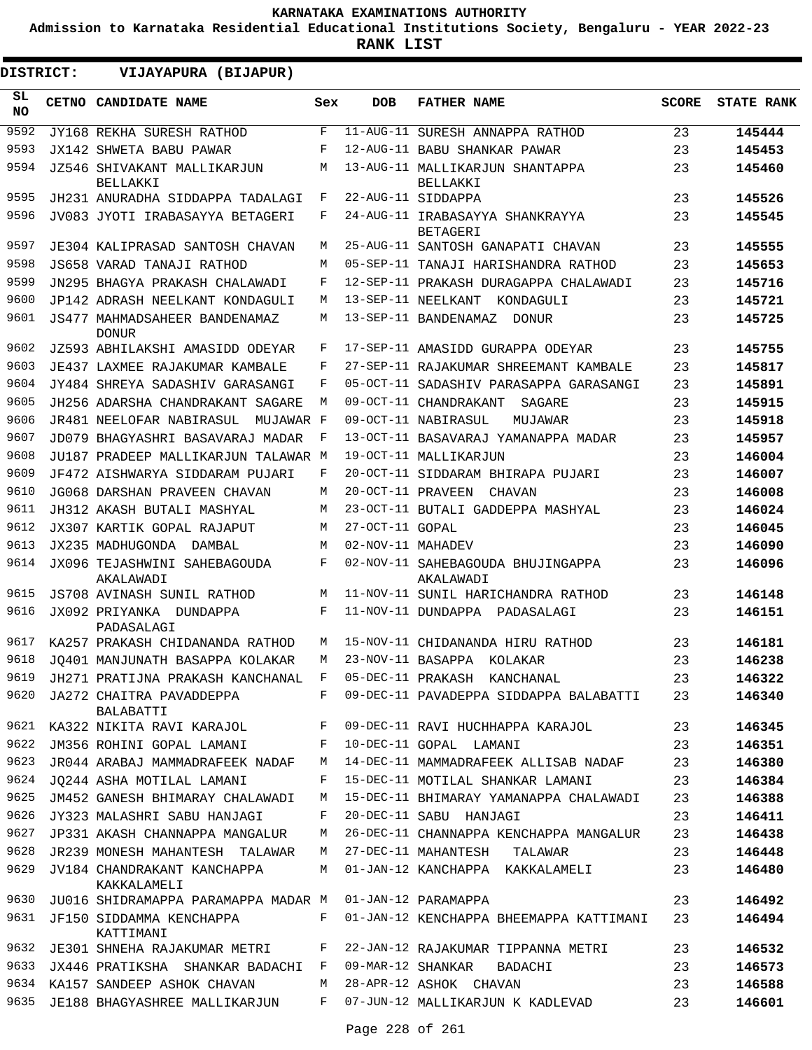KARNATAKA EXAMINATIONS AUTHORITY

Admission to Karnataka Residential Educational Institutions Society, Bengaluru - YEAR 2022-23

**RANK LIST**

**DISTRICT: VIJAYAPURA (BIJAPUR)**

| SL NO | CETNO | CANDIDATE NAME | Sex | DOB | FATHER NAME | SCORE | STATE RANK |
|---|---|---|---|---|---|---|---|
| 9592 | JY168 | REKHA SURESH RATHOD | F | 11-AUG-11 | SURESH ANNAPPA RATHOD | 23 | 145444 |
| 9593 | JX142 | SHWETA BABU PAWAR | F | 12-AUG-11 | BABU SHANKAR PAWAR | 23 | 145453 |
| 9594 | JZ546 | SHIVAKANT MALLIKARJUN BELLAKKI | M | 13-AUG-11 | MALLIKARJUN SHANTAPPA BELLAKKI | 23 | 145460 |
| 9595 | JH231 | ANURADHA SIDDAPPA TADALAGI | F | 22-AUG-11 | SIDDAPPA | 23 | 145526 |
| 9596 | JV083 | JYOTI IRABASAYYA BETAGERI | F | 24-AUG-11 | IRABASAYYA SHANKRAYYA BETAGERI | 23 | 145545 |
| 9597 | JE304 | KALIPRASAD SANTOSH CHAVAN | M | 25-AUG-11 | SANTOSH GANAPATI CHAVAN | 23 | 145555 |
| 9598 | JS658 | VARAD TANAJI RATHOD | M | 05-SEP-11 | TANAJI HARISHANDRA RATHOD | 23 | 145653 |
| 9599 | JN295 | BHAGYA PRAKASH CHALAWADI | F | 12-SEP-11 | PRAKASH DURAGAPPA CHALAWADI | 23 | 145716 |
| 9600 | JP142 | ADRASH NEELKANT KONDAGULI | M | 13-SEP-11 | NEELKANT KONDAGULI | 23 | 145721 |
| 9601 | JS477 | MAHMADSAHEER BANDENAMAZ DONUR | M | 13-SEP-11 | BANDENAMAZ DONUR | 23 | 145725 |
| 9602 | JZ593 | ABHILAKSHI AMASIDD ODEYAR | F | 17-SEP-11 | AMASIDD GURAPPA ODEYAR | 23 | 145755 |
| 9603 | JE437 | LAXMEE RAJAKUMAR KAMBALE | F | 27-SEP-11 | RAJAKUMAR SHREEMANT KAMBALE | 23 | 145817 |
| 9604 | JY484 | SHREYA SADASHIV GARASANGI | F | 05-OCT-11 | SADASHIV PARASAPPA GARASANGI | 23 | 145891 |
| 9605 | JH256 | ADARSHA CHANDRAKANT SAGARE | M | 09-OCT-11 | CHANDRAKANT SAGARE | 23 | 145915 |
| 9606 | JR481 | NEELOFAR NABIRASUL MUJAWAR | F | 09-OCT-11 | NABIRASUL MUJAWAR | 23 | 145918 |
| 9607 | JD079 | BHAGYASHRI BASAVARAJ MADAR | F | 13-OCT-11 | BASAVARAJ YAMANAPPA MADAR | 23 | 145957 |
| 9608 | JU187 | PRADEEP MALLIKARJUN TALAWAR | M | 19-OCT-11 | MALLIKARJUN | 23 | 146004 |
| 9609 | JF472 | AISHWARYA SIDDARAM PUJARI | F | 20-OCT-11 | SIDDARAM BHIRAPA PUJARI | 23 | 146007 |
| 9610 | JG068 | DARSHAN PRAVEEN CHAVAN | M | 20-OCT-11 | PRAVEEN CHAVAN | 23 | 146008 |
| 9611 | JH312 | AKASH BUTALI MASHYAL | M | 23-OCT-11 | BUTALI GADDEPPA MASHYAL | 23 | 146024 |
| 9612 | JX307 | KARTIK GOPAL RAJAPUT | M | 27-OCT-11 | GOPAL | 23 | 146045 |
| 9613 | JX235 | MADHUGONDA DAMBAL | M | 02-NOV-11 | MAHADEV | 23 | 146090 |
| 9614 | JX096 | TEJASHWINI SAHEBAGOUDA AKALAWADI | F | 02-NOV-11 | SAHEBAGOUDA BHUJINGAPPA AKALAWADI | 23 | 146096 |
| 9615 | JS708 | AVINASH SUNIL RATHOD | M | 11-NOV-11 | SUNIL HARICHANDRA RATHOD | 23 | 146148 |
| 9616 | JX092 | PRIYANKA DUNDAPPA PADASALAGI | F | 11-NOV-11 | DUNDAPPA PADASALAGI | 23 | 146151 |
| 9617 | KA257 | PRAKASH CHIDANANDA RATHOD | M | 15-NOV-11 | CHIDANANDA HIRU RATHOD | 23 | 146181 |
| 9618 | JQ401 | MANJUNATH BASAPPA KOLAKAR | M | 23-NOV-11 | BASAPPA KOLAKAR | 23 | 146238 |
| 9619 | JH271 | PRATIJNA PRAKASH KANCHANAL | F | 05-DEC-11 | PRAKASH KANCHANAL | 23 | 146322 |
| 9620 | JA272 | CHAITRA PAVADDEPPA BALABATTI | F | 09-DEC-11 | PAVADEPPA SIDDAPPA BALABATTI | 23 | 146340 |
| 9621 | KA322 | NIKITA RAVI KARAJOL | F | 09-DEC-11 | RAVI HUCHHAPPA KARAJOL | 23 | 146345 |
| 9622 | JM356 | ROHINI GOPAL LAMANI | F | 10-DEC-11 | GOPAL LAMANI | 23 | 146351 |
| 9623 | JR044 | ARABAJ MAMMADRAFEEK NADAF | M | 14-DEC-11 | MAMMADRAFEEK ALLISAB NADAF | 23 | 146380 |
| 9624 | JQ244 | ASHA MOTILAL LAMANI | F | 15-DEC-11 | MOTILAL SHANKAR LAMANI | 23 | 146384 |
| 9625 | JM452 | GANESH BHIMARAY CHALAWADI | M | 15-DEC-11 | BHIMARAY YAMANAPPA CHALAWADI | 23 | 146388 |
| 9626 | JY323 | MALASHRI SABU HANJAGI | F | 20-DEC-11 | SABU HANJAGI | 23 | 146411 |
| 9627 | JP331 | AKASH CHANNAPPA MANGALUR | M | 26-DEC-11 | CHANNAPPA KENCHAPPA MANGALUR | 23 | 146438 |
| 9628 | JR239 | MONESH MAHANTESH TALAWAR | M | 27-DEC-11 | MAHANTESH TALAWAR | 23 | 146448 |
| 9629 | JV184 | CHANDRAKANT KANCHAPPA KAKKALAMELI | M | 01-JAN-12 | KANCHAPPA KAKKALAMELI | 23 | 146480 |
| 9630 | JU016 | SHIDRAMAPPA PARAMAPPA MADAR | M | 01-JAN-12 | PARAMAPPA | 23 | 146492 |
| 9631 | JF150 | SIDDAMMA KENCHAPPA KATTIMANI | F | 01-JAN-12 | KENCHAPPA BHEEMAPPA KATTIMANI | 23 | 146494 |
| 9632 | JE301 | SHNEHA RAJAKUMAR METRI | F | 22-JAN-12 | RAJAKUMAR TIPPANNA METRI | 23 | 146532 |
| 9633 | JX446 | PRATIKSHA SHANKAR BADACHI | F | 09-MAR-12 | SHANKAR BADACHI | 23 | 146573 |
| 9634 | KA157 | SANDEEP ASHOK CHAVAN | M | 28-APR-12 | ASHOK CHAVAN | 23 | 146588 |
| 9635 | JE188 | BHAGYASHREE MALLIKARJUN | F | 07-JUN-12 | MALLIKARJUN K KADLEVAD | 23 | 146601 |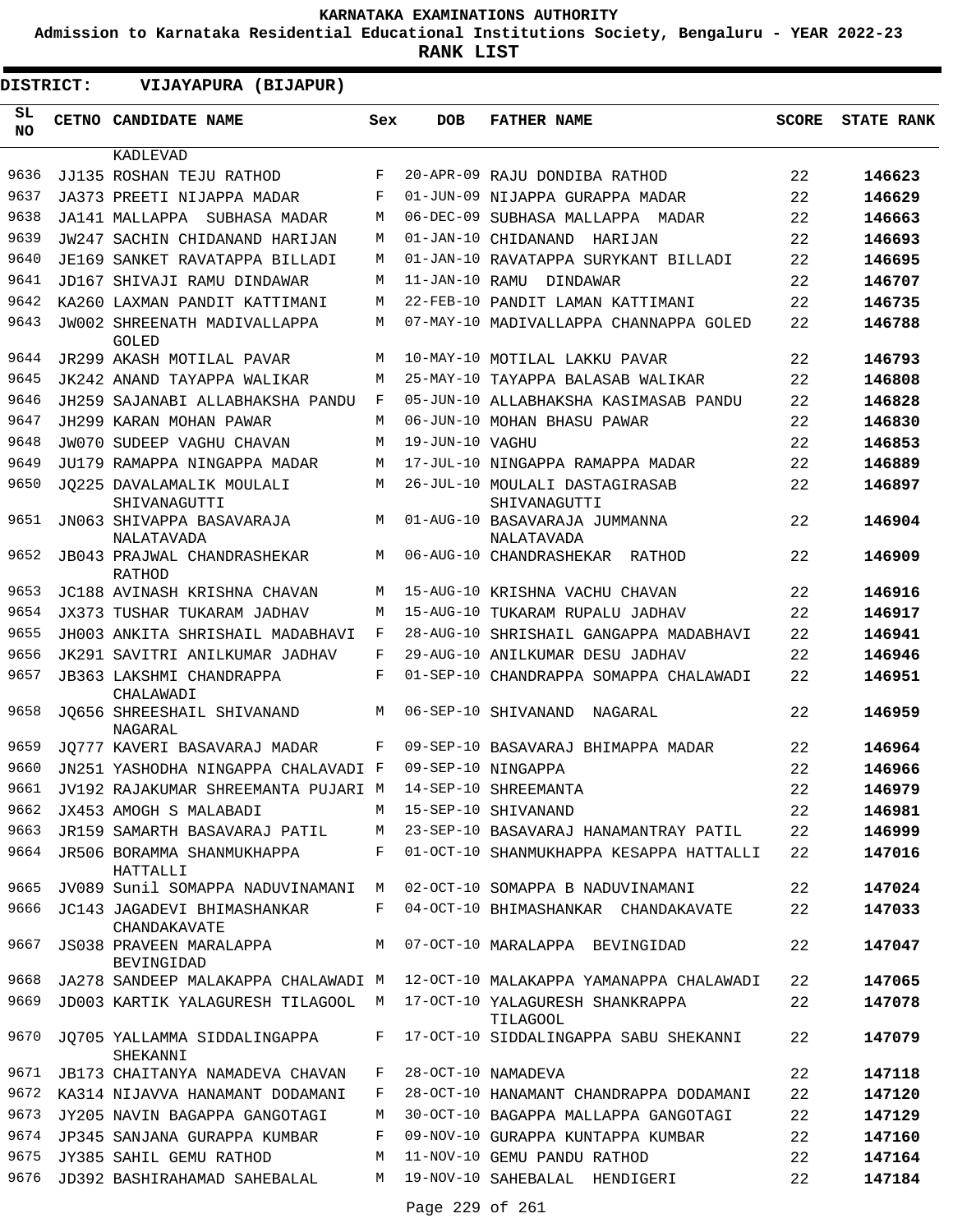KARNATAKA EXAMINATIONS AUTHORITY

Admission to Karnataka Residential Educational Institutions Society, Bengaluru - YEAR 2022-23

**RANK LIST**

**DISTRICT: VIJAYAPURA (BIJAPUR)**

| SL NO | CETNO | CANDIDATE NAME | Sex | DOB | FATHER NAME | SCORE | STATE RANK |
|---|---|---|---|---|---|---|---|
| | | KADLEVAD | | | | | |
| 9636 | JJ135 | ROSHAN TEJU RATHOD | F | 20-APR-09 | RAJU DONDIBA RATHOD | 22 | 146623 |
| 9637 | JA373 | PREETI NIJAPPA MADAR | F | 01-JUN-09 | NIJAPPA GURAPPA MADAR | 22 | 146629 |
| 9638 | JA141 | MALLAPPA SUBHASA MADAR | M | 06-DEC-09 | SUBHASA MALLAPPA MADAR | 22 | 146663 |
| 9639 | JW247 | SACHIN CHIDANAND HARIJAN | M | 01-JAN-10 | CHIDANAND HARIJAN | 22 | 146693 |
| 9640 | JE169 | SANKET RAVATAPPA BILLADI | M | 01-JAN-10 | RAVATAPPA SURYKANT BILLADI | 22 | 146695 |
| 9641 | JD167 | SHIVAJI RAMU DINDAWAR | M | 11-JAN-10 | RAMU DINDAWAR | 22 | 146707 |
| 9642 | KA260 | LAXMAN PANDIT KATTIMANI | M | 22-FEB-10 | PANDIT LAMAN KATTIMANI | 22 | 146735 |
| 9643 | JW002 | SHREENATH MADIVALLAPPA GOLED | M | 07-MAY-10 | MADIVALLAPPA CHANNAPPA GOLED | 22 | 146788 |
| 9644 | JR299 | AKASH MOTILAL PAVAR | M | 10-MAY-10 | MOTILAL LAKKU PAVAR | 22 | 146793 |
| 9645 | JK242 | ANAND TAYAPPA WALIKAR | M | 25-MAY-10 | TAYAPPA BALASAB WALIKAR | 22 | 146808 |
| 9646 | JH259 | SAJANABI ALLABHAKSHA PANDU | F | 05-JUN-10 | ALLABHAKSHA KASIMASAB PANDU | 22 | 146828 |
| 9647 | JH299 | KARAN MOHAN PAWAR | M | 06-JUN-10 | MOHAN BHASU PAWAR | 22 | 146830 |
| 9648 | JW070 | SUDEEP VAGHU CHAVAN | M | 19-JUN-10 | VAGHU | 22 | 146853 |
| 9649 | JU179 | RAMAPPA NINGAPPA MADAR | M | 17-JUL-10 | NINGAPPA RAMAPPA MADAR | 22 | 146889 |
| 9650 | JQ225 | DAVALAMALIK MOULALI SHIVANAGUTTI | M | 26-JUL-10 | MOULALI DASTAGIRASAB SHIVANAGUTTI | 22 | 146897 |
| 9651 | JN063 | SHIVAPPA BASAVARAJA NALATAVADA | M | 01-AUG-10 | BASAVARAJA JUMMANNA NALATAVADA | 22 | 146904 |
| 9652 | JB043 | PRAJWAL CHANDRASHEKAR RATHOD | M | 06-AUG-10 | CHANDRASHEKAR RATHOD | 22 | 146909 |
| 9653 | JC188 | AVINASH KRISHNA CHAVAN | M | 15-AUG-10 | KRISHNA VACHU CHAVAN | 22 | 146916 |
| 9654 | JX373 | TUSHAR TUKARAM JADHAV | M | 15-AUG-10 | TUKARAM RUPALU JADHAV | 22 | 146917 |
| 9655 | JH003 | ANKITA SHRISHAIL MADABHAVI | F | 28-AUG-10 | SHRISHAIL GANGAPPA MADABHAVI | 22 | 146941 |
| 9656 | JK291 | SAVITRI ANILKUMAR JADHAV | F | 29-AUG-10 | ANILKUMAR DESU JADHAV | 22 | 146946 |
| 9657 | JB363 | LAKSHMI CHANDRAPPA CHALAWADI | F | 01-SEP-10 | CHANDRAPPA SOMAPPA CHALAWADI | 22 | 146951 |
| 9658 | JQ656 | SHREESHAIL SHIVANAND NAGARAL | M | 06-SEP-10 | SHIVANAND NAGARAL | 22 | 146959 |
| 9659 | JQ777 | KAVERI BASAVARAJ MADAR | F | 09-SEP-10 | BASAVARAJ BHIMAPPA MADAR | 22 | 146964 |
| 9660 | JN251 | YASHODHA NINGAPPA CHALAVADI | F | 09-SEP-10 | NINGAPPA | 22 | 146966 |
| 9661 | JV192 | RAJAKUMAR SHREEMANTA PUJARI | M | 14-SEP-10 | SHREEMANTA | 22 | 146979 |
| 9662 | JX453 | AMOGH S MALABADI | M | 15-SEP-10 | SHIVANAND | 22 | 146981 |
| 9663 | JR159 | SAMARTH BASAVARAJ PATIL | M | 23-SEP-10 | BASAVARAJ HANAMANTRAY PATIL | 22 | 146999 |
| 9664 | JR506 | BORAMMA SHANMUKHAPPA HATTALLI | F | 01-OCT-10 | SHANMUKHAPPA KESAPPA HATTALLI | 22 | 147016 |
| 9665 | JV089 | Sunil SOMAPPA NADUVINAMANI | M | 02-OCT-10 | SOMAPPA B NADUVINAMANI | 22 | 147024 |
| 9666 | JC143 | JAGADEVI BHIMASHANKAR CHANDAKAVATE | F | 04-OCT-10 | BHIMASHANKAR CHANDAKAVATE | 22 | 147033 |
| 9667 | JS038 | PRAVEEN MARALAPPA BEVINGIDAD | M | 07-OCT-10 | MARALAPPA BEVINGIDAD | 22 | 147047 |
| 9668 | JA278 | SANDEEP MALAKAPPA CHALAWADI | M | 12-OCT-10 | MALAKAPPA YAMANAPPA CHALAWADI | 22 | 147065 |
| 9669 | JD003 | KARTIK YALAGURESH TILAGOOL | M | 17-OCT-10 | YALAGURESH SHANKRAPPA TILAGOOL | 22 | 147078 |
| 9670 | JQ705 | YALLAMMA SIDDALINGAPPA SHEKANNI | F | 17-OCT-10 | SIDDALINGAPPA SABU SHEKANNI | 22 | 147079 |
| 9671 | JB173 | CHAITANYA NAMADEVA CHAVAN | F | 28-OCT-10 | NAMADEVA | 22 | 147118 |
| 9672 | KA314 | NIJAVVA HANAMANT DODAMANI | F | 28-OCT-10 | HANAMANT CHANDRAPPA DODAMANI | 22 | 147120 |
| 9673 | JY205 | NAVIN BAGAPPA GANGOTAGI | M | 30-OCT-10 | BAGAPPA MALLAPPA GANGOTAGI | 22 | 147129 |
| 9674 | JP345 | SANJANA GURAPPA KUMBAR | F | 09-NOV-10 | GURAPPA KUNTAPPA KUMBAR | 22 | 147160 |
| 9675 | JY385 | SAHIL GEMU RATHOD | M | 11-NOV-10 | GEMU PANDU RATHOD | 22 | 147164 |
| 9676 | JD392 | BASHIRAHAMAD SAHEBALAL | M | 19-NOV-10 | SAHEBALAL HENDIGERI | 22 | 147184 |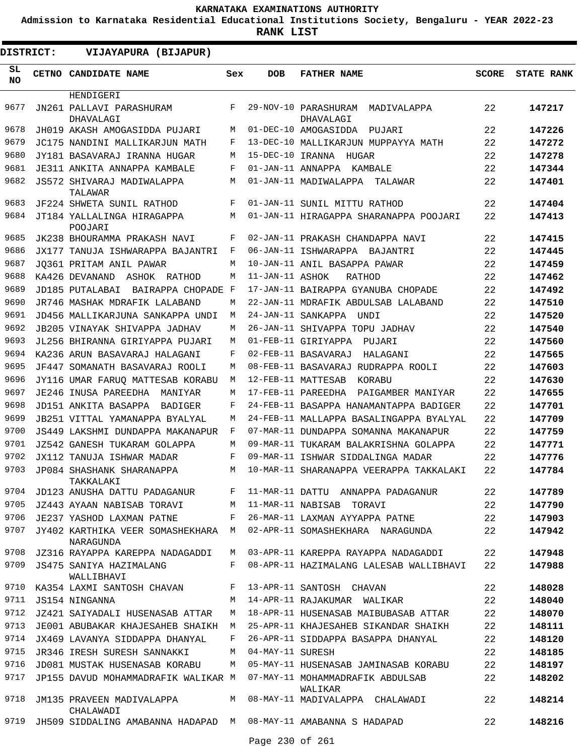KARNATAKA EXAMINATIONS AUTHORITY

**Admission to Karnataka Residential Educational Institutions Society, Bengaluru - YEAR 2022-23**

**RANK LIST**

**DISTRICT: VIJAYAPURA (BIJAPUR)**

| SL NO | CETNO | CANDIDATE NAME | Sex | DOB | FATHER NAME | SCORE | STATE RANK |
|---|---|---|---|---|---|---|---|
| | | HENDIGERI | | | | | |
| 9677 | JN261 | PALLAVI PARASHURAM DHAVALAGI | F | 29-NOV-10 | PARASHURAM MADIVALAPPA DHAVALAGI | 22 | **147217** |
| 9678 | JH019 | AKASH AMOGASIDDA PUJARI | M | 01-DEC-10 | AMOGASIDDA PUJARI | 22 | **147226** |
| 9679 | JC175 | NANDINI MALLIKARJUN MATH | F | 13-DEC-10 | MALLIKARJUN MUPPAYYA MATH | 22 | **147272** |
| 9680 | JY181 | BASAVARAJ IRANNA HUGAR | M | 15-DEC-10 | IRANNA HUGAR | 22 | **147278** |
| 9681 | JE311 | ANKITA ANNAPPA KAMBALE | F | 01-JAN-11 | ANNAPPA KAMBALE | 22 | **147344** |
| 9682 | JS572 | SHIVARAJ MADIWALAPPA TALAWAR | M | 01-JAN-11 | MADIWALAPPA TALAWAR | 22 | **147401** |
| 9683 | JF224 | SHWETA SUNIL RATHOD | F | 01-JAN-11 | SUNIL MITTU RATHOD | 22 | **147404** |
| 9684 | JT184 | YALLALINGA HIRAGAPPA POOJARI | M | 01-JAN-11 | HIRAGAPPA SHARANAPPA POOJARI | 22 | **147413** |
| 9685 | JK238 | BHOURAMMA PRAKASH NAVI | F | 02-JAN-11 | PRAKASH CHANDAPPA NAVI | 22 | **147415** |
| 9686 | JX177 | TANUJA ISHWARAPPA BAJANTRI | F | 06-JAN-11 | ISHWARAPPA BAJANTRI | 22 | **147445** |
| 9687 | JQ361 | PRITAM ANIL PAWAR | M | 10-JAN-11 | ANIL BASAPPA PAWAR | 22 | **147459** |
| 9688 | KA426 | DEVANAND ASHOK RATHOD | M | 11-JAN-11 | ASHOK RATHOD | 22 | **147462** |
| 9689 | JD185 | PUTALABAI BAIRAPPA CHOPADE | F | 17-JAN-11 | BAIRAPPA GYANUBA CHOPADE | 22 | **147492** |
| 9690 | JR746 | MASHAK MDRAFIK LALABAND | M | 22-JAN-11 | MDRAFIK ABDULSAB LALABAND | 22 | **147510** |
| 9691 | JD456 | MALLIKARJUNA SANKAPPA UNDI | M | 24-JAN-11 | SANKAPPA UNDI | 22 | **147520** |
| 9692 | JB205 | VINAYAK SHIVAPPA JADHAV | M | 26-JAN-11 | SHIVAPPA TOPU JADHAV | 22 | **147540** |
| 9693 | JL256 | BHIRANNA GIRIYAPPA PUJARI | M | 01-FEB-11 | GIRIYAPPA PUJARI | 22 | **147560** |
| 9694 | KA236 | ARUN BASAVARAJ HALAGANI | F | 02-FEB-11 | BASAVARAJ HALAGANI | 22 | **147565** |
| 9695 | JF447 | SOMANATH BASAVARAJ ROOLI | M | 08-FEB-11 | BASAVARAJ RUDRAPPA ROOLI | 22 | **147603** |
| 9696 | JY116 | UMAR FARUQ MATTESAB KORABU | M | 12-FEB-11 | MATTESAB KORABU | 22 | **147630** |
| 9697 | JE246 | INUSA PAREEDHA MANIYAR | M | 17-FEB-11 | PAREEDHA PAIGAMBER MANIYAR | 22 | **147655** |
| 9698 | JD151 | ANKITA BASAPPA BADIGER | F | 24-FEB-11 | BASAPPA HANAMANTAPPA BADIGER | 22 | **147701** |
| 9699 | JB251 | VITTAL YAMANAPPA BYALYAL | M | 24-FEB-11 | MALLAPPA BASALINGAPPA BYALYAL | 22 | **147709** |
| 9700 | JS449 | LAKSHMI DUNDAPPA MAKANAPUR | F | 07-MAR-11 | DUNDAPPA SOMANNA MAKANAPUR | 22 | **147759** |
| 9701 | JZ542 | GANESH TUKARAM GOLAPPA | M | 09-MAR-11 | TUKARAM BALAKRISHNA GOLAPPA | 22 | **147771** |
| 9702 | JX112 | TANUJA ISHWAR MADAR | F | 09-MAR-11 | ISHWAR SIDDALINGA MADAR | 22 | **147776** |
| 9703 | JP084 | SHASHANK SHARANAPPA TAKKALAKI | M | 10-MAR-11 | SHARANAPPA VEERAPPA TAKKALAKI | 22 | **147784** |
| 9704 | JD123 | ANUSHA DATTU PADAGANUR | F | 11-MAR-11 | DATTU ANNAPPA PADAGANUR | 22 | **147789** |
| 9705 | JZ443 | AYAAN NABISAB TORAVI | M | 11-MAR-11 | NABISAB TORAVI | 22 | **147790** |
| 9706 | JE237 | YASHOD LAXMAN PATNE | F | 26-MAR-11 | LAXMAN AYYAPPA PATNE | 22 | **147903** |
| 9707 | JY402 | KARTHIKA VEER SOMASHEKHARA NARAGUNDA | M | 02-APR-11 | SOMASHEKHARA NARAGUNDA | 22 | **147942** |
| 9708 | JZ316 | RAYAPPA KAREPPA NADAGADDI | M | 03-APR-11 | KAREPPA RAYAPPA NADAGADDI | 22 | **147948** |
| 9709 | JS475 | SANIYA HAZIMALANG WALLIBHAVI | F | 08-APR-11 | HAZIMALANG LALESAB WALLIBHAVI | 22 | **147988** |
| 9710 | KA354 | LAXMI SANTOSH CHAVAN | F | 13-APR-11 | SANTOSH CHAVAN | 22 | **148028** |
| 9711 | JS154 | NINGANNA | M | 14-APR-11 | RAJAKUMAR WALIKAR | 22 | **148040** |
| 9712 | JZ421 | SAIYADALI HUSENASAB ATTAR | M | 18-APR-11 | HUSENASAB MAIBUBASAB ATTAR | 22 | **148070** |
| 9713 | JE001 | ABUBAKAR KHAJESAHEB SHAIKH | M | 25-APR-11 | KHAJESAHEB SIKANDAR SHAIKH | 22 | **148111** |
| 9714 | JX469 | LAVANYA SIDDAPPA DHANYAL | F | 26-APR-11 | SIDDAPPA BASAPPA DHANYAL | 22 | **148120** |
| 9715 | JR346 | IRESH SURESH SANNAKKI | M | 04-MAY-11 | SURESH | 22 | **148185** |
| 9716 | JD081 | MUSTAK HUSENASAB KORABU | M | 05-MAY-11 | HUSENASAB JAMINASAB KORABU | 22 | **148197** |
| 9717 | JP155 | DAVUD MOHAMMADRAFIK WALIKAR | M | 07-MAY-11 | MOHAMMADRAFIK ABDULSAB WALIKAR | 22 | **148202** |
| 9718 | JM135 | PRAVEEN MADIVALAPPA CHALAWADI | M | 08-MAY-11 | MADIVALAPPA CHALAWADI | 22 | **148214** |
| 9719 | JH509 | SIDDALING AMABANNA HADAPAD | M | 08-MAY-11 | AMABANNA S HADAPAD | 22 | **148216** |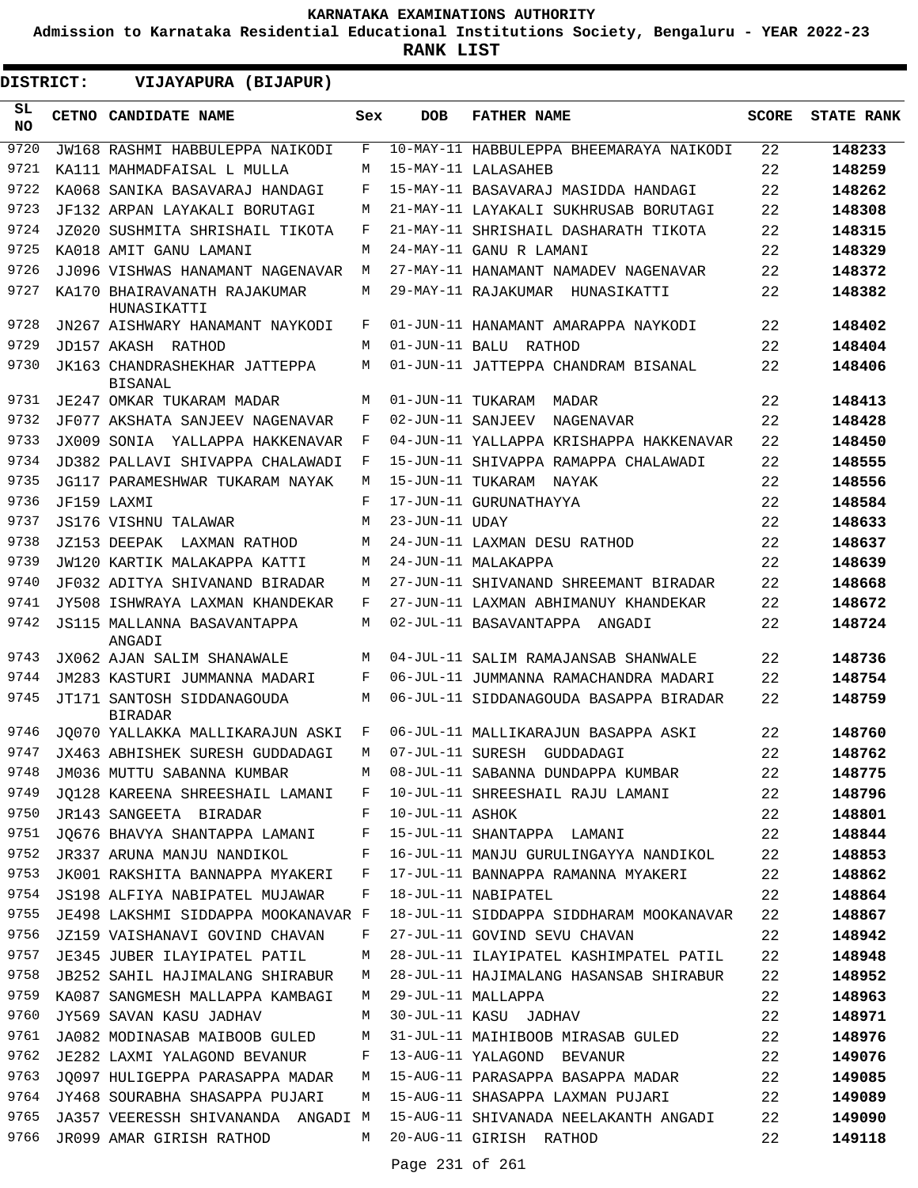# KARNATAKA EXAMINATIONS AUTHORITY

**Admission to Karnataka Residential Educational Institutions Society, Bengaluru - YEAR 2022-23**

**RANK LIST**

**DISTRICT: VIJAYAPURA (BIJAPUR)**

| SL NO | CETNO | CANDIDATE NAME | Sex | DOB | FATHER NAME | SCORE | STATE RANK |
|---|---|---|---|---|---|---|---|
| 9720 | JW168 | RASHMI HABBULEPPA NAIKODI | F | 10-MAY-11 | HABBULEPPA BHEEMARAYA NAIKODI | 22 | 148233 |
| 9721 | KA111 | MAHMADFAISAL L MULLA | M | 15-MAY-11 | LALASAHEB | 22 | 148259 |
| 9722 | KA068 | SANIKA BASAVARAJ HANDAGI | F | 15-MAY-11 | BASAVARAJ MASIDDA HANDAGI | 22 | 148262 |
| 9723 | JF132 | ARPAN LAYAKALI BORUTAGI | M | 21-MAY-11 | LAYAKALI SUKHRUSAB BORUTAGI | 22 | 148308 |
| 9724 | JZ020 | SUSHMITA SHRISHAIL TIKOTA | F | 21-MAY-11 | SHRISHAIL DASHARATH TIKOTA | 22 | 148315 |
| 9725 | KA018 | AMIT GANU LAMANI | M | 24-MAY-11 | GANU R LAMANI | 22 | 148329 |
| 9726 | JJ096 | VISHWAS HANAMANT NAGENAVAR | M | 27-MAY-11 | HANAMANT NAMADEV NAGENAVAR | 22 | 148372 |
| 9727 | KA170 | BHAIRAVANATH RAJAKUMAR HUNASIKATTI | M | 29-MAY-11 | RAJAKUMAR HUNASIKATTI | 22 | 148382 |
| 9728 | JN267 | AISHWARY HANAMANT NAYKODI | F | 01-JUN-11 | HANAMANT AMARAPPA NAYKODI | 22 | 148402 |
| 9729 | JD157 | AKASH RATHOD | M | 01-JUN-11 | BALU RATHOD | 22 | 148404 |
| 9730 | JK163 | CHANDRASHEKHAR JATTEPPA BISANAL | M | 01-JUN-11 | JATTEPPA CHANDRAM BISANAL | 22 | 148406 |
| 9731 | JE247 | OMKAR TUKARAM MADAR | M | 01-JUN-11 | TUKARAM MADAR | 22 | 148413 |
| 9732 | JF077 | AKSHATA SANJEEV NAGENAVAR | F | 02-JUN-11 | SANJEEV NAGENAVAR | 22 | 148428 |
| 9733 | JX009 | SONIA YALLAPPA HAKKENAVAR | F | 04-JUN-11 | YALLAPPA KRISHAPPA HAKKENAVAR | 22 | 148450 |
| 9734 | JD382 | PALLAVI SHIVAPPA CHALAWADI | F | 15-JUN-11 | SHIVAPPA RAMAPPA CHALAWADI | 22 | 148555 |
| 9735 | JG117 | PARAMESHWAR TUKARAM NAYAK | M | 15-JUN-11 | TUKARAM NAYAK | 22 | 148556 |
| 9736 | JF159 | LAXMI | F | 17-JUN-11 | GURUNATHAYYA | 22 | 148584 |
| 9737 | JS176 | VISHNU TALAWAR | M | 23-JUN-11 | UDAY | 22 | 148633 |
| 9738 | JZ153 | DEEPAK LAXMAN RATHOD | M | 24-JUN-11 | LAXMAN DESU RATHOD | 22 | 148637 |
| 9739 | JW120 | KARTIK MALAKAPPA KATTI | M | 24-JUN-11 | MALAKAPPA | 22 | 148639 |
| 9740 | JF032 | ADITYA SHIVANAND BIRADAR | M | 27-JUN-11 | SHIVANAND SHREEMANT BIRADAR | 22 | 148668 |
| 9741 | JY508 | ISHWRAYA LAXMAN KHANDEKAR | F | 27-JUN-11 | LAXMAN ABHIMANUY KHANDEKAR | 22 | 148672 |
| 9742 | JS115 | MALLANNA BASAVANTAPPA ANGADI | M | 02-JUL-11 | BASAVANTAPPA ANGADI | 22 | 148724 |
| 9743 | JX062 | AJAN SALIM SHANAWALE | M | 04-JUL-11 | SALIM RAMAJANSAB SHANWALE | 22 | 148736 |
| 9744 | JM283 | KASTURI JUMMANNA MADARI | F | 06-JUL-11 | JUMMANNA RAMACHANDRA MADARI | 22 | 148754 |
| 9745 | JT171 | SANTOSH SIDDANAGOUDA BIRADAR | M | 06-JUL-11 | SIDDANAGOUDA BASAPPA BIRADAR | 22 | 148759 |
| 9746 | JQ070 | YALLAKKA MALLIKARAJUN ASKI | F | 06-JUL-11 | MALLIKARAJUN BASAPPA ASKI | 22 | 148760 |
| 9747 | JX463 | ABHISHEK SURESH GUDDADAGI | M | 07-JUL-11 | SURESH GUDDADAGI | 22 | 148762 |
| 9748 | JM036 | MUTTU SABANNA KUMBAR | M | 08-JUL-11 | SABANNA DUNDAPPA KUMBAR | 22 | 148775 |
| 9749 | JQ128 | KAREENA SHREESHAIL LAMANI | F | 10-JUL-11 | SHREESHAIL RAJU LAMANI | 22 | 148796 |
| 9750 | JR143 | SANGEETA BIRADAR | F | 10-JUL-11 | ASHOK | 22 | 148801 |
| 9751 | JQ676 | BHAVYA SHANTAPPA LAMANI | F | 15-JUL-11 | SHANTAPPA LAMANI | 22 | 148844 |
| 9752 | JR337 | ARUNA MANJU NANDIKOL | F | 16-JUL-11 | MANJU GURULINGAYYA NANDIKOL | 22 | 148853 |
| 9753 | JK001 | RAKSHITA BANNAPPA MYAKERI | F | 17-JUL-11 | BANNAPPA RAMANNA MYAKERI | 22 | 148862 |
| 9754 | JS198 | ALFIYA NABIPATEL MUJAWAR | F | 18-JUL-11 | NABIPATEL | 22 | 148864 |
| 9755 | JE498 | LAKSHMI SIDDAPPA MOOKANAVAR | F | 18-JUL-11 | SIDDAPPA SIDDHARAM MOOKANAVAR | 22 | 148867 |
| 9756 | JZ159 | VAISHANAVI GOVIND CHAVAN | F | 27-JUL-11 | GOVIND SEVU CHAVAN | 22 | 148942 |
| 9757 | JE345 | JUBER ILAYIPATEL PATIL | M | 28-JUL-11 | ILAYIPATEL KASHIMPATEL PATIL | 22 | 148948 |
| 9758 | JB252 | SAHIL HAJIMALANG SHIRABUR | M | 28-JUL-11 | HAJIMALANG HASANSAB SHIRABUR | 22 | 148952 |
| 9759 | KA087 | SANGMESH MALLAPPA KAMBAGI | M | 29-JUL-11 | MALLAPPA | 22 | 148963 |
| 9760 | JY569 | SAVAN KASU JADHAV | M | 30-JUL-11 | KASU JADHAV | 22 | 148971 |
| 9761 | JA082 | MODINASAB MAIBOOB GULED | M | 31-JUL-11 | MAIHIBOOB MIRASAB GULED | 22 | 148976 |
| 9762 | JE282 | LAXMI YALAGOND BEVANUR | F | 13-AUG-11 | YALAGOND BEVANUR | 22 | 149076 |
| 9763 | JQ097 | HULIGEPPA PARASAPPA MADAR | M | 15-AUG-11 | PARASAPPA BASAPPA MADAR | 22 | 149085 |
| 9764 | JY468 | SOURABHA SHASAPPA PUJARI | M | 15-AUG-11 | SHASAPPA LAXMAN PUJARI | 22 | 149089 |
| 9765 | JA357 | VEERESSH SHIVANANDA ANGADI | M | 15-AUG-11 | SHIVANADA NEELAKANTH ANGADI | 22 | 149090 |
| 9766 | JR099 | AMAR GIRISH RATHOD | M | 20-AUG-11 | GIRISH RATHOD | 22 | 149118 |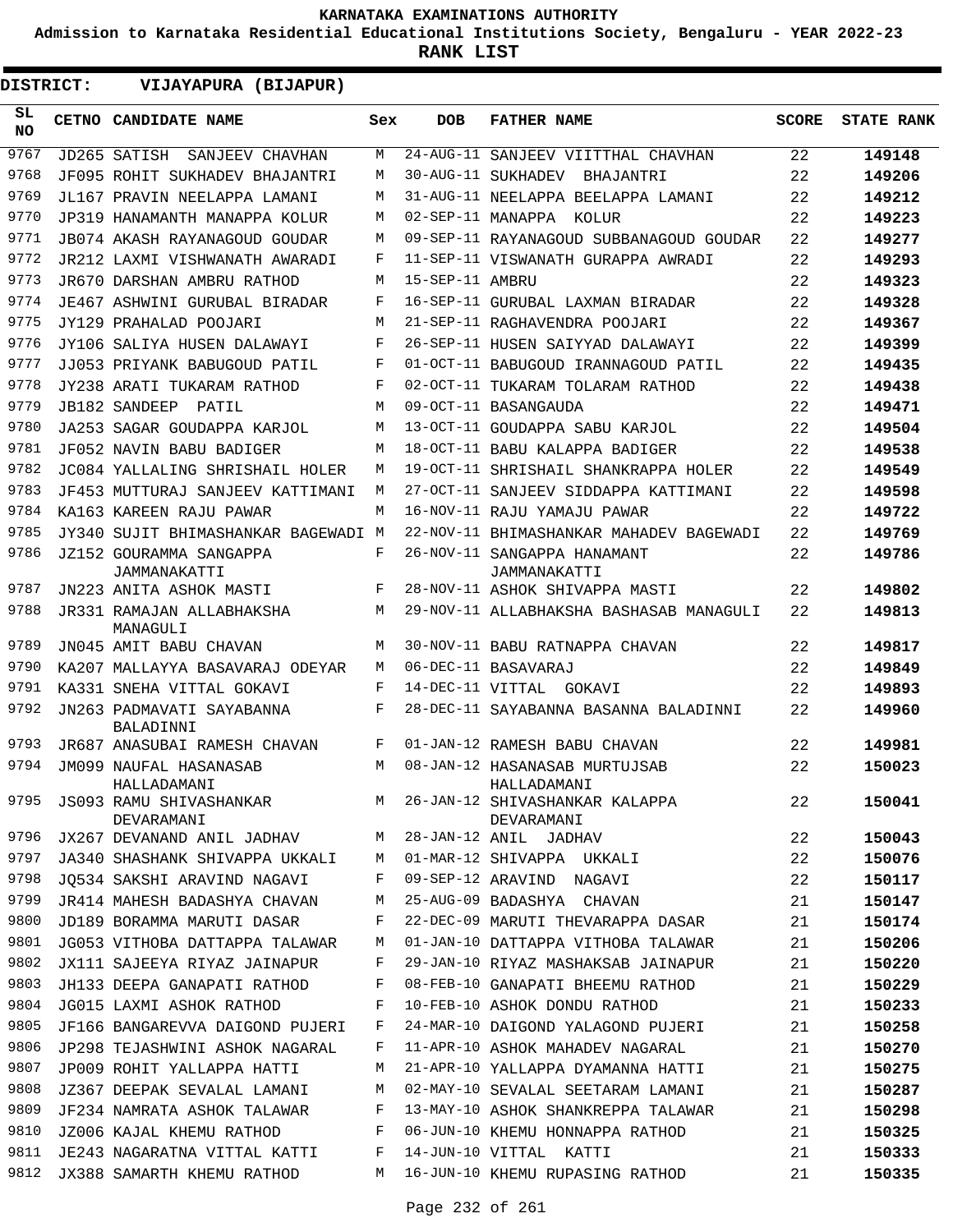# KARNATAKA EXAMINATIONS AUTHORITY

**Admission to Karnataka Residential Educational Institutions Society, Bengaluru - YEAR 2022-23**

**RANK LIST**

**DISTRICT: VIJAYAPURA (BIJAPUR)**

| SL NO | CETNO | CANDIDATE NAME | Sex | DOB | FATHER NAME | SCORE | STATE RANK |
|---|---|---|---|---|---|---|---|
| 9767 | JD265 | SATISH SANJEEV CHAVHAN | M | 24-AUG-11 | SANJEEV VIITTHAL CHAVHAN | 22 | 149148 |
| 9768 | JF095 | ROHIT SUKHADEV BHAJANTRI | M | 30-AUG-11 | SUKHADEV BHAJANTRI | 22 | 149206 |
| 9769 | JL167 | PRAVIN NEELAPPA LAMANI | M | 31-AUG-11 | NEELAPPA BEELAPPA LAMANI | 22 | 149212 |
| 9770 | JP319 | HANAMANTH MANAPPA KOLUR | M | 02-SEP-11 | MANAPPA KOLUR | 22 | 149223 |
| 9771 | JB074 | AKASH RAYANAGOUD GOUDAR | M | 09-SEP-11 | RAYANAGOUD SUBBANAGOUD GOUDAR | 22 | 149277 |
| 9772 | JR212 | LAXMI VISHWANATH AWARADI | F | 11-SEP-11 | VISWANATH GURAPPA AWRADI | 22 | 149293 |
| 9773 | JR670 | DARSHAN AMBRU RATHOD | M | 15-SEP-11 | AMBRU | 22 | 149323 |
| 9774 | JE467 | ASHWINI GURUBAL BIRADAR | F | 16-SEP-11 | GURUBAL LAXMAN BIRADAR | 22 | 149328 |
| 9775 | JY129 | PRAHALAD POOJARI | M | 21-SEP-11 | RAGHAVENDRA POOJARI | 22 | 149367 |
| 9776 | JY106 | SALIYA HUSEN DALAWAYI | F | 26-SEP-11 | HUSEN SAIYYAD DALAWAYI | 22 | 149399 |
| 9777 | JJ053 | PRIYANK BABUGOUD PATIL | F | 01-OCT-11 | BABUGOUD IRANNAGOUD PATIL | 22 | 149435 |
| 9778 | JY238 | ARATI TUKARAM RATHOD | F | 02-OCT-11 | TUKARAM TOLARAM RATHOD | 22 | 149438 |
| 9779 | JB182 | SANDEEP PATIL | M | 09-OCT-11 | BASANGAUDA | 22 | 149471 |
| 9780 | JA253 | SAGAR GOUDAPPA KARJOL | M | 13-OCT-11 | GOUDAPPA SABU KARJOL | 22 | 149504 |
| 9781 | JF052 | NAVIN BABU BADIGER | M | 18-OCT-11 | BABU KALAPPA BADIGER | 22 | 149538 |
| 9782 | JC084 | YALLALING SHRISHAIL HOLER | M | 19-OCT-11 | SHRISHAIL SHANKRAPPA HOLER | 22 | 149549 |
| 9783 | JF453 | MUTTURAJ SANJEEV KATTIMANI | M | 27-OCT-11 | SANJEEV SIDDAPPA KATTIMANI | 22 | 149598 |
| 9784 | KA163 | KAREEN RAJU PAWAR | M | 16-NOV-11 | RAJU YAMAJU PAWAR | 22 | 149722 |
| 9785 | JY340 | SUJIT BHIMASHANKAR BAGEWADI | M | 22-NOV-11 | BHIMASHANKAR MAHADEV BAGEWADI | 22 | 149769 |
| 9786 | JZ152 | GOURAMMA SANGAPPA JAMMANAKATTI | F | 26-NOV-11 | SANGAPPA HANAMANT JAMMANAKATTI | 22 | 149786 |
| 9787 | JN223 | ANITA ASHOK MASTI | F | 28-NOV-11 | ASHOK SHIVAPPA MASTI | 22 | 149802 |
| 9788 | JR331 | RAMAJAN ALLABHAKSHA MANAGULI | M | 29-NOV-11 | ALLABHAKSHA BASHASAB MANAGULI | 22 | 149813 |
| 9789 | JN045 | AMIT BABU CHAVAN | M | 30-NOV-11 | BABU RATNAPPA CHAVAN | 22 | 149817 |
| 9790 | KA207 | MALLAYYA BASAVARAJ ODEYAR | M | 06-DEC-11 | BASAVARAJ | 22 | 149849 |
| 9791 | KA331 | SNEHA VITTAL GOKAVI | F | 14-DEC-11 | VITTAL GOKAVI | 22 | 149893 |
| 9792 | JN263 | PADMAVATI SAYABANNA BALADINNI | F | 28-DEC-11 | SAYABANNA BASANNA BALADINNI | 22 | 149960 |
| 9793 | JR687 | ANASUBAI RAMESH CHAVAN | F | 01-JAN-12 | RAMESH BABU CHAVAN | 22 | 149981 |
| 9794 | JM099 | NAUFAL HASANASAB HALLADAMANI | M | 08-JAN-12 | HASANASAB MURTUJSAB HALLADAMANI | 22 | 150023 |
| 9795 | JS093 | RAMU SHIVASHANKAR DEVARAMANI | M | 26-JAN-12 | SHIVASHANKAR KALAPPA DEVARAMANI | 22 | 150041 |
| 9796 | JX267 | DEVANAND ANIL JADHAV | M | 28-JAN-12 | ANIL JADHAV | 22 | 150043 |
| 9797 | JA340 | SHASHANK SHIVAPPA UKKALI | M | 01-MAR-12 | SHIVAPPA UKKALI | 22 | 150076 |
| 9798 | JQ534 | SAKSHI ARAVIND NAGAVI | F | 09-SEP-12 | ARAVIND NAGAVI | 22 | 150117 |
| 9799 | JR414 | MAHESH BADASHYA CHAVAN | M | 25-AUG-09 | BADASHYA CHAVAN | 21 | 150147 |
| 9800 | JD189 | BORAMMA MARUTI DASAR | F | 22-DEC-09 | MARUTI THEVARAPPA DASAR | 21 | 150174 |
| 9801 | JG053 | VITHOBA DATTAPPA TALAWAR | M | 01-JAN-10 | DATTAPPA VITHOBA TALAWAR | 21 | 150206 |
| 9802 | JX111 | SAJEEYA RIYAZ JAINAPUR | F | 29-JAN-10 | RIYAZ MASHAKSAB JAINAPUR | 21 | 150220 |
| 9803 | JH133 | DEEPA GANAPATI RATHOD | F | 08-FEB-10 | GANAPATI BHEEMU RATHOD | 21 | 150229 |
| 9804 | JG015 | LAXMI ASHOK RATHOD | F | 10-FEB-10 | ASHOK DONDU RATHOD | 21 | 150233 |
| 9805 | JF166 | BANGAREVVA DAIGOND PUJERI | F | 24-MAR-10 | DAIGOND YALAGOND PUJERI | 21 | 150258 |
| 9806 | JP298 | TEJASHWINI ASHOK NAGARAL | F | 11-APR-10 | ASHOK MAHADEV NAGARAL | 21 | 150270 |
| 9807 | JP009 | ROHIT YALLAPPA HATTI | M | 21-APR-10 | YALLAPPA DYAMANNA HATTI | 21 | 150275 |
| 9808 | JZ367 | DEEPAK SEVALAL LAMANI | M | 02-MAY-10 | SEVALAL SEETARAM LAMANI | 21 | 150287 |
| 9809 | JF234 | NAMRATA ASHOK TALAWAR | F | 13-MAY-10 | ASHOK SHANKREPPA TALAWAR | 21 | 150298 |
| 9810 | JZ006 | KAJAL KHEMU RATHOD | F | 06-JUN-10 | KHEMU HONNAPPA RATHOD | 21 | 150325 |
| 9811 | JE243 | NAGARATNA VITTAL KATTI | F | 14-JUN-10 | VITTAL KATTI | 21 | 150333 |
| 9812 | JX388 | SAMARTH KHEMU RATHOD | M | 16-JUN-10 | KHEMU RUPASING RATHOD | 21 | 150335 |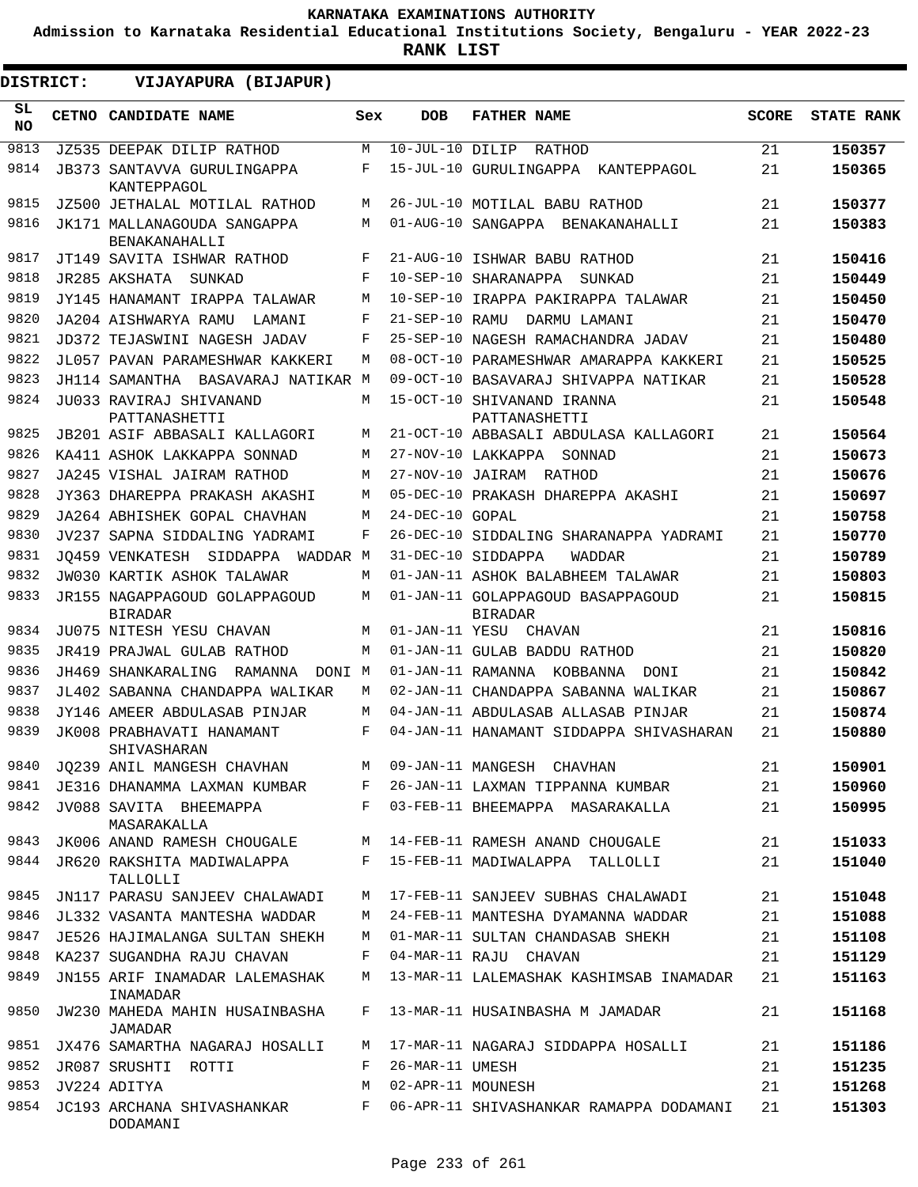**KARNATAKA EXAMINATIONS AUTHORITY**

**Admission to Karnataka Residential Educational Institutions Society, Bengaluru - YEAR 2022-23**

**RANK LIST**

**DISTRICT: VIJAYAPURA (BIJAPUR)**

| SL NO | CETNO | CANDIDATE NAME | Sex | DOB | FATHER NAME | SCORE | STATE RANK |
|---|---|---|---|---|---|---|---|
| 9813 | JZ535 | DEEPAK DILIP RATHOD | M | 10-JUL-10 | DILIP RATHOD | 21 | 150357 |
| 9814 | JB373 | SANTAVVA GURULINGAPPA KANTEPPAGOL | F | 15-JUL-10 | GURULINGAPPA KANTEPPAGOL | 21 | 150365 |
| 9815 | JZ500 | JETHALAL MOTILAL RATHOD | M | 26-JUL-10 | MOTILAL BABU RATHOD | 21 | 150377 |
| 9816 | JK171 | MALLANAGOUDA SANGAPPA BENAKANAHALLI | M | 01-AUG-10 | SANGAPPA BENAKANAHALLI | 21 | 150383 |
| 9817 | JT149 | SAVITA ISHWAR RATHOD | F | 21-AUG-10 | ISHWAR BABU RATHOD | 21 | 150416 |
| 9818 | JR285 | AKSHATA SUNKAD | F | 10-SEP-10 | SHARANAPPA SUNKAD | 21 | 150449 |
| 9819 | JY145 | HANAMANT IRAPPA TALAWAR | M | 10-SEP-10 | IRAPPA PAKIRAPPA TALAWAR | 21 | 150450 |
| 9820 | JA204 | AISHWARYA RAMU LAMANI | F | 21-SEP-10 | RAMU DARMU LAMANI | 21 | 150470 |
| 9821 | JD372 | TEJASWINI NAGESH JADAV | F | 25-SEP-10 | NAGESH RAMACHANDRA JADAV | 21 | 150480 |
| 9822 | JL057 | PAVAN PARAMESHWAR KAKKERI | M | 08-OCT-10 | PARAMESHWAR AMARAPPA KAKKERI | 21 | 150525 |
| 9823 | JH114 | SAMANTHA BASAVARAJ NATIKAR | M | 09-OCT-10 | BASAVARAJ SHIVAPPA NATIKAR | 21 | 150528 |
| 9824 | JU033 | RAVIRAJ SHIVANAND PATTANASHETTI | M | 15-OCT-10 | SHIVANAND IRANNA PATTANASHETTI | 21 | 150548 |
| 9825 | JB201 | ASIF ABBASALI KALLAGORI | M | 21-OCT-10 | ABBASALI ABDULASA KALLAGORI | 21 | 150564 |
| 9826 | KA411 | ASHOK LAKKAPPA SONNAD | M | 27-NOV-10 | LAKKAPPA SONNAD | 21 | 150673 |
| 9827 | JA245 | VISHAL JAIRAM RATHOD | M | 27-NOV-10 | JAIRAM RATHOD | 21 | 150676 |
| 9828 | JY363 | DHAREPPA PRAKASH AKASHI | M | 05-DEC-10 | PRAKASH DHAREPPA AKASHI | 21 | 150697 |
| 9829 | JA264 | ABHISHEK GOPAL CHAVHAN | M | 24-DEC-10 | GOPAL | 21 | 150758 |
| 9830 | JV237 | SAPNA SIDDALING YADRAMI | F | 26-DEC-10 | SIDDALING SHARANAPPA YADRAMI | 21 | 150770 |
| 9831 | JQ459 | VENKATESH SIDDAPPA WADDAR | M | 31-DEC-10 | SIDDAPPA WADDAR | 21 | 150789 |
| 9832 | JW030 | KARTIK ASHOK TALAWAR | M | 01-JAN-11 | ASHOK BALABHEEM TALAWAR | 21 | 150803 |
| 9833 | JR155 | NAGAPPAGOUD GOLAPPAGOUD BIRADAR | M | 01-JAN-11 | GOLAPPAGOUD BASAPPAGOUD BIRADAR | 21 | 150815 |
| 9834 | JU075 | NITESH YESU CHAVAN | M | 01-JAN-11 | YESU CHAVAN | 21 | 150816 |
| 9835 | JR419 | PRAJWAL GULAB RATHOD | M | 01-JAN-11 | GULAB BADDU RATHOD | 21 | 150820 |
| 9836 | JH469 | SHANKARALING RAMANNA DONI | M | 01-JAN-11 | RAMANNA KOBBANNA DONI | 21 | 150842 |
| 9837 | JL402 | SABANNA CHANDAPPA WALIKAR | M | 02-JAN-11 | CHANDAPPA SABANNA WALIKAR | 21 | 150867 |
| 9838 | JY146 | AMEER ABDULASAB PINJAR | M | 04-JAN-11 | ABDULASAB ALLASAB PINJAR | 21 | 150874 |
| 9839 | JK008 | PRABHAVATI HANAMANT SHIVASHARAN | F | 04-JAN-11 | HANAMANT SIDDAPPA SHIVASHARAN | 21 | 150880 |
| 9840 | JQ239 | ANIL MANGESH CHAVHAN | M | 09-JAN-11 | MANGESH CHAVHAN | 21 | 150901 |
| 9841 | JE316 | DHANAMMA LAXMAN KUMBAR | F | 26-JAN-11 | LAXMAN TIPPANNA KUMBAR | 21 | 150960 |
| 9842 | JV088 | SAVITA BHEEMAPPA MASARAKALLA | F | 03-FEB-11 | BHEEMAPPA MASARAKALLA | 21 | 150995 |
| 9843 | JK006 | ANAND RAMESH CHOUGALE | M | 14-FEB-11 | RAMESH ANAND CHOUGALE | 21 | 151033 |
| 9844 | JR620 | RAKSHITA MADIWALAPPA TALLOLLI | F | 15-FEB-11 | MADIWALAPPA TALLOLLI | 21 | 151040 |
| 9845 | JN117 | PARASU SANJEEV CHALAWADI | M | 17-FEB-11 | SANJEEV SUBHAS CHALAWADI | 21 | 151048 |
| 9846 | JL332 | VASANTA MANTESHA WADDAR | M | 24-FEB-11 | MANTESHA DYAMANNA WADDAR | 21 | 151088 |
| 9847 | JE526 | HAJIMALANGA SULTAN SHEKH | M | 01-MAR-11 | SULTAN CHANDASAB SHEKH | 21 | 151108 |
| 9848 | KA237 | SUGANDHA RAJU CHAVAN | F | 04-MAR-11 | RAJU CHAVAN | 21 | 151129 |
| 9849 | JN155 | ARIF INAMADAR LALEMASHAK INAMADAR | M | 13-MAR-11 | LALEMASHAK KASHIMSAB INAMADAR | 21 | 151163 |
| 9850 | JW230 | MAHEDA MAHIN HUSAINBASHA JAMADAR | F | 13-MAR-11 | HUSAINBASHA M JAMADAR | 21 | 151168 |
| 9851 | JX476 | SAMARTHA NAGARAJ HOSALLI | M | 17-MAR-11 | NAGARAJ SIDDAPPA HOSALLI | 21 | 151186 |
| 9852 | JR087 | SRUSHTI ROTTI | F | 26-MAR-11 | UMESH | 21 | 151235 |
| 9853 | JV224 | ADITYA | M | 02-APR-11 | MOUNESH | 21 | 151268 |
| 9854 | JC193 | ARCHANA SHIVASHANKAR DODAMANI | F | 06-APR-11 | SHIVASHANKAR RAMAPPA DODAMANI | 21 | 151303 |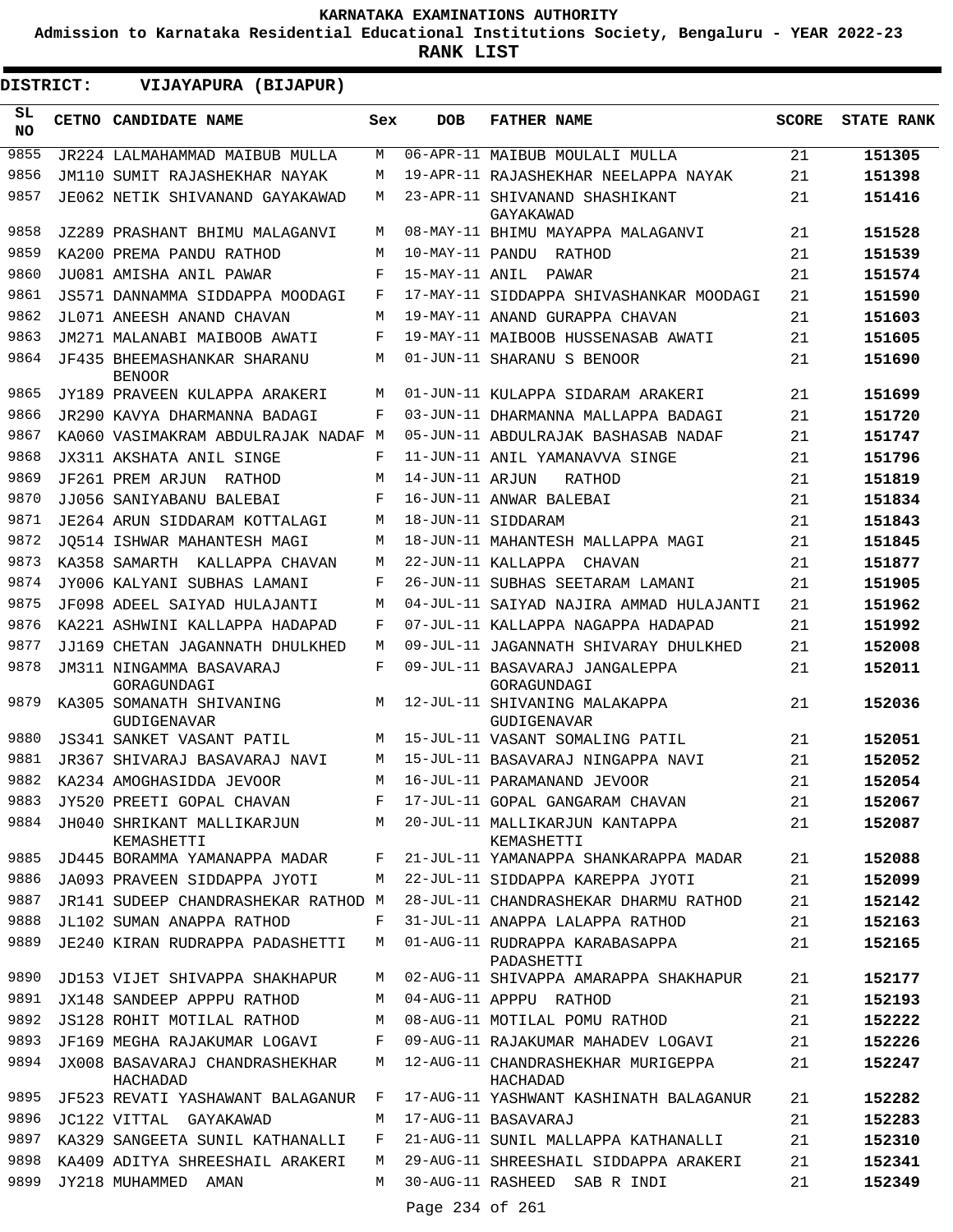# KARNATAKA EXAMINATIONS AUTHORITY

**Admission to Karnataka Residential Educational Institutions Society, Bengaluru - YEAR 2022-23**

**RANK LIST**

**DISTRICT: VIJAYAPURA (BIJAPUR)**

| SL NO | CETNO | CANDIDATE NAME | Sex | DOB | FATHER NAME | SCORE | STATE RANK |
|---|---|---|---|---|---|---|---|
| 9855 | JR224 | LALMAHAMMAD MAIBUB MULLA | M | 06-APR-11 | MAIBUB MOULALI MULLA | 21 | 151305 |
| 9856 | JM110 | SUMIT RAJASHEKHAR NAYAK | M | 19-APR-11 | RAJASHEKHAR NEELAPPA NAYAK | 21 | 151398 |
| 9857 | JE062 | NETIK SHIVANAND GAYAKAWAD | M | 23-APR-11 | SHIVANAND SHASHIKANT GAYAKAWAD | 21 | 151416 |
| 9858 | JZ289 | PRASHANT BHIMU MALAGANVI | M | 08-MAY-11 | BHIMU MAYAPPA MALAGANVI | 21 | 151528 |
| 9859 | KA200 | PREMA PANDU RATHOD | M | 10-MAY-11 | PANDU RATHOD | 21 | 151539 |
| 9860 | JU081 | AMISHA ANIL PAWAR | F | 15-MAY-11 | ANIL PAWAR | 21 | 151574 |
| 9861 | JS571 | DANNAMMA SIDDAPPA MOODAGI | F | 17-MAY-11 | SIDDAPPA SHIVASHANKAR MOODAGI | 21 | 151590 |
| 9862 | JL071 | ANEESH ANAND CHAVAN | M | 19-MAY-11 | ANAND GURAPPA CHAVAN | 21 | 151603 |
| 9863 | JM271 | MALANABI MAIBOOB AWATI | F | 19-MAY-11 | MAIBOOB HUSSENASAB AWATI | 21 | 151605 |
| 9864 | JF435 | BHEEMASHANKAR SHARANU BENOOR | M | 01-JUN-11 | SHARANU S BENOOR | 21 | 151690 |
| 9865 | JY189 | PRAVEEN KULAPPA ARAKERI | M | 01-JUN-11 | KULAPPA SIDARAM ARAKERI | 21 | 151699 |
| 9866 | JR290 | KAVYA DHARMANNA BADAGI | F | 03-JUN-11 | DHARMANNA MALLAPPA BADAGI | 21 | 151720 |
| 9867 | KA060 | VASIMAKRAM ABDULRAJAK NADAF | M | 05-JUN-11 | ABDULRAJAK BASHASAB NADAF | 21 | 151747 |
| 9868 | JX311 | AKSHATA ANIL SINGE | F | 11-JUN-11 | ANIL YAMANAVVA SINGE | 21 | 151796 |
| 9869 | JF261 | PREM ARJUN RATHOD | M | 14-JUN-11 | ARJUN RATHOD | 21 | 151819 |
| 9870 | JJ056 | SANIYABANU BALEBAI | F | 16-JUN-11 | ANWAR BALEBAI | 21 | 151834 |
| 9871 | JE264 | ARUN SIDDARAM KOTTALAGI | M | 18-JUN-11 | SIDDARAM | 21 | 151843 |
| 9872 | JQ514 | ISHWAR MAHANTESH MAGI | M | 18-JUN-11 | MAHANTESH MALLAPPA MAGI | 21 | 151845 |
| 9873 | KA358 | SAMARTH KALLAPPA CHAVAN | M | 22-JUN-11 | KALLAPPA CHAVAN | 21 | 151877 |
| 9874 | JY006 | KALYANI SUBHAS LAMANI | F | 26-JUN-11 | SUBHAS SEETARAM LAMANI | 21 | 151905 |
| 9875 | JF098 | ADEEL SAIYAD HULAJANTI | M | 04-JUL-11 | SAIYAD NAJIRA AMMAD HULAJANTI | 21 | 151962 |
| 9876 | KA221 | ASHWINI KALLAPPA HADAPAD | F | 07-JUL-11 | KALLAPPA NAGAPPA HADAPAD | 21 | 151992 |
| 9877 | JJ169 | CHETAN JAGANNATH DHULKHED | M | 09-JUL-11 | JAGANNATH SHIVARAY DHULKHED | 21 | 152008 |
| 9878 | JM311 | NINGAMMA BASAVARAJ GORAGUNDAGI | F | 09-JUL-11 | BASAVARAJ JANGALEPPA GORAGUNDAGI | 21 | 152011 |
| 9879 | KA305 | SOMANATH SHIVANING GUDIGENAVAR | M | 12-JUL-11 | SHIVANING MALAKAPPA GUDIGENAVAR | 21 | 152036 |
| 9880 | JS341 | SANKET VASANT PATIL | M | 15-JUL-11 | VASANT SOMALING PATIL | 21 | 152051 |
| 9881 | JR367 | SHIVARAJ BASAVARAJ NAVI | M | 15-JUL-11 | BASAVARAJ NINGAPPA NAVI | 21 | 152052 |
| 9882 | KA234 | AMOGHASIDDA JEVOOR | M | 16-JUL-11 | PARAMANAND JEVOOR | 21 | 152054 |
| 9883 | JY520 | PREETI GOPAL CHAVAN | F | 17-JUL-11 | GOPAL GANGARAM CHAVAN | 21 | 152067 |
| 9884 | JH040 | SHRIKANT MALLIKARJUN KEMASHETTI | M | 20-JUL-11 | MALLIKARJUN KANTAPPA KEMASHETTI | 21 | 152087 |
| 9885 | JD445 | BORAMMA YAMANAPPA MADAR | F | 21-JUL-11 | YAMANAPPA SHANKARAPPA MADAR | 21 | 152088 |
| 9886 | JA093 | PRAVEEN SIDDAPPA JYOTI | M | 22-JUL-11 | SIDDAPPA KAREPPA JYOTI | 21 | 152099 |
| 9887 | JR141 | SUDEEP CHANDRASHEKAR RATHOD | M | 28-JUL-11 | CHANDRASHEKAR DHARMU RATHOD | 21 | 152142 |
| 9888 | JL102 | SUMAN ANAPPA RATHOD | F | 31-JUL-11 | ANAPPA LALAPPA RATHOD | 21 | 152163 |
| 9889 | JE240 | KIRAN RUDRAPPA PADASHETTI | M | 01-AUG-11 | RUDRAPPA KARABASAPPA PADASHETTI | 21 | 152165 |
| 9890 | JD153 | VIJET SHIVAPPA SHAKHAPUR | M | 02-AUG-11 | SHIVAPPA AMARAPPA SHAKHAPUR | 21 | 152177 |
| 9891 | JX148 | SANDEEP APPPU RATHOD | M | 04-AUG-11 | APPPU RATHOD | 21 | 152193 |
| 9892 | JS128 | ROHIT MOTILAL RATHOD | M | 08-AUG-11 | MOTILAL POMU RATHOD | 21 | 152222 |
| 9893 | JF169 | MEGHA RAJAKUMAR LOGAVI | F | 09-AUG-11 | RAJAKUMAR MAHADEV LOGAVI | 21 | 152226 |
| 9894 | JX008 | BASAVARAJ CHANDRASHEKHAR HACHADAD | M | 12-AUG-11 | CHANDRASHEKHAR MURIGEPPA HACHADAD | 21 | 152247 |
| 9895 | JF523 | REVATI YASHAWANT BALAGANUR | F | 17-AUG-11 | YASHWANT KASHINATH BALAGANUR | 21 | 152282 |
| 9896 | JC122 | VITTAL GAYAKAWAD | M | 17-AUG-11 | BASAVARAJ | 21 | 152283 |
| 9897 | KA329 | SANGEETA SUNIL KATHANALLI | F | 21-AUG-11 | SUNIL MALLAPPA KATHANALLI | 21 | 152310 |
| 9898 | KA409 | ADITYA SHREESHAIL ARAKERI | M | 29-AUG-11 | SHREESHAIL SIDDAPPA ARAKERI | 21 | 152341 |
| 9899 | JY218 | MUHAMMED AMAN | M | 30-AUG-11 | RASHEED SAB R INDI | 21 | 152349 |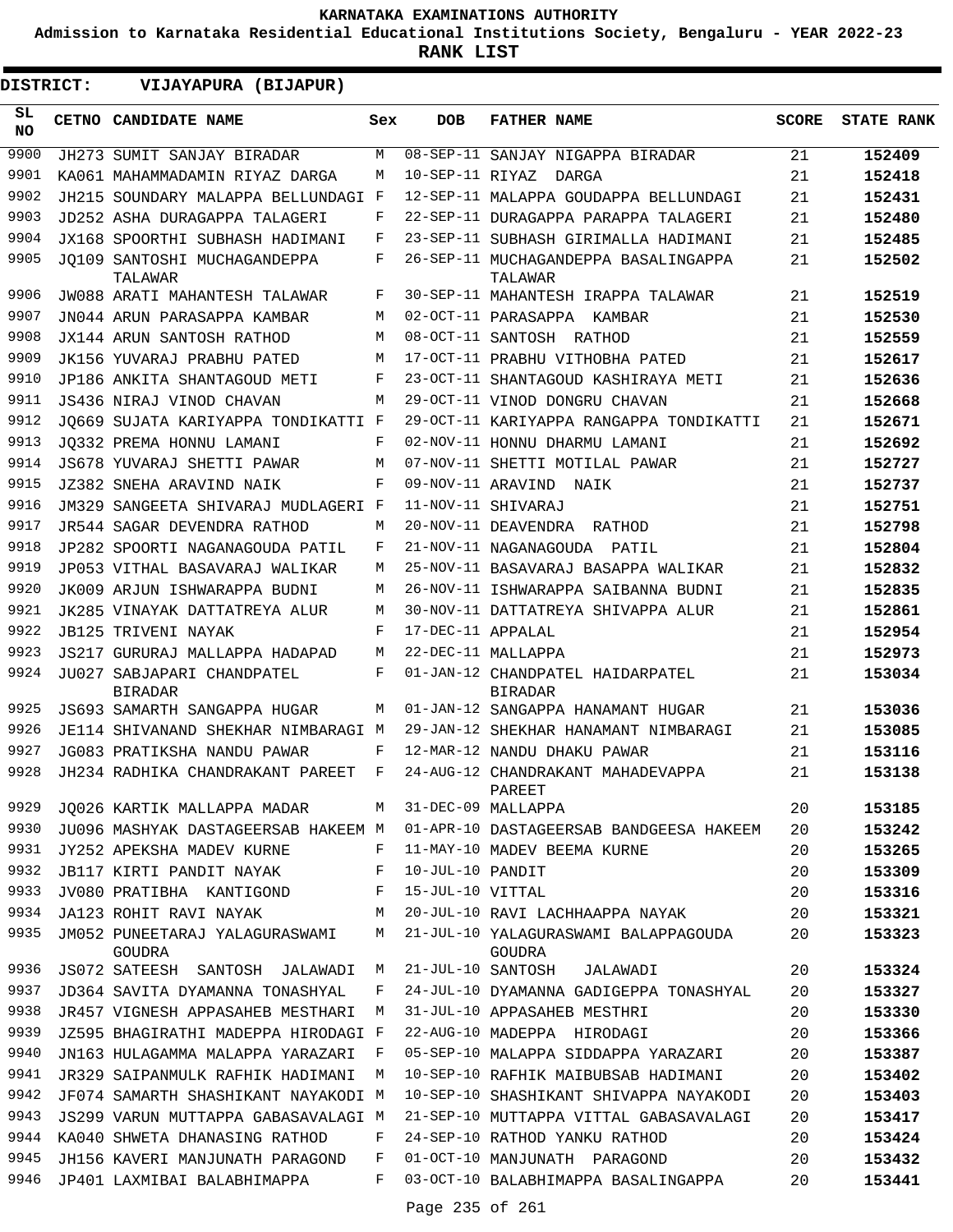KARNATAKA EXAMINATIONS AUTHORITY

Admission to Karnataka Residential Educational Institutions Society, Bengaluru - YEAR 2022-23

**RANK LIST**

**DISTRICT: VIJAYAPURA (BIJAPUR)**

| SL NO | CETNO | CANDIDATE NAME | Sex | DOB | FATHER NAME | SCORE | STATE RANK |
|---|---|---|---|---|---|---|---|
| 9900 | JH273 | SUMIT SANJAY BIRADAR | M | 08-SEP-11 | SANJAY NIGAPPA BIRADAR | 21 | **152409** |
| 9901 | KA061 | MAHAMMADAMIN RIYAZ DARGA | M | 10-SEP-11 | RIYAZ DARGA | 21 | **152418** |
| 9902 | JH215 | SOUNDARY MALAPPA BELLUNDAGI | F | 12-SEP-11 | MALAPPA GOUDAPPA BELLUNDAGI | 21 | **152431** |
| 9903 | JD252 | ASHA DURAGAPPA TALAGERI | F | 22-SEP-11 | DURAGAPPA PARAPPA TALAGERI | 21 | **152480** |
| 9904 | JX168 | SPOORTHI SUBHASH HADIMANI | F | 23-SEP-11 | SUBHASH GIRIMALLA HADIMANI | 21 | **152485** |
| 9905 | JQ109 | SANTOSHI MUCHAGANDEPPA TALAWAR | F | 26-SEP-11 | MUCHAGANDEPPA BASALINGAPPA TALAWAR | 21 | **152502** |
| 9906 | JW088 | ARATI MAHANTESH TALAWAR | F | 30-SEP-11 | MAHANTESH IRAPPA TALAWAR | 21 | **152519** |
| 9907 | JN044 | ARUN PARASAPPA KAMBAR | M | 02-OCT-11 | PARASAPPA KAMBAR | 21 | **152530** |
| 9908 | JX144 | ARUN SANTOSH RATHOD | M | 08-OCT-11 | SANTOSH RATHOD | 21 | **152559** |
| 9909 | JK156 | YUVARAJ PRABHU PATED | M | 17-OCT-11 | PRABHU VITHOBHA PATED | 21 | **152617** |
| 9910 | JP186 | ANKITA SHANTAGOUD METI | F | 23-OCT-11 | SHANTAGOUD KASHIRAYA METI | 21 | **152636** |
| 9911 | JS436 | NIRAJ VINOD CHAVAN | M | 29-OCT-11 | VINOD DONGRU CHAVAN | 21 | **152668** |
| 9912 | JQ669 | SUJATA KARIYAPPA TONDIKATTI | F | 29-OCT-11 | KARIYAPPA RANGAPPA TONDIKATTI | 21 | **152671** |
| 9913 | JQ332 | PREMA HONNU LAMANI | F | 02-NOV-11 | HONNU DHARMU LAMANI | 21 | **152692** |
| 9914 | JS678 | YUVARAJ SHETTI PAWAR | M | 07-NOV-11 | SHETTI MOTILAL PAWAR | 21 | **152727** |
| 9915 | JZ382 | SNEHA ARAVIND NAIK | F | 09-NOV-11 | ARAVIND NAIK | 21 | **152737** |
| 9916 | JM329 | SANGEETA SHIVARAJ MUDLAGERI | F | 11-NOV-11 | SHIVARAJ | 21 | **152751** |
| 9917 | JR544 | SAGAR DEVENDRA RATHOD | M | 20-NOV-11 | DEAVENDRA RATHOD | 21 | **152798** |
| 9918 | JP282 | SPOORTI NAGANAGOUDA PATIL | F | 21-NOV-11 | NAGANAGOUDA PATIL | 21 | **152804** |
| 9919 | JP053 | VITHAL BASAVARAJ WALIKAR | M | 25-NOV-11 | BASAVARAJ BASAPPA WALIKAR | 21 | **152832** |
| 9920 | JK009 | ARJUN ISHWARAPPA BUDNI | M | 26-NOV-11 | ISHWARAPPA SAIBANNA BUDNI | 21 | **152835** |
| 9921 | JK285 | VINAYAK DATTATREYA ALUR | M | 30-NOV-11 | DATTATREYA SHIVAPPA ALUR | 21 | **152861** |
| 9922 | JB125 | TRIVENI NAYAK | F | 17-DEC-11 | APPALAL | 21 | **152954** |
| 9923 | JS217 | GURURAJ MALLAPPA HADAPAD | M | 22-DEC-11 | MALLAPPA | 21 | **152973** |
| 9924 | JU027 | SABJAPARI CHANDPATEL BIRADAR | F | 01-JAN-12 | CHANDPATEL HAIDARPATEL BIRADAR | 21 | **153034** |
| 9925 | JS693 | SAMARTH SANGAPPA HUGAR | M | 01-JAN-12 | SANGAPPA HANAMANT HUGAR | 21 | **153036** |
| 9926 | JE114 | SHIVANAND SHEKHAR NIMBARAGI | M | 29-JAN-12 | SHEKHAR HANAMANT NIMBARAGI | 21 | **153085** |
| 9927 | JG083 | PRATIKSHA NANDU PAWAR | F | 12-MAR-12 | NANDU DHAKU PAWAR | 21 | **153116** |
| 9928 | JH234 | RADHIKA CHANDRAKANT PAREET | F | 24-AUG-12 | CHANDRAKANT MAHADEVAPPA PAREET | 21 | **153138** |
| 9929 | JQ026 | KARTIK MALLAPPA MADAR | M | 31-DEC-09 | MALLAPPA | 20 | **153185** |
| 9930 | JU096 | MASHYAK DASTAGEERSAB HAKEEM | M | 01-APR-10 | DASTAGEERSAB BANDGEESA HAKEEM | 20 | **153242** |
| 9931 | JY252 | APEKSHA MADEV KURNE | F | 11-MAY-10 | MADEV BEEMA KURNE | 20 | **153265** |
| 9932 | JB117 | KIRTI PANDIT NAYAK | F | 10-JUL-10 | PANDIT | 20 | **153309** |
| 9933 | JV080 | PRATIBHA KANTIGOND | F | 15-JUL-10 | VITTAL | 20 | **153316** |
| 9934 | JA123 | ROHIT RAVI NAYAK | M | 20-JUL-10 | RAVI LACHHAAPPA NAYAK | 20 | **153321** |
| 9935 | JM052 | PUNEETARAJ YALAGURASWAMI GOUDRA | M | 21-JUL-10 | YALAGURASWAMI BALAPPAGOUDA GOUDRA | 20 | **153323** |
| 9936 | JS072 | SATEESH SANTOSH JALAWADI | M | 21-JUL-10 | SANTOSH JALAWADI | 20 | **153324** |
| 9937 | JD364 | SAVITA DYAMANNA TONASHYAL | F | 24-JUL-10 | DYAMANNA GADIGEPPA TONASHYAL | 20 | **153327** |
| 9938 | JR457 | VIGNESH APPASAHEB MESTHARI | M | 31-JUL-10 | APPASAHEB MESTHRI | 20 | **153330** |
| 9939 | JZ595 | BHAGIRATHI MADEPPA HIRODAGI | F | 22-AUG-10 | MADEPPA HIRODAGI | 20 | **153366** |
| 9940 | JN163 | HULAGAMMA MALAPPA YARAZARI | F | 05-SEP-10 | MALAPPA SIDDAPPA YARAZARI | 20 | **153387** |
| 9941 | JR329 | SAIPANMULK RAFHIK HADIMANI | M | 10-SEP-10 | RAFHIK MAIBUBSAB HADIMANI | 20 | **153402** |
| 9942 | JF074 | SAMARTH SHASHIKANT NAYAKODI | M | 10-SEP-10 | SHASHIKANT SHIVAPPA NAYAKODI | 20 | **153403** |
| 9943 | JS299 | VARUN MUTTAPPA GABASAVALAGI | M | 21-SEP-10 | MUTTAPPA VITTAL GABASAVALAGI | 20 | **153417** |
| 9944 | KA040 | SHWETA DHANASING RATHOD | F | 24-SEP-10 | RATHOD YANKU RATHOD | 20 | **153424** |
| 9945 | JH156 | KAVERI MANJUNATH PARAGOND | F | 01-OCT-10 | MANJUNATH PARAGOND | 20 | **153432** |
| 9946 | JP401 | LAXMIBAI BALABHIMAPPA | F | 03-OCT-10 | BALABHIMAPPA BASALINGAPPA | 20 | **153441** |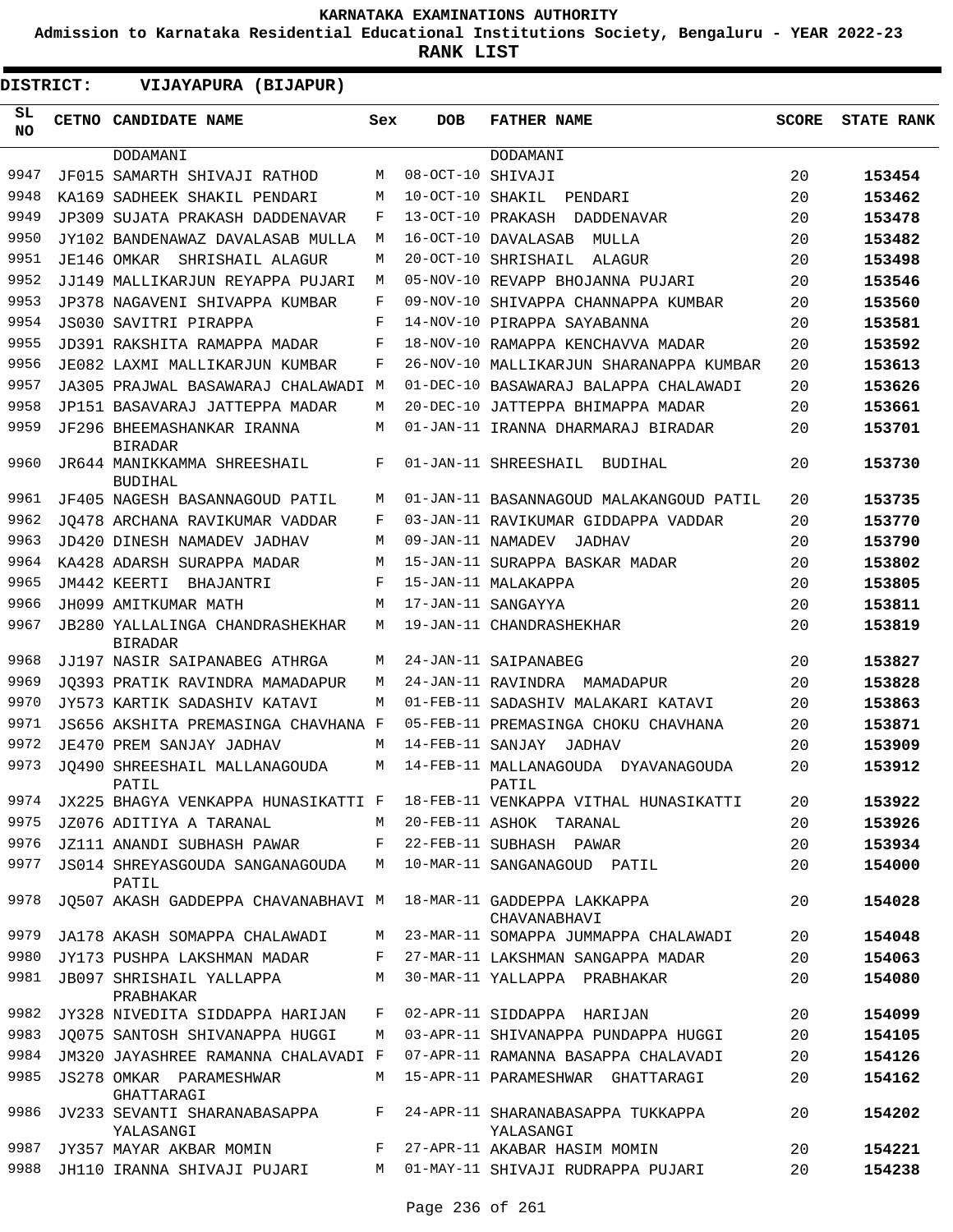KARNATAKA EXAMINATIONS AUTHORITY

Admission to Karnataka Residential Educational Institutions Society, Bengaluru - YEAR 2022-23

**RANK LIST**

**DISTRICT: VIJAYAPURA (BIJAPUR)**

| SL NO | CETNO | CANDIDATE NAME | Sex | DOB | FATHER NAME | SCORE | STATE RANK |
|---|---|---|---|---|---|---|---|
| | | DODAMANI | | | DODAMANI | | |
| 9947 | JF015 | SAMARTH SHIVAJI RATHOD | M | 08-OCT-10 | SHIVAJI | 20 | 153454 |
| 9948 | KA169 | SADHEEK SHAKIL PENDARI | M | 10-OCT-10 | SHAKIL PENDARI | 20 | 153462 |
| 9949 | JP309 | SUJATA PRAKASH DADDENAVAR | F | 13-OCT-10 | PRAKASH DADDENAVAR | 20 | 153478 |
| 9950 | JY102 | BANDENAWAZ DAVALASAB MULLA | M | 16-OCT-10 | DAVALASAB MULLA | 20 | 153482 |
| 9951 | JE146 | OMKAR SHRISHAIL ALAGUR | M | 20-OCT-10 | SHRISHAIL ALAGUR | 20 | 153498 |
| 9952 | JJ149 | MALLIKARJUN REYAPPA PUJARI | M | 05-NOV-10 | REVAPP BHOJANNA PUJARI | 20 | 153546 |
| 9953 | JP378 | NAGAVENI SHIVAPPA KUMBAR | F | 09-NOV-10 | SHIVAPPA CHANNAPPA KUMBAR | 20 | 153560 |
| 9954 | JS030 | SAVITRI PIRAPPA | F | 14-NOV-10 | PIRAPPA SAYABANNA | 20 | 153581 |
| 9955 | JD391 | RAKSHITA RAMAPPA MADAR | F | 18-NOV-10 | RAMAPPA KENCHAVVA MADAR | 20 | 153592 |
| 9956 | JE082 | LAXMI MALLIKARJUN KUMBAR | F | 26-NOV-10 | MALLIKARJUN SHARANAPPA KUMBAR | 20 | 153613 |
| 9957 | JA305 | PRAJWAL BASAWARAJ CHALAWADI | M | 01-DEC-10 | BASAWARAJ BALAPPA CHALAWADI | 20 | 153626 |
| 9958 | JP151 | BASAVARAJ JATTEPPA MADAR | M | 20-DEC-10 | JATTEPPA BHIMAPPA MADAR | 20 | 153661 |
| 9959 | JF296 | BHEEMASHANKAR IRANNA BIRADAR | M | 01-JAN-11 | IRANNA DHARMARAJ BIRADAR | 20 | 153701 |
| 9960 | JR644 | MANIKKAMMA SHREESHAIL BUDIHAL | F | 01-JAN-11 | SHREESHAIL BUDIHAL | 20 | 153730 |
| 9961 | JF405 | NAGESH BASANNAGOUD PATIL | M | 01-JAN-11 | BASANNAGOUD MALAKANGOUD PATIL | 20 | 153735 |
| 9962 | JQ478 | ARCHANA RAVIKUMAR VADDAR | F | 03-JAN-11 | RAVIKUMAR GIDDAPPA VADDAR | 20 | 153770 |
| 9963 | JD420 | DINESH NAMADEV JADHAV | M | 09-JAN-11 | NAMADEV JADHAV | 20 | 153790 |
| 9964 | KA428 | ADARSH SURAPPA MADAR | M | 15-JAN-11 | SURAPPA BASKAR MADAR | 20 | 153802 |
| 9965 | JM442 | KEERTI BHAJANTRI | F | 15-JAN-11 | MALAKAPPA | 20 | 153805 |
| 9966 | JH099 | AMITKUMAR MATH | M | 17-JAN-11 | SANGAYYA | 20 | 153811 |
| 9967 | JB280 | YALLALINGA CHANDRASHEKHAR BIRADAR | M | 19-JAN-11 | CHANDRASHEKHAR | 20 | 153819 |
| 9968 | JJ197 | NASIR SAIPANABEG ATHRGA | M | 24-JAN-11 | SAIPANABEG | 20 | 153827 |
| 9969 | JQ393 | PRATIK RAVINDRA MAMADAPUR | M | 24-JAN-11 | RAVINDRA MAMADAPUR | 20 | 153828 |
| 9970 | JY573 | KARTIK SADASHIV KATAVI | M | 01-FEB-11 | SADASHIV MALAKARI KATAVI | 20 | 153863 |
| 9971 | JS656 | AKSHITA PREMASINGA CHAVHANA | F | 05-FEB-11 | PREMASINGA CHOKU CHAVHANA | 20 | 153871 |
| 9972 | JE470 | PREM SANJAY JADHAV | M | 14-FEB-11 | SANJAY JADHAV | 20 | 153909 |
| 9973 | JQ490 | SHREESHAIL MALLANAGOUDA PATIL | M | 14-FEB-11 | MALLANAGOUDA DYAVANAGOUDA PATIL | 20 | 153912 |
| 9974 | JX225 | BHAGYA VENKAPPA HUNASIKATTI | F | 18-FEB-11 | VENKAPPA VITHAL HUNASIKATTI | 20 | 153922 |
| 9975 | JZ076 | ADITIYA A TARANAL | M | 20-FEB-11 | ASHOK TARANAL | 20 | 153926 |
| 9976 | JZ111 | ANANDI SUBHASH PAWAR | F | 22-FEB-11 | SUBHASH PAWAR | 20 | 153934 |
| 9977 | JS014 | SHREYASGOUDA SANGANAGOUDA PATIL | M | 10-MAR-11 | SANGANAGOUD PATIL | 20 | 154000 |
| 9978 | JQ507 | AKASH GADDEPPA CHAVANABHAVI | M | 18-MAR-11 | GADDEPPA LAKKAPPA CHAVANABHAVI | 20 | 154028 |
| 9979 | JA178 | AKASH SOMAPPA CHALAWADI | M | 23-MAR-11 | SOMAPPA JUMMAPPA CHALAWADI | 20 | 154048 |
| 9980 | JY173 | PUSHPA LAKSHMAN MADAR | F | 27-MAR-11 | LAKSHMAN SANGAPPA MADAR | 20 | 154063 |
| 9981 | JB097 | SHRISHAIL YALLAPPA PRABHAKAR | M | 30-MAR-11 | YALLAPPA PRABHAKAR | 20 | 154080 |
| 9982 | JY328 | NIVEDITA SIDDAPPA HARIJAN | F | 02-APR-11 | SIDDAPPA HARIJAN | 20 | 154099 |
| 9983 | JQ075 | SANTOSH SHIVANAPPA HUGGI | M | 03-APR-11 | SHIVANAPPA PUNDAPPA HUGGI | 20 | 154105 |
| 9984 | JM320 | JAYASHREE RAMANNA CHALAVADI | F | 07-APR-11 | RAMANNA BASAPPA CHALAVADI | 20 | 154126 |
| 9985 | JS278 | OMKAR PARAMESHWAR GHATTARAGI | M | 15-APR-11 | PARAMESHWAR GHATTARAGI | 20 | 154162 |
| 9986 | JV233 | SEVANTI SHARANABASAPPA YALASANGI | F | 24-APR-11 | SHARANABASAPPA TUKKAPPA YALASANGI | 20 | 154202 |
| 9987 | JY357 | MAYAR AKBAR MOMIN | F | 27-APR-11 | AKABAR HASIM MOMIN | 20 | 154221 |
| 9988 | JH110 | IRANNA SHIVAJI PUJARI | M | 01-MAY-11 | SHIVAJI RUDRAPPA PUJARI | 20 | 154238 |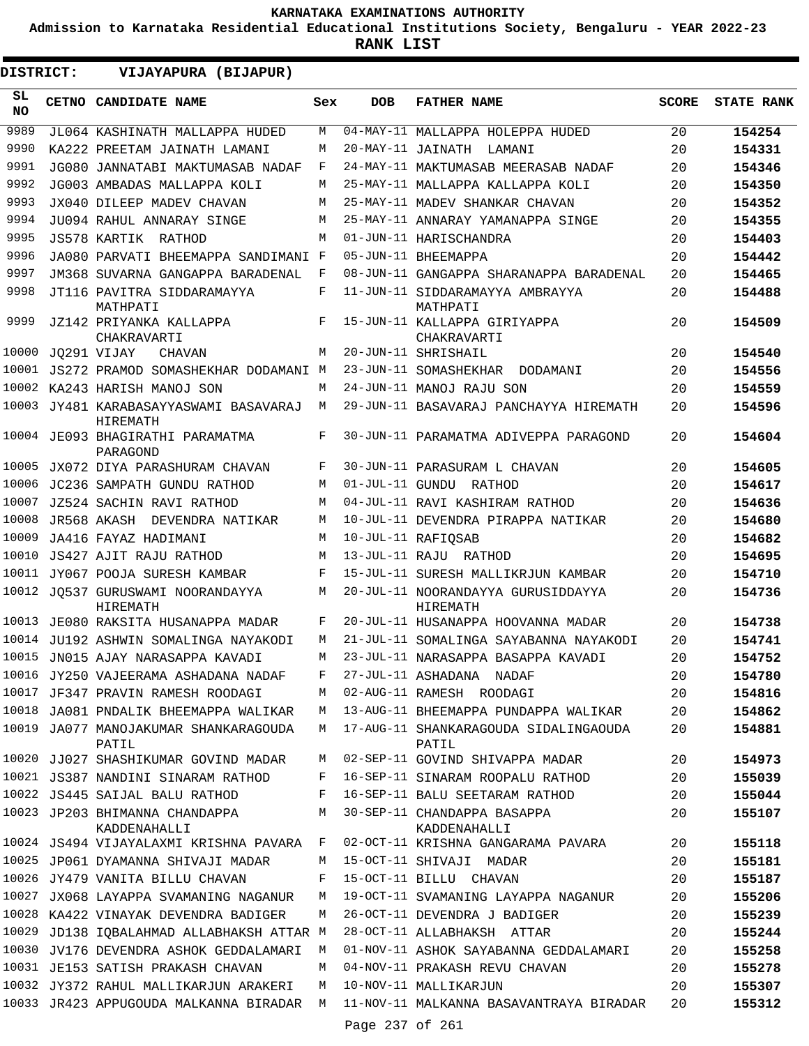KARNATAKA EXAMINATIONS AUTHORITY

Admission to Karnataka Residential Educational Institutions Society, Bengaluru - YEAR 2022-23

**RANK LIST**

**DISTRICT: VIJAYAPURA (BIJAPUR)**

| SL NO | CETNO | CANDIDATE NAME | Sex | DOB | FATHER NAME | SCORE | STATE RANK |
|---|---|---|---|---|---|---|---|
| 9989 | JL064 | KASHINATH MALLAPPA HUDED | M | 04-MAY-11 | MALLAPPA HOLEPPA HUDED | 20 | **154254** |
| 9990 | KA222 | PREETAM JAINATH LAMANI | M | 20-MAY-11 | JAINATH LAMANI | 20 | **154331** |
| 9991 | JG080 | JANNATABI MAKTUMASAB NADAF | F | 24-MAY-11 | MAKTUMASAB MEERASAB NADAF | 20 | **154346** |
| 9992 | JG003 | AMBADAS MALLAPPA KOLI | M | 25-MAY-11 | MALLAPPA KALLAPPA KOLI | 20 | **154350** |
| 9993 | JX040 | DILEEP MADEV CHAVAN | M | 25-MAY-11 | MADEV SHANKAR CHAVAN | 20 | **154352** |
| 9994 | JU094 | RAHUL ANNARAY SINGE | M | 25-MAY-11 | ANNARAY YAMANAPPA SINGE | 20 | **154355** |
| 9995 | JS578 | KARTIK RATHOD | M | 01-JUN-11 | HARISCHANDRA | 20 | **154403** |
| 9996 | JA080 | PARVATI BHEEMAPPA SANDIMANI | F | 05-JUN-11 | BHEEMAPPA | 20 | **154442** |
| 9997 | JM368 | SUVARNA GANGAPPA BARADENAL | F | 08-JUN-11 | GANGAPPA SHARANAPPA BARADENAL | 20 | **154465** |
| 9998 | JT116 | PAVITRA SIDDARAMAYYA MATHPATI | F | 11-JUN-11 | SIDDARAMAYYA AMBRAYYA MATHPATI | 20 | **154488** |
| 9999 | JZ142 | PRIYANKA KALLAPPA CHAKRAVARTI | F | 15-JUN-11 | KALLAPPA GIRIYAPPA CHAKRAVARTI | 20 | **154509** |
| 10000 | JQ291 | VIJAY CHAVAN | M | 20-JUN-11 | SHRISHAIL | 20 | **154540** |
| 10001 | JS272 | PRAMOD SOMASHEKHAR DODAMANI | M | 23-JUN-11 | SOMASHEKHAR DODAMANI | 20 | **154556** |
| 10002 | KA243 | HARISH MANOJ SON | M | 24-JUN-11 | MANOJ RAJU SON | 20 | **154559** |
| 10003 | JY481 | KARABASAYYASWAMI BASAVARAJ HIREMATH | M | 29-JUN-11 | BASAVARAJ PANCHAYYA HIREMATH | 20 | **154596** |
| 10004 | JE093 | BHAGIRATHI PARAMATMA PARAGOND | F | 30-JUN-11 | PARAMATMA ADIVEPPA PARAGOND | 20 | **154604** |
| 10005 | JX072 | DIYA PARASHURAM CHAVAN | F | 30-JUN-11 | PARASURAM L CHAVAN | 20 | **154605** |
| 10006 | JC236 | SAMPATH GUNDU RATHOD | M | 01-JUL-11 | GUNDU RATHOD | 20 | **154617** |
| 10007 | JZ524 | SACHIN RAVI RATHOD | M | 04-JUL-11 | RAVI KASHIRAM RATHOD | 20 | **154636** |
| 10008 | JR568 | AKASH DEVENDRA NATIKAR | M | 10-JUL-11 | DEVENDRA PIRAPPA NATIKAR | 20 | **154680** |
| 10009 | JA416 | FAYAZ HADIMANI | M | 10-JUL-11 | RAFIQSAB | 20 | **154682** |
| 10010 | JS427 | AJIT RAJU RATHOD | M | 13-JUL-11 | RAJU RATHOD | 20 | **154695** |
| 10011 | JY067 | POOJA SURESH KAMBAR | F | 15-JUL-11 | SURESH MALLIKRJUN KAMBAR | 20 | **154710** |
| 10012 | JQ537 | GURUSWAMI NOORANDAYYA HIREMATH | M | 20-JUL-11 | NOORANDAYYA GURUSIDDAYYA HIREMATH | 20 | **154736** |
| 10013 | JE080 | RAKSITA HUSANAPPA MADAR | F | 20-JUL-11 | HUSANAPPA HOOVANNA MADAR | 20 | **154738** |
| 10014 | JU192 | ASHWIN SOMALINGA NAYAKODI | M | 21-JUL-11 | SOMALINGA SAYABANNA NAYAKODI | 20 | **154741** |
| 10015 | JN015 | AJAY NARASAPPA KAVADI | M | 23-JUL-11 | NARASAPPA BASAPPA KAVADI | 20 | **154752** |
| 10016 | JY250 | VAJEERAMA ASHADANA NADAF | F | 27-JUL-11 | ASHADANA NADAF | 20 | **154780** |
| 10017 | JF347 | PRAVIN RAMESH ROODAGI | M | 02-AUG-11 | RAMESH ROODAGI | 20 | **154816** |
| 10018 | JA081 | PNDALIK BHEEMAPPA WALIKAR | M | 13-AUG-11 | BHEEMAPPA PUNDAPPA WALIKAR | 20 | **154862** |
| 10019 | JA077 | MANOJAKUMAR SHANKARAGOUDA PATIL | M | 17-AUG-11 | SHANKARAGOUDA SIDALINGAOUDA PATIL | 20 | **154881** |
| 10020 | JJ027 | SHASHIKUMAR GOVIND MADAR | M | 02-SEP-11 | GOVIND SHIVAPPA MADAR | 20 | **154973** |
| 10021 | JS387 | NANDINI SINARAM RATHOD | F | 16-SEP-11 | SINARAM ROOPALU RATHOD | 20 | **155039** |
| 10022 | JS445 | SAIJAL BALU RATHOD | F | 16-SEP-11 | BALU SEETARAM RATHOD | 20 | **155044** |
| 10023 | JP203 | BHIMANNA CHANDAPPA KADDENAHALLI | M | 30-SEP-11 | CHANDAPPA BASAPPA KADDENAHALLI | 20 | **155107** |
| 10024 | JS494 | VIJAYALAXMI KRISHNA PAVARA | F | 02-OCT-11 | KRISHNA GANGARAMA PAVARA | 20 | **155118** |
| 10025 | JP061 | DYAMANNA SHIVAJI MADAR | M | 15-OCT-11 | SHIVAJI MADAR | 20 | **155181** |
| 10026 | JY479 | VANITA BILLU CHAVAN | F | 15-OCT-11 | BILLU CHAVAN | 20 | **155187** |
| 10027 | JX068 | LAYAPPA SVAMANING NAGANUR | M | 19-OCT-11 | SVAMANING LAYAPPA NAGANUR | 20 | **155206** |
| 10028 | KA422 | VINAYAK DEVENDRA BADIGER | M | 26-OCT-11 | DEVENDRA J BADIGER | 20 | **155239** |
| 10029 | JD138 | IQBALAHMAD ALLABHAKSH ATTAR | M | 28-OCT-11 | ALLABHAKSH ATTAR | 20 | **155244** |
| 10030 | JV176 | DEVENDRA ASHOK GEDDALAMARI | M | 01-NOV-11 | ASHOK SAYABANNA GEDDALAMARI | 20 | **155258** |
| 10031 | JE153 | SATISH PRAKASH CHAVAN | M | 04-NOV-11 | PRAKASH REVU CHAVAN | 20 | **155278** |
| 10032 | JY372 | RAHUL MALLIKARJUN ARAKERI | M | 10-NOV-11 | MALLIKARJUN | 20 | **155307** |
| 10033 | JR423 | APPUGOUDA MALKANNA BIRADAR | M | 11-NOV-11 | MALKANNA BASAVANTRAYA BIRADAR | 20 | **155312** |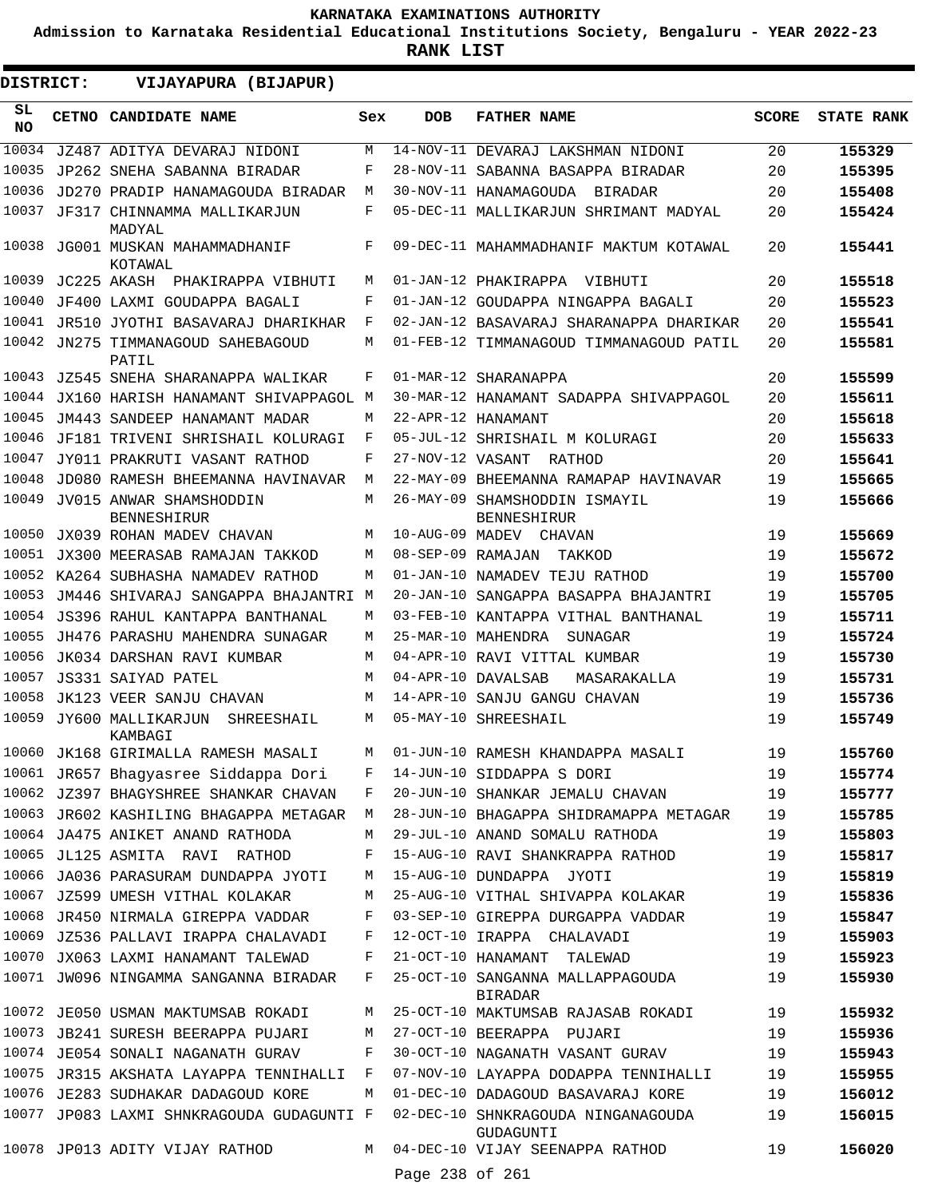KARNATAKA EXAMINATIONS AUTHORITY

Admission to Karnataka Residential Educational Institutions Society, Bengaluru - YEAR 2022-23

**RANK LIST**

**DISTRICT: VIJAYAPURA (BIJAPUR)**

| SL NO | CETNO | CANDIDATE NAME | Sex | DOB | FATHER NAME | SCORE | STATE RANK |
|---|---|---|---|---|---|---|---|
| 10034 | JZ487 | ADITYA DEVARAJ NIDONI | M | 14-NOV-11 | DEVARAJ LAKSHMAN NIDONI | 20 | 155329 |
| 10035 | JP262 | SNEHA SABANNA BIRADAR | F | 28-NOV-11 | SABANNA BASAPPA BIRADAR | 20 | 155395 |
| 10036 | JD270 | PRADIP HANAMAGOUDA BIRADAR | M | 30-NOV-11 | HANAMAGOUDA BIRADAR | 20 | 155408 |
| 10037 | JF317 | CHINNAMMA MALLIKARJUN MADYAL | F | 05-DEC-11 | MALLIKARJUN SHRIMANT MADYAL | 20 | 155424 |
| 10038 | JG001 | MUSKAN MAHAMMADHANIF KOTAWAL | F | 09-DEC-11 | MAHAMMADHANIF MAKTUM KOTAWAL | 20 | 155441 |
| 10039 | JC225 | AKASH PHAKIRAPPA VIBHUTI | M | 01-JAN-12 | PHAKIRAPPA VIBHUTI | 20 | 155518 |
| 10040 | JF400 | LAXMI GOUDAPPA BAGALI | F | 01-JAN-12 | GOUDAPPA NINGAPPA BAGALI | 20 | 155523 |
| 10041 | JR510 | JYOTHI BASAVARAJ DHARIKHAR | F | 02-JAN-12 | BASAVARAJ SHARANAPPA DHARIKAR | 20 | 155541 |
| 10042 | JN275 | TIMMANAGOUD SAHEBAGOUD PATIL | M | 01-FEB-12 | TIMMANAGOUD TIMMANAGOUD PATIL | 20 | 155581 |
| 10043 | JZ545 | SNEHA SHARANAPPA WALIKAR | F | 01-MAR-12 | SHARANAPPA | 20 | 155599 |
| 10044 | JX160 | HARISH HANAMANT SHIVAPPAGOL | M | 30-MAR-12 | HANAMANT SADAPPA SHIVAPPAGOL | 20 | 155611 |
| 10045 | JM443 | SANDEEP HANAMANT MADAR | M | 22-APR-12 | HANAMANT | 20 | 155618 |
| 10046 | JF181 | TRIVENI SHRISHAIL KOLURAGI | F | 05-JUL-12 | SHRISHAIL M KOLURAGI | 20 | 155633 |
| 10047 | JY011 | PRAKRUTI VASANT RATHOD | F | 27-NOV-12 | VASANT RATHOD | 20 | 155641 |
| 10048 | JD080 | RAMESH BHEEMANNA HAVINAVAR | M | 22-MAY-09 | BHEEMANNA RAMAPAP HAVINAVAR | 19 | 155665 |
| 10049 | JV015 | ANWAR SHAMSHODDIN BENNESHIRUR | M | 26-MAY-09 | SHAMSHODDIN ISMAYIL BENNESHIRUR | 19 | 155666 |
| 10050 | JX039 | ROHAN MADEV CHAVAN | M | 10-AUG-09 | MADEV CHAVAN | 19 | 155669 |
| 10051 | JX300 | MEERASAB RAMAJAN TAKKOD | M | 08-SEP-09 | RAMAJAN TAKKOD | 19 | 155672 |
| 10052 | KA264 | SUBHASHA NAMADEV RATHOD | M | 01-JAN-10 | NAMADEV TEJU RATHOD | 19 | 155700 |
| 10053 | JM446 | SHIVARAJ SANGAPPA BHAJANTRI | M | 20-JAN-10 | SANGAPPA BASAPPA BHAJANTRI | 19 | 155705 |
| 10054 | JS396 | RAHUL KANTAPPA BANTHANAL | M | 03-FEB-10 | KANTAPPA VITHAL BANTHANAL | 19 | 155711 |
| 10055 | JH476 | PARASHU MAHENDRA SUNAGAR | M | 25-MAR-10 | MAHENDRA SUNAGAR | 19 | 155724 |
| 10056 | JK034 | DARSHAN RAVI KUMBAR | M | 04-APR-10 | RAVI VITTAL KUMBAR | 19 | 155730 |
| 10057 | JS331 | SAIYAD PATEL | M | 04-APR-10 | DAVALSAB MASARAKALLA | 19 | 155731 |
| 10058 | JK123 | VEER SANJU CHAVAN | M | 14-APR-10 | SANJU GANGU CHAVAN | 19 | 155736 |
| 10059 | JY600 | MALLIKARJUN SHREESHAIL KAMBAGI | M | 05-MAY-10 | SHREESHAIL | 19 | 155749 |
| 10060 | JK168 | GIRIMALLA RAMESH MASALI | M | 01-JUN-10 | RAMESH KHANDAPPA MASALI | 19 | 155760 |
| 10061 | JR657 | Bhagyasree Siddappa Dori | F | 14-JUN-10 | SIDDAPPA S DORI | 19 | 155774 |
| 10062 | JZ397 | BHAGYSHREE SHANKAR CHAVAN | F | 20-JUN-10 | SHANKAR JEMALU CHAVAN | 19 | 155777 |
| 10063 | JR602 | KASHILING BHAGAPPA METAGAR | M | 28-JUN-10 | BHAGAPPA SHIDRAMAPPA METAGAR | 19 | 155785 |
| 10064 | JA475 | ANIKET ANAND RATHODA | M | 29-JUL-10 | ANAND SOMALU RATHODA | 19 | 155803 |
| 10065 | JL125 | ASMITA RAVI RATHOD | F | 15-AUG-10 | RAVI SHANKRAPPA RATHOD | 19 | 155817 |
| 10066 | JA036 | PARASURAM DUNDAPPA JYOTI | M | 15-AUG-10 | DUNDAPPA JYOTI | 19 | 155819 |
| 10067 | JZ599 | UMESH VITHAL KOLAKAR | M | 25-AUG-10 | VITHAL SHIVAPPA KOLAKAR | 19 | 155836 |
| 10068 | JR450 | NIRMALA GIREPPA VADDAR | F | 03-SEP-10 | GIREPPA DURGAPPA VADDAR | 19 | 155847 |
| 10069 | JZ536 | PALLAVI IRAPPA CHALAVADI | F | 12-OCT-10 | IRAPPA CHALAVADI | 19 | 155903 |
| 10070 | JX063 | LAXMI HANAMANT TALEWAD | F | 21-OCT-10 | HANAMANT TALEWAD | 19 | 155923 |
| 10071 | JW096 | NINGAMMA SANGANNA BIRADAR | F | 25-OCT-10 | SANGANNA MALLAPPAGOUDA BIRADAR | 19 | 155930 |
| 10072 | JE050 | USMAN MAKTUMSAB ROKADI | M | 25-OCT-10 | MAKTUMSAB RAJASAB ROKADI | 19 | 155932 |
| 10073 | JB241 | SURESH BEERAPPA PUJARI | M | 27-OCT-10 | BEERAPPA PUJARI | 19 | 155936 |
| 10074 | JE054 | SONALI NAGANATH GURAV | F | 30-OCT-10 | NAGANATH VASANT GURAV | 19 | 155943 |
| 10075 | JR315 | AKSHATA LAYAPPA TENNIHALLI | F | 07-NOV-10 | LAYAPPA DODAPPA TENNIHALLI | 19 | 155955 |
| 10076 | JE283 | SUDHAKAR DADAGOUD KORE | M | 01-DEC-10 | DADAGOUD BASAVARAJ KORE | 19 | 156012 |
| 10077 | JP083 | LAXMI SHNKRAGOUDA GUDAGUNTI | F | 02-DEC-10 | SHNKRAGOUDA NINGANAGOUDA GUDAGUNTI | 19 | 156015 |
| 10078 | JP013 | ADITY VIJAY RATHOD | M | 04-DEC-10 | VIJAY SEENAPPA RATHOD | 19 | 156020 |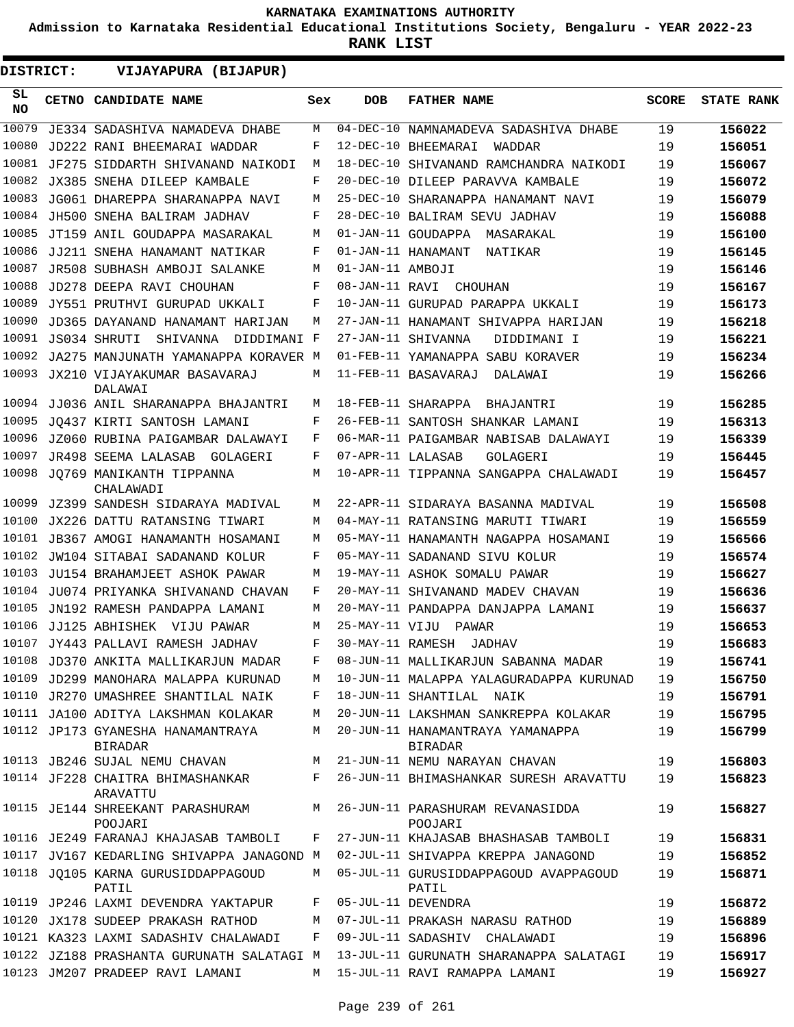KARNATAKA EXAMINATIONS AUTHORITY

Admission to Karnataka Residential Educational Institutions Society, Bengaluru - YEAR 2022-23

**RANK LIST**

**DISTRICT: VIJAYAPURA (BIJAPUR)**

| SL NO | CETNO | CANDIDATE NAME | Sex | DOB | FATHER NAME | SCORE | STATE RANK |
|---|---|---|---|---|---|---|---|
| 10079 | JE334 | SADASHIVA NAMADEVA DHABE | M | 04-DEC-10 | NAMNAMADEVA SADASHIVA DHABE | 19 | 156022 |
| 10080 | JD222 | RANI BHEEMARAI WADDAR | F | 12-DEC-10 | BHEEMARAI WADDAR | 19 | 156051 |
| 10081 | JF275 | SIDDARTH SHIVANAND NAIKODI | M | 18-DEC-10 | SHIVANAND RAMCHANDRA NAIKODI | 19 | 156067 |
| 10082 | JX385 | SNEHA DILEEP KAMBALE | F | 20-DEC-10 | DILEEP PARAVVA KAMBALE | 19 | 156072 |
| 10083 | JG061 | DHAREPPA SHARANAPPA NAVI | M | 25-DEC-10 | SHARANAPPA HANAMANT NAVI | 19 | 156079 |
| 10084 | JH500 | SNEHA BALIRAM JADHAV | F | 28-DEC-10 | BALIRAM SEVU JADHAV | 19 | 156088 |
| 10085 | JT159 | ANIL GOUDAPPA MASARAKAL | M | 01-JAN-11 | GOUDAPPA MASARAKAL | 19 | 156100 |
| 10086 | JJ211 | SNEHA HANAMANT NATIKAR | F | 01-JAN-11 | HANAMANT NATIKAR | 19 | 156145 |
| 10087 | JR508 | SUBHASH AMBOJI SALANKE | M | 01-JAN-11 | AMBOJI | 19 | 156146 |
| 10088 | JD278 | DEEPA RAVI CHOUHAN | F | 08-JAN-11 | RAVI CHOUHAN | 19 | 156167 |
| 10089 | JY551 | PRUTHVI GURUPAD UKKALI | F | 10-JAN-11 | GURUPAD PARAPPA UKKALI | 19 | 156173 |
| 10090 | JD365 | DAYANAND HANAMANT HARIJAN | M | 27-JAN-11 | HANAMANT SHIVAPPA HARIJAN | 19 | 156218 |
| 10091 | JS034 | SHRUTI SHIVANNA DIDDIMANI | F | 27-JAN-11 | SHIVANNA DIDDIMANI I | 19 | 156221 |
| 10092 | JA275 | MANJUNATH YAMANAPPA KORAVER | M | 01-FEB-11 | YAMANAPPA SABU KORAVER | 19 | 156234 |
| 10093 | JX210 | VIJAYAKUMAR BASAVARAJ DALAWAI | M | 11-FEB-11 | BASAVARAJ DALAWAI | 19 | 156266 |
| 10094 | JJ036 | ANIL SHARANAPPA BHAJANTRI | M | 18-FEB-11 | SHARAPPA BHAJANTRI | 19 | 156285 |
| 10095 | JQ437 | KIRTI SANTOSH LAMANI | F | 26-FEB-11 | SANTOSH SHANKAR LAMANI | 19 | 156313 |
| 10096 | JZ060 | RUBINA PAIGAMBAR DALAWAYI | F | 06-MAR-11 | PAIGAMBAR NABISAB DALAWAYI | 19 | 156339 |
| 10097 | JR498 | SEEMA LALASAB GOLAGERI | F | 07-APR-11 | LALASAB GOLAGERI | 19 | 156445 |
| 10098 | JQ769 | MANIKANTH TIPPANNA CHALAWADI | M | 10-APR-11 | TIPPANNA SANGAPPA CHALAWADI | 19 | 156457 |
| 10099 | JZ399 | SANDESH SIDARAYA MADIVAL | M | 22-APR-11 | SIDARAYA BASANNA MADIVAL | 19 | 156508 |
| 10100 | JX226 | DATTU RATANSING TIWARI | M | 04-MAY-11 | RATANSING MARUTI TIWARI | 19 | 156559 |
| 10101 | JB367 | AMOGI HANAMANTH HOSAMANI | M | 05-MAY-11 | HANAMANTH NAGAPPA HOSAMANI | 19 | 156566 |
| 10102 | JW104 | SITABAI SADANAND KOLUR | F | 05-MAY-11 | SADANAND SIVU KOLUR | 19 | 156574 |
| 10103 | JU154 | BRAHAMJEET ASHOK PAWAR | M | 19-MAY-11 | ASHOK SOMALU PAWAR | 19 | 156627 |
| 10104 | JU074 | PRIYANKA SHIVANAND CHAVAN | F | 20-MAY-11 | SHIVANAND MADEV CHAVAN | 19 | 156636 |
| 10105 | JN192 | RAMESH PANDAPPA LAMANI | M | 20-MAY-11 | PANDAPPA DANJAPPA LAMANI | 19 | 156637 |
| 10106 | JJ125 | ABHISHEK VIJU PAWAR | M | 25-MAY-11 | VIJU PAWAR | 19 | 156653 |
| 10107 | JY443 | PALLAVI RAMESH JADHAV | F | 30-MAY-11 | RAMESH JADHAV | 19 | 156683 |
| 10108 | JD370 | ANKITA MALLIKARJUN MADAR | F | 08-JUN-11 | MALLIKARJUN SABANNA MADAR | 19 | 156741 |
| 10109 | JD299 | MANOHARA MALAPPA KURUNAD | M | 10-JUN-11 | MALAPPA YALAGURADAPPA KURUNAD | 19 | 156750 |
| 10110 | JR270 | UMASHREE SHANTILAL NAIK | F | 18-JUN-11 | SHANTILAL NAIK | 19 | 156791 |
| 10111 | JA100 | ADITYA LAKSHMAN KOLAKAR | M | 20-JUN-11 | LAKSHMAN SANKREPPA KOLAKAR | 19 | 156795 |
| 10112 | JP173 | GYANESHA HANAMANTRAYA BIRADAR | M | 20-JUN-11 | HANAMANTRAYA YAMANAPPA BIRADAR | 19 | 156799 |
| 10113 | JB246 | SUJAL NEMU CHAVAN | M | 21-JUN-11 | NEMU NARAYAN CHAVAN | 19 | 156803 |
| 10114 | JF228 | CHAITRA BHIMASHANKAR ARAVATTU | F | 26-JUN-11 | BHIMASHANKAR SURESH ARAVATTU | 19 | 156823 |
| 10115 | JE144 | SHREEKANT PARASHURAM POOJARI | M | 26-JUN-11 | PARASHURAM REVANASIDDA POOJARI | 19 | 156827 |
| 10116 | JE249 | FARANAJ KHAJASAB TAMBOLI | F | 27-JUN-11 | KHAJASAB BHASHASAB TAMBOLI | 19 | 156831 |
| 10117 | JV167 | KEDARLING SHIVAPPA JANAGOND | M | 02-JUL-11 | SHIVAPPA KREPPA JANAGOND | 19 | 156852 |
| 10118 | JQ105 | KARNA GURUSIDDAPPAGOUD PATIL | M | 05-JUL-11 | GURUSIDDAPPAGOUD AVAPPAGOUD PATIL | 19 | 156871 |
| 10119 | JP246 | LAXMI DEVENDRA YAKTAPUR | F | 05-JUL-11 | DEVENDRA | 19 | 156872 |
| 10120 | JX178 | SUDEEP PRAKASH RATHOD | M | 07-JUL-11 | PRAKASH NARASU RATHOD | 19 | 156889 |
| 10121 | KA323 | LAXMI SADASHIV CHALAWADI | F | 09-JUL-11 | SADASHIV CHALAWADI | 19 | 156896 |
| 10122 | JZ188 | PRASHANTA GURUNATH SALATAGI | M | 13-JUL-11 | GURUNATH SHARANAPPA SALATAGI | 19 | 156917 |
| 10123 | JM207 | PRADEEP RAVI LAMANI | M | 15-JUL-11 | RAVI RAMAPPA LAMANI | 19 | 156927 |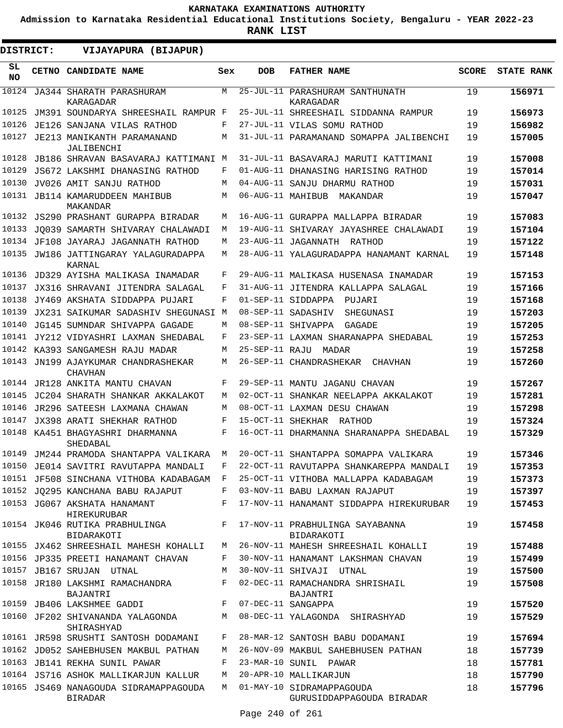**KARNATAKA EXAMINATIONS AUTHORITY**

**Admission to Karnataka Residential Educational Institutions Society, Bengaluru - YEAR 2022-23**

**RANK LIST**

**DISTRICT: VIJAYAPURA (BIJAPUR)**

| SL NO | CETNO | CANDIDATE NAME | Sex | DOB | FATHER NAME | SCORE | STATE RANK |
|---|---|---|---|---|---|---|---|
| 10124 | JA344 | SHARATH PARASHURAM KARAGADAR | M | 25-JUL-11 | PARASHURAM SANTHUNATH KARAGADAR | 19 | 156971 |
| 10125 | JM391 | SOUNDARYA SHREESHAIL RAMPUR | F | 25-JUL-11 | SHREESHAIL SIDDANNA RAMPUR | 19 | 156973 |
| 10126 | JE126 | SANJANA VILAS RATHOD | F | 27-JUL-11 | VILAS SOMU RATHOD | 19 | 156982 |
| 10127 | JE213 | MANIKANTH PARAMANAND JALIBENCHI | M | 31-JUL-11 | PARAMANAND SOMAPPA JALIBENCHI | 19 | 157005 |
| 10128 | JB186 | SHRAVAN BASAVARAJ KATTIMANI | M | 31-JUL-11 | BASAVARAJ MARUTI KATTIMANI | 19 | 157008 |
| 10129 | JS672 | LAKSHMI DHANASING RATHOD | F | 01-AUG-11 | DHANASING HARISING RATHOD | 19 | 157014 |
| 10130 | JV026 | AMIT SANJU RATHOD | M | 04-AUG-11 | SANJU DHARMU RATHOD | 19 | 157031 |
| 10131 | JB114 | KAMARUDDEEN MAHIBUB MAKANDAR | M | 06-AUG-11 | MAHIBUB MAKANDAR | 19 | 157047 |
| 10132 | JS290 | PRASHANT GURAPPA BIRADAR | M | 16-AUG-11 | GURAPPA MALLAPPA BIRADAR | 19 | 157083 |
| 10133 | JQ039 | SAMARTH SHIVARAY CHALAWADI | M | 19-AUG-11 | SHIVARAY JAYASHREE CHALAWADI | 19 | 157104 |
| 10134 | JF108 | JAYARAJ JAGANNATH RATHOD | M | 23-AUG-11 | JAGANNATH RATHOD | 19 | 157122 |
| 10135 | JW186 | JATTINGARAY YALAGURADAPPA KARNAL | M | 28-AUG-11 | YALAGURADAPPA HANAMANT KARNAL | 19 | 157148 |
| 10136 | JD329 | AYISHA MALIKASA INAMADAR | F | 29-AUG-11 | MALIKASA HUSENASA INAMADAR | 19 | 157153 |
| 10137 | JX316 | SHRAVANI JITENDRA SALAGAL | F | 31-AUG-11 | JITENDRA KALLAPPA SALAGAL | 19 | 157166 |
| 10138 | JY469 | AKSHATA SIDDAPPA PUJARI | F | 01-SEP-11 | SIDDAPPA PUJARI | 19 | 157168 |
| 10139 | JX231 | SAIKUMAR SADASHIV SHEGUNASI | M | 08-SEP-11 | SADASHIV SHEGUNASI | 19 | 157203 |
| 10140 | JG145 | SUMNDAR SHIVAPPA GAGADE | M | 08-SEP-11 | SHIVAPPA GAGADE | 19 | 157205 |
| 10141 | JY212 | VIDYASHRI LAXMAN SHEDABAL | F | 23-SEP-11 | LAXMAN SHARANAPPA SHEDABAL | 19 | 157253 |
| 10142 | KA393 | SANGAMESH RAJU MADAR | M | 25-SEP-11 | RAJU MADAR | 19 | 157258 |
| 10143 | JN199 | AJAYKUMAR CHANDRASHEKAR CHAVHAN | M | 26-SEP-11 | CHANDRASHEKAR CHAVHAN | 19 | 157260 |
| 10144 | JR128 | ANKITA MANTU CHAVAN | F | 29-SEP-11 | MANTU JAGANU CHAVAN | 19 | 157267 |
| 10145 | JC204 | SHARATH SHANKAR AKKALAKOT | M | 02-OCT-11 | SHANKAR NEELAPPA AKKALAKOT | 19 | 157281 |
| 10146 | JR296 | SATEESH LAXMANA CHAWAN | M | 08-OCT-11 | LAXMAN DESU CHAWAN | 19 | 157298 |
| 10147 | JX398 | ARATI SHEKHAR RATHOD | F | 15-OCT-11 | SHEKHAR RATHOD | 19 | 157324 |
| 10148 | KA451 | BHAGYASHRI DHARMANNA SHEDABAL | F | 16-OCT-11 | DHARMANNA SHARANAPPA SHEDABAL | 19 | 157329 |
| 10149 | JM244 | PRAMODA SHANTAPPA VALIKARA | M | 20-OCT-11 | SHANTAPPA SOMAPPA VALIKARA | 19 | 157346 |
| 10150 | JE014 | SAVITRI RAVUTAPPA MANDALI | F | 22-OCT-11 | RAVUTAPPA SHANKAREPPA MANDALI | 19 | 157353 |
| 10151 | JF508 | SINCHANA VITHOBA KADABAGAM | F | 25-OCT-11 | VITHOBA MALLAPPA KADABAGAM | 19 | 157373 |
| 10152 | JQ295 | KANCHANA BABU RAJAPUT | F | 03-NOV-11 | BABU LAXMAN RAJAPUT | 19 | 157397 |
| 10153 | JG067 | AKSHATA HANAMANT HIREKURUBAR | F | 17-NOV-11 | HANAMANT SIDDAPPA HIREKURUBAR | 19 | 157453 |
| 10154 | JK046 | RUTIKA PRABHULINGA BIDARAKOTI | F | 17-NOV-11 | PRABHULINGA SAYABANNA BIDARAKOTI | 19 | 157458 |
| 10155 | JX462 | SHREESHAIL MAHESH KOHALLI | M | 26-NOV-11 | MAHESH SHREESHAIL KOHALLI | 19 | 157488 |
| 10156 | JP335 | PREETI HANAMANT CHAVAN | F | 30-NOV-11 | HANAMANT LAKSHMAN CHAVAN | 19 | 157499 |
| 10157 | JB167 | SRUJAN UTNAL | M | 30-NOV-11 | SHIVAJI UTNAL | 19 | 157500 |
| 10158 | JR180 | LAKSHMI RAMACHANDRA BAJANTRI | F | 02-DEC-11 | RAMACHANDRA SHRISHAIL BAJANTRI | 19 | 157508 |
| 10159 | JB406 | LAKSHMEE GADDI | F | 07-DEC-11 | SANGAPPA | 19 | 157520 |
| 10160 | JF202 | SHIVANANDA YALAGONDA SHIRASHYAD | M | 08-DEC-11 | YALAGONDA SHIRASHYAD | 19 | 157529 |
| 10161 | JR598 | SRUSHTI SANTOSH DODAMANI | F | 28-MAR-12 | SANTOSH BABU DODAMANI | 19 | 157694 |
| 10162 | JD052 | SAHEBHUSEN MAKBUL PATHAN | M | 26-NOV-09 | MAKBUL SAHEBHUSEN PATHAN | 18 | 157739 |
| 10163 | JB141 | REKHA SUNIL PAWAR | F | 23-MAR-10 | SUNIL PAWAR | 18 | 157781 |
| 10164 | JS716 | ASHOK MALLIKARJUN KALLUR | M | 20-APR-10 | MALLIKARJUN | 18 | 157790 |
| 10165 | JS469 | NANAGOUDA SIDRAMAPPAGOUDA BIRADAR | M | 01-MAY-10 | SIDRAMAPPAGOUDA GURUSIDDAPPAGOUDA BIRADAR | 18 | 157796 |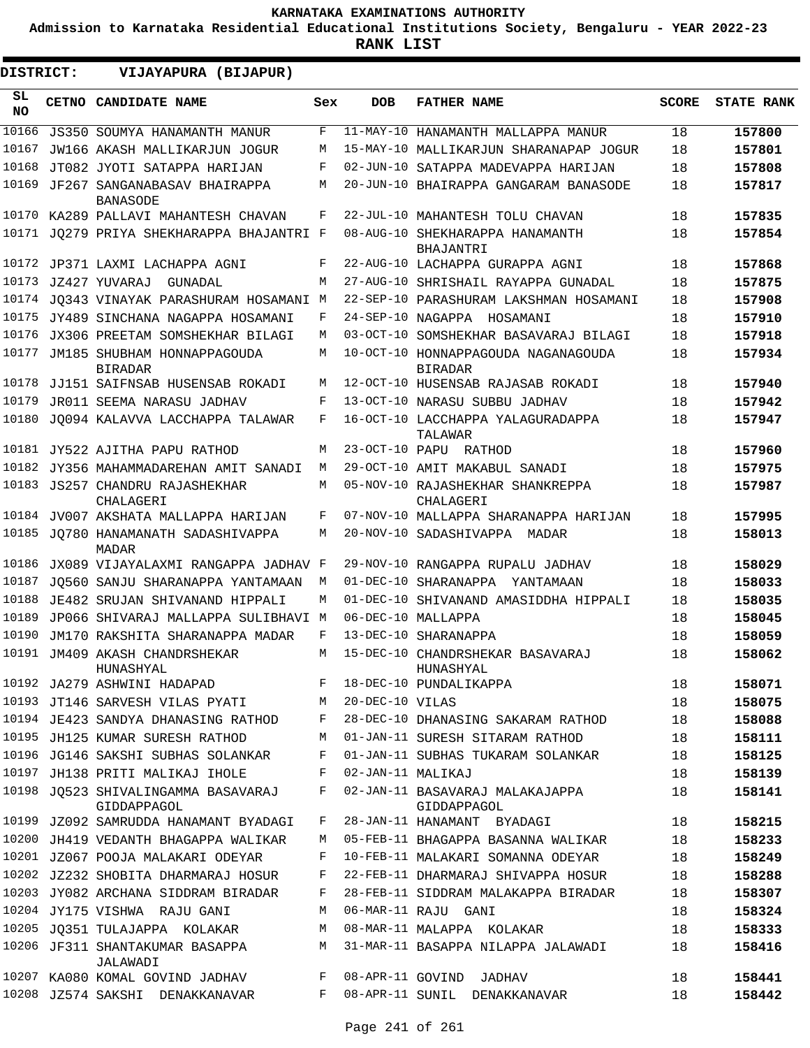# KARNATAKA EXAMINATIONS AUTHORITY

**Admission to Karnataka Residential Educational Institutions Society, Bengaluru - YEAR 2022-23**

**RANK LIST**

**DISTRICT: VIJAYAPURA (BIJAPUR)**

| SL NO | CETNO | CANDIDATE NAME | Sex | DOB | FATHER NAME | SCORE | STATE RANK |
|---|---|---|---|---|---|---|---|
| 10166 | JS350 | SOUMYA HANAMANTH MANUR | F | 11-MAY-10 | HANAMANTH MALLAPPA MANUR | 18 | 157800 |
| 10167 | JW166 | AKASH MALLIKARJUN JOGUR | M | 15-MAY-10 | MALLIKARJUN SHARANAPAP JOGUR | 18 | 157801 |
| 10168 | JT082 | JYOTI SATAPPA HARIJAN | F | 02-JUN-10 | SATAPPA MADEVAPPA HARIJAN | 18 | 157808 |
| 10169 | JF267 | SANGANABASAV BHAIRAPPA BANASODE | M | 20-JUN-10 | BHAIRAPPA GANGARAM BANASODE | 18 | 157817 |
| 10170 | KA289 | PALLAVI MAHANTESH CHAVAN | F | 22-JUL-10 | MAHANTESH TOLU CHAVAN | 18 | 157835 |
| 10171 | JQ279 | PRIYA SHEKHARAPPA BHAJANTRI | F | 08-AUG-10 | SHEKHARAPPA HANAMANTH BHAJANTRI | 18 | 157854 |
| 10172 | JP371 | LAXMI LACHAPPA AGNI | F | 22-AUG-10 | LACHAPPA GURAPPA AGNI | 18 | 157868 |
| 10173 | JZ427 | YUVARAJ GUNADAL | M | 27-AUG-10 | SHRISHAIL RAYAPPA GUNADAL | 18 | 157875 |
| 10174 | JQ343 | VINAYAK PARASHURAM HOSAMANI | M | 22-SEP-10 | PARASHURAM LAKSHMAN HOSAMANI | 18 | 157908 |
| 10175 | JY489 | SINCHANA NAGAPPA HOSAMANI | F | 24-SEP-10 | NAGAPPA HOSAMANI | 18 | 157910 |
| 10176 | JX306 | PREETAM SOMSHEKHAR BILAGI | M | 03-OCT-10 | SOMSHEKHAR BASAVARAJ BILAGI | 18 | 157918 |
| 10177 | JM185 | SHUBHAM HONNAPPAGOUDA BIRADAR | M | 10-OCT-10 | HONNAPPAGOUDA NAGANAGOUDA BIRADAR | 18 | 157934 |
| 10178 | JJ151 | SAIFNSAB HUSENSAB ROKADI | M | 12-OCT-10 | HUSENSAB RAJASAB ROKADI | 18 | 157940 |
| 10179 | JR011 | SEEMA NARASU JADHAV | F | 13-OCT-10 | NARASU SUBBU JADHAV | 18 | 157942 |
| 10180 | JQ094 | KALAVVA LACCHAPPA TALAWAR | F | 16-OCT-10 | LACCHAPPA YALAGURADAPPA TALAWAR | 18 | 157947 |
| 10181 | JY522 | AJITHA PAPU RATHOD | M | 23-OCT-10 | PAPU RATHOD | 18 | 157960 |
| 10182 | JY356 | MAHAMMADAREHAN AMIT SANADI | M | 29-OCT-10 | AMIT MAKABUL SANADI | 18 | 157975 |
| 10183 | JS257 | CHANDRU RAJASHEKHAR CHALAGERI | M | 05-NOV-10 | RAJASHEKHAR SHANKREPPA CHALAGERI | 18 | 157987 |
| 10184 | JV007 | AKSHATA MALLAPPA HARIJAN | F | 07-NOV-10 | MALLAPPA SHARANAPPA HARIJAN | 18 | 157995 |
| 10185 | JQ780 | HANAMANATH SADASHIVAPPA MADAR | M | 20-NOV-10 | SADASHIVAPPA MADAR | 18 | 158013 |
| 10186 | JX089 | VIJAYALAXMI RANGAPPA JADHAV | F | 29-NOV-10 | RANGAPPA RUPALU JADHAV | 18 | 158029 |
| 10187 | JQ560 | SANJU SHARANAPPA YANTAMAAN | M | 01-DEC-10 | SHARANAPPA YANTAMAAN | 18 | 158033 |
| 10188 | JE482 | SRUJAN SHIVANAND HIPPALI | M | 01-DEC-10 | SHIVANAND AMASIDDHA HIPPALI | 18 | 158035 |
| 10189 | JP066 | SHIVARAJ MALLAPPA SULIBHAVI | M | 06-DEC-10 | MALLAPPA | 18 | 158045 |
| 10190 | JM170 | RAKSHITA SHARANAPPA MADAR | F | 13-DEC-10 | SHARANAPPA | 18 | 158059 |
| 10191 | JM409 | AKASH CHANDRSHEKAR HUNASHYAL | M | 15-DEC-10 | CHANDRSHEKAR BASAVARAJ HUNASHYAL | 18 | 158062 |
| 10192 | JA279 | ASHWINI HADAPAD | F | 18-DEC-10 | PUNDALIKAPPA | 18 | 158071 |
| 10193 | JT146 | SARVESH VILAS PYATI | M | 20-DEC-10 | VILAS | 18 | 158075 |
| 10194 | JE423 | SANDYA DHANASING RATHOD | F | 28-DEC-10 | DHANASING SAKARAM RATHOD | 18 | 158088 |
| 10195 | JH125 | KUMAR SURESH RATHOD | M | 01-JAN-11 | SURESH SITARAM RATHOD | 18 | 158111 |
| 10196 | JG146 | SAKSHI SUBHAS SOLANKAR | F | 01-JAN-11 | SUBHAS TUKARAM SOLANKAR | 18 | 158125 |
| 10197 | JH138 | PRITI MALIKAJ IHOLE | F | 02-JAN-11 | MALIKAJ | 18 | 158139 |
| 10198 | JQ523 | SHIVALINGAMMA BASAVARAJ GIDDAPPAGOL | F | 02-JAN-11 | BASAVARAJ MALAKAJAPPA GIDDAPPAGOL | 18 | 158141 |
| 10199 | JZ092 | SAMRUDDA HANAMANT BYADAGI | F | 28-JAN-11 | HANAMANT BYADAGI | 18 | 158215 |
| 10200 | JH419 | VEDANTH BHAGAPPA WALIKAR | M | 05-FEB-11 | BHAGAPPA BASANNA WALIKAR | 18 | 158233 |
| 10201 | JZ067 | POOJA MALAKARI ODEYAR | F | 10-FEB-11 | MALAKARI SOMANNA ODEYAR | 18 | 158249 |
| 10202 | JZ232 | SHOBITA DHARMARAJ HOSUR | F | 22-FEB-11 | DHARMARAJ SHIVAPPA HOSUR | 18 | 158288 |
| 10203 | JY082 | ARCHANA SIDDRAM BIRADAR | F | 28-FEB-11 | SIDDRAM MALAKAPPA BIRADAR | 18 | 158307 |
| 10204 | JY175 | VISHWA RAJU GANI | M | 06-MAR-11 | RAJU GANI | 18 | 158324 |
| 10205 | JQ351 | TULAJAPPA KOLAKAR | M | 08-MAR-11 | MALAPPA KOLAKAR | 18 | 158333 |
| 10206 | JF311 | SHANTAKUMAR BASAPPA JALAWADI | M | 31-MAR-11 | BASAPPA NILAPPA JALAWADI | 18 | 158416 |
| 10207 | KA080 | KOMAL GOVIND JADHAV | F | 08-APR-11 | GOVIND JADHAV | 18 | 158441 |
| 10208 | JZ574 | SAKSHI DENAKKANAVAR | F | 08-APR-11 | SUNIL DENAKKANAVAR | 18 | 158442 |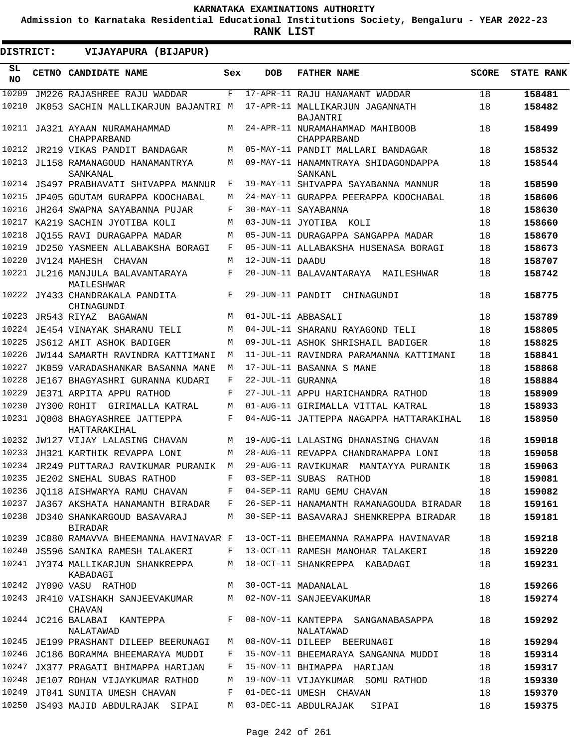# KARNATAKA EXAMINATIONS AUTHORITY

**Admission to Karnataka Residential Educational Institutions Society, Bengaluru - YEAR 2022-23**

**RANK LIST**

**DISTRICT: VIJAYAPURA (BIJAPUR)**

| SL NO | CETNO | CANDIDATE NAME | Sex | DOB | FATHER NAME | SCORE | STATE RANK |
|---|---|---|---|---|---|---|---|
| 10209 | JM226 | RAJASHREE RAJU WADDAR | F | 17-APR-11 | RAJU HANAMANT WADDAR | 18 | **158481** |
| 10210 | JK053 | SACHIN MALLIKARJUN BAJANTRI | M | 17-APR-11 | MALLIKARJUN JAGANNATH BAJANTRI | 18 | **158482** |
| 10211 | JA321 | AYAAN NURAMAHAMMAD CHAPPARBAND | M | 24-APR-11 | NURAMAHAMMAD MAHIBOOB CHAPPARBAND | 18 | **158499** |
| 10212 | JR219 | VIKAS PANDIT BANDAGAR | M | 05-MAY-11 | PANDIT MALLARI BANDAGAR | 18 | **158532** |
| 10213 | JL158 | RAMANAGOUD HANAMANTRYA SANKANAL | M | 09-MAY-11 | HANAMNTRAYA SHIDAGONDAPPA SANKANL | 18 | **158544** |
| 10214 | JS497 | PRABHAVATI SHIVAPPA MANNUR | F | 19-MAY-11 | SHIVAPPA SAYABANNA MANNUR | 18 | **158590** |
| 10215 | JP405 | GOUTAM GURAPPA KOOCHABAL | M | 24-MAY-11 | GURAPPA PEERAPPA KOOCHABAL | 18 | **158606** |
| 10216 | JH264 | SWAPNA SAYABANNA PUJAR | F | 30-MAY-11 | SAYABANNA | 18 | **158630** |
| 10217 | KA219 | SACHIN JYOTIBA KOLI | M | 03-JUN-11 | JYOTIBA KOLI | 18 | **158660** |
| 10218 | JQ155 | RAVI DURAGAPPA MADAR | M | 05-JUN-11 | DURAGAPPA SANGAPPA MADAR | 18 | **158670** |
| 10219 | JD250 | YASMEEN ALLABAKSHA BORAGI | F | 05-JUN-11 | ALLABAKSHA HUSENASA BORAGI | 18 | **158673** |
| 10220 | JV124 | MAHESH CHAVAN | M | 12-JUN-11 | DAADU | 18 | **158707** |
| 10221 | JL216 | MANJULA BALAVANTARAYA MAILESHWAR | F | 20-JUN-11 | BALAVANTARAYA MAILESHWAR | 18 | **158742** |
| 10222 | JY433 | CHANDRAKALA PANDITA CHINAGUNDI | F | 29-JUN-11 | PANDIT CHINAGUNDI | 18 | **158775** |
| 10223 | JR543 | RIYAZ BAGAWAN | M | 01-JUL-11 | ABBASALI | 18 | **158789** |
| 10224 | JE454 | VINAYAK SHARANU TELI | M | 04-JUL-11 | SHARANU RAYAGOND TELI | 18 | **158805** |
| 10225 | JS612 | AMIT ASHOK BADIGER | M | 09-JUL-11 | ASHOK SHRISHAIL BADIGER | 18 | **158825** |
| 10226 | JW144 | SAMARTH RAVINDRA KATTIMANI | M | 11-JUL-11 | RAVINDRA PARAMANNA KATTIMANI | 18 | **158841** |
| 10227 | JK059 | VARADASHANKAR BASANNA MANE | M | 17-JUL-11 | BASANNA S MANE | 18 | **158868** |
| 10228 | JE167 | BHAGYASHRI GURANNA KUDARI | F | 22-JUL-11 | GURANNA | 18 | **158884** |
| 10229 | JE371 | ARPITA APPU RATHOD | F | 27-JUL-11 | APPU HARICHANDRA RATHOD | 18 | **158909** |
| 10230 | JY300 | ROHIT GIRIMALLA KATRAL | M | 01-AUG-11 | GIRIMALLA VITTAL KATRAL | 18 | **158933** |
| 10231 | JQ008 | BHAGYASHREE JATTEPPA HATTARAKIHAL | F | 04-AUG-11 | JATTEPPA NAGAPPA HATTARAKIHAL | 18 | **158950** |
| 10232 | JW127 | VIJAY LALASING CHAVAN | M | 19-AUG-11 | LALASING DHANASING CHAVAN | 18 | **159018** |
| 10233 | JH321 | KARTHIK REVAPPA LONI | M | 28-AUG-11 | REVAPPA CHANDRAMAPPA LONI | 18 | **159058** |
| 10234 | JR249 | PUTTARAJ RAVIKUMAR PURANIK | M | 29-AUG-11 | RAVIKUMAR MANTAYYA PURANIK | 18 | **159063** |
| 10235 | JE202 | SNEHAL SUBAS RATHOD | F | 03-SEP-11 | SUBAS RATHOD | 18 | **159081** |
| 10236 | JQ118 | AISHWARYA RAMU CHAVAN | F | 04-SEP-11 | RAMU GEMU CHAVAN | 18 | **159082** |
| 10237 | JA367 | AKSHATA HANAMANTH BIRADAR | F | 26-SEP-11 | HANAMANTH RAMANAGOUDA BIRADAR | 18 | **159161** |
| 10238 | JD340 | SHANKARGOUD BASAVARAJ BIRADAR | M | 30-SEP-11 | BASAVARAJ SHENKREPPA BIRADAR | 18 | **159181** |
| 10239 | JC080 | RAMAVVA BHEEMANNA HAVINAVAR | F | 13-OCT-11 | BHEEMANNA RAMAPPA HAVINAVAR | 18 | **159218** |
| 10240 | JS596 | SANIKA RAMESH TALAKERI | F | 13-OCT-11 | RAMESH MANOHAR TALAKERI | 18 | **159220** |
| 10241 | JY374 | MALLIKARJUN SHANKREPPA KABADAGI | M | 18-OCT-11 | SHANKREPPA KABADAGI | 18 | **159231** |
| 10242 | JY090 | VASU RATHOD | M | 30-OCT-11 | MADANALAL | 18 | **159266** |
| 10243 | JR410 | VAISHAKH SANJEEVAKUMAR CHAVAN | M | 02-NOV-11 | SANJEEVAKUMAR | 18 | **159274** |
| 10244 | JC216 | BALABAI KANTEPPA NALATAWAD | F | 08-NOV-11 | KANTEPPA SANGANABASAPPA NALATAWAD | 18 | **159292** |
| 10245 | JE199 | PRASHANT DILEEP BEERUNAGI | M | 08-NOV-11 | DILEEP BEERUNAGI | 18 | **159294** |
| 10246 | JC186 | BORAMMA BHEEMARAYA MUDDI | F | 15-NOV-11 | BHEEMARAYA SANGANNA MUDDI | 18 | **159314** |
| 10247 | JX377 | PRAGATI BHIMAPPA HARIJAN | F | 15-NOV-11 | BHIMAPPA HARIJAN | 18 | **159317** |
| 10248 | JE107 | ROHAN VIJAYKUMAR RATHOD | M | 19-NOV-11 | VIJAYKUMAR SOMU RATHOD | 18 | **159330** |
| 10249 | JT041 | SUNITA UMESH CHAVAN | F | 01-DEC-11 | UMESH CHAVAN | 18 | **159370** |
| 10250 | JS493 | MAJID ABDULRAJAK SIPAI | M | 03-DEC-11 | ABDULRAJAK SIPAI | 18 | **159375** |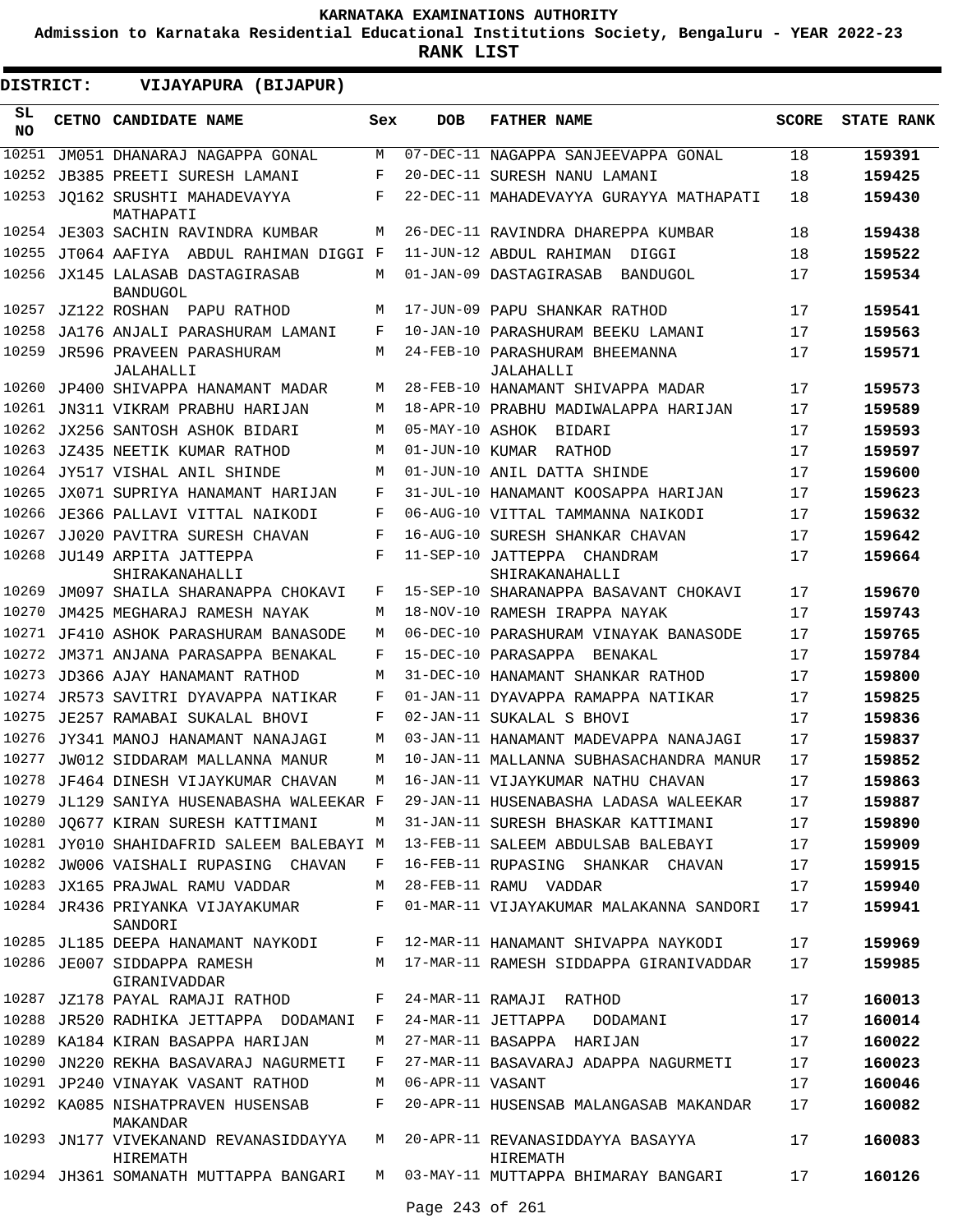**KARNATAKA EXAMINATIONS AUTHORITY**

**Admission to Karnataka Residential Educational Institutions Society, Bengaluru - YEAR 2022-23**

**RANK LIST**

**DISTRICT: VIJAYAPURA (BIJAPUR)**

| SL NO | CETNO | CANDIDATE NAME | Sex | DOB | FATHER NAME | SCORE | STATE RANK |
|---|---|---|---|---|---|---|---|
| 10251 | JM051 | DHANARAJ NAGAPPA GONAL | M | 07-DEC-11 | NAGAPPA SANJEEVAPPA GONAL | 18 | 159391 |
| 10252 | JB385 | PREETI SURESH LAMANI | F | 20-DEC-11 | SURESH NANU LAMANI | 18 | 159425 |
| 10253 | JQ162 | SRUSHTI MAHADEVAYYA MATHAPATI | F | 22-DEC-11 | MAHADEVAYYA GURAYYA MATHAPATI | 18 | 159430 |
| 10254 | JE303 | SACHIN RAVINDRA KUMBAR | M | 26-DEC-11 | RAVINDRA DHAREPPA KUMBAR | 18 | 159438 |
| 10255 | JT064 | AAFIYA ABDUL RAHIMAN DIGGI | F | 11-JUN-12 | ABDUL RAHIMAN DIGGI | 18 | 159522 |
| 10256 | JX145 | LALASAB DASTAGIRASAB BANDUGOL | M | 01-JAN-09 | DASTAGIRASAB BANDUGOL | 17 | 159534 |
| 10257 | JZ122 | ROSHAN PAPU RATHOD | M | 17-JUN-09 | PAPU SHANKAR RATHOD | 17 | 159541 |
| 10258 | JA176 | ANJALI PARASHURAM LAMANI | F | 10-JAN-10 | PARASHURAM BEEKU LAMANI | 17 | 159563 |
| 10259 | JR596 | PRAVEEN PARASHURAM JALAHALLI | M | 24-FEB-10 | PARASHURAM BHEEMANNA JALAHALLI | 17 | 159571 |
| 10260 | JP400 | SHIVAPPA HANAMANT MADAR | M | 28-FEB-10 | HANAMANT SHIVAPPA MADAR | 17 | 159573 |
| 10261 | JN311 | VIKRAM PRABHU HARIJAN | M | 18-APR-10 | PRABHU MADIWALAPPA HARIJAN | 17 | 159589 |
| 10262 | JX256 | SANTOSH ASHOK BIDARI | M | 05-MAY-10 | ASHOK BIDARI | 17 | 159593 |
| 10263 | JZ435 | NEETIK KUMAR RATHOD | M | 01-JUN-10 | KUMAR RATHOD | 17 | 159597 |
| 10264 | JY517 | VISHAL ANIL SHINDE | M | 01-JUN-10 | ANIL DATTA SHINDE | 17 | 159600 |
| 10265 | JX071 | SUPRIYA HANAMANT HARIJAN | F | 31-JUL-10 | HANAMANT KOOSAPPA HARIJAN | 17 | 159623 |
| 10266 | JE366 | PALLAVI VITTAL NAIKODI | F | 06-AUG-10 | VITTAL TAMMANNA NAIKODI | 17 | 159632 |
| 10267 | JJ020 | PAVITRA SURESH CHAVAN | F | 16-AUG-10 | SURESH SHANKAR CHAVAN | 17 | 159642 |
| 10268 | JU149 | ARPITA JATTEPPA SHIRAKANAHALLI | F | 11-SEP-10 | JATTEPPA CHANDRAM SHIRAKANAHALLI | 17 | 159664 |
| 10269 | JM097 | SHAILA SHARANAPPA CHOKAVI | F | 15-SEP-10 | SHARANAPPA BASAVANT CHOKAVI | 17 | 159670 |
| 10270 | JM425 | MEGHARAJ RAMESH NAYAK | M | 18-NOV-10 | RAMESH IRAPPA NAYAK | 17 | 159743 |
| 10271 | JF410 | ASHOK PARASHURAM BANASODE | M | 06-DEC-10 | PARASHURAM VINAYAK BANASODE | 17 | 159765 |
| 10272 | JM371 | ANJANA PARASAPPA BENAKAL | F | 15-DEC-10 | PARASAPPA BENAKAL | 17 | 159784 |
| 10273 | JD366 | AJAY HANAMANT RATHOD | M | 31-DEC-10 | HANAMANT SHANKAR RATHOD | 17 | 159800 |
| 10274 | JR573 | SAVITRI DYAVAPPA NATIKAR | F | 01-JAN-11 | DYAVAPPA RAMAPPA NATIKAR | 17 | 159825 |
| 10275 | JE257 | RAMABAI SUKALAL BHOVI | F | 02-JAN-11 | SUKALAL S BHOVI | 17 | 159836 |
| 10276 | JY341 | MANOJ HANAMANT NANAJAGI | M | 03-JAN-11 | HANAMANT MADEVAPPA NANAJAGI | 17 | 159837 |
| 10277 | JW012 | SIDDARAM MALLANNA MANUR | M | 10-JAN-11 | MALLANNA SUBHASACHANDRA MANUR | 17 | 159852 |
| 10278 | JF464 | DINESH VIJAYKUMAR CHAVAN | M | 16-JAN-11 | VIJAYKUMAR NATHU CHAVAN | 17 | 159863 |
| 10279 | JL129 | SANIYA HUSENABASHA WALEEKAR | F | 29-JAN-11 | HUSENABASHA LADASA WALEEKAR | 17 | 159887 |
| 10280 | JQ677 | KIRAN SURESH KATTIMANI | M | 31-JAN-11 | SURESH BHASKAR KATTIMANI | 17 | 159890 |
| 10281 | JY010 | SHAHIDAFRID SALEEM BALEBAYI | M | 13-FEB-11 | SALEEM ABDULSAB BALEBAYI | 17 | 159909 |
| 10282 | JW006 | VAISHALI RUPASING CHAVAN | F | 16-FEB-11 | RUPASING SHANKAR CHAVAN | 17 | 159915 |
| 10283 | JX165 | PRAJWAL RAMU VADDAR | M | 28-FEB-11 | RAMU VADDAR | 17 | 159940 |
| 10284 | JR436 | PRIYANKA VIJAYAKUMAR SANDORI | F | 01-MAR-11 | VIJAYAKUMAR MALAKANNA SANDORI | 17 | 159941 |
| 10285 | JL185 | DEEPA HANAMANT NAYKODI | F | 12-MAR-11 | HANAMANT SHIVAPPA NAYKODI | 17 | 159969 |
| 10286 | JE007 | SIDDAPPA RAMESH GIRANIVADDAR | M | 17-MAR-11 | RAMESH SIDDAPPA GIRANIVADDAR | 17 | 159985 |
| 10287 | JZ178 | PAYAL RAMAJI RATHOD | F | 24-MAR-11 | RAMAJI RATHOD | 17 | 160013 |
| 10288 | JR520 | RADHIKA JETTAPPA DODAMANI | F | 24-MAR-11 | JETTAPPA DODAMANI | 17 | 160014 |
| 10289 | KA184 | KIRAN BASAPPA HARIJAN | M | 27-MAR-11 | BASAPPA HARIJAN | 17 | 160022 |
| 10290 | JN220 | REKHA BASAVARAJ NAGURMETI | F | 27-MAR-11 | BASAVARAJ ADAPPA NAGURMETI | 17 | 160023 |
| 10291 | JP240 | VINAYAK VASANT RATHOD | M | 06-APR-11 | VASANT | 17 | 160046 |
| 10292 | KA085 | NISHATPRAVEN HUSENSAB MAKANDAR | F | 20-APR-11 | HUSENSAB MALANGASAB MAKANDAR | 17 | 160082 |
| 10293 | JN177 | VIVEKANAND REVANASIDDAYYA HIREMATH | M | 20-APR-11 | REVANASIDDAYYA BASAYYA HIREMATH | 17 | 160083 |
| 10294 | JH361 | SOMANATH MUTTAPPA BANGARI | M | 03-MAY-11 | MUTTAPPA BHIMARAY BANGARI | 17 | 160126 |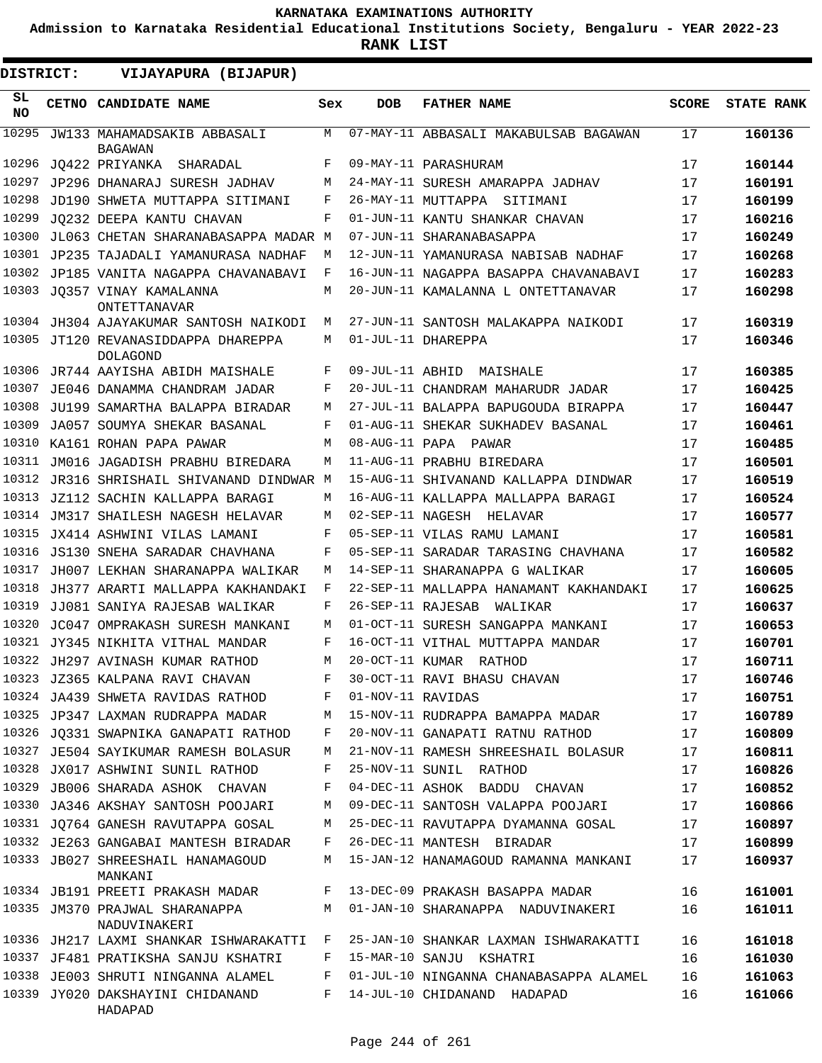# KARNATAKA EXAMINATIONS AUTHORITY

**Admission to Karnataka Residential Educational Institutions Society, Bengaluru - YEAR 2022-23**

**RANK LIST**

**DISTRICT: VIJAYAPURA (BIJAPUR)**

| SL NO | CETNO | CANDIDATE NAME | Sex | DOB | FATHER NAME | SCORE | STATE RANK |
|---|---|---|---|---|---|---|---|
| 10295 | JW133 | MAHAMADSAKIB ABBASALI BAGAWAN | M | 07-MAY-11 | ABBASALI MAKABULSAB BAGAWAN | 17 | 160136 |
| 10296 | JQ422 | PRIYANKA SHARADAL | F | 09-MAY-11 | PARASHURAM | 17 | 160144 |
| 10297 | JP296 | DHANARAJ SURESH JADHAV | M | 24-MAY-11 | SURESH AMARAPPA JADHAV | 17 | 160191 |
| 10298 | JD190 | SHWETA MUTTAPPA SITIMANI | F | 26-MAY-11 | MUTTAPPA SITIMANI | 17 | 160199 |
| 10299 | JQ232 | DEEPA KANTU CHAVAN | F | 01-JUN-11 | KANTU SHANKAR CHAVAN | 17 | 160216 |
| 10300 | JL063 | CHETAN SHARANABASAPPA MADAR | M | 07-JUN-11 | SHARANABASAPPA | 17 | 160249 |
| 10301 | JP235 | TAJADALI YAMANURASA NADHAF | M | 12-JUN-11 | YAMANURASA NABISAB NADHAF | 17 | 160268 |
| 10302 | JP185 | VANITA NAGAPPA CHAVANABAVI | F | 16-JUN-11 | NAGAPPA BASAPPA CHAVANABAVI | 17 | 160283 |
| 10303 | JQ357 | VINAY KAMALANNA ONTETTANAVAR | M | 20-JUN-11 | KAMALANNA L ONTETTANAVAR | 17 | 160298 |
| 10304 | JH304 | AJAYAKUMAR SANTOSH NAIKODI | M | 27-JUN-11 | SANTOSH MALAKAPPA NAIKODI | 17 | 160319 |
| 10305 | JT120 | REVANASIDDAPPA DHAREPPA DOLAGOND | M | 01-JUL-11 | DHAREPPA | 17 | 160346 |
| 10306 | JR744 | AAYISHA ABIDH MAISHALE | F | 09-JUL-11 | ABHID MAISHALE | 17 | 160385 |
| 10307 | JE046 | DANAMMA CHANDRAM JADAR | F | 20-JUL-11 | CHANDRAM MAHARUDR JADAR | 17 | 160425 |
| 10308 | JU199 | SAMARTHA BALAPPA BIRADAR | M | 27-JUL-11 | BALAPPA BAPUGOUDA BIRAPPA | 17 | 160447 |
| 10309 | JA057 | SOUMYA SHEKAR BASANAL | F | 01-AUG-11 | SHEKAR SUKHADEV BASANAL | 17 | 160461 |
| 10310 | KA161 | ROHAN PAPA PAWAR | M | 08-AUG-11 | PAPA PAWAR | 17 | 160485 |
| 10311 | JM016 | JAGADISH PRABHU BIREDARA | M | 11-AUG-11 | PRABHU BIREDARA | 17 | 160501 |
| 10312 | JR316 | SHRISHAIL SHIVANAND DINDWAR | M | 15-AUG-11 | SHIVANAND KALLAPPA DINDWAR | 17 | 160519 |
| 10313 | JZ112 | SACHIN KALLAPPA BARAGI | M | 16-AUG-11 | KALLAPPA MALLAPPA BARAGI | 17 | 160524 |
| 10314 | JM317 | SHAILESH NAGESH HELAVAR | M | 02-SEP-11 | NAGESH HELAVAR | 17 | 160577 |
| 10315 | JX414 | ASHWINI VILAS LAMANI | F | 05-SEP-11 | VILAS RAMU LAMANI | 17 | 160581 |
| 10316 | JS130 | SNEHA SARADAR CHAVHANA | F | 05-SEP-11 | SARADAR TARASING CHAVHANA | 17 | 160582 |
| 10317 | JH007 | LEKHAN SHARANAPPA WALIKAR | M | 14-SEP-11 | SHARANAPPA G WALIKAR | 17 | 160605 |
| 10318 | JH377 | ARARTI MALLAPPA KAKHANDAKI | F | 22-SEP-11 | MALLAPPA HANAMANT KAKHANDAKI | 17 | 160625 |
| 10319 | JJ081 | SANIYA RAJESAB WALIKAR | F | 26-SEP-11 | RAJESAB WALIKAR | 17 | 160637 |
| 10320 | JC047 | OMPRAKASH SURESH MANKANI | M | 01-OCT-11 | SURESH SANGAPPA MANKANI | 17 | 160653 |
| 10321 | JY345 | NIKHITA VITHAL MANDAR | F | 16-OCT-11 | VITHAL MUTTAPPA MANDAR | 17 | 160701 |
| 10322 | JH297 | AVINASH KUMAR RATHOD | M | 20-OCT-11 | KUMAR RATHOD | 17 | 160711 |
| 10323 | JZ365 | KALPANA RAVI CHAVAN | F | 30-OCT-11 | RAVI BHASU CHAVAN | 17 | 160746 |
| 10324 | JA439 | SHWETA RAVIDAS RATHOD | F | 01-NOV-11 | RAVIDAS | 17 | 160751 |
| 10325 | JP347 | LAXMAN RUDRAPPA MADAR | M | 15-NOV-11 | RUDRAPPA BAMAPPA MADAR | 17 | 160789 |
| 10326 | JQ331 | SWAPNIKA GANAPATI RATHOD | F | 20-NOV-11 | GANAPATI RATNU RATHOD | 17 | 160809 |
| 10327 | JE504 | SAYIKUMAR RAMESH BOLASUR | M | 21-NOV-11 | RAMESH SHREESHAIL BOLASUR | 17 | 160811 |
| 10328 | JX017 | ASHWINI SUNIL RATHOD | F | 25-NOV-11 | SUNIL RATHOD | 17 | 160826 |
| 10329 | JB006 | SHARADA ASHOK CHAVAN | F | 04-DEC-11 | ASHOK BADDU CHAVAN | 17 | 160852 |
| 10330 | JA346 | AKSHAY SANTOSH POOJARI | M | 09-DEC-11 | SANTOSH VALAPPA POOJARI | 17 | 160866 |
| 10331 | JQ764 | GANESH RAVUTAPPA GOSAL | M | 25-DEC-11 | RAVUTAPPA DYAMANNA GOSAL | 17 | 160897 |
| 10332 | JE263 | GANGABAI MANTESH BIRADAR | F | 26-DEC-11 | MANTESH BIRADAR | 17 | 160899 |
| 10333 | JB027 | SHREESHAIL HANAMAGOUD MANKANI | M | 15-JAN-12 | HANAMAGOUD RAMANNA MANKANI | 17 | 160937 |
| 10334 | JB191 | PREETI PRAKASH MADAR | F | 13-DEC-09 | PRAKASH BASAPPA MADAR | 16 | 161001 |
| 10335 | JM370 | PRAJWAL SHARANAPPA NADUVINAKERI | M | 01-JAN-10 | SHARANAPPA NADUVINAKERI | 16 | 161011 |
| 10336 | JH217 | LAXMI SHANKAR ISHWARAKATTI | F | 25-JAN-10 | SHANKAR LAXMAN ISHWARAKATTI | 16 | 161018 |
| 10337 | JF481 | PRATIKSHA SANJU KSHATRI | F | 15-MAR-10 | SANJU KSHATRI | 16 | 161030 |
| 10338 | JE003 | SHRUTI NINGANNA ALAMEL | F | 01-JUL-10 | NINGANNA CHANABASAPPA ALAMEL | 16 | 161063 |
| 10339 | JY020 | DAKSHAYINI CHIDANAND HADAPAD | F | 14-JUL-10 | CHIDANAND HADAPAD | 16 | 161066 |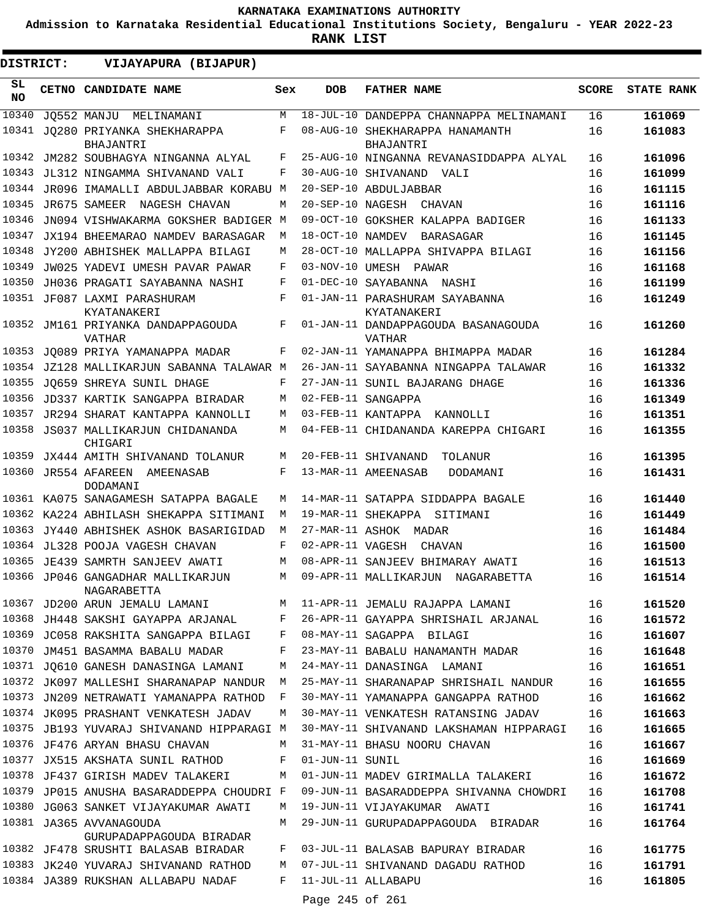KARNATAKA EXAMINATIONS AUTHORITY

Admission to Karnataka Residential Educational Institutions Society, Bengaluru - YEAR 2022-23

**RANK LIST**

**DISTRICT: VIJAYAPURA (BIJAPUR)**

| SL NO | CETNO | CANDIDATE NAME | Sex | DOB | FATHER NAME | SCORE | STATE RANK |
|---|---|---|---|---|---|---|---|
| 10340 | JQ552 | MANJU MELINAMANI | M | 18-JUL-10 | DANDEPPA CHANNAPPA MELINAMANI | 16 | 161069 |
| 10341 | JQ280 | PRIYANKA SHEKHARAPPA BHAJANTRI | F | 08-AUG-10 | SHEKHARAPPA HANAMANTH BHAJANTRI | 16 | 161083 |
| 10342 | JM282 | SOUBHAGYA NINGANNA ALYAL | F | 25-AUG-10 | NINGANNA REVANASIDDAPPA ALYAL | 16 | 161096 |
| 10343 | JL312 | NINGAMMA SHIVANAND VALI | F | 30-AUG-10 | SHIVANAND VALI | 16 | 161099 |
| 10344 | JR096 | IMAMALLI ABDULJABBAR KORABU | M | 20-SEP-10 | ABDULJABBAR | 16 | 161115 |
| 10345 | JR675 | SAMEER NAGESH CHAVAN | M | 20-SEP-10 | NAGESH CHAVAN | 16 | 161116 |
| 10346 | JN094 | VISHWAKARMA GOKSHER BADIGER | M | 09-OCT-10 | GOKSHER KALAPPA BADIGER | 16 | 161133 |
| 10347 | JX194 | BHEEMARAO NAMDEV BARASAGAR | M | 18-OCT-10 | NAMDEV BARASAGAR | 16 | 161145 |
| 10348 | JY200 | ABHISHEK MALLAPPA BILAGI | M | 28-OCT-10 | MALLAPPA SHIVAPPA BILAGI | 16 | 161156 |
| 10349 | JW025 | YADEVI UMESH PAVAR PAWAR | F | 03-NOV-10 | UMESH PAWAR | 16 | 161168 |
| 10350 | JH036 | PRAGATI SAYABANNA NASHI | F | 01-DEC-10 | SAYABANNA NASHI | 16 | 161199 |
| 10351 | JF087 | LAXMI PARASHURAM KYATANAKERI | F | 01-JAN-11 | PARASHURAM SAYABANNA KYATANAKERI | 16 | 161249 |
| 10352 | JM161 | PRIYANKA DANDAPPAGOUDA VATHAR | F | 01-JAN-11 | DANDAPPAGOUDA BASANAGOUDA VATHAR | 16 | 161260 |
| 10353 | JQ089 | PRIYA YAMANAPPA MADAR | F | 02-JAN-11 | YAMANAPPA BHIMAPPA MADAR | 16 | 161284 |
| 10354 | JZ128 | MALLIKARJUN SABANNA TALAWAR | M | 26-JAN-11 | SAYABANNA NINGAPPA TALAWAR | 16 | 161332 |
| 10355 | JQ659 | SHREYA SUNIL DHAGE | F | 27-JAN-11 | SUNIL BAJARANG DHAGE | 16 | 161336 |
| 10356 | JD337 | KARTIK SANGAPPA BIRADAR | M | 02-FEB-11 | SANGAPPA | 16 | 161349 |
| 10357 | JR294 | SHARAT KANTAPPA KANNOLLI | M | 03-FEB-11 | KANTAPPA KANNOLLI | 16 | 161351 |
| 10358 | JS037 | MALLIKARJUN CHIDANANDA CHIGARI | M | 04-FEB-11 | CHIDANANDA KAREPPA CHIGARI | 16 | 161355 |
| 10359 | JX444 | AMITH SHIVANAND TOLANUR | M | 20-FEB-11 | SHIVANAND TOLANUR | 16 | 161395 |
| 10360 | JR554 | AFAREEN AMEENASAB DODAMANI | F | 13-MAR-11 | AMEENASAB DODAMANI | 16 | 161431 |
| 10361 | KA075 | SANAGAMESH SATAPPA BAGALE | M | 14-MAR-11 | SATAPPA SIDDAPPA BAGALE | 16 | 161440 |
| 10362 | KA224 | ABHILASH SHEKAPPA SITIMANI | M | 19-MAR-11 | SHEKAPPA SITIMANI | 16 | 161449 |
| 10363 | JY440 | ABHISHEK ASHOK BASARIGIDAD | M | 27-MAR-11 | ASHOK MADAR | 16 | 161484 |
| 10364 | JL328 | POOJA VAGESH CHAVAN | F | 02-APR-11 | VAGESH CHAVAN | 16 | 161500 |
| 10365 | JE439 | SAMRTH SANJEEV AWATI | M | 08-APR-11 | SANJEEV BHIMARAY AWATI | 16 | 161513 |
| 10366 | JP046 | GANGADHAR MALLIKARJUN NAGARABETTA | M | 09-APR-11 | MALLIKARJUN NAGARABETTA | 16 | 161514 |
| 10367 | JD200 | ARUN JEMALU LAMANI | M | 11-APR-11 | JEMALU RAJAPPA LAMANI | 16 | 161520 |
| 10368 | JH448 | SAKSHI GAYAPPA ARJANAL | F | 26-APR-11 | GAYAPPA SHRISHAIL ARJANAL | 16 | 161572 |
| 10369 | JC058 | RAKSHITA SANGAPPA BILAGI | F | 08-MAY-11 | SAGAPPA BILAGI | 16 | 161607 |
| 10370 | JM451 | BASAMMA BABALU MADAR | F | 23-MAY-11 | BABALU HANAMANTH MADAR | 16 | 161648 |
| 10371 | JQ610 | GANESH DANASINGA LAMANI | M | 24-MAY-11 | DANASINGA LAMANI | 16 | 161651 |
| 10372 | JK097 | MALLESHI SHARANAPAP NANDUR | M | 25-MAY-11 | SHARANAPAP SHRISHAIL NANDUR | 16 | 161655 |
| 10373 | JN209 | NETRAWATI YAMANAPPA RATHOD | F | 30-MAY-11 | YAMANAPPA GANGAPPA RATHOD | 16 | 161662 |
| 10374 | JK095 | PRASHANT VENKATESH JADAV | M | 30-MAY-11 | VENKATESH RATANSING JADAV | 16 | 161663 |
| 10375 | JB193 | YUVARAJ SHIVANAND HIPPARAGI | M | 30-MAY-11 | SHIVANAND LAKSHAMAN HIPPARAGI | 16 | 161665 |
| 10376 | JF476 | ARYAN BHASU CHAVAN | M | 31-MAY-11 | BHASU NOORU CHAVAN | 16 | 161667 |
| 10377 | JX515 | AKSHATA SUNIL RATHOD | F | 01-JUN-11 | SUNIL | 16 | 161669 |
| 10378 | JF437 | GIRISH MADEV TALAKERI | M | 01-JUN-11 | MADEV GIRIMALLA TALAKERI | 16 | 161672 |
| 10379 | JP015 | ANUSHA BASARADDEPPA CHOUDRI | F | 09-JUN-11 | BASARADDEPPA SHIVANNA CHOWDRI | 16 | 161708 |
| 10380 | JG063 | SANKET VIJAYAKUMAR AWATI | M | 19-JUN-11 | VIJAYAKUMAR AWATI | 16 | 161741 |
| 10381 | JA365 | AVVANAGOUDA GURUPADAPPAGOUDA BIRADAR | M | 29-JUN-11 | GURUPADAPPAGOUDA BIRADAR | 16 | 161764 |
| 10382 | JF478 | SRUSHTI BALASAB BIRADAR | F | 03-JUL-11 | BALASAB BAPURAY BIRADAR | 16 | 161775 |
| 10383 | JK240 | YUVARAJ SHIVANAND RATHOD | M | 07-JUL-11 | SHIVANAND DAGADU RATHOD | 16 | 161791 |
| 10384 | JA389 | RUKSHAN ALLABAPU NADAF | F | 11-JUL-11 | ALLABAPU | 16 | 161805 |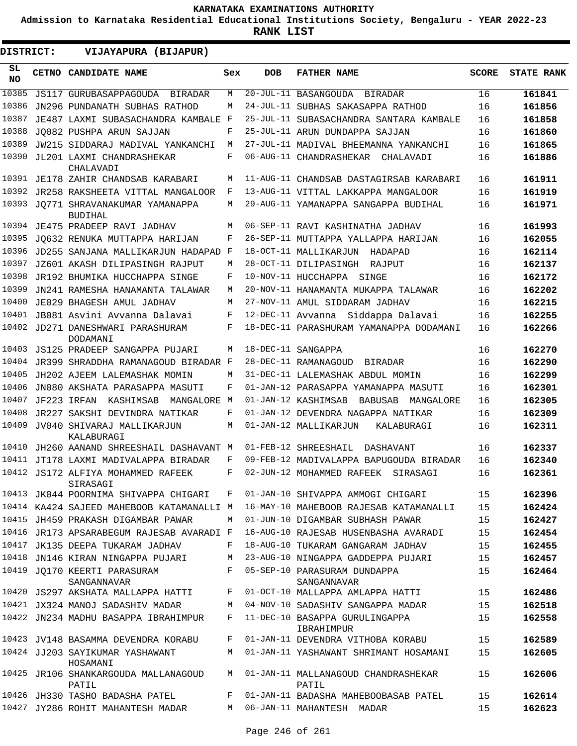**KARNATAKA EXAMINATIONS AUTHORITY**

**Admission to Karnataka Residential Educational Institutions Society, Bengaluru - YEAR 2022-23**

**RANK LIST**

**DISTRICT: VIJAYAPURA (BIJAPUR)**

| SL NO | CETNO | CANDIDATE NAME | Sex | DOB | FATHER NAME | SCORE | STATE RANK |
|---|---|---|---|---|---|---|---|
| 10385 | JS117 | GURUBASAPPAGOUDA BIRADAR | M | 20-JUL-11 | BASANGOUDA BIRADAR | 16 | **161841** |
| 10386 | JN296 | PUNDANATH SUBHAS RATHOD | M | 24-JUL-11 | SUBHAS SAKASAPPA RATHOD | 16 | **161856** |
| 10387 | JE487 | LAXMI SUBASACHANDRA KAMBALE | F | 25-JUL-11 | SUBASACHANDRA SANTARA KAMBALE | 16 | **161858** |
| 10388 | JQ082 | PUSHPA ARUN SAJJAN | F | 25-JUL-11 | ARUN DUNDAPPA SAJJAN | 16 | **161860** |
| 10389 | JW215 | SIDDARAJ MADIVAL YANKANCHI | M | 27-JUL-11 | MADIVAL BHEEMANNA YANKANCHI | 16 | **161865** |
| 10390 | JL201 | LAXMI CHANDRASHEKAR CHALAVADI | F | 06-AUG-11 | CHANDRASHEKAR CHALAVADI | 16 | **161886** |
| 10391 | JE178 | ZAHIR CHANDSAB KARABARI | M | 11-AUG-11 | CHANDSAB DASTAGIRSAB KARABARI | 16 | **161911** |
| 10392 | JR258 | RAKSHEETA VITTAL MANGALOOR | F | 13-AUG-11 | VITTAL LAKKAPPA MANGALOOR | 16 | **161919** |
| 10393 | JQ771 | SHRAVANAKUMAR YAMANAPPA BUDIHAL | M | 29-AUG-11 | YAMANAPPA SANGAPPA BUDIHAL | 16 | **161971** |
| 10394 | JE475 | PRADEEP RAVI JADHAV | M | 06-SEP-11 | RAVI KASHINATHA JADHAV | 16 | **161993** |
| 10395 | JQ632 | RENUKA MUTTAPPA HARIJAN | F | 26-SEP-11 | MUTTAPPA YALLAPPA HARIJAN | 16 | **162055** |
| 10396 | JD255 | SANJANA MALLIKARJUN HADAPAD | F | 18-OCT-11 | MALLIKARJUN HADAPAD | 16 | **162114** |
| 10397 | JZ601 | AKASH DILIPASINGH RAJPUT | M | 28-OCT-11 | DILIPASINGH RAJPUT | 16 | **162137** |
| 10398 | JR192 | BHUMIKA HUCCHAPPA SINGE | F | 10-NOV-11 | HUCCHAPPA SINGE | 16 | **162172** |
| 10399 | JN241 | RAMESHA HANAMANTA TALAWAR | M | 20-NOV-11 | HANAMANTA MUKAPPA TALAWAR | 16 | **162202** |
| 10400 | JE029 | BHAGESH AMUL JADHAV | M | 27-NOV-11 | AMUL SIDDARAM JADHAV | 16 | **162215** |
| 10401 | JB081 | Asvini Avvanna Dalavai | F | 12-DEC-11 | Avvanna Siddappa Dalavai | 16 | **162255** |
| 10402 | JD271 | DANESHWARI PARASHURAM DODAMANI | F | 18-DEC-11 | PARASHURAM YAMANAPPA DODAMANI | 16 | **162266** |
| 10403 | JS125 | PRADEEP SANGAPPA PUJARI | M | 18-DEC-11 | SANGAPPA | 16 | **162270** |
| 10404 | JR399 | SHRADDHA RAMANAGOUD BIRADAR | F | 28-DEC-11 | RAMANAGOUD BIRADAR | 16 | **162290** |
| 10405 | JH202 | AJEEM LALEMASHAK MOMIN | M | 31-DEC-11 | LALEMASHAK ABDUL MOMIN | 16 | **162299** |
| 10406 | JN080 | AKSHATA PARASAPPA MASUTI | F | 01-JAN-12 | PARASAPPA YAMANAPPA MASUTI | 16 | **162301** |
| 10407 | JF223 | IRFAN KASHIMSAB MANGALORE | M | 01-JAN-12 | KASHIMSAB BABUSAB MANGALORE | 16 | **162305** |
| 10408 | JR227 | SAKSHI DEVINDRA NATIKAR | F | 01-JAN-12 | DEVENDRA NAGAPPA NATIKAR | 16 | **162309** |
| 10409 | JV040 | SHIVARAJ MALLIKARJUN KALABURAGI | M | 01-JAN-12 | MALLIKARJUN KALABURAGI | 16 | **162311** |
| 10410 | JH260 | AANAND SHREESHAIL DASHAVANT | M | 01-FEB-12 | SHREESHAIL DASHAVANT | 16 | **162337** |
| 10411 | JT178 | LAXMI MADIVALAPPA BIRADAR | F | 09-FEB-12 | MADIVALAPPA BAPUGOUDA BIRADAR | 16 | **162340** |
| 10412 | JS172 | ALFIYA MOHAMMED RAFEEK SIRASAGI | F | 02-JUN-12 | MOHAMMED RAFEEK SIRASAGI | 16 | **162361** |
| 10413 | JK044 | POORNIMA SHIVAPPA CHIGARI | F | 01-JAN-10 | SHIVAPPA AMMOGI CHIGARI | 15 | **162396** |
| 10414 | KA424 | SAJEED MAHEBOOB KATAMANALLI | M | 16-MAY-10 | MAHEBOOB RAJESAB KATAMANALLI | 15 | **162424** |
| 10415 | JH459 | PRAKASH DIGAMBAR PAWAR | M | 01-JUN-10 | DIGAMBAR SUBHASH PAWAR | 15 | **162427** |
| 10416 | JR173 | APSARABEGUM RAJESAB AVARADI | F | 16-AUG-10 | RAJESAB HUSENBASHA AVARADI | 15 | **162454** |
| 10417 | JK135 | DEEPA TUKARAM JADHAV | F | 18-AUG-10 | TUKARAM GANGARAM JADHAV | 15 | **162455** |
| 10418 | JN146 | KIRAN NINGAPPA PUJARI | M | 23-AUG-10 | NINGAPPA GADDEPPA PUJARI | 15 | **162457** |
| 10419 | JQ170 | KEERTI PARASURAM SANGANNAVAR | F | 05-SEP-10 | PARASURAM DUNDAPPA SANGANNAVAR | 15 | **162464** |
| 10420 | JS297 | AKSHATA MALLAPPA HATTI | F | 01-OCT-10 | MALLAPPA AMLAPPA HATTI | 15 | **162486** |
| 10421 | JX324 | MANOJ SADASHIV MADAR | M | 04-NOV-10 | SADASHIV SANGAPPA MADAR | 15 | **162518** |
| 10422 | JN234 | MADHU BASAPPA IBRAHIMPUR | F | 11-DEC-10 | BASAPPA GURULINGAPPA IBRAHIMPUR | 15 | **162558** |
| 10423 | JV148 | BASAMMA DEVENDRA KORABU | F | 01-JAN-11 | DEVENDRA VITHOBA KORABU | 15 | **162589** |
| 10424 | JJ203 | SAYIKUMAR YASHAWANT HOSAMANI | M | 01-JAN-11 | YASHAWANT SHRIMANT HOSAMANI | 15 | **162605** |
| 10425 | JR106 | SHANKARGOUDA MALLANAGOUD PATIL | M | 01-JAN-11 | MALLANAGOUD CHANDRASHEKAR PATIL | 15 | **162606** |
| 10426 | JH330 | TASHO BADASHA PATEL | F | 01-JAN-11 | BADASHA MAHEBOOBASAB PATEL | 15 | **162614** |
| 10427 | JY286 | ROHIT MAHANTESH MADAR | M | 06-JAN-11 | MAHANTESH MADAR | 15 | **162623** |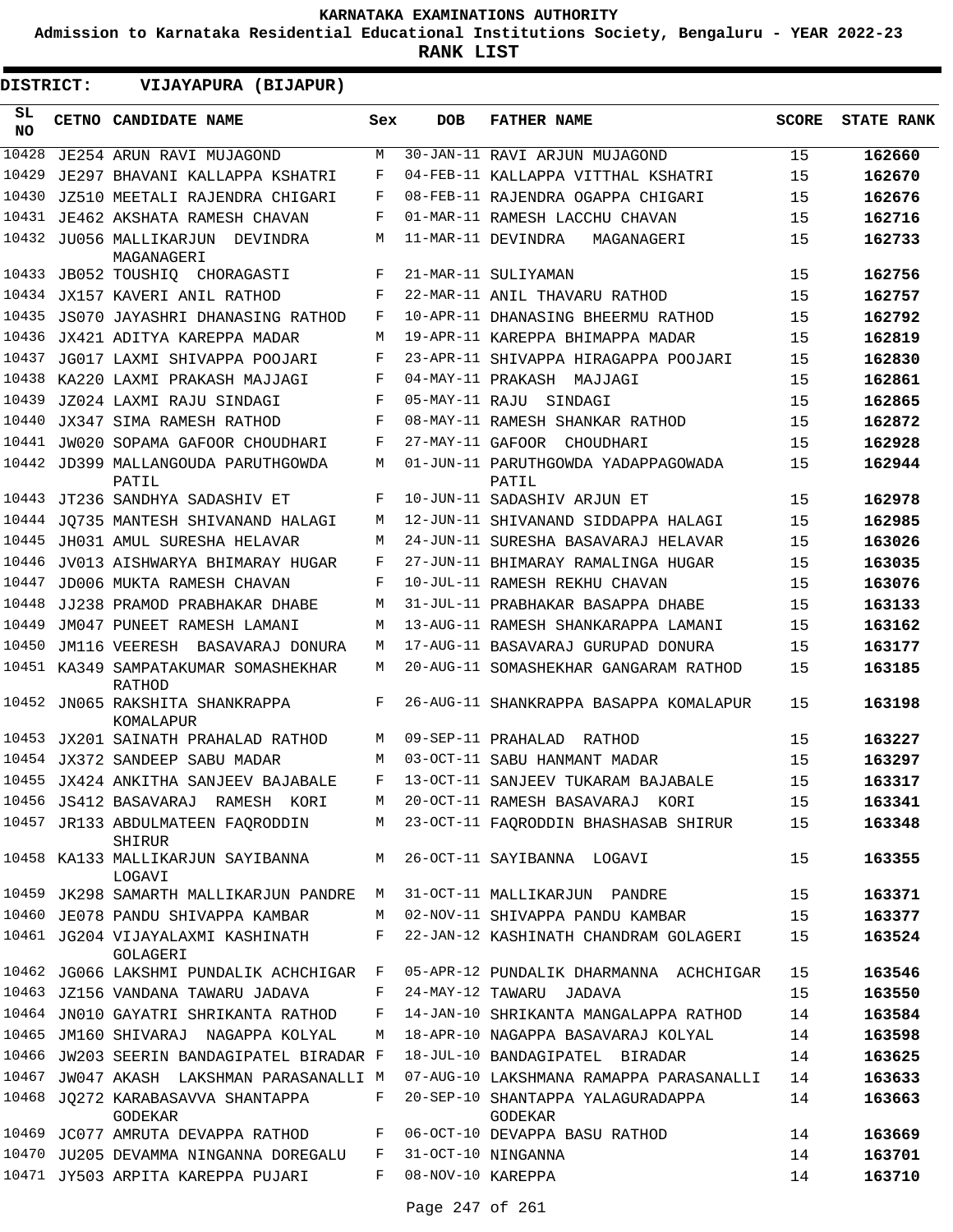# KARNATAKA EXAMINATIONS AUTHORITY

**Admission to Karnataka Residential Educational Institutions Society, Bengaluru - YEAR 2022-23**

**RANK LIST**

**DISTRICT: VIJAYAPURA (BIJAPUR)**

| SL NO | CETNO | CANDIDATE NAME | Sex | DOB | FATHER NAME | SCORE | STATE RANK |
|---|---|---|---|---|---|---|---|
| 10428 | JE254 | ARUN RAVI MUJAGOND | M | 30-JAN-11 | RAVI ARJUN MUJAGOND | 15 | 162660 |
| 10429 | JE297 | BHAVANI KALLAPPA KSHATRI | F | 04-FEB-11 | KALLAPPA VITTHAL KSHATRI | 15 | 162670 |
| 10430 | JZ510 | MEETALI RAJENDRA CHIGARI | F | 08-FEB-11 | RAJENDRA OGAPPA CHIGARI | 15 | 162676 |
| 10431 | JE462 | AKSHATA RAMESH CHAVAN | F | 01-MAR-11 | RAMESH LACCHU CHAVAN | 15 | 162716 |
| 10432 | JU056 | MALLIKARJUN DEVINDRA MAGANAGERI | M | 11-MAR-11 | DEVINDRA MAGANAGERI | 15 | 162733 |
| 10433 | JB052 | TOUSHIQ CHORAGASTI | F | 21-MAR-11 | SULIYAMAN | 15 | 162756 |
| 10434 | JX157 | KAVERI ANIL RATHOD | F | 22-MAR-11 | ANIL THAVARU RATHOD | 15 | 162757 |
| 10435 | JS070 | JAYASHRI DHANASING RATHOD | F | 10-APR-11 | DHANASING BHEERMU RATHOD | 15 | 162792 |
| 10436 | JX421 | ADITYA KAREPPA MADAR | M | 19-APR-11 | KAREPPA BHIMAPPA MADAR | 15 | 162819 |
| 10437 | JG017 | LAXMI SHIVAPPA POOJARI | F | 23-APR-11 | SHIVAPPA HIRAGAPPA POOJARI | 15 | 162830 |
| 10438 | KA220 | LAXMI PRAKASH MAJJAGI | F | 04-MAY-11 | PRAKASH MAJJAGI | 15 | 162861 |
| 10439 | JZ024 | LAXMI RAJU SINDAGI | F | 05-MAY-11 | RAJU SINDAGI | 15 | 162865 |
| 10440 | JX347 | SIMA RAMESH RATHOD | F | 08-MAY-11 | RAMESH SHANKAR RATHOD | 15 | 162872 |
| 10441 | JW020 | SOPAMA GAFOOR CHOUDHARI | F | 27-MAY-11 | GAFOOR CHOUDHARI | 15 | 162928 |
| 10442 | JD399 | MALLANGOUDA PARUTHGOWDA PATIL | M | 01-JUN-11 | PARUTHGOWDA YADAPPAGOWADA PATIL | 15 | 162944 |
| 10443 | JT236 | SANDHYA SADASHIV ET | F | 10-JUN-11 | SADASHIV ARJUN ET | 15 | 162978 |
| 10444 | JQ735 | MANTESH SHIVANAND HALAGI | M | 12-JUN-11 | SHIVANAND SIDDAPPA HALAGI | 15 | 162985 |
| 10445 | JH031 | AMUL SURESHA HELAVAR | M | 24-JUN-11 | SURESHA BASAVARAJ HELAVAR | 15 | 163026 |
| 10446 | JV013 | AISHWARYA BHIMARAY HUGAR | F | 27-JUN-11 | BHIMARAY RAMALINGA HUGAR | 15 | 163035 |
| 10447 | JD006 | MUKTA RAMESH CHAVAN | F | 10-JUL-11 | RAMESH REKHU CHAVAN | 15 | 163076 |
| 10448 | JJ238 | PRAMOD PRABHAKAR DHABE | M | 31-JUL-11 | PRABHAKAR BASAPPA DHABE | 15 | 163133 |
| 10449 | JM047 | PUNEET RAMESH LAMANI | M | 13-AUG-11 | RAMESH SHANKARAPPA LAMANI | 15 | 163162 |
| 10450 | JM116 | VEERESH BASAVARAJ DONURA | M | 17-AUG-11 | BASAVARAJ GURUPAD DONURA | 15 | 163177 |
| 10451 | KA349 | SAMPATAKUMAR SOMASHEKHAR RATHOD | M | 20-AUG-11 | SOMASHEKHAR GANGARAM RATHOD | 15 | 163185 |
| 10452 | JN065 | RAKSHITA SHANKRAPPA KOMALAPUR | F | 26-AUG-11 | SHANKRAPPA BASAPPA KOMALAPUR | 15 | 163198 |
| 10453 | JX201 | SAINATH PRAHALAD RATHOD | M | 09-SEP-11 | PRAHALAD RATHOD | 15 | 163227 |
| 10454 | JX372 | SANDEEP SABU MADAR | M | 03-OCT-11 | SABU HANMANT MADAR | 15 | 163297 |
| 10455 | JX424 | ANKITHA SANJEEV BAJABALE | F | 13-OCT-11 | SANJEEV TUKARAM BAJABALE | 15 | 163317 |
| 10456 | JS412 | BASAVARAJ RAMESH KORI | M | 20-OCT-11 | RAMESH BASAVARAJ KORI | 15 | 163341 |
| 10457 | JR133 | ABDULMATEEN FAQRODDIN SHIRUR | M | 23-OCT-11 | FAQRODDIN BHASHASAB SHIRUR | 15 | 163348 |
| 10458 | KA133 | MALLIKARJUN SAYIBANNA LOGAVI | M | 26-OCT-11 | SAYIBANNA LOGAVI | 15 | 163355 |
| 10459 | JK298 | SAMARTH MALLIKARJUN PANDRE | M | 31-OCT-11 | MALLIKARJUN PANDRE | 15 | 163371 |
| 10460 | JE078 | PANDU SHIVAPPA KAMBAR | M | 02-NOV-11 | SHIVAPPA PANDU KAMBAR | 15 | 163377 |
| 10461 | JG204 | VIJAYALAXMI KASHINATH GOLAGERI | F | 22-JAN-12 | KASHINATH CHANDRAM GOLAGERI | 15 | 163524 |
| 10462 | JG066 | LAKSHMI PUNDALIK ACHCHIGAR | F | 05-APR-12 | PUNDALIK DHARMANNA ACHCHIGAR | 15 | 163546 |
| 10463 | JZ156 | VANDANA TAWARU JADAVA | F | 24-MAY-12 | TAWARU JADAVA | 15 | 163550 |
| 10464 | JN010 | GAYATRI SHRIKANTA RATHOD | F | 14-JAN-10 | SHRIKANTA MANGALAPPA RATHOD | 14 | 163584 |
| 10465 | JM160 | SHIVARAJ NAGAPPA KOLYAL | M | 18-APR-10 | NAGAPPA BASAVARAJ KOLYAL | 14 | 163598 |
| 10466 | JW203 | SEERIN BANDAGIPATEL BIRADAR | F | 18-JUL-10 | BANDAGIPATEL BIRADAR | 14 | 163625 |
| 10467 | JW047 | AKASH LAKSHMAN PARASANALLI | M | 07-AUG-10 | LAKSHMANA RAMAPPA PARASANALLI | 14 | 163633 |
| 10468 | JQ272 | KARABASAVVA SHANTAPPA GODEKAR | F | 20-SEP-10 | SHANTAPPA YALAGURADAPPA GODEKAR | 14 | 163663 |
| 10469 | JC077 | AMRUTA DEVAPPA RATHOD | F | 06-OCT-10 | DEVAPPA BASU RATHOD | 14 | 163669 |
| 10470 | JU205 | DEVAMMA NINGANNA DOREGALU | F | 31-OCT-10 | NINGANNA | 14 | 163701 |
| 10471 | JY503 | ARPITA KAREPPA PUJARI | F | 08-NOV-10 | KAREPPA | 14 | 163710 |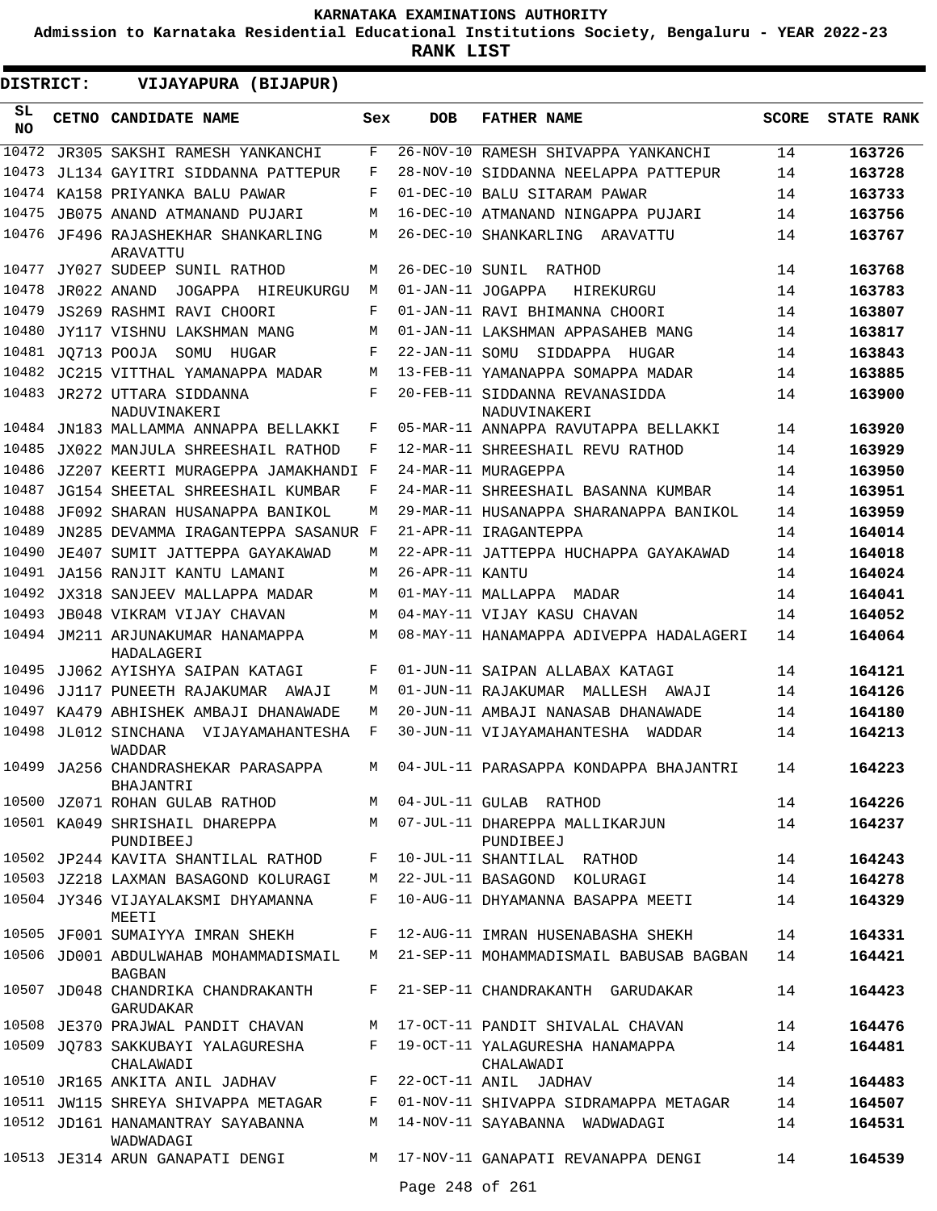KARNATAKA EXAMINATIONS AUTHORITY

Admission to Karnataka Residential Educational Institutions Society, Bengaluru - YEAR 2022-23

**RANK LIST**

**DISTRICT: VIJAYAPURA (BIJAPUR)**

| SL NO | CETNO | CANDIDATE NAME | Sex | DOB | FATHER NAME | SCORE | STATE RANK |
|---|---|---|---|---|---|---|---|
| 10472 | JR305 | SAKSHI RAMESH YANKANCHI | F | 26-NOV-10 | RAMESH SHIVAPPA YANKANCHI | 14 | 163726 |
| 10473 | JL134 | GAYITRI SIDDANNA PATTEPUR | F | 28-NOV-10 | SIDDANNA NEELAPPA PATTEPUR | 14 | 163728 |
| 10474 | KA158 | PRIYANKA BALU PAWAR | F | 01-DEC-10 | BALU SITARAM PAWAR | 14 | 163733 |
| 10475 | JB075 | ANAND ATMANAND PUJARI | M | 16-DEC-10 | ATMANAND NINGAPPA PUJARI | 14 | 163756 |
| 10476 | JF496 | RAJASHEKHAR SHANKARLING ARAVATTU | M | 26-DEC-10 | SHANKARLING ARAVATTU | 14 | 163767 |
| 10477 | JY027 | SUDEEP SUNIL RATHOD | M | 26-DEC-10 | SUNIL RATHOD | 14 | 163768 |
| 10478 | JR022 | ANAND JOGAPPA HIREUKURGU | M | 01-JAN-11 | JOGAPPA HIREKURGU | 14 | 163783 |
| 10479 | JS269 | RASHMI RAVI CHOORI | F | 01-JAN-11 | RAVI BHIMANNA CHOORI | 14 | 163807 |
| 10480 | JY117 | VISHNU LAKSHMAN MANG | M | 01-JAN-11 | LAKSHMAN APPASAHEB MANG | 14 | 163817 |
| 10481 | JQ713 | POOJA SOMU HUGAR | F | 22-JAN-11 | SOMU SIDDAPPA HUGAR | 14 | 163843 |
| 10482 | JC215 | VITTHAL YAMANAPPA MADAR | M | 13-FEB-11 | YAMANAPPA SOMAPPA MADAR | 14 | 163885 |
| 10483 | JR272 | UTTARA SIDDANNA NADUVINAKERI | F | 20-FEB-11 | SIDDANNA REVANASIDDA NADUVINAKERI | 14 | 163900 |
| 10484 | JN183 | MALLAMMA ANNAPPA BELLAKKI | F | 05-MAR-11 | ANNAPPA RAVUTAPPA BELLAKKI | 14 | 163920 |
| 10485 | JX022 | MANJULA SHREESHAIL RATHOD | F | 12-MAR-11 | SHREESHAIL REVU RATHOD | 14 | 163929 |
| 10486 | JZ207 | KEERTI MURAGEPPA JAMAKHANDI | F | 24-MAR-11 | MURAGEPPA | 14 | 163950 |
| 10487 | JG154 | SHEETAL SHREESHAIL KUMBAR | F | 24-MAR-11 | SHREESHAIL BASANNA KUMBAR | 14 | 163951 |
| 10488 | JF092 | SHARAN HUSANAPPA BANIKOL | M | 29-MAR-11 | HUSANAPPA SHARANAPPA BANIKOL | 14 | 163959 |
| 10489 | JN285 | DEVAMMA IRAGANTEPPA SASANUR | F | 21-APR-11 | IRAGANTEPPA | 14 | 164014 |
| 10490 | JE407 | SUMIT JATTEPPA GAYAKAWAD | M | 22-APR-11 | JATTEPPA HUCHAPPA GAYAKAWAD | 14 | 164018 |
| 10491 | JA156 | RANJIT KANTU LAMANI | M | 26-APR-11 | KANTU | 14 | 164024 |
| 10492 | JX318 | SANJEEV MALLAPPA MADAR | M | 01-MAY-11 | MALLAPPA MADAR | 14 | 164041 |
| 10493 | JB048 | VIKRAM VIJAY CHAVAN | M | 04-MAY-11 | VIJAY KASU CHAVAN | 14 | 164052 |
| 10494 | JM211 | ARJUNAKUMAR HANAMAPPA HADALAGERI | M | 08-MAY-11 | HANAMAPPA ADIVEPPA HADALAGERI | 14 | 164064 |
| 10495 | JJ062 | AYISHYA SAIPAN KATAGI | F | 01-JUN-11 | SAIPAN ALLABAX KATAGI | 14 | 164121 |
| 10496 | JJ117 | PUNEETH RAJAKUMAR AWAJI | M | 01-JUN-11 | RAJAKUMAR MALLESH AWAJI | 14 | 164126 |
| 10497 | KA479 | ABHISHEK AMBAJI DHANAWADE | M | 20-JUN-11 | AMBAJI NANASAB DHANAWADE | 14 | 164180 |
| 10498 | JL012 | SINCHANA VIJAYAMAHANTESHA WADDAR | F | 30-JUN-11 | VIJAYAMAHANTESHA WADDAR | 14 | 164213 |
| 10499 | JA256 | CHANDRASHEKAR PARASAPPA BHAJANTRI | M | 04-JUL-11 | PARASAPPA KONDAPPA BHAJANTRI | 14 | 164223 |
| 10500 | JZ071 | ROHAN GULAB RATHOD | M | 04-JUL-11 | GULAB RATHOD | 14 | 164226 |
| 10501 | KA049 | SHRISHAIL DHAREPPA PUNDIBEEJ | M | 07-JUL-11 | DHAREPPA MALLIKARJUN PUNDIBEEJ | 14 | 164237 |
| 10502 | JP244 | KAVITA SHANTILAL RATHOD | F | 10-JUL-11 | SHANTILAL RATHOD | 14 | 164243 |
| 10503 | JZ218 | LAXMAN BASAGOND KOLURAGI | M | 22-JUL-11 | BASAGOND KOLURAGI | 14 | 164278 |
| 10504 | JY346 | VIJAYALAKSMI DHYAMANNA MEETI | F | 10-AUG-11 | DHYAMANNA BASAPPA MEETI | 14 | 164329 |
| 10505 | JF001 | SUMAIYYA IMRAN SHEKH | F | 12-AUG-11 | IMRAN HUSENABASHA SHEKH | 14 | 164331 |
| 10506 | JD001 | ABDULWAHAB MOHAMMADISMAIL BAGBAN | M | 21-SEP-11 | MOHAMMADISMAIL BABUSAB BAGBAN | 14 | 164421 |
| 10507 | JD048 | CHANDRIKA CHANDRAKANTH GARUDAKAR | F | 21-SEP-11 | CHANDRAKANTH GARUDAKAR | 14 | 164423 |
| 10508 | JE370 | PRAJWAL PANDIT CHAVAN | M | 17-OCT-11 | PANDIT SHIVALAL CHAVAN | 14 | 164476 |
| 10509 | JQ783 | SAKKUBAYI YALAGURESHA CHALAWADI | F | 19-OCT-11 | YALAGURESHA HANAMAPPA CHALAWADI | 14 | 164481 |
| 10510 | JR165 | ANKITA ANIL JADHAV | F | 22-OCT-11 | ANIL JADHAV | 14 | 164483 |
| 10511 | JW115 | SHREYA SHIVAPPA METAGAR | F | 01-NOV-11 | SHIVAPPA SIDRAMAPPA METAGAR | 14 | 164507 |
| 10512 | JD161 | HANAMANTRAY SAYABANNA WADWADAGI | M | 14-NOV-11 | SAYABANNA WADWADAGI | 14 | 164531 |
| 10513 | JE314 | ARUN GANAPATI DENGI | M | 17-NOV-11 | GANAPATI REVANAPPA DENGI | 14 | 164539 |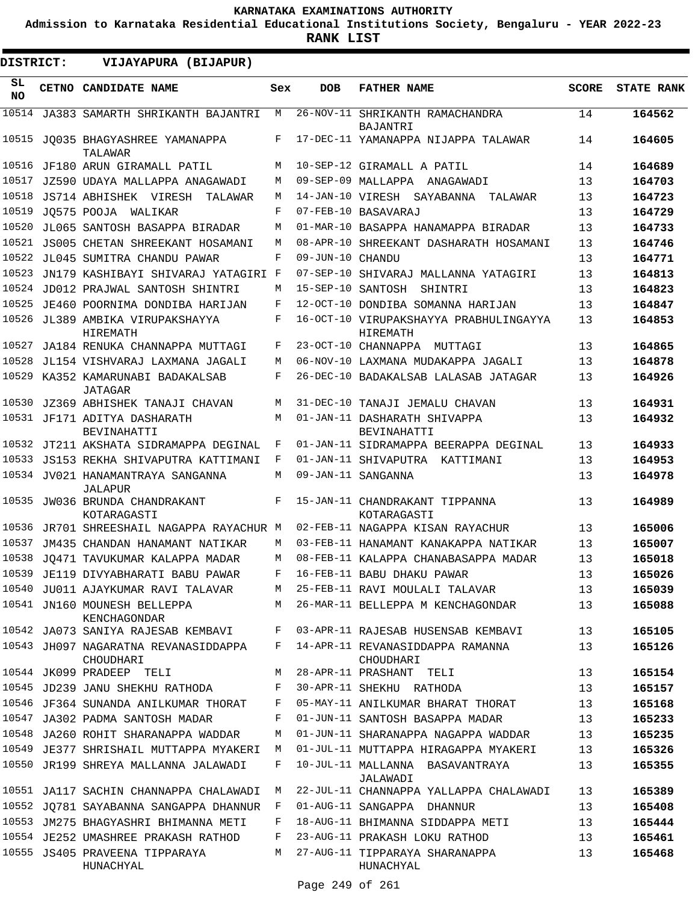# KARNATAKA EXAMINATIONS AUTHORITY

**Admission to Karnataka Residential Educational Institutions Society, Bengaluru - YEAR 2022-23**

**RANK LIST**

**DISTRICT: VIJAYAPURA (BIJAPUR)**

| SL NO | CETNO | CANDIDATE NAME | Sex | DOB | FATHER NAME | SCORE | STATE RANK |
|---|---|---|---|---|---|---|---|
| 10514 | JA383 | SAMARTH SHRIKANTH BAJANTRI | M | 26-NOV-11 | SHRIKANTH RAMACHANDRA BAJANTRI | 14 | 164562 |
| 10515 | JQ035 | BHAGYASHREE YAMANAPPA TALAWAR | F | 17-DEC-11 | YAMANAPPA NIJAPPA TALAWAR | 14 | 164605 |
| 10516 | JF180 | ARUN GIRAMALL PATIL | M | 10-SEP-12 | GIRAMALL A PATIL | 14 | 164689 |
| 10517 | JZ590 | UDAYA MALLAPPA ANAGAWADI | M | 09-SEP-09 | MALLAPPA ANAGAWADI | 13 | 164703 |
| 10518 | JS714 | ABHISHEK VIRESH TALAWAR | M | 14-JAN-10 | VIRESH SAYABANNA TALAWAR | 13 | 164723 |
| 10519 | JQ575 | POOJA WALIKAR | F | 07-FEB-10 | BASAVARAJ | 13 | 164729 |
| 10520 | JL065 | SANTOSH BASAPPA BIRADAR | M | 01-MAR-10 | BASAPPA HANAMAPPA BIRADAR | 13 | 164733 |
| 10521 | JS005 | CHETAN SHREEKANT HOSAMANI | M | 08-APR-10 | SHREEKANT DASHARATH HOSAMANI | 13 | 164746 |
| 10522 | JL045 | SUMITRA CHANDU PAWAR | F | 09-JUN-10 | CHANDU | 13 | 164771 |
| 10523 | JN179 | KASHIBAYI SHIVARAJ YATAGIRI | F | 07-SEP-10 | SHIVARAJ MALLANNA YATAGIRI | 13 | 164813 |
| 10524 | JD012 | PRAJWAL SANTOSH SHINTRI | M | 15-SEP-10 | SANTOSH SHINTRI | 13 | 164823 |
| 10525 | JE460 | POORNIMA DONDIBA HARIJAN | F | 12-OCT-10 | DONDIBA SOMANNA HARIJAN | 13 | 164847 |
| 10526 | JL389 | AMBIKA VIRUPAKSHAYYA HIREMATH | F | 16-OCT-10 | VIRUPAKSHAYYA PRABHULINGAYYA HIREMATH | 13 | 164853 |
| 10527 | JA184 | RENUKA CHANNAPPA MUTTAGI | F | 23-OCT-10 | CHANNAPPA MUTTAGI | 13 | 164865 |
| 10528 | JL154 | VISHVARAJ LAXMANA JAGALI | M | 06-NOV-10 | LAXMANA MUDAKAPPA JAGALI | 13 | 164878 |
| 10529 | KA352 | KAMARUNABI BADAKALSAB JATAGAR | F | 26-DEC-10 | BADAKALSAB LALASAB JATAGAR | 13 | 164926 |
| 10530 | JZ369 | ABHISHEK TANAJI CHAVAN | M | 31-DEC-10 | TANAJI JEMALU CHAVAN | 13 | 164931 |
| 10531 | JF171 | ADITYA DASHARATH BEVINAHATTI | M | 01-JAN-11 | DASHARATH SHIVAPPA BEVINAHATTI | 13 | 164932 |
| 10532 | JT211 | AKSHATA SIDRAMAPPA DEGINAL | F | 01-JAN-11 | SIDRAMAPPA BEERAPPA DEGINAL | 13 | 164933 |
| 10533 | JS153 | REKHA SHIVAPUTRA KATTIMANI | F | 01-JAN-11 | SHIVAPUTRA KATTIMANI | 13 | 164953 |
| 10534 | JV021 | HANAMANTRAYA SANGANNA JALAPUR | M | 09-JAN-11 | SANGANNA | 13 | 164978 |
| 10535 | JW036 | BRUNDA CHANDRAKANT KOTARAGASTI | F | 15-JAN-11 | CHANDRAKANT TIPPANNA KOTARAGASTI | 13 | 164989 |
| 10536 | JR701 | SHREESHAIL NAGAPPA RAYACHUR | M | 02-FEB-11 | NAGAPPA KISAN RAYACHUR | 13 | 165006 |
| 10537 | JM435 | CHANDAN HANAMANT NATIKAR | M | 03-FEB-11 | HANAMANT KANAKAPPA NATIKAR | 13 | 165007 |
| 10538 | JQ471 | TAVUKUMAR KALAPPA MADAR | M | 08-FEB-11 | KALAPPA CHANABASAPPA MADAR | 13 | 165018 |
| 10539 | JE119 | DIVYABHARATI BABU PAWAR | F | 16-FEB-11 | BABU DHAKU PAWAR | 13 | 165026 |
| 10540 | JU011 | AJAYKUMAR RAVI TALAVAR | M | 25-FEB-11 | RAVI MOULALI TALAVAR | 13 | 165039 |
| 10541 | JN160 | MOUNESH BELLEPPA KENCHAGONDAR | M | 26-MAR-11 | BELLEPPA M KENCHAGONDAR | 13 | 165088 |
| 10542 | JA073 | SANIYA RAJESAB KEMBAVI | F | 03-APR-11 | RAJESAB HUSENSAB KEMBAVI | 13 | 165105 |
| 10543 | JH097 | NAGARATNA REVANASIDDAPPA CHOUDHARI | F | 14-APR-11 | REVANASIDDAPPA RAMANNA CHOUDHARI | 13 | 165126 |
| 10544 | JK099 | PRADEEP TELI | M | 28-APR-11 | PRASHANT TELI | 13 | 165154 |
| 10545 | JD239 | JANU SHEKHU RATHODA | F | 30-APR-11 | SHEKHU RATHODA | 13 | 165157 |
| 10546 | JF364 | SUNANDA ANILKUMAR THORAT | F | 05-MAY-11 | ANILKUMAR BHARAT THORAT | 13 | 165168 |
| 10547 | JA302 | PADMA SANTOSH MADAR | F | 01-JUN-11 | SANTOSH BASAPPA MADAR | 13 | 165233 |
| 10548 | JA260 | ROHIT SHARANAPPA WADDAR | M | 01-JUN-11 | SHARANAPPA NAGAPPA WADDAR | 13 | 165235 |
| 10549 | JE377 | SHRISHAIL MUTTAPPA MYAKERI | M | 01-JUL-11 | MUTTAPPA HIRAGAPPA MYAKERI | 13 | 165326 |
| 10550 | JR199 | SHREYA MALLANNA JALAWADI | F | 10-JUL-11 | MALLANNA BASAVANTRAYA JALAWADI | 13 | 165355 |
| 10551 | JA117 | SACHIN CHANNAPPA CHALAWADI | M | 22-JUL-11 | CHANNAPPA YALLAPPA CHALAWADI | 13 | 165389 |
| 10552 | JQ781 | SAYABANNA SANGAPPA DHANNUR | F | 01-AUG-11 | SANGAPPA DHANNUR | 13 | 165408 |
| 10553 | JM275 | BHAGYASHRI BHIMANNA METI | F | 18-AUG-11 | BHIMANNA SIDDAPPA METI | 13 | 165444 |
| 10554 | JE252 | UMASHREE PRAKASH RATHOD | F | 23-AUG-11 | PRAKASH LOKU RATHOD | 13 | 165461 |
| 10555 | JS405 | PRAVEENA TIPPARAYA HUNACHYAL | M | 27-AUG-11 | TIPPARAYA SHARANAPPA HUNACHYAL | 13 | 165468 |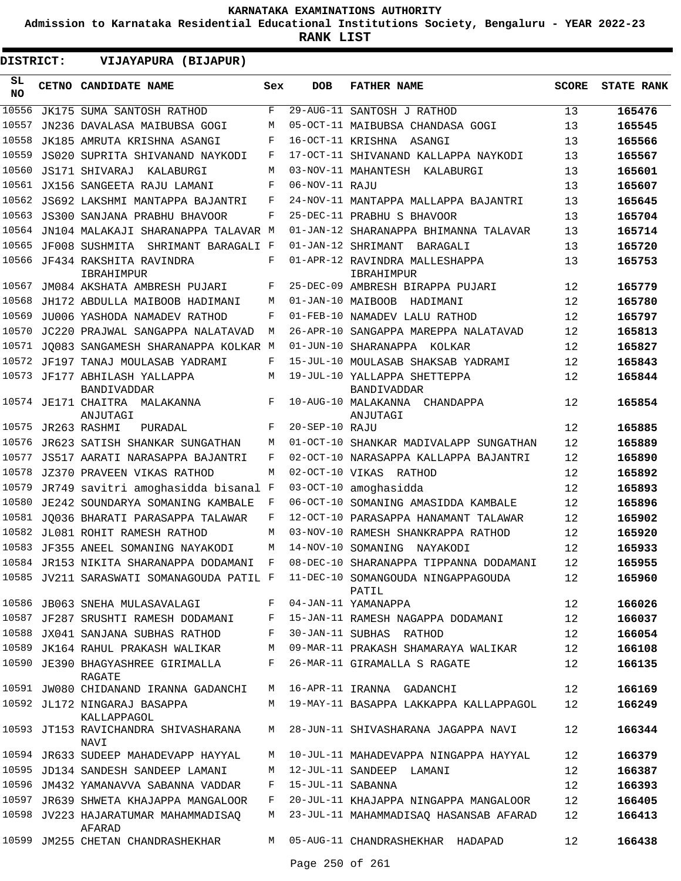KARNATAKA EXAMINATIONS AUTHORITY

Admission to Karnataka Residential Educational Institutions Society, Bengaluru - YEAR 2022-23

**RANK LIST**

**DISTRICT: VIJAYAPURA (BIJAPUR)**

| SL NO | CETNO | CANDIDATE NAME | Sex | DOB | FATHER NAME | SCORE | STATE RANK |
|---|---|---|---|---|---|---|---|
| 10556 | JK175 | SUMA SANTOSH RATHOD | F | 29-AUG-11 | SANTOSH J RATHOD | 13 | **165476** |
| 10557 | JN236 | DAVALASA MAIBUBSA GOGI | M | 05-OCT-11 | MAIBUBSA CHANDASA GOGI | 13 | **165545** |
| 10558 | JK185 | AMRUTA KRISHNA ASANGI | F | 16-OCT-11 | KRISHNA ASANGI | 13 | **165566** |
| 10559 | JS020 | SUPRITA SHIVANAND NAYKODI | F | 17-OCT-11 | SHIVANAND KALLAPPA NAYKODI | 13 | **165567** |
| 10560 | JS171 | SHIVARAJ KALABURGI | M | 03-NOV-11 | MAHANTESH KALABURGI | 13 | **165601** |
| 10561 | JX156 | SANGEETA RAJU LAMANI | F | 06-NOV-11 | RAJU | 13 | **165607** |
| 10562 | JS692 | LAKSHMI MANTAPPA BAJANTRI | F | 24-NOV-11 | MANTAPPA MALLAPPA BAJANTRI | 13 | **165645** |
| 10563 | JS300 | SANJANA PRABHU BHAVOOR | F | 25-DEC-11 | PRABHU S BHAVOOR | 13 | **165704** |
| 10564 | JN104 | MALAKAJI SHARANAPPA TALAVAR | M | 01-JAN-12 | SHARANAPPA BHIMANNA TALAVAR | 13 | **165714** |
| 10565 | JF008 | SUSHMITA SHRIMANT BARAGALI | F | 01-JAN-12 | SHRIMANT BARAGALI | 13 | **165720** |
| 10566 | JF434 | RAKSHITA RAVINDRA IBRAHIMPUR | F | 01-APR-12 | RAVINDRA MALLESHAPPA IBRAHIMPUR | 13 | **165753** |
| 10567 | JM084 | AKSHATA AMBRESH PUJARI | F | 25-DEC-09 | AMBRESH BIRAPPA PUJARI | 12 | **165779** |
| 10568 | JH172 | ABDULLA MAIBOOB HADIMANI | M | 01-JAN-10 | MAIBOOB HADIMANI | 12 | **165780** |
| 10569 | JU006 | YASHODA NAMADEV RATHOD | F | 01-FEB-10 | NAMADEV LALU RATHOD | 12 | **165797** |
| 10570 | JC220 | PRAJWAL SANGAPPA NALATAVAD | M | 26-APR-10 | SANGAPPA MAREPPA NALATAVAD | 12 | **165813** |
| 10571 | JQ083 | SANGAMESH SHARANAPPA KOLKAR | M | 01-JUN-10 | SHARANAPPA KOLKAR | 12 | **165827** |
| 10572 | JF197 | TANAJ MOULASAB YADRAMI | F | 15-JUL-10 | MOULASAB SHAKSAB YADRAMI | 12 | **165843** |
| 10573 | JF177 | ABHILASH YALLAPPA BANDIVADDAR | M | 19-JUL-10 | YALLAPPA SHETTEPPA BANDIVADDAR | 12 | **165844** |
| 10574 | JE171 | CHAITRA MALAKANNA ANJUTAGI | F | 10-AUG-10 | MALAKANNA CHANDAPPA ANJUTAGI | 12 | **165854** |
| 10575 | JR263 | RASHMI PURADAL | F | 20-SEP-10 | RAJU | 12 | **165885** |
| 10576 | JR623 | SATISH SHANKAR SUNGATHAN | M | 01-OCT-10 | SHANKAR MADIVALAPP SUNGATHAN | 12 | **165889** |
| 10577 | JS517 | AARATI NARASAPPA BAJANTRI | F | 02-OCT-10 | NARASAPPA KALLAPPA BAJANTRI | 12 | **165890** |
| 10578 | JZ370 | PRAVEEN VIKAS RATHOD | M | 02-OCT-10 | VIKAS RATHOD | 12 | **165892** |
| 10579 | JR749 | savitri amoghasidda bisanal | F | 03-OCT-10 | amoghasidda | 12 | **165893** |
| 10580 | JE242 | SOUNDARYA SOMANING KAMBALE | F | 06-OCT-10 | SOMANING AMASIDDA KAMBALE | 12 | **165896** |
| 10581 | JQ036 | BHARATI PARASAPPA TALAWAR | F | 12-OCT-10 | PARASAPPA HANAMANT TALAWAR | 12 | **165902** |
| 10582 | JL081 | ROHIT RAMESH RATHOD | M | 03-NOV-10 | RAMESH SHANKRAPPA RATHOD | 12 | **165920** |
| 10583 | JF355 | ANEEL SOMANING NAYAKODI | M | 14-NOV-10 | SOMANING NAYAKODI | 12 | **165933** |
| 10584 | JR153 | NIKITA SHARANAPPA DODAMANI | F | 08-DEC-10 | SHARANAPPA TIPPANNA DODAMANI | 12 | **165955** |
| 10585 | JV211 | SARASWATI SOMANAGOUDA PATIL | F | 11-DEC-10 | SOMANGOUDA NINGAPPAGOUDA PATIL | 12 | **165960** |
| 10586 | JB063 | SNEHA MULASAVALAGI | F | 04-JAN-11 | YAMANAPPA | 12 | **166026** |
| 10587 | JF287 | SRUSHTI RAMESH DODAMANI | F | 15-JAN-11 | RAMESH NAGAPPA DODAMANI | 12 | **166037** |
| 10588 | JX041 | SANJANA SUBHAS RATHOD | F | 30-JAN-11 | SUBHAS RATHOD | 12 | **166054** |
| 10589 | JK164 | RAHUL PRAKASH WALIKAR | M | 09-MAR-11 | PRAKASH SHAMARAYA WALIKAR | 12 | **166108** |
| 10590 | JE390 | BHAGYASHREE GIRIMALLA RAGATE | F | 26-MAR-11 | GIRAMALLA S RAGATE | 12 | **166135** |
| 10591 | JW080 | CHIDANAND IRANNA GADANCHI | M | 16-APR-11 | IRANNA GADANCHI | 12 | **166169** |
| 10592 | JL172 | NINGARAJ BASAPPA KALLAPPAGOL | M | 19-MAY-11 | BASAPPA LAKKAPPA KALLAPPAGOL | 12 | **166249** |
| 10593 | JT153 | RAVICHANDRA SHIVASHARANA NAVI | M | 28-JUN-11 | SHIVASHARANA JAGAPPA NAVI | 12 | **166344** |
| 10594 | JR633 | SUDEEP MAHADEVAPP HAYYAL | M | 10-JUL-11 | MAHADEVAPPA NINGAPPA HAYYAL | 12 | **166379** |
| 10595 | JD134 | SANDESH SANDEEP LAMANI | M | 12-JUL-11 | SANDEEP LAMANI | 12 | **166387** |
| 10596 | JM432 | YAMANAVVA SABANNA VADDAR | F | 15-JUL-11 | SABANNA | 12 | **166393** |
| 10597 | JR639 | SHWETA KHAJAPPA MANGALOOR | F | 20-JUL-11 | KHAJAPPA NINGAPPA MANGALOOR | 12 | **166405** |
| 10598 | JV223 | HAJARATUMAR MAHAMMADISAQ AFARAD | M | 23-JUL-11 | MAHAMMADISAQ HASANSAB AFARAD | 12 | **166413** |
| 10599 | JM255 | CHETAN CHANDRASHEKHAR | M | 05-AUG-11 | CHANDRASHEKHAR HADAPAD | 12 | **166438** |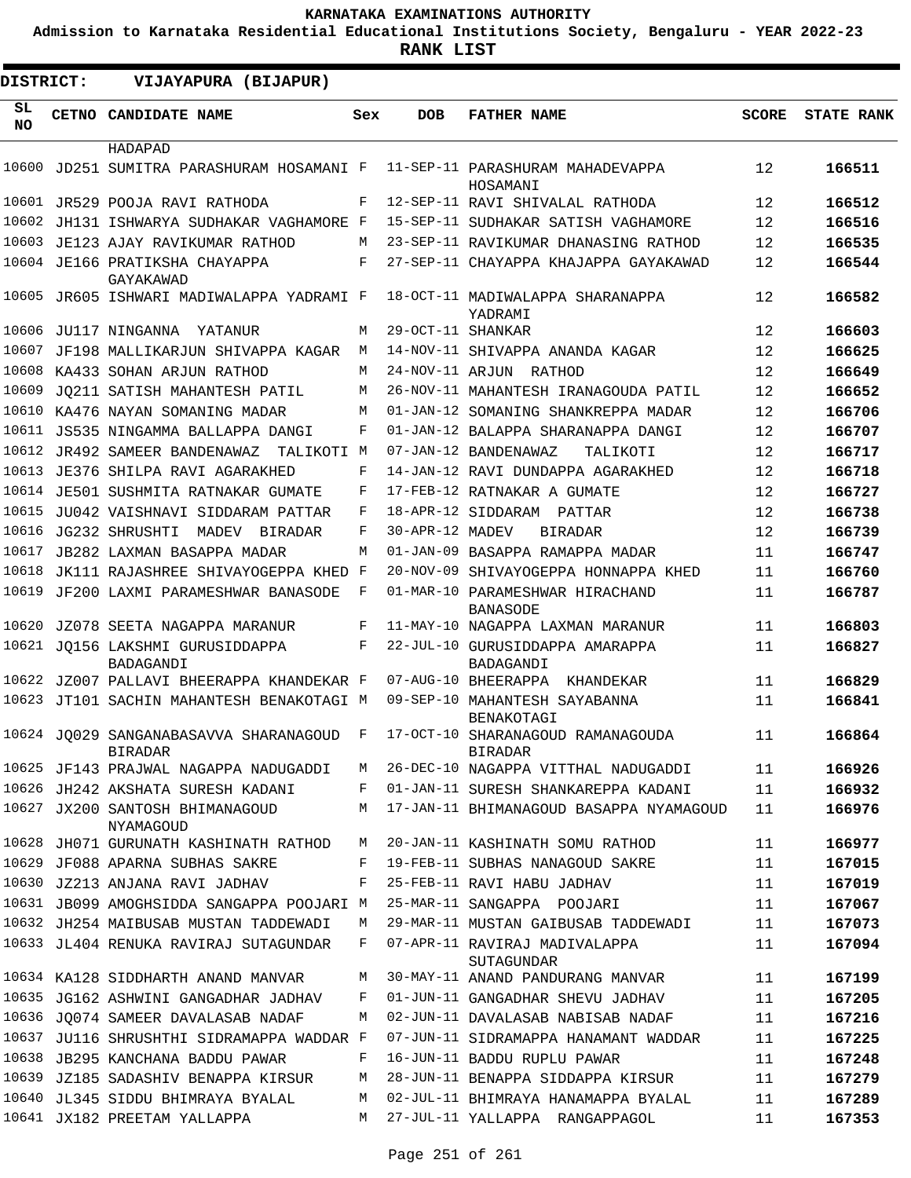KARNATAKA EXAMINATIONS AUTHORITY

Admission to Karnataka Residential Educational Institutions Society, Bengaluru - YEAR 2022-23

**RANK LIST**

**DISTRICT: VIJAYAPURA (BIJAPUR)**

| SL NO | CETNO | CANDIDATE NAME | Sex | DOB | FATHER NAME | SCORE | STATE RANK |
|---|---|---|---|---|---|---|---|
| | | HADAPAD | | | | | |
| 10600 | JD251 | SUMITRA PARASHURAM HOSAMANI | F | 11-SEP-11 | PARASHURAM MAHADEVAPPA HOSAMANI | 12 | 166511 |
| 10601 | JR529 | POOJA RAVI RATHODA | F | 12-SEP-11 | RAVI SHIVALAL RATHODA | 12 | 166512 |
| 10602 | JH131 | ISHWARYA SUDHAKAR VAGHAMORE | F | 15-SEP-11 | SUDHAKAR SATISH VAGHAMORE | 12 | 166516 |
| 10603 | JE123 | AJAY RAVIKUMAR RATHOD | M | 23-SEP-11 | RAVIKUMAR DHANASING RATHOD | 12 | 166535 |
| 10604 | JE166 | PRATIKSHA CHAYAPPA GAYAKAWAD | F | 27-SEP-11 | CHAYAPPA KHAJAPPA GAYAKAWAD | 12 | 166544 |
| 10605 | JR605 | ISHWARI MADIWALAPPA YADRAMI | F | 18-OCT-11 | MADIWALAPPA SHARANAPPA YADRAMI | 12 | 166582 |
| 10606 | JU117 | NINGANNA YATANUR | M | 29-OCT-11 | SHANKAR | 12 | 166603 |
| 10607 | JF198 | MALLIKARJUN SHIVAPPA KAGAR | M | 14-NOV-11 | SHIVAPPA ANANDA KAGAR | 12 | 166625 |
| 10608 | KA433 | SOHAN ARJUN RATHOD | M | 24-NOV-11 | ARJUN RATHOD | 12 | 166649 |
| 10609 | JQ211 | SATISH MAHANTESH PATIL | M | 26-NOV-11 | MAHANTESH IRANAGOUDA PATIL | 12 | 166652 |
| 10610 | KA476 | NAYAN SOMANING MADAR | M | 01-JAN-12 | SOMANING SHANKREPPA MADAR | 12 | 166706 |
| 10611 | JS535 | NINGAMMA BALLAPPA DANGI | F | 01-JAN-12 | BALAPPA SHARANAPPA DANGI | 12 | 166707 |
| 10612 | JR492 | SAMEER BANDENAWAZ TALIKOTI | M | 07-JAN-12 | BANDENAWAZ TALIKOTI | 12 | 166717 |
| 10613 | JE376 | SHILPA RAVI AGARAKHED | F | 14-JAN-12 | RAVI DUNDAPPA AGARAKHED | 12 | 166718 |
| 10614 | JE501 | SUSHMITA RATNAKAR GUMATE | F | 17-FEB-12 | RATNAKAR A GUMATE | 12 | 166727 |
| 10615 | JU042 | VAISHNAVI SIDDARAM PATTAR | F | 18-APR-12 | SIDDARAM PATTAR | 12 | 166738 |
| 10616 | JG232 | SHRUSHTI MADEV BIRADAR | F | 30-APR-12 | MADEV BIRADAR | 12 | 166739 |
| 10617 | JB282 | LAXMAN BASAPPA MADAR | M | 01-JAN-09 | BASAPPA RAMAPPA MADAR | 11 | 166747 |
| 10618 | JK111 | RAJASHREE SHIVAYOGEPPA KHED | F | 20-NOV-09 | SHIVAYOGEPPA HONNAPPA KHED | 11 | 166760 |
| 10619 | JF200 | LAXMI PARAMESHWAR BANASODE | F | 01-MAR-10 | PARAMESHWAR HIRACHAND BANASODE | 11 | 166787 |
| 10620 | JZ078 | SEETA NAGAPPA MARANUR | F | 11-MAY-10 | NAGAPPA LAXMAN MARANUR | 11 | 166803 |
| 10621 | JQ156 | LAKSHMI GURUSIDDAPPA BADAGANDI | F | 22-JUL-10 | GURUSIDDAPPA AMARAPPA BADAGANDI | 11 | 166827 |
| 10622 | JZ007 | PALLAVI BHEERAPPA KHANDEKAR | F | 07-AUG-10 | BHEERAPPA KHANDEKAR | 11 | 166829 |
| 10623 | JT101 | SACHIN MAHANTESH BENAKOTAGI | M | 09-SEP-10 | MAHANTESH SAYABANNA BENAKOTAGI | 11 | 166841 |
| 10624 | JQ029 | SANGANABASAVVA SHARANAGOUD BIRADAR | F | 17-OCT-10 | SHARANAGOUD RAMANAGOUDA BIRADAR | 11 | 166864 |
| 10625 | JF143 | PRAJWAL NAGAPPA NADUGADDI | M | 26-DEC-10 | NAGAPPA VITTHAL NADUGADDI | 11 | 166926 |
| 10626 | JH242 | AKSHATA SURESH KADANI | F | 01-JAN-11 | SURESH SHANKAREPPA KADANI | 11 | 166932 |
| 10627 | JX200 | SANTOSH BHIMANAGOUD NYAMAGOUD | M | 17-JAN-11 | BHIMANAGOUD BASAPPA NYAMAGOUD | 11 | 166976 |
| 10628 | JH071 | GURUNATH KASHINATH RATHOD | M | 20-JAN-11 | KASHINATH SOMU RATHOD | 11 | 166977 |
| 10629 | JF088 | APARNA SUBHAS SAKRE | F | 19-FEB-11 | SUBHAS NANAGOUD SAKRE | 11 | 167015 |
| 10630 | JZ213 | ANJANA RAVI JADHAV | F | 25-FEB-11 | RAVI HABU JADHAV | 11 | 167019 |
| 10631 | JB099 | AMOGHSIDDA SANGAPPA POOJARI | M | 25-MAR-11 | SANGAPPA POOJARI | 11 | 167067 |
| 10632 | JH254 | MAIBUSAB MUSTAN TADDEWADI | M | 29-MAR-11 | MUSTAN GAIBUSAB TADDEWADI | 11 | 167073 |
| 10633 | JL404 | RENUKA RAVIRAJ SUTAGUNDAR | F | 07-APR-11 | RAVIRAJ MADIVALAPPA SUTAGUNDAR | 11 | 167094 |
| 10634 | KA128 | SIDDHARTH ANAND MANVAR | M | 30-MAY-11 | ANAND PANDURANG MANVAR | 11 | 167199 |
| 10635 | JG162 | ASHWINI GANGADHAR JADHAV | F | 01-JUN-11 | GANGADHAR SHEVU JADHAV | 11 | 167205 |
| 10636 | JQ074 | SAMEER DAVALASAB NADAF | M | 02-JUN-11 | DAVALASAB NABISAB NADAF | 11 | 167216 |
| 10637 | JU116 | SHRUSHTHI SIDRAMAPPA WADDAR | F | 07-JUN-11 | SIDRAMAPPA HANAMANT WADDAR | 11 | 167225 |
| 10638 | JB295 | KANCHANA BADDU PAWAR | F | 16-JUN-11 | BADDU RUPLU PAWAR | 11 | 167248 |
| 10639 | JZ185 | SADASHIV BENAPPA KIRSUR | M | 28-JUN-11 | BENAPPA SIDDAPPA KIRSUR | 11 | 167279 |
| 10640 | JL345 | SIDDU BHIMRAYA BYALAL | M | 02-JUL-11 | BHIMRAYA HANAMAPPA BYALAL | 11 | 167289 |
| 10641 | JX182 | PREETAM YALLAPPA | M | 27-JUL-11 | YALLAPPA RANGAPPAGOL | 11 | 167353 |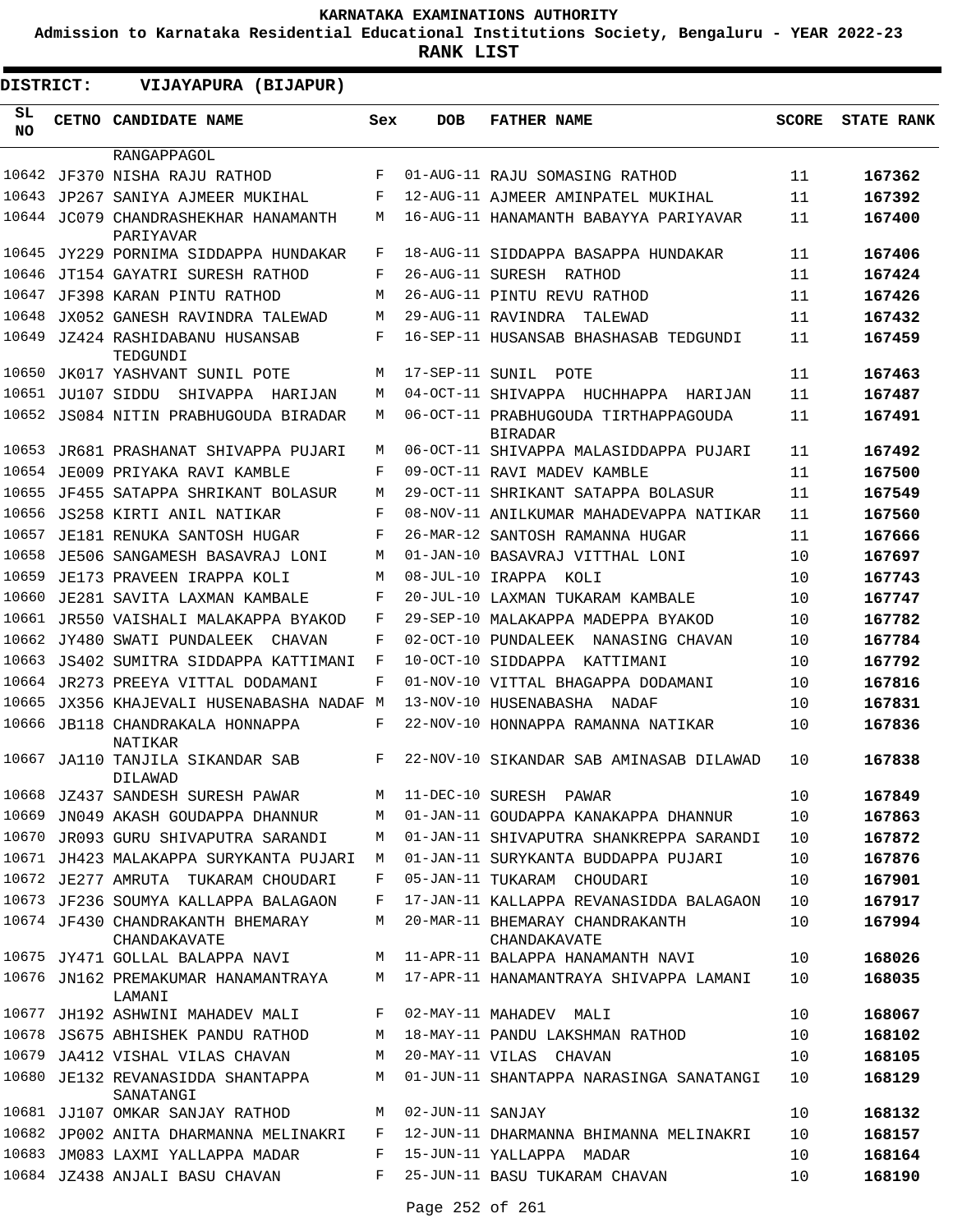KARNATAKA EXAMINATIONS AUTHORITY

Admission to Karnataka Residential Educational Institutions Society, Bengaluru - YEAR 2022-23

**RANK LIST**

**DISTRICT: VIJAYAPURA (BIJAPUR)**

| SL NO | CETNO | CANDIDATE NAME | Sex | DOB | FATHER NAME | SCORE | STATE RANK |
|---|---|---|---|---|---|---|---|
| | | RANGAPPAGOL | | | | | |
| 10642 | JF370 | NISHA RAJU RATHOD | F | 01-AUG-11 | RAJU SOMASING RATHOD | 11 | 167362 |
| 10643 | JP267 | SANIYA AJMEER MUKIHAL | F | 12-AUG-11 | AJMEER AMINPATEL MUKIHAL | 11 | 167392 |
| 10644 | JC079 | CHANDRASHEKHAR HANAMANTH PARIYAVAR | M | 16-AUG-11 | HANAMANTH BABAYYA PARIYAVAR | 11 | 167400 |
| 10645 | JY229 | PORNIMA SIDDAPPA HUNDAKAR | F | 18-AUG-11 | SIDDAPPA BASAPPA HUNDAKAR | 11 | 167406 |
| 10646 | JT154 | GAYATRI SURESH RATHOD | F | 26-AUG-11 | SURESH RATHOD | 11 | 167424 |
| 10647 | JF398 | KARAN PINTU RATHOD | M | 26-AUG-11 | PINTU REVU RATHOD | 11 | 167426 |
| 10648 | JX052 | GANESH RAVINDRA TALEWAD | M | 29-AUG-11 | RAVINDRA TALEWAD | 11 | 167432 |
| 10649 | JZ424 | RASHIDABANU HUSANSAB TEDGUNDI | F | 16-SEP-11 | HUSANSAB BHASHASAB TEDGUNDI | 11 | 167459 |
| 10650 | JK017 | YASHVANT SUNIL POTE | M | 17-SEP-11 | SUNIL POTE | 11 | 167463 |
| 10651 | JU107 | SIDDU SHIVAPPA HARIJAN | M | 04-OCT-11 | SHIVAPPA HUCHHAPPA HARIJAN | 11 | 167487 |
| 10652 | JS084 | NITIN PRABHUGOUDA BIRADAR | M | 06-OCT-11 | PRABHUGOUDA TIRTHAPPAGOUDA BIRADAR | 11 | 167491 |
| 10653 | JR681 | PRASHANAT SHIVAPPA PUJARI | M | 06-OCT-11 | SHIVAPPA MALASIDDAPPA PUJARI | 11 | 167492 |
| 10654 | JE009 | PRIYAKA RAVI KAMBLE | F | 09-OCT-11 | RAVI MADEV KAMBLE | 11 | 167500 |
| 10655 | JF455 | SATAPPA SHRIKANT BOLASUR | M | 29-OCT-11 | SHRIKANT SATAPPA BOLASUR | 11 | 167549 |
| 10656 | JS258 | KIRTI ANIL NATIKAR | F | 08-NOV-11 | ANILKUMAR MAHADEVAPPA NATIKAR | 11 | 167560 |
| 10657 | JE181 | RENUKA SANTOSH HUGAR | F | 26-MAR-12 | SANTOSH RAMANNA HUGAR | 11 | 167666 |
| 10658 | JE506 | SANGAMESH BASAVRAJ LONI | M | 01-JAN-10 | BASAVRAJ VITTHAL LONI | 10 | 167697 |
| 10659 | JE173 | PRAVEEN IRAPPA KOLI | M | 08-JUL-10 | IRAPPA KOLI | 10 | 167743 |
| 10660 | JE281 | SAVITA LAXMAN KAMBALE | F | 20-JUL-10 | LAXMAN TUKARAM KAMBALE | 10 | 167747 |
| 10661 | JR550 | VAISHALI MALAKAPPA BYAKOD | F | 29-SEP-10 | MALAKAPPA MADEPPA BYAKOD | 10 | 167782 |
| 10662 | JY480 | SWATI PUNDALEEK CHAVAN | F | 02-OCT-10 | PUNDALEEK NANASING CHAVAN | 10 | 167784 |
| 10663 | JS402 | SUMITRA SIDDAPPA KATTIMANI | F | 10-OCT-10 | SIDDAPPA KATTIMANI | 10 | 167792 |
| 10664 | JR273 | PREEYA VITTAL DODAMANI | F | 01-NOV-10 | VITTAL BHAGAPPA DODAMANI | 10 | 167816 |
| 10665 | JX356 | KHAJEVALI HUSENABASHA NADAF | M | 13-NOV-10 | HUSENABASHA NADAF | 10 | 167831 |
| 10666 | JB118 | CHANDRAKALA HONNAPPA NATIKAR | F | 22-NOV-10 | HONNAPPA RAMANNA NATIKAR | 10 | 167836 |
| 10667 | JA110 | TANJILA SIKANDAR SAB DILAWAD | F | 22-NOV-10 | SIKANDAR SAB AMINASAB DILAWAD | 10 | 167838 |
| 10668 | JZ437 | SANDESH SURESH PAWAR | M | 11-DEC-10 | SURESH PAWAR | 10 | 167849 |
| 10669 | JN049 | AKASH GOUDAPPA DHANNUR | M | 01-JAN-11 | GOUDAPPA KANAKAPPA DHANNUR | 10 | 167863 |
| 10670 | JR093 | GURU SHIVAPUTRA SARANDI | M | 01-JAN-11 | SHIVAPUTRA SHANKREPPA SARANDI | 10 | 167872 |
| 10671 | JH423 | MALAKAPPA SURYKANTA PUJARI | M | 01-JAN-11 | SURYKANTA BUDDAPPA PUJARI | 10 | 167876 |
| 10672 | JE277 | AMRUTA TUKARAM CHOUDARI | F | 05-JAN-11 | TUKARAM CHOUDARI | 10 | 167901 |
| 10673 | JF236 | SOUMYA KALLAPPA BALAGAON | F | 17-JAN-11 | KALLAPPA REVANASIDDA BALAGAON | 10 | 167917 |
| 10674 | JF430 | CHANDRAKANTH BHEMARAY CHANDAKAVATE | M | 20-MAR-11 | BHEMARAY CHANDRAKANTH CHANDAKAVATE | 10 | 167994 |
| 10675 | JY471 | GOLLAL BALAPPA NAVI | M | 11-APR-11 | BALAPPA HANAMANTH NAVI | 10 | 168026 |
| 10676 | JN162 | PREMAKUMAR HANAMANTRAYA LAMANI | M | 17-APR-11 | HANAMANTRAYA SHIVAPPA LAMANI | 10 | 168035 |
| 10677 | JH192 | ASHWINI MAHADEV MALI | F | 02-MAY-11 | MAHADEV MALI | 10 | 168067 |
| 10678 | JS675 | ABHISHEK PANDU RATHOD | M | 18-MAY-11 | PANDU LAKSHMAN RATHOD | 10 | 168102 |
| 10679 | JA412 | VISHAL VILAS CHAVAN | M | 20-MAY-11 | VILAS CHAVAN | 10 | 168105 |
| 10680 | JE132 | REVANASIDDA SHANTAPPA SANATANGI | M | 01-JUN-11 | SHANTAPPA NARASINGA SANATANGI | 10 | 168129 |
| 10681 | JJ107 | OMKAR SANJAY RATHOD | M | 02-JUN-11 | SANJAY | 10 | 168132 |
| 10682 | JP002 | ANITA DHARMANNA MELINAKRI | F | 12-JUN-11 | DHARMANNA BHIMANNA MELINAKRI | 10 | 168157 |
| 10683 | JM083 | LAXMI YALLAPPA MADAR | F | 15-JUN-11 | YALLAPPA MADAR | 10 | 168164 |
| 10684 | JZ438 | ANJALI BASU CHAVAN | F | 25-JUN-11 | BASU TUKARAM CHAVAN | 10 | 168190 |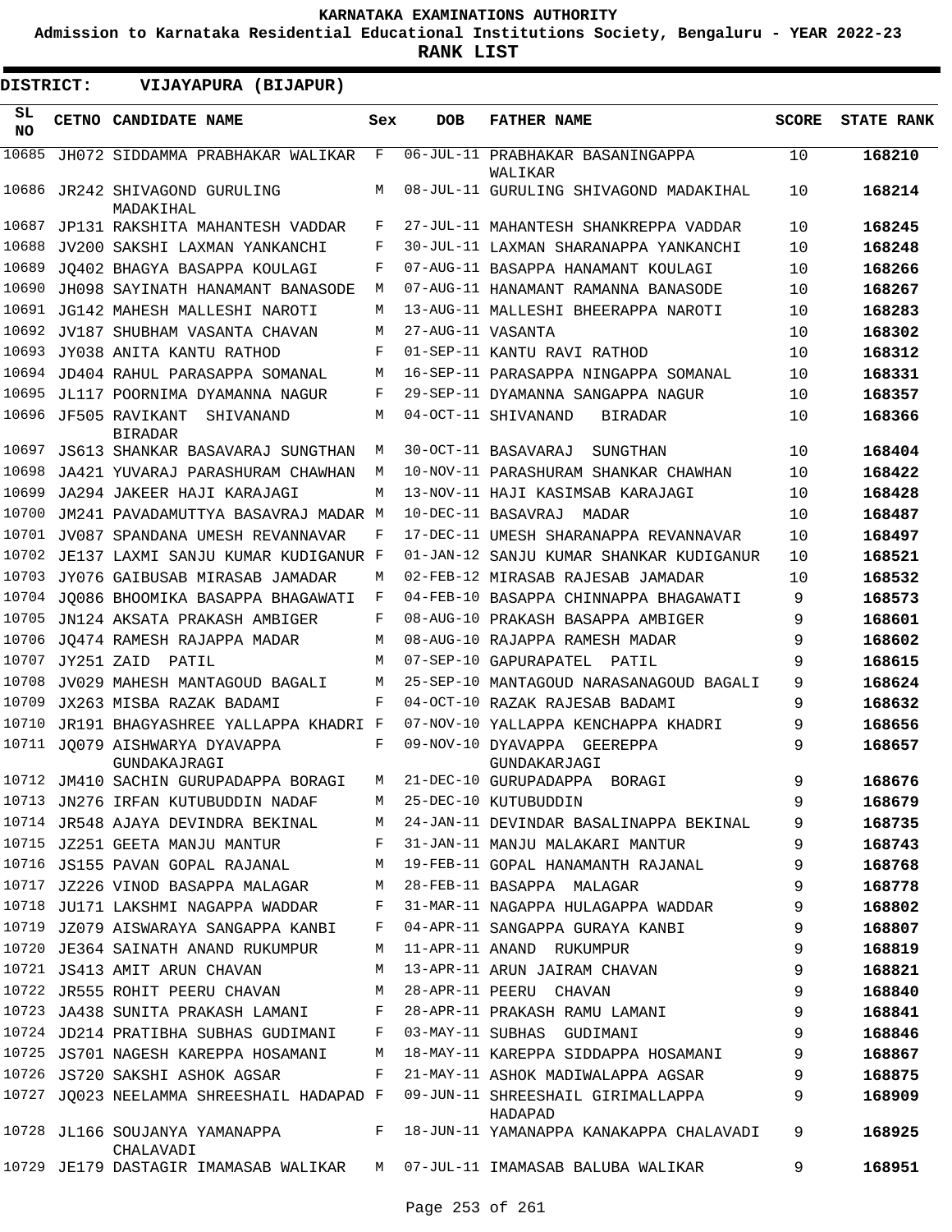# KARNATAKA EXAMINATIONS AUTHORITY

**Admission to Karnataka Residential Educational Institutions Society, Bengaluru - YEAR 2022-23**

**RANK LIST**

**DISTRICT: VIJAYAPURA (BIJAPUR)**

| SL NO | CETNO | CANDIDATE NAME | Sex | DOB | FATHER NAME | SCORE | STATE RANK |
|---|---|---|---|---|---|---|---|
| 10685 | JH072 | SIDDAMMA PRABHAKAR WALIKAR | F | 06-JUL-11 | PRABHAKAR BASANINGAPPA WALIKAR | 10 | 168210 |
| 10686 | JR242 | SHIVAGOND GURULING MADAKIHAL | M | 08-JUL-11 | GURULING SHIVAGOND MADAKIHAL | 10 | 168214 |
| 10687 | JP131 | RAKSHITA MAHANTESH VADDAR | F | 27-JUL-11 | MAHANTESH SHANKREPPA VADDAR | 10 | 168245 |
| 10688 | JV200 | SAKSHI LAXMAN YANKANCHI | F | 30-JUL-11 | LAXMAN SHARANAPPA YANKANCHI | 10 | 168248 |
| 10689 | JQ402 | BHAGYA BASAPPA KOULAGI | F | 07-AUG-11 | BASAPPA HANAMANT KOULAGI | 10 | 168266 |
| 10690 | JH098 | SAYINATH HANAMANT BANASODE | M | 07-AUG-11 | HANAMANT RAMANNA BANASODE | 10 | 168267 |
| 10691 | JG142 | MAHESH MALLESHI NAROTI | M | 13-AUG-11 | MALLESHI BHEERAPPA NAROTI | 10 | 168283 |
| 10692 | JV187 | SHUBHAM VASANTA CHAVAN | M | 27-AUG-11 | VASANTA | 10 | 168302 |
| 10693 | JY038 | ANITA KANTU RATHOD | F | 01-SEP-11 | KANTU RAVI RATHOD | 10 | 168312 |
| 10694 | JD404 | RAHUL PARASAPPA SOMANAL | M | 16-SEP-11 | PARASAPPA NINGAPPA SOMANAL | 10 | 168331 |
| 10695 | JL117 | POORNIMA DYAMANNA NAGUR | F | 29-SEP-11 | DYAMANNA SANGAPPA NAGUR | 10 | 168357 |
| 10696 | JF505 | RAVIKANT SHIVANAND BIRADAR | M | 04-OCT-11 | SHIVANAND BIRADAR | 10 | 168366 |
| 10697 | JS613 | SHANKAR BASAVARAJ SUNGTHAN | M | 30-OCT-11 | BASAVARAJ SUNGTHAN | 10 | 168404 |
| 10698 | JA421 | YUVARAJ PARASHURAM CHAWHAN | M | 10-NOV-11 | PARASHURAM SHANKAR CHAWHAN | 10 | 168422 |
| 10699 | JA294 | JAKEER HAJI KARAJAGI | M | 13-NOV-11 | HAJI KASIMSAB KARAJAGI | 10 | 168428 |
| 10700 | JM241 | PAVADAMUTTYA BASAVRAJ MADAR | M | 10-DEC-11 | BASAVRAJ MADAR | 10 | 168487 |
| 10701 | JV087 | SPANDANA UMESH REVANNAVAR | F | 17-DEC-11 | UMESH SHARANAPPA REVANNAVAR | 10 | 168497 |
| 10702 | JE137 | LAXMI SANJU KUMAR KUDIGANUR | F | 01-JAN-12 | SANJU KUMAR SHANKAR KUDIGANUR | 10 | 168521 |
| 10703 | JY076 | GAIBUSAB MIRASAB JAMADAR | M | 02-FEB-12 | MIRASAB RAJESAB JAMADAR | 10 | 168532 |
| 10704 | JQ086 | BHOOMIKA BASAPPA BHAGAWATI | F | 04-FEB-10 | BASAPPA CHINNAPPA BHAGAWATI | 9 | 168573 |
| 10705 | JN124 | AKSATA PRAKASH AMBIGER | F | 08-AUG-10 | PRAKASH BASAPPA AMBIGER | 9 | 168601 |
| 10706 | JQ474 | RAMESH RAJAPPA MADAR | M | 08-AUG-10 | RAJAPPA RAMESH MADAR | 9 | 168602 |
| 10707 | JY251 | ZAID PATIL | M | 07-SEP-10 | GAPURAPATEL PATIL | 9 | 168615 |
| 10708 | JV029 | MAHESH MANTAGOUD BAGALI | M | 25-SEP-10 | MANTAGOUD NARASANAGOUD BAGALI | 9 | 168624 |
| 10709 | JX263 | MISBA RAZAK BADAMI | F | 04-OCT-10 | RAZAK RAJESAB BADAMI | 9 | 168632 |
| 10710 | JR191 | BHAGYASHREE YALLAPPA KHADRI | F | 07-NOV-10 | YALLAPPA KENCHAPPA KHADRI | 9 | 168656 |
| 10711 | JQ079 | AISHWARYA DYAVAPPA GUNDAKAJRAGI | F | 09-NOV-10 | DYAVAPPA GEEREPPA GUNDAKARJAGI | 9 | 168657 |
| 10712 | JM410 | SACHIN GURUPADAPPA BORAGI | M | 21-DEC-10 | GURUPADAPPA BORAGI | 9 | 168676 |
| 10713 | JN276 | IRFAN KUTUBUDDIN NADAF | M | 25-DEC-10 | KUTUBUDDIN | 9 | 168679 |
| 10714 | JR548 | AJAYA DEVINDRA BEKINAL | M | 24-JAN-11 | DEVINDAR BASALINAPPA BEKINAL | 9 | 168735 |
| 10715 | JZ251 | GEETA MANJU MANTUR | F | 31-JAN-11 | MANJU MALAKARI MANTUR | 9 | 168743 |
| 10716 | JS155 | PAVAN GOPAL RAJANAL | M | 19-FEB-11 | GOPAL HANAMANTH RAJANAL | 9 | 168768 |
| 10717 | JZ226 | VINOD BASAPPA MALAGAR | M | 28-FEB-11 | BASAPPA MALAGAR | 9 | 168778 |
| 10718 | JU171 | LAKSHMI NAGAPPA WADDAR | F | 31-MAR-11 | NAGAPPA HULAGAPPA WADDAR | 9 | 168802 |
| 10719 | JZ079 | AISWARAYA SANGAPPA KANBI | F | 04-APR-11 | SANGAPPA GURAYA KANBI | 9 | 168807 |
| 10720 | JE364 | SAINATH ANAND RUKUMPUR | M | 11-APR-11 | ANAND RUKUMPUR | 9 | 168819 |
| 10721 | JS413 | AMIT ARUN CHAVAN | M | 13-APR-11 | ARUN JAIRAM CHAVAN | 9 | 168821 |
| 10722 | JR555 | ROHIT PEERU CHAVAN | M | 28-APR-11 | PEERU CHAVAN | 9 | 168840 |
| 10723 | JA438 | SUNITA PRAKASH LAMANI | F | 28-APR-11 | PRAKASH RAMU LAMANI | 9 | 168841 |
| 10724 | JD214 | PRATIBHA SUBHAS GUDIMANI | F | 03-MAY-11 | SUBHAS GUDIMANI | 9 | 168846 |
| 10725 | JS701 | NAGESH KAREPPA HOSAMANI | M | 18-MAY-11 | KAREPPA SIDDAPPA HOSAMANI | 9 | 168867 |
| 10726 | JS720 | SAKSHI ASHOK AGSAR | F | 21-MAY-11 | ASHOK MADIWALAPPA AGSAR | 9 | 168875 |
| 10727 | JQ023 | NEELAMMA SHREESHAIL HADAPAD | F | 09-JUN-11 | SHREESHAIL GIRIMALLAPPA HADAPAD | 9 | 168909 |
| 10728 | JL166 | SOUJANYA YAMANAPPA CHALAVADI | F | 18-JUN-11 | YAMANAPPA KANAKAPPA CHALAVADI | 9 | 168925 |
| 10729 | JE179 | DASTAGIR IMAMASAB WALIKAR | M | 07-JUL-11 | IMAMASAB BALUBA WALIKAR | 9 | 168951 |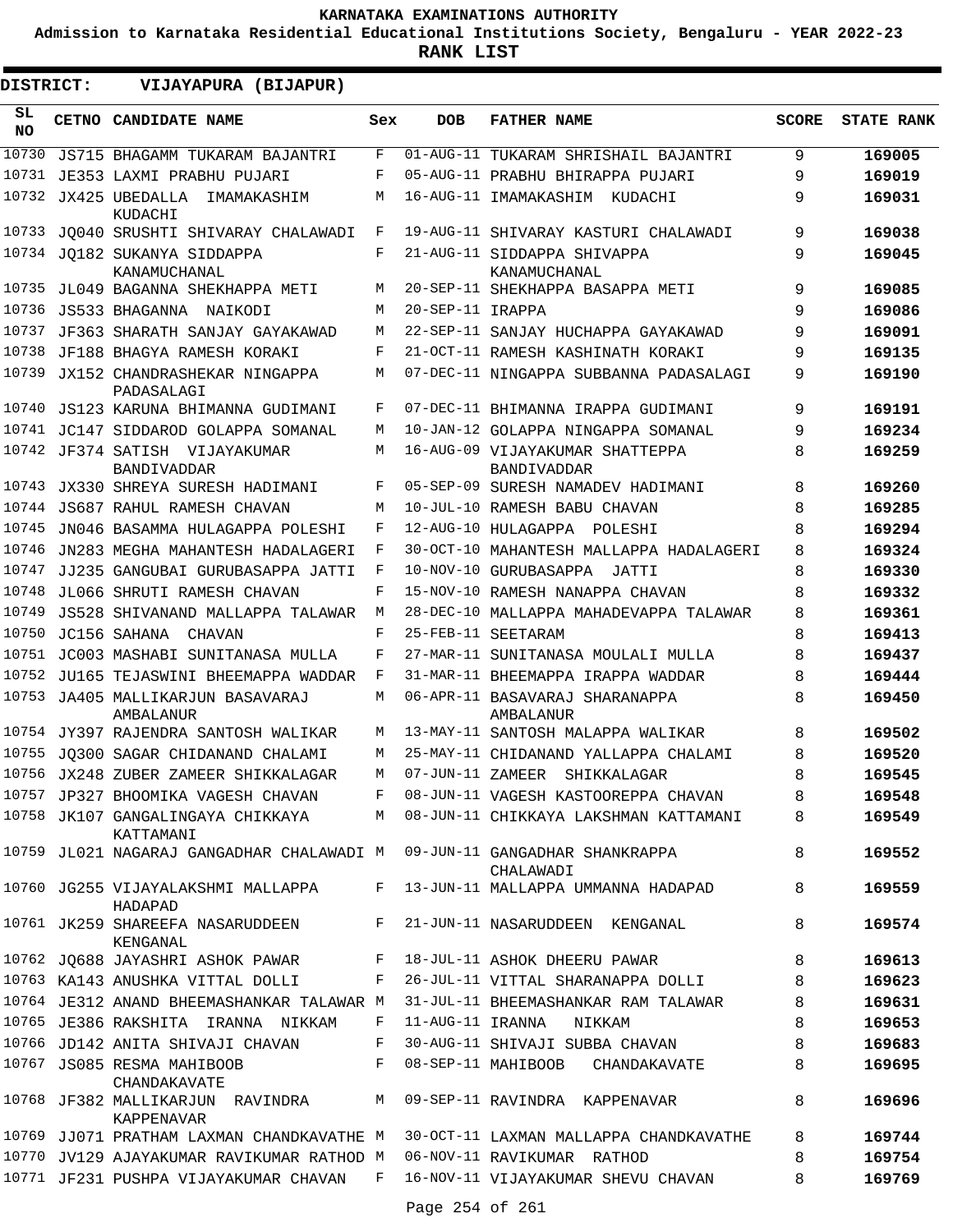**KARNATAKA EXAMINATIONS AUTHORITY**

**Admission to Karnataka Residential Educational Institutions Society, Bengaluru - YEAR 2022-23**

**RANK LIST**

**DISTRICT: VIJAYAPURA (BIJAPUR)**

| SL NO | CETNO | CANDIDATE NAME | Sex | DOB | FATHER NAME | SCORE | STATE RANK |
|---|---|---|---|---|---|---|---|
| 10730 | JS715 | BHAGAMM TUKARAM BAJANTRI | F | 01-AUG-11 | TUKARAM SHRISHAIL BAJANTRI | 9 | 169005 |
| 10731 | JE353 | LAXMI PRABHU PUJARI | F | 05-AUG-11 | PRABHU BHIRAPPA PUJARI | 9 | 169019 |
| 10732 | JX425 | UBEDALLA IMAMAKASHIM KUDACHI | M | 16-AUG-11 | IMAMAKASHIM KUDACHI | 9 | 169031 |
| 10733 | JQ040 | SRUSHTI SHIVARAY CHALAWADI | F | 19-AUG-11 | SHIVARAY KASTURI CHALAWADI | 9 | 169038 |
| 10734 | JQ182 | SUKANYA SIDDAPPA KANAMUCHANAL | F | 21-AUG-11 | SIDDAPPA SHIVAPPA KANAMUCHANAL | 9 | 169045 |
| 10735 | JL049 | BAGANNA SHEKHAPPA METI | M | 20-SEP-11 | SHEKHAPPA BASAPPA METI | 9 | 169085 |
| 10736 | JS533 | BHAGANNA NAIKODI | M | 20-SEP-11 | IRAPPA | 9 | 169086 |
| 10737 | JF363 | SHARATH SANJAY GAYAKAWAD | M | 22-SEP-11 | SANJAY HUCHAPPA GAYAKAWAD | 9 | 169091 |
| 10738 | JF188 | BHAGYA RAMESH KORAKI | F | 21-OCT-11 | RAMESH KASHINATH KORAKI | 9 | 169135 |
| 10739 | JX152 | CHANDRASHEKAR NINGAPPA PADASALAGI | M | 07-DEC-11 | NINGAPPA SUBBANNA PADASALAGI | 9 | 169190 |
| 10740 | JS123 | KARUNA BHIMANNA GUDIMANI | F | 07-DEC-11 | BHIMANNA IRAPPA GUDIMANI | 9 | 169191 |
| 10741 | JC147 | SIDDAROD GOLAPPA SOMANAL | M | 10-JAN-12 | GOLAPPA NINGAPPA SOMANAL | 9 | 169234 |
| 10742 | JF374 | SATISH VIJAYAKUMAR BANDIVADDAR | M | 16-AUG-09 | VIJAYAKUMAR SHATTEPPA BANDIVADDAR | 8 | 169259 |
| 10743 | JX330 | SHREYA SURESH HADIMANI | F | 05-SEP-09 | SURESH NAMADEV HADIMANI | 8 | 169260 |
| 10744 | JS687 | RAHUL RAMESH CHAVAN | M | 10-JUL-10 | RAMESH BABU CHAVAN | 8 | 169285 |
| 10745 | JN046 | BASAMMA HULAGAPPA POLESHI | F | 12-AUG-10 | HULAGAPPA POLESHI | 8 | 169294 |
| 10746 | JN283 | MEGHA MAHANTESH HADALAGERI | F | 30-OCT-10 | MAHANTESH MALLAPPA HADALAGERI | 8 | 169324 |
| 10747 | JJ235 | GANGUBAI GURUBASAPPA JATTI | F | 10-NOV-10 | GURUBASAPPA JATTI | 8 | 169330 |
| 10748 | JL066 | SHRUTI RAMESH CHAVAN | F | 15-NOV-10 | RAMESH NANAPPA CHAVAN | 8 | 169332 |
| 10749 | JS528 | SHIVANAND MALLAPPA TALAWAR | M | 28-DEC-10 | MALLAPPA MAHADEVAPPA TALAWAR | 8 | 169361 |
| 10750 | JC156 | SAHANA CHAVAN | F | 25-FEB-11 | SEETARAM | 8 | 169413 |
| 10751 | JC003 | MASHABI SUNITANASA MULLA | F | 27-MAR-11 | SUNITANASA MOULALI MULLA | 8 | 169437 |
| 10752 | JU165 | TEJASWINI BHEEMAPPA WADDAR | F | 31-MAR-11 | BHEEMAPPA IRAPPA WADDAR | 8 | 169444 |
| 10753 | JA405 | MALLIKARJUN BASAVARAJ AMBALANUR | M | 06-APR-11 | BASAVARAJ SHARANAPPA AMBALANUR | 8 | 169450 |
| 10754 | JY397 | RAJENDRA SANTOSH WALIKAR | M | 13-MAY-11 | SANTOSH MALAPPA WALIKAR | 8 | 169502 |
| 10755 | JQ300 | SAGAR CHIDANAND CHALAMI | M | 25-MAY-11 | CHIDANAND YALLAPPA CHALAMI | 8 | 169520 |
| 10756 | JX248 | ZUBER ZAMEER SHIKKALAGAR | M | 07-JUN-11 | ZAMEER SHIKKALAGAR | 8 | 169545 |
| 10757 | JP327 | BHOOMIKA VAGESH CHAVAN | F | 08-JUN-11 | VAGESH KASTOOREPPA CHAVAN | 8 | 169548 |
| 10758 | JK107 | GANGALINGAYA CHIKKAYA KATTAMANI | M | 08-JUN-11 | CHIKKAYA LAKSHMAN KATTAMANI | 8 | 169549 |
| 10759 | JL021 | NAGARAJ GANGADHAR CHALAWADI | M | 09-JUN-11 | GANGADHAR SHANKRAPPA CHALAWADI | 8 | 169552 |
| 10760 | JG255 | VIJAYALAKSHMI MALLAPPA HADAPAD | F | 13-JUN-11 | MALLAPPA UMMANNA HADAPAD | 8 | 169559 |
| 10761 | JK259 | SHAREEFA NASARUDDEEN KENGANAL | F | 21-JUN-11 | NASARUDDEEN KENGANAL | 8 | 169574 |
| 10762 | JQ688 | JAYASHRI ASHOK PAWAR | F | 18-JUL-11 | ASHOK DHEERU PAWAR | 8 | 169613 |
| 10763 | KA143 | ANUSHKA VITTAL DOLLI | F | 26-JUL-11 | VITTAL SHARANAPPA DOLLI | 8 | 169623 |
| 10764 | JE312 | ANAND BHEEMASHANKAR TALAWAR | M | 31-JUL-11 | BHEEMASHANKAR RAM TALAWAR | 8 | 169631 |
| 10765 | JE386 | RAKSHITA IRANNA NIKKAM | F | 11-AUG-11 | IRANNA NIKKAM | 8 | 169653 |
| 10766 | JD142 | ANITA SHIVAJI CHAVAN | F | 30-AUG-11 | SHIVAJI SUBBA CHAVAN | 8 | 169683 |
| 10767 | JS085 | RESMA MAHIBOOB CHANDAKAVATE | F | 08-SEP-11 | MAHIBOOB CHANDAKAVATE | 8 | 169695 |
| 10768 | JF382 | MALLIKARJUN RAVINDRA KAPPENAVAR | M | 09-SEP-11 | RAVINDRA KAPPENAVAR | 8 | 169696 |
| 10769 | JJ071 | PRATHAM LAXMAN CHANDKAVATHE | M | 30-OCT-11 | LAXMAN MALLAPPA CHANDKAVATHE | 8 | 169744 |
| 10770 | JV129 | AJAYAKUMAR RAVIKUMAR RATHOD | M | 06-NOV-11 | RAVIKUMAR RATHOD | 8 | 169754 |
| 10771 | JF231 | PUSHPA VIJAYAKUMAR CHAVAN | F | 16-NOV-11 | VIJAYAKUMAR SHEVU CHAVAN | 8 | 169769 |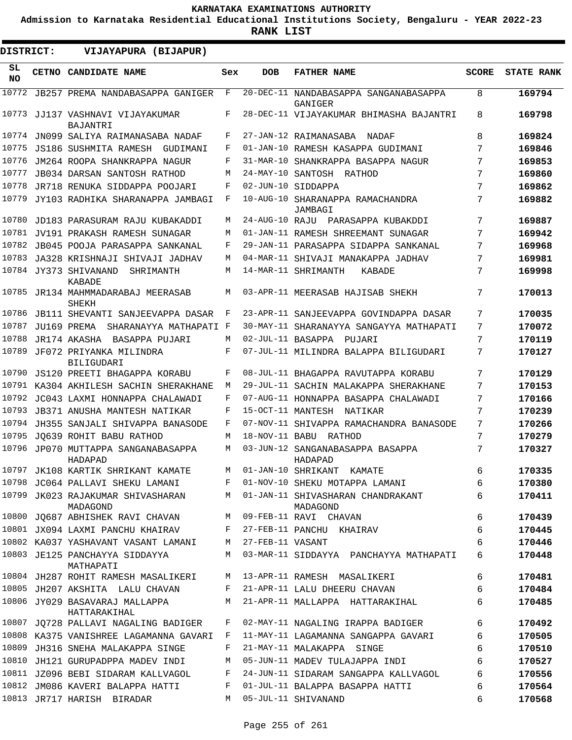# KARNATAKA EXAMINATIONS AUTHORITY

**Admission to Karnataka Residential Educational Institutions Society, Bengaluru - YEAR 2022-23**

**RANK LIST**

**DISTRICT: VIJAYAPURA (BIJAPUR)**

| SL NO | CETNO | CANDIDATE NAME | Sex | DOB | FATHER NAME | SCORE | STATE RANK |
|---|---|---|---|---|---|---|---|
| 10772 | JB257 | PREMA NANDABASAPPA GANIGER | F | 20-DEC-11 | NANDABASAPPA SANGANABASAPPA GANIGER | 8 | 169794 |
| 10773 | JJ137 | VASHNAVI VIJAYAKUMAR BAJANTRI | F | 28-DEC-11 | VIJAYAKUMAR BHIMASHA BAJANTRI | 8 | 169798 |
| 10774 | JN099 | SALIYA RAIMANASABA NADAF | F | 27-JAN-12 | RAIMANASABA NADAF | 8 | 169824 |
| 10775 | JS186 | SUSHMITA RAMESH GUDIMANI | F | 01-JAN-10 | RAMESH KASAPPA GUDIMANI | 7 | 169846 |
| 10776 | JM264 | ROOPA SHANKRAPPA NAGUR | F | 31-MAR-10 | SHANKRAPPA BASAPPA NAGUR | 7 | 169853 |
| 10777 | JB034 | DARSAN SANTOSH RATHOD | M | 24-MAY-10 | SANTOSH RATHOD | 7 | 169860 |
| 10778 | JR718 | RENUKA SIDDAPPA POOJARI | F | 02-JUN-10 | SIDDAPPA | 7 | 169862 |
| 10779 | JY103 | RADHIKA SHARANAPPA JAMBAGI | F | 10-AUG-10 | SHARANAPPA RAMACHANDRA JAMBAGI | 7 | 169882 |
| 10780 | JD183 | PARASURAM RAJU KUBAKADDI | M | 24-AUG-10 | RAJU PARASAPPA KUBAKDDI | 7 | 169887 |
| 10781 | JV191 | PRAKASH RAMESH SUNAGAR | M | 01-JAN-11 | RAMESH SHREEMANT SUNAGAR | 7 | 169942 |
| 10782 | JB045 | POOJA PARASAPPA SANKANAL | F | 29-JAN-11 | PARASAPPA SIDAPPA SANKANAL | 7 | 169968 |
| 10783 | JA328 | KRISHNAJI SHIVAJI JADHAV | M | 04-MAR-11 | SHIVAJI MANAKAPPA JADHAV | 7 | 169981 |
| 10784 | JY373 | SHIVANAND SHRIMANTH KABADE | M | 14-MAR-11 | SHRIMANTH KABADE | 7 | 169998 |
| 10785 | JR134 | MAHMMADARABAJ MEERASAB SHEKH | M | 03-APR-11 | MEERASAB HAJISAB SHEKH | 7 | 170013 |
| 10786 | JB111 | SHEVANTI SANJEEVAPPA DASAR | F | 23-APR-11 | SANJEEVAPPA GOVINDAPPA DASAR | 7 | 170035 |
| 10787 | JU169 | PREMA SHARANAYYA MATHAPATI | F | 30-MAY-11 | SHARANAYYA SANGAYYA MATHAPATI | 7 | 170072 |
| 10788 | JR174 | AKASHA BASAPPA PUJARI | M | 02-JUL-11 | BASAPPA PUJARI | 7 | 170119 |
| 10789 | JF072 | PRIYANKA MILINDRA BILIGUDARI | F | 07-JUL-11 | MILINDRA BALAPPA BILIGUDARI | 7 | 170127 |
| 10790 | JS120 | PREETI BHAGAPPA KORABU | F | 08-JUL-11 | BHAGAPPA RAVUTAPPA KORABU | 7 | 170129 |
| 10791 | KA304 | AKHILESH SACHIN SHERAKHANE | M | 29-JUL-11 | SACHIN MALAKAPPA SHERAKHANE | 7 | 170153 |
| 10792 | JC043 | LAXMI HONNAPPA CHALAWADI | F | 07-AUG-11 | HONNAPPA BASAPPA CHALAWADI | 7 | 170166 |
| 10793 | JB371 | ANUSHA MANTESH NATIKAR | F | 15-OCT-11 | MANTESH NATIKAR | 7 | 170239 |
| 10794 | JH355 | SANJALI SHIVAPPA BANASODE | F | 07-NOV-11 | SHIVAPPA RAMACHANDRA BANASODE | 7 | 170266 |
| 10795 | JQ639 | ROHIT BABU RATHOD | M | 18-NOV-11 | BABU RATHOD | 7 | 170279 |
| 10796 | JP070 | MUTTAPPA SANGANABASAPPA HADAPAD | M | 03-JUN-12 | SANGANABASAPPA BASAPPA HADAPAD | 7 | 170327 |
| 10797 | JK108 | KARTIK SHRIKANT KAMATE | M | 01-JAN-10 | SHRIKANT KAMATE | 6 | 170335 |
| 10798 | JC064 | PALLAVI SHEKU LAMANI | F | 01-NOV-10 | SHEKU MOTAPPA LAMANI | 6 | 170380 |
| 10799 | JK023 | RAJAKUMAR SHIVASHARAN MADAGOND | M | 01-JAN-11 | SHIVASHARAN CHANDRAKANT MADAGOND | 6 | 170411 |
| 10800 | JQ687 | ABHISHEK RAVI CHAVAN | M | 09-FEB-11 | RAVI CHAVAN | 6 | 170439 |
| 10801 | JX094 | LAXMI PANCHU KHAIRAV | F | 27-FEB-11 | PANCHU KHAIRAV | 6 | 170445 |
| 10802 | KA037 | YASHAVANT VASANT LAMANI | M | 27-FEB-11 | VASANT | 6 | 170446 |
| 10803 | JE125 | PANCHAYYA SIDDAYYA MATHAPATI | M | 03-MAR-11 | SIDDAYYA PANCHAYYA MATHAPATI | 6 | 170448 |
| 10804 | JH287 | ROHIT RAMESH MASALIKERI | M | 13-APR-11 | RAMESH MASALIKERI | 6 | 170481 |
| 10805 | JH207 | AKSHITA LALU CHAVAN | F | 21-APR-11 | LALU DHEERU CHAVAN | 6 | 170484 |
| 10806 | JY029 | BASAVARAJ MALLAPPA HATTARAKIHAL | M | 21-APR-11 | MALLAPPA HATTARAKIHAL | 6 | 170485 |
| 10807 | JQ728 | PALLAVI NAGALING BADIGER | F | 02-MAY-11 | NAGALING IRAPPA BADIGER | 6 | 170492 |
| 10808 | KA375 | VANISHREE LAGAMANNA GAVARI | F | 11-MAY-11 | LAGAMANNA SANGAPPA GAVARI | 6 | 170505 |
| 10809 | JH316 | SNEHA MALAKAPPA SINGE | F | 21-MAY-11 | MALAKAPPA SINGE | 6 | 170510 |
| 10810 | JH121 | GURUPADPPA MADEV INDI | M | 05-JUN-11 | MADEV TULAJAPPA INDI | 6 | 170527 |
| 10811 | JZ096 | BEBI SIDARAM KALLVAGOL | F | 24-JUN-11 | SIDARAM SANGAPPA KALLVAGOL | 6 | 170556 |
| 10812 | JM086 | KAVERI BALAPPA HATTI | F | 01-JUL-11 | BALAPPA BASAPPA HATTI | 6 | 170564 |
| 10813 | JR717 | HARISH BIRADAR | M | 05-JUL-11 | SHIVANAND | 6 | 170568 |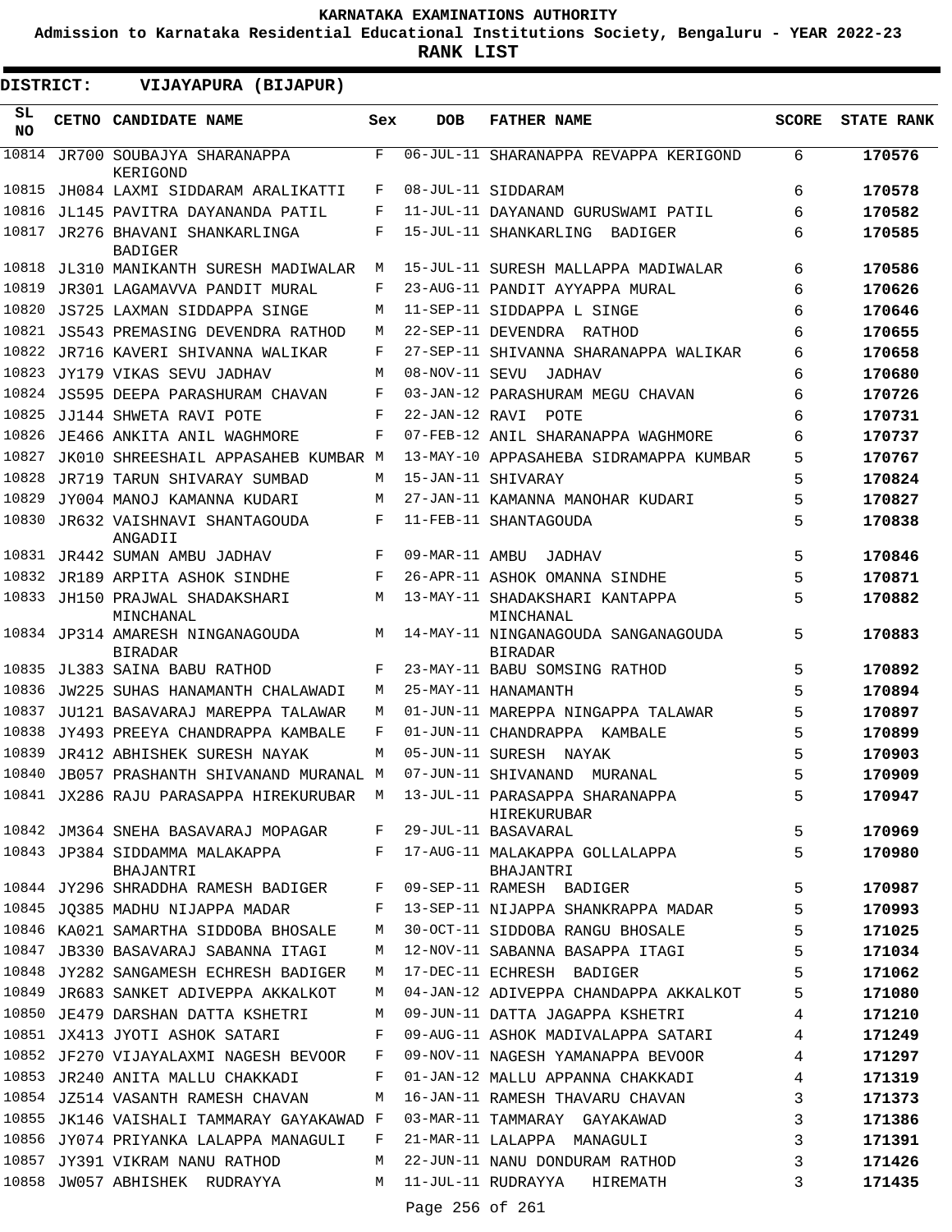KARNATAKA EXAMINATIONS AUTHORITY

Admission to Karnataka Residential Educational Institutions Society, Bengaluru - YEAR 2022-23

**RANK LIST**

**DISTRICT: VIJAYAPURA (BIJAPUR)**

| SL NO | CETNO | CANDIDATE NAME | Sex | DOB | FATHER NAME | SCORE | STATE RANK |
|---|---|---|---|---|---|---|---|
| 10814 | JR700 | SOUBAJYA SHARANAPPA KERIGOND | F | 06-JUL-11 | SHARANAPPA REVAPPA KERIGOND | 6 | **170576** |
| 10815 | JH084 | LAXMI SIDDARAM ARALIKATTI | F | 08-JUL-11 | SIDDARAM | 6 | **170578** |
| 10816 | JL145 | PAVITRA DAYANANDA PATIL | F | 11-JUL-11 | DAYANAND GURUSWAMI PATIL | 6 | **170582** |
| 10817 | JR276 | BHAVANI SHANKARLINGA BADIGER | F | 15-JUL-11 | SHANKARLING BADIGER | 6 | **170585** |
| 10818 | JL310 | MANIKANTH SURESH MADIWALAR | M | 15-JUL-11 | SURESH MALLAPPA MADIWALAR | 6 | **170586** |
| 10819 | JR301 | LAGAMAVVA PANDIT MURAL | F | 23-AUG-11 | PANDIT AYYAPPA MURAL | 6 | **170626** |
| 10820 | JS725 | LAXMAN SIDDAPPA SINGE | M | 11-SEP-11 | SIDDAPPA L SINGE | 6 | **170646** |
| 10821 | JS543 | PREMASING DEVENDRA RATHOD | M | 22-SEP-11 | DEVENDRA RATHOD | 6 | **170655** |
| 10822 | JR716 | KAVERI SHIVANNA WALIKAR | F | 27-SEP-11 | SHIVANNA SHARANAPPA WALIKAR | 6 | **170658** |
| 10823 | JY179 | VIKAS SEVU JADHAV | M | 08-NOV-11 | SEVU JADHAV | 6 | **170680** |
| 10824 | JS595 | DEEPA PARASHURAM CHAVAN | F | 03-JAN-12 | PARASHURAM MEGU CHAVAN | 6 | **170726** |
| 10825 | JJ144 | SHWETA RAVI POTE | F | 22-JAN-12 | RAVI POTE | 6 | **170731** |
| 10826 | JE466 | ANKITA ANIL WAGHMORE | F | 07-FEB-12 | ANIL SHARANAPPA WAGHMORE | 6 | **170737** |
| 10827 | JK010 | SHREESHAIL APPASAHEB KUMBAR | M | 13-MAY-10 | APPASAHEBA SIDRAMAPPA KUMBAR | 5 | **170767** |
| 10828 | JR719 | TARUN SHIVARAY SUMBAD | M | 15-JAN-11 | SHIVARAY | 5 | **170824** |
| 10829 | JY004 | MANOJ KAMANNA KUDARI | M | 27-JAN-11 | KAMANNA MANOHAR KUDARI | 5 | **170827** |
| 10830 | JR632 | VAISHNAVI SHANTAGOUDA ANGADII | F | 11-FEB-11 | SHANTAGOUDA | 5 | **170838** |
| 10831 | JR442 | SUMAN AMBU JADHAV | F | 09-MAR-11 | AMBU JADHAV | 5 | **170846** |
| 10832 | JR189 | ARPITA ASHOK SINDHE | F | 26-APR-11 | ASHOK OMANNA SINDHE | 5 | **170871** |
| 10833 | JH150 | PRAJWAL SHADAKSHARI MINCHANAL | M | 13-MAY-11 | SHADAKSHARI KANTAPPA MINCHANAL | 5 | **170882** |
| 10834 | JP314 | AMARESH NINGANAGOUDA BIRADAR | M | 14-MAY-11 | NINGANAGOUDA SANGANAGOUDA BIRADAR | 5 | **170883** |
| 10835 | JL383 | SAINA BABU RATHOD | F | 23-MAY-11 | BABU SOMSING RATHOD | 5 | **170892** |
| 10836 | JW225 | SUHAS HANAMANTH CHALAWADI | M | 25-MAY-11 | HANAMANTH | 5 | **170894** |
| 10837 | JU121 | BASAVARAJ MAREPPA TALAWAR | M | 01-JUN-11 | MAREPPA NINGAPPA TALAWAR | 5 | **170897** |
| 10838 | JY493 | PREEYA CHANDRAPPA KAMBALE | F | 01-JUN-11 | CHANDRAPPA KAMBALE | 5 | **170899** |
| 10839 | JR412 | ABHISHEK SURESH NAYAK | M | 05-JUN-11 | SURESH NAYAK | 5 | **170903** |
| 10840 | JB057 | PRASHANTH SHIVANAND MURANAL | M | 07-JUN-11 | SHIVANAND MURANAL | 5 | **170909** |
| 10841 | JX286 | RAJU PARASAPPA HIREKURUBAR | M | 13-JUL-11 | PARASAPPA SHARANAPPA HIREKURUBAR | 5 | **170947** |
| 10842 | JM364 | SNEHA BASAVARAJ MOPAGAR | F | 29-JUL-11 | BASAVARAL | 5 | **170969** |
| 10843 | JP384 | SIDDAMMA MALAKAPPA BHAJANTRI | F | 17-AUG-11 | MALAKAPPA GOLLALAPPA BHAJANTRI | 5 | **170980** |
| 10844 | JY296 | SHRADDHA RAMESH BADIGER | F | 09-SEP-11 | RAMESH BADIGER | 5 | **170987** |
| 10845 | JQ385 | MADHU NIJAPPA MADAR | F | 13-SEP-11 | NIJAPPA SHANKRAPPA MADAR | 5 | **170993** |
| 10846 | KA021 | SAMARTHA SIDDOBA BHOSALE | M | 30-OCT-11 | SIDDOBA RANGU BHOSALE | 5 | **171025** |
| 10847 | JB330 | BASAVARAJ SABANNA ITAGI | M | 12-NOV-11 | SABANNA BASAPPA ITAGI | 5 | **171034** |
| 10848 | JY282 | SANGAMESH ECHRESH BADIGER | M | 17-DEC-11 | ECHRESH BADIGER | 5 | **171062** |
| 10849 | JR683 | SANKET ADIVEPPA AKKALKOT | M | 04-JAN-12 | ADIVEPPA CHANDAPPA AKKALKOT | 5 | **171080** |
| 10850 | JE479 | DARSHAN DATTA KSHETRI | M | 09-JUN-11 | DATTA JAGAPPA KSHETRI | 4 | **171210** |
| 10851 | JX413 | JYOTI ASHOK SATARI | F | 09-AUG-11 | ASHOK MADIVALAPPA SATARI | 4 | **171249** |
| 10852 | JF270 | VIJAYALAXMI NAGESH BEVOOR | F | 09-NOV-11 | NAGESH YAMANAPPA BEVOOR | 4 | **171297** |
| 10853 | JR240 | ANITA MALLU CHAKKADI | F | 01-JAN-12 | MALLU APPANNA CHAKKADI | 4 | **171319** |
| 10854 | JZ514 | VASANTH RAMESH CHAVAN | M | 16-JAN-11 | RAMESH THAVARU CHAVAN | 3 | **171373** |
| 10855 | JK146 | VAISHALI TAMMARAY GAYAKAWAD | F | 03-MAR-11 | TAMMARAY GAYAKAWAD | 3 | **171386** |
| 10856 | JY074 | PRIYANKA LALAPPA MANAGULI | F | 21-MAR-11 | LALAPPA MANAGULI | 3 | **171391** |
| 10857 | JY391 | VIKRAM NANU RATHOD | M | 22-JUN-11 | NANU DONDURAM RATHOD | 3 | **171426** |
| 10858 | JW057 | ABHISHEK RUDRAYYA | M | 11-JUL-11 | RUDRAYYA HIREMATH | 3 | **171435** |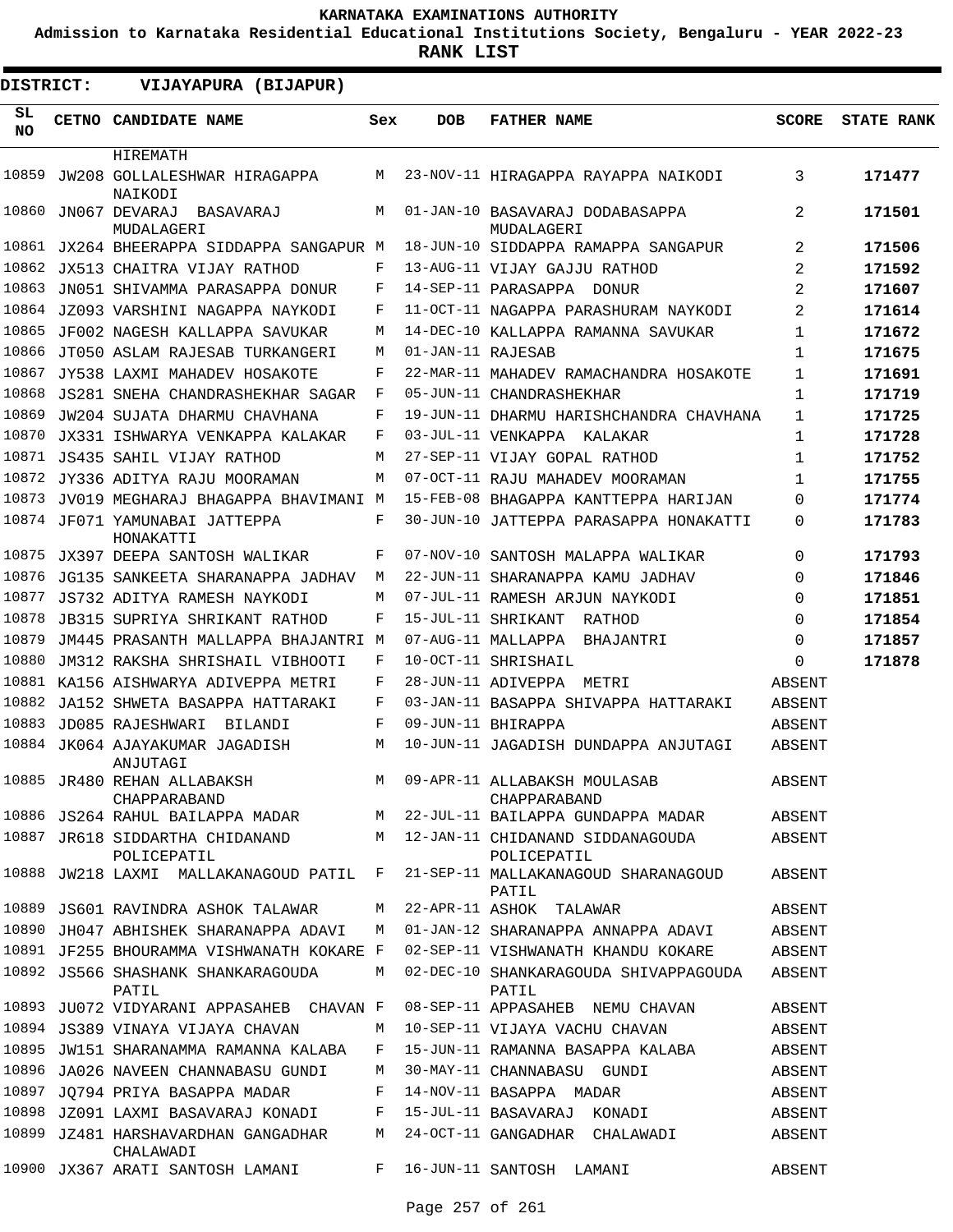KARNATAKA EXAMINATIONS AUTHORITY

Admission to Karnataka Residential Educational Institutions Society, Bengaluru - YEAR 2022-23

**RANK LIST**

**DISTRICT: VIJAYAPURA (BIJAPUR)**

| SL NO | CETNO | CANDIDATE NAME | Sex | DOB | FATHER NAME | SCORE | STATE RANK |
|---|---|---|---|---|---|---|---|
| | | HIREMATH | | | | | |
| 10859 | JW208 | GOLLALESHWAR HIRAGAPPA NAIKODI | M | 23-NOV-11 | HIRAGAPPA RAYAPPA NAIKODI | 3 | **171477** |
| 10860 | JN067 | DEVARAJ BASAVARAJ MUDALAGERI | M | 01-JAN-10 | BASAVARAJ DODABASAPPA MUDALAGERI | 2 | **171501** |
| 10861 | JX264 | BHEERAPPA SIDDAPPA SANGAPUR | M | 18-JUN-10 | SIDDAPPA RAMAPPA SANGAPUR | 2 | **171506** |
| 10862 | JX513 | CHAITRA VIJAY RATHOD | F | 13-AUG-11 | VIJAY GAJJU RATHOD | 2 | **171592** |
| 10863 | JN051 | SHIVAMMA PARASAPPA DONUR | F | 14-SEP-11 | PARASAPPA DONUR | 2 | **171607** |
| 10864 | JZ093 | VARSHINI NAGAPPA NAYKODI | F | 11-OCT-11 | NAGAPPA PARASHURAM NAYKODI | 2 | **171614** |
| 10865 | JF002 | NAGESH KALLAPPA SAVUKAR | M | 14-DEC-10 | KALLAPPA RAMANNA SAVUKAR | 1 | **171672** |
| 10866 | JT050 | ASLAM RAJESAB TURKANGERI | M | 01-JAN-11 | RAJESAB | 1 | **171675** |
| 10867 | JY538 | LAXMI MAHADEV HOSAKOTE | F | 22-MAR-11 | MAHADEV RAMACHANDRA HOSAKOTE | 1 | **171691** |
| 10868 | JS281 | SNEHA CHANDRASHEKHAR SAGAR | F | 05-JUN-11 | CHANDRASHEKHAR | 1 | **171719** |
| 10869 | JW204 | SUJATA DHARMU CHAVHANA | F | 19-JUN-11 | DHARMU HARISHCHANDRA CHAVHANA | 1 | **171725** |
| 10870 | JX331 | ISHWARYA VENKAPPA KALAKAR | F | 03-JUL-11 | VENKAPPA KALAKAR | 1 | **171728** |
| 10871 | JS435 | SAHIL VIJAY RATHOD | M | 27-SEP-11 | VIJAY GOPAL RATHOD | 1 | **171752** |
| 10872 | JY336 | ADITYA RAJU MOORAMAN | M | 07-OCT-11 | RAJU MAHADEV MOORAMAN | 1 | **171755** |
| 10873 | JV019 | MEGHARAJ BHAGAPPA BHAVIMANI | M | 15-FEB-08 | BHAGAPPA KANTTEPPA HARIJAN | 0 | **171774** |
| 10874 | JF071 | YAMUNABAI JATTEPPA HONAKATTI | F | 30-JUN-10 | JATTEPPA PARASAPPA HONAKATTI | 0 | **171783** |
| 10875 | JX397 | DEEPA SANTOSH WALIKAR | F | 07-NOV-10 | SANTOSH MALAPPA WALIKAR | 0 | **171793** |
| 10876 | JG135 | SANKEETA SHARANAPPA JADHAV | M | 22-JUN-11 | SHARANAPPA KAMU JADHAV | 0 | **171846** |
| 10877 | JS732 | ADITYA RAMESH NAYKODI | M | 07-JUL-11 | RAMESH ARJUN NAYKODI | 0 | **171851** |
| 10878 | JB315 | SUPRIYA SHRIKANT RATHOD | F | 15-JUL-11 | SHRIKANT RATHOD | 0 | **171854** |
| 10879 | JM445 | PRASANTH MALLAPPA BHAJANTRI | M | 07-AUG-11 | MALLAPPA BHAJANTRI | 0 | **171857** |
| 10880 | JM312 | RAKSHA SHRISHAIL VIBHOOTI | F | 10-OCT-11 | SHRISHAIL | 0 | **171878** |
| 10881 | KA156 | AISHWARYA ADIVEPPA METRI | F | 28-JUN-11 | ADIVEPPA METRI | ABSENT | |
| 10882 | JA152 | SHWETA BASAPPA HATTARAKI | F | 03-JAN-11 | BASAPPA SHIVAPPA HATTARAKI | ABSENT | |
| 10883 | JD085 | RAJESHWARI BILANDI | F | 09-JUN-11 | BHIRAPPA | ABSENT | |
| 10884 | JK064 | AJAYAKUMAR JAGADISH ANJUTAGI | M | 10-JUN-11 | JAGADISH DUNDAPPA ANJUTAGI | ABSENT | |
| 10885 | JR480 | REHAN ALLABAKSH CHAPPARABAND | M | 09-APR-11 | ALLABAKSH MOULASAB CHAPPARABAND | ABSENT | |
| 10886 | JS264 | RAHUL BAILAPPA MADAR | M | 22-JUL-11 | BAILAPPA GUNDAPPA MADAR | ABSENT | |
| 10887 | JR618 | SIDDARTHA CHIDANAND POLICEPATIL | M | 12-JAN-11 | CHIDANAND SIDDANAGOUDA POLICEPATIL | ABSENT | |
| 10888 | JW218 | LAXMI MALLAKANAGOUD PATIL | F | 21-SEP-11 | MALLAKANAGOUD SHARANAGOUD PATIL | ABSENT | |
| 10889 | JS601 | RAVINDRA ASHOK TALAWAR | M | 22-APR-11 | ASHOK TALAWAR | ABSENT | |
| 10890 | JH047 | ABHISHEK SHARANAPPA ADAVI | M | 01-JAN-12 | SHARANAPPA ANNAPPA ADAVI | ABSENT | |
| 10891 | JF255 | BHOURAMMA VISHWANATH KOKARE | F | 02-SEP-11 | VISHWANATH KHANDU KOKARE | ABSENT | |
| 10892 | JS566 | SHASHANK SHANKARAGOUDA PATIL | M | 02-DEC-10 | SHANKARAGOUDA SHIVAPPAGOUDA PATIL | ABSENT | |
| 10893 | JU072 | VIDYARANI APPASAHEB CHAVAN | F | 08-SEP-11 | APPASAHEB NEMU CHAVAN | ABSENT | |
| 10894 | JS389 | VINAYA VIJAYA CHAVAN | M | 10-SEP-11 | VIJAYA VACHU CHAVAN | ABSENT | |
| 10895 | JW151 | SHARANAMMA RAMANNA KALABA | F | 15-JUN-11 | RAMANNA BASAPPA KALABA | ABSENT | |
| 10896 | JA026 | NAVEEN CHANNABASU GUNDI | M | 30-MAY-11 | CHANNABASU GUNDI | ABSENT | |
| 10897 | JQ794 | PRIYA BASAPPA MADAR | F | 14-NOV-11 | BASAPPA MADAR | ABSENT | |
| 10898 | JZ091 | LAXMI BASAVARAJ KONADI | F | 15-JUL-11 | BASAVARAJ KONADI | ABSENT | |
| 10899 | JZ481 | HARSHAVARDHAN GANGADHAR CHALAWADI | M | 24-OCT-11 | GANGADHAR CHALAWADI | ABSENT | |
| 10900 | JX367 | ARATI SANTOSH LAMANI | F | 16-JUN-11 | SANTOSH LAMANI | ABSENT | |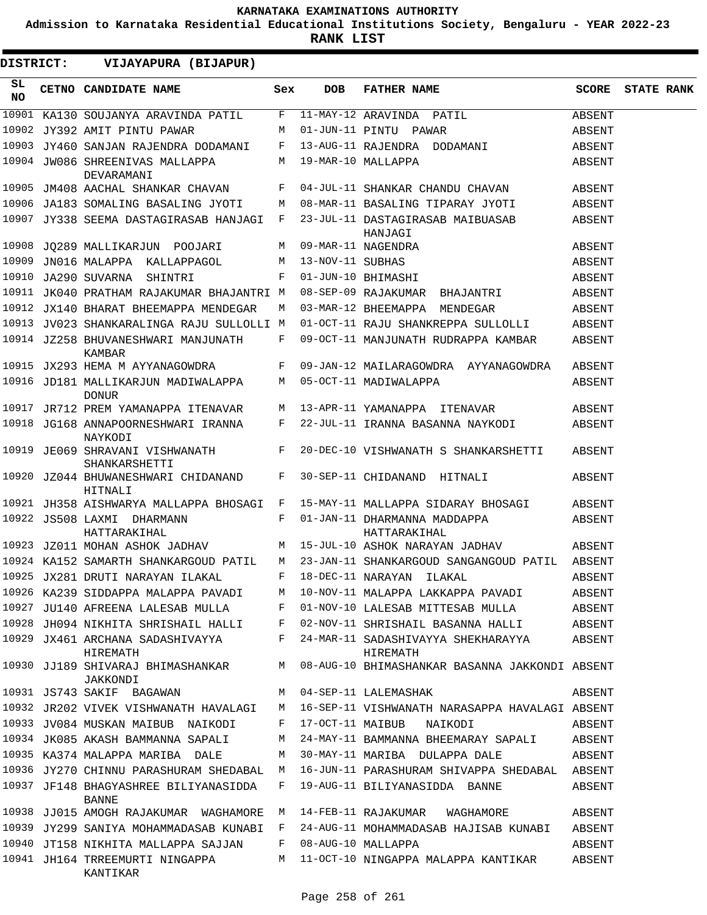# KARNATAKA EXAMINATIONS AUTHORITY

**Admission to Karnataka Residential Educational Institutions Society, Bengaluru - YEAR 2022-23**

**RANK LIST**

**DISTRICT: VIJAYAPURA (BIJAPUR)**

| SL NO | CETNO | CANDIDATE NAME | Sex | DOB | FATHER NAME | SCORE | STATE RANK |
|---|---|---|---|---|---|---|---|
| 10901 | KA130 | SOUJANYA ARAVINDA PATIL | F | 11-MAY-12 | ARAVINDA PATIL | ABSENT | |
| 10902 | JY392 | AMIT PINTU PAWAR | M | 01-JUN-11 | PINTU PAWAR | ABSENT | |
| 10903 | JY460 | SANJAN RAJENDRA DODAMANI | F | 13-AUG-11 | RAJENDRA DODAMANI | ABSENT | |
| 10904 | JW086 | SHREENIVAS MALLAPPA DEVARAMANI | M | 19-MAR-10 | MALLAPPA | ABSENT | |
| 10905 | JM408 | AACHAL SHANKAR CHAVAN | F | 04-JUL-11 | SHANKAR CHANDU CHAVAN | ABSENT | |
| 10906 | JA183 | SOMALING BASALING JYOTI | M | 08-MAR-11 | BASALING TIPARAY JYOTI | ABSENT | |
| 10907 | JY338 | SEEMA DASTAGIRASAB HANJAGI | F | 23-JUL-11 | DASTAGIRASAB MAIBUASAB HANJAGI | ABSENT | |
| 10908 | JQ289 | MALLIKARJUN POOJARI | M | 09-MAR-11 | NAGENDRA | ABSENT | |
| 10909 | JN016 | MALAPPA KALLAPPAGOL | M | 13-NOV-11 | SUBHAS | ABSENT | |
| 10910 | JA290 | SUVARNA SHINTRI | F | 01-JUN-10 | BHIMASHI | ABSENT | |
| 10911 | JK040 | PRATHAM RAJAKUMAR BHAJANTRI | M | 08-SEP-09 | RAJAKUMAR BHAJANTRI | ABSENT | |
| 10912 | JX140 | BHARAT BHEEMAPPA MENDEGAR | M | 03-MAR-12 | BHEEMAPPA MENDEGAR | ABSENT | |
| 10913 | JV023 | SHANKARALINGA RAJU SULLOLLI | M | 01-OCT-11 | RAJU SHANKREPPA SULLOLLI | ABSENT | |
| 10914 | JZ258 | BHUVANESHWARI MANJUNATH KAMBAR | F | 09-OCT-11 | MANJUNATH RUDRAPPA KAMBAR | ABSENT | |
| 10915 | JX293 | HEMA M AYYANAGOWDRA | F | 09-JAN-12 | MAILARAGOWDRA AYYANAGOWDRA | ABSENT | |
| 10916 | JD181 | MALLIKARJUN MADIWALAPPA DONUR | M | 05-OCT-11 | MADIWALAPPA | ABSENT | |
| 10917 | JR712 | PREM YAMANAPPA ITENAVAR | M | 13-APR-11 | YAMANAPPA ITENAVAR | ABSENT | |
| 10918 | JG168 | ANNAPOORNESHWARI IRANNA NAYKODI | F | 22-JUL-11 | IRANNA BASANNA NAYKODI | ABSENT | |
| 10919 | JE069 | SHRAVANI VISHWANATH SHANKARSHETTI | F | 20-DEC-10 | VISHWANATH S SHANKARSHETTI | ABSENT | |
| 10920 | JZ044 | BHUWANESHWARI CHIDANAND HITNALI | F | 30-SEP-11 | CHIDANAND HITNALI | ABSENT | |
| 10921 | JH358 | AISHWARYA MALLAPPA BHOSAGI | F | 15-MAY-11 | MALLAPPA SIDARAY BHOSAGI | ABSENT | |
| 10922 | JS508 | LAXMI DHARMANN HATTARAKIHAL | F | 01-JAN-11 | DHARMANNA MADDAPPA HATTARAKIHAL | ABSENT | |
| 10923 | JZ011 | MOHAN ASHOK JADHAV | M | 15-JUL-10 | ASHOK NARAYAN JADHAV | ABSENT | |
| 10924 | KA152 | SAMARTH SHANKARGOUD PATIL | M | 23-JAN-11 | SHANKARGOUD SANGANGOUD PATIL | ABSENT | |
| 10925 | JX281 | DRUTI NARAYAN ILAKAL | F | 18-DEC-11 | NARAYAN ILAKAL | ABSENT | |
| 10926 | KA239 | SIDDAPPA MALAPPA PAVADI | M | 10-NOV-11 | MALAPPA LAKKAPPA PAVADI | ABSENT | |
| 10927 | JU140 | AFREENA LALESAB MULLA | F | 01-NOV-10 | LALESAB MITTESAB MULLA | ABSENT | |
| 10928 | JH094 | NIKHITA SHRISHAIL HALLI | F | 02-NOV-11 | SHRISHAIL BASANNA HALLI | ABSENT | |
| 10929 | JX461 | ARCHANA SADASHIVAYYA HIREMATH | F | 24-MAR-11 | SADASHIVAYYA SHEKHARAYYA HIREMATH | ABSENT | |
| 10930 | JJ189 | SHIVARAJ BHIMASHANKAR JAKKONDI | M | 08-AUG-10 | BHIMASHANKAR BASANNA JAKKONDI | ABSENT | |
| 10931 | JS743 | SAKIF BAGAWAN | M | 04-SEP-11 | LALEMASHAK | ABSENT | |
| 10932 | JR202 | VIVEK VISHWANATH HAVALAGI | M | 16-SEP-11 | VISHWANATH NARASAPPA HAVALAGI | ABSENT | |
| 10933 | JV084 | MUSKAN MAIBUB NAIKODI | F | 17-OCT-11 | MAIBUB NAIKODI | ABSENT | |
| 10934 | JK085 | AKASH BAMMANNA SAPALI | M | 24-MAY-11 | BAMMANNA BHEEMARAY SAPALI | ABSENT | |
| 10935 | KA374 | MALAPPA MARIBA DALE | M | 30-MAY-11 | MARIBA DULAPPA DALE | ABSENT | |
| 10936 | JY270 | CHINNU PARASHURAM SHEDABAL | M | 16-JUN-11 | PARASHURAM SHIVAPPA SHEDABAL | ABSENT | |
| 10937 | JF148 | BHAGYASHREE BILIYANASIDDA BANNE | F | 19-AUG-11 | BILIYANASIDDA BANNE | ABSENT | |
| 10938 | JJ015 | AMOGH RAJAKUMAR WAGHAMORE | M | 14-FEB-11 | RAJAKUMAR WAGHAMORE | ABSENT | |
| 10939 | JY299 | SANIYA MOHAMMADASAB KUNABI | F | 24-AUG-11 | MOHAMMADASAB HAJISAB KUNABI | ABSENT | |
| 10940 | JT158 | NIKHITA MALLAPPA SAJJAN | F | 08-AUG-10 | MALLAPPA | ABSENT | |
| 10941 | JH164 | TRREEMURTI NINGAPPA KANTIKAR | M | 11-OCT-10 | NINGAPPA MALAPPA KANTIKAR | ABSENT | |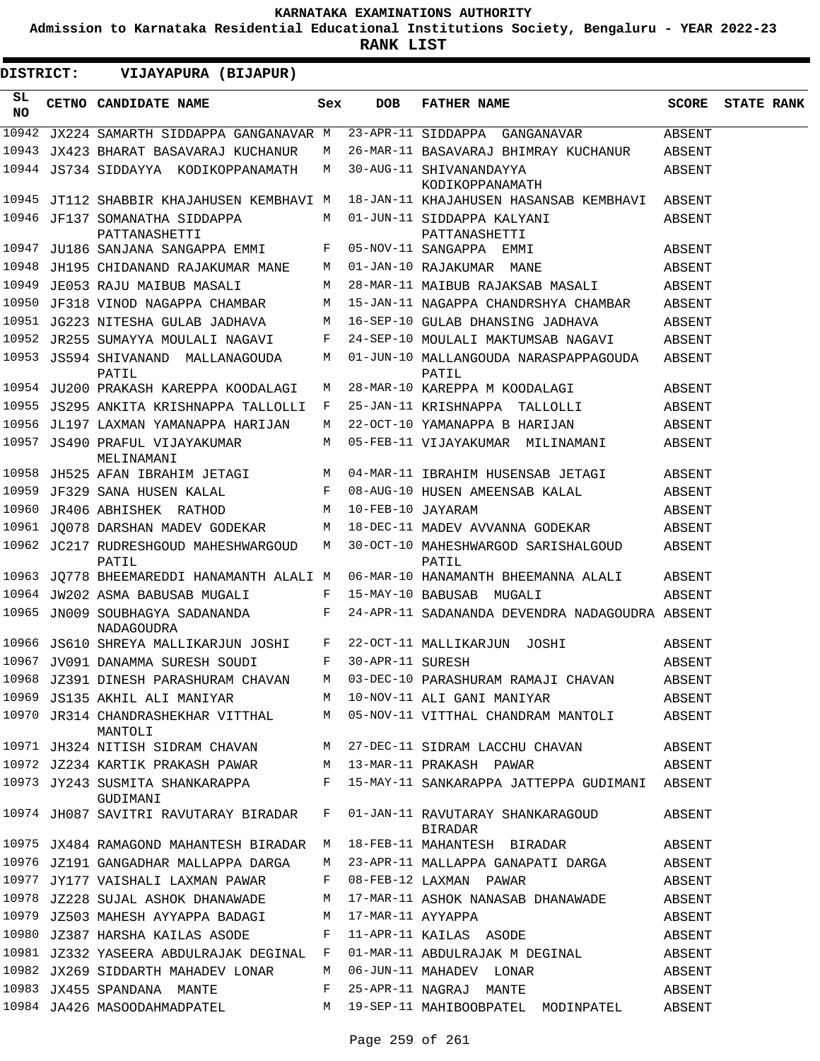# KARNATAKA EXAMINATIONS AUTHORITY

**Admission to Karnataka Residential Educational Institutions Society, Bengaluru - YEAR 2022-23**

**RANK LIST**

**DISTRICT: VIJAYAPURA (BIJAPUR)**

| SL NO | CETNO | CANDIDATE NAME | Sex | DOB | FATHER NAME | SCORE | STATE RANK |
|---|---|---|---|---|---|---|---|
| 10942 | JX224 | SAMARTH SIDDAPPA GANGANAVAR | M | 23-APR-11 | SIDDAPPA GANGANAVAR | ABSENT | |
| 10943 | JX423 | BHARAT BASAVARAJ KUCHANUR | M | 26-MAR-11 | BASAVARAJ BHIMRAY KUCHANUR | ABSENT | |
| 10944 | JS734 | SIDDAYYA KODIKOPPANAMATH | M | 30-AUG-11 | SHIVANANDAYYA KODIKOPPANAMATH | ABSENT | |
| 10945 | JT112 | SHABBIR KHAJAHUSEN KEMBHAVI | M | 18-JAN-11 | KHAJAHUSEN HASANSAB KEMBHAVI | ABSENT | |
| 10946 | JF137 | SOMANATHA SIDDAPPA PATTANASHETTI | M | 01-JUN-11 | SIDDAPPA KALYANI PATTANASHETTI | ABSENT | |
| 10947 | JU186 | SANJANA SANGAPPA EMMI | F | 05-NOV-11 | SANGAPPA EMMI | ABSENT | |
| 10948 | JH195 | CHIDANAND RAJAKUMAR MANE | M | 01-JAN-10 | RAJAKUMAR MANE | ABSENT | |
| 10949 | JE053 | RAJU MAIBUB MASALI | M | 28-MAR-11 | MAIBUB RAJAKSAB MASALI | ABSENT | |
| 10950 | JF318 | VINOD NAGAPPA CHAMBAR | M | 15-JAN-11 | NAGAPPA CHANDRSHYA CHAMBAR | ABSENT | |
| 10951 | JG223 | NITESHA GULAB JADHAVA | M | 16-SEP-10 | GULAB DHANSING JADHAVA | ABSENT | |
| 10952 | JR255 | SUMAYYA MOULALI NAGAVI | F | 24-SEP-10 | MOULALI MAKTUMSAB NAGAVI | ABSENT | |
| 10953 | JS594 | SHIVANAND MALLANAGOUDA PATIL | M | 01-JUN-10 | MALLANGOUDA NARASPAPPAGOUDA PATIL | ABSENT | |
| 10954 | JU200 | PRAKASH KAREPPA KOODALAGI | M | 28-MAR-10 | KAREPPA M KOODALAGI | ABSENT | |
| 10955 | JS295 | ANKITA KRISHNAPPA TALLOLLI | F | 25-JAN-11 | KRISHNAPPA TALLOLLI | ABSENT | |
| 10956 | JL197 | LAXMAN YAMANAPPA HARIJAN | M | 22-OCT-10 | YAMANAPPA B HARIJAN | ABSENT | |
| 10957 | JS490 | PRAFUL VIJAYAKUMAR MELINAMANI | M | 05-FEB-11 | VIJAYAKUMAR MILINAMANI | ABSENT | |
| 10958 | JH525 | AFAN IBRAHIM JETAGI | M | 04-MAR-11 | IBRAHIM HUSENSAB JETAGI | ABSENT | |
| 10959 | JF329 | SANA HUSEN KALAL | F | 08-AUG-10 | HUSEN AMEENSAB KALAL | ABSENT | |
| 10960 | JR406 | ABHISHEK RATHOD | M | 10-FEB-10 | JAYARAM | ABSENT | |
| 10961 | JQ078 | DARSHAN MADEV GODEKAR | M | 18-DEC-11 | MADEV AVVANNA GODEKAR | ABSENT | |
| 10962 | JC217 | RUDRESHGOUD MAHESHWARGOUD PATIL | M | 30-OCT-10 | MAHESHWARGOD SARISHALGOUD PATIL | ABSENT | |
| 10963 | JQ778 | BHEEMAREDDI HANAMANTH ALALI | M | 06-MAR-10 | HANAMANTH BHEEMANNA ALALI | ABSENT | |
| 10964 | JW202 | ASMA BABUSAB MUGALI | F | 15-MAY-10 | BABUSAB MUGALI | ABSENT | |
| 10965 | JN009 | SOUBHAGYA SADANANDA NADAGOUDRA | F | 24-APR-11 | SADANANDA DEVENDRA NADAGOUDRA | ABSENT | |
| 10966 | JS610 | SHREYA MALLIKARJUN JOSHI | F | 22-OCT-11 | MALLIKARJUN JOSHI | ABSENT | |
| 10967 | JV091 | DANAMMA SURESH SOUDI | F | 30-APR-11 | SURESH | ABSENT | |
| 10968 | JZ391 | DINESH PARASHURAM CHAVAN | M | 03-DEC-10 | PARASHURAM RAMAJI CHAVAN | ABSENT | |
| 10969 | JS135 | AKHIL ALI MANIYAR | M | 10-NOV-11 | ALI GANI MANIYAR | ABSENT | |
| 10970 | JR314 | CHANDRASHEKHAR VITTHAL MANTOLI | M | 05-NOV-11 | VITTHAL CHANDRAM MANTOLI | ABSENT | |
| 10971 | JH324 | NITISH SIDRAM CHAVAN | M | 27-DEC-11 | SIDRAM LACCHU CHAVAN | ABSENT | |
| 10972 | JZ234 | KARTIK PRAKASH PAWAR | M | 13-MAR-11 | PRAKASH PAWAR | ABSENT | |
| 10973 | JY243 | SUSMITA SHANKARAPPA GUDIMANI | F | 15-MAY-11 | SANKARAPPA JATTEPPA GUDIMANI | ABSENT | |
| 10974 | JH087 | SAVITRI RAVUTARAY BIRADAR | F | 01-JAN-11 | RAVUTARAY SHANKARAGOUD BIRADAR | ABSENT | |
| 10975 | JX484 | RAMAGOND MAHANTESH BIRADAR | M | 18-FEB-11 | MAHANTESH BIRADAR | ABSENT | |
| 10976 | JZ191 | GANGADHAR MALLAPPA DARGA | M | 23-APR-11 | MALLAPPA GANAPATI DARGA | ABSENT | |
| 10977 | JY177 | VAISHALI LAXMAN PAWAR | F | 08-FEB-12 | LAXMAN PAWAR | ABSENT | |
| 10978 | JZ228 | SUJAL ASHOK DHANAWADE | M | 17-MAR-11 | ASHOK NANASAB DHANAWADE | ABSENT | |
| 10979 | JZ503 | MAHESH AYYAPPA BADAGI | M | 17-MAR-11 | AYYAPPA | ABSENT | |
| 10980 | JZ387 | HARSHA KAILAS ASODE | F | 11-APR-11 | KAILAS ASODE | ABSENT | |
| 10981 | JZ332 | YASEERA ABDULRAJAK DEGINAL | F | 01-MAR-11 | ABDULRAJAK M DEGINAL | ABSENT | |
| 10982 | JX269 | SIDDARTH MAHADEV LONAR | M | 06-JUN-11 | MAHADEV LONAR | ABSENT | |
| 10983 | JX455 | SPANDANA MANTE | F | 25-APR-11 | NAGRAJ MANTE | ABSENT | |
| 10984 | JA426 | MASOODAHMADPATEL | M | 19-SEP-11 | MAHIBOOBPATEL MODINPATEL | ABSENT | |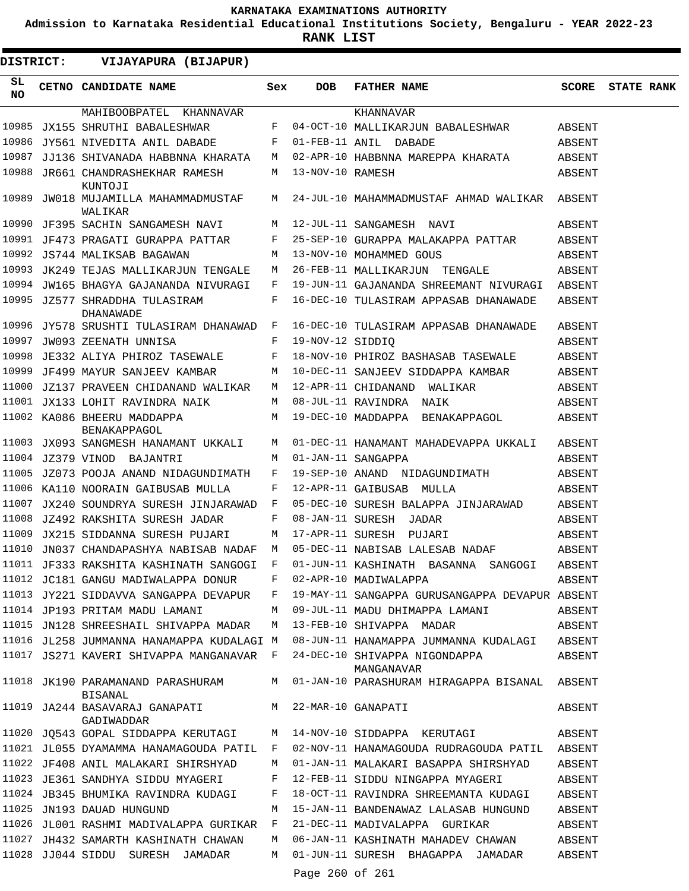KARNATAKA EXAMINATIONS AUTHORITY

Admission to Karnataka Residential Educational Institutions Society, Bengaluru - YEAR 2022-23

**RANK LIST**

**DISTRICT: VIJAYAPURA (BIJAPUR)**

| SL NO | CETNO | CANDIDATE NAME | Sex | DOB | FATHER NAME | SCORE | STATE RANK |
|---|---|---|---|---|---|---|---|
| | | MAHIBOOBPATEL KHANNAVAR | | | KHANNAVAR | | |
| 10985 | JX155 | SHRUTHI BABALESHWAR | F | 04-OCT-10 | MALLIKARJUN BABALESHWAR | ABSENT | |
| 10986 | JY561 | NIVEDITA ANIL DABADE | F | 01-FEB-11 | ANIL DABADE | ABSENT | |
| 10987 | JJ136 | SHIVANADA HABBNNA KHARATA | M | 02-APR-10 | HABBNNA MAREPPA KHARATA | ABSENT | |
| 10988 | JR661 | CHANDRASHEKHAR RAMESH KUNTOJI | M | 13-NOV-10 | RAMESH | ABSENT | |
| 10989 | JW018 | MUJAMILLA MAHAMMADMUSTAF WALIKAR | M | 24-JUL-10 | MAHAMMADMUSTAF AHMAD WALIKAR | ABSENT | |
| 10990 | JF395 | SACHIN SANGAMESH NAVI | M | 12-JUL-11 | SANGAMESH NAVI | ABSENT | |
| 10991 | JF473 | PRAGATI GURAPPA PATTAR | F | 25-SEP-10 | GURAPPA MALAKAPPA PATTAR | ABSENT | |
| 10992 | JS744 | MALIKSAB BAGAWAN | M | 13-NOV-10 | MOHAMMED GOUS | ABSENT | |
| 10993 | JK249 | TEJAS MALLIKARJUN TENGALE | M | 26-FEB-11 | MALLIKARJUN TENGALE | ABSENT | |
| 10994 | JW165 | BHAGYA GAJANANDA NIVURAGI | F | 19-JUN-11 | GAJANANDA SHREEMANT NIVURAGI | ABSENT | |
| 10995 | JZ577 | SHRADDHA TULASIRAM DHANAWADE | F | 16-DEC-10 | TULASIRAM APPASAB DHANAWADE | ABSENT | |
| 10996 | JY578 | SRUSHTI TULASIRAM DHANAWAD | F | 16-DEC-10 | TULASIRAM APPASAB DHANAWADE | ABSENT | |
| 10997 | JW093 | ZEENATH UNNISA | F | 19-NOV-12 | SIDDIQ | ABSENT | |
| 10998 | JE332 | ALIYA PHIROZ TASEWALE | F | 18-NOV-10 | PHIROZ BASHASAB TASEWALE | ABSENT | |
| 10999 | JF499 | MAYUR SANJEEV KAMBAR | M | 10-DEC-11 | SANJEEV SIDDAPPA KAMBAR | ABSENT | |
| 11000 | JZ137 | PRAVEEN CHIDANAND WALIKAR | M | 12-APR-11 | CHIDANAND WALIKAR | ABSENT | |
| 11001 | JX133 | LOHIT RAVINDRA NAIK | M | 08-JUL-11 | RAVINDRA NAIK | ABSENT | |
| 11002 | KA086 | BHEERU MADDAPPA BENAKAPPAGOL | M | 19-DEC-10 | MADDAPPA BENAKAPPAGOL | ABSENT | |
| 11003 | JX093 | SANGMESH HANAMANT UKKALI | M | 01-DEC-11 | HANAMANT MAHADEVAPPA UKKALI | ABSENT | |
| 11004 | JZ379 | VINOD BAJANTRI | M | 01-JAN-11 | SANGAPPA | ABSENT | |
| 11005 | JZ073 | POOJA ANAND NIDAGUNDIMATH | F | 19-SEP-10 | ANAND NIDAGUNDIMATH | ABSENT | |
| 11006 | KA110 | NOORAIN GAIBUSAB MULLA | F | 12-APR-11 | GAIBUSAB MULLA | ABSENT | |
| 11007 | JX240 | SOUNDRYA SURESH JINJARAWAD | F | 05-DEC-10 | SURESH BALAPPA JINJARAWAD | ABSENT | |
| 11008 | JZ492 | RAKSHITA SURESH JADAR | F | 08-JAN-11 | SURESH JADAR | ABSENT | |
| 11009 | JX215 | SIDDANNA SURESH PUJARI | M | 17-APR-11 | SURESH PUJARI | ABSENT | |
| 11010 | JN037 | CHANDAPASHYA NABISAB NADAF | M | 05-DEC-11 | NABISAB LALESAB NADAF | ABSENT | |
| 11011 | JF333 | RAKSHITA KASHINATH SANGOGI | F | 01-JUN-11 | KASHINATH BASANNA SANGOGI | ABSENT | |
| 11012 | JC181 | GANGU MADIWALAPPA DONUR | F | 02-APR-10 | MADIWALAPPA | ABSENT | |
| 11013 | JY221 | SIDDAVVA SANGAPPA DEVAPUR | F | 19-MAY-11 | SANGAPPA GURUSANGAPPA DEVAPUR | ABSENT | |
| 11014 | JP193 | PRITAM MADU LAMANI | M | 09-JUL-11 | MADU DHIMAPPA LAMANI | ABSENT | |
| 11015 | JN128 | SHREESHAIL SHIVAPPA MADAR | M | 13-FEB-10 | SHIVAPPA MADAR | ABSENT | |
| 11016 | JL258 | JUMMANNA HANAMAPPA KUDALAGI | M | 08-JUN-11 | HANAMAPPA JUMMANNA KUDALAGI | ABSENT | |
| 11017 | JS271 | KAVERI SHIVAPPA MANGANAVAR | F | 24-DEC-10 | SHIVAPPA NIGONDAPPA MANGANAVAR | ABSENT | |
| 11018 | JK190 | PARAMANAND PARASHURAM BISANAL | M | 01-JAN-10 | PARASHURAM HIRAGAPPA BISANAL | ABSENT | |
| 11019 | JA244 | BASAVARAJ GANAPATI GADIWADDAR | M | 22-MAR-10 | GANAPATI | ABSENT | |
| 11020 | JQ543 | GOPAL SIDDAPPA KERUTAGI | M | 14-NOV-10 | SIDDAPPA KERUTAGI | ABSENT | |
| 11021 | JL055 | DYAMAMMA HANAMAGOUDA PATIL | F | 02-NOV-11 | HANAMAGOUDA RUDRAGOUDA PATIL | ABSENT | |
| 11022 | JF408 | ANIL MALAKARI SHIRSHYAD | M | 01-JAN-11 | MALAKARI BASAPPA SHIRSHYAD | ABSENT | |
| 11023 | JE361 | SANDHYA SIDDU MYAGERI | F | 12-FEB-11 | SIDDU NINGAPPA MYAGERI | ABSENT | |
| 11024 | JB345 | BHUMIKA RAVINDRA KUDAGI | F | 18-OCT-11 | RAVINDRA SHREEMANTA KUDAGI | ABSENT | |
| 11025 | JN193 | DAUAD HUNGUND | M | 15-JAN-11 | BANDENAWAZ LALASAB HUNGUND | ABSENT | |
| 11026 | JL001 | RASHMI MADIVALAPPA GURIKAR | F | 21-DEC-11 | MADIVALAPPA GURIKAR | ABSENT | |
| 11027 | JH432 | SAMARTH KASHINATH CHAWAN | M | 06-JAN-11 | KASHINATH MAHADEV CHAWAN | ABSENT | |
| 11028 | JJ044 | SIDDU SURESH JAMADAR | M | 01-JUN-11 | SURESH BHAGAPPA JAMADAR | ABSENT | |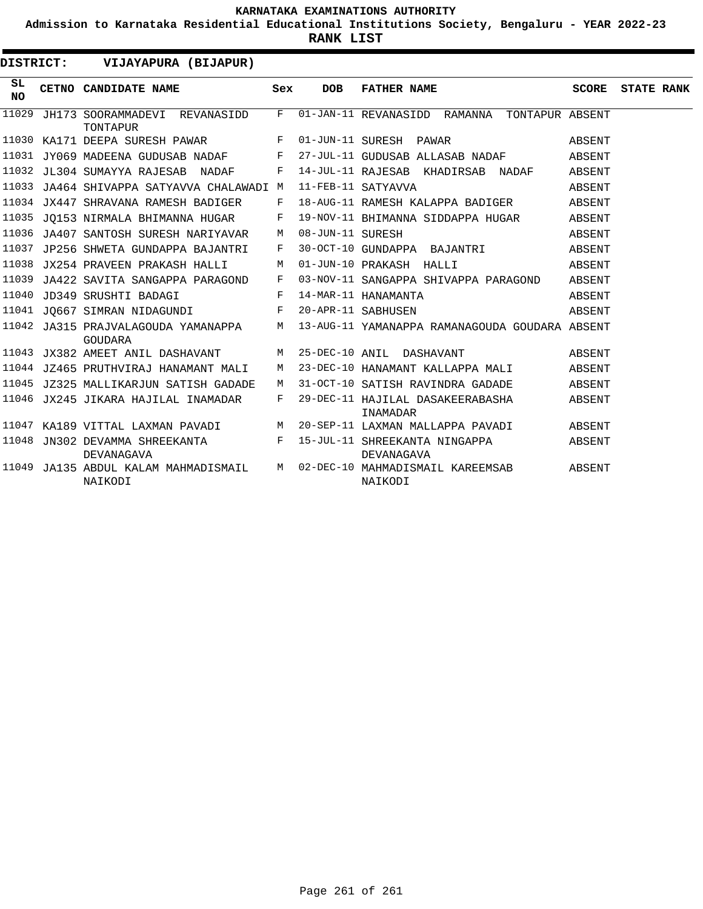KARNATAKA EXAMINATIONS AUTHORITY

Admission to Karnataka Residential Educational Institutions Society, Bengaluru - YEAR 2022-23

**RANK LIST**

**DISTRICT: VIJAYAPURA (BIJAPUR)**

| SL NO | CETNO | CANDIDATE NAME | Sex | DOB | FATHER NAME | SCORE | STATE RANK |
|---|---|---|---|---|---|---|---|
| 11029 | JH173 | SOORAMMADEVI REVANASIDD TONTAPUR | F | 01-JAN-11 | REVANASIDD RAMANNA TONTAPUR | ABSENT | |
| 11030 | KA171 | DEEPA SURESH PAWAR | F | 01-JUN-11 | SURESH PAWAR | ABSENT | |
| 11031 | JY069 | MADEENA GUDUSAB NADAF | F | 27-JUL-11 | GUDUSAB ALLASAB NADAF | ABSENT | |
| 11032 | JL304 | SUMAYYA RAJESAB NADAF | F | 14-JUL-11 | RAJESAB KHADIRSAB NADAF | ABSENT | |
| 11033 | JA464 | SHIVAPPA SATYAVVA CHALAWADI | M | 11-FEB-11 | SATYAVVA | ABSENT | |
| 11034 | JX447 | SHRAVANA RAMESH BADIGER | F | 18-AUG-11 | RAMESH KALAPPA BADIGER | ABSENT | |
| 11035 | JQ153 | NIRMALA BHIMANNA HUGAR | F | 19-NOV-11 | BHIMANNA SIDDAPPA HUGAR | ABSENT | |
| 11036 | JA407 | SANTOSH SURESH NARIYAVAR | M | 08-JUN-11 | SURESH | ABSENT | |
| 11037 | JP256 | SHWETA GUNDAPPA BAJANTRI | F | 30-OCT-10 | GUNDAPPA BAJANTRI | ABSENT | |
| 11038 | JX254 | PRAVEEN PRAKASH HALLI | M | 01-JUN-10 | PRAKASH HALLI | ABSENT | |
| 11039 | JA422 | SAVITA SANGAPPA PARAGOND | F | 03-NOV-11 | SANGAPPA SHIVAPPA PARAGOND | ABSENT | |
| 11040 | JD349 | SRUSHTI BADAGI | F | 14-MAR-11 | HANAMANTA | ABSENT | |
| 11041 | JQ667 | SIMRAN NIDAGUNDI | F | 20-APR-11 | SABHUSEN | ABSENT | |
| 11042 | JA315 | PRAJVALAGOUDA YAMANAPPA GOUDARA | M | 13-AUG-11 | YAMANAPPA RAMANAGOUDA GOUDARA | ABSENT | |
| 11043 | JX382 | AMEET ANIL DASHAVANT | M | 25-DEC-10 | ANIL DASHAVANT | ABSENT | |
| 11044 | JZ465 | PRUTHVIRAJ HANAMANT MALI | M | 23-DEC-10 | HANAMANT KALLAPPA MALI | ABSENT | |
| 11045 | JZ325 | MALLIKARJUN SATISH GADADE | M | 31-OCT-10 | SATISH RAVINDRA GADADE | ABSENT | |
| 11046 | JX245 | JIKARA HAJILAL INAMADAR | F | 29-DEC-11 | HAJILAL DASAKEERABASHA INAMADAR | ABSENT | |
| 11047 | KA189 | VITTAL LAXMAN PAVADI | M | 20-SEP-11 | LAXMAN MALLAPPA PAVADI | ABSENT | |
| 11048 | JN302 | DEVAMMA SHREEKANTA DEVANAGAVA | F | 15-JUL-11 | SHREEKANTA NINGAPPA DEVANAGAVA | ABSENT | |
| 11049 | JA135 | ABDUL KALAM MAHMADISMAIL NAIKODI | M | 02-DEC-10 | MAHMADISMAIL KAREEMSAB NAIKODI | ABSENT | |